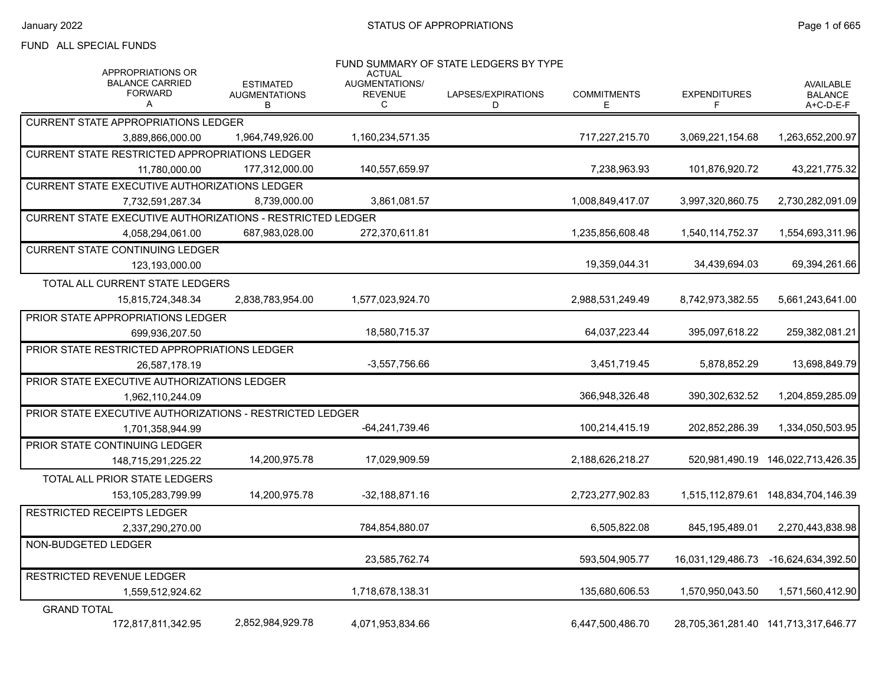STATUS OF APPROPRIATIONS

January 2022

FUND ALL SPECIAL FUNDS

FUND SUMMARY OF STATE LEDGERS BY TYPE

| | APPROPRIATIONS OR BALANCE CARRIED FORWARD A | ESTIMATED AUGMENTATIONS B | ACTUAL AUGMENTATIONS/ REVENUE C | LAPSES/EXPIRATIONS D | COMMITMENTS E | EXPENDITURES F | AVAILABLE BALANCE A+C-D-E-F |
|---|---|---|---|---|---|---|---|
| CURRENT STATE APPROPRIATIONS LEDGER | 3,889,866,000.00 | 1,964,749,926.00 | 1,160,234,571.35 | | 717,227,215.70 | 3,069,221,154.68 | 1,263,652,200.97 |
| CURRENT STATE RESTRICTED APPROPRIATIONS LEDGER | 11,780,000.00 | 177,312,000.00 | 140,557,659.97 | | 7,238,963.93 | 101,876,920.72 | 43,221,775.32 |
| CURRENT STATE EXECUTIVE AUTHORIZATIONS LEDGER | 7,732,591,287.34 | 8,739,000.00 | 3,861,081.57 | | 1,008,849,417.07 | 3,997,320,860.75 | 2,730,282,091.09 |
| CURRENT STATE EXECUTIVE AUTHORIZATIONS - RESTRICTED LEDGER | 4,058,294,061.00 | 687,983,028.00 | 272,370,611.81 | | 1,235,856,608.48 | 1,540,114,752.37 | 1,554,693,311.96 |
| CURRENT STATE CONTINUING LEDGER | 123,193,000.00 | | | | 19,359,044.31 | 34,439,694.03 | 69,394,261.66 |
| TOTAL ALL CURRENT STATE LEDGERS | 15,815,724,348.34 | 2,838,783,954.00 | 1,577,023,924.70 | | 2,988,531,249.49 | 8,742,973,382.55 | 5,661,243,641.00 |
| PRIOR STATE APPROPRIATIONS LEDGER | 699,936,207.50 | | 18,580,715.37 | | 64,037,223.44 | 395,097,618.22 | 259,382,081.21 |
| PRIOR STATE RESTRICTED APPROPRIATIONS LEDGER | 26,587,178.19 | | -3,557,756.66 | | 3,451,719.45 | 5,878,852.29 | 13,698,849.79 |
| PRIOR STATE EXECUTIVE AUTHORIZATIONS LEDGER | 1,962,110,244.09 | | | | 366,948,326.48 | 390,302,632.52 | 1,204,859,285.09 |
| PRIOR STATE EXECUTIVE AUTHORIZATIONS - RESTRICTED LEDGER | 1,701,358,944.99 | | -64,241,739.46 | | 100,214,415.19 | 202,852,286.39 | 1,334,050,503.95 |
| PRIOR STATE CONTINUING LEDGER | 148,715,291,225.22 | 14,200,975.78 | 17,029,909.59 | | 2,188,626,218.27 | 520,981,490.19 | 146,022,713,426.35 |
| TOTAL ALL PRIOR STATE LEDGERS | 153,105,283,799.99 | 14,200,975.78 | -32,188,871.16 | | 2,723,277,902.83 | 1,515,112,879.61 | 148,834,704,146.39 |
| RESTRICTED RECEIPTS LEDGER | 2,337,290,270.00 | | 784,854,880.07 | | 6,505,822.08 | 845,195,489.01 | 2,270,443,838.98 |
| NON-BUDGETED LEDGER | | | 23,585,762.74 | | 593,504,905.77 | 16,031,129,486.73 | -16,624,634,392.50 |
| RESTRICTED REVENUE LEDGER | 1,559,512,924.62 | | 1,718,678,138.31 | | 135,680,606.53 | 1,570,950,043.50 | 1,571,560,412.90 |
| GRAND TOTAL | 172,817,811,342.95 | 2,852,984,929.78 | 4,071,953,834.66 | | 6,447,500,486.70 | 28,705,361,281.40 | 141,713,317,646.77 |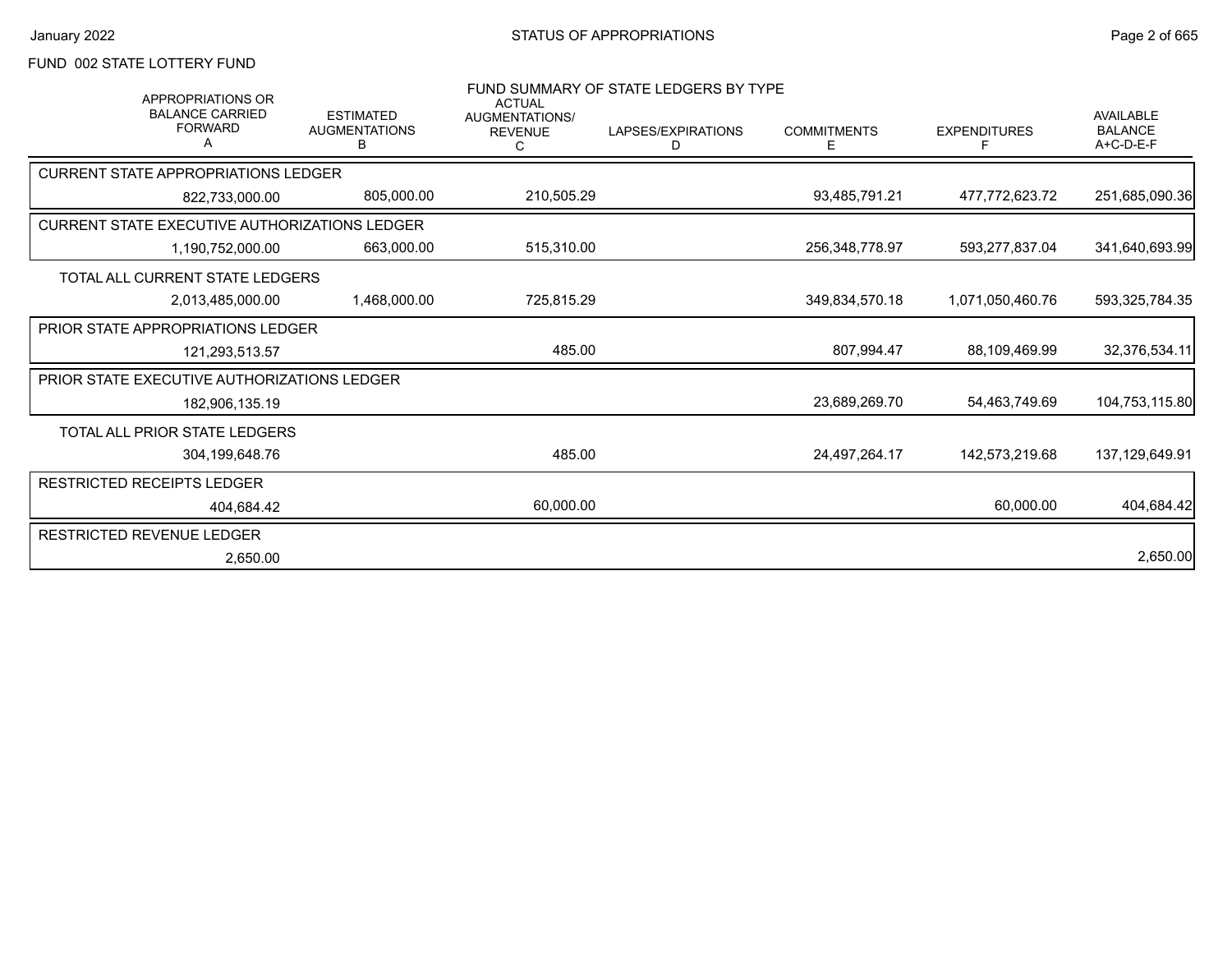FUND 002 STATE LOTTERY FUND

FUND SUMMARY OF STATE LEDGERS BY TYPE

| APPROPRIATIONS OR BALANCE CARRIED FORWARD A | ESTIMATED AUGMENTATIONS B | ACTUAL AUGMENTATIONS/ REVENUE C | LAPSES/EXPIRATIONS D | COMMITMENTS E | EXPENDITURES F | AVAILABLE BALANCE A+C-D-E-F |
|---|---|---|---|---|---|---|
| **CURRENT STATE APPROPRIATIONS LEDGER** | | | | | | |
| 822,733,000.00 | 805,000.00 | 210,505.29 | | 93,485,791.21 | 477,772,623.72 | 251,685,090.36 |
| **CURRENT STATE EXECUTIVE AUTHORIZATIONS LEDGER** | | | | | | |
| 1,190,752,000.00 | 663,000.00 | 515,310.00 | | 256,348,778.97 | 593,277,837.04 | 341,640,693.99 |
| **TOTAL ALL CURRENT STATE LEDGERS** | | | | | | |
| 2,013,485,000.00 | 1,468,000.00 | 725,815.29 | | 349,834,570.18 | 1,071,050,460.76 | 593,325,784.35 |
| **PRIOR STATE APPROPRIATIONS LEDGER** | | | | | | |
| 121,293,513.57 | | 485.00 | | 807,994.47 | 88,109,469.99 | 32,376,534.11 |
| **PRIOR STATE EXECUTIVE AUTHORIZATIONS LEDGER** | | | | | | |
| 182,906,135.19 | | | | 23,689,269.70 | 54,463,749.69 | 104,753,115.80 |
| **TOTAL ALL PRIOR STATE LEDGERS** | | | | | | |
| 304,199,648.76 | | 485.00 | | 24,497,264.17 | 142,573,219.68 | 137,129,649.91 |
| **RESTRICTED RECEIPTS LEDGER** | | | | | | |
| 404,684.42 | | 60,000.00 | | | 60,000.00 | 404,684.42 |
| **RESTRICTED REVENUE LEDGER** | | | | | | |
| 2,650.00 | | | | | | 2,650.00 |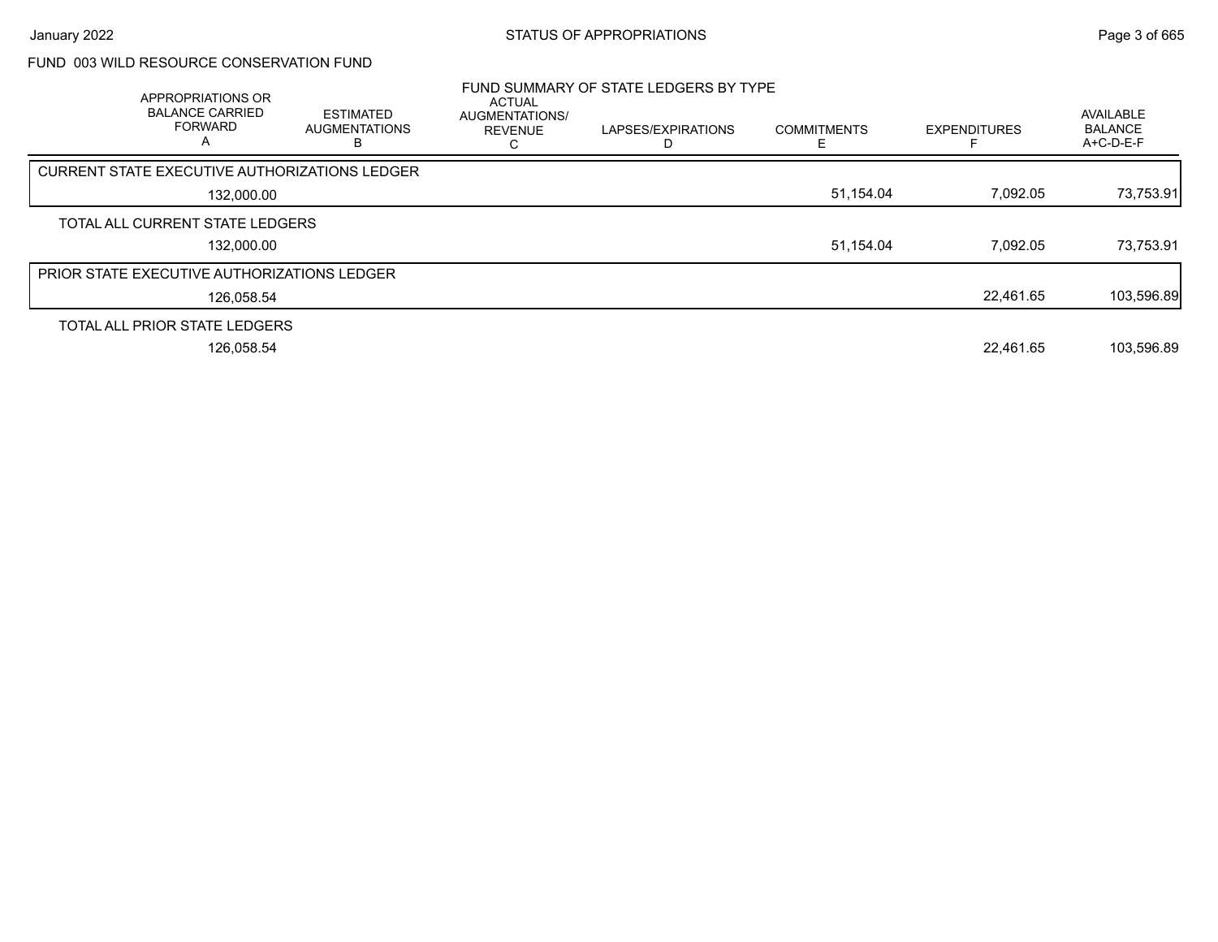## FUND 003 WILD RESOURCE CONSERVATION FUND

### FUND SUMMARY OF STATE LEDGERS BY TYPE

| APPROPRIATIONS OR BALANCE CARRIED FORWARD A | ESTIMATED AUGMENTATIONS B | ACTUAL AUGMENTATIONS/ REVENUE C | LAPSES/EXPIRATIONS D | COMMITMENTS E | EXPENDITURES F | AVAILABLE BALANCE A+C-D-E-F |
|---|---|---|---|---|---|---|
| CURRENT STATE EXECUTIVE AUTHORIZATIONS LEDGER | | | | | | |
| 132,000.00 | | | | 51,154.04 | 7,092.05 | 73,753.91 |
| TOTAL ALL CURRENT STATE LEDGERS | | | | | | |
| 132,000.00 | | | | 51,154.04 | 7,092.05 | 73,753.91 |
| PRIOR STATE EXECUTIVE AUTHORIZATIONS LEDGER | | | | | | |
| 126,058.54 | | | | | 22,461.65 | 103,596.89 |
| TOTAL ALL PRIOR STATE LEDGERS | | | | | | |
| 126,058.54 | | | | | 22,461.65 | 103,596.89 |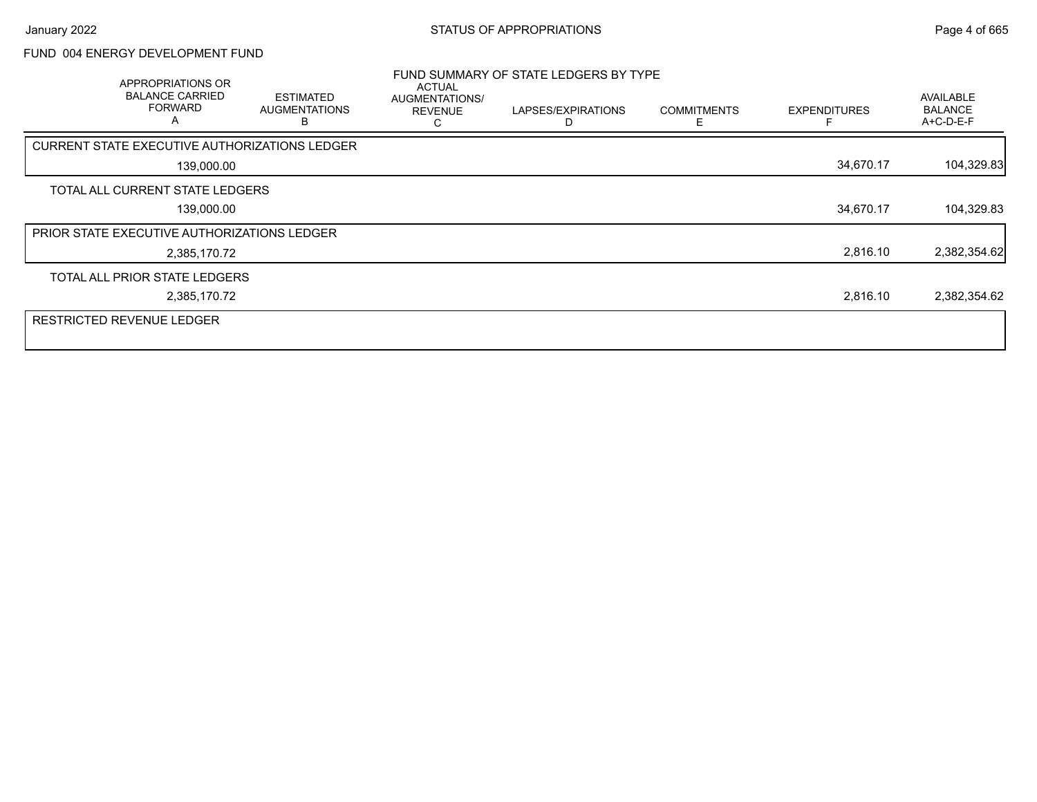STATUS OF APPROPRIATIONS

January 2022

FUND 004 ENERGY DEVELOPMENT FUND

FUND SUMMARY OF STATE LEDGERS BY TYPE

| APPROPRIATIONS OR BALANCE CARRIED FORWARD A | ESTIMATED AUGMENTATIONS B | ACTUAL AUGMENTATIONS/ REVENUE C | LAPSES/EXPIRATIONS D | COMMITMENTS E | EXPENDITURES F | AVAILABLE BALANCE A+C-D-E-F |
|---|---|---|---|---|---|---|
| **CURRENT STATE EXECUTIVE AUTHORIZATIONS LEDGER** | | | | | | |
| 139,000.00 | | | | | 34,670.17 | 104,329.83 |
| **TOTAL ALL CURRENT STATE LEDGERS** | | | | | | |
| 139,000.00 | | | | | 34,670.17 | 104,329.83 |
| **PRIOR STATE EXECUTIVE AUTHORIZATIONS LEDGER** | | | | | | |
| 2,385,170.72 | | | | | 2,816.10 | 2,382,354.62 |
| **TOTAL ALL PRIOR STATE LEDGERS** | | | | | | |
| 2,385,170.72 | | | | | 2,816.10 | 2,382,354.62 |
| **RESTRICTED REVENUE LEDGER** | | | | | | |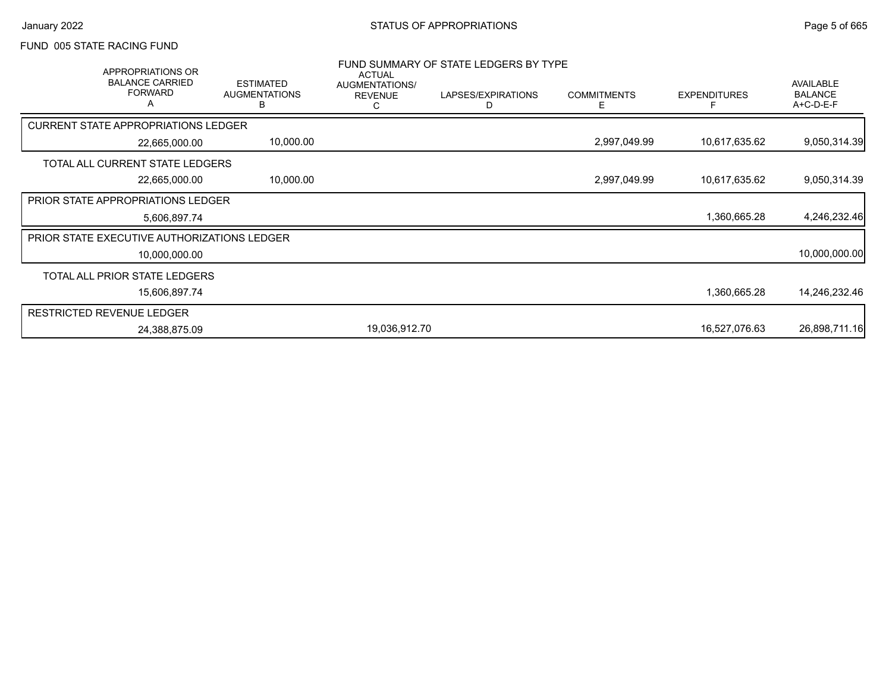FUND 005 STATE RACING FUND

FUND SUMMARY OF STATE LEDGERS BY TYPE

| APPROPRIATIONS OR BALANCE CARRIED FORWARD A | ESTIMATED AUGMENTATIONS B | ACTUAL AUGMENTATIONS/ REVENUE C | LAPSES/EXPIRATIONS D | COMMITMENTS E | EXPENDITURES F | AVAILABLE BALANCE A+C-D-E-F |
|---|---|---|---|---|---|---|
| CURRENT STATE APPROPRIATIONS LEDGER | | | | | | |
| 22,665,000.00 | 10,000.00 | | | 2,997,049.99 | 10,617,635.62 | 9,050,314.39 |
| TOTAL ALL CURRENT STATE LEDGERS | | | | | | |
| 22,665,000.00 | 10,000.00 | | | 2,997,049.99 | 10,617,635.62 | 9,050,314.39 |
| PRIOR STATE APPROPRIATIONS LEDGER | | | | | | |
| 5,606,897.74 | | | | | 1,360,665.28 | 4,246,232.46 |
| PRIOR STATE EXECUTIVE AUTHORIZATIONS LEDGER | | | | | | |
| 10,000,000.00 | | | | | | 10,000,000.00 |
| TOTAL ALL PRIOR STATE LEDGERS | | | | | | |
| 15,606,897.74 | | | | | 1,360,665.28 | 14,246,232.46 |
| RESTRICTED REVENUE LEDGER | | | | | | |
| 24,388,875.09 | | 19,036,912.70 | | | 16,527,076.63 | 26,898,711.16 |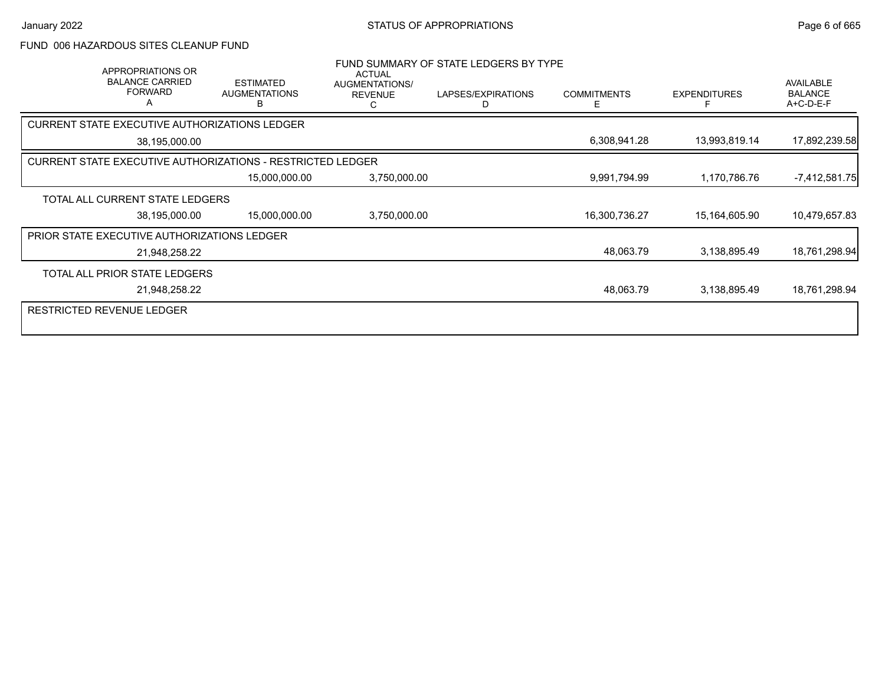STATUS OF APPROPRIATIONS

January 2022

## FUND 006 HAZARDOUS SITES CLEANUP FUND

### FUND SUMMARY OF STATE LEDGERS BY TYPE

| APPROPRIATIONS OR BALANCE CARRIED FORWARD A | ESTIMATED AUGMENTATIONS B | ACTUAL AUGMENTATIONS/ REVENUE C | LAPSES/EXPIRATIONS D | COMMITMENTS E | EXPENDITURES F | AVAILABLE BALANCE A+C-D-E-F |
|---|---|---|---|---|---|---|
| **CURRENT STATE EXECUTIVE AUTHORIZATIONS LEDGER** | | | | | | |
| 38,195,000.00 | | | | 6,308,941.28 | 13,993,819.14 | 17,892,239.58 |
| **CURRENT STATE EXECUTIVE AUTHORIZATIONS - RESTRICTED LEDGER** | | | | | | |
| | 15,000,000.00 | 3,750,000.00 | | 9,991,794.99 | 1,170,786.76 | -7,412,581.75 |
| **TOTAL ALL CURRENT STATE LEDGERS** | | | | | | |
| 38,195,000.00 | 15,000,000.00 | 3,750,000.00 | | 16,300,736.27 | 15,164,605.90 | 10,479,657.83 |
| **PRIOR STATE EXECUTIVE AUTHORIZATIONS LEDGER** | | | | | | |
| 21,948,258.22 | | | | 48,063.79 | 3,138,895.49 | 18,761,298.94 |
| **TOTAL ALL PRIOR STATE LEDGERS** | | | | | | |
| 21,948,258.22 | | | | 48,063.79 | 3,138,895.49 | 18,761,298.94 |
| **RESTRICTED REVENUE LEDGER** | | | | | | |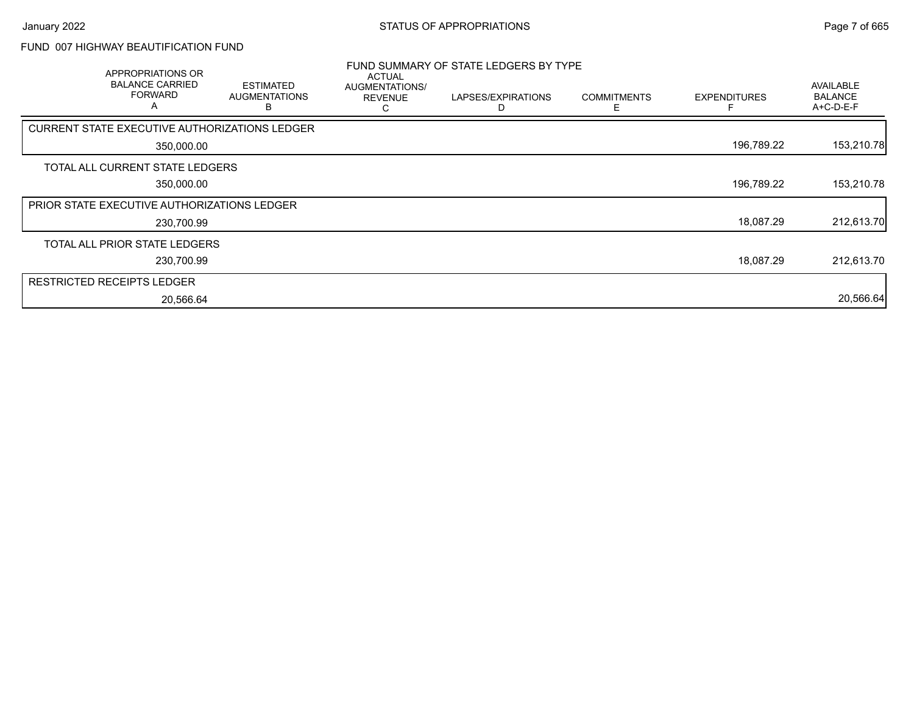# FUND 007 HIGHWAY BEAUTIFICATION FUND

## FUND SUMMARY OF STATE LEDGERS BY TYPE

| APPROPRIATIONS OR BALANCE CARRIED FORWARD A | ESTIMATED AUGMENTATIONS B | ACTUAL AUGMENTATIONS/ REVENUE C | LAPSES/EXPIRATIONS D | COMMITMENTS E | EXPENDITURES F | AVAILABLE BALANCE A+C-D-E-F |
|---|---|---|---|---|---|---|
| CURRENT STATE EXECUTIVE AUTHORIZATIONS LEDGER | | | | | | |
| 350,000.00 | | | | | 196,789.22 | 153,210.78 |
| TOTAL ALL CURRENT STATE LEDGERS | | | | | | |
| 350,000.00 | | | | | 196,789.22 | 153,210.78 |
| PRIOR STATE EXECUTIVE AUTHORIZATIONS LEDGER | | | | | | |
| 230,700.99 | | | | | 18,087.29 | 212,613.70 |
| TOTAL ALL PRIOR STATE LEDGERS | | | | | | |
| 230,700.99 | | | | | 18,087.29 | 212,613.70 |
| RESTRICTED RECEIPTS LEDGER | | | | | | |
| 20,566.64 | | | | | | 20,566.64 |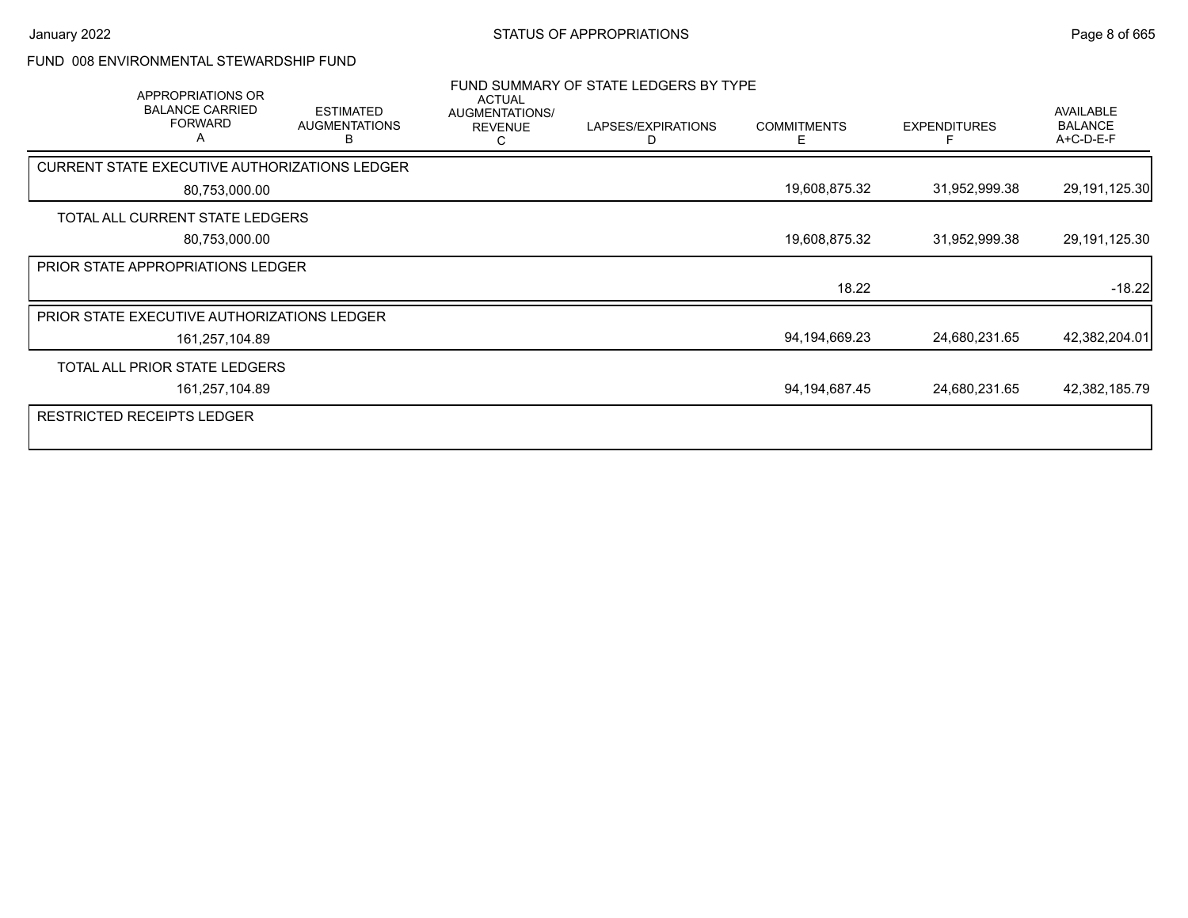FUND 008 ENVIRONMENTAL STEWARDSHIP FUND

FUND SUMMARY OF STATE LEDGERS BY TYPE

| APPROPRIATIONS OR BALANCE CARRIED FORWARD A | ESTIMATED AUGMENTATIONS B | ACTUAL AUGMENTATIONS/ REVENUE C | LAPSES/EXPIRATIONS D | COMMITMENTS E | EXPENDITURES F | AVAILABLE BALANCE A+C-D-E-F |
|---|---|---|---|---|---|---|
| CURRENT STATE EXECUTIVE AUTHORIZATIONS LEDGER | | | | | | |
| 80,753,000.00 | | | | 19,608,875.32 | 31,952,999.38 | 29,191,125.30 |
| TOTAL ALL CURRENT STATE LEDGERS | | | | | | |
| 80,753,000.00 | | | | 19,608,875.32 | 31,952,999.38 | 29,191,125.30 |
| PRIOR STATE APPROPRIATIONS LEDGER | | | | | | |
| | | | | 18.22 | | -18.22 |
| PRIOR STATE EXECUTIVE AUTHORIZATIONS LEDGER | | | | | | |
| 161,257,104.89 | | | | 94,194,669.23 | 24,680,231.65 | 42,382,204.01 |
| TOTAL ALL PRIOR STATE LEDGERS | | | | | | |
| 161,257,104.89 | | | | 94,194,687.45 | 24,680,231.65 | 42,382,185.79 |
| RESTRICTED RECEIPTS LEDGER | | | | | | |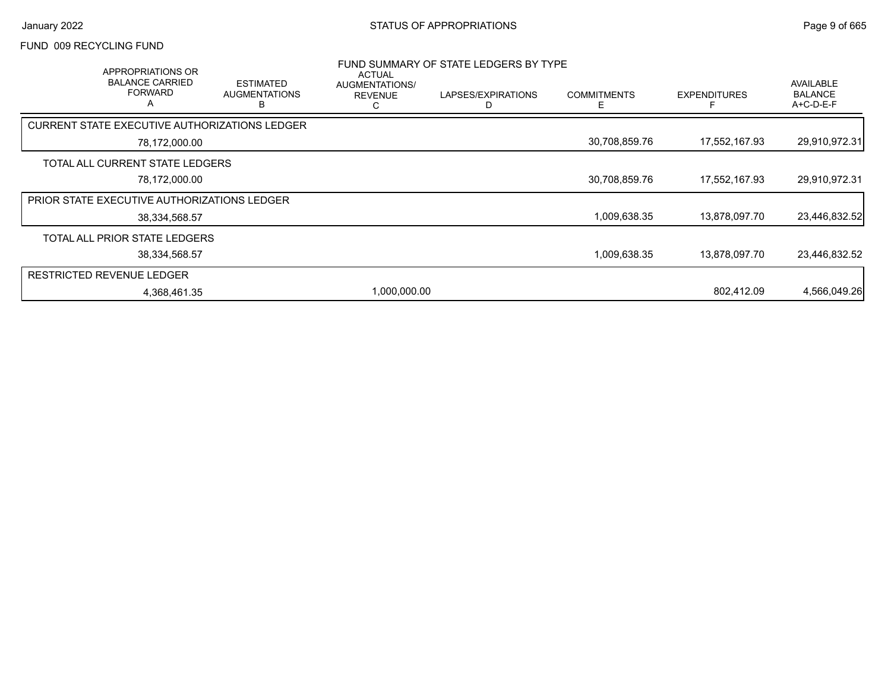FUND 009 RECYCLING FUND

FUND SUMMARY OF STATE LEDGERS BY TYPE

| APPROPRIATIONS OR BALANCE CARRIED FORWARD A | ESTIMATED AUGMENTATIONS B | ACTUAL AUGMENTATIONS/ REVENUE C | LAPSES/EXPIRATIONS D | COMMITMENTS E | EXPENDITURES F | AVAILABLE BALANCE A+C-D-E-F |
|---|---|---|---|---|---|---|
| CURRENT STATE EXECUTIVE AUTHORIZATIONS LEDGER | | | | | | |
| 78,172,000.00 | | | | 30,708,859.76 | 17,552,167.93 | 29,910,972.31 |
| TOTAL ALL CURRENT STATE LEDGERS | | | | | | |
| 78,172,000.00 | | | | 30,708,859.76 | 17,552,167.93 | 29,910,972.31 |
| PRIOR STATE EXECUTIVE AUTHORIZATIONS LEDGER | | | | | | |
| 38,334,568.57 | | | | 1,009,638.35 | 13,878,097.70 | 23,446,832.52 |
| TOTAL ALL PRIOR STATE LEDGERS | | | | | | |
| 38,334,568.57 | | | | 1,009,638.35 | 13,878,097.70 | 23,446,832.52 |
| RESTRICTED REVENUE LEDGER | | | | | | |
| 4,368,461.35 | | 1,000,000.00 | | | 802,412.09 | 4,566,049.26 |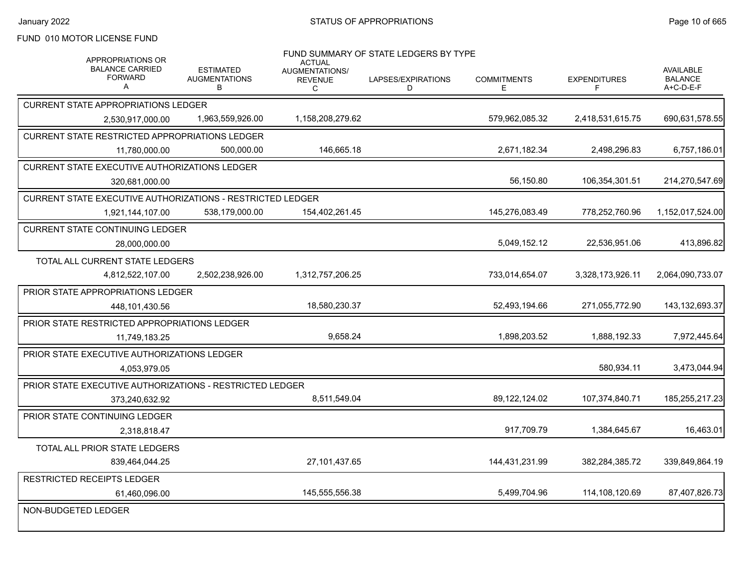January 2022

# STATUS OF APPROPRIATIONS

FUND 010 MOTOR LICENSE FUND

## FUND SUMMARY OF STATE LEDGERS BY TYPE

| APPROPRIATIONS OR BALANCE CARRIED FORWARD A | ESTIMATED AUGMENTATIONS B | ACTUAL AUGMENTATIONS/ REVENUE C | LAPSES/EXPIRATIONS D | COMMITMENTS E | EXPENDITURES F | AVAILABLE BALANCE A+C-D-E-F |
|---|---|---|---|---|---|---|
| **CURRENT STATE APPROPRIATIONS LEDGER** | | | | | | |
| 2,530,917,000.00 | 1,963,559,926.00 | 1,158,208,279.62 | | 579,962,085.32 | 2,418,531,615.75 | 690,631,578.55 |
| **CURRENT STATE RESTRICTED APPROPRIATIONS LEDGER** | | | | | | |
| 11,780,000.00 | 500,000.00 | 146,665.18 | | 2,671,182.34 | 2,498,296.83 | 6,757,186.01 |
| **CURRENT STATE EXECUTIVE AUTHORIZATIONS LEDGER** | | | | | | |
| 320,681,000.00 | | | | 56,150.80 | 106,354,301.51 | 214,270,547.69 |
| **CURRENT STATE EXECUTIVE AUTHORIZATIONS - RESTRICTED LEDGER** | | | | | | |
| 1,921,144,107.00 | 538,179,000.00 | 154,402,261.45 | | 145,276,083.49 | 778,252,760.96 | 1,152,017,524.00 |
| **CURRENT STATE CONTINUING LEDGER** | | | | | | |
| 28,000,000.00 | | | | 5,049,152.12 | 22,536,951.06 | 413,896.82 |
| **TOTAL ALL CURRENT STATE LEDGERS** | | | | | | |
| 4,812,522,107.00 | 2,502,238,926.00 | 1,312,757,206.25 | | 733,014,654.07 | 3,328,173,926.11 | 2,064,090,733.07 |
| **PRIOR STATE APPROPRIATIONS LEDGER** | | | | | | |
| 448,101,430.56 | | 18,580,230.37 | | 52,493,194.66 | 271,055,772.90 | 143,132,693.37 |
| **PRIOR STATE RESTRICTED APPROPRIATIONS LEDGER** | | | | | | |
| 11,749,183.25 | | 9,658.24 | | 1,898,203.52 | 1,888,192.33 | 7,972,445.64 |
| **PRIOR STATE EXECUTIVE AUTHORIZATIONS LEDGER** | | | | | | |
| 4,053,979.05 | | | | | 580,934.11 | 3,473,044.94 |
| **PRIOR STATE EXECUTIVE AUTHORIZATIONS - RESTRICTED LEDGER** | | | | | | |
| 373,240,632.92 | | 8,511,549.04 | | 89,122,124.02 | 107,374,840.71 | 185,255,217.23 |
| **PRIOR STATE CONTINUING LEDGER** | | | | | | |
| 2,318,818.47 | | | | 917,709.79 | 1,384,645.67 | 16,463.01 |
| **TOTAL ALL PRIOR STATE LEDGERS** | | | | | | |
| 839,464,044.25 | | 27,101,437.65 | | 144,431,231.99 | 382,284,385.72 | 339,849,864.19 |
| **RESTRICTED RECEIPTS LEDGER** | | | | | | |
| 61,460,096.00 | | 145,555,556.38 | | 5,499,704.96 | 114,108,120.69 | 87,407,826.73 |
| **NON-BUDGETED LEDGER** | | | | | | |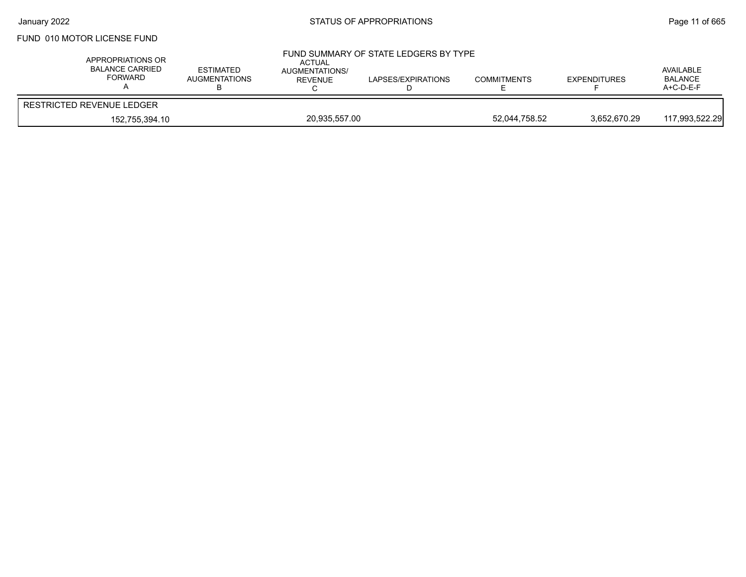FUND 010 MOTOR LICENSE FUND

## FUND SUMMARY OF STATE LEDGERS BY TYPE

| APPROPRIATIONS OR BALANCE CARRIED FORWARD A | ESTIMATED AUGMENTATIONS B | ACTUAL AUGMENTATIONS/ REVENUE C | LAPSES/EXPIRATIONS D | COMMITMENTS E | EXPENDITURES F | AVAILABLE BALANCE A+C-D-E-F |
|---|---|---|---|---|---|---|
| RESTRICTED REVENUE LEDGER | | | | | | |
| 152,755,394.10 | | 20,935,557.00 | | 52,044,758.52 | 3,652,670.29 | 117,993,522.29 |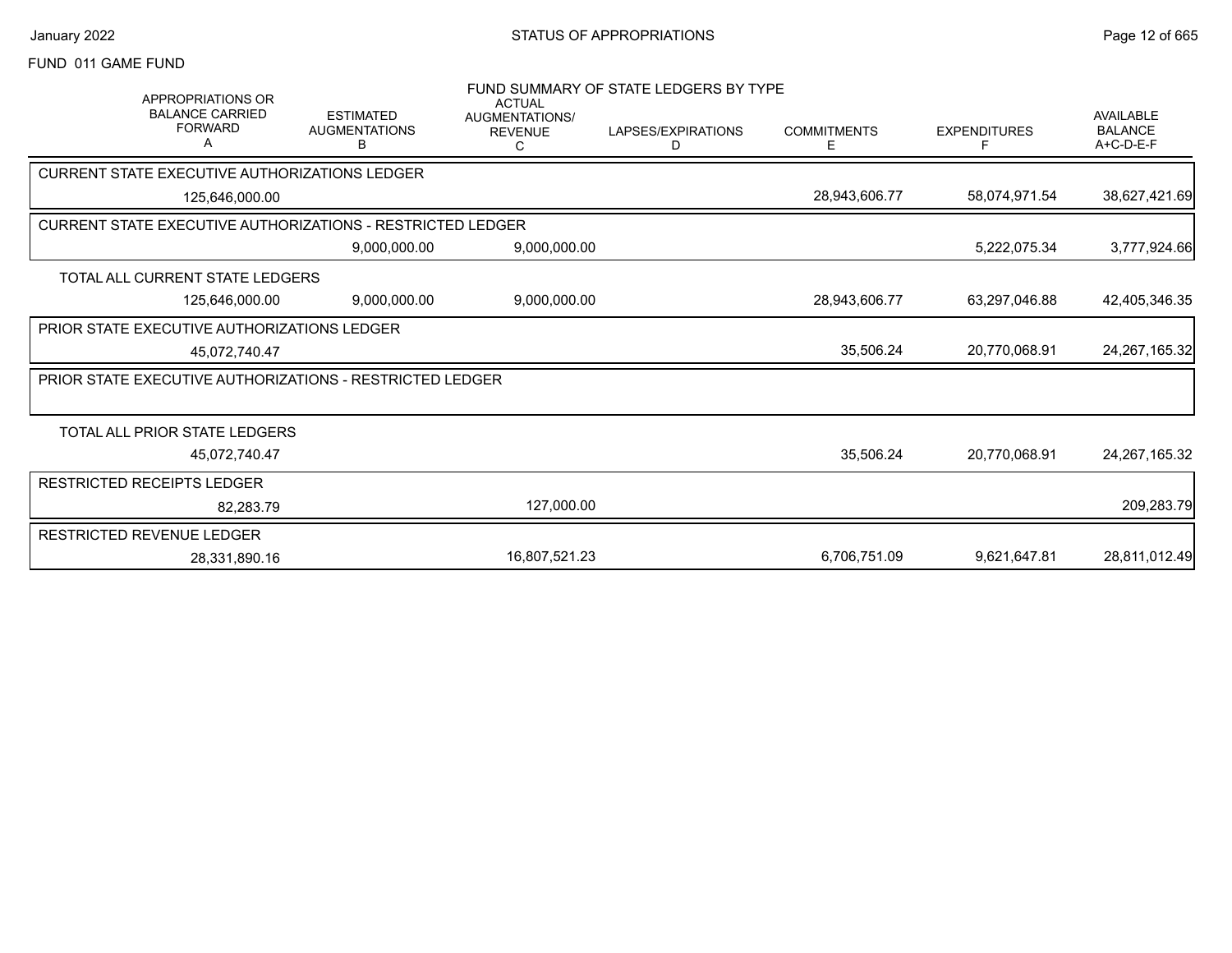FUND 011 GAME FUND

FUND SUMMARY OF STATE LEDGERS BY TYPE

| APPROPRIATIONS OR BALANCE CARRIED FORWARD A | ESTIMATED AUGMENTATIONS B | ACTUAL AUGMENTATIONS/ REVENUE C | LAPSES/EXPIRATIONS D | COMMITMENTS E | EXPENDITURES F | AVAILABLE BALANCE A+C-D-E-F |
|---|---|---|---|---|---|---|
| **CURRENT STATE EXECUTIVE AUTHORIZATIONS LEDGER** | | | | | | |
| 125,646,000.00 | | | | 28,943,606.77 | 58,074,971.54 | 38,627,421.69 |
| **CURRENT STATE EXECUTIVE AUTHORIZATIONS - RESTRICTED LEDGER** | | | | | | |
| | 9,000,000.00 | 9,000,000.00 | | | 5,222,075.34 | 3,777,924.66 |
| **TOTAL ALL CURRENT STATE LEDGERS** | | | | | | |
| 125,646,000.00 | 9,000,000.00 | 9,000,000.00 | | 28,943,606.77 | 63,297,046.88 | 42,405,346.35 |
| **PRIOR STATE EXECUTIVE AUTHORIZATIONS LEDGER** | | | | | | |
| 45,072,740.47 | | | | 35,506.24 | 20,770,068.91 | 24,267,165.32 |
| **PRIOR STATE EXECUTIVE AUTHORIZATIONS - RESTRICTED LEDGER** | | | | | | |
| **TOTAL ALL PRIOR STATE LEDGERS** | | | | | | |
| 45,072,740.47 | | | | 35,506.24 | 20,770,068.91 | 24,267,165.32 |
| **RESTRICTED RECEIPTS LEDGER** | | | | | | |
| 82,283.79 | | 127,000.00 | | | | 209,283.79 |
| **RESTRICTED REVENUE LEDGER** | | | | | | |
| 28,331,890.16 | | 16,807,521.23 | | 6,706,751.09 | 9,621,647.81 | 28,811,012.49 |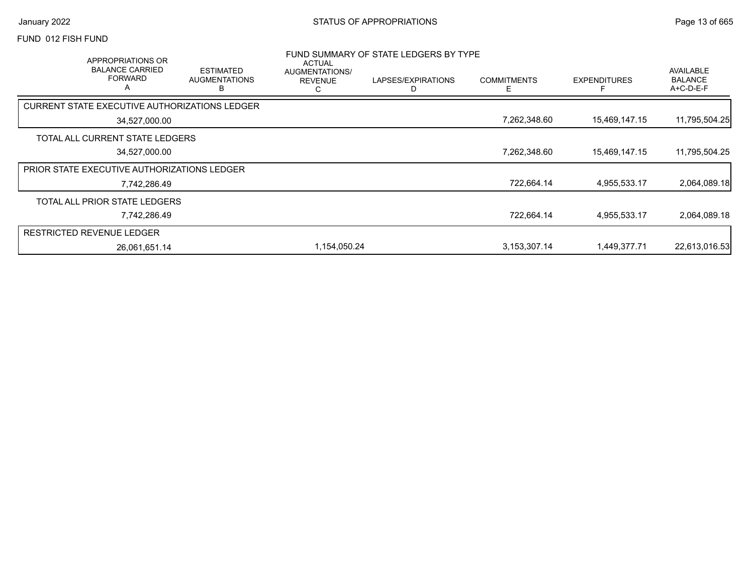FUND 012 FISH FUND

## FUND SUMMARY OF STATE LEDGERS BY TYPE

| APPROPRIATIONS OR BALANCE CARRIED FORWARD A | ESTIMATED AUGMENTATIONS B | ACTUAL AUGMENTATIONS/ REVENUE C | LAPSES/EXPIRATIONS D | COMMITMENTS E | EXPENDITURES F | AVAILABLE BALANCE A+C-D-E-F |
|---|---|---|---|---|---|---|
| **CURRENT STATE EXECUTIVE AUTHORIZATIONS LEDGER** | | | | | | |
| 34,527,000.00 | | | | 7,262,348.60 | 15,469,147.15 | 11,795,504.25 |
| **TOTAL ALL CURRENT STATE LEDGERS** | | | | | | |
| 34,527,000.00 | | | | 7,262,348.60 | 15,469,147.15 | 11,795,504.25 |
| **PRIOR STATE EXECUTIVE AUTHORIZATIONS LEDGER** | | | | | | |
| 7,742,286.49 | | | | 722,664.14 | 4,955,533.17 | 2,064,089.18 |
| **TOTAL ALL PRIOR STATE LEDGERS** | | | | | | |
| 7,742,286.49 | | | | 722,664.14 | 4,955,533.17 | 2,064,089.18 |
| **RESTRICTED REVENUE LEDGER** | | | | | | |
| 26,061,651.14 | | 1,154,050.24 | | 3,153,307.14 | 1,449,377.71 | 22,613,016.53 |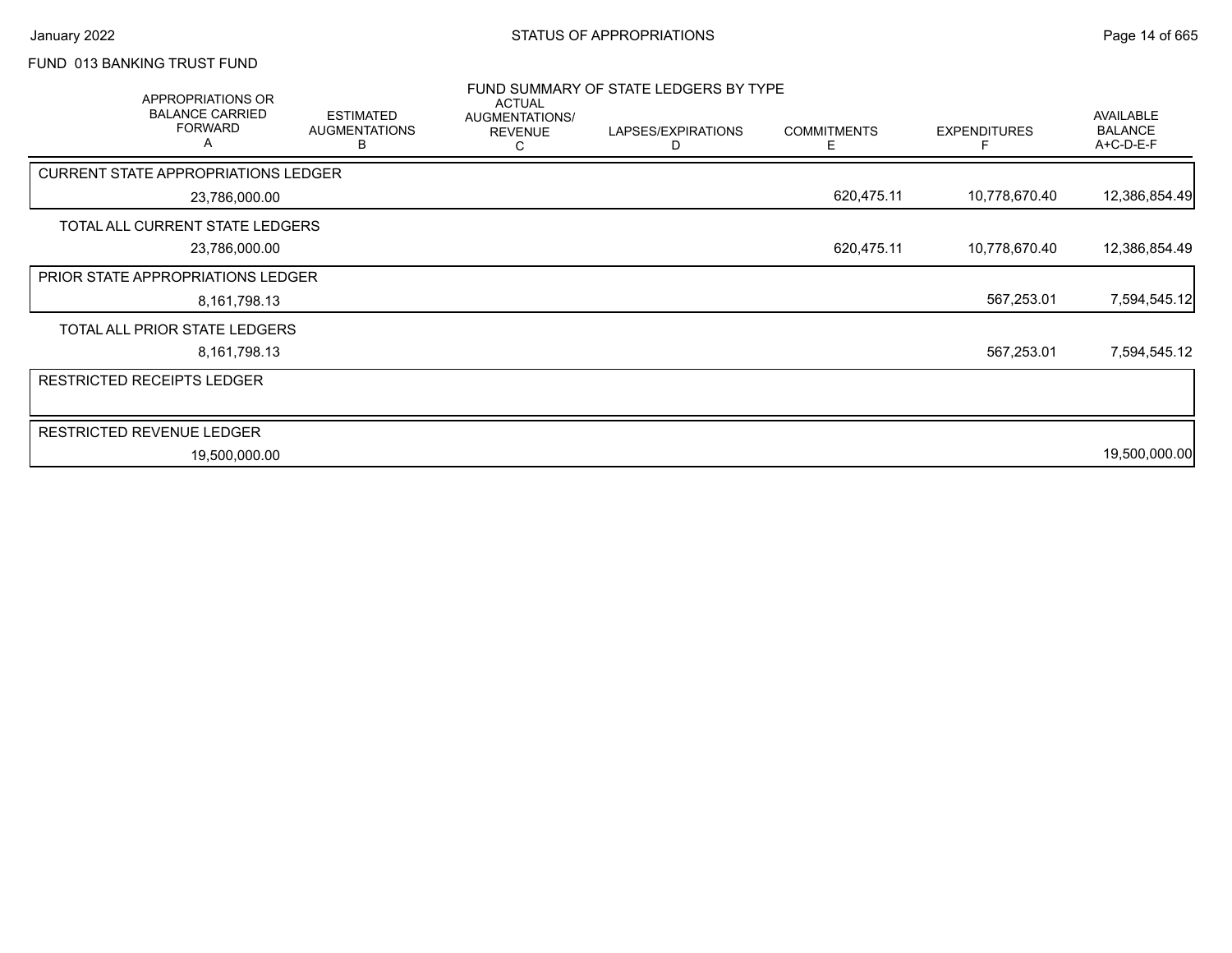FUND 013 BANKING TRUST FUND

## FUND SUMMARY OF STATE LEDGERS BY TYPE

| APPROPRIATIONS OR BALANCE CARRIED FORWARD A | ESTIMATED AUGMENTATIONS B | ACTUAL AUGMENTATIONS/ REVENUE C | LAPSES/EXPIRATIONS D | COMMITMENTS E | EXPENDITURES F | AVAILABLE BALANCE A+C-D-E-F |
|---|---|---|---|---|---|---|
| CURRENT STATE APPROPRIATIONS LEDGER | | | | | | |
| 23,786,000.00 | | | | 620,475.11 | 10,778,670.40 | 12,386,854.49 |
| TOTAL ALL CURRENT STATE LEDGERS | | | | | | |
| 23,786,000.00 | | | | 620,475.11 | 10,778,670.40 | 12,386,854.49 |
| PRIOR STATE APPROPRIATIONS LEDGER | | | | | | |
| 8,161,798.13 | | | | | 567,253.01 | 7,594,545.12 |
| TOTAL ALL PRIOR STATE LEDGERS | | | | | | |
| 8,161,798.13 | | | | | 567,253.01 | 7,594,545.12 |
| RESTRICTED RECEIPTS LEDGER | | | | | | |
| RESTRICTED REVENUE LEDGER | | | | | | |
| 19,500,000.00 | | | | | | 19,500,000.00 |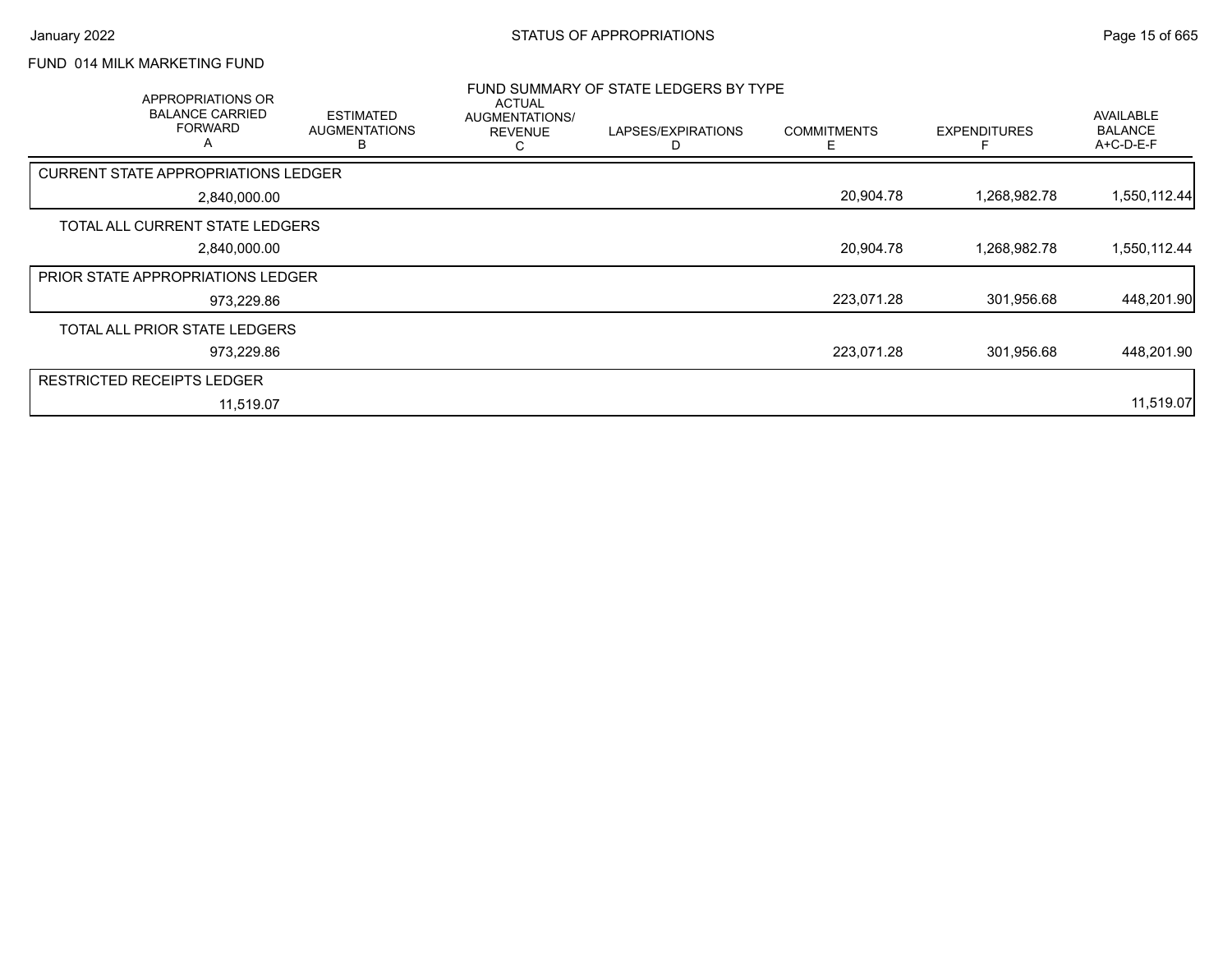FUND 014 MILK MARKETING FUND

## FUND SUMMARY OF STATE LEDGERS BY TYPE

| APPROPRIATIONS OR BALANCE CARRIED FORWARD A | ESTIMATED AUGMENTATIONS B | ACTUAL AUGMENTATIONS/ REVENUE C | LAPSES/EXPIRATIONS D | COMMITMENTS E | EXPENDITURES F | AVAILABLE BALANCE A+C-D-E-F |
|---|---|---|---|---|---|---|
| CURRENT STATE APPROPRIATIONS LEDGER | | | | | | |
| 2,840,000.00 | | | | 20,904.78 | 1,268,982.78 | 1,550,112.44 |
| TOTAL ALL CURRENT STATE LEDGERS | | | | | | |
| 2,840,000.00 | | | | 20,904.78 | 1,268,982.78 | 1,550,112.44 |
| PRIOR STATE APPROPRIATIONS LEDGER | | | | | | |
| 973,229.86 | | | | 223,071.28 | 301,956.68 | 448,201.90 |
| TOTAL ALL PRIOR STATE LEDGERS | | | | | | |
| 973,229.86 | | | | 223,071.28 | 301,956.68 | 448,201.90 |
| RESTRICTED RECEIPTS LEDGER | | | | | | |
| 11,519.07 | | | | | | 11,519.07 |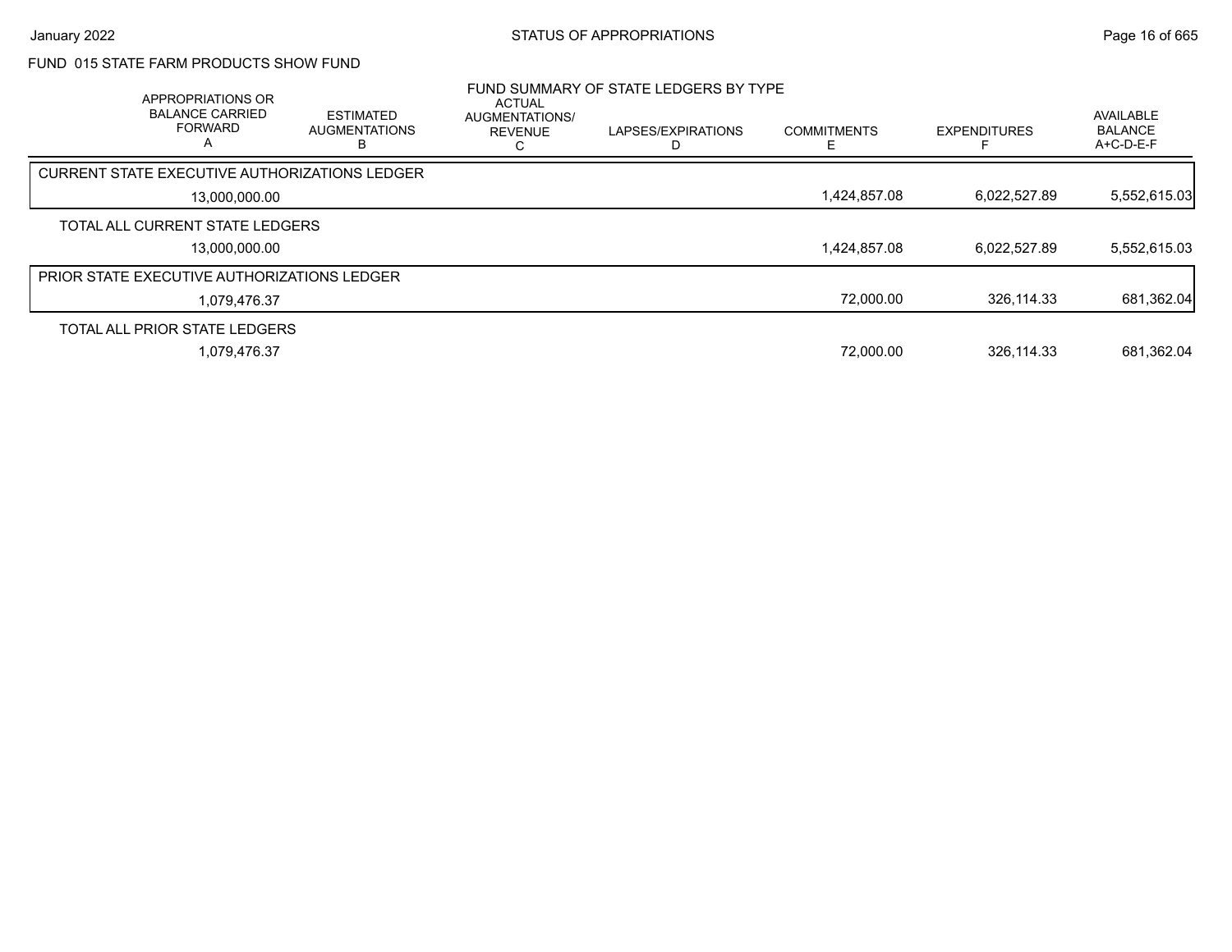## FUND 015 STATE FARM PRODUCTS SHOW FUND

### FUND SUMMARY OF STATE LEDGERS BY TYPE

| APPROPRIATIONS OR BALANCE CARRIED FORWARD A | ESTIMATED AUGMENTATIONS B | ACTUAL AUGMENTATIONS/ REVENUE C | LAPSES/EXPIRATIONS D | COMMITMENTS E | EXPENDITURES F | AVAILABLE BALANCE A+C-D-E-F |
|---|---|---|---|---|---|---|
| **CURRENT STATE EXECUTIVE AUTHORIZATIONS LEDGER** | | | | | | |
| 13,000,000.00 | | | | 1,424,857.08 | 6,022,527.89 | 5,552,615.03 |
| **TOTAL ALL CURRENT STATE LEDGERS** | | | | | | |
| 13,000,000.00 | | | | 1,424,857.08 | 6,022,527.89 | 5,552,615.03 |
| **PRIOR STATE EXECUTIVE AUTHORIZATIONS LEDGER** | | | | | | |
| 1,079,476.37 | | | | 72,000.00 | 326,114.33 | 681,362.04 |
| **TOTAL ALL PRIOR STATE LEDGERS** | | | | | | |
| 1,079,476.37 | | | | 72,000.00 | 326,114.33 | 681,362.04 |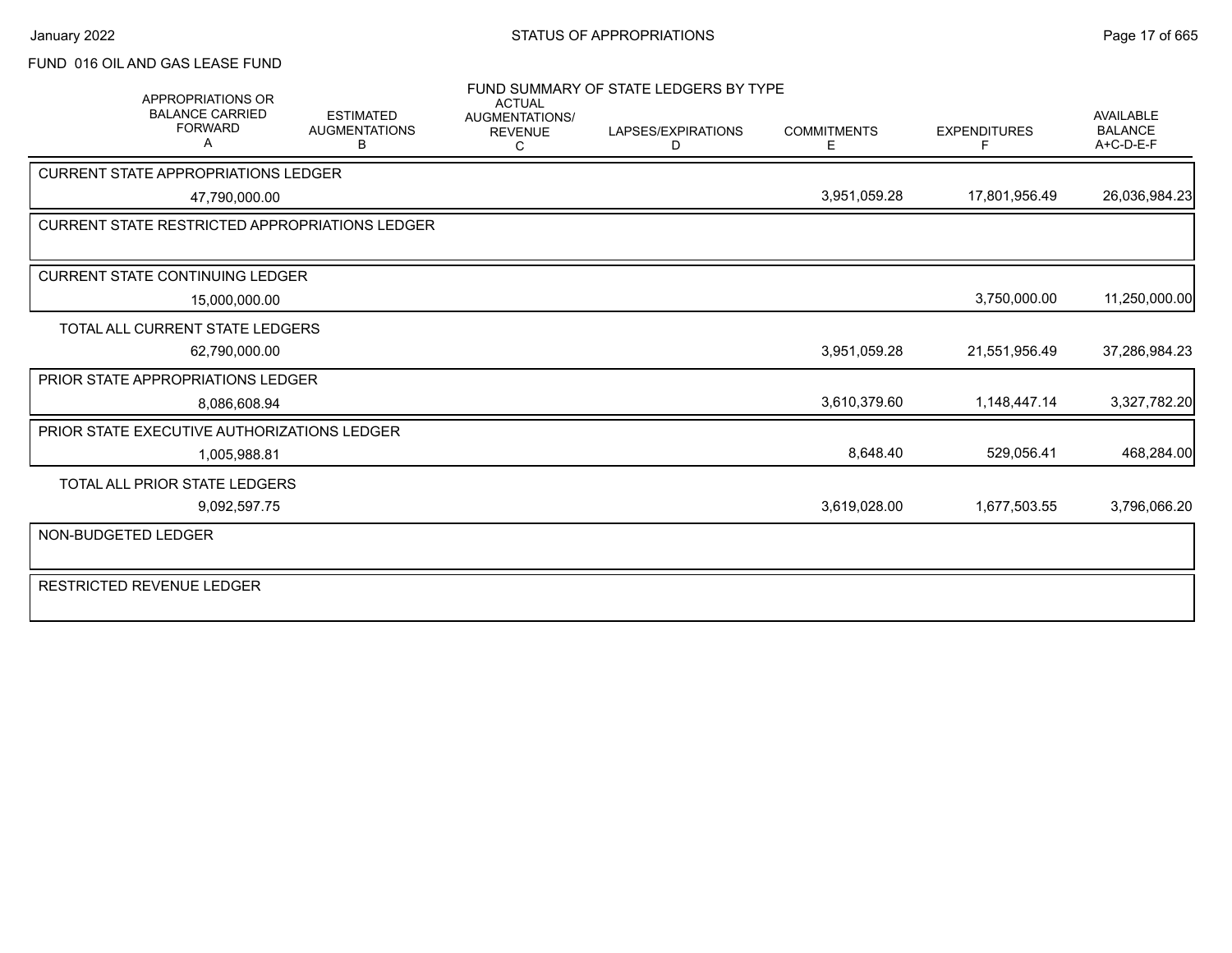FUND 016 OIL AND GAS LEASE FUND

FUND SUMMARY OF STATE LEDGERS BY TYPE

| APPROPRIATIONS OR BALANCE CARRIED FORWARD A | ESTIMATED AUGMENTATIONS B | ACTUAL AUGMENTATIONS/ REVENUE C | LAPSES/EXPIRATIONS D | COMMITMENTS E | EXPENDITURES F | AVAILABLE BALANCE A+C-D-E-F |
|---|---|---|---|---|---|---|
| **CURRENT STATE APPROPRIATIONS LEDGER** | | | | | | |
| 47,790,000.00 | | | | 3,951,059.28 | 17,801,956.49 | 26,036,984.23 |
| **CURRENT STATE RESTRICTED APPROPRIATIONS LEDGER** | | | | | | |
| **CURRENT STATE CONTINUING LEDGER** | | | | | | |
| 15,000,000.00 | | | | | 3,750,000.00 | 11,250,000.00 |
| **TOTAL ALL CURRENT STATE LEDGERS** | | | | | | |
| 62,790,000.00 | | | | 3,951,059.28 | 21,551,956.49 | 37,286,984.23 |
| **PRIOR STATE APPROPRIATIONS LEDGER** | | | | | | |
| 8,086,608.94 | | | | 3,610,379.60 | 1,148,447.14 | 3,327,782.20 |
| **PRIOR STATE EXECUTIVE AUTHORIZATIONS LEDGER** | | | | | | |
| 1,005,988.81 | | | | 8,648.40 | 529,056.41 | 468,284.00 |
| **TOTAL ALL PRIOR STATE LEDGERS** | | | | | | |
| 9,092,597.75 | | | | 3,619,028.00 | 1,677,503.55 | 3,796,066.20 |
| **NON-BUDGETED LEDGER** | | | | | | |
| **RESTRICTED REVENUE LEDGER** | | | | | | |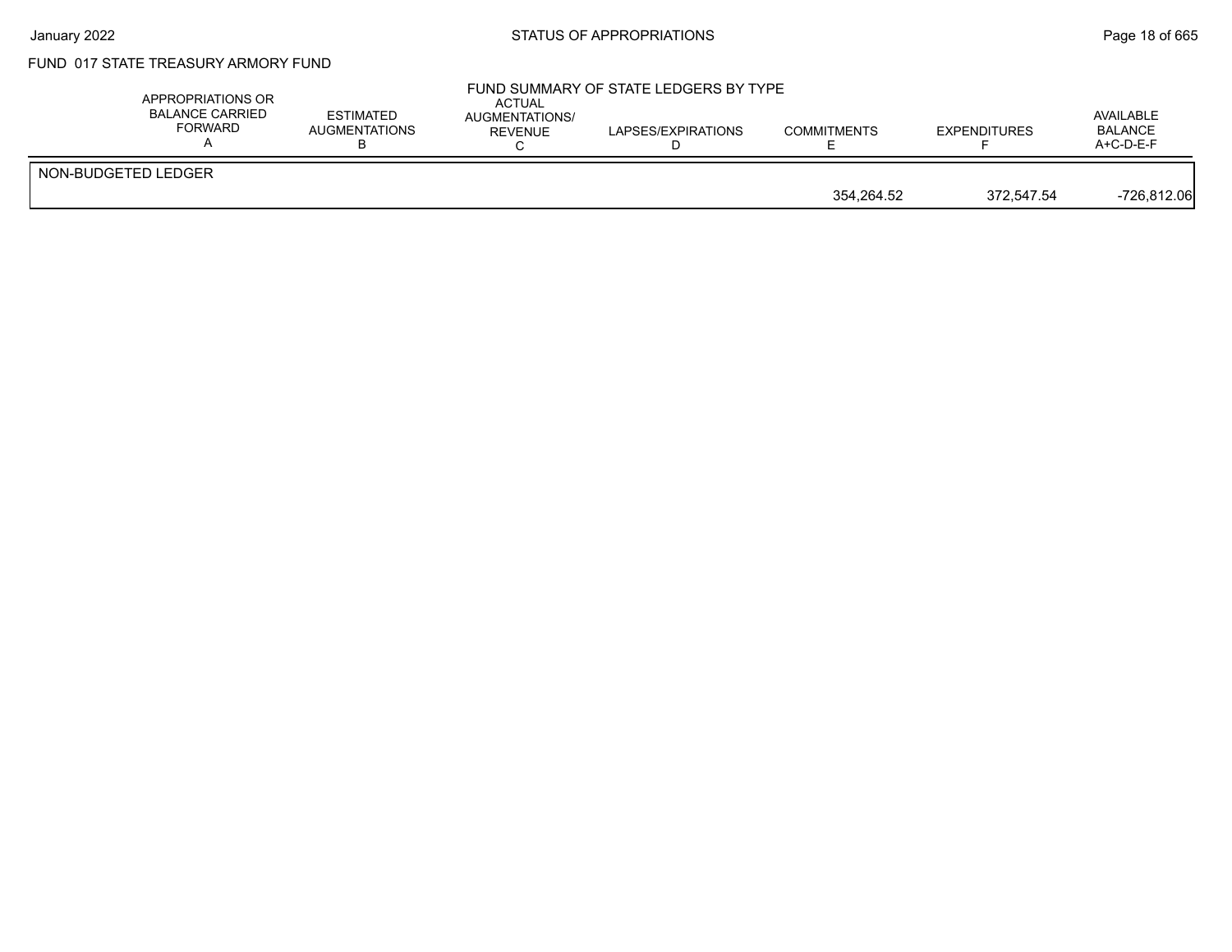FUND 017 STATE TREASURY ARMORY FUND

FUND SUMMARY OF STATE LEDGERS BY TYPE

| | APPROPRIATIONS OR BALANCE CARRIED FORWARD A | ESTIMATED AUGMENTATIONS B | ACTUAL AUGMENTATIONS/ REVENUE C | LAPSES/EXPIRATIONS D | COMMITMENTS E | EXPENDITURES F | AVAILABLE BALANCE A+C-D-E-F |
|---|---|---|---|---|---|---|---|
| NON-BUDGETED LEDGER | | | | | 354,264.52 | 372,547.54 | -726,812.06 |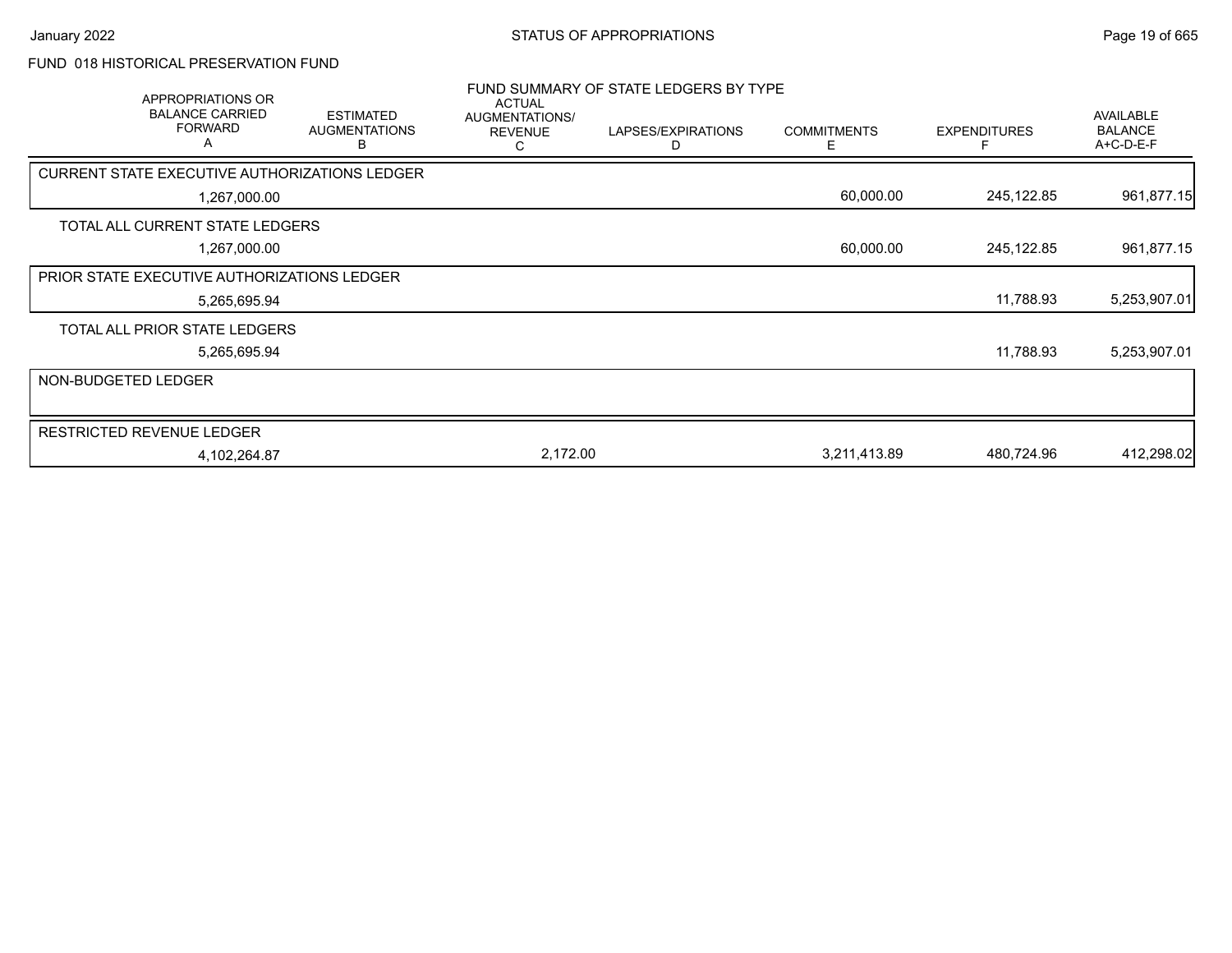## FUND 018 HISTORICAL PRESERVATION FUND

### FUND SUMMARY OF STATE LEDGERS BY TYPE

| APPROPRIATIONS OR BALANCE CARRIED FORWARD A | ESTIMATED AUGMENTATIONS B | ACTUAL AUGMENTATIONS/ REVENUE C | LAPSES/EXPIRATIONS D | COMMITMENTS E | EXPENDITURES F | AVAILABLE BALANCE A+C-D-E-F |
|---|---|---|---|---|---|---|
| CURRENT STATE EXECUTIVE AUTHORIZATIONS LEDGER | | | | | | |
| 1,267,000.00 | | | | 60,000.00 | 245,122.85 | 961,877.15 |
| TOTAL ALL CURRENT STATE LEDGERS | | | | | | |
| 1,267,000.00 | | | | 60,000.00 | 245,122.85 | 961,877.15 |
| PRIOR STATE EXECUTIVE AUTHORIZATIONS LEDGER | | | | | | |
| 5,265,695.94 | | | | | 11,788.93 | 5,253,907.01 |
| TOTAL ALL PRIOR STATE LEDGERS | | | | | | |
| 5,265,695.94 | | | | | 11,788.93 | 5,253,907.01 |
| NON-BUDGETED LEDGER | | | | | | |
| RESTRICTED REVENUE LEDGER | | | | | | |
| 4,102,264.87 | | 2,172.00 | | 3,211,413.89 | 480,724.96 | 412,298.02 |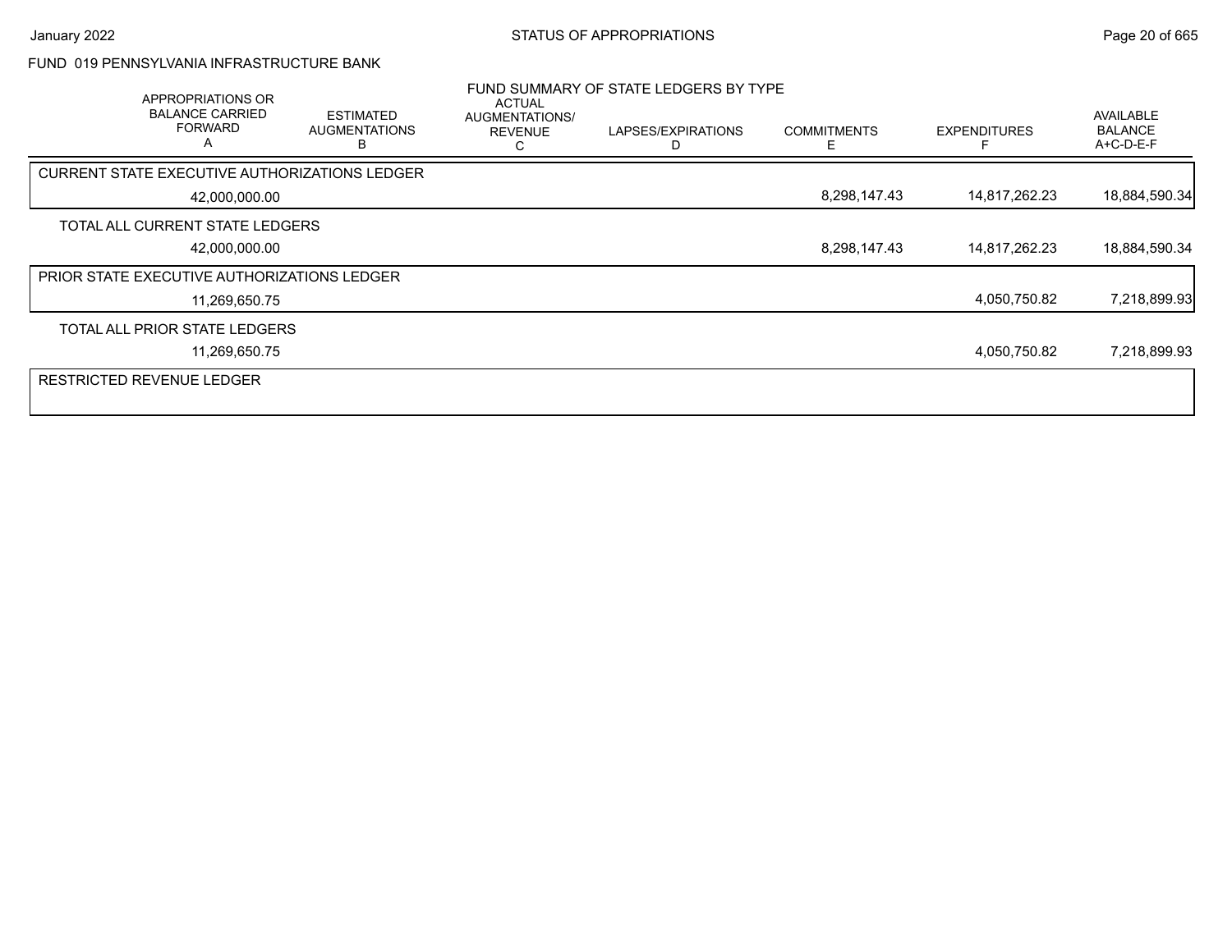FUND 019 PENNSYLVANIA INFRASTRUCTURE BANK

FUND SUMMARY OF STATE LEDGERS BY TYPE

| APPROPRIATIONS OR BALANCE CARRIED FORWARD A | ESTIMATED AUGMENTATIONS B | ACTUAL AUGMENTATIONS/ REVENUE C | LAPSES/EXPIRATIONS D | COMMITMENTS E | EXPENDITURES F | AVAILABLE BALANCE A+C-D-E-F |
|---|---|---|---|---|---|---|
| CURRENT STATE EXECUTIVE AUTHORIZATIONS LEDGER | | | | | | |
| 42,000,000.00 | | | | 8,298,147.43 | 14,817,262.23 | 18,884,590.34 |
| TOTAL ALL CURRENT STATE LEDGERS | | | | | | |
| 42,000,000.00 | | | | 8,298,147.43 | 14,817,262.23 | 18,884,590.34 |
| PRIOR STATE EXECUTIVE AUTHORIZATIONS LEDGER | | | | | | |
| 11,269,650.75 | | | | | 4,050,750.82 | 7,218,899.93 |
| TOTAL ALL PRIOR STATE LEDGERS | | | | | | |
| 11,269,650.75 | | | | | 4,050,750.82 | 7,218,899.93 |
| RESTRICTED REVENUE LEDGER | | | | | | |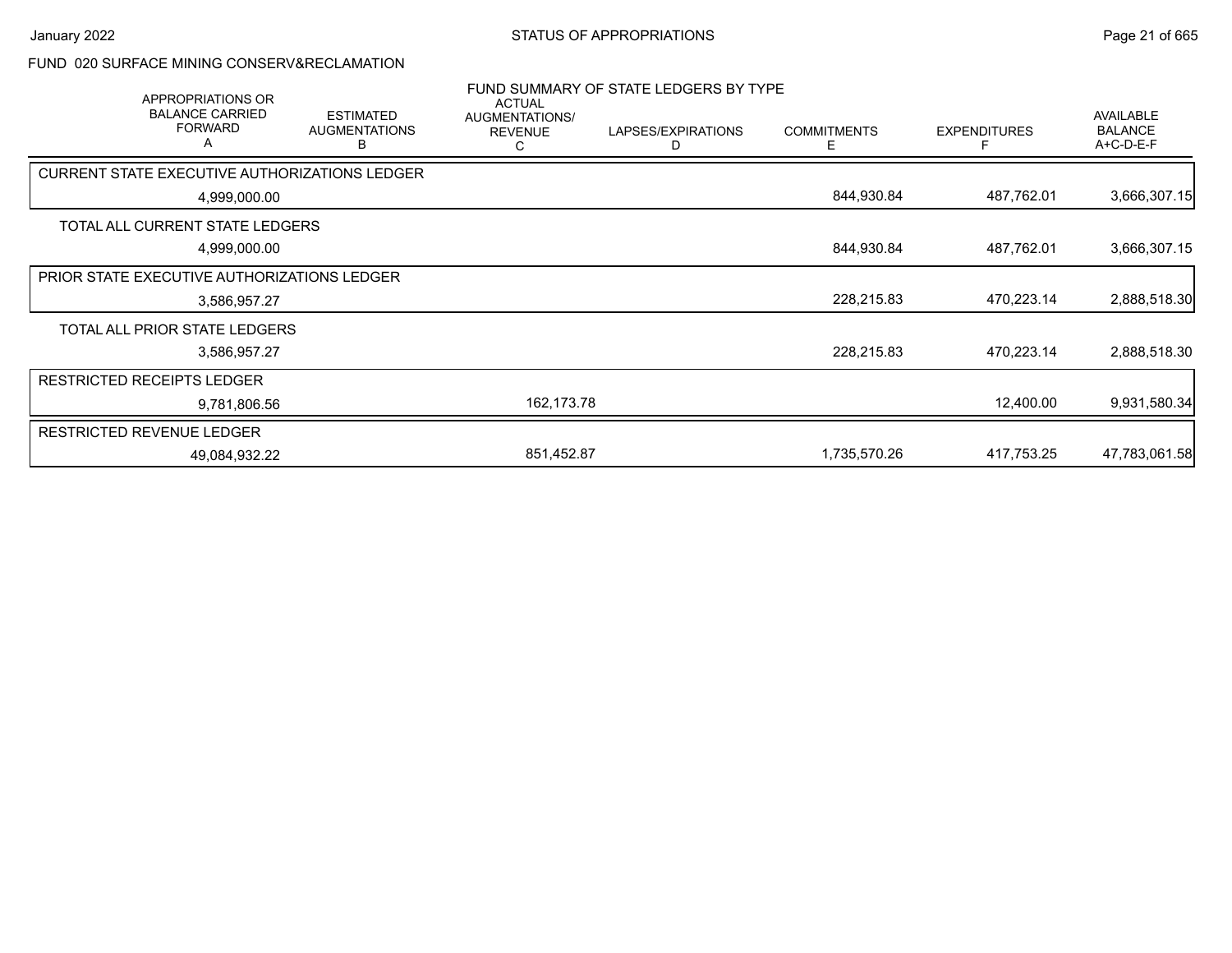FUND 020 SURFACE MINING CONSERV&RECLAMATION

FUND SUMMARY OF STATE LEDGERS BY TYPE

| APPROPRIATIONS OR BALANCE CARRIED FORWARD A | ESTIMATED AUGMENTATIONS B | ACTUAL AUGMENTATIONS/ REVENUE C | LAPSES/EXPIRATIONS D | COMMITMENTS E | EXPENDITURES F | AVAILABLE BALANCE A+C-D-E-F |
|---|---|---|---|---|---|---|
| CURRENT STATE EXECUTIVE AUTHORIZATIONS LEDGER | | | | | | |
| 4,999,000.00 | | | | 844,930.84 | 487,762.01 | 3,666,307.15 |
| TOTAL ALL CURRENT STATE LEDGERS | | | | | | |
| 4,999,000.00 | | | | 844,930.84 | 487,762.01 | 3,666,307.15 |
| PRIOR STATE EXECUTIVE AUTHORIZATIONS LEDGER | | | | | | |
| 3,586,957.27 | | | | 228,215.83 | 470,223.14 | 2,888,518.30 |
| TOTAL ALL PRIOR STATE LEDGERS | | | | | | |
| 3,586,957.27 | | | | 228,215.83 | 470,223.14 | 2,888,518.30 |
| RESTRICTED RECEIPTS LEDGER | | | | | | |
| 9,781,806.56 | | 162,173.78 | | | 12,400.00 | 9,931,580.34 |
| RESTRICTED REVENUE LEDGER | | | | | | |
| 49,084,932.22 | | 851,452.87 | | 1,735,570.26 | 417,753.25 | 47,783,061.58 |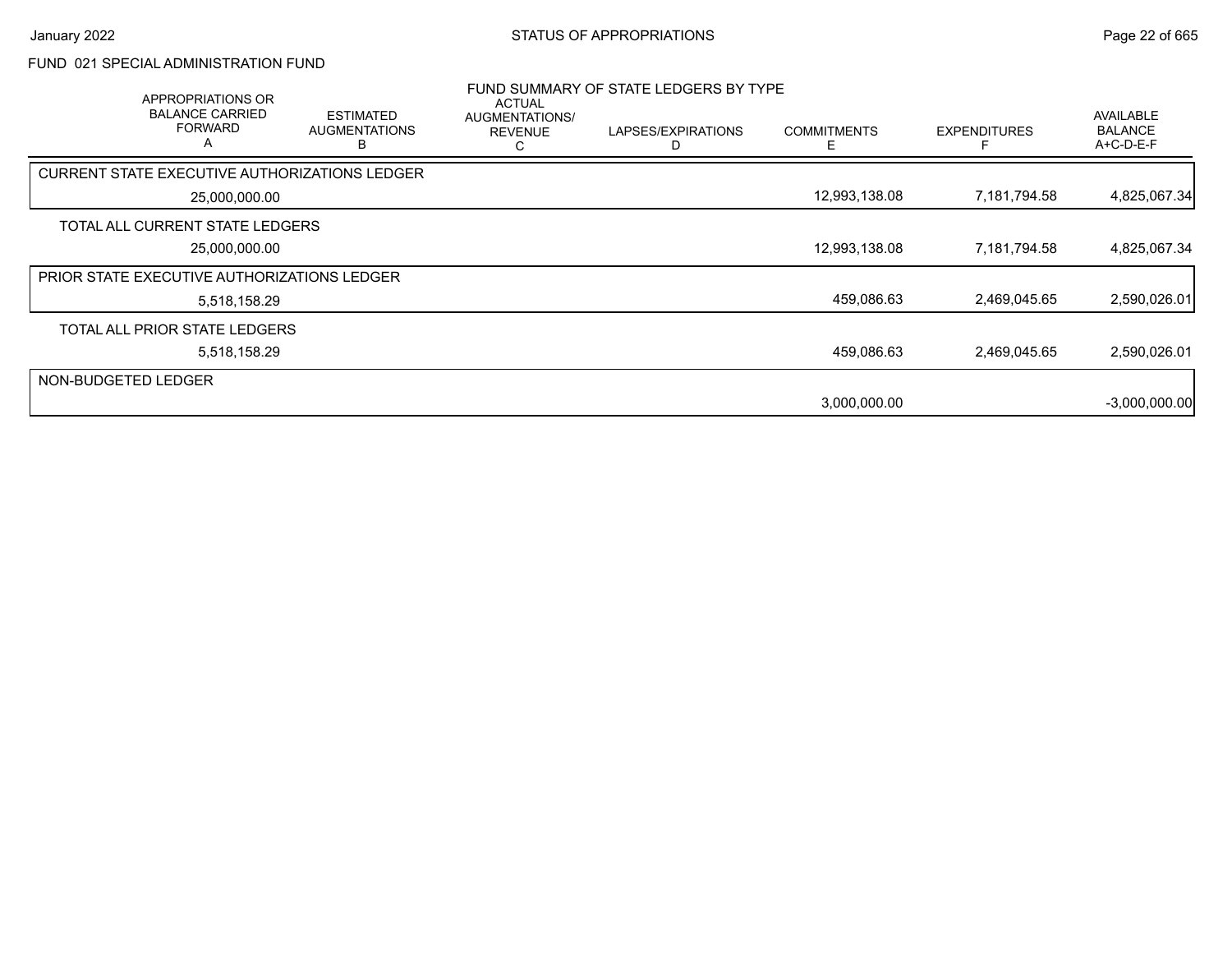FUND 021 SPECIAL ADMINISTRATION FUND

FUND SUMMARY OF STATE LEDGERS BY TYPE

| APPROPRIATIONS OR BALANCE CARRIED FORWARD A | ESTIMATED AUGMENTATIONS B | ACTUAL AUGMENTATIONS/ REVENUE C | LAPSES/EXPIRATIONS D | COMMITMENTS E | EXPENDITURES F | AVAILABLE BALANCE A+C-D-E-F |
|---|---|---|---|---|---|---|
| CURRENT STATE EXECUTIVE AUTHORIZATIONS LEDGER | | | | | | |
| 25,000,000.00 | | | | 12,993,138.08 | 7,181,794.58 | 4,825,067.34 |
| TOTAL ALL CURRENT STATE LEDGERS | | | | | | |
| 25,000,000.00 | | | | 12,993,138.08 | 7,181,794.58 | 4,825,067.34 |
| PRIOR STATE EXECUTIVE AUTHORIZATIONS LEDGER | | | | | | |
| 5,518,158.29 | | | | 459,086.63 | 2,469,045.65 | 2,590,026.01 |
| TOTAL ALL PRIOR STATE LEDGERS | | | | | | |
| 5,518,158.29 | | | | 459,086.63 | 2,469,045.65 | 2,590,026.01 |
| NON-BUDGETED LEDGER | | | | | | |
| | | | | 3,000,000.00 | | -3,000,000.00 |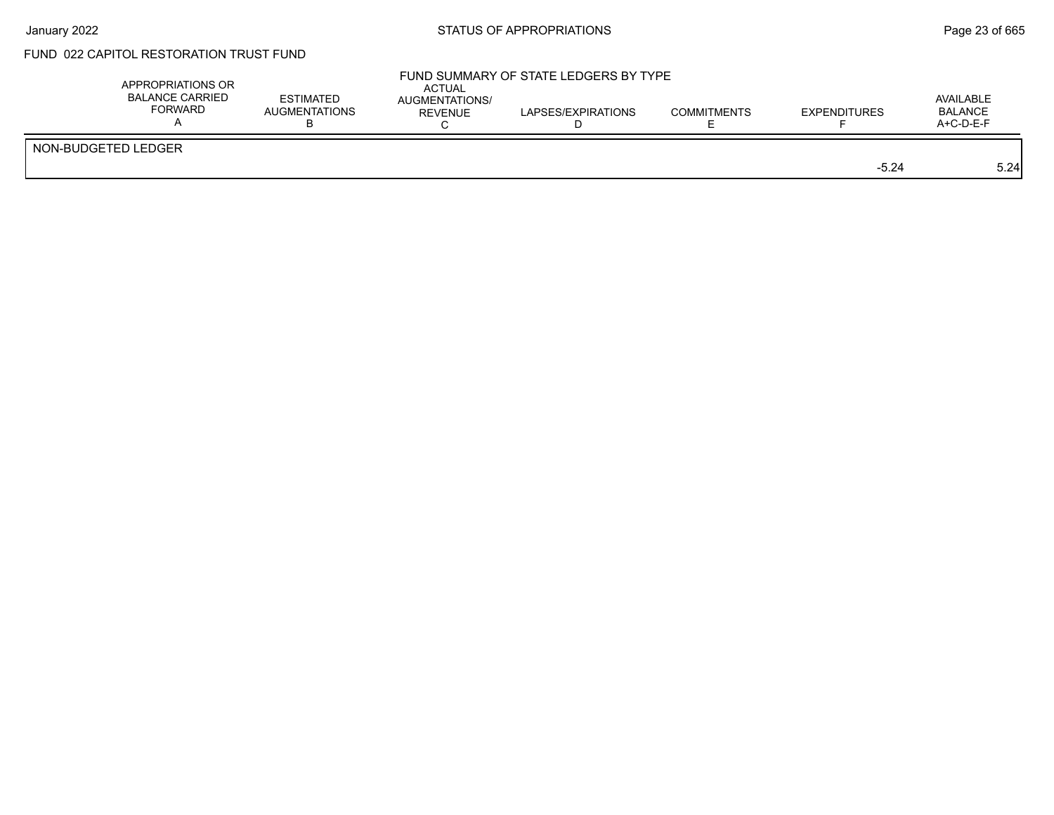## FUND 022 CAPITOL RESTORATION TRUST FUND

### FUND SUMMARY OF STATE LEDGERS BY TYPE

| | APPROPRIATIONS OR BALANCE CARRIED FORWARD A | ESTIMATED AUGMENTATIONS B | ACTUAL AUGMENTATIONS/ REVENUE C | LAPSES/EXPIRATIONS D | COMMITMENTS E | EXPENDITURES F | AVAILABLE BALANCE A+C-D-E-F |
|---|---|---|---|---|---|---|---|
| NON-BUDGETED LEDGER | | | | | | | |
| | | | | | | -5.24 | 5.24 |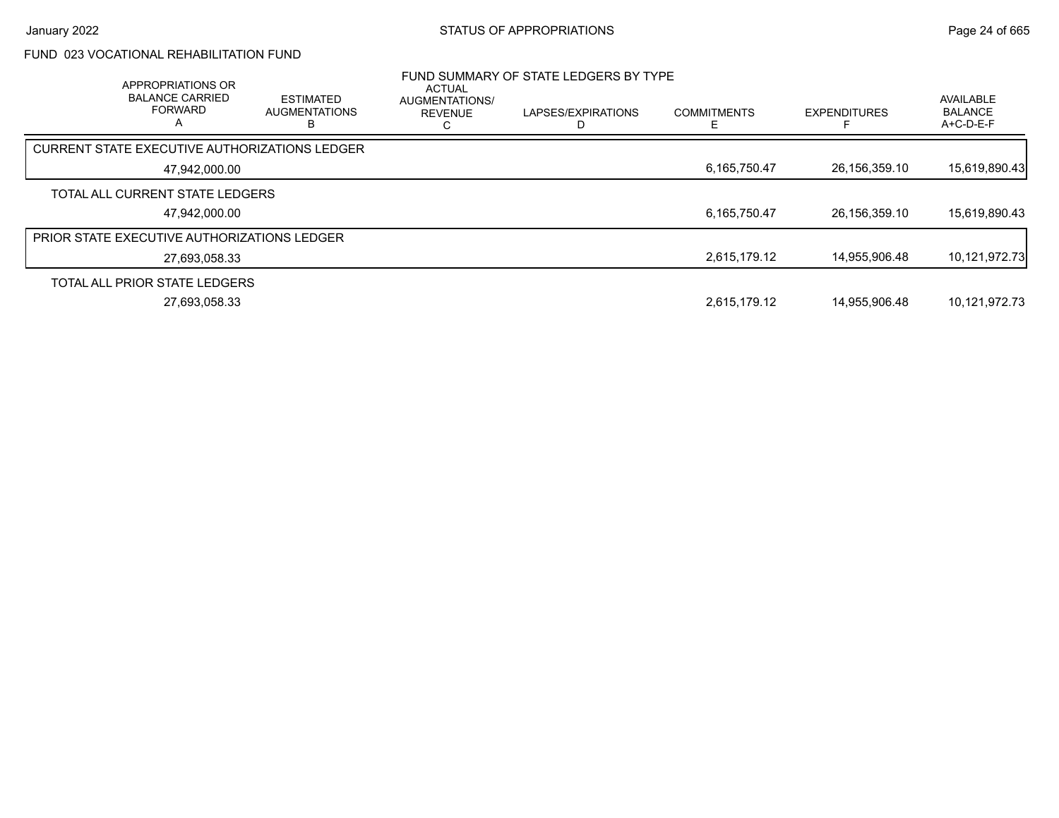FUND 023 VOCATIONAL REHABILITATION FUND

## FUND SUMMARY OF STATE LEDGERS BY TYPE

| APPROPRIATIONS OR BALANCE CARRIED FORWARD A | ESTIMATED AUGMENTATIONS B | ACTUAL AUGMENTATIONS/ REVENUE C | LAPSES/EXPIRATIONS D | COMMITMENTS E | EXPENDITURES F | AVAILABLE BALANCE A+C-D-E-F |
|---|---|---|---|---|---|---|
| CURRENT STATE EXECUTIVE AUTHORIZATIONS LEDGER | | | | | | |
| 47,942,000.00 | | | | 6,165,750.47 | 26,156,359.10 | 15,619,890.43 |
| TOTAL ALL CURRENT STATE LEDGERS | | | | | | |
| 47,942,000.00 | | | | 6,165,750.47 | 26,156,359.10 | 15,619,890.43 |
| PRIOR STATE EXECUTIVE AUTHORIZATIONS LEDGER | | | | | | |
| 27,693,058.33 | | | | 2,615,179.12 | 14,955,906.48 | 10,121,972.73 |
| TOTAL ALL PRIOR STATE LEDGERS | | | | | | |
| 27,693,058.33 | | | | 2,615,179.12 | 14,955,906.48 | 10,121,972.73 |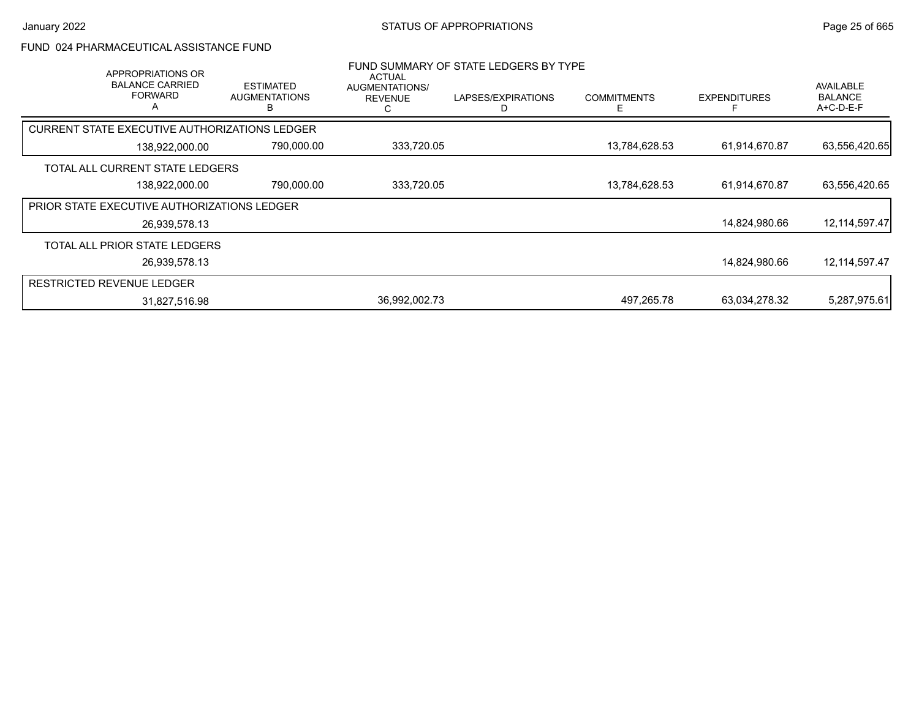# FUND 024 PHARMACEUTICAL ASSISTANCE FUND

## FUND SUMMARY OF STATE LEDGERS BY TYPE

| APPROPRIATIONS OR BALANCE CARRIED FORWARD A | ESTIMATED AUGMENTATIONS B | ACTUAL AUGMENTATIONS/ REVENUE C | LAPSES/EXPIRATIONS D | COMMITMENTS E | EXPENDITURES F | AVAILABLE BALANCE A+C-D-E-F |
|---|---|---|---|---|---|---|
| CURRENT STATE EXECUTIVE AUTHORIZATIONS LEDGER | | | | | | |
| 138,922,000.00 | 790,000.00 | 333,720.05 | | 13,784,628.53 | 61,914,670.87 | 63,556,420.65 |
| TOTAL ALL CURRENT STATE LEDGERS | | | | | | |
| 138,922,000.00 | 790,000.00 | 333,720.05 | | 13,784,628.53 | 61,914,670.87 | 63,556,420.65 |
| PRIOR STATE EXECUTIVE AUTHORIZATIONS LEDGER | | | | | | |
| 26,939,578.13 | | | | | 14,824,980.66 | 12,114,597.47 |
| TOTAL ALL PRIOR STATE LEDGERS | | | | | | |
| 26,939,578.13 | | | | | 14,824,980.66 | 12,114,597.47 |
| RESTRICTED REVENUE LEDGER | | | | | | |
| 31,827,516.98 | | 36,992,002.73 | | 497,265.78 | 63,034,278.32 | 5,287,975.61 |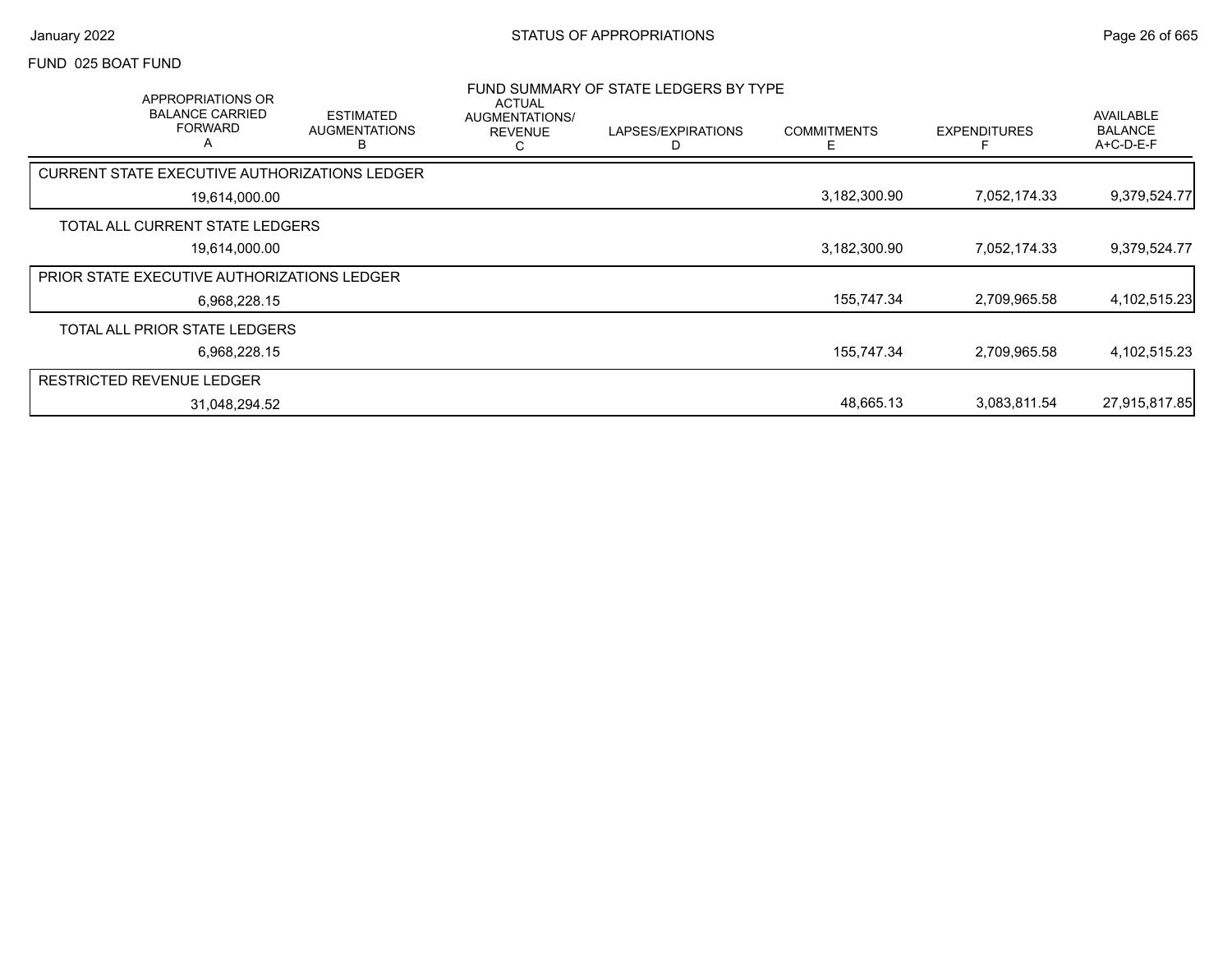FUND 025 BOAT FUND

## FUND SUMMARY OF STATE LEDGERS BY TYPE

| APPROPRIATIONS OR BALANCE CARRIED FORWARD A | ESTIMATED AUGMENTATIONS B | ACTUAL AUGMENTATIONS/ REVENUE C | LAPSES/EXPIRATIONS D | COMMITMENTS E | EXPENDITURES F | AVAILABLE BALANCE A+C-D-E-F |
|---|---|---|---|---|---|---|
| **CURRENT STATE EXECUTIVE AUTHORIZATIONS LEDGER** | | | | | | |
| 19,614,000.00 | | | | 3,182,300.90 | 7,052,174.33 | 9,379,524.77 |
| **TOTAL ALL CURRENT STATE LEDGERS** | | | | | | |
| 19,614,000.00 | | | | 3,182,300.90 | 7,052,174.33 | 9,379,524.77 |
| **PRIOR STATE EXECUTIVE AUTHORIZATIONS LEDGER** | | | | | | |
| 6,968,228.15 | | | | 155,747.34 | 2,709,965.58 | 4,102,515.23 |
| **TOTAL ALL PRIOR STATE LEDGERS** | | | | | | |
| 6,968,228.15 | | | | 155,747.34 | 2,709,965.58 | 4,102,515.23 |
| **RESTRICTED REVENUE LEDGER** | | | | | | |
| 31,048,294.52 | | | | 48,665.13 | 3,083,811.54 | 27,915,817.85 |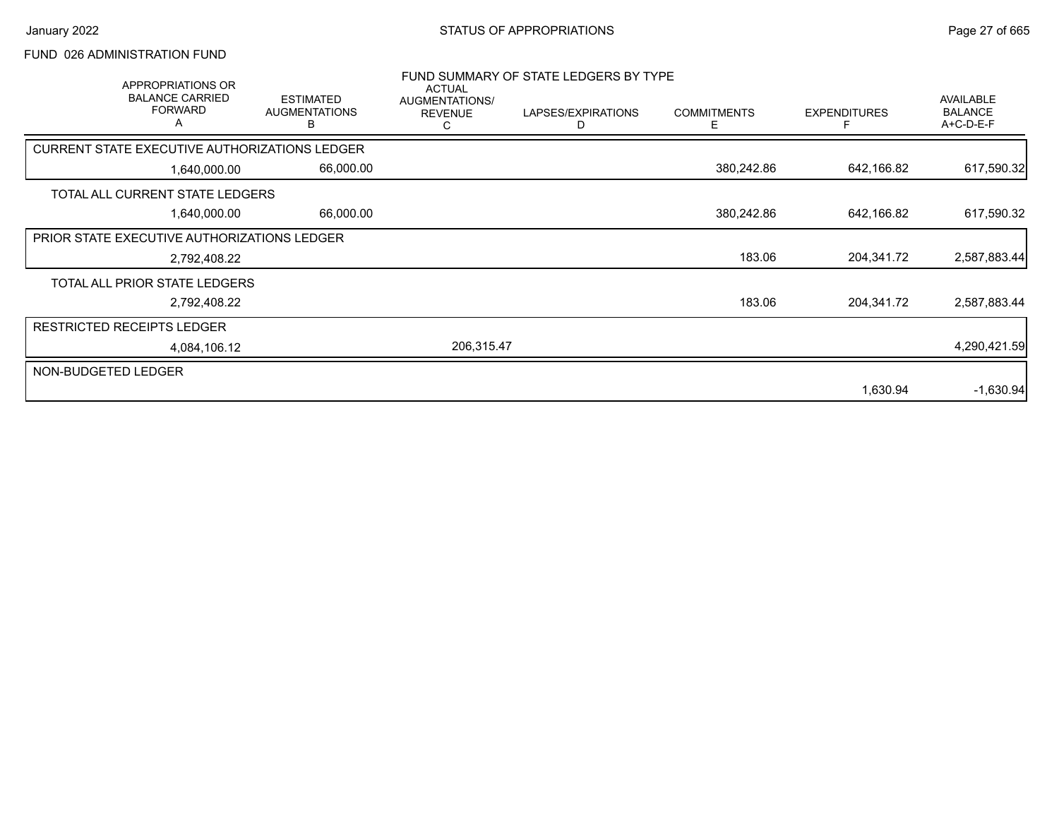## FUND 026 ADMINISTRATION FUND

### FUND SUMMARY OF STATE LEDGERS BY TYPE

| APPROPRIATIONS OR BALANCE CARRIED FORWARD A | ESTIMATED AUGMENTATIONS B | ACTUAL AUGMENTATIONS/ REVENUE C | LAPSES/EXPIRATIONS D | COMMITMENTS E | EXPENDITURES F | AVAILABLE BALANCE A+C-D-E-F |
|---|---|---|---|---|---|---|
| **CURRENT STATE EXECUTIVE AUTHORIZATIONS LEDGER** | | | | | | |
| 1,640,000.00 | 66,000.00 | | | 380,242.86 | 642,166.82 | 617,590.32 |
| **TOTAL ALL CURRENT STATE LEDGERS** | | | | | | |
| 1,640,000.00 | 66,000.00 | | | 380,242.86 | 642,166.82 | 617,590.32 |
| **PRIOR STATE EXECUTIVE AUTHORIZATIONS LEDGER** | | | | | | |
| 2,792,408.22 | | | | 183.06 | 204,341.72 | 2,587,883.44 |
| **TOTAL ALL PRIOR STATE LEDGERS** | | | | | | |
| 2,792,408.22 | | | | 183.06 | 204,341.72 | 2,587,883.44 |
| **RESTRICTED RECEIPTS LEDGER** | | | | | | |
| 4,084,106.12 | | 206,315.47 | | | | 4,290,421.59 |
| **NON-BUDGETED LEDGER** | | | | | | |
| | | | | | 1,630.94 | -1,630.94 |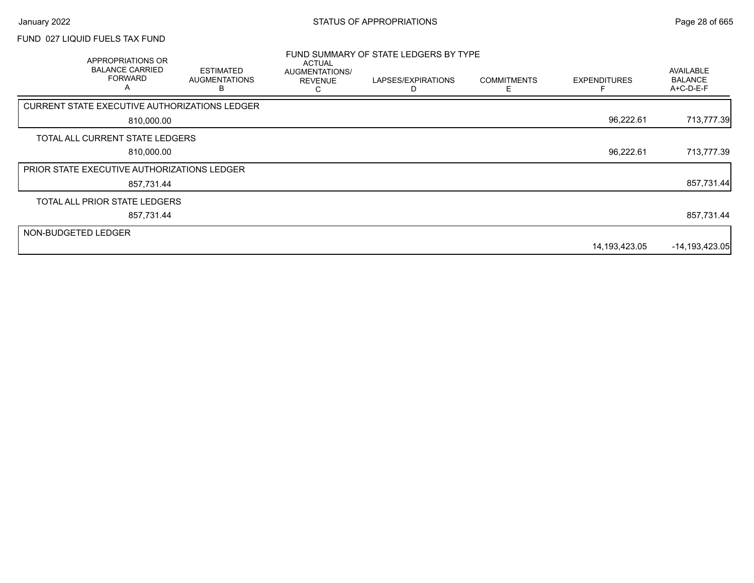# STATUS OF APPROPRIATIONS

## FUND 027 LIQUID FUELS TAX FUND

### FUND SUMMARY OF STATE LEDGERS BY TYPE

| | APPROPRIATIONS OR BALANCE CARRIED FORWARD A | ESTIMATED AUGMENTATIONS B | ACTUAL AUGMENTATIONS/ REVENUE C | LAPSES/EXPIRATIONS D | COMMITMENTS E | EXPENDITURES F | AVAILABLE BALANCE A+C-D-E-F |
|---|---|---|---|---|---|---|---|
| CURRENT STATE EXECUTIVE AUTHORIZATIONS LEDGER | 810,000.00 | | | | | 96,222.61 | 713,777.39 |
| TOTAL ALL CURRENT STATE LEDGERS | 810,000.00 | | | | | 96,222.61 | 713,777.39 |
| PRIOR STATE EXECUTIVE AUTHORIZATIONS LEDGER | 857,731.44 | | | | | | 857,731.44 |
| TOTAL ALL PRIOR STATE LEDGERS | 857,731.44 | | | | | | 857,731.44 |
| NON-BUDGETED LEDGER | | | | | | 14,193,423.05 | -14,193,423.05 |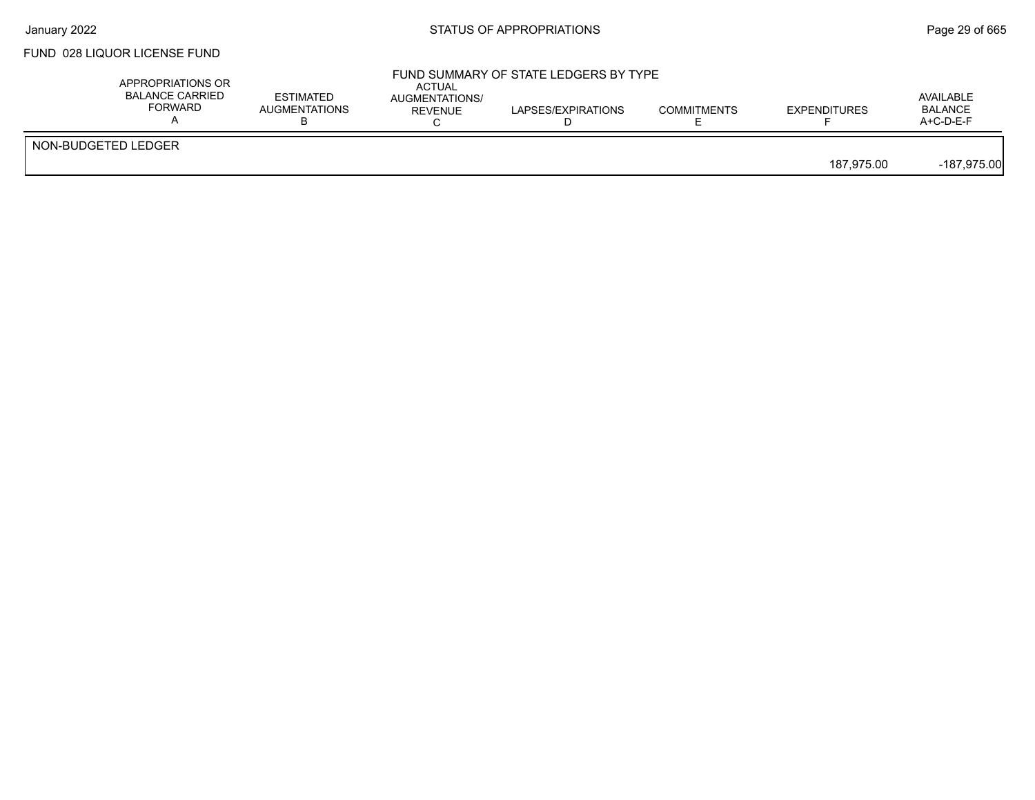FUND 028 LIQUOR LICENSE FUND

FUND SUMMARY OF STATE LEDGERS BY TYPE

| | APPROPRIATIONS OR BALANCE CARRIED FORWARD A | ESTIMATED AUGMENTATIONS B | ACTUAL AUGMENTATIONS/ REVENUE C | LAPSES/EXPIRATIONS D | COMMITMENTS E | EXPENDITURES F | AVAILABLE BALANCE A+C-D-E-F |
|---|---|---|---|---|---|---|---|
| NON-BUDGETED LEDGER | | | | | | 187,975.00 | -187,975.00 |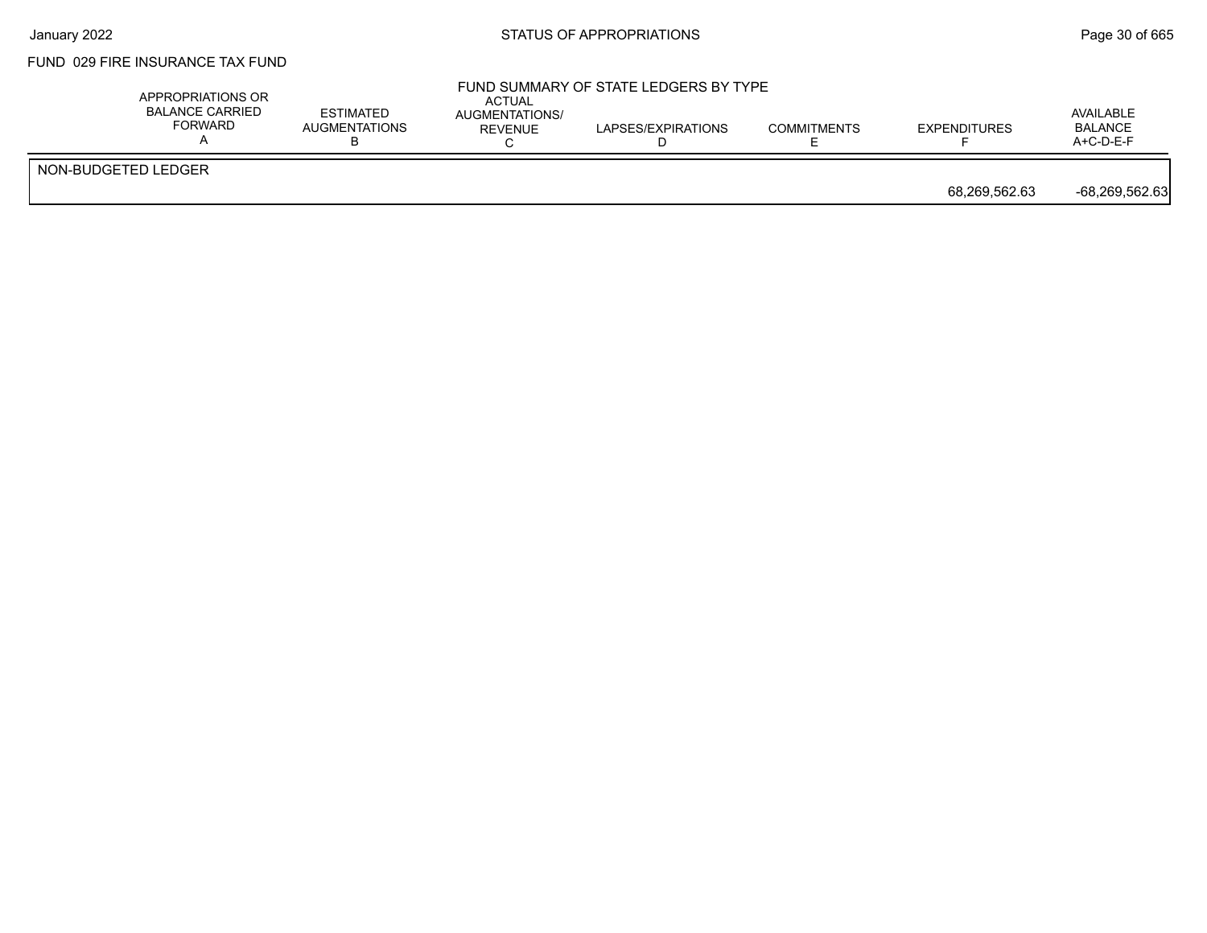FUND 029 FIRE INSURANCE TAX FUND

FUND SUMMARY OF STATE LEDGERS BY TYPE

| | APPROPRIATIONS OR BALANCE CARRIED FORWARD A | ESTIMATED AUGMENTATIONS B | ACTUAL AUGMENTATIONS/ REVENUE C | LAPSES/EXPIRATIONS D | COMMITMENTS E | EXPENDITURES F | AVAILABLE BALANCE A+C-D-E-F |
|---|---|---|---|---|---|---|---|
| NON-BUDGETED LEDGER | | | | | | 68,269,562.63 | -68,269,562.63 |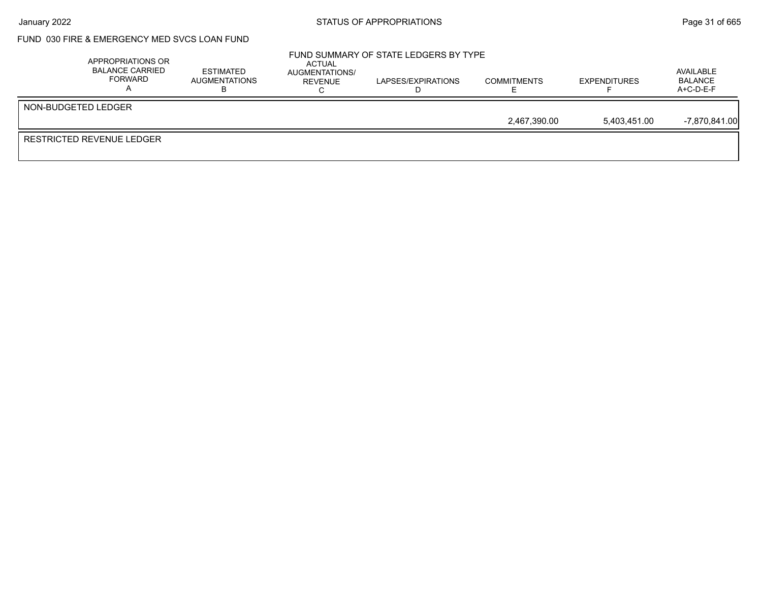## FUND 030 FIRE & EMERGENCY MED SVCS LOAN FUND

### FUND SUMMARY OF STATE LEDGERS BY TYPE

| | APPROPRIATIONS OR BALANCE CARRIED FORWARD A | ESTIMATED AUGMENTATIONS B | ACTUAL AUGMENTATIONS/ REVENUE C | LAPSES/EXPIRATIONS D | COMMITMENTS E | EXPENDITURES F | AVAILABLE BALANCE A+C-D-E-F |
|---|---|---|---|---|---|---|---|
| NON-BUDGETED LEDGER | | | | | | | |
| | | | | | 2,467,390.00 | 5,403,451.00 | -7,870,841.00 |
| RESTRICTED REVENUE LEDGER | | | | | | | |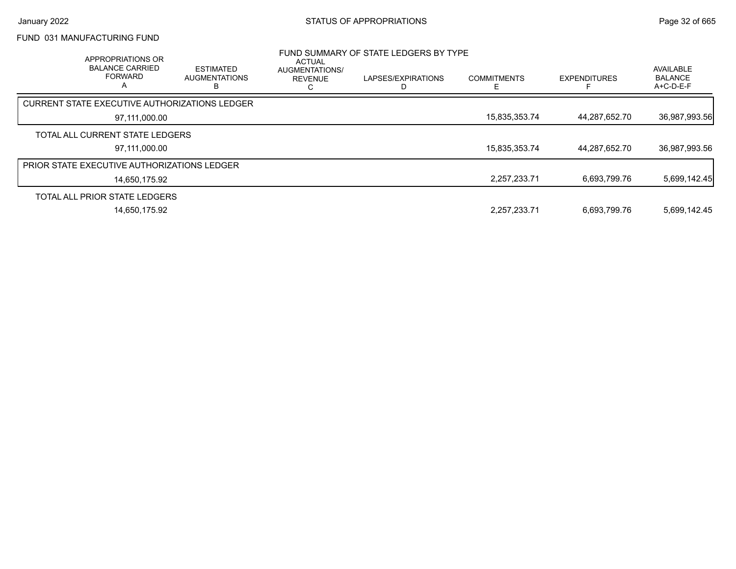FUND 031 MANUFACTURING FUND

FUND SUMMARY OF STATE LEDGERS BY TYPE

| APPROPRIATIONS OR BALANCE CARRIED FORWARD A | ESTIMATED AUGMENTATIONS B | ACTUAL AUGMENTATIONS/ REVENUE C | LAPSES/EXPIRATIONS D | COMMITMENTS E | EXPENDITURES F | AVAILABLE BALANCE A+C-D-E-F |
|---|---|---|---|---|---|---|
| CURRENT STATE EXECUTIVE AUTHORIZATIONS LEDGER | | | | | | |
| 97,111,000.00 | | | | 15,835,353.74 | 44,287,652.70 | 36,987,993.56 |
| TOTAL ALL CURRENT STATE LEDGERS | | | | | | |
| 97,111,000.00 | | | | 15,835,353.74 | 44,287,652.70 | 36,987,993.56 |
| PRIOR STATE EXECUTIVE AUTHORIZATIONS LEDGER | | | | | | |
| 14,650,175.92 | | | | 2,257,233.71 | 6,693,799.76 | 5,699,142.45 |
| TOTAL ALL PRIOR STATE LEDGERS | | | | | | |
| 14,650,175.92 | | | | 2,257,233.71 | 6,693,799.76 | 5,699,142.45 |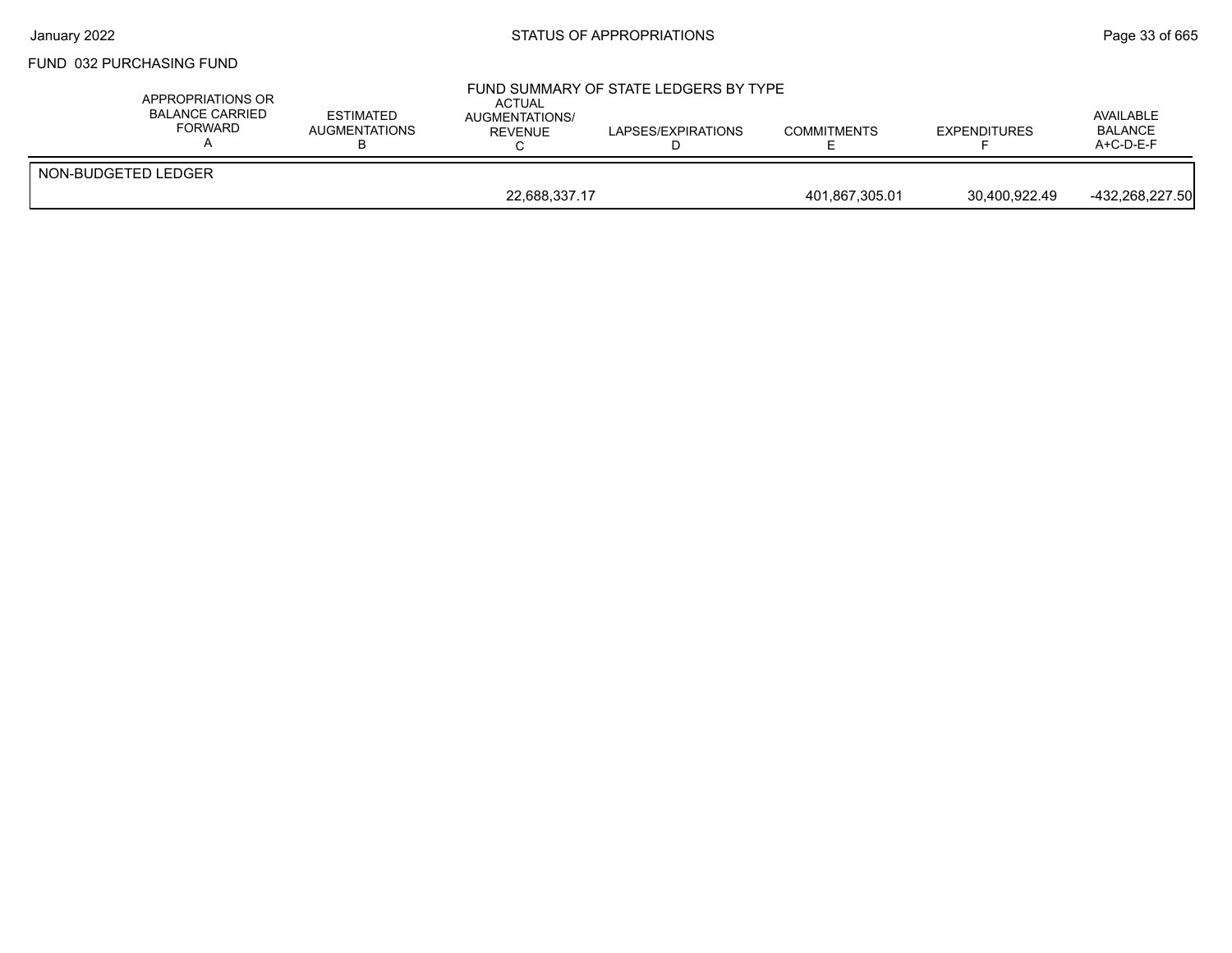FUND 032 PURCHASING FUND

## FUND SUMMARY OF STATE LEDGERS BY TYPE

| | APPROPRIATIONS OR BALANCE CARRIED FORWARD A | ESTIMATED AUGMENTATIONS B | ACTUAL AUGMENTATIONS/ REVENUE C | LAPSES/EXPIRATIONS D | COMMITMENTS E | EXPENDITURES F | AVAILABLE BALANCE A+C-D-E-F |
|---|---|---|---|---|---|---|---|
| NON-BUDGETED LEDGER | | | | | | | |
| | | | 22,688,337.17 | | 401,867,305.01 | 30,400,922.49 | -432,268,227.50 |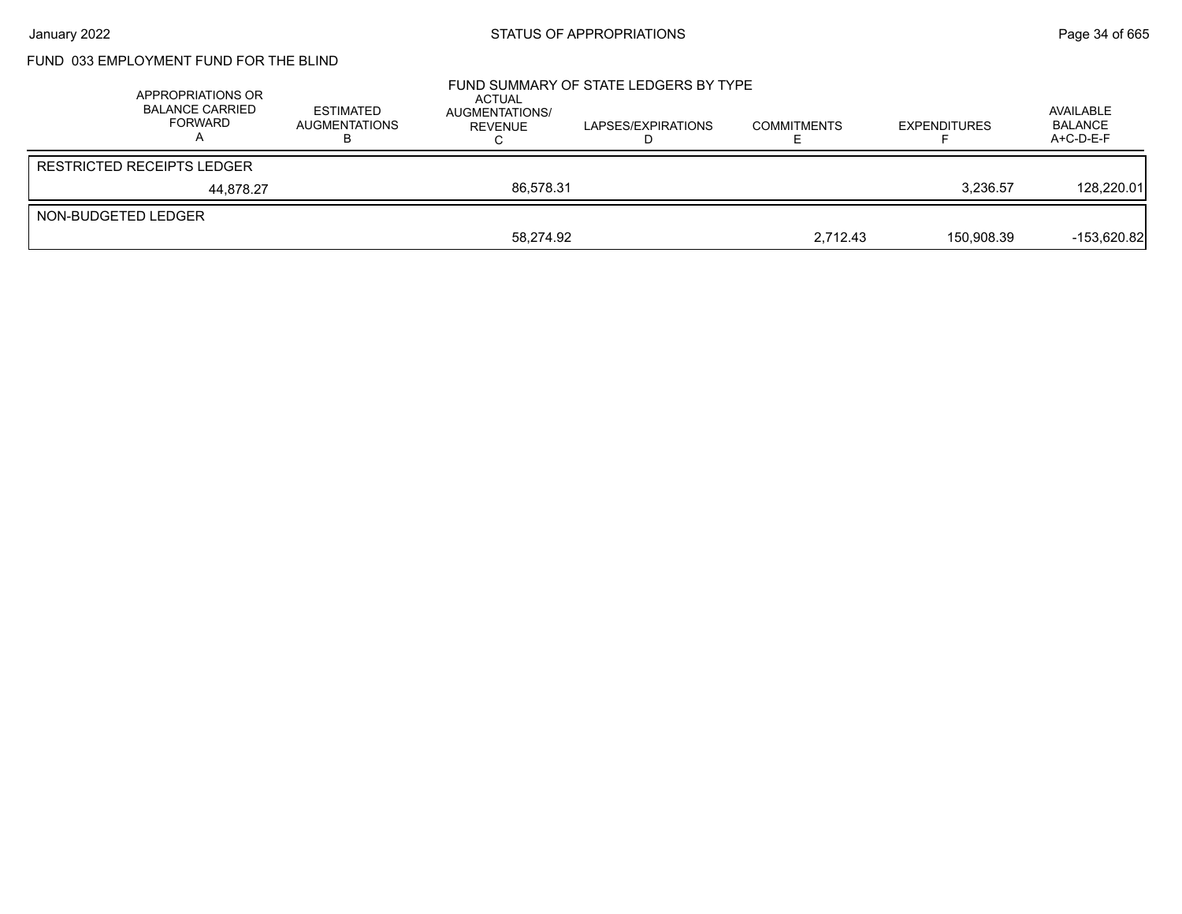# FUND 033 EMPLOYMENT FUND FOR THE BLIND

## FUND SUMMARY OF STATE LEDGERS BY TYPE

| APPROPRIATIONS OR BALANCE CARRIED FORWARD A | ESTIMATED AUGMENTATIONS B | ACTUAL AUGMENTATIONS/ REVENUE C | LAPSES/EXPIRATIONS D | COMMITMENTS E | EXPENDITURES F | AVAILABLE BALANCE A+C-D-E-F |
|---|---|---|---|---|---|---|
| RESTRICTED RECEIPTS LEDGER | | | | | | |
| 44,878.27 | | 86,578.31 | | | 3,236.57 | 128,220.01 |
| NON-BUDGETED LEDGER | | | | | | |
| | | 58,274.92 | | 2,712.43 | 150,908.39 | -153,620.82 |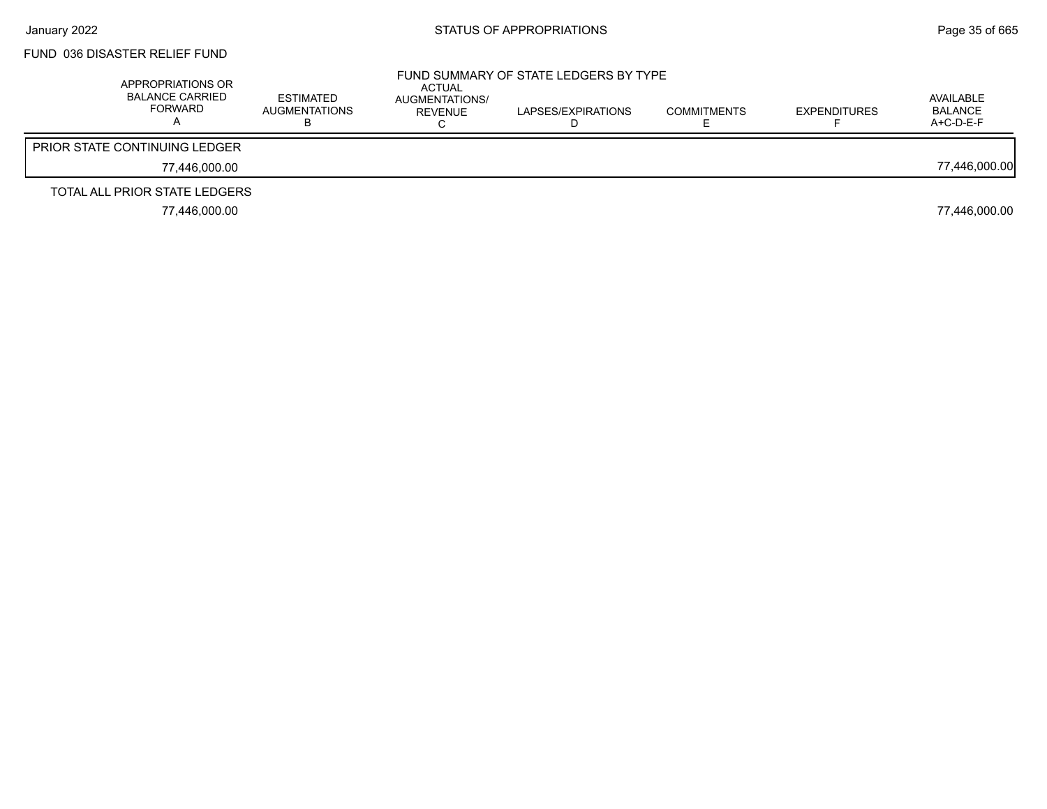## FUND 036 DISASTER RELIEF FUND

### FUND SUMMARY OF STATE LEDGERS BY TYPE

| APPROPRIATIONS OR BALANCE CARRIED FORWARD A | ESTIMATED AUGMENTATIONS B | ACTUAL AUGMENTATIONS/ REVENUE C | LAPSES/EXPIRATIONS D | COMMITMENTS E | EXPENDITURES F | AVAILABLE BALANCE A+C-D-E-F |
|---|---|---|---|---|---|---|
| PRIOR STATE CONTINUING LEDGER | | | | | | |
| 77,446,000.00 | | | | | | 77,446,000.00 |
| TOTAL ALL PRIOR STATE LEDGERS | | | | | | |
| 77,446,000.00 | | | | | | 77,446,000.00 |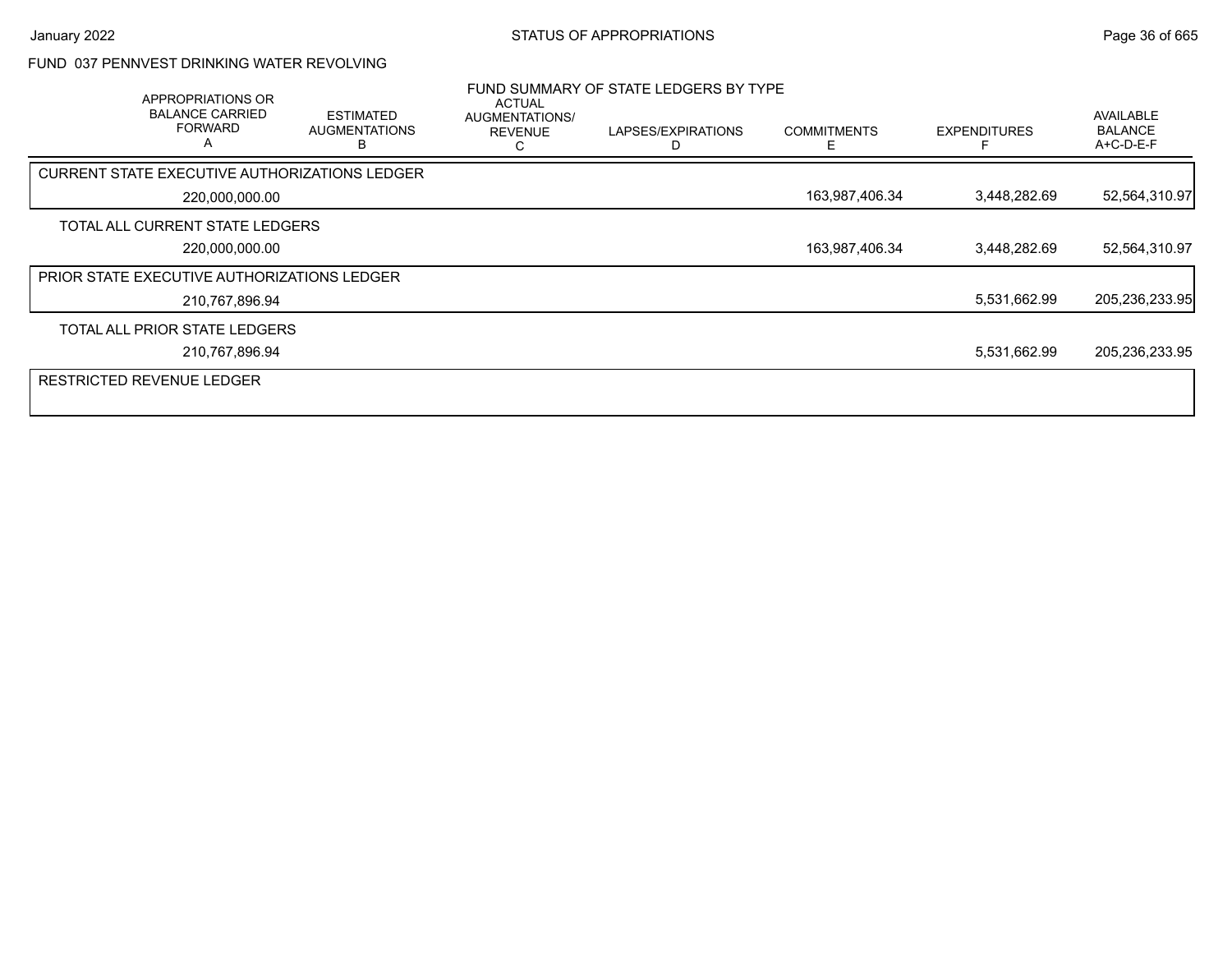## FUND 037 PENNVEST DRINKING WATER REVOLVING

### FUND SUMMARY OF STATE LEDGERS BY TYPE

| APPROPRIATIONS OR BALANCE CARRIED FORWARD A | ESTIMATED AUGMENTATIONS B | ACTUAL AUGMENTATIONS/ REVENUE C | LAPSES/EXPIRATIONS D | COMMITMENTS E | EXPENDITURES F | AVAILABLE BALANCE A+C-D-E-F |
|---|---|---|---|---|---|---|
| **CURRENT STATE EXECUTIVE AUTHORIZATIONS LEDGER** | | | | | | |
| 220,000,000.00 | | | | 163,987,406.34 | 3,448,282.69 | 52,564,310.97 |
| **TOTAL ALL CURRENT STATE LEDGERS** | | | | | | |
| 220,000,000.00 | | | | 163,987,406.34 | 3,448,282.69 | 52,564,310.97 |
| **PRIOR STATE EXECUTIVE AUTHORIZATIONS LEDGER** | | | | | | |
| 210,767,896.94 | | | | | 5,531,662.99 | 205,236,233.95 |
| **TOTAL ALL PRIOR STATE LEDGERS** | | | | | | |
| 210,767,896.94 | | | | | 5,531,662.99 | 205,236,233.95 |
| **RESTRICTED REVENUE LEDGER** | | | | | | |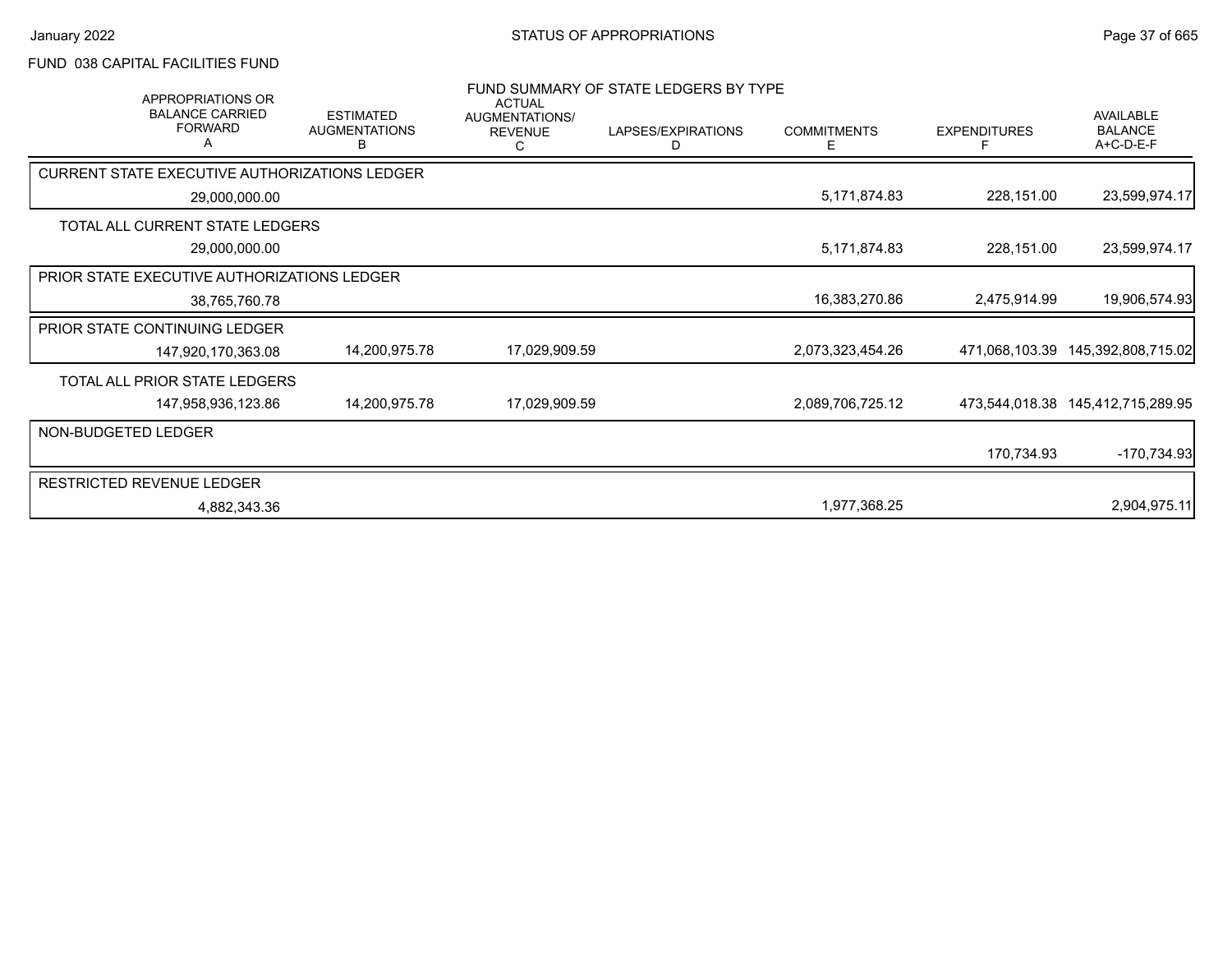## FUND 038 CAPITAL FACILITIES FUND

### FUND SUMMARY OF STATE LEDGERS BY TYPE

| APPROPRIATIONS OR BALANCE CARRIED FORWARD A | ESTIMATED AUGMENTATIONS B | ACTUAL AUGMENTATIONS/ REVENUE C | LAPSES/EXPIRATIONS D | COMMITMENTS E | EXPENDITURES F | AVAILABLE BALANCE A+C-D-E-F |
|---|---|---|---|---|---|---|
| **CURRENT STATE EXECUTIVE AUTHORIZATIONS LEDGER** | | | | | | |
| 29,000,000.00 | | | | 5,171,874.83 | 228,151.00 | 23,599,974.17 |
| **TOTAL ALL CURRENT STATE LEDGERS** | | | | | | |
| 29,000,000.00 | | | | 5,171,874.83 | 228,151.00 | 23,599,974.17 |
| **PRIOR STATE EXECUTIVE AUTHORIZATIONS LEDGER** | | | | | | |
| 38,765,760.78 | | | | 16,383,270.86 | 2,475,914.99 | 19,906,574.93 |
| **PRIOR STATE CONTINUING LEDGER** | | | | | | |
| 147,920,170,363.08 | 14,200,975.78 | 17,029,909.59 | | 2,073,323,454.26 | 471,068,103.39 | 145,392,808,715.02 |
| **TOTAL ALL PRIOR STATE LEDGERS** | | | | | | |
| 147,958,936,123.86 | 14,200,975.78 | 17,029,909.59 | | 2,089,706,725.12 | 473,544,018.38 | 145,412,715,289.95 |
| **NON-BUDGETED LEDGER** | | | | | | |
| | | | | | 170,734.93 | -170,734.93 |
| **RESTRICTED REVENUE LEDGER** | | | | | | |
| 4,882,343.36 | | | | 1,977,368.25 | | 2,904,975.11 |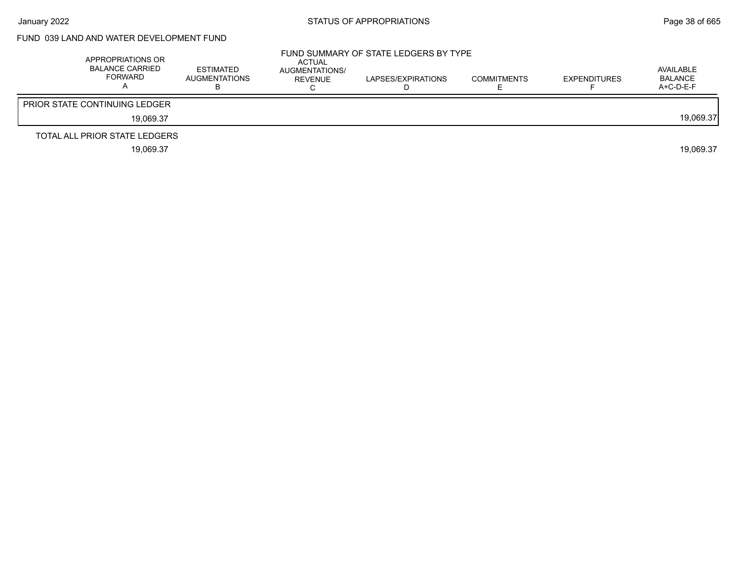## FUND 039 LAND AND WATER DEVELOPMENT FUND

### FUND SUMMARY OF STATE LEDGERS BY TYPE

| APPROPRIATIONS OR BALANCE CARRIED FORWARD A | ESTIMATED AUGMENTATIONS B | ACTUAL AUGMENTATIONS/ REVENUE C | LAPSES/EXPIRATIONS D | COMMITMENTS E | EXPENDITURES F | AVAILABLE BALANCE A+C-D-E-F |
|---|---|---|---|---|---|---|
| PRIOR STATE CONTINUING LEDGER | | | | | | |
| 19,069.37 | | | | | | 19,069.37 |
| TOTAL ALL PRIOR STATE LEDGERS | | | | | | |
| 19,069.37 | | | | | | 19,069.37 |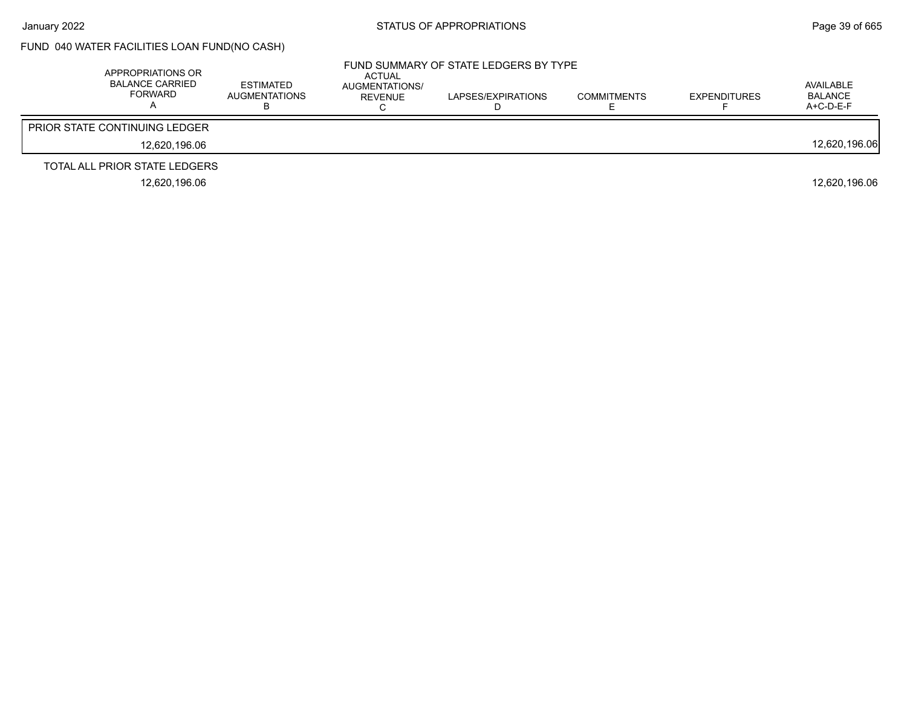STATUS OF APPROPRIATIONS

## FUND 040 WATER FACILITIES LOAN FUND(NO CASH)

### FUND SUMMARY OF STATE LEDGERS BY TYPE

| APPROPRIATIONS OR BALANCE CARRIED FORWARD A | ESTIMATED AUGMENTATIONS B | ACTUAL AUGMENTATIONS/ REVENUE C | LAPSES/EXPIRATIONS D | COMMITMENTS E | EXPENDITURES F | AVAILABLE BALANCE A+C-D-E-F |
|---|---|---|---|---|---|---|
| PRIOR STATE CONTINUING LEDGER | | | | | | |
| 12,620,196.06 | | | | | | 12,620,196.06 |
| TOTAL ALL PRIOR STATE LEDGERS | | | | | | |
| 12,620,196.06 | | | | | | 12,620,196.06 |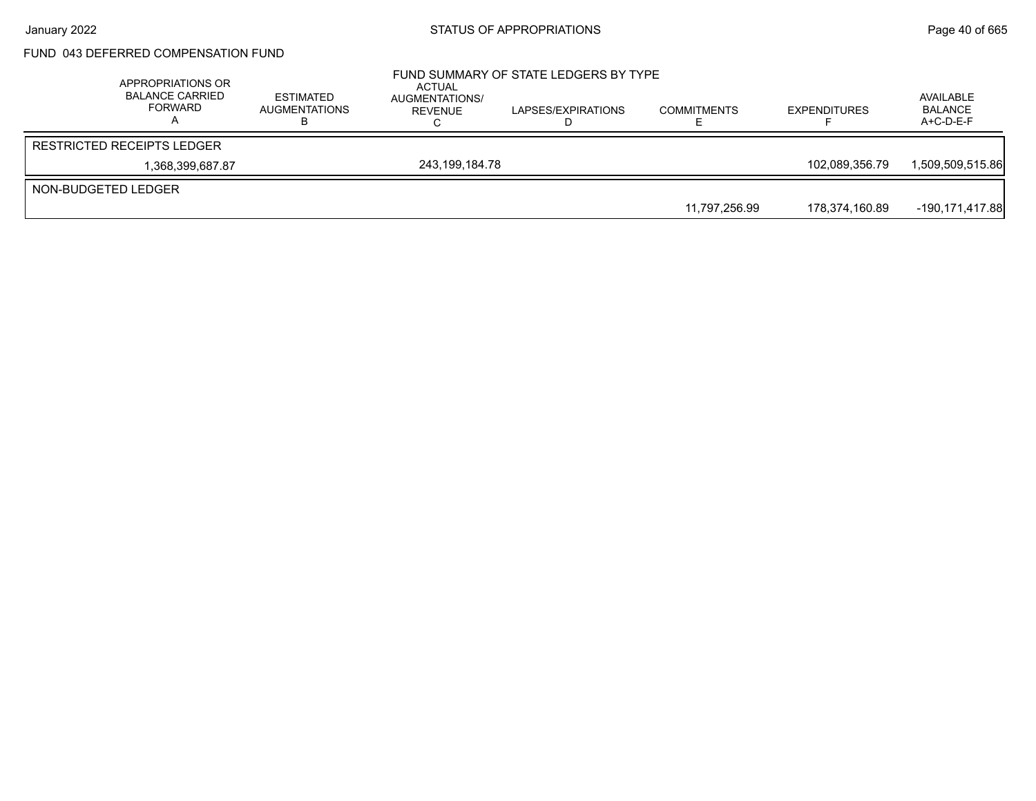# FUND 043 DEFERRED COMPENSATION FUND

## FUND SUMMARY OF STATE LEDGERS BY TYPE

| APPROPRIATIONS OR BALANCE CARRIED FORWARD A | ESTIMATED AUGMENTATIONS B | ACTUAL AUGMENTATIONS/ REVENUE C | LAPSES/EXPIRATIONS D | COMMITMENTS E | EXPENDITURES F | AVAILABLE BALANCE A+C-D-E-F |
|---|---|---|---|---|---|---|
| RESTRICTED RECEIPTS LEDGER | | | | | | |
| 1,368,399,687.87 | | 243,199,184.78 | | | 102,089,356.79 | 1,509,509,515.86 |
| NON-BUDGETED LEDGER | | | | | | |
| | | | | 11,797,256.99 | 178,374,160.89 | -190,171,417.88 |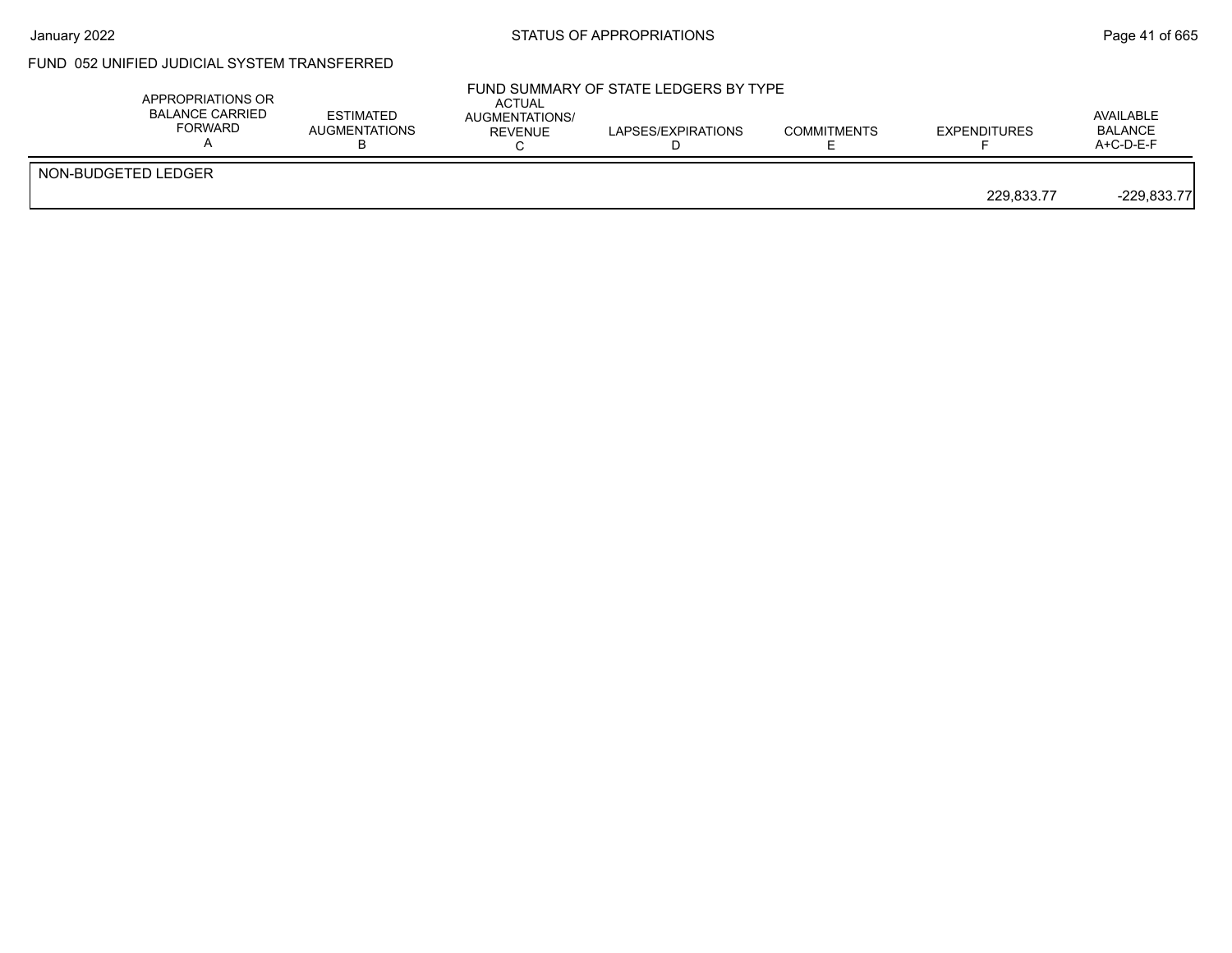FUND 052 UNIFIED JUDICIAL SYSTEM TRANSFERRED

FUND SUMMARY OF STATE LEDGERS BY TYPE

| APPROPRIATIONS OR BALANCE CARRIED FORWARD A | ESTIMATED AUGMENTATIONS B | ACTUAL AUGMENTATIONS/ REVENUE C | LAPSES/EXPIRATIONS D | COMMITMENTS E | EXPENDITURES F | AVAILABLE BALANCE A+C-D-E-F |
|---|---|---|---|---|---|---|
| NON-BUDGETED LEDGER | | | | | | |
| | | | | | 229,833.77 | -229,833.77 |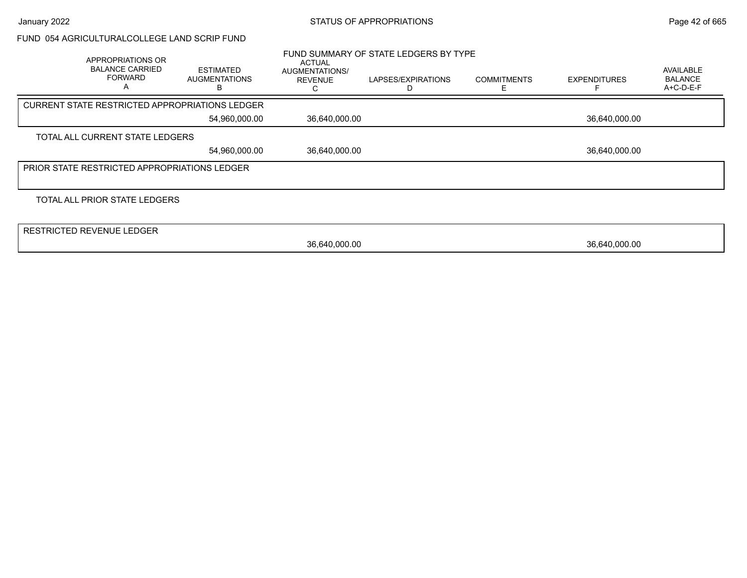FUND 054 AGRICULTURALCOLLEGE LAND SCRIP FUND

FUND SUMMARY OF STATE LEDGERS BY TYPE

| APPROPRIATIONS OR BALANCE CARRIED FORWARD A | ESTIMATED AUGMENTATIONS B | ACTUAL AUGMENTATIONS/ REVENUE C | LAPSES/EXPIRATIONS D | COMMITMENTS E | EXPENDITURES F | AVAILABLE BALANCE A+C-D-E-F |
|---|---|---|---|---|---|---|
| CURRENT STATE RESTRICTED APPROPRIATIONS LEDGER | | | | | | |
| | 54,960,000.00 | 36,640,000.00 | | | 36,640,000.00 | |
| TOTAL ALL CURRENT STATE LEDGERS | | | | | | |
| | 54,960,000.00 | 36,640,000.00 | | | 36,640,000.00 | |
| PRIOR STATE RESTRICTED APPROPRIATIONS LEDGER | | | | | | |
| TOTAL ALL PRIOR STATE LEDGERS | | | | | | |
| RESTRICTED REVENUE LEDGER | | | | | | |
| | | 36,640,000.00 | | | 36,640,000.00 | |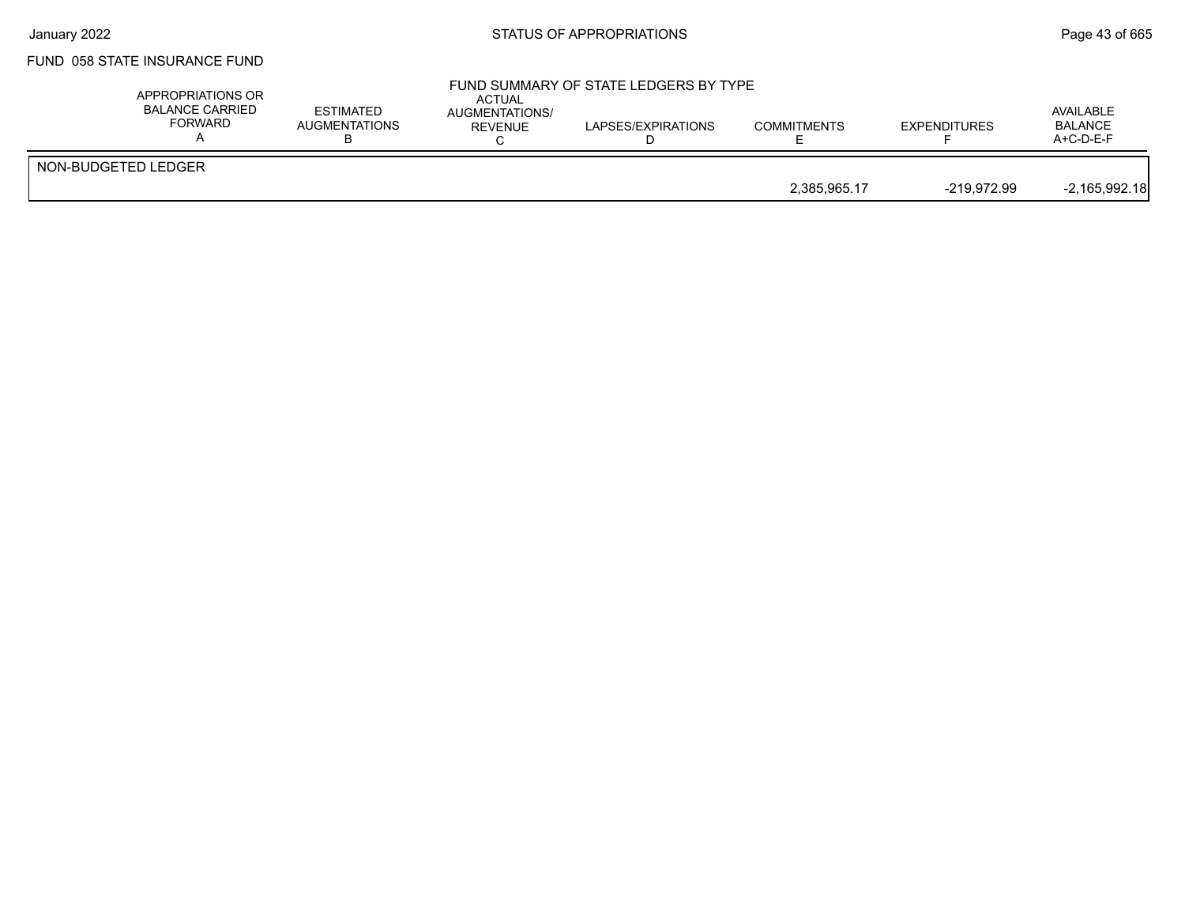FUND 058 STATE INSURANCE FUND

FUND SUMMARY OF STATE LEDGERS BY TYPE

| APPROPRIATIONS OR BALANCE CARRIED FORWARD A | ESTIMATED AUGMENTATIONS B | ACTUAL AUGMENTATIONS/ REVENUE C | LAPSES/EXPIRATIONS D | COMMITMENTS E | EXPENDITURES F | AVAILABLE BALANCE A+C-D-E-F |
|---|---|---|---|---|---|---|
| NON-BUDGETED LEDGER | | | | | | |
| | | | | 2,385,965.17 | -219,972.99 | -2,165,992.18 |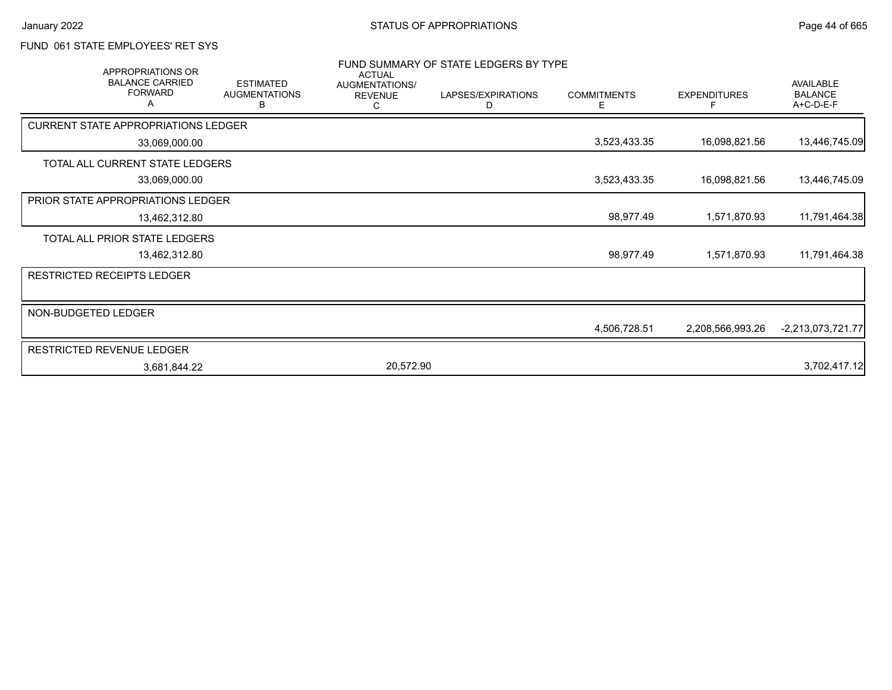STATUS OF APPROPRIATIONS

January 2022

FUND 061 STATE EMPLOYEES' RET SYS

FUND SUMMARY OF STATE LEDGERS BY TYPE

| APPROPRIATIONS OR BALANCE CARRIED FORWARD A | ESTIMATED AUGMENTATIONS B | ACTUAL AUGMENTATIONS/ REVENUE C | LAPSES/EXPIRATIONS D | COMMITMENTS E | EXPENDITURES F | AVAILABLE BALANCE A+C-D-E-F |
|---|---|---|---|---|---|---|
| **CURRENT STATE APPROPRIATIONS LEDGER** | | | | | | |
| 33,069,000.00 | | | | 3,523,433.35 | 16,098,821.56 | 13,446,745.09 |
| TOTAL ALL CURRENT STATE LEDGERS | | | | | | |
| 33,069,000.00 | | | | 3,523,433.35 | 16,098,821.56 | 13,446,745.09 |
| **PRIOR STATE APPROPRIATIONS LEDGER** | | | | | | |
| 13,462,312.80 | | | | 98,977.49 | 1,571,870.93 | 11,791,464.38 |
| TOTAL ALL PRIOR STATE LEDGERS | | | | | | |
| 13,462,312.80 | | | | 98,977.49 | 1,571,870.93 | 11,791,464.38 |
| **RESTRICTED RECEIPTS LEDGER** | | | | | | |
| **NON-BUDGETED LEDGER** | | | | | | |
| | | | | 4,506,728.51 | 2,208,566,993.26 | -2,213,073,721.77 |
| **RESTRICTED REVENUE LEDGER** | | | | | | |
| 3,681,844.22 | | 20,572.90 | | | | 3,702,417.12 |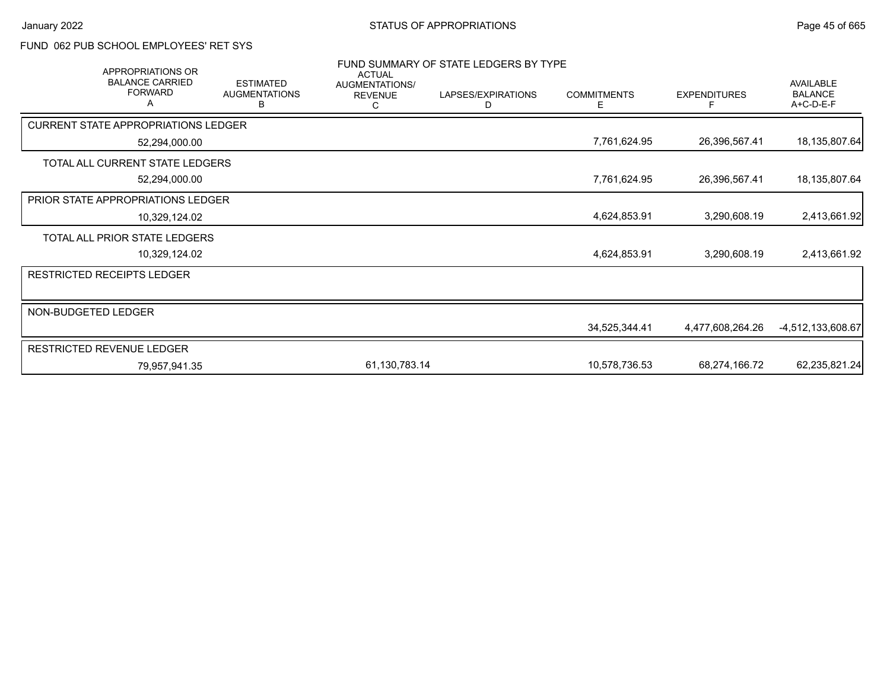STATUS OF APPROPRIATIONS

FUND 062 PUB SCHOOL EMPLOYEES' RET SYS

FUND SUMMARY OF STATE LEDGERS BY TYPE

| APPROPRIATIONS OR BALANCE CARRIED FORWARD A | ESTIMATED AUGMENTATIONS B | ACTUAL AUGMENTATIONS/ REVENUE C | LAPSES/EXPIRATIONS D | COMMITMENTS E | EXPENDITURES F | AVAILABLE BALANCE A+C-D-E-F |
|---|---|---|---|---|---|---|
| CURRENT STATE APPROPRIATIONS LEDGER | | | | | | |
| 52,294,000.00 | | | | 7,761,624.95 | 26,396,567.41 | 18,135,807.64 |
| TOTAL ALL CURRENT STATE LEDGERS | | | | | | |
| 52,294,000.00 | | | | 7,761,624.95 | 26,396,567.41 | 18,135,807.64 |
| PRIOR STATE APPROPRIATIONS LEDGER | | | | | | |
| 10,329,124.02 | | | | 4,624,853.91 | 3,290,608.19 | 2,413,661.92 |
| TOTAL ALL PRIOR STATE LEDGERS | | | | | | |
| 10,329,124.02 | | | | 4,624,853.91 | 3,290,608.19 | 2,413,661.92 |
| RESTRICTED RECEIPTS LEDGER | | | | | | |
| NON-BUDGETED LEDGER | | | | | | |
| | | | | 34,525,344.41 | 4,477,608,264.26 | -4,512,133,608.67 |
| RESTRICTED REVENUE LEDGER | | | | | | |
| 79,957,941.35 | | 61,130,783.14 | | 10,578,736.53 | 68,274,166.72 | 62,235,821.24 |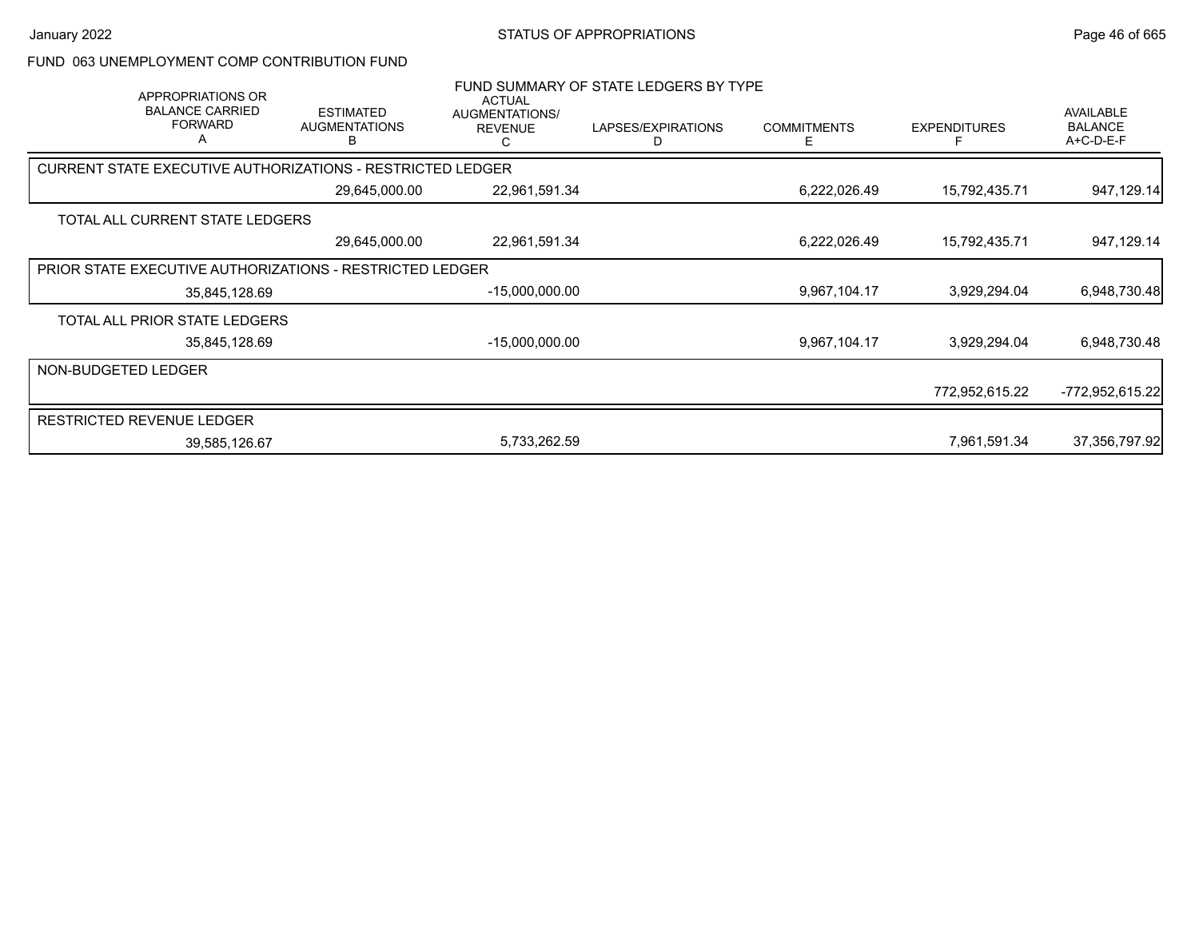## FUND 063 UNEMPLOYMENT COMP CONTRIBUTION FUND

### FUND SUMMARY OF STATE LEDGERS BY TYPE

| APPROPRIATIONS OR BALANCE CARRIED FORWARD A | ESTIMATED AUGMENTATIONS B | ACTUAL AUGMENTATIONS/ REVENUE C | LAPSES/EXPIRATIONS D | COMMITMENTS E | EXPENDITURES F | AVAILABLE BALANCE A+C-D-E-F |
|---|---|---|---|---|---|---|
| CURRENT STATE EXECUTIVE AUTHORIZATIONS - RESTRICTED LEDGER | | | | | | |
| | 29,645,000.00 | 22,961,591.34 | | 6,222,026.49 | 15,792,435.71 | 947,129.14 |
| TOTAL ALL CURRENT STATE LEDGERS | | | | | | |
| | 29,645,000.00 | 22,961,591.34 | | 6,222,026.49 | 15,792,435.71 | 947,129.14 |
| PRIOR STATE EXECUTIVE AUTHORIZATIONS - RESTRICTED LEDGER | | | | | | |
| 35,845,128.69 | | -15,000,000.00 | | 9,967,104.17 | 3,929,294.04 | 6,948,730.48 |
| TOTAL ALL PRIOR STATE LEDGERS | | | | | | |
| 35,845,128.69 | | -15,000,000.00 | | 9,967,104.17 | 3,929,294.04 | 6,948,730.48 |
| NON-BUDGETED LEDGER | | | | | | |
| | | | | | 772,952,615.22 | -772,952,615.22 |
| RESTRICTED REVENUE LEDGER | | | | | | |
| 39,585,126.67 | | 5,733,262.59 | | | 7,961,591.34 | 37,356,797.92 |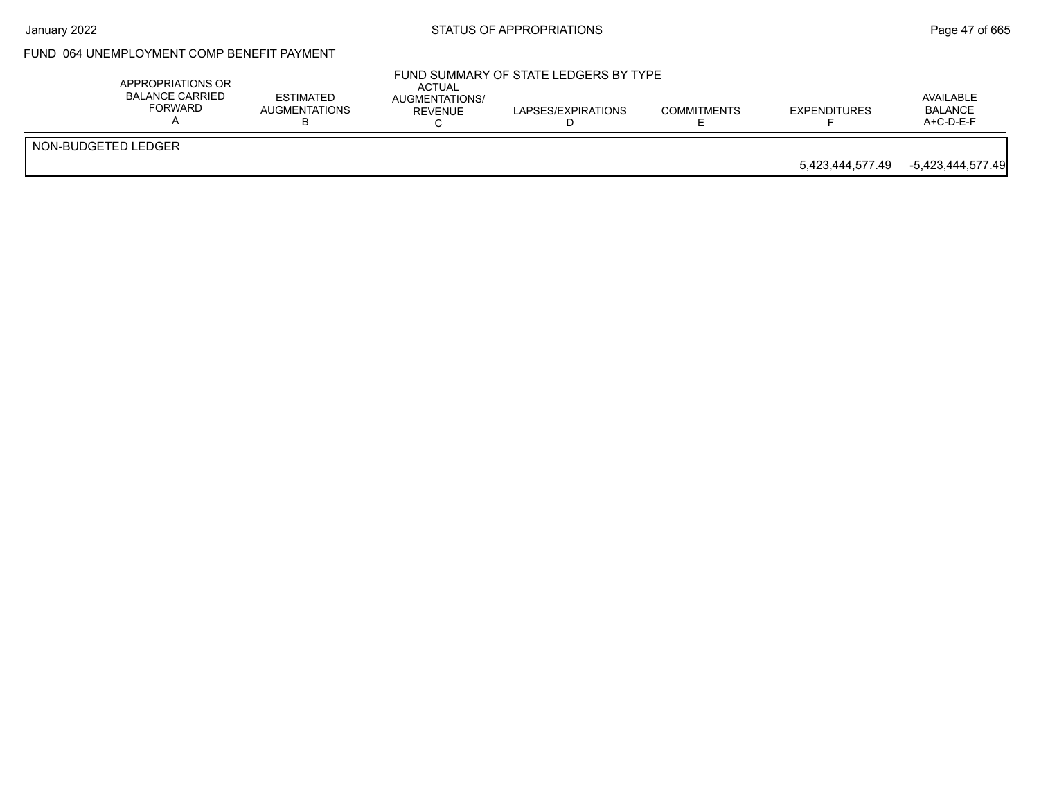## FUND 064 UNEMPLOYMENT COMP BENEFIT PAYMENT

### FUND SUMMARY OF STATE LEDGERS BY TYPE

| | APPROPRIATIONS OR BALANCE CARRIED FORWARD A | ESTIMATED AUGMENTATIONS B | ACTUAL AUGMENTATIONS/ REVENUE C | LAPSES/EXPIRATIONS D | COMMITMENTS E | EXPENDITURES F | AVAILABLE BALANCE A+C-D-E-F |
|---|---|---|---|---|---|---|---|
| NON-BUDGETED LEDGER | | | | | | | |
| | | | | | | 5,423,444,577.49 | -5,423,444,577.49 |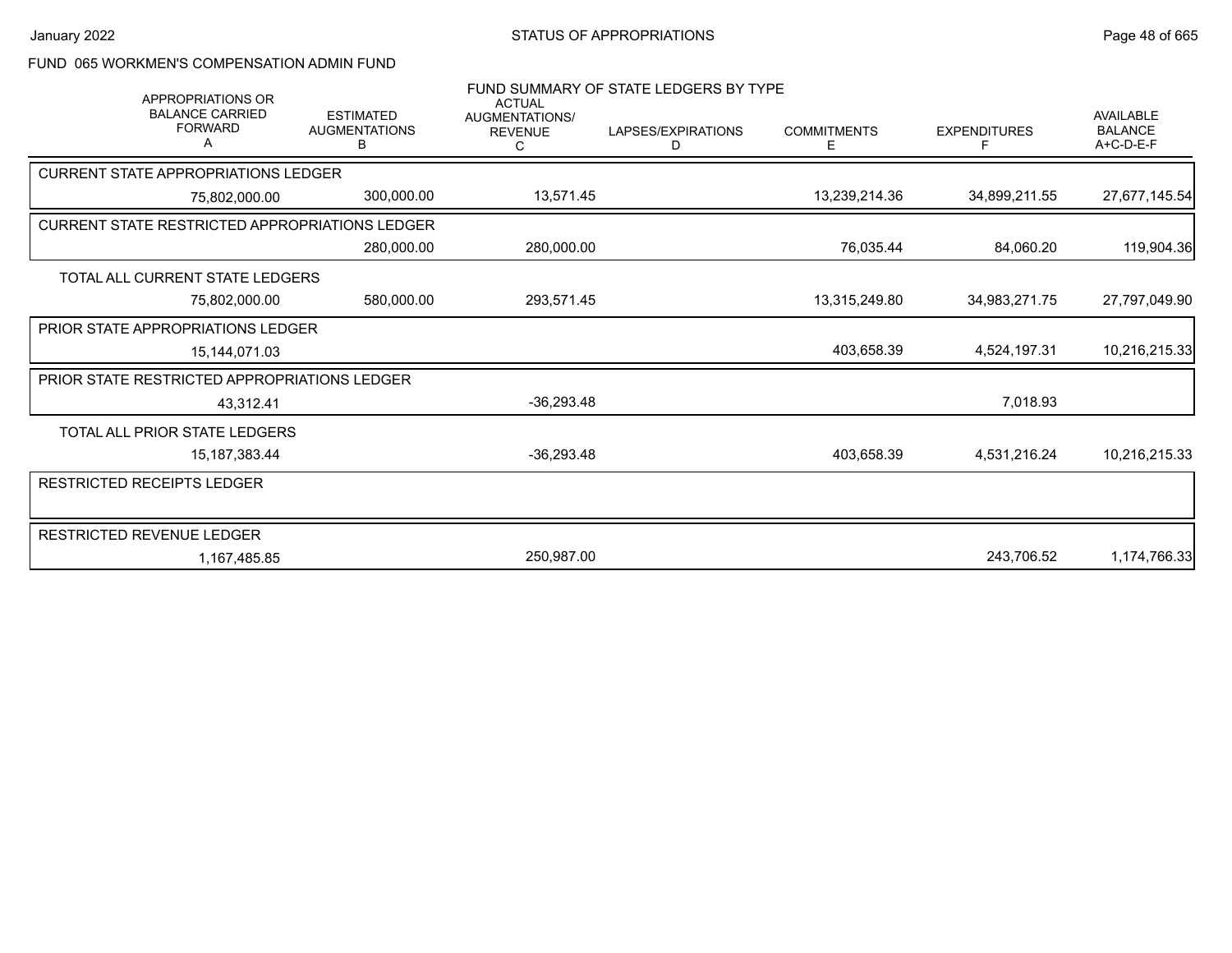# STATUS OF APPROPRIATIONS

January 2022

## FUND 065 WORKMEN'S COMPENSATION ADMIN FUND

FUND SUMMARY OF STATE LEDGERS BY TYPE

| APPROPRIATIONS OR BALANCE CARRIED FORWARD A | ESTIMATED AUGMENTATIONS B | ACTUAL AUGMENTATIONS/ REVENUE C | LAPSES/EXPIRATIONS D | COMMITMENTS E | EXPENDITURES F | AVAILABLE BALANCE A+C-D-E-F |
|---|---|---|---|---|---|---|
| **CURRENT STATE APPROPRIATIONS LEDGER** | | | | | | |
| 75,802,000.00 | 300,000.00 | 13,571.45 | | 13,239,214.36 | 34,899,211.55 | 27,677,145.54 |
| **CURRENT STATE RESTRICTED APPROPRIATIONS LEDGER** | | | | | | |
| | 280,000.00 | 280,000.00 | | 76,035.44 | 84,060.20 | 119,904.36 |
| **TOTAL ALL CURRENT STATE LEDGERS** | | | | | | |
| 75,802,000.00 | 580,000.00 | 293,571.45 | | 13,315,249.80 | 34,983,271.75 | 27,797,049.90 |
| **PRIOR STATE APPROPRIATIONS LEDGER** | | | | | | |
| 15,144,071.03 | | | | 403,658.39 | 4,524,197.31 | 10,216,215.33 |
| **PRIOR STATE RESTRICTED APPROPRIATIONS LEDGER** | | | | | | |
| 43,312.41 | | -36,293.48 | | | 7,018.93 | |
| **TOTAL ALL PRIOR STATE LEDGERS** | | | | | | |
| 15,187,383.44 | | -36,293.48 | | 403,658.39 | 4,531,216.24 | 10,216,215.33 |
| **RESTRICTED RECEIPTS LEDGER** | | | | | | |
| | | | | | | |
| **RESTRICTED REVENUE LEDGER** | | | | | | |
| 1,167,485.85 | | 250,987.00 | | | 243,706.52 | 1,174,766.33 |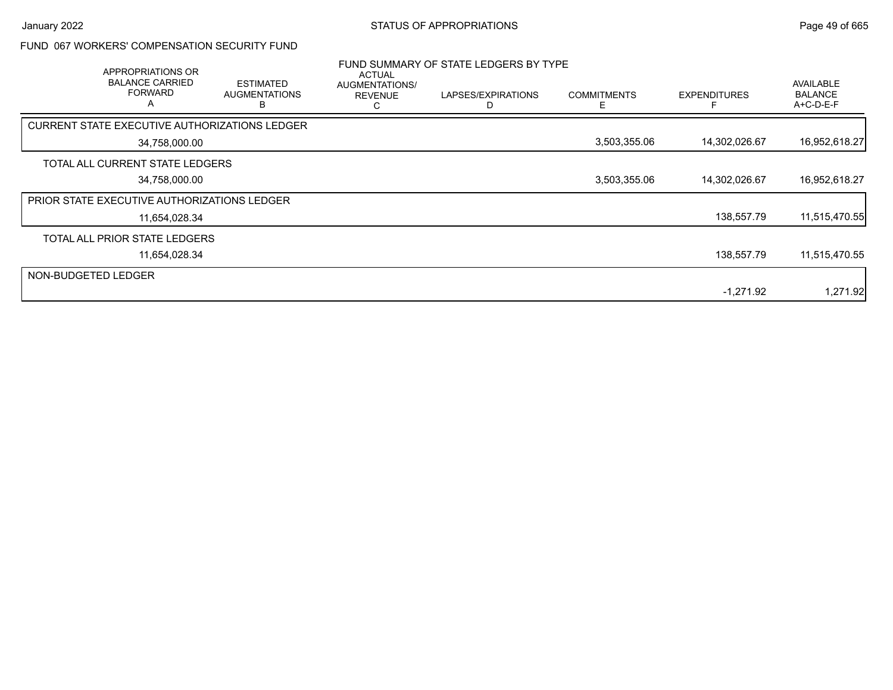FUND 067 WORKERS' COMPENSATION SECURITY FUND

FUND SUMMARY OF STATE LEDGERS BY TYPE

| APPROPRIATIONS OR BALANCE CARRIED FORWARD A | ESTIMATED AUGMENTATIONS B | ACTUAL AUGMENTATIONS/ REVENUE C | LAPSES/EXPIRATIONS D | COMMITMENTS E | EXPENDITURES F | AVAILABLE BALANCE A+C-D-E-F |
|---|---|---|---|---|---|---|
| CURRENT STATE EXECUTIVE AUTHORIZATIONS LEDGER | | | | | | |
| 34,758,000.00 | | | | 3,503,355.06 | 14,302,026.67 | 16,952,618.27 |
| TOTAL ALL CURRENT STATE LEDGERS | | | | | | |
| 34,758,000.00 | | | | 3,503,355.06 | 14,302,026.67 | 16,952,618.27 |
| PRIOR STATE EXECUTIVE AUTHORIZATIONS LEDGER | | | | | | |
| 11,654,028.34 | | | | | 138,557.79 | 11,515,470.55 |
| TOTAL ALL PRIOR STATE LEDGERS | | | | | | |
| 11,654,028.34 | | | | | 138,557.79 | 11,515,470.55 |
| NON-BUDGETED LEDGER | | | | | | |
| | | | | | -1,271.92 | 1,271.92 |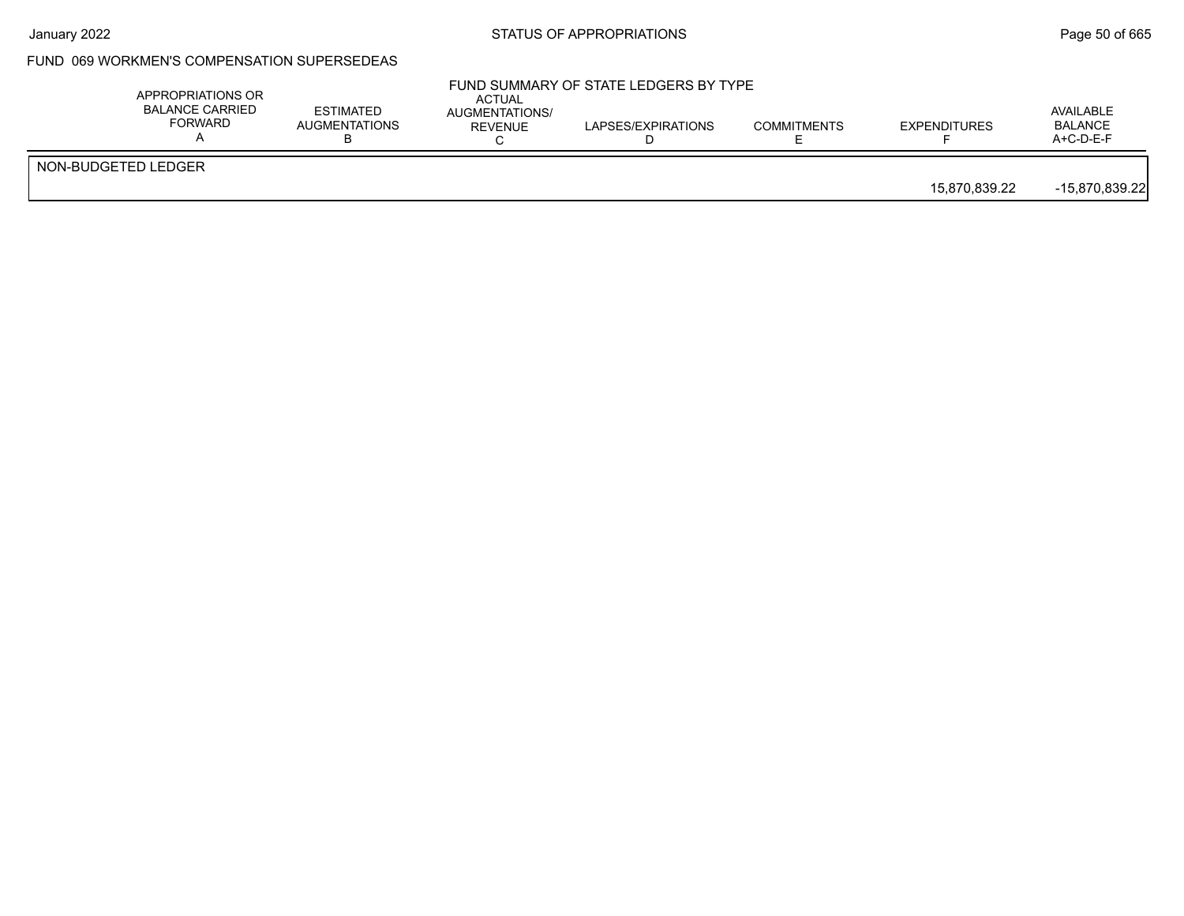FUND 069 WORKMEN'S COMPENSATION SUPERSEDEAS

FUND SUMMARY OF STATE LEDGERS BY TYPE

| | APPROPRIATIONS OR BALANCE CARRIED FORWARD A | ESTIMATED AUGMENTATIONS B | ACTUAL AUGMENTATIONS/ REVENUE C | LAPSES/EXPIRATIONS D | COMMITMENTS E | EXPENDITURES F | AVAILABLE BALANCE A+C-D-E-F |
|---|---|---|---|---|---|---|---|
| NON-BUDGETED LEDGER | | | | | | | |
| | | | | | | 15,870,839.22 | -15,870,839.22 |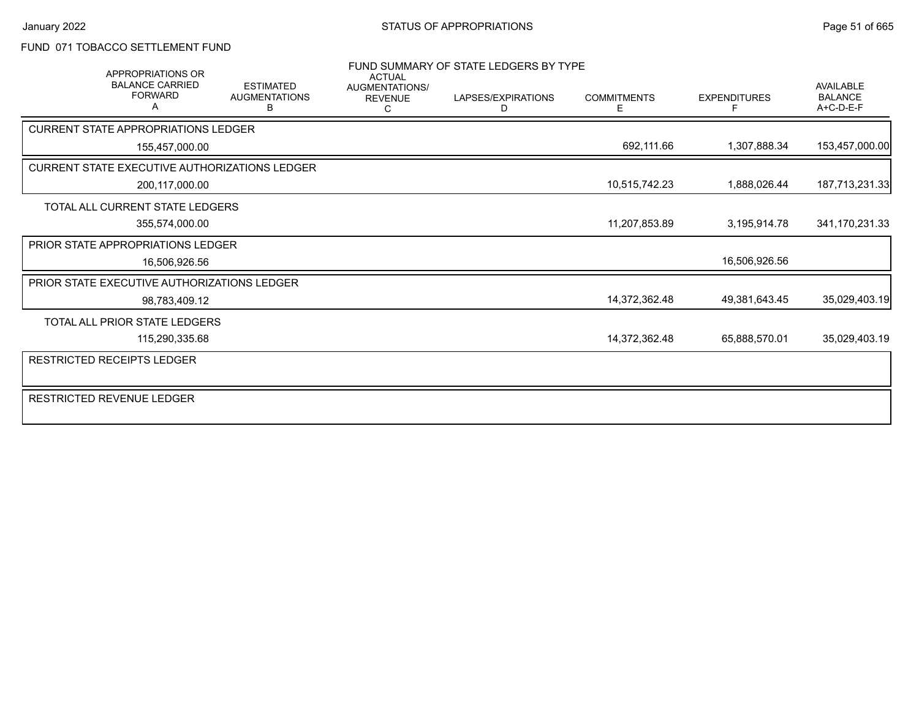FUND 071 TOBACCO SETTLEMENT FUND

FUND SUMMARY OF STATE LEDGERS BY TYPE

| | APPROPRIATIONS OR BALANCE CARRIED FORWARD A | ESTIMATED AUGMENTATIONS B | ACTUAL AUGMENTATIONS/ REVENUE C | LAPSES/EXPIRATIONS D | COMMITMENTS E | EXPENDITURES F | AVAILABLE BALANCE A+C-D-E-F |
|---|---|---|---|---|---|---|---|
| CURRENT STATE APPROPRIATIONS LEDGER | 155,457,000.00 | | | | 692,111.66 | 1,307,888.34 | 153,457,000.00 |
| CURRENT STATE EXECUTIVE AUTHORIZATIONS LEDGER | 200,117,000.00 | | | | 10,515,742.23 | 1,888,026.44 | 187,713,231.33 |
| TOTAL ALL CURRENT STATE LEDGERS | 355,574,000.00 | | | | 11,207,853.89 | 3,195,914.78 | 341,170,231.33 |
| PRIOR STATE APPROPRIATIONS LEDGER | 16,506,926.56 | | | | | 16,506,926.56 | |
| PRIOR STATE EXECUTIVE AUTHORIZATIONS LEDGER | 98,783,409.12 | | | | 14,372,362.48 | 49,381,643.45 | 35,029,403.19 |
| TOTAL ALL PRIOR STATE LEDGERS | 115,290,335.68 | | | | 14,372,362.48 | 65,888,570.01 | 35,029,403.19 |
| RESTRICTED RECEIPTS LEDGER | | | | | | | |
| RESTRICTED REVENUE LEDGER | | | | | | | |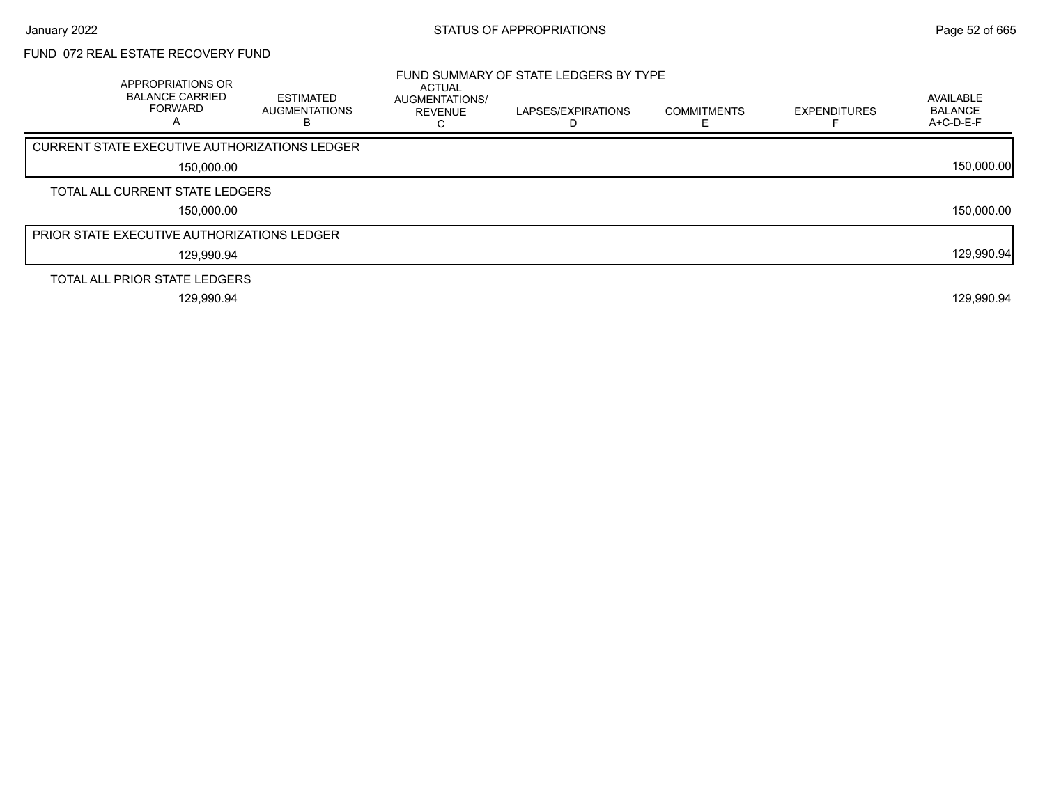FUND 072 REAL ESTATE RECOVERY FUND

FUND SUMMARY OF STATE LEDGERS BY TYPE

| APPROPRIATIONS OR BALANCE CARRIED FORWARD A | ESTIMATED AUGMENTATIONS B | ACTUAL AUGMENTATIONS/ REVENUE C | LAPSES/EXPIRATIONS D | COMMITMENTS E | EXPENDITURES F | AVAILABLE BALANCE A+C-D-E-F |
|---|---|---|---|---|---|---|
| CURRENT STATE EXECUTIVE AUTHORIZATIONS LEDGER | | | | | | |
| 150,000.00 | | | | | | 150,000.00 |
| TOTAL ALL CURRENT STATE LEDGERS | | | | | | |
| 150,000.00 | | | | | | 150,000.00 |
| PRIOR STATE EXECUTIVE AUTHORIZATIONS LEDGER | | | | | | |
| 129,990.94 | | | | | | 129,990.94 |
| TOTAL ALL PRIOR STATE LEDGERS | | | | | | |
| 129,990.94 | | | | | | 129,990.94 |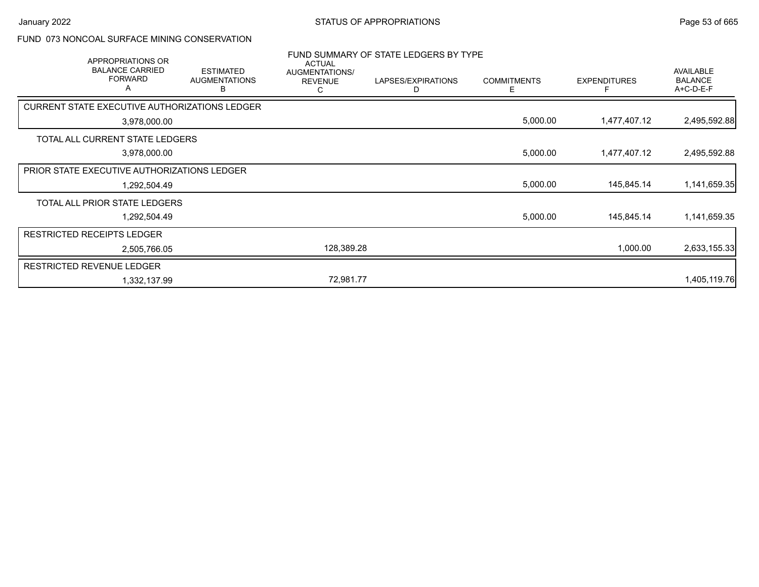# FUND 073 NONCOAL SURFACE MINING CONSERVATION

## FUND SUMMARY OF STATE LEDGERS BY TYPE

| APPROPRIATIONS OR BALANCE CARRIED FORWARD A | ESTIMATED AUGMENTATIONS B | ACTUAL AUGMENTATIONS/ REVENUE C | LAPSES/EXPIRATIONS D | COMMITMENTS E | EXPENDITURES F | AVAILABLE BALANCE A+C-D-E-F |
|---|---|---|---|---|---|---|
| **CURRENT STATE EXECUTIVE AUTHORIZATIONS LEDGER** | | | | | | |
| 3,978,000.00 | | | | 5,000.00 | 1,477,407.12 | 2,495,592.88 |
| **TOTAL ALL CURRENT STATE LEDGERS** | | | | | | |
| 3,978,000.00 | | | | 5,000.00 | 1,477,407.12 | 2,495,592.88 |
| **PRIOR STATE EXECUTIVE AUTHORIZATIONS LEDGER** | | | | | | |
| 1,292,504.49 | | | | 5,000.00 | 145,845.14 | 1,141,659.35 |
| **TOTAL ALL PRIOR STATE LEDGERS** | | | | | | |
| 1,292,504.49 | | | | 5,000.00 | 145,845.14 | 1,141,659.35 |
| **RESTRICTED RECEIPTS LEDGER** | | | | | | |
| 2,505,766.05 | | 128,389.28 | | | 1,000.00 | 2,633,155.33 |
| **RESTRICTED REVENUE LEDGER** | | | | | | |
| 1,332,137.99 | | 72,981.77 | | | | 1,405,119.76 |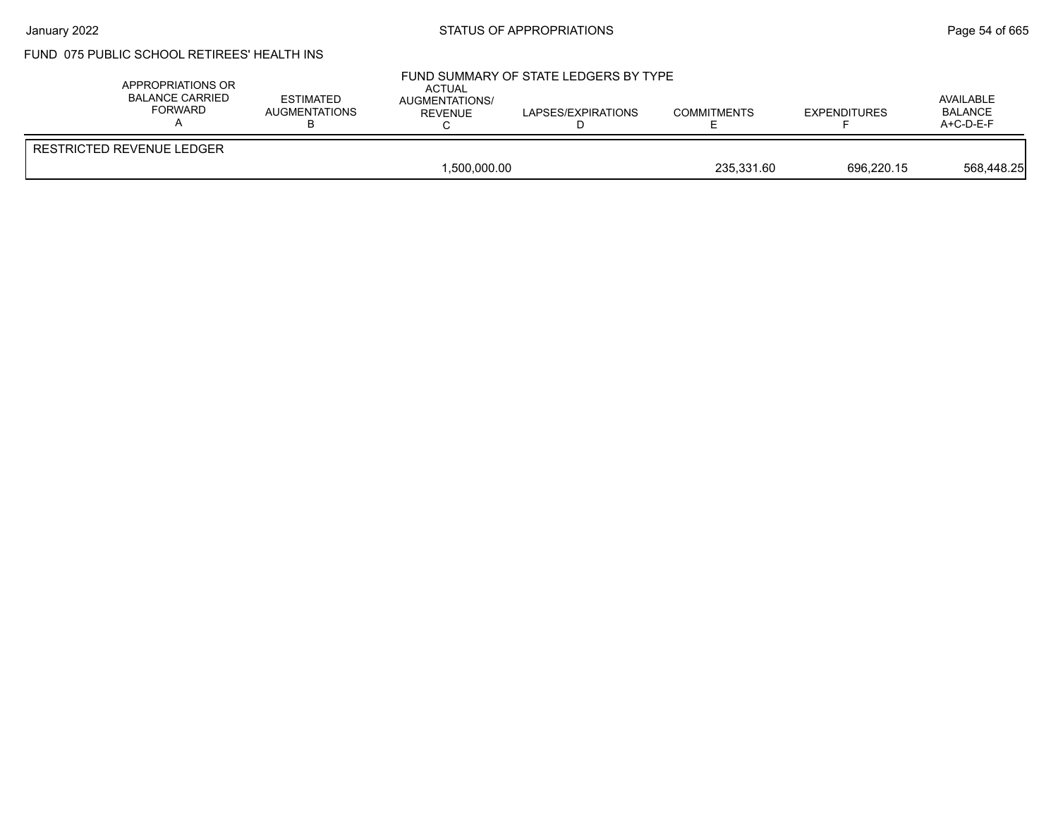FUND 075 PUBLIC SCHOOL RETIREES' HEALTH INS

FUND SUMMARY OF STATE LEDGERS BY TYPE

| | APPROPRIATIONS OR BALANCE CARRIED FORWARD A | ESTIMATED AUGMENTATIONS B | ACTUAL AUGMENTATIONS/ REVENUE C | LAPSES/EXPIRATIONS D | COMMITMENTS E | EXPENDITURES F | AVAILABLE BALANCE A+C-D-E-F |
|---|---|---|---|---|---|---|---|
| RESTRICTED REVENUE LEDGER | | | | | | | |
| | | | 1,500,000.00 | | 235,331.60 | 696,220.15 | 568,448.25 |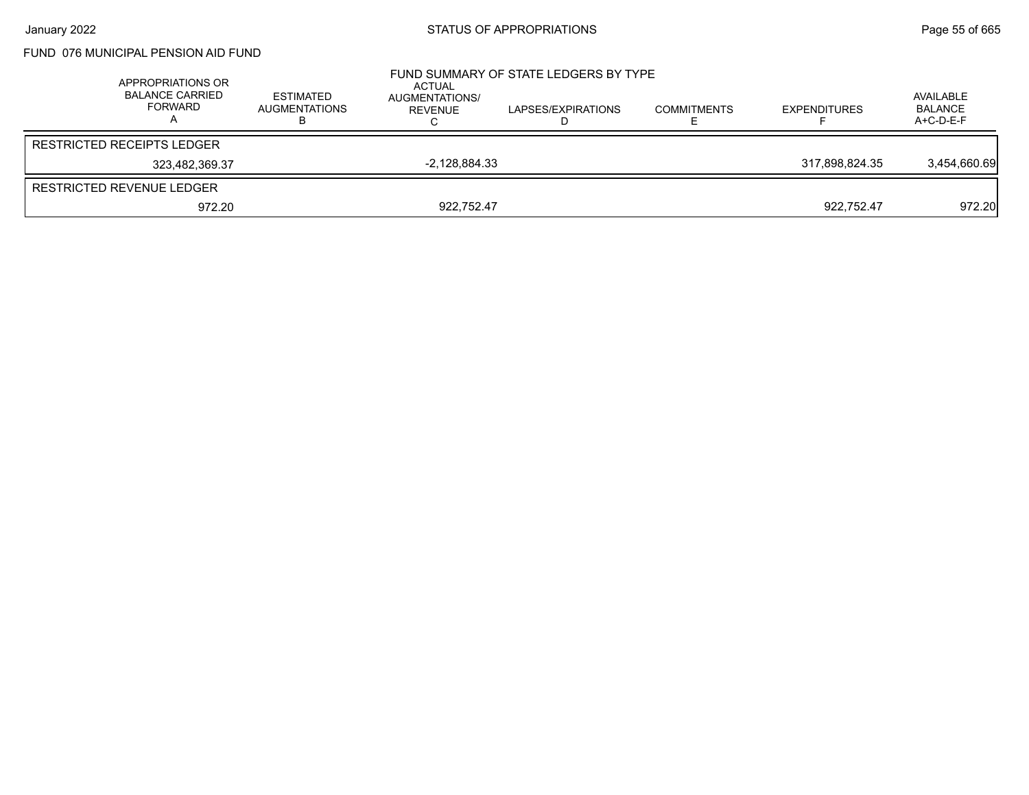FUND 076 MUNICIPAL PENSION AID FUND

FUND SUMMARY OF STATE LEDGERS BY TYPE

| APPROPRIATIONS OR BALANCE CARRIED FORWARD A | ESTIMATED AUGMENTATIONS B | ACTUAL AUGMENTATIONS/ REVENUE C | LAPSES/EXPIRATIONS D | COMMITMENTS E | EXPENDITURES F | AVAILABLE BALANCE A+C-D-E-F |
|---|---|---|---|---|---|---|
| RESTRICTED RECEIPTS LEDGER | | | | | | |
| 323,482,369.37 | | -2,128,884.33 | | | 317,898,824.35 | 3,454,660.69 |
| RESTRICTED REVENUE LEDGER | | | | | | |
| 972.20 | | 922,752.47 | | | 922,752.47 | 972.20 |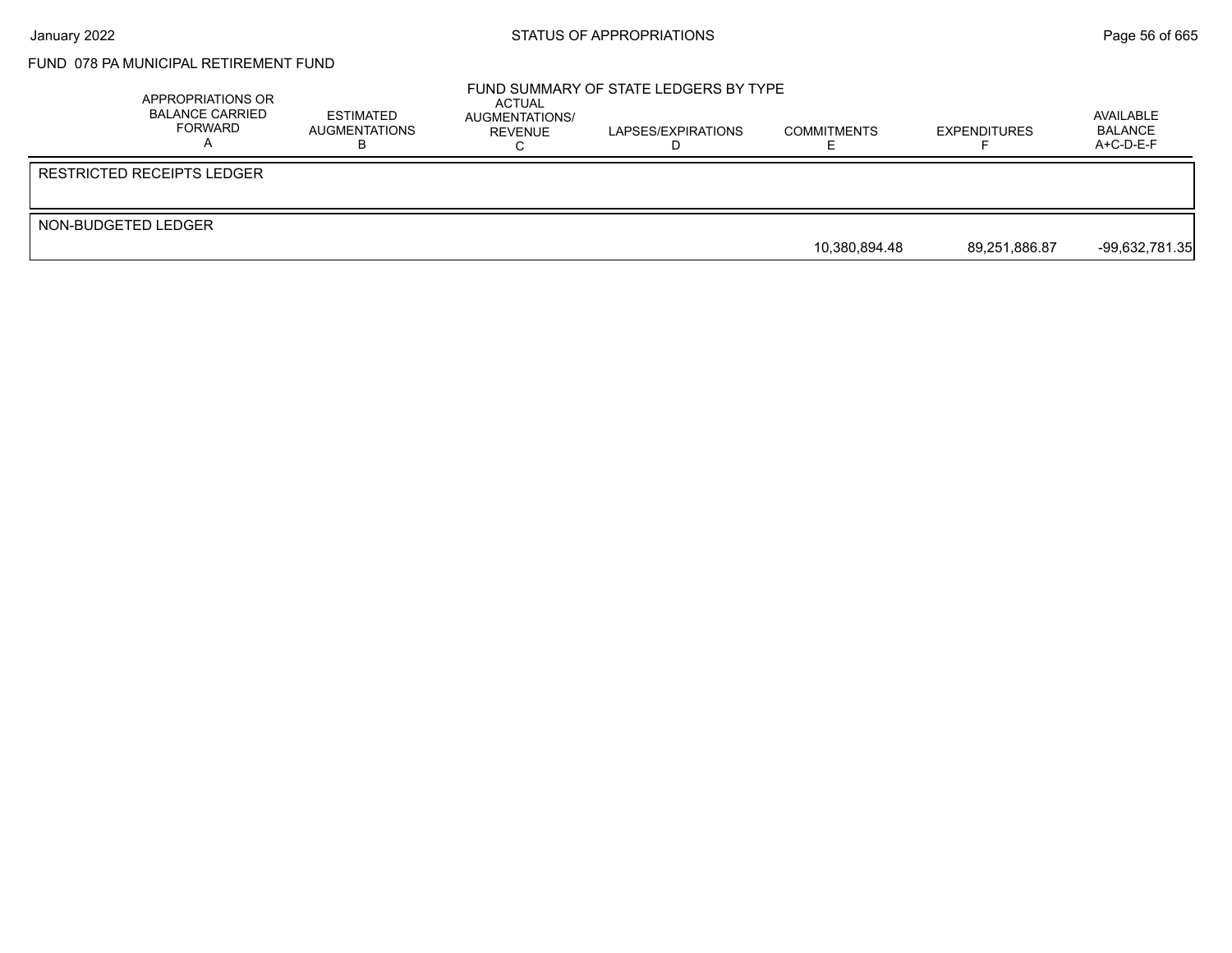## FUND 078 PA MUNICIPAL RETIREMENT FUND

### FUND SUMMARY OF STATE LEDGERS BY TYPE

| | APPROPRIATIONS OR BALANCE CARRIED FORWARD A | ESTIMATED AUGMENTATIONS B | ACTUAL AUGMENTATIONS/ REVENUE C | LAPSES/EXPIRATIONS D | COMMITMENTS E | EXPENDITURES F | AVAILABLE BALANCE A+C-D-E-F |
|---|---|---|---|---|---|---|---|
| RESTRICTED RECEIPTS LEDGER | | | | | | | |
| NON-BUDGETED LEDGER | | | | | 10,380,894.48 | 89,251,886.87 | -99,632,781.35 |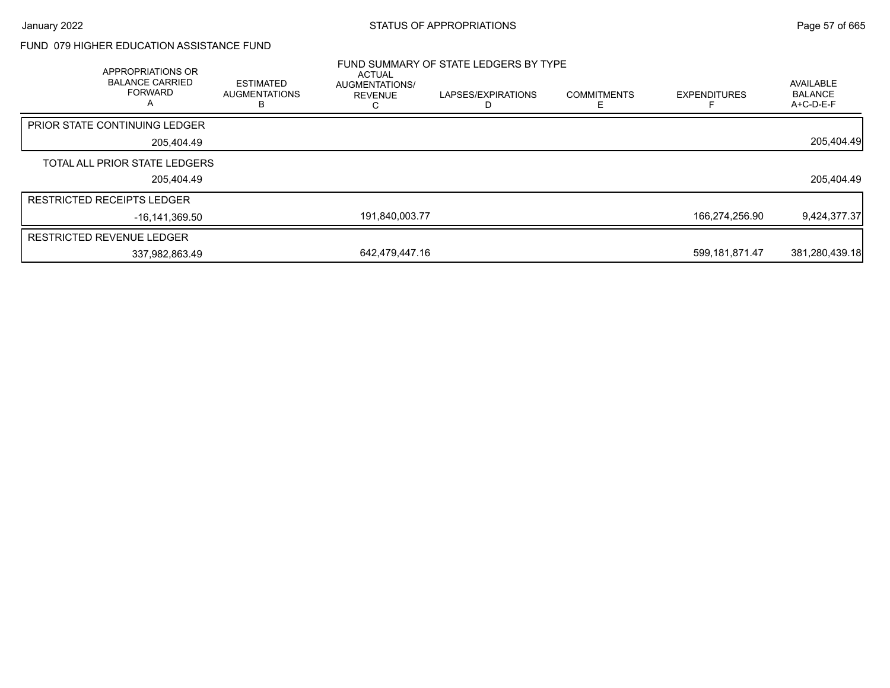FUND 079 HIGHER EDUCATION ASSISTANCE FUND

FUND SUMMARY OF STATE LEDGERS BY TYPE

| APPROPRIATIONS OR BALANCE CARRIED FORWARD A | ESTIMATED AUGMENTATIONS B | ACTUAL AUGMENTATIONS/ REVENUE C | LAPSES/EXPIRATIONS D | COMMITMENTS E | EXPENDITURES F | AVAILABLE BALANCE A+C-D-E-F |
|---|---|---|---|---|---|---|
| PRIOR STATE CONTINUING LEDGER | | | | | | |
| 205,404.49 | | | | | | 205,404.49 |
| TOTAL ALL PRIOR STATE LEDGERS | | | | | | |
| 205,404.49 | | | | | | 205,404.49 |
| RESTRICTED RECEIPTS LEDGER | | | | | | |
| -16,141,369.50 | | 191,840,003.77 | | | 166,274,256.90 | 9,424,377.37 |
| RESTRICTED REVENUE LEDGER | | | | | | |
| 337,982,863.49 | | 642,479,447.16 | | | 599,181,871.47 | 381,280,439.18 |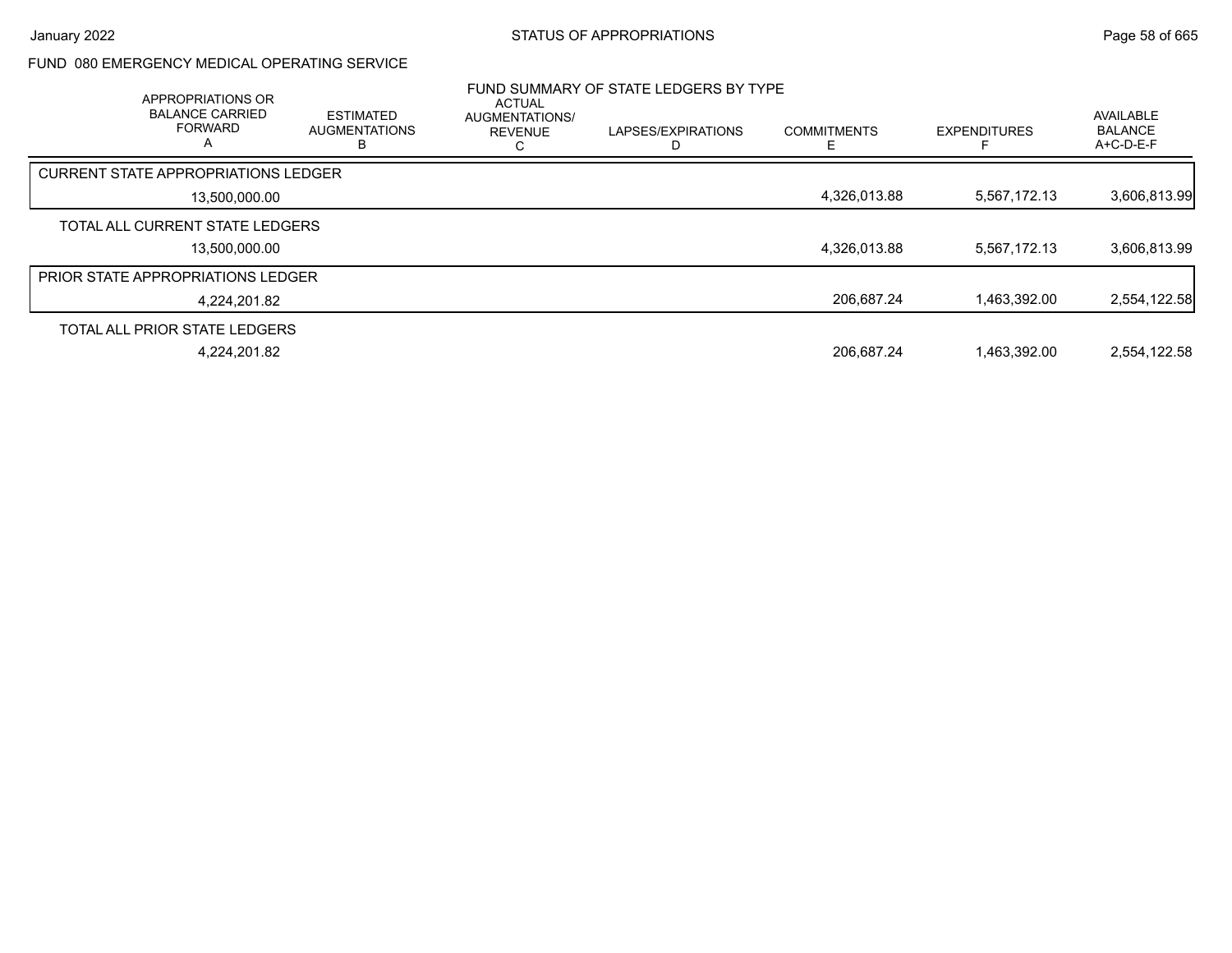FUND 080 EMERGENCY MEDICAL OPERATING SERVICE

FUND SUMMARY OF STATE LEDGERS BY TYPE

| APPROPRIATIONS OR BALANCE CARRIED FORWARD A | ESTIMATED AUGMENTATIONS B | ACTUAL AUGMENTATIONS/ REVENUE C | LAPSES/EXPIRATIONS D | COMMITMENTS E | EXPENDITURES F | AVAILABLE BALANCE A+C-D-E-F |
|---|---|---|---|---|---|---|
| **CURRENT STATE APPROPRIATIONS LEDGER** | | | | | | |
| 13,500,000.00 | | | | 4,326,013.88 | 5,567,172.13 | 3,606,813.99 |
| TOTAL ALL CURRENT STATE LEDGERS | | | | | | |
| 13,500,000.00 | | | | 4,326,013.88 | 5,567,172.13 | 3,606,813.99 |
| **PRIOR STATE APPROPRIATIONS LEDGER** | | | | | | |
| 4,224,201.82 | | | | 206,687.24 | 1,463,392.00 | 2,554,122.58 |
| TOTAL ALL PRIOR STATE LEDGERS | | | | | | |
| 4,224,201.82 | | | | 206,687.24 | 1,463,392.00 | 2,554,122.58 |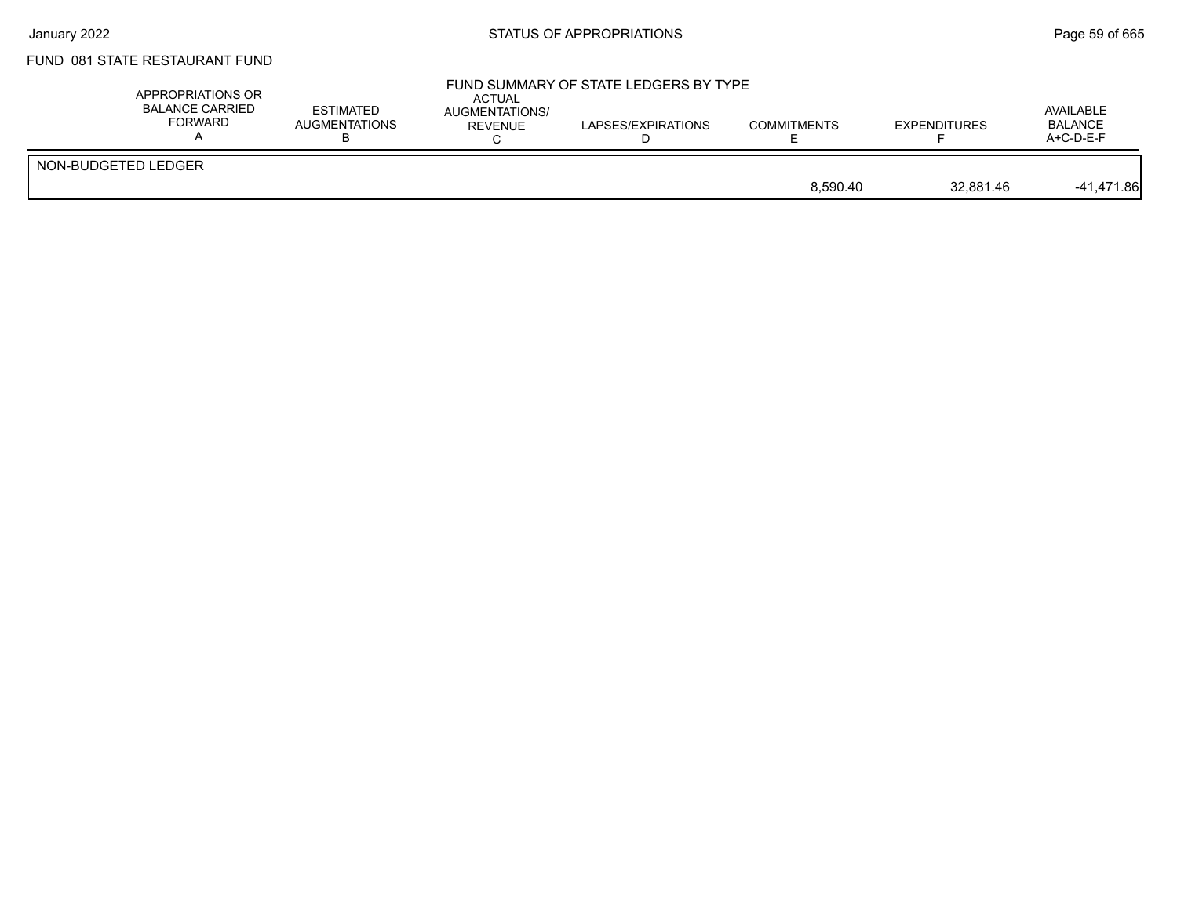# FUND 081 STATE RESTAURANT FUND

## FUND SUMMARY OF STATE LEDGERS BY TYPE

| | APPROPRIATIONS OR BALANCE CARRIED FORWARD A | ESTIMATED AUGMENTATIONS B | ACTUAL AUGMENTATIONS/ REVENUE C | LAPSES/EXPIRATIONS D | COMMITMENTS E | EXPENDITURES F | AVAILABLE BALANCE A+C-D-E-F |
|---|---|---|---|---|---|---|---|
| NON-BUDGETED LEDGER | | | | | | | |
| | | | | | 8,590.40 | 32,881.46 | -41,471.86 |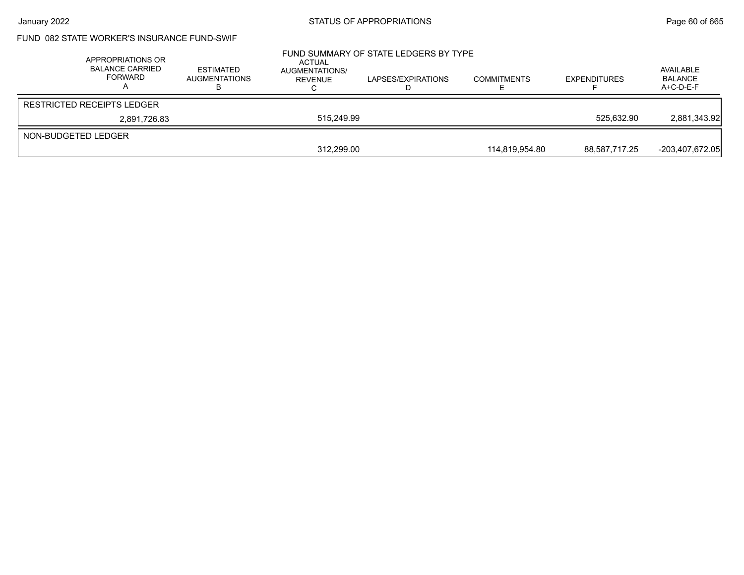## FUND 082 STATE WORKER'S INSURANCE FUND-SWIF

### FUND SUMMARY OF STATE LEDGERS BY TYPE

| APPROPRIATIONS OR BALANCE CARRIED FORWARD A | ESTIMATED AUGMENTATIONS B | ACTUAL AUGMENTATIONS/ REVENUE C | LAPSES/EXPIRATIONS D | COMMITMENTS E | EXPENDITURES F | AVAILABLE BALANCE A+C-D-E-F |
|---|---|---|---|---|---|---|
| RESTRICTED RECEIPTS LEDGER | | | | | | |
| 2,891,726.83 | | 515,249.99 | | | 525,632.90 | 2,881,343.92 |
| NON-BUDGETED LEDGER | | | | | | |
| | | 312,299.00 | | 114,819,954.80 | 88,587,717.25 | -203,407,672.05 |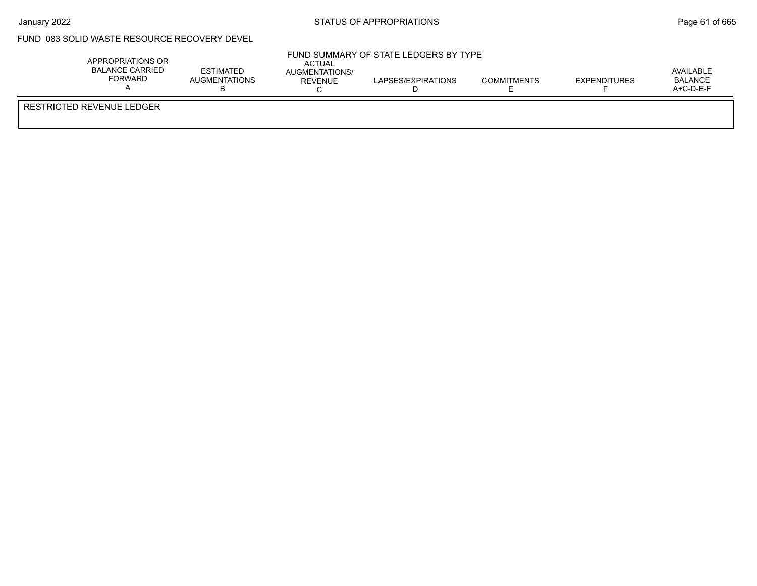FUND 083 SOLID WASTE RESOURCE RECOVERY DEVEL

FUND SUMMARY OF STATE LEDGERS BY TYPE

| APPROPRIATIONS OR BALANCE CARRIED FORWARD A | ESTIMATED AUGMENTATIONS B | ACTUAL AUGMENTATIONS/ REVENUE C | LAPSES/EXPIRATIONS D | COMMITMENTS E | EXPENDITURES F | AVAILABLE BALANCE A+C-D-E-F |
|---|---|---|---|---|---|---|
| RESTRICTED REVENUE LEDGER | | | | | | |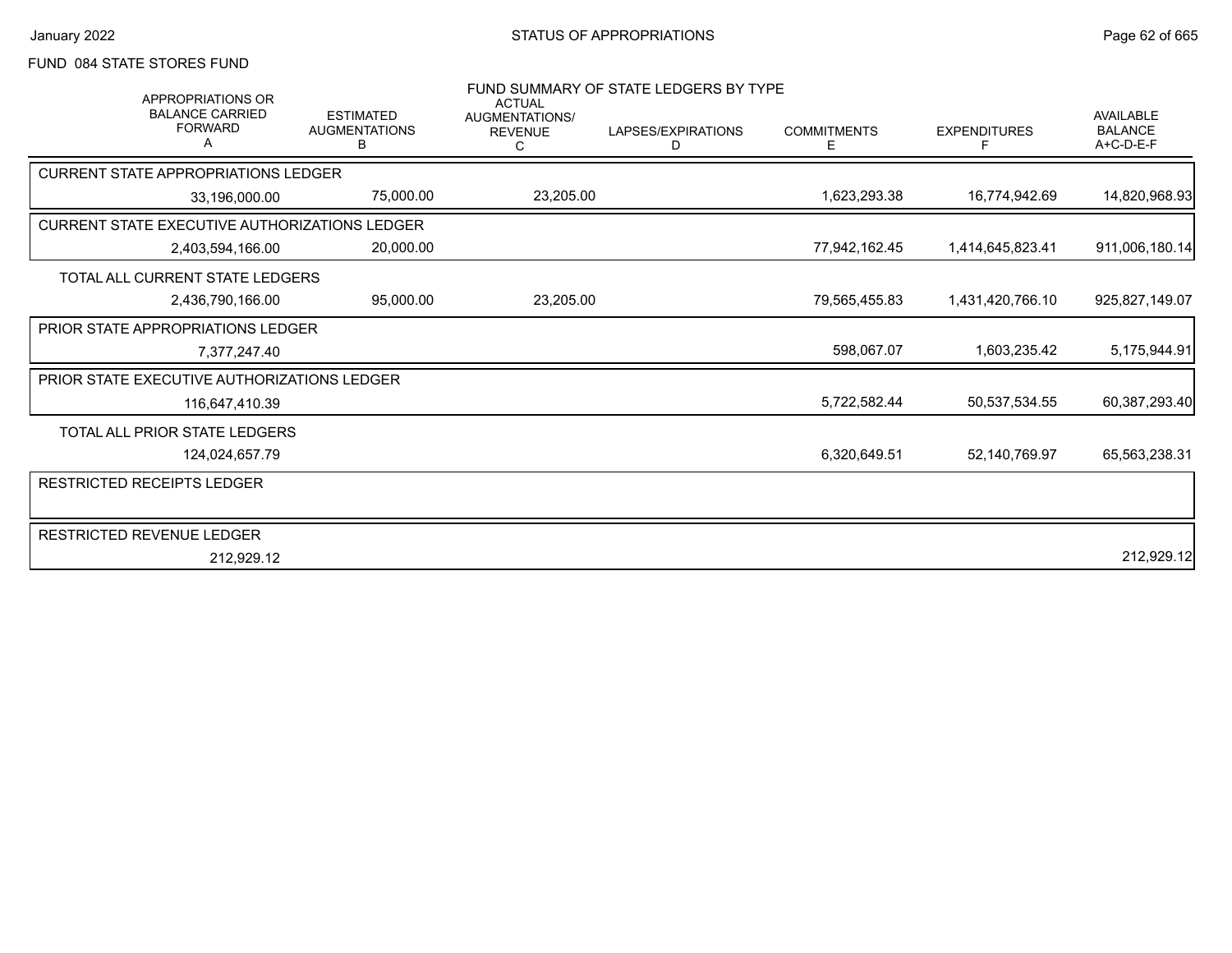FUND 084 STATE STORES FUND

## FUND SUMMARY OF STATE LEDGERS BY TYPE

| APPROPRIATIONS OR BALANCE CARRIED FORWARD A | ESTIMATED AUGMENTATIONS B | ACTUAL AUGMENTATIONS/ REVENUE C | LAPSES/EXPIRATIONS D | COMMITMENTS E | EXPENDITURES F | AVAILABLE BALANCE A+C-D-E-F |
|---|---|---|---|---|---|---|
| CURRENT STATE APPROPRIATIONS LEDGER | | | | | | |
| 33,196,000.00 | 75,000.00 | 23,205.00 | | 1,623,293.38 | 16,774,942.69 | 14,820,968.93 |
| CURRENT STATE EXECUTIVE AUTHORIZATIONS LEDGER | | | | | | |
| 2,403,594,166.00 | 20,000.00 | | | 77,942,162.45 | 1,414,645,823.41 | 911,006,180.14 |
| TOTAL ALL CURRENT STATE LEDGERS | | | | | | |
| 2,436,790,166.00 | 95,000.00 | 23,205.00 | | 79,565,455.83 | 1,431,420,766.10 | 925,827,149.07 |
| PRIOR STATE APPROPRIATIONS LEDGER | | | | | | |
| 7,377,247.40 | | | | 598,067.07 | 1,603,235.42 | 5,175,944.91 |
| PRIOR STATE EXECUTIVE AUTHORIZATIONS LEDGER | | | | | | |
| 116,647,410.39 | | | | 5,722,582.44 | 50,537,534.55 | 60,387,293.40 |
| TOTAL ALL PRIOR STATE LEDGERS | | | | | | |
| 124,024,657.79 | | | | 6,320,649.51 | 52,140,769.97 | 65,563,238.31 |
| RESTRICTED RECEIPTS LEDGER | | | | | | |
| RESTRICTED REVENUE LEDGER | | | | | | |
| 212,929.12 | | | | | | 212,929.12 |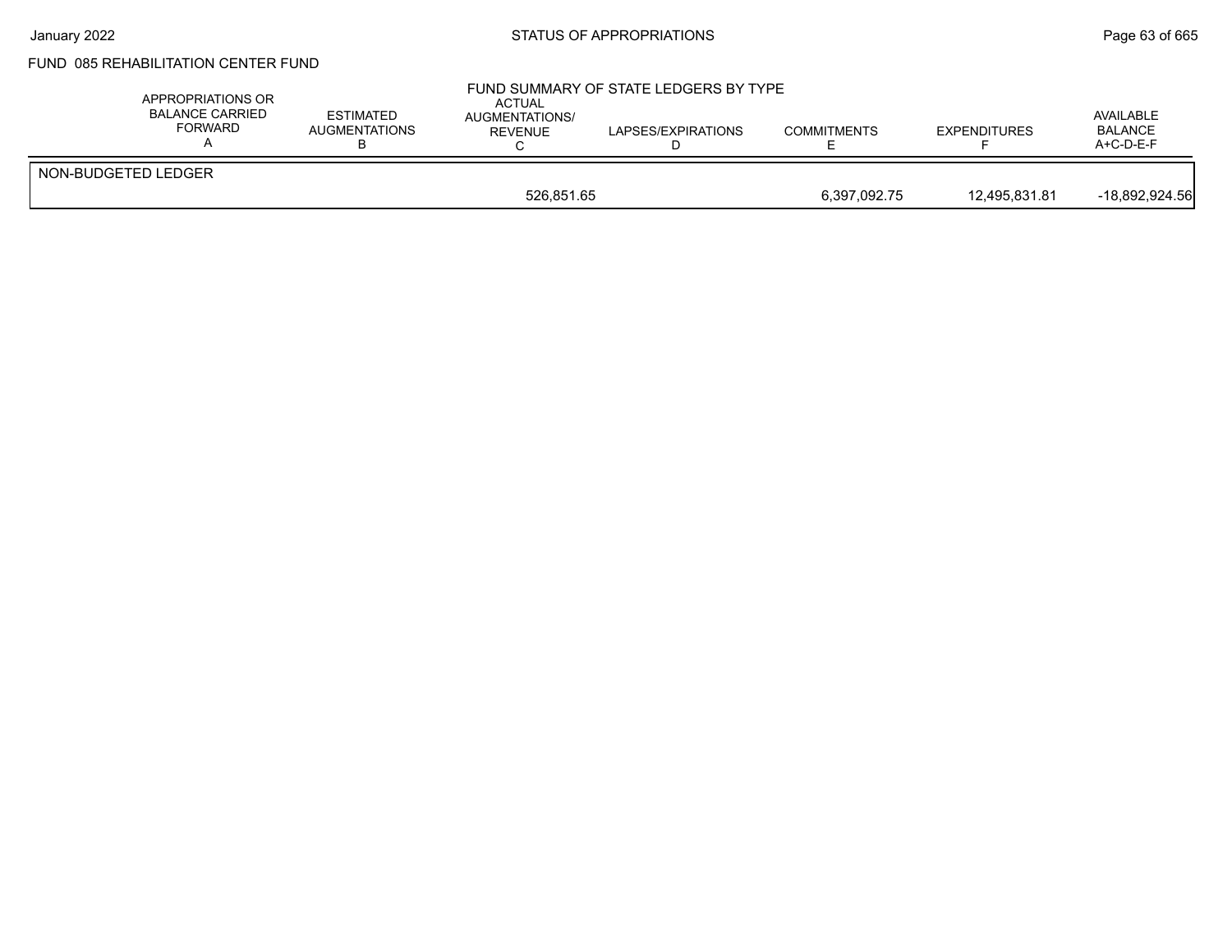FUND 085 REHABILITATION CENTER FUND

FUND SUMMARY OF STATE LEDGERS BY TYPE

| | APPROPRIATIONS OR BALANCE CARRIED FORWARD A | ESTIMATED AUGMENTATIONS B | ACTUAL AUGMENTATIONS/ REVENUE C | LAPSES/EXPIRATIONS D | COMMITMENTS E | EXPENDITURES F | AVAILABLE BALANCE A+C-D-E-F |
|---|---|---|---|---|---|---|---|
| NON-BUDGETED LEDGER | | | | | | | |
| | | | 526,851.65 | | 6,397,092.75 | 12,495,831.81 | -18,892,924.56 |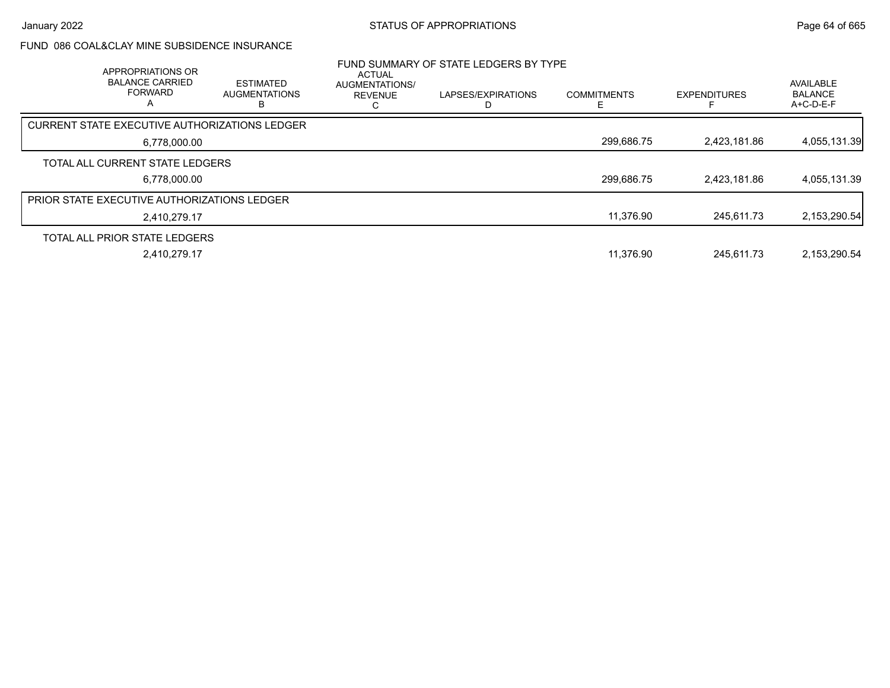## FUND 086 COAL&CLAY MINE SUBSIDENCE INSURANCE

### FUND SUMMARY OF STATE LEDGERS BY TYPE

| APPROPRIATIONS OR BALANCE CARRIED FORWARD A | ESTIMATED AUGMENTATIONS B | ACTUAL AUGMENTATIONS/ REVENUE C | LAPSES/EXPIRATIONS D | COMMITMENTS E | EXPENDITURES F | AVAILABLE BALANCE A+C-D-E-F |
|---|---|---|---|---|---|---|
| **CURRENT STATE EXECUTIVE AUTHORIZATIONS LEDGER** | | | | | | |
| 6,778,000.00 | | | | 299,686.75 | 2,423,181.86 | 4,055,131.39 |
| **TOTAL ALL CURRENT STATE LEDGERS** | | | | | | |
| 6,778,000.00 | | | | 299,686.75 | 2,423,181.86 | 4,055,131.39 |
| **PRIOR STATE EXECUTIVE AUTHORIZATIONS LEDGER** | | | | | | |
| 2,410,279.17 | | | | 11,376.90 | 245,611.73 | 2,153,290.54 |
| **TOTAL ALL PRIOR STATE LEDGERS** | | | | | | |
| 2,410,279.17 | | | | 11,376.90 | 245,611.73 | 2,153,290.54 |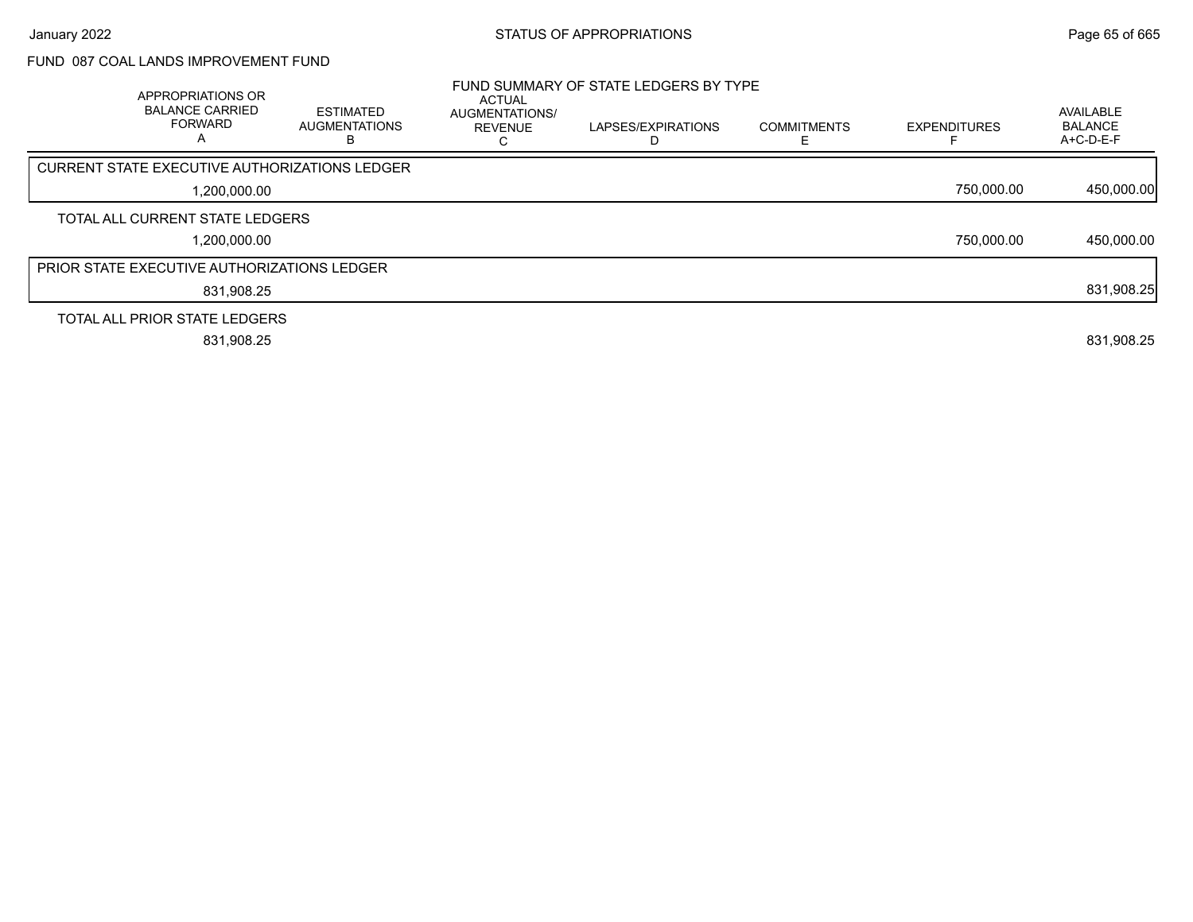## FUND 087 COAL LANDS IMPROVEMENT FUND

### FUND SUMMARY OF STATE LEDGERS BY TYPE

| APPROPRIATIONS OR BALANCE CARRIED FORWARD A | ESTIMATED AUGMENTATIONS B | ACTUAL AUGMENTATIONS/ REVENUE C | LAPSES/EXPIRATIONS D | COMMITMENTS E | EXPENDITURES F | AVAILABLE BALANCE A+C-D-E-F |
|---|---|---|---|---|---|---|
| **CURRENT STATE EXECUTIVE AUTHORIZATIONS LEDGER** | | | | | | |
| 1,200,000.00 | | | | | 750,000.00 | 450,000.00 |
| **TOTAL ALL CURRENT STATE LEDGERS** | | | | | | |
| 1,200,000.00 | | | | | 750,000.00 | 450,000.00 |
| **PRIOR STATE EXECUTIVE AUTHORIZATIONS LEDGER** | | | | | | |
| 831,908.25 | | | | | | 831,908.25 |
| **TOTAL ALL PRIOR STATE LEDGERS** | | | | | | |
| 831,908.25 | | | | | | 831,908.25 |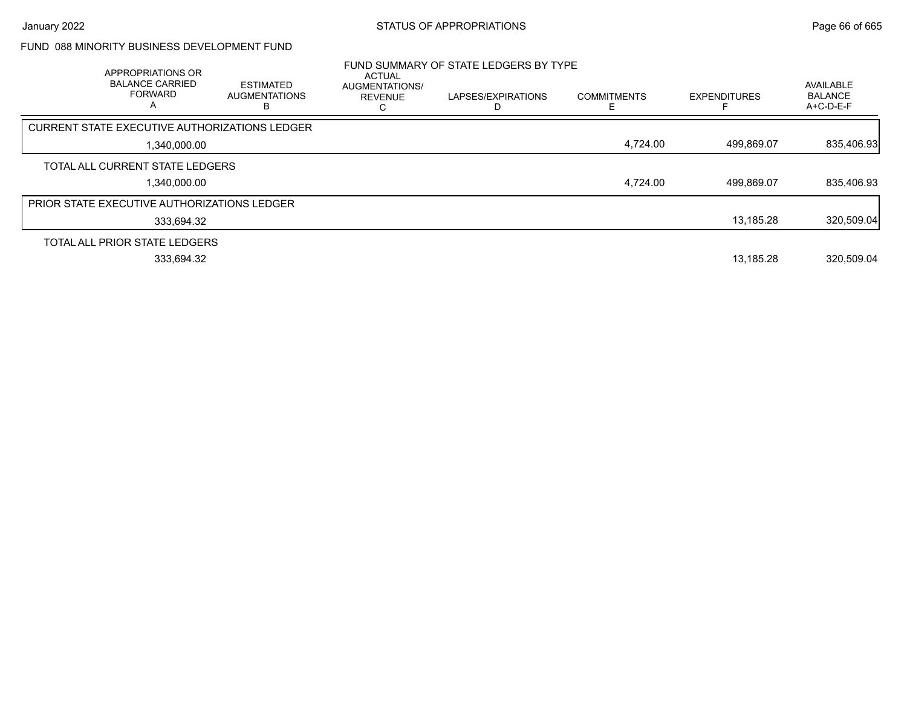# FUND 088 MINORITY BUSINESS DEVELOPMENT FUND

## FUND SUMMARY OF STATE LEDGERS BY TYPE

| APPROPRIATIONS OR BALANCE CARRIED FORWARD A | ESTIMATED AUGMENTATIONS B | ACTUAL AUGMENTATIONS/ REVENUE C | LAPSES/EXPIRATIONS D | COMMITMENTS E | EXPENDITURES F | AVAILABLE BALANCE A+C-D-E-F |
|---|---|---|---|---|---|---|
| **CURRENT STATE EXECUTIVE AUTHORIZATIONS LEDGER** | | | | | | |
| 1,340,000.00 | | | | 4,724.00 | 499,869.07 | 835,406.93 |
| **TOTAL ALL CURRENT STATE LEDGERS** | | | | | | |
| 1,340,000.00 | | | | 4,724.00 | 499,869.07 | 835,406.93 |
| **PRIOR STATE EXECUTIVE AUTHORIZATIONS LEDGER** | | | | | | |
| 333,694.32 | | | | | 13,185.28 | 320,509.04 |
| **TOTAL ALL PRIOR STATE LEDGERS** | | | | | | |
| 333,694.32 | | | | | 13,185.28 | 320,509.04 |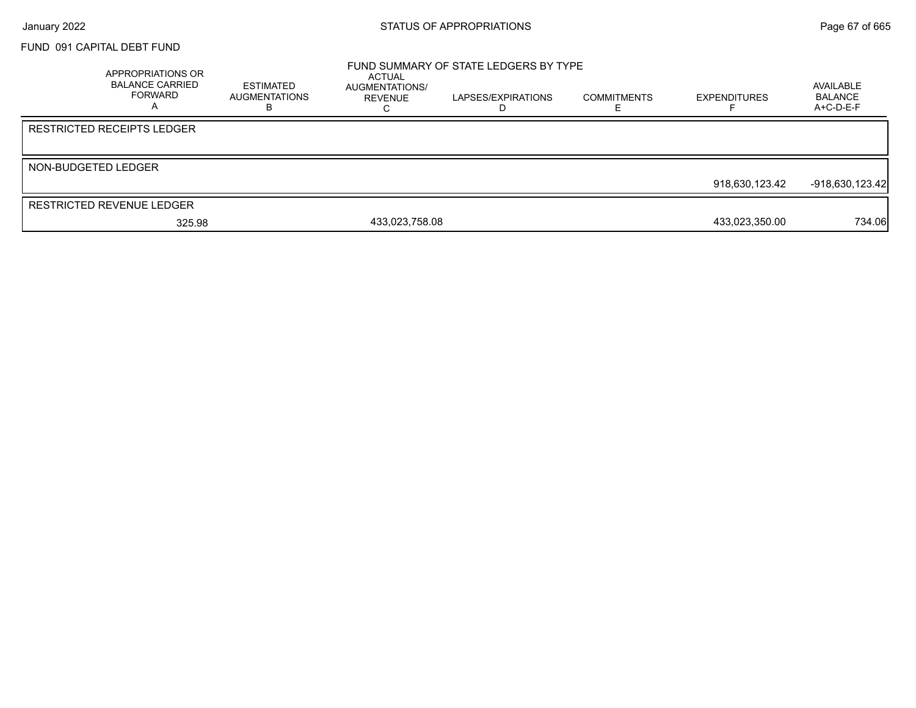# STATUS OF APPROPRIATIONS

## FUND 091 CAPITAL DEBT FUND

### FUND SUMMARY OF STATE LEDGERS BY TYPE

| APPROPRIATIONS OR BALANCE CARRIED FORWARD A | ESTIMATED AUGMENTATIONS B | ACTUAL AUGMENTATIONS/ REVENUE C | LAPSES/EXPIRATIONS D | COMMITMENTS E | EXPENDITURES F | AVAILABLE BALANCE A+C-D-E-F |
|---|---|---|---|---|---|---|
| **RESTRICTED RECEIPTS LEDGER** | | | | | | |
| | | | | | | |
| **NON-BUDGETED LEDGER** | | | | | | |
| | | | | | 918,630,123.42 | -918,630,123.42 |
| **RESTRICTED REVENUE LEDGER** | | | | | | |
| 325.98 | | 433,023,758.08 | | | 433,023,350.00 | 734.06 |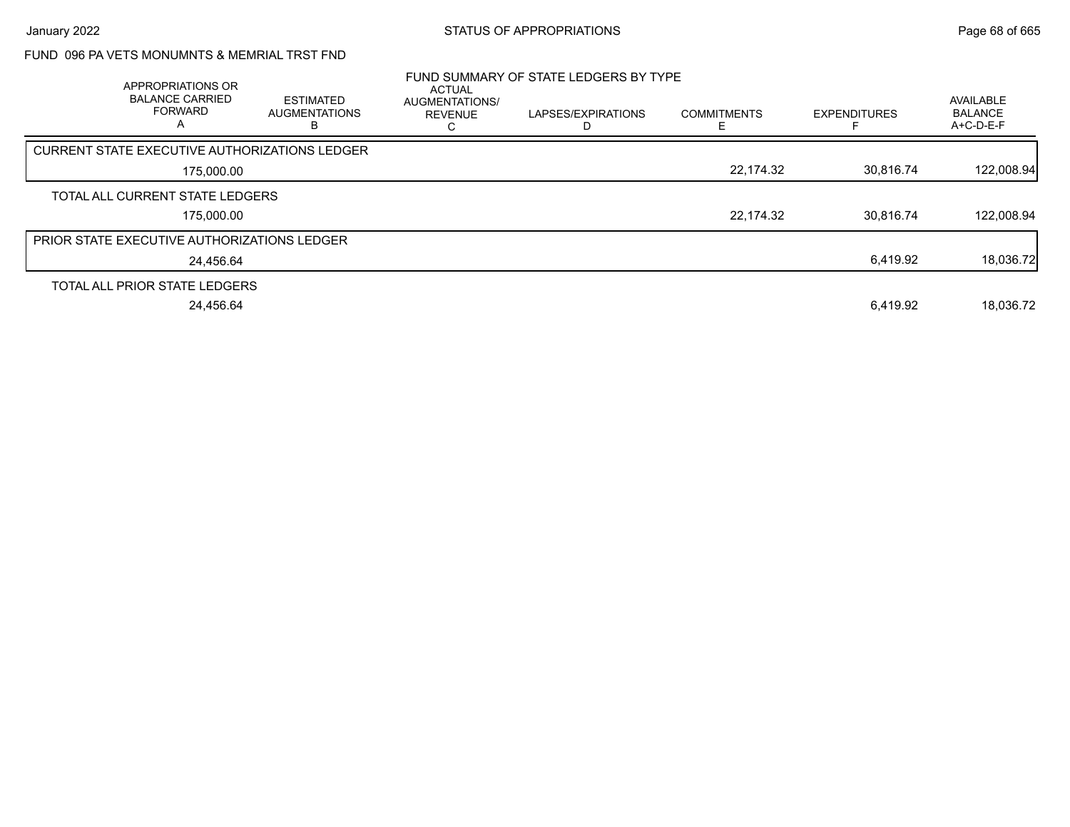# STATUS OF APPROPRIATIONS

## FUND 096 PA VETS MONUMNTS & MEMRIAL TRST FND

### FUND SUMMARY OF STATE LEDGERS BY TYPE

| APPROPRIATIONS OR BALANCE CARRIED FORWARD A | ESTIMATED AUGMENTATIONS B | ACTUAL AUGMENTATIONS/ REVENUE C | LAPSES/EXPIRATIONS D | COMMITMENTS E | EXPENDITURES F | AVAILABLE BALANCE A+C-D-E-F |
|---|---|---|---|---|---|---|
| **CURRENT STATE EXECUTIVE AUTHORIZATIONS LEDGER** | | | | | | |
| 175,000.00 | | | | 22,174.32 | 30,816.74 | 122,008.94 |
| **TOTAL ALL CURRENT STATE LEDGERS** | | | | | | |
| 175,000.00 | | | | 22,174.32 | 30,816.74 | 122,008.94 |
| **PRIOR STATE EXECUTIVE AUTHORIZATIONS LEDGER** | | | | | | |
| 24,456.64 | | | | | 6,419.92 | 18,036.72 |
| **TOTAL ALL PRIOR STATE LEDGERS** | | | | | | |
| 24,456.64 | | | | | 6,419.92 | 18,036.72 |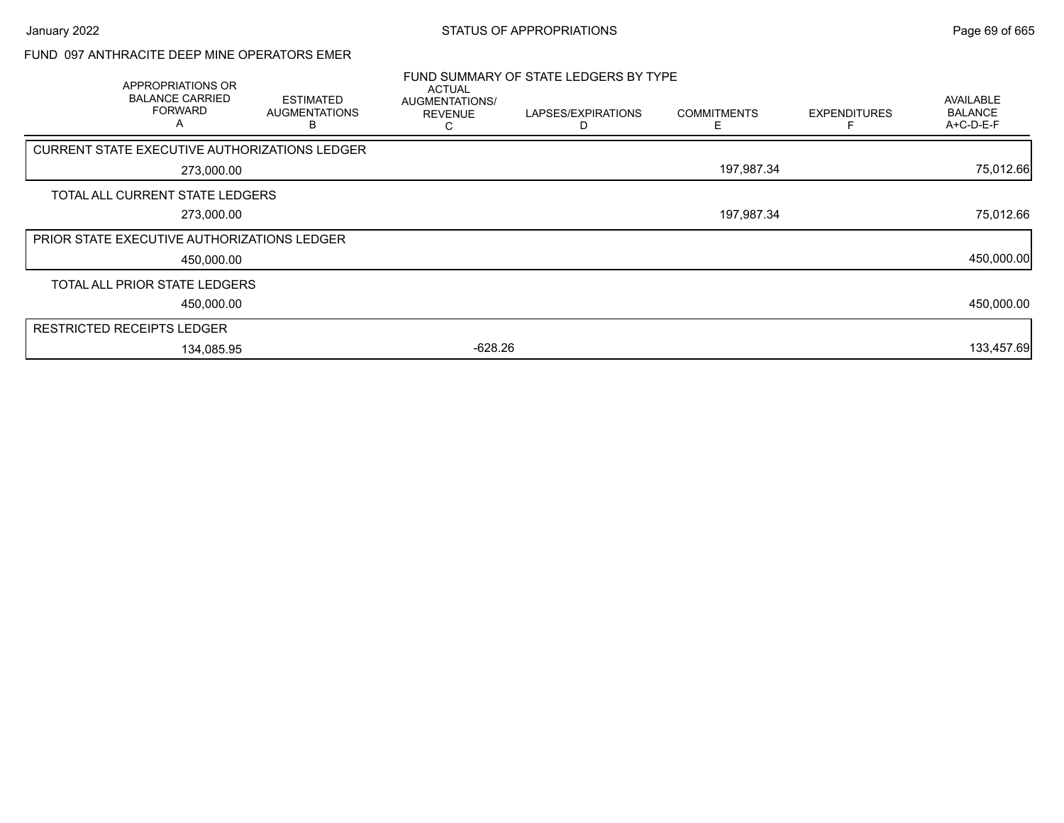FUND 097 ANTHRACITE DEEP MINE OPERATORS EMER

FUND SUMMARY OF STATE LEDGERS BY TYPE

| APPROPRIATIONS OR BALANCE CARRIED FORWARD A | ESTIMATED AUGMENTATIONS B | ACTUAL AUGMENTATIONS/ REVENUE C | LAPSES/EXPIRATIONS D | COMMITMENTS E | EXPENDITURES F | AVAILABLE BALANCE A+C-D-E-F |
|---|---|---|---|---|---|---|
| CURRENT STATE EXECUTIVE AUTHORIZATIONS LEDGER | | | | | | |
| 273,000.00 | | | | 197,987.34 | | 75,012.66 |
| TOTAL ALL CURRENT STATE LEDGERS | | | | | | |
| 273,000.00 | | | | 197,987.34 | | 75,012.66 |
| PRIOR STATE EXECUTIVE AUTHORIZATIONS LEDGER | | | | | | |
| 450,000.00 | | | | | | 450,000.00 |
| TOTAL ALL PRIOR STATE LEDGERS | | | | | | |
| 450,000.00 | | | | | | 450,000.00 |
| RESTRICTED RECEIPTS LEDGER | | | | | | |
| 134,085.95 | | -628.26 | | | | 133,457.69 |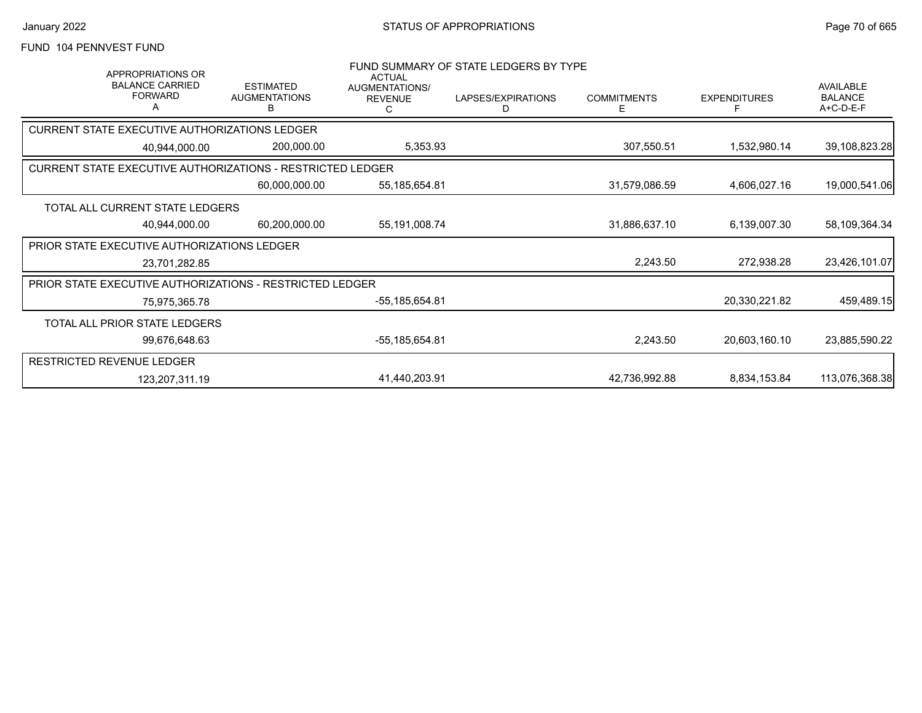FUND 104 PENNVEST FUND

## FUND SUMMARY OF STATE LEDGERS BY TYPE

| APPROPRIATIONS OR BALANCE CARRIED FORWARD A | ESTIMATED AUGMENTATIONS B | ACTUAL AUGMENTATIONS/ REVENUE C | LAPSES/EXPIRATIONS D | COMMITMENTS E | EXPENDITURES F | AVAILABLE BALANCE A+C-D-E-F |
|---|---|---|---|---|---|---|
| **CURRENT STATE EXECUTIVE AUTHORIZATIONS LEDGER** | | | | | | |
| 40,944,000.00 | 200,000.00 | 5,353.93 | | 307,550.51 | 1,532,980.14 | 39,108,823.28 |
| **CURRENT STATE EXECUTIVE AUTHORIZATIONS - RESTRICTED LEDGER** | | | | | | |
| | 60,000,000.00 | 55,185,654.81 | | 31,579,086.59 | 4,606,027.16 | 19,000,541.06 |
| **TOTAL ALL CURRENT STATE LEDGERS** | | | | | | |
| 40,944,000.00 | 60,200,000.00 | 55,191,008.74 | | 31,886,637.10 | 6,139,007.30 | 58,109,364.34 |
| **PRIOR STATE EXECUTIVE AUTHORIZATIONS LEDGER** | | | | | | |
| 23,701,282.85 | | | | 2,243.50 | 272,938.28 | 23,426,101.07 |
| **PRIOR STATE EXECUTIVE AUTHORIZATIONS - RESTRICTED LEDGER** | | | | | | |
| 75,975,365.78 | | -55,185,654.81 | | | 20,330,221.82 | 459,489.15 |
| **TOTAL ALL PRIOR STATE LEDGERS** | | | | | | |
| 99,676,648.63 | | -55,185,654.81 | | 2,243.50 | 20,603,160.10 | 23,885,590.22 |
| **RESTRICTED REVENUE LEDGER** | | | | | | |
| 123,207,311.19 | | 41,440,203.91 | | 42,736,992.88 | 8,834,153.84 | 113,076,368.38 |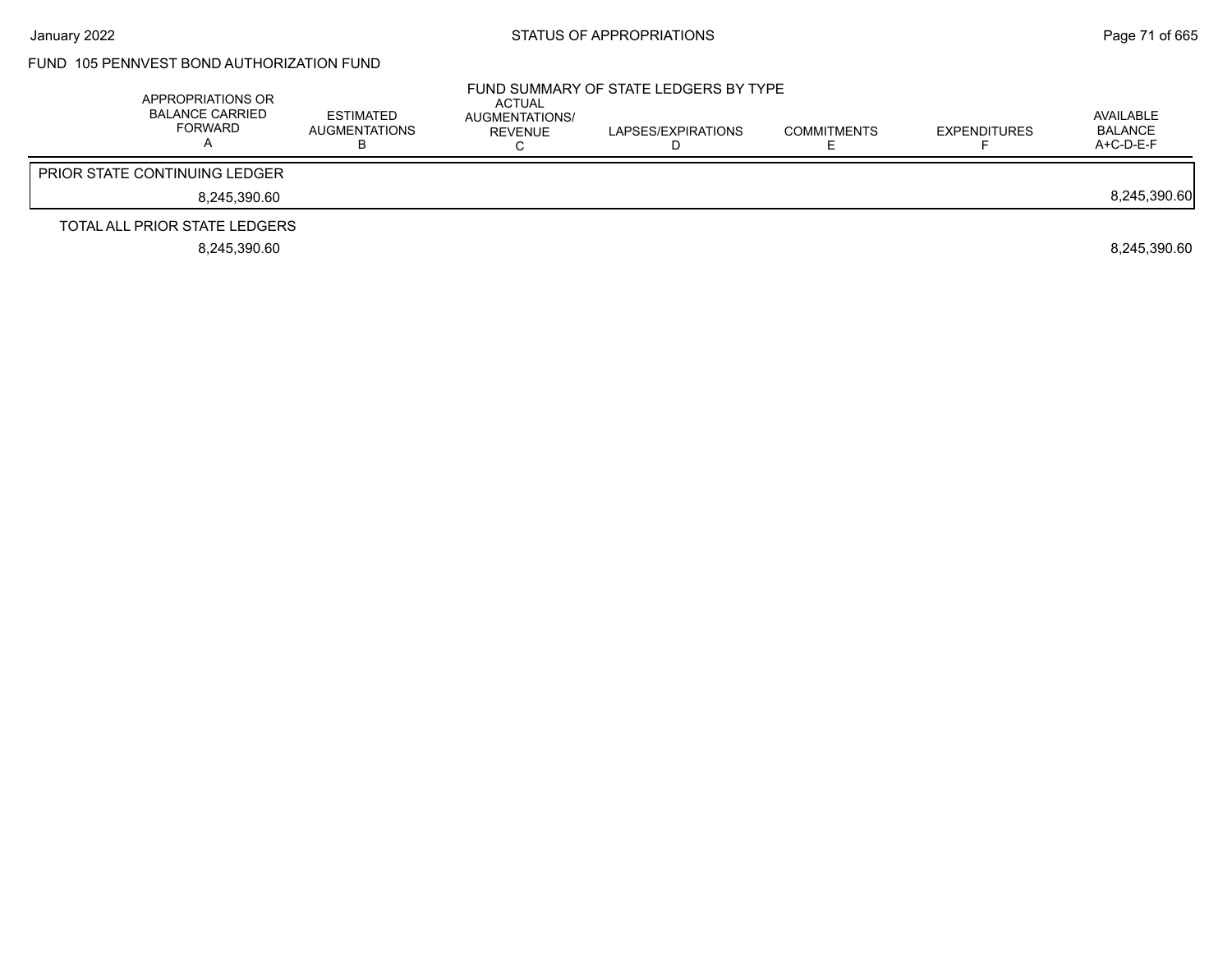FUND 105 PENNVEST BOND AUTHORIZATION FUND

FUND SUMMARY OF STATE LEDGERS BY TYPE

| APPROPRIATIONS OR BALANCE CARRIED FORWARD A | ESTIMATED AUGMENTATIONS B | ACTUAL AUGMENTATIONS/ REVENUE C | LAPSES/EXPIRATIONS D | COMMITMENTS E | EXPENDITURES F | AVAILABLE BALANCE A+C-D-E-F |
|---|---|---|---|---|---|---|
| PRIOR STATE CONTINUING LEDGER | | | | | | |
| 8,245,390.60 | | | | | | 8,245,390.60 |
| TOTAL ALL PRIOR STATE LEDGERS | | | | | | |
| 8,245,390.60 | | | | | | 8,245,390.60 |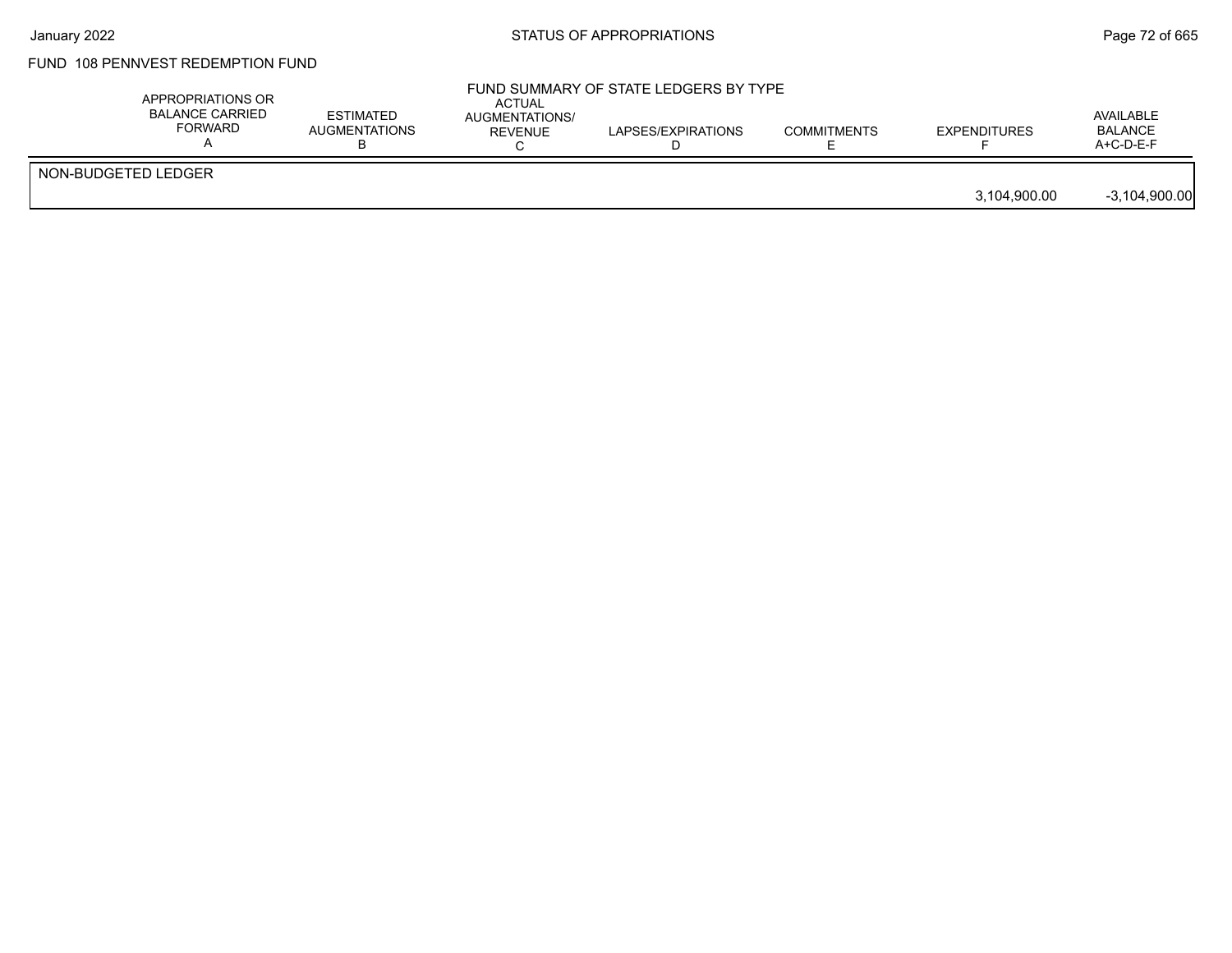FUND 108 PENNVEST REDEMPTION FUND

FUND SUMMARY OF STATE LEDGERS BY TYPE

| | APPROPRIATIONS OR BALANCE CARRIED FORWARD A | ESTIMATED AUGMENTATIONS B | ACTUAL AUGMENTATIONS/ REVENUE C | LAPSES/EXPIRATIONS D | COMMITMENTS E | EXPENDITURES F | AVAILABLE BALANCE A+C-D-E-F |
|---|---|---|---|---|---|---|---|
| NON-BUDGETED LEDGER | | | | | | | |
| | | | | | | 3,104,900.00 | -3,104,900.00 |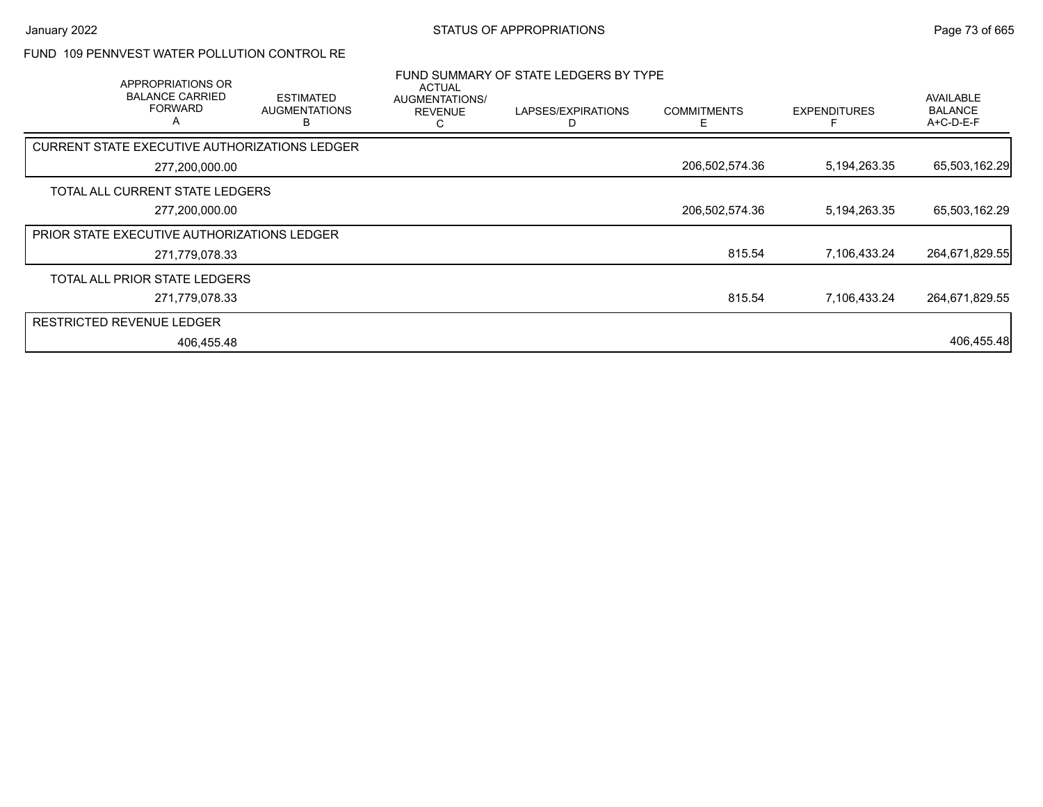## FUND 109 PENNVEST WATER POLLUTION CONTROL RE

### FUND SUMMARY OF STATE LEDGERS BY TYPE

| APPROPRIATIONS OR BALANCE CARRIED FORWARD A | ESTIMATED AUGMENTATIONS B | ACTUAL AUGMENTATIONS/ REVENUE C | LAPSES/EXPIRATIONS D | COMMITMENTS E | EXPENDITURES F | AVAILABLE BALANCE A+C-D-E-F |
|---|---|---|---|---|---|---|
| **CURRENT STATE EXECUTIVE AUTHORIZATIONS LEDGER** | | | | | | |
| 277,200,000.00 | | | | 206,502,574.36 | 5,194,263.35 | 65,503,162.29 |
| **TOTAL ALL CURRENT STATE LEDGERS** | | | | | | |
| 277,200,000.00 | | | | 206,502,574.36 | 5,194,263.35 | 65,503,162.29 |
| **PRIOR STATE EXECUTIVE AUTHORIZATIONS LEDGER** | | | | | | |
| 271,779,078.33 | | | | 815.54 | 7,106,433.24 | 264,671,829.55 |
| **TOTAL ALL PRIOR STATE LEDGERS** | | | | | | |
| 271,779,078.33 | | | | 815.54 | 7,106,433.24 | 264,671,829.55 |
| **RESTRICTED REVENUE LEDGER** | | | | | | |
| 406,455.48 | | | | | | 406,455.48 |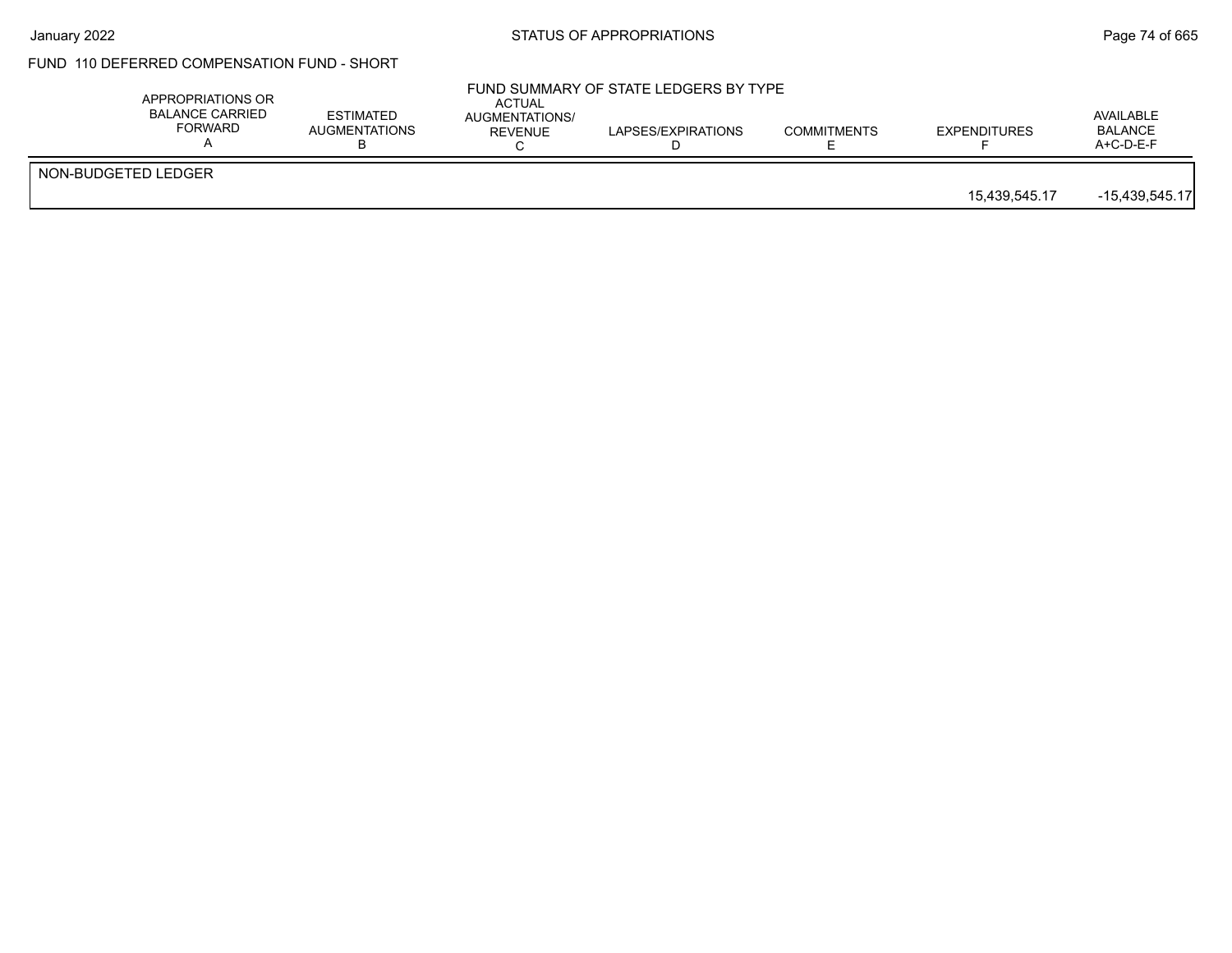## FUND 110 DEFERRED COMPENSATION FUND - SHORT

### FUND SUMMARY OF STATE LEDGERS BY TYPE

| | APPROPRIATIONS OR BALANCE CARRIED FORWARD A | ESTIMATED AUGMENTATIONS B | ACTUAL AUGMENTATIONS/ REVENUE C | LAPSES/EXPIRATIONS D | COMMITMENTS E | EXPENDITURES F | AVAILABLE BALANCE A+C-D-E-F |
|---|---|---|---|---|---|---|---|
| NON-BUDGETED LEDGER | | | | | | 15,439,545.17 | -15,439,545.17 |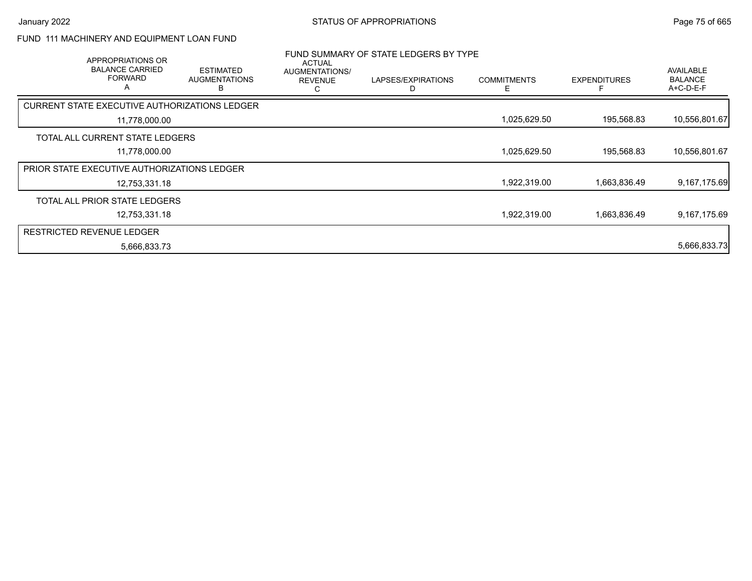# FUND 111 MACHINERY AND EQUIPMENT LOAN FUND

## FUND SUMMARY OF STATE LEDGERS BY TYPE

| APPROPRIATIONS OR BALANCE CARRIED FORWARD A | ESTIMATED AUGMENTATIONS B | ACTUAL AUGMENTATIONS/ REVENUE C | LAPSES/EXPIRATIONS D | COMMITMENTS E | EXPENDITURES F | AVAILABLE BALANCE A+C-D-E-F |
|---|---|---|---|---|---|---|
| CURRENT STATE EXECUTIVE AUTHORIZATIONS LEDGER | | | | | | |
| 11,778,000.00 | | | | 1,025,629.50 | 195,568.83 | 10,556,801.67 |
| TOTAL ALL CURRENT STATE LEDGERS | | | | | | |
| 11,778,000.00 | | | | 1,025,629.50 | 195,568.83 | 10,556,801.67 |
| PRIOR STATE EXECUTIVE AUTHORIZATIONS LEDGER | | | | | | |
| 12,753,331.18 | | | | 1,922,319.00 | 1,663,836.49 | 9,167,175.69 |
| TOTAL ALL PRIOR STATE LEDGERS | | | | | | |
| 12,753,331.18 | | | | 1,922,319.00 | 1,663,836.49 | 9,167,175.69 |
| RESTRICTED REVENUE LEDGER | | | | | | |
| 5,666,833.73 | | | | | | 5,666,833.73 |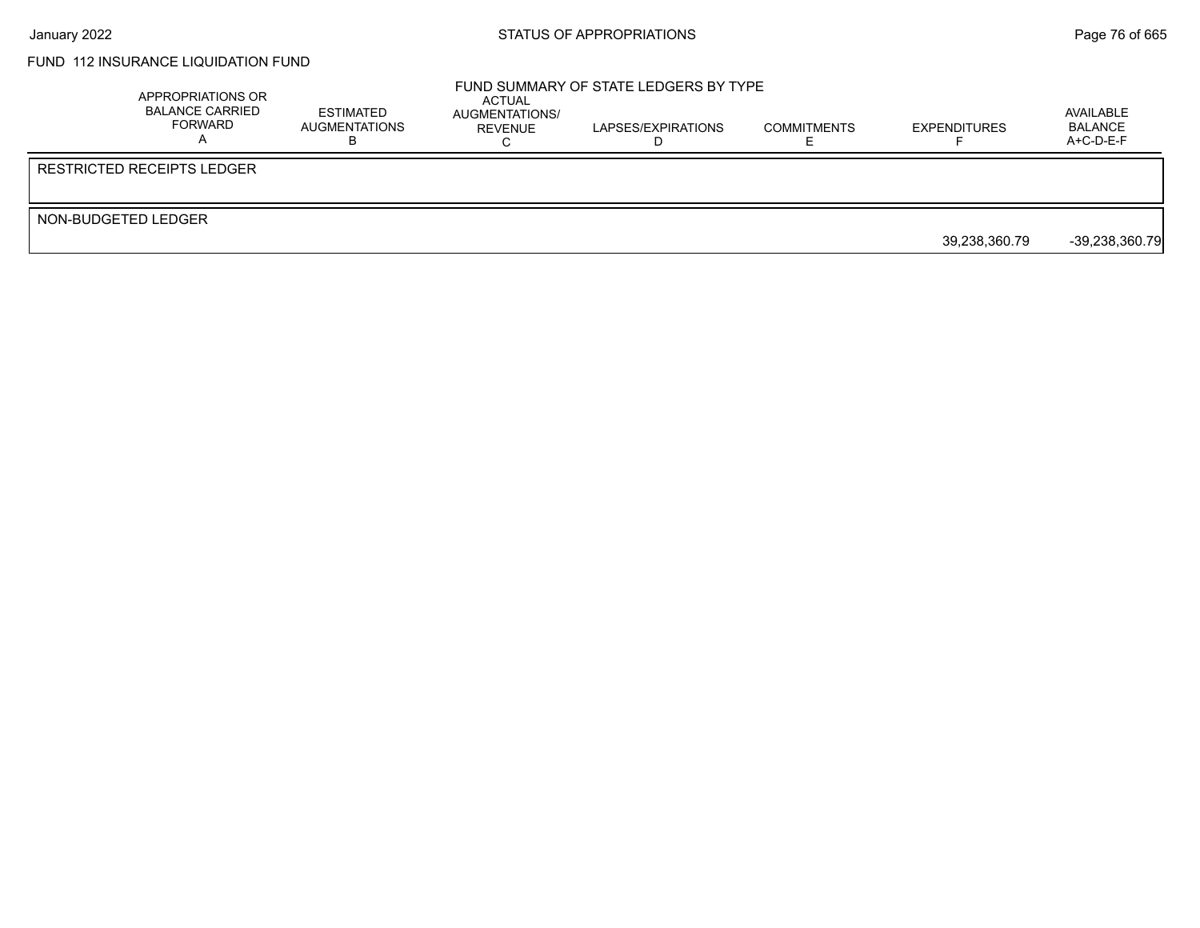FUND 112 INSURANCE LIQUIDATION FUND

## FUND SUMMARY OF STATE LEDGERS BY TYPE

| | APPROPRIATIONS OR BALANCE CARRIED FORWARD A | ESTIMATED AUGMENTATIONS B | ACTUAL AUGMENTATIONS/ REVENUE C | LAPSES/EXPIRATIONS D | COMMITMENTS E | EXPENDITURES F | AVAILABLE BALANCE A+C-D-E-F |
|---|---|---|---|---|---|---|---|
| RESTRICTED RECEIPTS LEDGER | | | | | | | |
| NON-BUDGETED LEDGER | | | | | | 39,238,360.79 | -39,238,360.79 |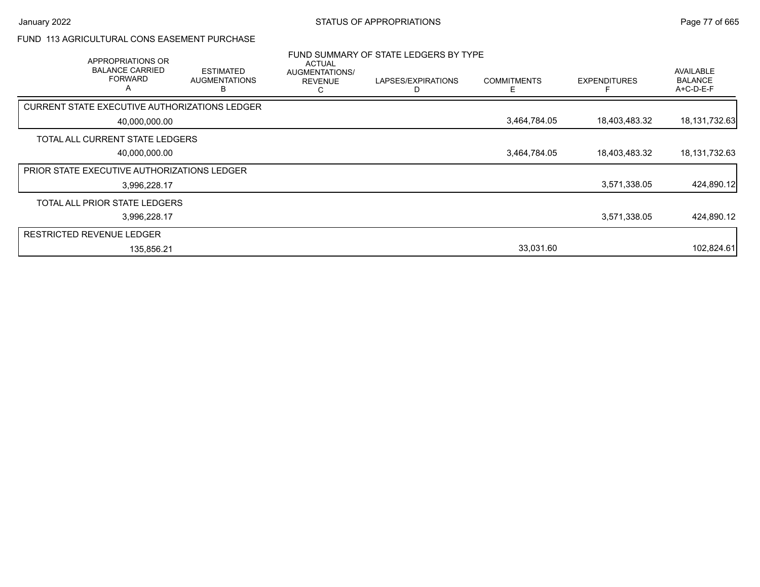FUND 113 AGRICULTURAL CONS EASEMENT PURCHASE

FUND SUMMARY OF STATE LEDGERS BY TYPE

| APPROPRIATIONS OR BALANCE CARRIED FORWARD A | ESTIMATED AUGMENTATIONS B | ACTUAL AUGMENTATIONS/ REVENUE C | LAPSES/EXPIRATIONS D | COMMITMENTS E | EXPENDITURES F | AVAILABLE BALANCE A+C-D-E-F |
|---|---|---|---|---|---|---|
| CURRENT STATE EXECUTIVE AUTHORIZATIONS LEDGER | | | | | | |
| 40,000,000.00 | | | | 3,464,784.05 | 18,403,483.32 | 18,131,732.63 |
| TOTAL ALL CURRENT STATE LEDGERS | | | | | | |
| 40,000,000.00 | | | | 3,464,784.05 | 18,403,483.32 | 18,131,732.63 |
| PRIOR STATE EXECUTIVE AUTHORIZATIONS LEDGER | | | | | | |
| 3,996,228.17 | | | | | 3,571,338.05 | 424,890.12 |
| TOTAL ALL PRIOR STATE LEDGERS | | | | | | |
| 3,996,228.17 | | | | | 3,571,338.05 | 424,890.12 |
| RESTRICTED REVENUE LEDGER | | | | | | |
| 135,856.21 | | | | 33,031.60 | | 102,824.61 |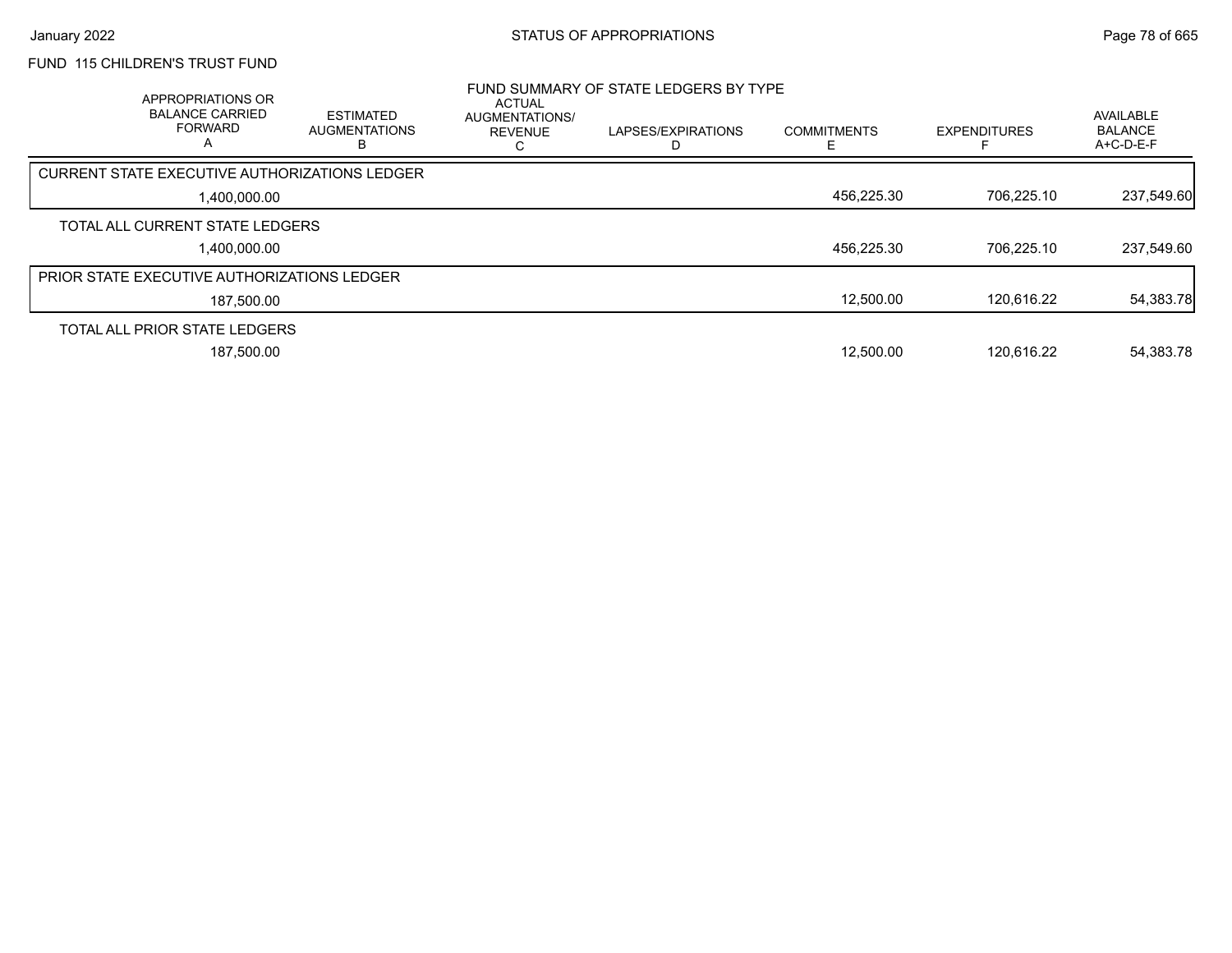FUND 115 CHILDREN'S TRUST FUND

FUND SUMMARY OF STATE LEDGERS BY TYPE

| | APPROPRIATIONS OR BALANCE CARRIED FORWARD A | ESTIMATED AUGMENTATIONS B | ACTUAL AUGMENTATIONS/ REVENUE C | LAPSES/EXPIRATIONS D | COMMITMENTS E | EXPENDITURES F | AVAILABLE BALANCE A+C-D-E-F |
|---|---|---|---|---|---|---|---|
| CURRENT STATE EXECUTIVE AUTHORIZATIONS LEDGER | 1,400,000.00 | | | | 456,225.30 | 706,225.10 | 237,549.60 |
| TOTAL ALL CURRENT STATE LEDGERS | 1,400,000.00 | | | | 456,225.30 | 706,225.10 | 237,549.60 |
| PRIOR STATE EXECUTIVE AUTHORIZATIONS LEDGER | 187,500.00 | | | | 12,500.00 | 120,616.22 | 54,383.78 |
| TOTAL ALL PRIOR STATE LEDGERS | 187,500.00 | | | | 12,500.00 | 120,616.22 | 54,383.78 |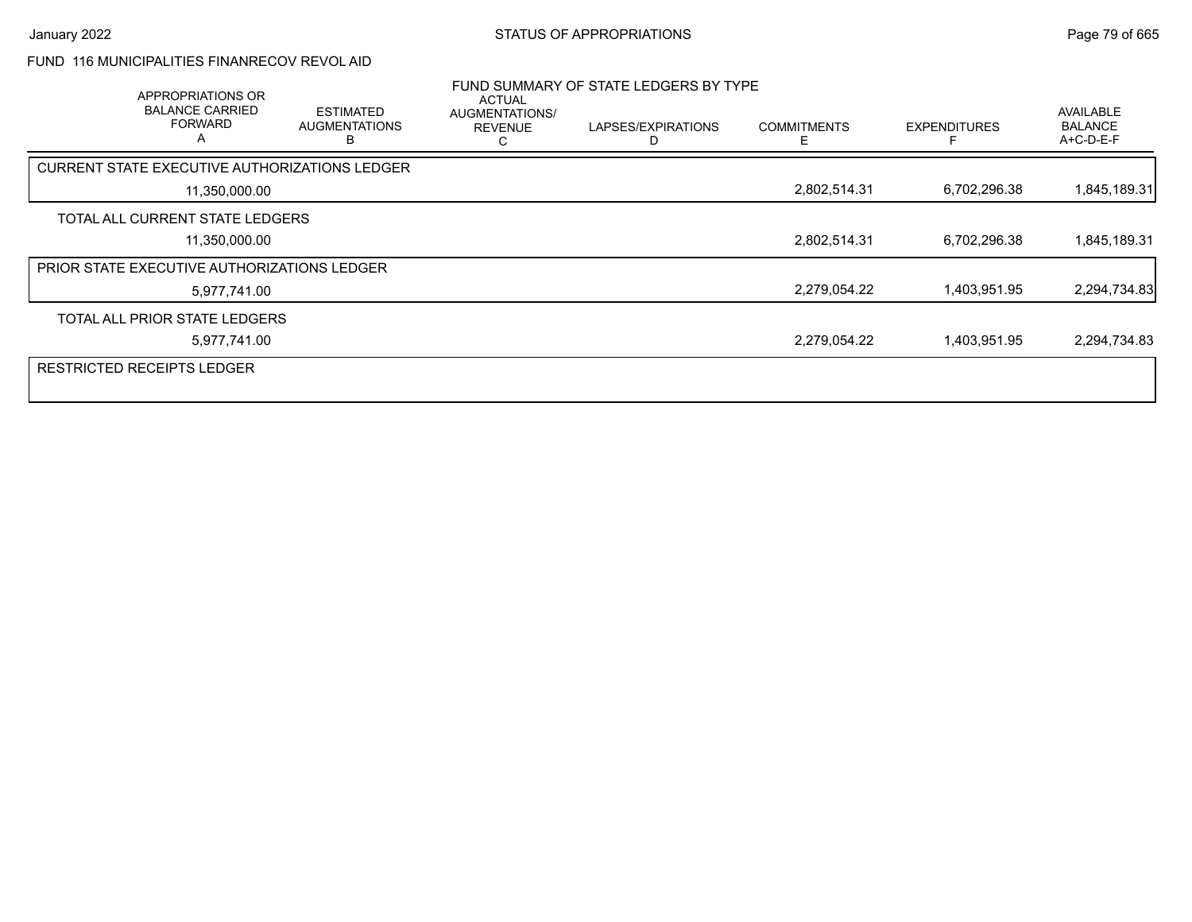FUND 116 MUNICIPALITIES FINANRECOV REVOL AID

FUND SUMMARY OF STATE LEDGERS BY TYPE

| APPROPRIATIONS OR BALANCE CARRIED FORWARD A | ESTIMATED AUGMENTATIONS B | ACTUAL AUGMENTATIONS/ REVENUE C | LAPSES/EXPIRATIONS D | COMMITMENTS E | EXPENDITURES F | AVAILABLE BALANCE A+C-D-E-F |
|---|---|---|---|---|---|---|
| **CURRENT STATE EXECUTIVE AUTHORIZATIONS LEDGER** | | | | | | |
| 11,350,000.00 | | | | 2,802,514.31 | 6,702,296.38 | 1,845,189.31 |
| TOTAL ALL CURRENT STATE LEDGERS | | | | | | |
| 11,350,000.00 | | | | 2,802,514.31 | 6,702,296.38 | 1,845,189.31 |
| **PRIOR STATE EXECUTIVE AUTHORIZATIONS LEDGER** | | | | | | |
| 5,977,741.00 | | | | 2,279,054.22 | 1,403,951.95 | 2,294,734.83 |
| TOTAL ALL PRIOR STATE LEDGERS | | | | | | |
| 5,977,741.00 | | | | 2,279,054.22 | 1,403,951.95 | 2,294,734.83 |
| **RESTRICTED RECEIPTS LEDGER** | | | | | | |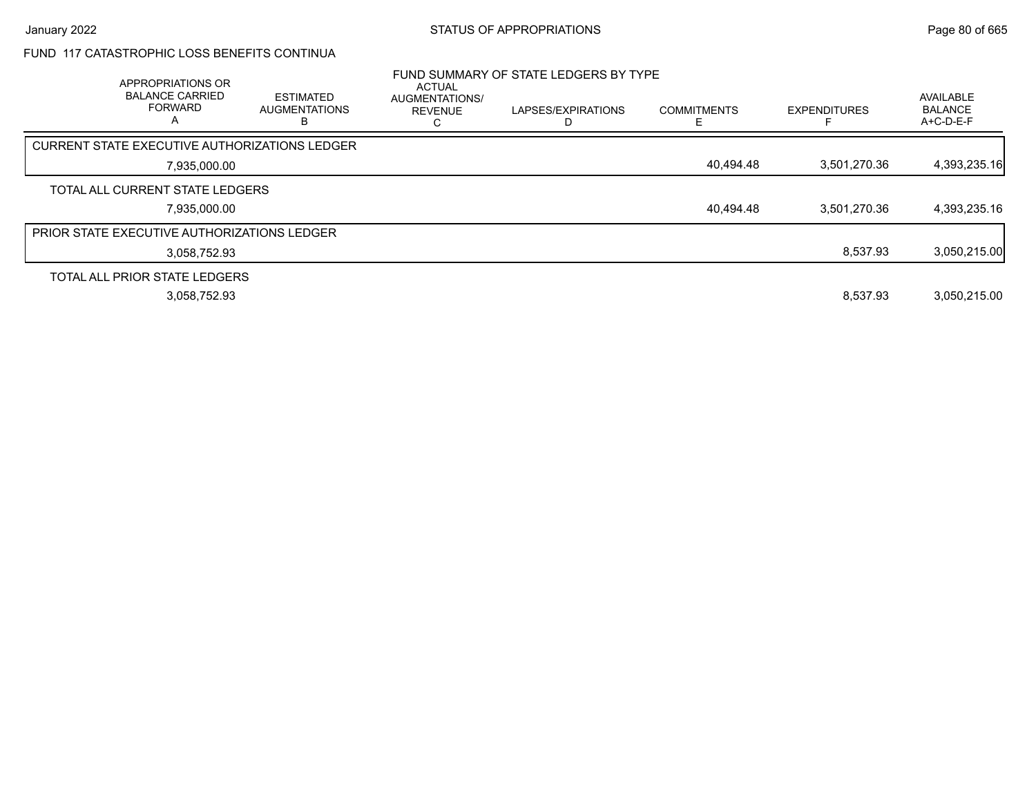FUND 117 CATASTROPHIC LOSS BENEFITS CONTINUA

FUND SUMMARY OF STATE LEDGERS BY TYPE

| APPROPRIATIONS OR BALANCE CARRIED FORWARD A | ESTIMATED AUGMENTATIONS B | ACTUAL AUGMENTATIONS/ REVENUE C | LAPSES/EXPIRATIONS D | COMMITMENTS E | EXPENDITURES F | AVAILABLE BALANCE A+C-D-E-F |
|---|---|---|---|---|---|---|
| CURRENT STATE EXECUTIVE AUTHORIZATIONS LEDGER | | | | | | |
| 7,935,000.00 | | | | 40,494.48 | 3,501,270.36 | 4,393,235.16 |
| TOTAL ALL CURRENT STATE LEDGERS | | | | | | |
| 7,935,000.00 | | | | 40,494.48 | 3,501,270.36 | 4,393,235.16 |
| PRIOR STATE EXECUTIVE AUTHORIZATIONS LEDGER | | | | | | |
| 3,058,752.93 | | | | | 8,537.93 | 3,050,215.00 |
| TOTAL ALL PRIOR STATE LEDGERS | | | | | | |
| 3,058,752.93 | | | | | 8,537.93 | 3,050,215.00 |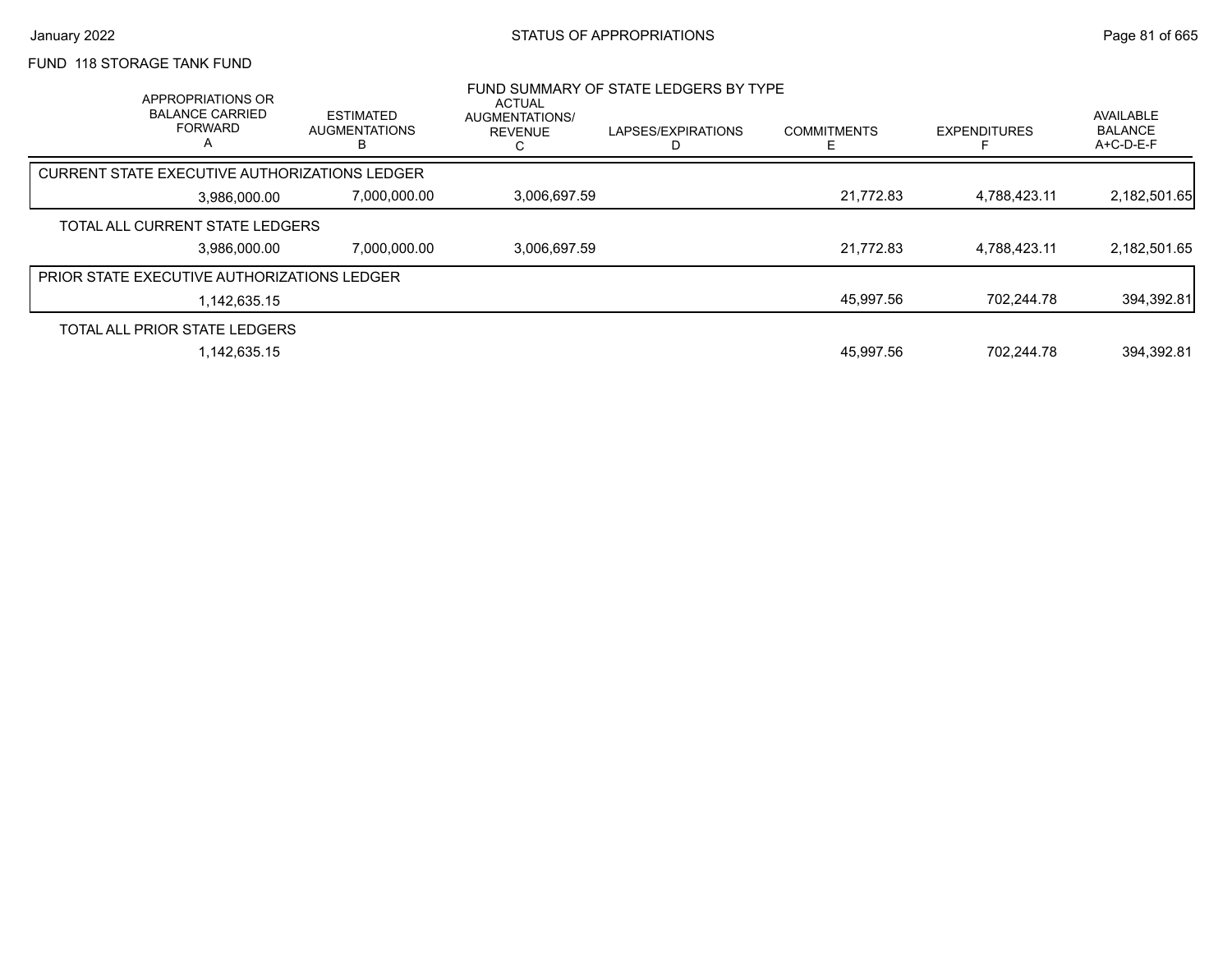FUND 118 STORAGE TANK FUND

FUND SUMMARY OF STATE LEDGERS BY TYPE

| APPROPRIATIONS OR BALANCE CARRIED FORWARD A | ESTIMATED AUGMENTATIONS B | ACTUAL AUGMENTATIONS/ REVENUE C | LAPSES/EXPIRATIONS D | COMMITMENTS E | EXPENDITURES F | AVAILABLE BALANCE A+C-D-E-F |
|---|---|---|---|---|---|---|
| CURRENT STATE EXECUTIVE AUTHORIZATIONS LEDGER | | | | | | |
| 3,986,000.00 | 7,000,000.00 | 3,006,697.59 | | 21,772.83 | 4,788,423.11 | 2,182,501.65 |
| TOTAL ALL CURRENT STATE LEDGERS | | | | | | |
| 3,986,000.00 | 7,000,000.00 | 3,006,697.59 | | 21,772.83 | 4,788,423.11 | 2,182,501.65 |
| PRIOR STATE EXECUTIVE AUTHORIZATIONS LEDGER | | | | | | |
| 1,142,635.15 | | | | 45,997.56 | 702,244.78 | 394,392.81 |
| TOTAL ALL PRIOR STATE LEDGERS | | | | | | |
| 1,142,635.15 | | | | 45,997.56 | 702,244.78 | 394,392.81 |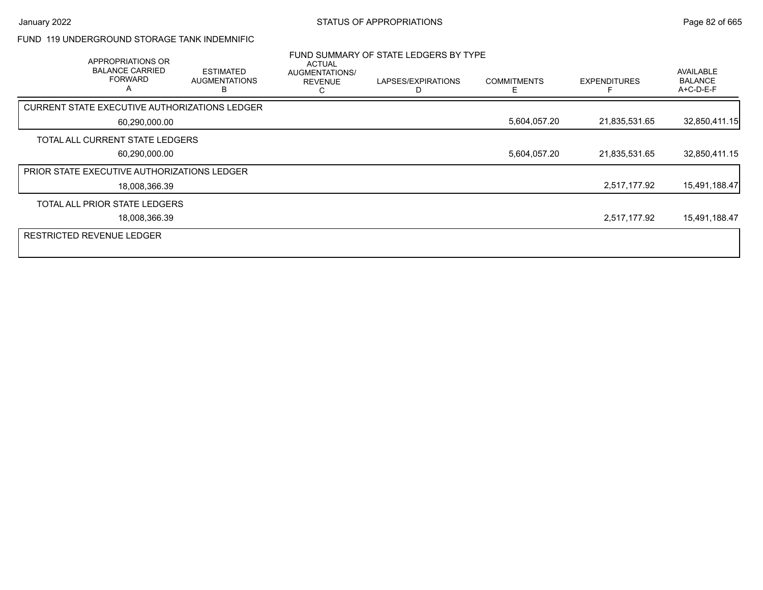FUND 119 UNDERGROUND STORAGE TANK INDEMNIFIC

FUND SUMMARY OF STATE LEDGERS BY TYPE

| APPROPRIATIONS OR BALANCE CARRIED FORWARD A | ESTIMATED AUGMENTATIONS B | ACTUAL AUGMENTATIONS/ REVENUE C | LAPSES/EXPIRATIONS D | COMMITMENTS E | EXPENDITURES F | AVAILABLE BALANCE A+C-D-E-F |
|---|---|---|---|---|---|---|
| CURRENT STATE EXECUTIVE AUTHORIZATIONS LEDGER | | | | | | |
| 60,290,000.00 | | | | 5,604,057.20 | 21,835,531.65 | 32,850,411.15 |
| TOTAL ALL CURRENT STATE LEDGERS | | | | | | |
| 60,290,000.00 | | | | 5,604,057.20 | 21,835,531.65 | 32,850,411.15 |
| PRIOR STATE EXECUTIVE AUTHORIZATIONS LEDGER | | | | | | |
| 18,008,366.39 | | | | | 2,517,177.92 | 15,491,188.47 |
| TOTAL ALL PRIOR STATE LEDGERS | | | | | | |
| 18,008,366.39 | | | | | 2,517,177.92 | 15,491,188.47 |
| RESTRICTED REVENUE LEDGER | | | | | | |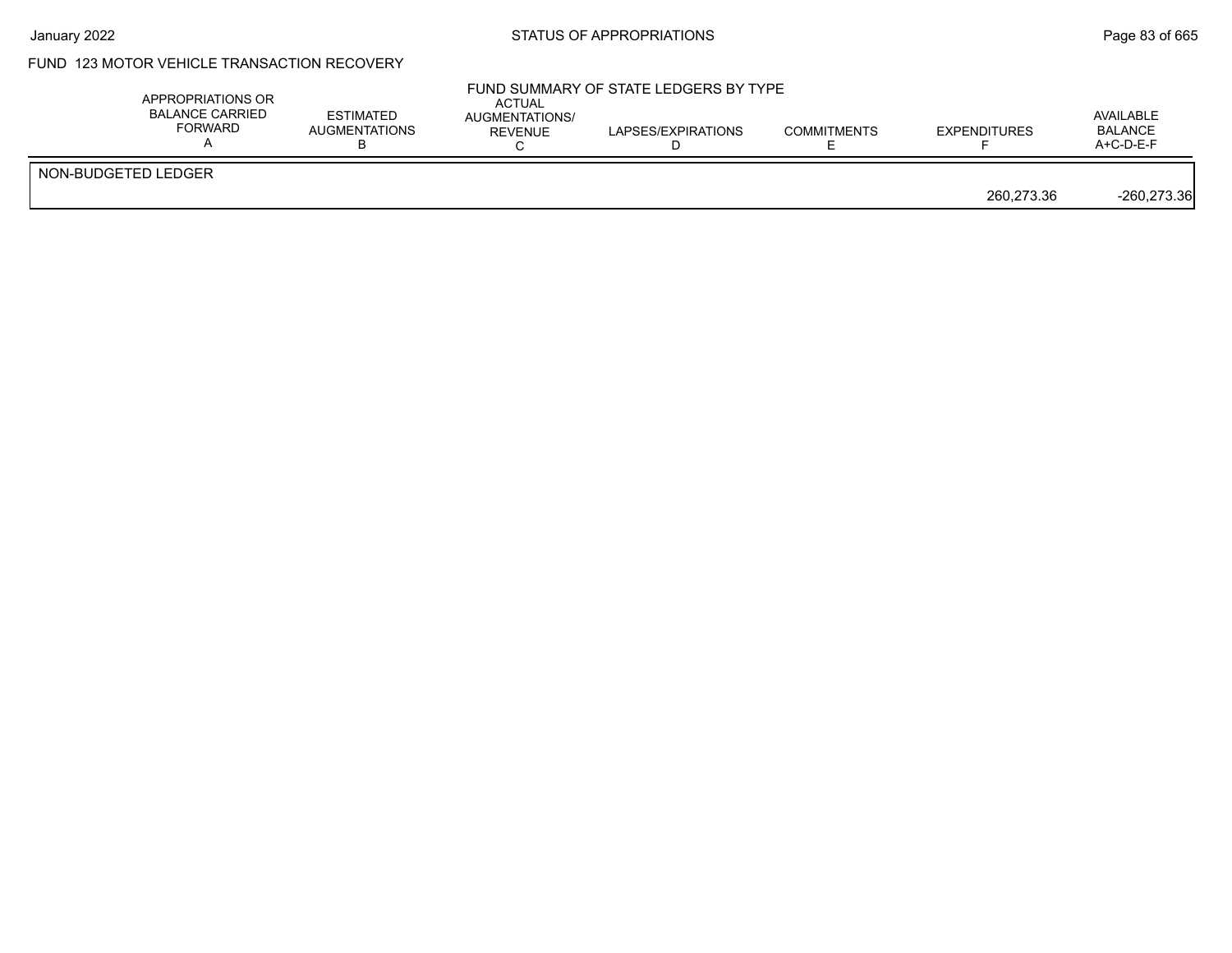## FUND 123 MOTOR VEHICLE TRANSACTION RECOVERY

FUND SUMMARY OF STATE LEDGERS BY TYPE

| | APPROPRIATIONS OR BALANCE CARRIED FORWARD A | ESTIMATED AUGMENTATIONS B | ACTUAL AUGMENTATIONS/ REVENUE C | LAPSES/EXPIRATIONS D | COMMITMENTS E | EXPENDITURES F | AVAILABLE BALANCE A+C-D-E-F |
|---|---|---|---|---|---|---|---|
| NON-BUDGETED LEDGER | | | | | | | |
| | | | | | | 260,273.36 | -260,273.36 |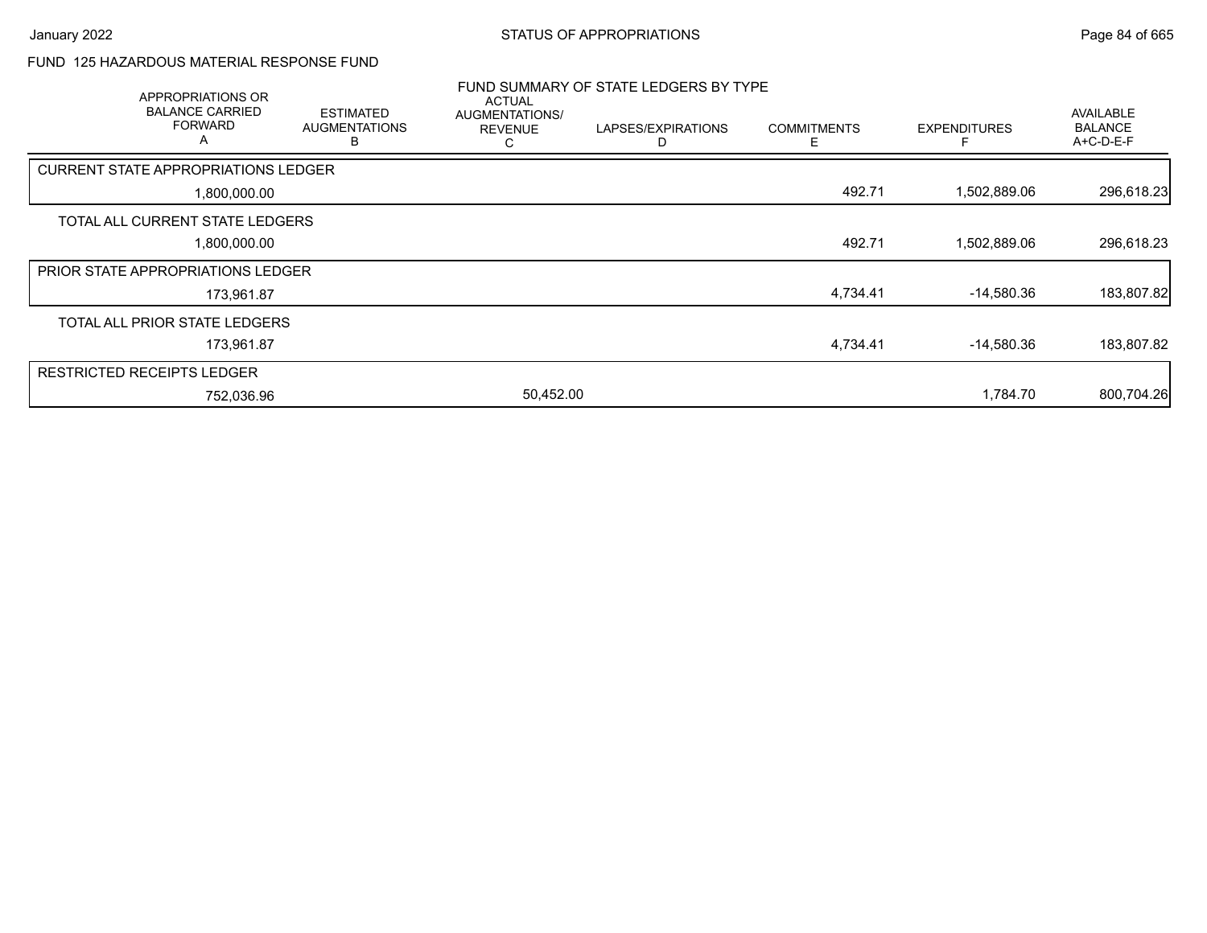FUND 125 HAZARDOUS MATERIAL RESPONSE FUND

FUND SUMMARY OF STATE LEDGERS BY TYPE

| APPROPRIATIONS OR BALANCE CARRIED FORWARD A | ESTIMATED AUGMENTATIONS B | ACTUAL AUGMENTATIONS/ REVENUE C | LAPSES/EXPIRATIONS D | COMMITMENTS E | EXPENDITURES F | AVAILABLE BALANCE A+C-D-E-F |
|---|---|---|---|---|---|---|
| **CURRENT STATE APPROPRIATIONS LEDGER** | | | | | | |
| 1,800,000.00 | | | | 492.71 | 1,502,889.06 | 296,618.23 |
| TOTAL ALL CURRENT STATE LEDGERS | | | | | | |
| 1,800,000.00 | | | | 492.71 | 1,502,889.06 | 296,618.23 |
| **PRIOR STATE APPROPRIATIONS LEDGER** | | | | | | |
| 173,961.87 | | | | 4,734.41 | -14,580.36 | 183,807.82 |
| TOTAL ALL PRIOR STATE LEDGERS | | | | | | |
| 173,961.87 | | | | 4,734.41 | -14,580.36 | 183,807.82 |
| **RESTRICTED RECEIPTS LEDGER** | | | | | | |
| 752,036.96 | | 50,452.00 | | | 1,784.70 | 800,704.26 |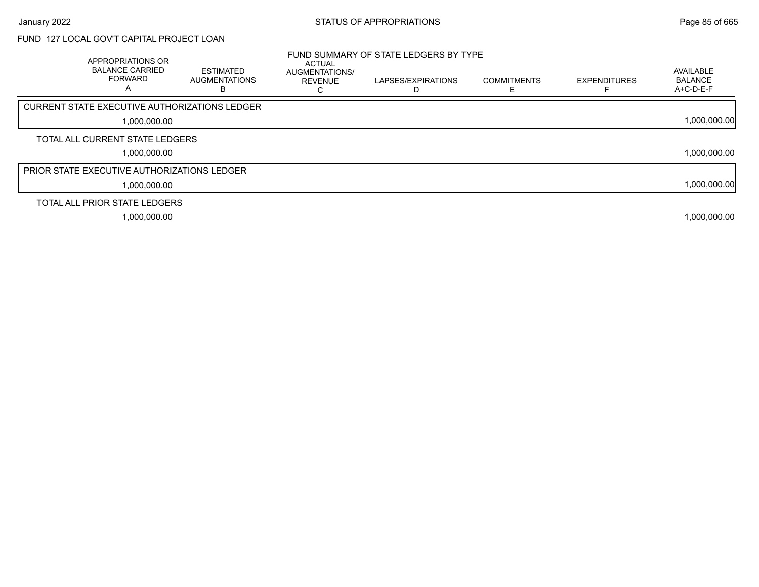FUND 127 LOCAL GOV'T CAPITAL PROJECT LOAN

FUND SUMMARY OF STATE LEDGERS BY TYPE

| | APPROPRIATIONS OR BALANCE CARRIED FORWARD A | ESTIMATED AUGMENTATIONS B | ACTUAL AUGMENTATIONS/ REVENUE C | LAPSES/EXPIRATIONS D | COMMITMENTS E | EXPENDITURES F | AVAILABLE BALANCE A+C-D-E-F |
|---|---|---|---|---|---|---|---|
| CURRENT STATE EXECUTIVE AUTHORIZATIONS LEDGER | 1,000,000.00 | | | | | | 1,000,000.00 |
| TOTAL ALL CURRENT STATE LEDGERS | 1,000,000.00 | | | | | | 1,000,000.00 |
| PRIOR STATE EXECUTIVE AUTHORIZATIONS LEDGER | 1,000,000.00 | | | | | | 1,000,000.00 |
| TOTAL ALL PRIOR STATE LEDGERS | 1,000,000.00 | | | | | | 1,000,000.00 |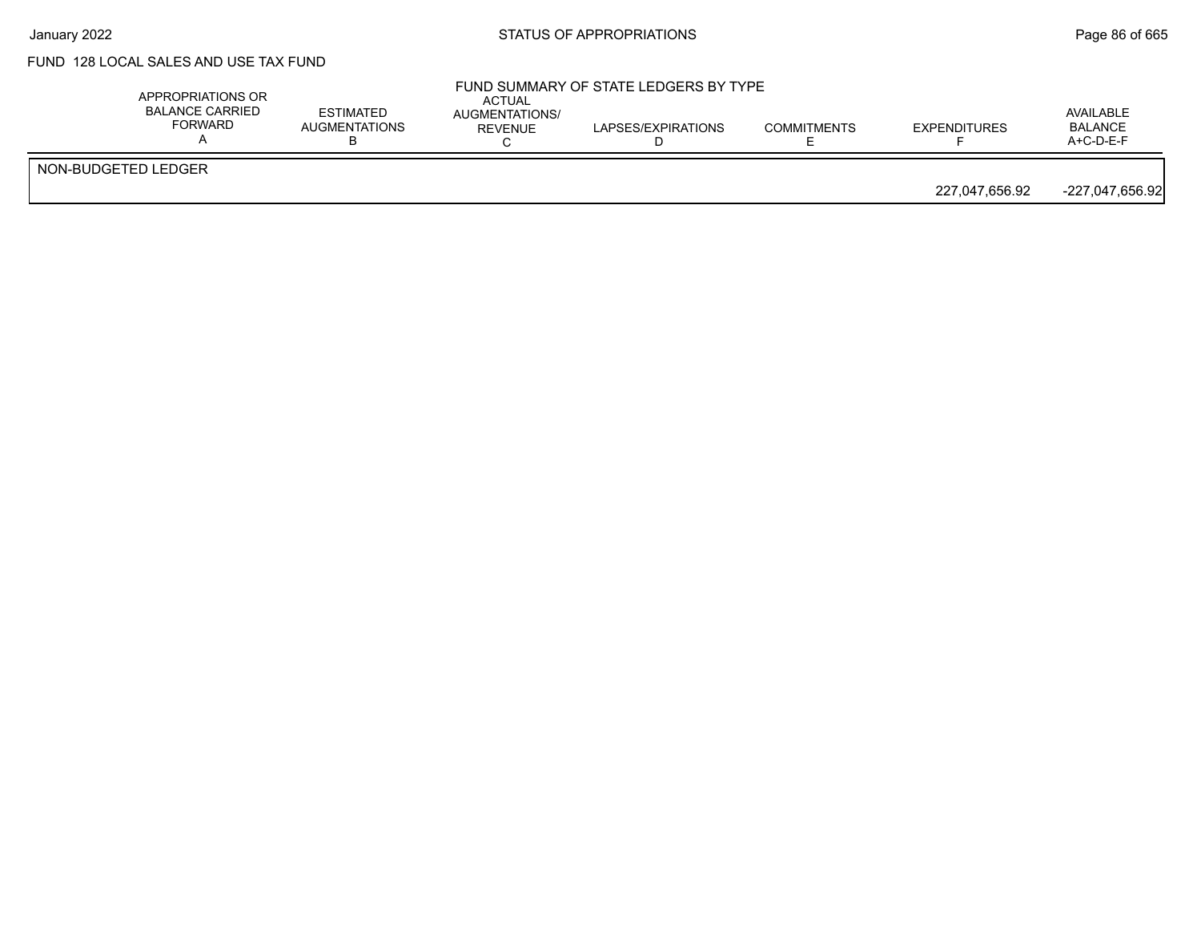FUND 128 LOCAL SALES AND USE TAX FUND

FUND SUMMARY OF STATE LEDGERS BY TYPE

| | APPROPRIATIONS OR BALANCE CARRIED FORWARD A | ESTIMATED AUGMENTATIONS B | ACTUAL AUGMENTATIONS/ REVENUE C | LAPSES/EXPIRATIONS D | COMMITMENTS E | EXPENDITURES F | AVAILABLE BALANCE A+C-D-E-F |
|---|---|---|---|---|---|---|---|
| NON-BUDGETED LEDGER | | | | | | | |
| | | | | | | 227,047,656.92 | -227,047,656.92 |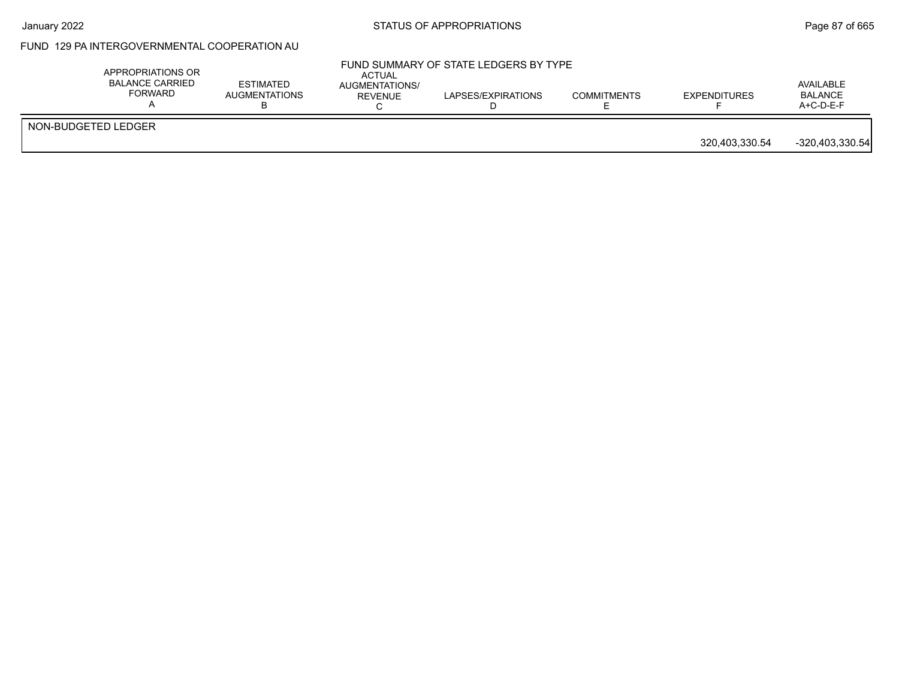FUND 129 PA INTERGOVERNMENTAL COOPERATION AU

FUND SUMMARY OF STATE LEDGERS BY TYPE

| | APPROPRIATIONS OR BALANCE CARRIED FORWARD A | ESTIMATED AUGMENTATIONS B | ACTUAL AUGMENTATIONS/ REVENUE C | LAPSES/EXPIRATIONS D | COMMITMENTS E | EXPENDITURES F | AVAILABLE BALANCE A+C-D-E-F |
|---|---|---|---|---|---|---|---|
| NON-BUDGETED LEDGER | | | | | | 320,403,330.54 | -320,403,330.54 |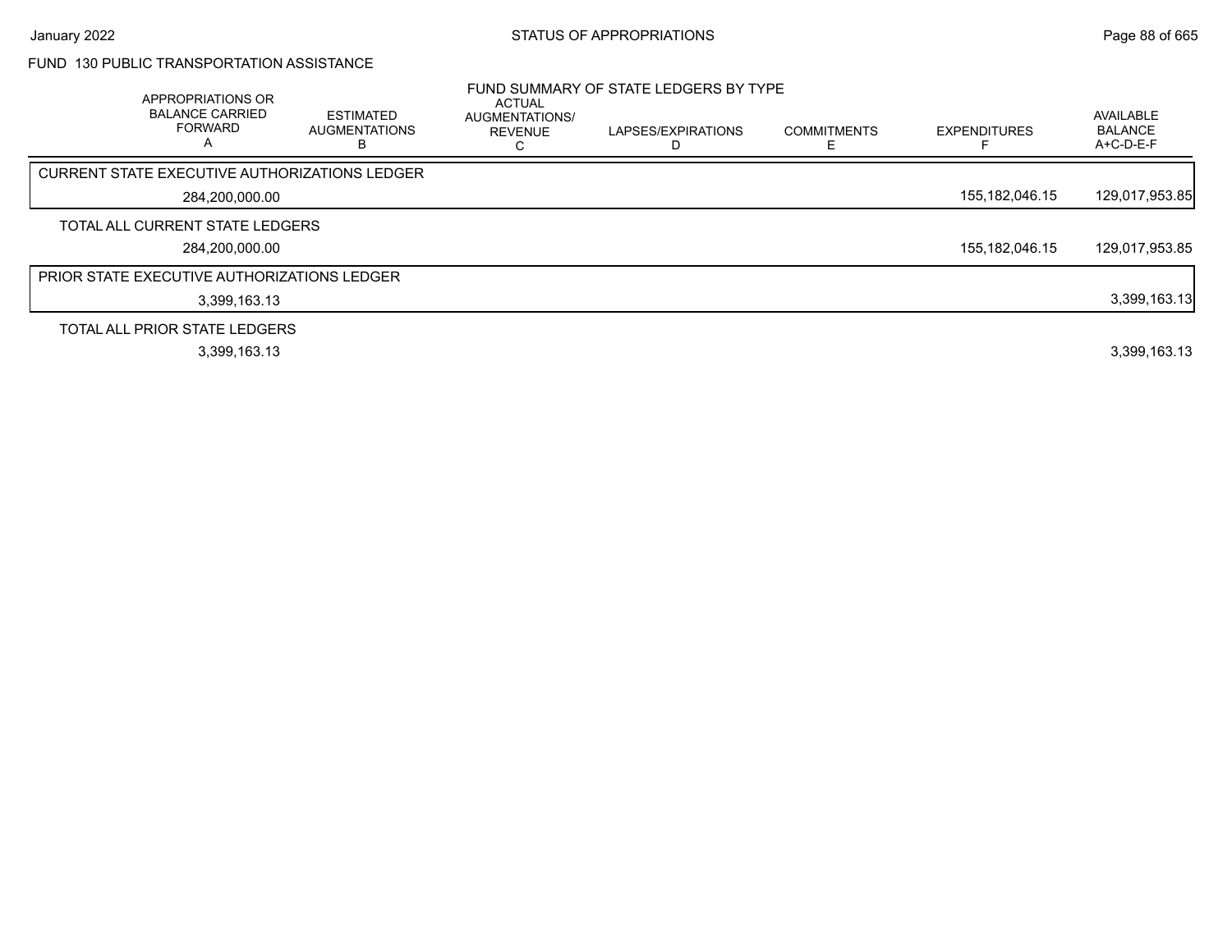STATUS OF APPROPRIATIONS

FUND 130 PUBLIC TRANSPORTATION ASSISTANCE

FUND SUMMARY OF STATE LEDGERS BY TYPE

| APPROPRIATIONS OR BALANCE CARRIED FORWARD A | ESTIMATED AUGMENTATIONS B | ACTUAL AUGMENTATIONS/ REVENUE C | LAPSES/EXPIRATIONS D | COMMITMENTS E | EXPENDITURES F | AVAILABLE BALANCE A+C-D-E-F |
|---|---|---|---|---|---|---|
| CURRENT STATE EXECUTIVE AUTHORIZATIONS LEDGER | | | | | | |
| 284,200,000.00 | | | | | 155,182,046.15 | 129,017,953.85 |
| TOTAL ALL CURRENT STATE LEDGERS | | | | | | |
| 284,200,000.00 | | | | | 155,182,046.15 | 129,017,953.85 |
| PRIOR STATE EXECUTIVE AUTHORIZATIONS LEDGER | | | | | | |
| 3,399,163.13 | | | | | | 3,399,163.13 |
| TOTAL ALL PRIOR STATE LEDGERS | | | | | | |
| 3,399,163.13 | | | | | | 3,399,163.13 |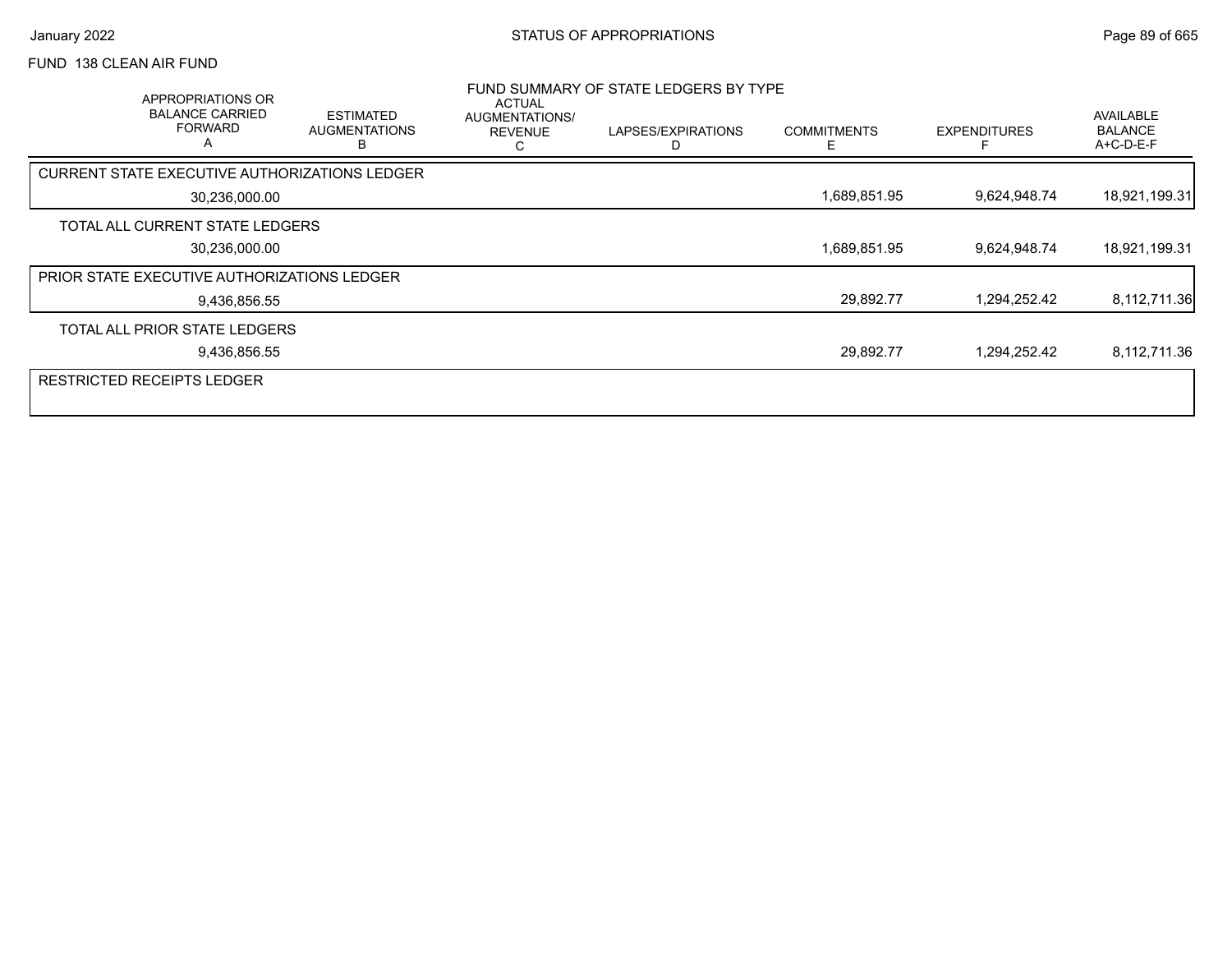FUND 138 CLEAN AIR FUND

FUND SUMMARY OF STATE LEDGERS BY TYPE

| APPROPRIATIONS OR BALANCE CARRIED FORWARD A | ESTIMATED AUGMENTATIONS B | ACTUAL AUGMENTATIONS/ REVENUE C | LAPSES/EXPIRATIONS D | COMMITMENTS E | EXPENDITURES F | AVAILABLE BALANCE A+C-D-E-F |
|---|---|---|---|---|---|---|
| CURRENT STATE EXECUTIVE AUTHORIZATIONS LEDGER | | | | | | |
| 30,236,000.00 | | | | 1,689,851.95 | 9,624,948.74 | 18,921,199.31 |
| TOTAL ALL CURRENT STATE LEDGERS | | | | | | |
| 30,236,000.00 | | | | 1,689,851.95 | 9,624,948.74 | 18,921,199.31 |
| PRIOR STATE EXECUTIVE AUTHORIZATIONS LEDGER | | | | | | |
| 9,436,856.55 | | | | 29,892.77 | 1,294,252.42 | 8,112,711.36 |
| TOTAL ALL PRIOR STATE LEDGERS | | | | | | |
| 9,436,856.55 | | | | 29,892.77 | 1,294,252.42 | 8,112,711.36 |
| RESTRICTED RECEIPTS LEDGER | | | | | | |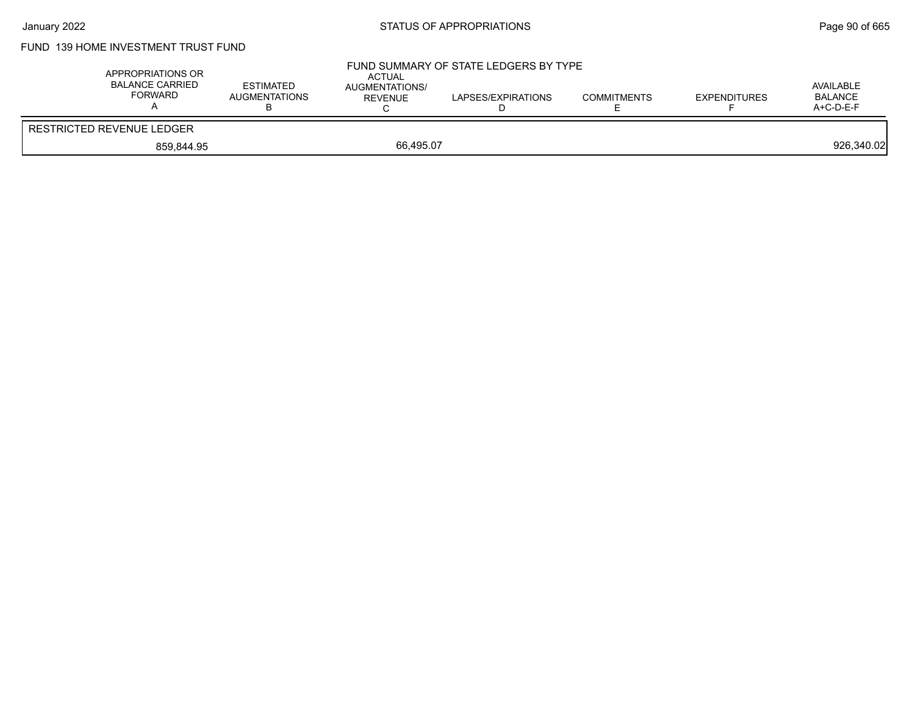FUND 139 HOME INVESTMENT TRUST FUND

FUND SUMMARY OF STATE LEDGERS BY TYPE

| APPROPRIATIONS OR BALANCE CARRIED FORWARD A | ESTIMATED AUGMENTATIONS B | ACTUAL AUGMENTATIONS/ REVENUE C | LAPSES/EXPIRATIONS D | COMMITMENTS E | EXPENDITURES F | AVAILABLE BALANCE A+C-D-E-F |
|---|---|---|---|---|---|---|
| RESTRICTED REVENUE LEDGER | | | | | | |
| 859,844.95 | | 66,495.07 | | | | 926,340.02 |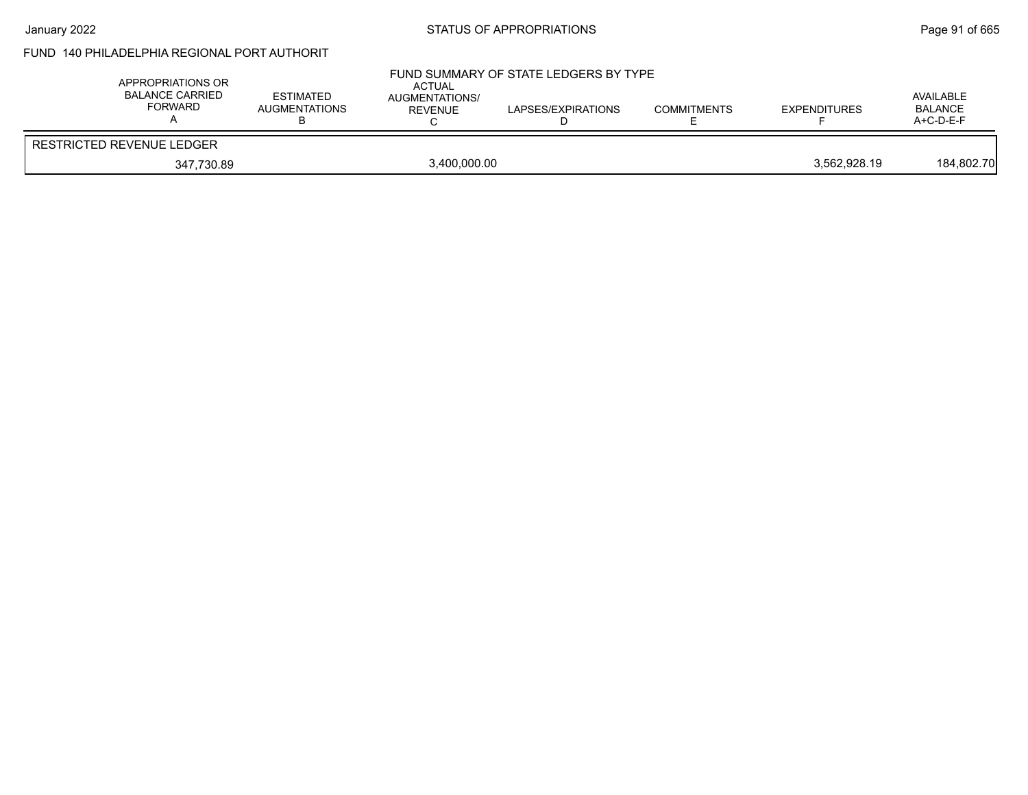FUND 140 PHILADELPHIA REGIONAL PORT AUTHORIT

FUND SUMMARY OF STATE LEDGERS BY TYPE

| APPROPRIATIONS OR BALANCE CARRIED FORWARD A | ESTIMATED AUGMENTATIONS B | ACTUAL AUGMENTATIONS/ REVENUE C | LAPSES/EXPIRATIONS D | COMMITMENTS E | EXPENDITURES F | AVAILABLE BALANCE A+C-D-E-F |
|---|---|---|---|---|---|---|
| RESTRICTED REVENUE LEDGER | | | | | | |
| 347,730.89 | | 3,400,000.00 | | | 3,562,928.19 | 184,802.70 |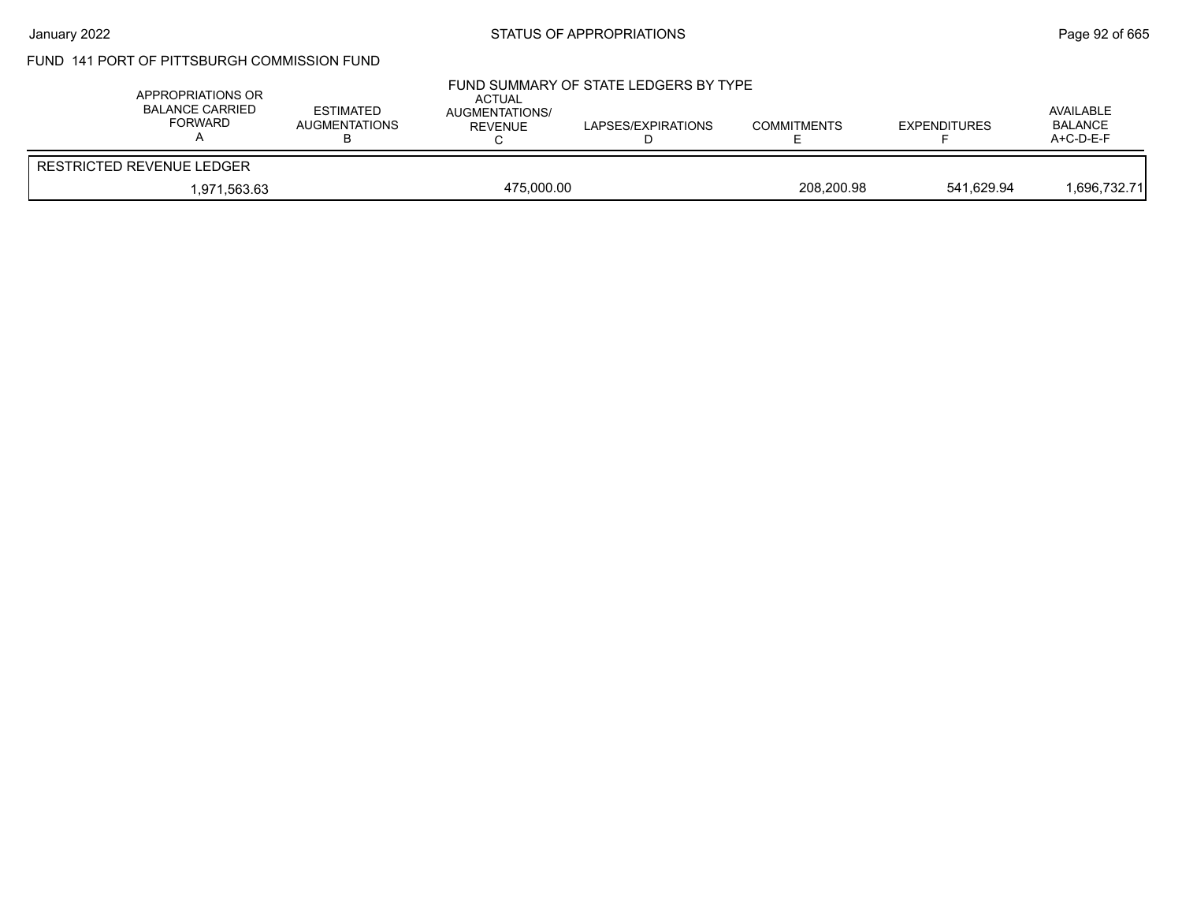FUND 141 PORT OF PITTSBURGH COMMISSION FUND

FUND SUMMARY OF STATE LEDGERS BY TYPE

| APPROPRIATIONS OR BALANCE CARRIED FORWARD A | ESTIMATED AUGMENTATIONS B | ACTUAL AUGMENTATIONS/ REVENUE C | LAPSES/EXPIRATIONS D | COMMITMENTS E | EXPENDITURES F | AVAILABLE BALANCE A+C-D-E-F |
|---|---|---|---|---|---|---|
| RESTRICTED REVENUE LEDGER | | | | | | |
| 1,971,563.63 | | 475,000.00 | | 208,200.98 | 541,629.94 | 1,696,732.71 |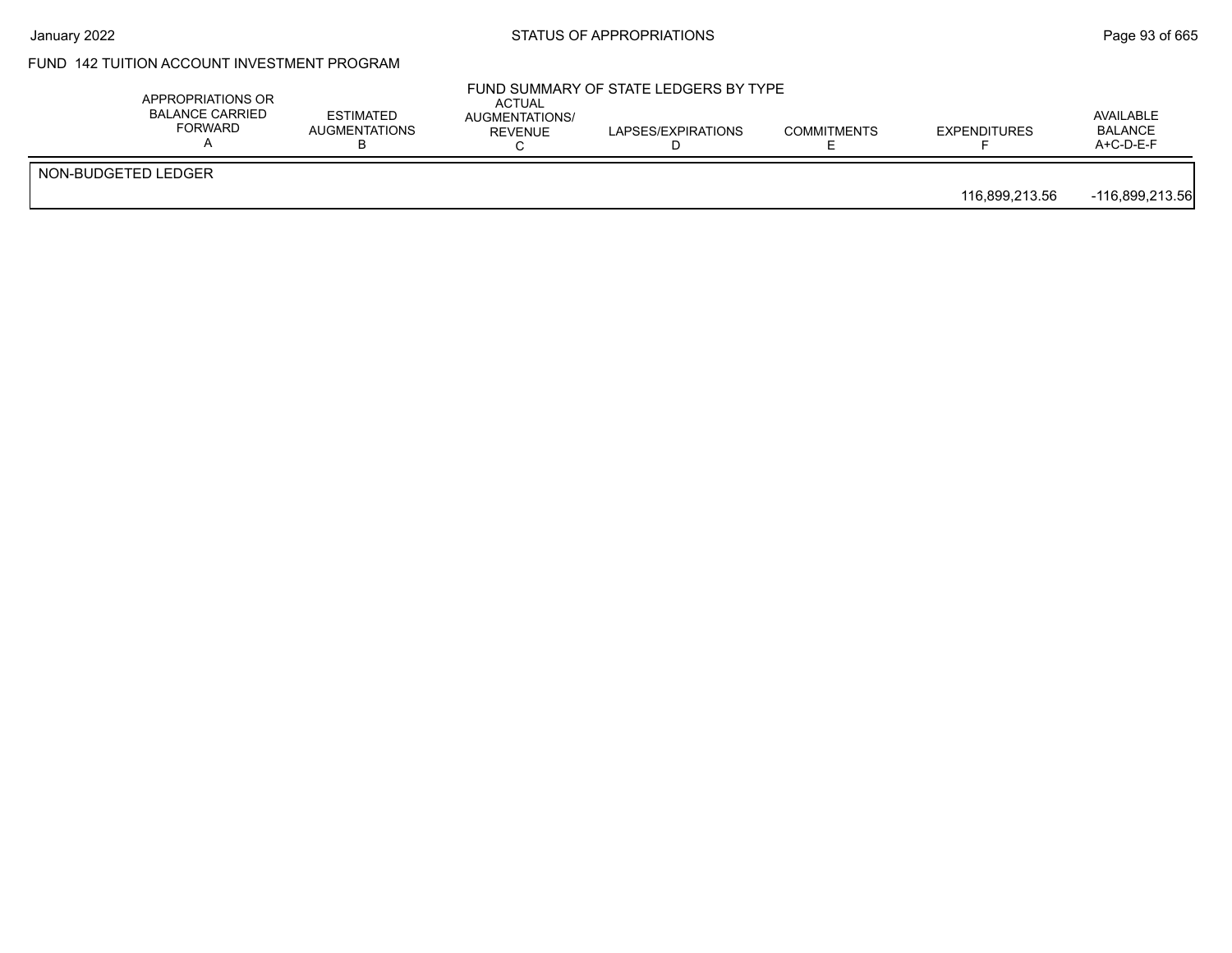# FUND 142 TUITION ACCOUNT INVESTMENT PROGRAM

## FUND SUMMARY OF STATE LEDGERS BY TYPE

| | APPROPRIATIONS OR BALANCE CARRIED FORWARD A | ESTIMATED AUGMENTATIONS B | ACTUAL AUGMENTATIONS/ REVENUE C | LAPSES/EXPIRATIONS D | COMMITMENTS E | EXPENDITURES F | AVAILABLE BALANCE A+C-D-E-F |
|---|---|---|---|---|---|---|---|
| NON-BUDGETED LEDGER | | | | | | | |
| | | | | | | 116,899,213.56 | -116,899,213.56 |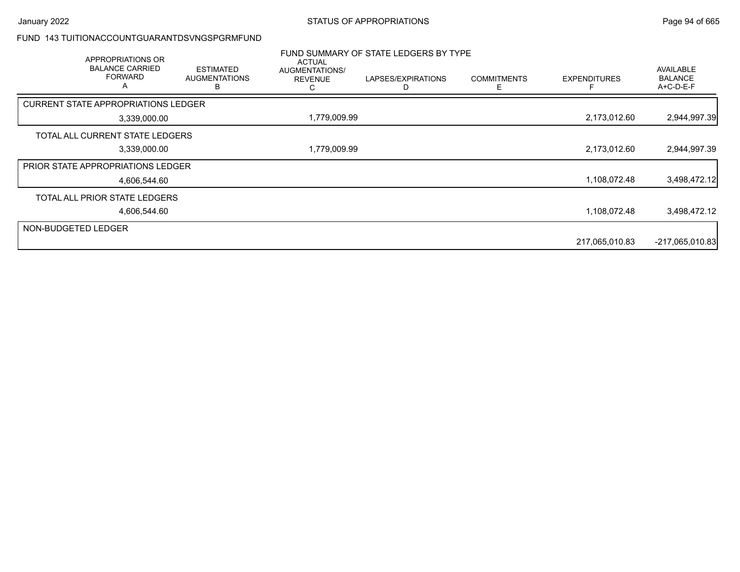STATUS OF APPROPRIATIONS

January 2022

FUND 143 TUITIONACCOUNTGUARANTDSVNGSPGRMFUND

FUND SUMMARY OF STATE LEDGERS BY TYPE

| APPROPRIATIONS OR BALANCE CARRIED FORWARD A | ESTIMATED AUGMENTATIONS B | ACTUAL AUGMENTATIONS/ REVENUE C | LAPSES/EXPIRATIONS D | COMMITMENTS E | EXPENDITURES F | AVAILABLE BALANCE A+C-D-E-F |
|---|---|---|---|---|---|---|
| CURRENT STATE APPROPRIATIONS LEDGER | | | | | | |
| 3,339,000.00 | | 1,779,009.99 | | | 2,173,012.60 | 2,944,997.39 |
| TOTAL ALL CURRENT STATE LEDGERS | | | | | | |
| 3,339,000.00 | | 1,779,009.99 | | | 2,173,012.60 | 2,944,997.39 |
| PRIOR STATE APPROPRIATIONS LEDGER | | | | | | |
| 4,606,544.60 | | | | | 1,108,072.48 | 3,498,472.12 |
| TOTAL ALL PRIOR STATE LEDGERS | | | | | | |
| 4,606,544.60 | | | | | 1,108,072.48 | 3,498,472.12 |
| NON-BUDGETED LEDGER | | | | | | |
| | | | | | 217,065,010.83 | -217,065,010.83 |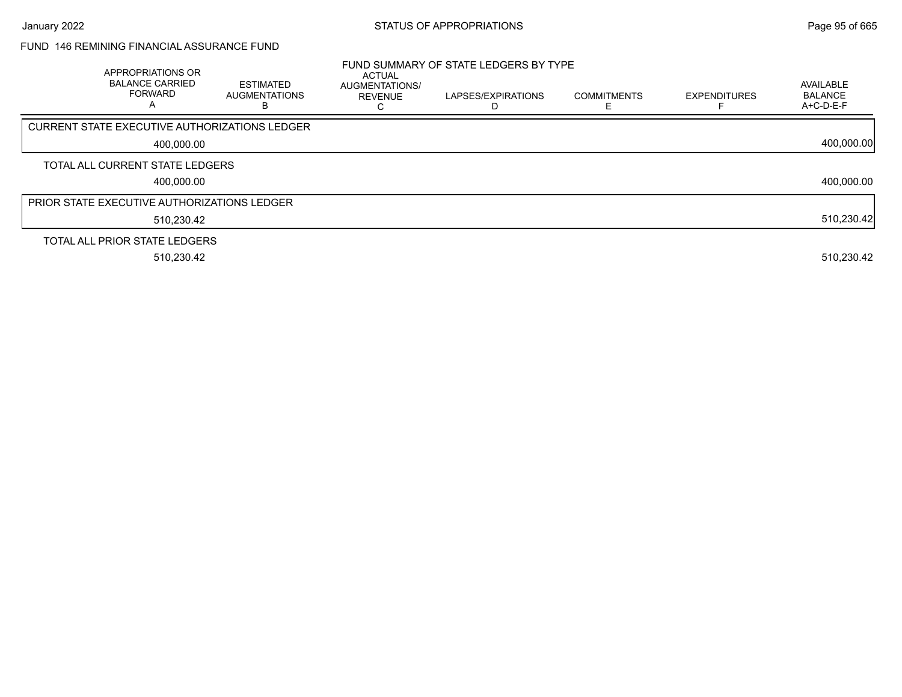## FUND 146 REMINING FINANCIAL ASSURANCE FUND

### FUND SUMMARY OF STATE LEDGERS BY TYPE

| APPROPRIATIONS OR BALANCE CARRIED FORWARD A | ESTIMATED AUGMENTATIONS B | ACTUAL AUGMENTATIONS/ REVENUE C | LAPSES/EXPIRATIONS D | COMMITMENTS E | EXPENDITURES F | AVAILABLE BALANCE A+C-D-E-F |
|---|---|---|---|---|---|---|
| **CURRENT STATE EXECUTIVE AUTHORIZATIONS LEDGER** | | | | | | |
| 400,000.00 | | | | | | 400,000.00 |
| **TOTAL ALL CURRENT STATE LEDGERS** | | | | | | |
| 400,000.00 | | | | | | 400,000.00 |
| **PRIOR STATE EXECUTIVE AUTHORIZATIONS LEDGER** | | | | | | |
| 510,230.42 | | | | | | 510,230.42 |
| **TOTAL ALL PRIOR STATE LEDGERS** | | | | | | |
| 510,230.42 | | | | | | 510,230.42 |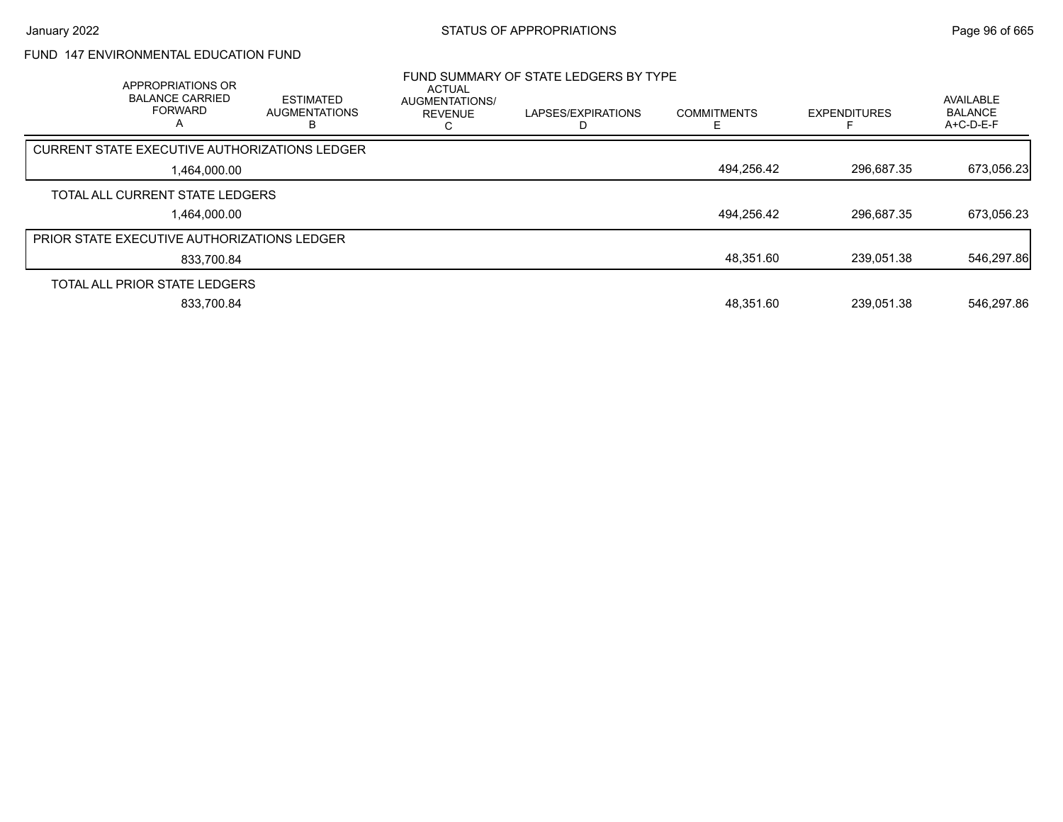FUND 147 ENVIRONMENTAL EDUCATION FUND

FUND SUMMARY OF STATE LEDGERS BY TYPE

| | APPROPRIATIONS OR BALANCE CARRIED FORWARD A | ESTIMATED AUGMENTATIONS B | ACTUAL AUGMENTATIONS/ REVENUE C | LAPSES/EXPIRATIONS D | COMMITMENTS E | EXPENDITURES F | AVAILABLE BALANCE A+C-D-E-F |
|---|---|---|---|---|---|---|---|
| CURRENT STATE EXECUTIVE AUTHORIZATIONS LEDGER | 1,464,000.00 | | | | 494,256.42 | 296,687.35 | 673,056.23 |
| TOTAL ALL CURRENT STATE LEDGERS | 1,464,000.00 | | | | 494,256.42 | 296,687.35 | 673,056.23 |
| PRIOR STATE EXECUTIVE AUTHORIZATIONS LEDGER | 833,700.84 | | | | 48,351.60 | 239,051.38 | 546,297.86 |
| TOTAL ALL PRIOR STATE LEDGERS | 833,700.84 | | | | 48,351.60 | 239,051.38 | 546,297.86 |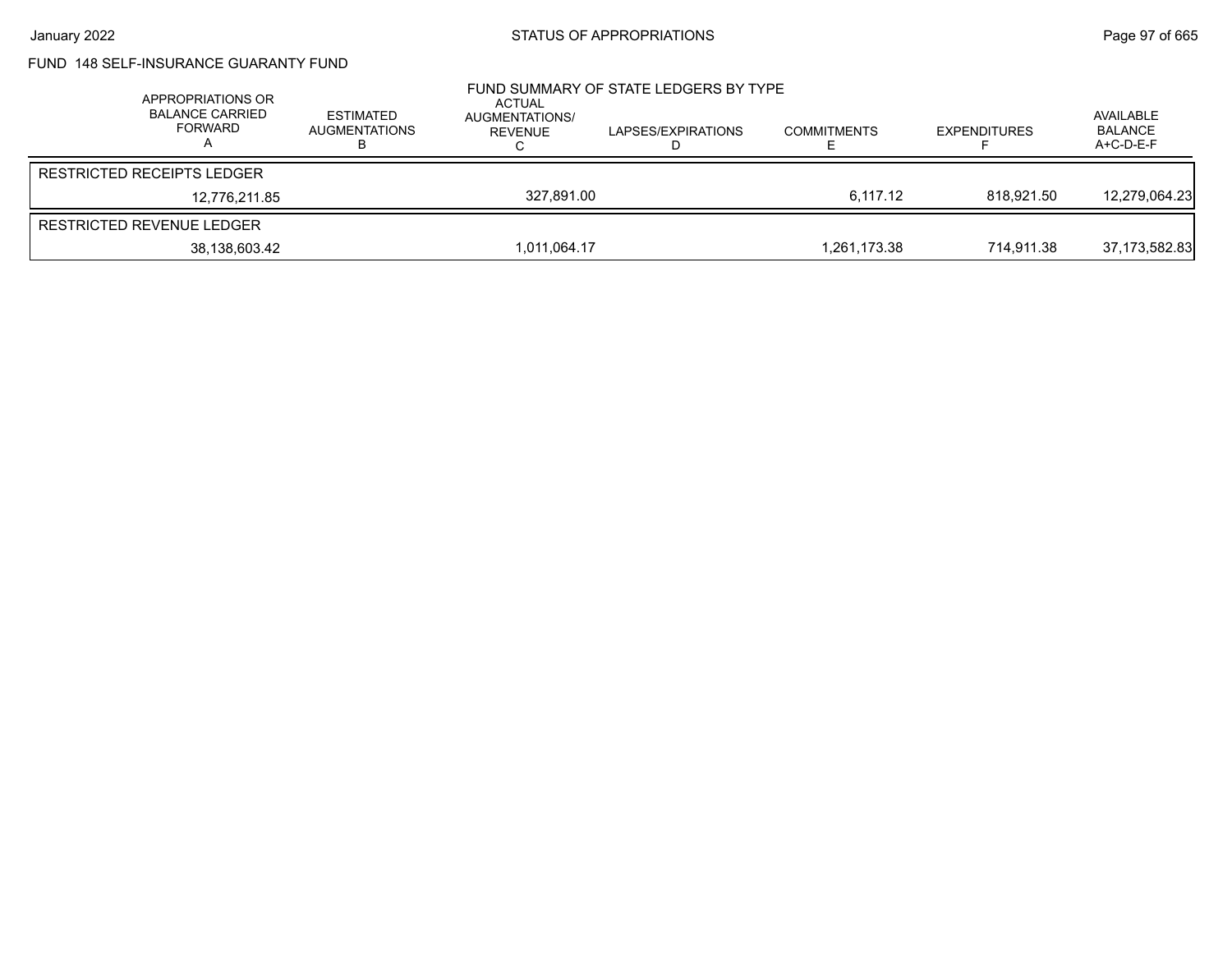FUND 148 SELF-INSURANCE GUARANTY FUND

FUND SUMMARY OF STATE LEDGERS BY TYPE

| APPROPRIATIONS OR BALANCE CARRIED FORWARD A | ESTIMATED AUGMENTATIONS B | ACTUAL AUGMENTATIONS/ REVENUE C | LAPSES/EXPIRATIONS D | COMMITMENTS E | EXPENDITURES F | AVAILABLE BALANCE A+C-D-E-F |
|---|---|---|---|---|---|---|
| RESTRICTED RECEIPTS LEDGER | | | | | | |
| 12,776,211.85 | | 327,891.00 | | 6,117.12 | 818,921.50 | 12,279,064.23 |
| RESTRICTED REVENUE LEDGER | | | | | | |
| 38,138,603.42 | | 1,011,064.17 | | 1,261,173.38 | 714,911.38 | 37,173,582.83 |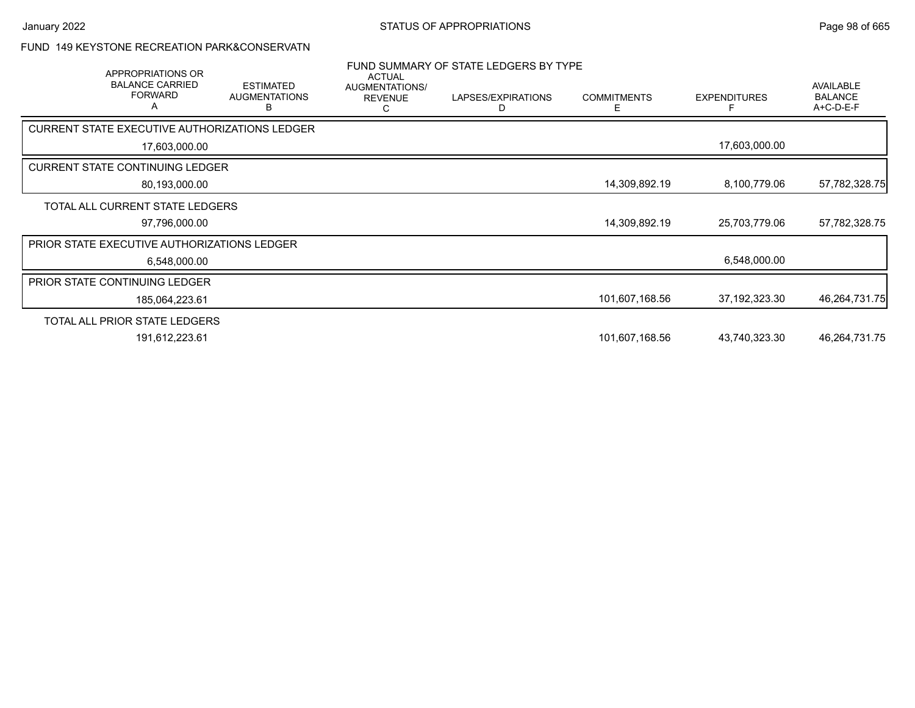## FUND 149 KEYSTONE RECREATION PARK&CONSERVATN

### FUND SUMMARY OF STATE LEDGERS BY TYPE

| APPROPRIATIONS OR BALANCE CARRIED FORWARD A | ESTIMATED AUGMENTATIONS B | ACTUAL AUGMENTATIONS/ REVENUE C | LAPSES/EXPIRATIONS D | COMMITMENTS E | EXPENDITURES F | AVAILABLE BALANCE A+C-D-E-F |
|---|---|---|---|---|---|---|
| **CURRENT STATE EXECUTIVE AUTHORIZATIONS LEDGER** | | | | | | |
| 17,603,000.00 | | | | | 17,603,000.00 | |
| **CURRENT STATE CONTINUING LEDGER** | | | | | | |
| 80,193,000.00 | | | | 14,309,892.19 | 8,100,779.06 | 57,782,328.75 |
| **TOTAL ALL CURRENT STATE LEDGERS** | | | | | | |
| 97,796,000.00 | | | | 14,309,892.19 | 25,703,779.06 | 57,782,328.75 |
| **PRIOR STATE EXECUTIVE AUTHORIZATIONS LEDGER** | | | | | | |
| 6,548,000.00 | | | | | 6,548,000.00 | |
| **PRIOR STATE CONTINUING LEDGER** | | | | | | |
| 185,064,223.61 | | | | 101,607,168.56 | 37,192,323.30 | 46,264,731.75 |
| **TOTAL ALL PRIOR STATE LEDGERS** | | | | | | |
| 191,612,223.61 | | | | 101,607,168.56 | 43,740,323.30 | 46,264,731.75 |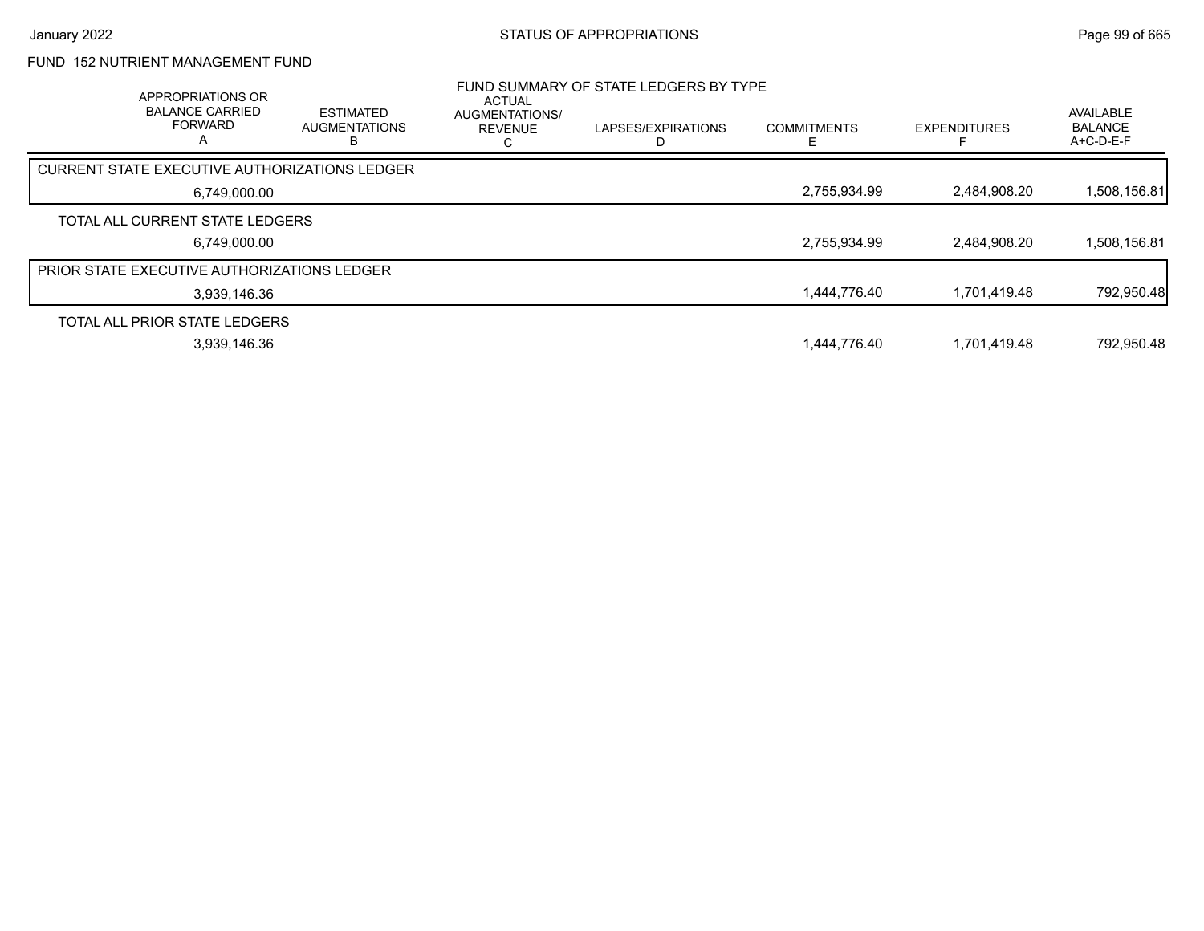## FUND 152 NUTRIENT MANAGEMENT FUND

### FUND SUMMARY OF STATE LEDGERS BY TYPE

| APPROPRIATIONS OR BALANCE CARRIED FORWARD A | ESTIMATED AUGMENTATIONS B | ACTUAL AUGMENTATIONS/ REVENUE C | LAPSES/EXPIRATIONS D | COMMITMENTS E | EXPENDITURES F | AVAILABLE BALANCE A+C-D-E-F |
|---|---|---|---|---|---|---|
| CURRENT STATE EXECUTIVE AUTHORIZATIONS LEDGER | | | | | | |
| 6,749,000.00 | | | | 2,755,934.99 | 2,484,908.20 | 1,508,156.81 |
| TOTAL ALL CURRENT STATE LEDGERS | | | | | | |
| 6,749,000.00 | | | | 2,755,934.99 | 2,484,908.20 | 1,508,156.81 |
| PRIOR STATE EXECUTIVE AUTHORIZATIONS LEDGER | | | | | | |
| 3,939,146.36 | | | | 1,444,776.40 | 1,701,419.48 | 792,950.48 |
| TOTAL ALL PRIOR STATE LEDGERS | | | | | | |
| 3,939,146.36 | | | | 1,444,776.40 | 1,701,419.48 | 792,950.48 |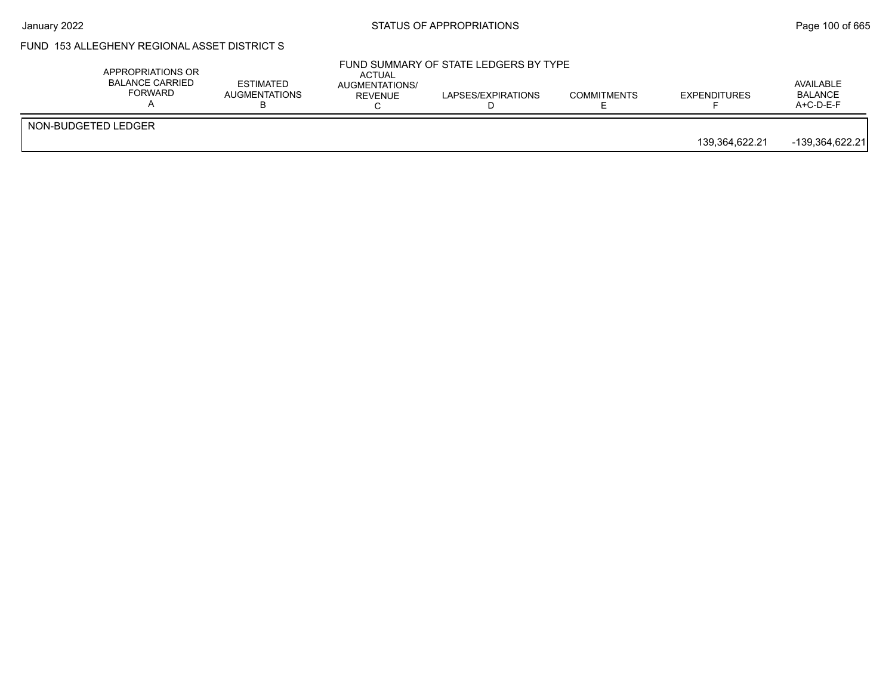## FUND 153 ALLEGHENY REGIONAL ASSET DISTRICT S

### FUND SUMMARY OF STATE LEDGERS BY TYPE

| | APPROPRIATIONS OR BALANCE CARRIED FORWARD A | ESTIMATED AUGMENTATIONS B | ACTUAL AUGMENTATIONS/ REVENUE C | LAPSES/EXPIRATIONS D | COMMITMENTS E | EXPENDITURES F | AVAILABLE BALANCE A+C-D-E-F |
|---|---|---|---|---|---|---|---|
| NON-BUDGETED LEDGER | | | | | | 139,364,622.21 | -139,364,622.21 |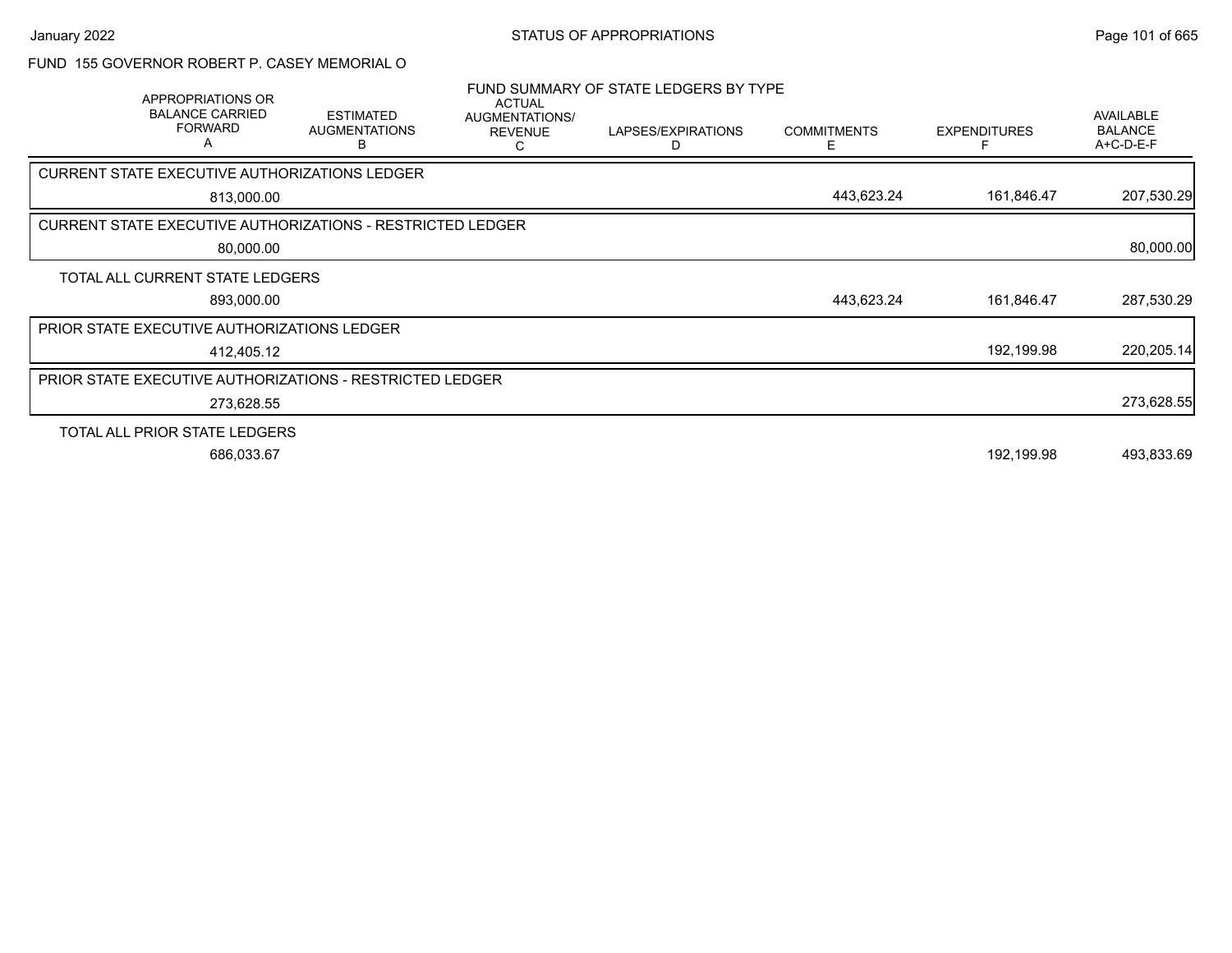FUND 155 GOVERNOR ROBERT P. CASEY MEMORIAL O

## FUND SUMMARY OF STATE LEDGERS BY TYPE

| | APPROPRIATIONS OR BALANCE CARRIED FORWARD A | ESTIMATED AUGMENTATIONS B | ACTUAL AUGMENTATIONS/ REVENUE C | LAPSES/EXPIRATIONS D | COMMITMENTS E | EXPENDITURES F | AVAILABLE BALANCE A+C-D-E-F |
|---|---|---|---|---|---|---|---|
| CURRENT STATE EXECUTIVE AUTHORIZATIONS LEDGER | 813,000.00 | | | | 443,623.24 | 161,846.47 | 207,530.29 |
| CURRENT STATE EXECUTIVE AUTHORIZATIONS - RESTRICTED LEDGER | 80,000.00 | | | | | | 80,000.00 |
| TOTAL ALL CURRENT STATE LEDGERS | 893,000.00 | | | | 443,623.24 | 161,846.47 | 287,530.29 |
| PRIOR STATE EXECUTIVE AUTHORIZATIONS LEDGER | 412,405.12 | | | | | 192,199.98 | 220,205.14 |
| PRIOR STATE EXECUTIVE AUTHORIZATIONS - RESTRICTED LEDGER | 273,628.55 | | | | | | 273,628.55 |
| TOTAL ALL PRIOR STATE LEDGERS | 686,033.67 | | | | | 192,199.98 | 493,833.69 |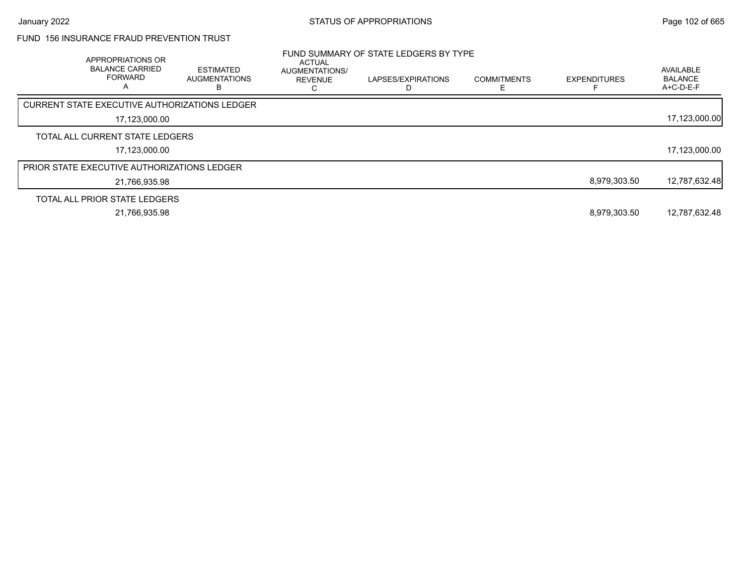FUND 156 INSURANCE FRAUD PREVENTION TRUST

FUND SUMMARY OF STATE LEDGERS BY TYPE

| APPROPRIATIONS OR BALANCE CARRIED FORWARD A | ESTIMATED AUGMENTATIONS B | ACTUAL AUGMENTATIONS/ REVENUE C | LAPSES/EXPIRATIONS D | COMMITMENTS E | EXPENDITURES F | AVAILABLE BALANCE A+C-D-E-F |
|---|---|---|---|---|---|---|
| CURRENT STATE EXECUTIVE AUTHORIZATIONS LEDGER | | | | | | |
| 17,123,000.00 | | | | | | 17,123,000.00 |
| TOTAL ALL CURRENT STATE LEDGERS | | | | | | |
| 17,123,000.00 | | | | | | 17,123,000.00 |
| PRIOR STATE EXECUTIVE AUTHORIZATIONS LEDGER | | | | | | |
| 21,766,935.98 | | | | | 8,979,303.50 | 12,787,632.48 |
| TOTAL ALL PRIOR STATE LEDGERS | | | | | | |
| 21,766,935.98 | | | | | 8,979,303.50 | 12,787,632.48 |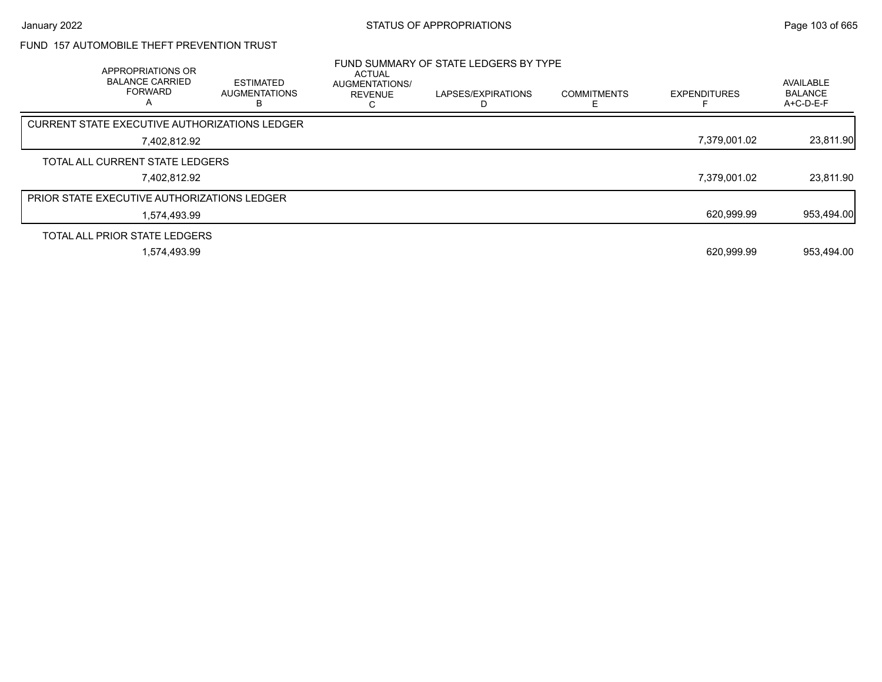# STATUS OF APPROPRIATIONS

## FUND 157 AUTOMOBILE THEFT PREVENTION TRUST

### FUND SUMMARY OF STATE LEDGERS BY TYPE

| APPROPRIATIONS OR BALANCE CARRIED FORWARD A | ESTIMATED AUGMENTATIONS B | ACTUAL AUGMENTATIONS/ REVENUE C | LAPSES/EXPIRATIONS D | COMMITMENTS E | EXPENDITURES F | AVAILABLE BALANCE A+C-D-E-F |
|---|---|---|---|---|---|---|
| **CURRENT STATE EXECUTIVE AUTHORIZATIONS LEDGER** | | | | | | |
| 7,402,812.92 | | | | | 7,379,001.02 | 23,811.90 |
| **TOTAL ALL CURRENT STATE LEDGERS** | | | | | | |
| 7,402,812.92 | | | | | 7,379,001.02 | 23,811.90 |
| **PRIOR STATE EXECUTIVE AUTHORIZATIONS LEDGER** | | | | | | |
| 1,574,493.99 | | | | | 620,999.99 | 953,494.00 |
| **TOTAL ALL PRIOR STATE LEDGERS** | | | | | | |
| 1,574,493.99 | | | | | 620,999.99 | 953,494.00 |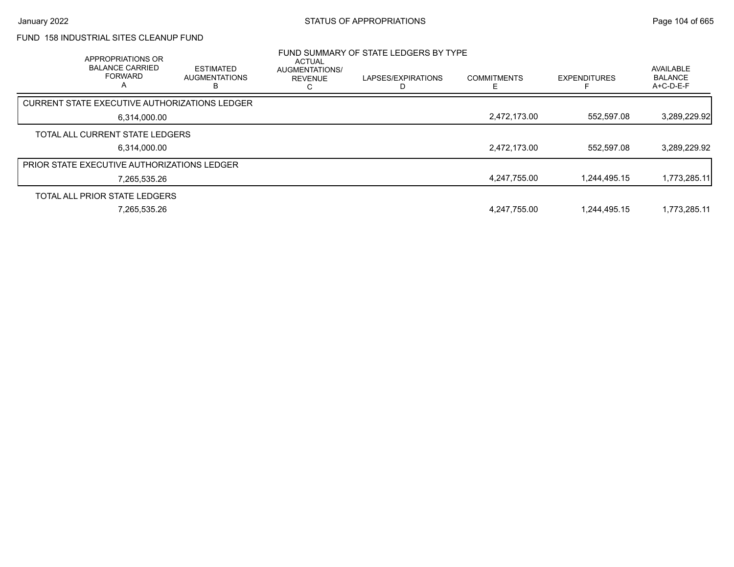## FUND 158 INDUSTRIAL SITES CLEANUP FUND

### FUND SUMMARY OF STATE LEDGERS BY TYPE

| APPROPRIATIONS OR BALANCE CARRIED FORWARD A | ESTIMATED AUGMENTATIONS B | ACTUAL AUGMENTATIONS/ REVENUE C | LAPSES/EXPIRATIONS D | COMMITMENTS E | EXPENDITURES F | AVAILABLE BALANCE A+C-D-E-F |
|---|---|---|---|---|---|---|
| **CURRENT STATE EXECUTIVE AUTHORIZATIONS LEDGER** | | | | | | |
| 6,314,000.00 | | | | 2,472,173.00 | 552,597.08 | 3,289,229.92 |
| **TOTAL ALL CURRENT STATE LEDGERS** | | | | | | |
| 6,314,000.00 | | | | 2,472,173.00 | 552,597.08 | 3,289,229.92 |
| **PRIOR STATE EXECUTIVE AUTHORIZATIONS LEDGER** | | | | | | |
| 7,265,535.26 | | | | 4,247,755.00 | 1,244,495.15 | 1,773,285.11 |
| **TOTAL ALL PRIOR STATE LEDGERS** | | | | | | |
| 7,265,535.26 | | | | 4,247,755.00 | 1,244,495.15 | 1,773,285.11 |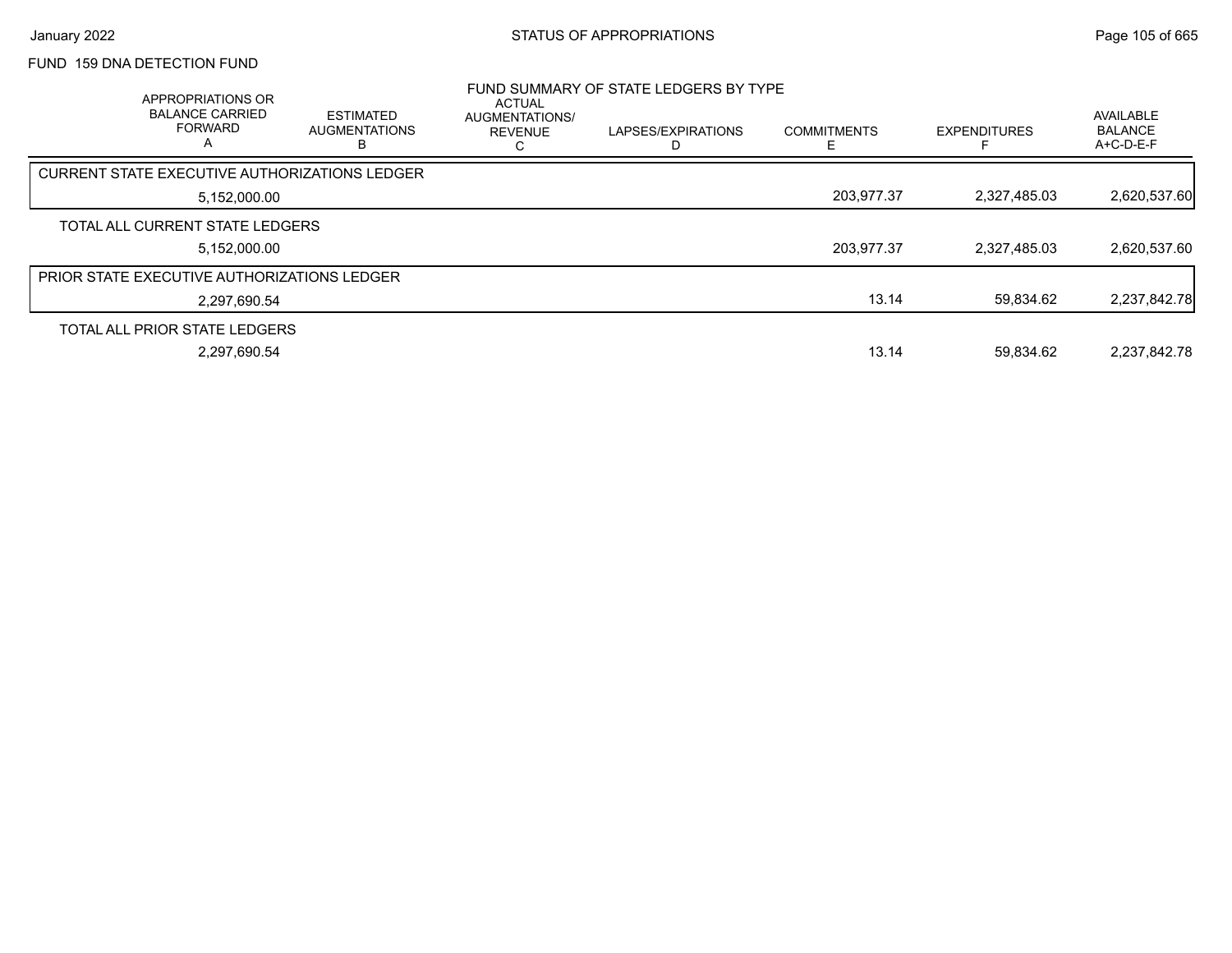FUND 159 DNA DETECTION FUND

FUND SUMMARY OF STATE LEDGERS BY TYPE

| APPROPRIATIONS OR BALANCE CARRIED FORWARD A | ESTIMATED AUGMENTATIONS B | ACTUAL AUGMENTATIONS/ REVENUE C | LAPSES/EXPIRATIONS D | COMMITMENTS E | EXPENDITURES F | AVAILABLE BALANCE A+C-D-E-F |
|---|---|---|---|---|---|---|
| CURRENT STATE EXECUTIVE AUTHORIZATIONS LEDGER | | | | | | |
| 5,152,000.00 | | | | 203,977.37 | 2,327,485.03 | 2,620,537.60 |
| TOTAL ALL CURRENT STATE LEDGERS | | | | | | |
| 5,152,000.00 | | | | 203,977.37 | 2,327,485.03 | 2,620,537.60 |
| PRIOR STATE EXECUTIVE AUTHORIZATIONS LEDGER | | | | | | |
| 2,297,690.54 | | | | 13.14 | 59,834.62 | 2,237,842.78 |
| TOTAL ALL PRIOR STATE LEDGERS | | | | | | |
| 2,297,690.54 | | | | 13.14 | 59,834.62 | 2,237,842.78 |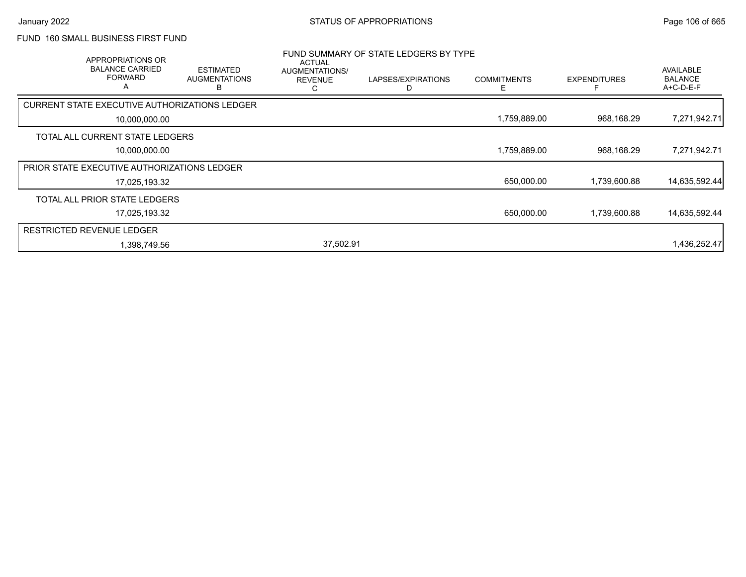FUND 160 SMALL BUSINESS FIRST FUND

FUND SUMMARY OF STATE LEDGERS BY TYPE

| APPROPRIATIONS OR BALANCE CARRIED FORWARD A | ESTIMATED AUGMENTATIONS B | ACTUAL AUGMENTATIONS/ REVENUE C | LAPSES/EXPIRATIONS D | COMMITMENTS E | EXPENDITURES F | AVAILABLE BALANCE A+C-D-E-F |
|---|---|---|---|---|---|---|
| CURRENT STATE EXECUTIVE AUTHORIZATIONS LEDGER | | | | | | |
| 10,000,000.00 | | | | 1,759,889.00 | 968,168.29 | 7,271,942.71 |
| TOTAL ALL CURRENT STATE LEDGERS | | | | | | |
| 10,000,000.00 | | | | 1,759,889.00 | 968,168.29 | 7,271,942.71 |
| PRIOR STATE EXECUTIVE AUTHORIZATIONS LEDGER | | | | | | |
| 17,025,193.32 | | | | 650,000.00 | 1,739,600.88 | 14,635,592.44 |
| TOTAL ALL PRIOR STATE LEDGERS | | | | | | |
| 17,025,193.32 | | | | 650,000.00 | 1,739,600.88 | 14,635,592.44 |
| RESTRICTED REVENUE LEDGER | | | | | | |
| 1,398,749.56 | | 37,502.91 | | | | 1,436,252.47 |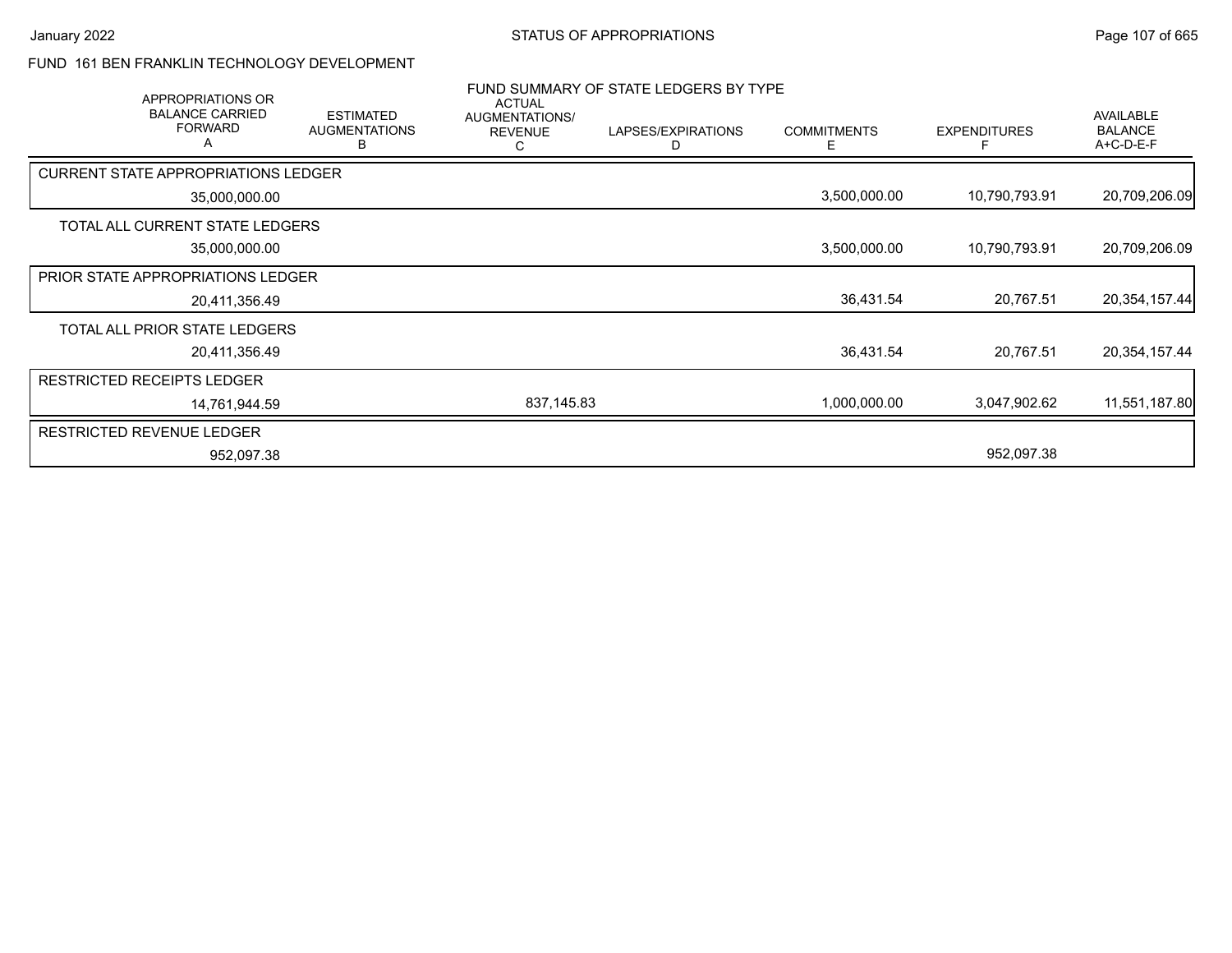## FUND 161 BEN FRANKLIN TECHNOLOGY DEVELOPMENT

### FUND SUMMARY OF STATE LEDGERS BY TYPE

| APPROPRIATIONS OR BALANCE CARRIED FORWARD A | ESTIMATED AUGMENTATIONS B | ACTUAL AUGMENTATIONS/ REVENUE C | LAPSES/EXPIRATIONS D | COMMITMENTS E | EXPENDITURES F | AVAILABLE BALANCE A+C-D-E-F |
|---|---|---|---|---|---|---|
| **CURRENT STATE APPROPRIATIONS LEDGER** | | | | | | |
| 35,000,000.00 | | | | 3,500,000.00 | 10,790,793.91 | 20,709,206.09 |
| **TOTAL ALL CURRENT STATE LEDGERS** | | | | | | |
| 35,000,000.00 | | | | 3,500,000.00 | 10,790,793.91 | 20,709,206.09 |
| **PRIOR STATE APPROPRIATIONS LEDGER** | | | | | | |
| 20,411,356.49 | | | | 36,431.54 | 20,767.51 | 20,354,157.44 |
| **TOTAL ALL PRIOR STATE LEDGERS** | | | | | | |
| 20,411,356.49 | | | | 36,431.54 | 20,767.51 | 20,354,157.44 |
| **RESTRICTED RECEIPTS LEDGER** | | | | | | |
| 14,761,944.59 | | 837,145.83 | | 1,000,000.00 | 3,047,902.62 | 11,551,187.80 |
| **RESTRICTED REVENUE LEDGER** | | | | | | |
| 952,097.38 | | | | | 952,097.38 | |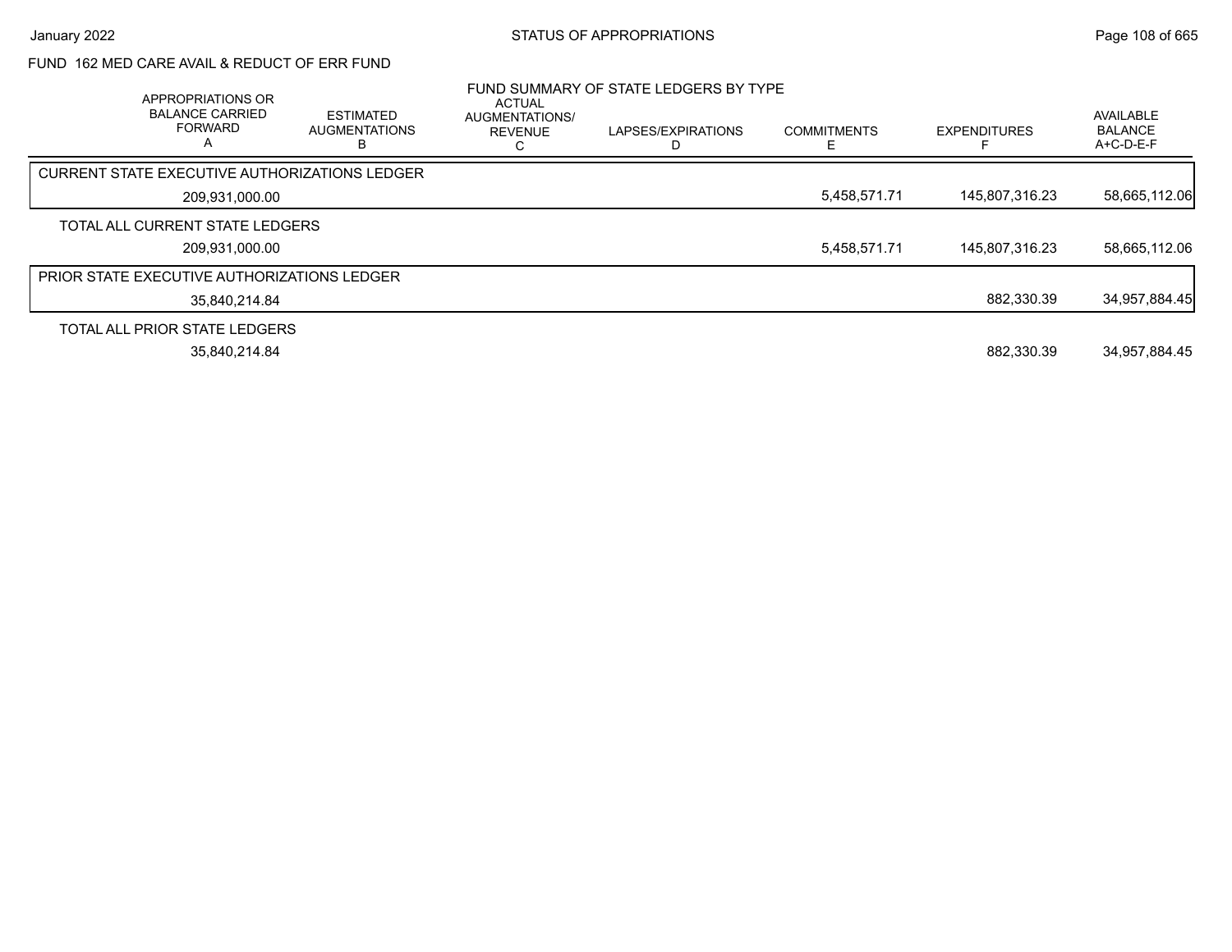FUND 162 MED CARE AVAIL & REDUCT OF ERR FUND

FUND SUMMARY OF STATE LEDGERS BY TYPE

| APPROPRIATIONS OR BALANCE CARRIED FORWARD A | ESTIMATED AUGMENTATIONS B | ACTUAL AUGMENTATIONS/ REVENUE C | LAPSES/EXPIRATIONS D | COMMITMENTS E | EXPENDITURES F | AVAILABLE BALANCE A+C-D-E-F |
|---|---|---|---|---|---|---|
| CURRENT STATE EXECUTIVE AUTHORIZATIONS LEDGER | | | | | | |
| 209,931,000.00 | | | | 5,458,571.71 | 145,807,316.23 | 58,665,112.06 |
| TOTAL ALL CURRENT STATE LEDGERS | | | | | | |
| 209,931,000.00 | | | | 5,458,571.71 | 145,807,316.23 | 58,665,112.06 |
| PRIOR STATE EXECUTIVE AUTHORIZATIONS LEDGER | | | | | | |
| 35,840,214.84 | | | | | 882,330.39 | 34,957,884.45 |
| TOTAL ALL PRIOR STATE LEDGERS | | | | | | |
| 35,840,214.84 | | | | | 882,330.39 | 34,957,884.45 |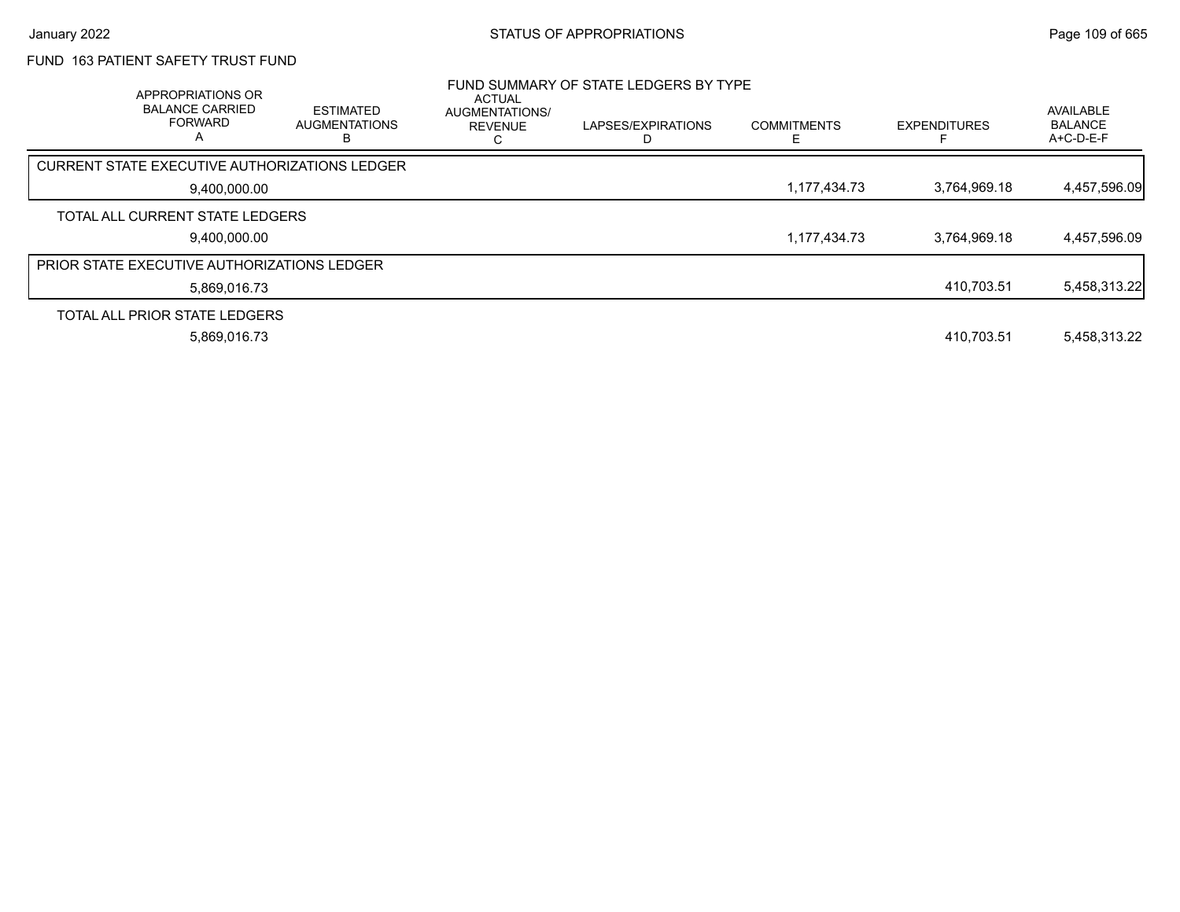## FUND 163 PATIENT SAFETY TRUST FUND

### FUND SUMMARY OF STATE LEDGERS BY TYPE

| APPROPRIATIONS OR BALANCE CARRIED FORWARD A | ESTIMATED AUGMENTATIONS B | ACTUAL AUGMENTATIONS/ REVENUE C | LAPSES/EXPIRATIONS D | COMMITMENTS E | EXPENDITURES F | AVAILABLE BALANCE A+C-D-E-F |
|---|---|---|---|---|---|---|
| CURRENT STATE EXECUTIVE AUTHORIZATIONS LEDGER | | | | | | |
| 9,400,000.00 | | | | 1,177,434.73 | 3,764,969.18 | 4,457,596.09 |
| TOTAL ALL CURRENT STATE LEDGERS | | | | | | |
| 9,400,000.00 | | | | 1,177,434.73 | 3,764,969.18 | 4,457,596.09 |
| PRIOR STATE EXECUTIVE AUTHORIZATIONS LEDGER | | | | | | |
| 5,869,016.73 | | | | | 410,703.51 | 5,458,313.22 |
| TOTAL ALL PRIOR STATE LEDGERS | | | | | | |
| 5,869,016.73 | | | | | 410,703.51 | 5,458,313.22 |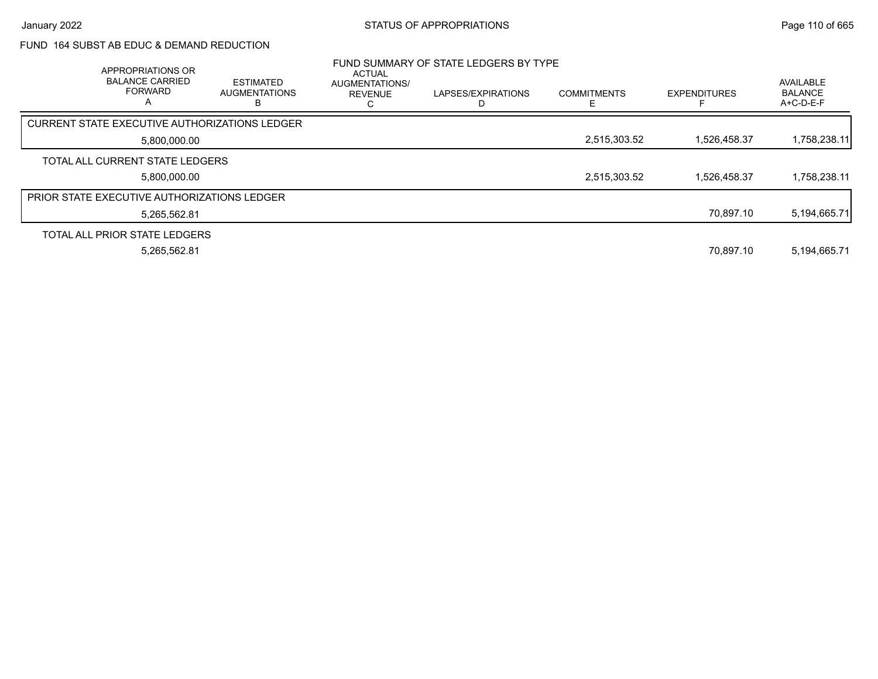FUND 164 SUBST AB EDUC & DEMAND REDUCTION

FUND SUMMARY OF STATE LEDGERS BY TYPE

| APPROPRIATIONS OR BALANCE CARRIED FORWARD A | ESTIMATED AUGMENTATIONS B | ACTUAL AUGMENTATIONS/ REVENUE C | LAPSES/EXPIRATIONS D | COMMITMENTS E | EXPENDITURES F | AVAILABLE BALANCE A+C-D-E-F |
|---|---|---|---|---|---|---|
| CURRENT STATE EXECUTIVE AUTHORIZATIONS LEDGER | | | | | | |
| 5,800,000.00 | | | | 2,515,303.52 | 1,526,458.37 | 1,758,238.11 |
| TOTAL ALL CURRENT STATE LEDGERS | | | | | | |
| 5,800,000.00 | | | | 2,515,303.52 | 1,526,458.37 | 1,758,238.11 |
| PRIOR STATE EXECUTIVE AUTHORIZATIONS LEDGER | | | | | | |
| 5,265,562.81 | | | | | 70,897.10 | 5,194,665.71 |
| TOTAL ALL PRIOR STATE LEDGERS | | | | | | |
| 5,265,562.81 | | | | | 70,897.10 | 5,194,665.71 |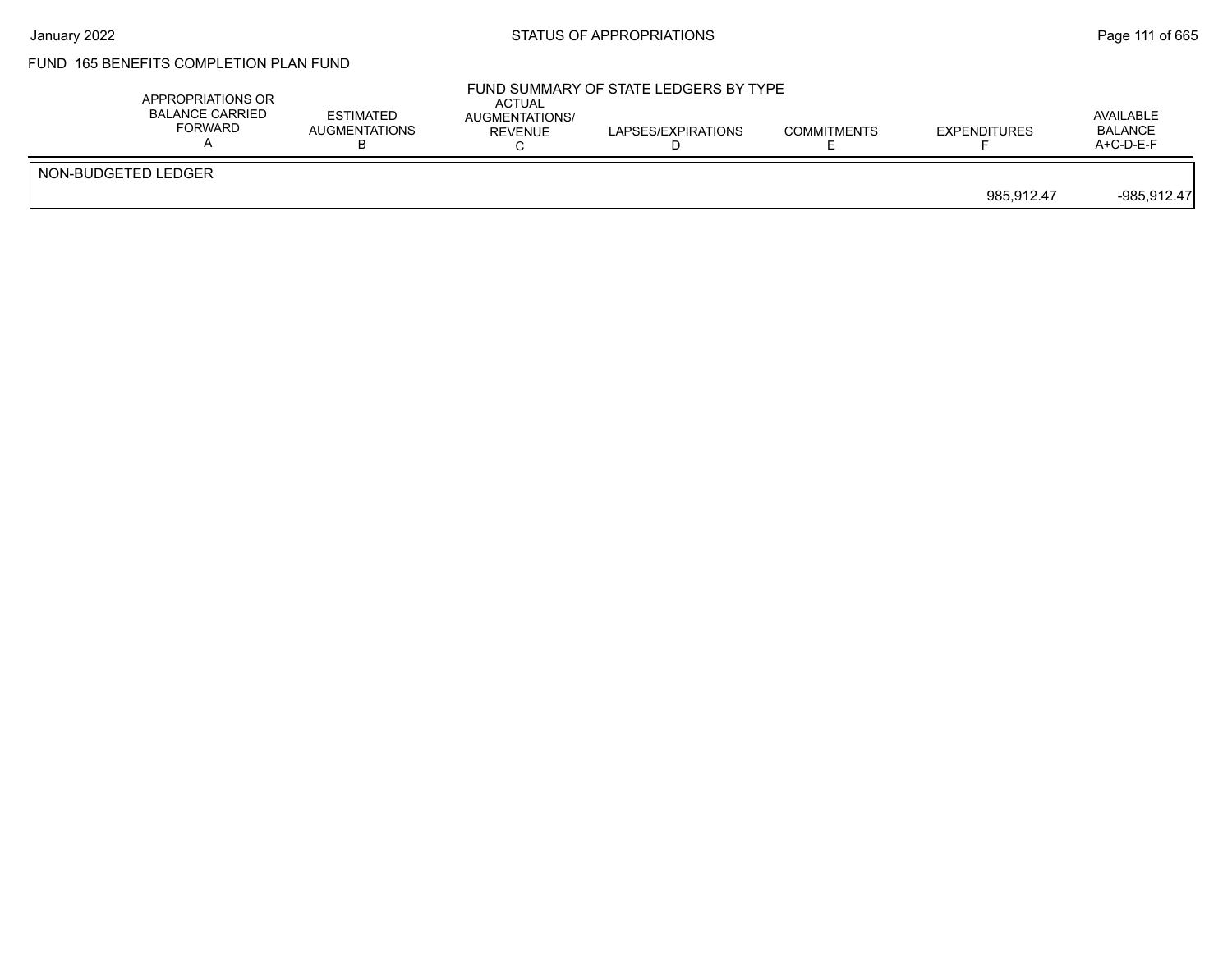FUND 165 BENEFITS COMPLETION PLAN FUND

FUND SUMMARY OF STATE LEDGERS BY TYPE

| | APPROPRIATIONS OR BALANCE CARRIED FORWARD A | ESTIMATED AUGMENTATIONS B | ACTUAL AUGMENTATIONS/ REVENUE C | LAPSES/EXPIRATIONS D | COMMITMENTS E | EXPENDITURES F | AVAILABLE BALANCE A+C-D-E-F |
|---|---|---|---|---|---|---|---|
| NON-BUDGETED LEDGER | | | | | | | |
| | | | | | | 985,912.47 | -985,912.47 |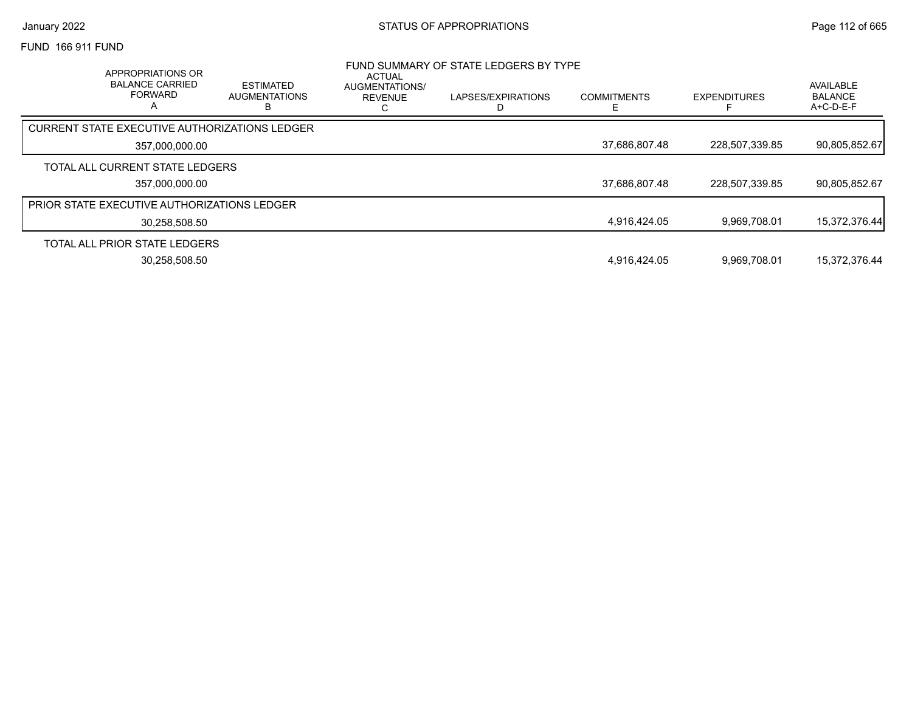FUND 166 911 FUND

## FUND SUMMARY OF STATE LEDGERS BY TYPE

| APPROPRIATIONS OR BALANCE CARRIED FORWARD A | ESTIMATED AUGMENTATIONS B | ACTUAL AUGMENTATIONS/ REVENUE C | LAPSES/EXPIRATIONS D | COMMITMENTS E | EXPENDITURES F | AVAILABLE BALANCE A+C-D-E-F |
|---|---|---|---|---|---|---|
| CURRENT STATE EXECUTIVE AUTHORIZATIONS LEDGER | | | | | | |
| 357,000,000.00 | | | | 37,686,807.48 | 228,507,339.85 | 90,805,852.67 |
| TOTAL ALL CURRENT STATE LEDGERS | | | | | | |
| 357,000,000.00 | | | | 37,686,807.48 | 228,507,339.85 | 90,805,852.67 |
| PRIOR STATE EXECUTIVE AUTHORIZATIONS LEDGER | | | | | | |
| 30,258,508.50 | | | | 4,916,424.05 | 9,969,708.01 | 15,372,376.44 |
| TOTAL ALL PRIOR STATE LEDGERS | | | | | | |
| 30,258,508.50 | | | | 4,916,424.05 | 9,969,708.01 | 15,372,376.44 |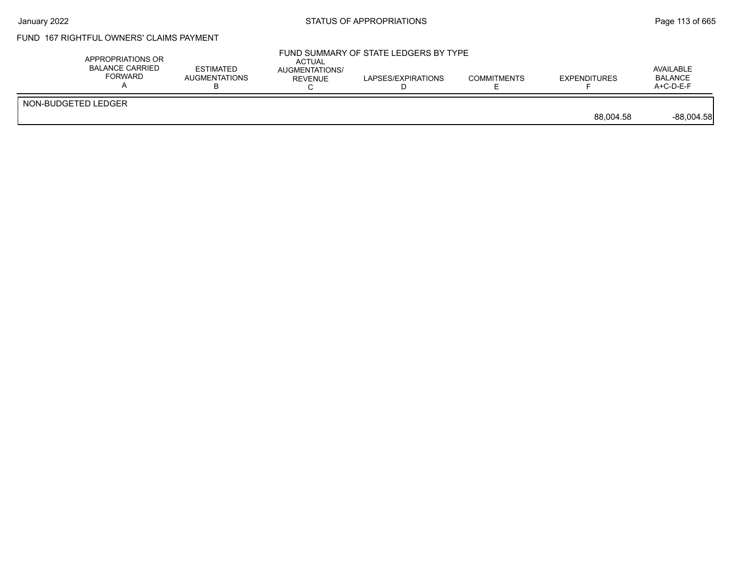## FUND 167 RIGHTFUL OWNERS' CLAIMS PAYMENT

### FUND SUMMARY OF STATE LEDGERS BY TYPE

| | APPROPRIATIONS OR BALANCE CARRIED FORWARD A | ESTIMATED AUGMENTATIONS B | ACTUAL AUGMENTATIONS/ REVENUE C | LAPSES/EXPIRATIONS D | COMMITMENTS E | EXPENDITURES F | AVAILABLE BALANCE A+C-D-E-F |
|---|---|---|---|---|---|---|---|
| NON-BUDGETED LEDGER | | | | | | 88,004.58 | -88,004.58 |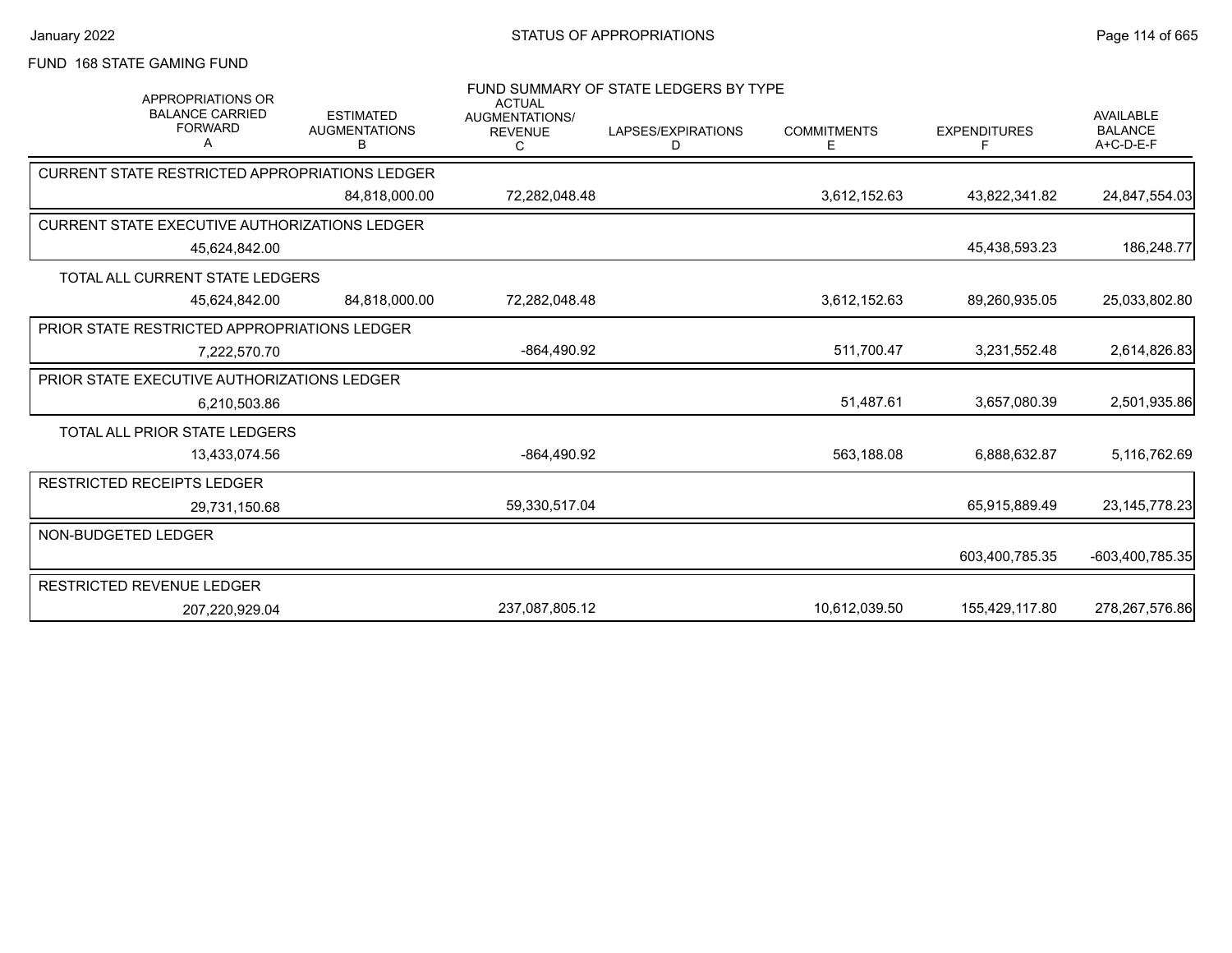FUND 168 STATE GAMING FUND

FUND SUMMARY OF STATE LEDGERS BY TYPE

| APPROPRIATIONS OR BALANCE CARRIED FORWARD A | ESTIMATED AUGMENTATIONS B | ACTUAL AUGMENTATIONS/ REVENUE C | LAPSES/EXPIRATIONS D | COMMITMENTS E | EXPENDITURES F | AVAILABLE BALANCE A+C-D-E-F |
|---|---|---|---|---|---|---|
| CURRENT STATE RESTRICTED APPROPRIATIONS LEDGER | | | | | | |
| | 84,818,000.00 | 72,282,048.48 | | 3,612,152.63 | 43,822,341.82 | 24,847,554.03 |
| CURRENT STATE EXECUTIVE AUTHORIZATIONS LEDGER | | | | | | |
| 45,624,842.00 | | | | | 45,438,593.23 | 186,248.77 |
| TOTAL ALL CURRENT STATE LEDGERS | | | | | | |
| 45,624,842.00 | 84,818,000.00 | 72,282,048.48 | | 3,612,152.63 | 89,260,935.05 | 25,033,802.80 |
| PRIOR STATE RESTRICTED APPROPRIATIONS LEDGER | | | | | | |
| 7,222,570.70 | | -864,490.92 | | 511,700.47 | 3,231,552.48 | 2,614,826.83 |
| PRIOR STATE EXECUTIVE AUTHORIZATIONS LEDGER | | | | | | |
| 6,210,503.86 | | | | 51,487.61 | 3,657,080.39 | 2,501,935.86 |
| TOTAL ALL PRIOR STATE LEDGERS | | | | | | |
| 13,433,074.56 | | -864,490.92 | | 563,188.08 | 6,888,632.87 | 5,116,762.69 |
| RESTRICTED RECEIPTS LEDGER | | | | | | |
| 29,731,150.68 | | 59,330,517.04 | | | 65,915,889.49 | 23,145,778.23 |
| NON-BUDGETED LEDGER | | | | | | |
| | | | | | 603,400,785.35 | -603,400,785.35 |
| RESTRICTED REVENUE LEDGER | | | | | | |
| 207,220,929.04 | | 237,087,805.12 | | 10,612,039.50 | 155,429,117.80 | 278,267,576.86 |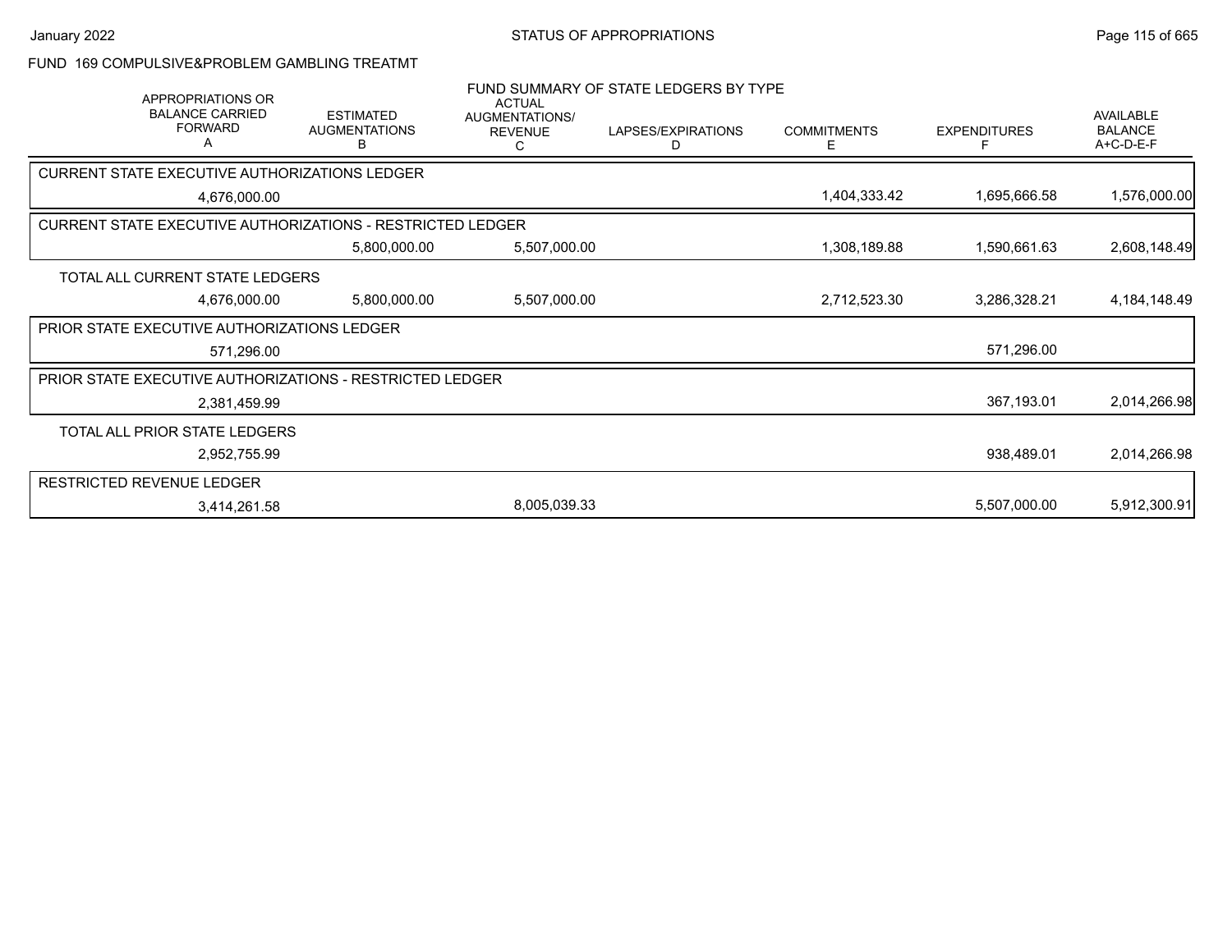FUND 169 COMPULSIVE&PROBLEM GAMBLING TREATMT

FUND SUMMARY OF STATE LEDGERS BY TYPE

| APPROPRIATIONS OR BALANCE CARRIED FORWARD A | ESTIMATED AUGMENTATIONS B | ACTUAL AUGMENTATIONS/ REVENUE C | LAPSES/EXPIRATIONS D | COMMITMENTS E | EXPENDITURES F | AVAILABLE BALANCE A+C-D-E-F |
|---|---|---|---|---|---|---|
| **CURRENT STATE EXECUTIVE AUTHORIZATIONS LEDGER** | | | | | | |
| 4,676,000.00 | | | | 1,404,333.42 | 1,695,666.58 | 1,576,000.00 |
| **CURRENT STATE EXECUTIVE AUTHORIZATIONS - RESTRICTED LEDGER** | | | | | | |
| | 5,800,000.00 | 5,507,000.00 | | 1,308,189.88 | 1,590,661.63 | 2,608,148.49 |
| **TOTAL ALL CURRENT STATE LEDGERS** | | | | | | |
| 4,676,000.00 | 5,800,000.00 | 5,507,000.00 | | 2,712,523.30 | 3,286,328.21 | 4,184,148.49 |
| **PRIOR STATE EXECUTIVE AUTHORIZATIONS LEDGER** | | | | | | |
| 571,296.00 | | | | | 571,296.00 | |
| **PRIOR STATE EXECUTIVE AUTHORIZATIONS - RESTRICTED LEDGER** | | | | | | |
| 2,381,459.99 | | | | | 367,193.01 | 2,014,266.98 |
| **TOTAL ALL PRIOR STATE LEDGERS** | | | | | | |
| 2,952,755.99 | | | | | 938,489.01 | 2,014,266.98 |
| **RESTRICTED REVENUE LEDGER** | | | | | | |
| 3,414,261.58 | | 8,005,039.33 | | | 5,507,000.00 | 5,912,300.91 |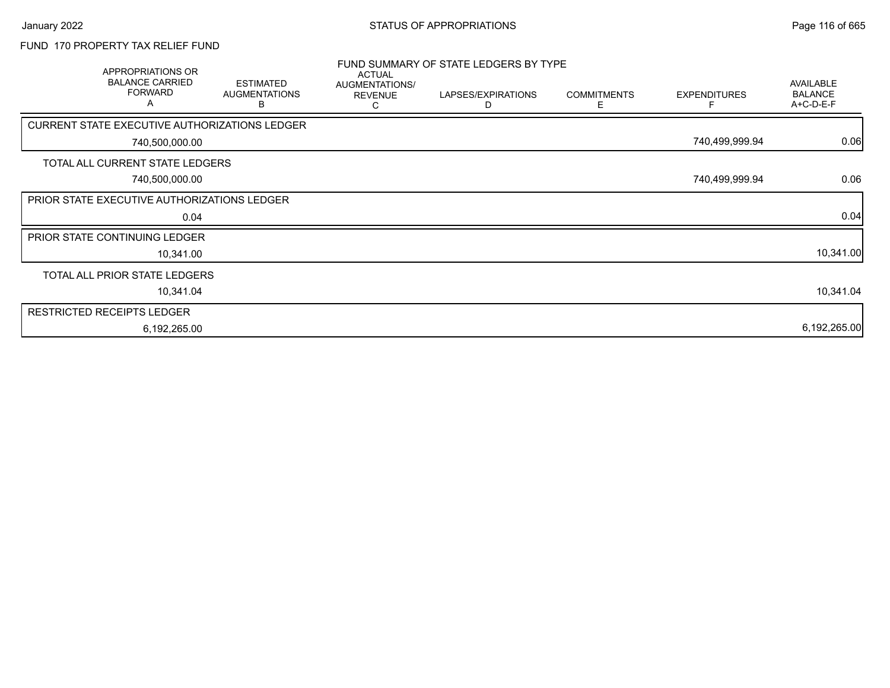STATUS OF APPROPRIATIONS

FUND 170 PROPERTY TAX RELIEF FUND

FUND SUMMARY OF STATE LEDGERS BY TYPE

| APPROPRIATIONS OR BALANCE CARRIED FORWARD A | ESTIMATED AUGMENTATIONS B | ACTUAL AUGMENTATIONS/ REVENUE C | LAPSES/EXPIRATIONS D | COMMITMENTS E | EXPENDITURES F | AVAILABLE BALANCE A+C-D-E-F |
|---|---|---|---|---|---|---|
| CURRENT STATE EXECUTIVE AUTHORIZATIONS LEDGER | | | | | | |
| 740,500,000.00 | | | | | 740,499,999.94 | 0.06 |
| TOTAL ALL CURRENT STATE LEDGERS | | | | | | |
| 740,500,000.00 | | | | | 740,499,999.94 | 0.06 |
| PRIOR STATE EXECUTIVE AUTHORIZATIONS LEDGER | | | | | | |
| 0.04 | | | | | | 0.04 |
| PRIOR STATE CONTINUING LEDGER | | | | | | |
| 10,341.00 | | | | | | 10,341.00 |
| TOTAL ALL PRIOR STATE LEDGERS | | | | | | |
| 10,341.04 | | | | | | 10,341.04 |
| RESTRICTED RECEIPTS LEDGER | | | | | | |
| 6,192,265.00 | | | | | | 6,192,265.00 |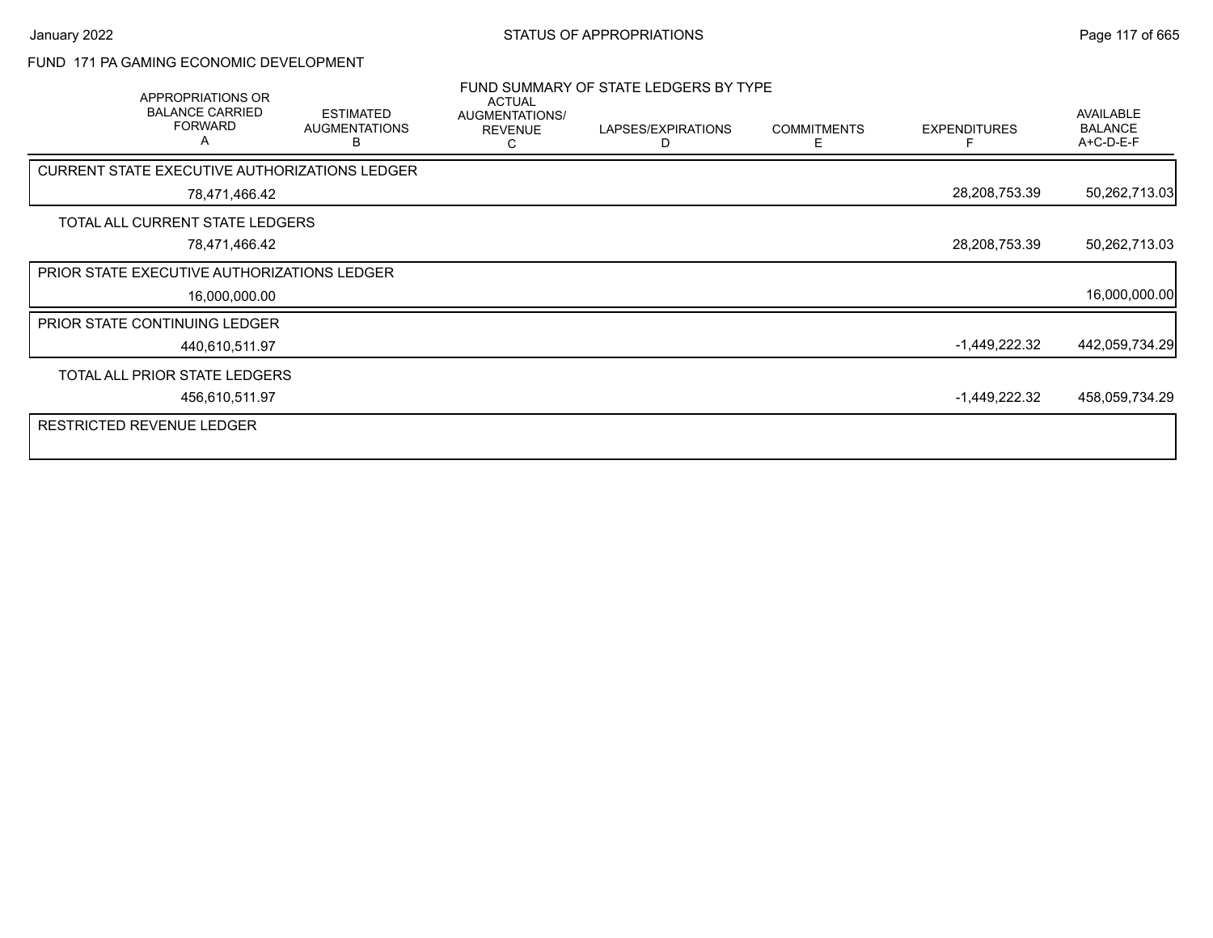FUND 171 PA GAMING ECONOMIC DEVELOPMENT

FUND SUMMARY OF STATE LEDGERS BY TYPE

| APPROPRIATIONS OR BALANCE CARRIED FORWARD A | ESTIMATED AUGMENTATIONS B | ACTUAL AUGMENTATIONS/ REVENUE C | LAPSES/EXPIRATIONS D | COMMITMENTS E | EXPENDITURES F | AVAILABLE BALANCE A+C-D-E-F |
|---|---|---|---|---|---|---|
| **CURRENT STATE EXECUTIVE AUTHORIZATIONS LEDGER** | | | | | | |
| 78,471,466.42 | | | | | 28,208,753.39 | 50,262,713.03 |
| **TOTAL ALL CURRENT STATE LEDGERS** | | | | | | |
| 78,471,466.42 | | | | | 28,208,753.39 | 50,262,713.03 |
| **PRIOR STATE EXECUTIVE AUTHORIZATIONS LEDGER** | | | | | | |
| 16,000,000.00 | | | | | | 16,000,000.00 |
| **PRIOR STATE CONTINUING LEDGER** | | | | | | |
| 440,610,511.97 | | | | | -1,449,222.32 | 442,059,734.29 |
| **TOTAL ALL PRIOR STATE LEDGERS** | | | | | | |
| 456,610,511.97 | | | | | -1,449,222.32 | 458,059,734.29 |
| **RESTRICTED REVENUE LEDGER** | | | | | | |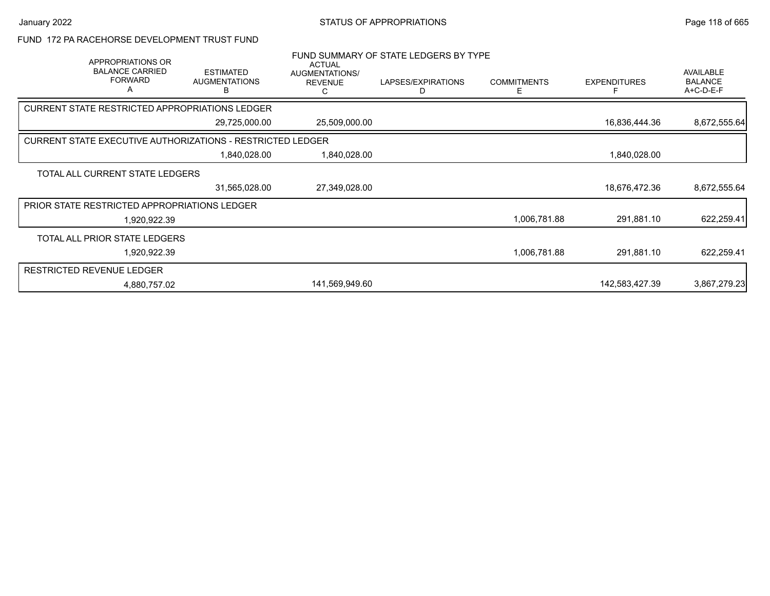FUND 172 PA RACEHORSE DEVELOPMENT TRUST FUND

FUND SUMMARY OF STATE LEDGERS BY TYPE

| APPROPRIATIONS OR BALANCE CARRIED FORWARD A | ESTIMATED AUGMENTATIONS B | ACTUAL AUGMENTATIONS/ REVENUE C | LAPSES/EXPIRATIONS D | COMMITMENTS E | EXPENDITURES F | AVAILABLE BALANCE A+C-D-E-F |
|---|---|---|---|---|---|---|
| **CURRENT STATE RESTRICTED APPROPRIATIONS LEDGER** | | | | | | |
| | 29,725,000.00 | 25,509,000.00 | | | 16,836,444.36 | 8,672,555.64 |
| **CURRENT STATE EXECUTIVE AUTHORIZATIONS - RESTRICTED LEDGER** | | | | | | |
| | 1,840,028.00 | 1,840,028.00 | | | 1,840,028.00 | |
| **TOTAL ALL CURRENT STATE LEDGERS** | | | | | | |
| | 31,565,028.00 | 27,349,028.00 | | | 18,676,472.36 | 8,672,555.64 |
| **PRIOR STATE RESTRICTED APPROPRIATIONS LEDGER** | | | | | | |
| 1,920,922.39 | | | | 1,006,781.88 | 291,881.10 | 622,259.41 |
| **TOTAL ALL PRIOR STATE LEDGERS** | | | | | | |
| 1,920,922.39 | | | | 1,006,781.88 | 291,881.10 | 622,259.41 |
| **RESTRICTED REVENUE LEDGER** | | | | | | |
| 4,880,757.02 | | 141,569,949.60 | | | 142,583,427.39 | 3,867,279.23 |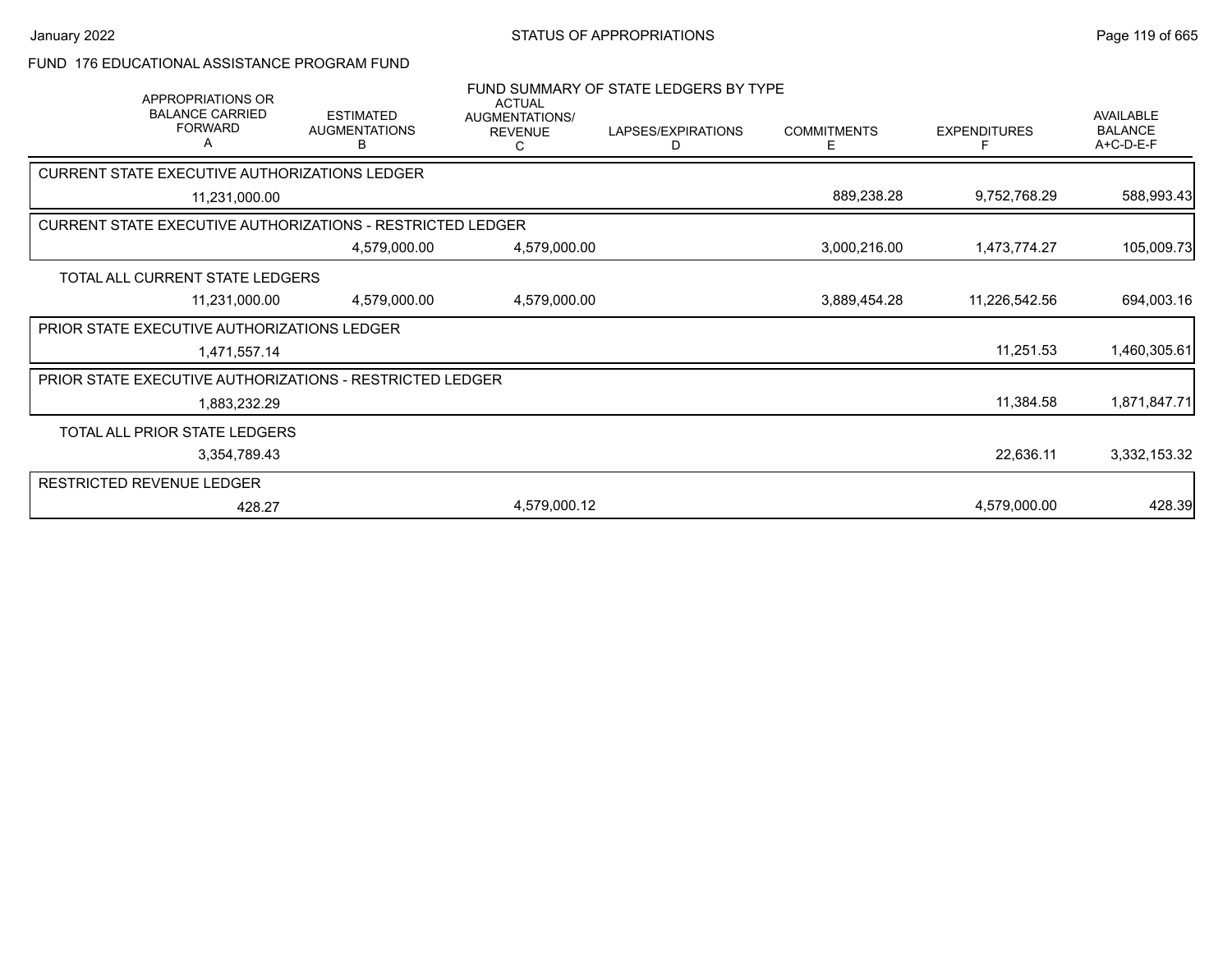FUND 176 EDUCATIONAL ASSISTANCE PROGRAM FUND

FUND SUMMARY OF STATE LEDGERS BY TYPE

| APPROPRIATIONS OR BALANCE CARRIED FORWARD A | ESTIMATED AUGMENTATIONS B | ACTUAL AUGMENTATIONS/ REVENUE C | LAPSES/EXPIRATIONS D | COMMITMENTS E | EXPENDITURES F | AVAILABLE BALANCE A+C-D-E-F |
|---|---|---|---|---|---|---|
| **CURRENT STATE EXECUTIVE AUTHORIZATIONS LEDGER** | | | | | | |
| 11,231,000.00 | | | | 889,238.28 | 9,752,768.29 | 588,993.43 |
| **CURRENT STATE EXECUTIVE AUTHORIZATIONS - RESTRICTED LEDGER** | | | | | | |
| | 4,579,000.00 | 4,579,000.00 | | 3,000,216.00 | 1,473,774.27 | 105,009.73 |
| **TOTAL ALL CURRENT STATE LEDGERS** | | | | | | |
| 11,231,000.00 | 4,579,000.00 | 4,579,000.00 | | 3,889,454.28 | 11,226,542.56 | 694,003.16 |
| **PRIOR STATE EXECUTIVE AUTHORIZATIONS LEDGER** | | | | | | |
| 1,471,557.14 | | | | | 11,251.53 | 1,460,305.61 |
| **PRIOR STATE EXECUTIVE AUTHORIZATIONS - RESTRICTED LEDGER** | | | | | | |
| 1,883,232.29 | | | | | 11,384.58 | 1,871,847.71 |
| **TOTAL ALL PRIOR STATE LEDGERS** | | | | | | |
| 3,354,789.43 | | | | | 22,636.11 | 3,332,153.32 |
| **RESTRICTED REVENUE LEDGER** | | | | | | |
| 428.27 | | 4,579,000.12 | | | 4,579,000.00 | 428.39 |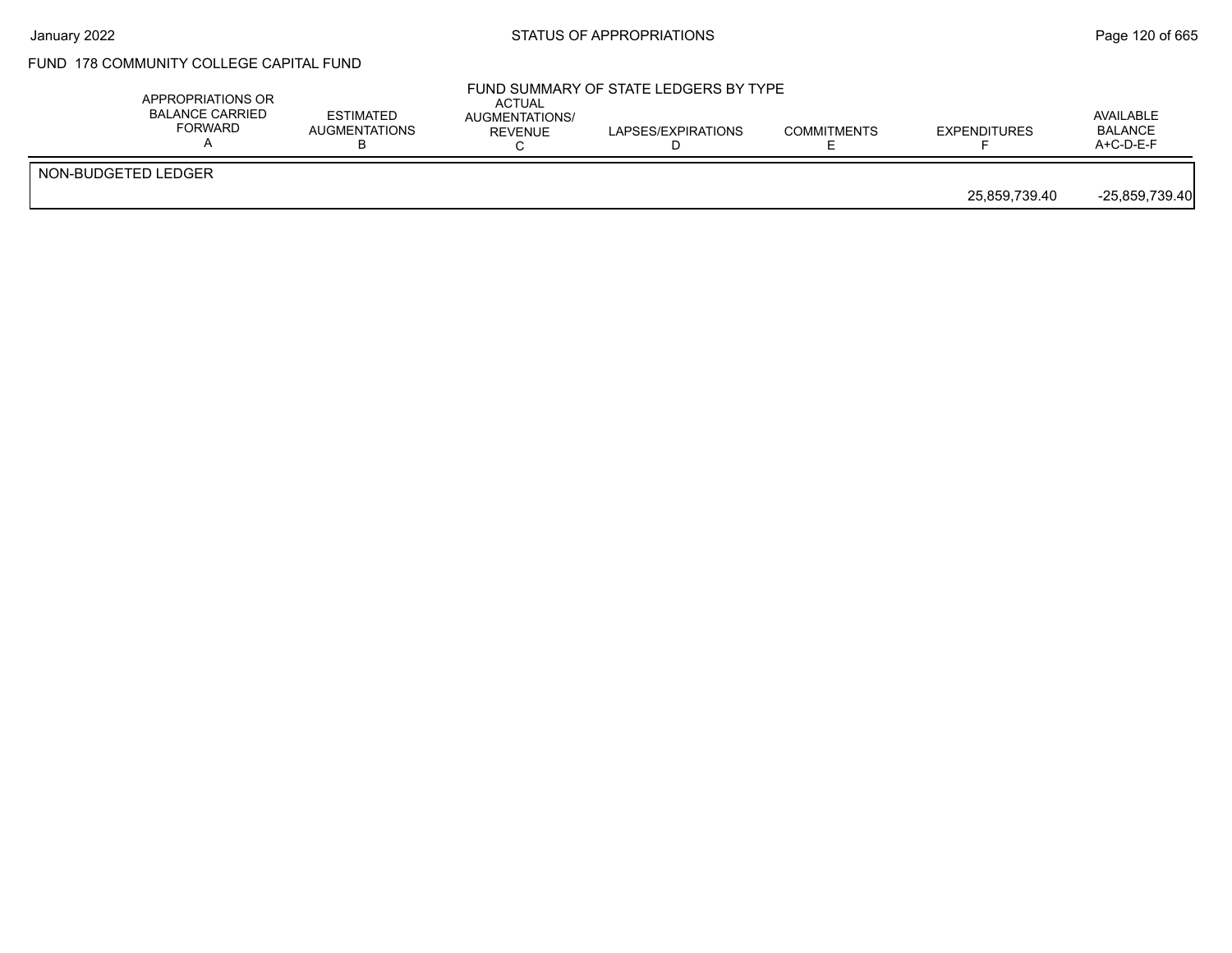# FUND 178 COMMUNITY COLLEGE CAPITAL FUND

## FUND SUMMARY OF STATE LEDGERS BY TYPE

| | APPROPRIATIONS OR BALANCE CARRIED FORWARD A | ESTIMATED AUGMENTATIONS B | ACTUAL AUGMENTATIONS/ REVENUE C | LAPSES/EXPIRATIONS D | COMMITMENTS E | EXPENDITURES F | AVAILABLE BALANCE A+C-D-E-F |
|---|---|---|---|---|---|---|---|
| NON-BUDGETED LEDGER | | | | | | 25,859,739.40 | -25,859,739.40 |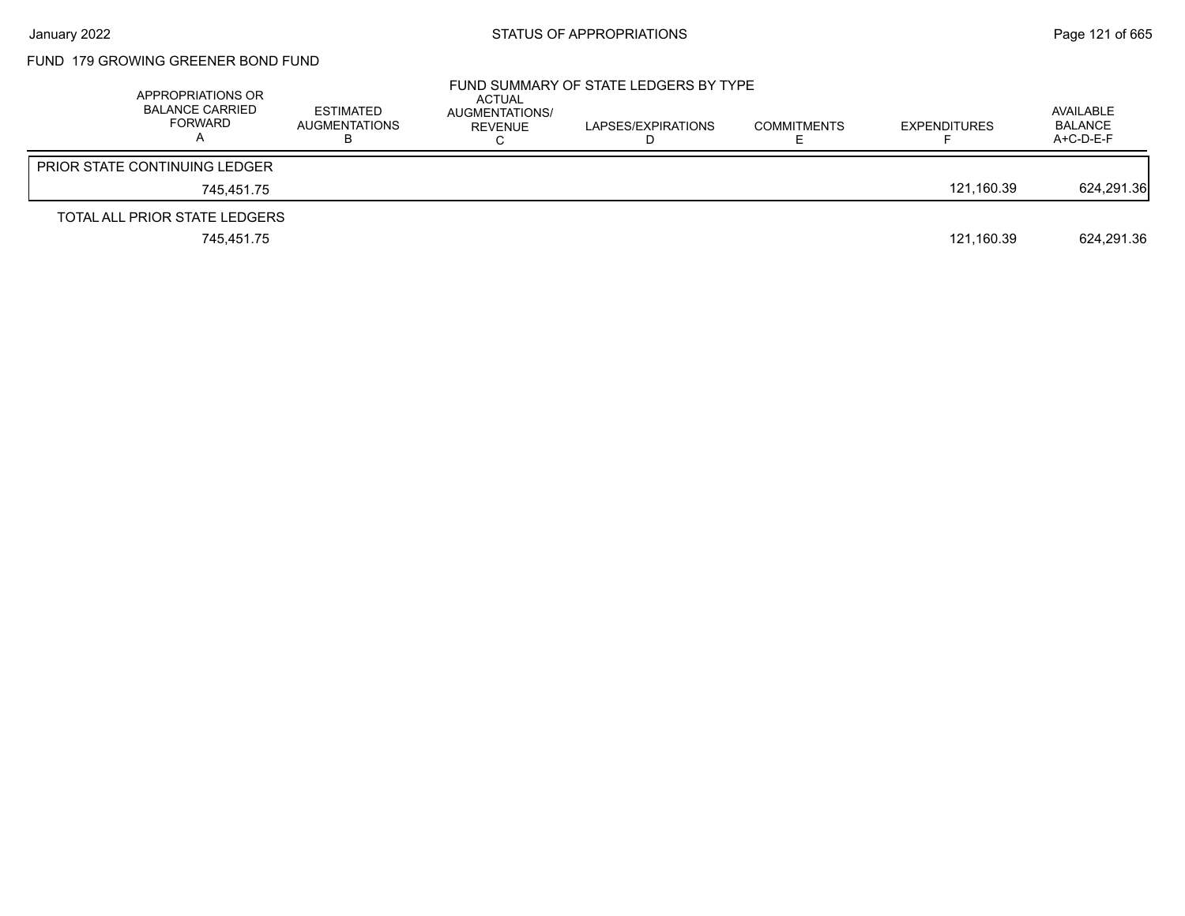## FUND 179 GROWING GREENER BOND FUND

FUND SUMMARY OF STATE LEDGERS BY TYPE

| APPROPRIATIONS OR BALANCE CARRIED FORWARD A | ESTIMATED AUGMENTATIONS B | ACTUAL AUGMENTATIONS/ REVENUE C | LAPSES/EXPIRATIONS D | COMMITMENTS E | EXPENDITURES F | AVAILABLE BALANCE A+C-D-E-F |
|---|---|---|---|---|---|---|
| PRIOR STATE CONTINUING LEDGER | | | | | | |
| 745,451.75 | | | | | 121,160.39 | 624,291.36 |
| TOTAL ALL PRIOR STATE LEDGERS | | | | | | |
| 745,451.75 | | | | | 121,160.39 | 624,291.36 |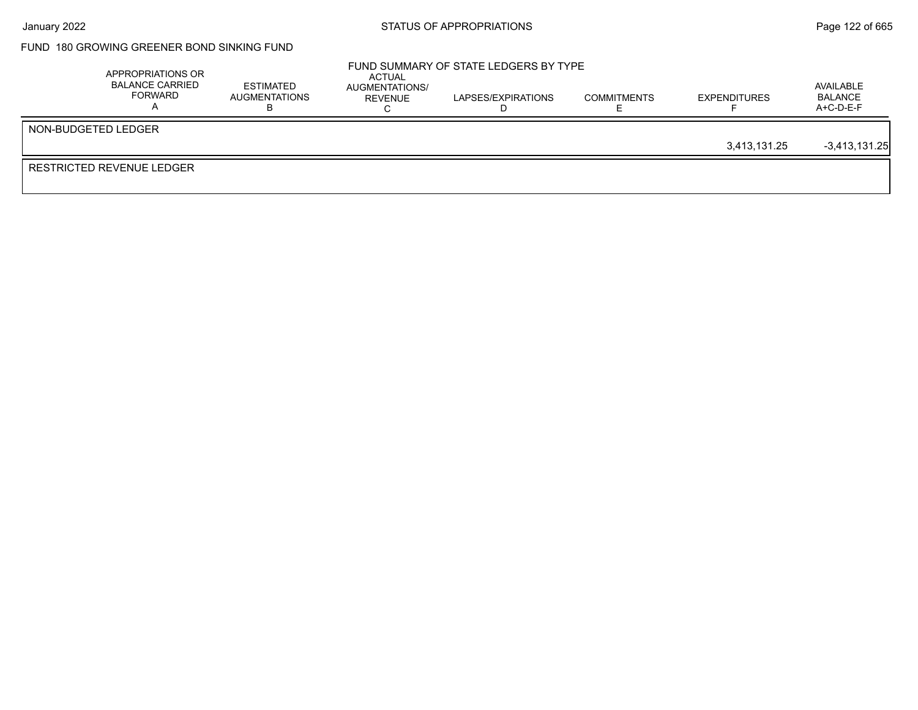STATUS OF APPROPRIATIONS

FUND 180 GROWING GREENER BOND SINKING FUND

FUND SUMMARY OF STATE LEDGERS BY TYPE

| | APPROPRIATIONS OR BALANCE CARRIED FORWARD A | ESTIMATED AUGMENTATIONS B | ACTUAL AUGMENTATIONS/ REVENUE C | LAPSES/EXPIRATIONS D | COMMITMENTS E | EXPENDITURES F | AVAILABLE BALANCE A+C-D-E-F |
|---|---|---|---|---|---|---|---|
| NON-BUDGETED LEDGER | | | | | | 3,413,131.25 | -3,413,131.25 |
| RESTRICTED REVENUE LEDGER | | | | | | | |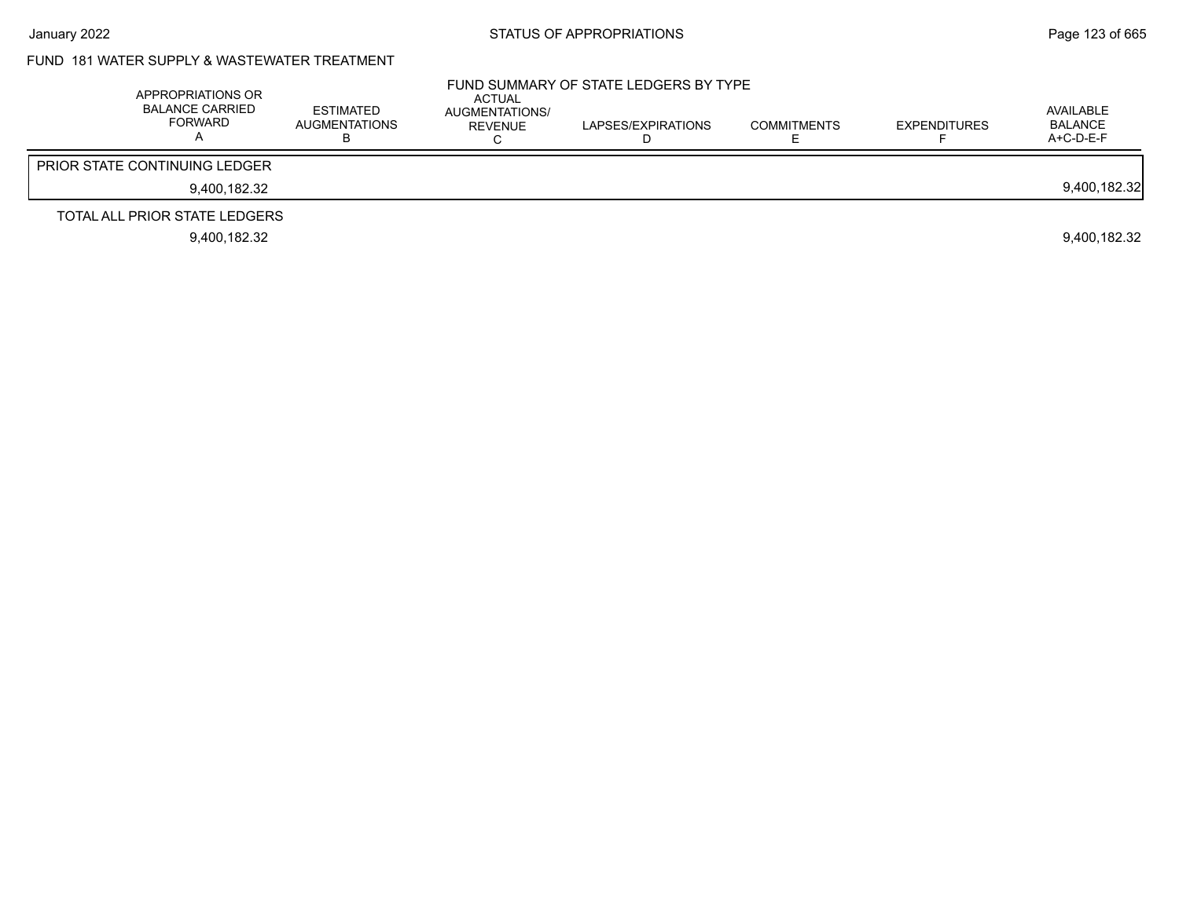## FUND 181 WATER SUPPLY & WASTEWATER TREATMENT

### FUND SUMMARY OF STATE LEDGERS BY TYPE

| APPROPRIATIONS OR BALANCE CARRIED FORWARD A | ESTIMATED AUGMENTATIONS B | ACTUAL AUGMENTATIONS/ REVENUE C | LAPSES/EXPIRATIONS D | COMMITMENTS E | EXPENDITURES F | AVAILABLE BALANCE A+C-D-E-F |
|---|---|---|---|---|---|---|
| PRIOR STATE CONTINUING LEDGER | | | | | | |
| 9,400,182.32 | | | | | | 9,400,182.32 |
| TOTAL ALL PRIOR STATE LEDGERS | | | | | | |
| 9,400,182.32 | | | | | | 9,400,182.32 |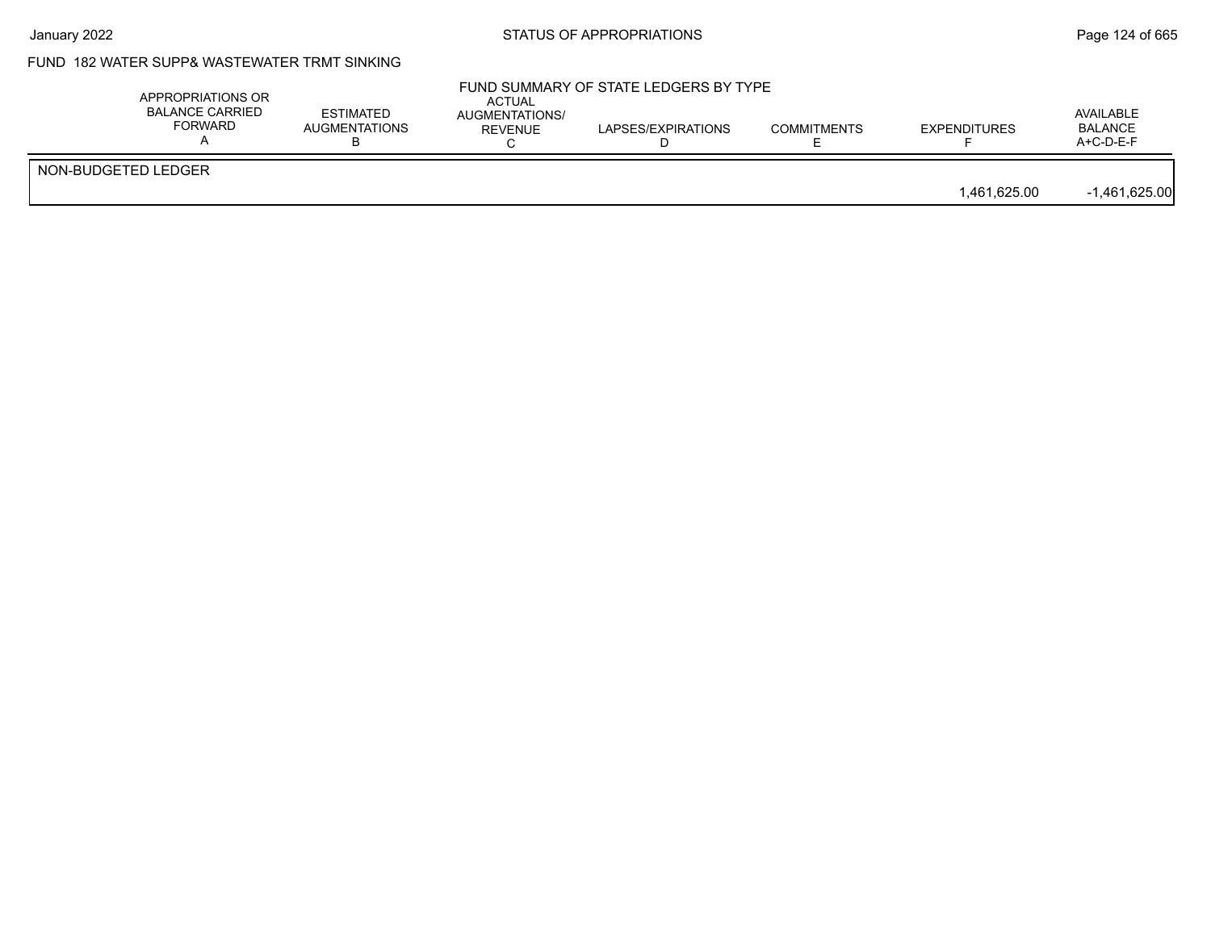## FUND 182 WATER SUPP& WASTEWATER TRMT SINKING

### FUND SUMMARY OF STATE LEDGERS BY TYPE

| | APPROPRIATIONS OR BALANCE CARRIED FORWARD A | ESTIMATED AUGMENTATIONS B | ACTUAL AUGMENTATIONS/ REVENUE C | LAPSES/EXPIRATIONS D | COMMITMENTS E | EXPENDITURES F | AVAILABLE BALANCE A+C-D-E-F |
|---|---|---|---|---|---|---|---|
| NON-BUDGETED LEDGER | | | | | | | |
| | | | | | | 1,461,625.00 | -1,461,625.00 |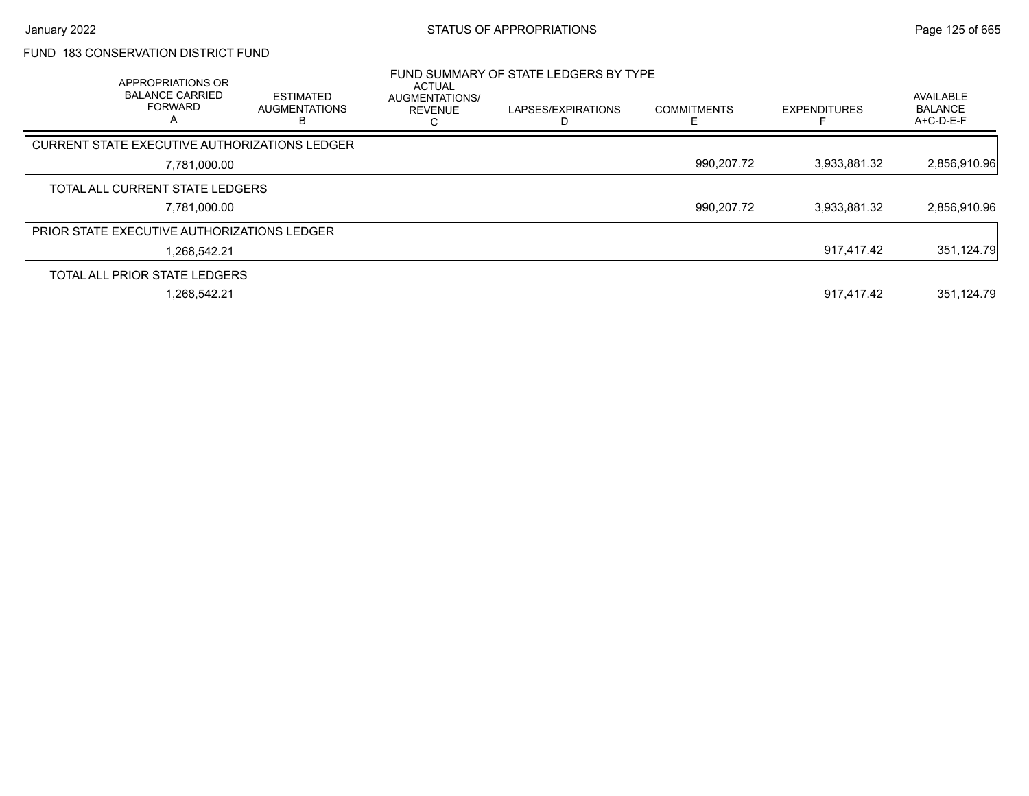## FUND 183 CONSERVATION DISTRICT FUND

### FUND SUMMARY OF STATE LEDGERS BY TYPE

| APPROPRIATIONS OR BALANCE CARRIED FORWARD A | ESTIMATED AUGMENTATIONS B | ACTUAL AUGMENTATIONS/ REVENUE C | LAPSES/EXPIRATIONS D | COMMITMENTS E | EXPENDITURES F | AVAILABLE BALANCE A+C-D-E-F |
|---|---|---|---|---|---|---|
| **CURRENT STATE EXECUTIVE AUTHORIZATIONS LEDGER** | | | | | | |
| 7,781,000.00 | | | | 990,207.72 | 3,933,881.32 | 2,856,910.96 |
| **TOTAL ALL CURRENT STATE LEDGERS** | | | | | | |
| 7,781,000.00 | | | | 990,207.72 | 3,933,881.32 | 2,856,910.96 |
| **PRIOR STATE EXECUTIVE AUTHORIZATIONS LEDGER** | | | | | | |
| 1,268,542.21 | | | | | 917,417.42 | 351,124.79 |
| **TOTAL ALL PRIOR STATE LEDGERS** | | | | | | |
| 1,268,542.21 | | | | | 917,417.42 | 351,124.79 |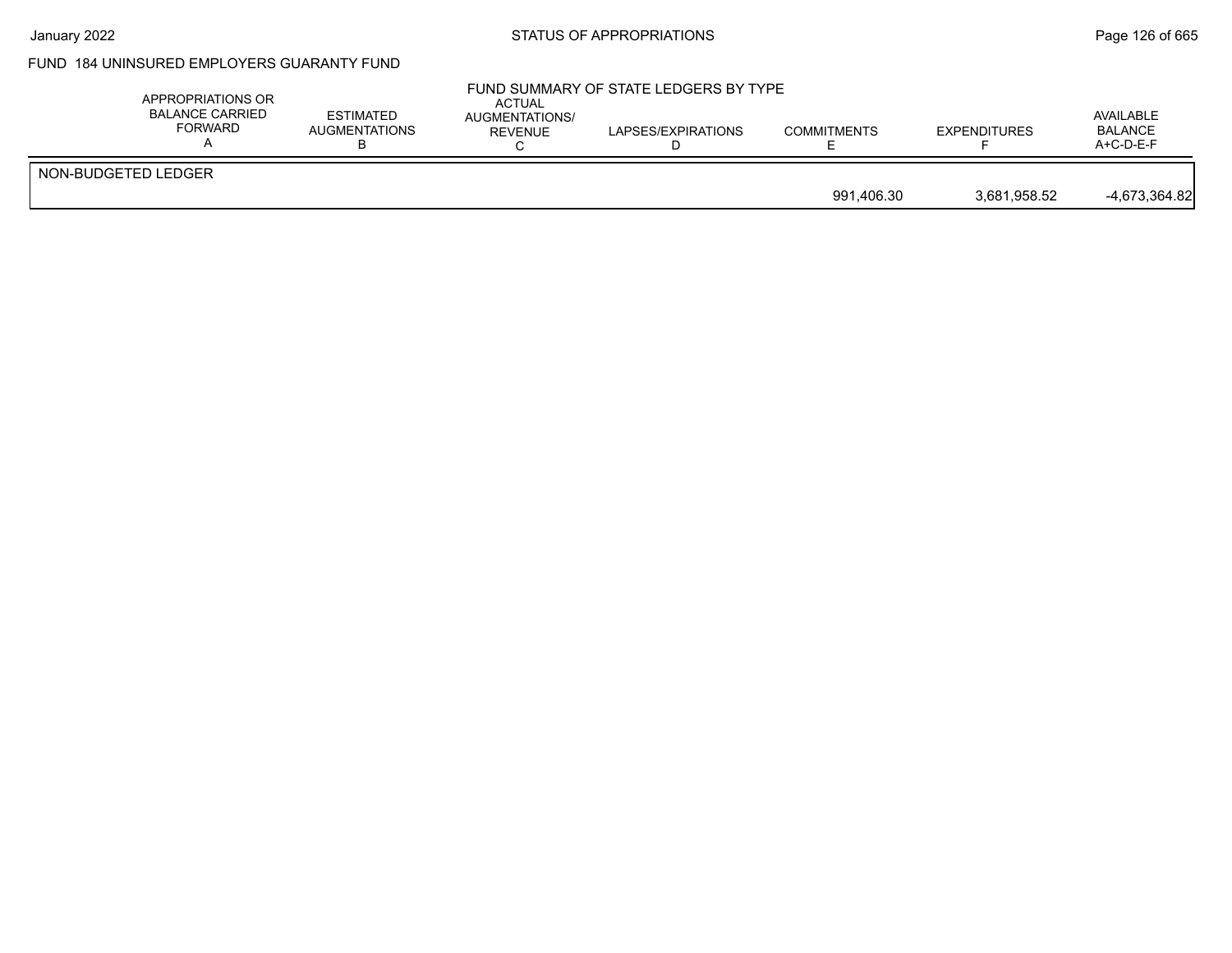FUND 184 UNINSURED EMPLOYERS GUARANTY FUND

FUND SUMMARY OF STATE LEDGERS BY TYPE

| | APPROPRIATIONS OR BALANCE CARRIED FORWARD A | ESTIMATED AUGMENTATIONS B | ACTUAL AUGMENTATIONS/ REVENUE C | LAPSES/EXPIRATIONS D | COMMITMENTS E | EXPENDITURES F | AVAILABLE BALANCE A+C-D-E-F |
|---|---|---|---|---|---|---|---|
| NON-BUDGETED LEDGER | | | | | | | |
| | | | | | 991,406.30 | 3,681,958.52 | -4,673,364.82 |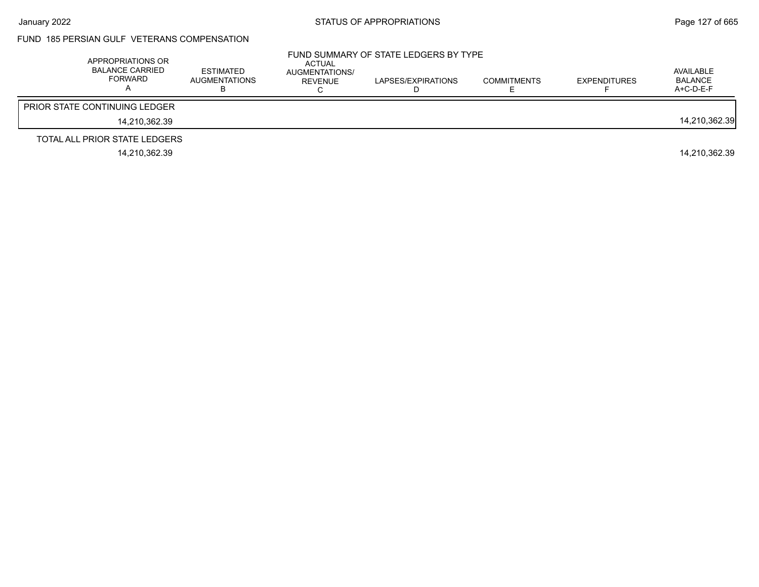## FUND 185 PERSIAN GULF VETERANS COMPENSATION

### FUND SUMMARY OF STATE LEDGERS BY TYPE

| APPROPRIATIONS OR BALANCE CARRIED FORWARD A | ESTIMATED AUGMENTATIONS B | ACTUAL AUGMENTATIONS/ REVENUE C | LAPSES/EXPIRATIONS D | COMMITMENTS E | EXPENDITURES F | AVAILABLE BALANCE A+C-D-E-F |
|---|---|---|---|---|---|---|
| PRIOR STATE CONTINUING LEDGER | | | | | | |
| 14,210,362.39 | | | | | | 14,210,362.39 |
| TOTAL ALL PRIOR STATE LEDGERS | | | | | | |
| 14,210,362.39 | | | | | | 14,210,362.39 |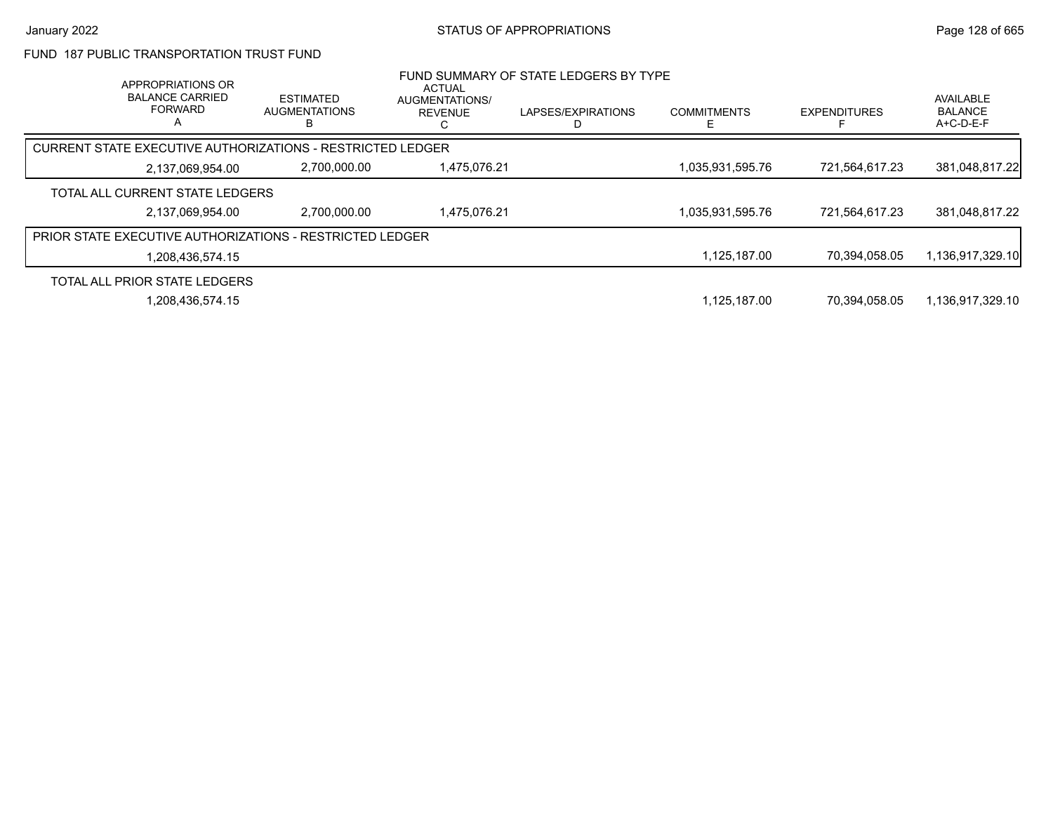STATUS OF APPROPRIATIONS

FUND 187 PUBLIC TRANSPORTATION TRUST FUND

FUND SUMMARY OF STATE LEDGERS BY TYPE

| APPROPRIATIONS OR BALANCE CARRIED FORWARD A | ESTIMATED AUGMENTATIONS B | ACTUAL AUGMENTATIONS/ REVENUE C | LAPSES/EXPIRATIONS D | COMMITMENTS E | EXPENDITURES F | AVAILABLE BALANCE A+C-D-E-F |
|---|---|---|---|---|---|---|
| **CURRENT STATE EXECUTIVE AUTHORIZATIONS - RESTRICTED LEDGER** | | | | | | |
| 2,137,069,954.00 | 2,700,000.00 | 1,475,076.21 | | 1,035,931,595.76 | 721,564,617.23 | 381,048,817.22 |
| **TOTAL ALL CURRENT STATE LEDGERS** | | | | | | |
| 2,137,069,954.00 | 2,700,000.00 | 1,475,076.21 | | 1,035,931,595.76 | 721,564,617.23 | 381,048,817.22 |
| **PRIOR STATE EXECUTIVE AUTHORIZATIONS - RESTRICTED LEDGER** | | | | | | |
| 1,208,436,574.15 | | | | 1,125,187.00 | 70,394,058.05 | 1,136,917,329.10 |
| **TOTAL ALL PRIOR STATE LEDGERS** | | | | | | |
| 1,208,436,574.15 | | | | 1,125,187.00 | 70,394,058.05 | 1,136,917,329.10 |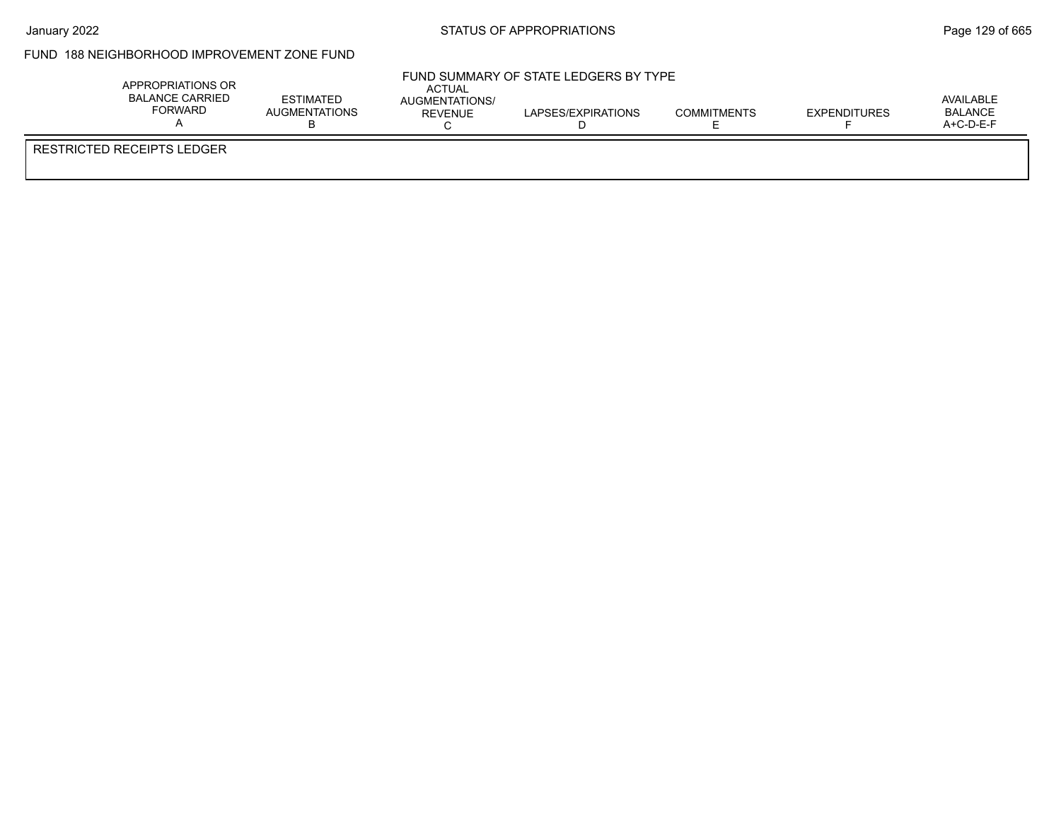## FUND 188 NEIGHBORHOOD IMPROVEMENT ZONE FUND

### FUND SUMMARY OF STATE LEDGERS BY TYPE

| APPROPRIATIONS OR BALANCE CARRIED FORWARD A | ESTIMATED AUGMENTATIONS B | ACTUAL AUGMENTATIONS/ REVENUE C | LAPSES/EXPIRATIONS D | COMMITMENTS E | EXPENDITURES F | AVAILABLE BALANCE A+C-D-E-F |
|---|---|---|---|---|---|---|
| RESTRICTED RECEIPTS LEDGER | | | | | | |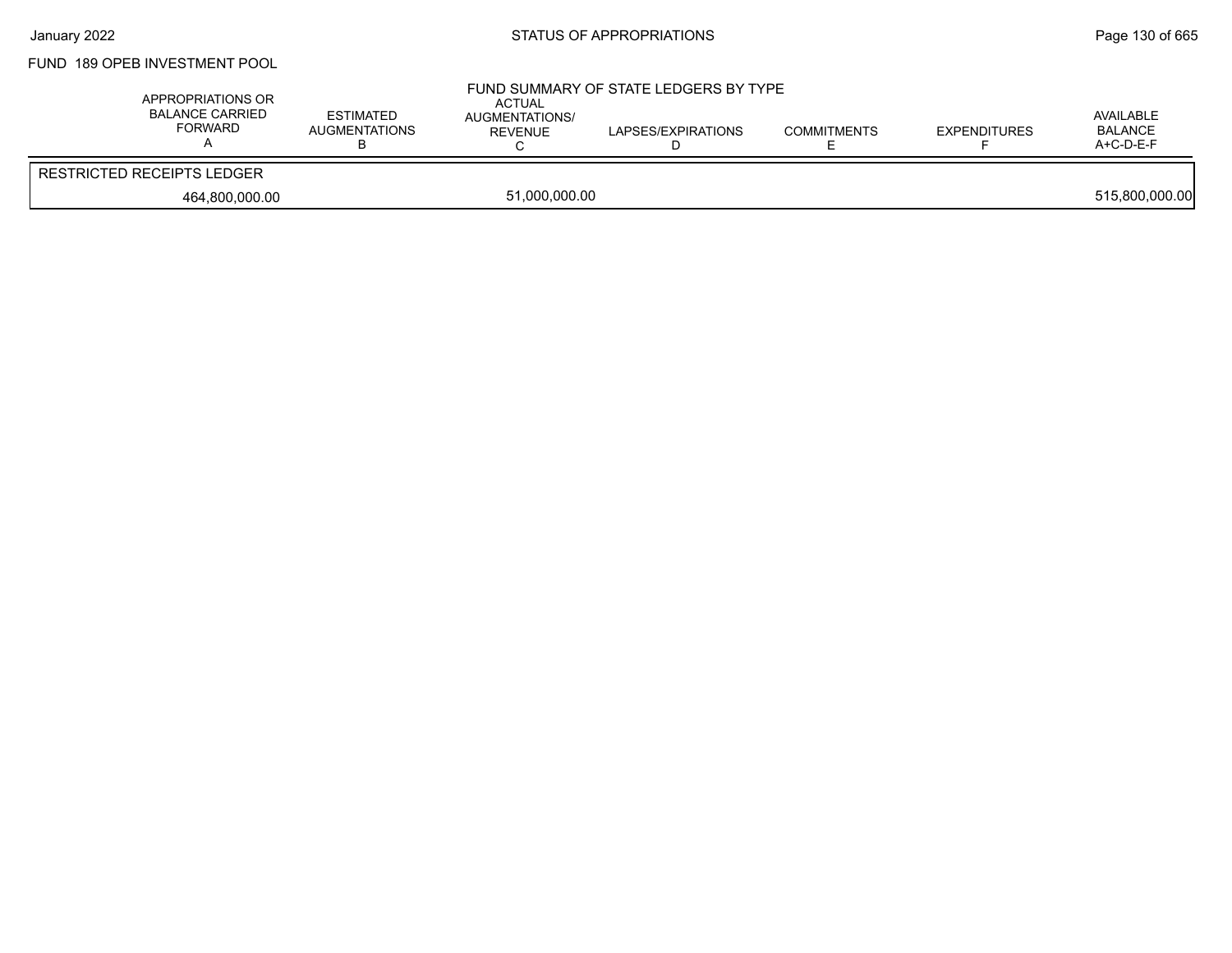STATUS OF APPROPRIATIONS

FUND 189 OPEB INVESTMENT POOL

FUND SUMMARY OF STATE LEDGERS BY TYPE

| APPROPRIATIONS OR BALANCE CARRIED FORWARD A | ESTIMATED AUGMENTATIONS B | ACTUAL AUGMENTATIONS/ REVENUE C | LAPSES/EXPIRATIONS D | COMMITMENTS E | EXPENDITURES F | AVAILABLE BALANCE A+C-D-E-F |
|---|---|---|---|---|---|---|
| RESTRICTED RECEIPTS LEDGER | | | | | | |
| 464,800,000.00 | | 51,000,000.00 | | | | 515,800,000.00 |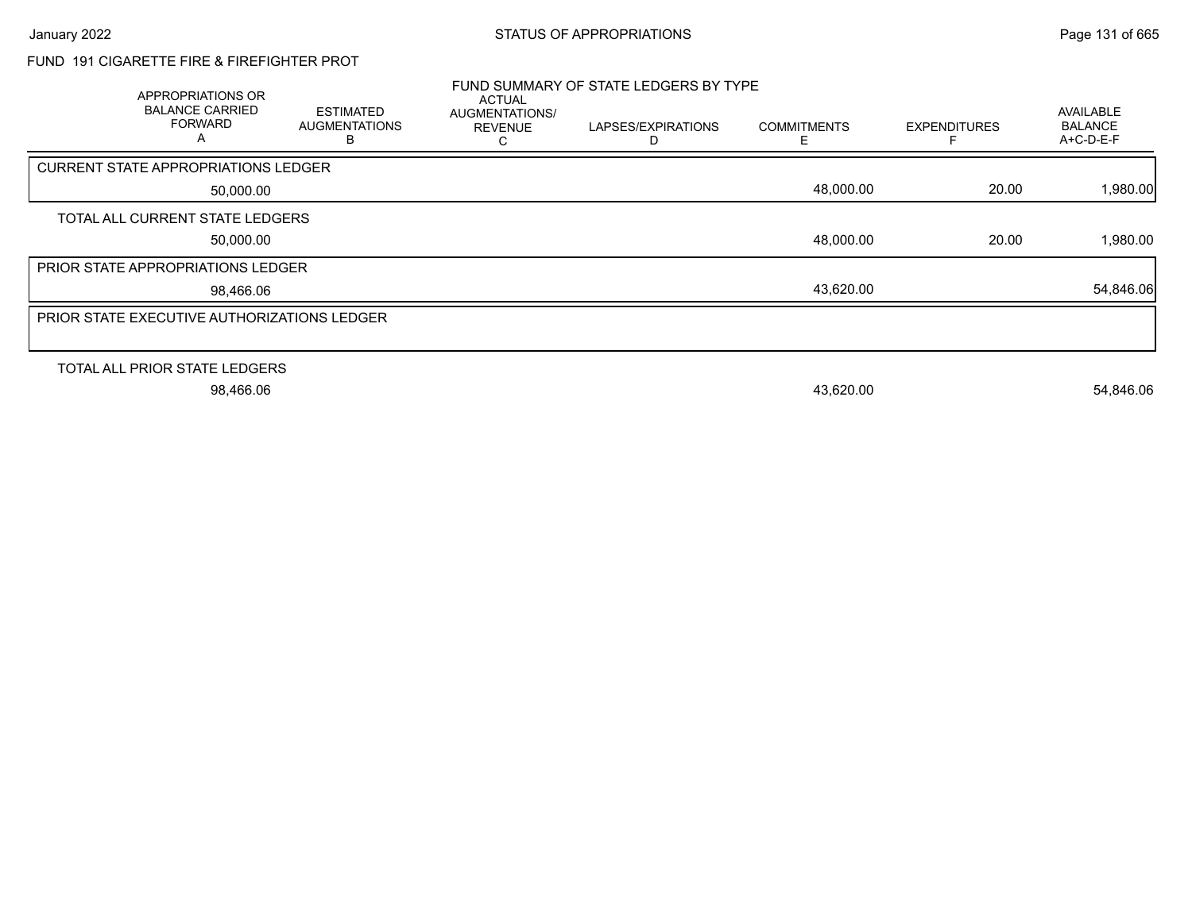FUND 191 CIGARETTE FIRE & FIREFIGHTER PROT

FUND SUMMARY OF STATE LEDGERS BY TYPE

| APPROPRIATIONS OR BALANCE CARRIED FORWARD A | ESTIMATED AUGMENTATIONS B | ACTUAL AUGMENTATIONS/ REVENUE C | LAPSES/EXPIRATIONS D | COMMITMENTS E | EXPENDITURES F | AVAILABLE BALANCE A+C-D-E-F |
|---|---|---|---|---|---|---|
| **CURRENT STATE APPROPRIATIONS LEDGER** | | | | | | |
| 50,000.00 | | | | 48,000.00 | 20.00 | 1,980.00 |
| **TOTAL ALL CURRENT STATE LEDGERS** | | | | | | |
| 50,000.00 | | | | 48,000.00 | 20.00 | 1,980.00 |
| **PRIOR STATE APPROPRIATIONS LEDGER** | | | | | | |
| 98,466.06 | | | | 43,620.00 | | 54,846.06 |
| **PRIOR STATE EXECUTIVE AUTHORIZATIONS LEDGER** | | | | | | |
| **TOTAL ALL PRIOR STATE LEDGERS** | | | | | | |
| 98,466.06 | | | | 43,620.00 | | 54,846.06 |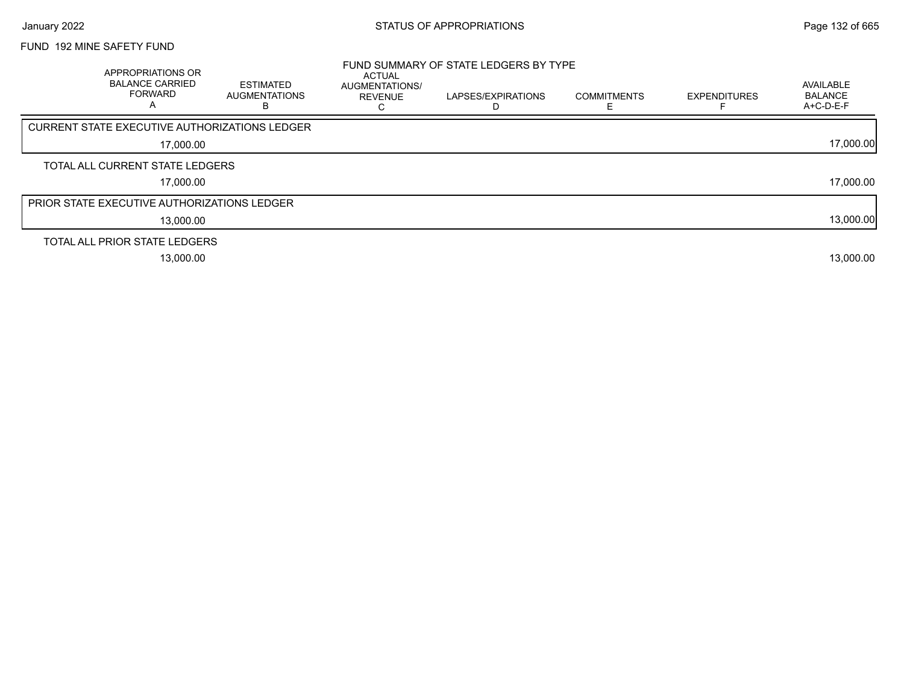FUND 192 MINE SAFETY FUND

FUND SUMMARY OF STATE LEDGERS BY TYPE

| APPROPRIATIONS OR BALANCE CARRIED FORWARD A | ESTIMATED AUGMENTATIONS B | ACTUAL AUGMENTATIONS/ REVENUE C | LAPSES/EXPIRATIONS D | COMMITMENTS E | EXPENDITURES F | AVAILABLE BALANCE A+C-D-E-F |
|---|---|---|---|---|---|---|
| CURRENT STATE EXECUTIVE AUTHORIZATIONS LEDGER | | | | | | |
| 17,000.00 | | | | | | 17,000.00 |
| TOTAL ALL CURRENT STATE LEDGERS | | | | | | |
| 17,000.00 | | | | | | 17,000.00 |
| PRIOR STATE EXECUTIVE AUTHORIZATIONS LEDGER | | | | | | |
| 13,000.00 | | | | | | 13,000.00 |
| TOTAL ALL PRIOR STATE LEDGERS | | | | | | |
| 13,000.00 | | | | | | 13,000.00 |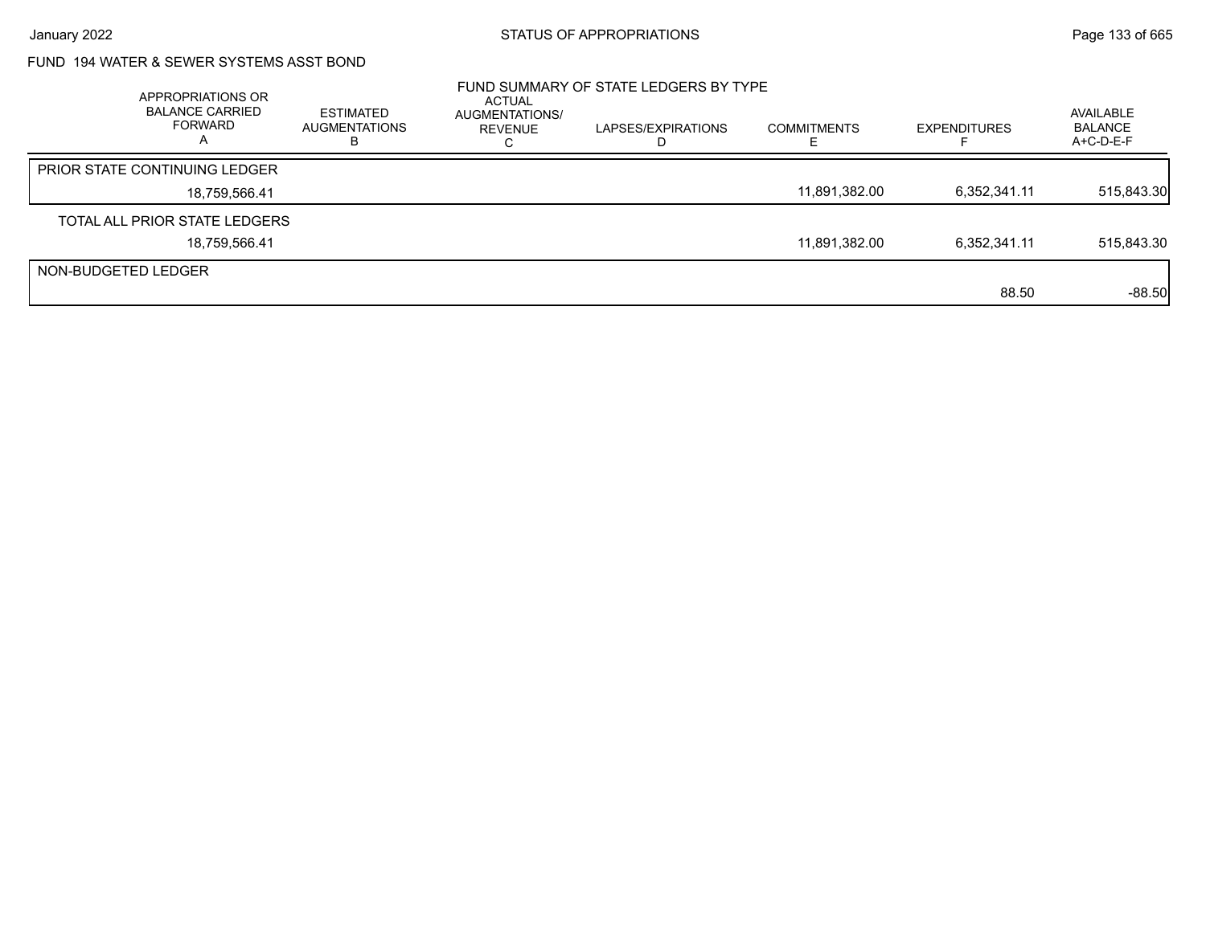FUND 194 WATER & SEWER SYSTEMS ASST BOND

FUND SUMMARY OF STATE LEDGERS BY TYPE

| APPROPRIATIONS OR BALANCE CARRIED FORWARD A | ESTIMATED AUGMENTATIONS B | ACTUAL AUGMENTATIONS/ REVENUE C | LAPSES/EXPIRATIONS D | COMMITMENTS E | EXPENDITURES F | AVAILABLE BALANCE A+C-D-E-F |
|---|---|---|---|---|---|---|
| PRIOR STATE CONTINUING LEDGER | | | | | | |
| 18,759,566.41 | | | | 11,891,382.00 | 6,352,341.11 | 515,843.30 |
| TOTAL ALL PRIOR STATE LEDGERS | | | | | | |
| 18,759,566.41 | | | | 11,891,382.00 | 6,352,341.11 | 515,843.30 |
| NON-BUDGETED LEDGER | | | | | | |
| | | | | | 88.50 | -88.50 |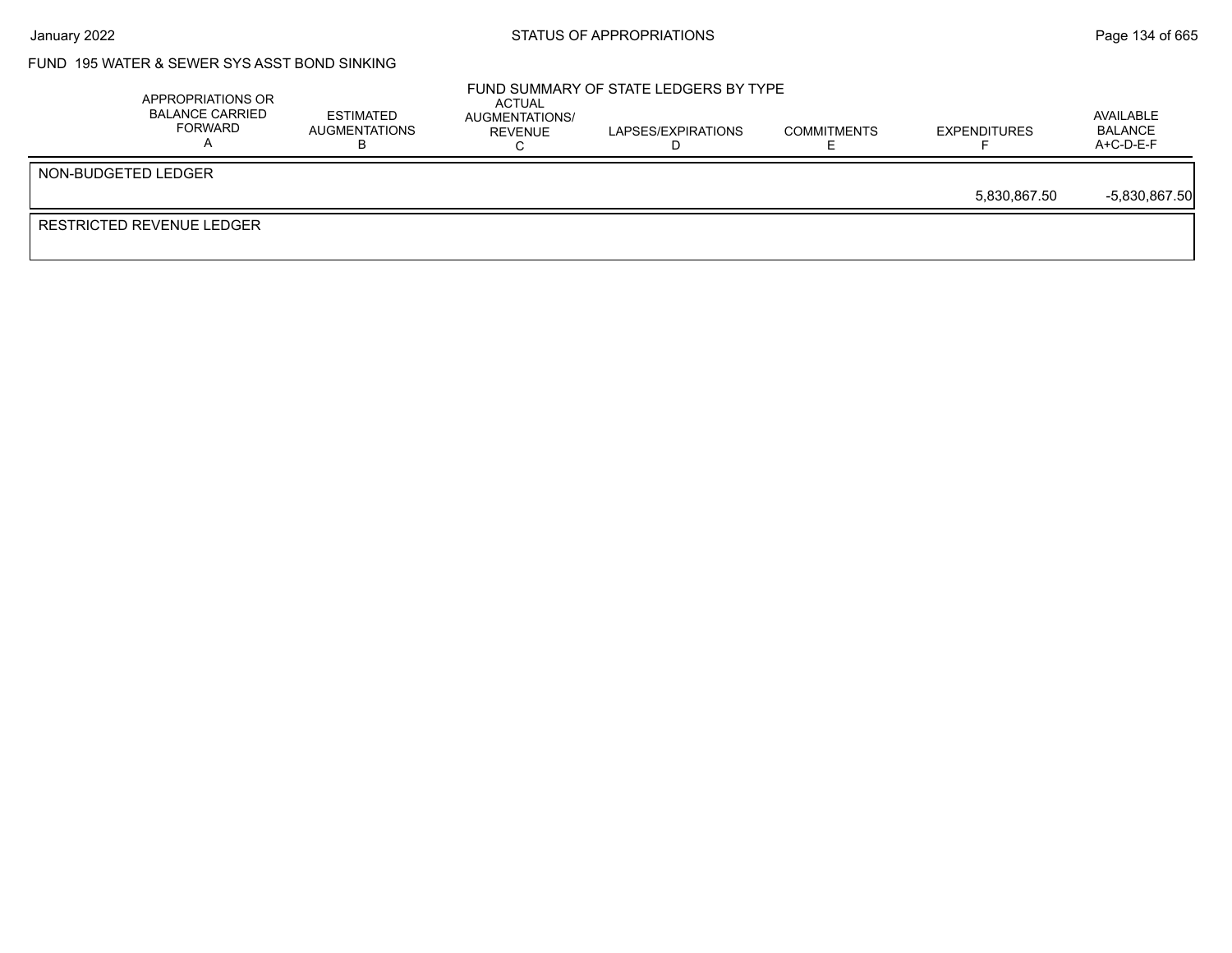## FUND 195 WATER & SEWER SYS ASST BOND SINKING

### FUND SUMMARY OF STATE LEDGERS BY TYPE

| | APPROPRIATIONS OR BALANCE CARRIED FORWARD A | ESTIMATED AUGMENTATIONS B | ACTUAL AUGMENTATIONS/ REVENUE C | LAPSES/EXPIRATIONS D | COMMITMENTS E | EXPENDITURES F | AVAILABLE BALANCE A+C-D-E-F |
|---|---|---|---|---|---|---|---|
| NON-BUDGETED LEDGER | | | | | | 5,830,867.50 | -5,830,867.50 |
| RESTRICTED REVENUE LEDGER | | | | | | | |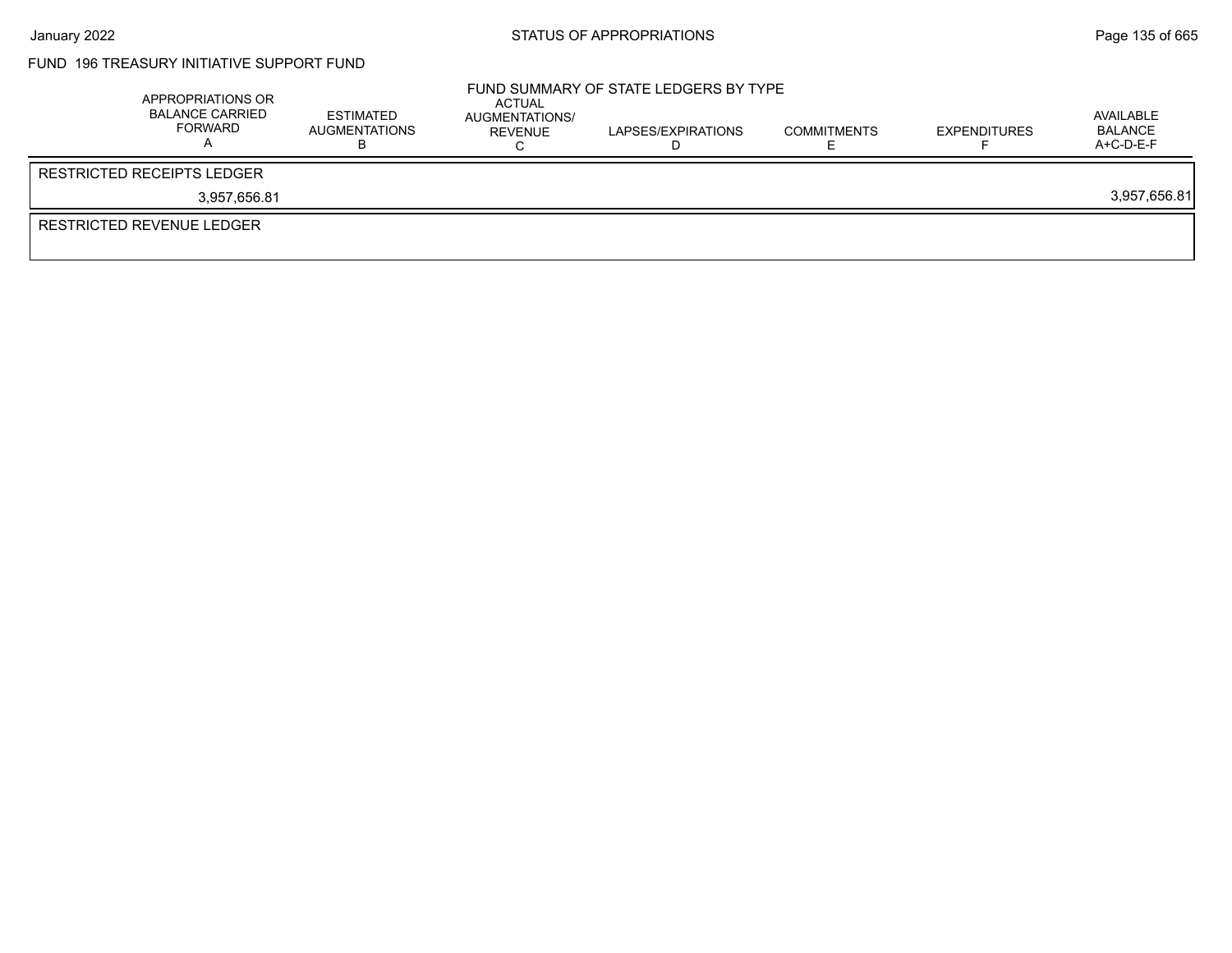# FUND 196 TREASURY INITIATIVE SUPPORT FUND

## FUND SUMMARY OF STATE LEDGERS BY TYPE

| APPROPRIATIONS OR BALANCE CARRIED FORWARD A | ESTIMATED AUGMENTATIONS B | ACTUAL AUGMENTATIONS/ REVENUE C | LAPSES/EXPIRATIONS D | COMMITMENTS E | EXPENDITURES F | AVAILABLE BALANCE A+C-D-E-F |
|---|---|---|---|---|---|---|
| RESTRICTED RECEIPTS LEDGER | | | | | | |
| 3,957,656.81 | | | | | | 3,957,656.81 |
| RESTRICTED REVENUE LEDGER | | | | | | |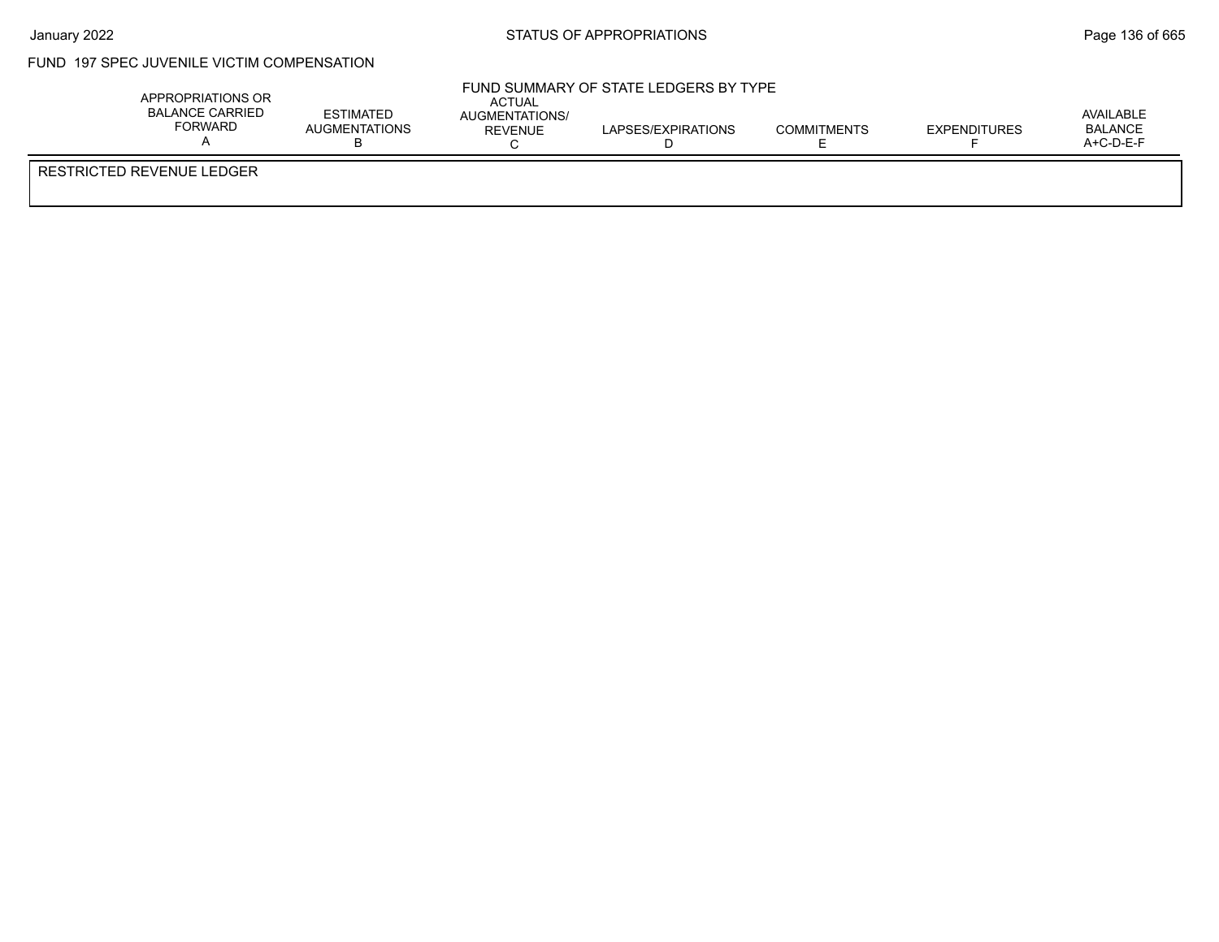FUND 197 SPEC JUVENILE VICTIM COMPENSATION

FUND SUMMARY OF STATE LEDGERS BY TYPE

| APPROPRIATIONS OR BALANCE CARRIED FORWARD A | ESTIMATED AUGMENTATIONS B | ACTUAL AUGMENTATIONS/ REVENUE C | LAPSES/EXPIRATIONS D | COMMITMENTS E | EXPENDITURES F | AVAILABLE BALANCE A+C-D-E-F |
|---|---|---|---|---|---|---|
| RESTRICTED REVENUE LEDGER | | | | | | |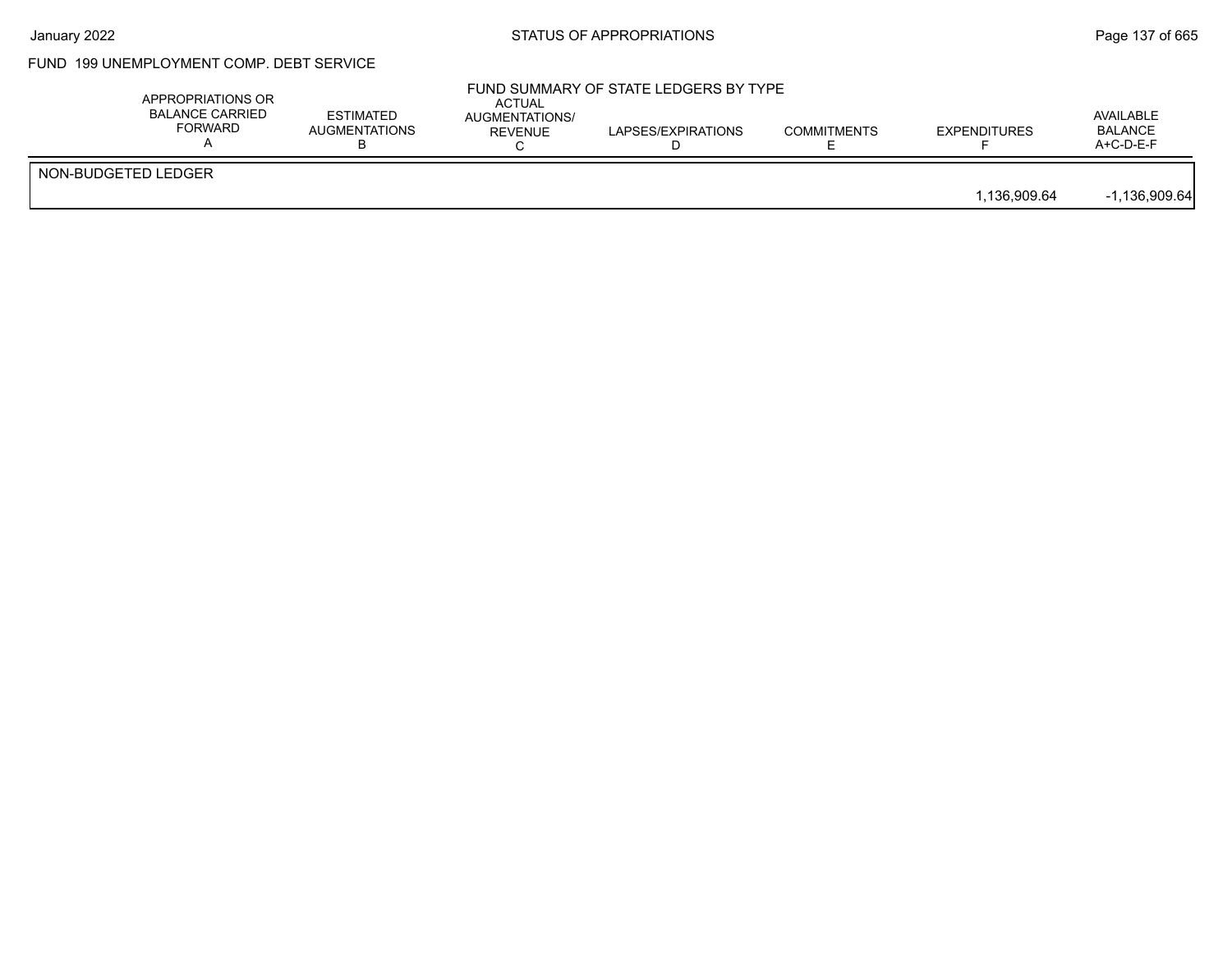## FUND 199 UNEMPLOYMENT COMP. DEBT SERVICE

### FUND SUMMARY OF STATE LEDGERS BY TYPE

| | APPROPRIATIONS OR BALANCE CARRIED FORWARD A | ESTIMATED AUGMENTATIONS B | ACTUAL AUGMENTATIONS/ REVENUE C | LAPSES/EXPIRATIONS D | COMMITMENTS E | EXPENDITURES F | AVAILABLE BALANCE A+C-D-E-F |
|---|---|---|---|---|---|---|---|
| NON-BUDGETED LEDGER | | | | | | | |
| | | | | | | 1,136,909.64 | -1,136,909.64 |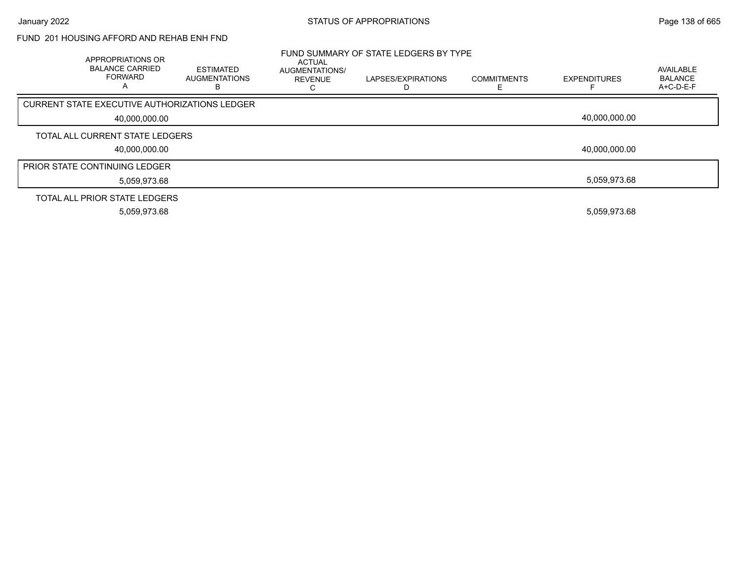FUND 201 HOUSING AFFORD AND REHAB ENH FND

FUND SUMMARY OF STATE LEDGERS BY TYPE

| APPROPRIATIONS OR BALANCE CARRIED FORWARD A | ESTIMATED AUGMENTATIONS B | ACTUAL AUGMENTATIONS/ REVENUE C | LAPSES/EXPIRATIONS D | COMMITMENTS E | EXPENDITURES F | AVAILABLE BALANCE A+C-D-E-F |
|---|---|---|---|---|---|---|
| CURRENT STATE EXECUTIVE AUTHORIZATIONS LEDGER | | | | | | |
| 40,000,000.00 | | | | | 40,000,000.00 | |
| TOTAL ALL CURRENT STATE LEDGERS | | | | | | |
| 40,000,000.00 | | | | | 40,000,000.00 | |
| PRIOR STATE CONTINUING LEDGER | | | | | | |
| 5,059,973.68 | | | | | 5,059,973.68 | |
| TOTAL ALL PRIOR STATE LEDGERS | | | | | | |
| 5,059,973.68 | | | | | 5,059,973.68 | |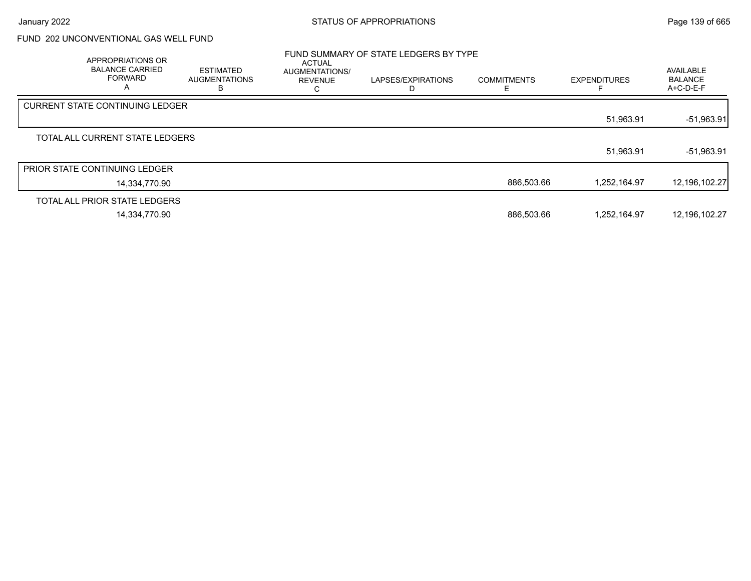FUND 202 UNCONVENTIONAL GAS WELL FUND

## FUND SUMMARY OF STATE LEDGERS BY TYPE

| | APPROPRIATIONS OR BALANCE CARRIED FORWARD A | ESTIMATED AUGMENTATIONS B | ACTUAL AUGMENTATIONS/ REVENUE C | LAPSES/EXPIRATIONS D | COMMITMENTS E | EXPENDITURES F | AVAILABLE BALANCE A+C-D-E-F |
|---|---|---|---|---|---|---|---|
| CURRENT STATE CONTINUING LEDGER | | | | | | 51,963.91 | -51,963.91 |
| TOTAL ALL CURRENT STATE LEDGERS | | | | | | 51,963.91 | -51,963.91 |
| PRIOR STATE CONTINUING LEDGER | 14,334,770.90 | | | | 886,503.66 | 1,252,164.97 | 12,196,102.27 |
| TOTAL ALL PRIOR STATE LEDGERS | 14,334,770.90 | | | | 886,503.66 | 1,252,164.97 | 12,196,102.27 |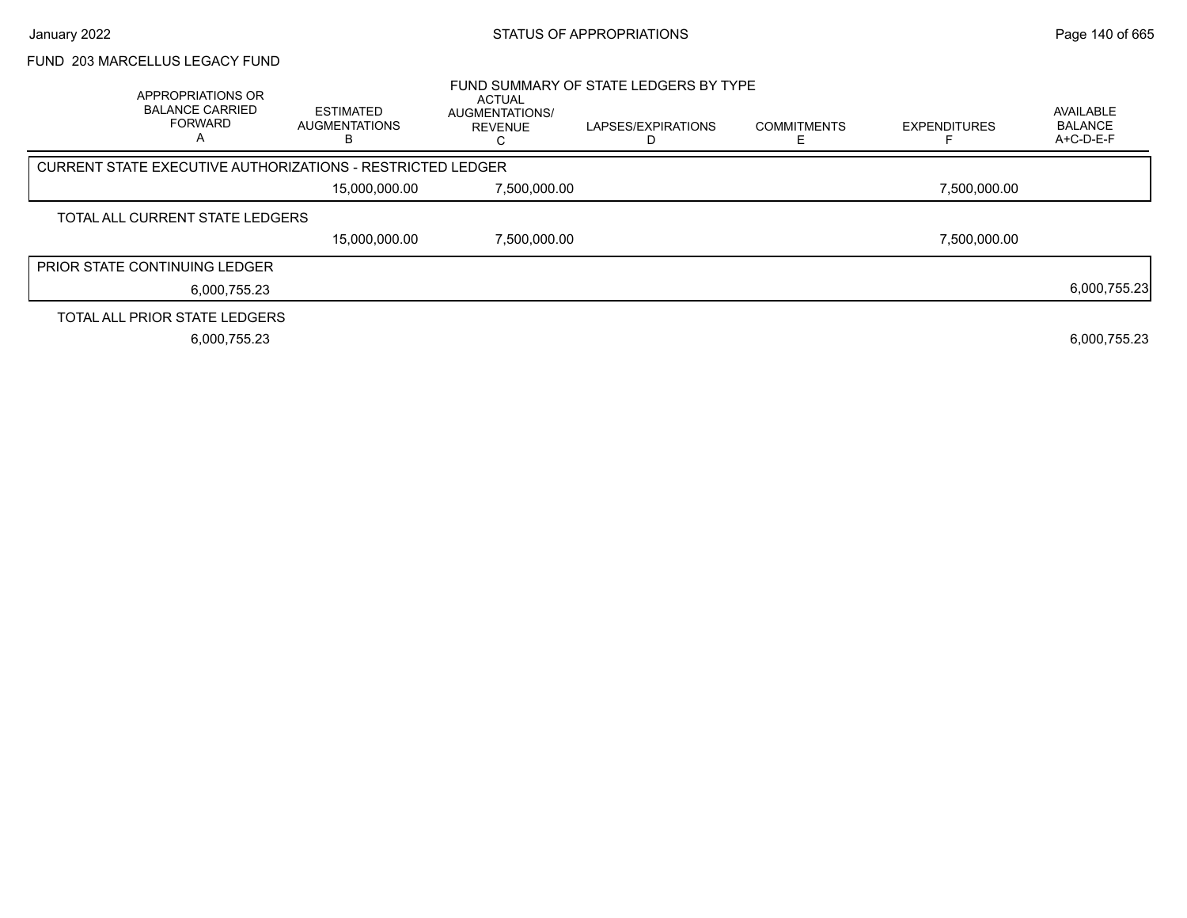FUND 203 MARCELLUS LEGACY FUND

FUND SUMMARY OF STATE LEDGERS BY TYPE

| APPROPRIATIONS OR BALANCE CARRIED FORWARD A | ESTIMATED AUGMENTATIONS B | ACTUAL AUGMENTATIONS/ REVENUE C | LAPSES/EXPIRATIONS D | COMMITMENTS E | EXPENDITURES F | AVAILABLE BALANCE A+C-D-E-F |
|---|---|---|---|---|---|---|
| CURRENT STATE EXECUTIVE AUTHORIZATIONS - RESTRICTED LEDGER | | | | | | |
| | 15,000,000.00 | 7,500,000.00 | | | 7,500,000.00 | |
| TOTAL ALL CURRENT STATE LEDGERS | | | | | | |
| | 15,000,000.00 | 7,500,000.00 | | | 7,500,000.00 | |
| PRIOR STATE CONTINUING LEDGER | | | | | | |
| 6,000,755.23 | | | | | | 6,000,755.23 |
| TOTAL ALL PRIOR STATE LEDGERS | | | | | | |
| 6,000,755.23 | | | | | | 6,000,755.23 |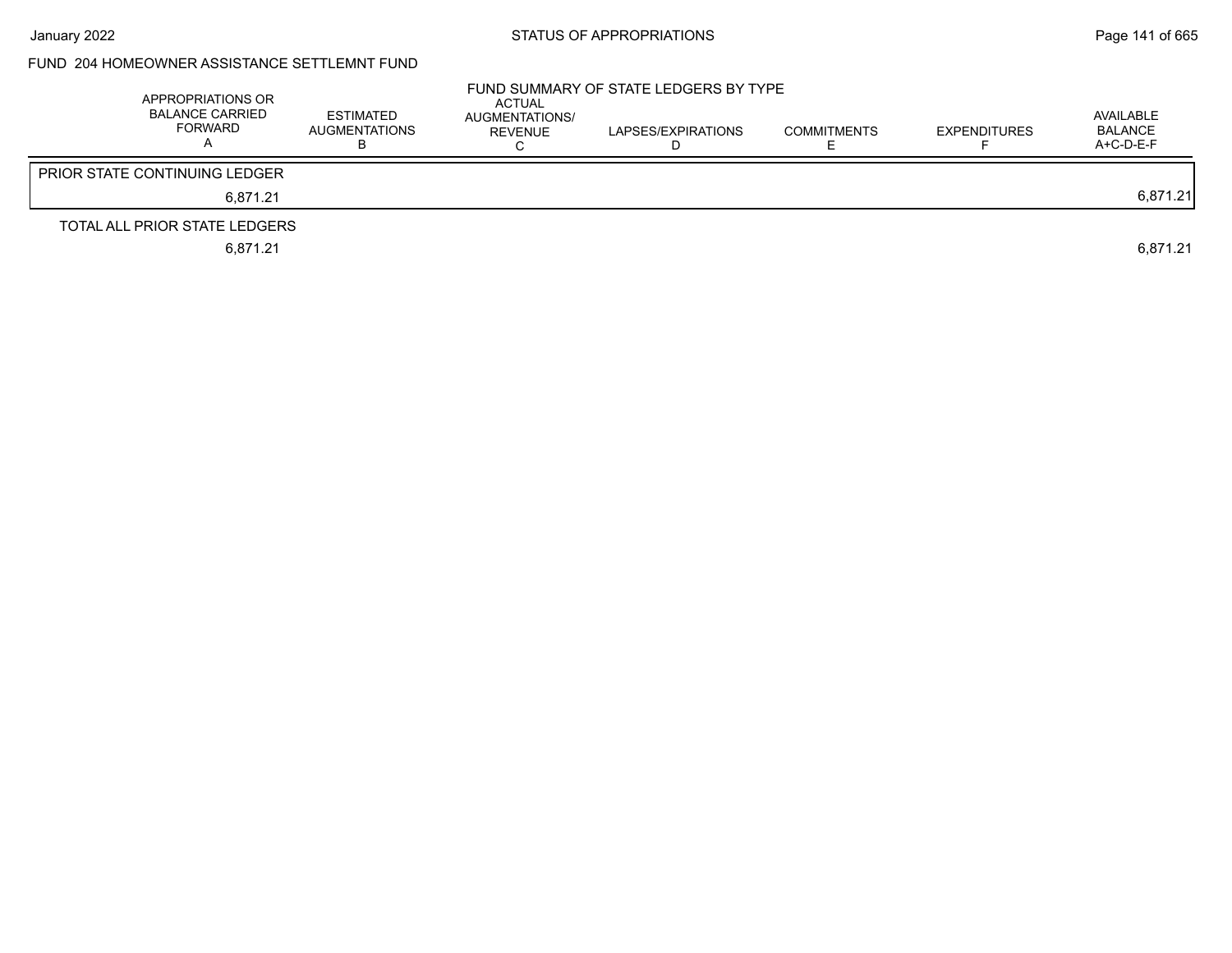FUND 204 HOMEOWNER ASSISTANCE SETTLEMNT FUND

FUND SUMMARY OF STATE LEDGERS BY TYPE

| APPROPRIATIONS OR BALANCE CARRIED FORWARD A | ESTIMATED AUGMENTATIONS B | ACTUAL AUGMENTATIONS/ REVENUE C | LAPSES/EXPIRATIONS D | COMMITMENTS E | EXPENDITURES F | AVAILABLE BALANCE A+C-D-E-F |
|---|---|---|---|---|---|---|
| PRIOR STATE CONTINUING LEDGER | | | | | | |
| 6,871.21 | | | | | | 6,871.21 |
| TOTAL ALL PRIOR STATE LEDGERS | | | | | | |
| 6,871.21 | | | | | | 6,871.21 |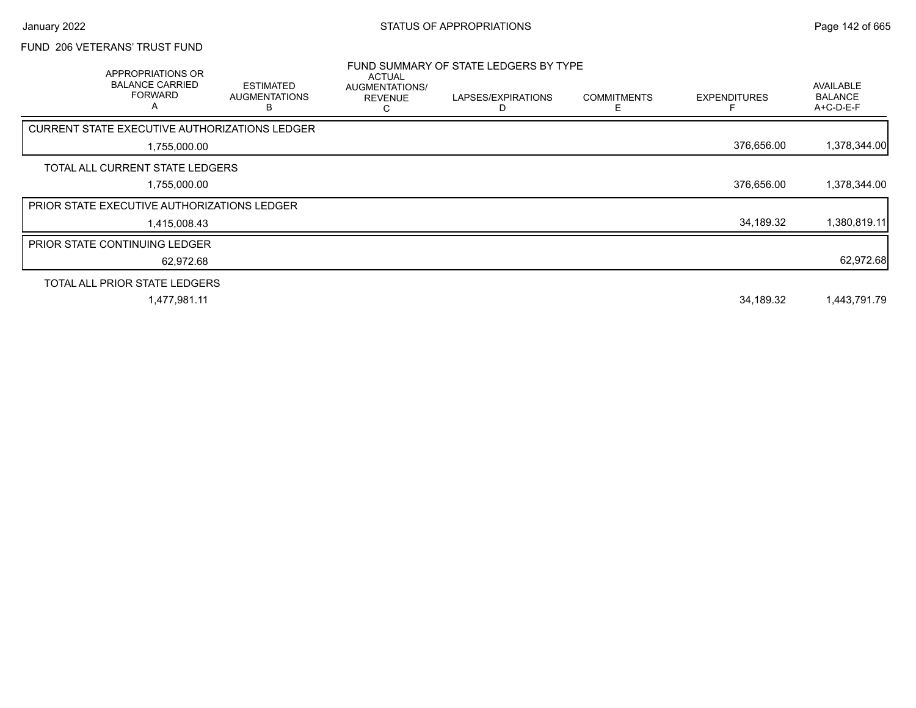FUND 206 VETERANS' TRUST FUND

## FUND SUMMARY OF STATE LEDGERS BY TYPE

| APPROPRIATIONS OR BALANCE CARRIED FORWARD A | ESTIMATED AUGMENTATIONS B | ACTUAL AUGMENTATIONS/ REVENUE C | LAPSES/EXPIRATIONS D | COMMITMENTS E | EXPENDITURES F | AVAILABLE BALANCE A+C-D-E-F |
|---|---|---|---|---|---|---|
| **CURRENT STATE EXECUTIVE AUTHORIZATIONS LEDGER** | | | | | | |
| 1,755,000.00 | | | | | 376,656.00 | 1,378,344.00 |
| **TOTAL ALL CURRENT STATE LEDGERS** | | | | | | |
| 1,755,000.00 | | | | | 376,656.00 | 1,378,344.00 |
| **PRIOR STATE EXECUTIVE AUTHORIZATIONS LEDGER** | | | | | | |
| 1,415,008.43 | | | | | 34,189.32 | 1,380,819.11 |
| **PRIOR STATE CONTINUING LEDGER** | | | | | | |
| 62,972.68 | | | | | | 62,972.68 |
| **TOTAL ALL PRIOR STATE LEDGERS** | | | | | | |
| 1,477,981.11 | | | | | 34,189.32 | 1,443,791.79 |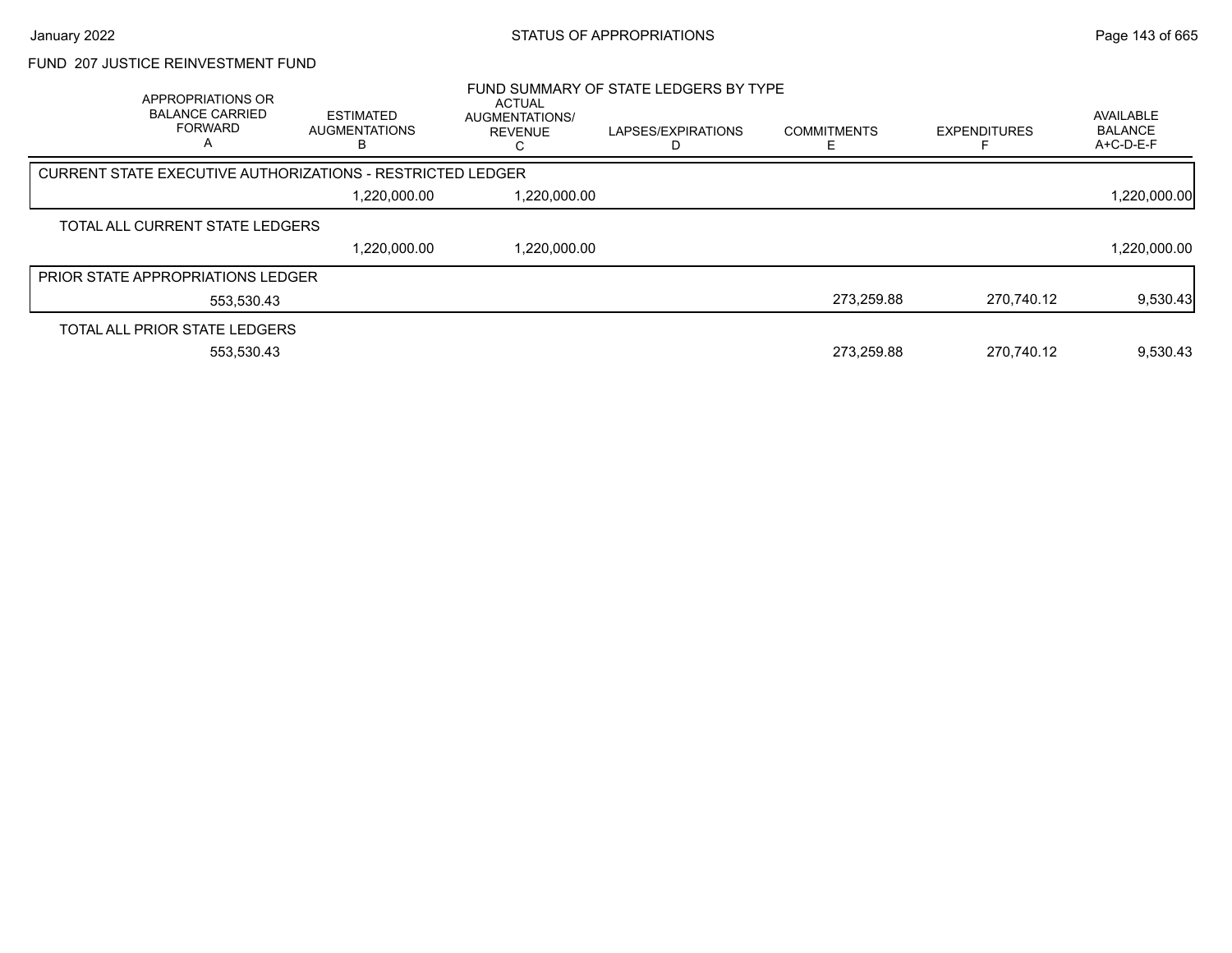# FUND 207 JUSTICE REINVESTMENT FUND

## FUND SUMMARY OF STATE LEDGERS BY TYPE

| APPROPRIATIONS OR BALANCE CARRIED FORWARD A | ESTIMATED AUGMENTATIONS B | ACTUAL AUGMENTATIONS/ REVENUE C | LAPSES/EXPIRATIONS D | COMMITMENTS E | EXPENDITURES F | AVAILABLE BALANCE A+C-D-E-F |
|---|---|---|---|---|---|---|
| CURRENT STATE EXECUTIVE AUTHORIZATIONS - RESTRICTED LEDGER | | | | | | |
| | 1,220,000.00 | 1,220,000.00 | | | | 1,220,000.00 |
| TOTAL ALL CURRENT STATE LEDGERS | | | | | | |
| | 1,220,000.00 | 1,220,000.00 | | | | 1,220,000.00 |
| PRIOR STATE APPROPRIATIONS LEDGER | | | | | | |
| 553,530.43 | | | | 273,259.88 | 270,740.12 | 9,530.43 |
| TOTAL ALL PRIOR STATE LEDGERS | | | | | | |
| 553,530.43 | | | | 273,259.88 | 270,740.12 | 9,530.43 |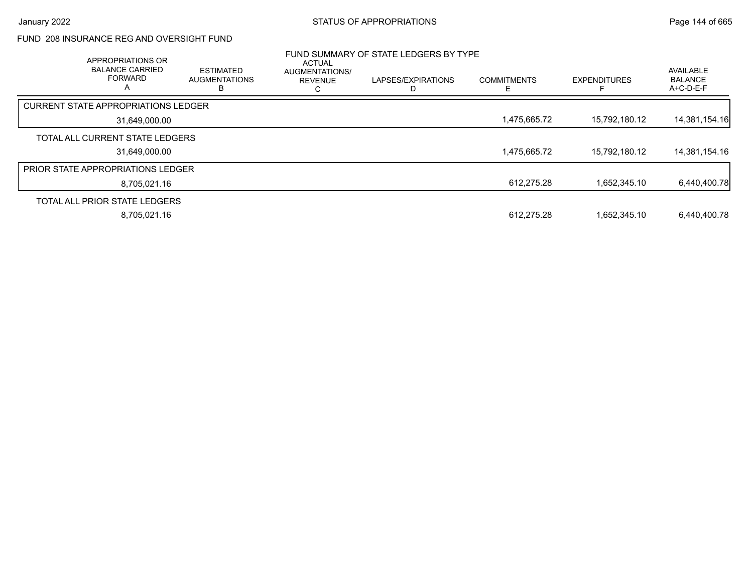# STATUS OF APPROPRIATIONS

## FUND 208 INSURANCE REG AND OVERSIGHT FUND

### FUND SUMMARY OF STATE LEDGERS BY TYPE

| APPROPRIATIONS OR BALANCE CARRIED FORWARD A | ESTIMATED AUGMENTATIONS B | ACTUAL AUGMENTATIONS/ REVENUE C | LAPSES/EXPIRATIONS D | COMMITMENTS E | EXPENDITURES F | AVAILABLE BALANCE A+C-D-E-F |
|---|---|---|---|---|---|---|
| **CURRENT STATE APPROPRIATIONS LEDGER** | | | | | | |
| 31,649,000.00 | | | | 1,475,665.72 | 15,792,180.12 | 14,381,154.16 |
| **TOTAL ALL CURRENT STATE LEDGERS** | | | | | | |
| 31,649,000.00 | | | | 1,475,665.72 | 15,792,180.12 | 14,381,154.16 |
| **PRIOR STATE APPROPRIATIONS LEDGER** | | | | | | |
| 8,705,021.16 | | | | 612,275.28 | 1,652,345.10 | 6,440,400.78 |
| **TOTAL ALL PRIOR STATE LEDGERS** | | | | | | |
| 8,705,021.16 | | | | 612,275.28 | 1,652,345.10 | 6,440,400.78 |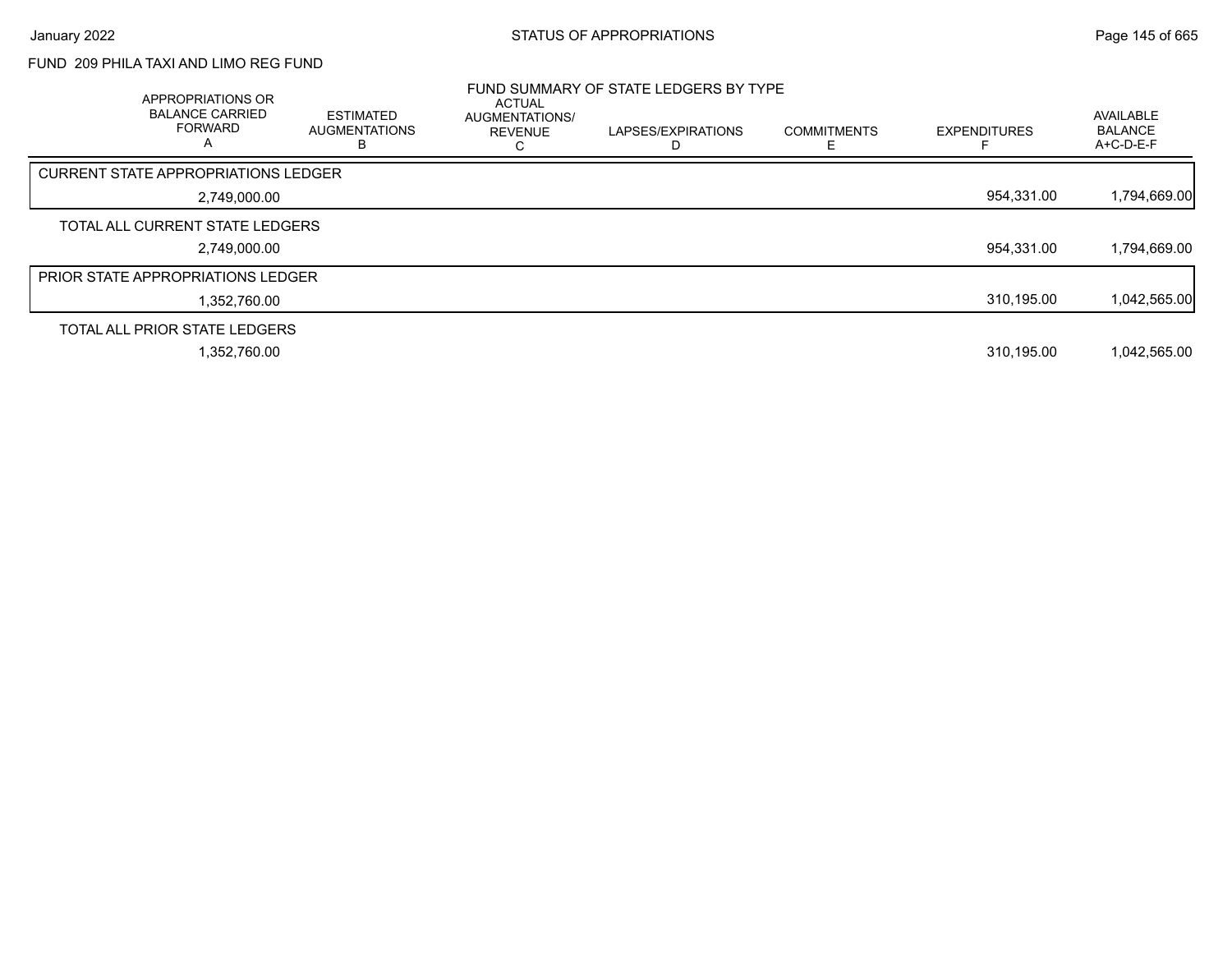# STATUS OF APPROPRIATIONS

## FUND 209 PHILA TAXI AND LIMO REG FUND

### FUND SUMMARY OF STATE LEDGERS BY TYPE

| APPROPRIATIONS OR BALANCE CARRIED FORWARD A | ESTIMATED AUGMENTATIONS B | ACTUAL AUGMENTATIONS/ REVENUE C | LAPSES/EXPIRATIONS D | COMMITMENTS E | EXPENDITURES F | AVAILABLE BALANCE A+C-D-E-F |
|---|---|---|---|---|---|---|
| **CURRENT STATE APPROPRIATIONS LEDGER** | | | | | | |
| 2,749,000.00 | | | | | 954,331.00 | 1,794,669.00 |
| **TOTAL ALL CURRENT STATE LEDGERS** | | | | | | |
| 2,749,000.00 | | | | | 954,331.00 | 1,794,669.00 |
| **PRIOR STATE APPROPRIATIONS LEDGER** | | | | | | |
| 1,352,760.00 | | | | | 310,195.00 | 1,042,565.00 |
| **TOTAL ALL PRIOR STATE LEDGERS** | | | | | | |
| 1,352,760.00 | | | | | 310,195.00 | 1,042,565.00 |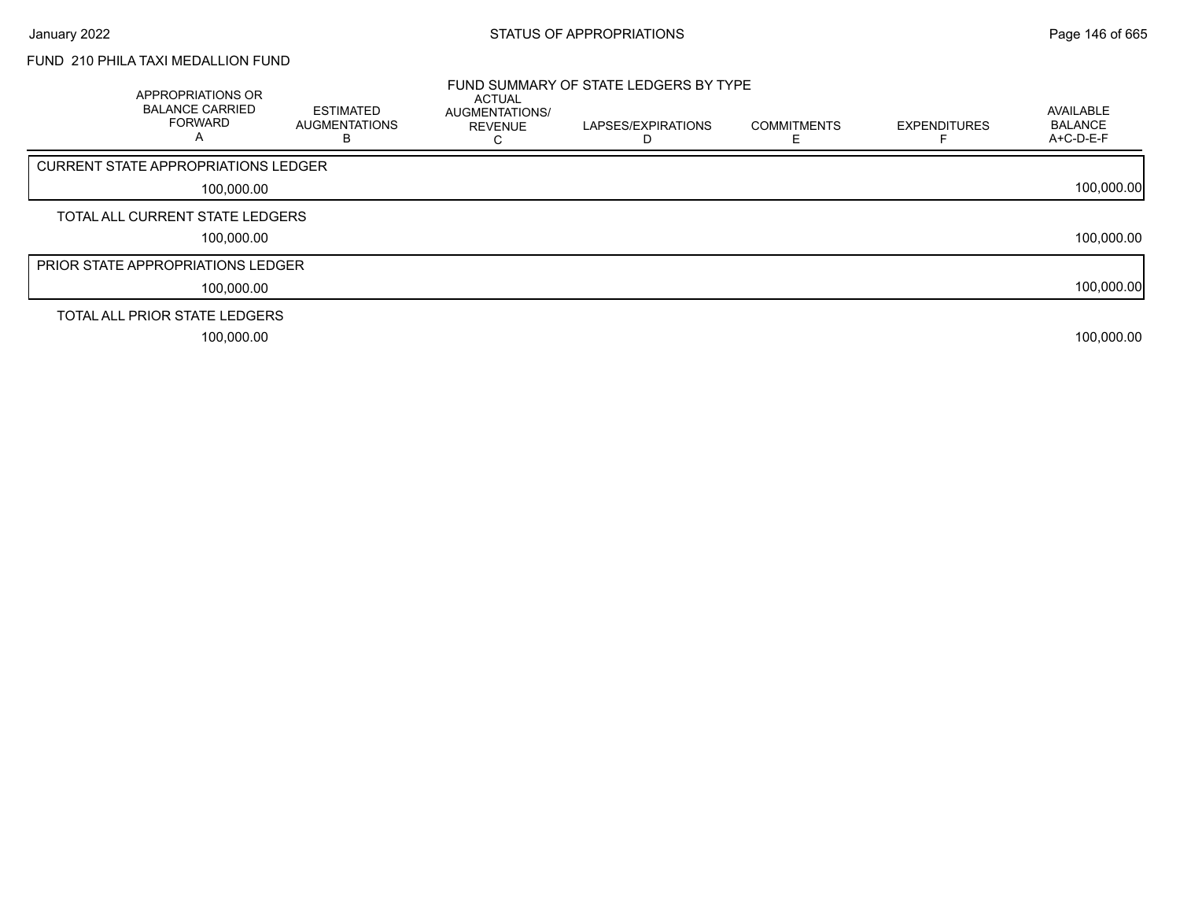FUND 210 PHILA TAXI MEDALLION FUND

## FUND SUMMARY OF STATE LEDGERS BY TYPE

| APPROPRIATIONS OR BALANCE CARRIED FORWARD A | ESTIMATED AUGMENTATIONS B | ACTUAL AUGMENTATIONS/ REVENUE C | LAPSES/EXPIRATIONS D | COMMITMENTS E | EXPENDITURES F | AVAILABLE BALANCE A+C-D-E-F |
|---|---|---|---|---|---|---|
| **CURRENT STATE APPROPRIATIONS LEDGER** | | | | | | |
| 100,000.00 | | | | | | 100,000.00 |
| **TOTAL ALL CURRENT STATE LEDGERS** | | | | | | |
| 100,000.00 | | | | | | 100,000.00 |
| **PRIOR STATE APPROPRIATIONS LEDGER** | | | | | | |
| 100,000.00 | | | | | | 100,000.00 |
| **TOTAL ALL PRIOR STATE LEDGERS** | | | | | | |
| 100,000.00 | | | | | | 100,000.00 |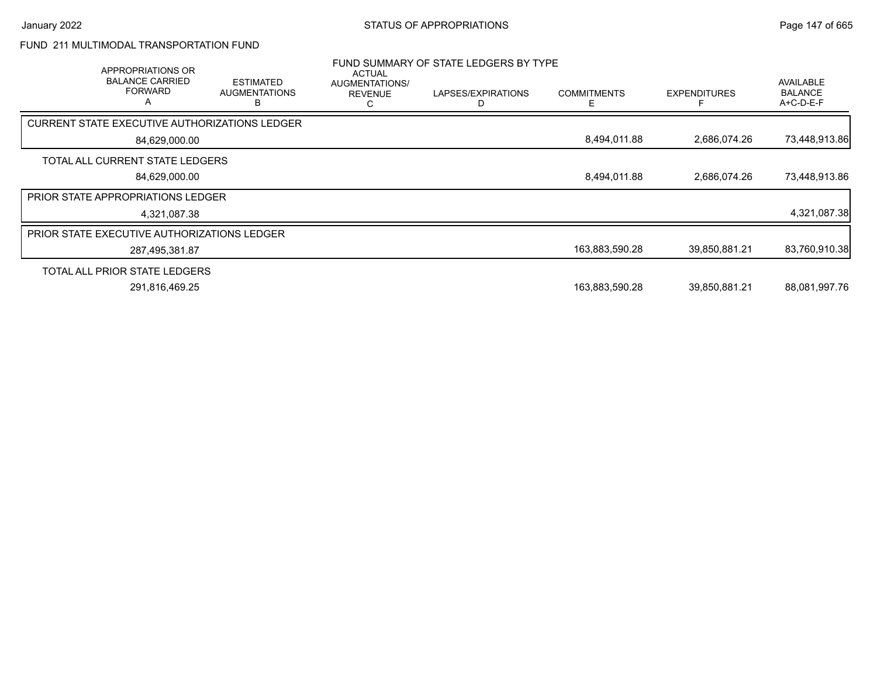FUND 211 MULTIMODAL TRANSPORTATION FUND

FUND SUMMARY OF STATE LEDGERS BY TYPE

| APPROPRIATIONS OR BALANCE CARRIED FORWARD A | ESTIMATED AUGMENTATIONS B | ACTUAL AUGMENTATIONS/ REVENUE C | LAPSES/EXPIRATIONS D | COMMITMENTS E | EXPENDITURES F | AVAILABLE BALANCE A+C-D-E-F |
|---|---|---|---|---|---|---|
| **CURRENT STATE EXECUTIVE AUTHORIZATIONS LEDGER** | | | | | | |
| 84,629,000.00 | | | | 8,494,011.88 | 2,686,074.26 | 73,448,913.86 |
| **TOTAL ALL CURRENT STATE LEDGERS** | | | | | | |
| 84,629,000.00 | | | | 8,494,011.88 | 2,686,074.26 | 73,448,913.86 |
| **PRIOR STATE APPROPRIATIONS LEDGER** | | | | | | |
| 4,321,087.38 | | | | | | 4,321,087.38 |
| **PRIOR STATE EXECUTIVE AUTHORIZATIONS LEDGER** | | | | | | |
| 287,495,381.87 | | | | 163,883,590.28 | 39,850,881.21 | 83,760,910.38 |
| **TOTAL ALL PRIOR STATE LEDGERS** | | | | | | |
| 291,816,469.25 | | | | 163,883,590.28 | 39,850,881.21 | 88,081,997.76 |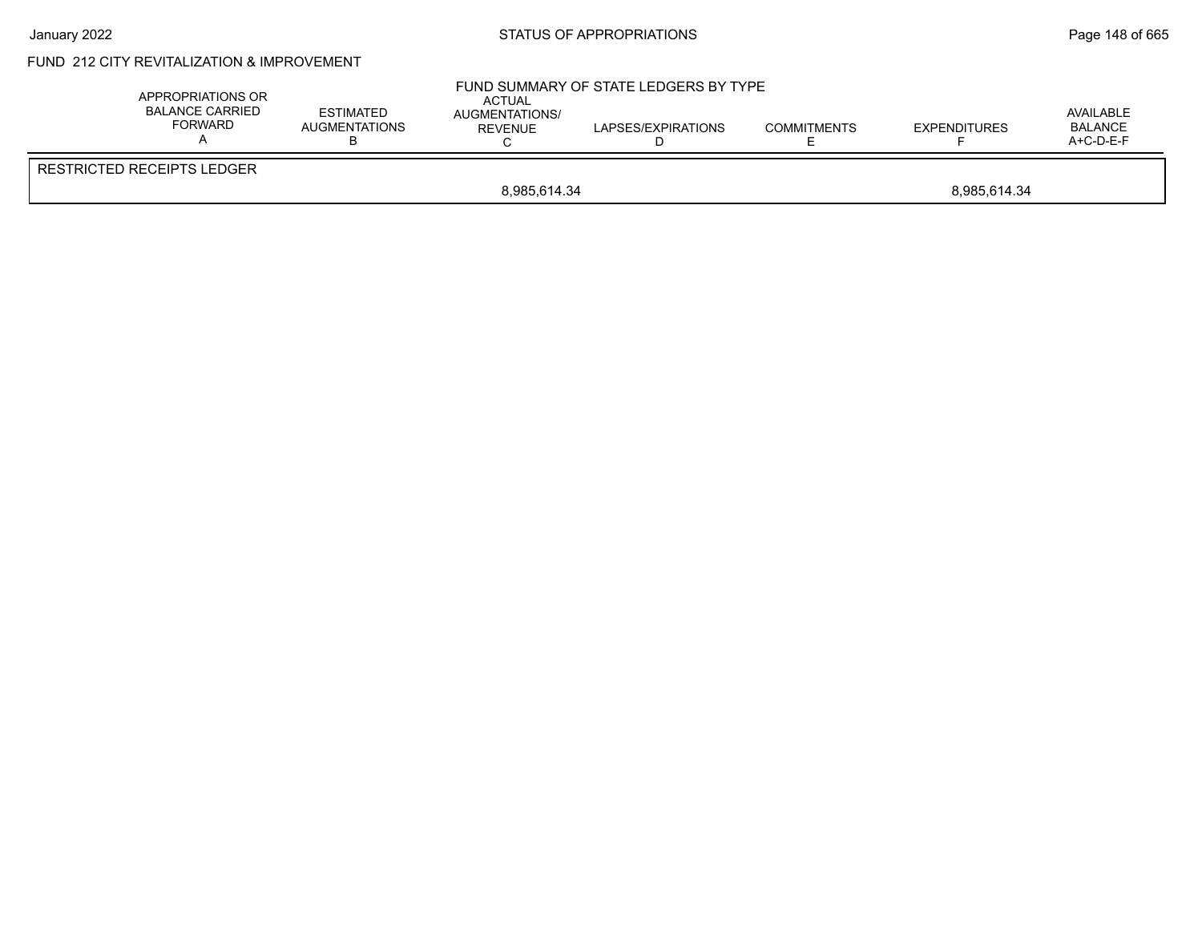FUND 212 CITY REVITALIZATION & IMPROVEMENT

FUND SUMMARY OF STATE LEDGERS BY TYPE

| APPROPRIATIONS OR BALANCE CARRIED FORWARD A | ESTIMATED AUGMENTATIONS B | ACTUAL AUGMENTATIONS/ REVENUE C | LAPSES/EXPIRATIONS D | COMMITMENTS E | EXPENDITURES F | AVAILABLE BALANCE A+C-D-E-F |
|---|---|---|---|---|---|---|
| RESTRICTED RECEIPTS LEDGER | | | | | | |
| | | 8,985,614.34 | | | 8,985,614.34 | |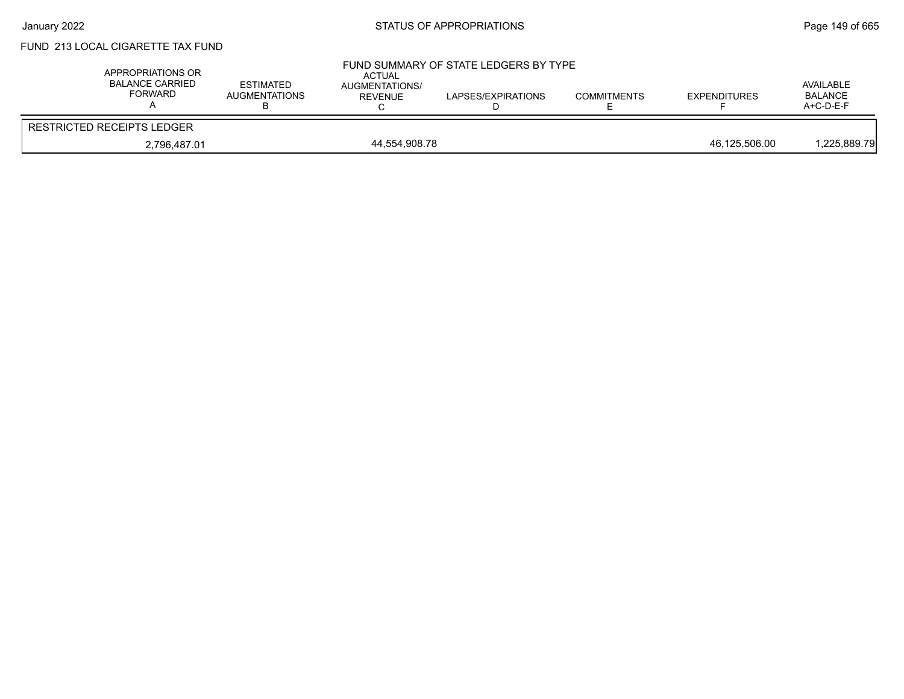FUND 213 LOCAL CIGARETTE TAX FUND

FUND SUMMARY OF STATE LEDGERS BY TYPE

| APPROPRIATIONS OR BALANCE CARRIED FORWARD A | ESTIMATED AUGMENTATIONS B | ACTUAL AUGMENTATIONS/ REVENUE C | LAPSES/EXPIRATIONS D | COMMITMENTS E | EXPENDITURES F | AVAILABLE BALANCE A+C-D-E-F |
|---|---|---|---|---|---|---|
| RESTRICTED RECEIPTS LEDGER | | | | | | |
| 2,796,487.01 | | 44,554,908.78 | | | 46,125,506.00 | 1,225,889.79 |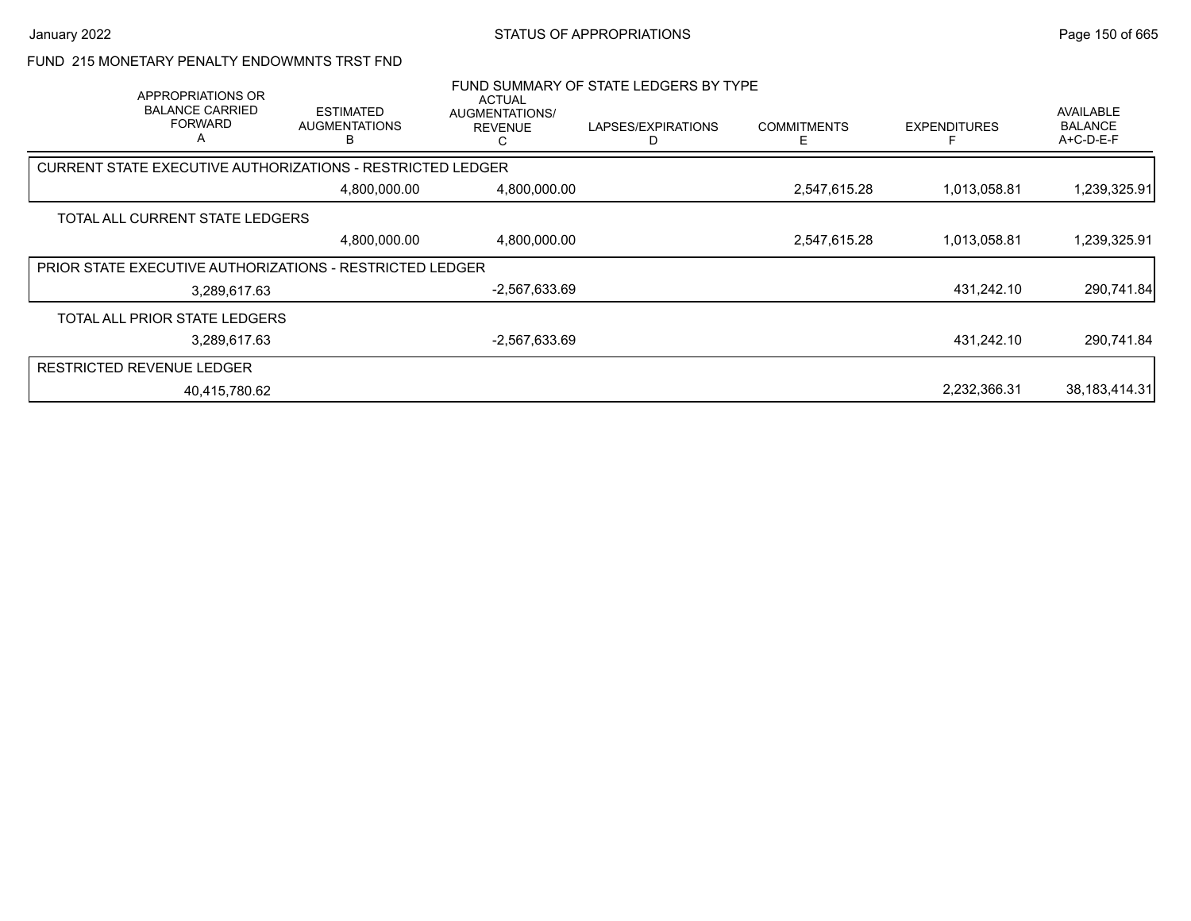FUND 215 MONETARY PENALTY ENDOWMNTS TRST FND

FUND SUMMARY OF STATE LEDGERS BY TYPE

| APPROPRIATIONS OR BALANCE CARRIED FORWARD A | ESTIMATED AUGMENTATIONS B | ACTUAL AUGMENTATIONS/ REVENUE C | LAPSES/EXPIRATIONS D | COMMITMENTS E | EXPENDITURES F | AVAILABLE BALANCE A+C-D-E-F |
|---|---|---|---|---|---|---|
| CURRENT STATE EXECUTIVE AUTHORIZATIONS - RESTRICTED LEDGER | | | | | | |
| | 4,800,000.00 | 4,800,000.00 | | 2,547,615.28 | 1,013,058.81 | 1,239,325.91 |
| TOTAL ALL CURRENT STATE LEDGERS | | | | | | |
| | 4,800,000.00 | 4,800,000.00 | | 2,547,615.28 | 1,013,058.81 | 1,239,325.91 |
| PRIOR STATE EXECUTIVE AUTHORIZATIONS - RESTRICTED LEDGER | | | | | | |
| 3,289,617.63 | | -2,567,633.69 | | | 431,242.10 | 290,741.84 |
| TOTAL ALL PRIOR STATE LEDGERS | | | | | | |
| 3,289,617.63 | | -2,567,633.69 | | | 431,242.10 | 290,741.84 |
| RESTRICTED REVENUE LEDGER | | | | | | |
| 40,415,780.62 | | | | | 2,232,366.31 | 38,183,414.31 |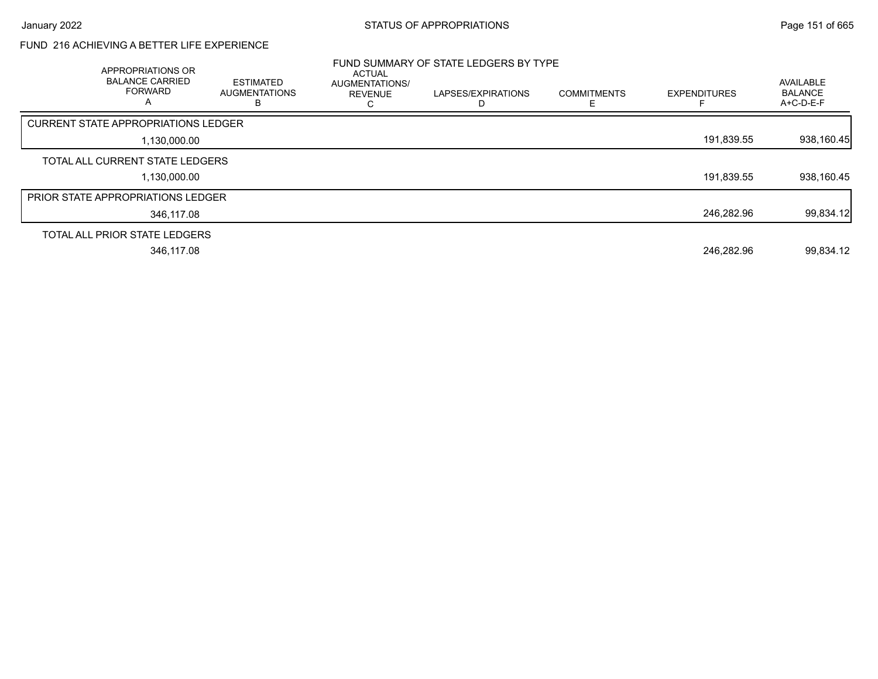STATUS OF APPROPRIATIONS

## FUND 216 ACHIEVING A BETTER LIFE EXPERIENCE

### FUND SUMMARY OF STATE LEDGERS BY TYPE

| APPROPRIATIONS OR BALANCE CARRIED FORWARD A | ESTIMATED AUGMENTATIONS B | ACTUAL AUGMENTATIONS/ REVENUE C | LAPSES/EXPIRATIONS D | COMMITMENTS E | EXPENDITURES F | AVAILABLE BALANCE A+C-D-E-F |
|---|---|---|---|---|---|---|
| CURRENT STATE APPROPRIATIONS LEDGER | | | | | | |
| 1,130,000.00 | | | | | 191,839.55 | 938,160.45 |
| TOTAL ALL CURRENT STATE LEDGERS | | | | | | |
| 1,130,000.00 | | | | | 191,839.55 | 938,160.45 |
| PRIOR STATE APPROPRIATIONS LEDGER | | | | | | |
| 346,117.08 | | | | | 246,282.96 | 99,834.12 |
| TOTAL ALL PRIOR STATE LEDGERS | | | | | | |
| 346,117.08 | | | | | 246,282.96 | 99,834.12 |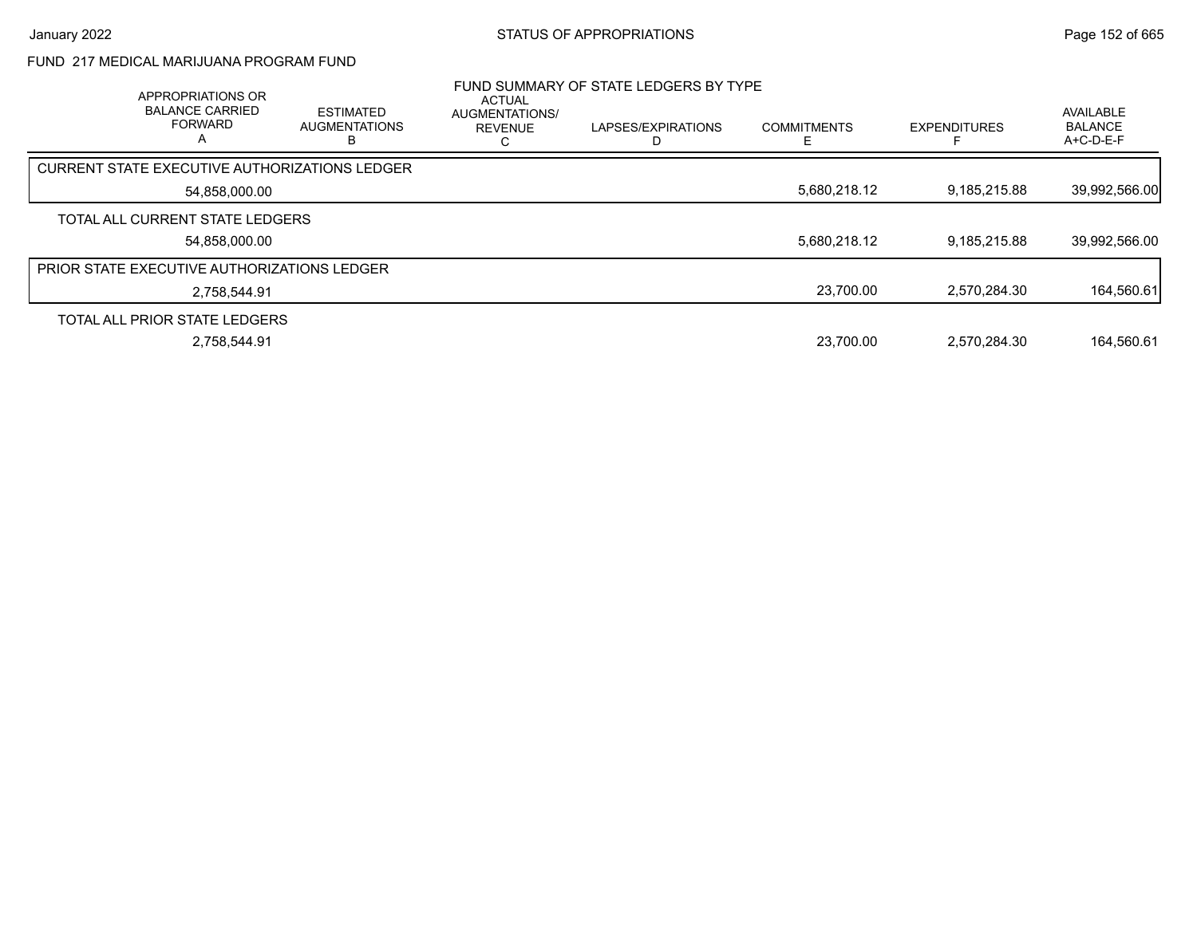# STATUS OF APPROPRIATIONS

## FUND 217 MEDICAL MARIJUANA PROGRAM FUND

### FUND SUMMARY OF STATE LEDGERS BY TYPE

| APPROPRIATIONS OR BALANCE CARRIED FORWARD A | ESTIMATED AUGMENTATIONS B | ACTUAL AUGMENTATIONS/ REVENUE C | LAPSES/EXPIRATIONS D | COMMITMENTS E | EXPENDITURES F | AVAILABLE BALANCE A+C-D-E-F |
|---|---|---|---|---|---|---|
| **CURRENT STATE EXECUTIVE AUTHORIZATIONS LEDGER** | | | | | | |
| 54,858,000.00 | | | | 5,680,218.12 | 9,185,215.88 | 39,992,566.00 |
| **TOTAL ALL CURRENT STATE LEDGERS** | | | | | | |
| 54,858,000.00 | | | | 5,680,218.12 | 9,185,215.88 | 39,992,566.00 |
| **PRIOR STATE EXECUTIVE AUTHORIZATIONS LEDGER** | | | | | | |
| 2,758,544.91 | | | | 23,700.00 | 2,570,284.30 | 164,560.61 |
| **TOTAL ALL PRIOR STATE LEDGERS** | | | | | | |
| 2,758,544.91 | | | | 23,700.00 | 2,570,284.30 | 164,560.61 |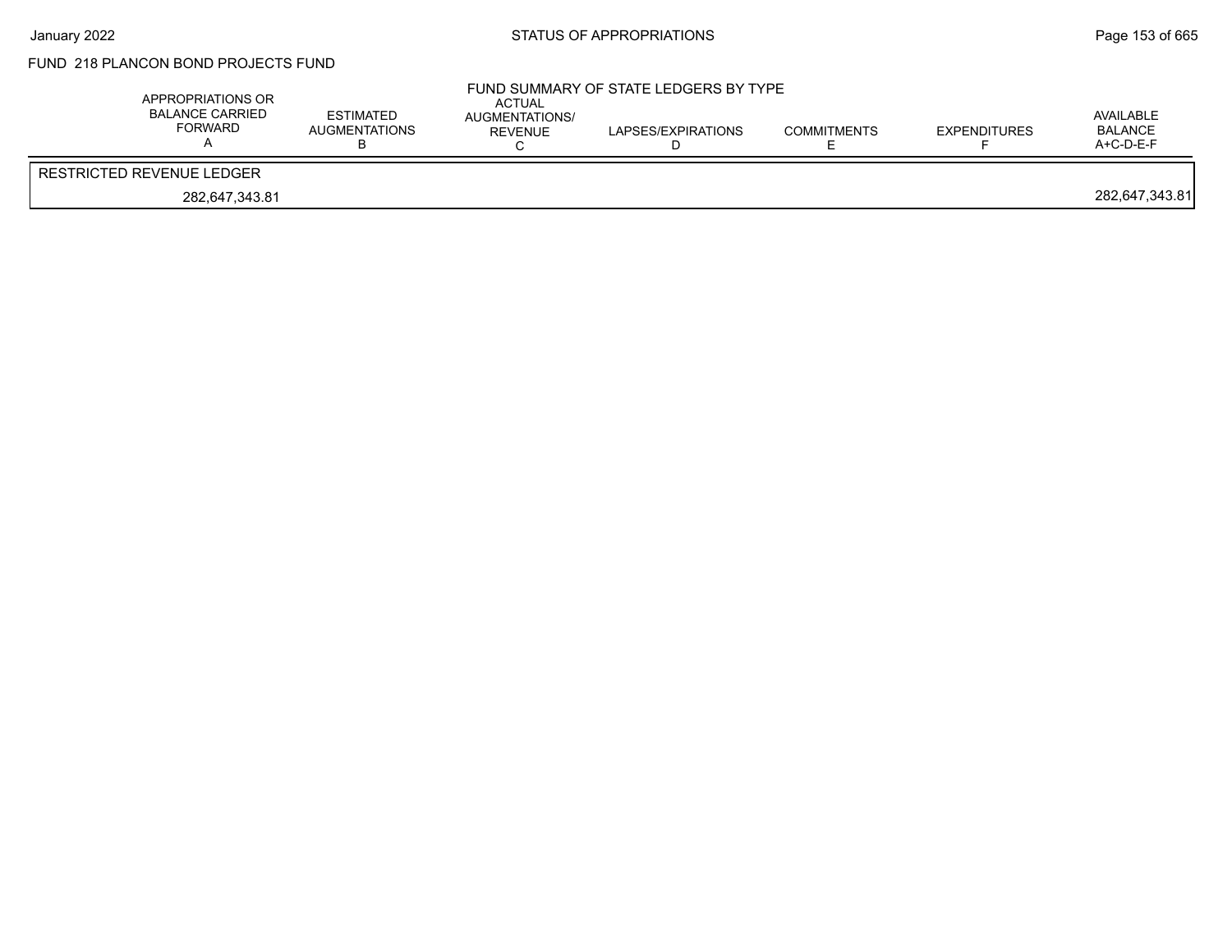FUND 218 PLANCON BOND PROJECTS FUND

FUND SUMMARY OF STATE LEDGERS BY TYPE

| APPROPRIATIONS OR BALANCE CARRIED FORWARD A | ESTIMATED AUGMENTATIONS B | ACTUAL AUGMENTATIONS/ REVENUE C | LAPSES/EXPIRATIONS D | COMMITMENTS E | EXPENDITURES F | AVAILABLE BALANCE A+C-D-E-F |
|---|---|---|---|---|---|---|
| RESTRICTED REVENUE LEDGER | | | | | | |
| 282,647,343.81 | | | | | | 282,647,343.81 |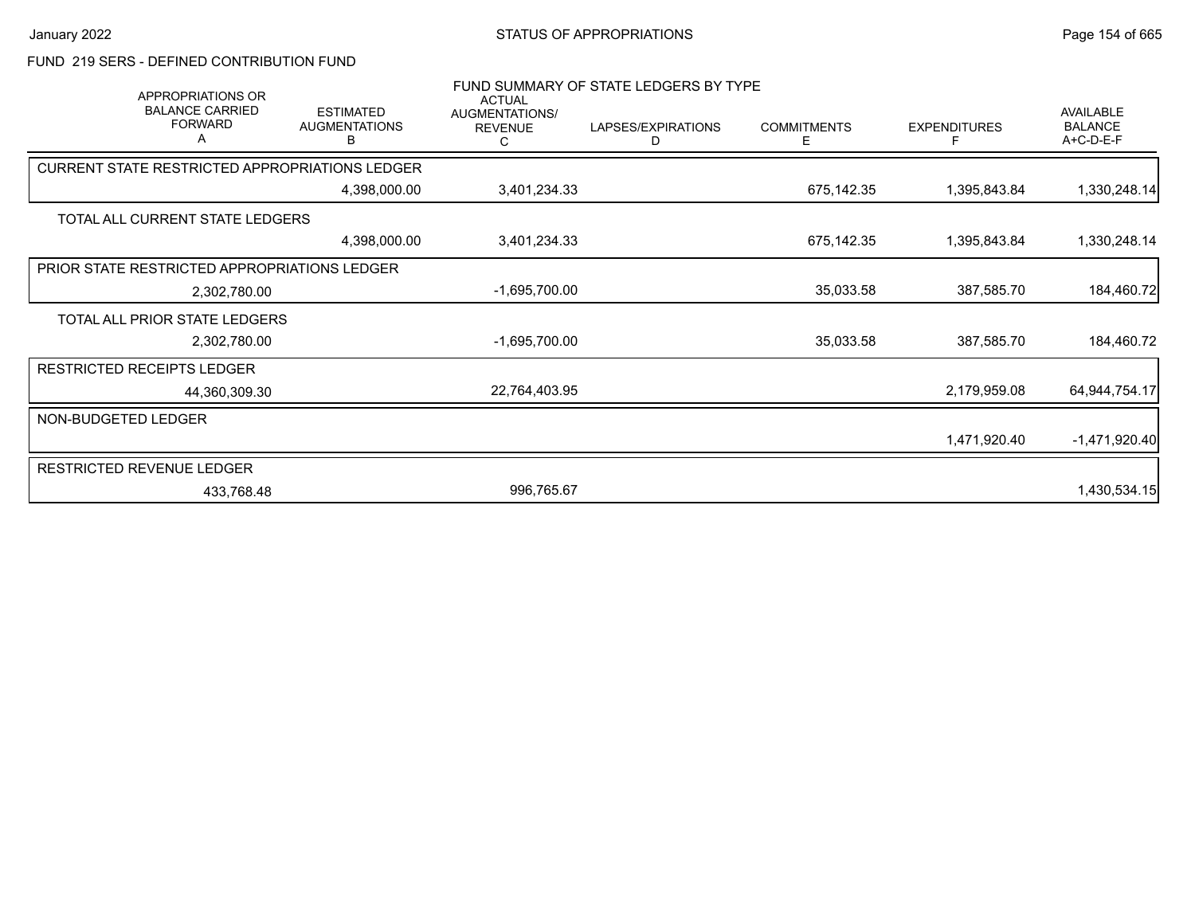# FUND 219 SERS - DEFINED CONTRIBUTION FUND

## FUND SUMMARY OF STATE LEDGERS BY TYPE

| APPROPRIATIONS OR BALANCE CARRIED FORWARD A | ESTIMATED AUGMENTATIONS B | ACTUAL AUGMENTATIONS/ REVENUE C | LAPSES/EXPIRATIONS D | COMMITMENTS E | EXPENDITURES F | AVAILABLE BALANCE A+C-D-E-F |
|---|---|---|---|---|---|---|
| CURRENT STATE RESTRICTED APPROPRIATIONS LEDGER | | | | | | |
| | 4,398,000.00 | 3,401,234.33 | | 675,142.35 | 1,395,843.84 | 1,330,248.14 |
| TOTAL ALL CURRENT STATE LEDGERS | | | | | | |
| | 4,398,000.00 | 3,401,234.33 | | 675,142.35 | 1,395,843.84 | 1,330,248.14 |
| PRIOR STATE RESTRICTED APPROPRIATIONS LEDGER | | | | | | |
| 2,302,780.00 | | -1,695,700.00 | | 35,033.58 | 387,585.70 | 184,460.72 |
| TOTAL ALL PRIOR STATE LEDGERS | | | | | | |
| 2,302,780.00 | | -1,695,700.00 | | 35,033.58 | 387,585.70 | 184,460.72 |
| RESTRICTED RECEIPTS LEDGER | | | | | | |
| 44,360,309.30 | | 22,764,403.95 | | | 2,179,959.08 | 64,944,754.17 |
| NON-BUDGETED LEDGER | | | | | | |
| | | | | | 1,471,920.40 | -1,471,920.40 |
| RESTRICTED REVENUE LEDGER | | | | | | |
| 433,768.48 | | 996,765.67 | | | | 1,430,534.15 |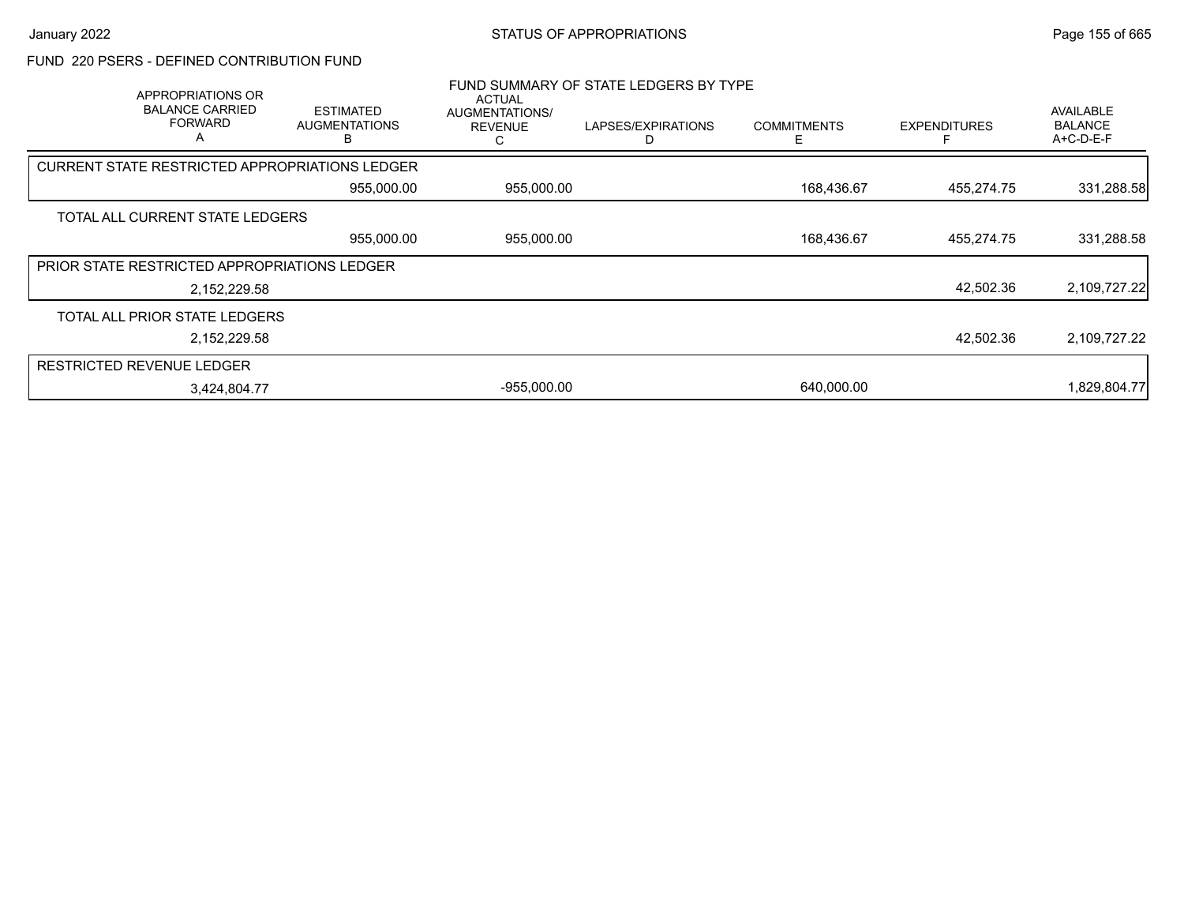# STATUS OF APPROPRIATIONS

## FUND 220 PSERS - DEFINED CONTRIBUTION FUND

FUND SUMMARY OF STATE LEDGERS BY TYPE

| APPROPRIATIONS OR BALANCE CARRIED FORWARD A | ESTIMATED AUGMENTATIONS B | ACTUAL AUGMENTATIONS/ REVENUE C | LAPSES/EXPIRATIONS D | COMMITMENTS E | EXPENDITURES F | AVAILABLE BALANCE A+C-D-E-F |
|---|---|---|---|---|---|---|
| **CURRENT STATE RESTRICTED APPROPRIATIONS LEDGER** | | | | | | |
| | 955,000.00 | 955,000.00 | | 168,436.67 | 455,274.75 | 331,288.58 |
| **TOTAL ALL CURRENT STATE LEDGERS** | | | | | | |
| | 955,000.00 | 955,000.00 | | 168,436.67 | 455,274.75 | 331,288.58 |
| **PRIOR STATE RESTRICTED APPROPRIATIONS LEDGER** | | | | | | |
| 2,152,229.58 | | | | | 42,502.36 | 2,109,727.22 |
| **TOTAL ALL PRIOR STATE LEDGERS** | | | | | | |
| 2,152,229.58 | | | | | 42,502.36 | 2,109,727.22 |
| **RESTRICTED REVENUE LEDGER** | | | | | | |
| 3,424,804.77 | | -955,000.00 | | 640,000.00 | | 1,829,804.77 |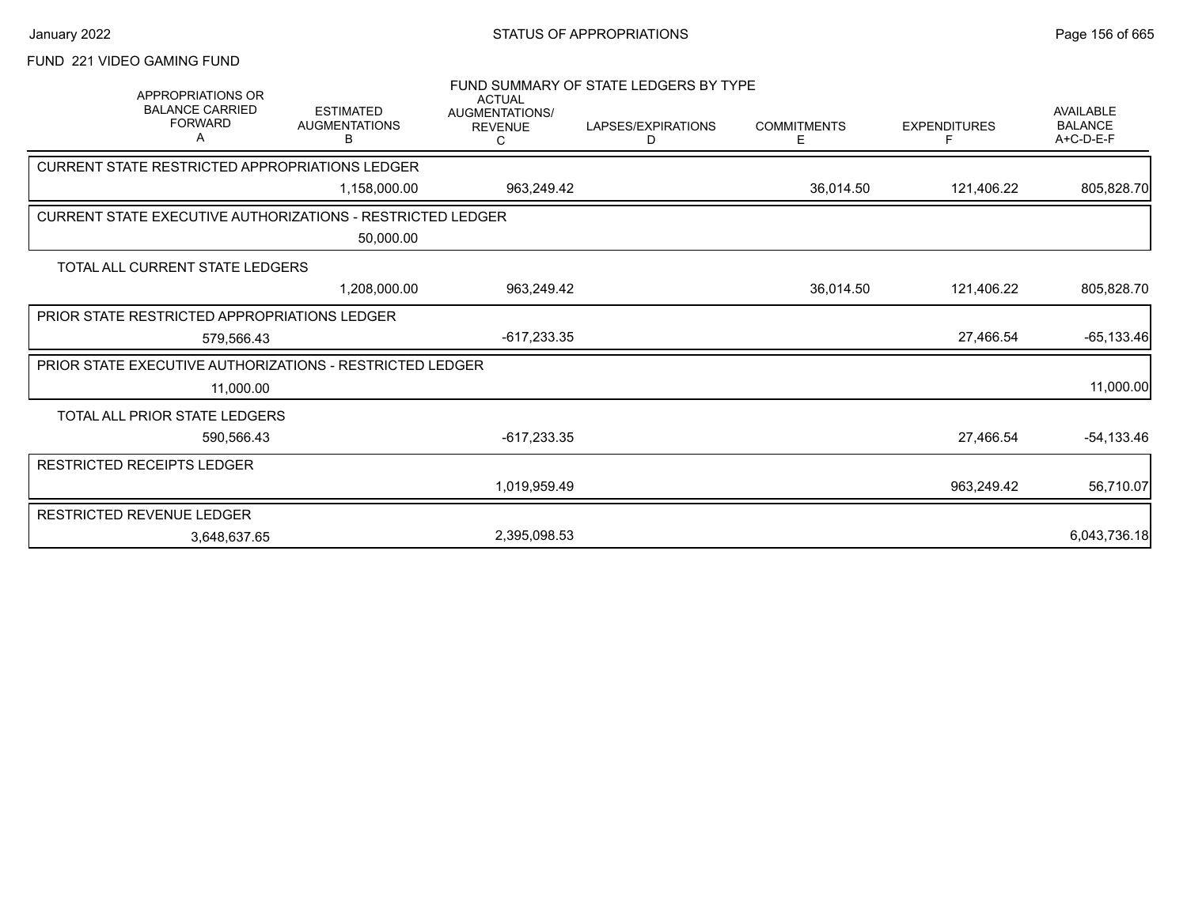FUND 221 VIDEO GAMING FUND

FUND SUMMARY OF STATE LEDGERS BY TYPE

| APPROPRIATIONS OR BALANCE CARRIED FORWARD A | ESTIMATED AUGMENTATIONS B | ACTUAL AUGMENTATIONS/ REVENUE C | LAPSES/EXPIRATIONS D | COMMITMENTS E | EXPENDITURES F | AVAILABLE BALANCE A+C-D-E-F |
|---|---|---|---|---|---|---|
| **CURRENT STATE RESTRICTED APPROPRIATIONS LEDGER** | | | | | | |
| | 1,158,000.00 | 963,249.42 | | 36,014.50 | 121,406.22 | 805,828.70 |
| **CURRENT STATE EXECUTIVE AUTHORIZATIONS - RESTRICTED LEDGER** | | | | | | |
| | 50,000.00 | | | | | |
| **TOTAL ALL CURRENT STATE LEDGERS** | | | | | | |
| | 1,208,000.00 | 963,249.42 | | 36,014.50 | 121,406.22 | 805,828.70 |
| **PRIOR STATE RESTRICTED APPROPRIATIONS LEDGER** | | | | | | |
| 579,566.43 | | -617,233.35 | | | 27,466.54 | -65,133.46 |
| **PRIOR STATE EXECUTIVE AUTHORIZATIONS - RESTRICTED LEDGER** | | | | | | |
| 11,000.00 | | | | | | 11,000.00 |
| **TOTAL ALL PRIOR STATE LEDGERS** | | | | | | |
| 590,566.43 | | -617,233.35 | | | 27,466.54 | -54,133.46 |
| **RESTRICTED RECEIPTS LEDGER** | | | | | | |
| | | 1,019,959.49 | | | 963,249.42 | 56,710.07 |
| **RESTRICTED REVENUE LEDGER** | | | | | | |
| 3,648,637.65 | | 2,395,098.53 | | | | 6,043,736.18 |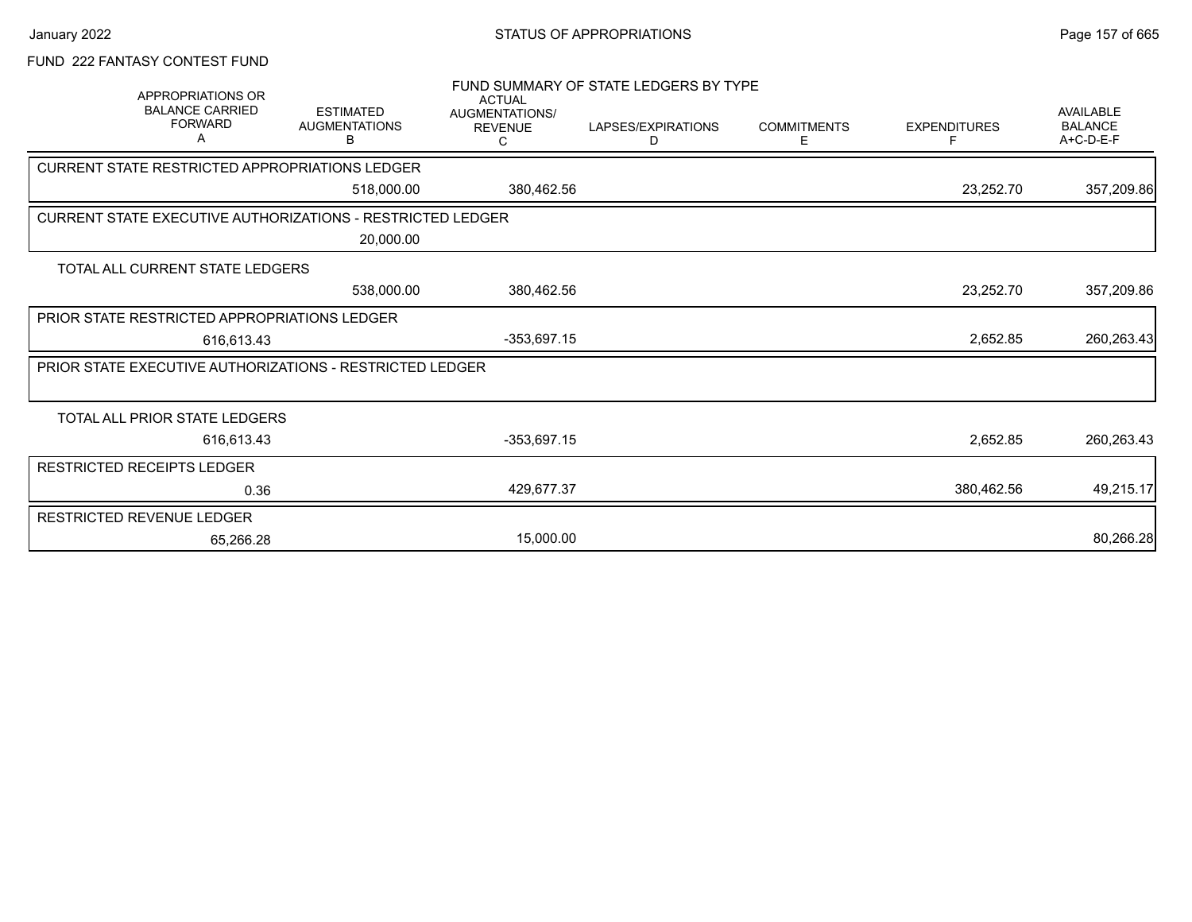# FUND 222 FANTASY CONTEST FUND

## STATUS OF APPROPRIATIONS

### FUND SUMMARY OF STATE LEDGERS BY TYPE

| | APPROPRIATIONS OR BALANCE CARRIED FORWARD A | ESTIMATED AUGMENTATIONS B | ACTUAL AUGMENTATIONS/ REVENUE C | LAPSES/EXPIRATIONS D | COMMITMENTS E | EXPENDITURES F | AVAILABLE BALANCE A+C-D-E-F |
|---|---|---|---|---|---|---|---|
| CURRENT STATE RESTRICTED APPROPRIATIONS LEDGER | | 518,000.00 | 380,462.56 | | | 23,252.70 | 357,209.86 |
| CURRENT STATE EXECUTIVE AUTHORIZATIONS - RESTRICTED LEDGER | | 20,000.00 | | | | | |
| TOTAL ALL CURRENT STATE LEDGERS | | 538,000.00 | 380,462.56 | | | 23,252.70 | 357,209.86 |
| PRIOR STATE RESTRICTED APPROPRIATIONS LEDGER | 616,613.43 | | -353,697.15 | | | 2,652.85 | 260,263.43 |
| PRIOR STATE EXECUTIVE AUTHORIZATIONS - RESTRICTED LEDGER | | | | | | | |
| TOTAL ALL PRIOR STATE LEDGERS | 616,613.43 | | -353,697.15 | | | 2,652.85 | 260,263.43 |
| RESTRICTED RECEIPTS LEDGER | 0.36 | | 429,677.37 | | | 380,462.56 | 49,215.17 |
| RESTRICTED REVENUE LEDGER | 65,266.28 | | 15,000.00 | | | | 80,266.28 |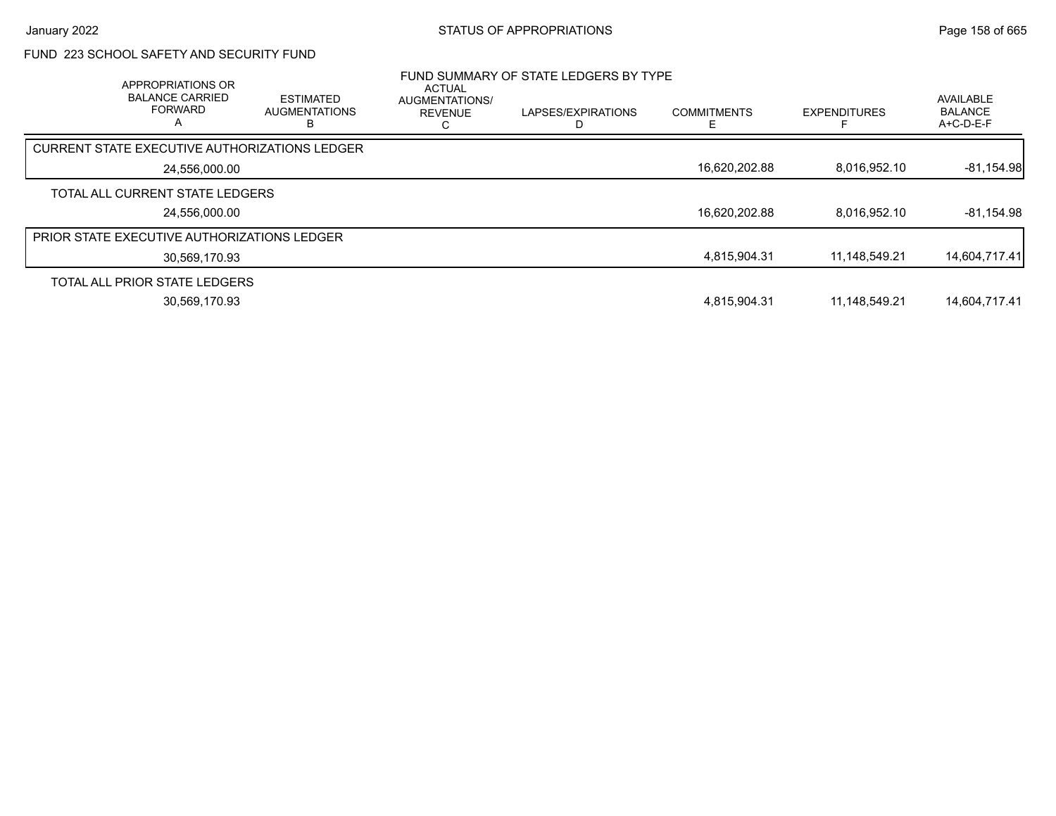## FUND 223 SCHOOL SAFETY AND SECURITY FUND

### FUND SUMMARY OF STATE LEDGERS BY TYPE

| | APPROPRIATIONS OR BALANCE CARRIED FORWARD A | ESTIMATED AUGMENTATIONS B | ACTUAL AUGMENTATIONS/ REVENUE C | LAPSES/EXPIRATIONS D | COMMITMENTS E | EXPENDITURES F | AVAILABLE BALANCE A+C-D-E-F |
|---|---|---|---|---|---|---|---|
| CURRENT STATE EXECUTIVE AUTHORIZATIONS LEDGER | 24,556,000.00 | | | | 16,620,202.88 | 8,016,952.10 | -81,154.98 |
| TOTAL ALL CURRENT STATE LEDGERS | 24,556,000.00 | | | | 16,620,202.88 | 8,016,952.10 | -81,154.98 |
| PRIOR STATE EXECUTIVE AUTHORIZATIONS LEDGER | 30,569,170.93 | | | | 4,815,904.31 | 11,148,549.21 | 14,604,717.41 |
| TOTAL ALL PRIOR STATE LEDGERS | 30,569,170.93 | | | | 4,815,904.31 | 11,148,549.21 | 14,604,717.41 |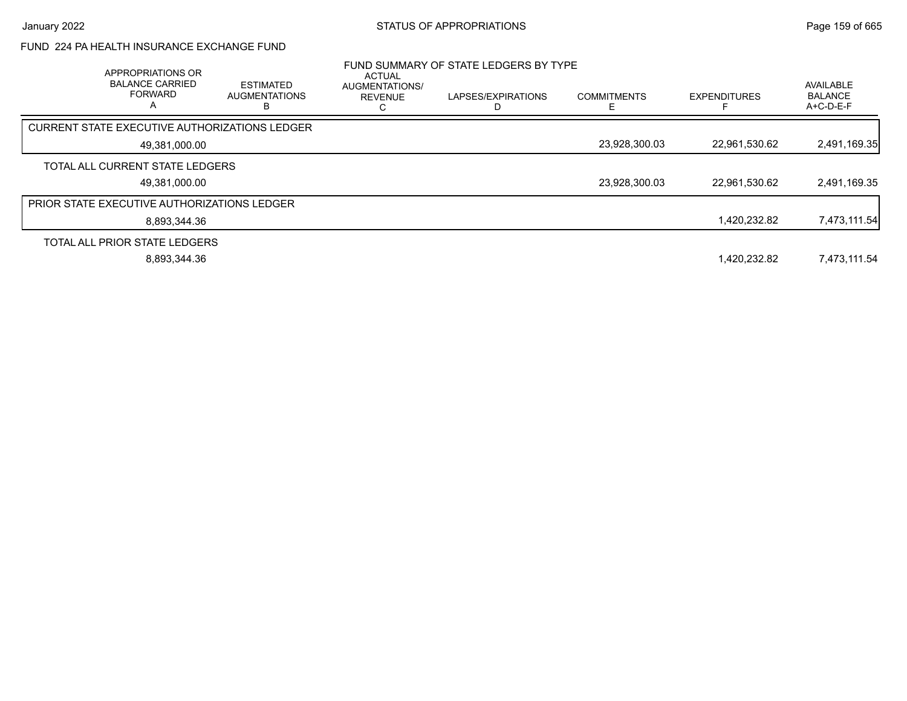FUND 224 PA HEALTH INSURANCE EXCHANGE FUND

FUND SUMMARY OF STATE LEDGERS BY TYPE

| APPROPRIATIONS OR BALANCE CARRIED FORWARD A | ESTIMATED AUGMENTATIONS B | ACTUAL AUGMENTATIONS/ REVENUE C | LAPSES/EXPIRATIONS D | COMMITMENTS E | EXPENDITURES F | AVAILABLE BALANCE A+C-D-E-F |
|---|---|---|---|---|---|---|
| CURRENT STATE EXECUTIVE AUTHORIZATIONS LEDGER | | | | | | |
| 49,381,000.00 | | | | 23,928,300.03 | 22,961,530.62 | 2,491,169.35 |
| TOTAL ALL CURRENT STATE LEDGERS | | | | | | |
| 49,381,000.00 | | | | 23,928,300.03 | 22,961,530.62 | 2,491,169.35 |
| PRIOR STATE EXECUTIVE AUTHORIZATIONS LEDGER | | | | | | |
| 8,893,344.36 | | | | | 1,420,232.82 | 7,473,111.54 |
| TOTAL ALL PRIOR STATE LEDGERS | | | | | | |
| 8,893,344.36 | | | | | 1,420,232.82 | 7,473,111.54 |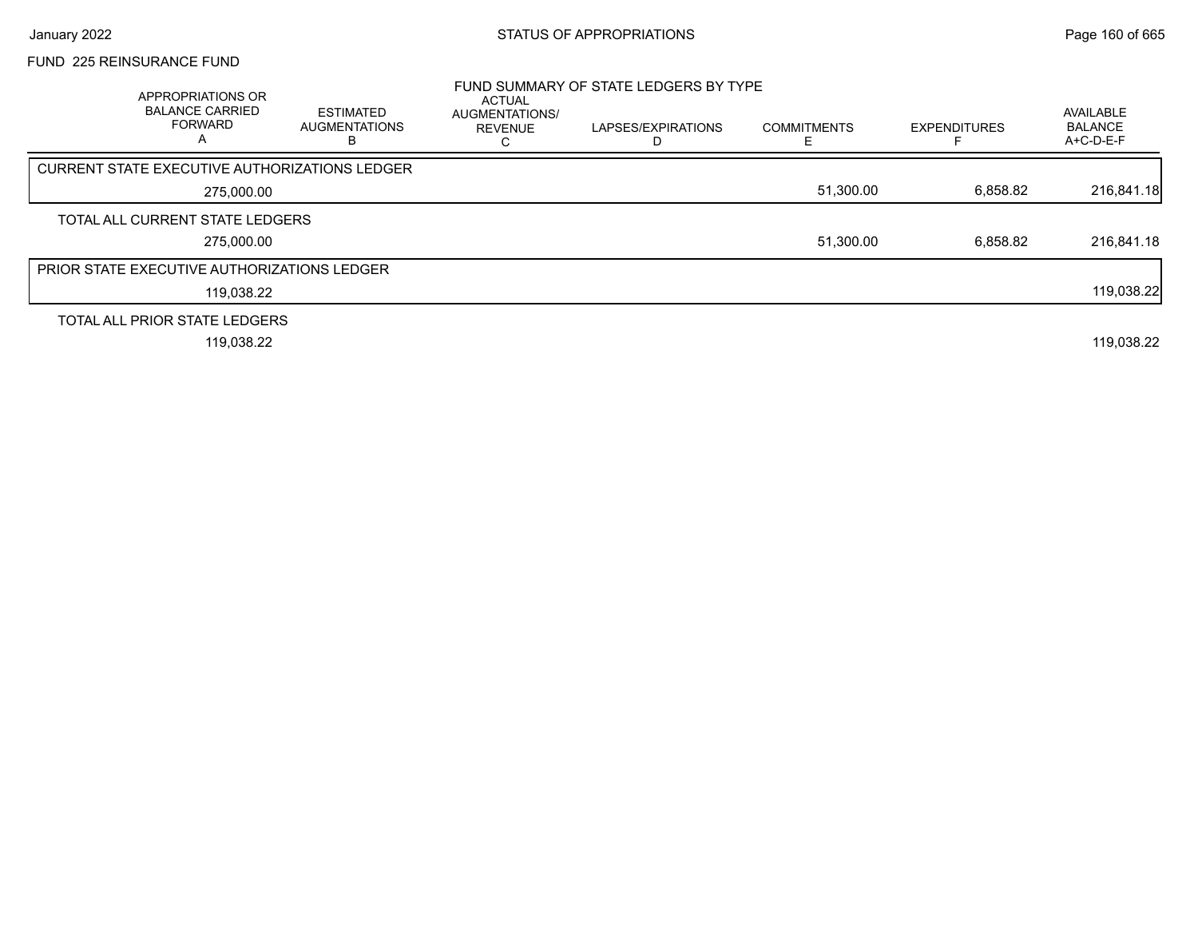FUND 225 REINSURANCE FUND

FUND SUMMARY OF STATE LEDGERS BY TYPE

| APPROPRIATIONS OR BALANCE CARRIED FORWARD A | ESTIMATED AUGMENTATIONS B | ACTUAL AUGMENTATIONS/ REVENUE C | LAPSES/EXPIRATIONS D | COMMITMENTS E | EXPENDITURES F | AVAILABLE BALANCE A+C-D-E-F |
|---|---|---|---|---|---|---|
| CURRENT STATE EXECUTIVE AUTHORIZATIONS LEDGER | | | | | | |
| 275,000.00 | | | | 51,300.00 | 6,858.82 | 216,841.18 |
| TOTAL ALL CURRENT STATE LEDGERS | | | | | | |
| 275,000.00 | | | | 51,300.00 | 6,858.82 | 216,841.18 |
| PRIOR STATE EXECUTIVE AUTHORIZATIONS LEDGER | | | | | | |
| 119,038.22 | | | | | | 119,038.22 |
| TOTAL ALL PRIOR STATE LEDGERS | | | | | | |
| 119,038.22 | | | | | | 119,038.22 |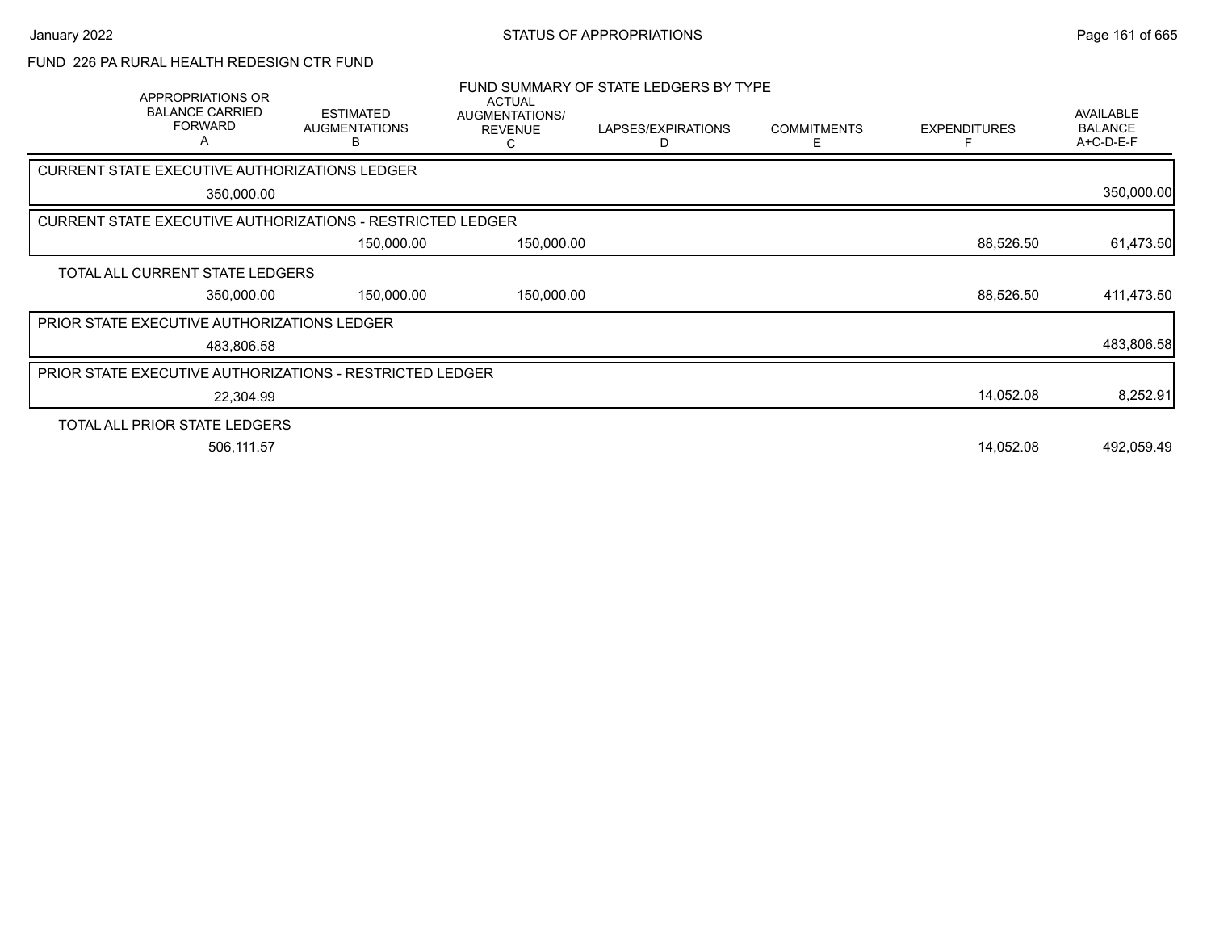STATUS OF APPROPRIATIONS

FUND 226 PA RURAL HEALTH REDESIGN CTR FUND

FUND SUMMARY OF STATE LEDGERS BY TYPE

| APPROPRIATIONS OR BALANCE CARRIED FORWARD A | ESTIMATED AUGMENTATIONS B | ACTUAL AUGMENTATIONS/ REVENUE C | LAPSES/EXPIRATIONS D | COMMITMENTS E | EXPENDITURES F | AVAILABLE BALANCE A+C-D-E-F |
|---|---|---|---|---|---|---|
| **CURRENT STATE EXECUTIVE AUTHORIZATIONS LEDGER** | | | | | | |
| 350,000.00 | | | | | | 350,000.00 |
| **CURRENT STATE EXECUTIVE AUTHORIZATIONS - RESTRICTED LEDGER** | | | | | | |
| | 150,000.00 | 150,000.00 | | | 88,526.50 | 61,473.50 |
| **TOTAL ALL CURRENT STATE LEDGERS** | | | | | | |
| 350,000.00 | 150,000.00 | 150,000.00 | | | 88,526.50 | 411,473.50 |
| **PRIOR STATE EXECUTIVE AUTHORIZATIONS LEDGER** | | | | | | |
| 483,806.58 | | | | | | 483,806.58 |
| **PRIOR STATE EXECUTIVE AUTHORIZATIONS - RESTRICTED LEDGER** | | | | | | |
| 22,304.99 | | | | | 14,052.08 | 8,252.91 |
| **TOTAL ALL PRIOR STATE LEDGERS** | | | | | | |
| 506,111.57 | | | | | 14,052.08 | 492,059.49 |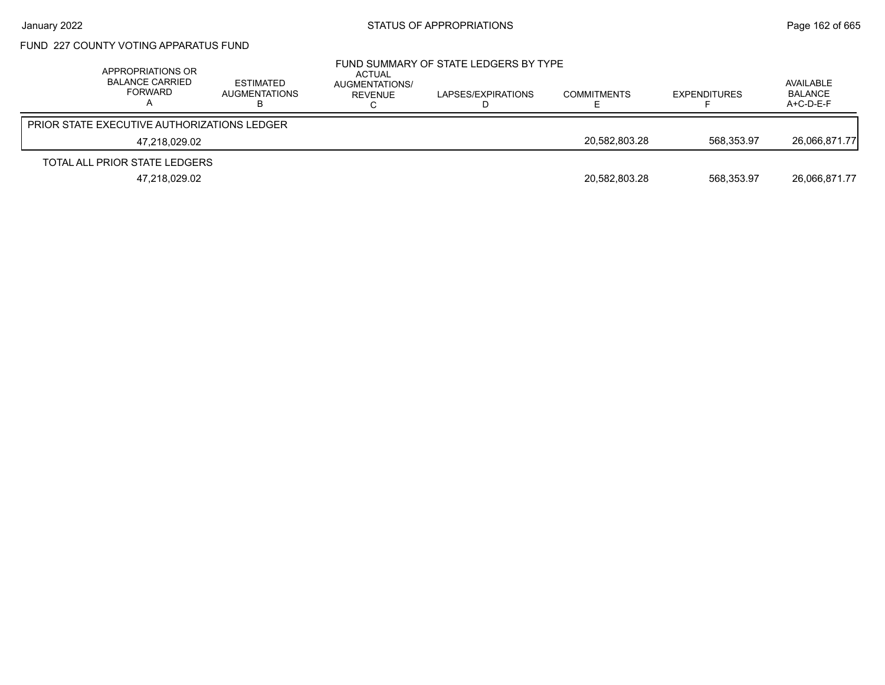## FUND 227 COUNTY VOTING APPARATUS FUND

### FUND SUMMARY OF STATE LEDGERS BY TYPE

| APPROPRIATIONS OR BALANCE CARRIED FORWARD A | ESTIMATED AUGMENTATIONS B | ACTUAL AUGMENTATIONS/ REVENUE C | LAPSES/EXPIRATIONS D | COMMITMENTS E | EXPENDITURES F | AVAILABLE BALANCE A+C-D-E-F |
|---|---|---|---|---|---|---|
| PRIOR STATE EXECUTIVE AUTHORIZATIONS LEDGER | | | | | | |
| 47,218,029.02 | | | | 20,582,803.28 | 568,353.97 | 26,066,871.77 |
| TOTAL ALL PRIOR STATE LEDGERS | | | | | | |
| 47,218,029.02 | | | | 20,582,803.28 | 568,353.97 | 26,066,871.77 |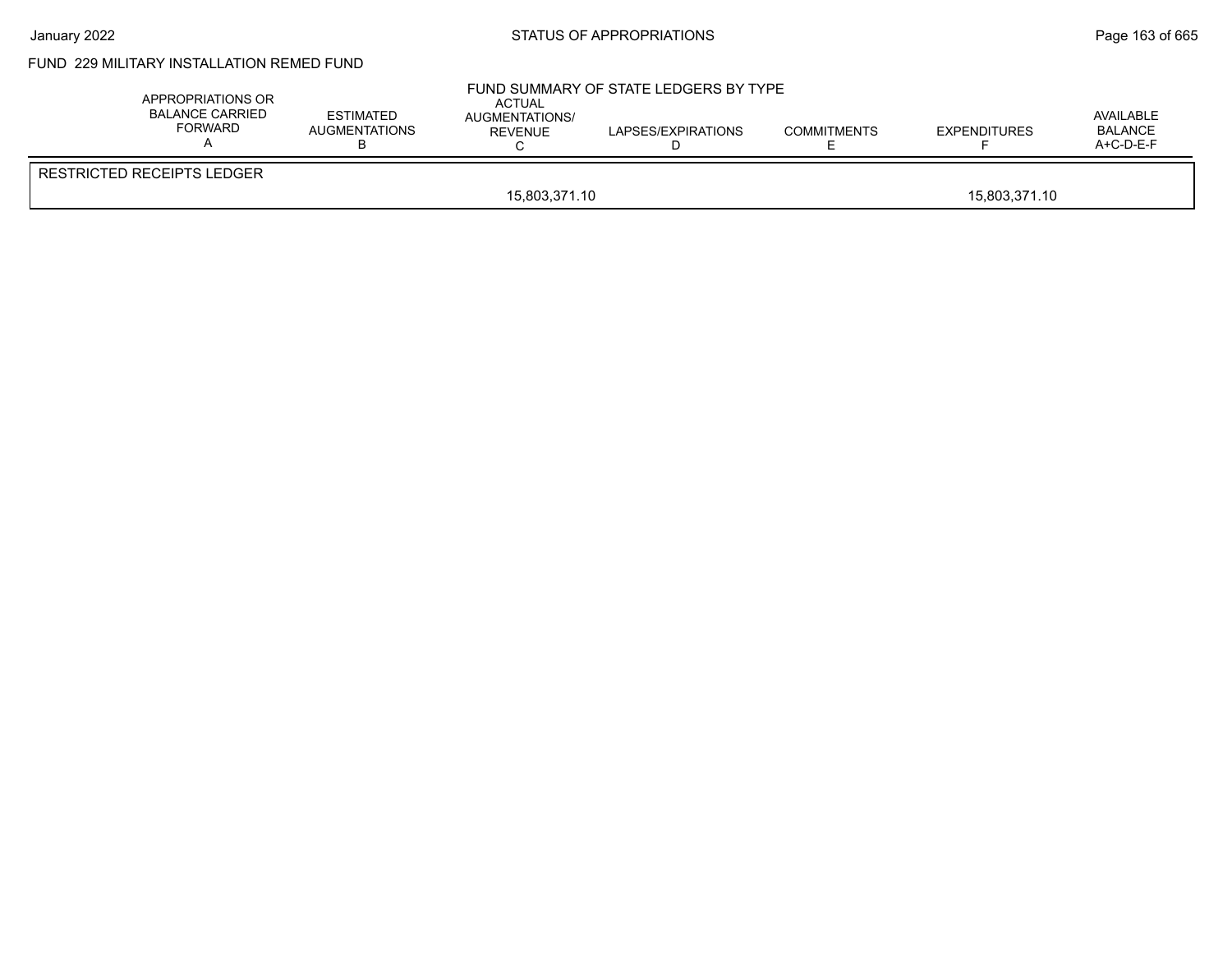# STATUS OF APPROPRIATIONS

## FUND 229 MILITARY INSTALLATION REMED FUND

### FUND SUMMARY OF STATE LEDGERS BY TYPE

| | APPROPRIATIONS OR BALANCE CARRIED FORWARD A | ESTIMATED AUGMENTATIONS B | ACTUAL AUGMENTATIONS/ REVENUE C | LAPSES/EXPIRATIONS D | COMMITMENTS E | EXPENDITURES F | AVAILABLE BALANCE A+C-D-E-F |
|---|---|---|---|---|---|---|---|
| RESTRICTED RECEIPTS LEDGER | | | | | | | |
| | | | 15,803,371.10 | | | 15,803,371.10 | |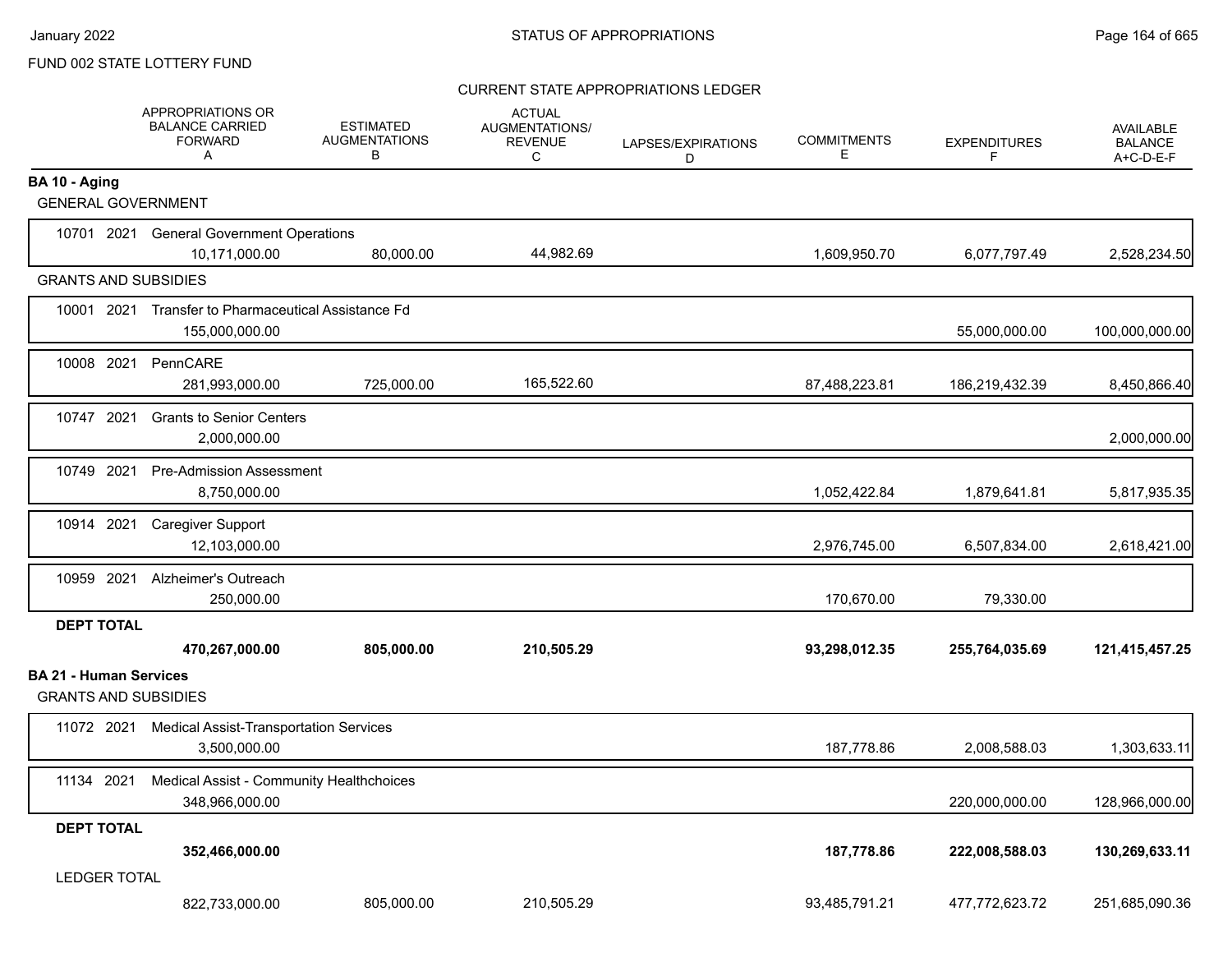FUND 002 STATE LOTTERY FUND

CURRENT STATE APPROPRIATIONS LEDGER

| | APPROPRIATIONS OR BALANCE CARRIED FORWARD A | ESTIMATED AUGMENTATIONS B | ACTUAL AUGMENTATIONS/ REVENUE C | LAPSES/EXPIRATIONS D | COMMITMENTS E | EXPENDITURES F | AVAILABLE BALANCE A+C-D-E-F |
|---|---|---|---|---|---|---|---|
| **BA 10 - Aging** | | | | | | | |
| GENERAL GOVERNMENT | | | | | | | |
| 10701 2021 General Government Operations | 10,171,000.00 | 80,000.00 | 44,982.69 | | 1,609,950.70 | 6,077,797.49 | 2,528,234.50 |
| GRANTS AND SUBSIDIES | | | | | | | |
| 10001 2021 Transfer to Pharmaceutical Assistance Fd | 155,000,000.00 | | | | | 55,000,000.00 | 100,000,000.00 |
| 10008 2021 PennCARE | 281,993,000.00 | 725,000.00 | 165,522.60 | | 87,488,223.81 | 186,219,432.39 | 8,450,866.40 |
| 10747 2021 Grants to Senior Centers | 2,000,000.00 | | | | | | 2,000,000.00 |
| 10749 2021 Pre-Admission Assessment | 8,750,000.00 | | | | 1,052,422.84 | 1,879,641.81 | 5,817,935.35 |
| 10914 2021 Caregiver Support | 12,103,000.00 | | | | 2,976,745.00 | 6,507,834.00 | 2,618,421.00 |
| 10959 2021 Alzheimer's Outreach | 250,000.00 | | | | 170,670.00 | 79,330.00 | |
| **DEPT TOTAL** | **470,267,000.00** | **805,000.00** | **210,505.29** | | **93,298,012.35** | **255,764,035.69** | **121,415,457.25** |
| **BA 21 - Human Services** | | | | | | | |
| GRANTS AND SUBSIDIES | | | | | | | |
| 11072 2021 Medical Assist-Transportation Services | 3,500,000.00 | | | | 187,778.86 | 2,008,588.03 | 1,303,633.11 |
| 11134 2021 Medical Assist - Community Healthchoices | 348,966,000.00 | | | | | 220,000,000.00 | 128,966,000.00 |
| **DEPT TOTAL** | **352,466,000.00** | | | | **187,778.86** | **222,008,588.03** | **130,269,633.11** |
| LEDGER TOTAL | 822,733,000.00 | 805,000.00 | 210,505.29 | | 93,485,791.21 | 477,772,623.72 | 251,685,090.36 |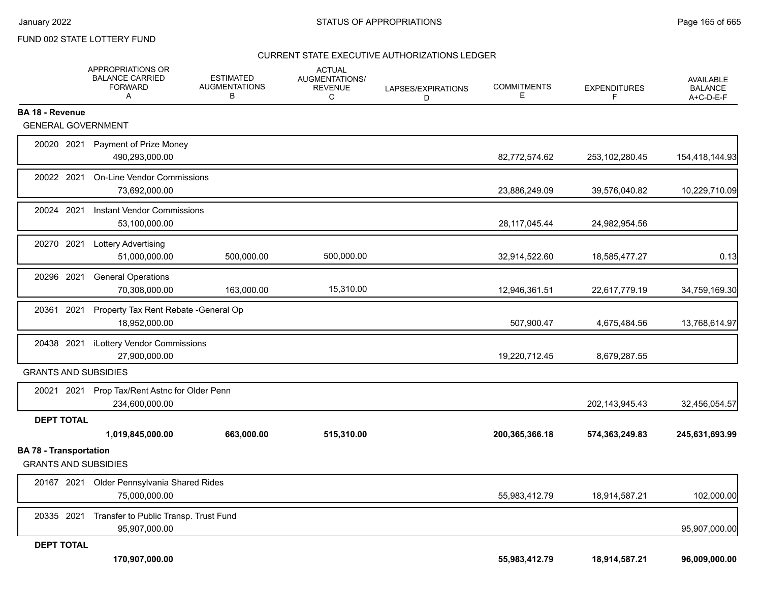FUND 002 STATE LOTTERY FUND

CURRENT STATE EXECUTIVE AUTHORIZATIONS LEDGER

| | APPROPRIATIONS OR BALANCE CARRIED FORWARD A | ESTIMATED AUGMENTATIONS B | ACTUAL AUGMENTATIONS/ REVENUE C | LAPSES/EXPIRATIONS D | COMMITMENTS E | EXPENDITURES F | AVAILABLE BALANCE A+C-D-E-F |
|---|---|---|---|---|---|---|---|
| **BA 18 - Revenue** | | | | | | | |
| GENERAL GOVERNMENT | | | | | | | |
| 20020 2021 Payment of Prize Money | 490,293,000.00 | | | | 82,772,574.62 | 253,102,280.45 | 154,418,144.93 |
| 20022 2021 On-Line Vendor Commissions | 73,692,000.00 | | | | 23,886,249.09 | 39,576,040.82 | 10,229,710.09 |
| 20024 2021 Instant Vendor Commissions | 53,100,000.00 | | | | 28,117,045.44 | 24,982,954.56 | |
| 20270 2021 Lottery Advertising | 51,000,000.00 | 500,000.00 | 500,000.00 | | 32,914,522.60 | 18,585,477.27 | 0.13 |
| 20296 2021 General Operations | 70,308,000.00 | 163,000.00 | 15,310.00 | | 12,946,361.51 | 22,617,779.19 | 34,759,169.30 |
| 20361 2021 Property Tax Rent Rebate -General Op | 18,952,000.00 | | | | 507,900.47 | 4,675,484.56 | 13,768,614.97 |
| 20438 2021 iLottery Vendor Commissions | 27,900,000.00 | | | | 19,220,712.45 | 8,679,287.55 | |
| GRANTS AND SUBSIDIES | | | | | | | |
| 20021 2021 Prop Tax/Rent Astnc for Older Penn | 234,600,000.00 | | | | | 202,143,945.43 | 32,456,054.57 |
| **DEPT TOTAL** | **1,019,845,000.00** | **663,000.00** | **515,310.00** | | **200,365,366.18** | **574,363,249.83** | **245,631,693.99** |
| **BA 78 - Transportation** | | | | | | | |
| GRANTS AND SUBSIDIES | | | | | | | |
| 20167 2021 Older Pennsylvania Shared Rides | 75,000,000.00 | | | | 55,983,412.79 | 18,914,587.21 | 102,000.00 |
| 20335 2021 Transfer to Public Transp. Trust Fund | 95,907,000.00 | | | | | | 95,907,000.00 |
| **DEPT TOTAL** | **170,907,000.00** | | | | **55,983,412.79** | **18,914,587.21** | **96,009,000.00** |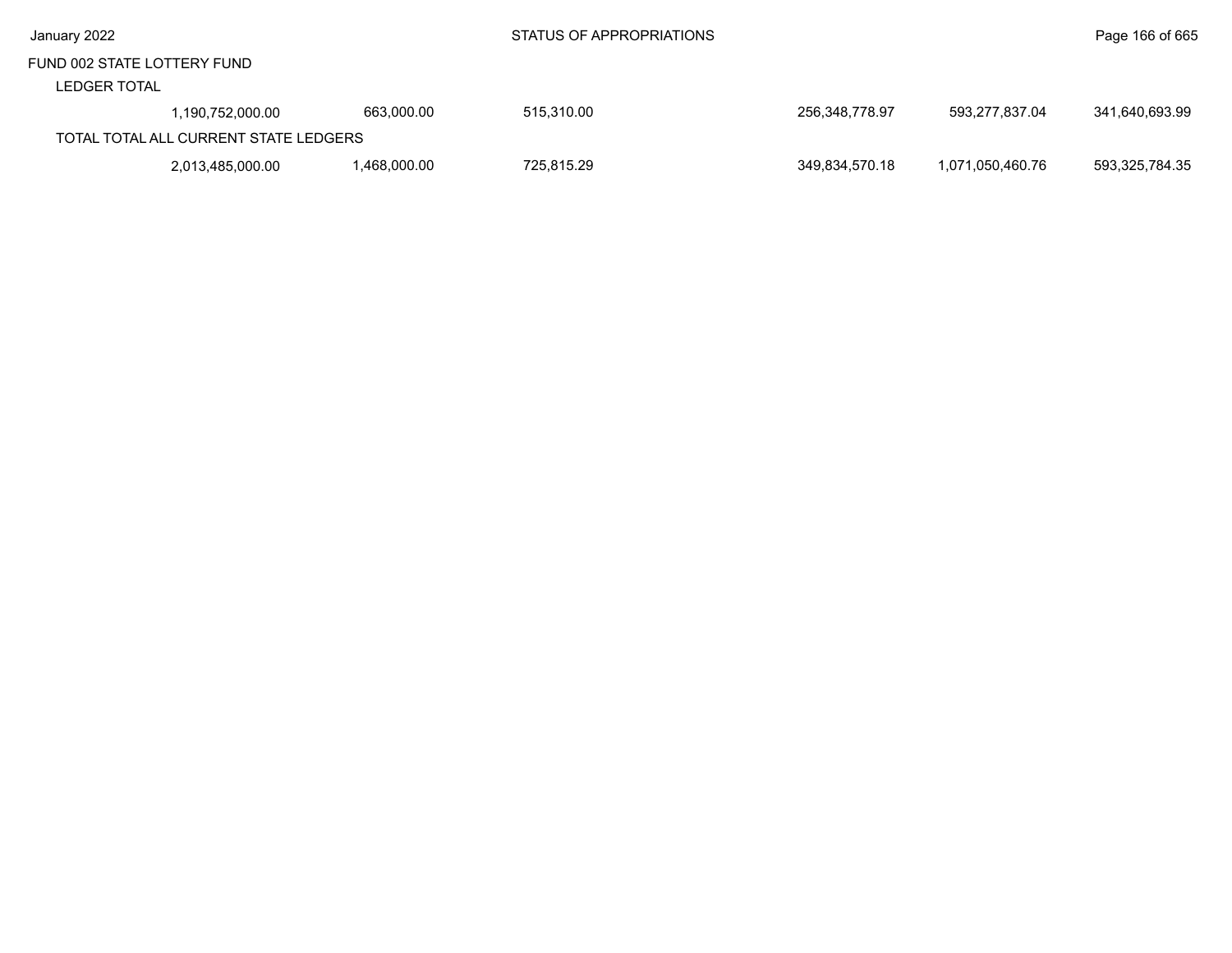FUND 002 STATE LOTTERY FUND

LEDGER TOTAL

| | | | | | | | |
|---|---|---|---|---|---|---|---|
| 1,190,752,000.00 | 663,000.00 | 515,310.00 | | 256,348,778.97 | 593,277,837.04 | 341,640,693.99 |

TOTAL TOTAL ALL CURRENT STATE LEDGERS

| | | | | | | | |
|---|---|---|---|---|---|---|---|
| 2,013,485,000.00 | 1,468,000.00 | 725,815.29 | | 349,834,570.18 | 1,071,050,460.76 | 593,325,784.35 |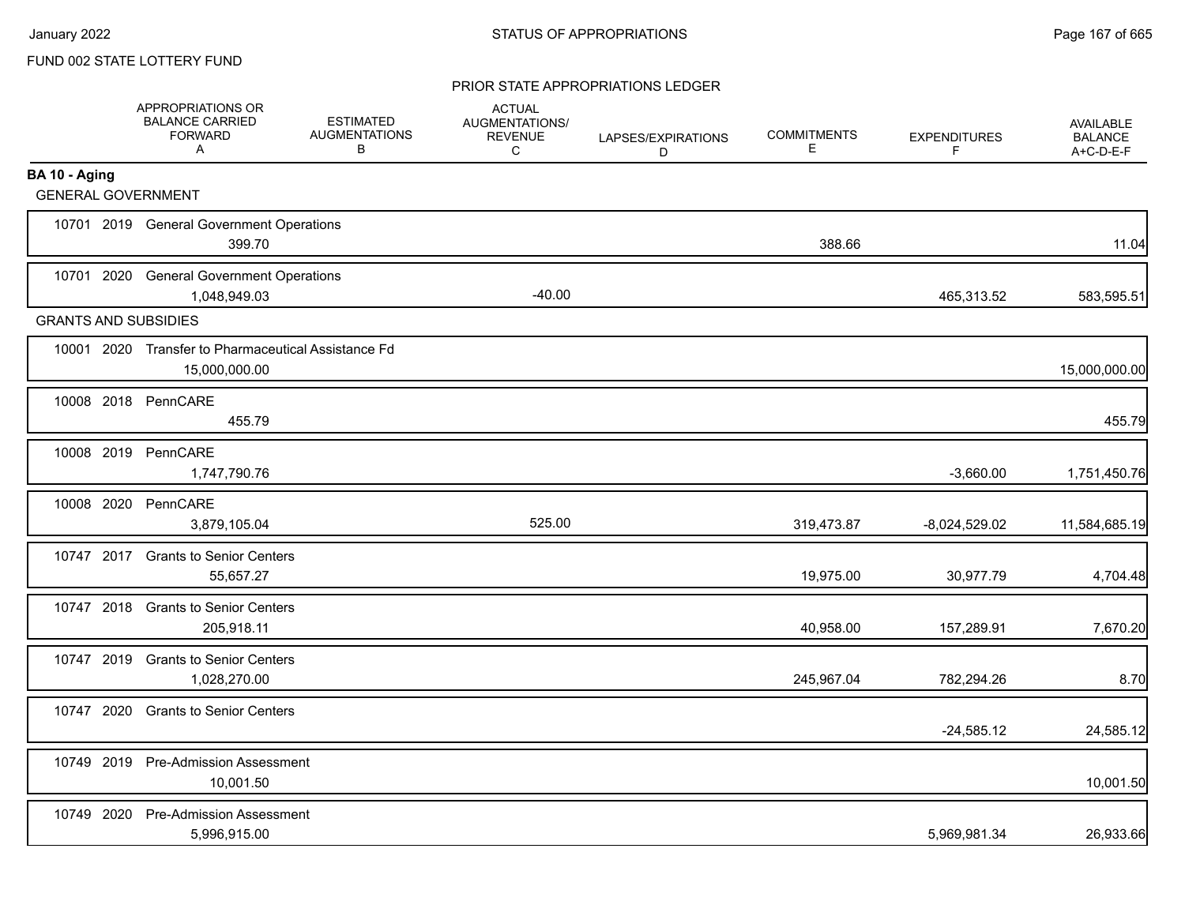FUND 002 STATE LOTTERY FUND

PRIOR STATE APPROPRIATIONS LEDGER

| | APPROPRIATIONS OR BALANCE CARRIED FORWARD A | ESTIMATED AUGMENTATIONS B | ACTUAL AUGMENTATIONS/ REVENUE C | LAPSES/EXPIRATIONS D | COMMITMENTS E | EXPENDITURES F | AVAILABLE BALANCE A+C-D-E-F |
|---|---|---|---|---|---|---|---|
| **BA 10 - Aging** | | | | | | | |
| GENERAL GOVERNMENT | | | | | | | |
| 10701 2019 General Government Operations | 399.70 | | | | 388.66 | | 11.04 |
| 10701 2020 General Government Operations | 1,048,949.03 | | -40.00 | | | 465,313.52 | 583,595.51 |
| GRANTS AND SUBSIDIES | | | | | | | |
| 10001 2020 Transfer to Pharmaceutical Assistance Fd | 15,000,000.00 | | | | | | 15,000,000.00 |
| 10008 2018 PennCARE | 455.79 | | | | | | 455.79 |
| 10008 2019 PennCARE | 1,747,790.76 | | | | | -3,660.00 | 1,751,450.76 |
| 10008 2020 PennCARE | 3,879,105.04 | | 525.00 | | 319,473.87 | -8,024,529.02 | 11,584,685.19 |
| 10747 2017 Grants to Senior Centers | 55,657.27 | | | | 19,975.00 | 30,977.79 | 4,704.48 |
| 10747 2018 Grants to Senior Centers | 205,918.11 | | | | 40,958.00 | 157,289.91 | 7,670.20 |
| 10747 2019 Grants to Senior Centers | 1,028,270.00 | | | | 245,967.04 | 782,294.26 | 8.70 |
| 10747 2020 Grants to Senior Centers | | | | | | -24,585.12 | 24,585.12 |
| 10749 2019 Pre-Admission Assessment | 10,001.50 | | | | | | 10,001.50 |
| 10749 2020 Pre-Admission Assessment | 5,996,915.00 | | | | | 5,969,981.34 | 26,933.66 |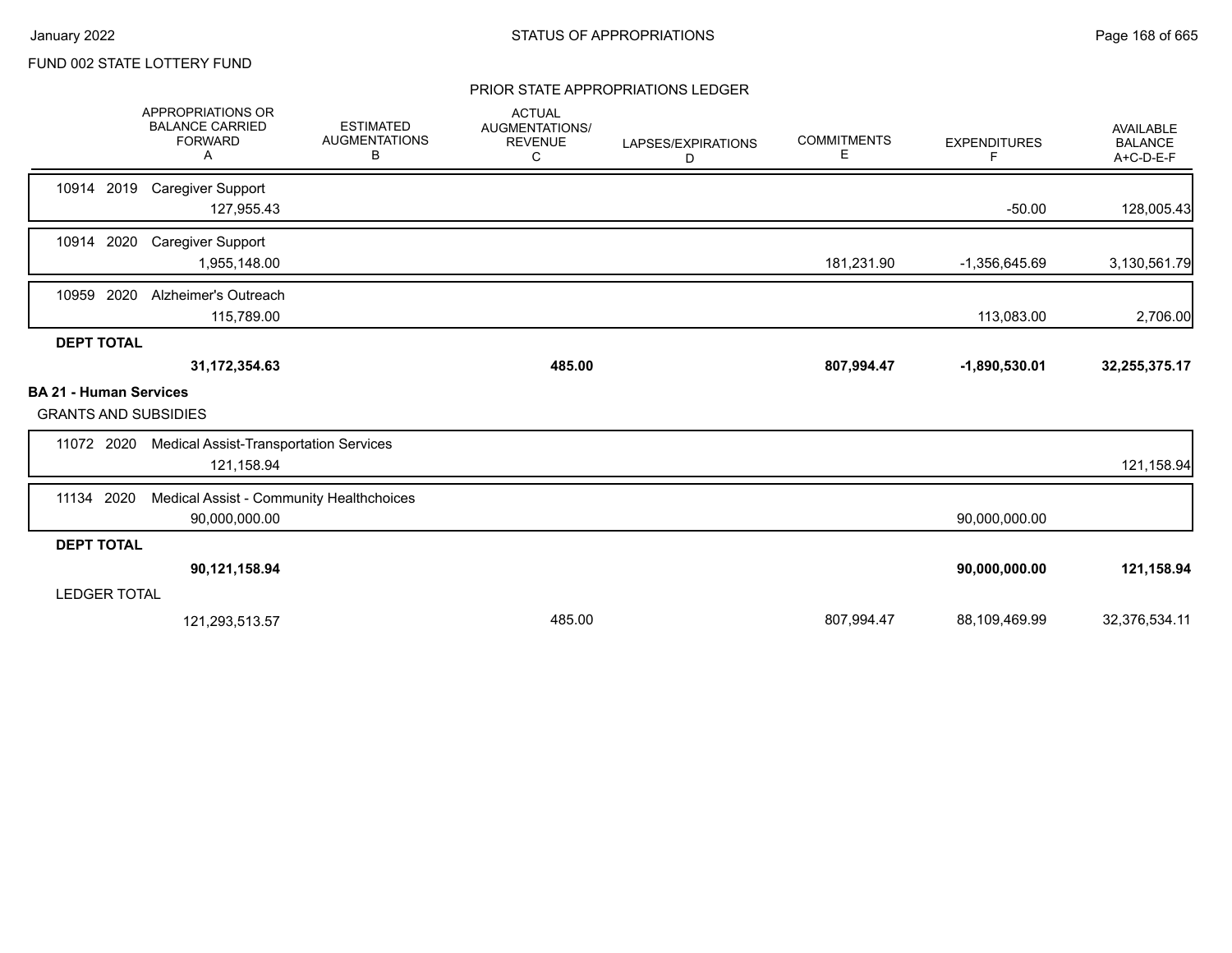FUND 002 STATE LOTTERY FUND

## PRIOR STATE APPROPRIATIONS LEDGER

| | APPROPRIATIONS OR BALANCE CARRIED FORWARD A | ESTIMATED AUGMENTATIONS B | ACTUAL AUGMENTATIONS/ REVENUE C | LAPSES/EXPIRATIONS D | COMMITMENTS E | EXPENDITURES F | AVAILABLE BALANCE A+C-D-E-F |
|---|---|---|---|---|---|---|---|
| 10914 2019 Caregiver Support | 127,955.43 | | | | | -50.00 | 128,005.43 |
| 10914 2020 Caregiver Support | 1,955,148.00 | | | | 181,231.90 | -1,356,645.69 | 3,130,561.79 |
| 10959 2020 Alzheimer's Outreach | 115,789.00 | | | | | 113,083.00 | 2,706.00 |
| **DEPT TOTAL** | **31,172,354.63** | | **485.00** | | **807,994.47** | **-1,890,530.01** | **32,255,375.17** |

**BA 21 - Human Services**

GRANTS AND SUBSIDIES

| | APPROPRIATIONS OR BALANCE CARRIED FORWARD A | ESTIMATED AUGMENTATIONS B | ACTUAL AUGMENTATIONS/ REVENUE C | LAPSES/EXPIRATIONS D | COMMITMENTS E | EXPENDITURES F | AVAILABLE BALANCE A+C-D-E-F |
|---|---|---|---|---|---|---|---|
| 11072 2020 Medical Assist-Transportation Services | 121,158.94 | | | | | | 121,158.94 |
| 11134 2020 Medical Assist - Community Healthchoices | 90,000,000.00 | | | | | 90,000,000.00 | |
| **DEPT TOTAL** | **90,121,158.94** | | | | | **90,000,000.00** | **121,158.94** |
| LEDGER TOTAL | 121,293,513.57 | | 485.00 | | 807,994.47 | 88,109,469.99 | 32,376,534.11 |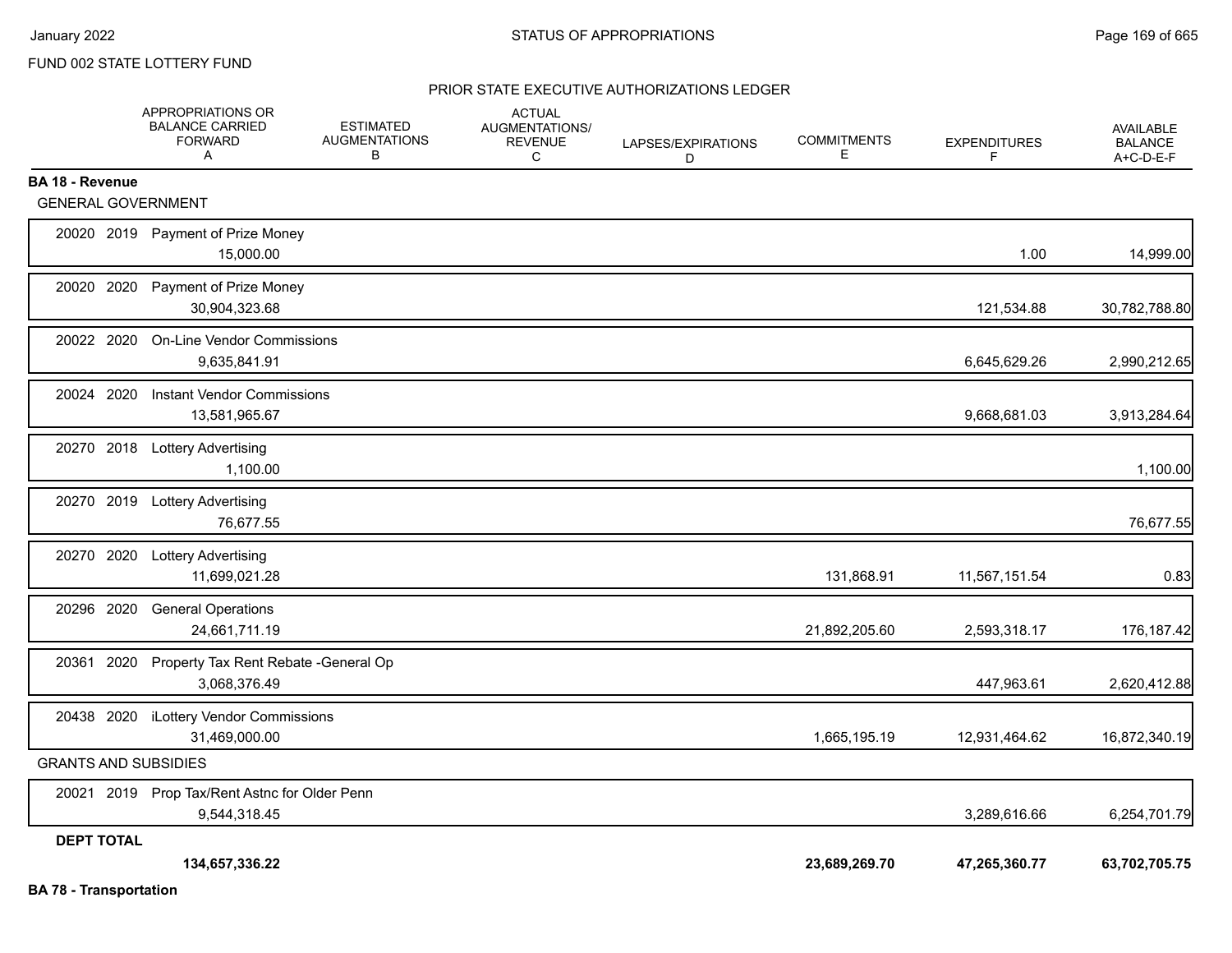FUND 002 STATE LOTTERY FUND

PRIOR STATE EXECUTIVE AUTHORIZATIONS LEDGER

| | APPROPRIATIONS OR BALANCE CARRIED FORWARD A | ESTIMATED AUGMENTATIONS B | ACTUAL AUGMENTATIONS/ REVENUE C | LAPSES/EXPIRATIONS D | COMMITMENTS E | EXPENDITURES F | AVAILABLE BALANCE A+C-D-E-F |
|---|---|---|---|---|---|---|---|
| **BA 18 - Revenue** | | | | | | | |
| GENERAL GOVERNMENT | | | | | | | |
| 20020 2019 Payment of Prize Money | 15,000.00 | | | | | 1.00 | 14,999.00 |
| 20020 2020 Payment of Prize Money | 30,904,323.68 | | | | | 121,534.88 | 30,782,788.80 |
| 20022 2020 On-Line Vendor Commissions | 9,635,841.91 | | | | | 6,645,629.26 | 2,990,212.65 |
| 20024 2020 Instant Vendor Commissions | 13,581,965.67 | | | | | 9,668,681.03 | 3,913,284.64 |
| 20270 2018 Lottery Advertising | 1,100.00 | | | | | | 1,100.00 |
| 20270 2019 Lottery Advertising | 76,677.55 | | | | | | 76,677.55 |
| 20270 2020 Lottery Advertising | 11,699,021.28 | | | | 131,868.91 | 11,567,151.54 | 0.83 |
| 20296 2020 General Operations | 24,661,711.19 | | | | 21,892,205.60 | 2,593,318.17 | 176,187.42 |
| 20361 2020 Property Tax Rent Rebate -General Op | 3,068,376.49 | | | | | 447,963.61 | 2,620,412.88 |
| 20438 2020 iLottery Vendor Commissions | 31,469,000.00 | | | | 1,665,195.19 | 12,931,464.62 | 16,872,340.19 |
| GRANTS AND SUBSIDIES | | | | | | | |
| 20021 2019 Prop Tax/Rent Astnc for Older Penn | 9,544,318.45 | | | | | 3,289,616.66 | 6,254,701.79 |
| **DEPT TOTAL** | **134,657,336.22** | | | | **23,689,269.70** | **47,265,360.77** | **63,702,705.75** |

**BA 78 - Transportation**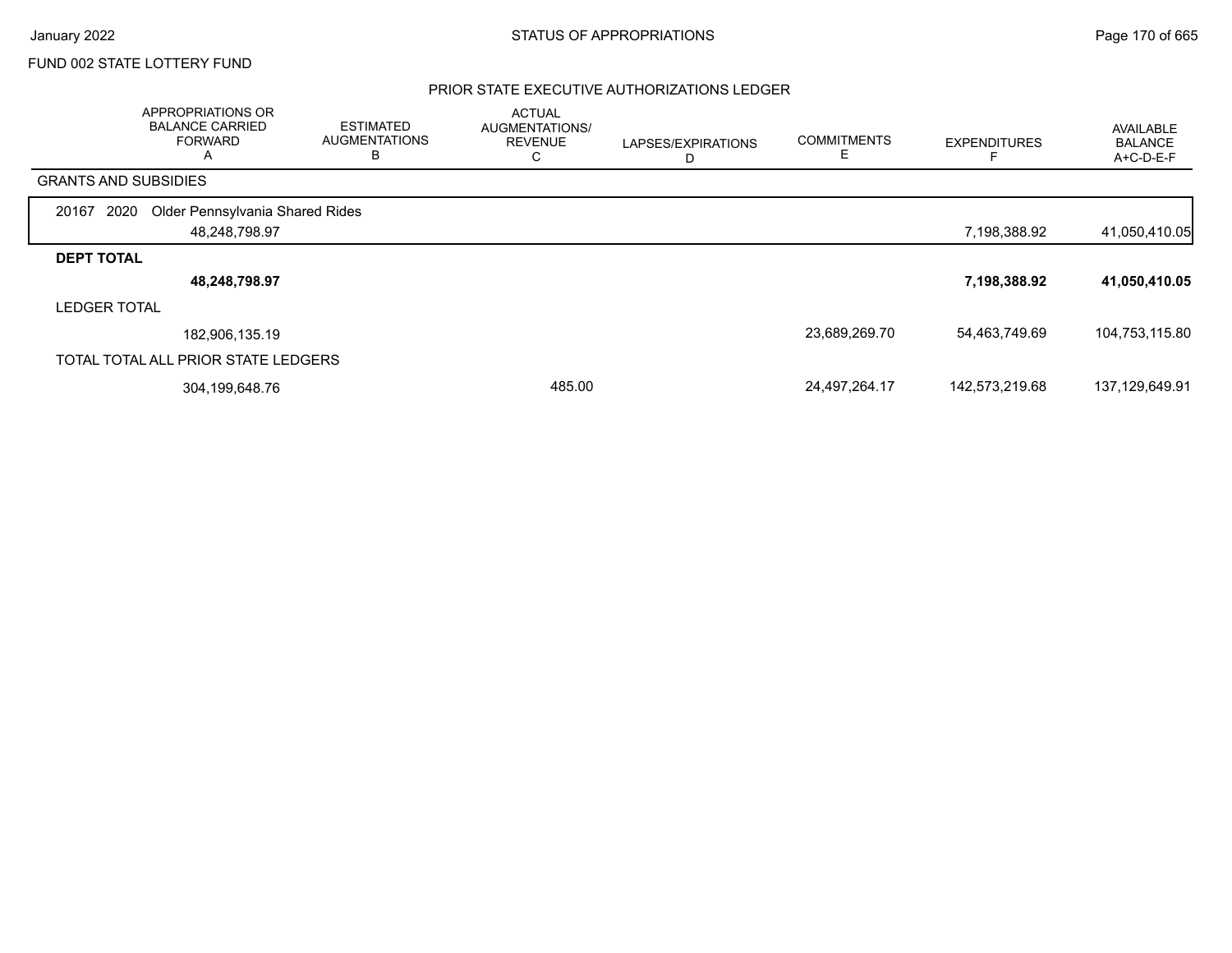FUND 002 STATE LOTTERY FUND

## PRIOR STATE EXECUTIVE AUTHORIZATIONS LEDGER

| | APPROPRIATIONS OR BALANCE CARRIED FORWARD A | ESTIMATED AUGMENTATIONS B | ACTUAL AUGMENTATIONS/ REVENUE C | LAPSES/EXPIRATIONS D | COMMITMENTS E | EXPENDITURES F | AVAILABLE BALANCE A+C-D-E-F |
|---|---|---|---|---|---|---|---|
| **GRANTS AND SUBSIDIES** | | | | | | | |
| 20167 2020 Older Pennsylvania Shared Rides | 48,248,798.97 | | | | | 7,198,388.92 | 41,050,410.05 |
| **DEPT TOTAL** | **48,248,798.97** | | | | | **7,198,388.92** | **41,050,410.05** |
| LEDGER TOTAL | 182,906,135.19 | | | | 23,689,269.70 | 54,463,749.69 | 104,753,115.80 |
| TOTAL TOTAL ALL PRIOR STATE LEDGERS | 304,199,648.76 | | 485.00 | | 24,497,264.17 | 142,573,219.68 | 137,129,649.91 |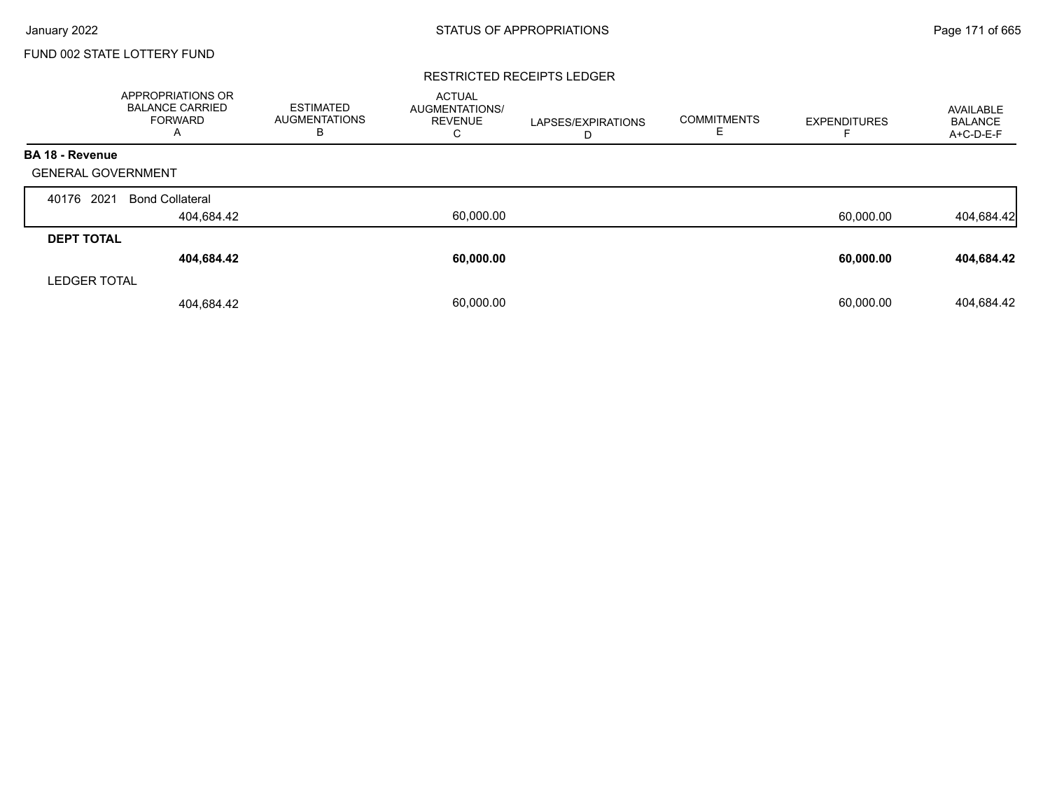FUND 002 STATE LOTTERY FUND

RESTRICTED RECEIPTS LEDGER

| | APPROPRIATIONS OR BALANCE CARRIED FORWARD A | ESTIMATED AUGMENTATIONS B | ACTUAL AUGMENTATIONS/ REVENUE C | LAPSES/EXPIRATIONS D | COMMITMENTS E | EXPENDITURES F | AVAILABLE BALANCE A+C-D-E-F |
|---|---|---|---|---|---|---|---|
| **BA 18 - Revenue** | | | | | | | |
| GENERAL GOVERNMENT | | | | | | | |
| 40176 2021 Bond Collateral | 404,684.42 | | 60,000.00 | | | 60,000.00 | 404,684.42 |
| **DEPT TOTAL** | **404,684.42** | | **60,000.00** | | | **60,000.00** | **404,684.42** |
| LEDGER TOTAL | 404,684.42 | | 60,000.00 | | | 60,000.00 | 404,684.42 |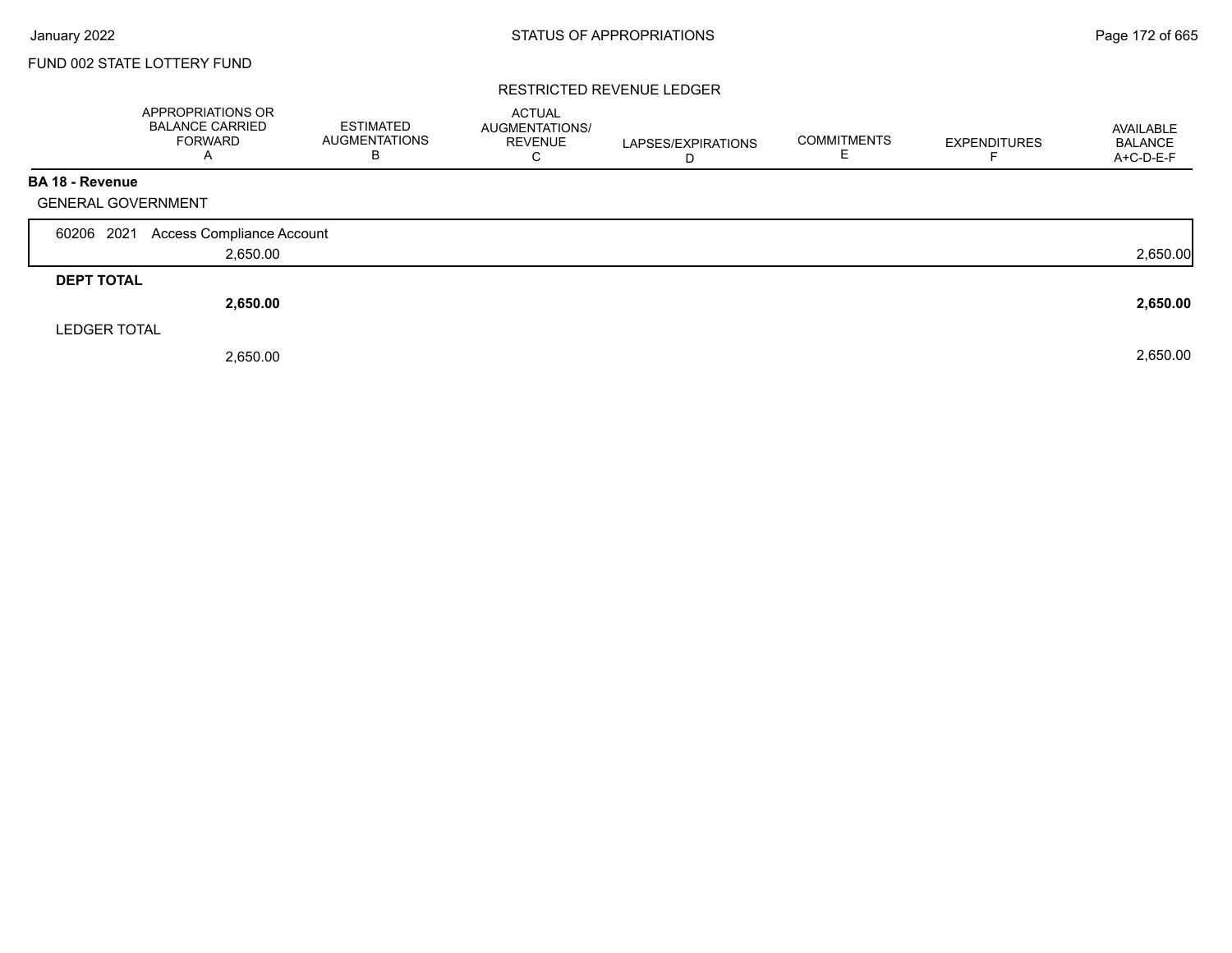FUND 002 STATE LOTTERY FUND

## RESTRICTED REVENUE LEDGER

| | APPROPRIATIONS OR BALANCE CARRIED FORWARD A | ESTIMATED AUGMENTATIONS B | ACTUAL AUGMENTATIONS/ REVENUE C | LAPSES/EXPIRATIONS D | COMMITMENTS E | EXPENDITURES F | AVAILABLE BALANCE A+C-D-E-F |
|---|---|---|---|---|---|---|---|
| **BA 18 - Revenue** | | | | | | | |
| GENERAL GOVERNMENT | | | | | | | |
| 60206 2021 Access Compliance Account | 2,650.00 | | | | | | 2,650.00 |
| **DEPT TOTAL** | **2,650.00** | | | | | | **2,650.00** |
| LEDGER TOTAL | 2,650.00 | | | | | | 2,650.00 |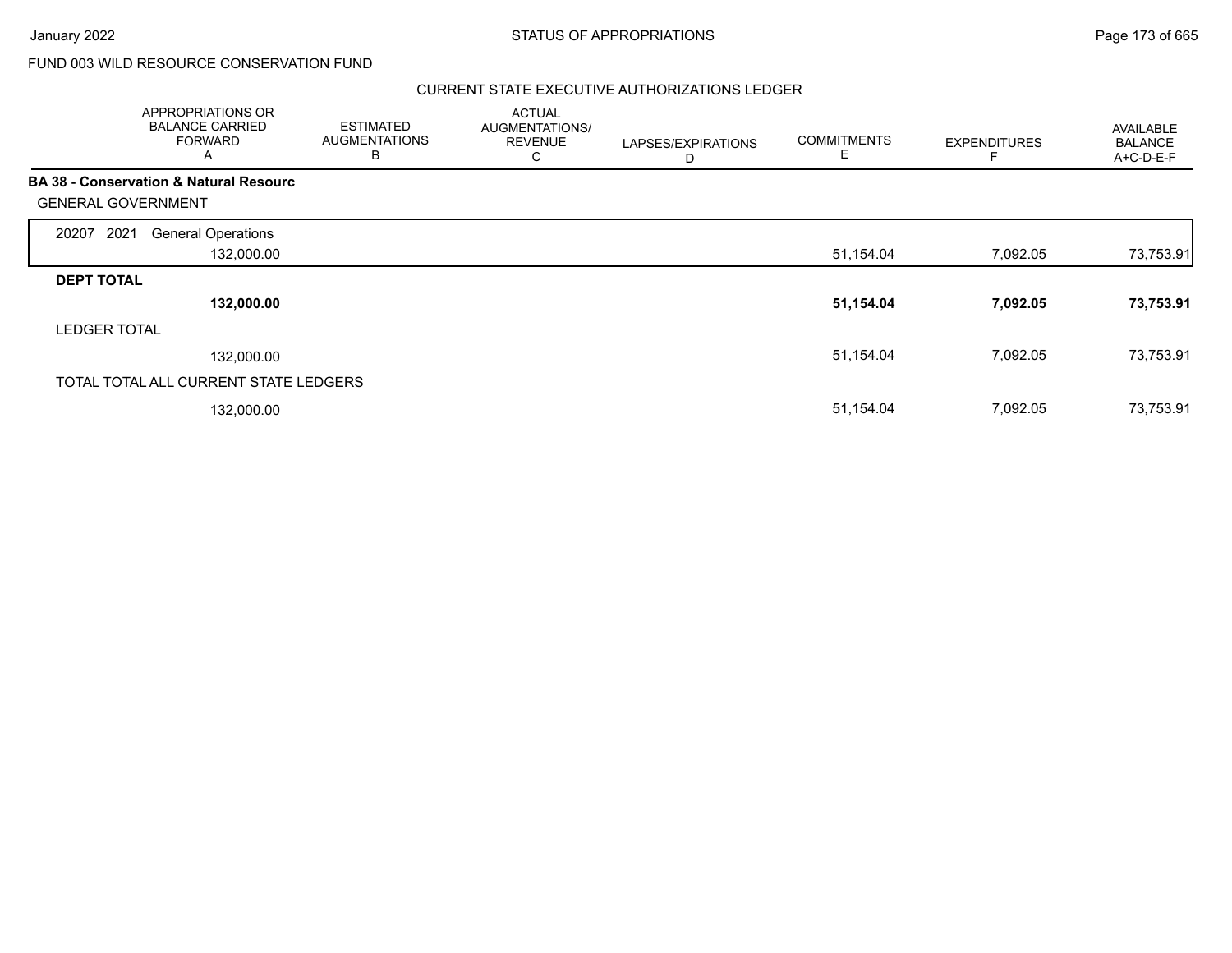# FUND 003 WILD RESOURCE CONSERVATION FUND

## CURRENT STATE EXECUTIVE AUTHORIZATIONS LEDGER

| | APPROPRIATIONS OR BALANCE CARRIED FORWARD A | ESTIMATED AUGMENTATIONS B | ACTUAL AUGMENTATIONS/ REVENUE C | LAPSES/EXPIRATIONS D | COMMITMENTS E | EXPENDITURES F | AVAILABLE BALANCE A+C-D-E-F |
|---|---|---|---|---|---|---|---|
| **BA 38 - Conservation & Natural Resourc** | | | | | | | |
| GENERAL GOVERNMENT | | | | | | | |
| 20207 2021 General Operations | 132,000.00 | | | | 51,154.04 | 7,092.05 | 73,753.91 |
| **DEPT TOTAL** | **132,000.00** | | | | **51,154.04** | **7,092.05** | **73,753.91** |
| LEDGER TOTAL | 132,000.00 | | | | 51,154.04 | 7,092.05 | 73,753.91 |
| TOTAL TOTAL ALL CURRENT STATE LEDGERS | 132,000.00 | | | | 51,154.04 | 7,092.05 | 73,753.91 |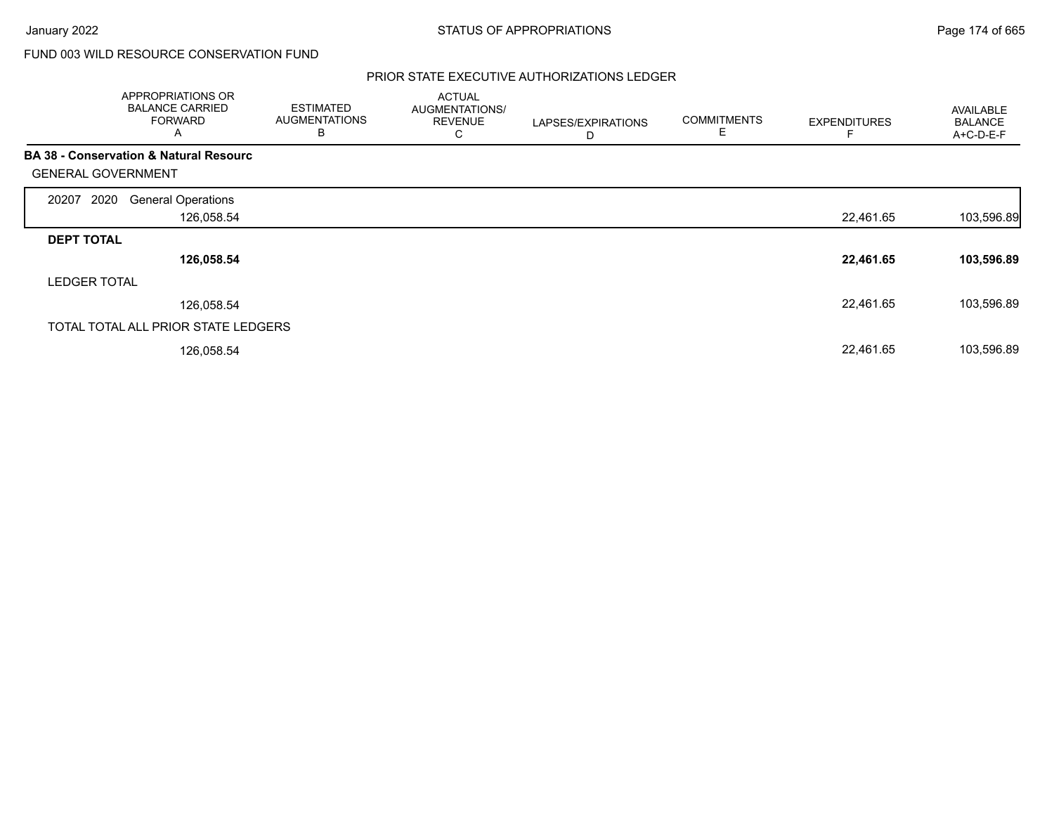FUND 003 WILD RESOURCE CONSERVATION FUND

PRIOR STATE EXECUTIVE AUTHORIZATIONS LEDGER

| | APPROPRIATIONS OR BALANCE CARRIED FORWARD A | ESTIMATED AUGMENTATIONS B | ACTUAL AUGMENTATIONS/ REVENUE C | LAPSES/EXPIRATIONS D | COMMITMENTS E | EXPENDITURES F | AVAILABLE BALANCE A+C-D-E-F |
|---|---|---|---|---|---|---|---|
| **BA 38 - Conservation & Natural Resourc** | | | | | | | |
| GENERAL GOVERNMENT | | | | | | | |
| 20207 2020 General Operations | 126,058.54 | | | | | 22,461.65 | 103,596.89 |
| **DEPT TOTAL** | **126,058.54** | | | | | **22,461.65** | **103,596.89** |
| LEDGER TOTAL | 126,058.54 | | | | | 22,461.65 | 103,596.89 |
| TOTAL TOTAL ALL PRIOR STATE LEDGERS | 126,058.54 | | | | | 22,461.65 | 103,596.89 |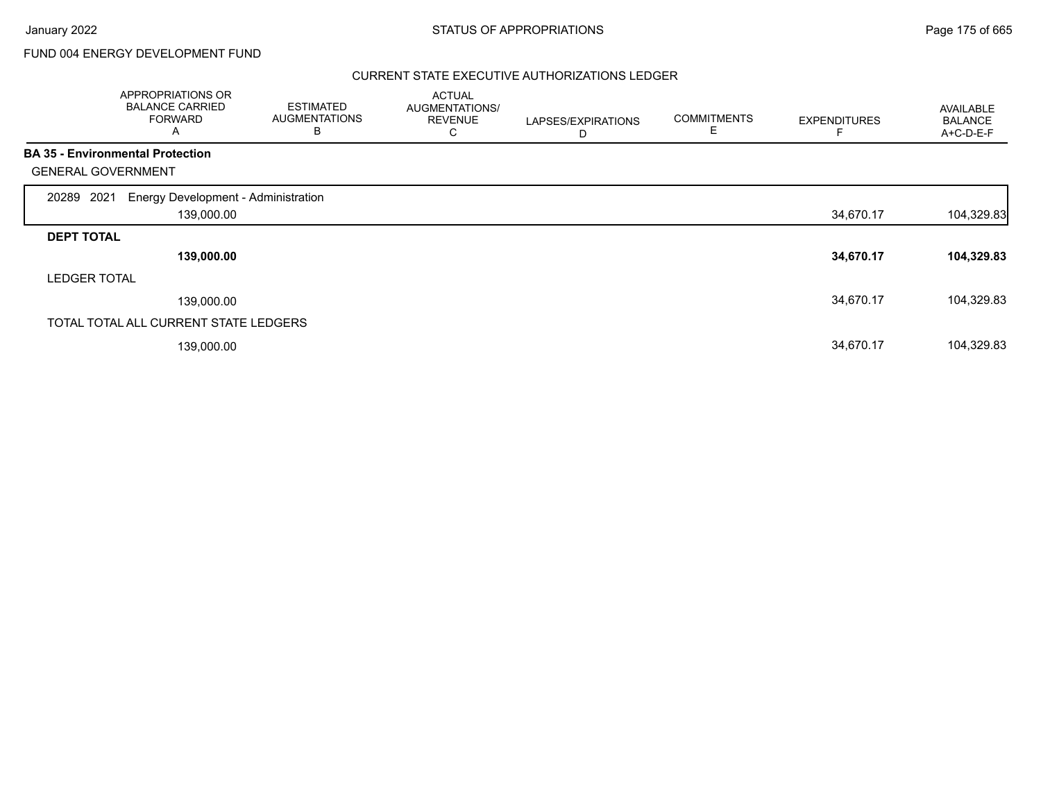FUND 004 ENERGY DEVELOPMENT FUND

## CURRENT STATE EXECUTIVE AUTHORIZATIONS LEDGER

| | APPROPRIATIONS OR BALANCE CARRIED FORWARD A | ESTIMATED AUGMENTATIONS B | ACTUAL AUGMENTATIONS/ REVENUE C | LAPSES/EXPIRATIONS D | COMMITMENTS E | EXPENDITURES F | AVAILABLE BALANCE A+C-D-E-F |
|---|---|---|---|---|---|---|---|
| **BA 35 - Environmental Protection** | | | | | | | |
| GENERAL GOVERNMENT | | | | | | | |
| 20289 2021 Energy Development - Administration | 139,000.00 | | | | | 34,670.17 | 104,329.83 |
| **DEPT TOTAL** | **139,000.00** | | | | | **34,670.17** | **104,329.83** |
| LEDGER TOTAL | 139,000.00 | | | | | 34,670.17 | 104,329.83 |
| TOTAL TOTAL ALL CURRENT STATE LEDGERS | 139,000.00 | | | | | 34,670.17 | 104,329.83 |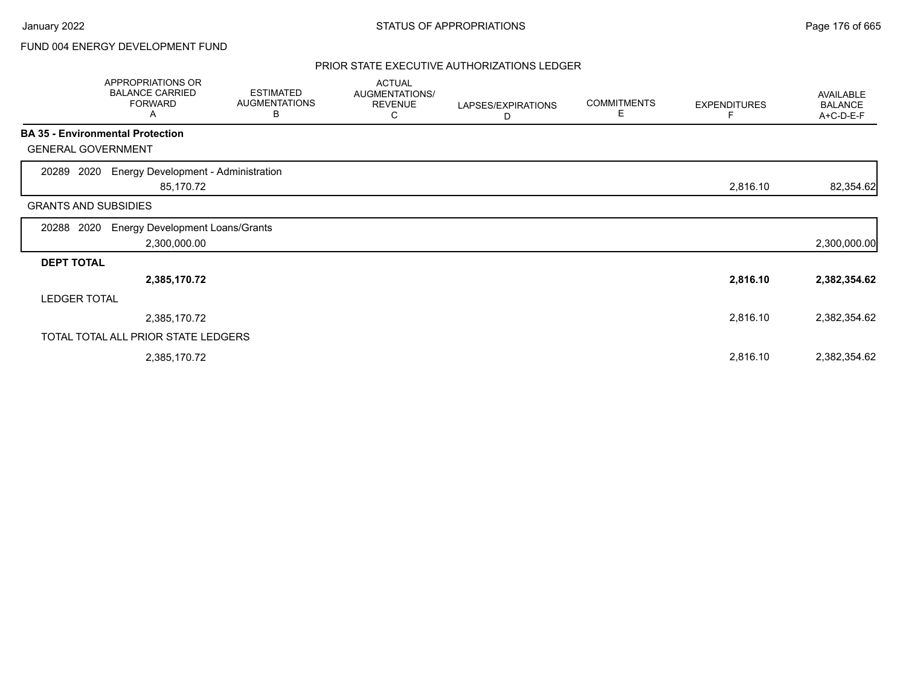FUND 004 ENERGY DEVELOPMENT FUND

## PRIOR STATE EXECUTIVE AUTHORIZATIONS LEDGER

| | APPROPRIATIONS OR BALANCE CARRIED FORWARD A | ESTIMATED AUGMENTATIONS B | ACTUAL AUGMENTATIONS/ REVENUE C | LAPSES/EXPIRATIONS D | COMMITMENTS E | EXPENDITURES F | AVAILABLE BALANCE A+C-D-E-F |
|---|---|---|---|---|---|---|---|
| **BA 35 - Environmental Protection** | | | | | | | |
| GENERAL GOVERNMENT | | | | | | | |
| 20289 2020 Energy Development - Administration | 85,170.72 | | | | | 2,816.10 | 82,354.62 |
| GRANTS AND SUBSIDIES | | | | | | | |
| 20288 2020 Energy Development Loans/Grants | 2,300,000.00 | | | | | | 2,300,000.00 |
| **DEPT TOTAL** | **2,385,170.72** | | | | | **2,816.10** | **2,382,354.62** |
| LEDGER TOTAL | 2,385,170.72 | | | | | 2,816.10 | 2,382,354.62 |
| TOTAL TOTAL ALL PRIOR STATE LEDGERS | 2,385,170.72 | | | | | 2,816.10 | 2,382,354.62 |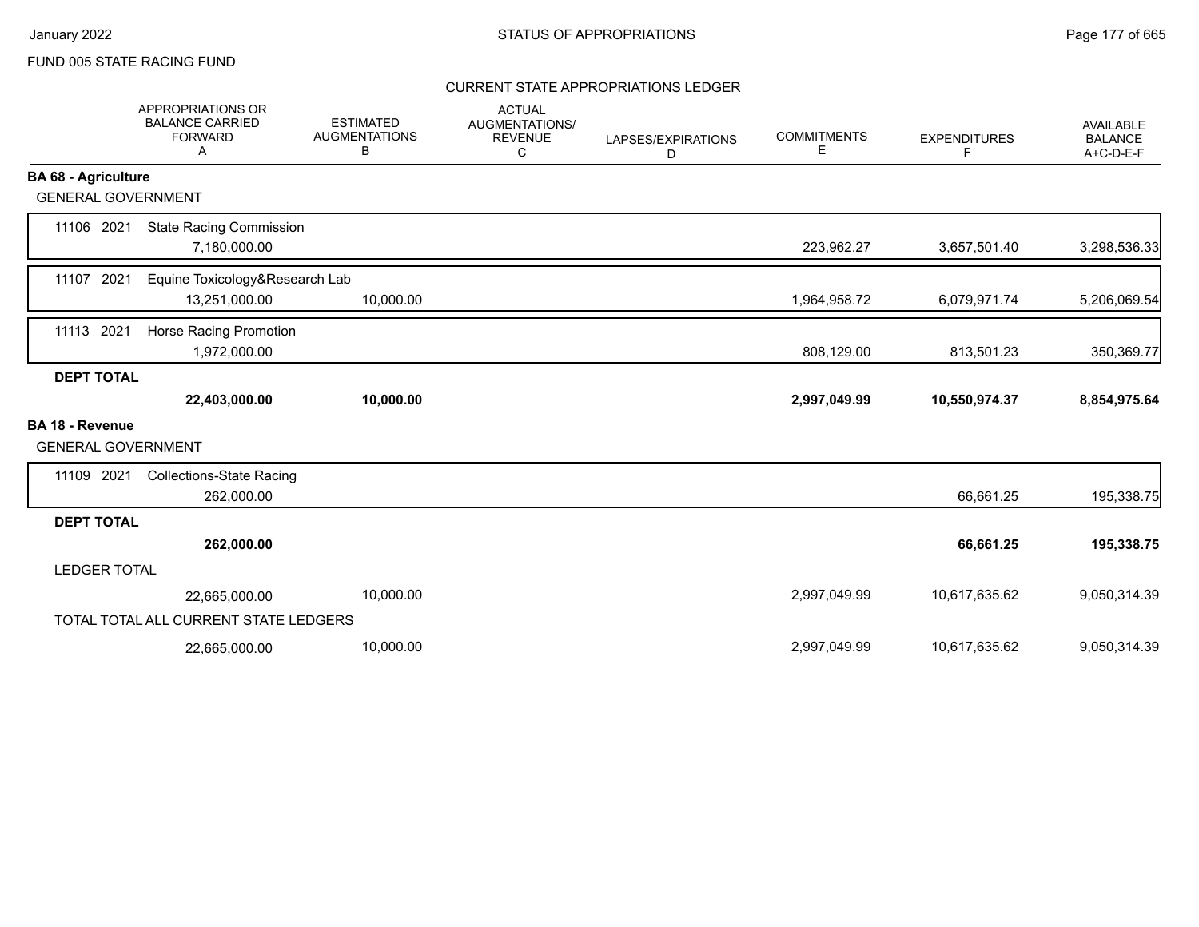FUND 005 STATE RACING FUND

## CURRENT STATE APPROPRIATIONS LEDGER

| | APPROPRIATIONS OR BALANCE CARRIED FORWARD A | ESTIMATED AUGMENTATIONS B | ACTUAL AUGMENTATIONS/ REVENUE C | LAPSES/EXPIRATIONS D | COMMITMENTS E | EXPENDITURES F | AVAILABLE BALANCE A+C-D-E-F |
|---|---|---|---|---|---|---|---|
| **BA 68 - Agriculture** | | | | | | | |
| GENERAL GOVERNMENT | | | | | | | |
| 11106 2021 State Racing Commission | 7,180,000.00 | | | | 223,962.27 | 3,657,501.40 | 3,298,536.33 |
| 11107 2021 Equine Toxicology&Research Lab | 13,251,000.00 | 10,000.00 | | | 1,964,958.72 | 6,079,971.74 | 5,206,069.54 |
| 11113 2021 Horse Racing Promotion | 1,972,000.00 | | | | 808,129.00 | 813,501.23 | 350,369.77 |
| **DEPT TOTAL** | **22,403,000.00** | **10,000.00** | | | **2,997,049.99** | **10,550,974.37** | **8,854,975.64** |
| **BA 18 - Revenue** | | | | | | | |
| GENERAL GOVERNMENT | | | | | | | |
| 11109 2021 Collections-State Racing | 262,000.00 | | | | | 66,661.25 | 195,338.75 |
| **DEPT TOTAL** | **262,000.00** | | | | | **66,661.25** | **195,338.75** |
| LEDGER TOTAL | 22,665,000.00 | 10,000.00 | | | 2,997,049.99 | 10,617,635.62 | 9,050,314.39 |
| TOTAL TOTAL ALL CURRENT STATE LEDGERS | 22,665,000.00 | 10,000.00 | | | 2,997,049.99 | 10,617,635.62 | 9,050,314.39 |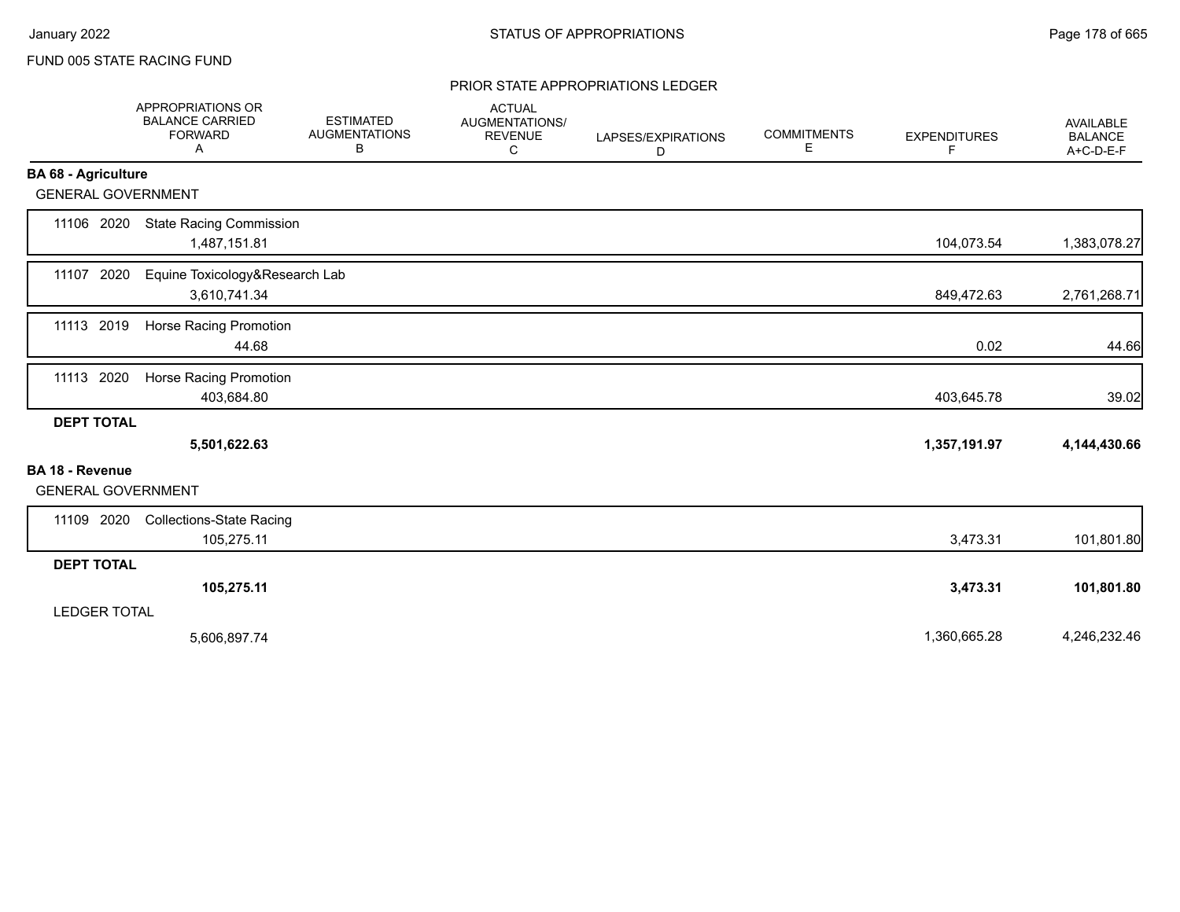FUND 005 STATE RACING FUND

PRIOR STATE APPROPRIATIONS LEDGER

| | APPROPRIATIONS OR BALANCE CARRIED FORWARD A | ESTIMATED AUGMENTATIONS B | ACTUAL AUGMENTATIONS/ REVENUE C | LAPSES/EXPIRATIONS D | COMMITMENTS E | EXPENDITURES F | AVAILABLE BALANCE A+C-D-E-F |
|---|---|---|---|---|---|---|---|
| **BA 68 - Agriculture** | | | | | | | |
| GENERAL GOVERNMENT | | | | | | | |
| 11106 2020 State Racing Commission | 1,487,151.81 | | | | | 104,073.54 | 1,383,078.27 |
| 11107 2020 Equine Toxicology&Research Lab | 3,610,741.34 | | | | | 849,472.63 | 2,761,268.71 |
| 11113 2019 Horse Racing Promotion | 44.68 | | | | | 0.02 | 44.66 |
| 11113 2020 Horse Racing Promotion | 403,684.80 | | | | | 403,645.78 | 39.02 |
| **DEPT TOTAL** | **5,501,622.63** | | | | | **1,357,191.97** | **4,144,430.66** |
| **BA 18 - Revenue** | | | | | | | |
| GENERAL GOVERNMENT | | | | | | | |
| 11109 2020 Collections-State Racing | 105,275.11 | | | | | 3,473.31 | 101,801.80 |
| **DEPT TOTAL** | **105,275.11** | | | | | **3,473.31** | **101,801.80** |
| LEDGER TOTAL | 5,606,897.74 | | | | | 1,360,665.28 | 4,246,232.46 |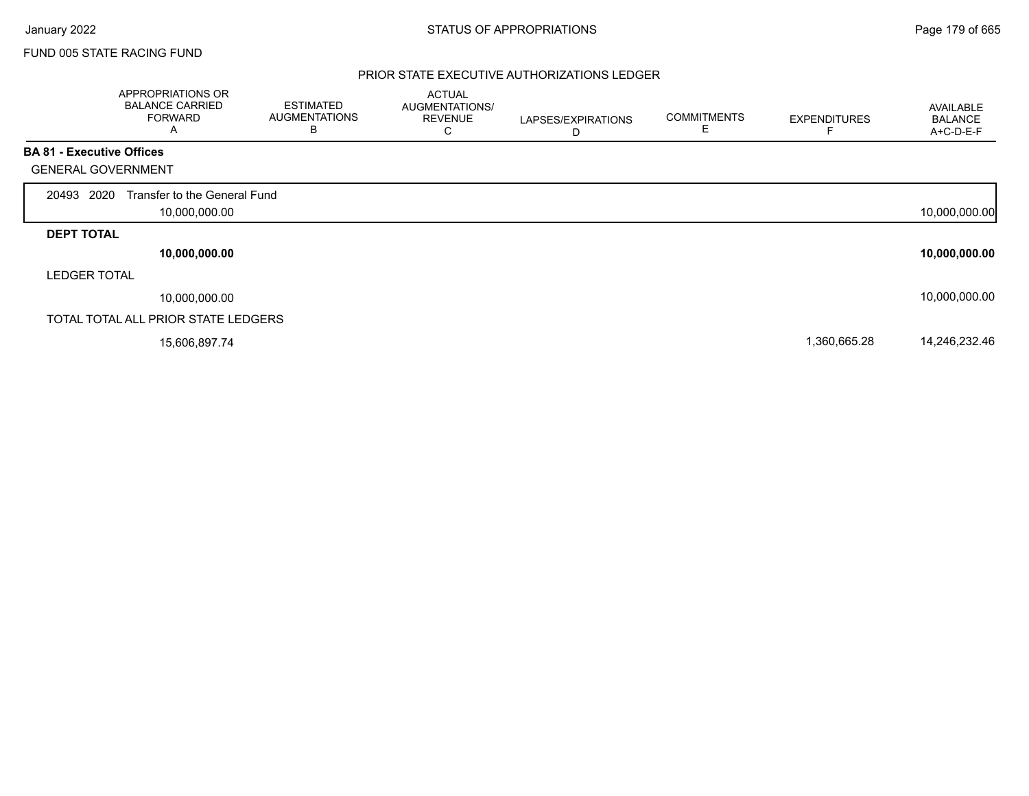FUND 005 STATE RACING FUND

## PRIOR STATE EXECUTIVE AUTHORIZATIONS LEDGER

| | APPROPRIATIONS OR BALANCE CARRIED FORWARD A | ESTIMATED AUGMENTATIONS B | ACTUAL AUGMENTATIONS/ REVENUE C | LAPSES/EXPIRATIONS D | COMMITMENTS E | EXPENDITURES F | AVAILABLE BALANCE A+C-D-E-F |
|---|---|---|---|---|---|---|---|
| **BA 81 - Executive Offices** | | | | | | | |
| GENERAL GOVERNMENT | | | | | | | |
| 20493 2020 Transfer to the General Fund | 10,000,000.00 | | | | | | 10,000,000.00 |
| **DEPT TOTAL** | **10,000,000.00** | | | | | | **10,000,000.00** |
| LEDGER TOTAL | 10,000,000.00 | | | | | | 10,000,000.00 |
| TOTAL TOTAL ALL PRIOR STATE LEDGERS | 15,606,897.74 | | | | | 1,360,665.28 | 14,246,232.46 |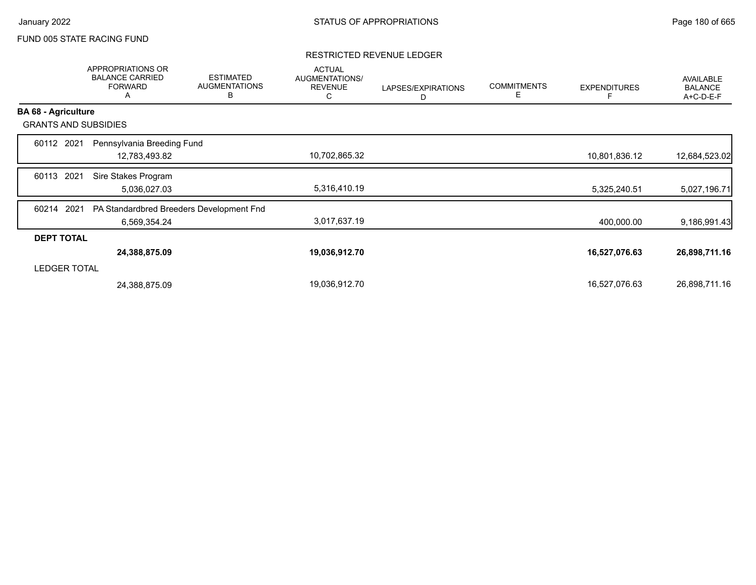FUND 005 STATE RACING FUND

## RESTRICTED REVENUE LEDGER

| | APPROPRIATIONS OR BALANCE CARRIED FORWARD A | ESTIMATED AUGMENTATIONS B | ACTUAL AUGMENTATIONS/ REVENUE C | LAPSES/EXPIRATIONS D | COMMITMENTS E | EXPENDITURES F | AVAILABLE BALANCE A+C-D-E-F |
|---|---|---|---|---|---|---|---|
| **BA 68 - Agriculture** | | | | | | | |
| GRANTS AND SUBSIDIES | | | | | | | |
| 60112 2021 Pennsylvania Breeding Fund | 12,783,493.82 | | 10,702,865.32 | | | 10,801,836.12 | 12,684,523.02 |
| 60113 2021 Sire Stakes Program | 5,036,027.03 | | 5,316,410.19 | | | 5,325,240.51 | 5,027,196.71 |
| 60214 2021 PA Standardbred Breeders Development Fnd | 6,569,354.24 | | 3,017,637.19 | | | 400,000.00 | 9,186,991.43 |
| **DEPT TOTAL** | **24,388,875.09** | | **19,036,912.70** | | | **16,527,076.63** | **26,898,711.16** |
| LEDGER TOTAL | 24,388,875.09 | | 19,036,912.70 | | | 16,527,076.63 | 26,898,711.16 |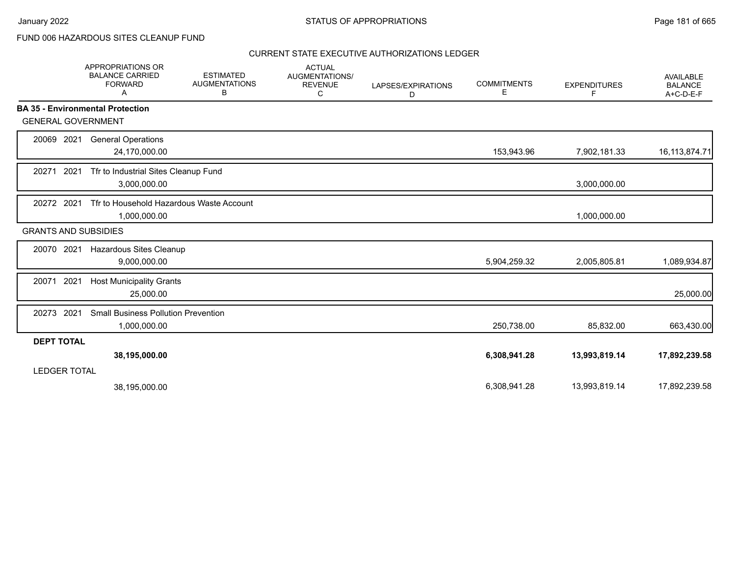FUND 006 HAZARDOUS SITES CLEANUP FUND

CURRENT STATE EXECUTIVE AUTHORIZATIONS LEDGER

| | APPROPRIATIONS OR BALANCE CARRIED FORWARD A | ESTIMATED AUGMENTATIONS B | ACTUAL AUGMENTATIONS/ REVENUE C | LAPSES/EXPIRATIONS D | COMMITMENTS E | EXPENDITURES F | AVAILABLE BALANCE A+C-D-E-F |
|---|---|---|---|---|---|---|---|
| **BA 35 - Environmental Protection** | | | | | | | |
| GENERAL GOVERNMENT | | | | | | | |
| 20069 2021 General Operations | 24,170,000.00 | | | | 153,943.96 | 7,902,181.33 | 16,113,874.71 |
| 20271 2021 Tfr to Industrial Sites Cleanup Fund | 3,000,000.00 | | | | | 3,000,000.00 | |
| 20272 2021 Tfr to Household Hazardous Waste Account | 1,000,000.00 | | | | | 1,000,000.00 | |
| GRANTS AND SUBSIDIES | | | | | | | |
| 20070 2021 Hazardous Sites Cleanup | 9,000,000.00 | | | | 5,904,259.32 | 2,005,805.81 | 1,089,934.87 |
| 20071 2021 Host Municipality Grants | 25,000.00 | | | | | | 25,000.00 |
| 20273 2021 Small Business Pollution Prevention | 1,000,000.00 | | | | 250,738.00 | 85,832.00 | 663,430.00 |
| **DEPT TOTAL** | **38,195,000.00** | | | | **6,308,941.28** | **13,993,819.14** | **17,892,239.58** |
| LEDGER TOTAL | 38,195,000.00 | | | | 6,308,941.28 | 13,993,819.14 | 17,892,239.58 |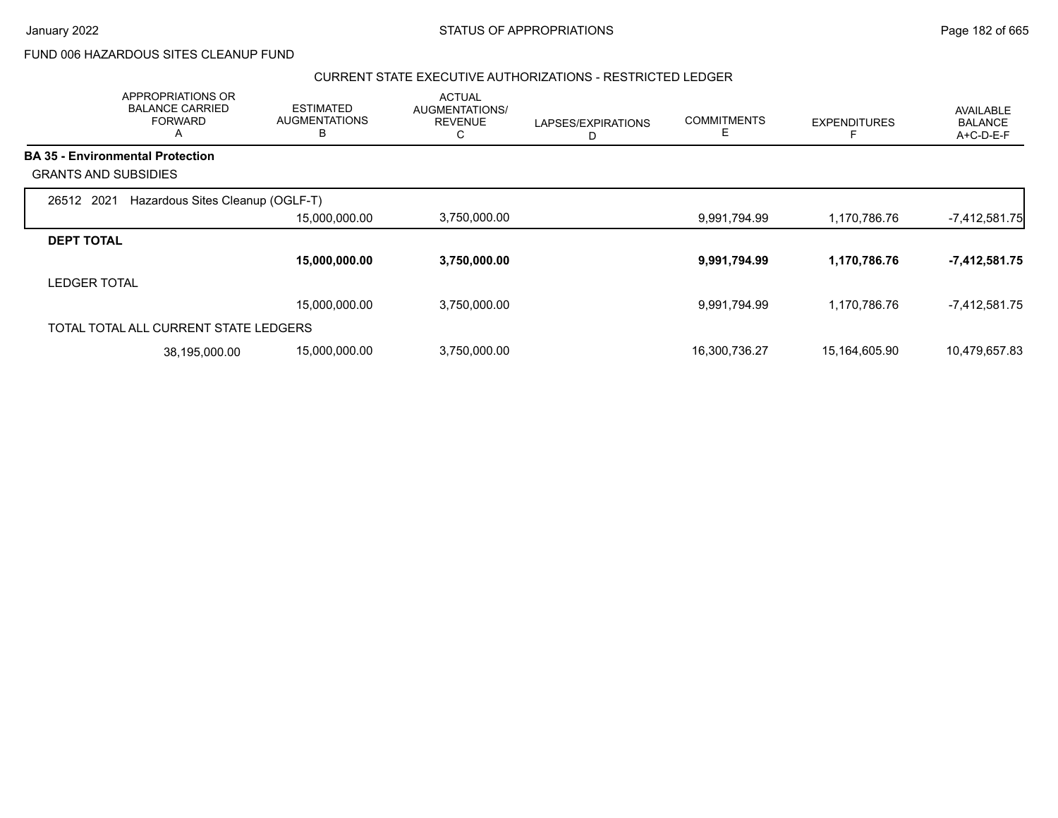FUND 006 HAZARDOUS SITES CLEANUP FUND

CURRENT STATE EXECUTIVE AUTHORIZATIONS - RESTRICTED LEDGER

| APPROPRIATIONS OR BALANCE CARRIED FORWARD A | ESTIMATED AUGMENTATIONS B | ACTUAL AUGMENTATIONS/ REVENUE C | LAPSES/EXPIRATIONS D | COMMITMENTS E | EXPENDITURES F | AVAILABLE BALANCE A+C-D-E-F |
|---|---|---|---|---|---|---|
| **BA 35 - Environmental Protection** | | | | | | |
| GRANTS AND SUBSIDIES | | | | | | |
| 26512 2021 Hazardous Sites Cleanup (OGLF-T) | | | | | | |
| | 15,000,000.00 | 3,750,000.00 | | 9,991,794.99 | 1,170,786.76 | -7,412,581.75 |
| **DEPT TOTAL** | | | | | | |
| | **15,000,000.00** | **3,750,000.00** | | **9,991,794.99** | **1,170,786.76** | **-7,412,581.75** |
| LEDGER TOTAL | | | | | | |
| | 15,000,000.00 | 3,750,000.00 | | 9,991,794.99 | 1,170,786.76 | -7,412,581.75 |
| TOTAL TOTAL ALL CURRENT STATE LEDGERS | | | | | | |
| 38,195,000.00 | 15,000,000.00 | 3,750,000.00 | | 16,300,736.27 | 15,164,605.90 | 10,479,657.83 |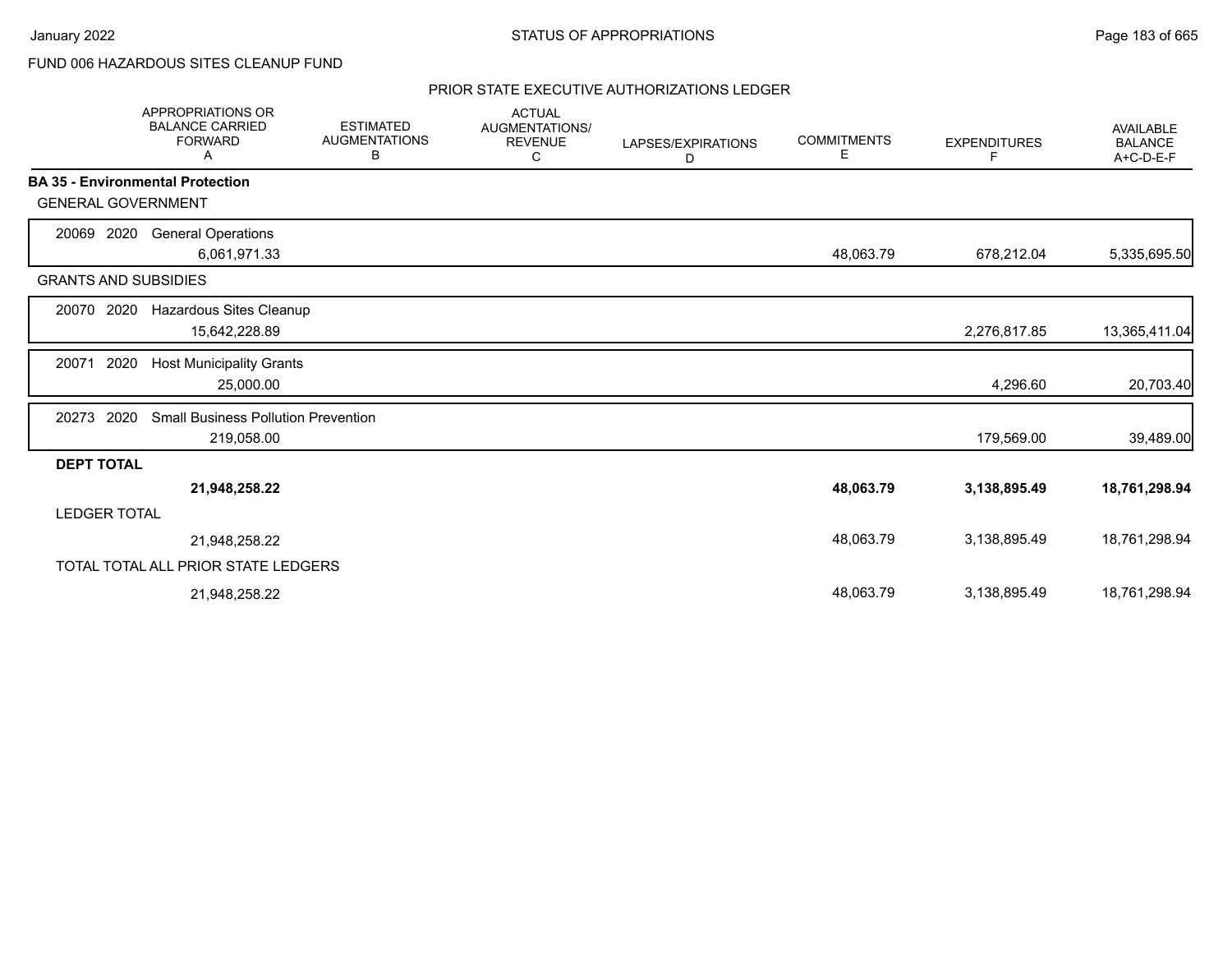FUND 006 HAZARDOUS SITES CLEANUP FUND

## PRIOR STATE EXECUTIVE AUTHORIZATIONS LEDGER

| | APPROPRIATIONS OR BALANCE CARRIED FORWARD A | ESTIMATED AUGMENTATIONS B | ACTUAL AUGMENTATIONS/ REVENUE C | LAPSES/EXPIRATIONS D | COMMITMENTS E | EXPENDITURES F | AVAILABLE BALANCE A+C-D-E-F |
|---|---|---|---|---|---|---|---|
| **BA 35 - Environmental Protection** | | | | | | | |
| GENERAL GOVERNMENT | | | | | | | |
| 20069 2020 General Operations | 6,061,971.33 | | | | 48,063.79 | 678,212.04 | 5,335,695.50 |
| GRANTS AND SUBSIDIES | | | | | | | |
| 20070 2020 Hazardous Sites Cleanup | 15,642,228.89 | | | | | 2,276,817.85 | 13,365,411.04 |
| 20071 2020 Host Municipality Grants | 25,000.00 | | | | | 4,296.60 | 20,703.40 |
| 20273 2020 Small Business Pollution Prevention | 219,058.00 | | | | | 179,569.00 | 39,489.00 |
| **DEPT TOTAL** | **21,948,258.22** | | | | **48,063.79** | **3,138,895.49** | **18,761,298.94** |
| LEDGER TOTAL | 21,948,258.22 | | | | 48,063.79 | 3,138,895.49 | 18,761,298.94 |
| TOTAL TOTAL ALL PRIOR STATE LEDGERS | 21,948,258.22 | | | | 48,063.79 | 3,138,895.49 | 18,761,298.94 |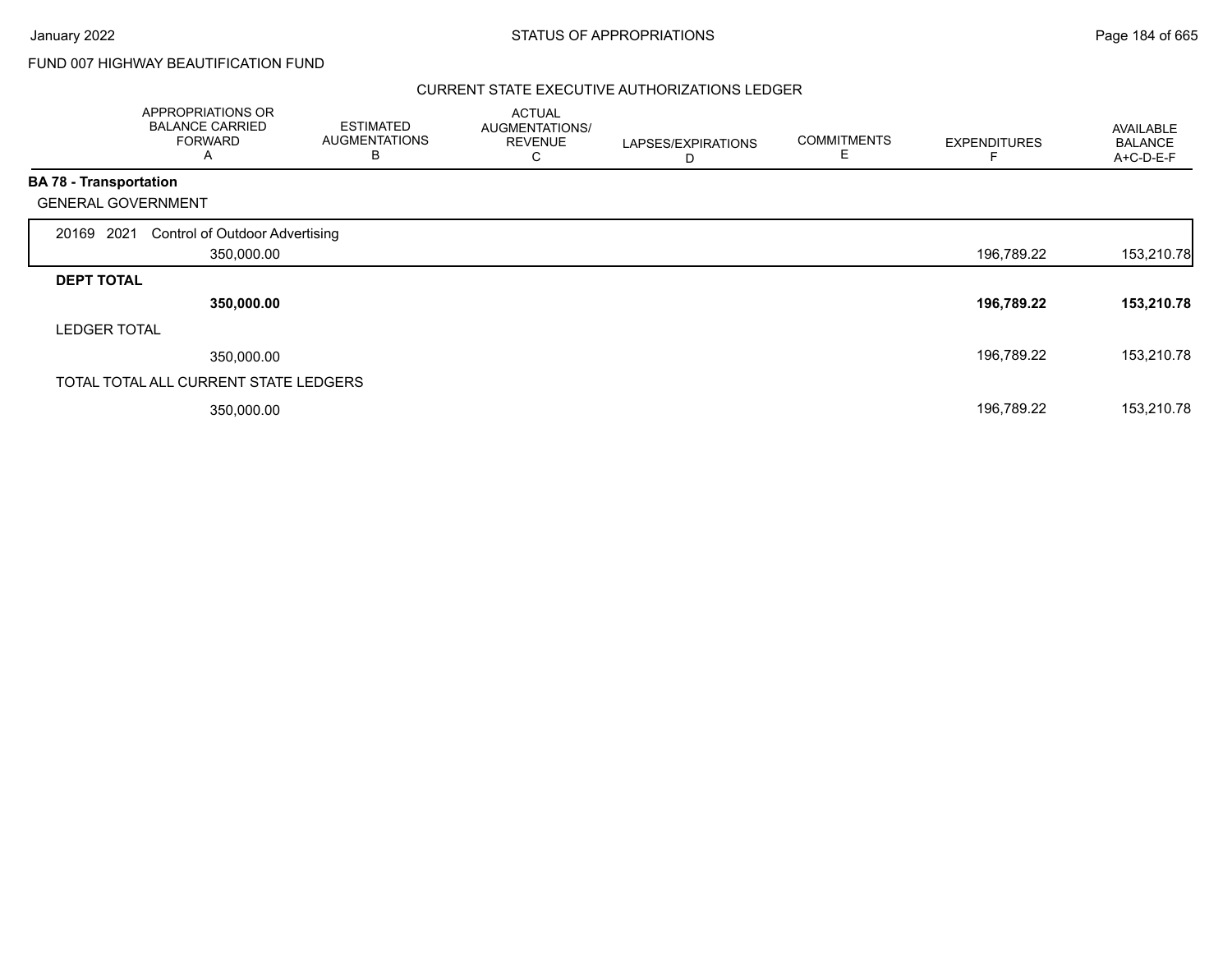FUND 007 HIGHWAY BEAUTIFICATION FUND

## CURRENT STATE EXECUTIVE AUTHORIZATIONS LEDGER

| | APPROPRIATIONS OR BALANCE CARRIED FORWARD A | ESTIMATED AUGMENTATIONS B | ACTUAL AUGMENTATIONS/ REVENUE C | LAPSES/EXPIRATIONS D | COMMITMENTS E | EXPENDITURES F | AVAILABLE BALANCE A+C-D-E-F |
|---|---|---|---|---|---|---|---|
| **BA 78 - Transportation** | | | | | | | |
| GENERAL GOVERNMENT | | | | | | | |
| 20169 2021 Control of Outdoor Advertising | 350,000.00 | | | | | 196,789.22 | 153,210.78 |
| **DEPT TOTAL** | **350,000.00** | | | | | **196,789.22** | **153,210.78** |
| LEDGER TOTAL | 350,000.00 | | | | | 196,789.22 | 153,210.78 |
| TOTAL TOTAL ALL CURRENT STATE LEDGERS | 350,000.00 | | | | | 196,789.22 | 153,210.78 |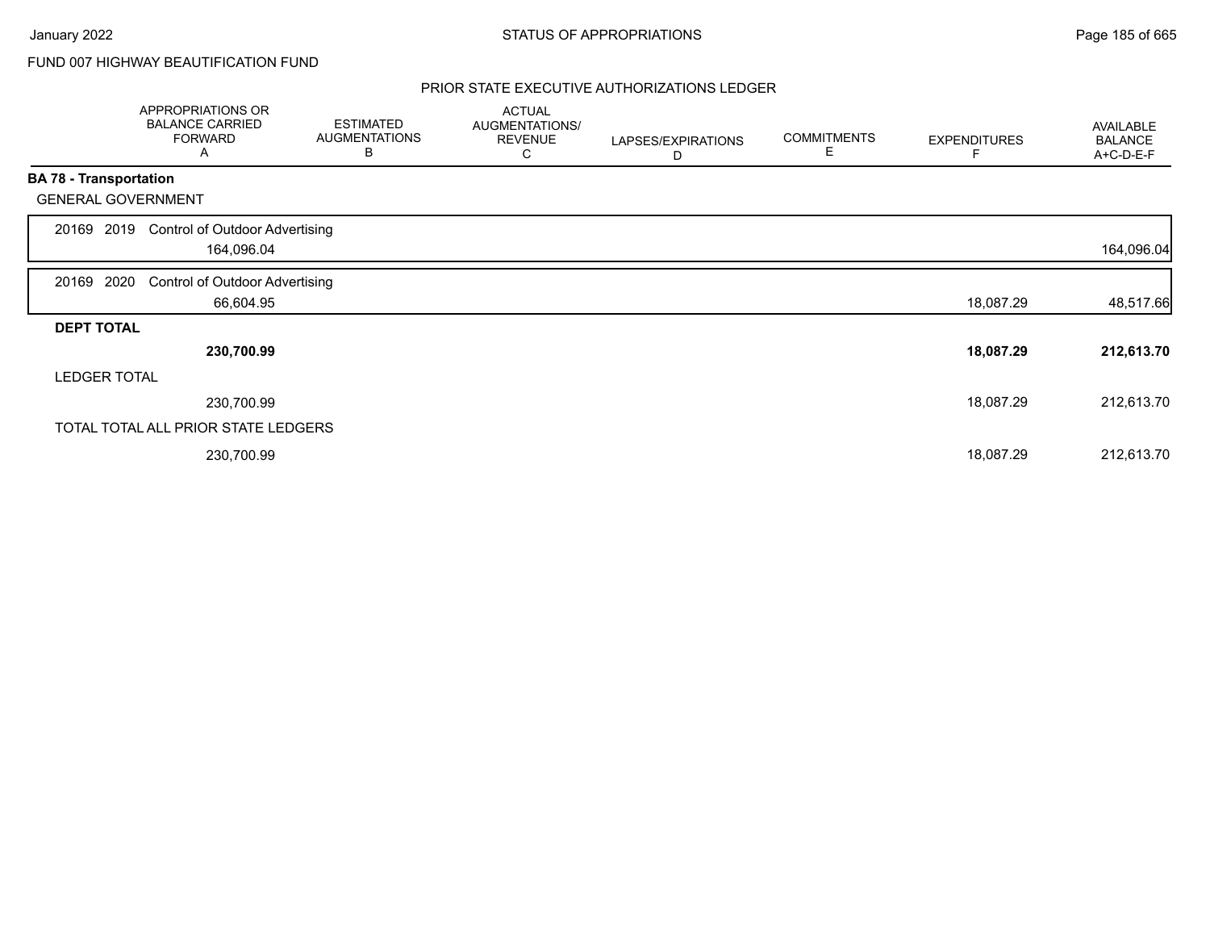FUND 007 HIGHWAY BEAUTIFICATION FUND

## PRIOR STATE EXECUTIVE AUTHORIZATIONS LEDGER

| | APPROPRIATIONS OR BALANCE CARRIED FORWARD A | ESTIMATED AUGMENTATIONS B | ACTUAL AUGMENTATIONS/ REVENUE C | LAPSES/EXPIRATIONS D | COMMITMENTS E | EXPENDITURES F | AVAILABLE BALANCE A+C-D-E-F |
|---|---|---|---|---|---|---|---|
| **BA 78 - Transportation** | | | | | | | |
| GENERAL GOVERNMENT | | | | | | | |
| 20169 2019 Control of Outdoor Advertising | 164,096.04 | | | | | | 164,096.04 |
| 20169 2020 Control of Outdoor Advertising | 66,604.95 | | | | | 18,087.29 | 48,517.66 |
| **DEPT TOTAL** | **230,700.99** | | | | | **18,087.29** | **212,613.70** |
| LEDGER TOTAL | 230,700.99 | | | | | 18,087.29 | 212,613.70 |
| TOTAL TOTAL ALL PRIOR STATE LEDGERS | 230,700.99 | | | | | 18,087.29 | 212,613.70 |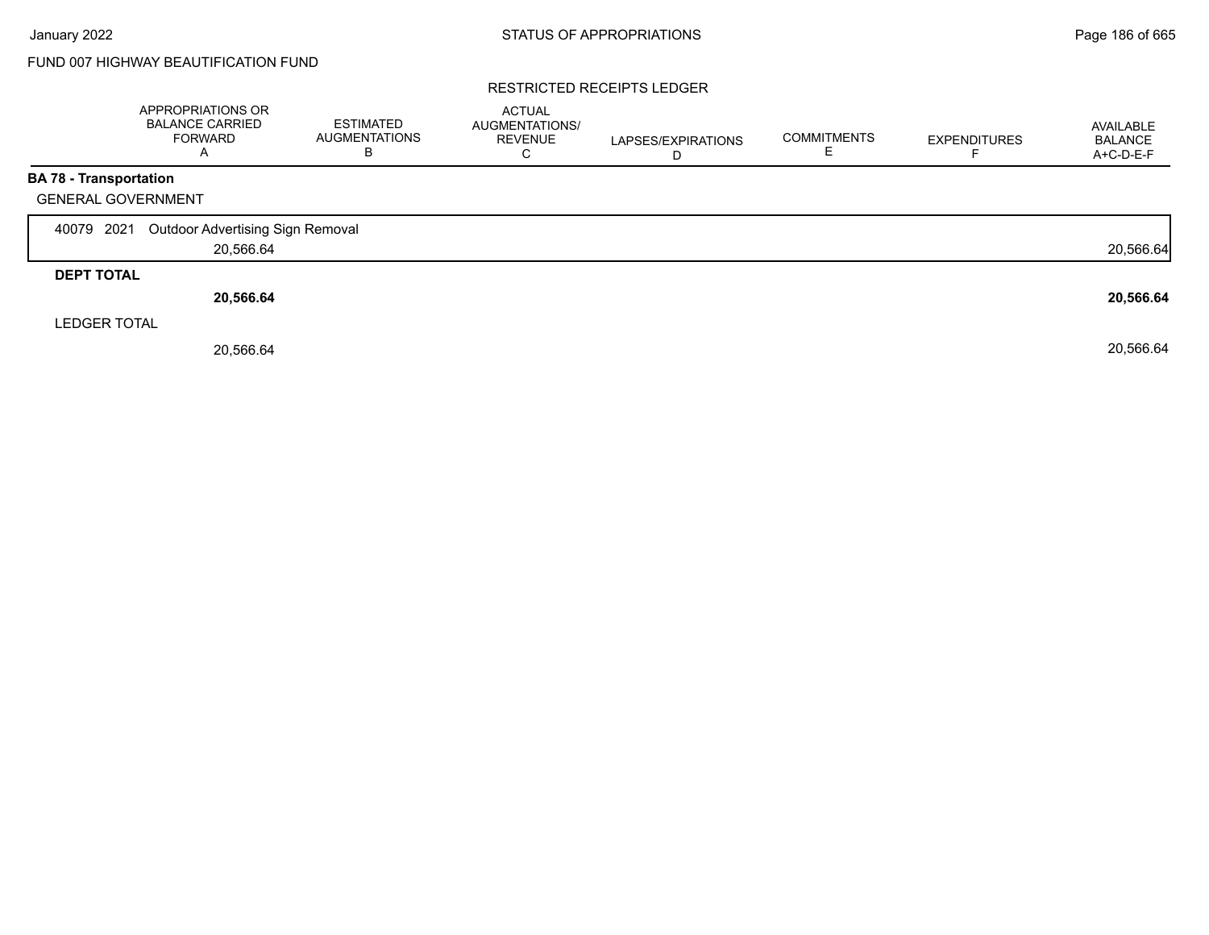FUND 007 HIGHWAY BEAUTIFICATION FUND

RESTRICTED RECEIPTS LEDGER

| | APPROPRIATIONS OR BALANCE CARRIED FORWARD A | ESTIMATED AUGMENTATIONS B | ACTUAL AUGMENTATIONS/ REVENUE C | LAPSES/EXPIRATIONS D | COMMITMENTS E | EXPENDITURES F | AVAILABLE BALANCE A+C-D-E-F |
|---|---|---|---|---|---|---|---|
| **BA 78 - Transportation** | | | | | | | |
| GENERAL GOVERNMENT | | | | | | | |
| 40079 2021 Outdoor Advertising Sign Removal | 20,566.64 | | | | | | 20,566.64 |
| **DEPT TOTAL** | **20,566.64** | | | | | | **20,566.64** |
| LEDGER TOTAL | 20,566.64 | | | | | | 20,566.64 |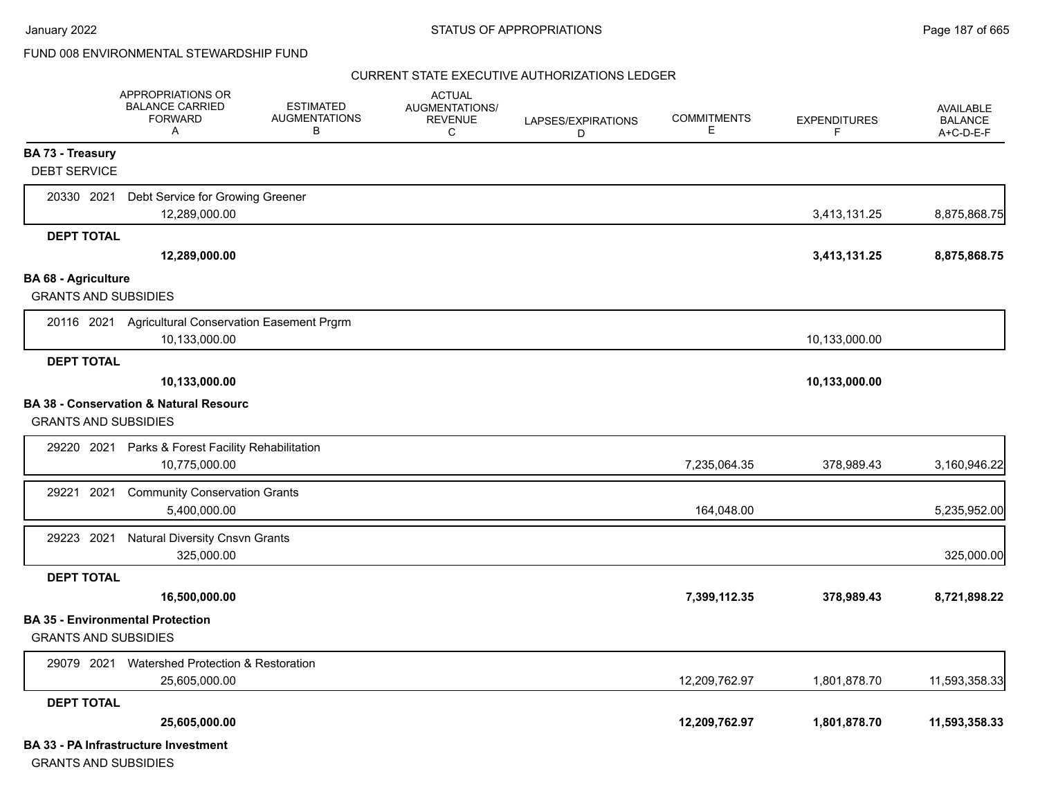# STATUS OF APPROPRIATIONS

## FUND 008 ENVIRONMENTAL STEWARDSHIP FUND

### CURRENT STATE EXECUTIVE AUTHORIZATIONS LEDGER

| | APPROPRIATIONS OR BALANCE CARRIED FORWARD A | ESTIMATED AUGMENTATIONS B | ACTUAL AUGMENTATIONS/ REVENUE C | LAPSES/EXPIRATIONS D | COMMITMENTS E | EXPENDITURES F | AVAILABLE BALANCE A+C-D-E-F |
|---|---|---|---|---|---|---|---|
| **BA 73 - Treasury** | | | | | | | |
| DEBT SERVICE | | | | | | | |
| 20330 2021 Debt Service for Growing Greener | 12,289,000.00 | | | | | 3,413,131.25 | 8,875,868.75 |
| **DEPT TOTAL** | **12,289,000.00** | | | | | **3,413,131.25** | **8,875,868.75** |
| **BA 68 - Agriculture** | | | | | | | |
| GRANTS AND SUBSIDIES | | | | | | | |
| 20116 2021 Agricultural Conservation Easement Prgrm | 10,133,000.00 | | | | | 10,133,000.00 | |
| **DEPT TOTAL** | **10,133,000.00** | | | | | **10,133,000.00** | |
| **BA 38 - Conservation & Natural Resourc** | | | | | | | |
| GRANTS AND SUBSIDIES | | | | | | | |
| 29220 2021 Parks & Forest Facility Rehabilitation | 10,775,000.00 | | | | 7,235,064.35 | 378,989.43 | 3,160,946.22 |
| 29221 2021 Community Conservation Grants | 5,400,000.00 | | | | 164,048.00 | | 5,235,952.00 |
| 29223 2021 Natural Diversity Cnsvn Grants | 325,000.00 | | | | | | 325,000.00 |
| **DEPT TOTAL** | **16,500,000.00** | | | | **7,399,112.35** | **378,989.43** | **8,721,898.22** |
| **BA 35 - Environmental Protection** | | | | | | | |
| GRANTS AND SUBSIDIES | | | | | | | |
| 29079 2021 Watershed Protection & Restoration | 25,605,000.00 | | | | 12,209,762.97 | 1,801,878.70 | 11,593,358.33 |
| **DEPT TOTAL** | **25,605,000.00** | | | | **12,209,762.97** | **1,801,878.70** | **11,593,358.33** |
| **BA 33 - PA Infrastructure Investment** | | | | | | | |
| GRANTS AND SUBSIDIES | | | | | | | |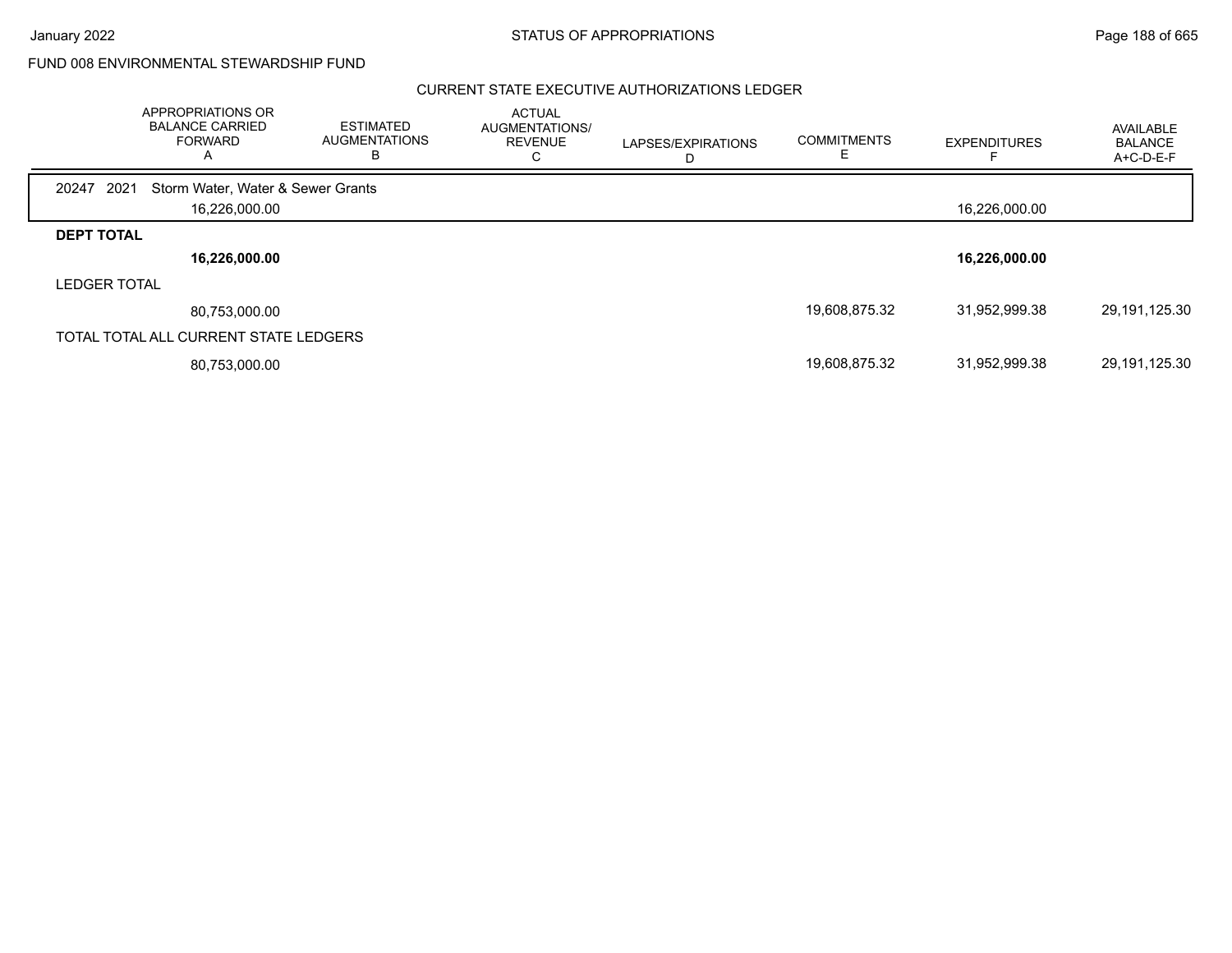FUND 008 ENVIRONMENTAL STEWARDSHIP FUND

CURRENT STATE EXECUTIVE AUTHORIZATIONS LEDGER

| | APPROPRIATIONS OR BALANCE CARRIED FORWARD A | ESTIMATED AUGMENTATIONS B | ACTUAL AUGMENTATIONS/ REVENUE C | LAPSES/EXPIRATIONS D | COMMITMENTS E | EXPENDITURES F | AVAILABLE BALANCE A+C-D-E-F |
|---|---|---|---|---|---|---|---|
| 20247 2021 Storm Water, Water & Sewer Grants | | | | | | | |
| | 16,226,000.00 | | | | | 16,226,000.00 | |
| **DEPT TOTAL** | | | | | | | |
| | **16,226,000.00** | | | | | **16,226,000.00** | |
| LEDGER TOTAL | | | | | | | |
| | 80,753,000.00 | | | | 19,608,875.32 | 31,952,999.38 | 29,191,125.30 |
| TOTAL TOTAL ALL CURRENT STATE LEDGERS | | | | | | | |
| | 80,753,000.00 | | | | 19,608,875.32 | 31,952,999.38 | 29,191,125.30 |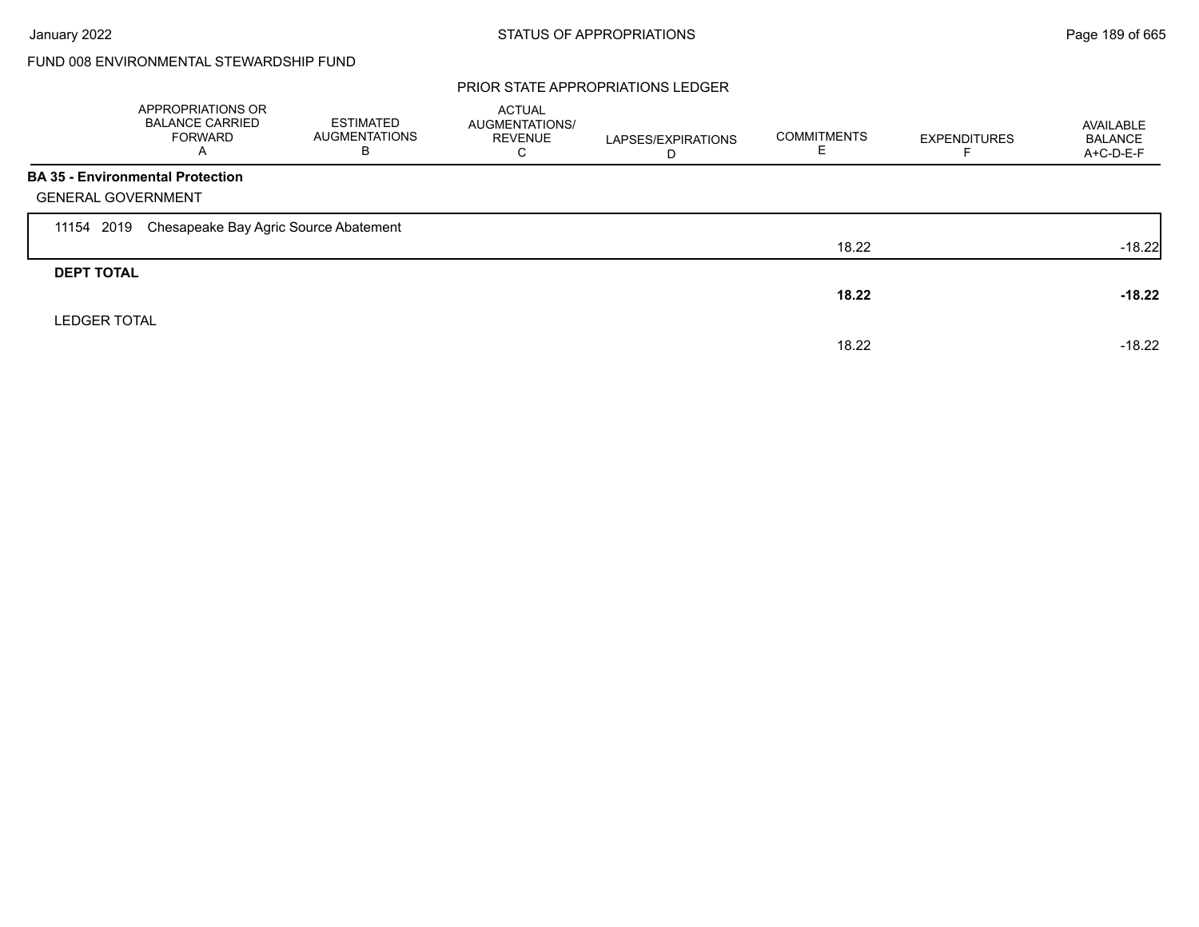FUND 008 ENVIRONMENTAL STEWARDSHIP FUND

PRIOR STATE APPROPRIATIONS LEDGER

| | APPROPRIATIONS OR BALANCE CARRIED FORWARD A | ESTIMATED AUGMENTATIONS B | ACTUAL AUGMENTATIONS/ REVENUE C | LAPSES/EXPIRATIONS D | COMMITMENTS E | EXPENDITURES F | AVAILABLE BALANCE A+C-D-E-F |
|---|---|---|---|---|---|---|---|
| **BA 35 - Environmental Protection** | | | | | | | |
| GENERAL GOVERNMENT | | | | | | | |
| 11154 2019 Chesapeake Bay Agric Source Abatement | | | | | 18.22 | | -18.22 |
| **DEPT TOTAL** | | | | | **18.22** | | **-18.22** |
| LEDGER TOTAL | | | | | 18.22 | | -18.22 |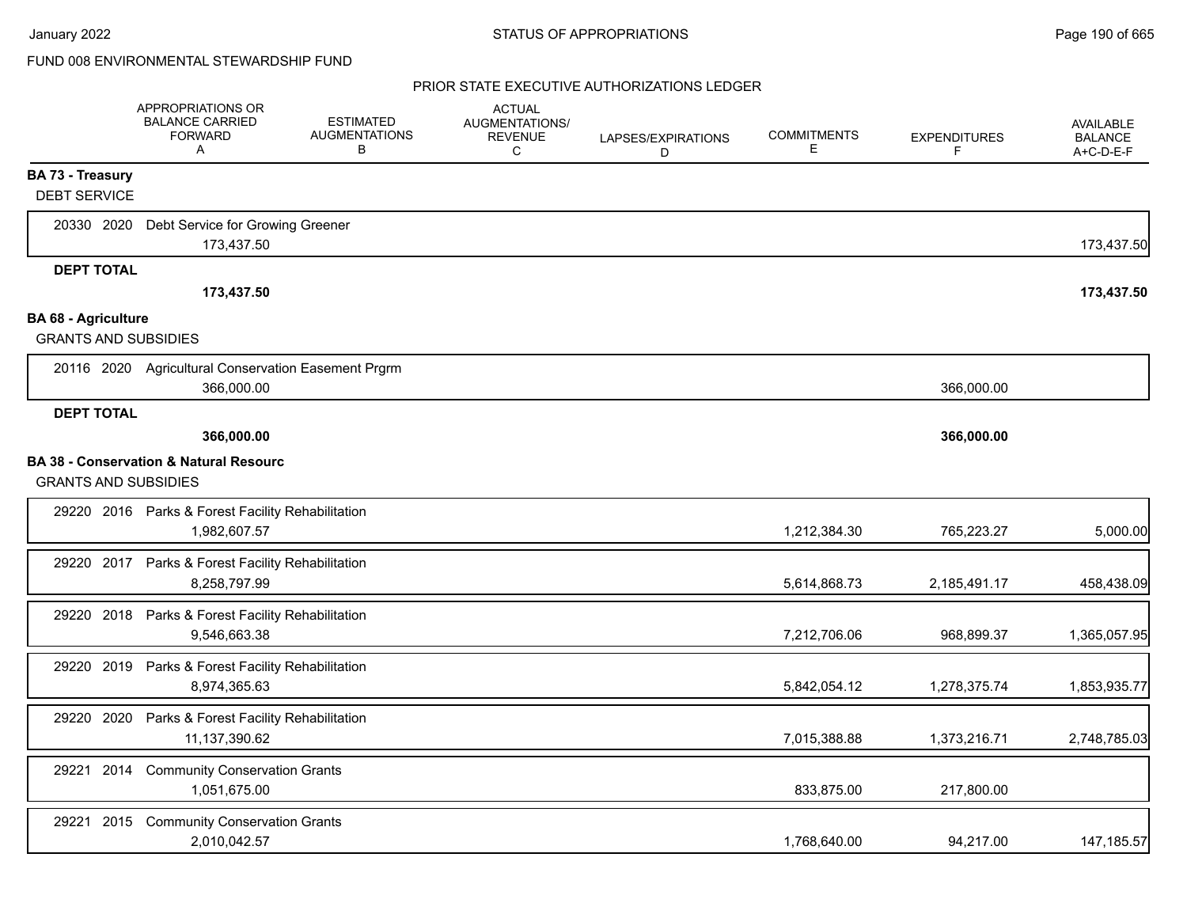FUND 008 ENVIRONMENTAL STEWARDSHIP FUND

PRIOR STATE EXECUTIVE AUTHORIZATIONS LEDGER

| | APPROPRIATIONS OR BALANCE CARRIED FORWARD A | ESTIMATED AUGMENTATIONS B | ACTUAL AUGMENTATIONS/ REVENUE C | LAPSES/EXPIRATIONS D | COMMITMENTS E | EXPENDITURES F | AVAILABLE BALANCE A+C-D-E-F |
|---|---|---|---|---|---|---|---|
| **BA 73 - Treasury** | | | | | | | |
| DEBT SERVICE | | | | | | | |
| 20330 2020 Debt Service for Growing Greener | 173,437.50 | | | | | | 173,437.50 |
| **DEPT TOTAL** | **173,437.50** | | | | | | **173,437.50** |
| **BA 68 - Agriculture** | | | | | | | |
| GRANTS AND SUBSIDIES | | | | | | | |
| 20116 2020 Agricultural Conservation Easement Prgrm | 366,000.00 | | | | | 366,000.00 | |
| **DEPT TOTAL** | **366,000.00** | | | | | **366,000.00** | |
| **BA 38 - Conservation & Natural Resourc** | | | | | | | |
| GRANTS AND SUBSIDIES | | | | | | | |
| 29220 2016 Parks & Forest Facility Rehabilitation | 1,982,607.57 | | | | 1,212,384.30 | 765,223.27 | 5,000.00 |
| 29220 2017 Parks & Forest Facility Rehabilitation | 8,258,797.99 | | | | 5,614,868.73 | 2,185,491.17 | 458,438.09 |
| 29220 2018 Parks & Forest Facility Rehabilitation | 9,546,663.38 | | | | 7,212,706.06 | 968,899.37 | 1,365,057.95 |
| 29220 2019 Parks & Forest Facility Rehabilitation | 8,974,365.63 | | | | 5,842,054.12 | 1,278,375.74 | 1,853,935.77 |
| 29220 2020 Parks & Forest Facility Rehabilitation | 11,137,390.62 | | | | 7,015,388.88 | 1,373,216.71 | 2,748,785.03 |
| 29221 2014 Community Conservation Grants | 1,051,675.00 | | | | 833,875.00 | 217,800.00 | |
| 29221 2015 Community Conservation Grants | 2,010,042.57 | | | | 1,768,640.00 | 94,217.00 | 147,185.57 |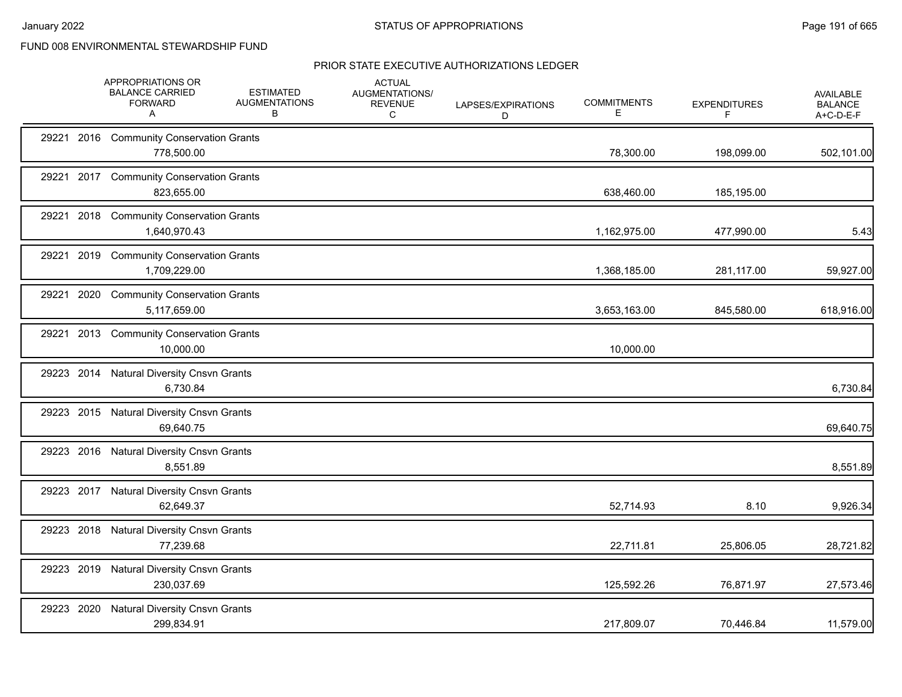FUND 008 ENVIRONMENTAL STEWARDSHIP FUND

## PRIOR STATE EXECUTIVE AUTHORIZATIONS LEDGER

| | APPROPRIATIONS OR BALANCE CARRIED FORWARD A | ESTIMATED AUGMENTATIONS B | ACTUAL AUGMENTATIONS/ REVENUE C | LAPSES/EXPIRATIONS D | COMMITMENTS E | EXPENDITURES F | AVAILABLE BALANCE A+C-D-E-F |
|---|---|---|---|---|---|---|---|
| 29221 2016 Community Conservation Grants | 778,500.00 | | | | 78,300.00 | 198,099.00 | 502,101.00 |
| 29221 2017 Community Conservation Grants | 823,655.00 | | | | 638,460.00 | 185,195.00 | |
| 29221 2018 Community Conservation Grants | 1,640,970.43 | | | | 1,162,975.00 | 477,990.00 | 5.43 |
| 29221 2019 Community Conservation Grants | 1,709,229.00 | | | | 1,368,185.00 | 281,117.00 | 59,927.00 |
| 29221 2020 Community Conservation Grants | 5,117,659.00 | | | | 3,653,163.00 | 845,580.00 | 618,916.00 |
| 29221 2013 Community Conservation Grants | 10,000.00 | | | | 10,000.00 | | |
| 29223 2014 Natural Diversity Cnsvn Grants | 6,730.84 | | | | | | 6,730.84 |
| 29223 2015 Natural Diversity Cnsvn Grants | 69,640.75 | | | | | | 69,640.75 |
| 29223 2016 Natural Diversity Cnsvn Grants | 8,551.89 | | | | | | 8,551.89 |
| 29223 2017 Natural Diversity Cnsvn Grants | 62,649.37 | | | | 52,714.93 | 8.10 | 9,926.34 |
| 29223 2018 Natural Diversity Cnsvn Grants | 77,239.68 | | | | 22,711.81 | 25,806.05 | 28,721.82 |
| 29223 2019 Natural Diversity Cnsvn Grants | 230,037.69 | | | | 125,592.26 | 76,871.97 | 27,573.46 |
| 29223 2020 Natural Diversity Cnsvn Grants | 299,834.91 | | | | 217,809.07 | 70,446.84 | 11,579.00 |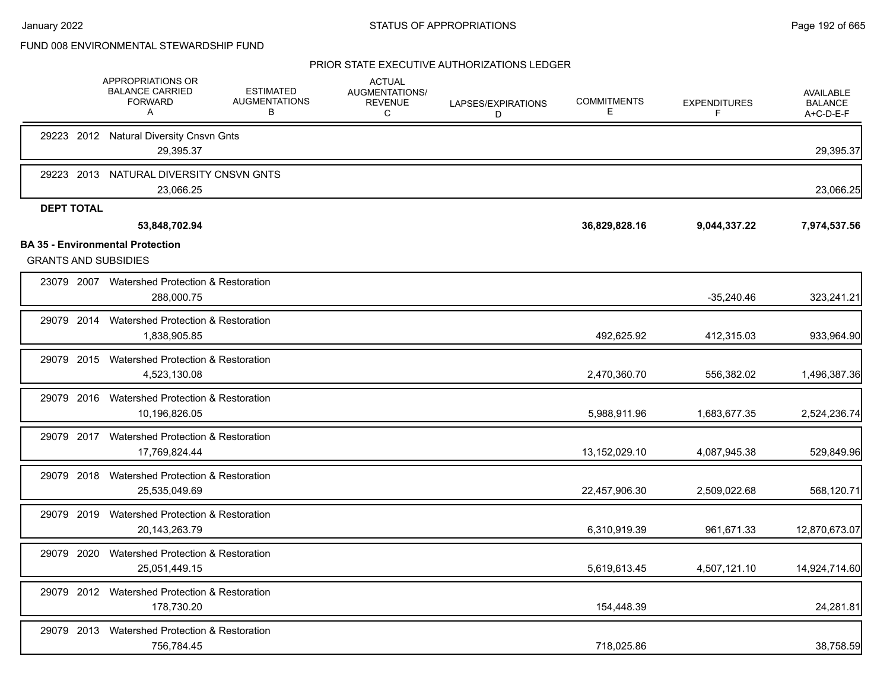FUND 008 ENVIRONMENTAL STEWARDSHIP FUND

PRIOR STATE EXECUTIVE AUTHORIZATIONS LEDGER

| | APPROPRIATIONS OR BALANCE CARRIED FORWARD A | ESTIMATED AUGMENTATIONS B | ACTUAL AUGMENTATIONS/ REVENUE C | LAPSES/EXPIRATIONS D | COMMITMENTS E | EXPENDITURES F | AVAILABLE BALANCE A+C-D-E-F |
|---|---|---|---|---|---|---|---|
| 29223 2012 Natural Diversity Cnsvn Gnts | 29,395.37 | | | | | | 29,395.37 |
| 29223 2013 NATURAL DIVERSITY CNSVN GNTS | 23,066.25 | | | | | | 23,066.25 |
| **DEPT TOTAL** | **53,848,702.94** | | | | **36,829,828.16** | **9,044,337.22** | **7,974,537.56** |

**BA 35 - Environmental Protection**

GRANTS AND SUBSIDIES

| | APPROPRIATIONS OR BALANCE CARRIED FORWARD A | ESTIMATED AUGMENTATIONS B | ACTUAL AUGMENTATIONS/ REVENUE C | LAPSES/EXPIRATIONS D | COMMITMENTS E | EXPENDITURES F | AVAILABLE BALANCE A+C-D-E-F |
|---|---|---|---|---|---|---|---|
| 23079 2007 Watershed Protection & Restoration | 288,000.75 | | | | | -35,240.46 | 323,241.21 |
| 29079 2014 Watershed Protection & Restoration | 1,838,905.85 | | | | 492,625.92 | 412,315.03 | 933,964.90 |
| 29079 2015 Watershed Protection & Restoration | 4,523,130.08 | | | | 2,470,360.70 | 556,382.02 | 1,496,387.36 |
| 29079 2016 Watershed Protection & Restoration | 10,196,826.05 | | | | 5,988,911.96 | 1,683,677.35 | 2,524,236.74 |
| 29079 2017 Watershed Protection & Restoration | 17,769,824.44 | | | | 13,152,029.10 | 4,087,945.38 | 529,849.96 |
| 29079 2018 Watershed Protection & Restoration | 25,535,049.69 | | | | 22,457,906.30 | 2,509,022.68 | 568,120.71 |
| 29079 2019 Watershed Protection & Restoration | 20,143,263.79 | | | | 6,310,919.39 | 961,671.33 | 12,870,673.07 |
| 29079 2020 Watershed Protection & Restoration | 25,051,449.15 | | | | 5,619,613.45 | 4,507,121.10 | 14,924,714.60 |
| 29079 2012 Watershed Protection & Restoration | 178,730.20 | | | | 154,448.39 | | 24,281.81 |
| 29079 2013 Watershed Protection & Restoration | 756,784.45 | | | | 718,025.86 | | 38,758.59 |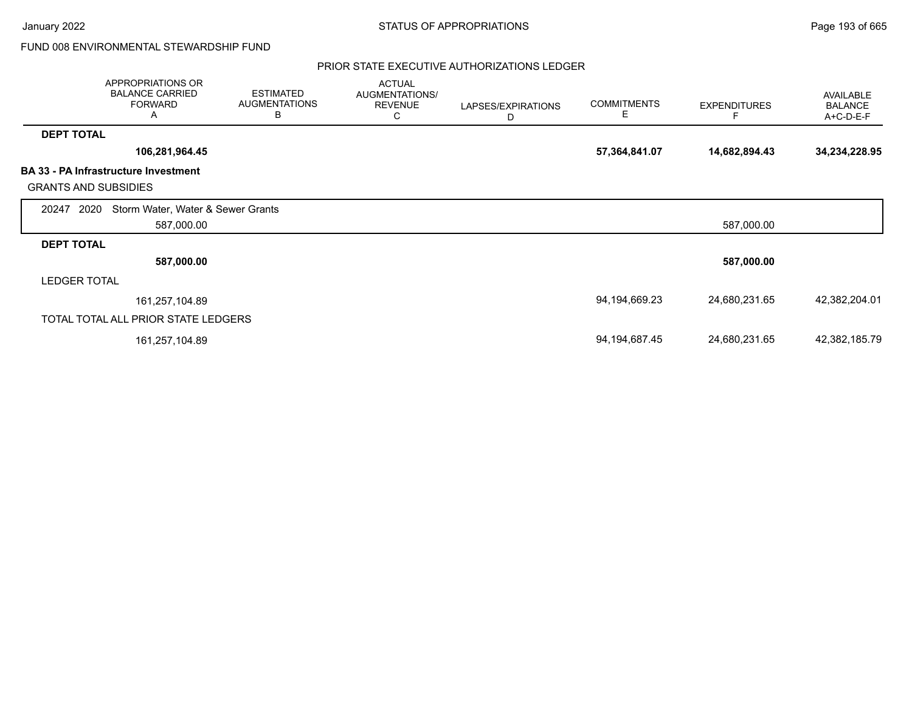FUND 008 ENVIRONMENTAL STEWARDSHIP FUND

PRIOR STATE EXECUTIVE AUTHORIZATIONS LEDGER

| | APPROPRIATIONS OR BALANCE CARRIED FORWARD A | ESTIMATED AUGMENTATIONS B | ACTUAL AUGMENTATIONS/ REVENUE C | LAPSES/EXPIRATIONS D | COMMITMENTS E | EXPENDITURES F | AVAILABLE BALANCE A+C-D-E-F |
|---|---|---|---|---|---|---|---|
| **DEPT TOTAL** | | | | | | | |
| | **106,281,964.45** | | | | **57,364,841.07** | **14,682,894.43** | **34,234,228.95** |
| **BA 33 - PA Infrastructure Investment** | | | | | | | |
| GRANTS AND SUBSIDIES | | | | | | | |
| 20247 2020 Storm Water, Water & Sewer Grants | | | | | | | |
| | 587,000.00 | | | | | 587,000.00 | |
| **DEPT TOTAL** | | | | | | | |
| | **587,000.00** | | | | | **587,000.00** | |
| LEDGER TOTAL | | | | | | | |
| | 161,257,104.89 | | | | 94,194,669.23 | 24,680,231.65 | 42,382,204.01 |
| TOTAL TOTAL ALL PRIOR STATE LEDGERS | | | | | | | |
| | 161,257,104.89 | | | | 94,194,687.45 | 24,680,231.65 | 42,382,185.79 |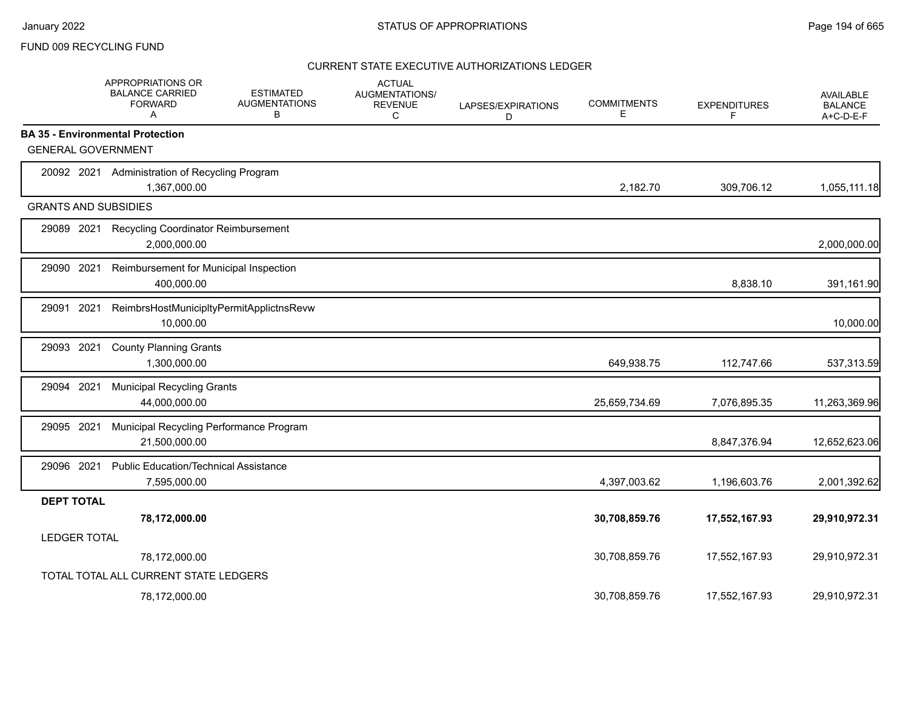FUND 009 RECYCLING FUND

CURRENT STATE EXECUTIVE AUTHORIZATIONS LEDGER

| | APPROPRIATIONS OR BALANCE CARRIED FORWARD A | ESTIMATED AUGMENTATIONS B | ACTUAL AUGMENTATIONS/ REVENUE C | LAPSES/EXPIRATIONS D | COMMITMENTS E | EXPENDITURES F | AVAILABLE BALANCE A+C-D-E-F |
|---|---|---|---|---|---|---|---|
| **BA 35 - Environmental Protection** | | | | | | | |
| GENERAL GOVERNMENT | | | | | | | |
| 20092 2021 Administration of Recycling Program | 1,367,000.00 | | | | 2,182.70 | 309,706.12 | 1,055,111.18 |
| GRANTS AND SUBSIDIES | | | | | | | |
| 29089 2021 Recycling Coordinator Reimbursement | 2,000,000.00 | | | | | | 2,000,000.00 |
| 29090 2021 Reimbursement for Municipal Inspection | 400,000.00 | | | | | 8,838.10 | 391,161.90 |
| 29091 2021 ReimbrsHostMunicipltyPermitApplictnsRevw | 10,000.00 | | | | | | 10,000.00 |
| 29093 2021 County Planning Grants | 1,300,000.00 | | | | 649,938.75 | 112,747.66 | 537,313.59 |
| 29094 2021 Municipal Recycling Grants | 44,000,000.00 | | | | 25,659,734.69 | 7,076,895.35 | 11,263,369.96 |
| 29095 2021 Municipal Recycling Performance Program | 21,500,000.00 | | | | | 8,847,376.94 | 12,652,623.06 |
| 29096 2021 Public Education/Technical Assistance | 7,595,000.00 | | | | 4,397,003.62 | 1,196,603.76 | 2,001,392.62 |
| **DEPT TOTAL** | **78,172,000.00** | | | | **30,708,859.76** | **17,552,167.93** | **29,910,972.31** |
| LEDGER TOTAL | 78,172,000.00 | | | | 30,708,859.76 | 17,552,167.93 | 29,910,972.31 |
| TOTAL TOTAL ALL CURRENT STATE LEDGERS | 78,172,000.00 | | | | 30,708,859.76 | 17,552,167.93 | 29,910,972.31 |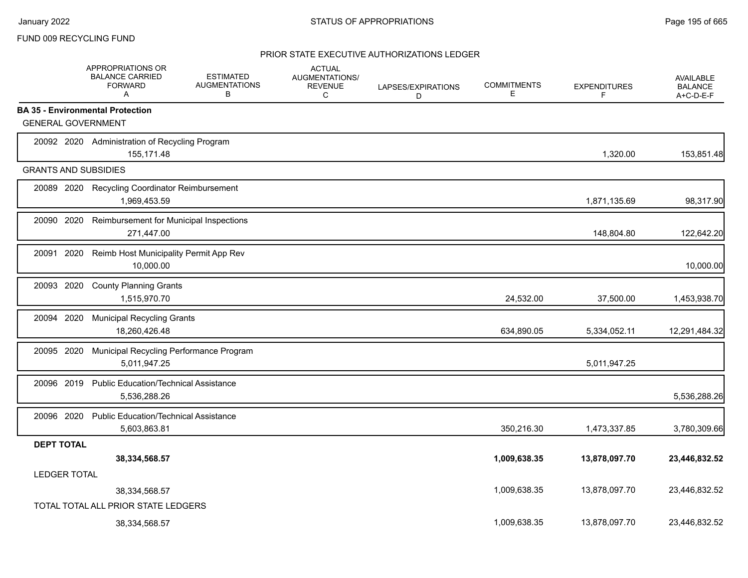FUND 009 RECYCLING FUND

## PRIOR STATE EXECUTIVE AUTHORIZATIONS LEDGER

| | APPROPRIATIONS OR BALANCE CARRIED FORWARD A | ESTIMATED AUGMENTATIONS B | ACTUAL AUGMENTATIONS/ REVENUE C | LAPSES/EXPIRATIONS D | COMMITMENTS E | EXPENDITURES F | AVAILABLE BALANCE A+C-D-E-F |
|---|---|---|---|---|---|---|---|
| **BA 35 - Environmental Protection** | | | | | | | |
| GENERAL GOVERNMENT | | | | | | | |
| 20092 2020 Administration of Recycling Program | 155,171.48 | | | | | 1,320.00 | 153,851.48 |
| GRANTS AND SUBSIDIES | | | | | | | |
| 20089 2020 Recycling Coordinator Reimbursement | 1,969,453.59 | | | | | 1,871,135.69 | 98,317.90 |
| 20090 2020 Reimbursement for Municipal Inspections | 271,447.00 | | | | | 148,804.80 | 122,642.20 |
| 20091 2020 Reimb Host Municipality Permit App Rev | 10,000.00 | | | | | | 10,000.00 |
| 20093 2020 County Planning Grants | 1,515,970.70 | | | | 24,532.00 | 37,500.00 | 1,453,938.70 |
| 20094 2020 Municipal Recycling Grants | 18,260,426.48 | | | | 634,890.05 | 5,334,052.11 | 12,291,484.32 |
| 20095 2020 Municipal Recycling Performance Program | 5,011,947.25 | | | | | 5,011,947.25 | |
| 20096 2019 Public Education/Technical Assistance | 5,536,288.26 | | | | | | 5,536,288.26 |
| 20096 2020 Public Education/Technical Assistance | 5,603,863.81 | | | | 350,216.30 | 1,473,337.85 | 3,780,309.66 |
| **DEPT TOTAL** | **38,334,568.57** | | | | **1,009,638.35** | **13,878,097.70** | **23,446,832.52** |
| LEDGER TOTAL | 38,334,568.57 | | | | 1,009,638.35 | 13,878,097.70 | 23,446,832.52 |
| TOTAL TOTAL ALL PRIOR STATE LEDGERS | 38,334,568.57 | | | | 1,009,638.35 | 13,878,097.70 | 23,446,832.52 |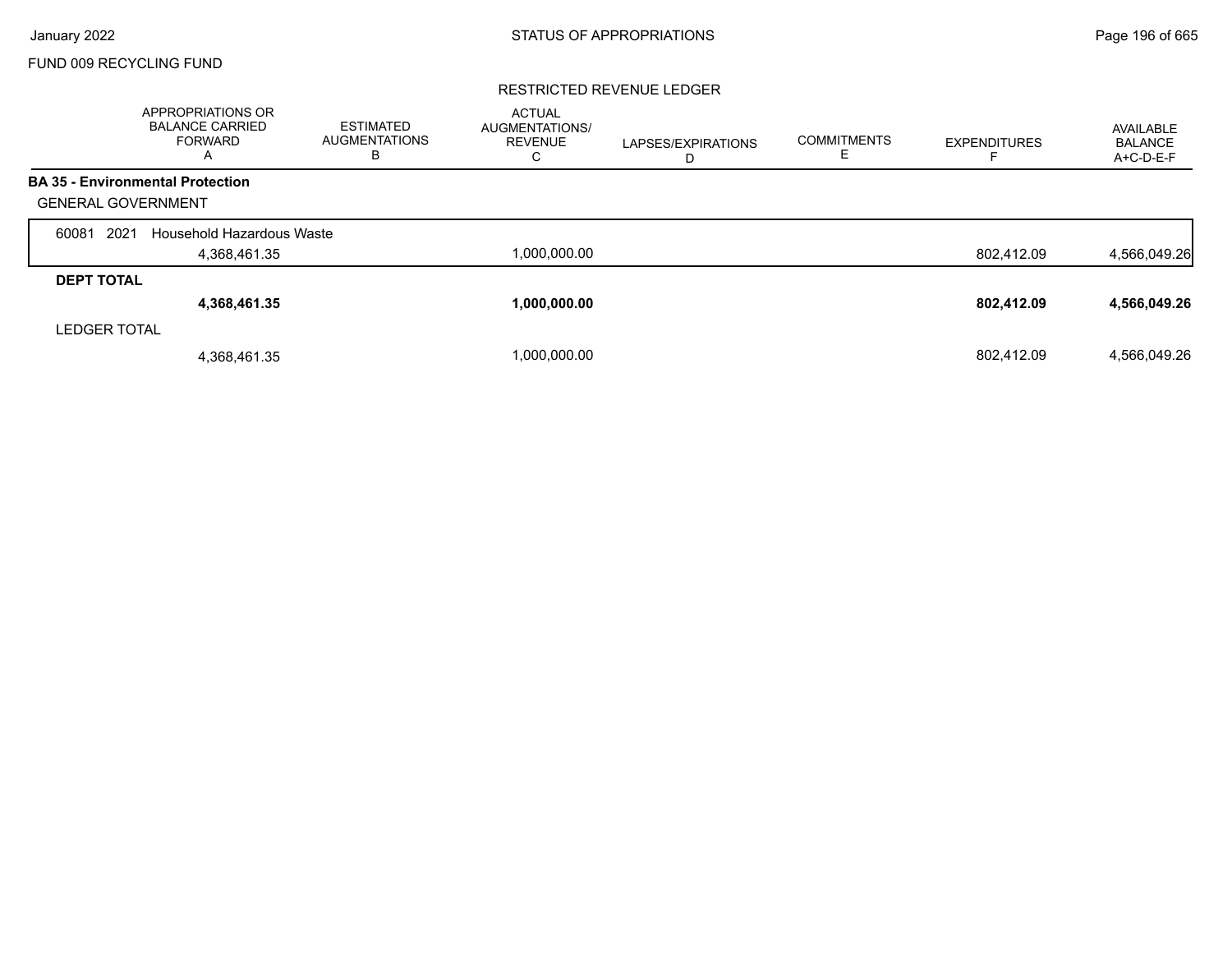FUND 009 RECYCLING FUND

RESTRICTED REVENUE LEDGER

| | APPROPRIATIONS OR BALANCE CARRIED FORWARD A | ESTIMATED AUGMENTATIONS B | ACTUAL AUGMENTATIONS/ REVENUE C | LAPSES/EXPIRATIONS D | COMMITMENTS E | EXPENDITURES F | AVAILABLE BALANCE A+C-D-E-F |
|---|---|---|---|---|---|---|---|
| **BA 35 - Environmental Protection** | | | | | | | |
| GENERAL GOVERNMENT | | | | | | | |
| 60081 2021 Household Hazardous Waste | 4,368,461.35 | | 1,000,000.00 | | | 802,412.09 | 4,566,049.26 |
| **DEPT TOTAL** | **4,368,461.35** | | **1,000,000.00** | | | **802,412.09** | **4,566,049.26** |
| LEDGER TOTAL | 4,368,461.35 | | 1,000,000.00 | | | 802,412.09 | 4,566,049.26 |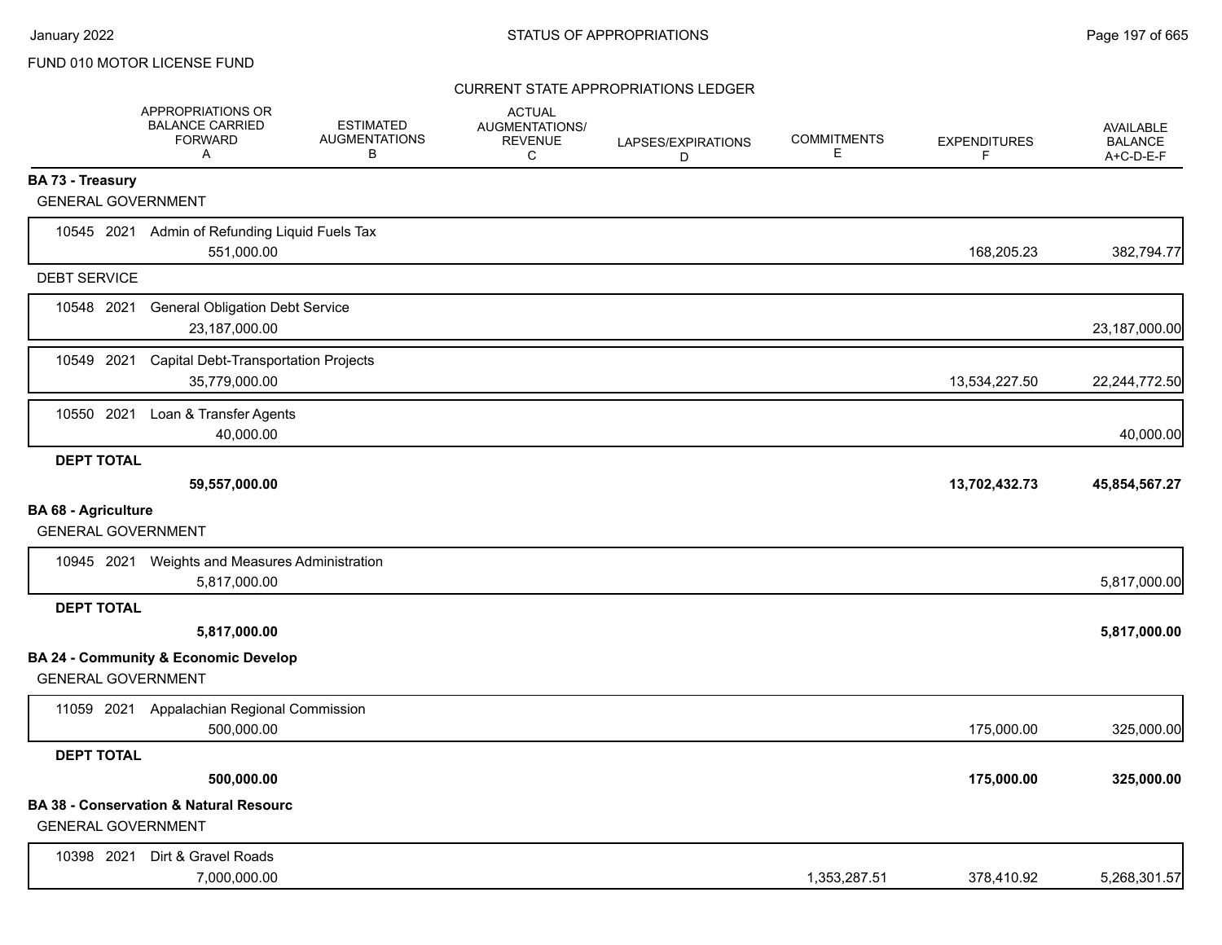FUND 010 MOTOR LICENSE FUND

CURRENT STATE APPROPRIATIONS LEDGER

| | APPROPRIATIONS OR BALANCE CARRIED FORWARD A | ESTIMATED AUGMENTATIONS B | ACTUAL AUGMENTATIONS/ REVENUE C | LAPSES/EXPIRATIONS D | COMMITMENTS E | EXPENDITURES F | AVAILABLE BALANCE A+C-D-E-F |
|---|---|---|---|---|---|---|---|
| **BA 73 - Treasury** | | | | | | | |
| GENERAL GOVERNMENT | | | | | | | |
| 10545 2021 Admin of Refunding Liquid Fuels Tax | 551,000.00 | | | | | 168,205.23 | 382,794.77 |
| DEBT SERVICE | | | | | | | |
| 10548 2021 General Obligation Debt Service | 23,187,000.00 | | | | | | 23,187,000.00 |
| 10549 2021 Capital Debt-Transportation Projects | 35,779,000.00 | | | | | 13,534,227.50 | 22,244,772.50 |
| 10550 2021 Loan & Transfer Agents | 40,000.00 | | | | | | 40,000.00 |
| **DEPT TOTAL** | **59,557,000.00** | | | | | **13,702,432.73** | **45,854,567.27** |
| **BA 68 - Agriculture** | | | | | | | |
| GENERAL GOVERNMENT | | | | | | | |
| 10945 2021 Weights and Measures Administration | 5,817,000.00 | | | | | | 5,817,000.00 |
| **DEPT TOTAL** | **5,817,000.00** | | | | | | **5,817,000.00** |
| **BA 24 - Community & Economic Develop** | | | | | | | |
| GENERAL GOVERNMENT | | | | | | | |
| 11059 2021 Appalachian Regional Commission | 500,000.00 | | | | | 175,000.00 | 325,000.00 |
| **DEPT TOTAL** | **500,000.00** | | | | | **175,000.00** | **325,000.00** |
| **BA 38 - Conservation & Natural Resourc** | | | | | | | |
| GENERAL GOVERNMENT | | | | | | | |
| 10398 2021 Dirt & Gravel Roads | 7,000,000.00 | | | | 1,353,287.51 | 378,410.92 | 5,268,301.57 |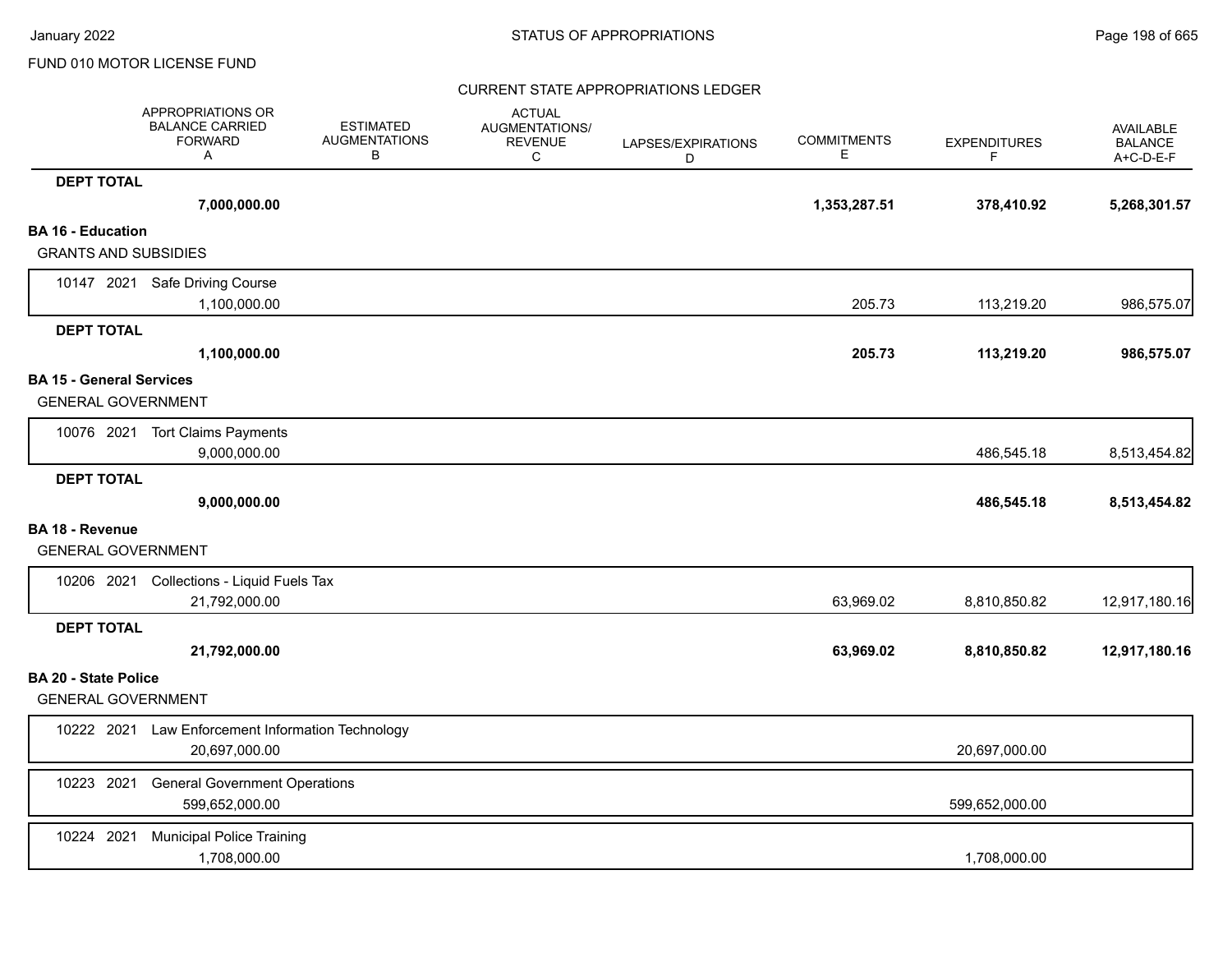FUND 010 MOTOR LICENSE FUND

CURRENT STATE APPROPRIATIONS LEDGER

| | APPROPRIATIONS OR BALANCE CARRIED FORWARD A | ESTIMATED AUGMENTATIONS B | ACTUAL AUGMENTATIONS/ REVENUE C | LAPSES/EXPIRATIONS D | COMMITMENTS E | EXPENDITURES F | AVAILABLE BALANCE A+C-D-E-F |
|---|---|---|---|---|---|---|---|
| **DEPT TOTAL** | **7,000,000.00** | | | | **1,353,287.51** | **378,410.92** | **5,268,301.57** |
| **BA 16 - Education** | | | | | | | |
| GRANTS AND SUBSIDIES | | | | | | | |
| 10147 2021 Safe Driving Course | 1,100,000.00 | | | | 205.73 | 113,219.20 | 986,575.07 |
| **DEPT TOTAL** | **1,100,000.00** | | | | **205.73** | **113,219.20** | **986,575.07** |
| **BA 15 - General Services** | | | | | | | |
| GENERAL GOVERNMENT | | | | | | | |
| 10076 2021 Tort Claims Payments | 9,000,000.00 | | | | | 486,545.18 | 8,513,454.82 |
| **DEPT TOTAL** | **9,000,000.00** | | | | | **486,545.18** | **8,513,454.82** |
| **BA 18 - Revenue** | | | | | | | |
| GENERAL GOVERNMENT | | | | | | | |
| 10206 2021 Collections - Liquid Fuels Tax | 21,792,000.00 | | | | 63,969.02 | 8,810,850.82 | 12,917,180.16 |
| **DEPT TOTAL** | **21,792,000.00** | | | | **63,969.02** | **8,810,850.82** | **12,917,180.16** |
| **BA 20 - State Police** | | | | | | | |
| GENERAL GOVERNMENT | | | | | | | |
| 10222 2021 Law Enforcement Information Technology | 20,697,000.00 | | | | | 20,697,000.00 | |
| 10223 2021 General Government Operations | 599,652,000.00 | | | | | 599,652,000.00 | |
| 10224 2021 Municipal Police Training | 1,708,000.00 | | | | | 1,708,000.00 | |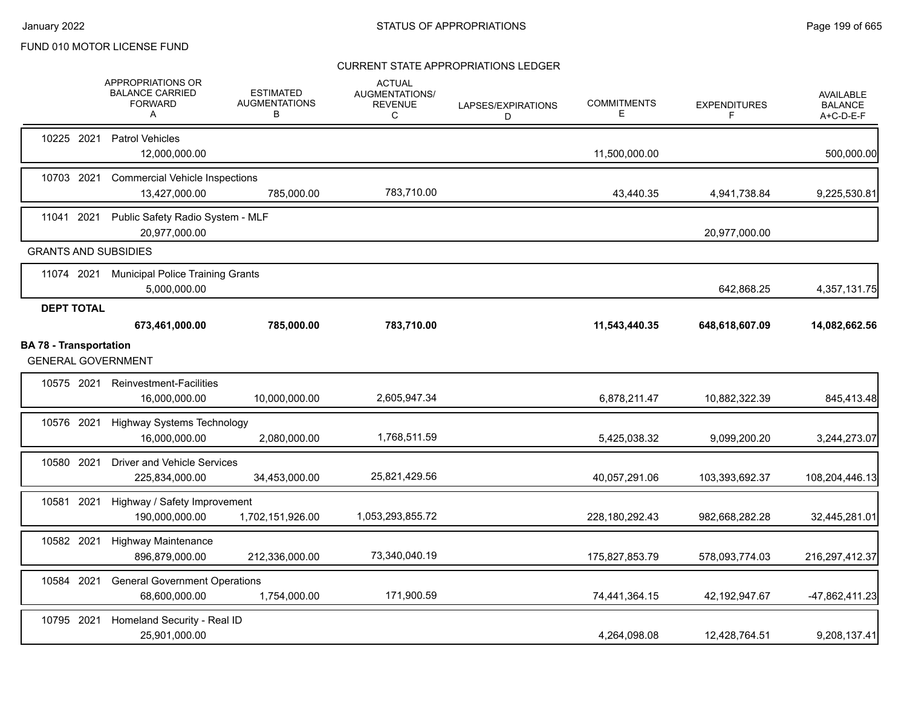FUND 010 MOTOR LICENSE FUND

CURRENT STATE APPROPRIATIONS LEDGER

| | APPROPRIATIONS OR BALANCE CARRIED FORWARD A | ESTIMATED AUGMENTATIONS B | ACTUAL AUGMENTATIONS/ REVENUE C | LAPSES/EXPIRATIONS D | COMMITMENTS E | EXPENDITURES F | AVAILABLE BALANCE A+C-D-E-F |
|---|---|---|---|---|---|---|---|
| 10225 2021 Patrol Vehicles | 12,000,000.00 | | | | 11,500,000.00 | | 500,000.00 |
| 10703 2021 Commercial Vehicle Inspections | 13,427,000.00 | 785,000.00 | 783,710.00 | | 43,440.35 | 4,941,738.84 | 9,225,530.81 |
| 11041 2021 Public Safety Radio System - MLF | 20,977,000.00 | | | | | 20,977,000.00 | |
| **GRANTS AND SUBSIDIES** | | | | | | | |
| 11074 2021 Municipal Police Training Grants | 5,000,000.00 | | | | | 642,868.25 | 4,357,131.75 |
| **DEPT TOTAL** | **673,461,000.00** | **785,000.00** | **783,710.00** | | **11,543,440.35** | **648,618,607.09** | **14,082,662.56** |
| **BA 78 - Transportation** | | | | | | | |
| GENERAL GOVERNMENT | | | | | | | |
| 10575 2021 Reinvestment-Facilities | 16,000,000.00 | 10,000,000.00 | 2,605,947.34 | | 6,878,211.47 | 10,882,322.39 | 845,413.48 |
| 10576 2021 Highway Systems Technology | 16,000,000.00 | 2,080,000.00 | 1,768,511.59 | | 5,425,038.32 | 9,099,200.20 | 3,244,273.07 |
| 10580 2021 Driver and Vehicle Services | 225,834,000.00 | 34,453,000.00 | 25,821,429.56 | | 40,057,291.06 | 103,393,692.37 | 108,204,446.13 |
| 10581 2021 Highway / Safety Improvement | 190,000,000.00 | 1,702,151,926.00 | 1,053,293,855.72 | | 228,180,292.43 | 982,668,282.28 | 32,445,281.01 |
| 10582 2021 Highway Maintenance | 896,879,000.00 | 212,336,000.00 | 73,340,040.19 | | 175,827,853.79 | 578,093,774.03 | 216,297,412.37 |
| 10584 2021 General Government Operations | 68,600,000.00 | 1,754,000.00 | 171,900.59 | | 74,441,364.15 | 42,192,947.67 | -47,862,411.23 |
| 10795 2021 Homeland Security - Real ID | 25,901,000.00 | | | | 4,264,098.08 | 12,428,764.51 | 9,208,137.41 |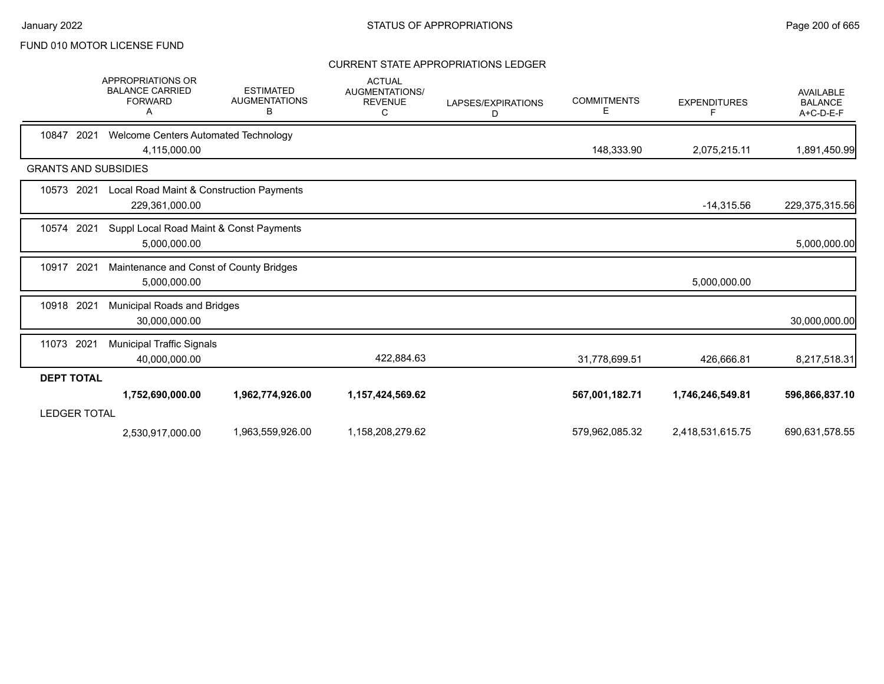FUND 010 MOTOR LICENSE FUND

## CURRENT STATE APPROPRIATIONS LEDGER

| | APPROPRIATIONS OR BALANCE CARRIED FORWARD A | ESTIMATED AUGMENTATIONS B | ACTUAL AUGMENTATIONS/ REVENUE C | LAPSES/EXPIRATIONS D | COMMITMENTS E | EXPENDITURES F | AVAILABLE BALANCE A+C-D-E-F |
|---|---|---|---|---|---|---|---|
| 10847 2021 Welcome Centers Automated Technology | 4,115,000.00 | | | | 148,333.90 | 2,075,215.11 | 1,891,450.99 |
| **GRANTS AND SUBSIDIES** | | | | | | | |
| 10573 2021 Local Road Maint & Construction Payments | 229,361,000.00 | | | | | -14,315.56 | 229,375,315.56 |
| 10574 2021 Suppl Local Road Maint & Const Payments | 5,000,000.00 | | | | | | 5,000,000.00 |
| 10917 2021 Maintenance and Const of County Bridges | 5,000,000.00 | | | | | 5,000,000.00 | |
| 10918 2021 Municipal Roads and Bridges | 30,000,000.00 | | | | | | 30,000,000.00 |
| 11073 2021 Municipal Traffic Signals | 40,000,000.00 | | 422,884.63 | | 31,778,699.51 | 426,666.81 | 8,217,518.31 |
| **DEPT TOTAL** | **1,752,690,000.00** | **1,962,774,926.00** | **1,157,424,569.62** | | **567,001,182.71** | **1,746,246,549.81** | **596,866,837.10** |
| LEDGER TOTAL | 2,530,917,000.00 | 1,963,559,926.00 | 1,158,208,279.62 | | 579,962,085.32 | 2,418,531,615.75 | 690,631,578.55 |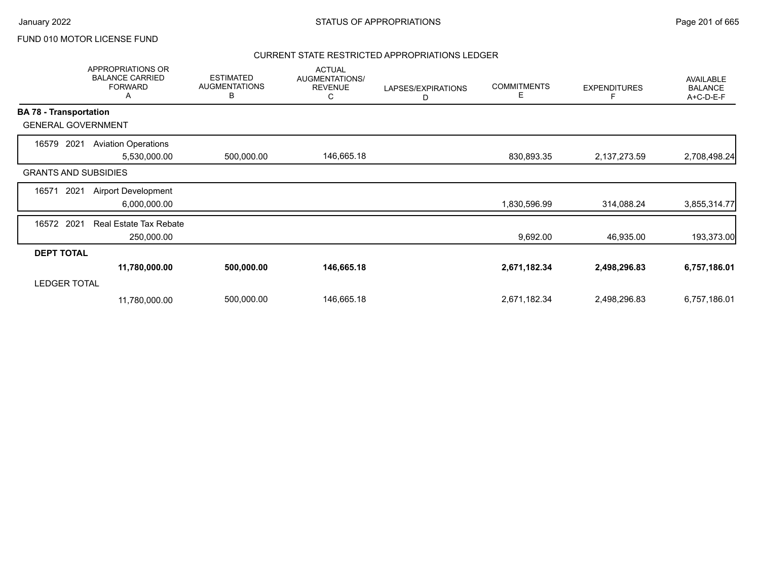FUND 010 MOTOR LICENSE FUND

## CURRENT STATE RESTRICTED APPROPRIATIONS LEDGER

| | APPROPRIATIONS OR BALANCE CARRIED FORWARD A | ESTIMATED AUGMENTATIONS B | ACTUAL AUGMENTATIONS/ REVENUE C | LAPSES/EXPIRATIONS D | COMMITMENTS E | EXPENDITURES F | AVAILABLE BALANCE A+C-D-E-F |
|---|---|---|---|---|---|---|---|
| **BA 78 - Transportation** | | | | | | | |
| GENERAL GOVERNMENT | | | | | | | |
| 16579 2021 Aviation Operations | 5,530,000.00 | 500,000.00 | 146,665.18 | | 830,893.35 | 2,137,273.59 | 2,708,498.24 |
| GRANTS AND SUBSIDIES | | | | | | | |
| 16571 2021 Airport Development | 6,000,000.00 | | | | 1,830,596.99 | 314,088.24 | 3,855,314.77 |
| 16572 2021 Real Estate Tax Rebate | 250,000.00 | | | | 9,692.00 | 46,935.00 | 193,373.00 |
| **DEPT TOTAL** | **11,780,000.00** | **500,000.00** | **146,665.18** | | **2,671,182.34** | **2,498,296.83** | **6,757,186.01** |
| LEDGER TOTAL | 11,780,000.00 | 500,000.00 | 146,665.18 | | 2,671,182.34 | 2,498,296.83 | 6,757,186.01 |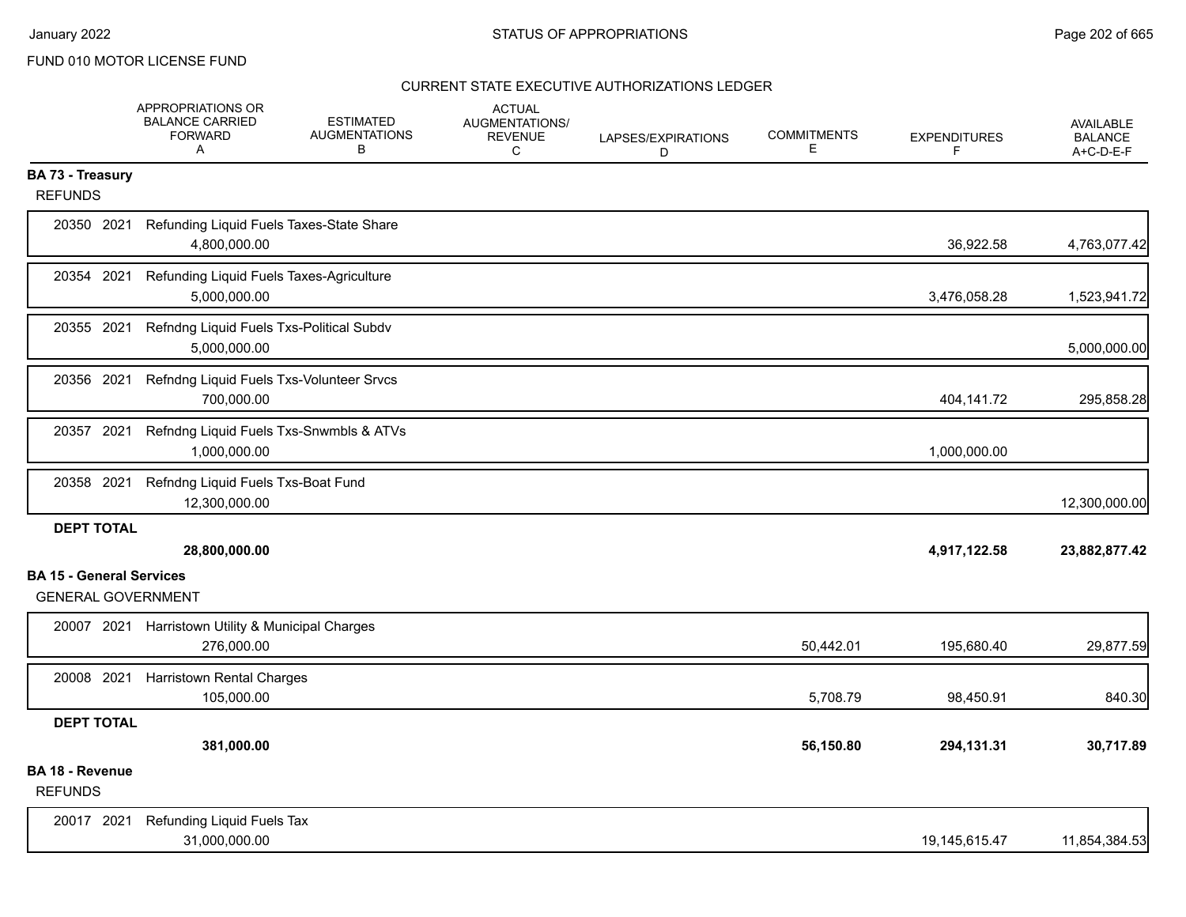FUND 010 MOTOR LICENSE FUND

CURRENT STATE EXECUTIVE AUTHORIZATIONS LEDGER

| | APPROPRIATIONS OR BALANCE CARRIED FORWARD A | ESTIMATED AUGMENTATIONS B | ACTUAL AUGMENTATIONS/ REVENUE C | LAPSES/EXPIRATIONS D | COMMITMENTS E | EXPENDITURES F | AVAILABLE BALANCE A+C-D-E-F |
|---|---|---|---|---|---|---|---|
| **BA 73 - Treasury** | | | | | | | |
| REFUNDS | | | | | | | |
| 20350 2021 Refunding Liquid Fuels Taxes-State Share | 4,800,000.00 | | | | | 36,922.58 | 4,763,077.42 |
| 20354 2021 Refunding Liquid Fuels Taxes-Agriculture | 5,000,000.00 | | | | | 3,476,058.28 | 1,523,941.72 |
| 20355 2021 Refndng Liquid Fuels Txs-Political Subdv | 5,000,000.00 | | | | | | 5,000,000.00 |
| 20356 2021 Refndng Liquid Fuels Txs-Volunteer Srvcs | 700,000.00 | | | | | 404,141.72 | 295,858.28 |
| 20357 2021 Refndng Liquid Fuels Txs-Snwmbls & ATVs | 1,000,000.00 | | | | | 1,000,000.00 | |
| 20358 2021 Refndng Liquid Fuels Txs-Boat Fund | 12,300,000.00 | | | | | | 12,300,000.00 |
| **DEPT TOTAL** | **28,800,000.00** | | | | | **4,917,122.58** | **23,882,877.42** |
| **BA 15 - General Services** | | | | | | | |
| GENERAL GOVERNMENT | | | | | | | |
| 20007 2021 Harristown Utility & Municipal Charges | 276,000.00 | | | | 50,442.01 | 195,680.40 | 29,877.59 |
| 20008 2021 Harristown Rental Charges | 105,000.00 | | | | 5,708.79 | 98,450.91 | 840.30 |
| **DEPT TOTAL** | **381,000.00** | | | | **56,150.80** | **294,131.31** | **30,717.89** |
| **BA 18 - Revenue** | | | | | | | |
| REFUNDS | | | | | | | |
| 20017 2021 Refunding Liquid Fuels Tax | 31,000,000.00 | | | | | 19,145,615.47 | 11,854,384.53 |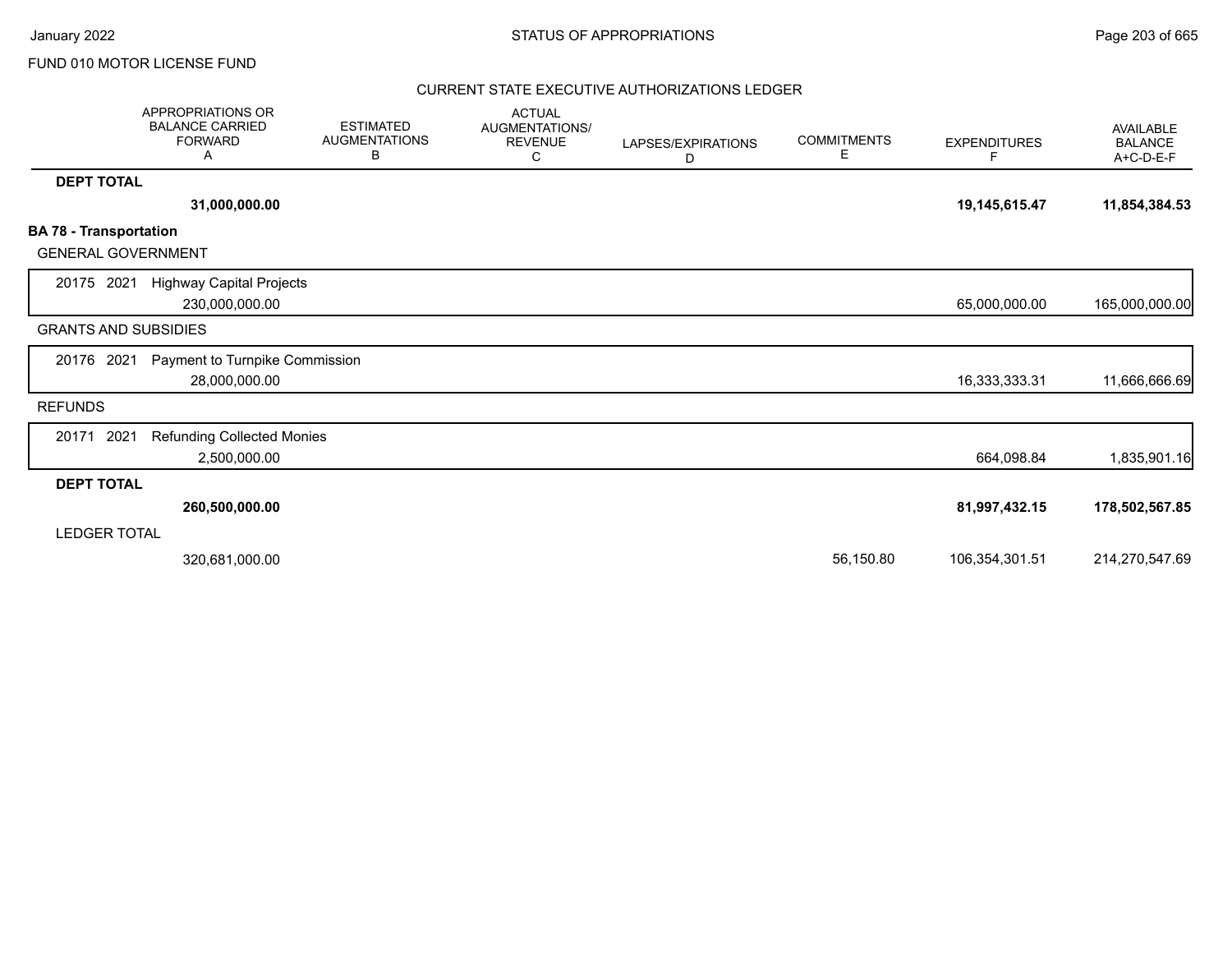FUND 010 MOTOR LICENSE FUND

CURRENT STATE EXECUTIVE AUTHORIZATIONS LEDGER

| | APPROPRIATIONS OR BALANCE CARRIED FORWARD A | ESTIMATED AUGMENTATIONS B | ACTUAL AUGMENTATIONS/ REVENUE C | LAPSES/EXPIRATIONS D | COMMITMENTS E | EXPENDITURES F | AVAILABLE BALANCE A+C-D-E-F |
|---|---|---|---|---|---|---|---|
| **DEPT TOTAL** | **31,000,000.00** | | | | | **19,145,615.47** | **11,854,384.53** |
| **BA 78 - Transportation** | | | | | | | |
| GENERAL GOVERNMENT | | | | | | | |
| 20175 2021 Highway Capital Projects | 230,000,000.00 | | | | | 65,000,000.00 | 165,000,000.00 |
| GRANTS AND SUBSIDIES | | | | | | | |
| 20176 2021 Payment to Turnpike Commission | 28,000,000.00 | | | | | 16,333,333.31 | 11,666,666.69 |
| REFUNDS | | | | | | | |
| 20171 2021 Refunding Collected Monies | 2,500,000.00 | | | | | 664,098.84 | 1,835,901.16 |
| **DEPT TOTAL** | **260,500,000.00** | | | | | **81,997,432.15** | **178,502,567.85** |
| LEDGER TOTAL | 320,681,000.00 | | | | 56,150.80 | 106,354,301.51 | 214,270,547.69 |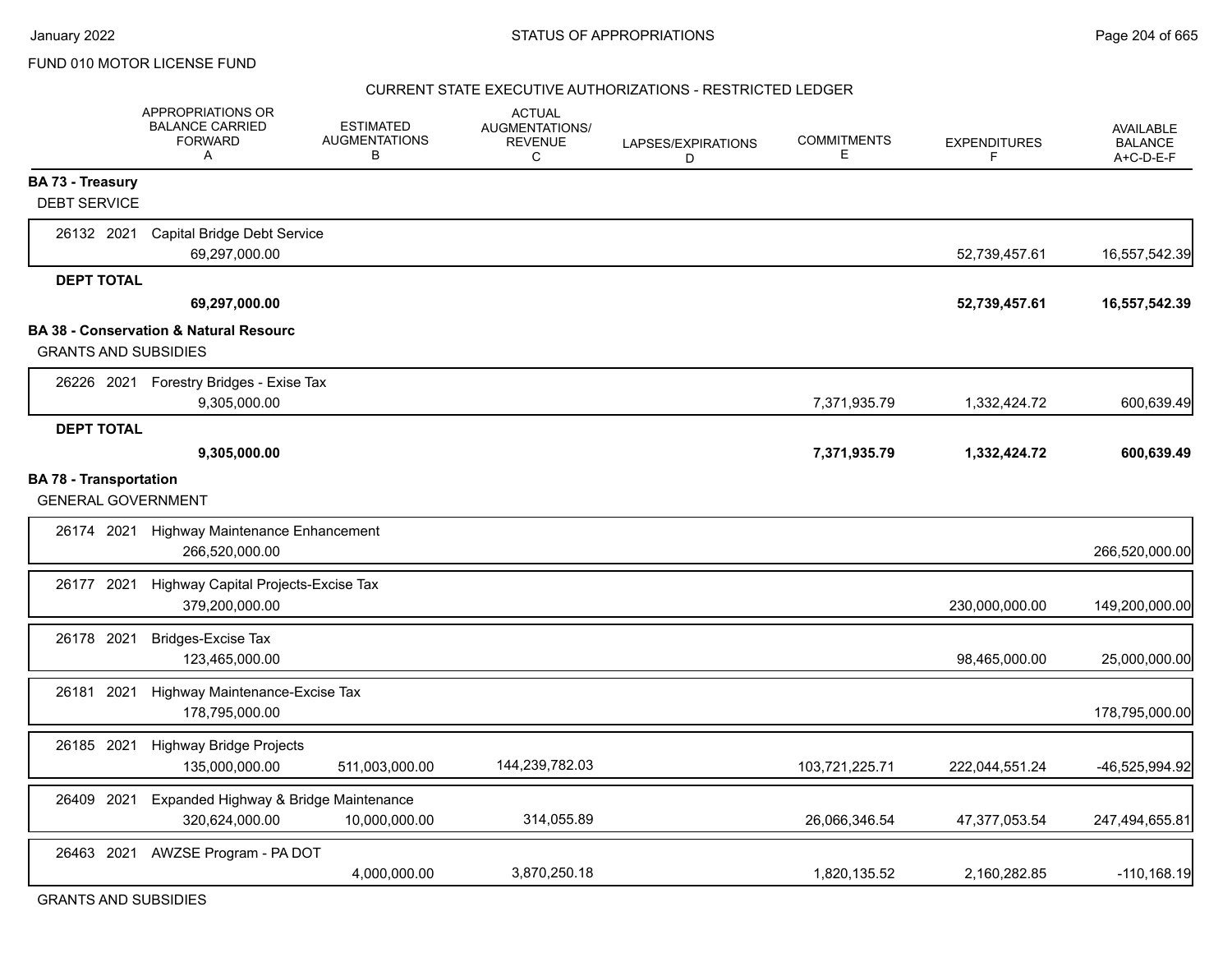FUND 010 MOTOR LICENSE FUND

## STATUS OF APPROPRIATIONS

### CURRENT STATE EXECUTIVE AUTHORIZATIONS - RESTRICTED LEDGER

| | APPROPRIATIONS OR BALANCE CARRIED FORWARD A | ESTIMATED AUGMENTATIONS B | ACTUAL AUGMENTATIONS/ REVENUE C | LAPSES/EXPIRATIONS D | COMMITMENTS E | EXPENDITURES F | AVAILABLE BALANCE A+C-D-E-F |
|---|---|---|---|---|---|---|---|
| **BA 73 - Treasury** | | | | | | | |
| DEBT SERVICE | | | | | | | |
| 26132 2021 Capital Bridge Debt Service | 69,297,000.00 | | | | | 52,739,457.61 | 16,557,542.39 |
| **DEPT TOTAL** | **69,297,000.00** | | | | | **52,739,457.61** | **16,557,542.39** |
| **BA 38 - Conservation & Natural Resourc** | | | | | | | |
| GRANTS AND SUBSIDIES | | | | | | | |
| 26226 2021 Forestry Bridges - Exise Tax | 9,305,000.00 | | | | 7,371,935.79 | 1,332,424.72 | 600,639.49 |
| **DEPT TOTAL** | **9,305,000.00** | | | | **7,371,935.79** | **1,332,424.72** | **600,639.49** |
| **BA 78 - Transportation** | | | | | | | |
| GENERAL GOVERNMENT | | | | | | | |
| 26174 2021 Highway Maintenance Enhancement | 266,520,000.00 | | | | | | 266,520,000.00 |
| 26177 2021 Highway Capital Projects-Excise Tax | 379,200,000.00 | | | | | 230,000,000.00 | 149,200,000.00 |
| 26178 2021 Bridges-Excise Tax | 123,465,000.00 | | | | | 98,465,000.00 | 25,000,000.00 |
| 26181 2021 Highway Maintenance-Excise Tax | 178,795,000.00 | | | | | | 178,795,000.00 |
| 26185 2021 Highway Bridge Projects | 135,000,000.00 | 511,003,000.00 | 144,239,782.03 | | 103,721,225.71 | 222,044,551.24 | -46,525,994.92 |
| 26409 2021 Expanded Highway & Bridge Maintenance | 320,624,000.00 | 10,000,000.00 | 314,055.89 | | 26,066,346.54 | 47,377,053.54 | 247,494,655.81 |
| 26463 2021 AWZSE Program - PA DOT | | 4,000,000.00 | 3,870,250.18 | | 1,820,135.52 | 2,160,282.85 | -110,168.19 |
| GRANTS AND SUBSIDIES | | | | | | | |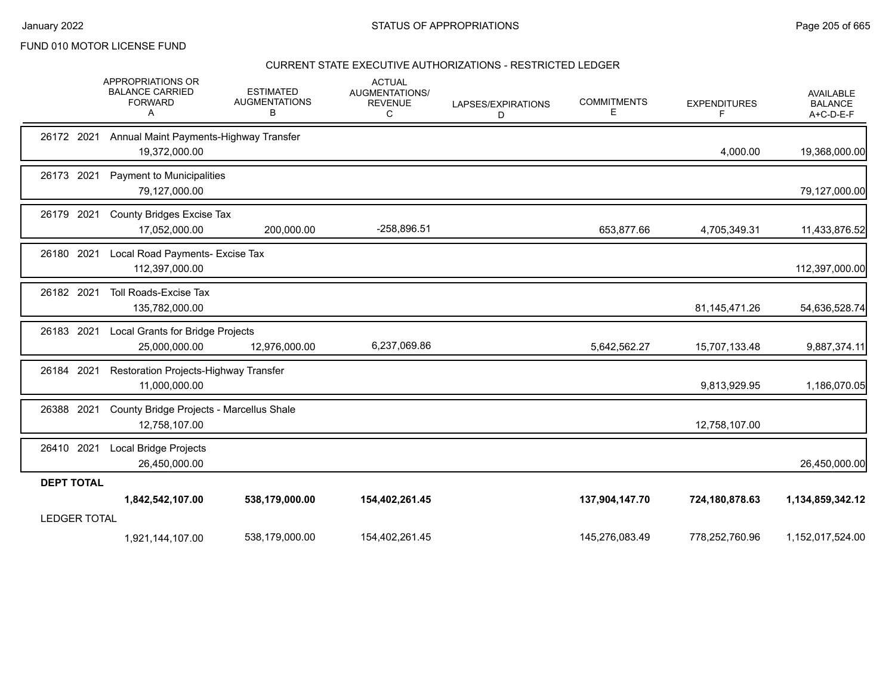FUND 010 MOTOR LICENSE FUND

## CURRENT STATE EXECUTIVE AUTHORIZATIONS - RESTRICTED LEDGER

| | APPROPRIATIONS OR BALANCE CARRIED FORWARD A | ESTIMATED AUGMENTATIONS B | ACTUAL AUGMENTATIONS/ REVENUE C | LAPSES/EXPIRATIONS D | COMMITMENTS E | EXPENDITURES F | AVAILABLE BALANCE A+C-D-E-F |
|---|---|---|---|---|---|---|---|
| 26172 2021 Annual Maint Payments-Highway Transfer | 19,372,000.00 | | | | | 4,000.00 | 19,368,000.00 |
| 26173 2021 Payment to Municipalities | 79,127,000.00 | | | | | | 79,127,000.00 |
| 26179 2021 County Bridges Excise Tax | 17,052,000.00 | 200,000.00 | -258,896.51 | | 653,877.66 | 4,705,349.31 | 11,433,876.52 |
| 26180 2021 Local Road Payments- Excise Tax | 112,397,000.00 | | | | | | 112,397,000.00 |
| 26182 2021 Toll Roads-Excise Tax | 135,782,000.00 | | | | | 81,145,471.26 | 54,636,528.74 |
| 26183 2021 Local Grants for Bridge Projects | 25,000,000.00 | 12,976,000.00 | 6,237,069.86 | | 5,642,562.27 | 15,707,133.48 | 9,887,374.11 |
| 26184 2021 Restoration Projects-Highway Transfer | 11,000,000.00 | | | | | 9,813,929.95 | 1,186,070.05 |
| 26388 2021 County Bridge Projects - Marcellus Shale | 12,758,107.00 | | | | | 12,758,107.00 | |
| 26410 2021 Local Bridge Projects | 26,450,000.00 | | | | | | 26,450,000.00 |
| **DEPT TOTAL** | **1,842,542,107.00** | **538,179,000.00** | **154,402,261.45** | | **137,904,147.70** | **724,180,878.63** | **1,134,859,342.12** |
| LEDGER TOTAL | 1,921,144,107.00 | 538,179,000.00 | 154,402,261.45 | | 145,276,083.49 | 778,252,760.96 | 1,152,017,524.00 |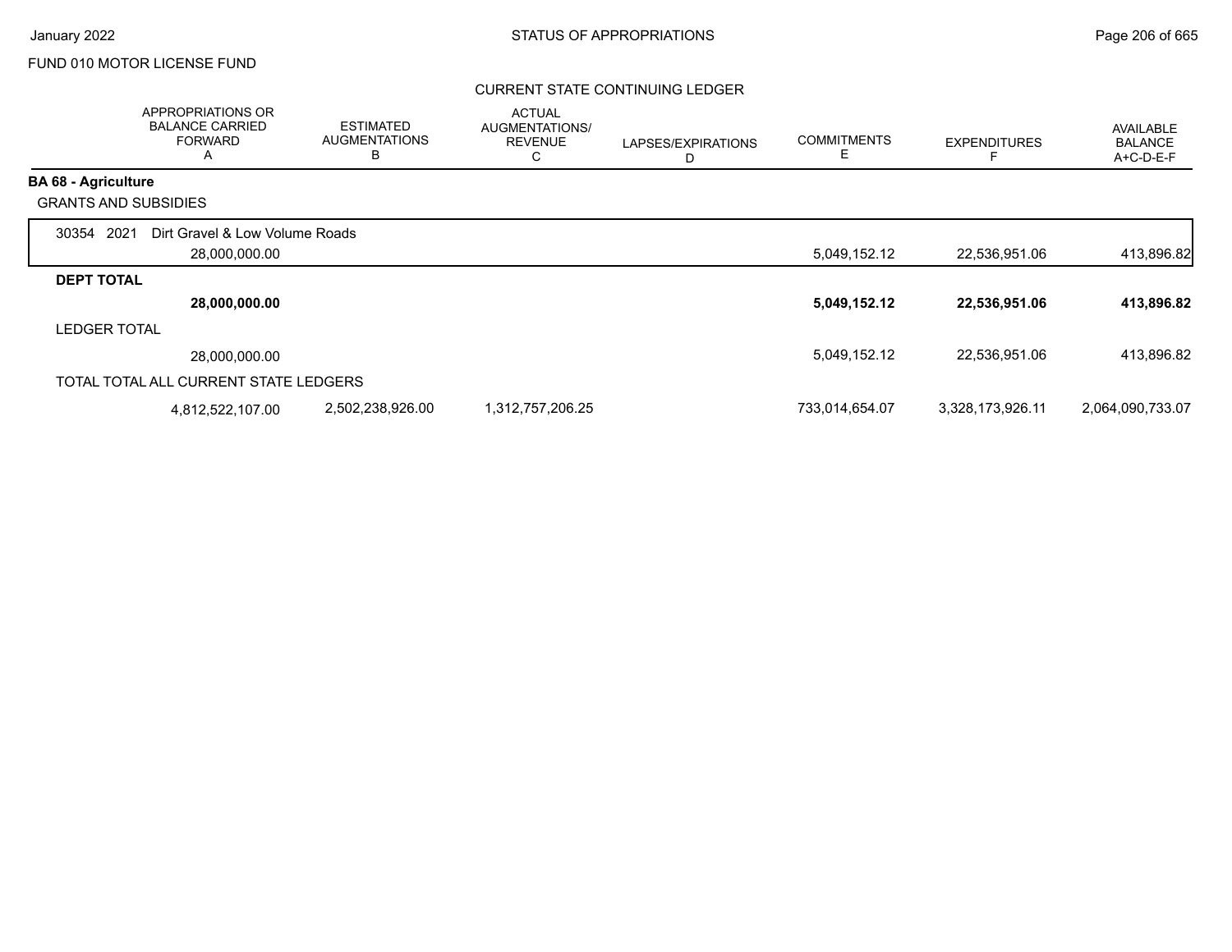FUND 010 MOTOR LICENSE FUND

CURRENT STATE CONTINUING LEDGER

| | APPROPRIATIONS OR BALANCE CARRIED FORWARD A | ESTIMATED AUGMENTATIONS B | ACTUAL AUGMENTATIONS/ REVENUE C | LAPSES/EXPIRATIONS D | COMMITMENTS E | EXPENDITURES F | AVAILABLE BALANCE A+C-D-E-F |
|---|---|---|---|---|---|---|---|
| **BA 68 - Agriculture** | | | | | | | |
| GRANTS AND SUBSIDIES | | | | | | | |
| 30354 2021 Dirt Gravel & Low Volume Roads | 28,000,000.00 | | | | 5,049,152.12 | 22,536,951.06 | 413,896.82 |
| **DEPT TOTAL** | **28,000,000.00** | | | | **5,049,152.12** | **22,536,951.06** | **413,896.82** |
| LEDGER TOTAL | 28,000,000.00 | | | | 5,049,152.12 | 22,536,951.06 | 413,896.82 |
| TOTAL TOTAL ALL CURRENT STATE LEDGERS | 4,812,522,107.00 | 2,502,238,926.00 | 1,312,757,206.25 | | 733,014,654.07 | 3,328,173,926.11 | 2,064,090,733.07 |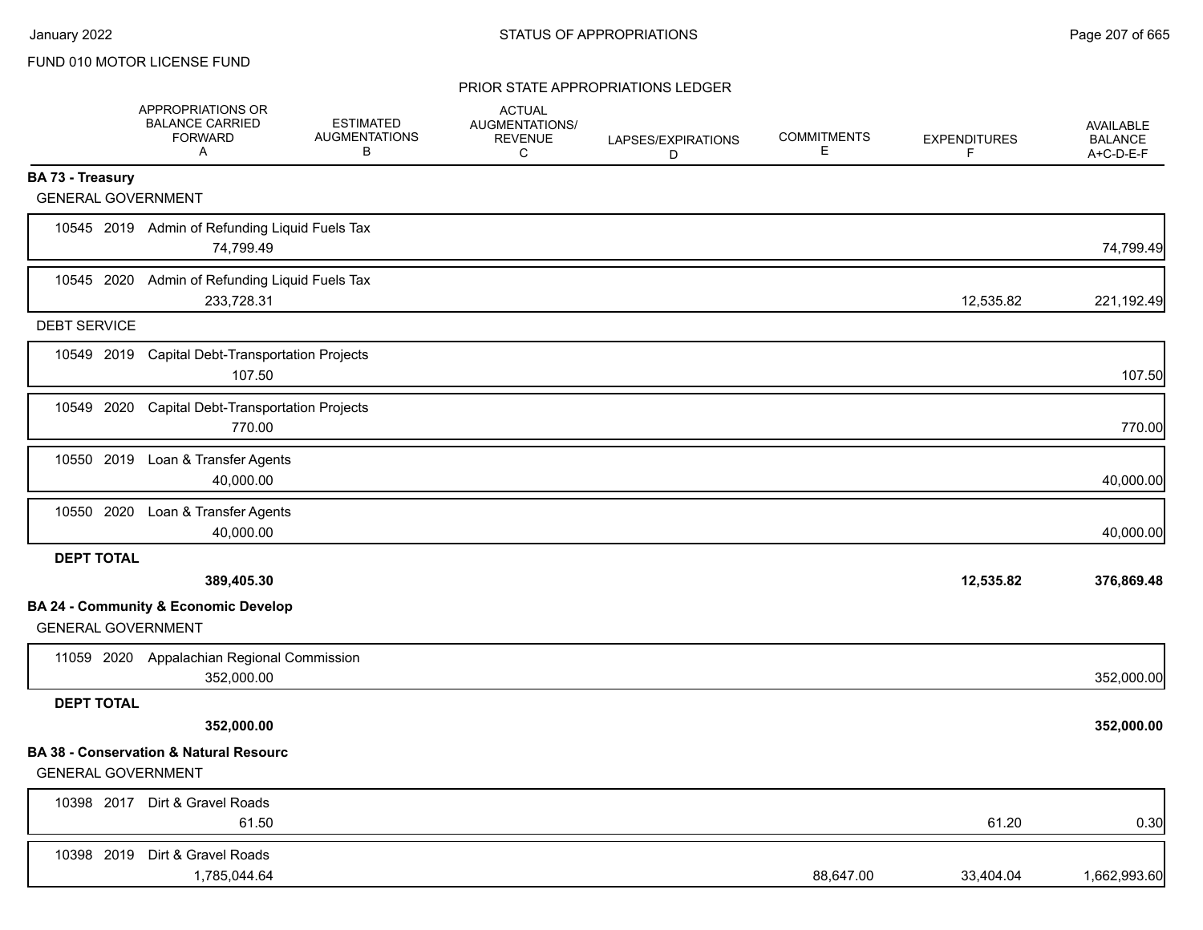FUND 010 MOTOR LICENSE FUND

PRIOR STATE APPROPRIATIONS LEDGER

| | APPROPRIATIONS OR BALANCE CARRIED FORWARD A | ESTIMATED AUGMENTATIONS B | ACTUAL AUGMENTATIONS/ REVENUE C | LAPSES/EXPIRATIONS D | COMMITMENTS E | EXPENDITURES F | AVAILABLE BALANCE A+C-D-E-F |
|---|---|---|---|---|---|---|---|
| **BA 73 - Treasury** | | | | | | | |
| GENERAL GOVERNMENT | | | | | | | |
| 10545 2019 Admin of Refunding Liquid Fuels Tax | 74,799.49 | | | | | | 74,799.49 |
| 10545 2020 Admin of Refunding Liquid Fuels Tax | 233,728.31 | | | | | 12,535.82 | 221,192.49 |
| DEBT SERVICE | | | | | | | |
| 10549 2019 Capital Debt-Transportation Projects | 107.50 | | | | | | 107.50 |
| 10549 2020 Capital Debt-Transportation Projects | 770.00 | | | | | | 770.00 |
| 10550 2019 Loan & Transfer Agents | 40,000.00 | | | | | | 40,000.00 |
| 10550 2020 Loan & Transfer Agents | 40,000.00 | | | | | | 40,000.00 |
| **DEPT TOTAL** | **389,405.30** | | | | | **12,535.82** | **376,869.48** |
| **BA 24 - Community & Economic Develop** | | | | | | | |
| GENERAL GOVERNMENT | | | | | | | |
| 11059 2020 Appalachian Regional Commission | 352,000.00 | | | | | | 352,000.00 |
| **DEPT TOTAL** | **352,000.00** | | | | | | **352,000.00** |
| **BA 38 - Conservation & Natural Resourc** | | | | | | | |
| GENERAL GOVERNMENT | | | | | | | |
| 10398 2017 Dirt & Gravel Roads | 61.50 | | | | | 61.20 | 0.30 |
| 10398 2019 Dirt & Gravel Roads | 1,785,044.64 | | | | 88,647.00 | 33,404.04 | 1,662,993.60 |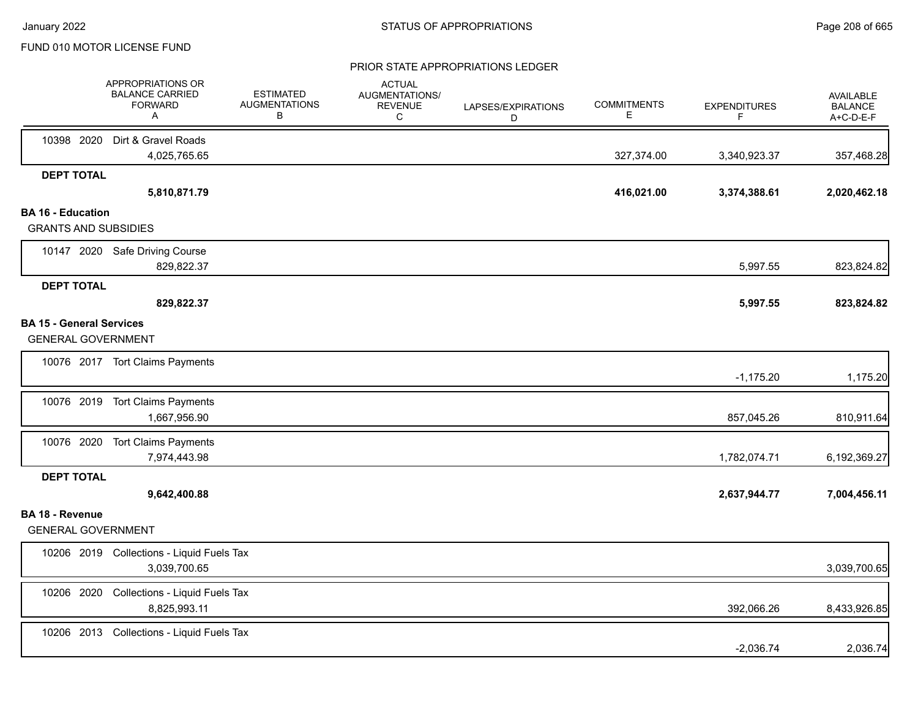FUND 010 MOTOR LICENSE FUND

PRIOR STATE APPROPRIATIONS LEDGER

| | APPROPRIATIONS OR BALANCE CARRIED FORWARD A | ESTIMATED AUGMENTATIONS B | ACTUAL AUGMENTATIONS/ REVENUE C | LAPSES/EXPIRATIONS D | COMMITMENTS E | EXPENDITURES F | AVAILABLE BALANCE A+C-D-E-F |
|---|---|---|---|---|---|---|---|
| 10398 2020 Dirt & Gravel Roads | 4,025,765.65 | | | | 327,374.00 | 3,340,923.37 | 357,468.28 |
| **DEPT TOTAL** | **5,810,871.79** | | | | **416,021.00** | **3,374,388.61** | **2,020,462.18** |
| **BA 16 - Education** | | | | | | | |
| GRANTS AND SUBSIDIES | | | | | | | |
| 10147 2020 Safe Driving Course | 829,822.37 | | | | | 5,997.55 | 823,824.82 |
| **DEPT TOTAL** | **829,822.37** | | | | | **5,997.55** | **823,824.82** |
| **BA 15 - General Services** | | | | | | | |
| GENERAL GOVERNMENT | | | | | | | |
| 10076 2017 Tort Claims Payments | | | | | | -1,175.20 | 1,175.20 |
| 10076 2019 Tort Claims Payments | 1,667,956.90 | | | | | 857,045.26 | 810,911.64 |
| 10076 2020 Tort Claims Payments | 7,974,443.98 | | | | | 1,782,074.71 | 6,192,369.27 |
| **DEPT TOTAL** | **9,642,400.88** | | | | | **2,637,944.77** | **7,004,456.11** |
| **BA 18 - Revenue** | | | | | | | |
| GENERAL GOVERNMENT | | | | | | | |
| 10206 2019 Collections - Liquid Fuels Tax | 3,039,700.65 | | | | | | 3,039,700.65 |
| 10206 2020 Collections - Liquid Fuels Tax | 8,825,993.11 | | | | | 392,066.26 | 8,433,926.85 |
| 10206 2013 Collections - Liquid Fuels Tax | | | | | | -2,036.74 | 2,036.74 |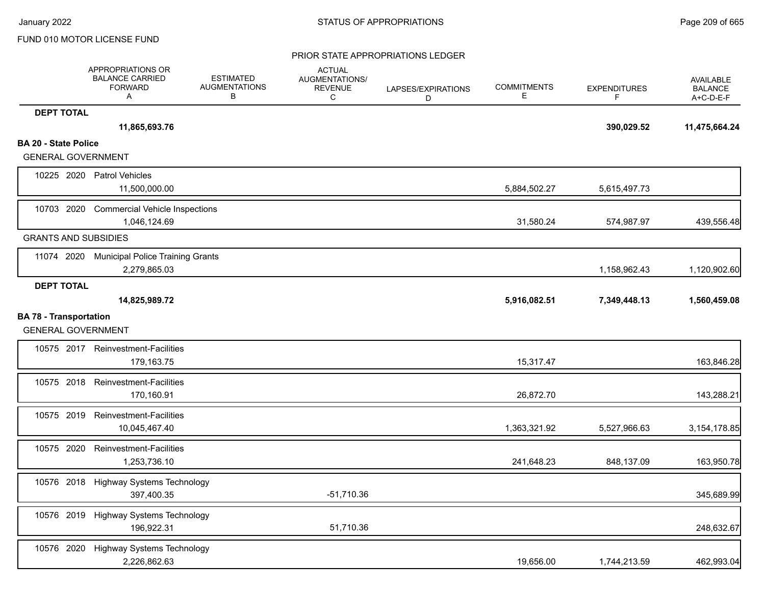FUND 010 MOTOR LICENSE FUND

PRIOR STATE APPROPRIATIONS LEDGER

| | APPROPRIATIONS OR BALANCE CARRIED FORWARD A | ESTIMATED AUGMENTATIONS B | ACTUAL AUGMENTATIONS/ REVENUE C | LAPSES/EXPIRATIONS D | COMMITMENTS E | EXPENDITURES F | AVAILABLE BALANCE A+C-D-E-F |
|---|---|---|---|---|---|---|---|
| **DEPT TOTAL** | **11,865,693.76** | | | | | **390,029.52** | **11,475,664.24** |
| **BA 20 - State Police** | | | | | | | |
| GENERAL GOVERNMENT | | | | | | | |
| 10225 2020 Patrol Vehicles | 11,500,000.00 | | | | 5,884,502.27 | 5,615,497.73 | |
| 10703 2020 Commercial Vehicle Inspections | 1,046,124.69 | | | | 31,580.24 | 574,987.97 | 439,556.48 |
| GRANTS AND SUBSIDIES | | | | | | | |
| 11074 2020 Municipal Police Training Grants | 2,279,865.03 | | | | | 1,158,962.43 | 1,120,902.60 |
| **DEPT TOTAL** | **14,825,989.72** | | | | **5,916,082.51** | **7,349,448.13** | **1,560,459.08** |
| **BA 78 - Transportation** | | | | | | | |
| GENERAL GOVERNMENT | | | | | | | |
| 10575 2017 Reinvestment-Facilities | 179,163.75 | | | | 15,317.47 | | 163,846.28 |
| 10575 2018 Reinvestment-Facilities | 170,160.91 | | | | 26,872.70 | | 143,288.21 |
| 10575 2019 Reinvestment-Facilities | 10,045,467.40 | | | | 1,363,321.92 | 5,527,966.63 | 3,154,178.85 |
| 10575 2020 Reinvestment-Facilities | 1,253,736.10 | | | | 241,648.23 | 848,137.09 | 163,950.78 |
| 10576 2018 Highway Systems Technology | 397,400.35 | | -51,710.36 | | | | 345,689.99 |
| 10576 2019 Highway Systems Technology | 196,922.31 | | 51,710.36 | | | | 248,632.67 |
| 10576 2020 Highway Systems Technology | 2,226,862.63 | | | | 19,656.00 | 1,744,213.59 | 462,993.04 |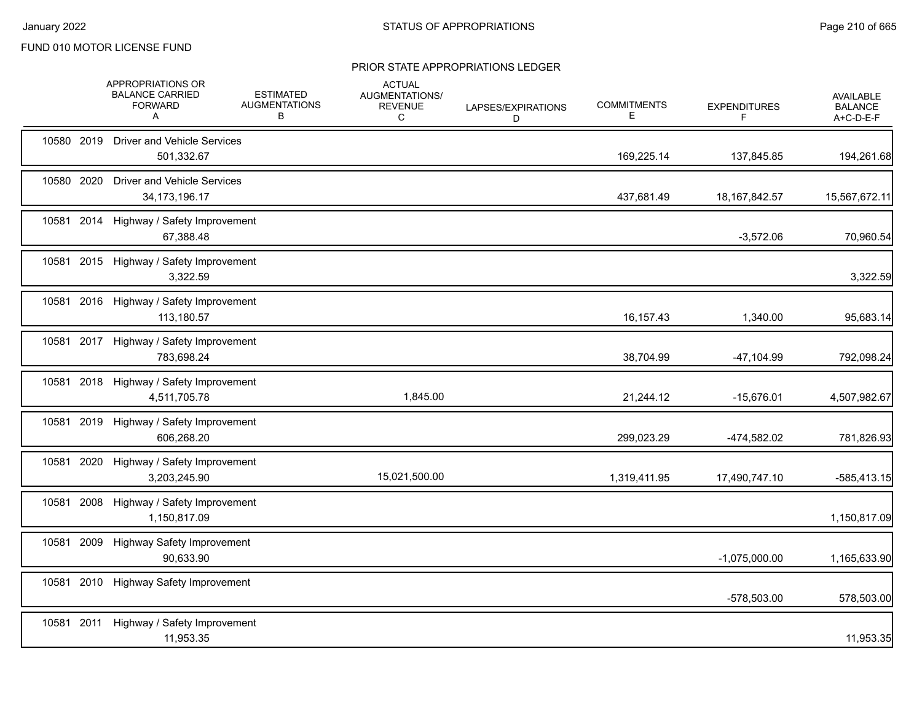FUND 010 MOTOR LICENSE FUND

## PRIOR STATE APPROPRIATIONS LEDGER

| | | | APPROPRIATIONS OR BALANCE CARRIED FORWARD A | ESTIMATED AUGMENTATIONS B | ACTUAL AUGMENTATIONS/ REVENUE C | LAPSES/EXPIRATIONS D | COMMITMENTS E | EXPENDITURES F | AVAILABLE BALANCE A+C-D-E-F |
|---|---|---|---|---|---|---|---|---|---|
| 10580 | 2019 | Driver and Vehicle Services | 501,332.67 | | | | 169,225.14 | 137,845.85 | 194,261.68 |
| 10580 | 2020 | Driver and Vehicle Services | 34,173,196.17 | | | | 437,681.49 | 18,167,842.57 | 15,567,672.11 |
| 10581 | 2014 | Highway / Safety Improvement | 67,388.48 | | | | | -3,572.06 | 70,960.54 |
| 10581 | 2015 | Highway / Safety Improvement | 3,322.59 | | | | | | 3,322.59 |
| 10581 | 2016 | Highway / Safety Improvement | 113,180.57 | | | | 16,157.43 | 1,340.00 | 95,683.14 |
| 10581 | 2017 | Highway / Safety Improvement | 783,698.24 | | | | 38,704.99 | -47,104.99 | 792,098.24 |
| 10581 | 2018 | Highway / Safety Improvement | 4,511,705.78 | | 1,845.00 | | 21,244.12 | -15,676.01 | 4,507,982.67 |
| 10581 | 2019 | Highway / Safety Improvement | 606,268.20 | | | | 299,023.29 | -474,582.02 | 781,826.93 |
| 10581 | 2020 | Highway / Safety Improvement | 3,203,245.90 | | 15,021,500.00 | | 1,319,411.95 | 17,490,747.10 | -585,413.15 |
| 10581 | 2008 | Highway / Safety Improvement | 1,150,817.09 | | | | | | 1,150,817.09 |
| 10581 | 2009 | Highway Safety Improvement | 90,633.90 | | | | | -1,075,000.00 | 1,165,633.90 |
| 10581 | 2010 | Highway Safety Improvement | | | | | | -578,503.00 | 578,503.00 |
| 10581 | 2011 | Highway / Safety Improvement | 11,953.35 | | | | | | 11,953.35 |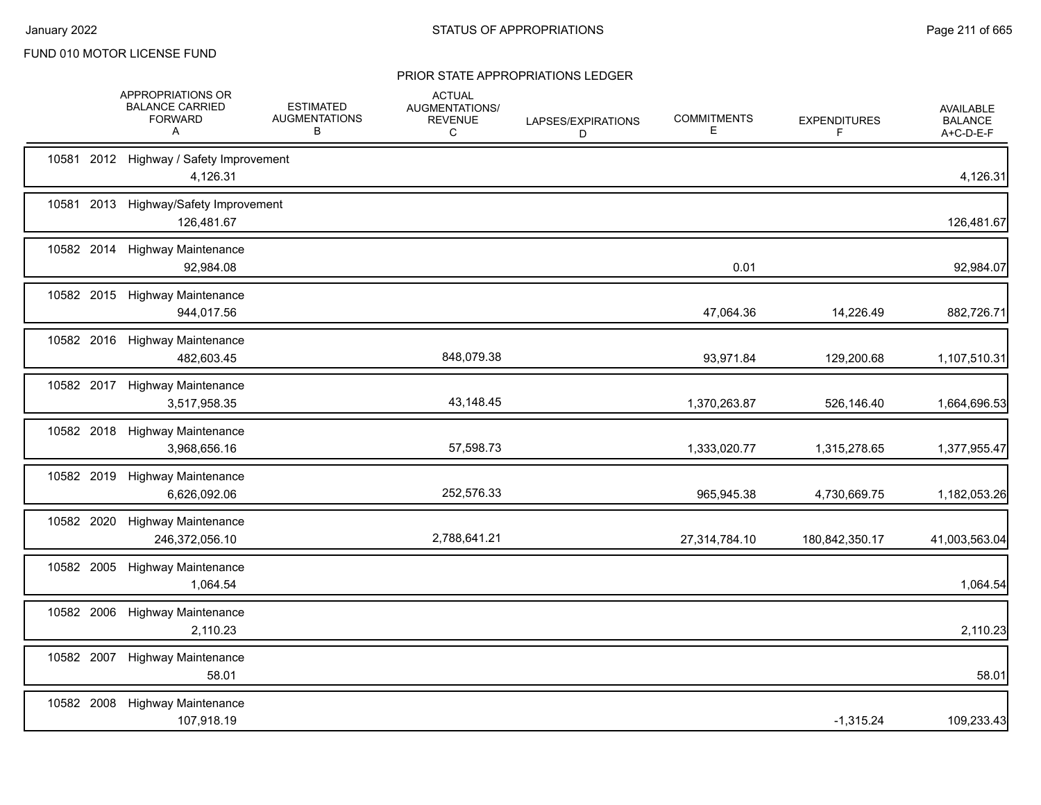FUND 010 MOTOR LICENSE FUND

## PRIOR STATE APPROPRIATIONS LEDGER

| | APPROPRIATIONS OR BALANCE CARRIED FORWARD A | ESTIMATED AUGMENTATIONS B | ACTUAL AUGMENTATIONS/ REVENUE C | LAPSES/EXPIRATIONS D | COMMITMENTS E | EXPENDITURES F | AVAILABLE BALANCE A+C-D-E-F |
|---|---|---|---|---|---|---|---|
| 10581 2012 Highway / Safety Improvement | 4,126.31 | | | | | | 4,126.31 |
| 10581 2013 Highway/Safety Improvement | 126,481.67 | | | | | | 126,481.67 |
| 10582 2014 Highway Maintenance | 92,984.08 | | | | 0.01 | | 92,984.07 |
| 10582 2015 Highway Maintenance | 944,017.56 | | | | 47,064.36 | 14,226.49 | 882,726.71 |
| 10582 2016 Highway Maintenance | 482,603.45 | | 848,079.38 | | 93,971.84 | 129,200.68 | 1,107,510.31 |
| 10582 2017 Highway Maintenance | 3,517,958.35 | | 43,148.45 | | 1,370,263.87 | 526,146.40 | 1,664,696.53 |
| 10582 2018 Highway Maintenance | 3,968,656.16 | | 57,598.73 | | 1,333,020.77 | 1,315,278.65 | 1,377,955.47 |
| 10582 2019 Highway Maintenance | 6,626,092.06 | | 252,576.33 | | 965,945.38 | 4,730,669.75 | 1,182,053.26 |
| 10582 2020 Highway Maintenance | 246,372,056.10 | | 2,788,641.21 | | 27,314,784.10 | 180,842,350.17 | 41,003,563.04 |
| 10582 2005 Highway Maintenance | 1,064.54 | | | | | | 1,064.54 |
| 10582 2006 Highway Maintenance | 2,110.23 | | | | | | 2,110.23 |
| 10582 2007 Highway Maintenance | 58.01 | | | | | | 58.01 |
| 10582 2008 Highway Maintenance | 107,918.19 | | | | | -1,315.24 | 109,233.43 |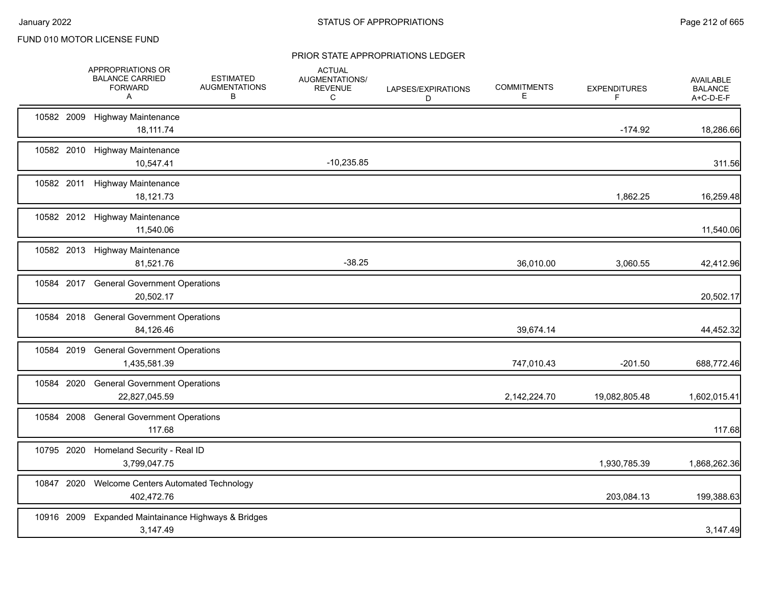FUND 010 MOTOR LICENSE FUND

PRIOR STATE APPROPRIATIONS LEDGER

| | APPROPRIATIONS OR BALANCE CARRIED FORWARD A | ESTIMATED AUGMENTATIONS B | ACTUAL AUGMENTATIONS/ REVENUE C | LAPSES/EXPIRATIONS D | COMMITMENTS E | EXPENDITURES F | AVAILABLE BALANCE A+C-D-E-F |
|---|---|---|---|---|---|---|---|
| 10582 2009 Highway Maintenance | 18,111.74 | | | | | -174.92 | 18,286.66 |
| 10582 2010 Highway Maintenance | 10,547.41 | | -10,235.85 | | | | 311.56 |
| 10582 2011 Highway Maintenance | 18,121.73 | | | | | 1,862.25 | 16,259.48 |
| 10582 2012 Highway Maintenance | 11,540.06 | | | | | | 11,540.06 |
| 10582 2013 Highway Maintenance | 81,521.76 | | -38.25 | | 36,010.00 | 3,060.55 | 42,412.96 |
| 10584 2017 General Government Operations | 20,502.17 | | | | | | 20,502.17 |
| 10584 2018 General Government Operations | 84,126.46 | | | | 39,674.14 | | 44,452.32 |
| 10584 2019 General Government Operations | 1,435,581.39 | | | | 747,010.43 | -201.50 | 688,772.46 |
| 10584 2020 General Government Operations | 22,827,045.59 | | | | 2,142,224.70 | 19,082,805.48 | 1,602,015.41 |
| 10584 2008 General Government Operations | 117.68 | | | | | | 117.68 |
| 10795 2020 Homeland Security - Real ID | 3,799,047.75 | | | | | 1,930,785.39 | 1,868,262.36 |
| 10847 2020 Welcome Centers Automated Technology | 402,472.76 | | | | | 203,084.13 | 199,388.63 |
| 10916 2009 Expanded Maintainance Highways & Bridges | 3,147.49 | | | | | | 3,147.49 |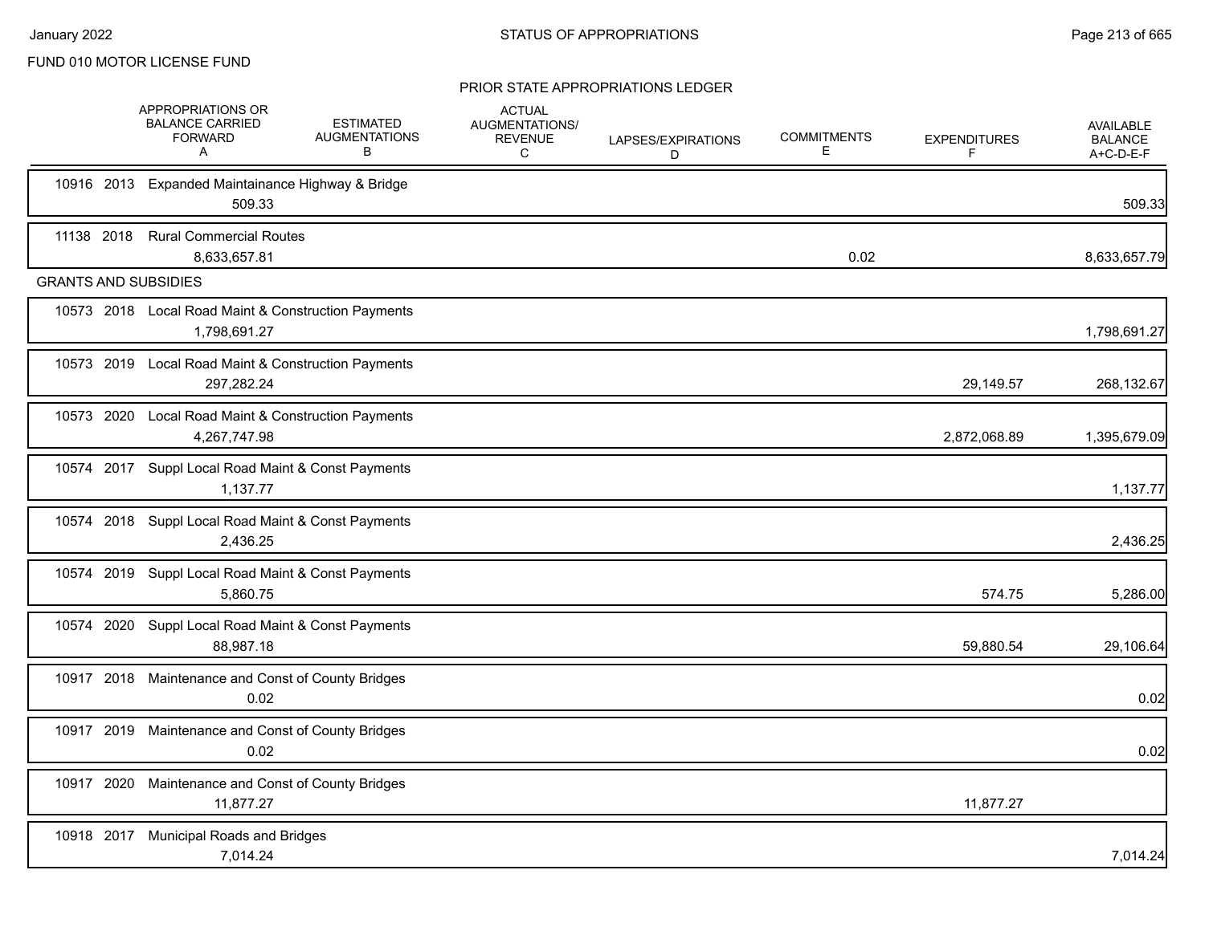FUND 010 MOTOR LICENSE FUND

## PRIOR STATE APPROPRIATIONS LEDGER

| | APPROPRIATIONS OR BALANCE CARRIED FORWARD A | ESTIMATED AUGMENTATIONS B | ACTUAL AUGMENTATIONS/ REVENUE C | LAPSES/EXPIRATIONS D | COMMITMENTS E | EXPENDITURES F | AVAILABLE BALANCE A+C-D-E-F |
|---|---|---|---|---|---|---|---|
| 10916 2013 Expanded Maintainance Highway & Bridge | 509.33 | | | | | | 509.33 |
| 11138 2018 Rural Commercial Routes | 8,633,657.81 | | | | 0.02 | | 8,633,657.79 |
| **GRANTS AND SUBSIDIES** | | | | | | | |
| 10573 2018 Local Road Maint & Construction Payments | 1,798,691.27 | | | | | | 1,798,691.27 |
| 10573 2019 Local Road Maint & Construction Payments | 297,282.24 | | | | | 29,149.57 | 268,132.67 |
| 10573 2020 Local Road Maint & Construction Payments | 4,267,747.98 | | | | | 2,872,068.89 | 1,395,679.09 |
| 10574 2017 Suppl Local Road Maint & Const Payments | 1,137.77 | | | | | | 1,137.77 |
| 10574 2018 Suppl Local Road Maint & Const Payments | 2,436.25 | | | | | | 2,436.25 |
| 10574 2019 Suppl Local Road Maint & Const Payments | 5,860.75 | | | | | 574.75 | 5,286.00 |
| 10574 2020 Suppl Local Road Maint & Const Payments | 88,987.18 | | | | | 59,880.54 | 29,106.64 |
| 10917 2018 Maintenance and Const of County Bridges | 0.02 | | | | | | 0.02 |
| 10917 2019 Maintenance and Const of County Bridges | 0.02 | | | | | | 0.02 |
| 10917 2020 Maintenance and Const of County Bridges | 11,877.27 | | | | | 11,877.27 | |
| 10918 2017 Municipal Roads and Bridges | 7,014.24 | | | | | | 7,014.24 |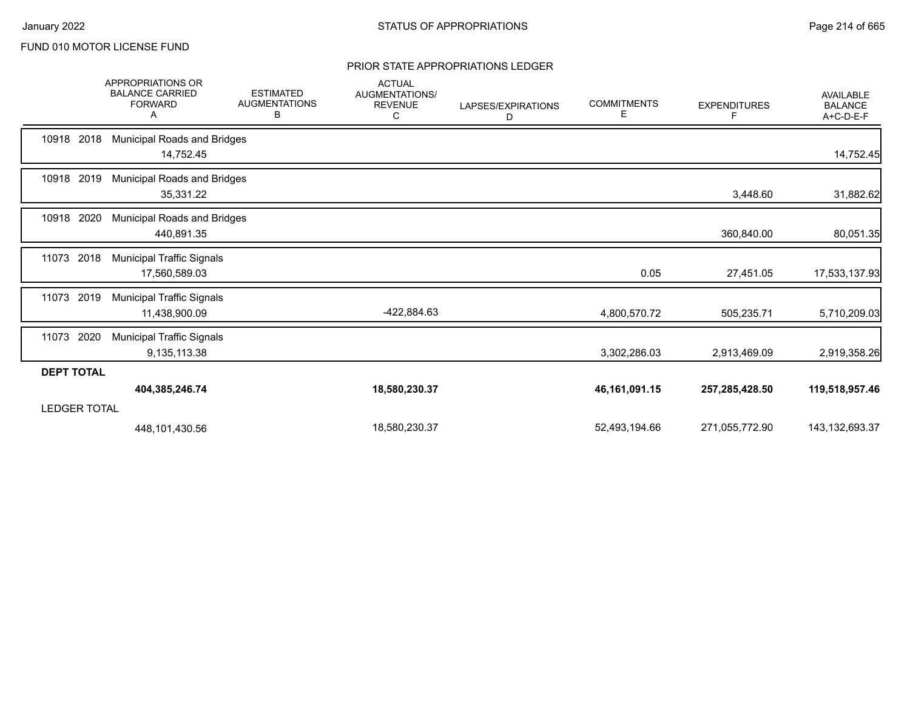FUND 010 MOTOR LICENSE FUND

## PRIOR STATE APPROPRIATIONS LEDGER

| | APPROPRIATIONS OR BALANCE CARRIED FORWARD A | ESTIMATED AUGMENTATIONS B | ACTUAL AUGMENTATIONS/ REVENUE C | LAPSES/EXPIRATIONS D | COMMITMENTS E | EXPENDITURES F | AVAILABLE BALANCE A+C-D-E-F |
|---|---|---|---|---|---|---|---|
| 10918 2018 Municipal Roads and Bridges | 14,752.45 | | | | | | 14,752.45 |
| 10918 2019 Municipal Roads and Bridges | 35,331.22 | | | | | 3,448.60 | 31,882.62 |
| 10918 2020 Municipal Roads and Bridges | 440,891.35 | | | | | 360,840.00 | 80,051.35 |
| 11073 2018 Municipal Traffic Signals | 17,560,589.03 | | | | 0.05 | 27,451.05 | 17,533,137.93 |
| 11073 2019 Municipal Traffic Signals | 11,438,900.09 | | -422,884.63 | | 4,800,570.72 | 505,235.71 | 5,710,209.03 |
| 11073 2020 Municipal Traffic Signals | 9,135,113.38 | | | | 3,302,286.03 | 2,913,469.09 | 2,919,358.26 |
| **DEPT TOTAL** | **404,385,246.74** | | **18,580,230.37** | | **46,161,091.15** | **257,285,428.50** | **119,518,957.46** |
| LEDGER TOTAL | 448,101,430.56 | | 18,580,230.37 | | 52,493,194.66 | 271,055,772.90 | 143,132,693.37 |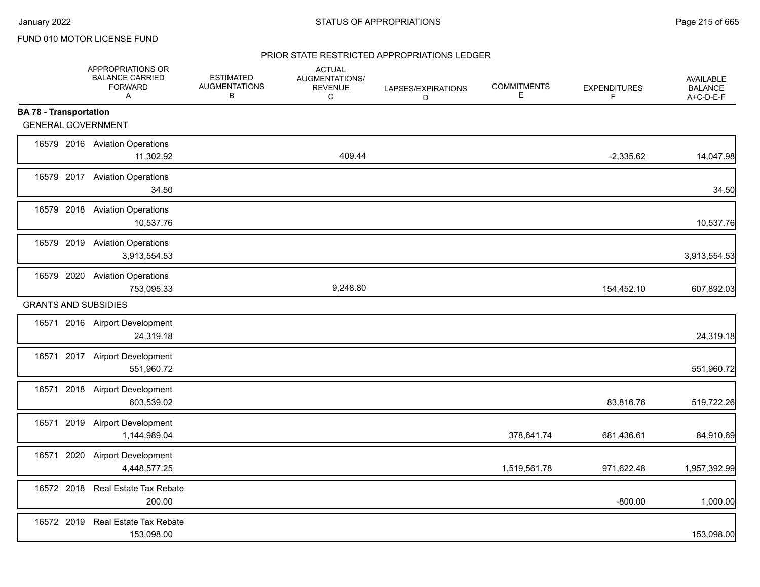FUND 010 MOTOR LICENSE FUND

PRIOR STATE RESTRICTED APPROPRIATIONS LEDGER

| | APPROPRIATIONS OR BALANCE CARRIED FORWARD A | ESTIMATED AUGMENTATIONS B | ACTUAL AUGMENTATIONS/ REVENUE C | LAPSES/EXPIRATIONS D | COMMITMENTS E | EXPENDITURES F | AVAILABLE BALANCE A+C-D-E-F |
|---|---|---|---|---|---|---|---|
| **BA 78 - Transportation** | | | | | | | |
| GENERAL GOVERNMENT | | | | | | | |
| 16579 2016 Aviation Operations | 11,302.92 | | 409.44 | | | -2,335.62 | 14,047.98 |
| 16579 2017 Aviation Operations | 34.50 | | | | | | 34.50 |
| 16579 2018 Aviation Operations | 10,537.76 | | | | | | 10,537.76 |
| 16579 2019 Aviation Operations | 3,913,554.53 | | | | | | 3,913,554.53 |
| 16579 2020 Aviation Operations | 753,095.33 | | 9,248.80 | | | 154,452.10 | 607,892.03 |
| GRANTS AND SUBSIDIES | | | | | | | |
| 16571 2016 Airport Development | 24,319.18 | | | | | | 24,319.18 |
| 16571 2017 Airport Development | 551,960.72 | | | | | | 551,960.72 |
| 16571 2018 Airport Development | 603,539.02 | | | | | 83,816.76 | 519,722.26 |
| 16571 2019 Airport Development | 1,144,989.04 | | | | 378,641.74 | 681,436.61 | 84,910.69 |
| 16571 2020 Airport Development | 4,448,577.25 | | | | 1,519,561.78 | 971,622.48 | 1,957,392.99 |
| 16572 2018 Real Estate Tax Rebate | 200.00 | | | | | -800.00 | 1,000.00 |
| 16572 2019 Real Estate Tax Rebate | 153,098.00 | | | | | | 153,098.00 |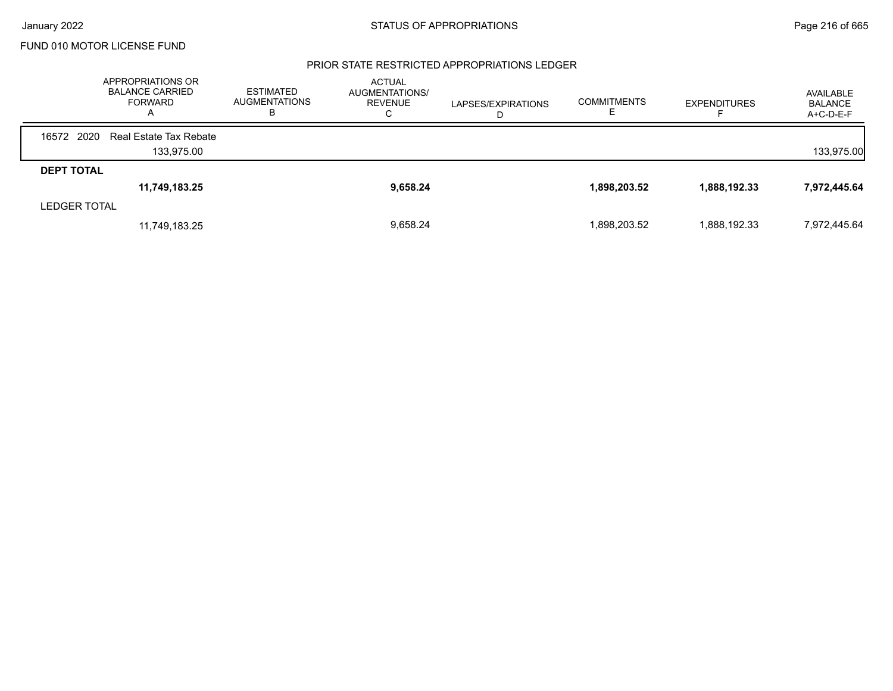FUND 010 MOTOR LICENSE FUND

## PRIOR STATE RESTRICTED APPROPRIATIONS LEDGER

| APPROPRIATIONS OR BALANCE CARRIED FORWARD A | ESTIMATED AUGMENTATIONS B | ACTUAL AUGMENTATIONS/ REVENUE C | LAPSES/EXPIRATIONS D | COMMITMENTS E | EXPENDITURES F | AVAILABLE BALANCE A+C-D-E-F |
|---|---|---|---|---|---|---|
| 16572 2020 Real Estate Tax Rebate | | | | | | |
| 133,975.00 | | | | | | 133,975.00 |
| **DEPT TOTAL** | | | | | | |
| **11,749,183.25** | | **9,658.24** | | **1,898,203.52** | **1,888,192.33** | **7,972,445.64** |
| LEDGER TOTAL | | | | | | |
| 11,749,183.25 | | 9,658.24 | | 1,898,203.52 | 1,888,192.33 | 7,972,445.64 |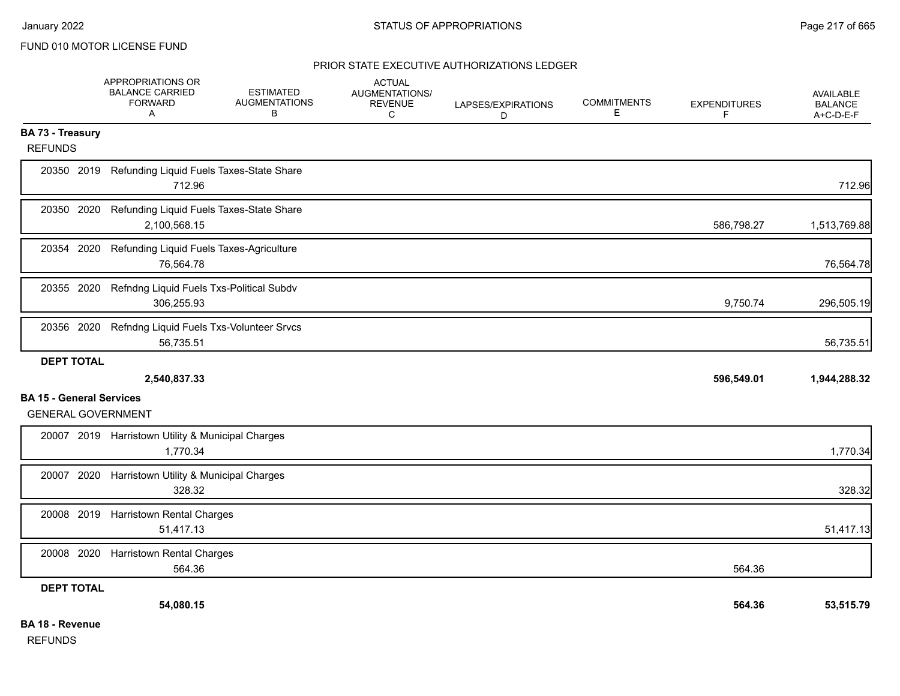FUND 010 MOTOR LICENSE FUND

PRIOR STATE EXECUTIVE AUTHORIZATIONS LEDGER

| | APPROPRIATIONS OR BALANCE CARRIED FORWARD A | ESTIMATED AUGMENTATIONS B | ACTUAL AUGMENTATIONS/ REVENUE C | LAPSES/EXPIRATIONS D | COMMITMENTS E | EXPENDITURES F | AVAILABLE BALANCE A+C-D-E-F |
|---|---|---|---|---|---|---|---|
| **BA 73 - Treasury** | | | | | | | |
| REFUNDS | | | | | | | |
| 20350 2019 Refunding Liquid Fuels Taxes-State Share | 712.96 | | | | | | 712.96 |
| 20350 2020 Refunding Liquid Fuels Taxes-State Share | 2,100,568.15 | | | | | 586,798.27 | 1,513,769.88 |
| 20354 2020 Refunding Liquid Fuels Taxes-Agriculture | 76,564.78 | | | | | | 76,564.78 |
| 20355 2020 Refndng Liquid Fuels Txs-Political Subdv | 306,255.93 | | | | | 9,750.74 | 296,505.19 |
| 20356 2020 Refndng Liquid Fuels Txs-Volunteer Srvcs | 56,735.51 | | | | | | 56,735.51 |
| **DEPT TOTAL** | **2,540,837.33** | | | | | **596,549.01** | **1,944,288.32** |
| **BA 15 - General Services** | | | | | | | |
| GENERAL GOVERNMENT | | | | | | | |
| 20007 2019 Harristown Utility & Municipal Charges | 1,770.34 | | | | | | 1,770.34 |
| 20007 2020 Harristown Utility & Municipal Charges | 328.32 | | | | | | 328.32 |
| 20008 2019 Harristown Rental Charges | 51,417.13 | | | | | | 51,417.13 |
| 20008 2020 Harristown Rental Charges | 564.36 | | | | | 564.36 | |
| **DEPT TOTAL** | **54,080.15** | | | | | **564.36** | **53,515.79** |
| **BA 18 - Revenue** | | | | | | | |
| REFUNDS | | | | | | | |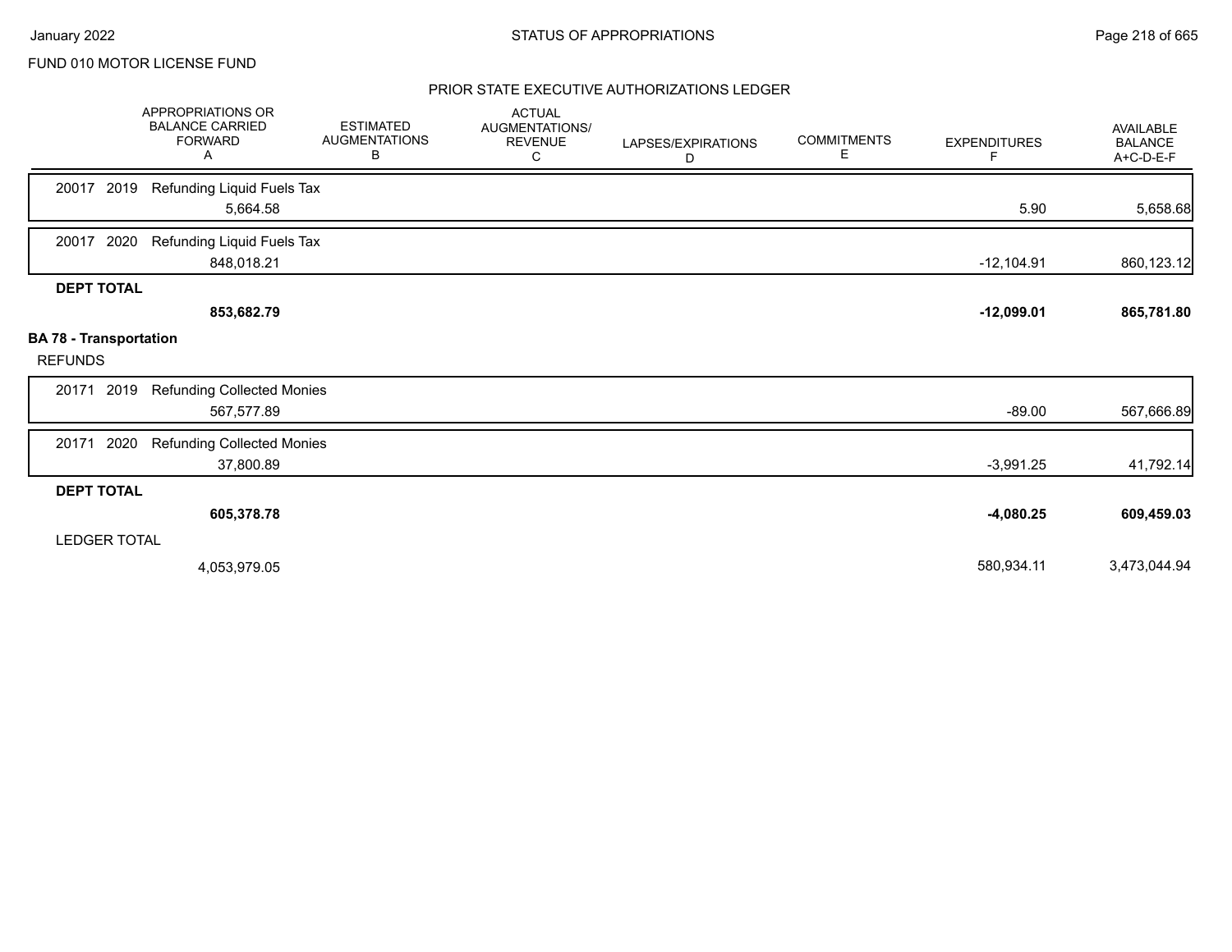FUND 010 MOTOR LICENSE FUND

## PRIOR STATE EXECUTIVE AUTHORIZATIONS LEDGER

| | APPROPRIATIONS OR BALANCE CARRIED FORWARD A | ESTIMATED AUGMENTATIONS B | ACTUAL AUGMENTATIONS/ REVENUE C | LAPSES/EXPIRATIONS D | COMMITMENTS E | EXPENDITURES F | AVAILABLE BALANCE A+C-D-E-F |
|---|---|---|---|---|---|---|---|
| 20017 2019 Refunding Liquid Fuels Tax | 5,664.58 | | | | | 5.90 | 5,658.68 |
| 20017 2020 Refunding Liquid Fuels Tax | 848,018.21 | | | | | -12,104.91 | 860,123.12 |
| **DEPT TOTAL** | **853,682.79** | | | | | **-12,099.01** | **865,781.80** |
| **BA 78 - Transportation** | | | | | | | |
| REFUNDS | | | | | | | |
| 20171 2019 Refunding Collected Monies | 567,577.89 | | | | | -89.00 | 567,666.89 |
| 20171 2020 Refunding Collected Monies | 37,800.89 | | | | | -3,991.25 | 41,792.14 |
| **DEPT TOTAL** | **605,378.78** | | | | | **-4,080.25** | **609,459.03** |
| LEDGER TOTAL | 4,053,979.05 | | | | | 580,934.11 | 3,473,044.94 |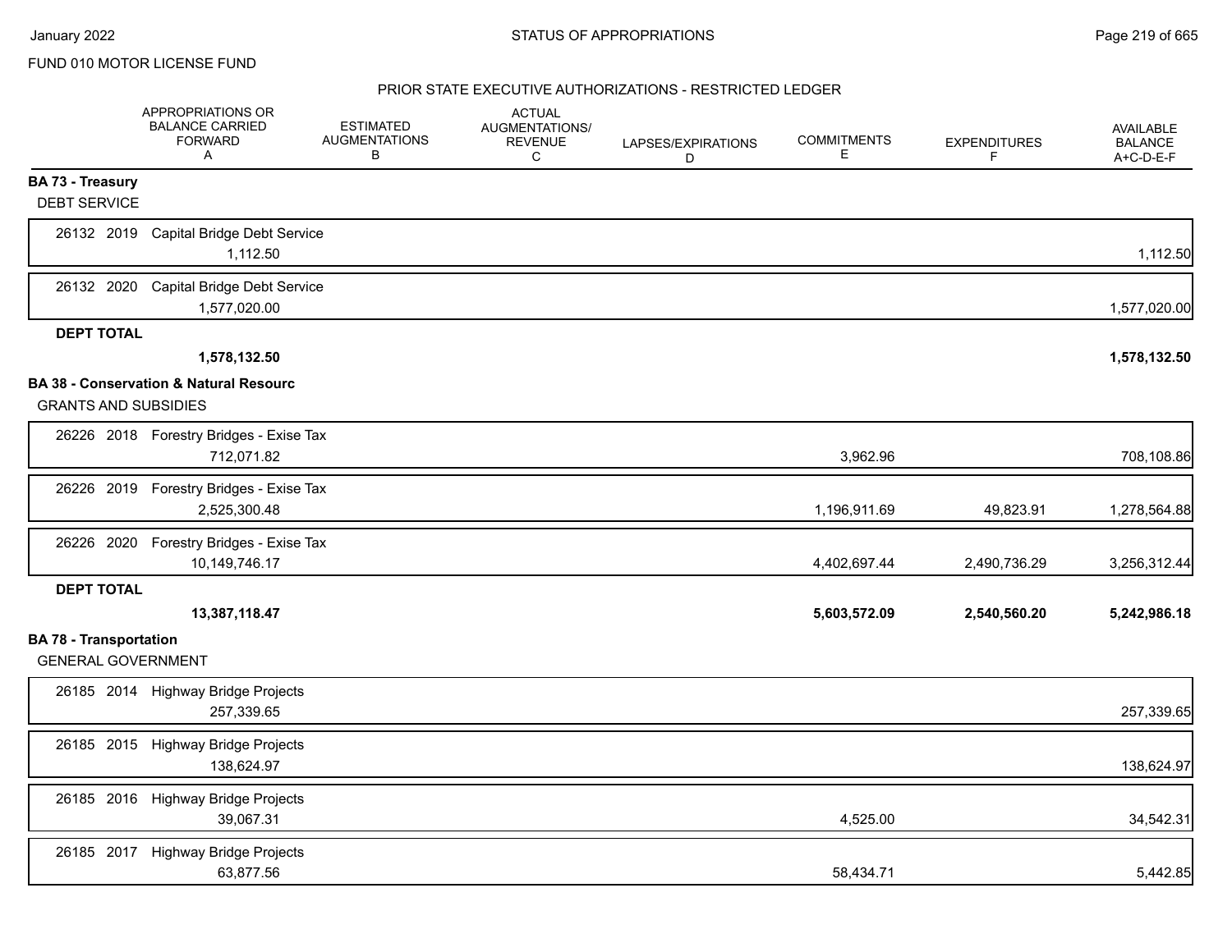FUND 010 MOTOR LICENSE FUND

PRIOR STATE EXECUTIVE AUTHORIZATIONS - RESTRICTED LEDGER

| | APPROPRIATIONS OR BALANCE CARRIED FORWARD A | ESTIMATED AUGMENTATIONS B | ACTUAL AUGMENTATIONS/ REVENUE C | LAPSES/EXPIRATIONS D | COMMITMENTS E | EXPENDITURES F | AVAILABLE BALANCE A+C-D-E-F |
|---|---|---|---|---|---|---|---|
| **BA 73 - Treasury** | | | | | | | |
| DEBT SERVICE | | | | | | | |
| 26132 2019 Capital Bridge Debt Service | 1,112.50 | | | | | | 1,112.50 |
| 26132 2020 Capital Bridge Debt Service | 1,577,020.00 | | | | | | 1,577,020.00 |
| **DEPT TOTAL** | **1,578,132.50** | | | | | | **1,578,132.50** |
| **BA 38 - Conservation & Natural Resourc** | | | | | | | |
| GRANTS AND SUBSIDIES | | | | | | | |
| 26226 2018 Forestry Bridges - Exise Tax | 712,071.82 | | | | 3,962.96 | | 708,108.86 |
| 26226 2019 Forestry Bridges - Exise Tax | 2,525,300.48 | | | | 1,196,911.69 | 49,823.91 | 1,278,564.88 |
| 26226 2020 Forestry Bridges - Exise Tax | 10,149,746.17 | | | | 4,402,697.44 | 2,490,736.29 | 3,256,312.44 |
| **DEPT TOTAL** | **13,387,118.47** | | | | **5,603,572.09** | **2,540,560.20** | **5,242,986.18** |
| **BA 78 - Transportation** | | | | | | | |
| GENERAL GOVERNMENT | | | | | | | |
| 26185 2014 Highway Bridge Projects | 257,339.65 | | | | | | 257,339.65 |
| 26185 2015 Highway Bridge Projects | 138,624.97 | | | | | | 138,624.97 |
| 26185 2016 Highway Bridge Projects | 39,067.31 | | | | 4,525.00 | | 34,542.31 |
| 26185 2017 Highway Bridge Projects | 63,877.56 | | | | 58,434.71 | | 5,442.85 |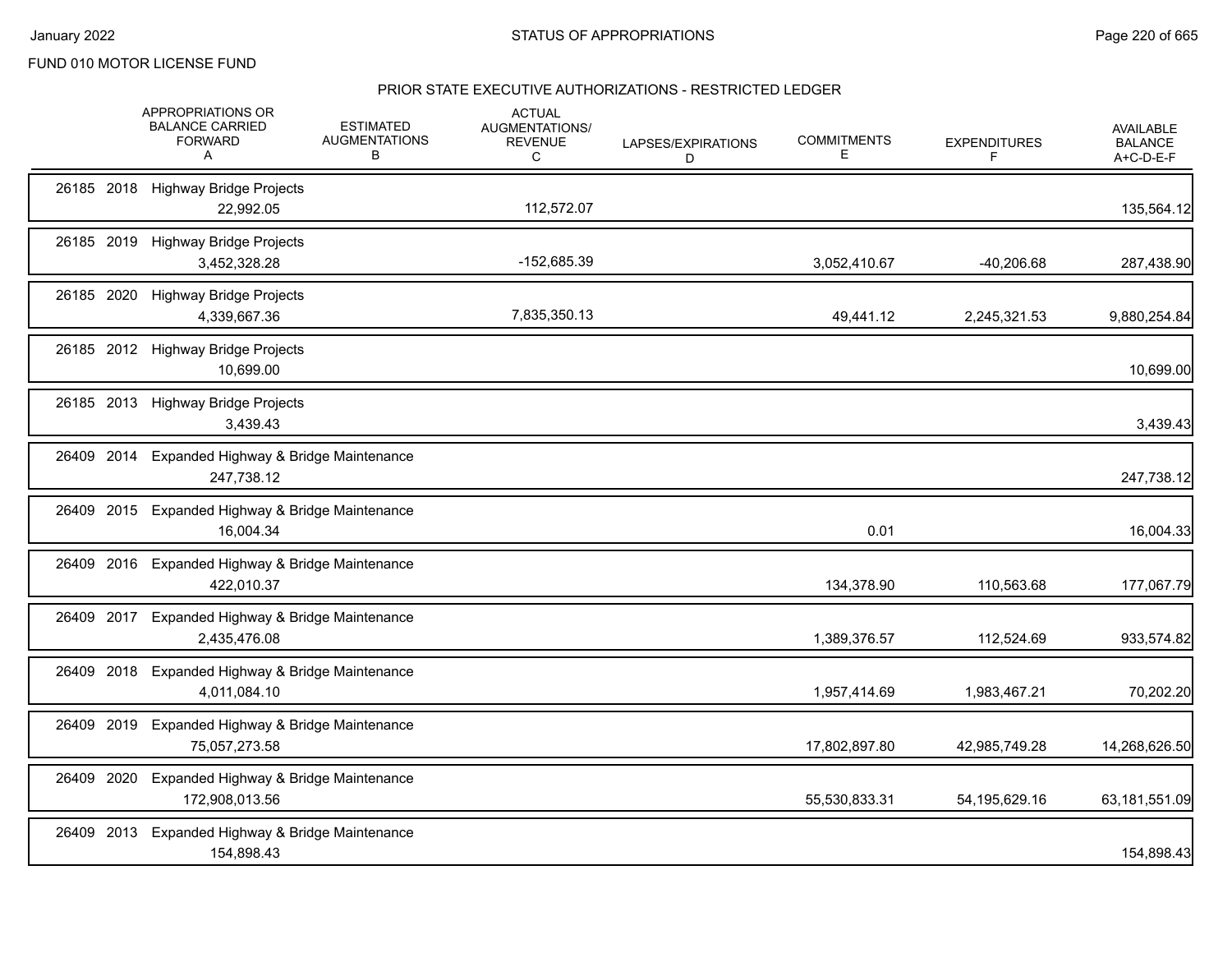FUND 010 MOTOR LICENSE FUND

## PRIOR STATE EXECUTIVE AUTHORIZATIONS - RESTRICTED LEDGER

| | APPROPRIATIONS OR BALANCE CARRIED FORWARD A | ESTIMATED AUGMENTATIONS B | ACTUAL AUGMENTATIONS/ REVENUE C | LAPSES/EXPIRATIONS D | COMMITMENTS E | EXPENDITURES F | AVAILABLE BALANCE A+C-D-E-F |
|---|---|---|---|---|---|---|---|
| 26185 2018 Highway Bridge Projects | 22,992.05 | | 112,572.07 | | | | 135,564.12 |
| 26185 2019 Highway Bridge Projects | 3,452,328.28 | | -152,685.39 | | 3,052,410.67 | -40,206.68 | 287,438.90 |
| 26185 2020 Highway Bridge Projects | 4,339,667.36 | | 7,835,350.13 | | 49,441.12 | 2,245,321.53 | 9,880,254.84 |
| 26185 2012 Highway Bridge Projects | 10,699.00 | | | | | | 10,699.00 |
| 26185 2013 Highway Bridge Projects | 3,439.43 | | | | | | 3,439.43 |
| 26409 2014 Expanded Highway & Bridge Maintenance | 247,738.12 | | | | | | 247,738.12 |
| 26409 2015 Expanded Highway & Bridge Maintenance | 16,004.34 | | | | 0.01 | | 16,004.33 |
| 26409 2016 Expanded Highway & Bridge Maintenance | 422,010.37 | | | | 134,378.90 | 110,563.68 | 177,067.79 |
| 26409 2017 Expanded Highway & Bridge Maintenance | 2,435,476.08 | | | | 1,389,376.57 | 112,524.69 | 933,574.82 |
| 26409 2018 Expanded Highway & Bridge Maintenance | 4,011,084.10 | | | | 1,957,414.69 | 1,983,467.21 | 70,202.20 |
| 26409 2019 Expanded Highway & Bridge Maintenance | 75,057,273.58 | | | | 17,802,897.80 | 42,985,749.28 | 14,268,626.50 |
| 26409 2020 Expanded Highway & Bridge Maintenance | 172,908,013.56 | | | | 55,530,833.31 | 54,195,629.16 | 63,181,551.09 |
| 26409 2013 Expanded Highway & Bridge Maintenance | 154,898.43 | | | | | | 154,898.43 |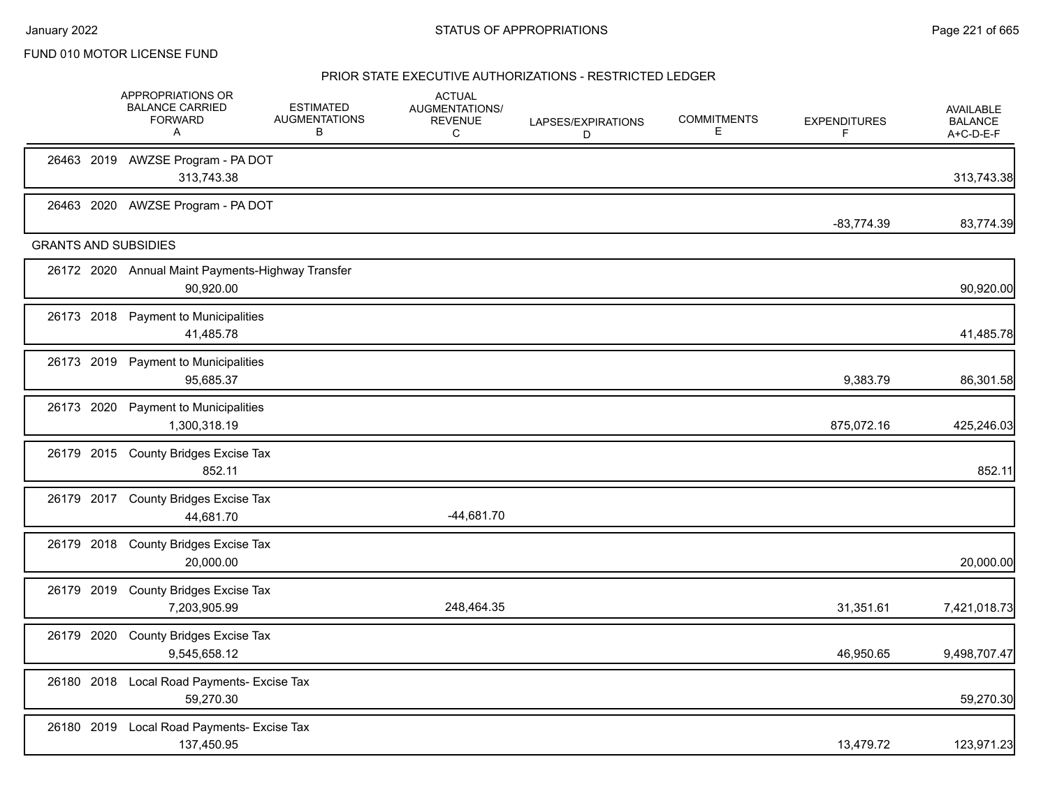FUND 010 MOTOR LICENSE FUND

## PRIOR STATE EXECUTIVE AUTHORIZATIONS - RESTRICTED LEDGER

| | APPROPRIATIONS OR BALANCE CARRIED FORWARD A | ESTIMATED AUGMENTATIONS B | ACTUAL AUGMENTATIONS/ REVENUE C | LAPSES/EXPIRATIONS D | COMMITMENTS E | EXPENDITURES F | AVAILABLE BALANCE A+C-D-E-F |
|---|---|---|---|---|---|---|---|
| 26463 2019 AWZSE Program - PA DOT | 313,743.38 | | | | | | 313,743.38 |
| 26463 2020 AWZSE Program - PA DOT | | | | | | -83,774.39 | 83,774.39 |
| **GRANTS AND SUBSIDIES** | | | | | | | |
| 26172 2020 Annual Maint Payments-Highway Transfer | 90,920.00 | | | | | | 90,920.00 |
| 26173 2018 Payment to Municipalities | 41,485.78 | | | | | | 41,485.78 |
| 26173 2019 Payment to Municipalities | 95,685.37 | | | | | 9,383.79 | 86,301.58 |
| 26173 2020 Payment to Municipalities | 1,300,318.19 | | | | | 875,072.16 | 425,246.03 |
| 26179 2015 County Bridges Excise Tax | 852.11 | | | | | | 852.11 |
| 26179 2017 County Bridges Excise Tax | 44,681.70 | | -44,681.70 | | | | |
| 26179 2018 County Bridges Excise Tax | 20,000.00 | | | | | | 20,000.00 |
| 26179 2019 County Bridges Excise Tax | 7,203,905.99 | | 248,464.35 | | | 31,351.61 | 7,421,018.73 |
| 26179 2020 County Bridges Excise Tax | 9,545,658.12 | | | | | 46,950.65 | 9,498,707.47 |
| 26180 2018 Local Road Payments- Excise Tax | 59,270.30 | | | | | | 59,270.30 |
| 26180 2019 Local Road Payments- Excise Tax | 137,450.95 | | | | | 13,479.72 | 123,971.23 |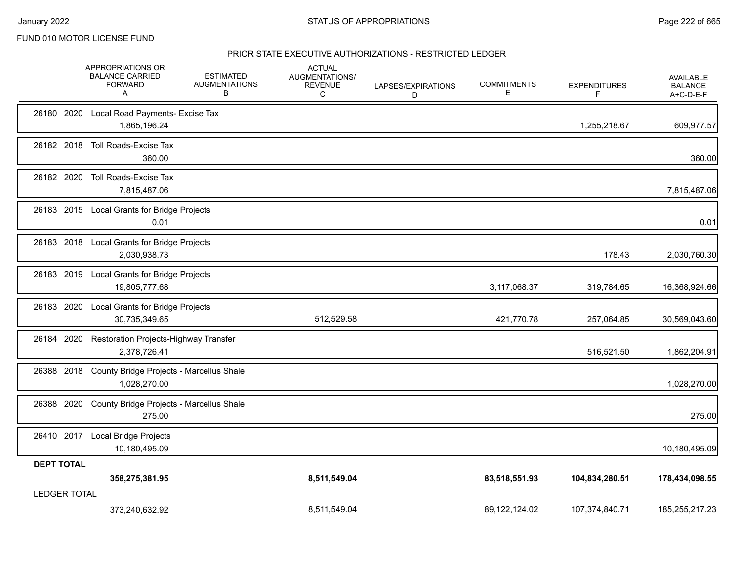FUND 010 MOTOR LICENSE FUND

## PRIOR STATE EXECUTIVE AUTHORIZATIONS - RESTRICTED LEDGER

| | APPROPRIATIONS OR BALANCE CARRIED FORWARD A | ESTIMATED AUGMENTATIONS B | ACTUAL AUGMENTATIONS/ REVENUE C | LAPSES/EXPIRATIONS D | COMMITMENTS E | EXPENDITURES F | AVAILABLE BALANCE A+C-D-E-F |
|---|---|---|---|---|---|---|---|
| 26180 2020 Local Road Payments- Excise Tax | 1,865,196.24 | | | | | 1,255,218.67 | 609,977.57 |
| 26182 2018 Toll Roads-Excise Tax | 360.00 | | | | | | 360.00 |
| 26182 2020 Toll Roads-Excise Tax | 7,815,487.06 | | | | | | 7,815,487.06 |
| 26183 2015 Local Grants for Bridge Projects | 0.01 | | | | | | 0.01 |
| 26183 2018 Local Grants for Bridge Projects | 2,030,938.73 | | | | | 178.43 | 2,030,760.30 |
| 26183 2019 Local Grants for Bridge Projects | 19,805,777.68 | | | | 3,117,068.37 | 319,784.65 | 16,368,924.66 |
| 26183 2020 Local Grants for Bridge Projects | 30,735,349.65 | | 512,529.58 | | 421,770.78 | 257,064.85 | 30,569,043.60 |
| 26184 2020 Restoration Projects-Highway Transfer | 2,378,726.41 | | | | | 516,521.50 | 1,862,204.91 |
| 26388 2018 County Bridge Projects - Marcellus Shale | 1,028,270.00 | | | | | | 1,028,270.00 |
| 26388 2020 County Bridge Projects - Marcellus Shale | 275.00 | | | | | | 275.00 |
| 26410 2017 Local Bridge Projects | 10,180,495.09 | | | | | | 10,180,495.09 |
| **DEPT TOTAL** | **358,275,381.95** | | **8,511,549.04** | | **83,518,551.93** | **104,834,280.51** | **178,434,098.55** |
| LEDGER TOTAL | 373,240,632.92 | | 8,511,549.04 | | 89,122,124.02 | 107,374,840.71 | 185,255,217.23 |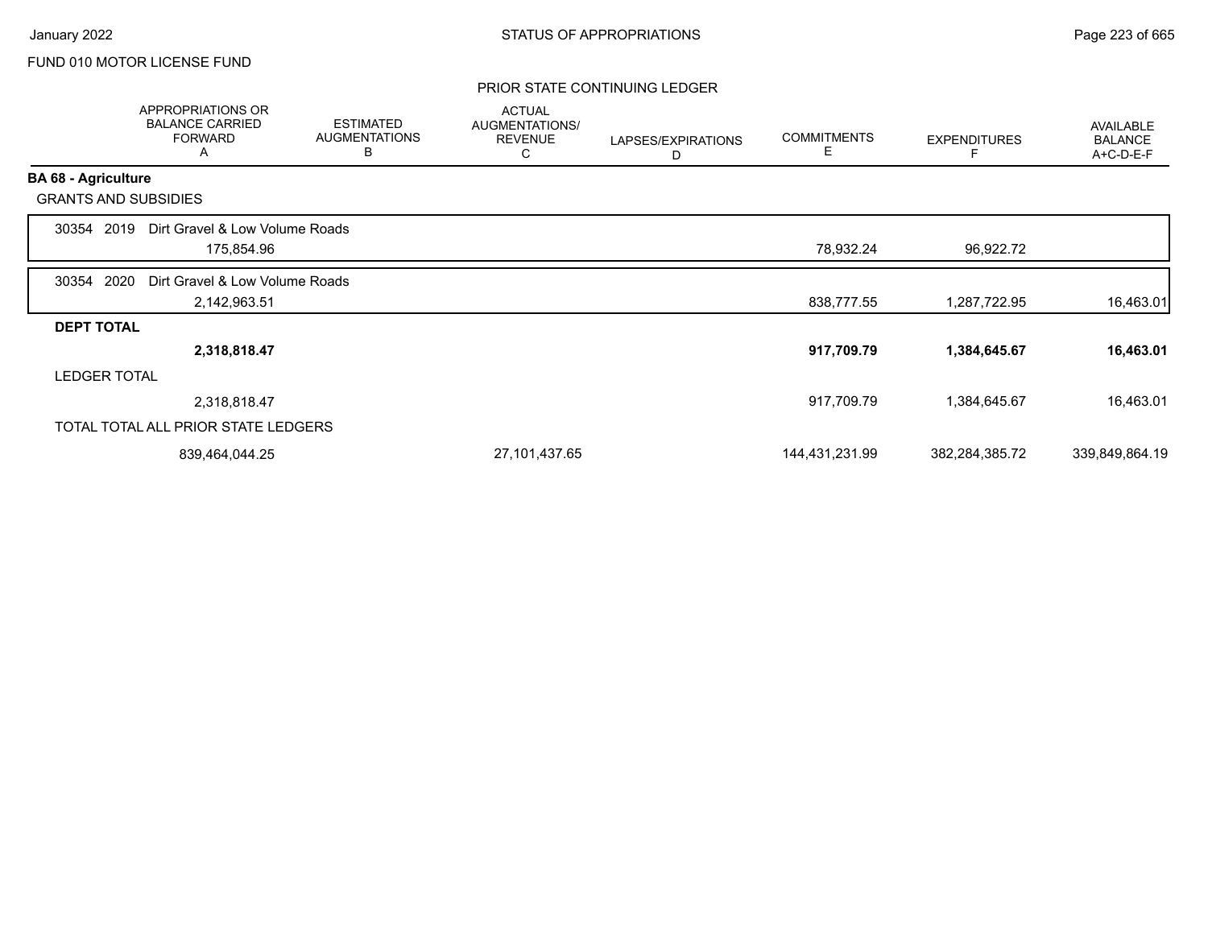FUND 010 MOTOR LICENSE FUND

PRIOR STATE CONTINUING LEDGER

| | APPROPRIATIONS OR BALANCE CARRIED FORWARD A | ESTIMATED AUGMENTATIONS B | ACTUAL AUGMENTATIONS/ REVENUE C | LAPSES/EXPIRATIONS D | COMMITMENTS E | EXPENDITURES F | AVAILABLE BALANCE A+C-D-E-F |
|---|---|---|---|---|---|---|---|
| **BA 68 - Agriculture** | | | | | | | |
| GRANTS AND SUBSIDIES | | | | | | | |
| 30354 2019 Dirt Gravel & Low Volume Roads | 175,854.96 | | | | 78,932.24 | 96,922.72 | |
| 30354 2020 Dirt Gravel & Low Volume Roads | 2,142,963.51 | | | | 838,777.55 | 1,287,722.95 | 16,463.01 |
| **DEPT TOTAL** | **2,318,818.47** | | | | **917,709.79** | **1,384,645.67** | **16,463.01** |
| LEDGER TOTAL | 2,318,818.47 | | | | 917,709.79 | 1,384,645.67 | 16,463.01 |
| TOTAL TOTAL ALL PRIOR STATE LEDGERS | 839,464,044.25 | | 27,101,437.65 | | 144,431,231.99 | 382,284,385.72 | 339,849,864.19 |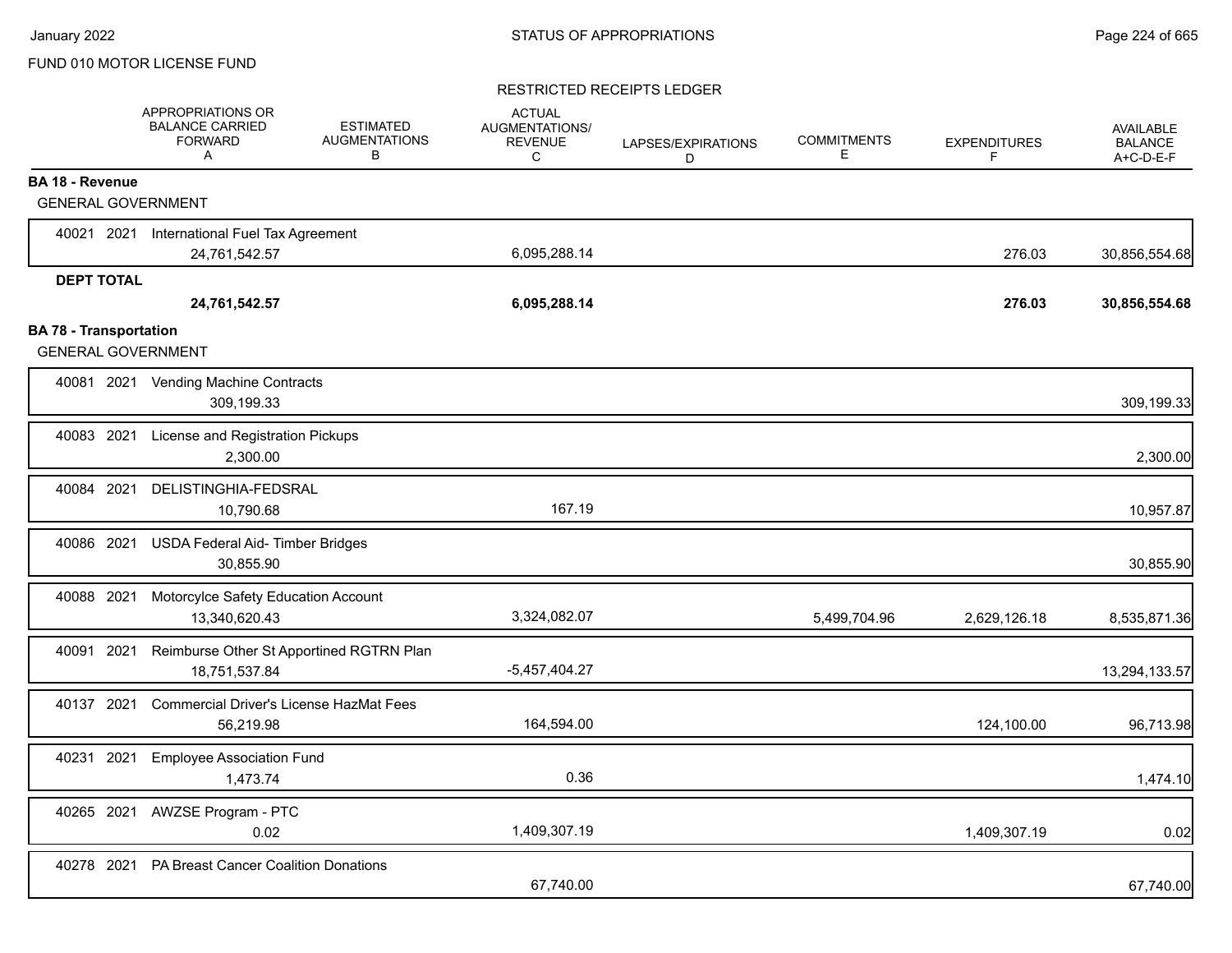FUND 010 MOTOR LICENSE FUND

RESTRICTED RECEIPTS LEDGER

| | APPROPRIATIONS OR BALANCE CARRIED FORWARD A | ESTIMATED AUGMENTATIONS B | ACTUAL AUGMENTATIONS/ REVENUE C | LAPSES/EXPIRATIONS D | COMMITMENTS E | EXPENDITURES F | AVAILABLE BALANCE A+C-D-E-F |
|---|---|---|---|---|---|---|---|
| **BA 18 - Revenue** | | | | | | | |
| GENERAL GOVERNMENT | | | | | | | |
| 40021 2021 International Fuel Tax Agreement | 24,761,542.57 | | 6,095,288.14 | | | 276.03 | 30,856,554.68 |
| **DEPT TOTAL** | **24,761,542.57** | | **6,095,288.14** | | | **276.03** | **30,856,554.68** |
| **BA 78 - Transportation** | | | | | | | |
| GENERAL GOVERNMENT | | | | | | | |
| 40081 2021 Vending Machine Contracts | 309,199.33 | | | | | | 309,199.33 |
| 40083 2021 License and Registration Pickups | 2,300.00 | | | | | | 2,300.00 |
| 40084 2021 DELISTINGHIA-FEDSRAL | 10,790.68 | | 167.19 | | | | 10,957.87 |
| 40086 2021 USDA Federal Aid- Timber Bridges | 30,855.90 | | | | | | 30,855.90 |
| 40088 2021 Motorcylce Safety Education Account | 13,340,620.43 | | 3,324,082.07 | | 5,499,704.96 | 2,629,126.18 | 8,535,871.36 |
| 40091 2021 Reimburse Other St Apportined RGTRN Plan | 18,751,537.84 | | -5,457,404.27 | | | | 13,294,133.57 |
| 40137 2021 Commercial Driver's License HazMat Fees | 56,219.98 | | 164,594.00 | | | 124,100.00 | 96,713.98 |
| 40231 2021 Employee Association Fund | 1,473.74 | | 0.36 | | | | 1,474.10 |
| 40265 2021 AWZSE Program - PTC | 0.02 | | 1,409,307.19 | | | 1,409,307.19 | 0.02 |
| 40278 2021 PA Breast Cancer Coalition Donations | | | 67,740.00 | | | | 67,740.00 |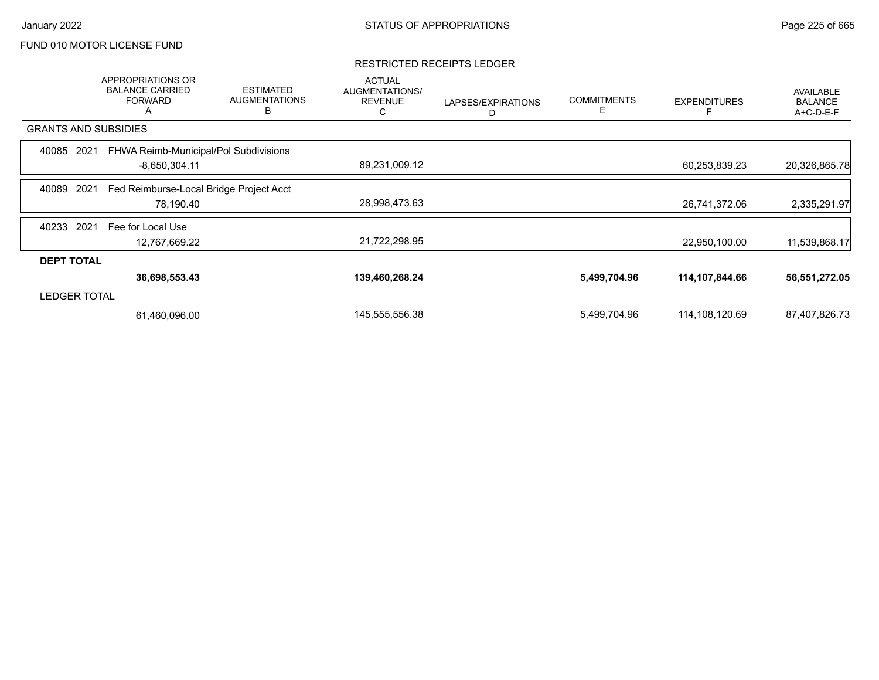FUND 010 MOTOR LICENSE FUND

## RESTRICTED RECEIPTS LEDGER

| | APPROPRIATIONS OR BALANCE CARRIED FORWARD A | ESTIMATED AUGMENTATIONS B | ACTUAL AUGMENTATIONS/ REVENUE C | LAPSES/EXPIRATIONS D | COMMITMENTS E | EXPENDITURES F | AVAILABLE BALANCE A+C-D-E-F |
|---|---|---|---|---|---|---|---|
| **GRANTS AND SUBSIDIES** | | | | | | | |
| 40085 2021 FHWA Reimb-Municipal/Pol Subdivisions | -8,650,304.11 | | 89,231,009.12 | | | 60,253,839.23 | 20,326,865.78 |
| 40089 2021 Fed Reimburse-Local Bridge Project Acct | 78,190.40 | | 28,998,473.63 | | | 26,741,372.06 | 2,335,291.97 |
| 40233 2021 Fee for Local Use | 12,767,669.22 | | 21,722,298.95 | | | 22,950,100.00 | 11,539,868.17 |
| **DEPT TOTAL** | **36,698,553.43** | | **139,460,268.24** | | **5,499,704.96** | **114,107,844.66** | **56,551,272.05** |
| LEDGER TOTAL | 61,460,096.00 | | 145,555,556.38 | | 5,499,704.96 | 114,108,120.69 | 87,407,826.73 |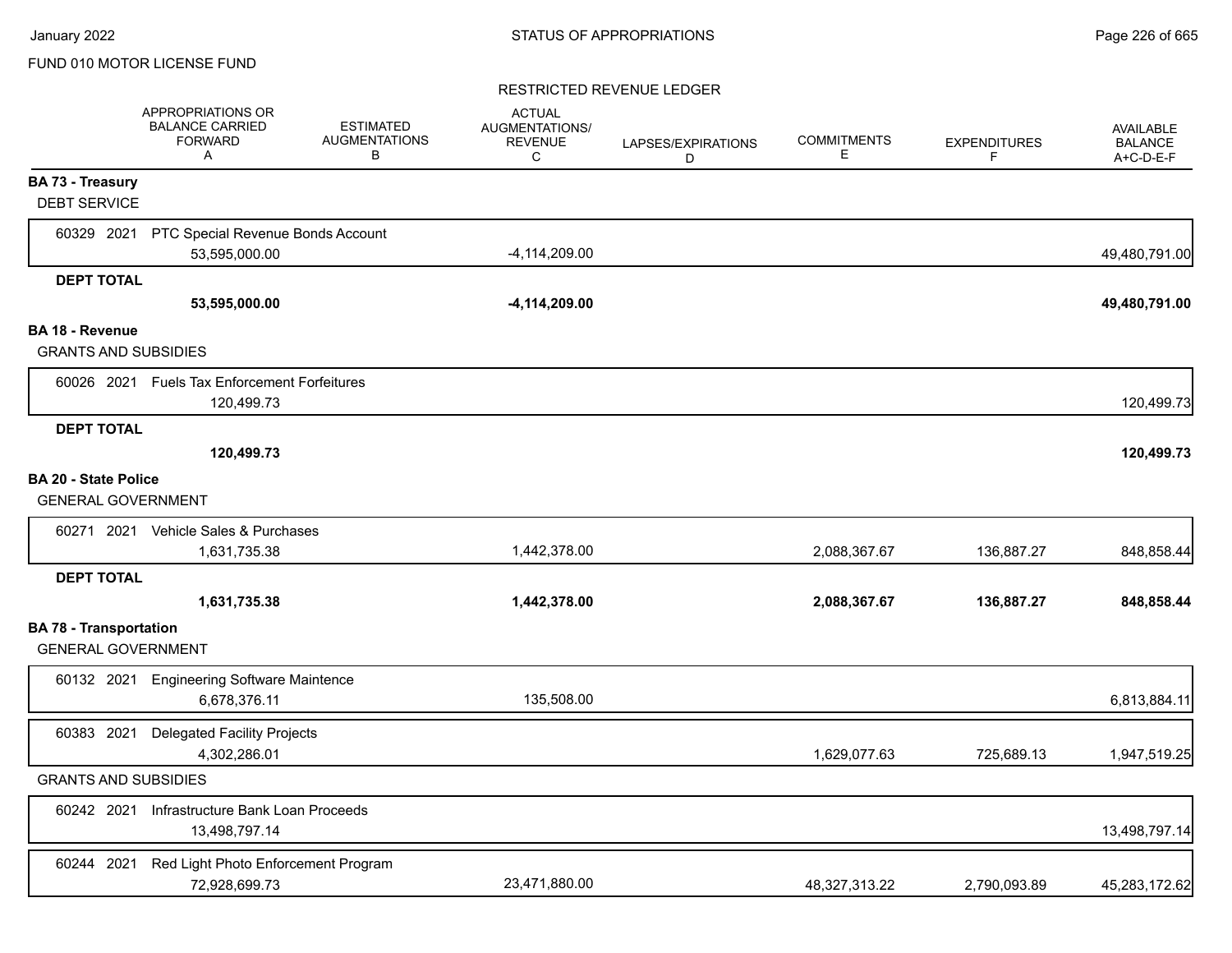FUND 010 MOTOR LICENSE FUND

RESTRICTED REVENUE LEDGER

| | APPROPRIATIONS OR BALANCE CARRIED FORWARD A | ESTIMATED AUGMENTATIONS B | ACTUAL AUGMENTATIONS/ REVENUE C | LAPSES/EXPIRATIONS D | COMMITMENTS E | EXPENDITURES F | AVAILABLE BALANCE A+C-D-E-F |
|---|---|---|---|---|---|---|---|
| **BA 73 - Treasury** | | | | | | | |
| DEBT SERVICE | | | | | | | |
| 60329 2021 PTC Special Revenue Bonds Account | 53,595,000.00 | | -4,114,209.00 | | | | 49,480,791.00 |
| **DEPT TOTAL** | **53,595,000.00** | | **-4,114,209.00** | | | | **49,480,791.00** |
| **BA 18 - Revenue** | | | | | | | |
| GRANTS AND SUBSIDIES | | | | | | | |
| 60026 2021 Fuels Tax Enforcement Forfeitures | 120,499.73 | | | | | | 120,499.73 |
| **DEPT TOTAL** | **120,499.73** | | | | | | **120,499.73** |
| **BA 20 - State Police** | | | | | | | |
| GENERAL GOVERNMENT | | | | | | | |
| 60271 2021 Vehicle Sales & Purchases | 1,631,735.38 | | 1,442,378.00 | | 2,088,367.67 | 136,887.27 | 848,858.44 |
| **DEPT TOTAL** | **1,631,735.38** | | **1,442,378.00** | | **2,088,367.67** | **136,887.27** | **848,858.44** |
| **BA 78 - Transportation** | | | | | | | |
| GENERAL GOVERNMENT | | | | | | | |
| 60132 2021 Engineering Software Maintence | 6,678,376.11 | | 135,508.00 | | | | 6,813,884.11 |
| 60383 2021 Delegated Facility Projects | 4,302,286.01 | | | | 1,629,077.63 | 725,689.13 | 1,947,519.25 |
| GRANTS AND SUBSIDIES | | | | | | | |
| 60242 2021 Infrastructure Bank Loan Proceeds | 13,498,797.14 | | | | | | 13,498,797.14 |
| 60244 2021 Red Light Photo Enforcement Program | 72,928,699.73 | | 23,471,880.00 | | 48,327,313.22 | 2,790,093.89 | 45,283,172.62 |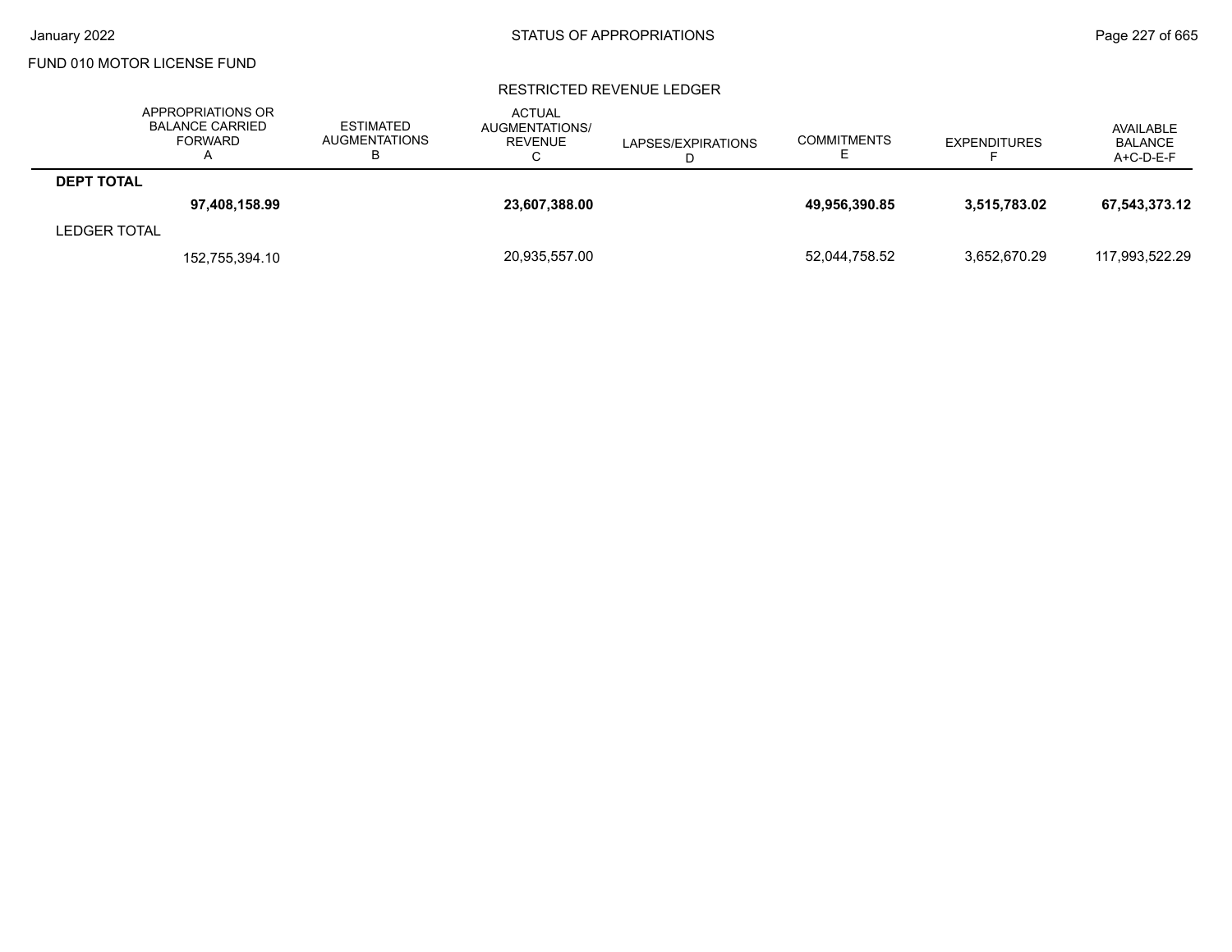FUND 010 MOTOR LICENSE FUND

RESTRICTED REVENUE LEDGER

| | APPROPRIATIONS OR BALANCE CARRIED FORWARD A | ESTIMATED AUGMENTATIONS B | ACTUAL AUGMENTATIONS/ REVENUE C | LAPSES/EXPIRATIONS D | COMMITMENTS E | EXPENDITURES F | AVAILABLE BALANCE A+C-D-E-F |
|---|---|---|---|---|---|---|---|
| **DEPT TOTAL** | | | | | | | |
| | **97,408,158.99** | | **23,607,388.00** | | **49,956,390.85** | **3,515,783.02** | **67,543,373.12** |
| LEDGER TOTAL | | | | | | | |
| | 152,755,394.10 | | 20,935,557.00 | | 52,044,758.52 | 3,652,670.29 | 117,993,522.29 |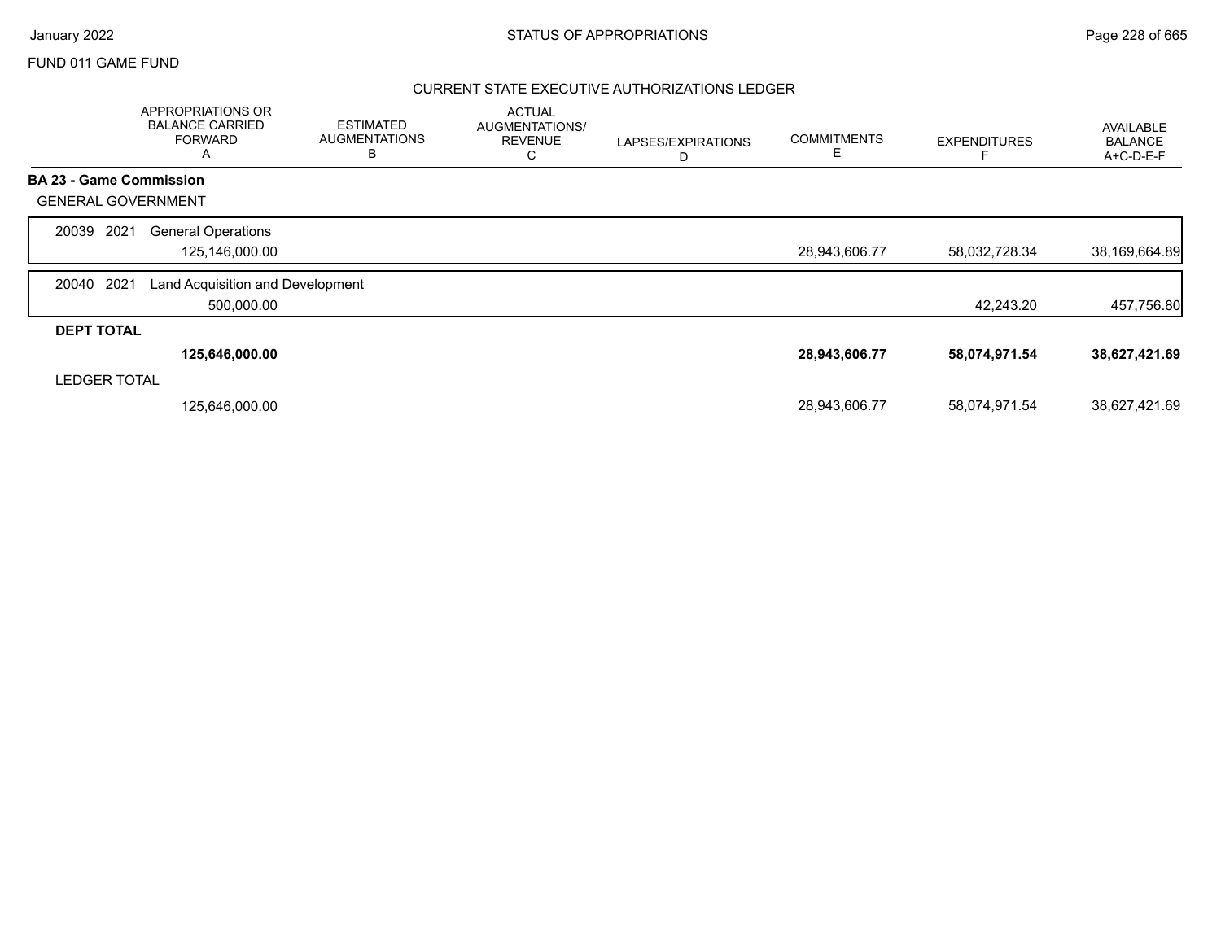FUND 011 GAME FUND

## CURRENT STATE EXECUTIVE AUTHORIZATIONS LEDGER

| | APPROPRIATIONS OR BALANCE CARRIED FORWARD A | ESTIMATED AUGMENTATIONS B | ACTUAL AUGMENTATIONS/ REVENUE C | LAPSES/EXPIRATIONS D | COMMITMENTS E | EXPENDITURES F | AVAILABLE BALANCE A+C-D-E-F |
|---|---|---|---|---|---|---|---|
| **BA 23 - Game Commission** | | | | | | | |
| GENERAL GOVERNMENT | | | | | | | |
| 20039 2021 General Operations | 125,146,000.00 | | | | 28,943,606.77 | 58,032,728.34 | 38,169,664.89 |
| 20040 2021 Land Acquisition and Development | 500,000.00 | | | | | 42,243.20 | 457,756.80 |
| **DEPT TOTAL** | **125,646,000.00** | | | | **28,943,606.77** | **58,074,971.54** | **38,627,421.69** |
| LEDGER TOTAL | 125,646,000.00 | | | | 28,943,606.77 | 58,074,971.54 | 38,627,421.69 |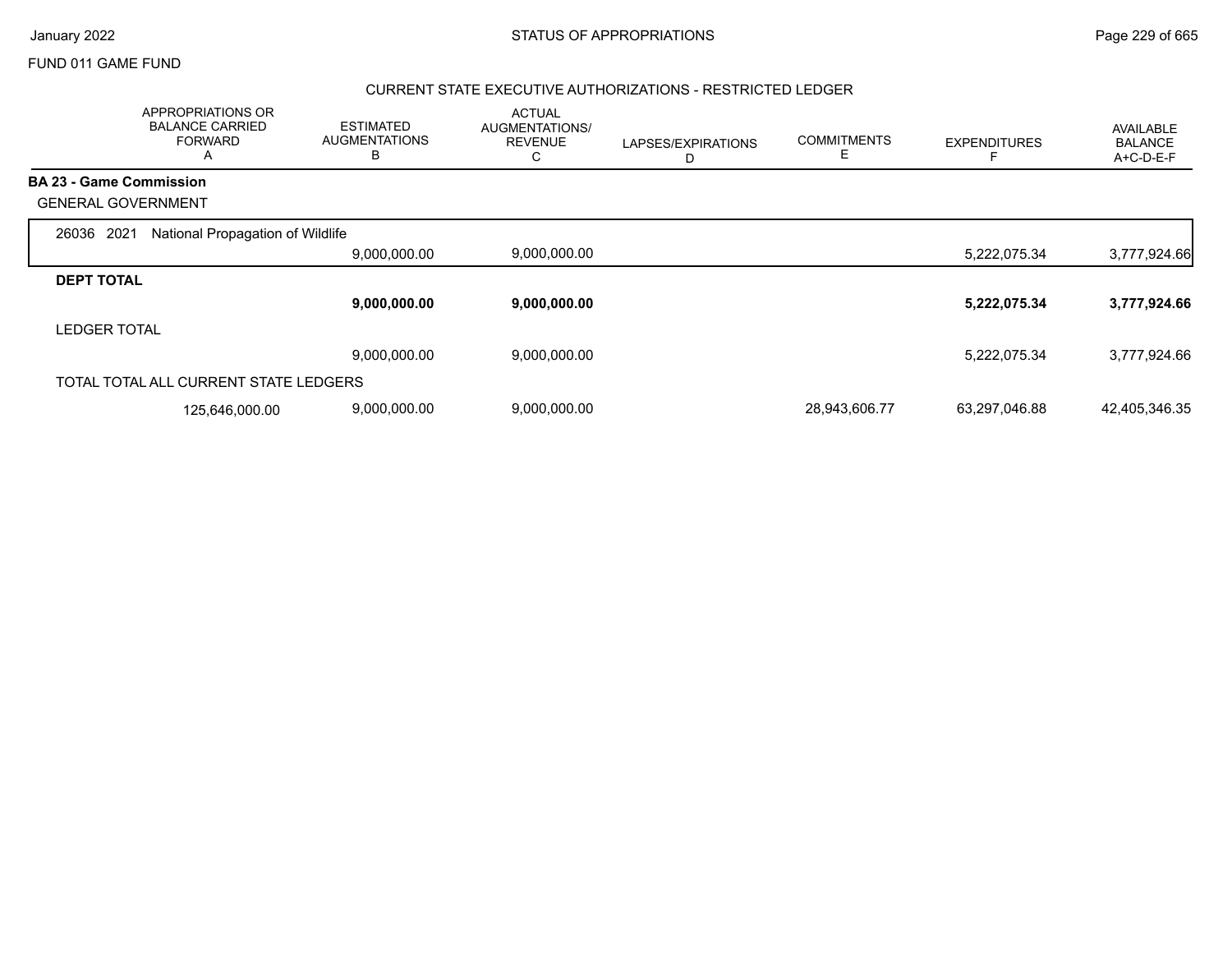FUND 011 GAME FUND

## CURRENT STATE EXECUTIVE AUTHORIZATIONS - RESTRICTED LEDGER

| APPROPRIATIONS OR BALANCE CARRIED FORWARD A | ESTIMATED AUGMENTATIONS B | ACTUAL AUGMENTATIONS/ REVENUE C | LAPSES/EXPIRATIONS D | COMMITMENTS E | EXPENDITURES F | AVAILABLE BALANCE A+C-D-E-F |
|---|---|---|---|---|---|---|
| **BA 23 - Game Commission** | | | | | | |
| GENERAL GOVERNMENT | | | | | | |
| 26036 2021 National Propagation of Wildlife | | | | | | |
| | 9,000,000.00 | 9,000,000.00 | | | 5,222,075.34 | 3,777,924.66 |
| **DEPT TOTAL** | | | | | | |
| | **9,000,000.00** | **9,000,000.00** | | | **5,222,075.34** | **3,777,924.66** |
| LEDGER TOTAL | | | | | | |
| | 9,000,000.00 | 9,000,000.00 | | | 5,222,075.34 | 3,777,924.66 |
| TOTAL TOTAL ALL CURRENT STATE LEDGERS | | | | | | |
| 125,646,000.00 | 9,000,000.00 | 9,000,000.00 | | 28,943,606.77 | 63,297,046.88 | 42,405,346.35 |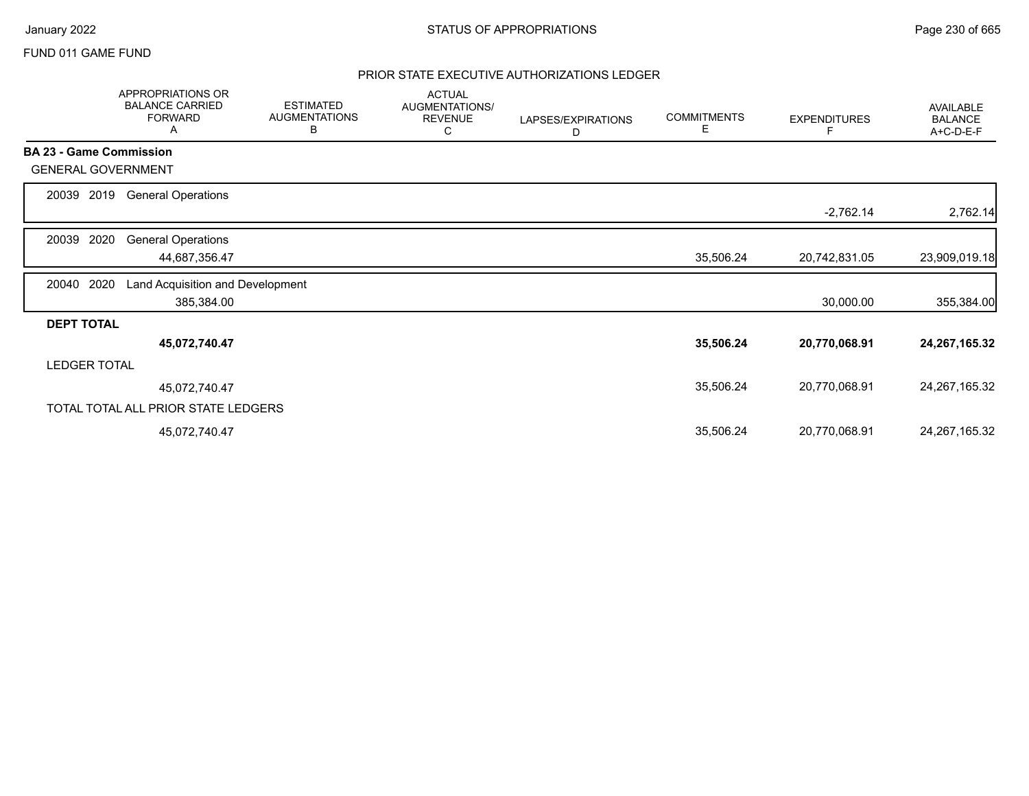FUND 011 GAME FUND

## PRIOR STATE EXECUTIVE AUTHORIZATIONS LEDGER

| | APPROPRIATIONS OR BALANCE CARRIED FORWARD A | ESTIMATED AUGMENTATIONS B | ACTUAL AUGMENTATIONS/ REVENUE C | LAPSES/EXPIRATIONS D | COMMITMENTS E | EXPENDITURES F | AVAILABLE BALANCE A+C-D-E-F |
|---|---|---|---|---|---|---|---|
| **BA 23 - Game Commission** | | | | | | | |
| GENERAL GOVERNMENT | | | | | | | |
| 20039 2019 General Operations | | | | | | -2,762.14 | 2,762.14 |
| 20039 2020 General Operations | 44,687,356.47 | | | | 35,506.24 | 20,742,831.05 | 23,909,019.18 |
| 20040 2020 Land Acquisition and Development | 385,384.00 | | | | | 30,000.00 | 355,384.00 |
| **DEPT TOTAL** | **45,072,740.47** | | | | **35,506.24** | **20,770,068.91** | **24,267,165.32** |
| LEDGER TOTAL | 45,072,740.47 | | | | 35,506.24 | 20,770,068.91 | 24,267,165.32 |
| TOTAL TOTAL ALL PRIOR STATE LEDGERS | 45,072,740.47 | | | | 35,506.24 | 20,770,068.91 | 24,267,165.32 |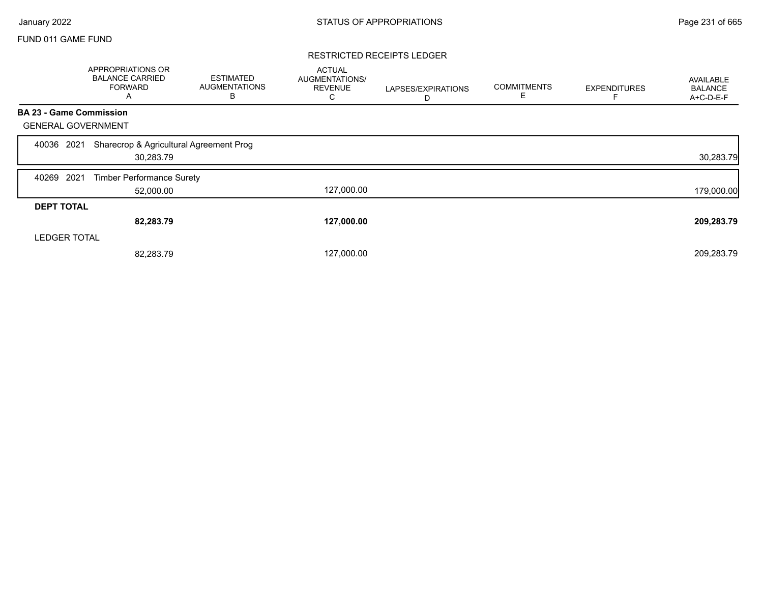FUND 011 GAME FUND

## RESTRICTED RECEIPTS LEDGER

| | APPROPRIATIONS OR BALANCE CARRIED FORWARD A | ESTIMATED AUGMENTATIONS B | ACTUAL AUGMENTATIONS/ REVENUE C | LAPSES/EXPIRATIONS D | COMMITMENTS E | EXPENDITURES F | AVAILABLE BALANCE A+C-D-E-F |
|---|---|---|---|---|---|---|---|
| **BA 23 - Game Commission** | | | | | | | |
| GENERAL GOVERNMENT | | | | | | | |
| 40036 2021 Sharecrop & Agricultural Agreement Prog | 30,283.79 | | | | | | 30,283.79 |
| 40269 2021 Timber Performance Surety | 52,000.00 | | 127,000.00 | | | | 179,000.00 |
| **DEPT TOTAL** | **82,283.79** | | **127,000.00** | | | | **209,283.79** |
| LEDGER TOTAL | 82,283.79 | | 127,000.00 | | | | 209,283.79 |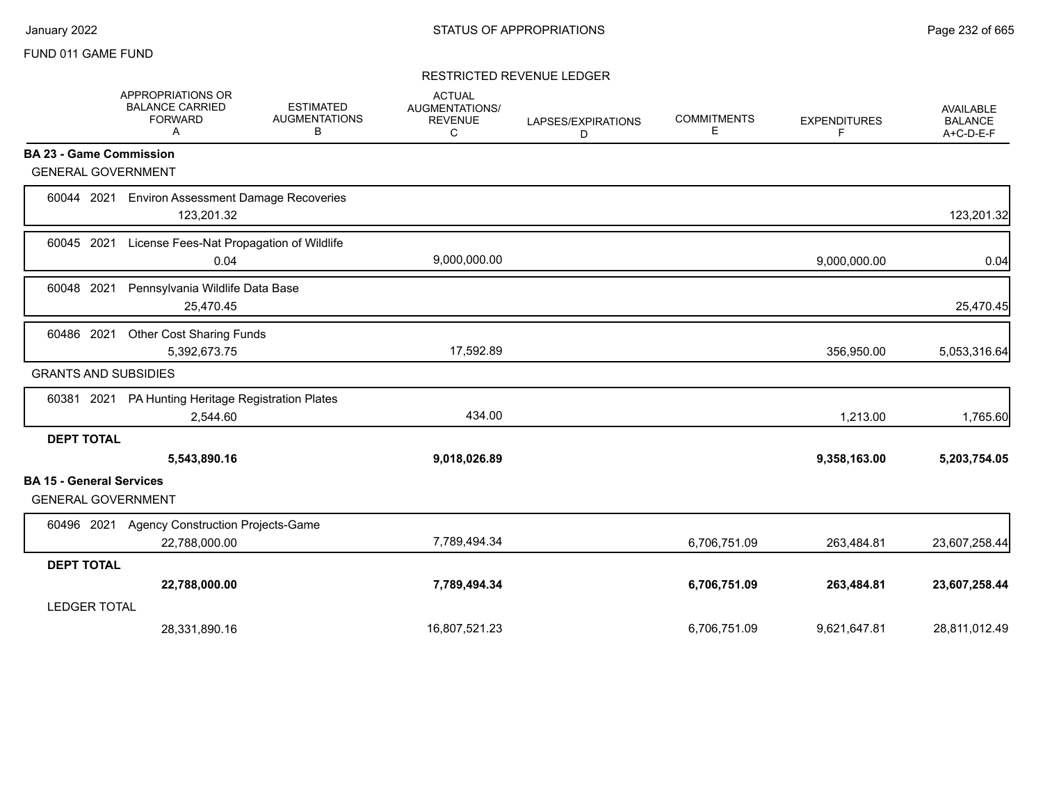FUND 011 GAME FUND

## STATUS OF APPROPRIATIONS

### RESTRICTED REVENUE LEDGER

| | APPROPRIATIONS OR BALANCE CARRIED FORWARD A | ESTIMATED AUGMENTATIONS B | ACTUAL AUGMENTATIONS/ REVENUE C | LAPSES/EXPIRATIONS D | COMMITMENTS E | EXPENDITURES F | AVAILABLE BALANCE A+C-D-E-F |
|---|---|---|---|---|---|---|---|
| **BA 23 - Game Commission** | | | | | | | |
| GENERAL GOVERNMENT | | | | | | | |
| 60044 2021 Environ Assessment Damage Recoveries | 123,201.32 | | | | | | 123,201.32 |
| 60045 2021 License Fees-Nat Propagation of Wildlife | 0.04 | | 9,000,000.00 | | | 9,000,000.00 | 0.04 |
| 60048 2021 Pennsylvania Wildlife Data Base | 25,470.45 | | | | | | 25,470.45 |
| 60486 2021 Other Cost Sharing Funds | 5,392,673.75 | | 17,592.89 | | | 356,950.00 | 5,053,316.64 |
| GRANTS AND SUBSIDIES | | | | | | | |
| 60381 2021 PA Hunting Heritage Registration Plates | 2,544.60 | | 434.00 | | | 1,213.00 | 1,765.60 |
| **DEPT TOTAL** | **5,543,890.16** | | **9,018,026.89** | | | **9,358,163.00** | **5,203,754.05** |
| **BA 15 - General Services** | | | | | | | |
| GENERAL GOVERNMENT | | | | | | | |
| 60496 2021 Agency Construction Projects-Game | 22,788,000.00 | | 7,789,494.34 | | 6,706,751.09 | 263,484.81 | 23,607,258.44 |
| **DEPT TOTAL** | **22,788,000.00** | | **7,789,494.34** | | **6,706,751.09** | **263,484.81** | **23,607,258.44** |
| LEDGER TOTAL | 28,331,890.16 | | 16,807,521.23 | | 6,706,751.09 | 9,621,647.81 | 28,811,012.49 |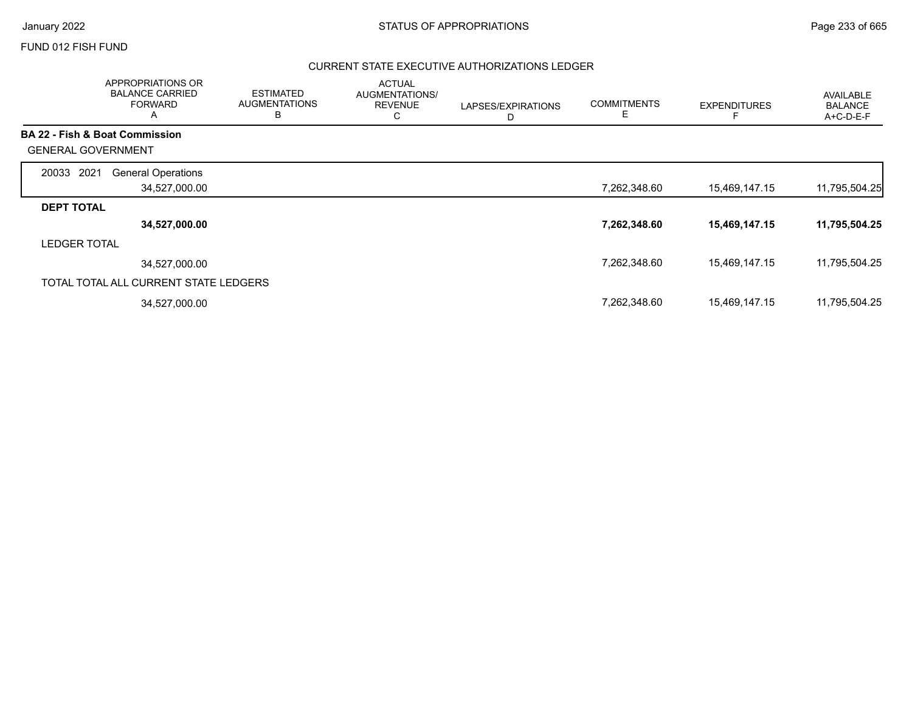FUND 012 FISH FUND

## CURRENT STATE EXECUTIVE AUTHORIZATIONS LEDGER

| | APPROPRIATIONS OR BALANCE CARRIED FORWARD A | ESTIMATED AUGMENTATIONS B | ACTUAL AUGMENTATIONS/ REVENUE C | LAPSES/EXPIRATIONS D | COMMITMENTS E | EXPENDITURES F | AVAILABLE BALANCE A+C-D-E-F |
|---|---|---|---|---|---|---|---|
| **BA 22 - Fish & Boat Commission** | | | | | | | |
| GENERAL GOVERNMENT | | | | | | | |
| 20033 2021 General Operations | 34,527,000.00 | | | | 7,262,348.60 | 15,469,147.15 | 11,795,504.25 |
| **DEPT TOTAL** | **34,527,000.00** | | | | **7,262,348.60** | **15,469,147.15** | **11,795,504.25** |
| LEDGER TOTAL | 34,527,000.00 | | | | 7,262,348.60 | 15,469,147.15 | 11,795,504.25 |
| TOTAL TOTAL ALL CURRENT STATE LEDGERS | 34,527,000.00 | | | | 7,262,348.60 | 15,469,147.15 | 11,795,504.25 |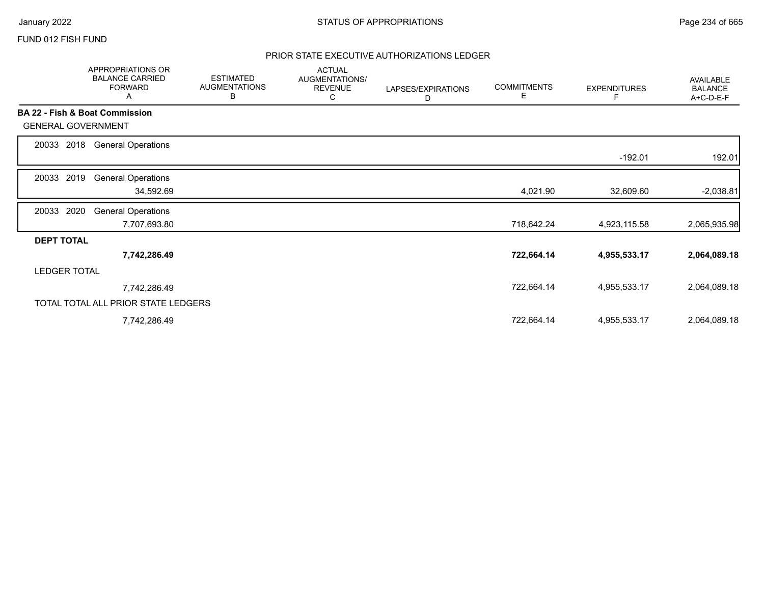FUND 012 FISH FUND

## PRIOR STATE EXECUTIVE AUTHORIZATIONS LEDGER

| | APPROPRIATIONS OR BALANCE CARRIED FORWARD A | ESTIMATED AUGMENTATIONS B | ACTUAL AUGMENTATIONS/ REVENUE C | LAPSES/EXPIRATIONS D | COMMITMENTS E | EXPENDITURES F | AVAILABLE BALANCE A+C-D-E-F |
|---|---|---|---|---|---|---|---|
| **BA 22 - Fish & Boat Commission** | | | | | | | |
| GENERAL GOVERNMENT | | | | | | | |
| 20033 2018 General Operations | | | | | | -192.01 | 192.01 |
| 20033 2019 General Operations | 34,592.69 | | | | 4,021.90 | 32,609.60 | -2,038.81 |
| 20033 2020 General Operations | 7,707,693.80 | | | | 718,642.24 | 4,923,115.58 | 2,065,935.98 |
| **DEPT TOTAL** | **7,742,286.49** | | | | **722,664.14** | **4,955,533.17** | **2,064,089.18** |
| LEDGER TOTAL | 7,742,286.49 | | | | 722,664.14 | 4,955,533.17 | 2,064,089.18 |
| TOTAL TOTAL ALL PRIOR STATE LEDGERS | 7,742,286.49 | | | | 722,664.14 | 4,955,533.17 | 2,064,089.18 |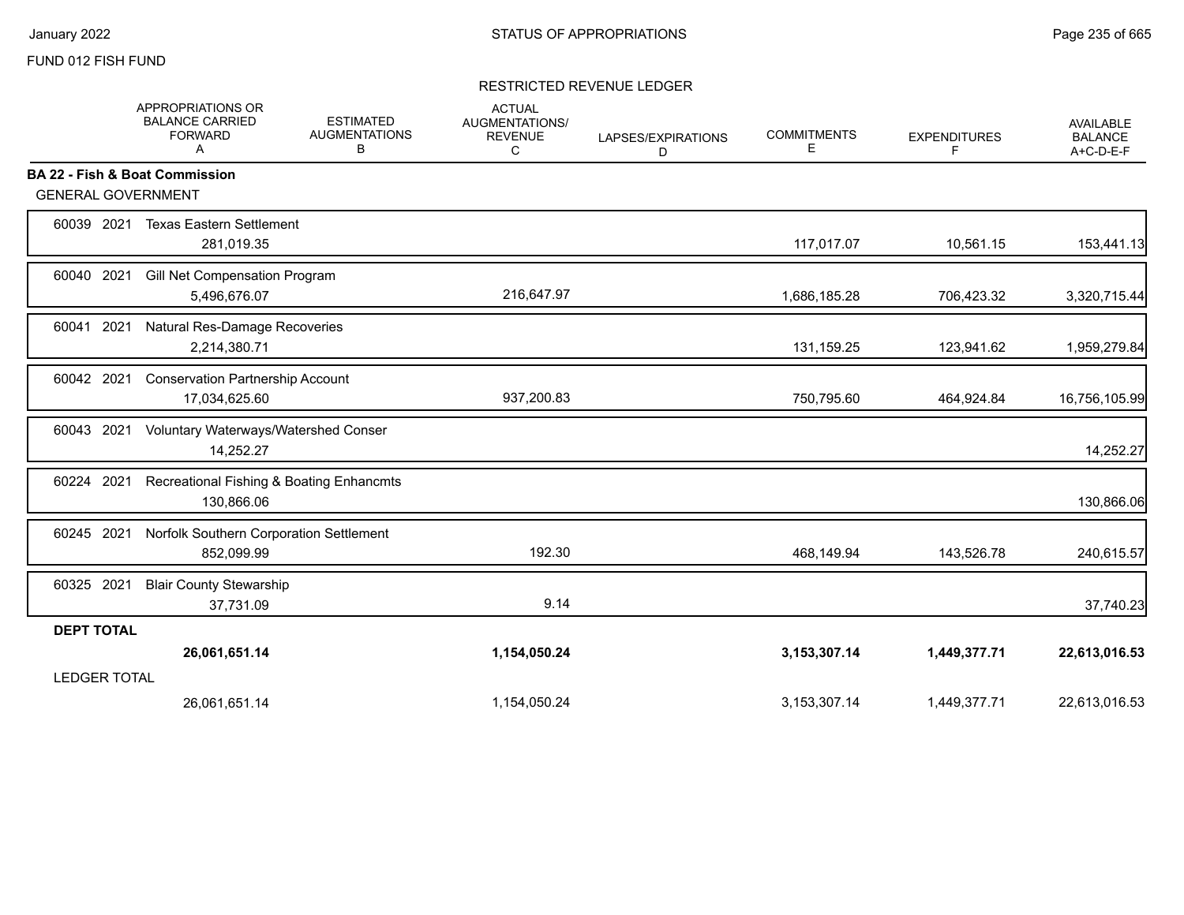FUND 012 FISH FUND

## RESTRICTED REVENUE LEDGER

| | APPROPRIATIONS OR BALANCE CARRIED FORWARD A | ESTIMATED AUGMENTATIONS B | ACTUAL AUGMENTATIONS/ REVENUE C | LAPSES/EXPIRATIONS D | COMMITMENTS E | EXPENDITURES F | AVAILABLE BALANCE A+C-D-E-F |
|---|---|---|---|---|---|---|---|
| **BA 22 - Fish & Boat Commission** | | | | | | | |
| GENERAL GOVERNMENT | | | | | | | |
| 60039 2021 Texas Eastern Settlement | 281,019.35 | | | | 117,017.07 | 10,561.15 | 153,441.13 |
| 60040 2021 Gill Net Compensation Program | 5,496,676.07 | | 216,647.97 | | 1,686,185.28 | 706,423.32 | 3,320,715.44 |
| 60041 2021 Natural Res-Damage Recoveries | 2,214,380.71 | | | | 131,159.25 | 123,941.62 | 1,959,279.84 |
| 60042 2021 Conservation Partnership Account | 17,034,625.60 | | 937,200.83 | | 750,795.60 | 464,924.84 | 16,756,105.99 |
| 60043 2021 Voluntary Waterways/Watershed Conser | 14,252.27 | | | | | | 14,252.27 |
| 60224 2021 Recreational Fishing & Boating Enhancmts | 130,866.06 | | | | | | 130,866.06 |
| 60245 2021 Norfolk Southern Corporation Settlement | 852,099.99 | | 192.30 | | 468,149.94 | 143,526.78 | 240,615.57 |
| 60325 2021 Blair County Stewarship | 37,731.09 | | 9.14 | | | | 37,740.23 |
| **DEPT TOTAL** | **26,061,651.14** | | **1,154,050.24** | | **3,153,307.14** | **1,449,377.71** | **22,613,016.53** |
| LEDGER TOTAL | 26,061,651.14 | | 1,154,050.24 | | 3,153,307.14 | 1,449,377.71 | 22,613,016.53 |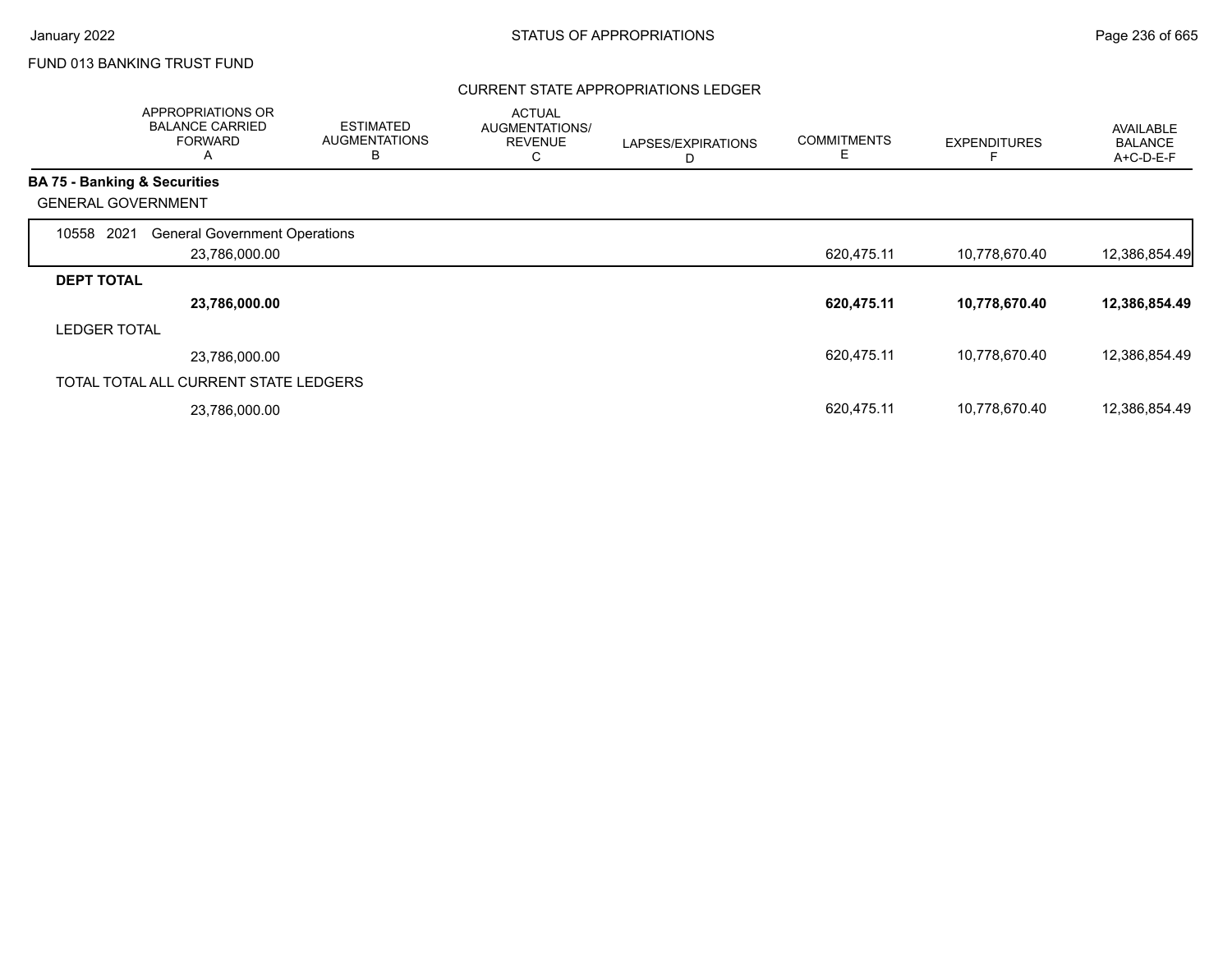FUND 013 BANKING TRUST FUND

## CURRENT STATE APPROPRIATIONS LEDGER

| | APPROPRIATIONS OR BALANCE CARRIED FORWARD A | ESTIMATED AUGMENTATIONS B | ACTUAL AUGMENTATIONS/ REVENUE C | LAPSES/EXPIRATIONS D | COMMITMENTS E | EXPENDITURES F | AVAILABLE BALANCE A+C-D-E-F |
|---|---|---|---|---|---|---|---|
| **BA 75 - Banking & Securities** | | | | | | | |
| GENERAL GOVERNMENT | | | | | | | |
| 10558 2021 General Government Operations | | | | | | | |
| | 23,786,000.00 | | | | 620,475.11 | 10,778,670.40 | 12,386,854.49 |
| **DEPT TOTAL** | | | | | | | |
| | **23,786,000.00** | | | | **620,475.11** | **10,778,670.40** | **12,386,854.49** |
| LEDGER TOTAL | | | | | | | |
| | 23,786,000.00 | | | | 620,475.11 | 10,778,670.40 | 12,386,854.49 |
| TOTAL TOTAL ALL CURRENT STATE LEDGERS | | | | | | | |
| | 23,786,000.00 | | | | 620,475.11 | 10,778,670.40 | 12,386,854.49 |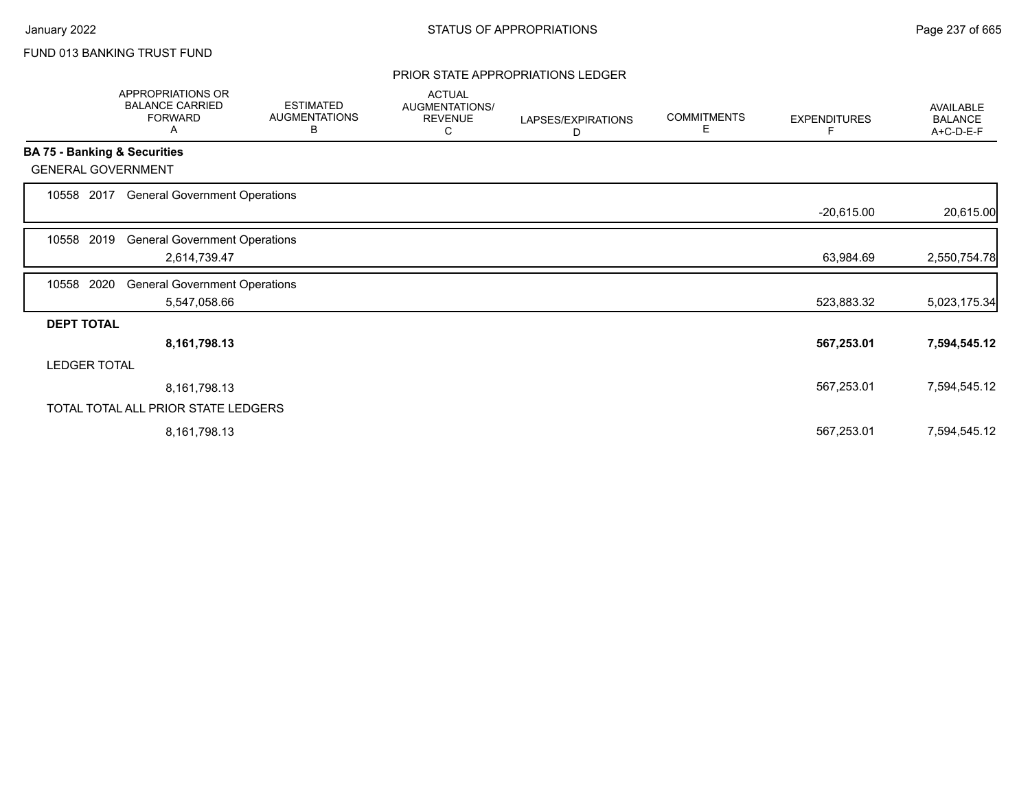FUND 013 BANKING TRUST FUND

## PRIOR STATE APPROPRIATIONS LEDGER

| | APPROPRIATIONS OR BALANCE CARRIED FORWARD A | ESTIMATED AUGMENTATIONS B | ACTUAL AUGMENTATIONS/ REVENUE C | LAPSES/EXPIRATIONS D | COMMITMENTS E | EXPENDITURES F | AVAILABLE BALANCE A+C-D-E-F |
|---|---|---|---|---|---|---|---|
| **BA 75 - Banking & Securities** | | | | | | | |
| GENERAL GOVERNMENT | | | | | | | |
| 10558 2017 General Government Operations | | | | | | -20,615.00 | 20,615.00 |
| 10558 2019 General Government Operations | 2,614,739.47 | | | | | 63,984.69 | 2,550,754.78 |
| 10558 2020 General Government Operations | 5,547,058.66 | | | | | 523,883.32 | 5,023,175.34 |
| **DEPT TOTAL** | **8,161,798.13** | | | | | **567,253.01** | **7,594,545.12** |
| LEDGER TOTAL | 8,161,798.13 | | | | | 567,253.01 | 7,594,545.12 |
| TOTAL TOTAL ALL PRIOR STATE LEDGERS | 8,161,798.13 | | | | | 567,253.01 | 7,594,545.12 |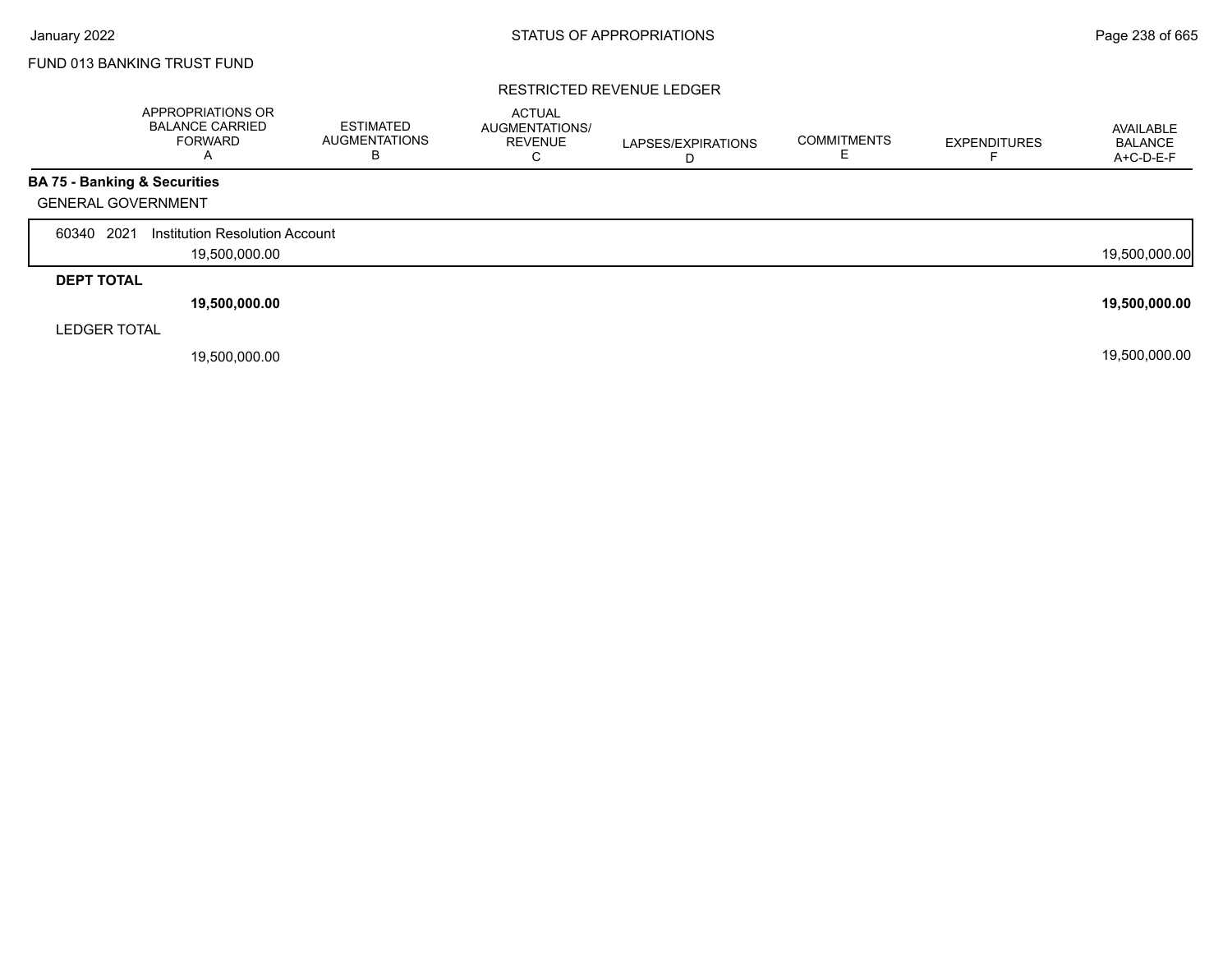FUND 013 BANKING TRUST FUND

RESTRICTED REVENUE LEDGER

| | APPROPRIATIONS OR BALANCE CARRIED FORWARD A | ESTIMATED AUGMENTATIONS B | ACTUAL AUGMENTATIONS/ REVENUE C | LAPSES/EXPIRATIONS D | COMMITMENTS E | EXPENDITURES F | AVAILABLE BALANCE A+C-D-E-F |
|---|---|---|---|---|---|---|---|
| **BA 75 - Banking & Securities** | | | | | | | |
| GENERAL GOVERNMENT | | | | | | | |
| 60340 2021 Institution Resolution Account | 19,500,000.00 | | | | | | 19,500,000.00 |
| **DEPT TOTAL** | **19,500,000.00** | | | | | | **19,500,000.00** |
| LEDGER TOTAL | 19,500,000.00 | | | | | | 19,500,000.00 |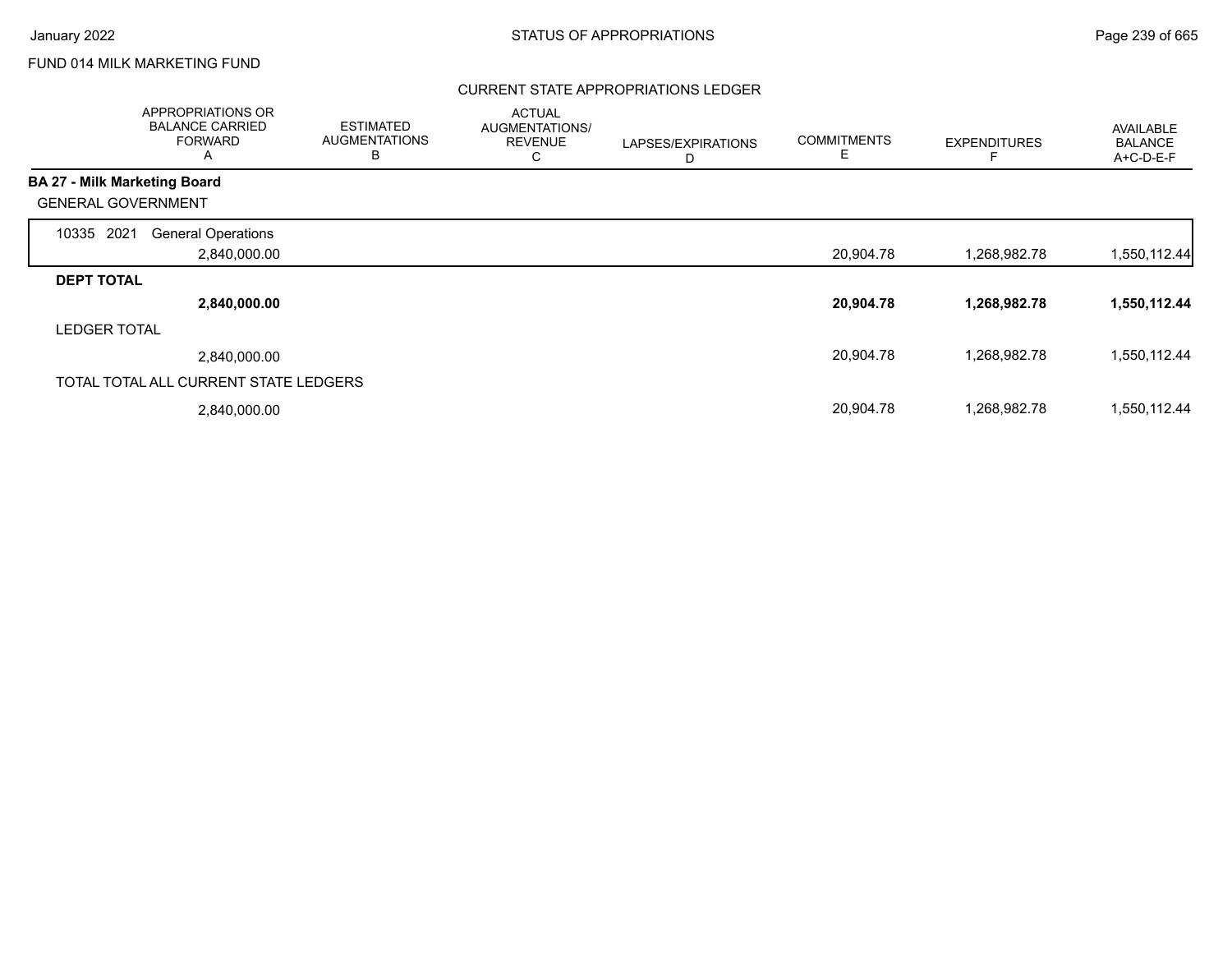FUND 014 MILK MARKETING FUND

## CURRENT STATE APPROPRIATIONS LEDGER

| APPROPRIATIONS OR BALANCE CARRIED FORWARD A | ESTIMATED AUGMENTATIONS B | ACTUAL AUGMENTATIONS/ REVENUE C | LAPSES/EXPIRATIONS D | COMMITMENTS E | EXPENDITURES F | AVAILABLE BALANCE A+C-D-E-F |
|---|---|---|---|---|---|---|
| **BA 27 - Milk Marketing Board** | | | | | | |
| GENERAL GOVERNMENT | | | | | | |
| 10335 2021 General Operations | | | | | | |
| 2,840,000.00 | | | | 20,904.78 | 1,268,982.78 | 1,550,112.44 |
| **DEPT TOTAL** | | | | | | |
| **2,840,000.00** | | | | **20,904.78** | **1,268,982.78** | **1,550,112.44** |
| LEDGER TOTAL | | | | | | |
| 2,840,000.00 | | | | 20,904.78 | 1,268,982.78 | 1,550,112.44 |
| TOTAL TOTAL ALL CURRENT STATE LEDGERS | | | | | | |
| 2,840,000.00 | | | | 20,904.78 | 1,268,982.78 | 1,550,112.44 |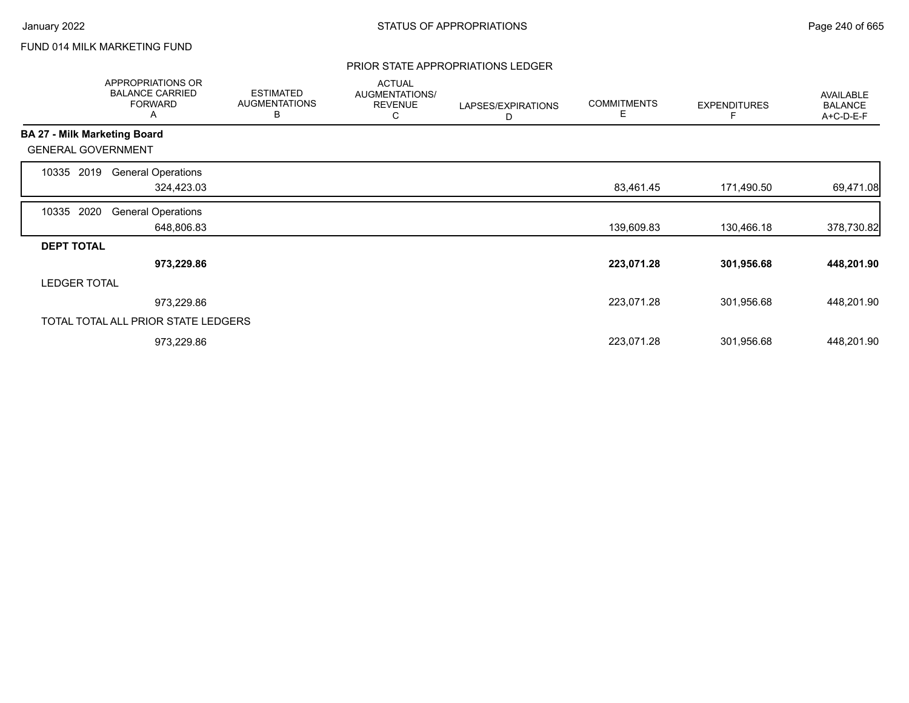FUND 014 MILK MARKETING FUND

PRIOR STATE APPROPRIATIONS LEDGER

| | APPROPRIATIONS OR BALANCE CARRIED FORWARD A | ESTIMATED AUGMENTATIONS B | ACTUAL AUGMENTATIONS/ REVENUE C | LAPSES/EXPIRATIONS D | COMMITMENTS E | EXPENDITURES F | AVAILABLE BALANCE A+C-D-E-F |
|---|---|---|---|---|---|---|---|
| **BA 27 - Milk Marketing Board** | | | | | | | |
| GENERAL GOVERNMENT | | | | | | | |
| 10335 2019 General Operations | 324,423.03 | | | | 83,461.45 | 171,490.50 | 69,471.08 |
| 10335 2020 General Operations | 648,806.83 | | | | 139,609.83 | 130,466.18 | 378,730.82 |
| **DEPT TOTAL** | **973,229.86** | | | | **223,071.28** | **301,956.68** | **448,201.90** |
| LEDGER TOTAL | 973,229.86 | | | | 223,071.28 | 301,956.68 | 448,201.90 |
| TOTAL TOTAL ALL PRIOR STATE LEDGERS | 973,229.86 | | | | 223,071.28 | 301,956.68 | 448,201.90 |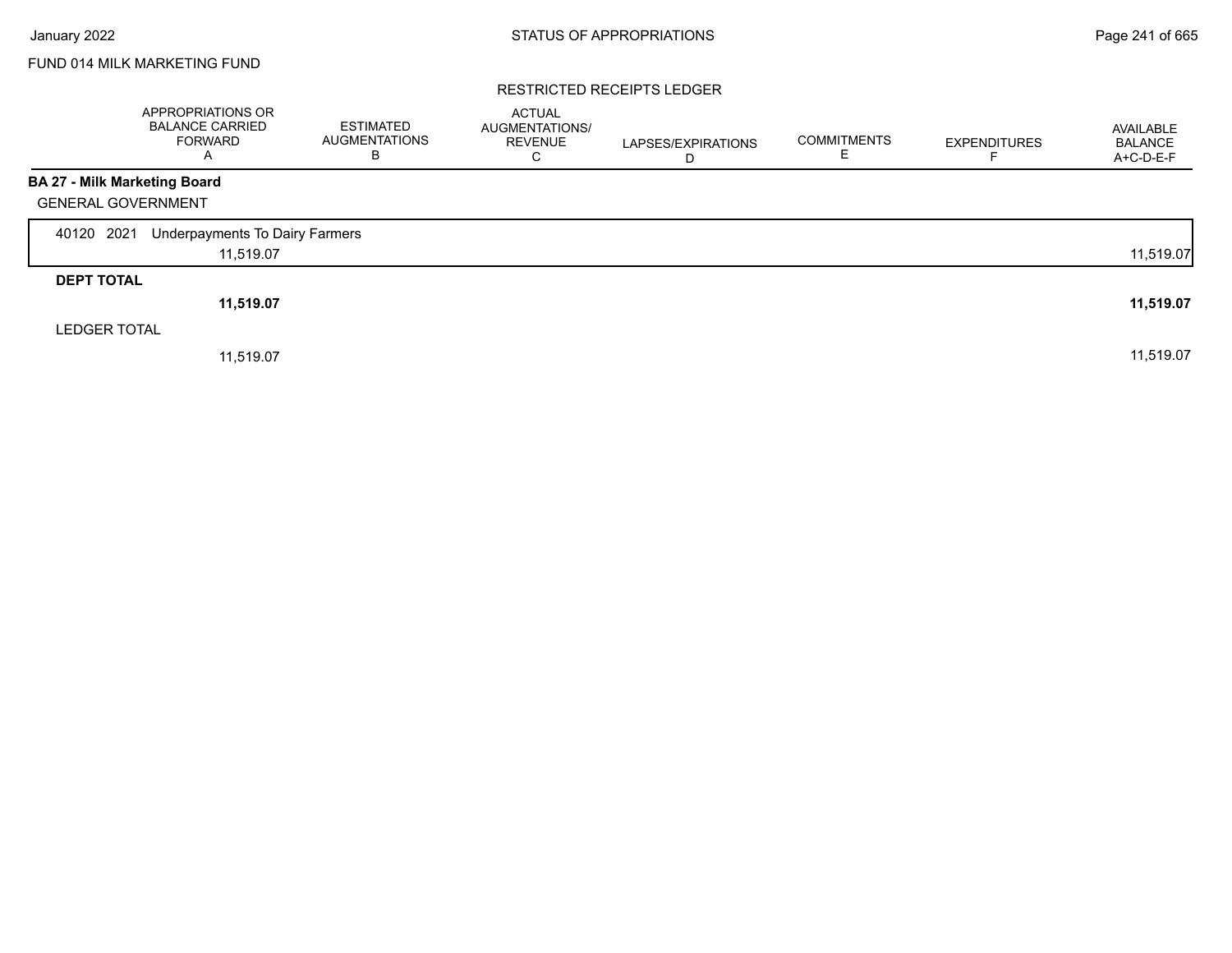FUND 014 MILK MARKETING FUND

RESTRICTED RECEIPTS LEDGER

| | APPROPRIATIONS OR BALANCE CARRIED FORWARD A | ESTIMATED AUGMENTATIONS B | ACTUAL AUGMENTATIONS/ REVENUE C | LAPSES/EXPIRATIONS D | COMMITMENTS E | EXPENDITURES F | AVAILABLE BALANCE A+C-D-E-F |
|---|---|---|---|---|---|---|---|
| **BA 27 - Milk Marketing Board** | | | | | | | |
| GENERAL GOVERNMENT | | | | | | | |
| 40120 2021 Underpayments To Dairy Farmers | | | | | | | |
| | 11,519.07 | | | | | | 11,519.07 |
| **DEPT TOTAL** | | | | | | | |
| | **11,519.07** | | | | | | **11,519.07** |
| LEDGER TOTAL | | | | | | | |
| | 11,519.07 | | | | | | 11,519.07 |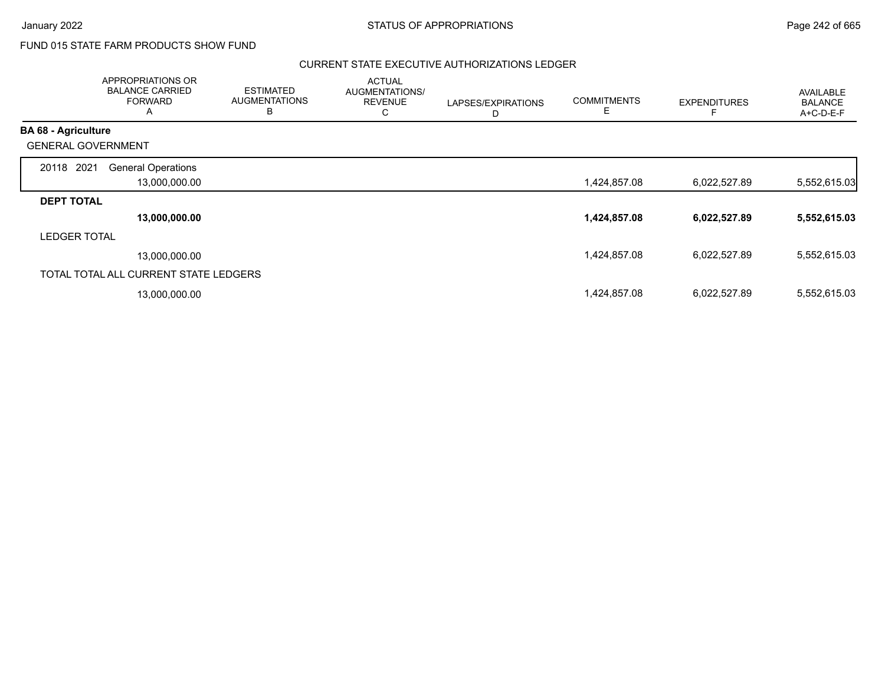FUND 015 STATE FARM PRODUCTS SHOW FUND

## CURRENT STATE EXECUTIVE AUTHORIZATIONS LEDGER

| | APPROPRIATIONS OR BALANCE CARRIED FORWARD A | ESTIMATED AUGMENTATIONS B | ACTUAL AUGMENTATIONS/ REVENUE C | LAPSES/EXPIRATIONS D | COMMITMENTS E | EXPENDITURES F | AVAILABLE BALANCE A+C-D-E-F |
|---|---|---|---|---|---|---|---|
| **BA 68 - Agriculture** | | | | | | | |
| GENERAL GOVERNMENT | | | | | | | |
| 20118 2021 General Operations | 13,000,000.00 | | | | 1,424,857.08 | 6,022,527.89 | 5,552,615.03 |
| **DEPT TOTAL** | **13,000,000.00** | | | | **1,424,857.08** | **6,022,527.89** | **5,552,615.03** |
| LEDGER TOTAL | 13,000,000.00 | | | | 1,424,857.08 | 6,022,527.89 | 5,552,615.03 |
| TOTAL TOTAL ALL CURRENT STATE LEDGERS | 13,000,000.00 | | | | 1,424,857.08 | 6,022,527.89 | 5,552,615.03 |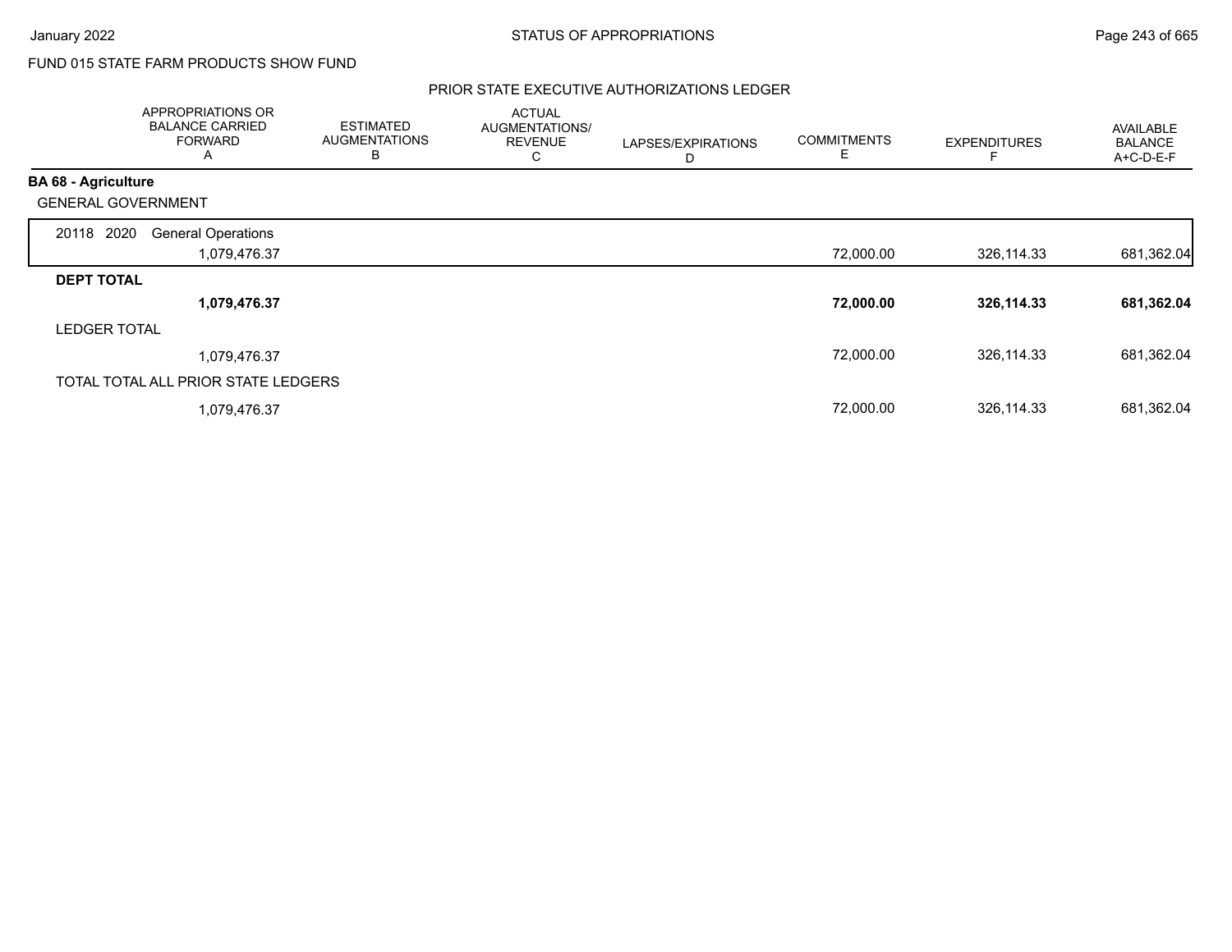FUND 015 STATE FARM PRODUCTS SHOW FUND

## PRIOR STATE EXECUTIVE AUTHORIZATIONS LEDGER

| | APPROPRIATIONS OR BALANCE CARRIED FORWARD A | ESTIMATED AUGMENTATIONS B | ACTUAL AUGMENTATIONS/ REVENUE C | LAPSES/EXPIRATIONS D | COMMITMENTS E | EXPENDITURES F | AVAILABLE BALANCE A+C-D-E-F |
|---|---|---|---|---|---|---|---|
| **BA 68 - Agriculture** | | | | | | | |
| GENERAL GOVERNMENT | | | | | | | |
| 20118 2020 General Operations | 1,079,476.37 | | | | 72,000.00 | 326,114.33 | 681,362.04 |
| **DEPT TOTAL** | **1,079,476.37** | | | | **72,000.00** | **326,114.33** | **681,362.04** |
| LEDGER TOTAL | 1,079,476.37 | | | | 72,000.00 | 326,114.33 | 681,362.04 |
| TOTAL TOTAL ALL PRIOR STATE LEDGERS | 1,079,476.37 | | | | 72,000.00 | 326,114.33 | 681,362.04 |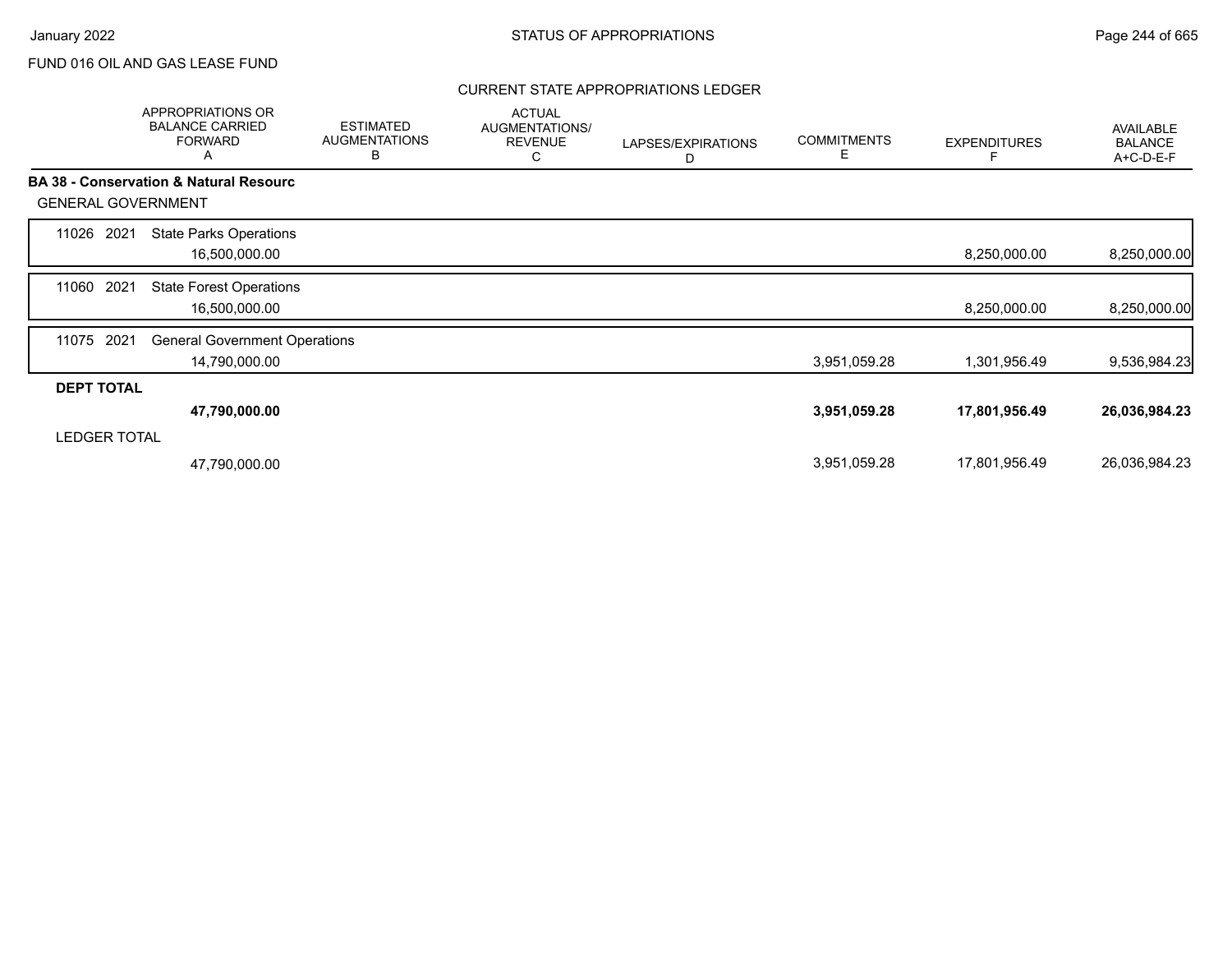FUND 016 OIL AND GAS LEASE FUND

## CURRENT STATE APPROPRIATIONS LEDGER

| | APPROPRIATIONS OR BALANCE CARRIED FORWARD A | ESTIMATED AUGMENTATIONS B | ACTUAL AUGMENTATIONS/ REVENUE C | LAPSES/EXPIRATIONS D | COMMITMENTS E | EXPENDITURES F | AVAILABLE BALANCE A+C-D-E-F |
|---|---|---|---|---|---|---|---|
| **BA 38 - Conservation & Natural Resourc** | | | | | | | |
| GENERAL GOVERNMENT | | | | | | | |
| 11026 2021 State Parks Operations | 16,500,000.00 | | | | | 8,250,000.00 | 8,250,000.00 |
| 11060 2021 State Forest Operations | 16,500,000.00 | | | | | 8,250,000.00 | 8,250,000.00 |
| 11075 2021 General Government Operations | 14,790,000.00 | | | | 3,951,059.28 | 1,301,956.49 | 9,536,984.23 |
| **DEPT TOTAL** | **47,790,000.00** | | | | **3,951,059.28** | **17,801,956.49** | **26,036,984.23** |
| LEDGER TOTAL | 47,790,000.00 | | | | 3,951,059.28 | 17,801,956.49 | 26,036,984.23 |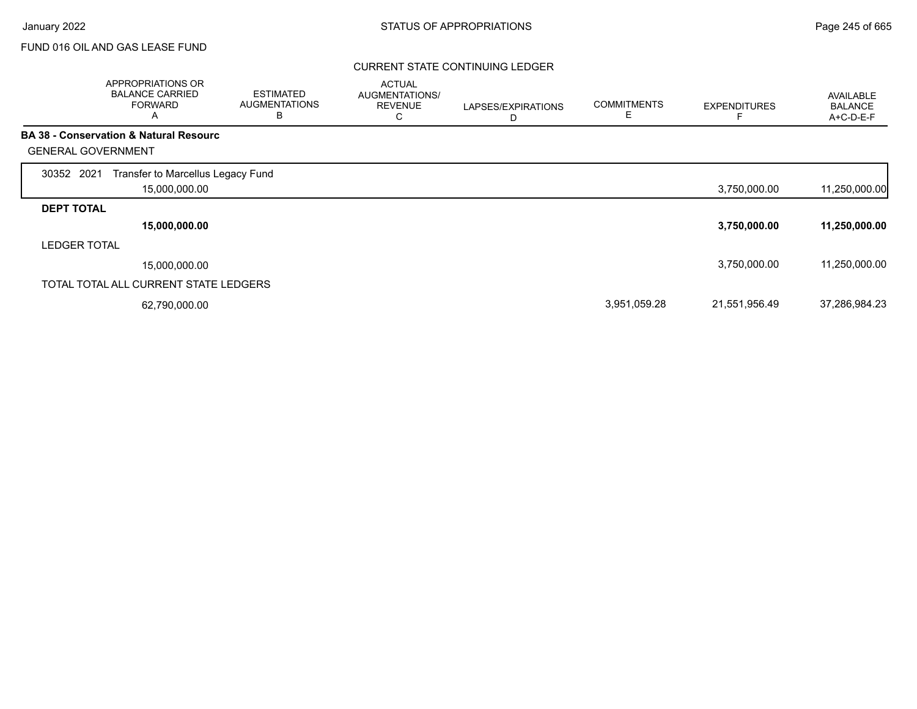FUND 016 OIL AND GAS LEASE FUND

CURRENT STATE CONTINUING LEDGER

| | APPROPRIATIONS OR BALANCE CARRIED FORWARD A | ESTIMATED AUGMENTATIONS B | ACTUAL AUGMENTATIONS/ REVENUE C | LAPSES/EXPIRATIONS D | COMMITMENTS E | EXPENDITURES F | AVAILABLE BALANCE A+C-D-E-F |
|---|---|---|---|---|---|---|---|
| **BA 38 - Conservation & Natural Resourc** | | | | | | | |
| GENERAL GOVERNMENT | | | | | | | |
| 30352 2021 Transfer to Marcellus Legacy Fund | 15,000,000.00 | | | | | 3,750,000.00 | 11,250,000.00 |
| **DEPT TOTAL** | **15,000,000.00** | | | | | **3,750,000.00** | **11,250,000.00** |
| LEDGER TOTAL | 15,000,000.00 | | | | | 3,750,000.00 | 11,250,000.00 |
| TOTAL TOTAL ALL CURRENT STATE LEDGERS | 62,790,000.00 | | | | 3,951,059.28 | 21,551,956.49 | 37,286,984.23 |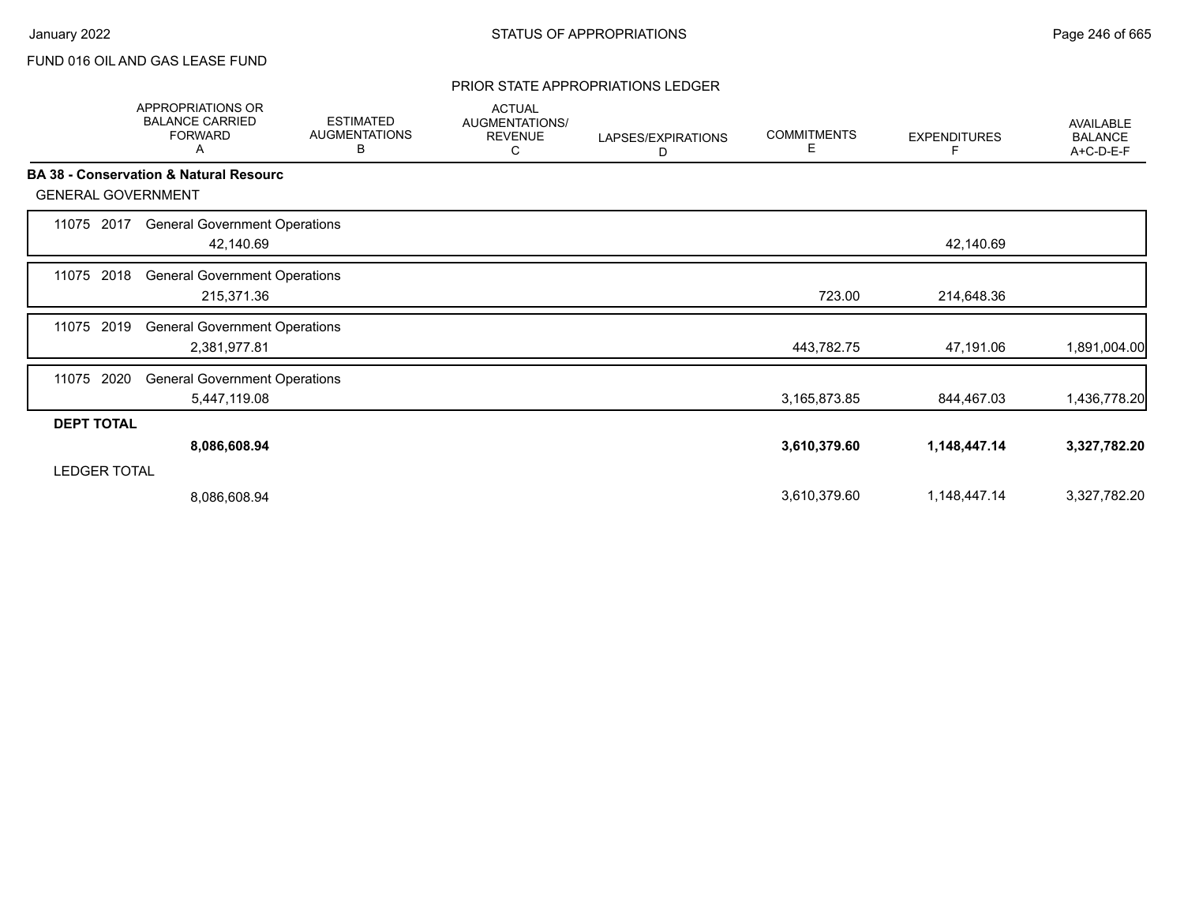FUND 016 OIL AND GAS LEASE FUND

## PRIOR STATE APPROPRIATIONS LEDGER

| | APPROPRIATIONS OR BALANCE CARRIED FORWARD A | ESTIMATED AUGMENTATIONS B | ACTUAL AUGMENTATIONS/ REVENUE C | LAPSES/EXPIRATIONS D | COMMITMENTS E | EXPENDITURES F | AVAILABLE BALANCE A+C-D-E-F |
|---|---|---|---|---|---|---|---|
| **BA 38 - Conservation & Natural Resourc** | | | | | | | |
| GENERAL GOVERNMENT | | | | | | | |
| 11075 2017 General Government Operations | 42,140.69 | | | | | 42,140.69 | |
| 11075 2018 General Government Operations | 215,371.36 | | | | 723.00 | 214,648.36 | |
| 11075 2019 General Government Operations | 2,381,977.81 | | | | 443,782.75 | 47,191.06 | 1,891,004.00 |
| 11075 2020 General Government Operations | 5,447,119.08 | | | | 3,165,873.85 | 844,467.03 | 1,436,778.20 |
| **DEPT TOTAL** | **8,086,608.94** | | | | **3,610,379.60** | **1,148,447.14** | **3,327,782.20** |
| LEDGER TOTAL | 8,086,608.94 | | | | 3,610,379.60 | 1,148,447.14 | 3,327,782.20 |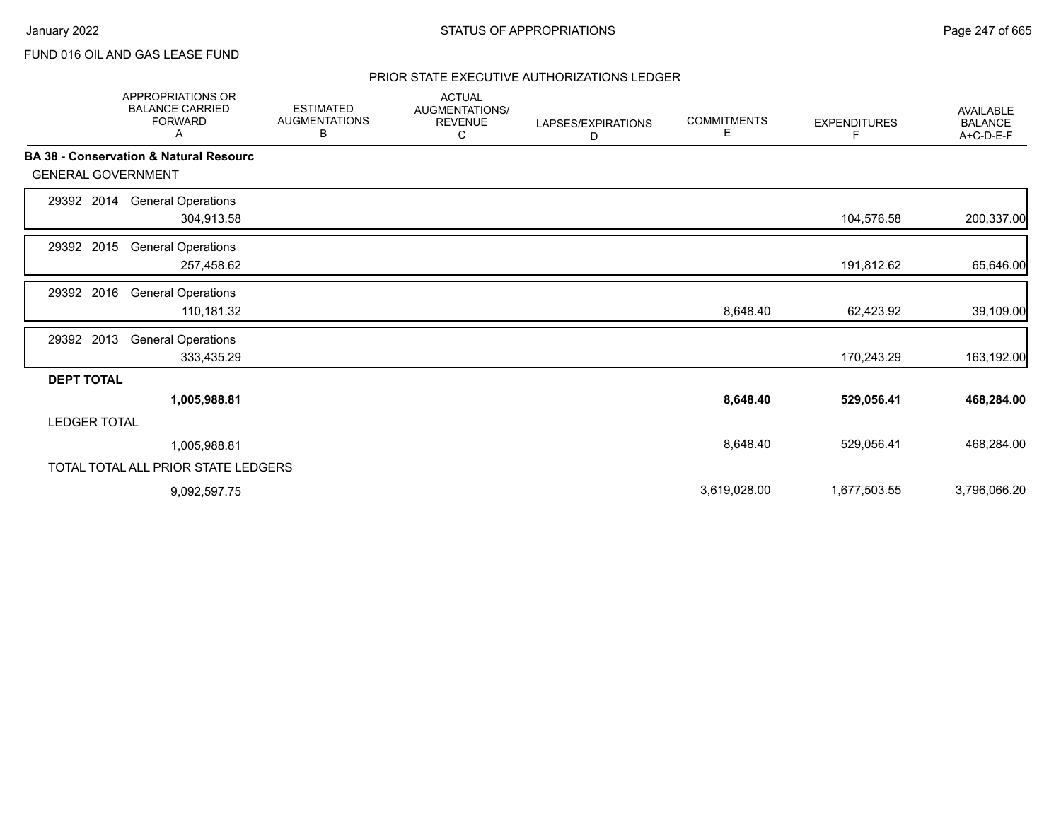FUND 016 OIL AND GAS LEASE FUND

## PRIOR STATE EXECUTIVE AUTHORIZATIONS LEDGER

| | APPROPRIATIONS OR BALANCE CARRIED FORWARD A | ESTIMATED AUGMENTATIONS B | ACTUAL AUGMENTATIONS/ REVENUE C | LAPSES/EXPIRATIONS D | COMMITMENTS E | EXPENDITURES F | AVAILABLE BALANCE A+C-D-E-F |
|---|---|---|---|---|---|---|---|
| **BA 38 - Conservation & Natural Resourc** | | | | | | | |
| GENERAL GOVERNMENT | | | | | | | |
| 29392 2014 General Operations | 304,913.58 | | | | | 104,576.58 | 200,337.00 |
| 29392 2015 General Operations | 257,458.62 | | | | | 191,812.62 | 65,646.00 |
| 29392 2016 General Operations | 110,181.32 | | | | 8,648.40 | 62,423.92 | 39,109.00 |
| 29392 2013 General Operations | 333,435.29 | | | | | 170,243.29 | 163,192.00 |
| **DEPT TOTAL** | **1,005,988.81** | | | | **8,648.40** | **529,056.41** | **468,284.00** |
| LEDGER TOTAL | 1,005,988.81 | | | | 8,648.40 | 529,056.41 | 468,284.00 |
| TOTAL TOTAL ALL PRIOR STATE LEDGERS | 9,092,597.75 | | | | 3,619,028.00 | 1,677,503.55 | 3,796,066.20 |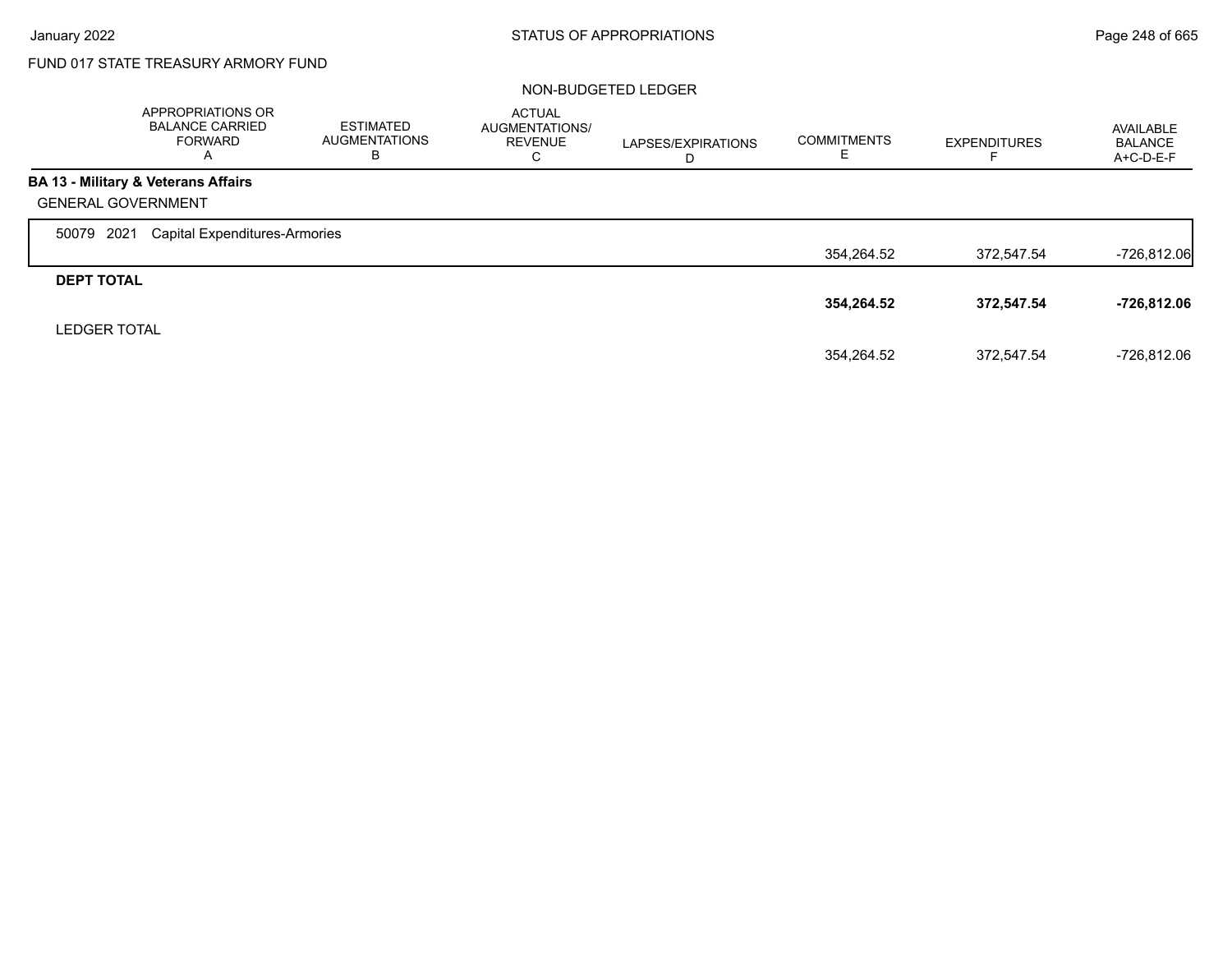FUND 017 STATE TREASURY ARMORY FUND

NON-BUDGETED LEDGER

| | APPROPRIATIONS OR BALANCE CARRIED FORWARD A | ESTIMATED AUGMENTATIONS B | ACTUAL AUGMENTATIONS/ REVENUE C | LAPSES/EXPIRATIONS D | COMMITMENTS E | EXPENDITURES F | AVAILABLE BALANCE A+C-D-E-F |
|---|---|---|---|---|---|---|---|
| **BA 13 - Military & Veterans Affairs** | | | | | | | |
| GENERAL GOVERNMENT | | | | | | | |
| 50079 2021 Capital Expenditures-Armories | | | | | 354,264.52 | 372,547.54 | -726,812.06 |
| **DEPT TOTAL** | | | | | **354,264.52** | **372,547.54** | **-726,812.06** |
| LEDGER TOTAL | | | | | 354,264.52 | 372,547.54 | -726,812.06 |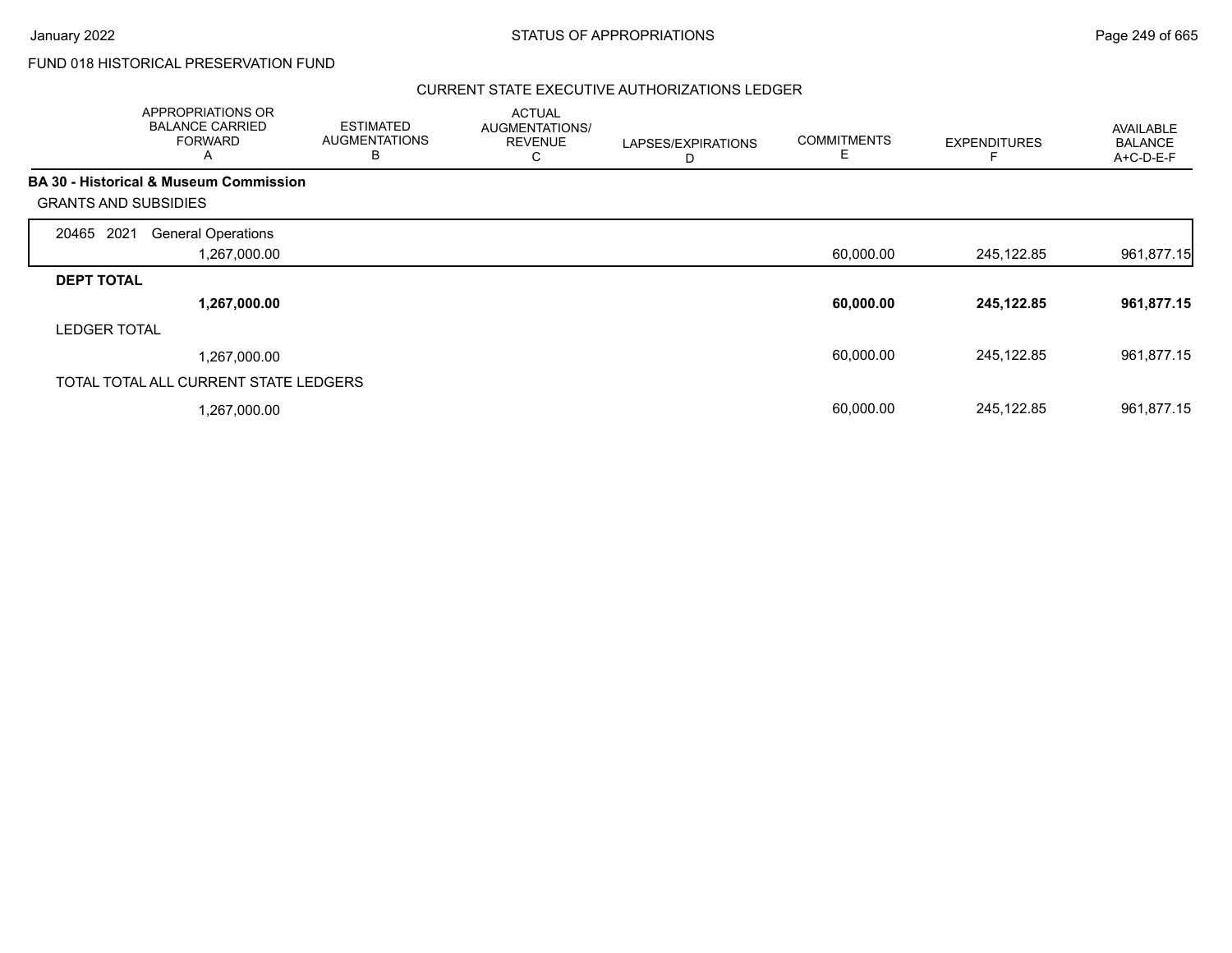FUND 018 HISTORICAL PRESERVATION FUND

CURRENT STATE EXECUTIVE AUTHORIZATIONS LEDGER

| | APPROPRIATIONS OR BALANCE CARRIED FORWARD A | ESTIMATED AUGMENTATIONS B | ACTUAL AUGMENTATIONS/ REVENUE C | LAPSES/EXPIRATIONS D | COMMITMENTS E | EXPENDITURES F | AVAILABLE BALANCE A+C-D-E-F |
|---|---|---|---|---|---|---|---|
| **BA 30 - Historical & Museum Commission** | | | | | | | |
| GRANTS AND SUBSIDIES | | | | | | | |
| 20465 2021 General Operations | 1,267,000.00 | | | | 60,000.00 | 245,122.85 | 961,877.15 |
| **DEPT TOTAL** | **1,267,000.00** | | | | **60,000.00** | **245,122.85** | **961,877.15** |
| LEDGER TOTAL | 1,267,000.00 | | | | 60,000.00 | 245,122.85 | 961,877.15 |
| TOTAL TOTAL ALL CURRENT STATE LEDGERS | 1,267,000.00 | | | | 60,000.00 | 245,122.85 | 961,877.15 |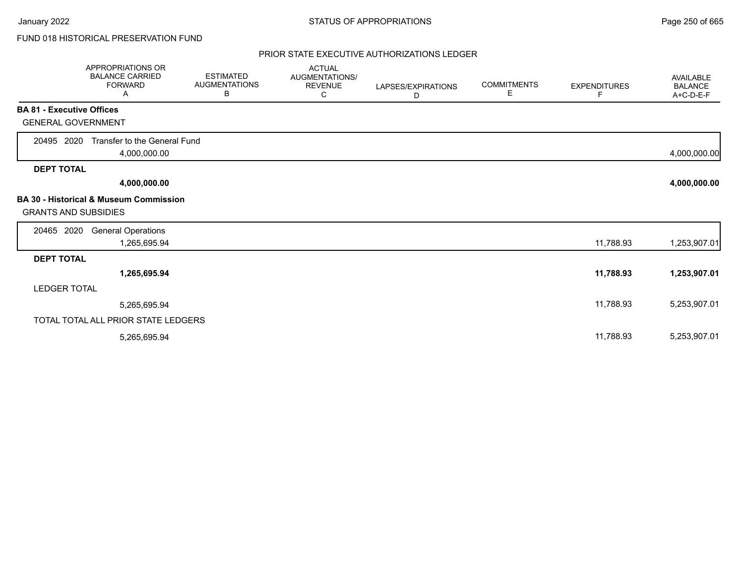FUND 018 HISTORICAL PRESERVATION FUND

## PRIOR STATE EXECUTIVE AUTHORIZATIONS LEDGER

| | APPROPRIATIONS OR BALANCE CARRIED FORWARD A | ESTIMATED AUGMENTATIONS B | ACTUAL AUGMENTATIONS/ REVENUE C | LAPSES/EXPIRATIONS D | COMMITMENTS E | EXPENDITURES F | AVAILABLE BALANCE A+C-D-E-F |
|---|---|---|---|---|---|---|---|
| **BA 81 - Executive Offices** | | | | | | | |
| GENERAL GOVERNMENT | | | | | | | |
| 20495 2020 Transfer to the General Fund | 4,000,000.00 | | | | | | 4,000,000.00 |
| **DEPT TOTAL** | **4,000,000.00** | | | | | | **4,000,000.00** |
| **BA 30 - Historical & Museum Commission** | | | | | | | |
| GRANTS AND SUBSIDIES | | | | | | | |
| 20465 2020 General Operations | 1,265,695.94 | | | | | 11,788.93 | 1,253,907.01 |
| **DEPT TOTAL** | **1,265,695.94** | | | | | **11,788.93** | **1,253,907.01** |
| LEDGER TOTAL | 5,265,695.94 | | | | | 11,788.93 | 5,253,907.01 |
| TOTAL TOTAL ALL PRIOR STATE LEDGERS | 5,265,695.94 | | | | | 11,788.93 | 5,253,907.01 |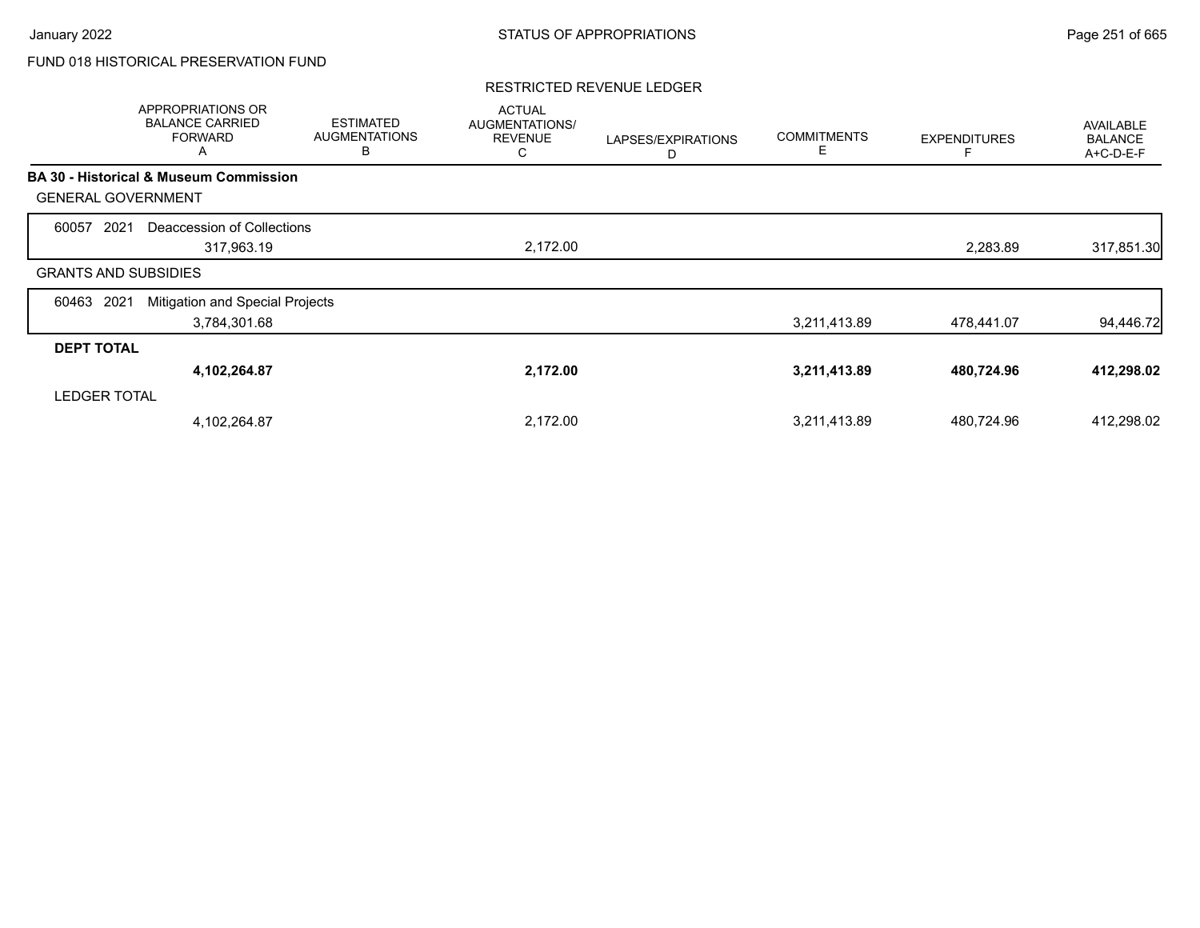FUND 018 HISTORICAL PRESERVATION FUND

RESTRICTED REVENUE LEDGER

| | APPROPRIATIONS OR BALANCE CARRIED FORWARD A | ESTIMATED AUGMENTATIONS B | ACTUAL AUGMENTATIONS/ REVENUE C | LAPSES/EXPIRATIONS D | COMMITMENTS E | EXPENDITURES F | AVAILABLE BALANCE A+C-D-E-F |
|---|---|---|---|---|---|---|---|
| **BA 30 - Historical & Museum Commission** | | | | | | | |
| GENERAL GOVERNMENT | | | | | | | |
| 60057 2021 Deaccession of Collections | 317,963.19 | | 2,172.00 | | | 2,283.89 | 317,851.30 |
| GRANTS AND SUBSIDIES | | | | | | | |
| 60463 2021 Mitigation and Special Projects | 3,784,301.68 | | | | 3,211,413.89 | 478,441.07 | 94,446.72 |
| **DEPT TOTAL** | **4,102,264.87** | | **2,172.00** | | **3,211,413.89** | **480,724.96** | **412,298.02** |
| LEDGER TOTAL | 4,102,264.87 | | 2,172.00 | | 3,211,413.89 | 480,724.96 | 412,298.02 |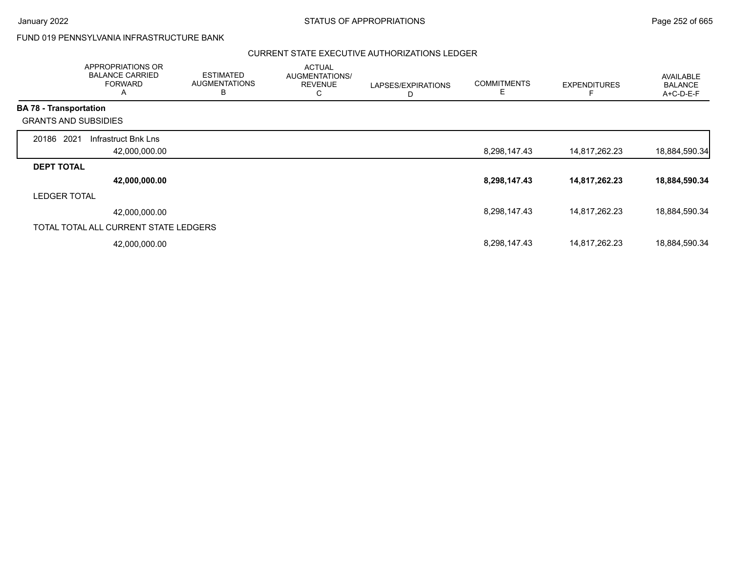FUND 019 PENNSYLVANIA INFRASTRUCTURE BANK

CURRENT STATE EXECUTIVE AUTHORIZATIONS LEDGER

| | APPROPRIATIONS OR BALANCE CARRIED FORWARD A | ESTIMATED AUGMENTATIONS B | ACTUAL AUGMENTATIONS/ REVENUE C | LAPSES/EXPIRATIONS D | COMMITMENTS E | EXPENDITURES F | AVAILABLE BALANCE A+C-D-E-F |
|---|---|---|---|---|---|---|---|
| **BA 78 - Transportation** | | | | | | | |
| GRANTS AND SUBSIDIES | | | | | | | |
| 20186 2021 Infrastruct Bnk Lns | 42,000,000.00 | | | | 8,298,147.43 | 14,817,262.23 | 18,884,590.34 |
| **DEPT TOTAL** | **42,000,000.00** | | | | **8,298,147.43** | **14,817,262.23** | **18,884,590.34** |
| LEDGER TOTAL | 42,000,000.00 | | | | 8,298,147.43 | 14,817,262.23 | 18,884,590.34 |
| TOTAL TOTAL ALL CURRENT STATE LEDGERS | 42,000,000.00 | | | | 8,298,147.43 | 14,817,262.23 | 18,884,590.34 |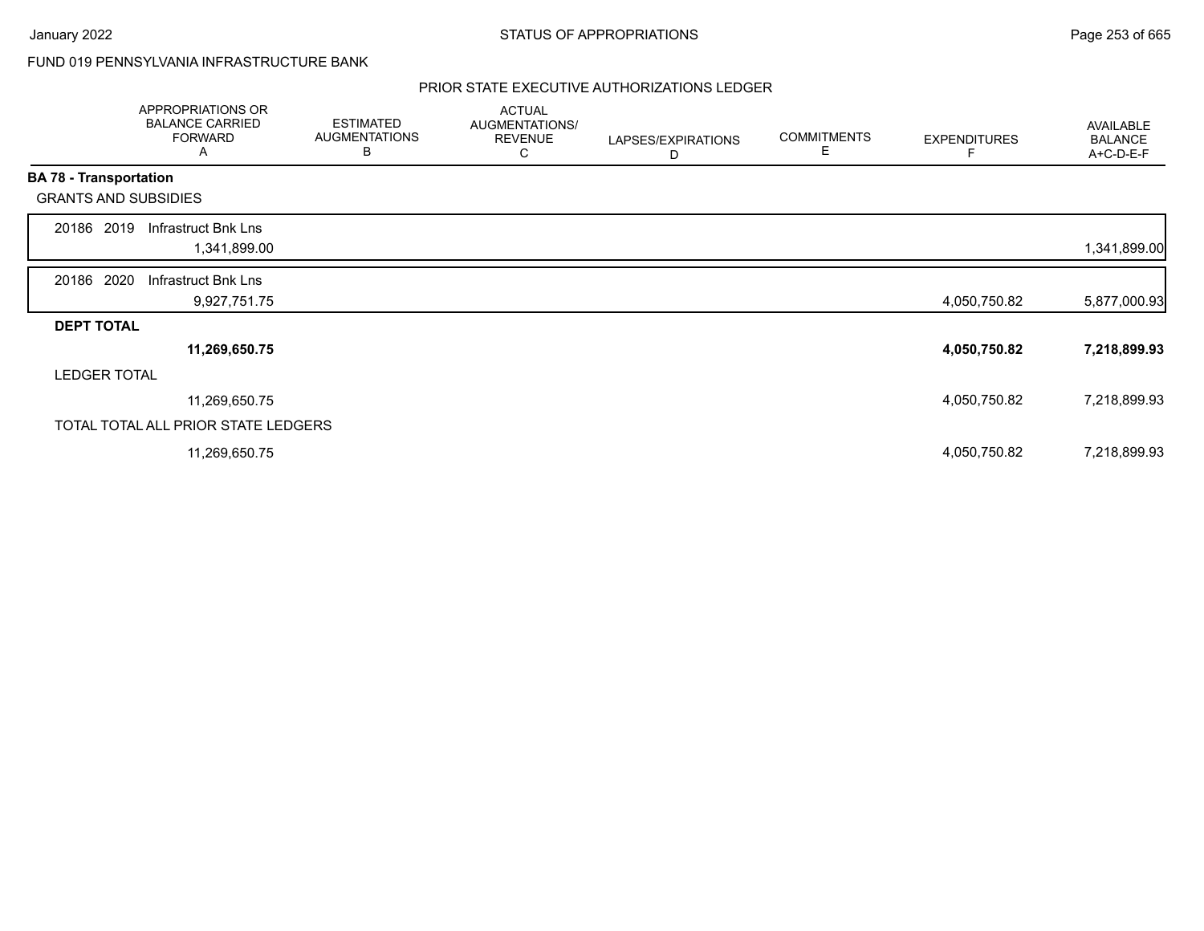FUND 019 PENNSYLVANIA INFRASTRUCTURE BANK

PRIOR STATE EXECUTIVE AUTHORIZATIONS LEDGER

| | APPROPRIATIONS OR BALANCE CARRIED FORWARD A | ESTIMATED AUGMENTATIONS B | ACTUAL AUGMENTATIONS/ REVENUE C | LAPSES/EXPIRATIONS D | COMMITMENTS E | EXPENDITURES F | AVAILABLE BALANCE A+C-D-E-F |
|---|---|---|---|---|---|---|---|
| **BA 78 - Transportation** | | | | | | | |
| GRANTS AND SUBSIDIES | | | | | | | |
| 20186 2019 Infrastruct Bnk Lns | 1,341,899.00 | | | | | | 1,341,899.00 |
| 20186 2020 Infrastruct Bnk Lns | 9,927,751.75 | | | | | 4,050,750.82 | 5,877,000.93 |
| **DEPT TOTAL** | **11,269,650.75** | | | | | **4,050,750.82** | **7,218,899.93** |
| LEDGER TOTAL | 11,269,650.75 | | | | | 4,050,750.82 | 7,218,899.93 |
| TOTAL TOTAL ALL PRIOR STATE LEDGERS | 11,269,650.75 | | | | | 4,050,750.82 | 7,218,899.93 |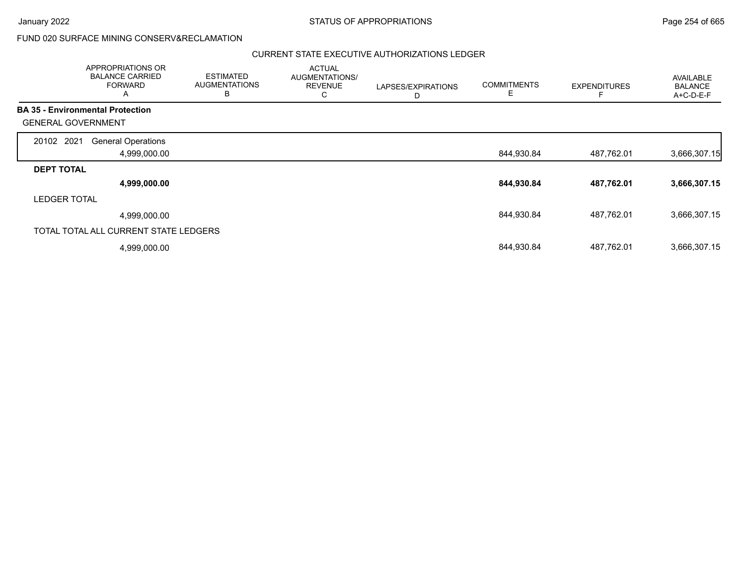FUND 020 SURFACE MINING CONSERV&RECLAMATION

CURRENT STATE EXECUTIVE AUTHORIZATIONS LEDGER

| | APPROPRIATIONS OR BALANCE CARRIED FORWARD A | ESTIMATED AUGMENTATIONS B | ACTUAL AUGMENTATIONS/ REVENUE C | LAPSES/EXPIRATIONS D | COMMITMENTS E | EXPENDITURES F | AVAILABLE BALANCE A+C-D-E-F |
|---|---|---|---|---|---|---|---|
| **BA 35 - Environmental Protection** | | | | | | | |
| GENERAL GOVERNMENT | | | | | | | |
| 20102 2021 General Operations | 4,999,000.00 | | | | 844,930.84 | 487,762.01 | 3,666,307.15 |
| **DEPT TOTAL** | **4,999,000.00** | | | | **844,930.84** | **487,762.01** | **3,666,307.15** |
| LEDGER TOTAL | 4,999,000.00 | | | | 844,930.84 | 487,762.01 | 3,666,307.15 |
| TOTAL TOTAL ALL CURRENT STATE LEDGERS | 4,999,000.00 | | | | 844,930.84 | 487,762.01 | 3,666,307.15 |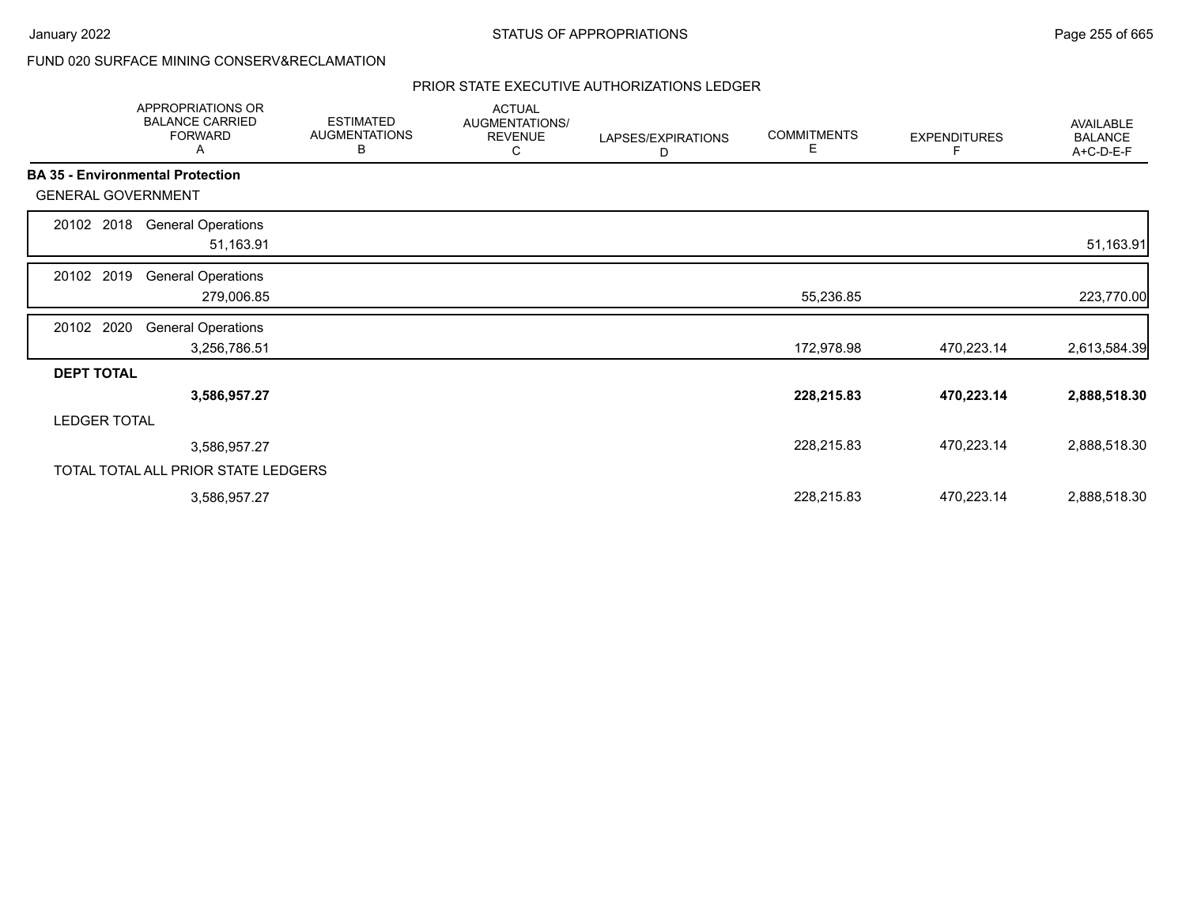FUND 020 SURFACE MINING CONSERV&RECLAMATION

PRIOR STATE EXECUTIVE AUTHORIZATIONS LEDGER

| | APPROPRIATIONS OR BALANCE CARRIED FORWARD A | ESTIMATED AUGMENTATIONS B | ACTUAL AUGMENTATIONS/ REVENUE C | LAPSES/EXPIRATIONS D | COMMITMENTS E | EXPENDITURES F | AVAILABLE BALANCE A+C-D-E-F |
|---|---|---|---|---|---|---|---|
| **BA 35 - Environmental Protection** | | | | | | | |
| GENERAL GOVERNMENT | | | | | | | |
| 20102 2018 General Operations | 51,163.91 | | | | | | 51,163.91 |
| 20102 2019 General Operations | 279,006.85 | | | | 55,236.85 | | 223,770.00 |
| 20102 2020 General Operations | 3,256,786.51 | | | | 172,978.98 | 470,223.14 | 2,613,584.39 |
| **DEPT TOTAL** | **3,586,957.27** | | | | **228,215.83** | **470,223.14** | **2,888,518.30** |
| LEDGER TOTAL | 3,586,957.27 | | | | 228,215.83 | 470,223.14 | 2,888,518.30 |
| TOTAL TOTAL ALL PRIOR STATE LEDGERS | 3,586,957.27 | | | | 228,215.83 | 470,223.14 | 2,888,518.30 |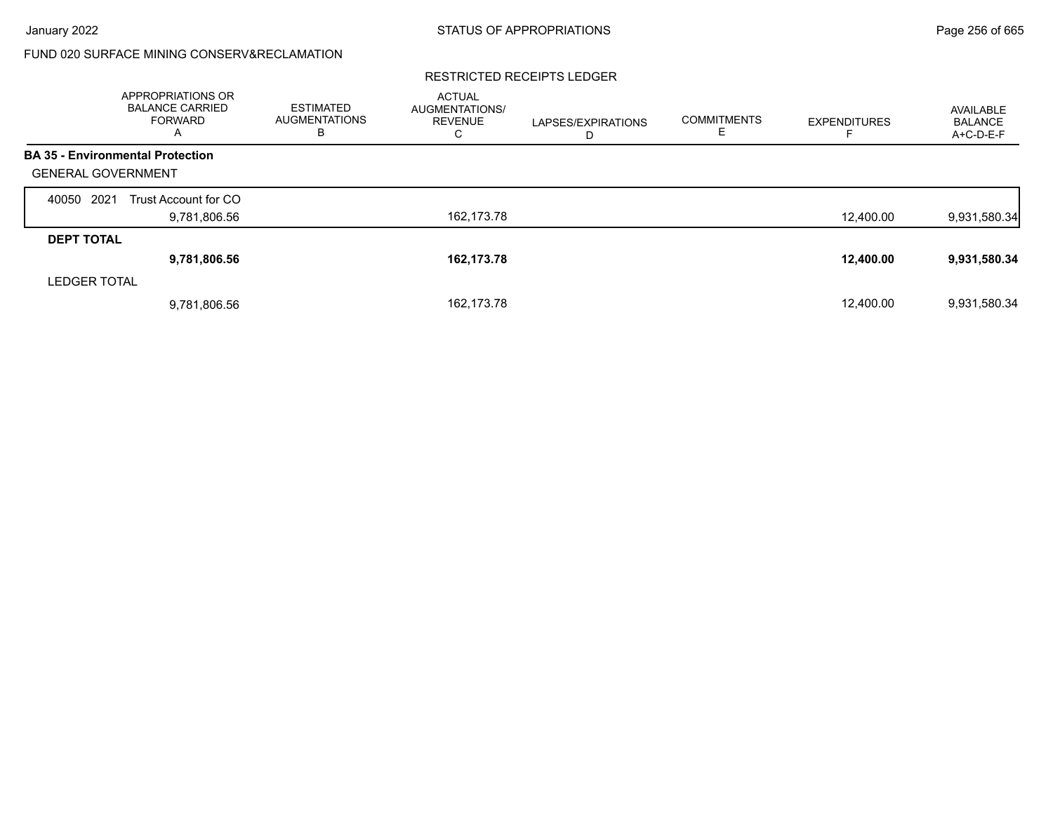FUND 020 SURFACE MINING CONSERV&RECLAMATION

RESTRICTED RECEIPTS LEDGER

| | APPROPRIATIONS OR BALANCE CARRIED FORWARD A | ESTIMATED AUGMENTATIONS B | ACTUAL AUGMENTATIONS/ REVENUE C | LAPSES/EXPIRATIONS D | COMMITMENTS E | EXPENDITURES F | AVAILABLE BALANCE A+C-D-E-F |
|---|---|---|---|---|---|---|---|
| **BA 35 - Environmental Protection** | | | | | | | |
| GENERAL GOVERNMENT | | | | | | | |
| 40050 2021 Trust Account for CO | 9,781,806.56 | | 162,173.78 | | | 12,400.00 | 9,931,580.34 |
| **DEPT TOTAL** | **9,781,806.56** | | **162,173.78** | | | **12,400.00** | **9,931,580.34** |
| LEDGER TOTAL | 9,781,806.56 | | 162,173.78 | | | 12,400.00 | 9,931,580.34 |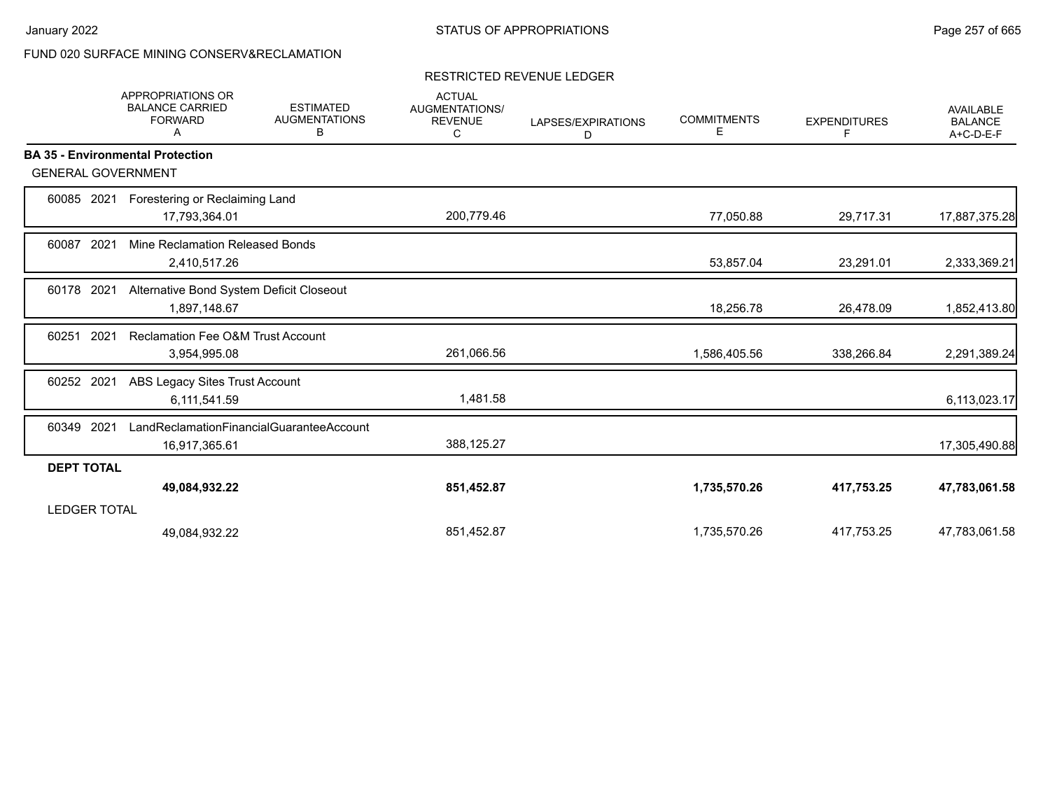FUND 020 SURFACE MINING CONSERV&RECLAMATION

RESTRICTED REVENUE LEDGER

| | APPROPRIATIONS OR BALANCE CARRIED FORWARD A | ESTIMATED AUGMENTATIONS B | ACTUAL AUGMENTATIONS/ REVENUE C | LAPSES/EXPIRATIONS D | COMMITMENTS E | EXPENDITURES F | AVAILABLE BALANCE A+C-D-E-F |
|---|---|---|---|---|---|---|---|
| **BA 35 - Environmental Protection** | | | | | | | |
| GENERAL GOVERNMENT | | | | | | | |
| 60085 2021 Forestering or Reclaiming Land | 17,793,364.01 | | 200,779.46 | | 77,050.88 | 29,717.31 | 17,887,375.28 |
| 60087 2021 Mine Reclamation Released Bonds | 2,410,517.26 | | | | 53,857.04 | 23,291.01 | 2,333,369.21 |
| 60178 2021 Alternative Bond System Deficit Closeout | 1,897,148.67 | | | | 18,256.78 | 26,478.09 | 1,852,413.80 |
| 60251 2021 Reclamation Fee O&M Trust Account | 3,954,995.08 | | 261,066.56 | | 1,586,405.56 | 338,266.84 | 2,291,389.24 |
| 60252 2021 ABS Legacy Sites Trust Account | 6,111,541.59 | | 1,481.58 | | | | 6,113,023.17 |
| 60349 2021 LandReclamationFinancialGuaranteeAccount | 16,917,365.61 | | 388,125.27 | | | | 17,305,490.88 |
| **DEPT TOTAL** | **49,084,932.22** | | **851,452.87** | | **1,735,570.26** | **417,753.25** | **47,783,061.58** |
| LEDGER TOTAL | 49,084,932.22 | | 851,452.87 | | 1,735,570.26 | 417,753.25 | 47,783,061.58 |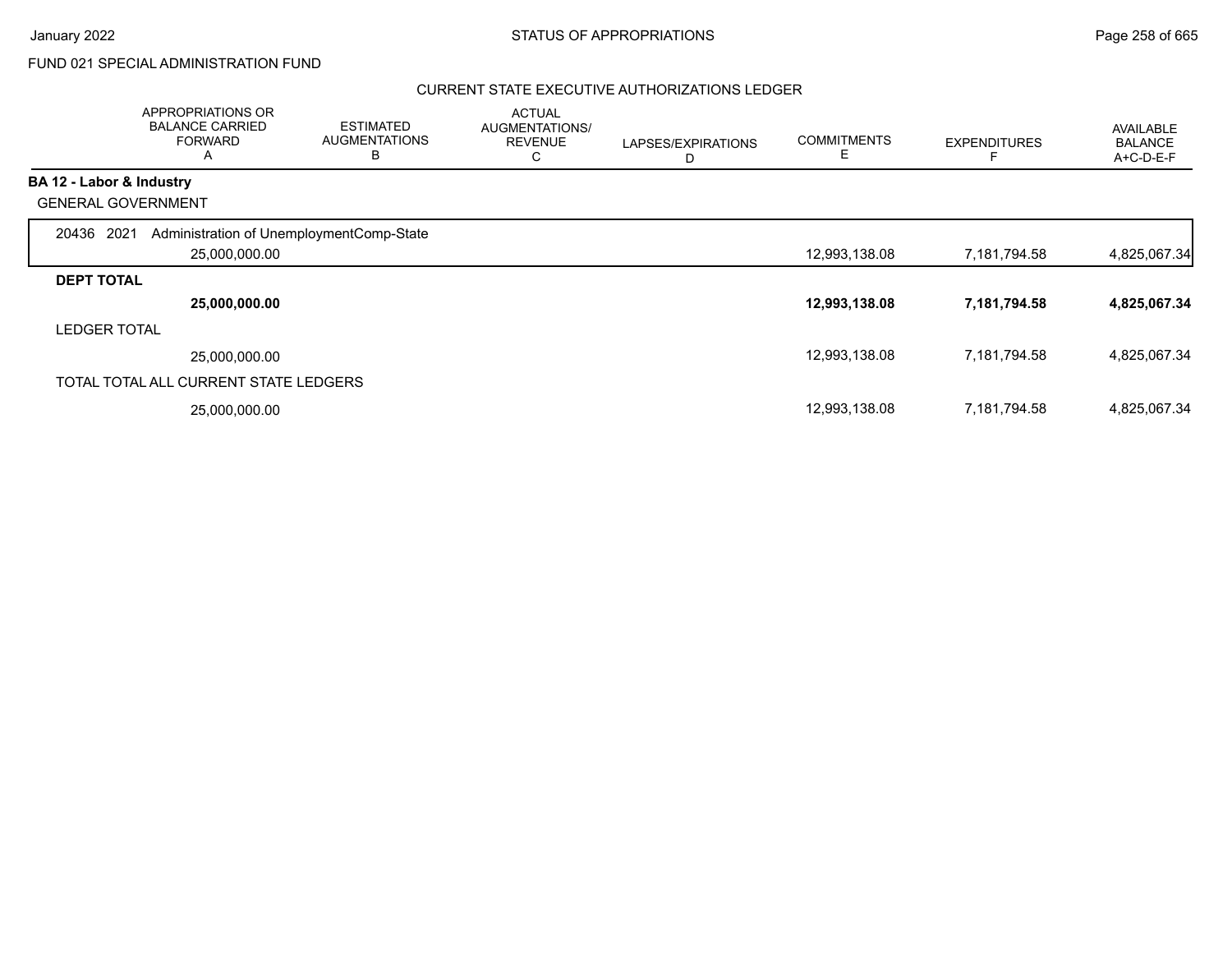FUND 021 SPECIAL ADMINISTRATION FUND

CURRENT STATE EXECUTIVE AUTHORIZATIONS LEDGER

| | APPROPRIATIONS OR BALANCE CARRIED FORWARD A | ESTIMATED AUGMENTATIONS B | ACTUAL AUGMENTATIONS/ REVENUE C | LAPSES/EXPIRATIONS D | COMMITMENTS E | EXPENDITURES F | AVAILABLE BALANCE A+C-D-E-F |
|---|---|---|---|---|---|---|---|
| **BA 12 - Labor & Industry** | | | | | | | |
| GENERAL GOVERNMENT | | | | | | | |
| 20436 2021 Administration of UnemploymentComp-State | 25,000,000.00 | | | | 12,993,138.08 | 7,181,794.58 | 4,825,067.34 |
| **DEPT TOTAL** | **25,000,000.00** | | | | **12,993,138.08** | **7,181,794.58** | **4,825,067.34** |
| LEDGER TOTAL | 25,000,000.00 | | | | 12,993,138.08 | 7,181,794.58 | 4,825,067.34 |
| TOTAL TOTAL ALL CURRENT STATE LEDGERS | 25,000,000.00 | | | | 12,993,138.08 | 7,181,794.58 | 4,825,067.34 |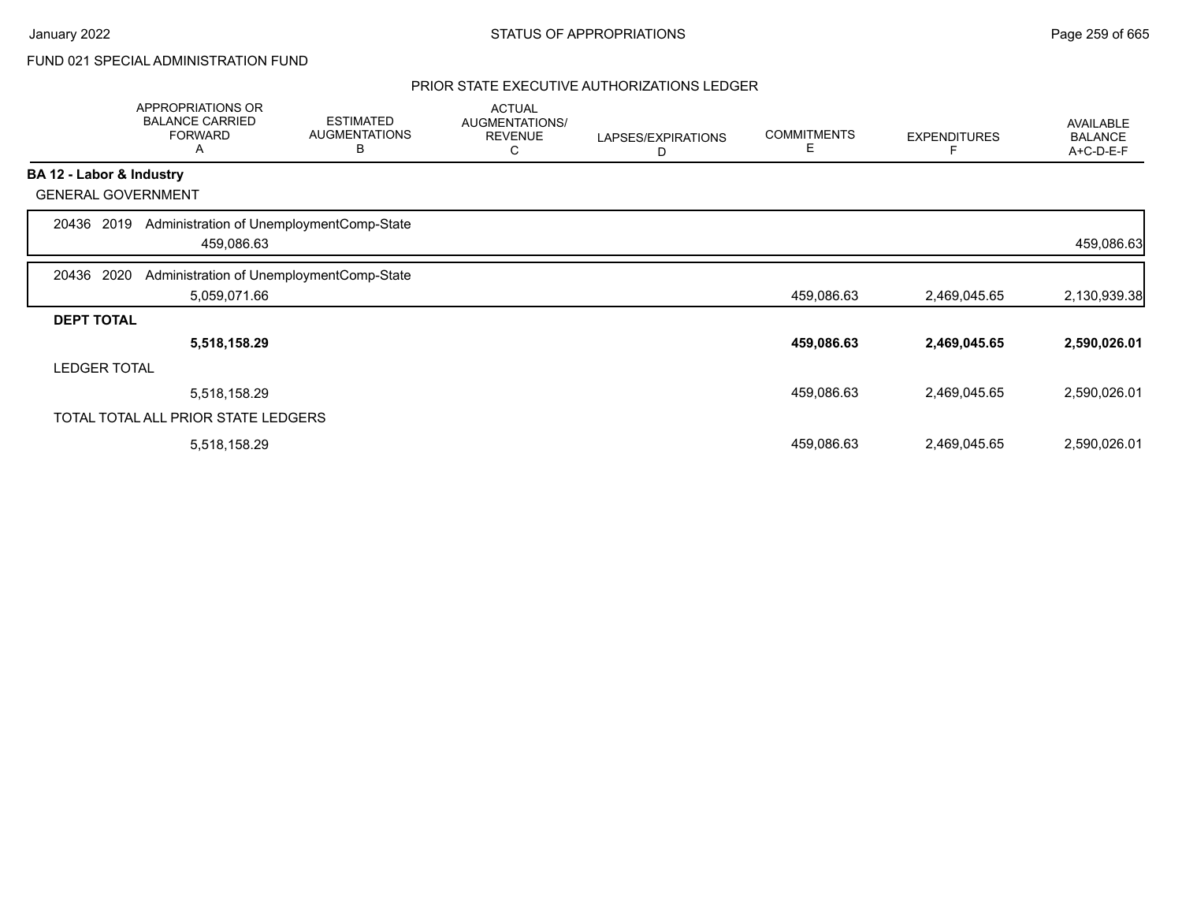FUND 021 SPECIAL ADMINISTRATION FUND

## PRIOR STATE EXECUTIVE AUTHORIZATIONS LEDGER

| | APPROPRIATIONS OR BALANCE CARRIED FORWARD A | ESTIMATED AUGMENTATIONS B | ACTUAL AUGMENTATIONS/ REVENUE C | LAPSES/EXPIRATIONS D | COMMITMENTS E | EXPENDITURES F | AVAILABLE BALANCE A+C-D-E-F |
|---|---|---|---|---|---|---|---|
| **BA 12 - Labor & Industry** | | | | | | | |
| GENERAL GOVERNMENT | | | | | | | |
| 20436 2019 Administration of UnemploymentComp-State | 459,086.63 | | | | | | 459,086.63 |
| 20436 2020 Administration of UnemploymentComp-State | 5,059,071.66 | | | | 459,086.63 | 2,469,045.65 | 2,130,939.38 |
| **DEPT TOTAL** | **5,518,158.29** | | | | **459,086.63** | **2,469,045.65** | **2,590,026.01** |
| LEDGER TOTAL | 5,518,158.29 | | | | 459,086.63 | 2,469,045.65 | 2,590,026.01 |
| TOTAL TOTAL ALL PRIOR STATE LEDGERS | 5,518,158.29 | | | | 459,086.63 | 2,469,045.65 | 2,590,026.01 |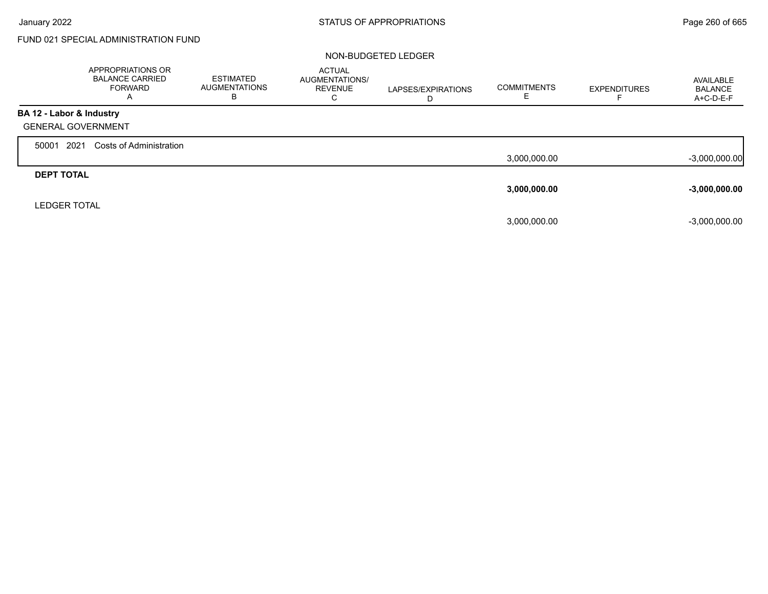FUND 021 SPECIAL ADMINISTRATION FUND

NON-BUDGETED LEDGER

| | APPROPRIATIONS OR BALANCE CARRIED FORWARD A | ESTIMATED AUGMENTATIONS B | ACTUAL AUGMENTATIONS/ REVENUE C | LAPSES/EXPIRATIONS D | COMMITMENTS E | EXPENDITURES F | AVAILABLE BALANCE A+C-D-E-F |
|---|---|---|---|---|---|---|---|
| **BA 12 - Labor & Industry** | | | | | | | |
| GENERAL GOVERNMENT | | | | | | | |
| 50001 2021 Costs of Administration | | | | | 3,000,000.00 | | -3,000,000.00 |
| **DEPT TOTAL** | | | | | **3,000,000.00** | | **-3,000,000.00** |
| LEDGER TOTAL | | | | | 3,000,000.00 | | -3,000,000.00 |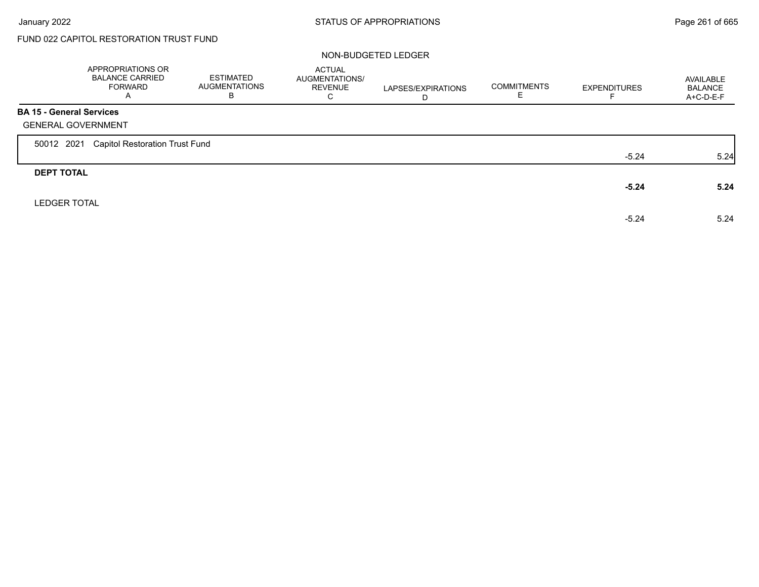FUND 022 CAPITOL RESTORATION TRUST FUND

NON-BUDGETED LEDGER

| | APPROPRIATIONS OR BALANCE CARRIED FORWARD A | ESTIMATED AUGMENTATIONS B | ACTUAL AUGMENTATIONS/ REVENUE C | LAPSES/EXPIRATIONS D | COMMITMENTS E | EXPENDITURES F | AVAILABLE BALANCE A+C-D-E-F |
|---|---|---|---|---|---|---|---|
| **BA 15 - General Services** | | | | | | | |
| GENERAL GOVERNMENT | | | | | | | |
| 50012 2021 Capitol Restoration Trust Fund | | | | | | -5.24 | 5.24 |
| **DEPT TOTAL** | | | | | | **-5.24** | **5.24** |
| LEDGER TOTAL | | | | | | -5.24 | 5.24 |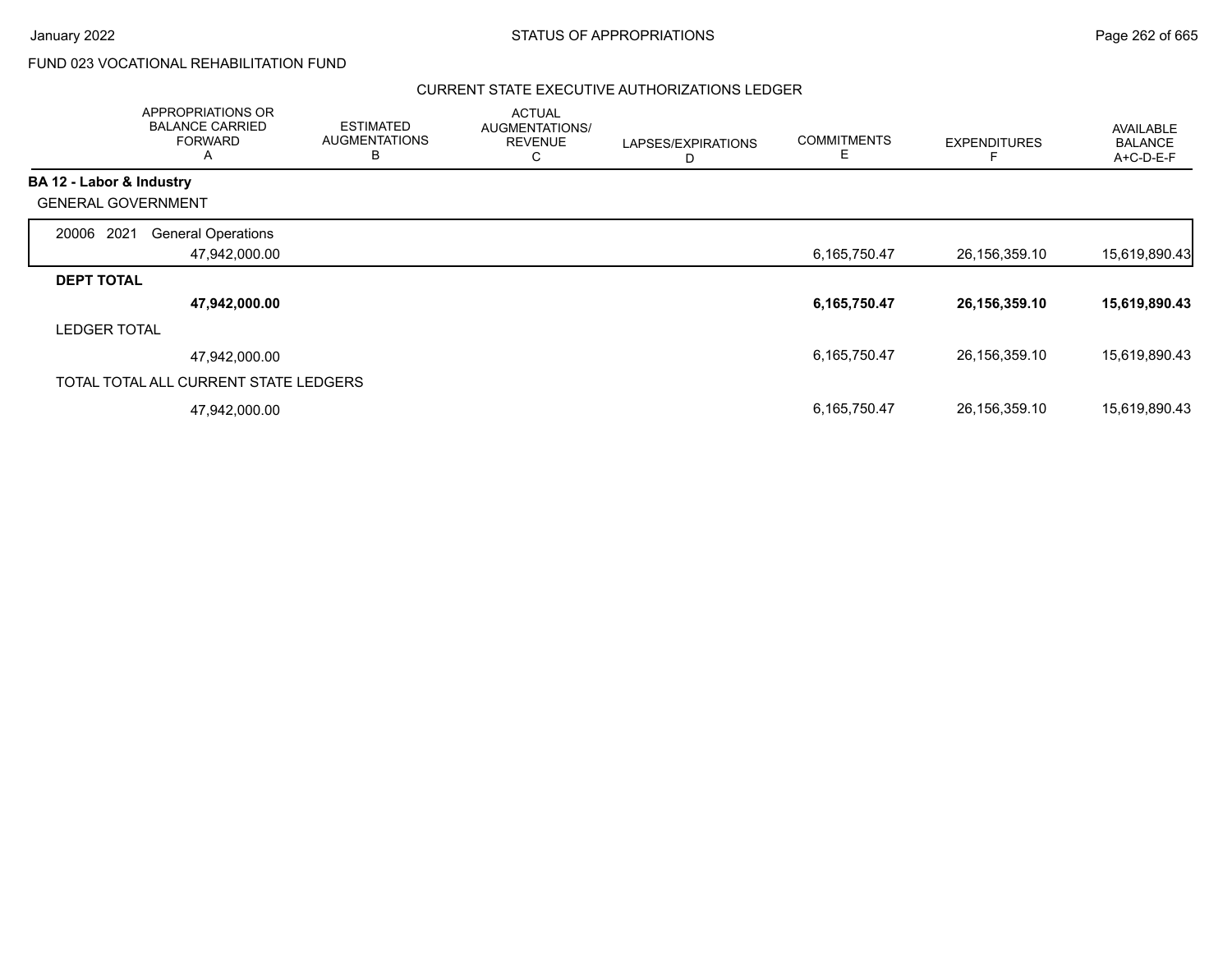FUND 023 VOCATIONAL REHABILITATION FUND

CURRENT STATE EXECUTIVE AUTHORIZATIONS LEDGER

| | APPROPRIATIONS OR BALANCE CARRIED FORWARD A | ESTIMATED AUGMENTATIONS B | ACTUAL AUGMENTATIONS/ REVENUE C | LAPSES/EXPIRATIONS D | COMMITMENTS E | EXPENDITURES F | AVAILABLE BALANCE A+C-D-E-F |
|---|---|---|---|---|---|---|---|
| **BA 12 - Labor & Industry** | | | | | | | |
| GENERAL GOVERNMENT | | | | | | | |
| 20006 2021 General Operations | 47,942,000.00 | | | | 6,165,750.47 | 26,156,359.10 | 15,619,890.43 |
| **DEPT TOTAL** | **47,942,000.00** | | | | **6,165,750.47** | **26,156,359.10** | **15,619,890.43** |
| LEDGER TOTAL | 47,942,000.00 | | | | 6,165,750.47 | 26,156,359.10 | 15,619,890.43 |
| TOTAL TOTAL ALL CURRENT STATE LEDGERS | 47,942,000.00 | | | | 6,165,750.47 | 26,156,359.10 | 15,619,890.43 |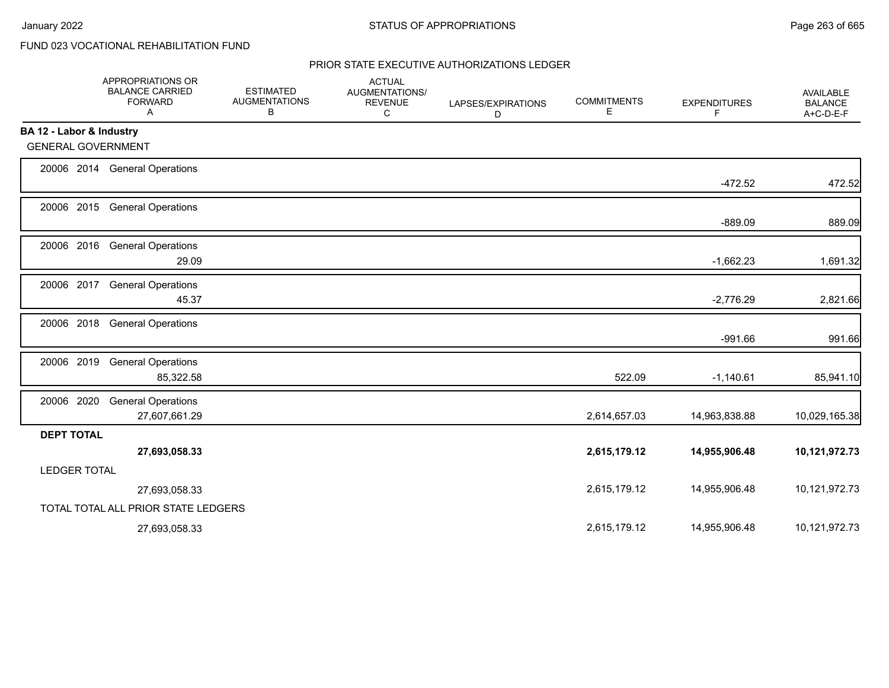FUND 023 VOCATIONAL REHABILITATION FUND

## PRIOR STATE EXECUTIVE AUTHORIZATIONS LEDGER

| | APPROPRIATIONS OR BALANCE CARRIED FORWARD A | ESTIMATED AUGMENTATIONS B | ACTUAL AUGMENTATIONS/ REVENUE C | LAPSES/EXPIRATIONS D | COMMITMENTS E | EXPENDITURES F | AVAILABLE BALANCE A+C-D-E-F |
|---|---|---|---|---|---|---|---|
| **BA 12 - Labor & Industry** | | | | | | | |
| GENERAL GOVERNMENT | | | | | | | |
| 20006 2014 General Operations | | | | | | -472.52 | 472.52 |
| 20006 2015 General Operations | | | | | | -889.09 | 889.09 |
| 20006 2016 General Operations | 29.09 | | | | | -1,662.23 | 1,691.32 |
| 20006 2017 General Operations | 45.37 | | | | | -2,776.29 | 2,821.66 |
| 20006 2018 General Operations | | | | | | -991.66 | 991.66 |
| 20006 2019 General Operations | 85,322.58 | | | | 522.09 | -1,140.61 | 85,941.10 |
| 20006 2020 General Operations | 27,607,661.29 | | | | 2,614,657.03 | 14,963,838.88 | 10,029,165.38 |
| **DEPT TOTAL** | **27,693,058.33** | | | | **2,615,179.12** | **14,955,906.48** | **10,121,972.73** |
| LEDGER TOTAL | 27,693,058.33 | | | | 2,615,179.12 | 14,955,906.48 | 10,121,972.73 |
| TOTAL TOTAL ALL PRIOR STATE LEDGERS | 27,693,058.33 | | | | 2,615,179.12 | 14,955,906.48 | 10,121,972.73 |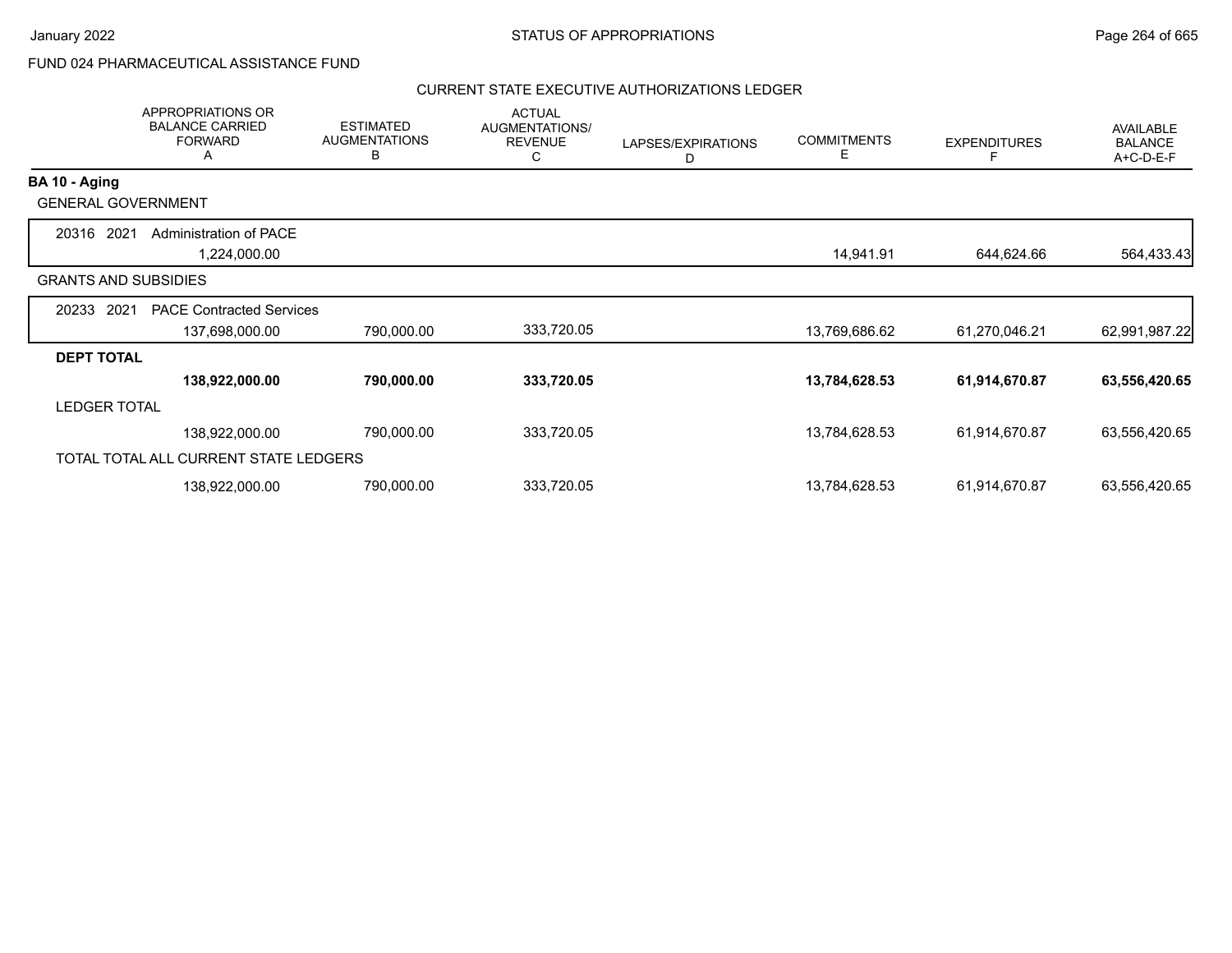FUND 024 PHARMACEUTICAL ASSISTANCE FUND

## CURRENT STATE EXECUTIVE AUTHORIZATIONS LEDGER

| | APPROPRIATIONS OR BALANCE CARRIED FORWARD A | ESTIMATED AUGMENTATIONS B | ACTUAL AUGMENTATIONS/ REVENUE C | LAPSES/EXPIRATIONS D | COMMITMENTS E | EXPENDITURES F | AVAILABLE BALANCE A+C-D-E-F |
|---|---|---|---|---|---|---|---|
| **BA 10 - Aging** | | | | | | | |
| GENERAL GOVERNMENT | | | | | | | |
| 20316 2021 Administration of PACE | 1,224,000.00 | | | | 14,941.91 | 644,624.66 | 564,433.43 |
| GRANTS AND SUBSIDIES | | | | | | | |
| 20233 2021 PACE Contracted Services | 137,698,000.00 | 790,000.00 | 333,720.05 | | 13,769,686.62 | 61,270,046.21 | 62,991,987.22 |
| **DEPT TOTAL** | **138,922,000.00** | **790,000.00** | **333,720.05** | | **13,784,628.53** | **61,914,670.87** | **63,556,420.65** |
| LEDGER TOTAL | 138,922,000.00 | 790,000.00 | 333,720.05 | | 13,784,628.53 | 61,914,670.87 | 63,556,420.65 |
| TOTAL TOTAL ALL CURRENT STATE LEDGERS | 138,922,000.00 | 790,000.00 | 333,720.05 | | 13,784,628.53 | 61,914,670.87 | 63,556,420.65 |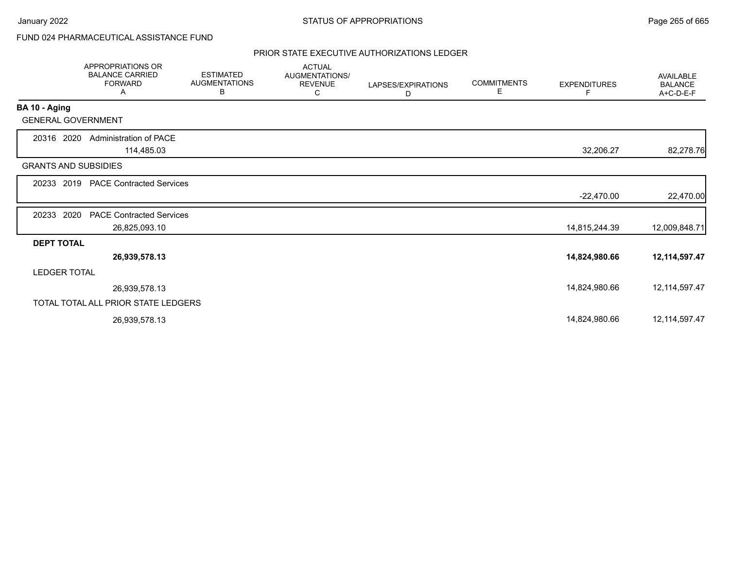FUND 024 PHARMACEUTICAL ASSISTANCE FUND

## PRIOR STATE EXECUTIVE AUTHORIZATIONS LEDGER

| | APPROPRIATIONS OR BALANCE CARRIED FORWARD A | ESTIMATED AUGMENTATIONS B | ACTUAL AUGMENTATIONS/ REVENUE C | LAPSES/EXPIRATIONS D | COMMITMENTS E | EXPENDITURES F | AVAILABLE BALANCE A+C-D-E-F |
|---|---|---|---|---|---|---|---|
| **BA 10 - Aging** | | | | | | | |
| GENERAL GOVERNMENT | | | | | | | |
| 20316 2020 Administration of PACE | 114,485.03 | | | | | 32,206.27 | 82,278.76 |
| GRANTS AND SUBSIDIES | | | | | | | |
| 20233 2019 PACE Contracted Services | | | | | | -22,470.00 | 22,470.00 |
| 20233 2020 PACE Contracted Services | 26,825,093.10 | | | | | 14,815,244.39 | 12,009,848.71 |
| **DEPT TOTAL** | **26,939,578.13** | | | | | **14,824,980.66** | **12,114,597.47** |
| LEDGER TOTAL | 26,939,578.13 | | | | | 14,824,980.66 | 12,114,597.47 |
| TOTAL TOTAL ALL PRIOR STATE LEDGERS | 26,939,578.13 | | | | | 14,824,980.66 | 12,114,597.47 |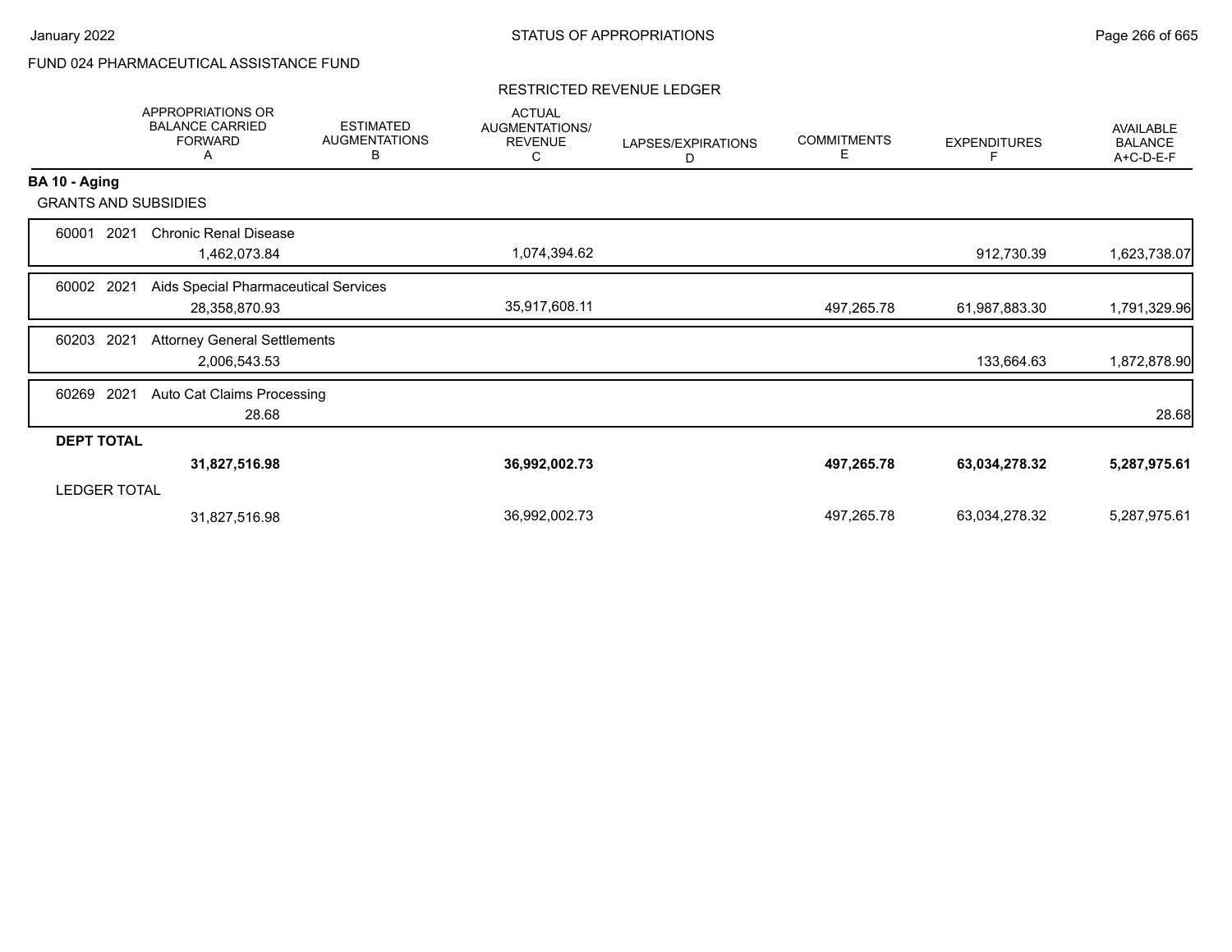FUND 024 PHARMACEUTICAL ASSISTANCE FUND

## RESTRICTED REVENUE LEDGER

| | APPROPRIATIONS OR BALANCE CARRIED FORWARD A | ESTIMATED AUGMENTATIONS B | ACTUAL AUGMENTATIONS/ REVENUE C | LAPSES/EXPIRATIONS D | COMMITMENTS E | EXPENDITURES F | AVAILABLE BALANCE A+C-D-E-F |
|---|---|---|---|---|---|---|---|
| **BA 10 - Aging** | | | | | | | |
| GRANTS AND SUBSIDIES | | | | | | | |
| 60001 2021 Chronic Renal Disease | 1,462,073.84 | | 1,074,394.62 | | | 912,730.39 | 1,623,738.07 |
| 60002 2021 Aids Special Pharmaceutical Services | 28,358,870.93 | | 35,917,608.11 | | 497,265.78 | 61,987,883.30 | 1,791,329.96 |
| 60203 2021 Attorney General Settlements | 2,006,543.53 | | | | | 133,664.63 | 1,872,878.90 |
| 60269 2021 Auto Cat Claims Processing | 28.68 | | | | | | 28.68 |
| **DEPT TOTAL** | **31,827,516.98** | | **36,992,002.73** | | **497,265.78** | **63,034,278.32** | **5,287,975.61** |
| LEDGER TOTAL | 31,827,516.98 | | 36,992,002.73 | | 497,265.78 | 63,034,278.32 | 5,287,975.61 |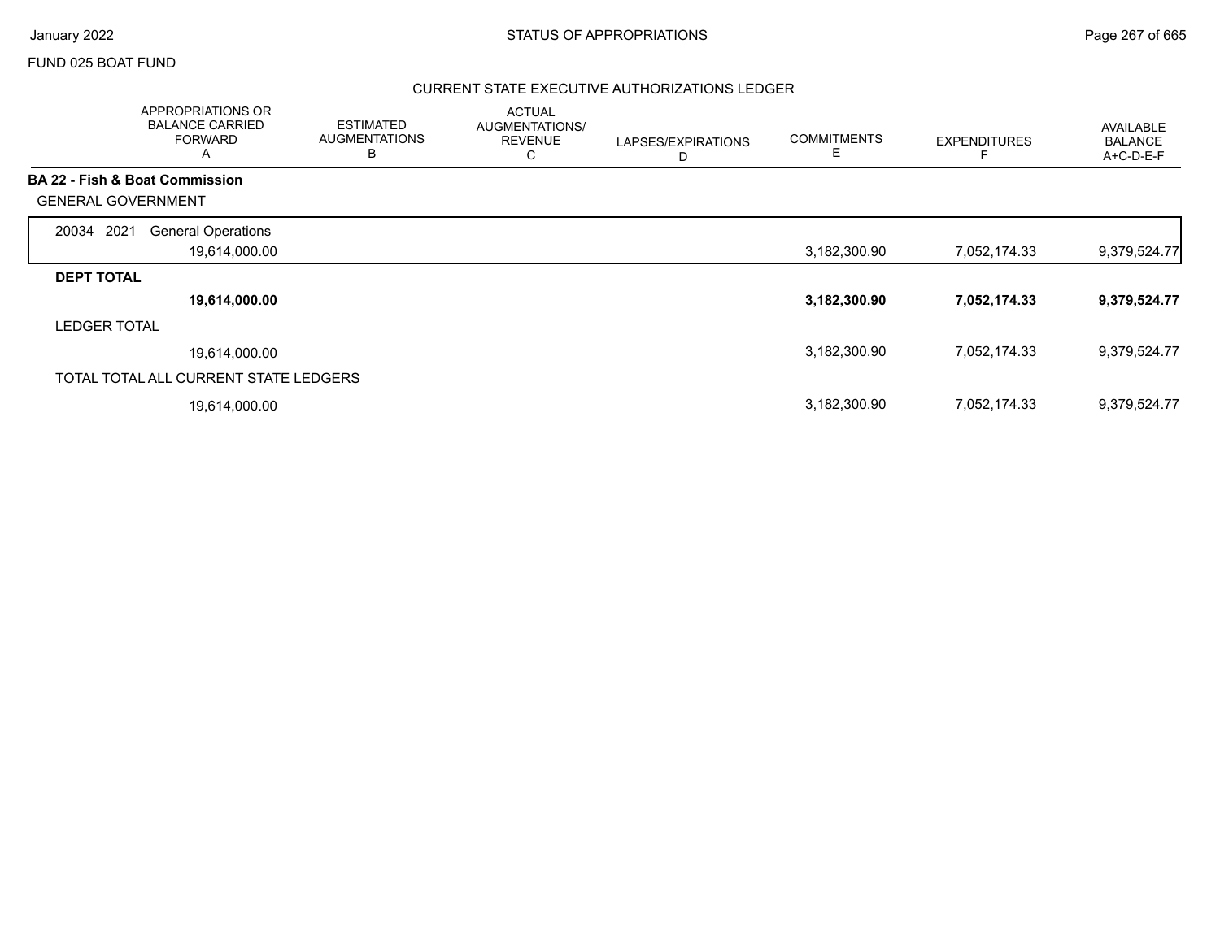FUND 025 BOAT FUND

## CURRENT STATE EXECUTIVE AUTHORIZATIONS LEDGER

| | APPROPRIATIONS OR BALANCE CARRIED FORWARD A | ESTIMATED AUGMENTATIONS B | ACTUAL AUGMENTATIONS/ REVENUE C | LAPSES/EXPIRATIONS D | COMMITMENTS E | EXPENDITURES F | AVAILABLE BALANCE A+C-D-E-F |
|---|---|---|---|---|---|---|---|
| **BA 22 - Fish & Boat Commission** | | | | | | | |
| GENERAL GOVERNMENT | | | | | | | |
| 20034 2021 General Operations | 19,614,000.00 | | | | 3,182,300.90 | 7,052,174.33 | 9,379,524.77 |
| **DEPT TOTAL** | **19,614,000.00** | | | | **3,182,300.90** | **7,052,174.33** | **9,379,524.77** |
| LEDGER TOTAL | 19,614,000.00 | | | | 3,182,300.90 | 7,052,174.33 | 9,379,524.77 |
| TOTAL TOTAL ALL CURRENT STATE LEDGERS | 19,614,000.00 | | | | 3,182,300.90 | 7,052,174.33 | 9,379,524.77 |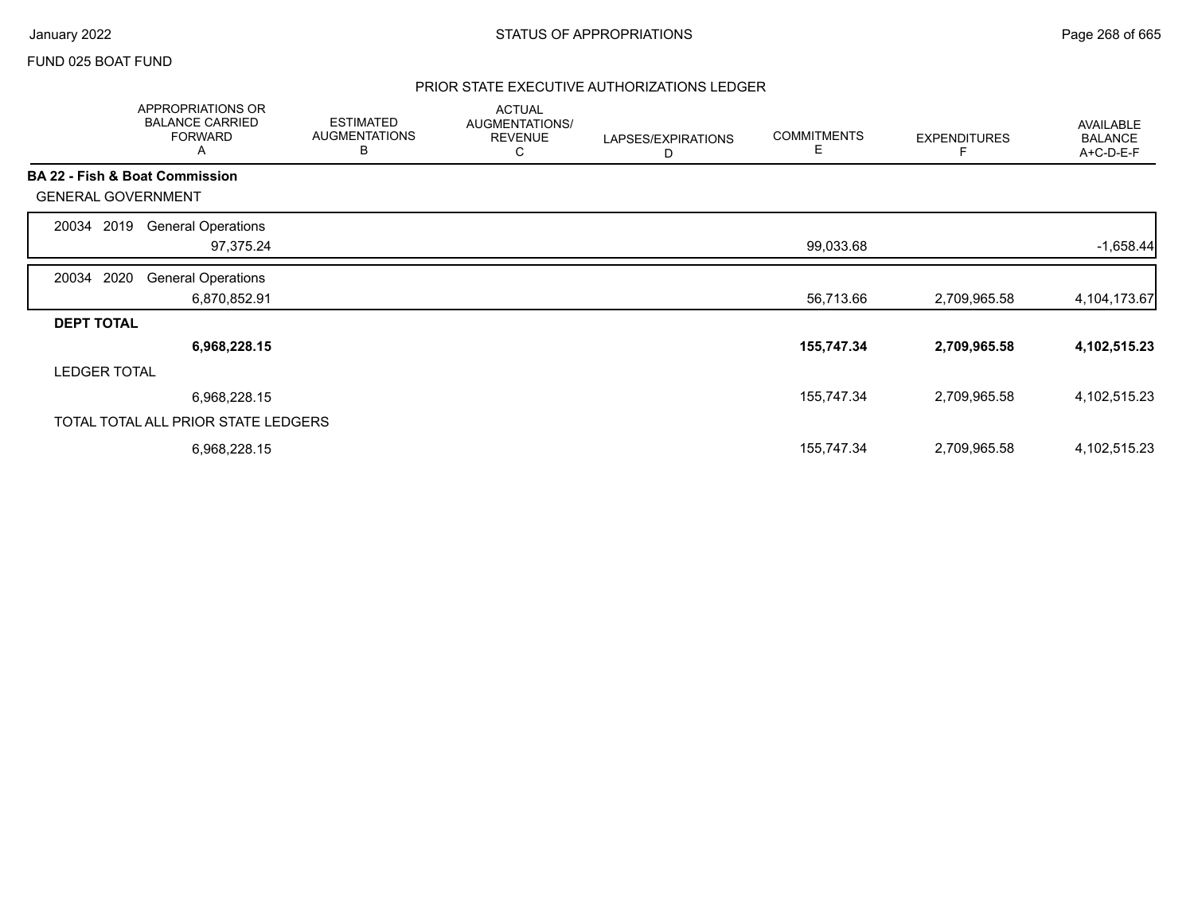FUND 025 BOAT FUND

## PRIOR STATE EXECUTIVE AUTHORIZATIONS LEDGER

| | APPROPRIATIONS OR BALANCE CARRIED FORWARD A | ESTIMATED AUGMENTATIONS B | ACTUAL AUGMENTATIONS/ REVENUE C | LAPSES/EXPIRATIONS D | COMMITMENTS E | EXPENDITURES F | AVAILABLE BALANCE A+C-D-E-F |
|---|---|---|---|---|---|---|---|
| **BA 22 - Fish & Boat Commission** | | | | | | | |
| GENERAL GOVERNMENT | | | | | | | |
| 20034 2019 General Operations | 97,375.24 | | | | 99,033.68 | | -1,658.44 |
| 20034 2020 General Operations | 6,870,852.91 | | | | 56,713.66 | 2,709,965.58 | 4,104,173.67 |
| **DEPT TOTAL** | **6,968,228.15** | | | | **155,747.34** | **2,709,965.58** | **4,102,515.23** |
| LEDGER TOTAL | 6,968,228.15 | | | | 155,747.34 | 2,709,965.58 | 4,102,515.23 |
| TOTAL TOTAL ALL PRIOR STATE LEDGERS | 6,968,228.15 | | | | 155,747.34 | 2,709,965.58 | 4,102,515.23 |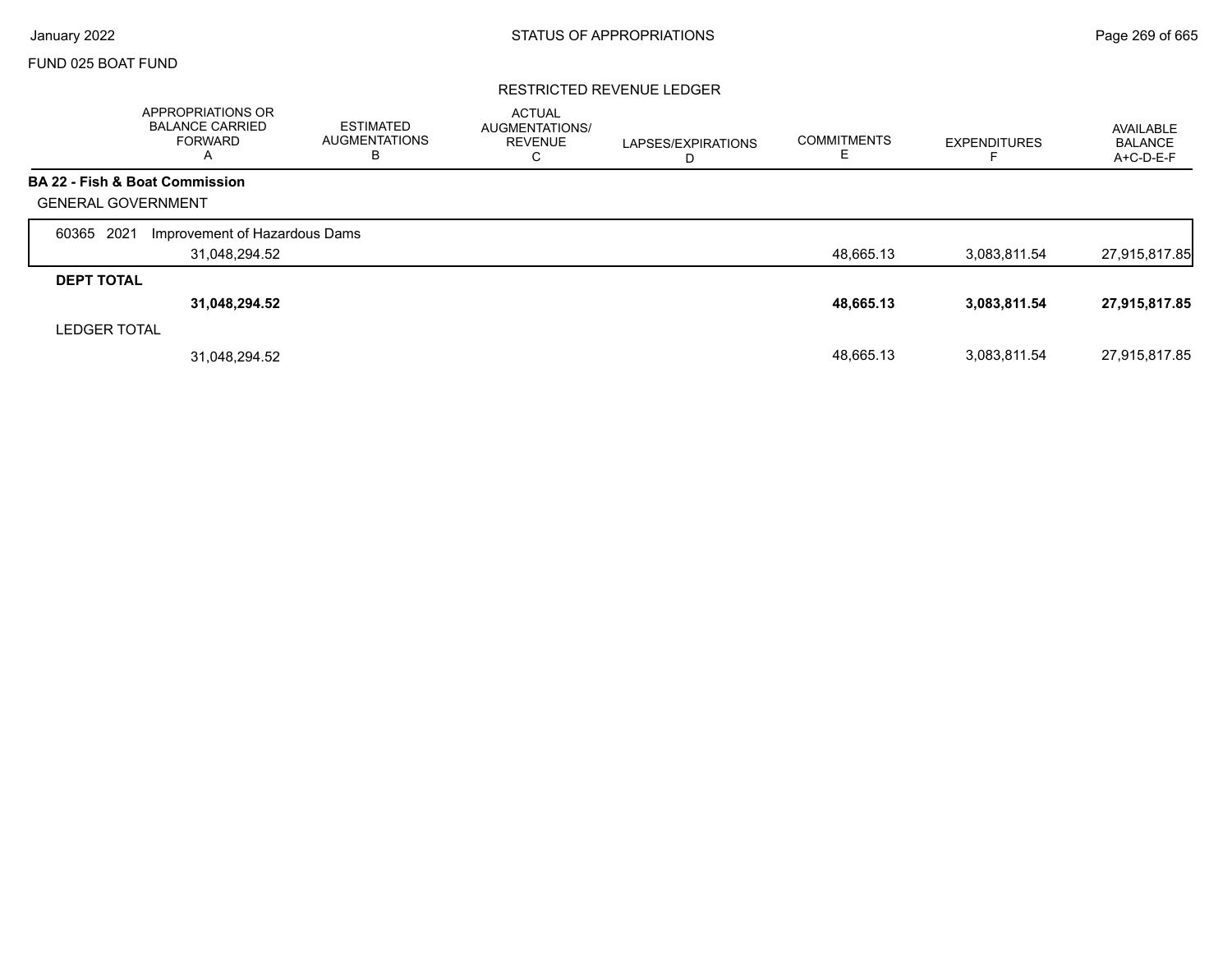FUND 025 BOAT FUND

## RESTRICTED REVENUE LEDGER

| | APPROPRIATIONS OR BALANCE CARRIED FORWARD A | ESTIMATED AUGMENTATIONS B | ACTUAL AUGMENTATIONS/ REVENUE C | LAPSES/EXPIRATIONS D | COMMITMENTS E | EXPENDITURES F | AVAILABLE BALANCE A+C-D-E-F |
|---|---|---|---|---|---|---|---|
| **BA 22 - Fish & Boat Commission** | | | | | | | |
| GENERAL GOVERNMENT | | | | | | | |
| 60365 2021 Improvement of Hazardous Dams | | | | | | | |
| | 31,048,294.52 | | | | 48,665.13 | 3,083,811.54 | 27,915,817.85 |
| **DEPT TOTAL** | | | | | | | |
| | **31,048,294.52** | | | | **48,665.13** | **3,083,811.54** | **27,915,817.85** |
| LEDGER TOTAL | | | | | | | |
| | 31,048,294.52 | | | | 48,665.13 | 3,083,811.54 | 27,915,817.85 |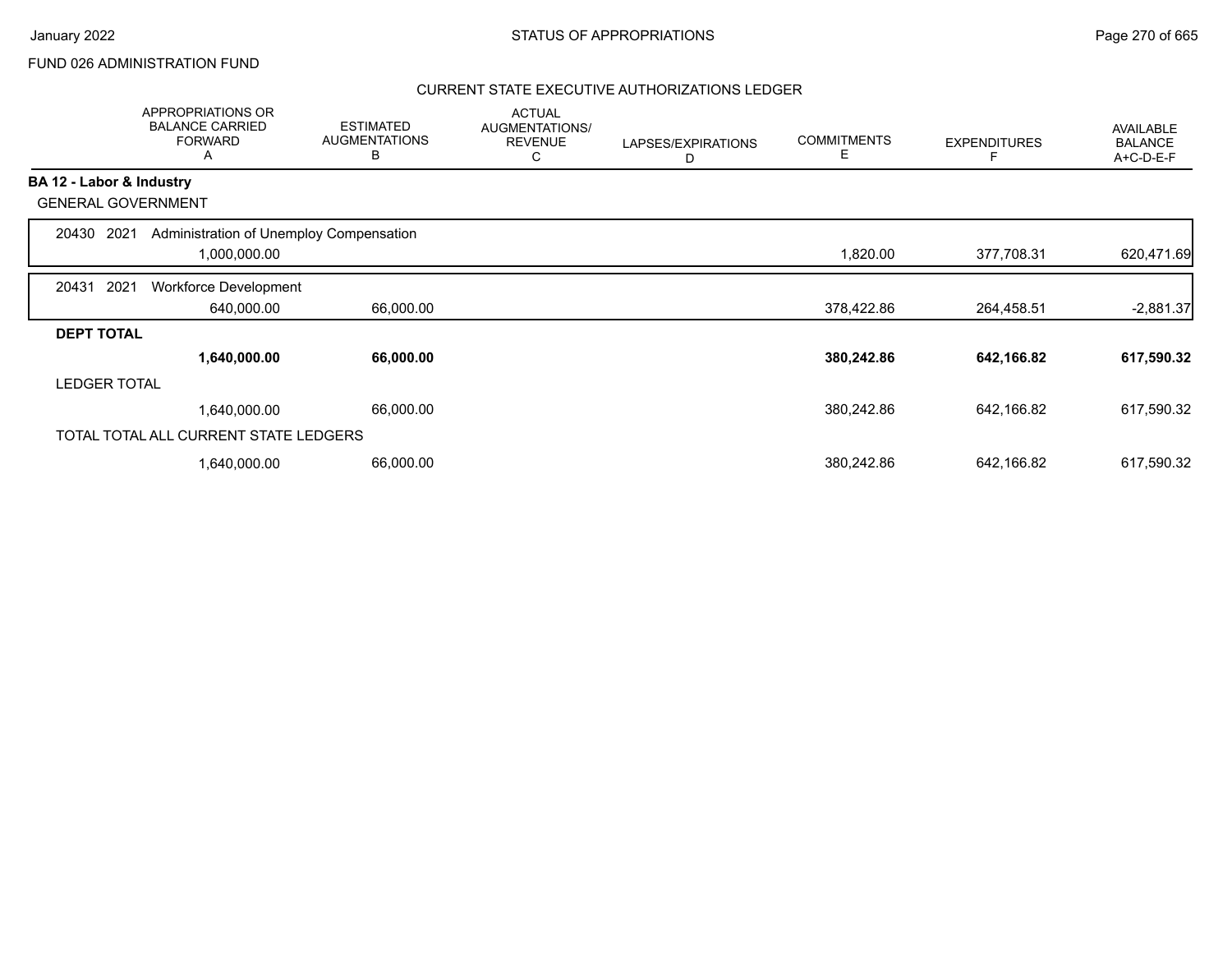FUND 026 ADMINISTRATION FUND

## CURRENT STATE EXECUTIVE AUTHORIZATIONS LEDGER

| | APPROPRIATIONS OR BALANCE CARRIED FORWARD A | ESTIMATED AUGMENTATIONS B | ACTUAL AUGMENTATIONS/ REVENUE C | LAPSES/EXPIRATIONS D | COMMITMENTS E | EXPENDITURES F | AVAILABLE BALANCE A+C-D-E-F |
|---|---|---|---|---|---|---|---|
| **BA 12 - Labor & Industry** | | | | | | | |
| GENERAL GOVERNMENT | | | | | | | |
| 20430 2021 Administration of Unemploy Compensation | 1,000,000.00 | | | | 1,820.00 | 377,708.31 | 620,471.69 |
| 20431 2021 Workforce Development | 640,000.00 | 66,000.00 | | | 378,422.86 | 264,458.51 | -2,881.37 |
| **DEPT TOTAL** | **1,640,000.00** | **66,000.00** | | | **380,242.86** | **642,166.82** | **617,590.32** |
| LEDGER TOTAL | 1,640,000.00 | 66,000.00 | | | 380,242.86 | 642,166.82 | 617,590.32 |
| TOTAL TOTAL ALL CURRENT STATE LEDGERS | 1,640,000.00 | 66,000.00 | | | 380,242.86 | 642,166.82 | 617,590.32 |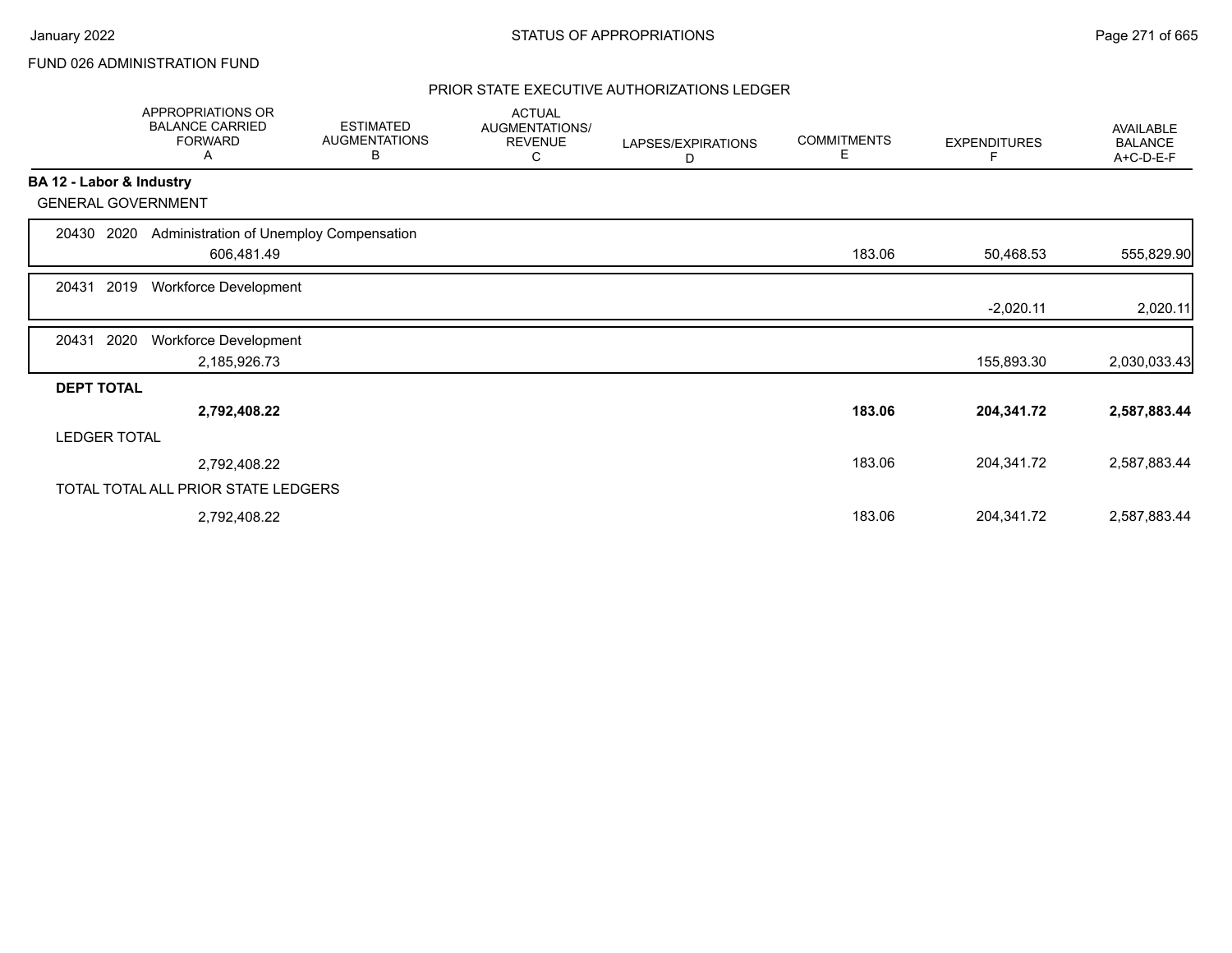FUND 026 ADMINISTRATION FUND

## STATUS OF APPROPRIATIONS

### PRIOR STATE EXECUTIVE AUTHORIZATIONS LEDGER

| | APPROPRIATIONS OR BALANCE CARRIED FORWARD A | ESTIMATED AUGMENTATIONS B | ACTUAL AUGMENTATIONS/ REVENUE C | LAPSES/EXPIRATIONS D | COMMITMENTS E | EXPENDITURES F | AVAILABLE BALANCE A+C-D-E-F |
|---|---|---|---|---|---|---|---|
| **BA 12 - Labor & Industry** | | | | | | | |
| GENERAL GOVERNMENT | | | | | | | |
| 20430 2020 Administration of Unemploy Compensation | 606,481.49 | | | | 183.06 | 50,468.53 | 555,829.90 |
| 20431 2019 Workforce Development | | | | | | -2,020.11 | 2,020.11 |
| 20431 2020 Workforce Development | 2,185,926.73 | | | | | 155,893.30 | 2,030,033.43 |
| **DEPT TOTAL** | **2,792,408.22** | | | | **183.06** | **204,341.72** | **2,587,883.44** |
| LEDGER TOTAL | 2,792,408.22 | | | | 183.06 | 204,341.72 | 2,587,883.44 |
| TOTAL TOTAL ALL PRIOR STATE LEDGERS | 2,792,408.22 | | | | 183.06 | 204,341.72 | 2,587,883.44 |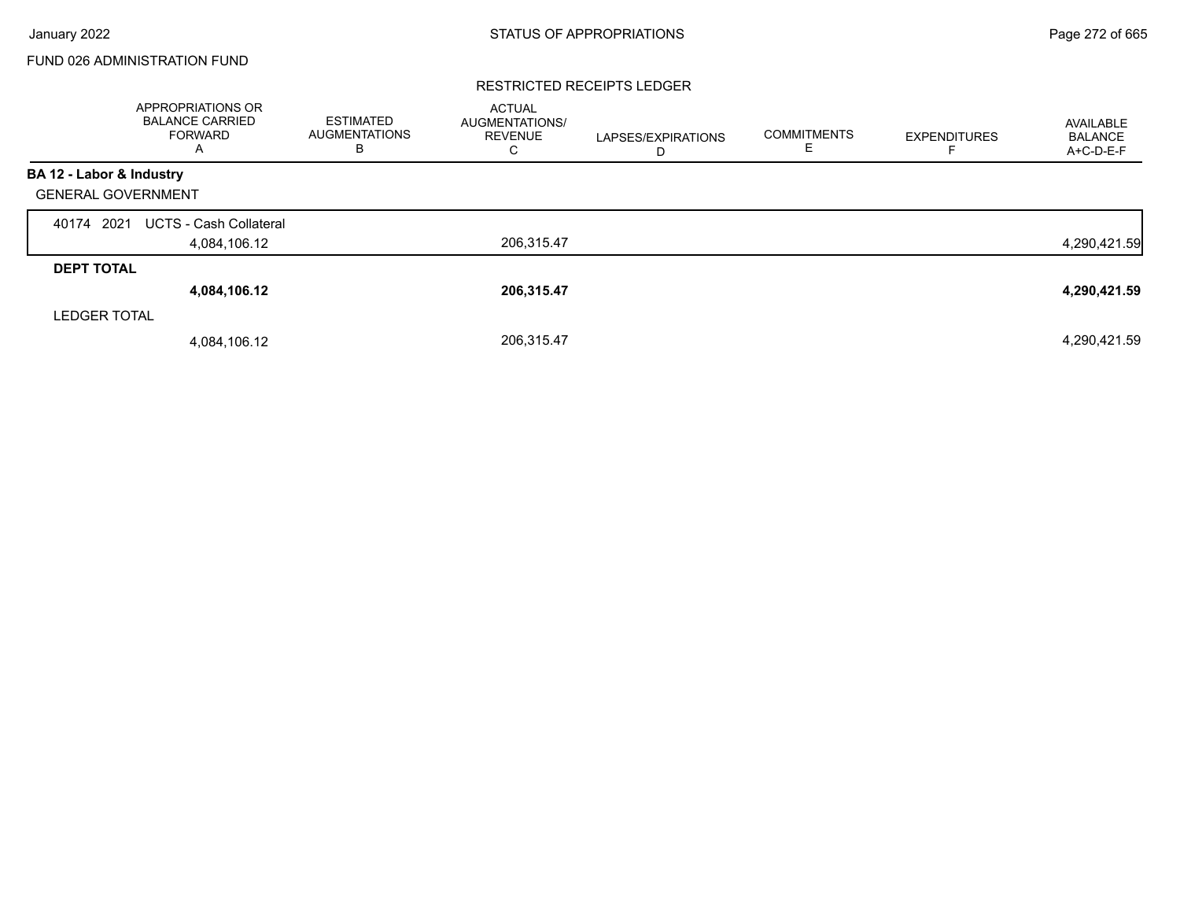FUND 026 ADMINISTRATION FUND

RESTRICTED RECEIPTS LEDGER

| | APPROPRIATIONS OR BALANCE CARRIED FORWARD A | ESTIMATED AUGMENTATIONS B | ACTUAL AUGMENTATIONS/ REVENUE C | LAPSES/EXPIRATIONS D | COMMITMENTS E | EXPENDITURES F | AVAILABLE BALANCE A+C-D-E-F |
|---|---|---|---|---|---|---|---|
| **BA 12 - Labor & Industry** | | | | | | | |
| GENERAL GOVERNMENT | | | | | | | |
| 40174 2021 UCTS - Cash Collateral | 4,084,106.12 | | 206,315.47 | | | | 4,290,421.59 |
| **DEPT TOTAL** | **4,084,106.12** | | **206,315.47** | | | | **4,290,421.59** |
| LEDGER TOTAL | 4,084,106.12 | | 206,315.47 | | | | 4,290,421.59 |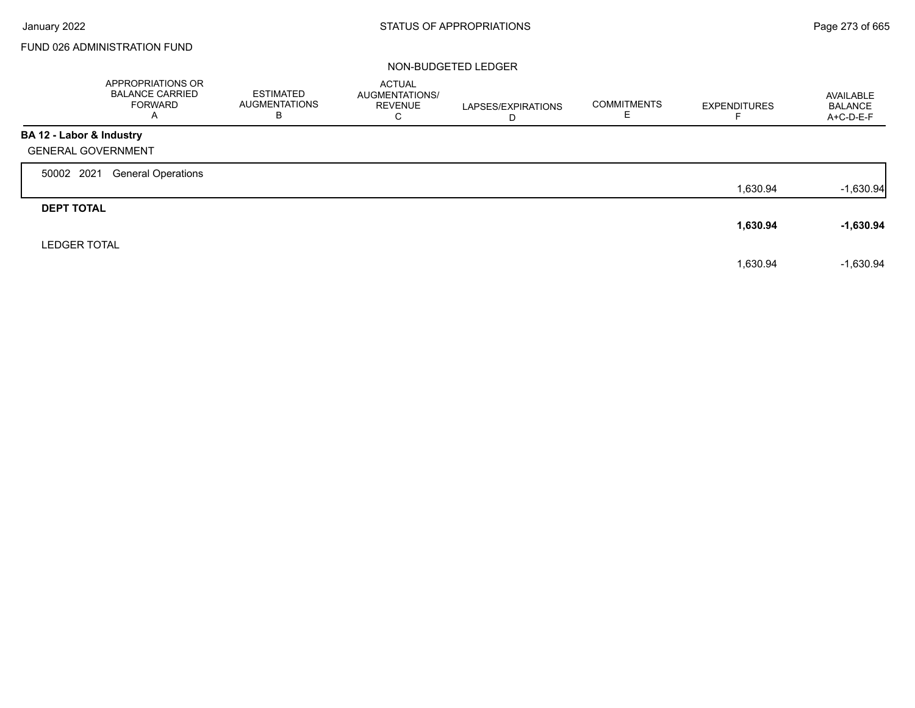FUND 026 ADMINISTRATION FUND

NON-BUDGETED LEDGER

| | APPROPRIATIONS OR BALANCE CARRIED FORWARD A | ESTIMATED AUGMENTATIONS B | ACTUAL AUGMENTATIONS/ REVENUE C | LAPSES/EXPIRATIONS D | COMMITMENTS E | EXPENDITURES F | AVAILABLE BALANCE A+C-D-E-F |
|---|---|---|---|---|---|---|---|
| **BA 12 - Labor & Industry** | | | | | | | |
| GENERAL GOVERNMENT | | | | | | | |
| 50002 2021 General Operations | | | | | | 1,630.94 | -1,630.94 |
| **DEPT TOTAL** | | | | | | **1,630.94** | **-1,630.94** |
| LEDGER TOTAL | | | | | | 1,630.94 | -1,630.94 |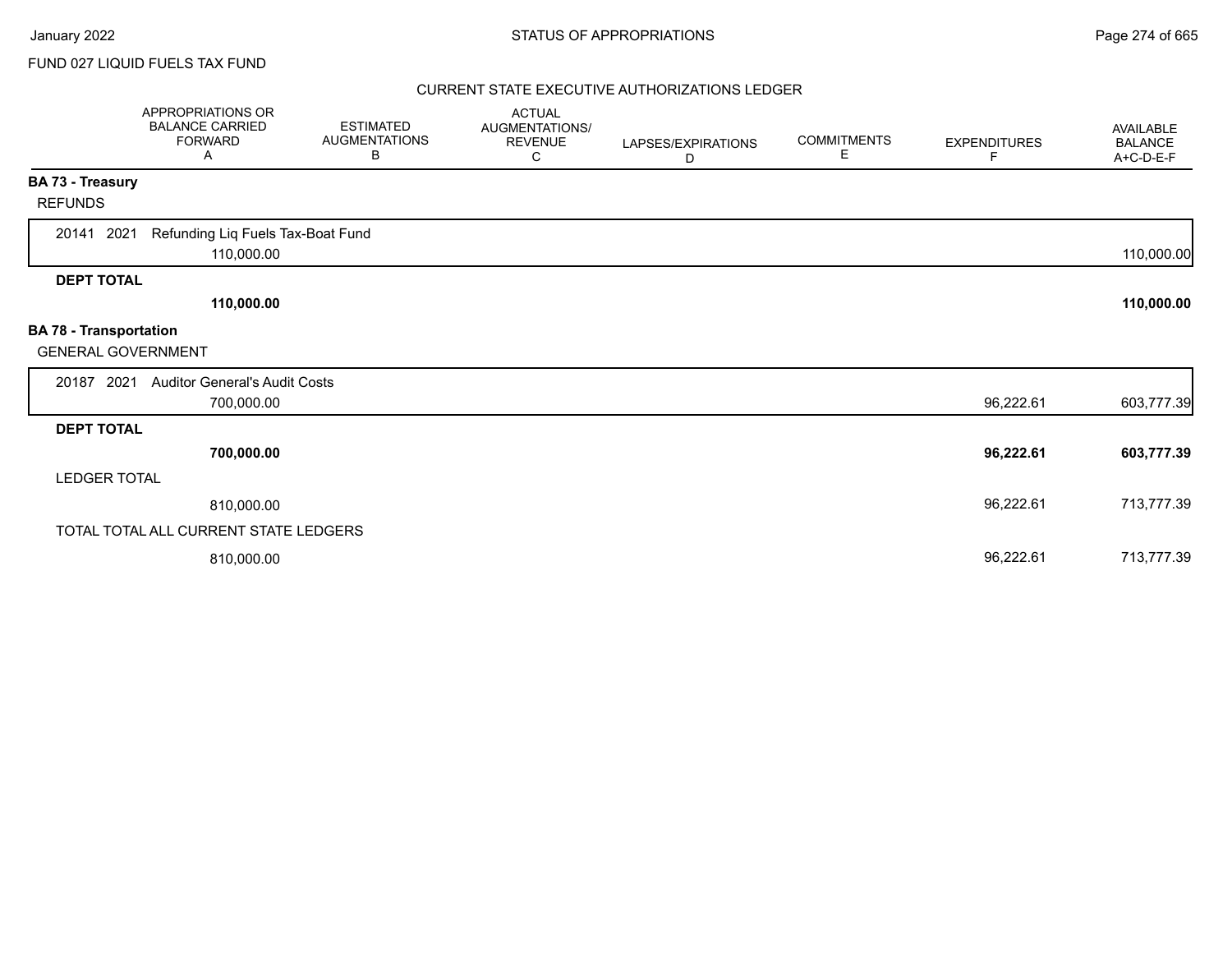FUND 027 LIQUID FUELS TAX FUND

## CURRENT STATE EXECUTIVE AUTHORIZATIONS LEDGER

| | APPROPRIATIONS OR BALANCE CARRIED FORWARD A | ESTIMATED AUGMENTATIONS B | ACTUAL AUGMENTATIONS/ REVENUE C | LAPSES/EXPIRATIONS D | COMMITMENTS E | EXPENDITURES F | AVAILABLE BALANCE A+C-D-E-F |
|---|---|---|---|---|---|---|---|
| **BA 73 - Treasury** | | | | | | | |
| REFUNDS | | | | | | | |
| 20141 2021 Refunding Liq Fuels Tax-Boat Fund | 110,000.00 | | | | | | 110,000.00 |
| **DEPT TOTAL** | **110,000.00** | | | | | | **110,000.00** |
| **BA 78 - Transportation** | | | | | | | |
| GENERAL GOVERNMENT | | | | | | | |
| 20187 2021 Auditor General's Audit Costs | 700,000.00 | | | | | 96,222.61 | 603,777.39 |
| **DEPT TOTAL** | **700,000.00** | | | | | **96,222.61** | **603,777.39** |
| LEDGER TOTAL | 810,000.00 | | | | | 96,222.61 | 713,777.39 |
| TOTAL TOTAL ALL CURRENT STATE LEDGERS | 810,000.00 | | | | | 96,222.61 | 713,777.39 |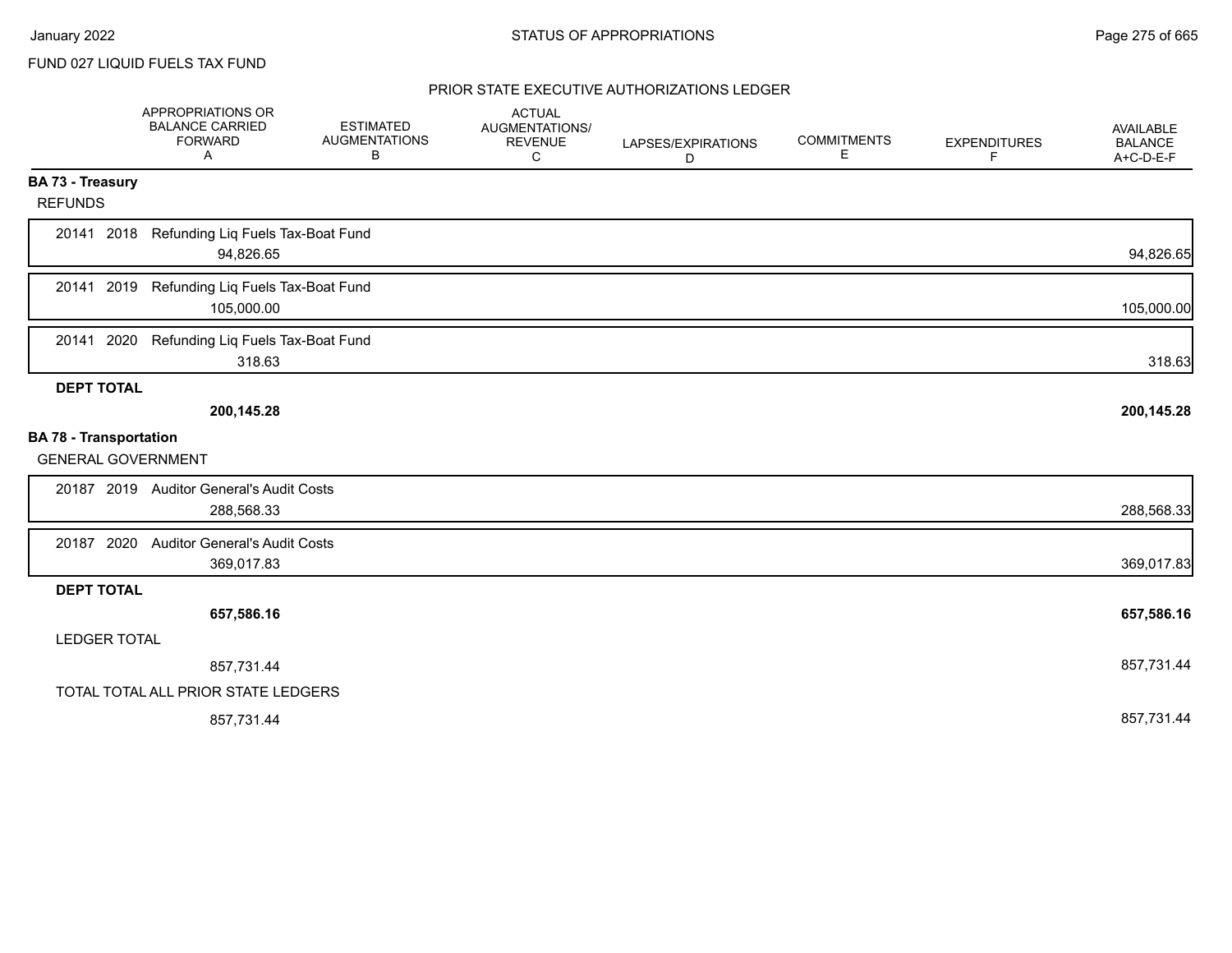FUND 027 LIQUID FUELS TAX FUND

## PRIOR STATE EXECUTIVE AUTHORIZATIONS LEDGER

| | APPROPRIATIONS OR BALANCE CARRIED FORWARD A | ESTIMATED AUGMENTATIONS B | ACTUAL AUGMENTATIONS/ REVENUE C | LAPSES/EXPIRATIONS D | COMMITMENTS E | EXPENDITURES F | AVAILABLE BALANCE A+C-D-E-F |
|---|---|---|---|---|---|---|---|
| **BA 73 - Treasury** | | | | | | | |
| REFUNDS | | | | | | | |
| 20141 2018 Refunding Liq Fuels Tax-Boat Fund | 94,826.65 | | | | | | 94,826.65 |
| 20141 2019 Refunding Liq Fuels Tax-Boat Fund | 105,000.00 | | | | | | 105,000.00 |
| 20141 2020 Refunding Liq Fuels Tax-Boat Fund | 318.63 | | | | | | 318.63 |
| **DEPT TOTAL** | **200,145.28** | | | | | | **200,145.28** |
| **BA 78 - Transportation** | | | | | | | |
| GENERAL GOVERNMENT | | | | | | | |
| 20187 2019 Auditor General's Audit Costs | 288,568.33 | | | | | | 288,568.33 |
| 20187 2020 Auditor General's Audit Costs | 369,017.83 | | | | | | 369,017.83 |
| **DEPT TOTAL** | **657,586.16** | | | | | | **657,586.16** |
| LEDGER TOTAL | 857,731.44 | | | | | | 857,731.44 |
| TOTAL TOTAL ALL PRIOR STATE LEDGERS | 857,731.44 | | | | | | 857,731.44 |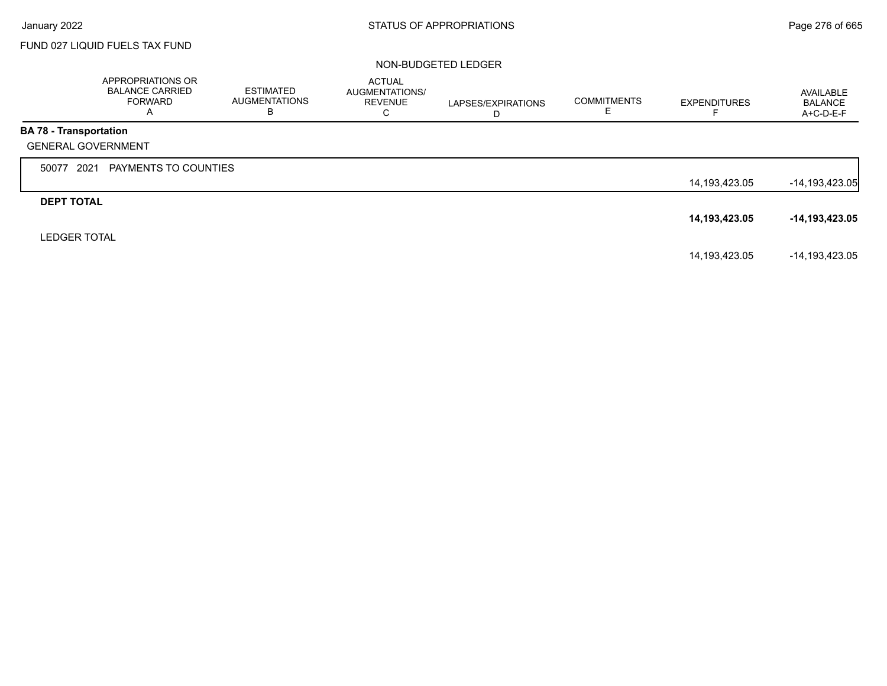FUND 027 LIQUID FUELS TAX FUND

NON-BUDGETED LEDGER

| | APPROPRIATIONS OR BALANCE CARRIED FORWARD A | ESTIMATED AUGMENTATIONS B | ACTUAL AUGMENTATIONS/ REVENUE C | LAPSES/EXPIRATIONS D | COMMITMENTS E | EXPENDITURES F | AVAILABLE BALANCE A+C-D-E-F |
|---|---|---|---|---|---|---|---|
| **BA 78 - Transportation** | | | | | | | |
| GENERAL GOVERNMENT | | | | | | | |
| 50077 2021 PAYMENTS TO COUNTIES | | | | | | 14,193,423.05 | -14,193,423.05 |
| **DEPT TOTAL** | | | | | | **14,193,423.05** | **-14,193,423.05** |
| LEDGER TOTAL | | | | | | 14,193,423.05 | -14,193,423.05 |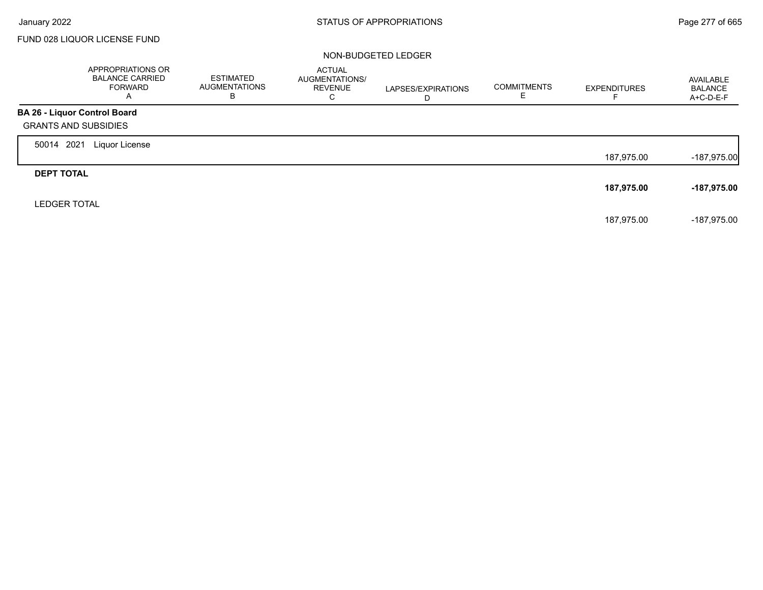FUND 028 LIQUOR LICENSE FUND

NON-BUDGETED LEDGER

| | APPROPRIATIONS OR BALANCE CARRIED FORWARD A | ESTIMATED AUGMENTATIONS B | ACTUAL AUGMENTATIONS/ REVENUE C | LAPSES/EXPIRATIONS D | COMMITMENTS E | EXPENDITURES F | AVAILABLE BALANCE A+C-D-E-F |
|---|---|---|---|---|---|---|---|
| **BA 26 - Liquor Control Board** | | | | | | | |
| GRANTS AND SUBSIDIES | | | | | | | |
| 50014 2021 Liquor License | | | | | | 187,975.00 | -187,975.00 |
| **DEPT TOTAL** | | | | | | **187,975.00** | **-187,975.00** |
| LEDGER TOTAL | | | | | | 187,975.00 | -187,975.00 |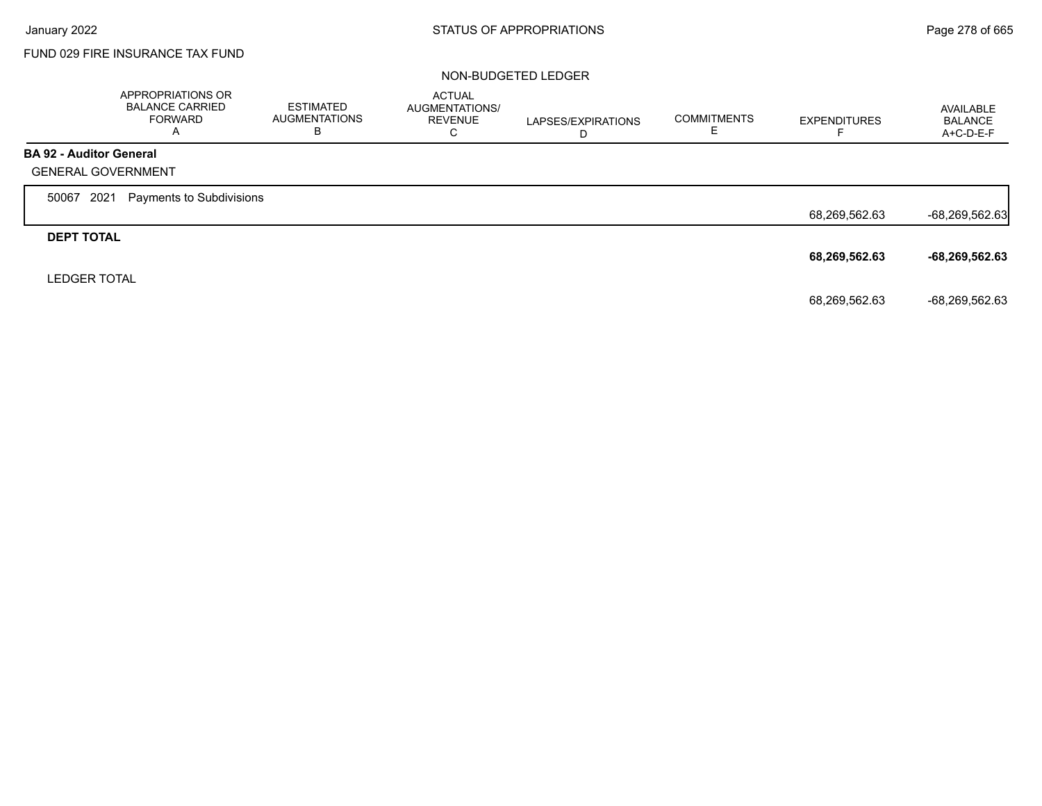## FUND 029 FIRE INSURANCE TAX FUND

### NON-BUDGETED LEDGER

| | APPROPRIATIONS OR BALANCE CARRIED FORWARD A | ESTIMATED AUGMENTATIONS B | ACTUAL AUGMENTATIONS/ REVENUE C | LAPSES/EXPIRATIONS D | COMMITMENTS E | EXPENDITURES F | AVAILABLE BALANCE A+C-D-E-F |
|---|---|---|---|---|---|---|---|
| **BA 92 - Auditor General** | | | | | | | |
| GENERAL GOVERNMENT | | | | | | | |
| 50067 2021 Payments to Subdivisions | | | | | | 68,269,562.63 | -68,269,562.63 |
| **DEPT TOTAL** | | | | | | **68,269,562.63** | **-68,269,562.63** |
| LEDGER TOTAL | | | | | | 68,269,562.63 | -68,269,562.63 |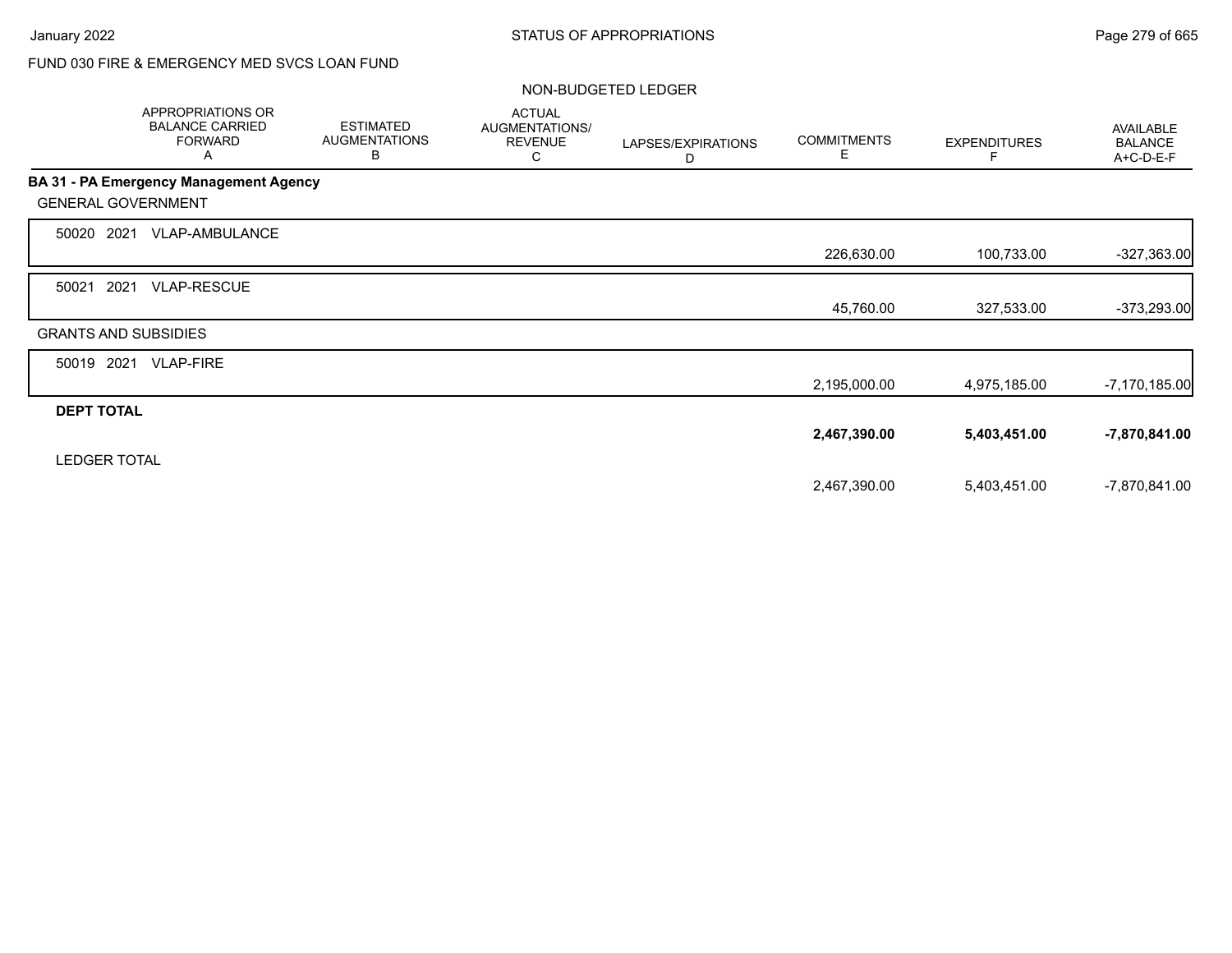FUND 030 FIRE & EMERGENCY MED SVCS LOAN FUND

NON-BUDGETED LEDGER

| | APPROPRIATIONS OR BALANCE CARRIED FORWARD A | ESTIMATED AUGMENTATIONS B | ACTUAL AUGMENTATIONS/ REVENUE C | LAPSES/EXPIRATIONS D | COMMITMENTS E | EXPENDITURES F | AVAILABLE BALANCE A+C-D-E-F |
|---|---|---|---|---|---|---|---|
| **BA 31 - PA Emergency Management Agency** | | | | | | | |
| GENERAL GOVERNMENT | | | | | | | |
| 50020 2021 VLAP-AMBULANCE | | | | | 226,630.00 | 100,733.00 | -327,363.00 |
| 50021 2021 VLAP-RESCUE | | | | | 45,760.00 | 327,533.00 | -373,293.00 |
| GRANTS AND SUBSIDIES | | | | | | | |
| 50019 2021 VLAP-FIRE | | | | | 2,195,000.00 | 4,975,185.00 | -7,170,185.00 |
| **DEPT TOTAL** | | | | | **2,467,390.00** | **5,403,451.00** | **-7,870,841.00** |
| LEDGER TOTAL | | | | | 2,467,390.00 | 5,403,451.00 | -7,870,841.00 |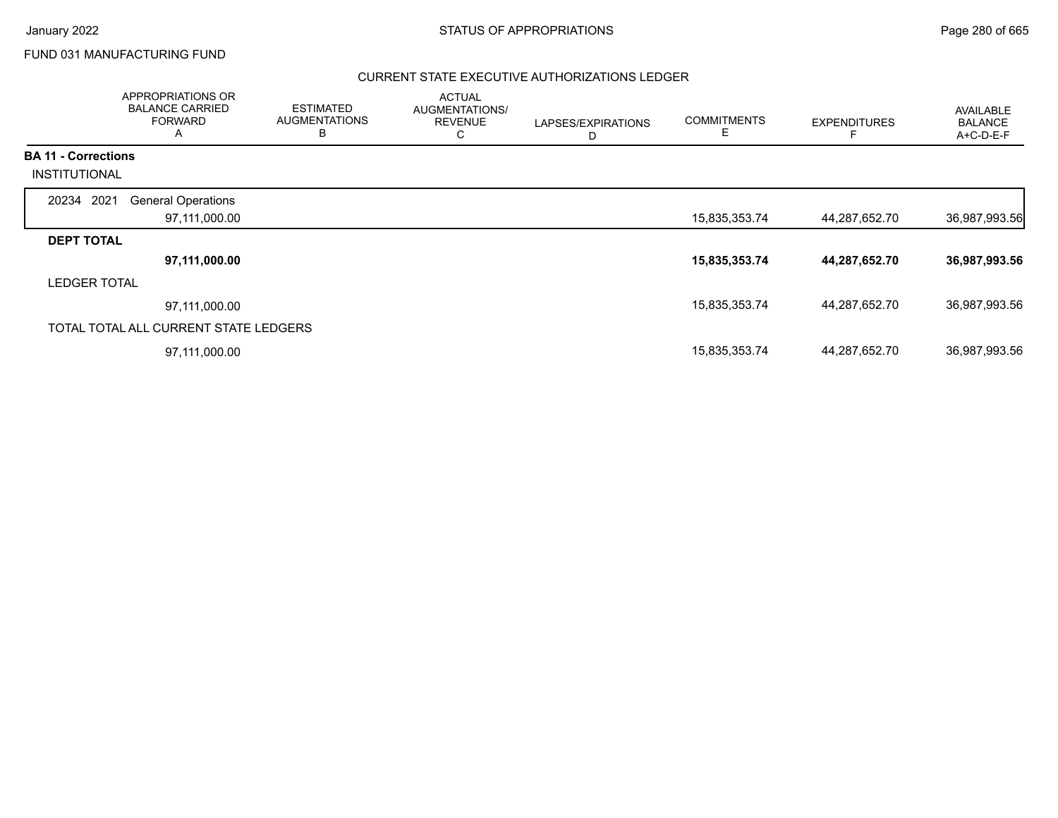January 2022 — STATUS OF APPROPRIATIONS

FUND 031 MANUFACTURING FUND

## CURRENT STATE EXECUTIVE AUTHORIZATIONS LEDGER

| | APPROPRIATIONS OR BALANCE CARRIED FORWARD A | ESTIMATED AUGMENTATIONS B | ACTUAL AUGMENTATIONS/ REVENUE C | LAPSES/EXPIRATIONS D | COMMITMENTS E | EXPENDITURES F | AVAILABLE BALANCE A+C-D-E-F |
|---|---|---|---|---|---|---|---|
| **BA 11 - Corrections** | | | | | | | |
| INSTITUTIONAL | | | | | | | |
| 20234 2021 General Operations | 97,111,000.00 | | | | 15,835,353.74 | 44,287,652.70 | 36,987,993.56 |
| **DEPT TOTAL** | **97,111,000.00** | | | | **15,835,353.74** | **44,287,652.70** | **36,987,993.56** |
| LEDGER TOTAL | 97,111,000.00 | | | | 15,835,353.74 | 44,287,652.70 | 36,987,993.56 |
| TOTAL TOTAL ALL CURRENT STATE LEDGERS | 97,111,000.00 | | | | 15,835,353.74 | 44,287,652.70 | 36,987,993.56 |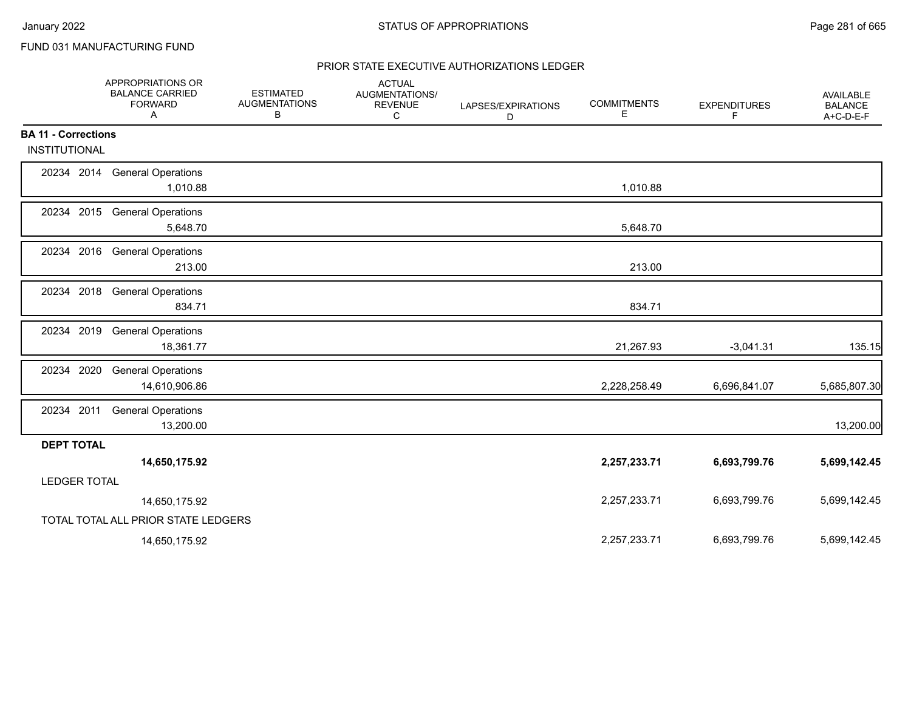FUND 031 MANUFACTURING FUND

## PRIOR STATE EXECUTIVE AUTHORIZATIONS LEDGER

| | APPROPRIATIONS OR BALANCE CARRIED FORWARD A | ESTIMATED AUGMENTATIONS B | ACTUAL AUGMENTATIONS/ REVENUE C | LAPSES/EXPIRATIONS D | COMMITMENTS E | EXPENDITURES F | AVAILABLE BALANCE A+C-D-E-F |
|---|---|---|---|---|---|---|---|
| **BA 11 - Corrections** | | | | | | | |
| INSTITUTIONAL | | | | | | | |
| 20234 2014 General Operations | 1,010.88 | | | | 1,010.88 | | |
| 20234 2015 General Operations | 5,648.70 | | | | 5,648.70 | | |
| 20234 2016 General Operations | 213.00 | | | | 213.00 | | |
| 20234 2018 General Operations | 834.71 | | | | 834.71 | | |
| 20234 2019 General Operations | 18,361.77 | | | | 21,267.93 | -3,041.31 | 135.15 |
| 20234 2020 General Operations | 14,610,906.86 | | | | 2,228,258.49 | 6,696,841.07 | 5,685,807.30 |
| 20234 2011 General Operations | 13,200.00 | | | | | | 13,200.00 |
| **DEPT TOTAL** | **14,650,175.92** | | | | **2,257,233.71** | **6,693,799.76** | **5,699,142.45** |
| LEDGER TOTAL | 14,650,175.92 | | | | 2,257,233.71 | 6,693,799.76 | 5,699,142.45 |
| TOTAL TOTAL ALL PRIOR STATE LEDGERS | 14,650,175.92 | | | | 2,257,233.71 | 6,693,799.76 | 5,699,142.45 |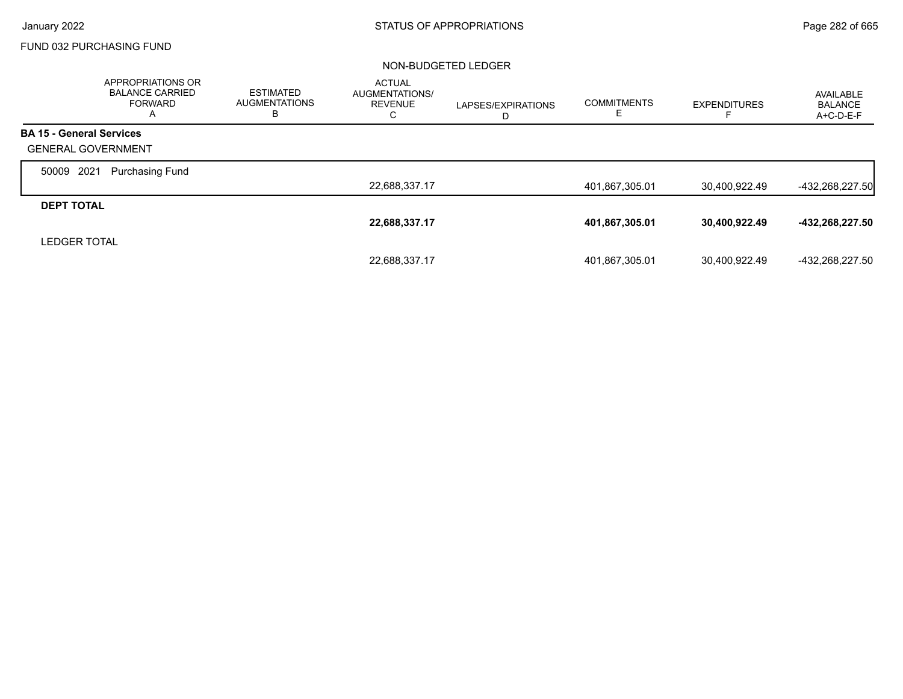FUND 032 PURCHASING FUND

NON-BUDGETED LEDGER

| | APPROPRIATIONS OR BALANCE CARRIED FORWARD A | ESTIMATED AUGMENTATIONS B | ACTUAL AUGMENTATIONS/ REVENUE C | LAPSES/EXPIRATIONS D | COMMITMENTS E | EXPENDITURES F | AVAILABLE BALANCE A+C-D-E-F |
|---|---|---|---|---|---|---|---|
| **BA 15 - General Services** | | | | | | | |
| GENERAL GOVERNMENT | | | | | | | |
| 50009 2021 Purchasing Fund | | | 22,688,337.17 | | 401,867,305.01 | 30,400,922.49 | -432,268,227.50 |
| **DEPT TOTAL** | | | **22,688,337.17** | | **401,867,305.01** | **30,400,922.49** | **-432,268,227.50** |
| LEDGER TOTAL | | | 22,688,337.17 | | 401,867,305.01 | 30,400,922.49 | -432,268,227.50 |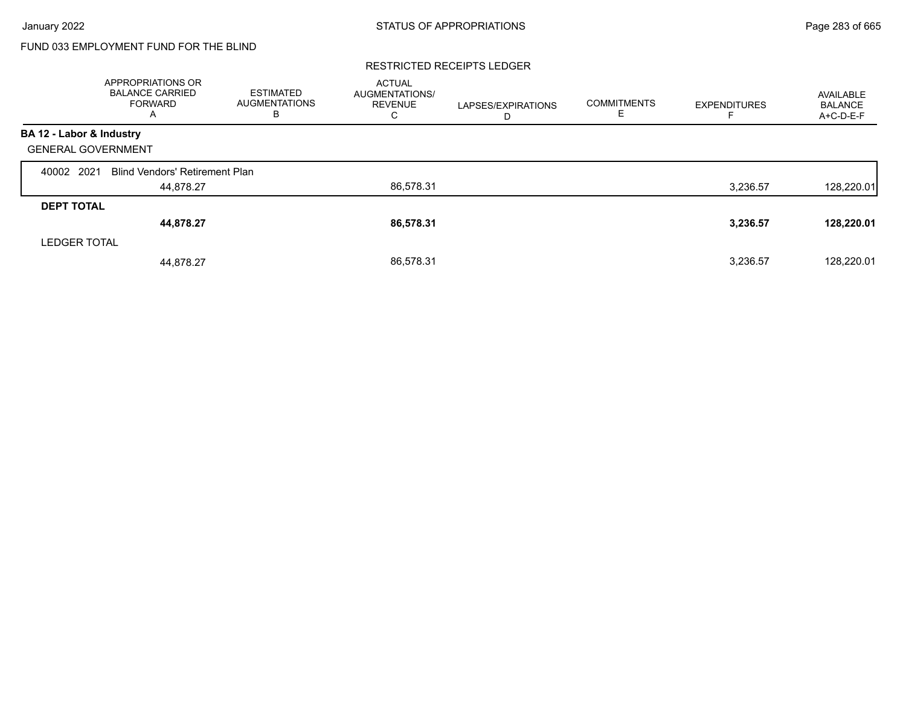FUND 033 EMPLOYMENT FUND FOR THE BLIND

RESTRICTED RECEIPTS LEDGER

| | APPROPRIATIONS OR BALANCE CARRIED FORWARD A | ESTIMATED AUGMENTATIONS B | ACTUAL AUGMENTATIONS/ REVENUE C | LAPSES/EXPIRATIONS D | COMMITMENTS E | EXPENDITURES F | AVAILABLE BALANCE A+C-D-E-F |
|---|---|---|---|---|---|---|---|
| **BA 12 - Labor & Industry** | | | | | | | |
| GENERAL GOVERNMENT | | | | | | | |
| 40002 2021 Blind Vendors' Retirement Plan | 44,878.27 | | 86,578.31 | | | 3,236.57 | 128,220.01 |
| **DEPT TOTAL** | **44,878.27** | | **86,578.31** | | | **3,236.57** | **128,220.01** |
| LEDGER TOTAL | 44,878.27 | | 86,578.31 | | | 3,236.57 | 128,220.01 |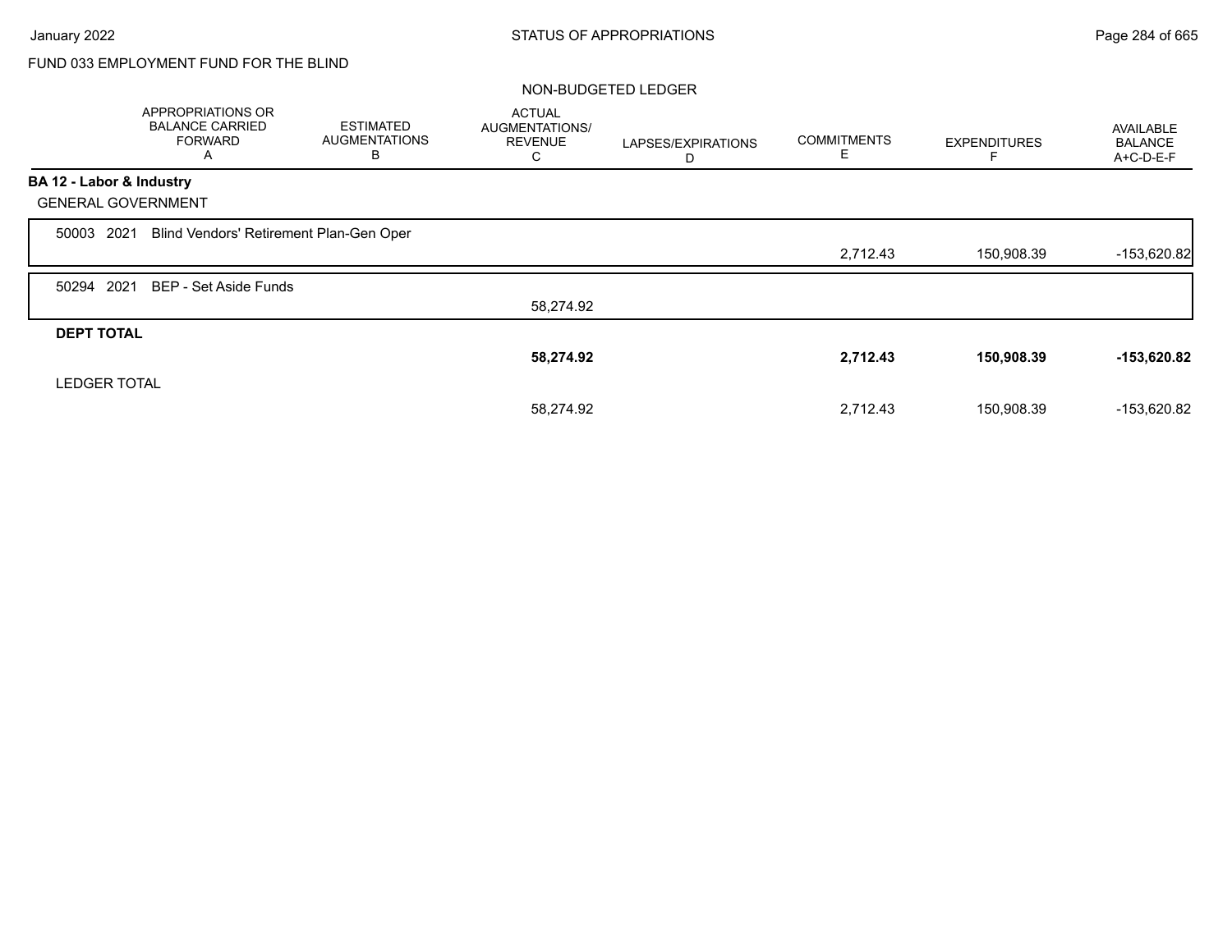FUND 033 EMPLOYMENT FUND FOR THE BLIND

NON-BUDGETED LEDGER

| | APPROPRIATIONS OR BALANCE CARRIED FORWARD A | ESTIMATED AUGMENTATIONS B | ACTUAL AUGMENTATIONS/ REVENUE C | LAPSES/EXPIRATIONS D | COMMITMENTS E | EXPENDITURES F | AVAILABLE BALANCE A+C-D-E-F |
|---|---|---|---|---|---|---|---|
| **BA 12 - Labor & Industry** | | | | | | | |
| GENERAL GOVERNMENT | | | | | | | |
| 50003 2021 Blind Vendors' Retirement Plan-Gen Oper | | | | | 2,712.43 | 150,908.39 | -153,620.82 |
| 50294 2021 BEP - Set Aside Funds | | | 58,274.92 | | | | |
| **DEPT TOTAL** | | | **58,274.92** | | **2,712.43** | **150,908.39** | **-153,620.82** |
| LEDGER TOTAL | | | 58,274.92 | | 2,712.43 | 150,908.39 | -153,620.82 |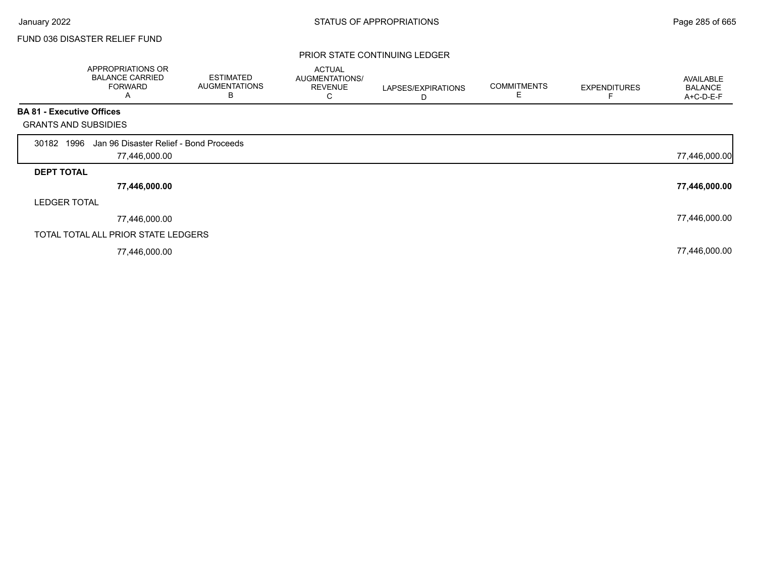FUND 036 DISASTER RELIEF FUND

PRIOR STATE CONTINUING LEDGER

| | APPROPRIATIONS OR BALANCE CARRIED FORWARD A | ESTIMATED AUGMENTATIONS B | ACTUAL AUGMENTATIONS/ REVENUE C | LAPSES/EXPIRATIONS D | COMMITMENTS E | EXPENDITURES F | AVAILABLE BALANCE A+C-D-E-F |
|---|---|---|---|---|---|---|---|
| **BA 81 - Executive Offices** | | | | | | | |
| GRANTS AND SUBSIDIES | | | | | | | |
| 30182 1996 Jan 96 Disaster Relief - Bond Proceeds | 77,446,000.00 | | | | | | 77,446,000.00 |
| **DEPT TOTAL** | **77,446,000.00** | | | | | | **77,446,000.00** |
| LEDGER TOTAL | 77,446,000.00 | | | | | | 77,446,000.00 |
| TOTAL TOTAL ALL PRIOR STATE LEDGERS | 77,446,000.00 | | | | | | 77,446,000.00 |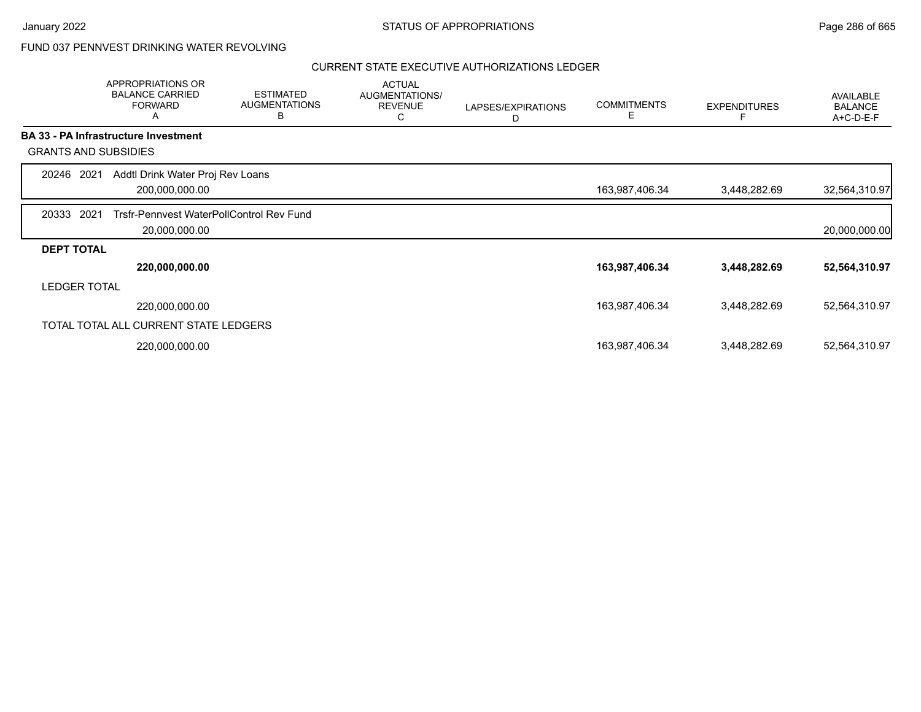FUND 037 PENNVEST DRINKING WATER REVOLVING

CURRENT STATE EXECUTIVE AUTHORIZATIONS LEDGER

| | APPROPRIATIONS OR BALANCE CARRIED FORWARD A | ESTIMATED AUGMENTATIONS B | ACTUAL AUGMENTATIONS/ REVENUE C | LAPSES/EXPIRATIONS D | COMMITMENTS E | EXPENDITURES F | AVAILABLE BALANCE A+C-D-E-F |
|---|---|---|---|---|---|---|---|
| **BA 33 - PA Infrastructure Investment** | | | | | | | |
| GRANTS AND SUBSIDIES | | | | | | | |
| 20246 2021 Addtl Drink Water Proj Rev Loans | 200,000,000.00 | | | | 163,987,406.34 | 3,448,282.69 | 32,564,310.97 |
| 20333 2021 Trsfr-Pennvest WaterPollControl Rev Fund | 20,000,000.00 | | | | | | 20,000,000.00 |
| **DEPT TOTAL** | **220,000,000.00** | | | | **163,987,406.34** | **3,448,282.69** | **52,564,310.97** |
| LEDGER TOTAL | 220,000,000.00 | | | | 163,987,406.34 | 3,448,282.69 | 52,564,310.97 |
| TOTAL TOTAL ALL CURRENT STATE LEDGERS | 220,000,000.00 | | | | 163,987,406.34 | 3,448,282.69 | 52,564,310.97 |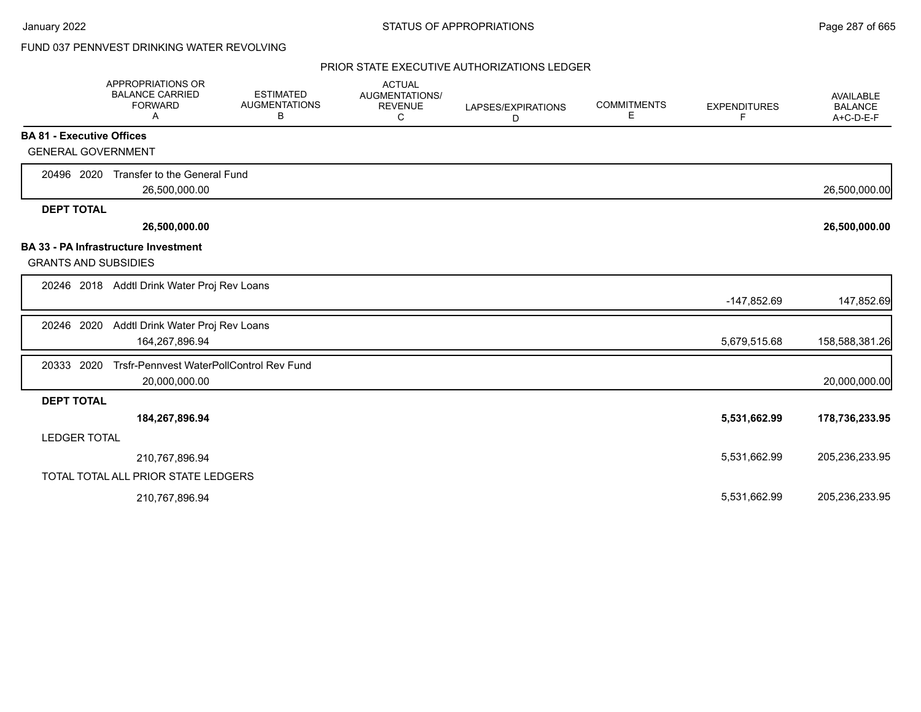FUND 037 PENNVEST DRINKING WATER REVOLVING

PRIOR STATE EXECUTIVE AUTHORIZATIONS LEDGER

| APPROPRIATIONS OR BALANCE CARRIED FORWARD A | ESTIMATED AUGMENTATIONS B | ACTUAL AUGMENTATIONS/ REVENUE C | LAPSES/EXPIRATIONS D | COMMITMENTS E | EXPENDITURES F | AVAILABLE BALANCE A+C-D-E-F |
|---|---|---|---|---|---|---|
| **BA 81 - Executive Offices** | | | | | | |
| GENERAL GOVERNMENT | | | | | | |
| 20496 2020 Transfer to the General Fund | | | | | | |
| 26,500,000.00 | | | | | | 26,500,000.00 |
| **DEPT TOTAL** | | | | | | |
| **26,500,000.00** | | | | | | **26,500,000.00** |
| **BA 33 - PA Infrastructure Investment** | | | | | | |
| GRANTS AND SUBSIDIES | | | | | | |
| 20246 2018 Addtl Drink Water Proj Rev Loans | | | | | | |
| | | | | | -147,852.69 | 147,852.69 |
| 20246 2020 Addtl Drink Water Proj Rev Loans | | | | | | |
| 164,267,896.94 | | | | | 5,679,515.68 | 158,588,381.26 |
| 20333 2020 Trsfr-Pennvest WaterPollControl Rev Fund | | | | | | |
| 20,000,000.00 | | | | | | 20,000,000.00 |
| **DEPT TOTAL** | | | | | | |
| **184,267,896.94** | | | | | **5,531,662.99** | **178,736,233.95** |
| LEDGER TOTAL | | | | | | |
| 210,767,896.94 | | | | | 5,531,662.99 | 205,236,233.95 |
| TOTAL TOTAL ALL PRIOR STATE LEDGERS | | | | | | |
| 210,767,896.94 | | | | | 5,531,662.99 | 205,236,233.95 |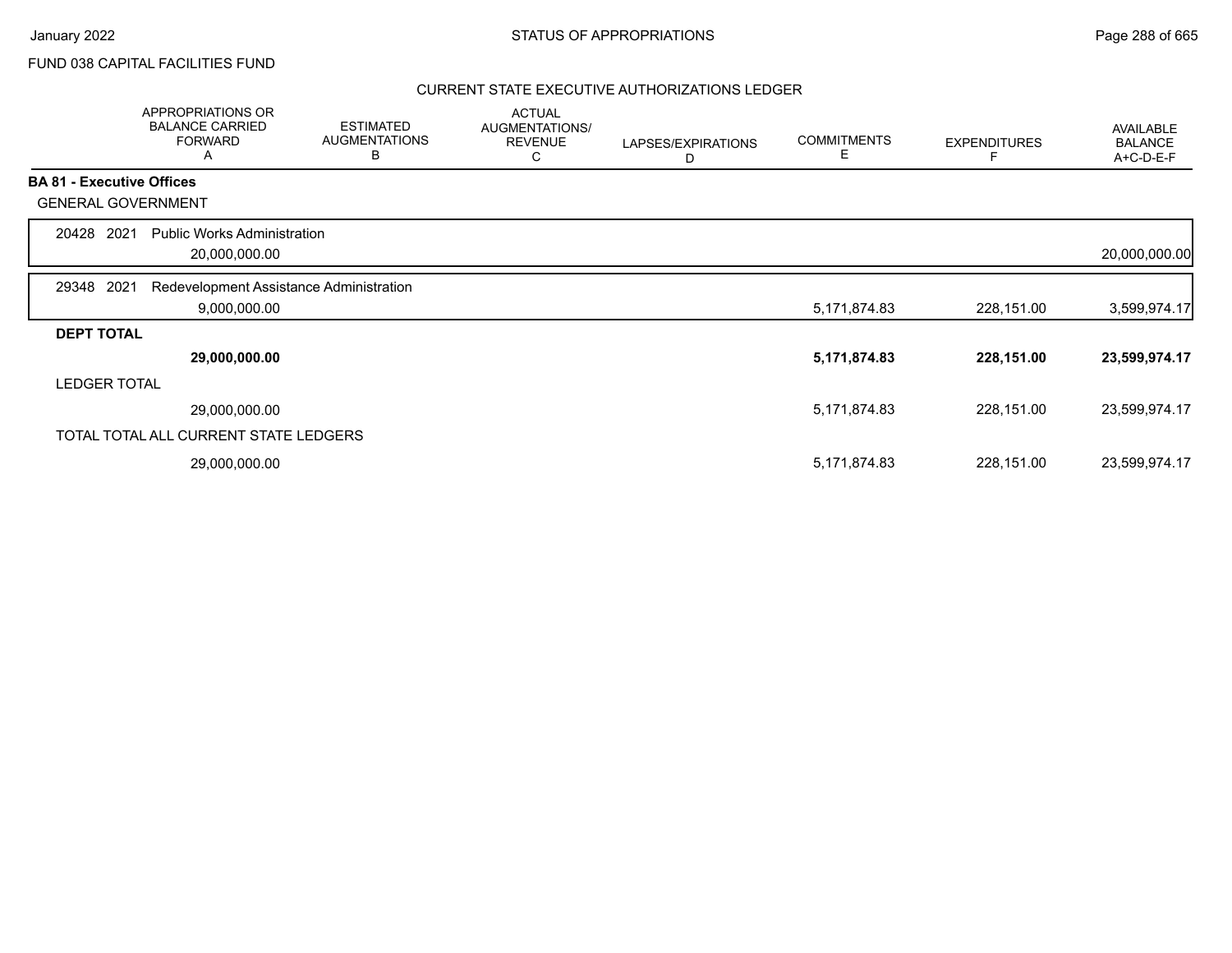FUND 038 CAPITAL FACILITIES FUND

CURRENT STATE EXECUTIVE AUTHORIZATIONS LEDGER

| | APPROPRIATIONS OR BALANCE CARRIED FORWARD A | ESTIMATED AUGMENTATIONS B | ACTUAL AUGMENTATIONS/ REVENUE C | LAPSES/EXPIRATIONS D | COMMITMENTS E | EXPENDITURES F | AVAILABLE BALANCE A+C-D-E-F |
|---|---|---|---|---|---|---|---|
| **BA 81 - Executive Offices** | | | | | | | |
| GENERAL GOVERNMENT | | | | | | | |
| 20428 2021 Public Works Administration | | | | | | | |
| | 20,000,000.00 | | | | | | 20,000,000.00 |
| 29348 2021 Redevelopment Assistance Administration | | | | | | | |
| | 9,000,000.00 | | | | 5,171,874.83 | 228,151.00 | 3,599,974.17 |
| **DEPT TOTAL** | | | | | | | |
| | **29,000,000.00** | | | | **5,171,874.83** | **228,151.00** | **23,599,974.17** |
| LEDGER TOTAL | | | | | | | |
| | 29,000,000.00 | | | | 5,171,874.83 | 228,151.00 | 23,599,974.17 |
| TOTAL TOTAL ALL CURRENT STATE LEDGERS | | | | | | | |
| | 29,000,000.00 | | | | 5,171,874.83 | 228,151.00 | 23,599,974.17 |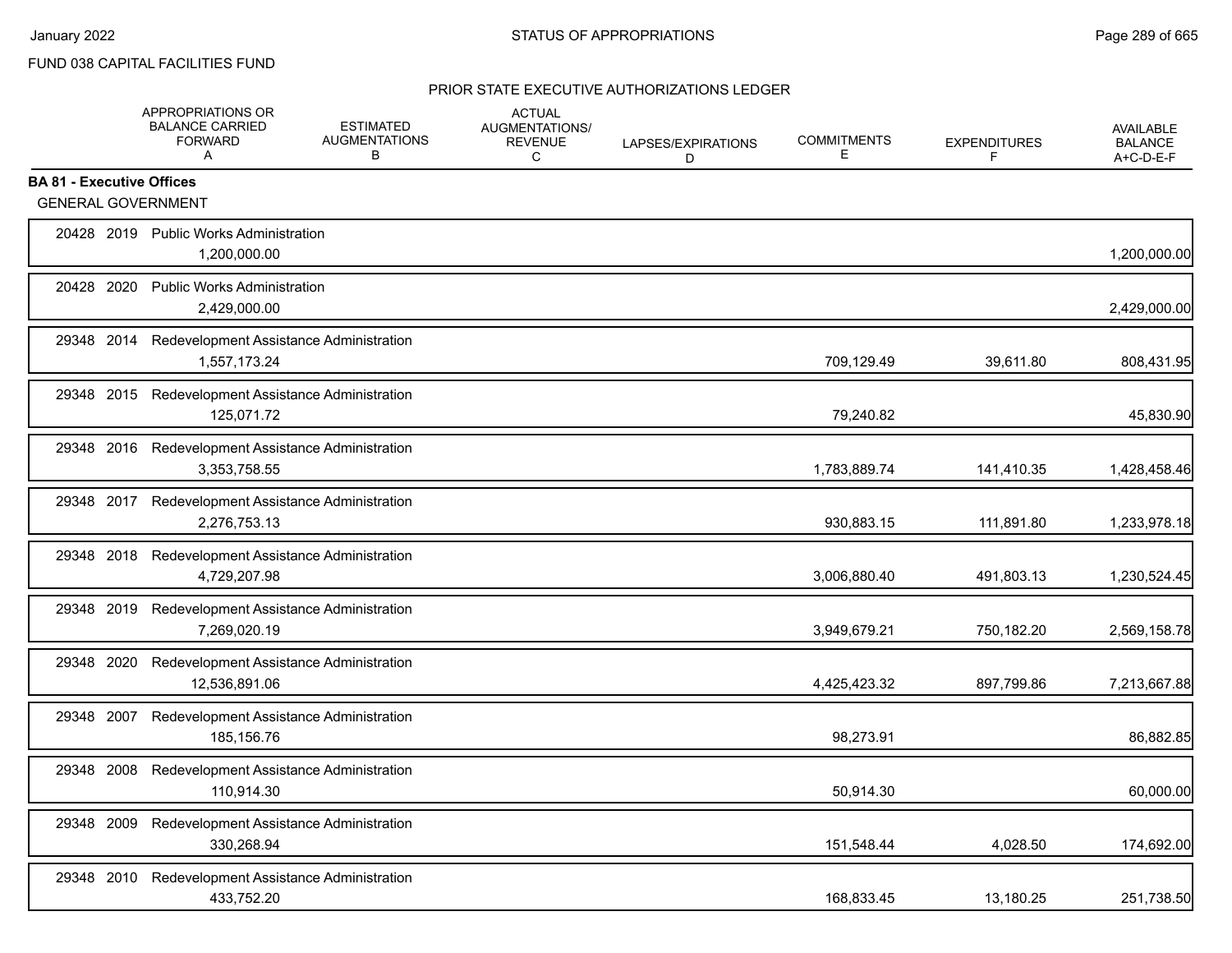FUND 038 CAPITAL FACILITIES FUND

PRIOR STATE EXECUTIVE AUTHORIZATIONS LEDGER

| | APPROPRIATIONS OR BALANCE CARRIED FORWARD A | ESTIMATED AUGMENTATIONS B | ACTUAL AUGMENTATIONS/ REVENUE C | LAPSES/EXPIRATIONS D | COMMITMENTS E | EXPENDITURES F | AVAILABLE BALANCE A+C-D-E-F |
|---|---|---|---|---|---|---|---|
| **BA 81 - Executive Offices** | | | | | | | |
| GENERAL GOVERNMENT | | | | | | | |
| 20428 2019 Public Works Administration | 1,200,000.00 | | | | | | 1,200,000.00 |
| 20428 2020 Public Works Administration | 2,429,000.00 | | | | | | 2,429,000.00 |
| 29348 2014 Redevelopment Assistance Administration | 1,557,173.24 | | | | 709,129.49 | 39,611.80 | 808,431.95 |
| 29348 2015 Redevelopment Assistance Administration | 125,071.72 | | | | 79,240.82 | | 45,830.90 |
| 29348 2016 Redevelopment Assistance Administration | 3,353,758.55 | | | | 1,783,889.74 | 141,410.35 | 1,428,458.46 |
| 29348 2017 Redevelopment Assistance Administration | 2,276,753.13 | | | | 930,883.15 | 111,891.80 | 1,233,978.18 |
| 29348 2018 Redevelopment Assistance Administration | 4,729,207.98 | | | | 3,006,880.40 | 491,803.13 | 1,230,524.45 |
| 29348 2019 Redevelopment Assistance Administration | 7,269,020.19 | | | | 3,949,679.21 | 750,182.20 | 2,569,158.78 |
| 29348 2020 Redevelopment Assistance Administration | 12,536,891.06 | | | | 4,425,423.32 | 897,799.86 | 7,213,667.88 |
| 29348 2007 Redevelopment Assistance Administration | 185,156.76 | | | | 98,273.91 | | 86,882.85 |
| 29348 2008 Redevelopment Assistance Administration | 110,914.30 | | | | 50,914.30 | | 60,000.00 |
| 29348 2009 Redevelopment Assistance Administration | 330,268.94 | | | | 151,548.44 | 4,028.50 | 174,692.00 |
| 29348 2010 Redevelopment Assistance Administration | 433,752.20 | | | | 168,833.45 | 13,180.25 | 251,738.50 |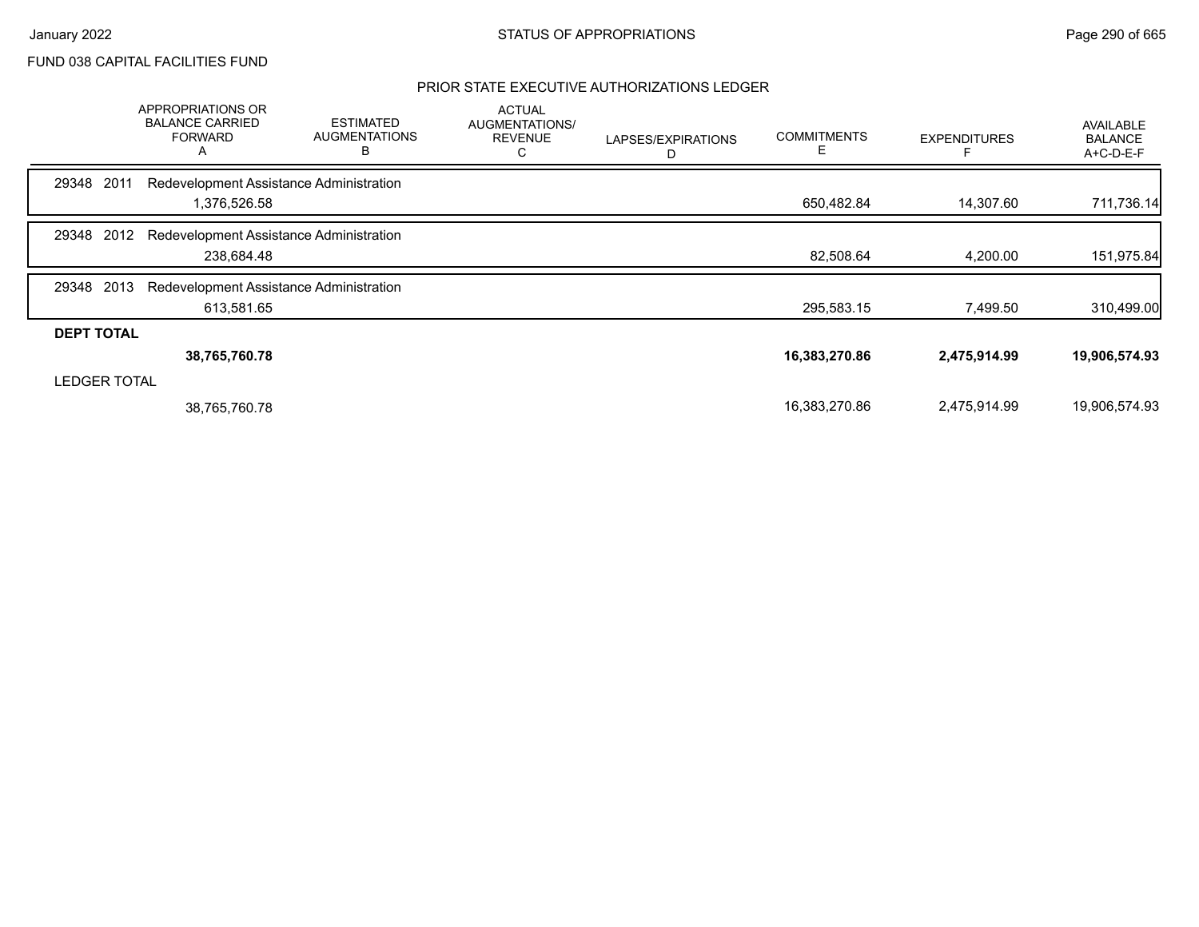FUND 038 CAPITAL FACILITIES FUND

## PRIOR STATE EXECUTIVE AUTHORIZATIONS LEDGER

| | APPROPRIATIONS OR BALANCE CARRIED FORWARD A | ESTIMATED AUGMENTATIONS B | ACTUAL AUGMENTATIONS/ REVENUE C | LAPSES/EXPIRATIONS D | COMMITMENTS E | EXPENDITURES F | AVAILABLE BALANCE A+C-D-E-F |
|---|---|---|---|---|---|---|---|
| 29348 2011 Redevelopment Assistance Administration | | | | | | | |
| | 1,376,526.58 | | | | 650,482.84 | 14,307.60 | 711,736.14 |
| 29348 2012 Redevelopment Assistance Administration | | | | | | | |
| | 238,684.48 | | | | 82,508.64 | 4,200.00 | 151,975.84 |
| 29348 2013 Redevelopment Assistance Administration | | | | | | | |
| | 613,581.65 | | | | 295,583.15 | 7,499.50 | 310,499.00 |
| **DEPT TOTAL** | | | | | | | |
| | **38,765,760.78** | | | | **16,383,270.86** | **2,475,914.99** | **19,906,574.93** |
| LEDGER TOTAL | | | | | | | |
| | 38,765,760.78 | | | | 16,383,270.86 | 2,475,914.99 | 19,906,574.93 |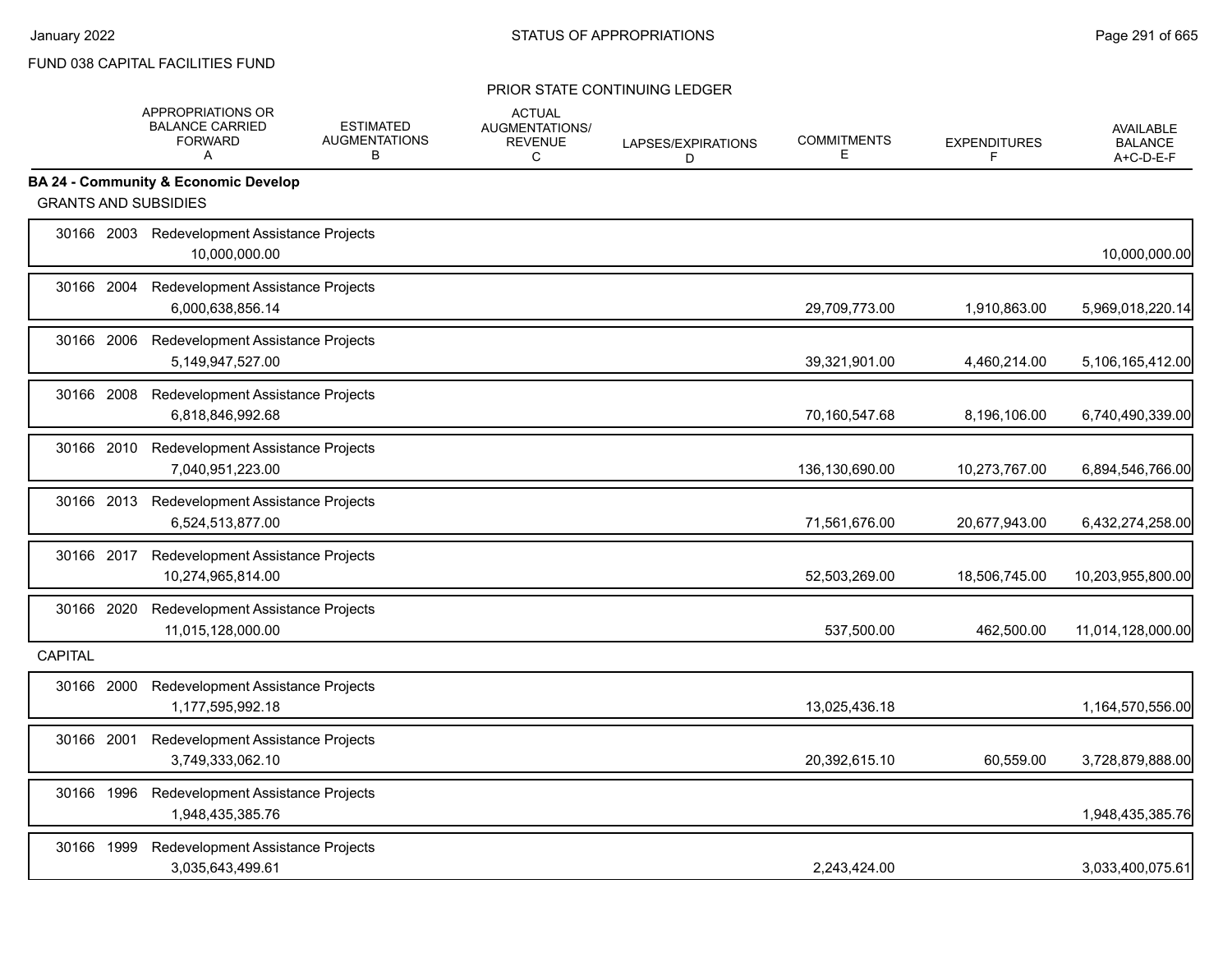FUND 038 CAPITAL FACILITIES FUND

STATUS OF APPROPRIATIONS

PRIOR STATE CONTINUING LEDGER

| | APPROPRIATIONS OR BALANCE CARRIED FORWARD A | ESTIMATED AUGMENTATIONS B | ACTUAL AUGMENTATIONS/ REVENUE C | LAPSES/EXPIRATIONS D | COMMITMENTS E | EXPENDITURES F | AVAILABLE BALANCE A+C-D-E-F |
|---|---|---|---|---|---|---|---|
| **BA 24 - Community & Economic Develop** | | | | | | | |
| GRANTS AND SUBSIDIES | | | | | | | |
| 30166 2003 Redevelopment Assistance Projects | 10,000,000.00 | | | | | | 10,000,000.00 |
| 30166 2004 Redevelopment Assistance Projects | 6,000,638,856.14 | | | | 29,709,773.00 | 1,910,863.00 | 5,969,018,220.14 |
| 30166 2006 Redevelopment Assistance Projects | 5,149,947,527.00 | | | | 39,321,901.00 | 4,460,214.00 | 5,106,165,412.00 |
| 30166 2008 Redevelopment Assistance Projects | 6,818,846,992.68 | | | | 70,160,547.68 | 8,196,106.00 | 6,740,490,339.00 |
| 30166 2010 Redevelopment Assistance Projects | 7,040,951,223.00 | | | | 136,130,690.00 | 10,273,767.00 | 6,894,546,766.00 |
| 30166 2013 Redevelopment Assistance Projects | 6,524,513,877.00 | | | | 71,561,676.00 | 20,677,943.00 | 6,432,274,258.00 |
| 30166 2017 Redevelopment Assistance Projects | 10,274,965,814.00 | | | | 52,503,269.00 | 18,506,745.00 | 10,203,955,800.00 |
| 30166 2020 Redevelopment Assistance Projects | 11,015,128,000.00 | | | | 537,500.00 | 462,500.00 | 11,014,128,000.00 |
| CAPITAL | | | | | | | |
| 30166 2000 Redevelopment Assistance Projects | 1,177,595,992.18 | | | | 13,025,436.18 | | 1,164,570,556.00 |
| 30166 2001 Redevelopment Assistance Projects | 3,749,333,062.10 | | | | 20,392,615.10 | 60,559.00 | 3,728,879,888.00 |
| 30166 1996 Redevelopment Assistance Projects | 1,948,435,385.76 | | | | | | 1,948,435,385.76 |
| 30166 1999 Redevelopment Assistance Projects | 3,035,643,499.61 | | | | 2,243,424.00 | | 3,033,400,075.61 |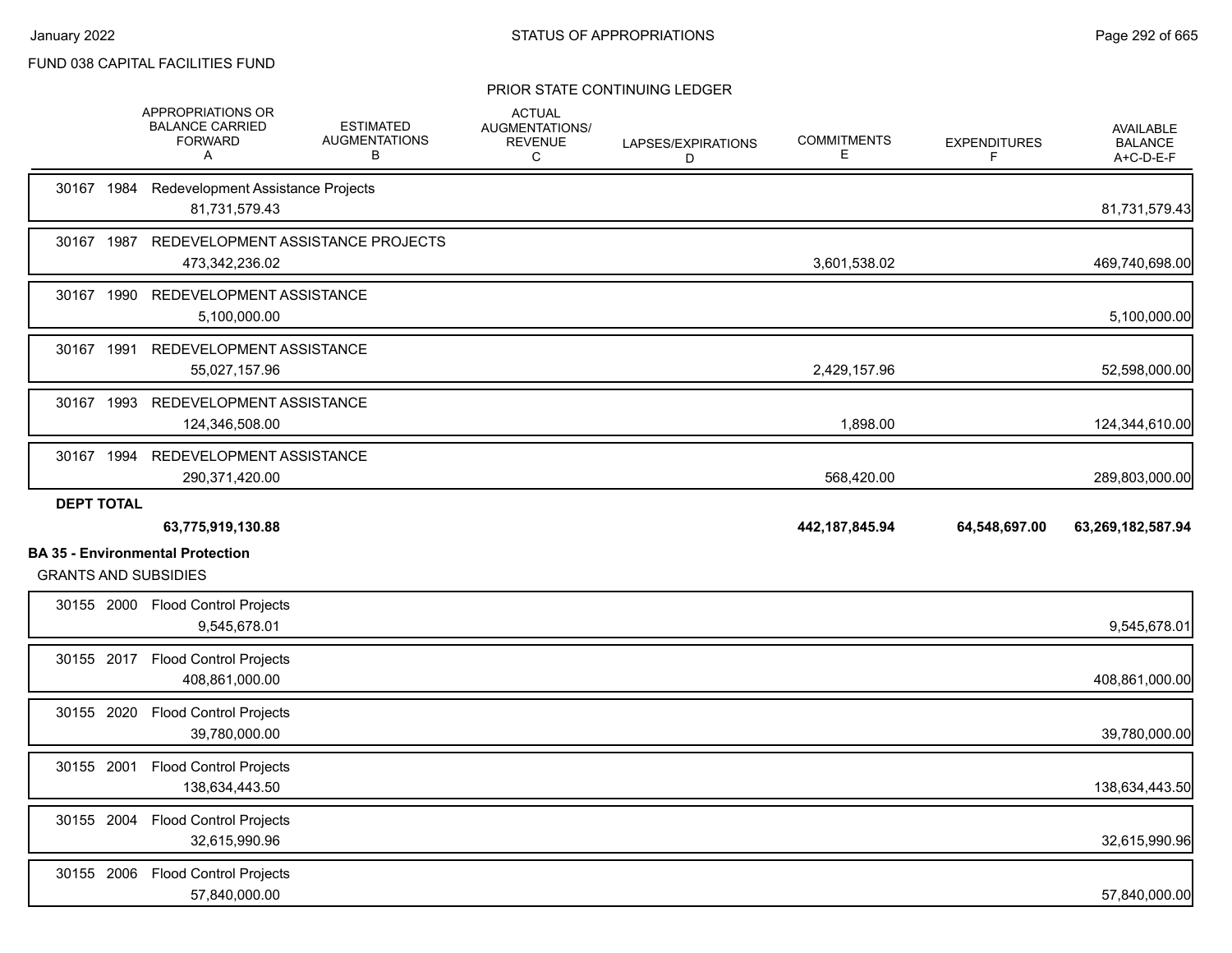FUND 038 CAPITAL FACILITIES FUND

PRIOR STATE CONTINUING LEDGER

| | APPROPRIATIONS OR BALANCE CARRIED FORWARD A | ESTIMATED AUGMENTATIONS B | ACTUAL AUGMENTATIONS/ REVENUE C | LAPSES/EXPIRATIONS D | COMMITMENTS E | EXPENDITURES F | AVAILABLE BALANCE A+C-D-E-F |
|---|---|---|---|---|---|---|---|
| 30167 1984 Redevelopment Assistance Projects | | | | | | | |
| | 81,731,579.43 | | | | | | 81,731,579.43 |
| 30167 1987 REDEVELOPMENT ASSISTANCE PROJECTS | | | | | | | |
| | 473,342,236.02 | | | | 3,601,538.02 | | 469,740,698.00 |
| 30167 1990 REDEVELOPMENT ASSISTANCE | | | | | | | |
| | 5,100,000.00 | | | | | | 5,100,000.00 |
| 30167 1991 REDEVELOPMENT ASSISTANCE | | | | | | | |
| | 55,027,157.96 | | | | 2,429,157.96 | | 52,598,000.00 |
| 30167 1993 REDEVELOPMENT ASSISTANCE | | | | | | | |
| | 124,346,508.00 | | | | 1,898.00 | | 124,344,610.00 |
| 30167 1994 REDEVELOPMENT ASSISTANCE | | | | | | | |
| | 290,371,420.00 | | | | 568,420.00 | | 289,803,000.00 |
| **DEPT TOTAL** | | | | | | | |
| | **63,775,919,130.88** | | | | **442,187,845.94** | **64,548,697.00** | **63,269,182,587.94** |

**BA 35 - Environmental Protection**

GRANTS AND SUBSIDIES

| | APPROPRIATIONS OR BALANCE CARRIED FORWARD A | ESTIMATED AUGMENTATIONS B | ACTUAL AUGMENTATIONS/ REVENUE C | LAPSES/EXPIRATIONS D | COMMITMENTS E | EXPENDITURES F | AVAILABLE BALANCE A+C-D-E-F |
|---|---|---|---|---|---|---|---|
| 30155 2000 Flood Control Projects | | | | | | | |
| | 9,545,678.01 | | | | | | 9,545,678.01 |
| 30155 2017 Flood Control Projects | | | | | | | |
| | 408,861,000.00 | | | | | | 408,861,000.00 |
| 30155 2020 Flood Control Projects | | | | | | | |
| | 39,780,000.00 | | | | | | 39,780,000.00 |
| 30155 2001 Flood Control Projects | | | | | | | |
| | 138,634,443.50 | | | | | | 138,634,443.50 |
| 30155 2004 Flood Control Projects | | | | | | | |
| | 32,615,990.96 | | | | | | 32,615,990.96 |
| 30155 2006 Flood Control Projects | | | | | | | |
| | 57,840,000.00 | | | | | | 57,840,000.00 |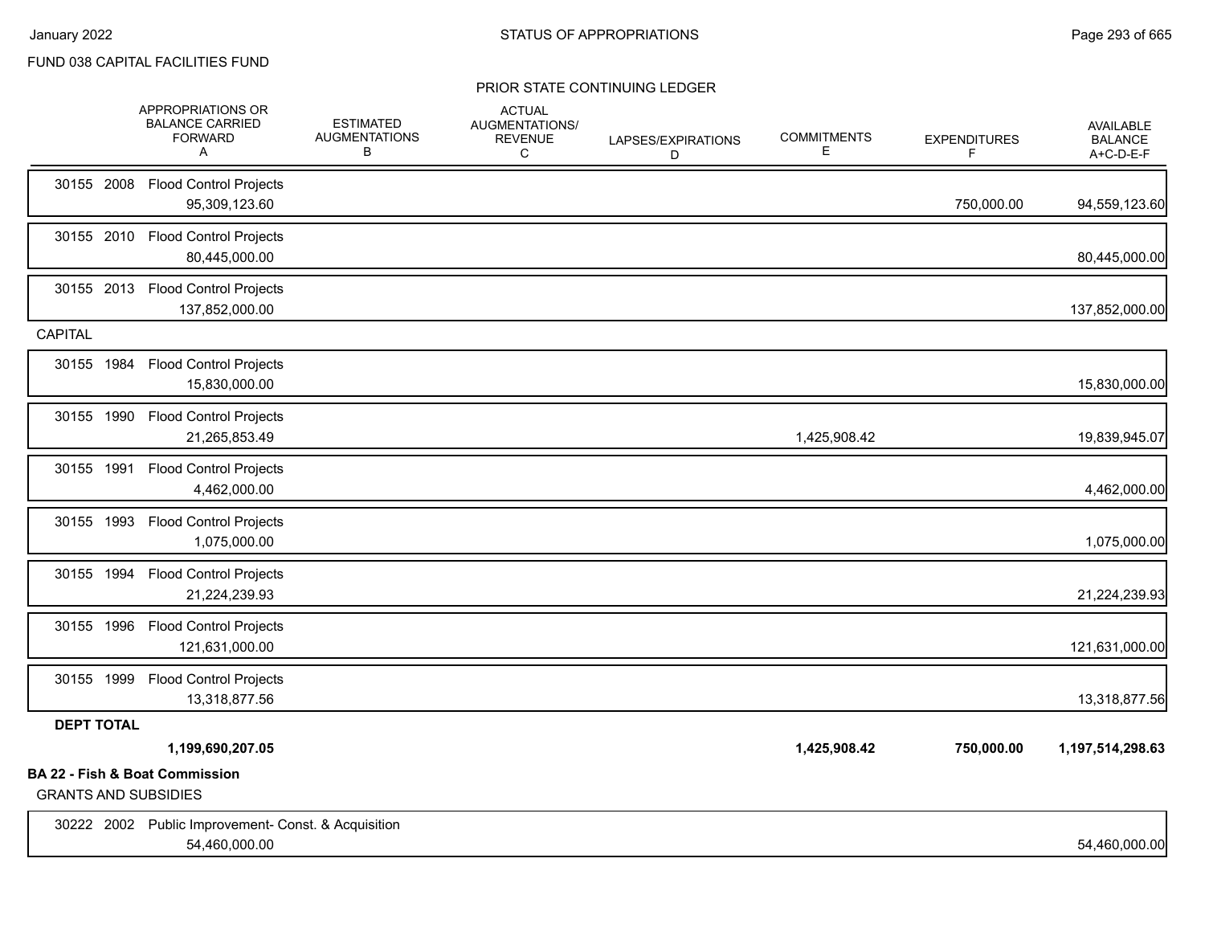FUND 038 CAPITAL FACILITIES FUND

PRIOR STATE CONTINUING LEDGER

| | APPROPRIATIONS OR BALANCE CARRIED FORWARD A | ESTIMATED AUGMENTATIONS B | ACTUAL AUGMENTATIONS/ REVENUE C | LAPSES/EXPIRATIONS D | COMMITMENTS E | EXPENDITURES F | AVAILABLE BALANCE A+C-D-E-F |
|---|---|---|---|---|---|---|---|
| 30155 2008 Flood Control Projects | 95,309,123.60 | | | | | 750,000.00 | 94,559,123.60 |
| 30155 2010 Flood Control Projects | 80,445,000.00 | | | | | | 80,445,000.00 |
| 30155 2013 Flood Control Projects | 137,852,000.00 | | | | | | 137,852,000.00 |
| CAPITAL | | | | | | | |
| 30155 1984 Flood Control Projects | 15,830,000.00 | | | | | | 15,830,000.00 |
| 30155 1990 Flood Control Projects | 21,265,853.49 | | | | 1,425,908.42 | | 19,839,945.07 |
| 30155 1991 Flood Control Projects | 4,462,000.00 | | | | | | 4,462,000.00 |
| 30155 1993 Flood Control Projects | 1,075,000.00 | | | | | | 1,075,000.00 |
| 30155 1994 Flood Control Projects | 21,224,239.93 | | | | | | 21,224,239.93 |
| 30155 1996 Flood Control Projects | 121,631,000.00 | | | | | | 121,631,000.00 |
| 30155 1999 Flood Control Projects | 13,318,877.56 | | | | | | 13,318,877.56 |
| **DEPT TOTAL** | **1,199,690,207.05** | | | | **1,425,908.42** | **750,000.00** | **1,197,514,298.63** |

**BA 22 - Fish & Boat Commission**

GRANTS AND SUBSIDIES

| | APPROPRIATIONS OR BALANCE CARRIED FORWARD A | ESTIMATED AUGMENTATIONS B | ACTUAL AUGMENTATIONS/ REVENUE C | LAPSES/EXPIRATIONS D | COMMITMENTS E | EXPENDITURES F | AVAILABLE BALANCE A+C-D-E-F |
|---|---|---|---|---|---|---|---|
| 30222 2002 Public Improvement- Const. & Acquisition | 54,460,000.00 | | | | | | 54,460,000.00 |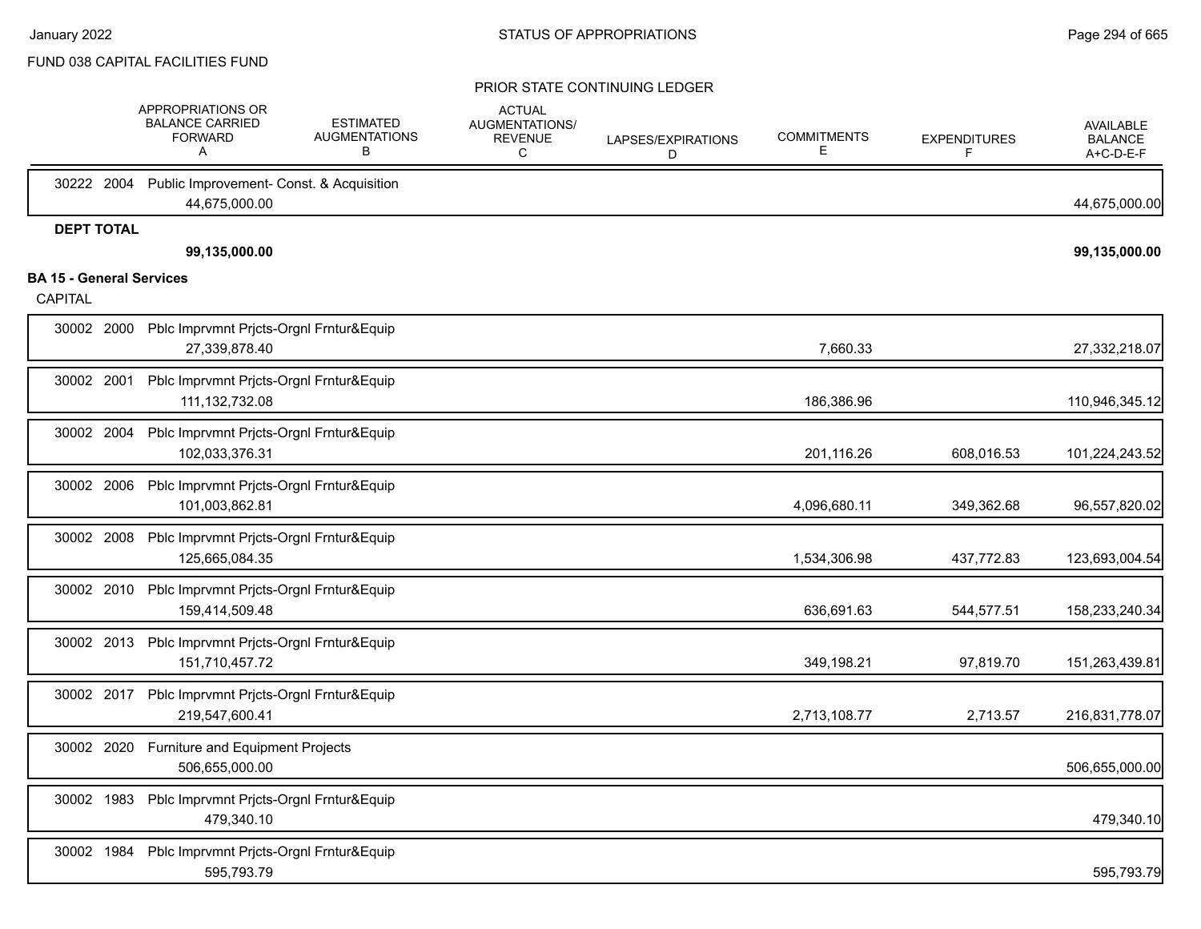FUND 038 CAPITAL FACILITIES FUND

PRIOR STATE CONTINUING LEDGER

| | APPROPRIATIONS OR BALANCE CARRIED FORWARD A | ESTIMATED AUGMENTATIONS B | ACTUAL AUGMENTATIONS/ REVENUE C | LAPSES/EXPIRATIONS D | COMMITMENTS E | EXPENDITURES F | AVAILABLE BALANCE A+C-D-E-F |
|---|---|---|---|---|---|---|---|
| 30222 2004 Public Improvement- Const. & Acquisition | 44,675,000.00 | | | | | | 44,675,000.00 |
| **DEPT TOTAL** | **99,135,000.00** | | | | | | **99,135,000.00** |

**BA 15 - General Services**

CAPITAL

| | APPROPRIATIONS OR BALANCE CARRIED FORWARD A | ESTIMATED AUGMENTATIONS B | ACTUAL AUGMENTATIONS/ REVENUE C | LAPSES/EXPIRATIONS D | COMMITMENTS E | EXPENDITURES F | AVAILABLE BALANCE A+C-D-E-F |
|---|---|---|---|---|---|---|---|
| 30002 2000 Pblc Imprvmnt Prjcts-Orgnl Frntur&Equip | 27,339,878.40 | | | | 7,660.33 | | 27,332,218.07 |
| 30002 2001 Pblc Imprvmnt Prjcts-Orgnl Frntur&Equip | 111,132,732.08 | | | | 186,386.96 | | 110,946,345.12 |
| 30002 2004 Pblc Imprvmnt Prjcts-Orgnl Frntur&Equip | 102,033,376.31 | | | | 201,116.26 | 608,016.53 | 101,224,243.52 |
| 30002 2006 Pblc Imprvmnt Prjcts-Orgnl Frntur&Equip | 101,003,862.81 | | | | 4,096,680.11 | 349,362.68 | 96,557,820.02 |
| 30002 2008 Pblc Imprvmnt Prjcts-Orgnl Frntur&Equip | 125,665,084.35 | | | | 1,534,306.98 | 437,772.83 | 123,693,004.54 |
| 30002 2010 Pblc Imprvmnt Prjcts-Orgnl Frntur&Equip | 159,414,509.48 | | | | 636,691.63 | 544,577.51 | 158,233,240.34 |
| 30002 2013 Pblc Imprvmnt Prjcts-Orgnl Frntur&Equip | 151,710,457.72 | | | | 349,198.21 | 97,819.70 | 151,263,439.81 |
| 30002 2017 Pblc Imprvmnt Prjcts-Orgnl Frntur&Equip | 219,547,600.41 | | | | 2,713,108.77 | 2,713.57 | 216,831,778.07 |
| 30002 2020 Furniture and Equipment Projects | 506,655,000.00 | | | | | | 506,655,000.00 |
| 30002 1983 Pblc Imprvmnt Prjcts-Orgnl Frntur&Equip | 479,340.10 | | | | | | 479,340.10 |
| 30002 1984 Pblc Imprvmnt Prjcts-Orgnl Frntur&Equip | 595,793.79 | | | | | | 595,793.79 |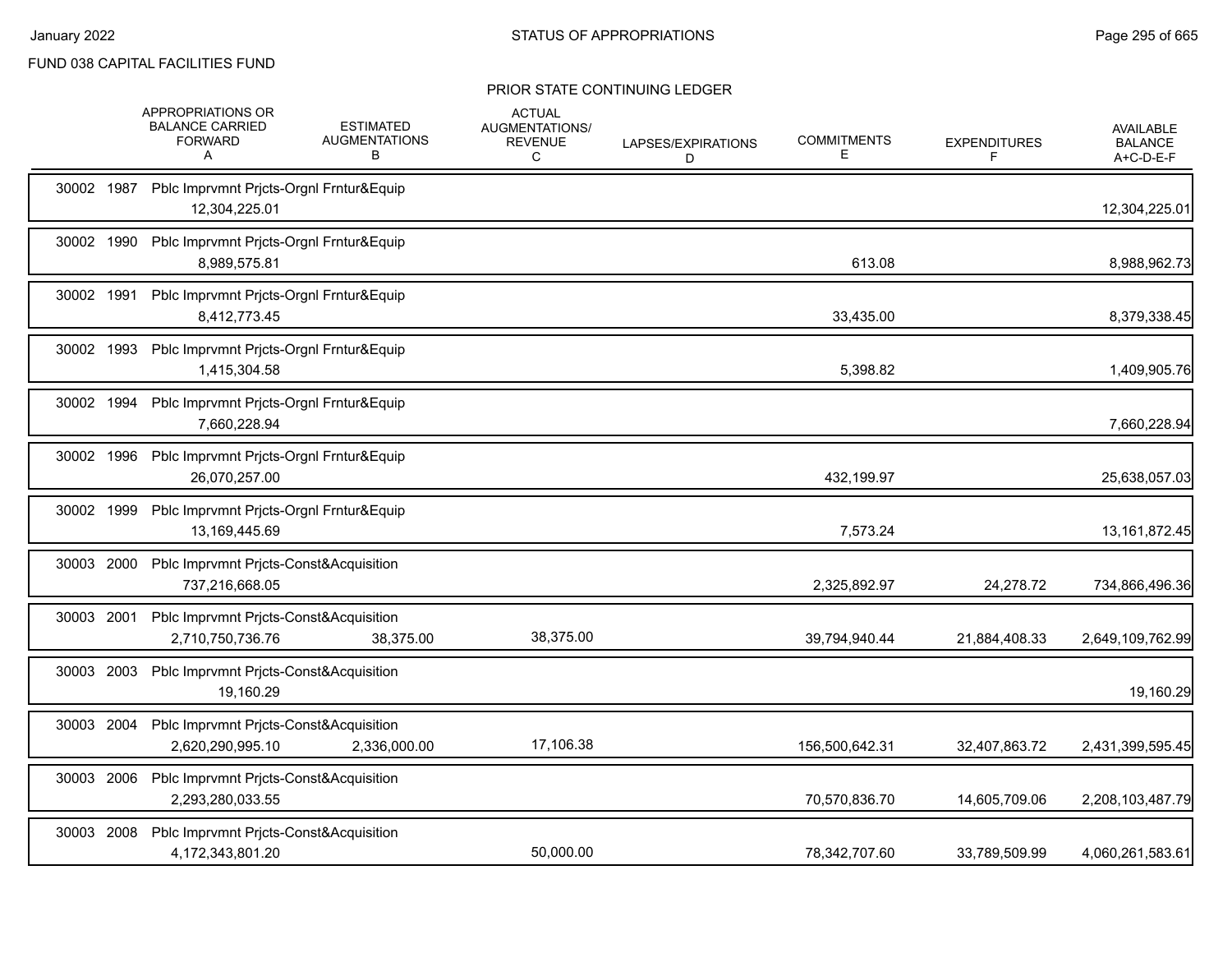FUND 038 CAPITAL FACILITIES FUND

PRIOR STATE CONTINUING LEDGER

| | APPROPRIATIONS OR BALANCE CARRIED FORWARD A | ESTIMATED AUGMENTATIONS B | ACTUAL AUGMENTATIONS/ REVENUE C | LAPSES/EXPIRATIONS D | COMMITMENTS E | EXPENDITURES F | AVAILABLE BALANCE A+C-D-E-F |
|---|---|---|---|---|---|---|---|
| 30002 1987 Pblc Imprvmnt Prjcts-Orgnl Frntur&Equip | | | | | | | |
| | 12,304,225.01 | | | | | | 12,304,225.01 |
| 30002 1990 Pblc Imprvmnt Prjcts-Orgnl Frntur&Equip | | | | | | | |
| | 8,989,575.81 | | | | 613.08 | | 8,988,962.73 |
| 30002 1991 Pblc Imprvmnt Prjcts-Orgnl Frntur&Equip | | | | | | | |
| | 8,412,773.45 | | | | 33,435.00 | | 8,379,338.45 |
| 30002 1993 Pblc Imprvmnt Prjcts-Orgnl Frntur&Equip | | | | | | | |
| | 1,415,304.58 | | | | 5,398.82 | | 1,409,905.76 |
| 30002 1994 Pblc Imprvmnt Prjcts-Orgnl Frntur&Equip | | | | | | | |
| | 7,660,228.94 | | | | | | 7,660,228.94 |
| 30002 1996 Pblc Imprvmnt Prjcts-Orgnl Frntur&Equip | | | | | | | |
| | 26,070,257.00 | | | | 432,199.97 | | 25,638,057.03 |
| 30002 1999 Pblc Imprvmnt Prjcts-Orgnl Frntur&Equip | | | | | | | |
| | 13,169,445.69 | | | | 7,573.24 | | 13,161,872.45 |
| 30003 2000 Pblc Imprvmnt Prjcts-Const&Acquisition | | | | | | | |
| | 737,216,668.05 | | | | 2,325,892.97 | 24,278.72 | 734,866,496.36 |
| 30003 2001 Pblc Imprvmnt Prjcts-Const&Acquisition | | | | | | | |
| | 2,710,750,736.76 | 38,375.00 | 38,375.00 | | 39,794,940.44 | 21,884,408.33 | 2,649,109,762.99 |
| 30003 2003 Pblc Imprvmnt Prjcts-Const&Acquisition | | | | | | | |
| | 19,160.29 | | | | | | 19,160.29 |
| 30003 2004 Pblc Imprvmnt Prjcts-Const&Acquisition | | | | | | | |
| | 2,620,290,995.10 | 2,336,000.00 | 17,106.38 | | 156,500,642.31 | 32,407,863.72 | 2,431,399,595.45 |
| 30003 2006 Pblc Imprvmnt Prjcts-Const&Acquisition | | | | | | | |
| | 2,293,280,033.55 | | | | 70,570,836.70 | 14,605,709.06 | 2,208,103,487.79 |
| 30003 2008 Pblc Imprvmnt Prjcts-Const&Acquisition | | | | | | | |
| | 4,172,343,801.20 | | 50,000.00 | | 78,342,707.60 | 33,789,509.99 | 4,060,261,583.61 |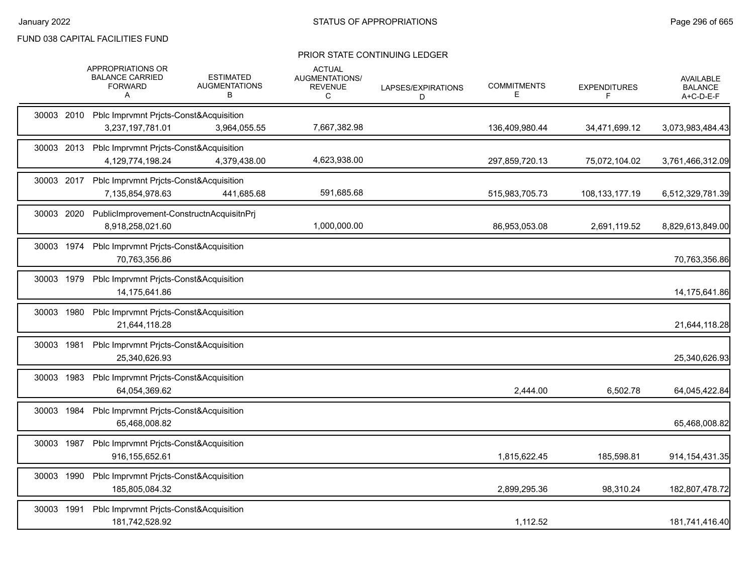FUND 038 CAPITAL FACILITIES FUND

PRIOR STATE CONTINUING LEDGER

| | APPROPRIATIONS OR BALANCE CARRIED FORWARD A | ESTIMATED AUGMENTATIONS B | ACTUAL AUGMENTATIONS/ REVENUE C | LAPSES/EXPIRATIONS D | COMMITMENTS E | EXPENDITURES F | AVAILABLE BALANCE A+C-D-E-F |
|---|---|---|---|---|---|---|---|
| 30003 2010 Pblc Imprvmnt Prjcts-Const&Acquisition | 3,237,197,781.01 | 3,964,055.55 | 7,667,382.98 | | 136,409,980.44 | 34,471,699.12 | 3,073,983,484.43 |
| 30003 2013 Pblc Imprvmnt Prjcts-Const&Acquisition | 4,129,774,198.24 | 4,379,438.00 | 4,623,938.00 | | 297,859,720.13 | 75,072,104.02 | 3,761,466,312.09 |
| 30003 2017 Pblc Imprvmnt Prjcts-Const&Acquisition | 7,135,854,978.63 | 441,685.68 | 591,685.68 | | 515,983,705.73 | 108,133,177.19 | 6,512,329,781.39 |
| 30003 2020 PublicImprovement-ConstructnAcquisitnPrj | 8,918,258,021.60 | | 1,000,000.00 | | 86,953,053.08 | 2,691,119.52 | 8,829,613,849.00 |
| 30003 1974 Pblc Imprvmnt Prjcts-Const&Acquisition | 70,763,356.86 | | | | | | 70,763,356.86 |
| 30003 1979 Pblc Imprvmnt Prjcts-Const&Acquisition | 14,175,641.86 | | | | | | 14,175,641.86 |
| 30003 1980 Pblc Imprvmnt Prjcts-Const&Acquisition | 21,644,118.28 | | | | | | 21,644,118.28 |
| 30003 1981 Pblc Imprvmnt Prjcts-Const&Acquisition | 25,340,626.93 | | | | | | 25,340,626.93 |
| 30003 1983 Pblc Imprvmnt Prjcts-Const&Acquisition | 64,054,369.62 | | | | 2,444.00 | 6,502.78 | 64,045,422.84 |
| 30003 1984 Pblc Imprvmnt Prjcts-Const&Acquisition | 65,468,008.82 | | | | | | 65,468,008.82 |
| 30003 1987 Pblc Imprvmnt Prjcts-Const&Acquisition | 916,155,652.61 | | | | 1,815,622.45 | 185,598.81 | 914,154,431.35 |
| 30003 1990 Pblc Imprvmnt Prjcts-Const&Acquisition | 185,805,084.32 | | | | 2,899,295.36 | 98,310.24 | 182,807,478.72 |
| 30003 1991 Pblc Imprvmnt Prjcts-Const&Acquisition | 181,742,528.92 | | | | 1,112.52 | | 181,741,416.40 |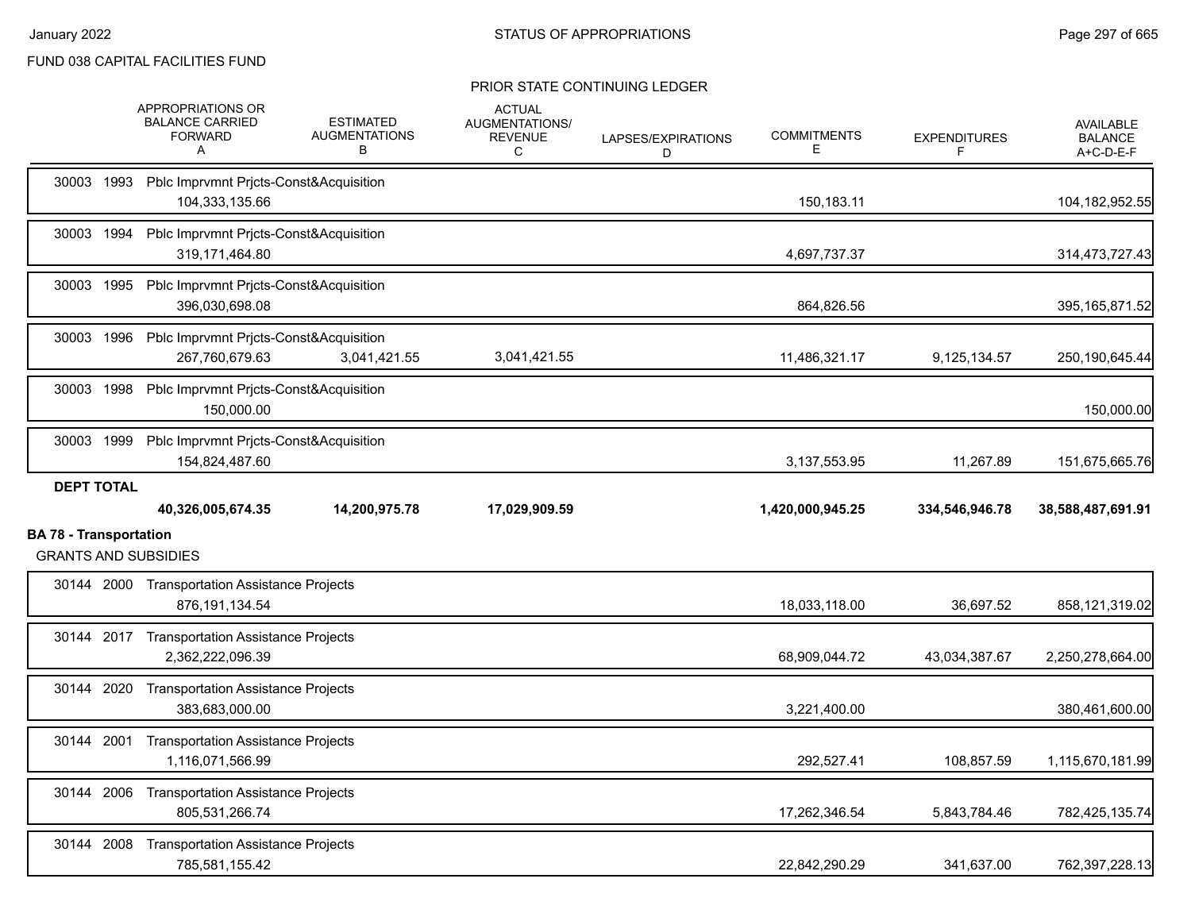FUND 038 CAPITAL FACILITIES FUND

PRIOR STATE CONTINUING LEDGER

| | APPROPRIATIONS OR BALANCE CARRIED FORWARD A | ESTIMATED AUGMENTATIONS B | ACTUAL AUGMENTATIONS/ REVENUE C | LAPSES/EXPIRATIONS D | COMMITMENTS E | EXPENDITURES F | AVAILABLE BALANCE A+C-D-E-F |
|---|---|---|---|---|---|---|---|
| 30003 1993 Pblc Imprvmnt Prjcts-Const&Acquisition | 104,333,135.66 | | | | 150,183.11 | | 104,182,952.55 |
| 30003 1994 Pblc Imprvmnt Prjcts-Const&Acquisition | 319,171,464.80 | | | | 4,697,737.37 | | 314,473,727.43 |
| 30003 1995 Pblc Imprvmnt Prjcts-Const&Acquisition | 396,030,698.08 | | | | 864,826.56 | | 395,165,871.52 |
| 30003 1996 Pblc Imprvmnt Prjcts-Const&Acquisition | 267,760,679.63 | 3,041,421.55 | 3,041,421.55 | | 11,486,321.17 | 9,125,134.57 | 250,190,645.44 |
| 30003 1998 Pblc Imprvmnt Prjcts-Const&Acquisition | 150,000.00 | | | | | | 150,000.00 |
| 30003 1999 Pblc Imprvmnt Prjcts-Const&Acquisition | 154,824,487.60 | | | | 3,137,553.95 | 11,267.89 | 151,675,665.76 |
| **DEPT TOTAL** | **40,326,005,674.35** | **14,200,975.78** | **17,029,909.59** | | **1,420,000,945.25** | **334,546,946.78** | **38,588,487,691.91** |

**BA 78 - Transportation**

GRANTS AND SUBSIDIES

| | APPROPRIATIONS OR BALANCE CARRIED FORWARD A | ESTIMATED AUGMENTATIONS B | ACTUAL AUGMENTATIONS/ REVENUE C | LAPSES/EXPIRATIONS D | COMMITMENTS E | EXPENDITURES F | AVAILABLE BALANCE A+C-D-E-F |
|---|---|---|---|---|---|---|---|
| 30144 2000 Transportation Assistance Projects | 876,191,134.54 | | | | 18,033,118.00 | 36,697.52 | 858,121,319.02 |
| 30144 2017 Transportation Assistance Projects | 2,362,222,096.39 | | | | 68,909,044.72 | 43,034,387.67 | 2,250,278,664.00 |
| 30144 2020 Transportation Assistance Projects | 383,683,000.00 | | | | 3,221,400.00 | | 380,461,600.00 |
| 30144 2001 Transportation Assistance Projects | 1,116,071,566.99 | | | | 292,527.41 | 108,857.59 | 1,115,670,181.99 |
| 30144 2006 Transportation Assistance Projects | 805,531,266.74 | | | | 17,262,346.54 | 5,843,784.46 | 782,425,135.74 |
| 30144 2008 Transportation Assistance Projects | 785,581,155.42 | | | | 22,842,290.29 | 341,637.00 | 762,397,228.13 |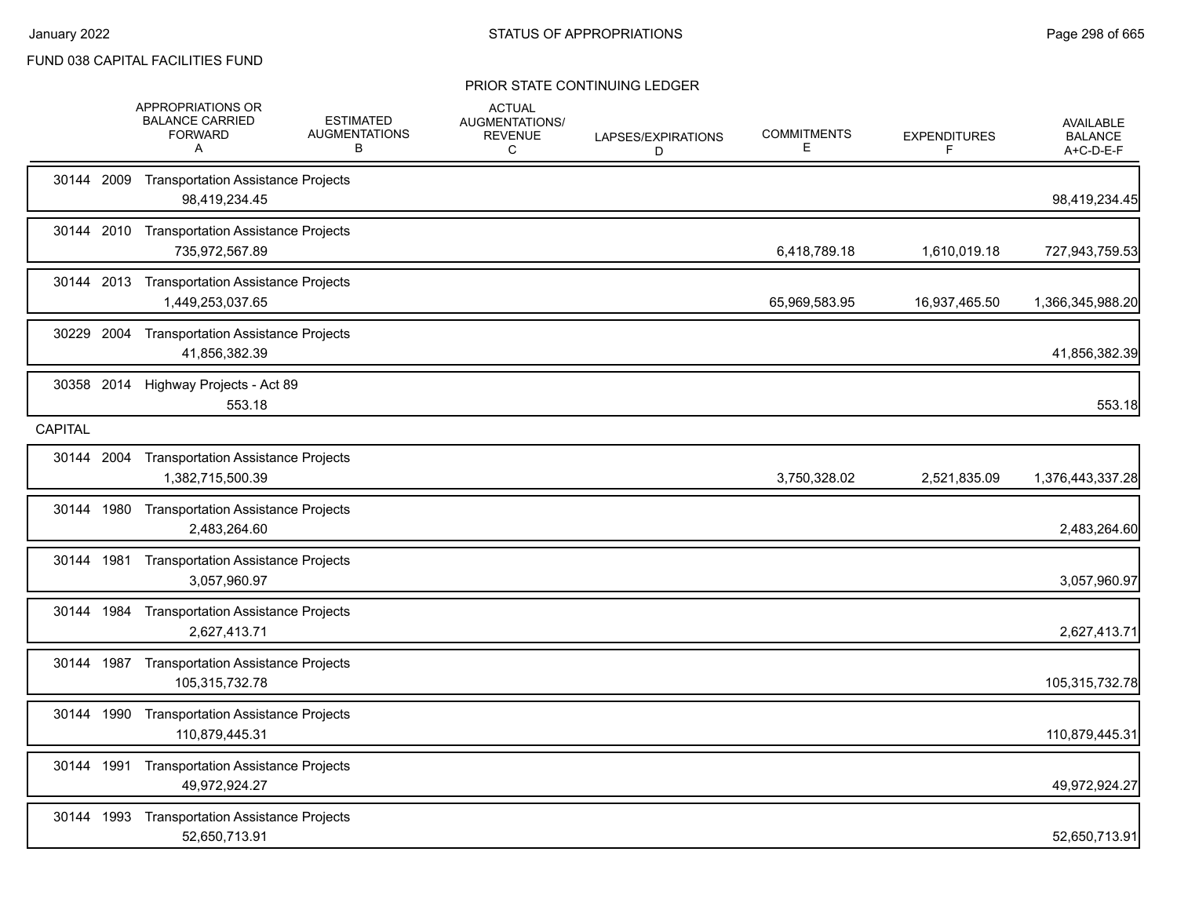FUND 038 CAPITAL FACILITIES FUND

PRIOR STATE CONTINUING LEDGER

| | APPROPRIATIONS OR BALANCE CARRIED FORWARD A | ESTIMATED AUGMENTATIONS B | ACTUAL AUGMENTATIONS/ REVENUE C | LAPSES/EXPIRATIONS D | COMMITMENTS E | EXPENDITURES F | AVAILABLE BALANCE A+C-D-E-F |
|---|---|---|---|---|---|---|---|
| 30144 2009 Transportation Assistance Projects | 98,419,234.45 | | | | | | 98,419,234.45 |
| 30144 2010 Transportation Assistance Projects | 735,972,567.89 | | | | 6,418,789.18 | 1,610,019.18 | 727,943,759.53 |
| 30144 2013 Transportation Assistance Projects | 1,449,253,037.65 | | | | 65,969,583.95 | 16,937,465.50 | 1,366,345,988.20 |
| 30229 2004 Transportation Assistance Projects | 41,856,382.39 | | | | | | 41,856,382.39 |
| 30358 2014 Highway Projects - Act 89 | 553.18 | | | | | | 553.18 |
| **CAPITAL** | | | | | | | |
| 30144 2004 Transportation Assistance Projects | 1,382,715,500.39 | | | | 3,750,328.02 | 2,521,835.09 | 1,376,443,337.28 |
| 30144 1980 Transportation Assistance Projects | 2,483,264.60 | | | | | | 2,483,264.60 |
| 30144 1981 Transportation Assistance Projects | 3,057,960.97 | | | | | | 3,057,960.97 |
| 30144 1984 Transportation Assistance Projects | 2,627,413.71 | | | | | | 2,627,413.71 |
| 30144 1987 Transportation Assistance Projects | 105,315,732.78 | | | | | | 105,315,732.78 |
| 30144 1990 Transportation Assistance Projects | 110,879,445.31 | | | | | | 110,879,445.31 |
| 30144 1991 Transportation Assistance Projects | 49,972,924.27 | | | | | | 49,972,924.27 |
| 30144 1993 Transportation Assistance Projects | 52,650,713.91 | | | | | | 52,650,713.91 |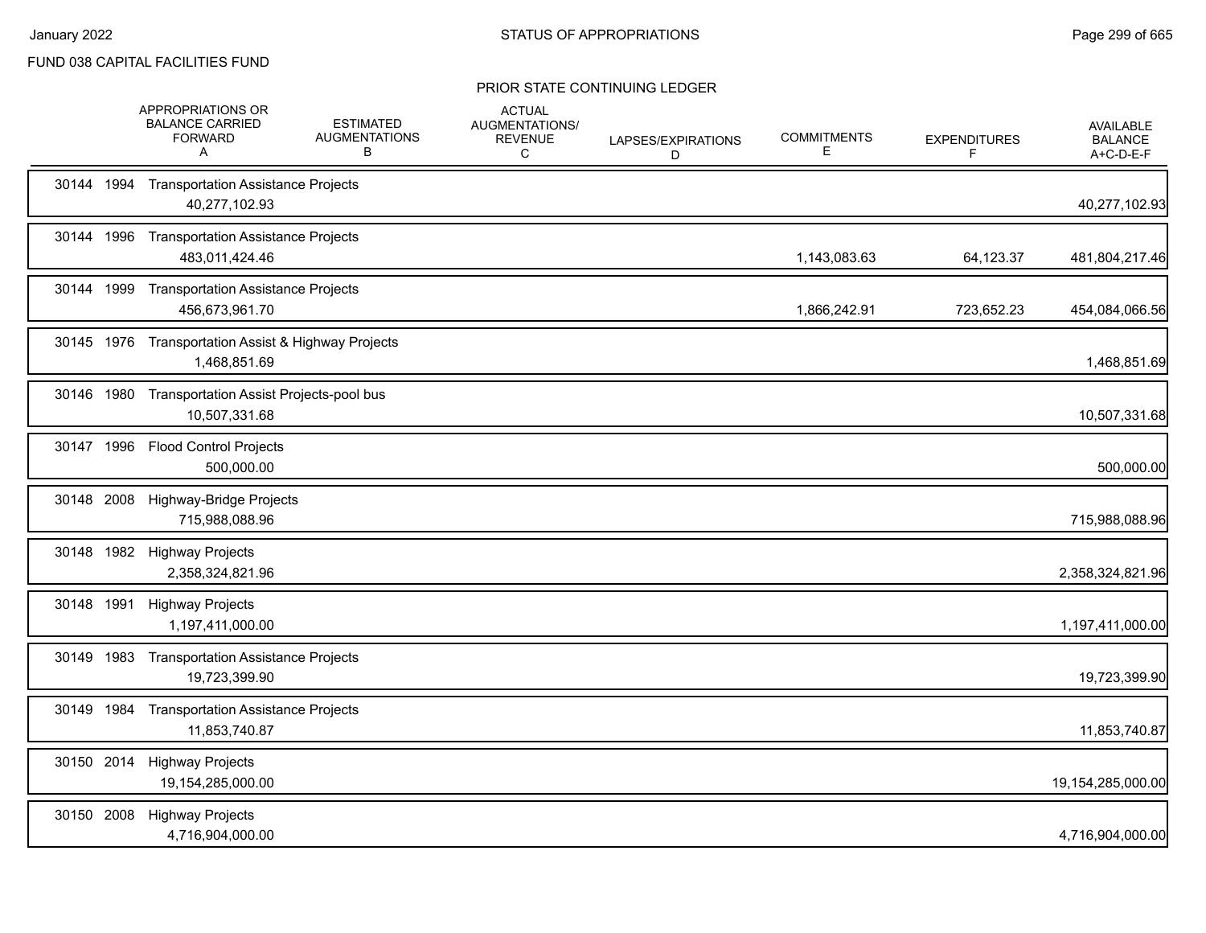FUND 038 CAPITAL FACILITIES FUND

## PRIOR STATE CONTINUING LEDGER

| | APPROPRIATIONS OR BALANCE CARRIED FORWARD A | ESTIMATED AUGMENTATIONS B | ACTUAL AUGMENTATIONS/ REVENUE C | LAPSES/EXPIRATIONS D | COMMITMENTS E | EXPENDITURES F | AVAILABLE BALANCE A+C-D-E-F |
|---|---|---|---|---|---|---|---|
| 30144 1994 Transportation Assistance Projects | 40,277,102.93 | | | | | | 40,277,102.93 |
| 30144 1996 Transportation Assistance Projects | 483,011,424.46 | | | | 1,143,083.63 | 64,123.37 | 481,804,217.46 |
| 30144 1999 Transportation Assistance Projects | 456,673,961.70 | | | | 1,866,242.91 | 723,652.23 | 454,084,066.56 |
| 30145 1976 Transportation Assist & Highway Projects | 1,468,851.69 | | | | | | 1,468,851.69 |
| 30146 1980 Transportation Assist Projects-pool bus | 10,507,331.68 | | | | | | 10,507,331.68 |
| 30147 1996 Flood Control Projects | 500,000.00 | | | | | | 500,000.00 |
| 30148 2008 Highway-Bridge Projects | 715,988,088.96 | | | | | | 715,988,088.96 |
| 30148 1982 Highway Projects | 2,358,324,821.96 | | | | | | 2,358,324,821.96 |
| 30148 1991 Highway Projects | 1,197,411,000.00 | | | | | | 1,197,411,000.00 |
| 30149 1983 Transportation Assistance Projects | 19,723,399.90 | | | | | | 19,723,399.90 |
| 30149 1984 Transportation Assistance Projects | 11,853,740.87 | | | | | | 11,853,740.87 |
| 30150 2014 Highway Projects | 19,154,285,000.00 | | | | | | 19,154,285,000.00 |
| 30150 2008 Highway Projects | 4,716,904,000.00 | | | | | | 4,716,904,000.00 |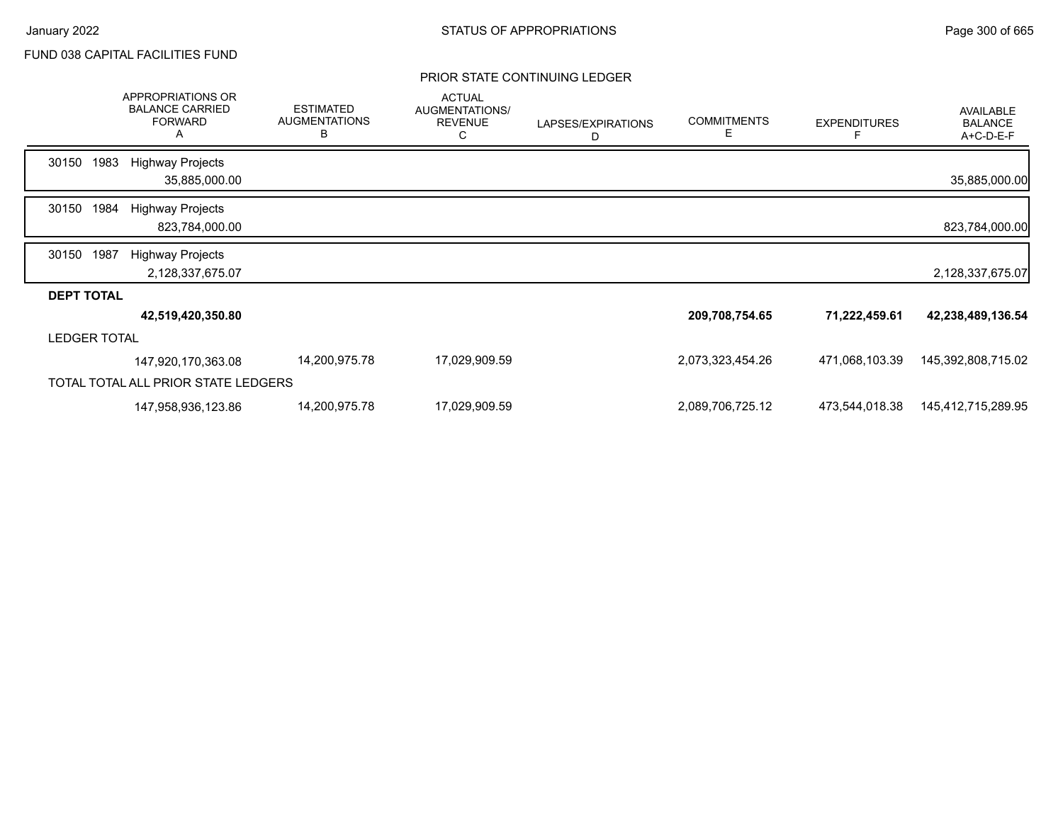FUND 038 CAPITAL FACILITIES FUND

PRIOR STATE CONTINUING LEDGER

| | APPROPRIATIONS OR BALANCE CARRIED FORWARD A | ESTIMATED AUGMENTATIONS B | ACTUAL AUGMENTATIONS/ REVENUE C | LAPSES/EXPIRATIONS D | COMMITMENTS E | EXPENDITURES F | AVAILABLE BALANCE A+C-D-E-F |
|---|---|---|---|---|---|---|---|
| 30150 1983 Highway Projects | 35,885,000.00 | | | | | | 35,885,000.00 |
| 30150 1984 Highway Projects | 823,784,000.00 | | | | | | 823,784,000.00 |
| 30150 1987 Highway Projects | 2,128,337,675.07 | | | | | | 2,128,337,675.07 |
| **DEPT TOTAL** | **42,519,420,350.80** | | | | **209,708,754.65** | **71,222,459.61** | **42,238,489,136.54** |
| LEDGER TOTAL | 147,920,170,363.08 | 14,200,975.78 | 17,029,909.59 | | 2,073,323,454.26 | 471,068,103.39 | 145,392,808,715.02 |
| TOTAL TOTAL ALL PRIOR STATE LEDGERS | 147,958,936,123.86 | 14,200,975.78 | 17,029,909.59 | | 2,089,706,725.12 | 473,544,018.38 | 145,412,715,289.95 |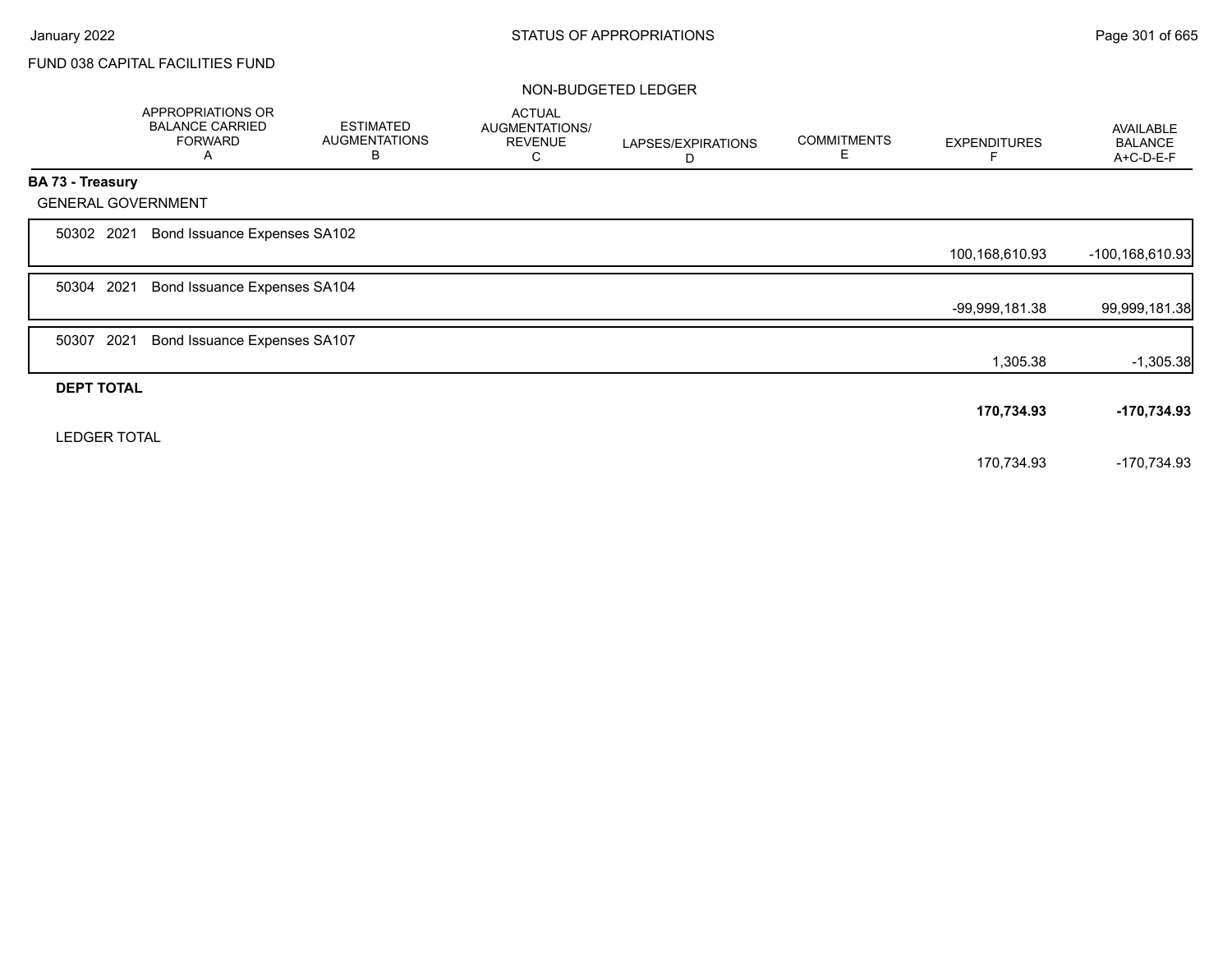FUND 038 CAPITAL FACILITIES FUND

NON-BUDGETED LEDGER

| | APPROPRIATIONS OR BALANCE CARRIED FORWARD A | ESTIMATED AUGMENTATIONS B | ACTUAL AUGMENTATIONS/ REVENUE C | LAPSES/EXPIRATIONS D | COMMITMENTS E | EXPENDITURES F | AVAILABLE BALANCE A+C-D-E-F |
|---|---|---|---|---|---|---|---|
| **BA 73 - Treasury** | | | | | | | |
| GENERAL GOVERNMENT | | | | | | | |
| 50302 2021 Bond Issuance Expenses SA102 | | | | | | 100,168,610.93 | -100,168,610.93 |
| 50304 2021 Bond Issuance Expenses SA104 | | | | | | -99,999,181.38 | 99,999,181.38 |
| 50307 2021 Bond Issuance Expenses SA107 | | | | | | 1,305.38 | -1,305.38 |
| **DEPT TOTAL** | | | | | | **170,734.93** | **-170,734.93** |
| LEDGER TOTAL | | | | | | 170,734.93 | -170,734.93 |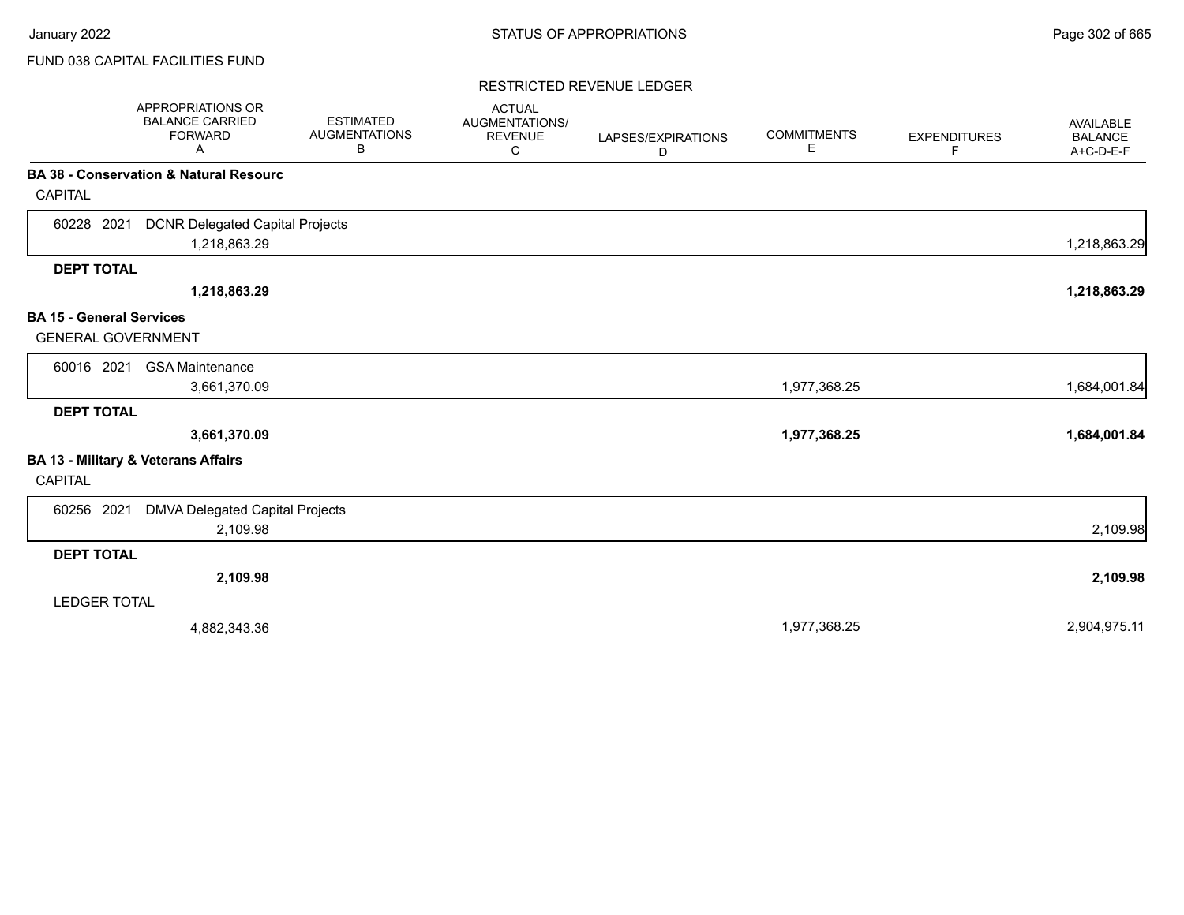FUND 038 CAPITAL FACILITIES FUND

## RESTRICTED REVENUE LEDGER

| | APPROPRIATIONS OR BALANCE CARRIED FORWARD A | ESTIMATED AUGMENTATIONS B | ACTUAL AUGMENTATIONS/ REVENUE C | LAPSES/EXPIRATIONS D | COMMITMENTS E | EXPENDITURES F | AVAILABLE BALANCE A+C-D-E-F |
|---|---|---|---|---|---|---|---|
| **BA 38 - Conservation & Natural Resourc** | | | | | | | |
| CAPITAL | | | | | | | |
| 60228 2021 DCNR Delegated Capital Projects | 1,218,863.29 | | | | | | 1,218,863.29 |
| **DEPT TOTAL** | **1,218,863.29** | | | | | | **1,218,863.29** |
| **BA 15 - General Services** | | | | | | | |
| GENERAL GOVERNMENT | | | | | | | |
| 60016 2021 GSA Maintenance | 3,661,370.09 | | | | 1,977,368.25 | | 1,684,001.84 |
| **DEPT TOTAL** | **3,661,370.09** | | | | **1,977,368.25** | | **1,684,001.84** |
| **BA 13 - Military & Veterans Affairs** | | | | | | | |
| CAPITAL | | | | | | | |
| 60256 2021 DMVA Delegated Capital Projects | 2,109.98 | | | | | | 2,109.98 |
| **DEPT TOTAL** | **2,109.98** | | | | | | **2,109.98** |
| LEDGER TOTAL | 4,882,343.36 | | | | 1,977,368.25 | | 2,904,975.11 |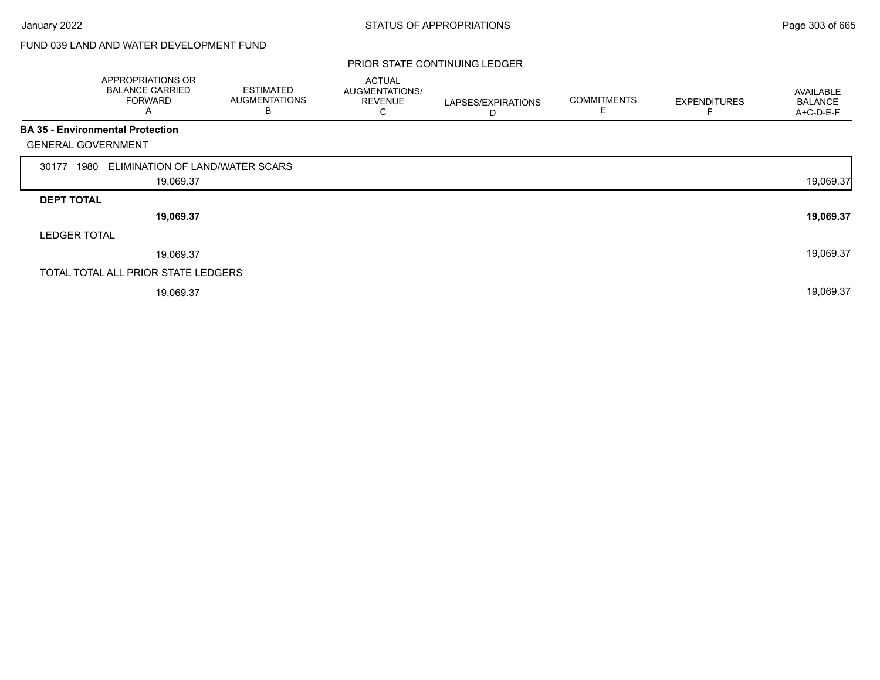FUND 039 LAND AND WATER DEVELOPMENT FUND

PRIOR STATE CONTINUING LEDGER

| | APPROPRIATIONS OR BALANCE CARRIED FORWARD A | ESTIMATED AUGMENTATIONS B | ACTUAL AUGMENTATIONS/ REVENUE C | LAPSES/EXPIRATIONS D | COMMITMENTS E | EXPENDITURES F | AVAILABLE BALANCE A+C-D-E-F |
|---|---|---|---|---|---|---|---|
| **BA 35 - Environmental Protection** | | | | | | | |
| GENERAL GOVERNMENT | | | | | | | |
| 30177 1980 ELIMINATION OF LAND/WATER SCARS | 19,069.37 | | | | | | 19,069.37 |
| **DEPT TOTAL** | **19,069.37** | | | | | | **19,069.37** |
| LEDGER TOTAL | 19,069.37 | | | | | | 19,069.37 |
| TOTAL TOTAL ALL PRIOR STATE LEDGERS | 19,069.37 | | | | | | 19,069.37 |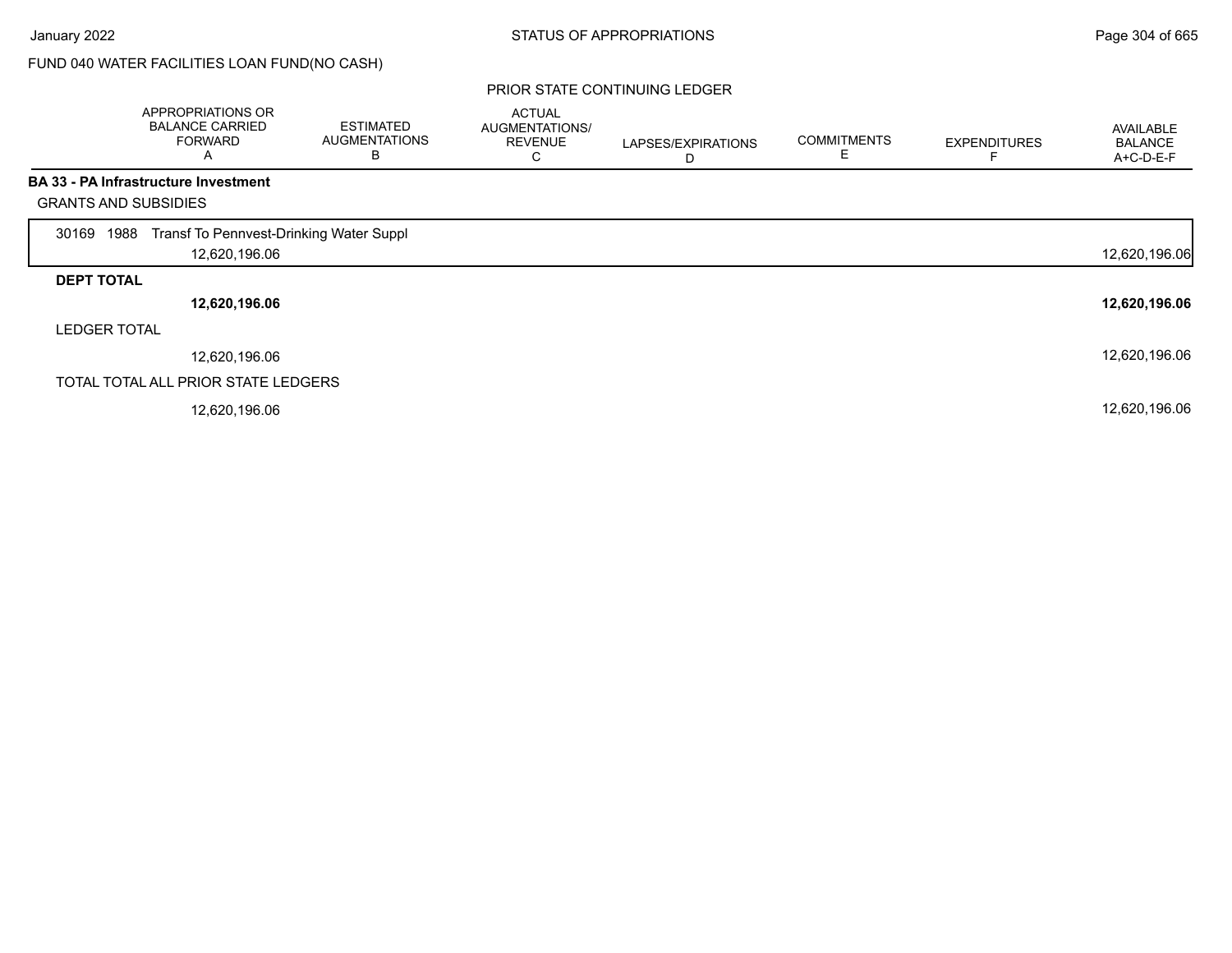FUND 040 WATER FACILITIES LOAN FUND(NO CASH)

PRIOR STATE CONTINUING LEDGER

| | APPROPRIATIONS OR BALANCE CARRIED FORWARD A | ESTIMATED AUGMENTATIONS B | ACTUAL AUGMENTATIONS/ REVENUE C | LAPSES/EXPIRATIONS D | COMMITMENTS E | EXPENDITURES F | AVAILABLE BALANCE A+C-D-E-F |
|---|---|---|---|---|---|---|---|
| **BA 33 - PA Infrastructure Investment** | | | | | | | |
| GRANTS AND SUBSIDIES | | | | | | | |
| 30169 1988 Transf To Pennvest-Drinking Water Suppl | 12,620,196.06 | | | | | | 12,620,196.06 |
| **DEPT TOTAL** | **12,620,196.06** | | | | | | **12,620,196.06** |
| LEDGER TOTAL | 12,620,196.06 | | | | | | 12,620,196.06 |
| TOTAL TOTAL ALL PRIOR STATE LEDGERS | 12,620,196.06 | | | | | | 12,620,196.06 |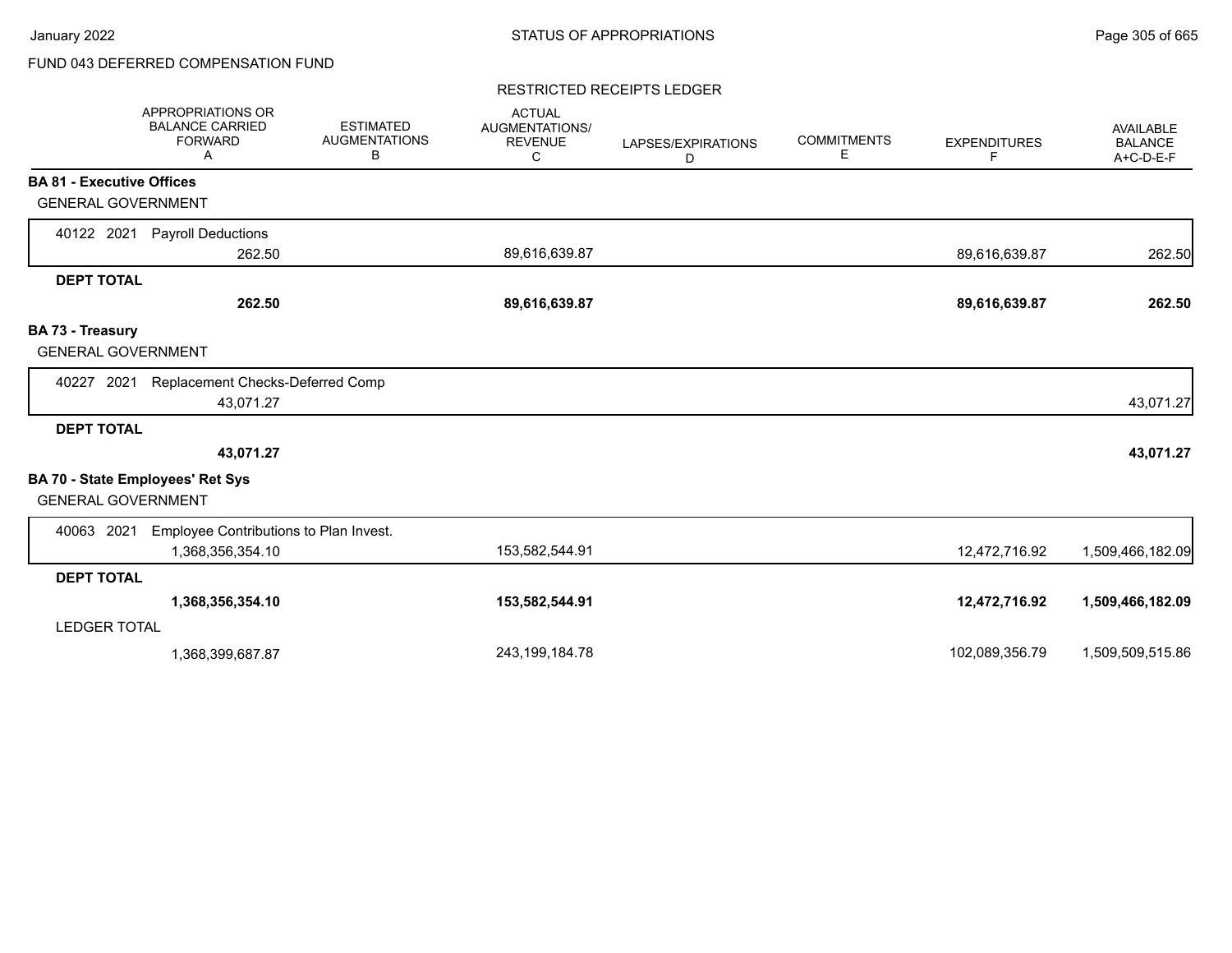FUND 043 DEFERRED COMPENSATION FUND

RESTRICTED RECEIPTS LEDGER

| | APPROPRIATIONS OR BALANCE CARRIED FORWARD A | ESTIMATED AUGMENTATIONS B | ACTUAL AUGMENTATIONS/ REVENUE C | LAPSES/EXPIRATIONS D | COMMITMENTS E | EXPENDITURES F | AVAILABLE BALANCE A+C-D-E-F |
|---|---|---|---|---|---|---|---|
| **BA 81 - Executive Offices** | | | | | | | |
| GENERAL GOVERNMENT | | | | | | | |
| 40122 2021 Payroll Deductions | 262.50 | | 89,616,639.87 | | | 89,616,639.87 | 262.50 |
| **DEPT TOTAL** | **262.50** | | **89,616,639.87** | | | **89,616,639.87** | **262.50** |
| **BA 73 - Treasury** | | | | | | | |
| GENERAL GOVERNMENT | | | | | | | |
| 40227 2021 Replacement Checks-Deferred Comp | 43,071.27 | | | | | | 43,071.27 |
| **DEPT TOTAL** | **43,071.27** | | | | | | **43,071.27** |
| **BA 70 - State Employees' Ret Sys** | | | | | | | |
| GENERAL GOVERNMENT | | | | | | | |
| 40063 2021 Employee Contributions to Plan Invest. | 1,368,356,354.10 | | 153,582,544.91 | | | 12,472,716.92 | 1,509,466,182.09 |
| **DEPT TOTAL** | **1,368,356,354.10** | | **153,582,544.91** | | | **12,472,716.92** | **1,509,466,182.09** |
| LEDGER TOTAL | 1,368,399,687.87 | | 243,199,184.78 | | | 102,089,356.79 | 1,509,509,515.86 |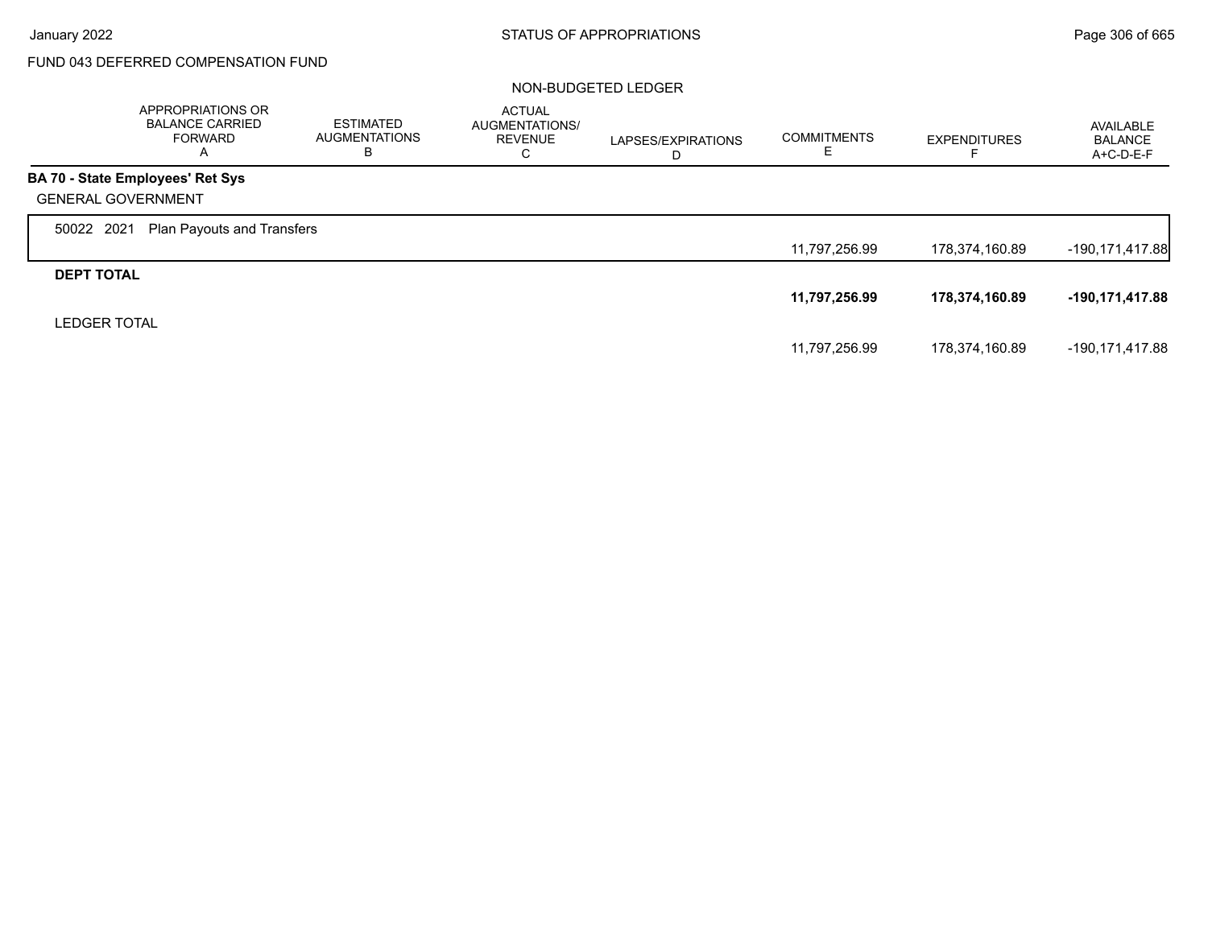FUND 043 DEFERRED COMPENSATION FUND

NON-BUDGETED LEDGER

| | APPROPRIATIONS OR BALANCE CARRIED FORWARD A | ESTIMATED AUGMENTATIONS B | ACTUAL AUGMENTATIONS/ REVENUE C | LAPSES/EXPIRATIONS D | COMMITMENTS E | EXPENDITURES F | AVAILABLE BALANCE A+C-D-E-F |
|---|---|---|---|---|---|---|---|
| **BA 70 - State Employees' Ret Sys** | | | | | | | |
| GENERAL GOVERNMENT | | | | | | | |
| 50022 2021 Plan Payouts and Transfers | | | | | 11,797,256.99 | 178,374,160.89 | -190,171,417.88 |
| **DEPT TOTAL** | | | | | **11,797,256.99** | **178,374,160.89** | **-190,171,417.88** |
| LEDGER TOTAL | | | | | 11,797,256.99 | 178,374,160.89 | -190,171,417.88 |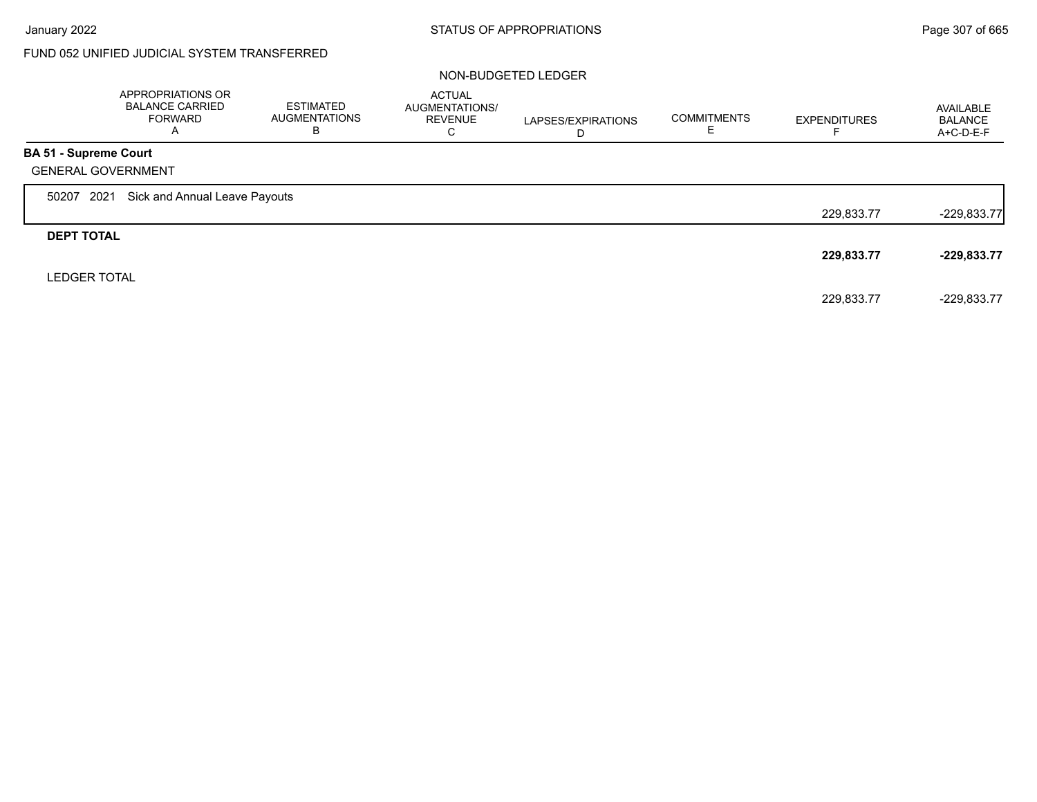FUND 052 UNIFIED JUDICIAL SYSTEM TRANSFERRED

NON-BUDGETED LEDGER

| | APPROPRIATIONS OR BALANCE CARRIED FORWARD A | ESTIMATED AUGMENTATIONS B | ACTUAL AUGMENTATIONS/ REVENUE C | LAPSES/EXPIRATIONS D | COMMITMENTS E | EXPENDITURES F | AVAILABLE BALANCE A+C-D-E-F |
|---|---|---|---|---|---|---|---|
| **BA 51 - Supreme Court** | | | | | | | |
| GENERAL GOVERNMENT | | | | | | | |
| 50207 2021 Sick and Annual Leave Payouts | | | | | | 229,833.77 | -229,833.77 |
| **DEPT TOTAL** | | | | | | **229,833.77** | **-229,833.77** |
| LEDGER TOTAL | | | | | | 229,833.77 | -229,833.77 |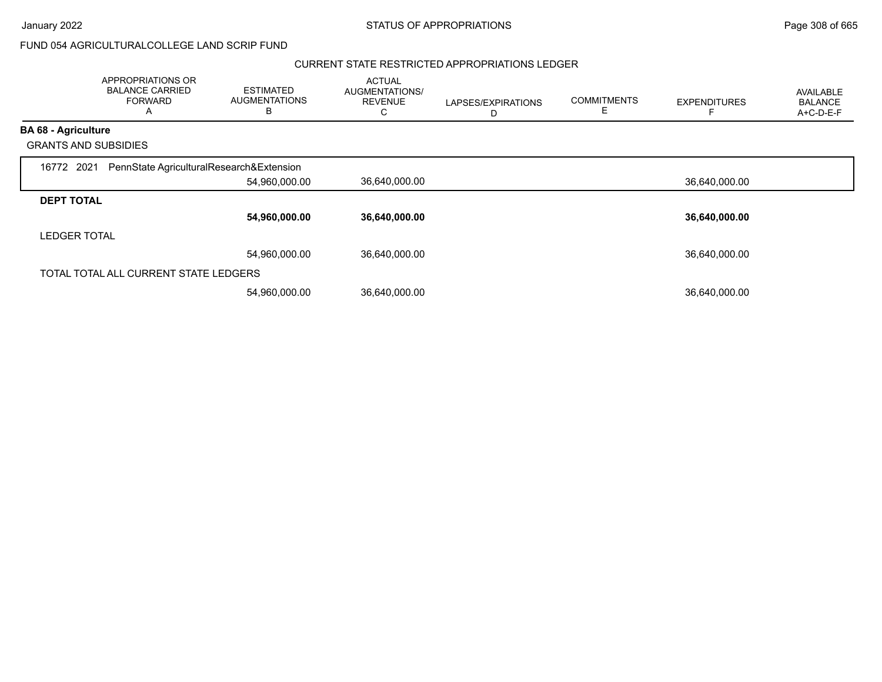FUND 054 AGRICULTURALCOLLEGE LAND SCRIP FUND

## CURRENT STATE RESTRICTED APPROPRIATIONS LEDGER

| APPROPRIATIONS OR BALANCE CARRIED FORWARD A | ESTIMATED AUGMENTATIONS B | ACTUAL AUGMENTATIONS/ REVENUE C | LAPSES/EXPIRATIONS D | COMMITMENTS E | EXPENDITURES F | AVAILABLE BALANCE A+C-D-E-F |
|---|---|---|---|---|---|---|
| **BA 68 - Agriculture** | | | | | | |
| GRANTS AND SUBSIDIES | | | | | | |
| 16772 2021 PennState AgriculturalResearch&Extension | | | | | | |
| | 54,960,000.00 | 36,640,000.00 | | | 36,640,000.00 | |
| **DEPT TOTAL** | | | | | | |
| | **54,960,000.00** | **36,640,000.00** | | | **36,640,000.00** | |
| LEDGER TOTAL | | | | | | |
| | 54,960,000.00 | 36,640,000.00 | | | 36,640,000.00 | |
| TOTAL TOTAL ALL CURRENT STATE LEDGERS | | | | | | |
| | 54,960,000.00 | 36,640,000.00 | | | 36,640,000.00 | |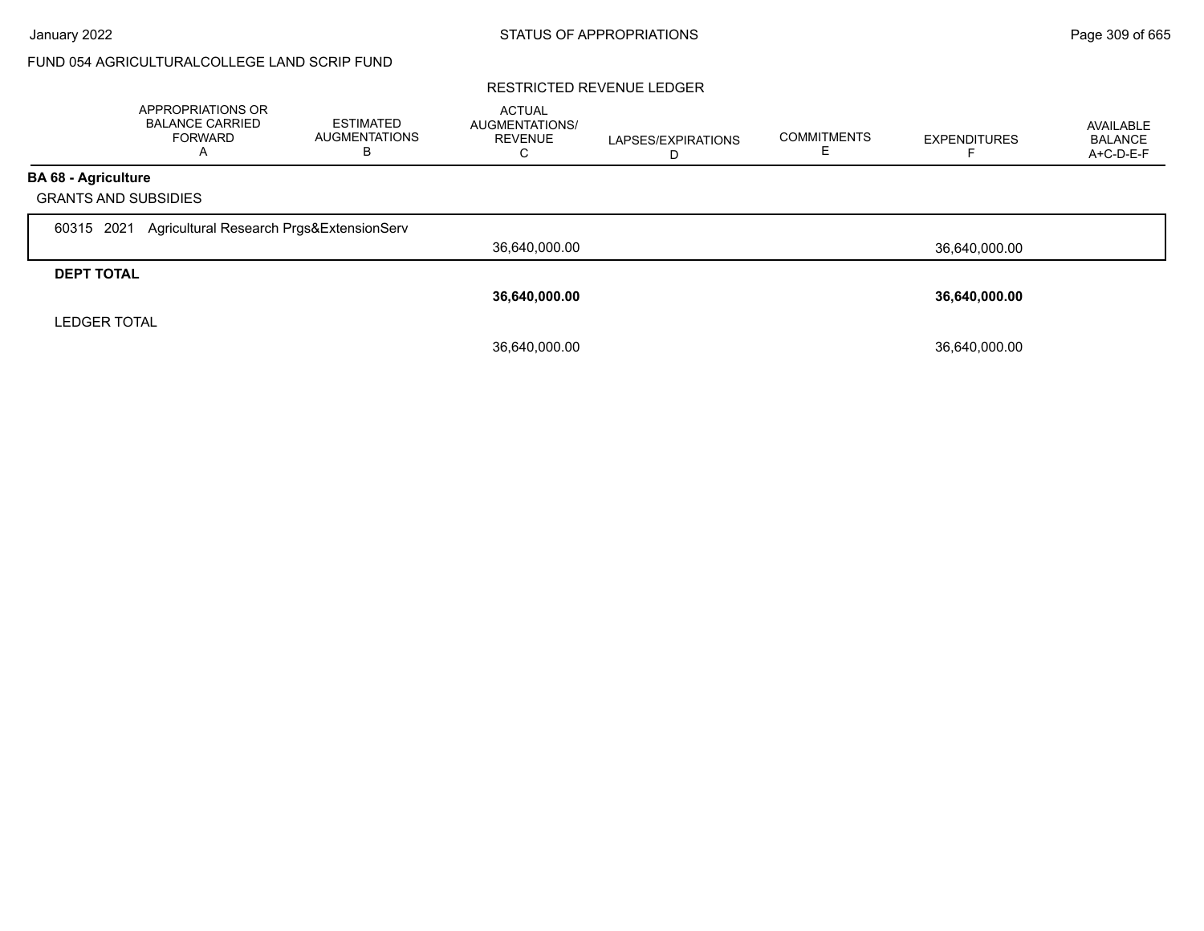STATUS OF APPROPRIATIONS

FUND 054 AGRICULTURALCOLLEGE LAND SCRIP FUND

RESTRICTED REVENUE LEDGER

| | APPROPRIATIONS OR BALANCE CARRIED FORWARD A | ESTIMATED AUGMENTATIONS B | ACTUAL AUGMENTATIONS/ REVENUE C | LAPSES/EXPIRATIONS D | COMMITMENTS E | EXPENDITURES F | AVAILABLE BALANCE A+C-D-E-F |
|---|---|---|---|---|---|---|---|
| **BA 68 - Agriculture** | | | | | | | |
| GRANTS AND SUBSIDIES | | | | | | | |
| 60315 2021 Agricultural Research Prgs&ExtensionServ | | | 36,640,000.00 | | | 36,640,000.00 | |
| **DEPT TOTAL** | | | **36,640,000.00** | | | **36,640,000.00** | |
| LEDGER TOTAL | | | 36,640,000.00 | | | 36,640,000.00 | |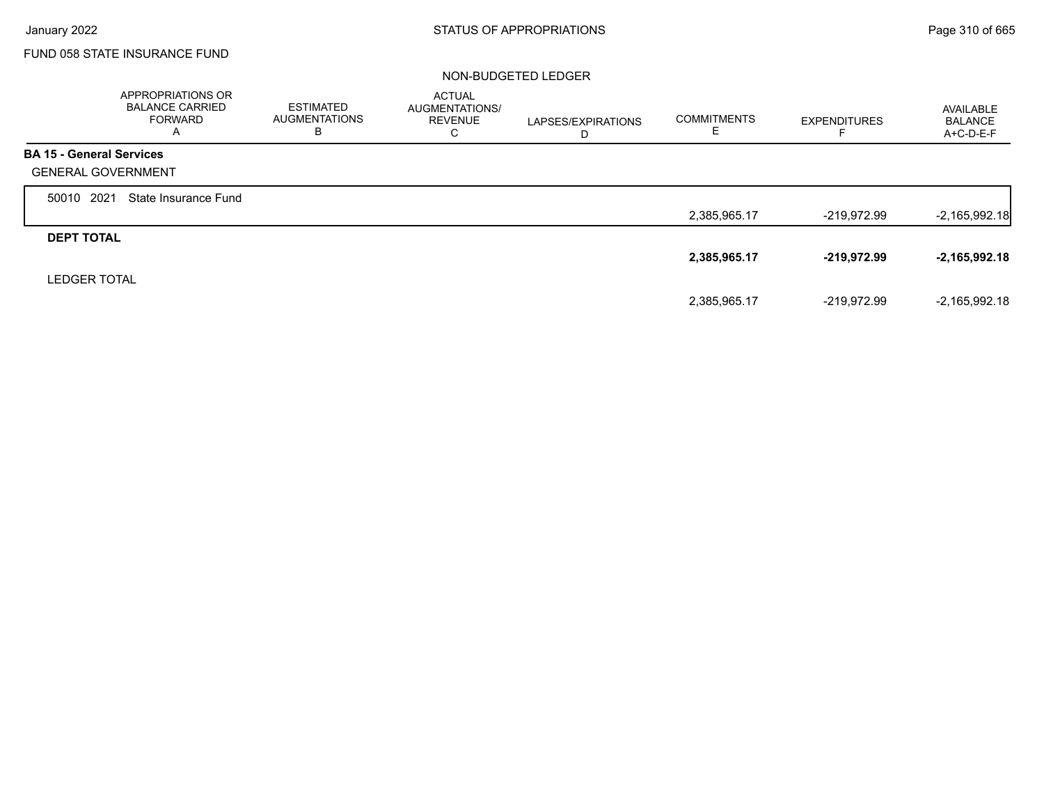FUND 058 STATE INSURANCE FUND

NON-BUDGETED LEDGER

| | APPROPRIATIONS OR BALANCE CARRIED FORWARD A | ESTIMATED AUGMENTATIONS B | ACTUAL AUGMENTATIONS/ REVENUE C | LAPSES/EXPIRATIONS D | COMMITMENTS E | EXPENDITURES F | AVAILABLE BALANCE A+C-D-E-F |
|---|---|---|---|---|---|---|---|
| **BA 15 - General Services** | | | | | | | |
| GENERAL GOVERNMENT | | | | | | | |
| 50010 2021 State Insurance Fund | | | | | 2,385,965.17 | -219,972.99 | -2,165,992.18 |
| **DEPT TOTAL** | | | | | **2,385,965.17** | **-219,972.99** | **-2,165,992.18** |
| LEDGER TOTAL | | | | | 2,385,965.17 | -219,972.99 | -2,165,992.18 |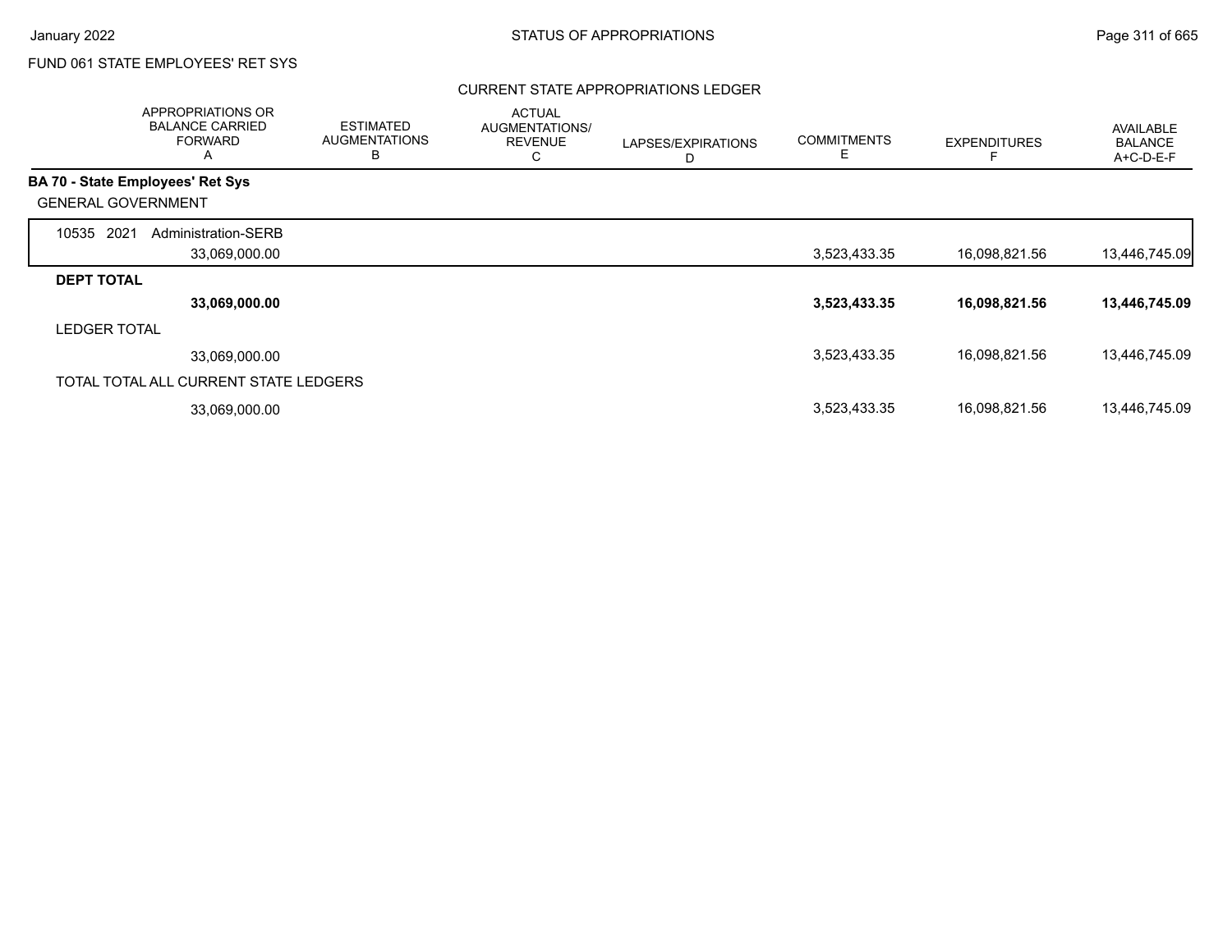FUND 061 STATE EMPLOYEES' RET SYS

CURRENT STATE APPROPRIATIONS LEDGER

| | APPROPRIATIONS OR BALANCE CARRIED FORWARD A | ESTIMATED AUGMENTATIONS B | ACTUAL AUGMENTATIONS/ REVENUE C | LAPSES/EXPIRATIONS D | COMMITMENTS E | EXPENDITURES F | AVAILABLE BALANCE A+C-D-E-F |
|---|---|---|---|---|---|---|---|
| **BA 70 - State Employees' Ret Sys** | | | | | | | |
| GENERAL GOVERNMENT | | | | | | | |
| 10535 2021 Administration-SERB | 33,069,000.00 | | | | 3,523,433.35 | 16,098,821.56 | 13,446,745.09 |
| **DEPT TOTAL** | **33,069,000.00** | | | | **3,523,433.35** | **16,098,821.56** | **13,446,745.09** |
| LEDGER TOTAL | 33,069,000.00 | | | | 3,523,433.35 | 16,098,821.56 | 13,446,745.09 |
| TOTAL TOTAL ALL CURRENT STATE LEDGERS | 33,069,000.00 | | | | 3,523,433.35 | 16,098,821.56 | 13,446,745.09 |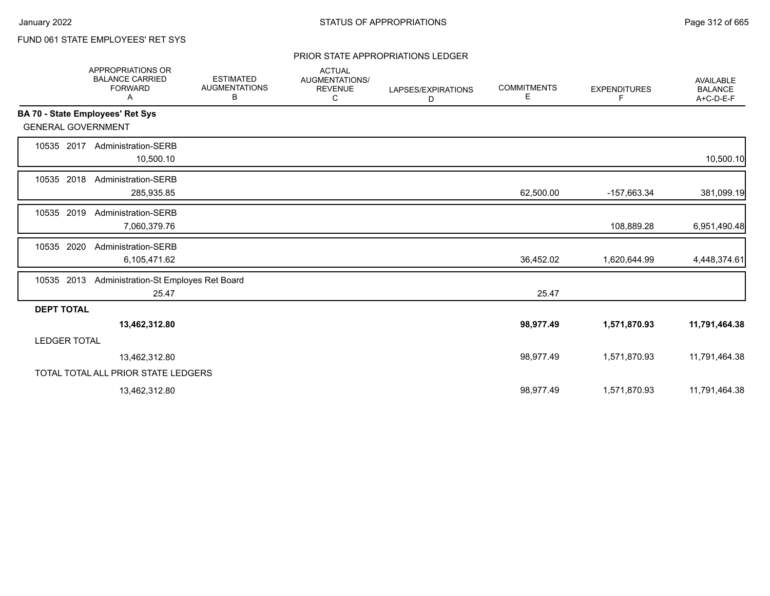FUND 061 STATE EMPLOYEES' RET SYS

## PRIOR STATE APPROPRIATIONS LEDGER

| | APPROPRIATIONS OR BALANCE CARRIED FORWARD A | ESTIMATED AUGMENTATIONS B | ACTUAL AUGMENTATIONS/ REVENUE C | LAPSES/EXPIRATIONS D | COMMITMENTS E | EXPENDITURES F | AVAILABLE BALANCE A+C-D-E-F |
|---|---|---|---|---|---|---|---|
| **BA 70 - State Employees' Ret Sys** | | | | | | | |
| GENERAL GOVERNMENT | | | | | | | |
| 10535 2017 Administration-SERB | 10,500.10 | | | | | | 10,500.10 |
| 10535 2018 Administration-SERB | 285,935.85 | | | | 62,500.00 | -157,663.34 | 381,099.19 |
| 10535 2019 Administration-SERB | 7,060,379.76 | | | | | 108,889.28 | 6,951,490.48 |
| 10535 2020 Administration-SERB | 6,105,471.62 | | | | 36,452.02 | 1,620,644.99 | 4,448,374.61 |
| 10535 2013 Administration-St Employes Ret Board | 25.47 | | | | 25.47 | | |
| **DEPT TOTAL** | **13,462,312.80** | | | | **98,977.49** | **1,571,870.93** | **11,791,464.38** |
| LEDGER TOTAL | 13,462,312.80 | | | | 98,977.49 | 1,571,870.93 | 11,791,464.38 |
| TOTAL TOTAL ALL PRIOR STATE LEDGERS | 13,462,312.80 | | | | 98,977.49 | 1,571,870.93 | 11,791,464.38 |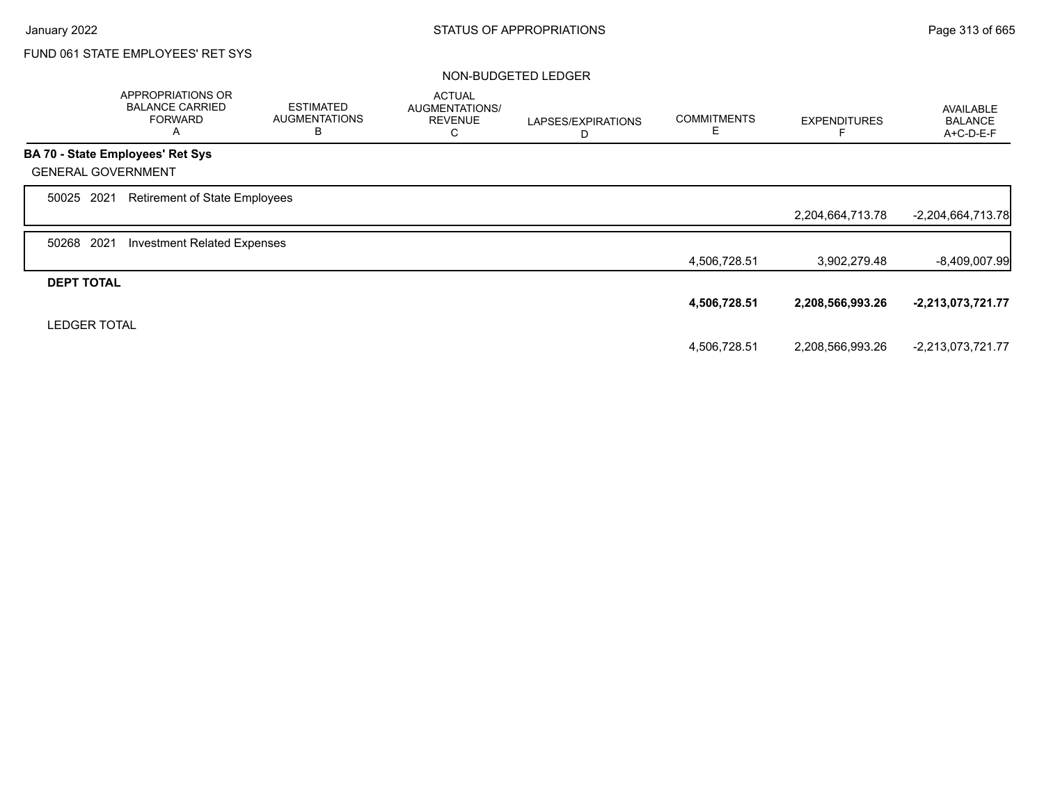FUND 061 STATE EMPLOYEES' RET SYS

NON-BUDGETED LEDGER

| | APPROPRIATIONS OR BALANCE CARRIED FORWARD A | ESTIMATED AUGMENTATIONS B | ACTUAL AUGMENTATIONS/ REVENUE C | LAPSES/EXPIRATIONS D | COMMITMENTS E | EXPENDITURES F | AVAILABLE BALANCE A+C-D-E-F |
|---|---|---|---|---|---|---|---|
| **BA 70 - State Employees' Ret Sys** | | | | | | | |
| GENERAL GOVERNMENT | | | | | | | |
| 50025 2021 Retirement of State Employees | | | | | | 2,204,664,713.78 | -2,204,664,713.78 |
| 50268 2021 Investment Related Expenses | | | | | 4,506,728.51 | 3,902,279.48 | -8,409,007.99 |
| **DEPT TOTAL** | | | | | **4,506,728.51** | **2,208,566,993.26** | **-2,213,073,721.77** |
| LEDGER TOTAL | | | | | 4,506,728.51 | 2,208,566,993.26 | -2,213,073,721.77 |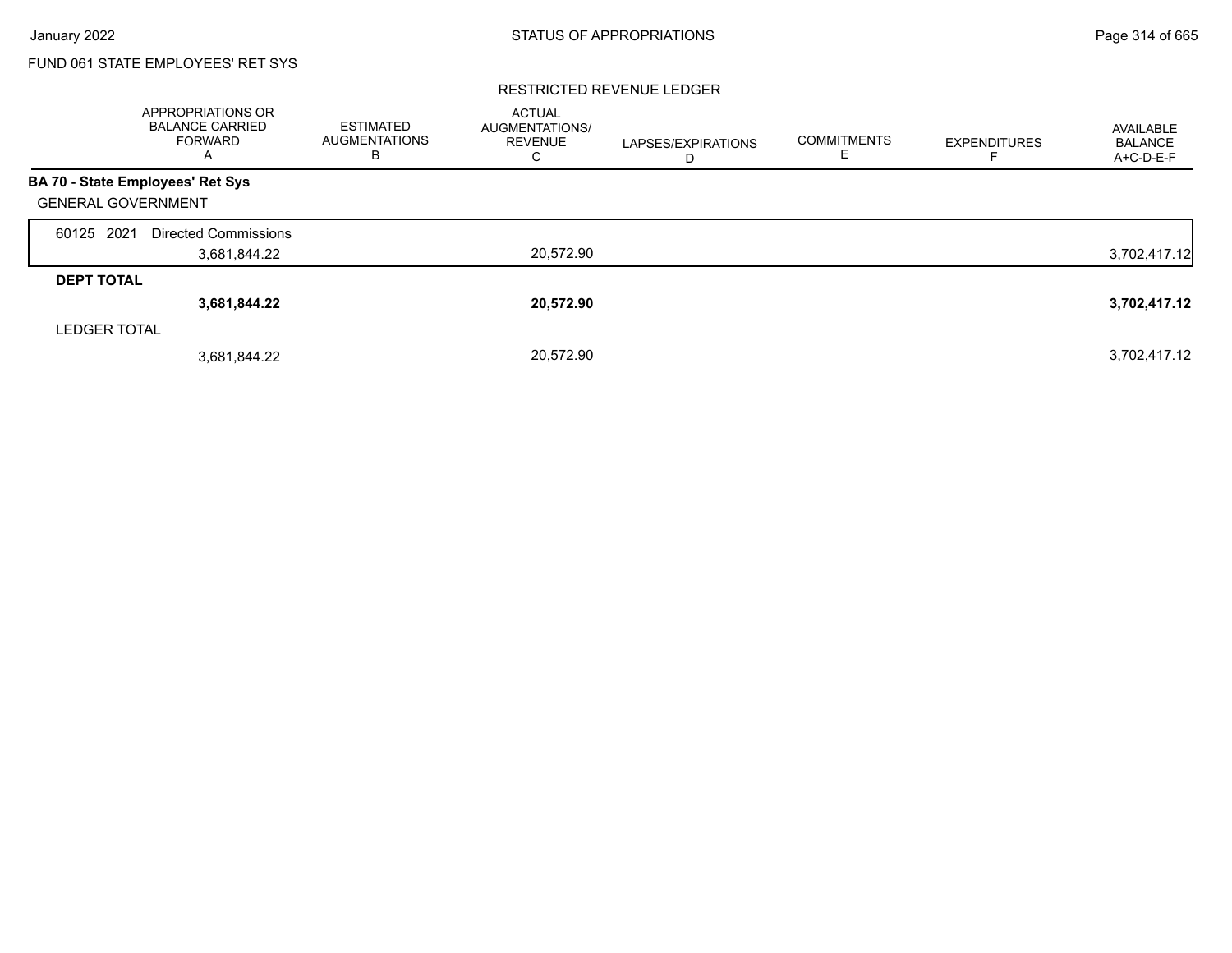FUND 061 STATE EMPLOYEES' RET SYS

RESTRICTED REVENUE LEDGER

| | APPROPRIATIONS OR BALANCE CARRIED FORWARD A | ESTIMATED AUGMENTATIONS B | ACTUAL AUGMENTATIONS/ REVENUE C | LAPSES/EXPIRATIONS D | COMMITMENTS E | EXPENDITURES F | AVAILABLE BALANCE A+C-D-E-F |
|---|---|---|---|---|---|---|---|
| **BA 70 - State Employees' Ret Sys** | | | | | | | |
| GENERAL GOVERNMENT | | | | | | | |
| 60125 2021 Directed Commissions | 3,681,844.22 | | 20,572.90 | | | | 3,702,417.12 |
| **DEPT TOTAL** | **3,681,844.22** | | **20,572.90** | | | | **3,702,417.12** |
| LEDGER TOTAL | 3,681,844.22 | | 20,572.90 | | | | 3,702,417.12 |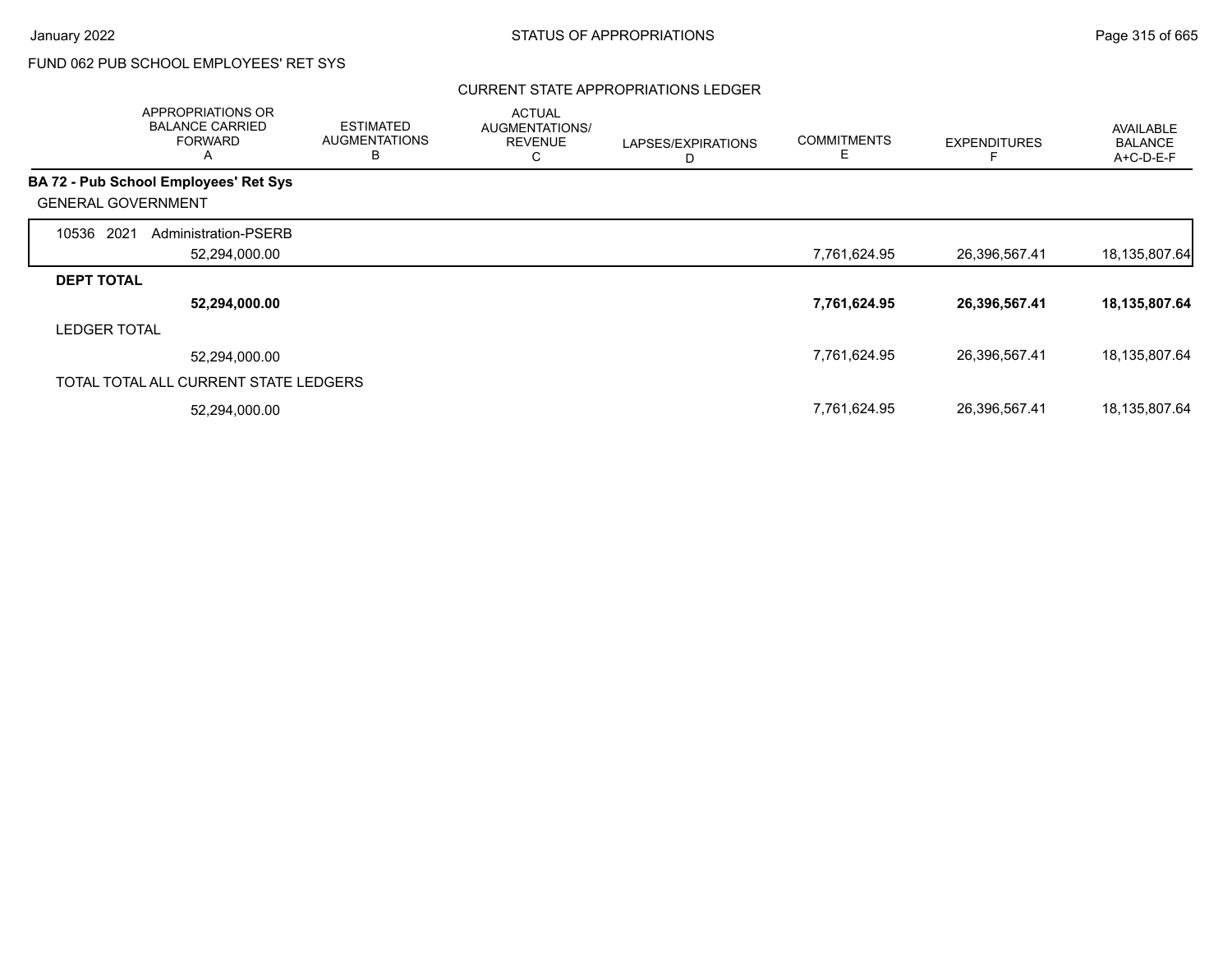FUND 062 PUB SCHOOL EMPLOYEES' RET SYS

CURRENT STATE APPROPRIATIONS LEDGER

| APPROPRIATIONS OR BALANCE CARRIED FORWARD A | ESTIMATED AUGMENTATIONS B | ACTUAL AUGMENTATIONS/ REVENUE C | LAPSES/EXPIRATIONS D | COMMITMENTS E | EXPENDITURES F | AVAILABLE BALANCE A+C-D-E-F |
|---|---|---|---|---|---|---|
| **BA 72 - Pub School Employees' Ret Sys** | | | | | | |
| GENERAL GOVERNMENT | | | | | | |
| 10536 2021 Administration-PSERB | | | | | | |
| 52,294,000.00 | | | | 7,761,624.95 | 26,396,567.41 | 18,135,807.64 |
| **DEPT TOTAL** | | | | | | |
| **52,294,000.00** | | | | **7,761,624.95** | **26,396,567.41** | **18,135,807.64** |
| LEDGER TOTAL | | | | | | |
| 52,294,000.00 | | | | 7,761,624.95 | 26,396,567.41 | 18,135,807.64 |
| TOTAL TOTAL ALL CURRENT STATE LEDGERS | | | | | | |
| 52,294,000.00 | | | | 7,761,624.95 | 26,396,567.41 | 18,135,807.64 |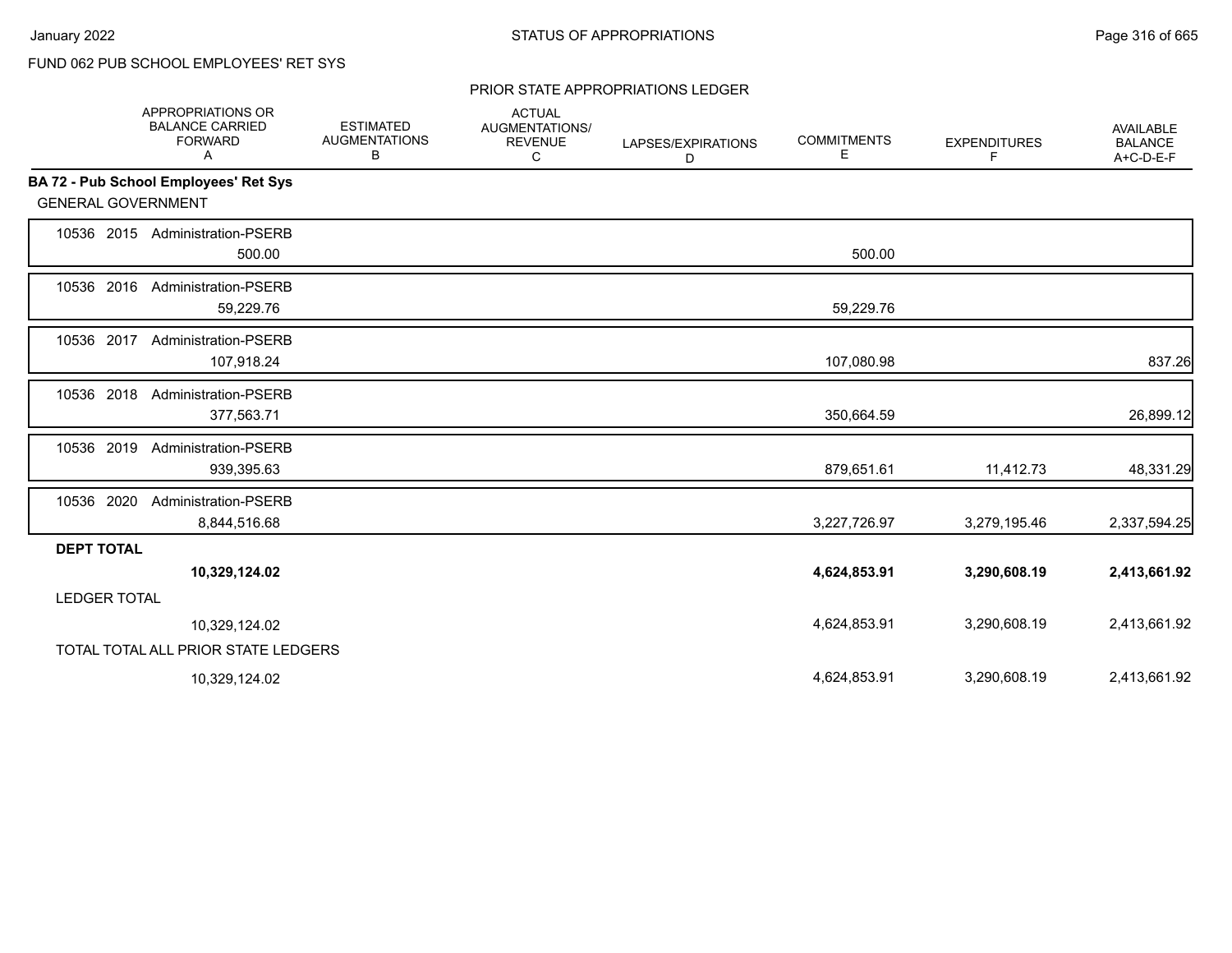FUND 062 PUB SCHOOL EMPLOYEES' RET SYS

PRIOR STATE APPROPRIATIONS LEDGER

| | APPROPRIATIONS OR BALANCE CARRIED FORWARD A | ESTIMATED AUGMENTATIONS B | ACTUAL AUGMENTATIONS/ REVENUE C | LAPSES/EXPIRATIONS D | COMMITMENTS E | EXPENDITURES F | AVAILABLE BALANCE A+C-D-E-F |
|---|---|---|---|---|---|---|---|
| **BA 72 - Pub School Employees' Ret Sys** | | | | | | | |
| GENERAL GOVERNMENT | | | | | | | |
| 10536 2015 Administration-PSERB | 500.00 | | | | 500.00 | | |
| 10536 2016 Administration-PSERB | 59,229.76 | | | | 59,229.76 | | |
| 10536 2017 Administration-PSERB | 107,918.24 | | | | 107,080.98 | | 837.26 |
| 10536 2018 Administration-PSERB | 377,563.71 | | | | 350,664.59 | | 26,899.12 |
| 10536 2019 Administration-PSERB | 939,395.63 | | | | 879,651.61 | 11,412.73 | 48,331.29 |
| 10536 2020 Administration-PSERB | 8,844,516.68 | | | | 3,227,726.97 | 3,279,195.46 | 2,337,594.25 |
| **DEPT TOTAL** | **10,329,124.02** | | | | **4,624,853.91** | **3,290,608.19** | **2,413,661.92** |
| LEDGER TOTAL | 10,329,124.02 | | | | 4,624,853.91 | 3,290,608.19 | 2,413,661.92 |
| TOTAL TOTAL ALL PRIOR STATE LEDGERS | 10,329,124.02 | | | | 4,624,853.91 | 3,290,608.19 | 2,413,661.92 |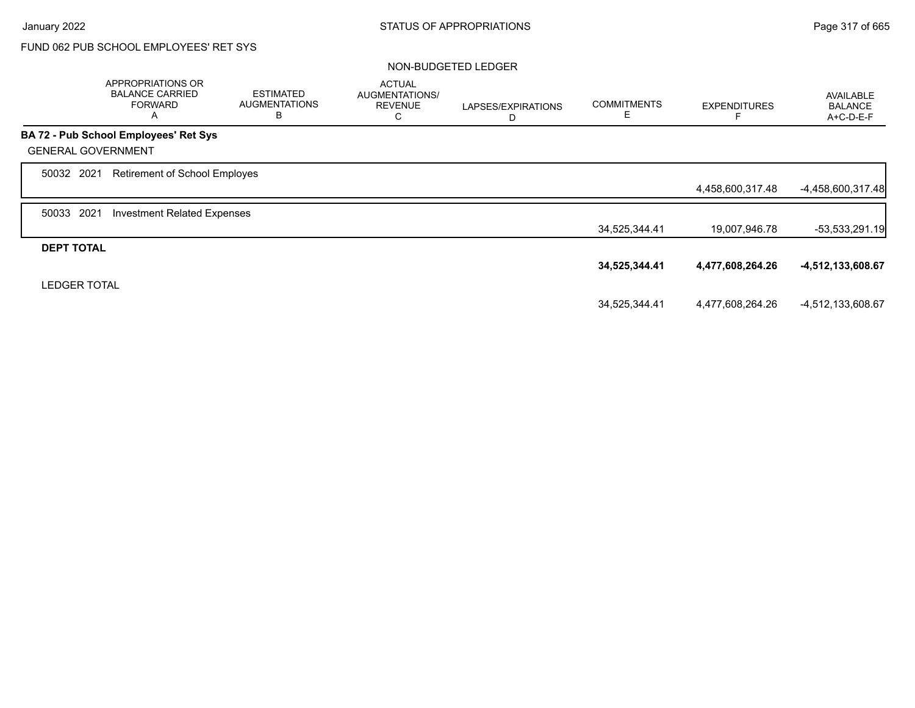FUND 062 PUB SCHOOL EMPLOYEES' RET SYS

NON-BUDGETED LEDGER

| | APPROPRIATIONS OR BALANCE CARRIED FORWARD A | ESTIMATED AUGMENTATIONS B | ACTUAL AUGMENTATIONS/ REVENUE C | LAPSES/EXPIRATIONS D | COMMITMENTS E | EXPENDITURES F | AVAILABLE BALANCE A+C-D-E-F |
|---|---|---|---|---|---|---|---|
| **BA 72 - Pub School Employees' Ret Sys** | | | | | | | |
| GENERAL GOVERNMENT | | | | | | | |
| 50032 2021 Retirement of School Employes | | | | | | 4,458,600,317.48 | -4,458,600,317.48 |
| 50033 2021 Investment Related Expenses | | | | | 34,525,344.41 | 19,007,946.78 | -53,533,291.19 |
| **DEPT TOTAL** | | | | | **34,525,344.41** | **4,477,608,264.26** | **-4,512,133,608.67** |
| LEDGER TOTAL | | | | | 34,525,344.41 | 4,477,608,264.26 | -4,512,133,608.67 |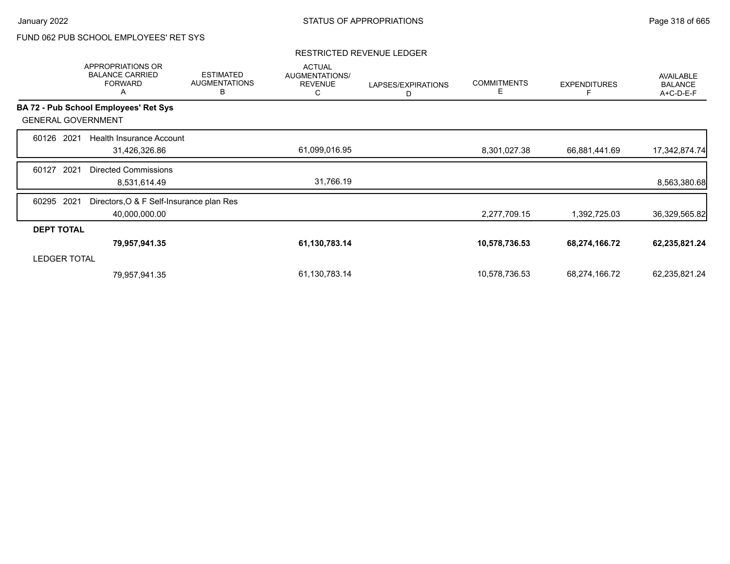FUND 062 PUB SCHOOL EMPLOYEES' RET SYS

RESTRICTED REVENUE LEDGER

| | APPROPRIATIONS OR BALANCE CARRIED FORWARD A | ESTIMATED AUGMENTATIONS B | ACTUAL AUGMENTATIONS/ REVENUE C | LAPSES/EXPIRATIONS D | COMMITMENTS E | EXPENDITURES F | AVAILABLE BALANCE A+C-D-E-F |
|---|---|---|---|---|---|---|---|
| **BA 72 - Pub School Employees' Ret Sys** | | | | | | | |
| GENERAL GOVERNMENT | | | | | | | |
| 60126 2021 Health Insurance Account | 31,426,326.86 | | 61,099,016.95 | | 8,301,027.38 | 66,881,441.69 | 17,342,874.74 |
| 60127 2021 Directed Commissions | 8,531,614.49 | | 31,766.19 | | | | 8,563,380.68 |
| 60295 2021 Directors,O & F Self-Insurance plan Res | 40,000,000.00 | | | | 2,277,709.15 | 1,392,725.03 | 36,329,565.82 |
| **DEPT TOTAL** | **79,957,941.35** | | **61,130,783.14** | | **10,578,736.53** | **68,274,166.72** | **62,235,821.24** |
| LEDGER TOTAL | 79,957,941.35 | | 61,130,783.14 | | 10,578,736.53 | 68,274,166.72 | 62,235,821.24 |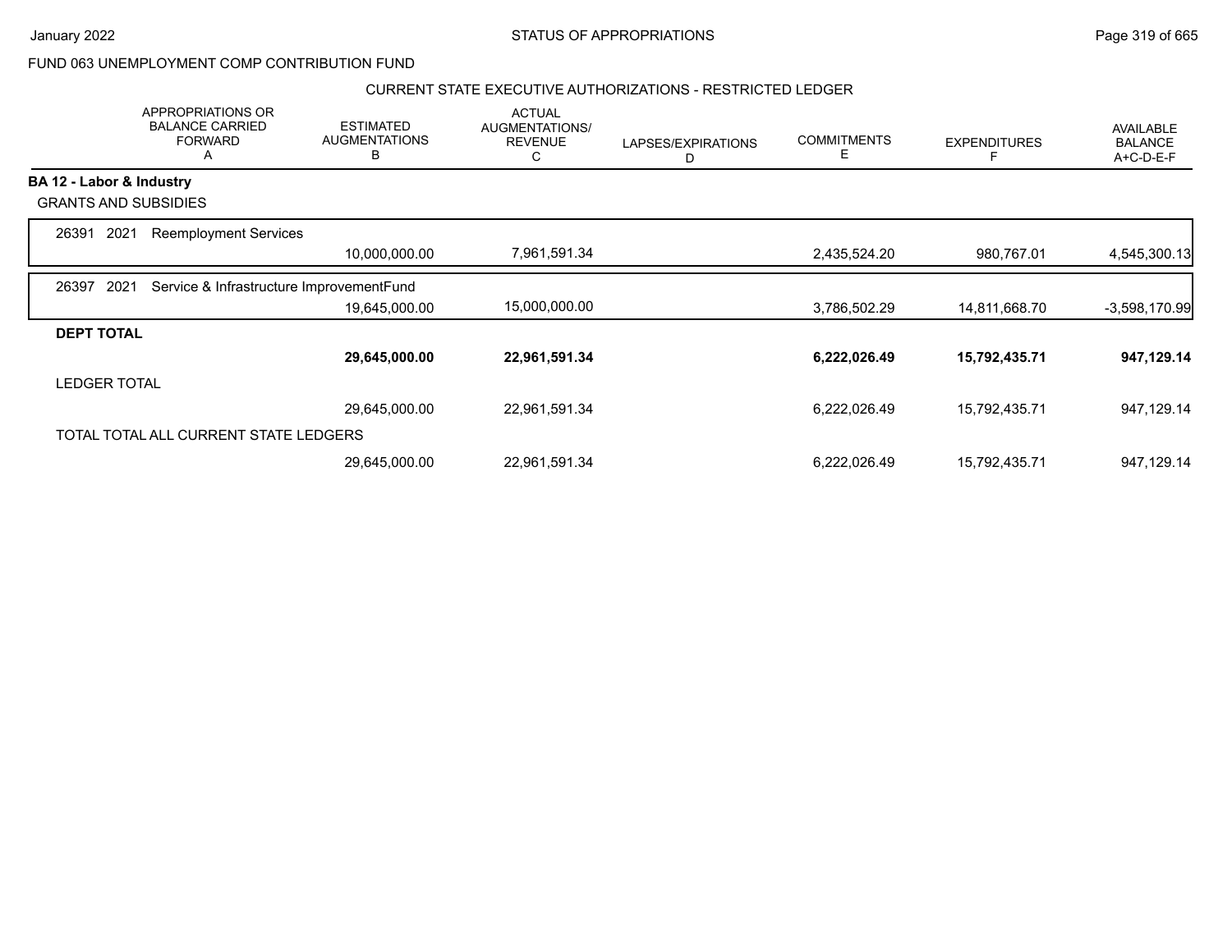FUND 063 UNEMPLOYMENT COMP CONTRIBUTION FUND

CURRENT STATE EXECUTIVE AUTHORIZATIONS - RESTRICTED LEDGER

| | APPROPRIATIONS OR BALANCE CARRIED FORWARD A | ESTIMATED AUGMENTATIONS B | ACTUAL AUGMENTATIONS/ REVENUE C | LAPSES/EXPIRATIONS D | COMMITMENTS E | EXPENDITURES F | AVAILABLE BALANCE A+C-D-E-F |
|---|---|---|---|---|---|---|---|
| **BA 12 - Labor & Industry** | | | | | | | |
| GRANTS AND SUBSIDIES | | | | | | | |
| 26391 2021 Reemployment Services | | 10,000,000.00 | 7,961,591.34 | | 2,435,524.20 | 980,767.01 | 4,545,300.13 |
| 26397 2021 Service & Infrastructure ImprovementFund | | 19,645,000.00 | 15,000,000.00 | | 3,786,502.29 | 14,811,668.70 | -3,598,170.99 |
| **DEPT TOTAL** | | **29,645,000.00** | **22,961,591.34** | | **6,222,026.49** | **15,792,435.71** | **947,129.14** |
| LEDGER TOTAL | | 29,645,000.00 | 22,961,591.34 | | 6,222,026.49 | 15,792,435.71 | 947,129.14 |
| TOTAL TOTAL ALL CURRENT STATE LEDGERS | | 29,645,000.00 | 22,961,591.34 | | 6,222,026.49 | 15,792,435.71 | 947,129.14 |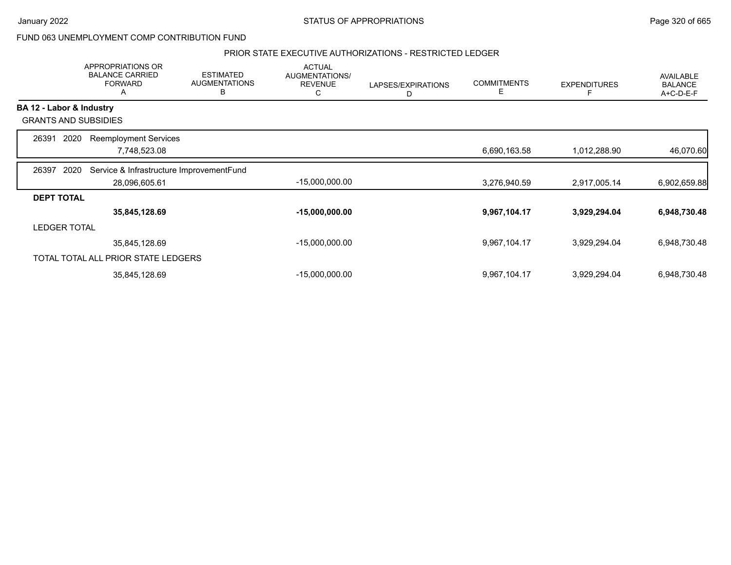FUND 063 UNEMPLOYMENT COMP CONTRIBUTION FUND

PRIOR STATE EXECUTIVE AUTHORIZATIONS - RESTRICTED LEDGER

| | APPROPRIATIONS OR BALANCE CARRIED FORWARD A | ESTIMATED AUGMENTATIONS B | ACTUAL AUGMENTATIONS/ REVENUE C | LAPSES/EXPIRATIONS D | COMMITMENTS E | EXPENDITURES F | AVAILABLE BALANCE A+C-D-E-F |
|---|---|---|---|---|---|---|---|
| **BA 12 - Labor & Industry** | | | | | | | |
| GRANTS AND SUBSIDIES | | | | | | | |
| 26391 2020 Reemployment Services | 7,748,523.08 | | | | 6,690,163.58 | 1,012,288.90 | 46,070.60 |
| 26397 2020 Service & Infrastructure ImprovementFund | 28,096,605.61 | | -15,000,000.00 | | 3,276,940.59 | 2,917,005.14 | 6,902,659.88 |
| **DEPT TOTAL** | **35,845,128.69** | | **-15,000,000.00** | | **9,967,104.17** | **3,929,294.04** | **6,948,730.48** |
| LEDGER TOTAL | 35,845,128.69 | | -15,000,000.00 | | 9,967,104.17 | 3,929,294.04 | 6,948,730.48 |
| TOTAL TOTAL ALL PRIOR STATE LEDGERS | 35,845,128.69 | | -15,000,000.00 | | 9,967,104.17 | 3,929,294.04 | 6,948,730.48 |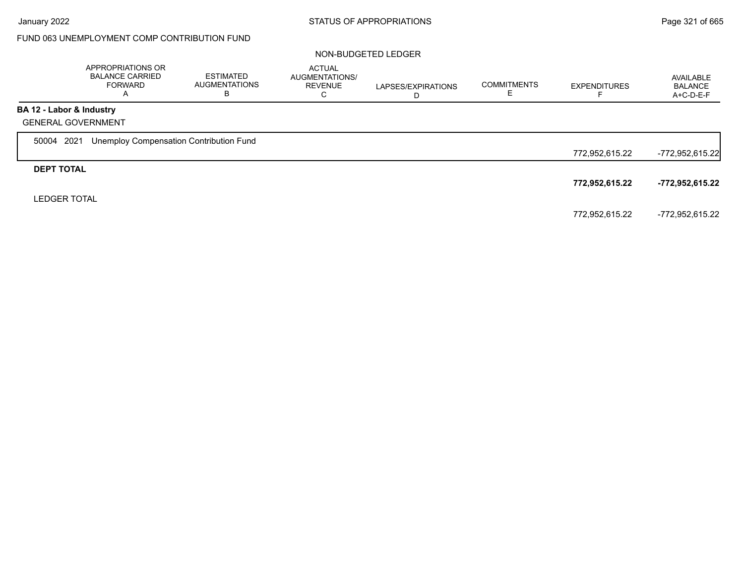FUND 063 UNEMPLOYMENT COMP CONTRIBUTION FUND

NON-BUDGETED LEDGER

| | APPROPRIATIONS OR BALANCE CARRIED FORWARD A | ESTIMATED AUGMENTATIONS B | ACTUAL AUGMENTATIONS/ REVENUE C | LAPSES/EXPIRATIONS D | COMMITMENTS E | EXPENDITURES F | AVAILABLE BALANCE A+C-D-E-F |
|---|---|---|---|---|---|---|---|
| **BA 12 - Labor & Industry** | | | | | | | |
| GENERAL GOVERNMENT | | | | | | | |
| 50004 2021 Unemploy Compensation Contribution Fund | | | | | | 772,952,615.22 | -772,952,615.22 |
| **DEPT TOTAL** | | | | | | **772,952,615.22** | **-772,952,615.22** |
| LEDGER TOTAL | | | | | | 772,952,615.22 | -772,952,615.22 |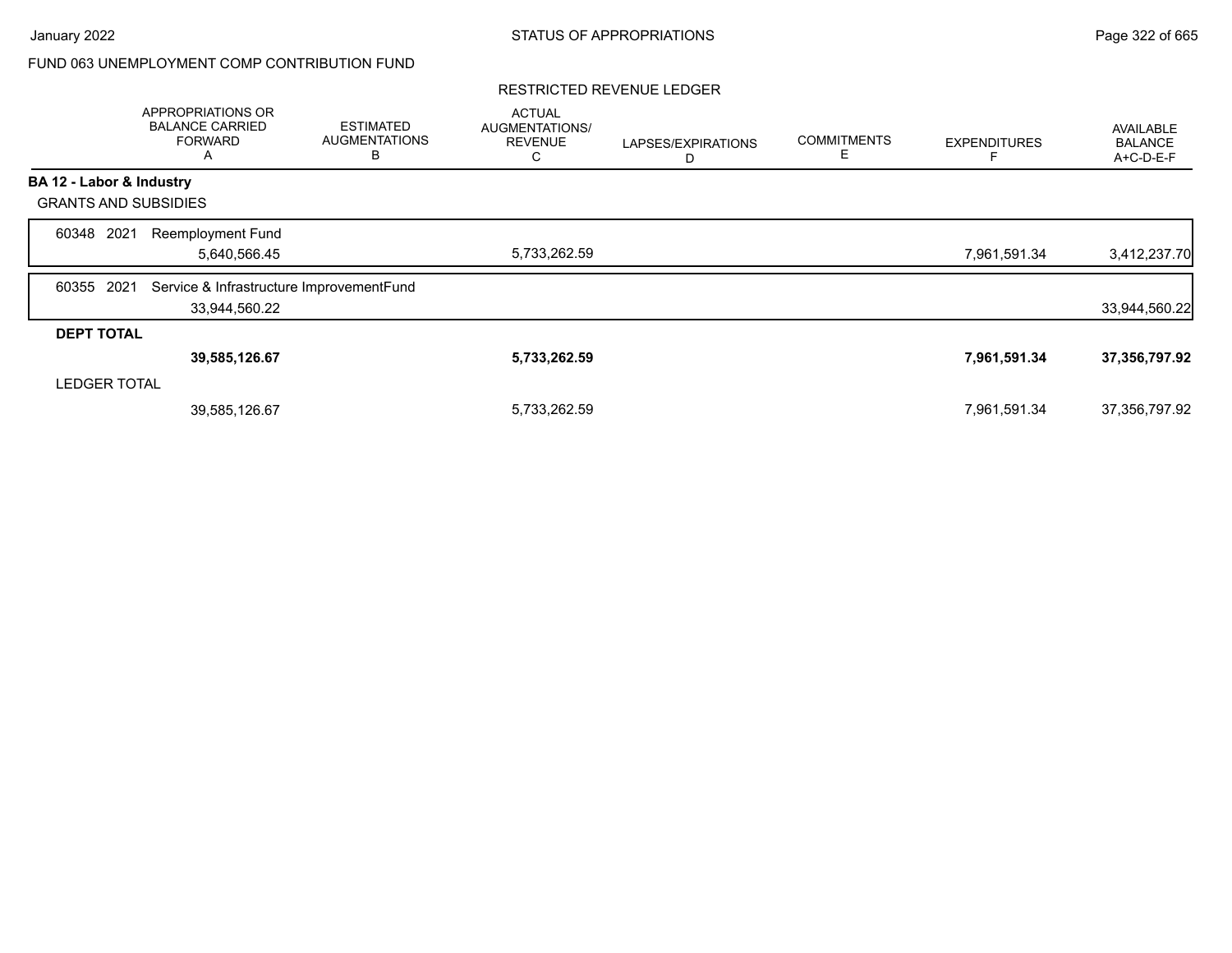FUND 063 UNEMPLOYMENT COMP CONTRIBUTION FUND

RESTRICTED REVENUE LEDGER

| | APPROPRIATIONS OR BALANCE CARRIED FORWARD A | ESTIMATED AUGMENTATIONS B | ACTUAL AUGMENTATIONS/ REVENUE C | LAPSES/EXPIRATIONS D | COMMITMENTS E | EXPENDITURES F | AVAILABLE BALANCE A+C-D-E-F |
|---|---|---|---|---|---|---|---|
| **BA 12 - Labor & Industry** | | | | | | | |
| GRANTS AND SUBSIDIES | | | | | | | |
| 60348 2021 Reemployment Fund | 5,640,566.45 | | 5,733,262.59 | | | 7,961,591.34 | 3,412,237.70 |
| 60355 2021 Service & Infrastructure ImprovementFund | 33,944,560.22 | | | | | | 33,944,560.22 |
| **DEPT TOTAL** | **39,585,126.67** | | **5,733,262.59** | | | **7,961,591.34** | **37,356,797.92** |
| LEDGER TOTAL | 39,585,126.67 | | 5,733,262.59 | | | 7,961,591.34 | 37,356,797.92 |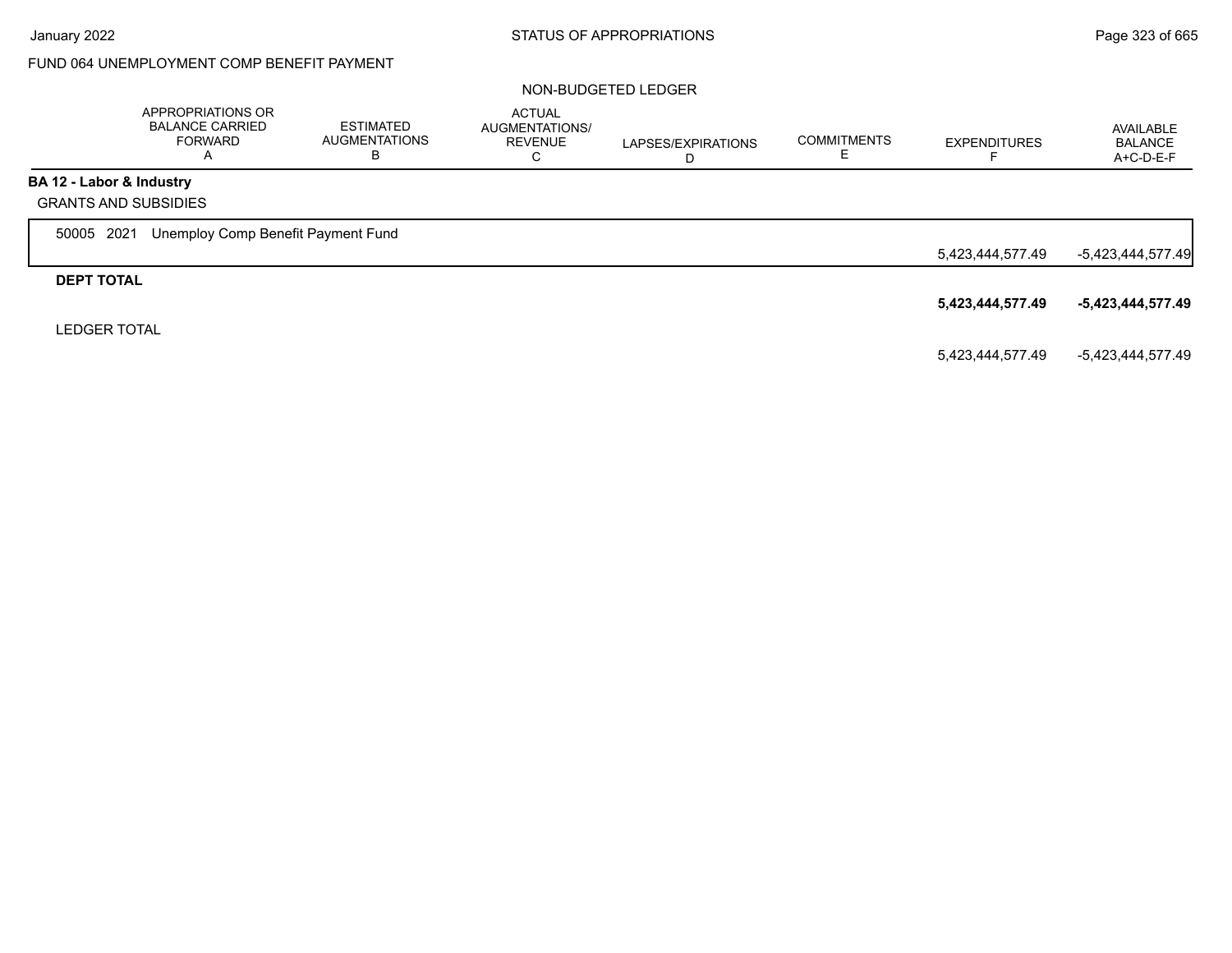FUND 064 UNEMPLOYMENT COMP BENEFIT PAYMENT

NON-BUDGETED LEDGER

| | APPROPRIATIONS OR BALANCE CARRIED FORWARD A | ESTIMATED AUGMENTATIONS B | ACTUAL AUGMENTATIONS/ REVENUE C | LAPSES/EXPIRATIONS D | COMMITMENTS E | EXPENDITURES F | AVAILABLE BALANCE A+C-D-E-F |
|---|---|---|---|---|---|---|---|
| **BA 12 - Labor & Industry** | | | | | | | |
| GRANTS AND SUBSIDIES | | | | | | | |
| 50005 2021 Unemploy Comp Benefit Payment Fund | | | | | | 5,423,444,577.49 | -5,423,444,577.49 |
| **DEPT TOTAL** | | | | | | **5,423,444,577.49** | **-5,423,444,577.49** |
| LEDGER TOTAL | | | | | | 5,423,444,577.49 | -5,423,444,577.49 |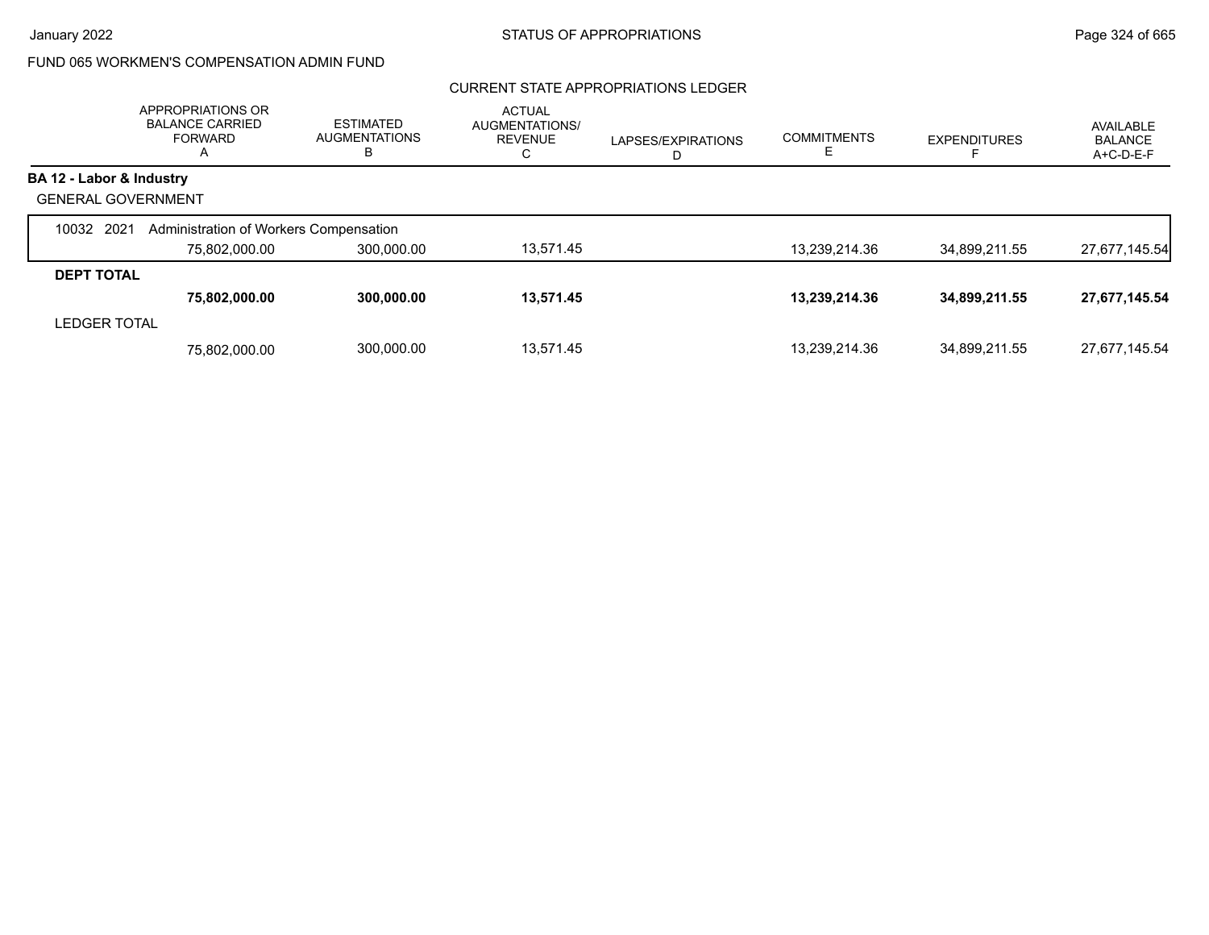FUND 065 WORKMEN'S COMPENSATION ADMIN FUND

## CURRENT STATE APPROPRIATIONS LEDGER

| | APPROPRIATIONS OR BALANCE CARRIED FORWARD A | ESTIMATED AUGMENTATIONS B | ACTUAL AUGMENTATIONS/ REVENUE C | LAPSES/EXPIRATIONS D | COMMITMENTS E | EXPENDITURES F | AVAILABLE BALANCE A+C-D-E-F |
|---|---|---|---|---|---|---|---|
| **BA 12 - Labor & Industry** | | | | | | | |
| GENERAL GOVERNMENT | | | | | | | |
| 10032 2021 Administration of Workers Compensation | | | | | | | |
| | 75,802,000.00 | 300,000.00 | 13,571.45 | | 13,239,214.36 | 34,899,211.55 | 27,677,145.54 |
| **DEPT TOTAL** | | | | | | | |
| | **75,802,000.00** | **300,000.00** | **13,571.45** | | **13,239,214.36** | **34,899,211.55** | **27,677,145.54** |
| LEDGER TOTAL | | | | | | | |
| | 75,802,000.00 | 300,000.00 | 13,571.45 | | 13,239,214.36 | 34,899,211.55 | 27,677,145.54 |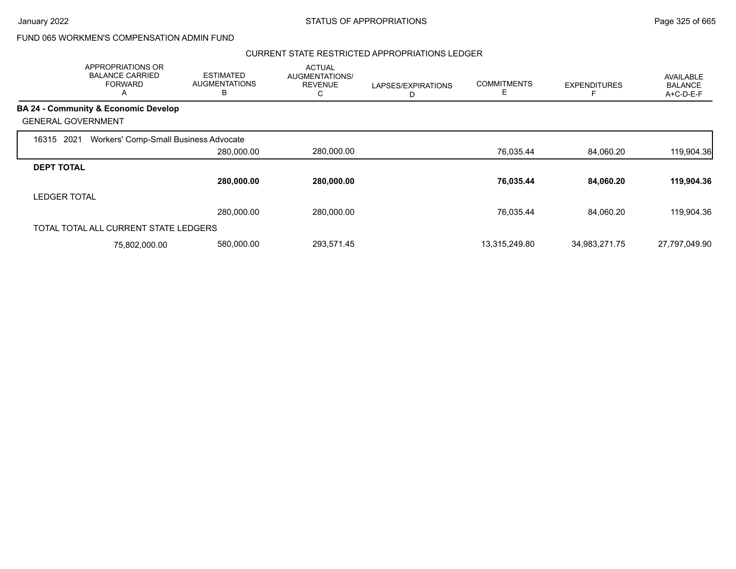FUND 065 WORKMEN'S COMPENSATION ADMIN FUND

CURRENT STATE RESTRICTED APPROPRIATIONS LEDGER

| | APPROPRIATIONS OR BALANCE CARRIED FORWARD A | ESTIMATED AUGMENTATIONS B | ACTUAL AUGMENTATIONS/ REVENUE C | LAPSES/EXPIRATIONS D | COMMITMENTS E | EXPENDITURES F | AVAILABLE BALANCE A+C-D-E-F |
|---|---|---|---|---|---|---|---|
| **BA 24 - Community & Economic Develop** | | | | | | | |
| GENERAL GOVERNMENT | | | | | | | |
| 16315 2021 Workers' Comp-Small Business Advocate | | | | | | | |
| | | 280,000.00 | 280,000.00 | | 76,035.44 | 84,060.20 | 119,904.36 |
| **DEPT TOTAL** | | | | | | | |
| | | **280,000.00** | **280,000.00** | | **76,035.44** | **84,060.20** | **119,904.36** |
| LEDGER TOTAL | | | | | | | |
| | | 280,000.00 | 280,000.00 | | 76,035.44 | 84,060.20 | 119,904.36 |
| TOTAL TOTAL ALL CURRENT STATE LEDGERS | | | | | | | |
| | 75,802,000.00 | 580,000.00 | 293,571.45 | | 13,315,249.80 | 34,983,271.75 | 27,797,049.90 |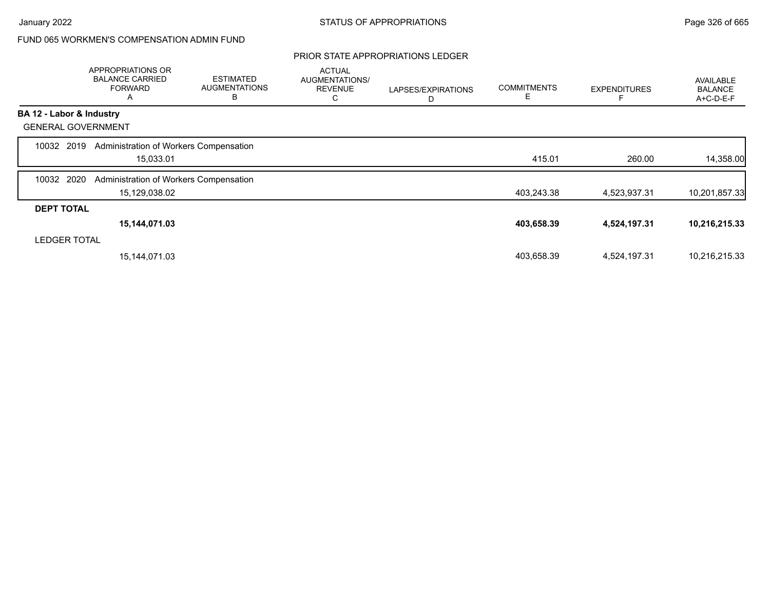FUND 065 WORKMEN'S COMPENSATION ADMIN FUND

PRIOR STATE APPROPRIATIONS LEDGER

| | APPROPRIATIONS OR BALANCE CARRIED FORWARD A | ESTIMATED AUGMENTATIONS B | ACTUAL AUGMENTATIONS/ REVENUE C | LAPSES/EXPIRATIONS D | COMMITMENTS E | EXPENDITURES F | AVAILABLE BALANCE A+C-D-E-F |
|---|---|---|---|---|---|---|---|
| **BA 12 - Labor & Industry** | | | | | | | |
| GENERAL GOVERNMENT | | | | | | | |
| 10032 2019 Administration of Workers Compensation | | | | | | | |
| | 15,033.01 | | | | 415.01 | 260.00 | 14,358.00 |
| 10032 2020 Administration of Workers Compensation | | | | | | | |
| | 15,129,038.02 | | | | 403,243.38 | 4,523,937.31 | 10,201,857.33 |
| **DEPT TOTAL** | | | | | | | |
| | **15,144,071.03** | | | | **403,658.39** | **4,524,197.31** | **10,216,215.33** |
| LEDGER TOTAL | | | | | | | |
| | 15,144,071.03 | | | | 403,658.39 | 4,524,197.31 | 10,216,215.33 |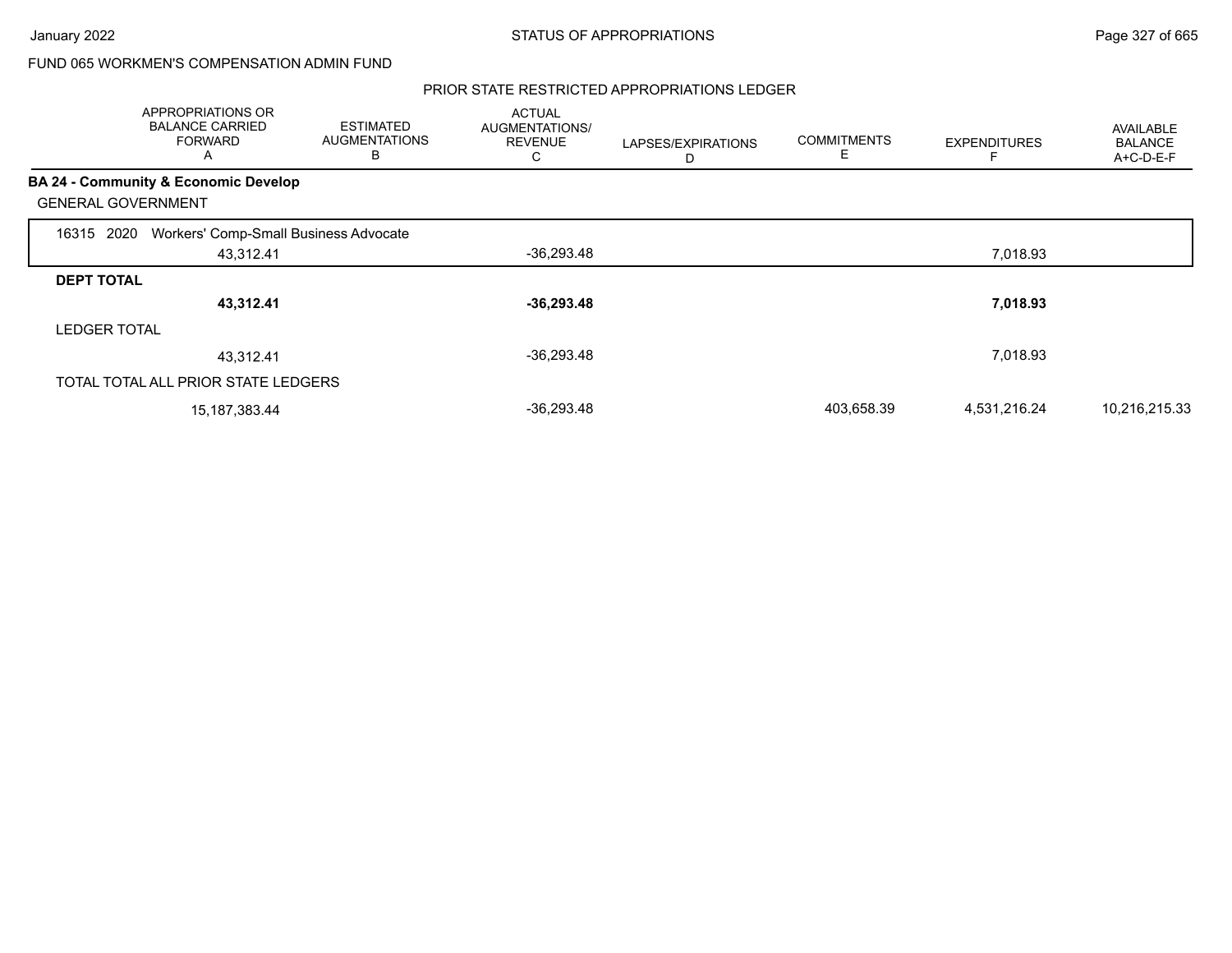FUND 065 WORKMEN'S COMPENSATION ADMIN FUND

PRIOR STATE RESTRICTED APPROPRIATIONS LEDGER

| | APPROPRIATIONS OR BALANCE CARRIED FORWARD A | ESTIMATED AUGMENTATIONS B | ACTUAL AUGMENTATIONS/ REVENUE C | LAPSES/EXPIRATIONS D | COMMITMENTS E | EXPENDITURES F | AVAILABLE BALANCE A+C-D-E-F |
|---|---|---|---|---|---|---|---|
| **BA 24 - Community & Economic Develop** | | | | | | | |
| GENERAL GOVERNMENT | | | | | | | |
| 16315 2020 Workers' Comp-Small Business Advocate | 43,312.41 | | -36,293.48 | | | 7,018.93 | |
| **DEPT TOTAL** | **43,312.41** | | **-36,293.48** | | | **7,018.93** | |
| LEDGER TOTAL | 43,312.41 | | -36,293.48 | | | 7,018.93 | |
| TOTAL TOTAL ALL PRIOR STATE LEDGERS | 15,187,383.44 | | -36,293.48 | | 403,658.39 | 4,531,216.24 | 10,216,215.33 |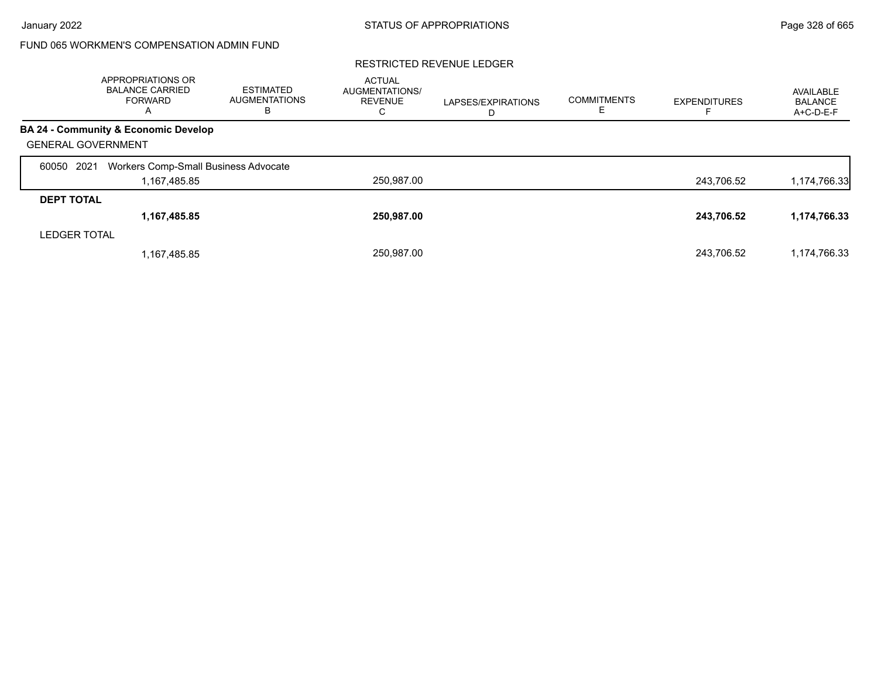FUND 065 WORKMEN'S COMPENSATION ADMIN FUND

RESTRICTED REVENUE LEDGER

| | APPROPRIATIONS OR BALANCE CARRIED FORWARD A | ESTIMATED AUGMENTATIONS B | ACTUAL AUGMENTATIONS/ REVENUE C | LAPSES/EXPIRATIONS D | COMMITMENTS E | EXPENDITURES F | AVAILABLE BALANCE A+C-D-E-F |
|---|---|---|---|---|---|---|---|
| **BA 24 - Community & Economic Develop** | | | | | | | |
| GENERAL GOVERNMENT | | | | | | | |
| 60050 2021 Workers Comp-Small Business Advocate | 1,167,485.85 | | 250,987.00 | | | 243,706.52 | 1,174,766.33 |
| **DEPT TOTAL** | **1,167,485.85** | | **250,987.00** | | | **243,706.52** | **1,174,766.33** |
| LEDGER TOTAL | 1,167,485.85 | | 250,987.00 | | | 243,706.52 | 1,174,766.33 |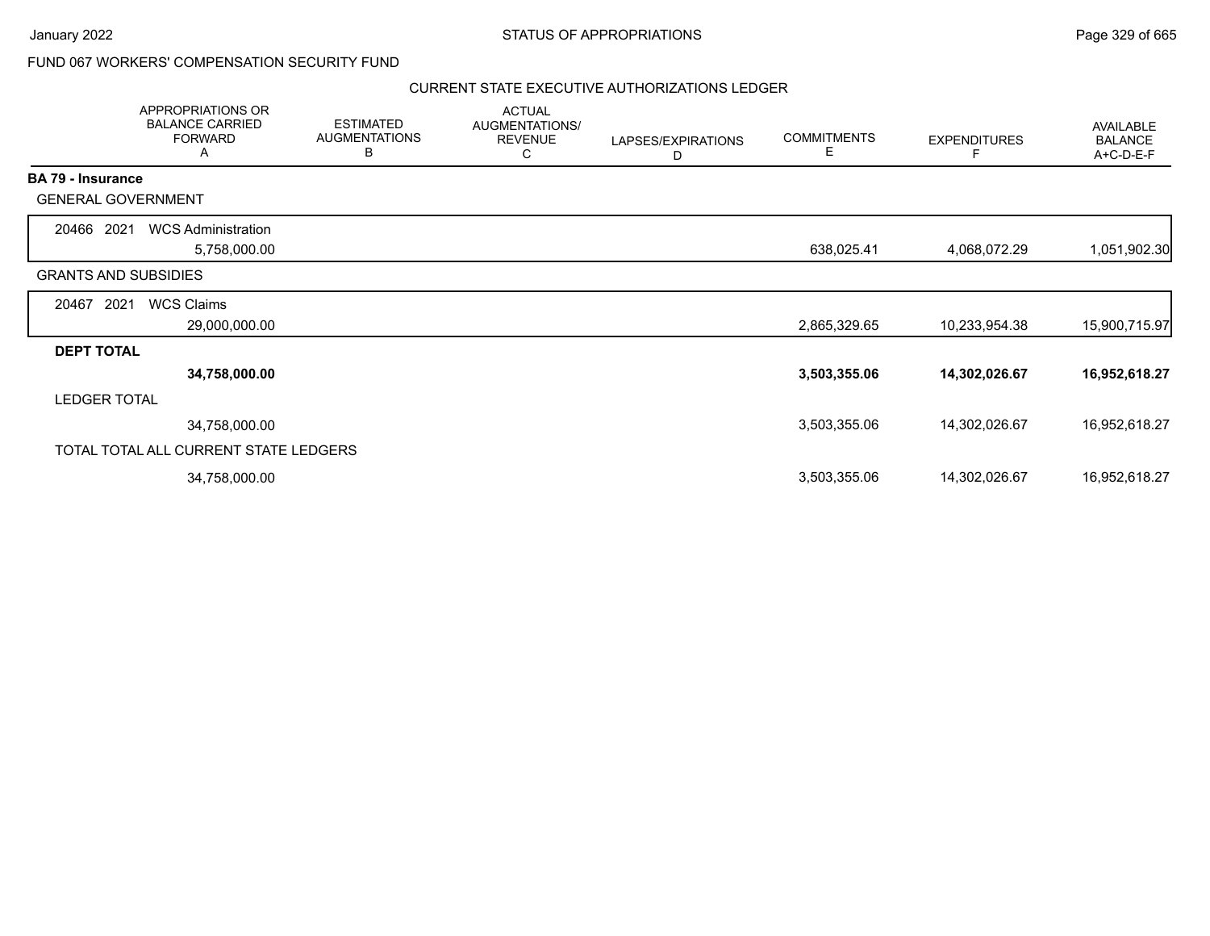FUND 067 WORKERS' COMPENSATION SECURITY FUND

## CURRENT STATE EXECUTIVE AUTHORIZATIONS LEDGER

| | APPROPRIATIONS OR BALANCE CARRIED FORWARD A | ESTIMATED AUGMENTATIONS B | ACTUAL AUGMENTATIONS/ REVENUE C | LAPSES/EXPIRATIONS D | COMMITMENTS E | EXPENDITURES F | AVAILABLE BALANCE A+C-D-E-F |
|---|---|---|---|---|---|---|---|
| **BA 79 - Insurance** | | | | | | | |
| GENERAL GOVERNMENT | | | | | | | |
| 20466 2021 WCS Administration | 5,758,000.00 | | | | 638,025.41 | 4,068,072.29 | 1,051,902.30 |
| GRANTS AND SUBSIDIES | | | | | | | |
| 20467 2021 WCS Claims | 29,000,000.00 | | | | 2,865,329.65 | 10,233,954.38 | 15,900,715.97 |
| **DEPT TOTAL** | **34,758,000.00** | | | | **3,503,355.06** | **14,302,026.67** | **16,952,618.27** |
| LEDGER TOTAL | 34,758,000.00 | | | | 3,503,355.06 | 14,302,026.67 | 16,952,618.27 |
| TOTAL TOTAL ALL CURRENT STATE LEDGERS | 34,758,000.00 | | | | 3,503,355.06 | 14,302,026.67 | 16,952,618.27 |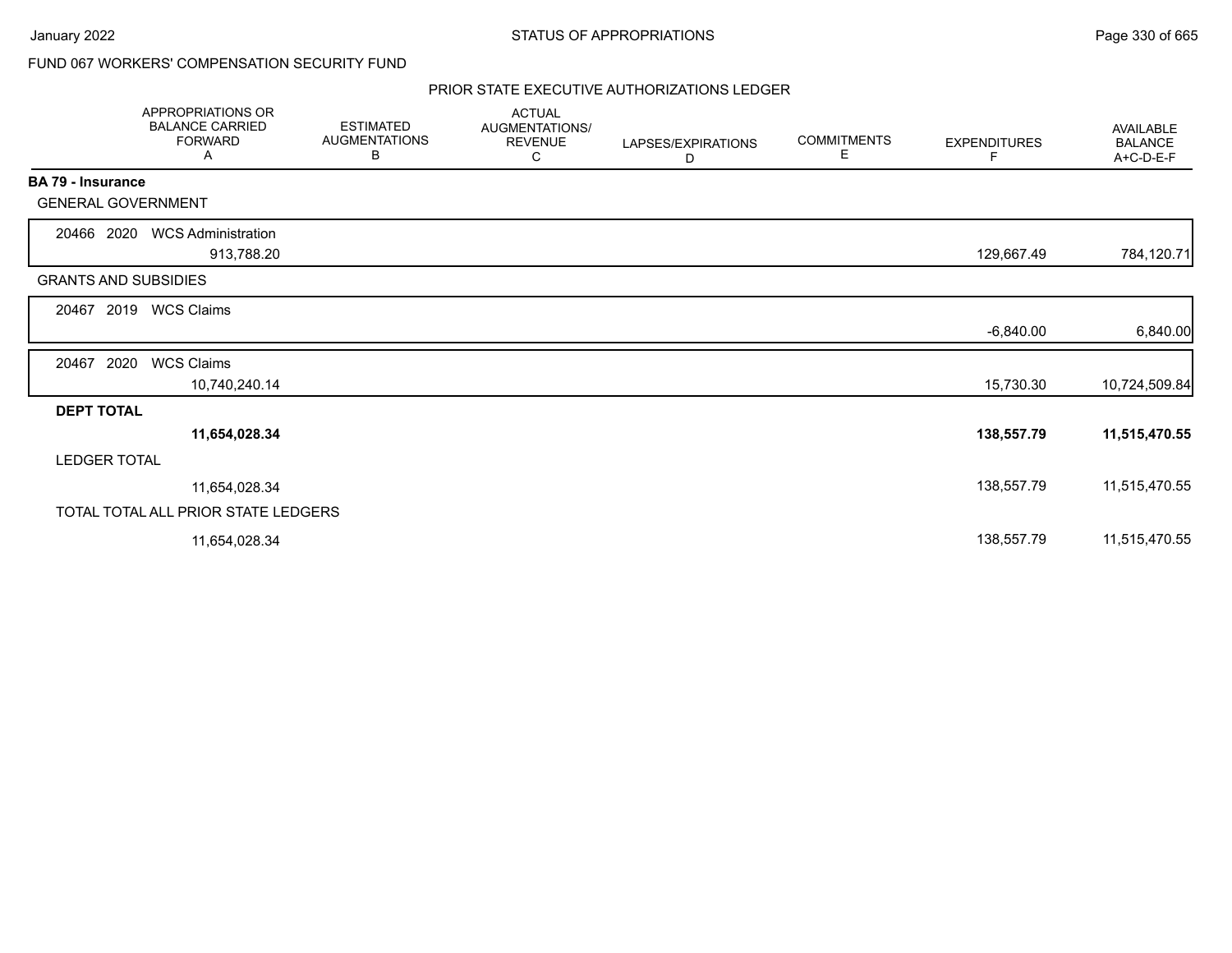FUND 067 WORKERS' COMPENSATION SECURITY FUND

## PRIOR STATE EXECUTIVE AUTHORIZATIONS LEDGER

| | APPROPRIATIONS OR BALANCE CARRIED FORWARD A | ESTIMATED AUGMENTATIONS B | ACTUAL AUGMENTATIONS/ REVENUE C | LAPSES/EXPIRATIONS D | COMMITMENTS E | EXPENDITURES F | AVAILABLE BALANCE A+C-D-E-F |
|---|---|---|---|---|---|---|---|
| **BA 79 - Insurance** | | | | | | | |
| GENERAL GOVERNMENT | | | | | | | |
| 20466 2020 WCS Administration | 913,788.20 | | | | | 129,667.49 | 784,120.71 |
| GRANTS AND SUBSIDIES | | | | | | | |
| 20467 2019 WCS Claims | | | | | | -6,840.00 | 6,840.00 |
| 20467 2020 WCS Claims | 10,740,240.14 | | | | | 15,730.30 | 10,724,509.84 |
| **DEPT TOTAL** | **11,654,028.34** | | | | | **138,557.79** | **11,515,470.55** |
| LEDGER TOTAL | 11,654,028.34 | | | | | 138,557.79 | 11,515,470.55 |
| TOTAL TOTAL ALL PRIOR STATE LEDGERS | 11,654,028.34 | | | | | 138,557.79 | 11,515,470.55 |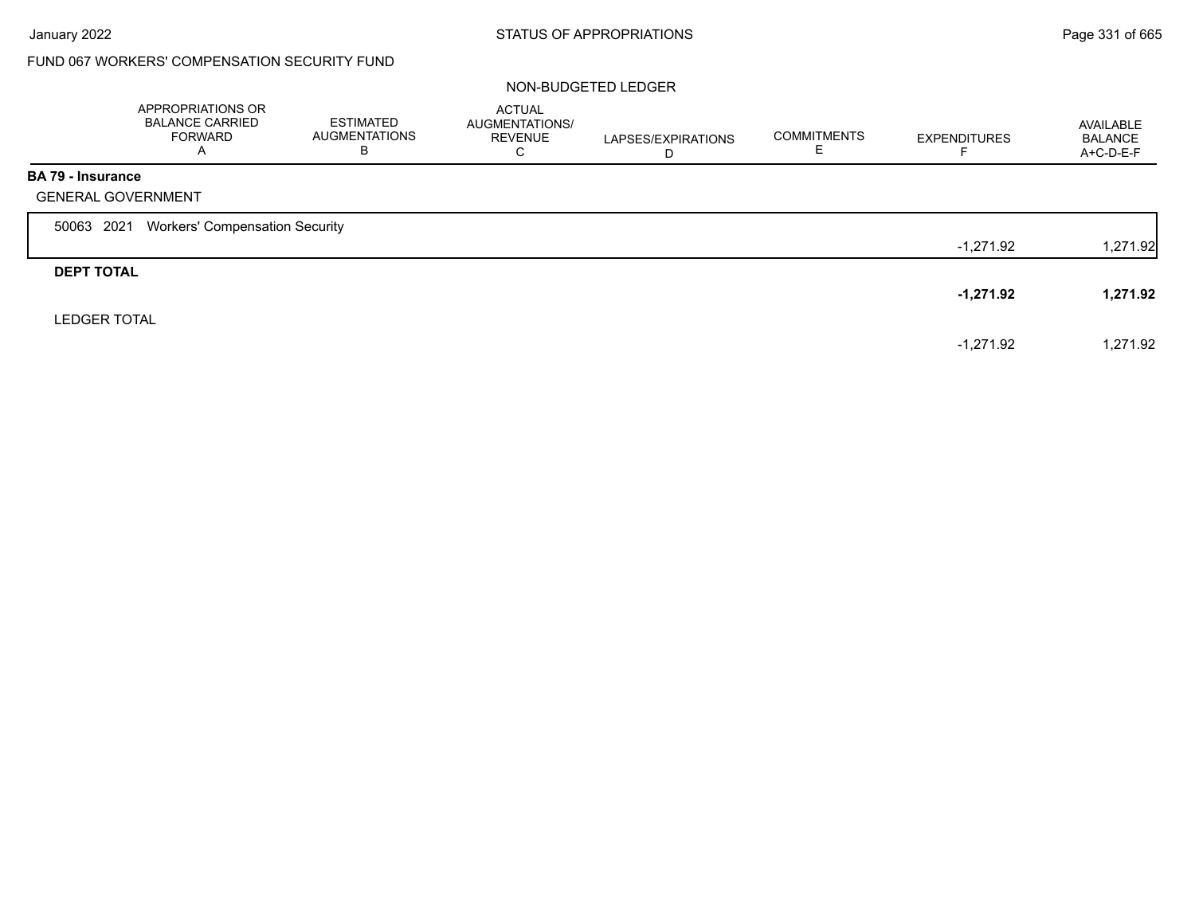FUND 067 WORKERS' COMPENSATION SECURITY FUND

NON-BUDGETED LEDGER

| | APPROPRIATIONS OR BALANCE CARRIED FORWARD A | ESTIMATED AUGMENTATIONS B | ACTUAL AUGMENTATIONS/ REVENUE C | LAPSES/EXPIRATIONS D | COMMITMENTS E | EXPENDITURES F | AVAILABLE BALANCE A+C-D-E-F |
|---|---|---|---|---|---|---|---|
| **BA 79 - Insurance** | | | | | | | |
| GENERAL GOVERNMENT | | | | | | | |
| 50063 2021 Workers' Compensation Security | | | | | | -1,271.92 | 1,271.92 |
| **DEPT TOTAL** | | | | | | **-1,271.92** | **1,271.92** |
| LEDGER TOTAL | | | | | | -1,271.92 | 1,271.92 |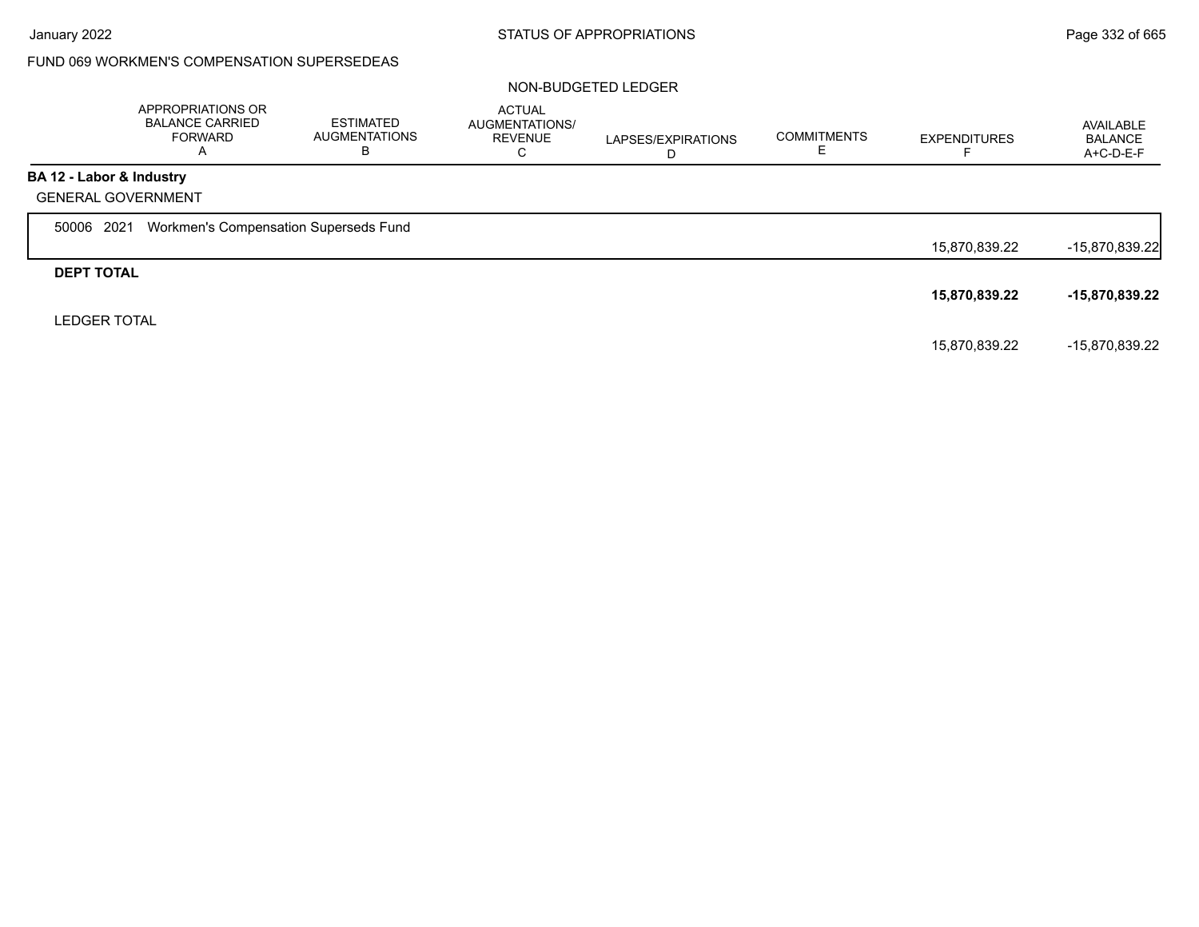FUND 069 WORKMEN'S COMPENSATION SUPERSEDEAS

NON-BUDGETED LEDGER

| | APPROPRIATIONS OR BALANCE CARRIED FORWARD A | ESTIMATED AUGMENTATIONS B | ACTUAL AUGMENTATIONS/ REVENUE C | LAPSES/EXPIRATIONS D | COMMITMENTS E | EXPENDITURES F | AVAILABLE BALANCE A+C-D-E-F |
|---|---|---|---|---|---|---|---|
| **BA 12 - Labor & Industry** | | | | | | | |
| GENERAL GOVERNMENT | | | | | | | |
| 50006 2021 Workmen's Compensation Superseds Fund | | | | | | 15,870,839.22 | -15,870,839.22 |
| **DEPT TOTAL** | | | | | | **15,870,839.22** | **-15,870,839.22** |
| LEDGER TOTAL | | | | | | 15,870,839.22 | -15,870,839.22 |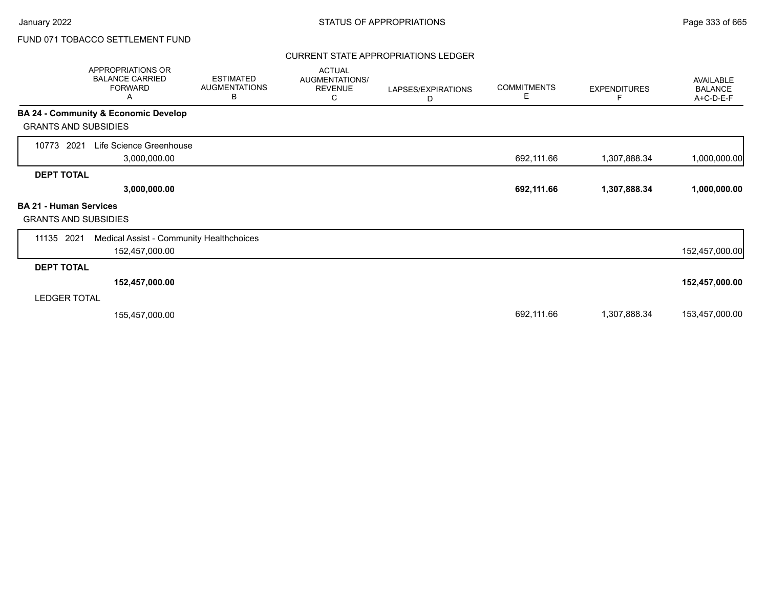FUND 071 TOBACCO SETTLEMENT FUND

CURRENT STATE APPROPRIATIONS LEDGER

| | APPROPRIATIONS OR BALANCE CARRIED FORWARD A | ESTIMATED AUGMENTATIONS B | ACTUAL AUGMENTATIONS/ REVENUE C | LAPSES/EXPIRATIONS D | COMMITMENTS E | EXPENDITURES F | AVAILABLE BALANCE A+C-D-E-F |
|---|---|---|---|---|---|---|---|
| **BA 24 - Community & Economic Develop** | | | | | | | |
| GRANTS AND SUBSIDIES | | | | | | | |
| 10773 2021 Life Science Greenhouse | 3,000,000.00 | | | | 692,111.66 | 1,307,888.34 | 1,000,000.00 |
| **DEPT TOTAL** | **3,000,000.00** | | | | **692,111.66** | **1,307,888.34** | **1,000,000.00** |
| **BA 21 - Human Services** | | | | | | | |
| GRANTS AND SUBSIDIES | | | | | | | |
| 11135 2021 Medical Assist - Community Healthchoices | 152,457,000.00 | | | | | | 152,457,000.00 |
| **DEPT TOTAL** | **152,457,000.00** | | | | | | **152,457,000.00** |
| LEDGER TOTAL | 155,457,000.00 | | | | 692,111.66 | 1,307,888.34 | 153,457,000.00 |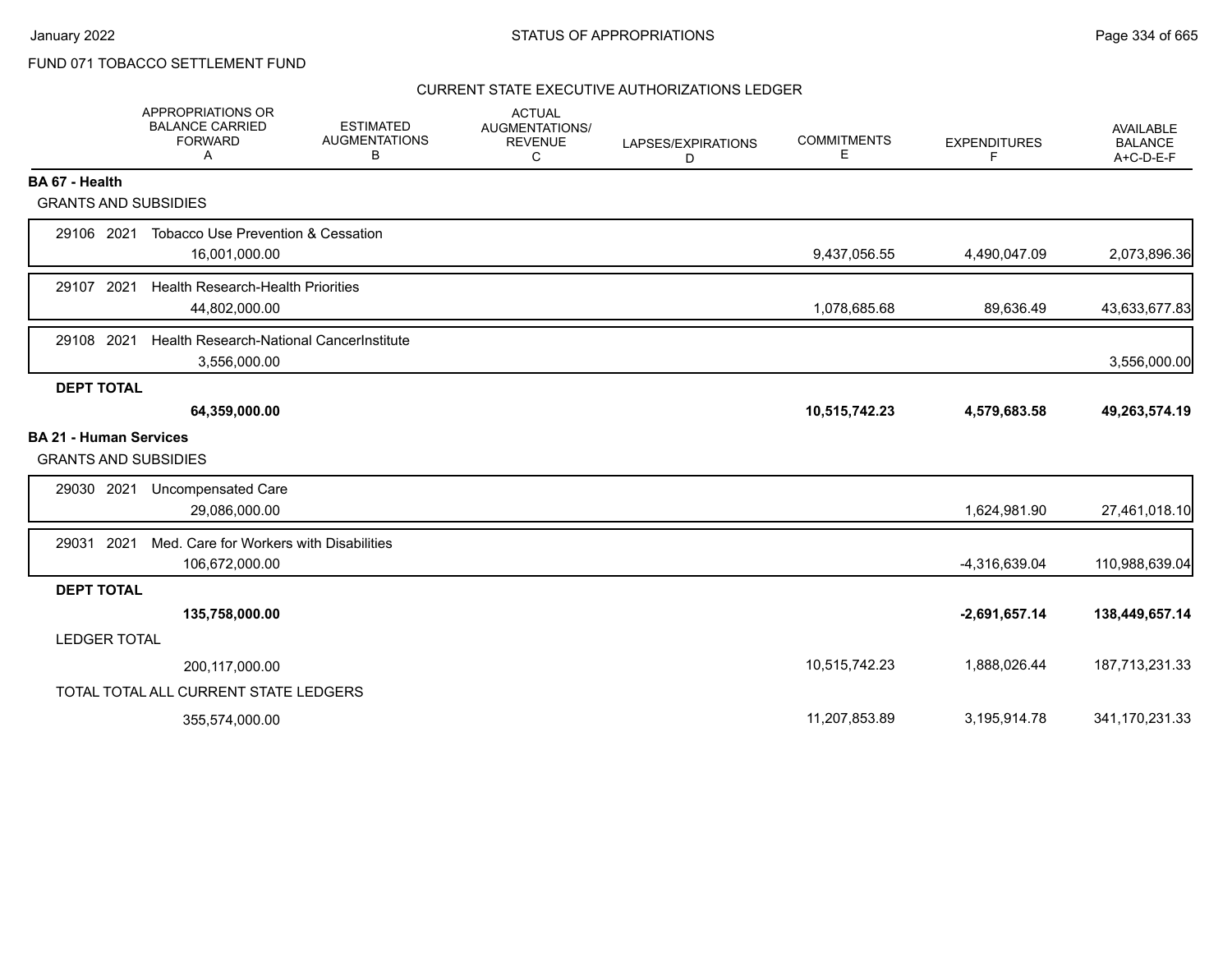FUND 071 TOBACCO SETTLEMENT FUND

## CURRENT STATE EXECUTIVE AUTHORIZATIONS LEDGER

| | APPROPRIATIONS OR BALANCE CARRIED FORWARD A | ESTIMATED AUGMENTATIONS B | ACTUAL AUGMENTATIONS/ REVENUE C | LAPSES/EXPIRATIONS D | COMMITMENTS E | EXPENDITURES F | AVAILABLE BALANCE A+C-D-E-F |
|---|---|---|---|---|---|---|---|
| **BA 67 - Health** | | | | | | | |
| GRANTS AND SUBSIDIES | | | | | | | |
| 29106 2021 Tobacco Use Prevention & Cessation | 16,001,000.00 | | | | 9,437,056.55 | 4,490,047.09 | 2,073,896.36 |
| 29107 2021 Health Research-Health Priorities | 44,802,000.00 | | | | 1,078,685.68 | 89,636.49 | 43,633,677.83 |
| 29108 2021 Health Research-National CancerInstitute | 3,556,000.00 | | | | | | 3,556,000.00 |
| **DEPT TOTAL** | **64,359,000.00** | | | | **10,515,742.23** | **4,579,683.58** | **49,263,574.19** |
| **BA 21 - Human Services** | | | | | | | |
| GRANTS AND SUBSIDIES | | | | | | | |
| 29030 2021 Uncompensated Care | 29,086,000.00 | | | | | 1,624,981.90 | 27,461,018.10 |
| 29031 2021 Med. Care for Workers with Disabilities | 106,672,000.00 | | | | | -4,316,639.04 | 110,988,639.04 |
| **DEPT TOTAL** | **135,758,000.00** | | | | | **-2,691,657.14** | **138,449,657.14** |
| LEDGER TOTAL | 200,117,000.00 | | | | 10,515,742.23 | 1,888,026.44 | 187,713,231.33 |
| TOTAL TOTAL ALL CURRENT STATE LEDGERS | 355,574,000.00 | | | | 11,207,853.89 | 3,195,914.78 | 341,170,231.33 |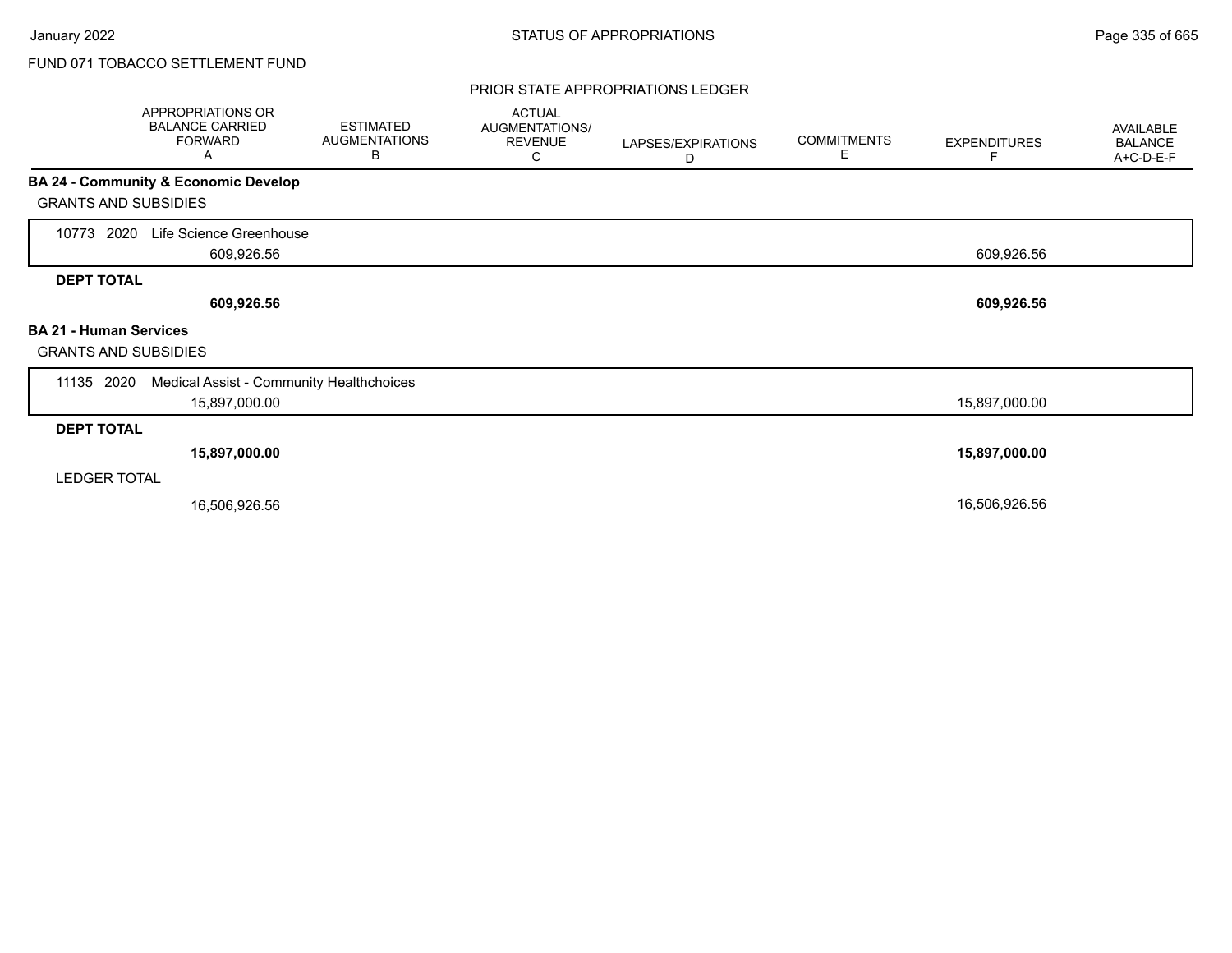FUND 071 TOBACCO SETTLEMENT FUND

## PRIOR STATE APPROPRIATIONS LEDGER

| | APPROPRIATIONS OR BALANCE CARRIED FORWARD A | ESTIMATED AUGMENTATIONS B | ACTUAL AUGMENTATIONS/ REVENUE C | LAPSES/EXPIRATIONS D | COMMITMENTS E | EXPENDITURES F | AVAILABLE BALANCE A+C-D-E-F |
|---|---|---|---|---|---|---|---|
| **BA 24 - Community & Economic Develop** | | | | | | | |
| GRANTS AND SUBSIDIES | | | | | | | |
| 10773 2020 Life Science Greenhouse | 609,926.56 | | | | | 609,926.56 | |
| **DEPT TOTAL** | **609,926.56** | | | | | **609,926.56** | |
| **BA 21 - Human Services** | | | | | | | |
| GRANTS AND SUBSIDIES | | | | | | | |
| 11135 2020 Medical Assist - Community Healthchoices | 15,897,000.00 | | | | | 15,897,000.00 | |
| **DEPT TOTAL** | **15,897,000.00** | | | | | **15,897,000.00** | |
| LEDGER TOTAL | 16,506,926.56 | | | | | 16,506,926.56 | |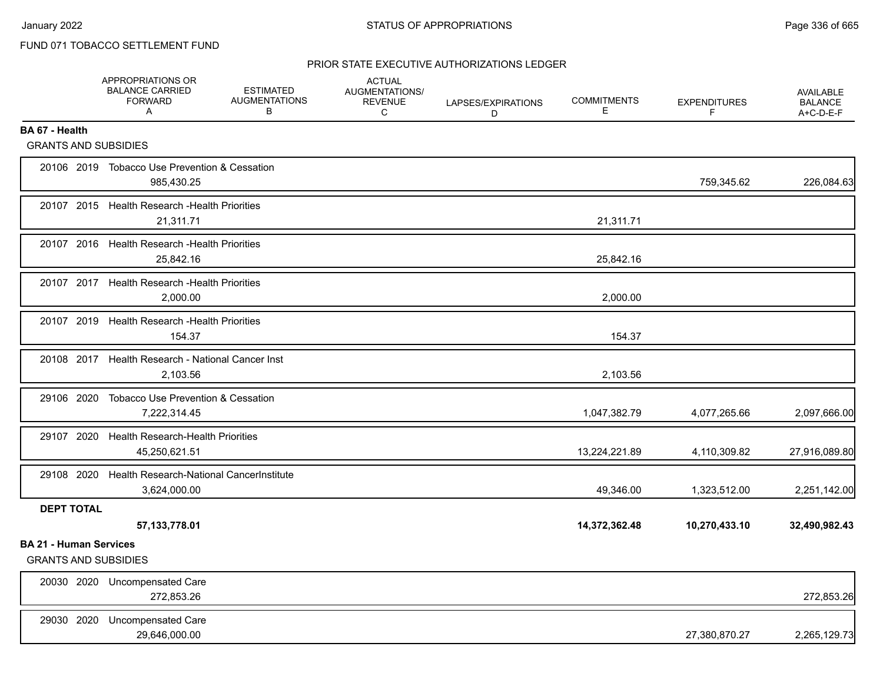FUND 071 TOBACCO SETTLEMENT FUND

PRIOR STATE EXECUTIVE AUTHORIZATIONS LEDGER

| | APPROPRIATIONS OR BALANCE CARRIED FORWARD A | ESTIMATED AUGMENTATIONS B | ACTUAL AUGMENTATIONS/ REVENUE C | LAPSES/EXPIRATIONS D | COMMITMENTS E | EXPENDITURES F | AVAILABLE BALANCE A+C-D-E-F |
|---|---|---|---|---|---|---|---|
| **BA 67 - Health** | | | | | | | |
| GRANTS AND SUBSIDIES | | | | | | | |
| 20106 2019 Tobacco Use Prevention & Cessation | 985,430.25 | | | | | 759,345.62 | 226,084.63 |
| 20107 2015 Health Research -Health Priorities | 21,311.71 | | | | 21,311.71 | | |
| 20107 2016 Health Research -Health Priorities | 25,842.16 | | | | 25,842.16 | | |
| 20107 2017 Health Research -Health Priorities | 2,000.00 | | | | 2,000.00 | | |
| 20107 2019 Health Research -Health Priorities | 154.37 | | | | 154.37 | | |
| 20108 2017 Health Research - National Cancer Inst | 2,103.56 | | | | 2,103.56 | | |
| 29106 2020 Tobacco Use Prevention & Cessation | 7,222,314.45 | | | | 1,047,382.79 | 4,077,265.66 | 2,097,666.00 |
| 29107 2020 Health Research-Health Priorities | 45,250,621.51 | | | | 13,224,221.89 | 4,110,309.82 | 27,916,089.80 |
| 29108 2020 Health Research-National CancerInstitute | 3,624,000.00 | | | | 49,346.00 | 1,323,512.00 | 2,251,142.00 |
| **DEPT TOTAL** | **57,133,778.01** | | | | **14,372,362.48** | **10,270,433.10** | **32,490,982.43** |
| **BA 21 - Human Services** | | | | | | | |
| GRANTS AND SUBSIDIES | | | | | | | |
| 20030 2020 Uncompensated Care | 272,853.26 | | | | | | 272,853.26 |
| 29030 2020 Uncompensated Care | 29,646,000.00 | | | | | 27,380,870.27 | 2,265,129.73 |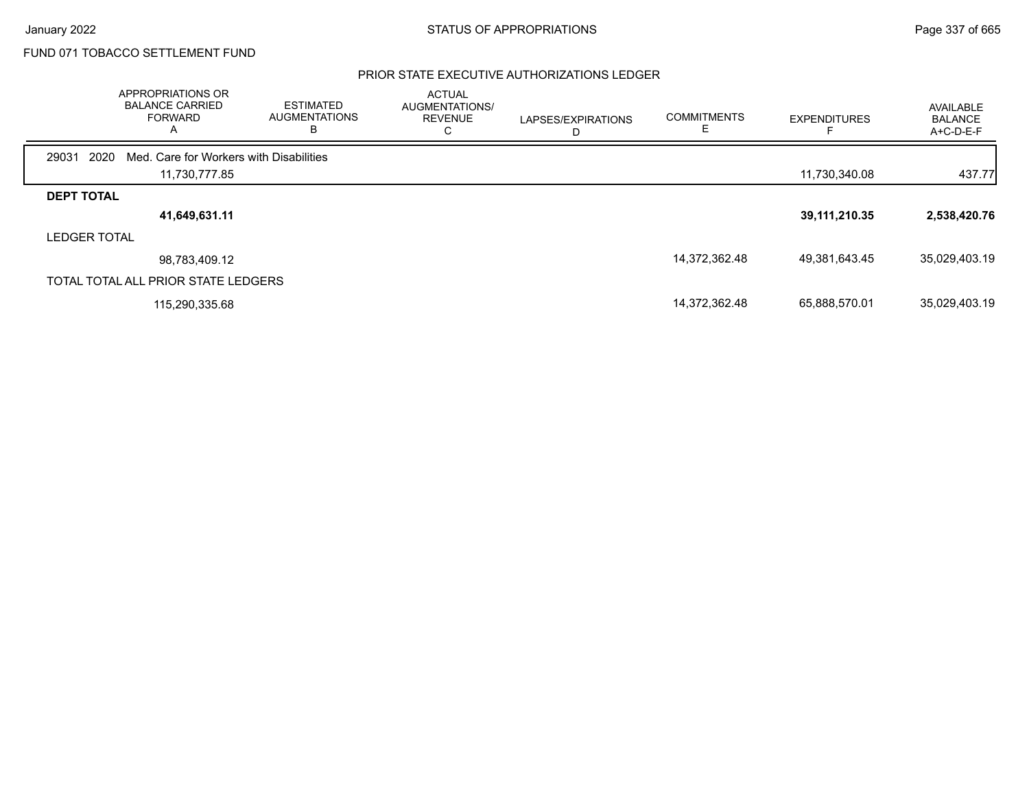FUND 071 TOBACCO SETTLEMENT FUND

## PRIOR STATE EXECUTIVE AUTHORIZATIONS LEDGER

| | APPROPRIATIONS OR BALANCE CARRIED FORWARD A | ESTIMATED AUGMENTATIONS B | ACTUAL AUGMENTATIONS/ REVENUE C | LAPSES/EXPIRATIONS D | COMMITMENTS E | EXPENDITURES F | AVAILABLE BALANCE A+C-D-E-F |
|---|---|---|---|---|---|---|---|
| 29031 2020 Med. Care for Workers with Disabilities | | | | | | | |
| | 11,730,777.85 | | | | | 11,730,340.08 | 437.77 |
| **DEPT TOTAL** | | | | | | | |
| | **41,649,631.11** | | | | | **39,111,210.35** | **2,538,420.76** |
| LEDGER TOTAL | | | | | | | |
| | 98,783,409.12 | | | | 14,372,362.48 | 49,381,643.45 | 35,029,403.19 |
| TOTAL TOTAL ALL PRIOR STATE LEDGERS | | | | | | | |
| | 115,290,335.68 | | | | 14,372,362.48 | 65,888,570.01 | 35,029,403.19 |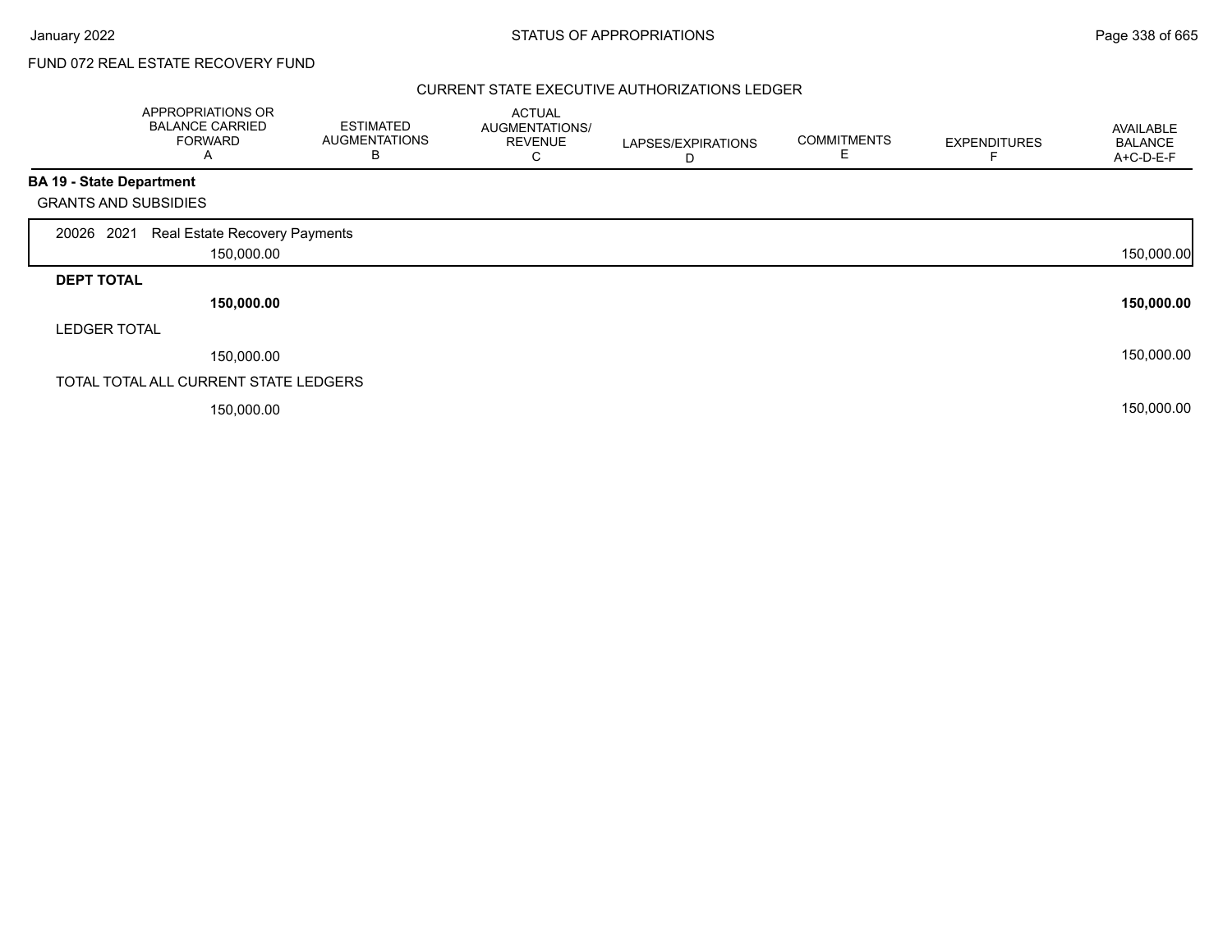FUND 072 REAL ESTATE RECOVERY FUND

## CURRENT STATE EXECUTIVE AUTHORIZATIONS LEDGER

| | APPROPRIATIONS OR BALANCE CARRIED FORWARD A | ESTIMATED AUGMENTATIONS B | ACTUAL AUGMENTATIONS/ REVENUE C | LAPSES/EXPIRATIONS D | COMMITMENTS E | EXPENDITURES F | AVAILABLE BALANCE A+C-D-E-F |
|---|---|---|---|---|---|---|---|
| **BA 19 - State Department** | | | | | | | |
| GRANTS AND SUBSIDIES | | | | | | | |
| 20026 2021 Real Estate Recovery Payments | 150,000.00 | | | | | | 150,000.00 |
| **DEPT TOTAL** | **150,000.00** | | | | | | **150,000.00** |
| LEDGER TOTAL | 150,000.00 | | | | | | 150,000.00 |
| TOTAL TOTAL ALL CURRENT STATE LEDGERS | 150,000.00 | | | | | | 150,000.00 |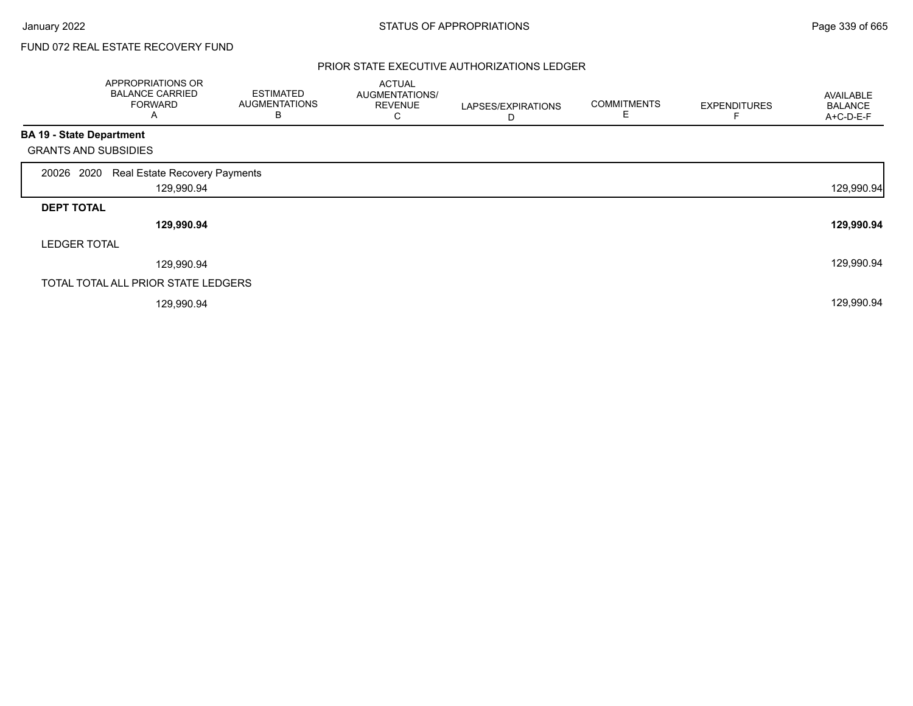FUND 072 REAL ESTATE RECOVERY FUND

## PRIOR STATE EXECUTIVE AUTHORIZATIONS LEDGER

| | APPROPRIATIONS OR BALANCE CARRIED FORWARD A | ESTIMATED AUGMENTATIONS B | ACTUAL AUGMENTATIONS/ REVENUE C | LAPSES/EXPIRATIONS D | COMMITMENTS E | EXPENDITURES F | AVAILABLE BALANCE A+C-D-E-F |
|---|---|---|---|---|---|---|---|
| **BA 19 - State Department** | | | | | | | |
| GRANTS AND SUBSIDIES | | | | | | | |
| 20026 2020 Real Estate Recovery Payments | 129,990.94 | | | | | | 129,990.94 |
| **DEPT TOTAL** | **129,990.94** | | | | | | **129,990.94** |
| LEDGER TOTAL | 129,990.94 | | | | | | 129,990.94 |
| TOTAL TOTAL ALL PRIOR STATE LEDGERS | 129,990.94 | | | | | | 129,990.94 |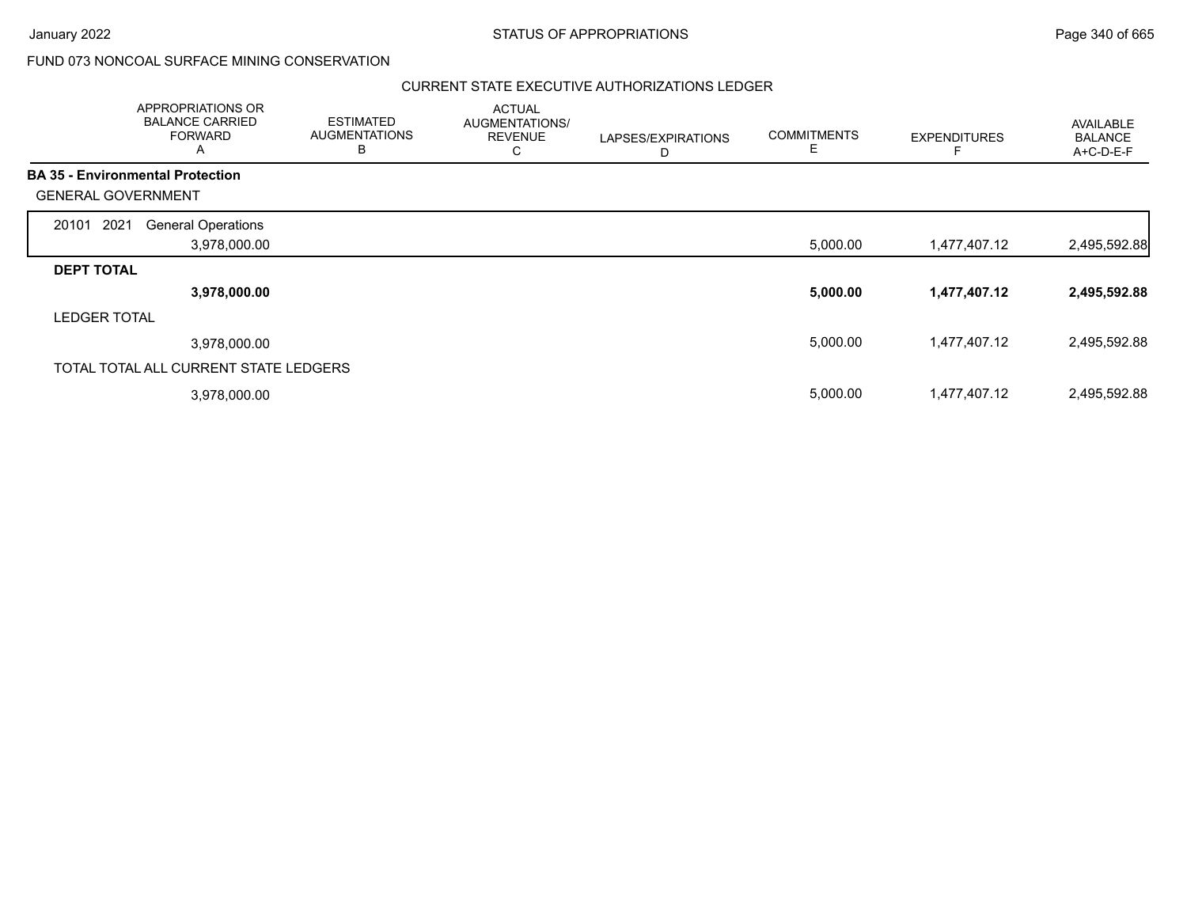FUND 073 NONCOAL SURFACE MINING CONSERVATION

CURRENT STATE EXECUTIVE AUTHORIZATIONS LEDGER

| APPROPRIATIONS OR BALANCE CARRIED FORWARD A | ESTIMATED AUGMENTATIONS B | ACTUAL AUGMENTATIONS/ REVENUE C | LAPSES/EXPIRATIONS D | COMMITMENTS E | EXPENDITURES F | AVAILABLE BALANCE A+C-D-E-F |
|---|---|---|---|---|---|---|
| **BA 35 - Environmental Protection** | | | | | | |
| GENERAL GOVERNMENT | | | | | | |
| 20101 2021 General Operations | | | | | | |
| 3,978,000.00 | | | | 5,000.00 | 1,477,407.12 | 2,495,592.88 |
| **DEPT TOTAL** | | | | | | |
| **3,978,000.00** | | | | **5,000.00** | **1,477,407.12** | **2,495,592.88** |
| LEDGER TOTAL | | | | | | |
| 3,978,000.00 | | | | 5,000.00 | 1,477,407.12 | 2,495,592.88 |
| TOTAL TOTAL ALL CURRENT STATE LEDGERS | | | | | | |
| 3,978,000.00 | | | | 5,000.00 | 1,477,407.12 | 2,495,592.88 |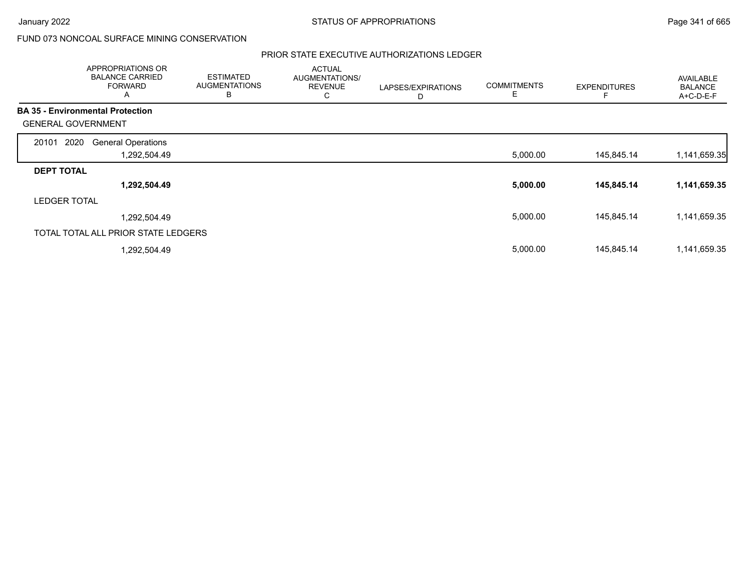FUND 073 NONCOAL SURFACE MINING CONSERVATION

PRIOR STATE EXECUTIVE AUTHORIZATIONS LEDGER

| | APPROPRIATIONS OR BALANCE CARRIED FORWARD A | ESTIMATED AUGMENTATIONS B | ACTUAL AUGMENTATIONS/ REVENUE C | LAPSES/EXPIRATIONS D | COMMITMENTS E | EXPENDITURES F | AVAILABLE BALANCE A+C-D-E-F |
|---|---|---|---|---|---|---|---|
| **BA 35 - Environmental Protection** | | | | | | | |
| GENERAL GOVERNMENT | | | | | | | |
| 20101 2020 General Operations | 1,292,504.49 | | | | 5,000.00 | 145,845.14 | 1,141,659.35 |
| **DEPT TOTAL** | **1,292,504.49** | | | | **5,000.00** | **145,845.14** | **1,141,659.35** |
| LEDGER TOTAL | 1,292,504.49 | | | | 5,000.00 | 145,845.14 | 1,141,659.35 |
| TOTAL TOTAL ALL PRIOR STATE LEDGERS | 1,292,504.49 | | | | 5,000.00 | 145,845.14 | 1,141,659.35 |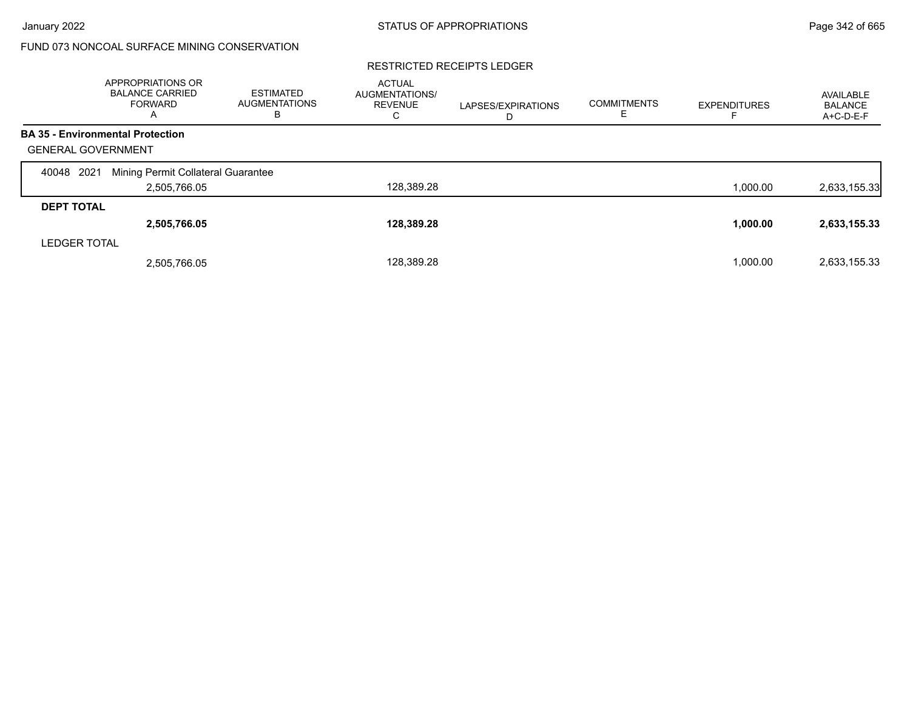FUND 073 NONCOAL SURFACE MINING CONSERVATION

## RESTRICTED RECEIPTS LEDGER

| | APPROPRIATIONS OR BALANCE CARRIED FORWARD A | ESTIMATED AUGMENTATIONS B | ACTUAL AUGMENTATIONS/ REVENUE C | LAPSES/EXPIRATIONS D | COMMITMENTS E | EXPENDITURES F | AVAILABLE BALANCE A+C-D-E-F |
|---|---|---|---|---|---|---|---|
| **BA 35 - Environmental Protection** | | | | | | | |
| GENERAL GOVERNMENT | | | | | | | |
| 40048 2021 Mining Permit Collateral Guarantee | 2,505,766.05 | | 128,389.28 | | | 1,000.00 | 2,633,155.33 |
| **DEPT TOTAL** | **2,505,766.05** | | **128,389.28** | | | **1,000.00** | **2,633,155.33** |
| LEDGER TOTAL | 2,505,766.05 | | 128,389.28 | | | 1,000.00 | 2,633,155.33 |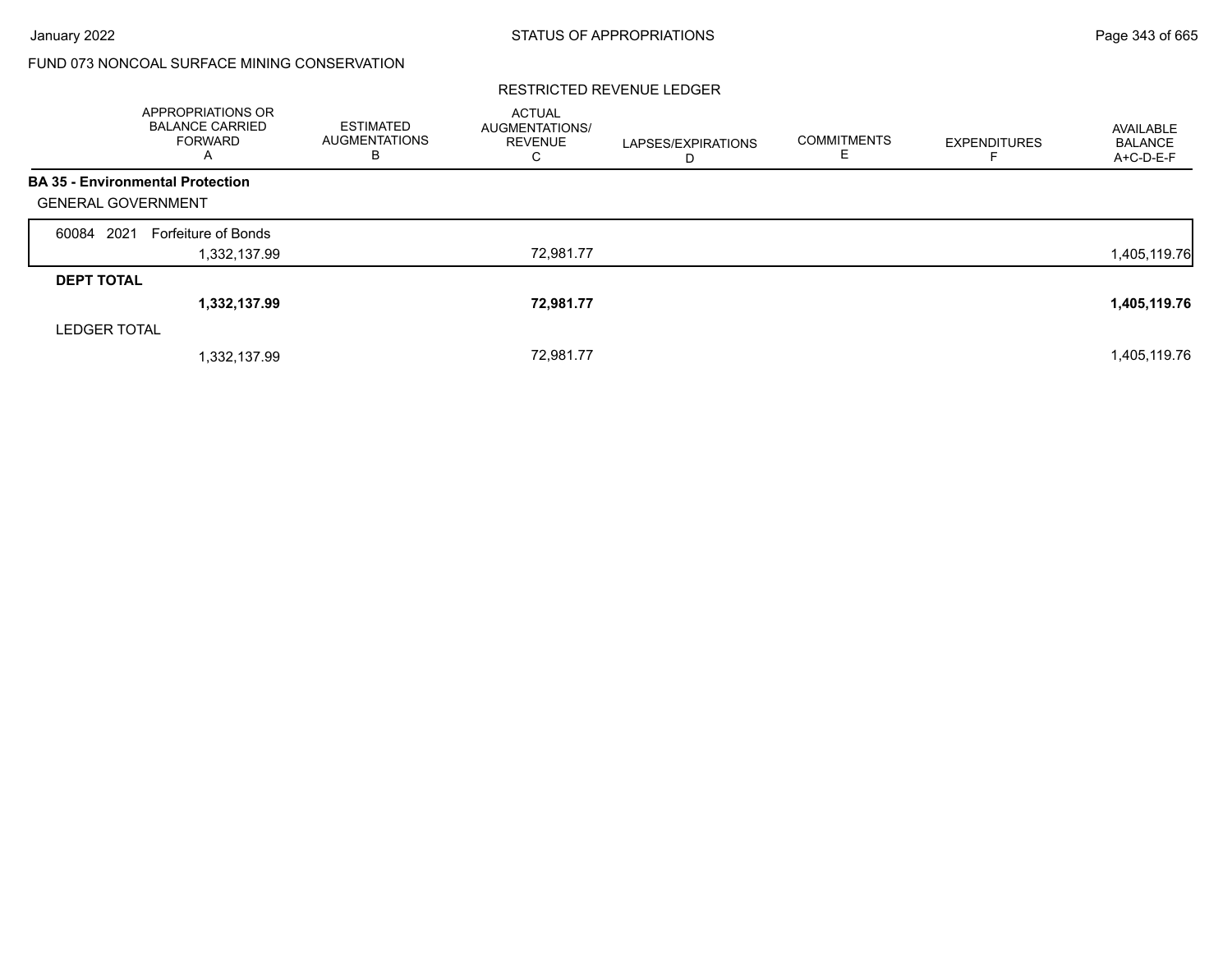FUND 073 NONCOAL SURFACE MINING CONSERVATION

RESTRICTED REVENUE LEDGER

| | APPROPRIATIONS OR BALANCE CARRIED FORWARD A | ESTIMATED AUGMENTATIONS B | ACTUAL AUGMENTATIONS/ REVENUE C | LAPSES/EXPIRATIONS D | COMMITMENTS E | EXPENDITURES F | AVAILABLE BALANCE A+C-D-E-F |
|---|---|---|---|---|---|---|---|
| **BA 35 - Environmental Protection** | | | | | | | |
| GENERAL GOVERNMENT | | | | | | | |
| 60084 2021 Forfeiture of Bonds | 1,332,137.99 | | 72,981.77 | | | | 1,405,119.76 |
| **DEPT TOTAL** | **1,332,137.99** | | **72,981.77** | | | | **1,405,119.76** |
| LEDGER TOTAL | 1,332,137.99 | | 72,981.77 | | | | 1,405,119.76 |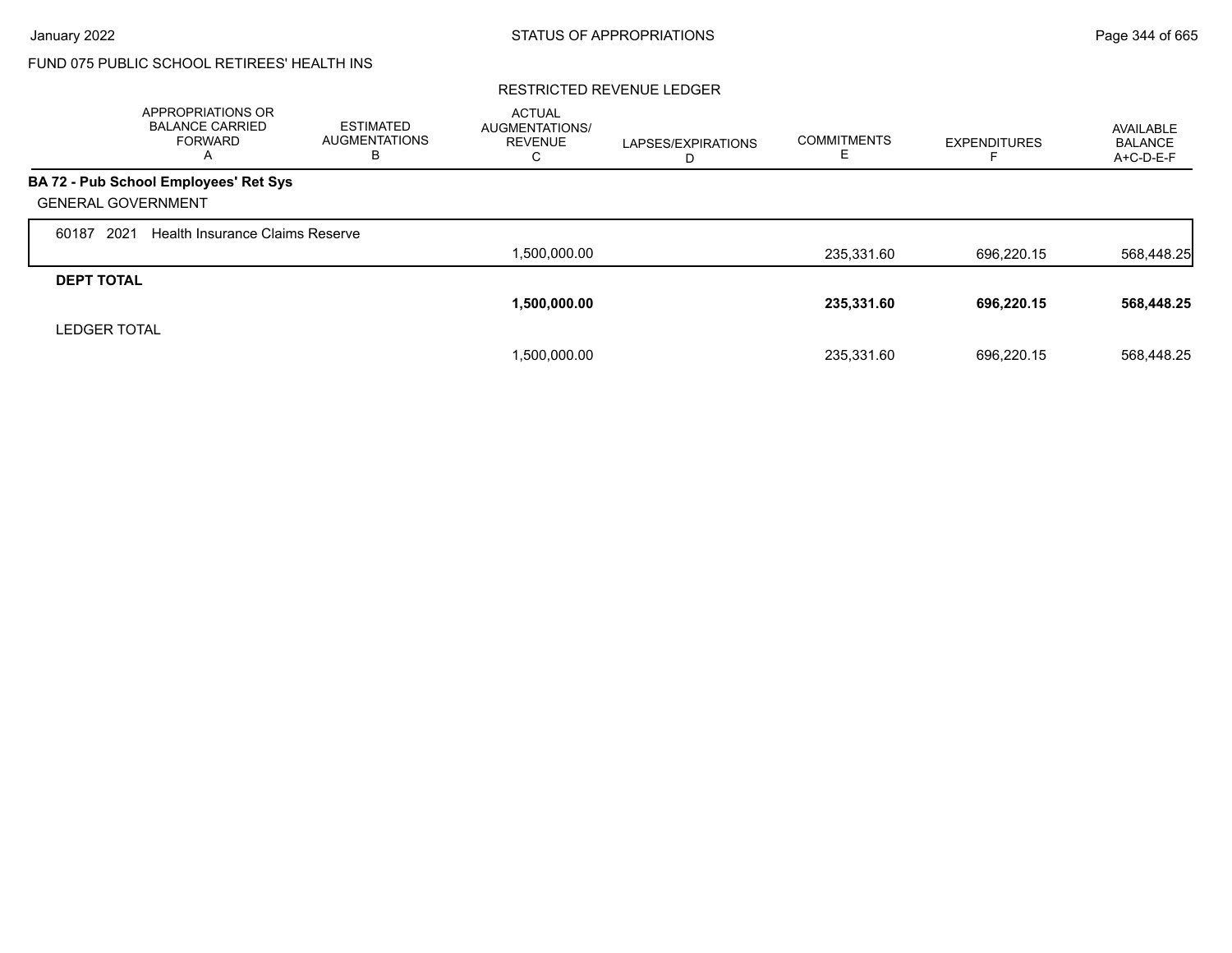FUND 075 PUBLIC SCHOOL RETIREES' HEALTH INS

RESTRICTED REVENUE LEDGER

| | APPROPRIATIONS OR BALANCE CARRIED FORWARD A | ESTIMATED AUGMENTATIONS B | ACTUAL AUGMENTATIONS/ REVENUE C | LAPSES/EXPIRATIONS D | COMMITMENTS E | EXPENDITURES F | AVAILABLE BALANCE A+C-D-E-F |
|---|---|---|---|---|---|---|---|
| **BA 72 - Pub School Employees' Ret Sys** | | | | | | | |
| GENERAL GOVERNMENT | | | | | | | |
| 60187 2021 Health Insurance Claims Reserve | | | 1,500,000.00 | | 235,331.60 | 696,220.15 | 568,448.25 |
| **DEPT TOTAL** | | | **1,500,000.00** | | **235,331.60** | **696,220.15** | **568,448.25** |
| LEDGER TOTAL | | | 1,500,000.00 | | 235,331.60 | 696,220.15 | 568,448.25 |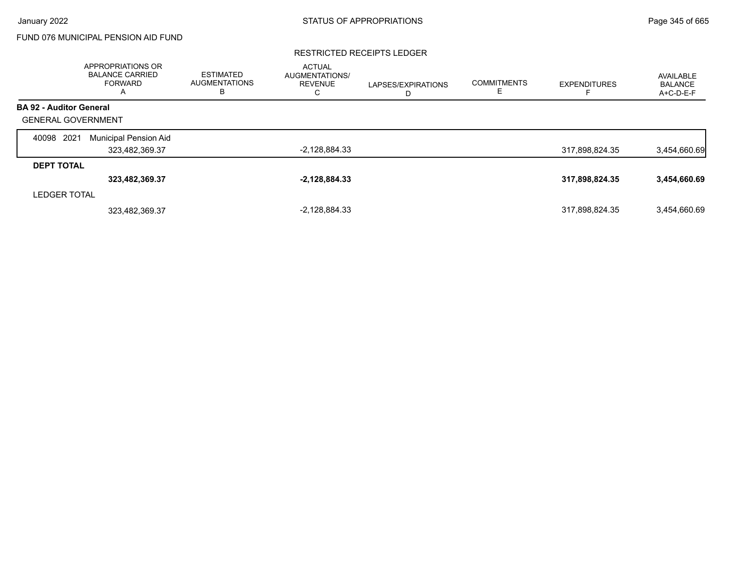FUND 076 MUNICIPAL PENSION AID FUND

RESTRICTED RECEIPTS LEDGER

| | APPROPRIATIONS OR BALANCE CARRIED FORWARD A | ESTIMATED AUGMENTATIONS B | ACTUAL AUGMENTATIONS/ REVENUE C | LAPSES/EXPIRATIONS D | COMMITMENTS E | EXPENDITURES F | AVAILABLE BALANCE A+C-D-E-F |
|---|---|---|---|---|---|---|---|
| **BA 92 - Auditor General** | | | | | | | |
| GENERAL GOVERNMENT | | | | | | | |
| 40098 2021 Municipal Pension Aid | 323,482,369.37 | | -2,128,884.33 | | | 317,898,824.35 | 3,454,660.69 |
| **DEPT TOTAL** | **323,482,369.37** | | **-2,128,884.33** | | | **317,898,824.35** | **3,454,660.69** |
| LEDGER TOTAL | 323,482,369.37 | | -2,128,884.33 | | | 317,898,824.35 | 3,454,660.69 |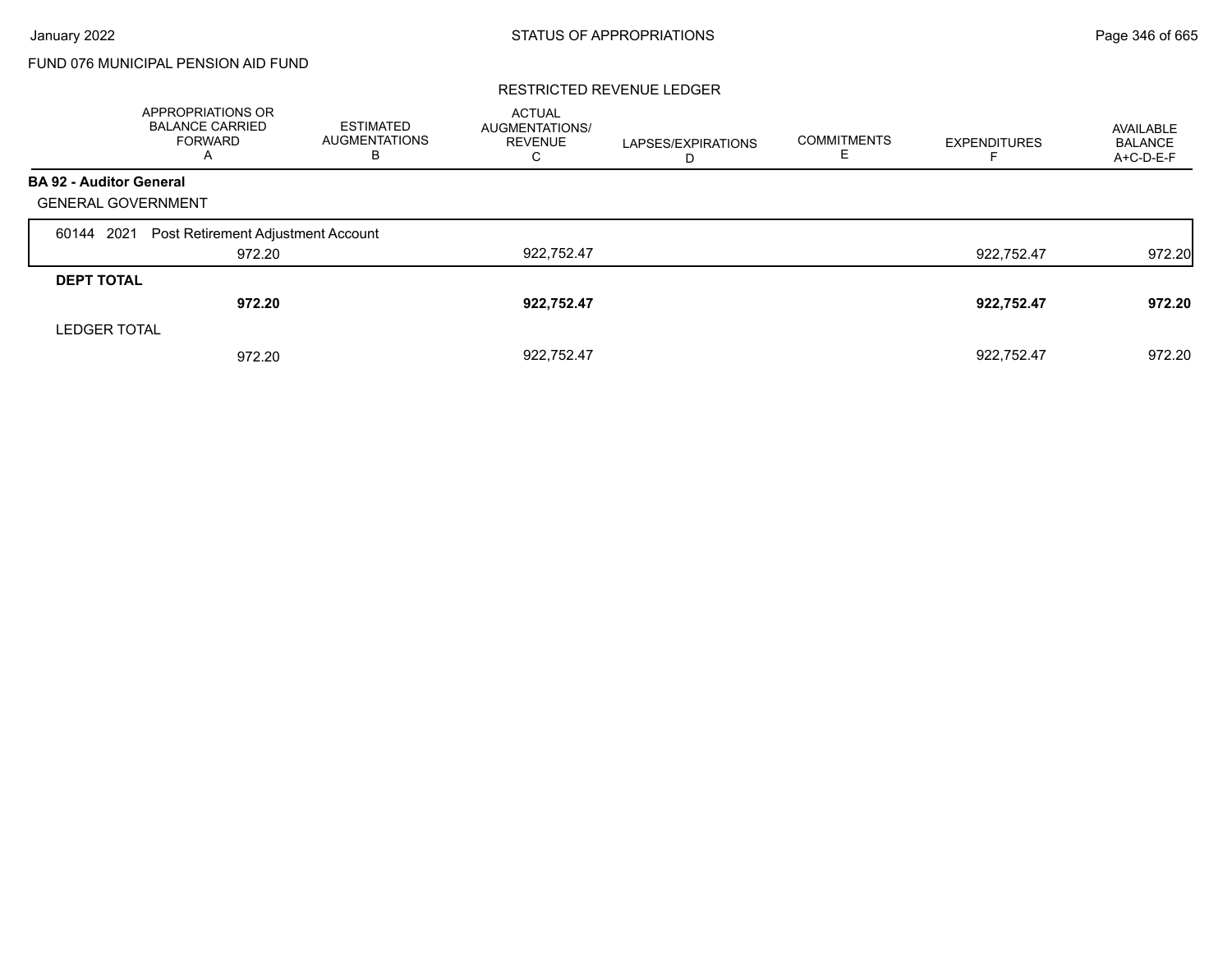FUND 076 MUNICIPAL PENSION AID FUND

RESTRICTED REVENUE LEDGER

| | APPROPRIATIONS OR BALANCE CARRIED FORWARD A | ESTIMATED AUGMENTATIONS B | ACTUAL AUGMENTATIONS/ REVENUE C | LAPSES/EXPIRATIONS D | COMMITMENTS E | EXPENDITURES F | AVAILABLE BALANCE A+C-D-E-F |
|---|---|---|---|---|---|---|---|
| **BA 92 - Auditor General** | | | | | | | |
| GENERAL GOVERNMENT | | | | | | | |
| 60144 2021 Post Retirement Adjustment Account | 972.20 | | 922,752.47 | | | 922,752.47 | 972.20 |
| **DEPT TOTAL** | **972.20** | | **922,752.47** | | | **922,752.47** | **972.20** |
| LEDGER TOTAL | 972.20 | | 922,752.47 | | | 922,752.47 | 972.20 |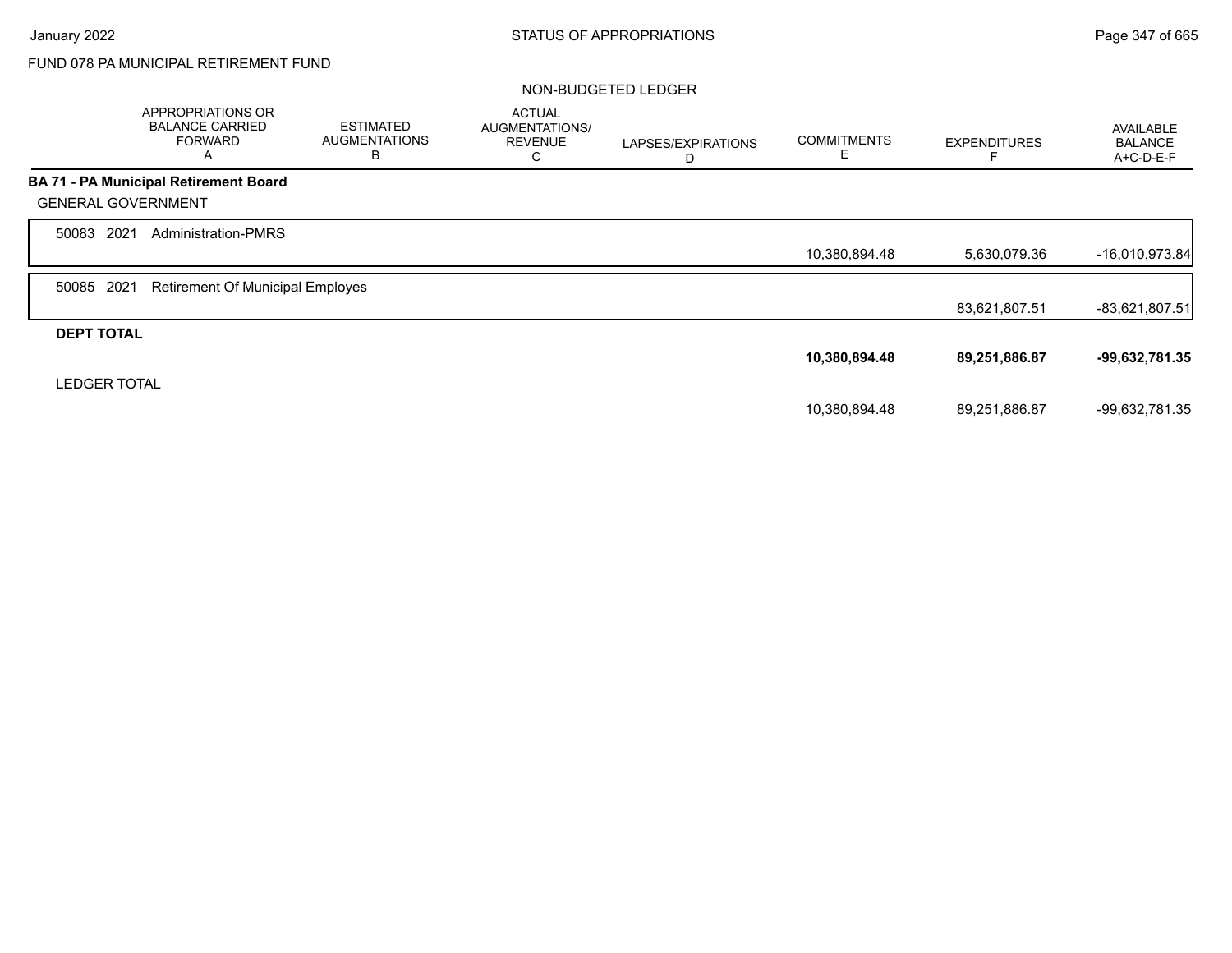FUND 078 PA MUNICIPAL RETIREMENT FUND

NON-BUDGETED LEDGER

| | APPROPRIATIONS OR BALANCE CARRIED FORWARD A | ESTIMATED AUGMENTATIONS B | ACTUAL AUGMENTATIONS/ REVENUE C | LAPSES/EXPIRATIONS D | COMMITMENTS E | EXPENDITURES F | AVAILABLE BALANCE A+C-D-E-F |
|---|---|---|---|---|---|---|---|
| **BA 71 - PA Municipal Retirement Board** | | | | | | | |
| GENERAL GOVERNMENT | | | | | | | |
| 50083 2021 Administration-PMRS | | | | | 10,380,894.48 | 5,630,079.36 | -16,010,973.84 |
| 50085 2021 Retirement Of Municipal Employes | | | | | | 83,621,807.51 | -83,621,807.51 |
| **DEPT TOTAL** | | | | | **10,380,894.48** | **89,251,886.87** | **-99,632,781.35** |
| LEDGER TOTAL | | | | | 10,380,894.48 | 89,251,886.87 | -99,632,781.35 |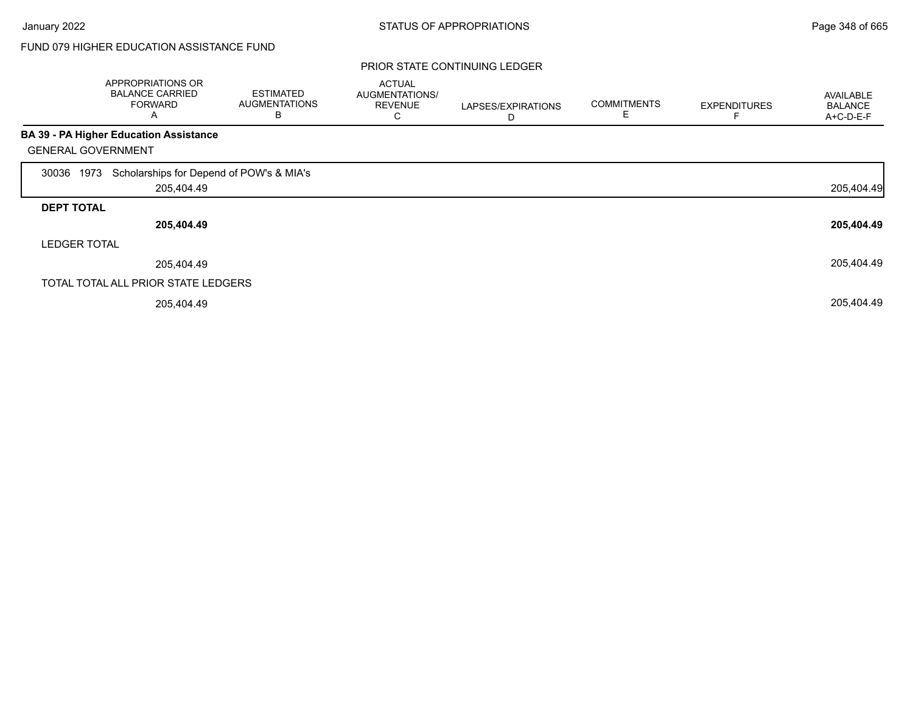FUND 079 HIGHER EDUCATION ASSISTANCE FUND

## PRIOR STATE CONTINUING LEDGER

| | APPROPRIATIONS OR BALANCE CARRIED FORWARD A | ESTIMATED AUGMENTATIONS B | ACTUAL AUGMENTATIONS/ REVENUE C | LAPSES/EXPIRATIONS D | COMMITMENTS E | EXPENDITURES F | AVAILABLE BALANCE A+C-D-E-F |
|---|---|---|---|---|---|---|---|
| **BA 39 - PA Higher Education Assistance** | | | | | | | |
| GENERAL GOVERNMENT | | | | | | | |
| 30036 1973 Scholarships for Depend of POW's & MIA's | 205,404.49 | | | | | | 205,404.49 |
| **DEPT TOTAL** | **205,404.49** | | | | | | **205,404.49** |
| LEDGER TOTAL | 205,404.49 | | | | | | 205,404.49 |
| TOTAL TOTAL ALL PRIOR STATE LEDGERS | 205,404.49 | | | | | | 205,404.49 |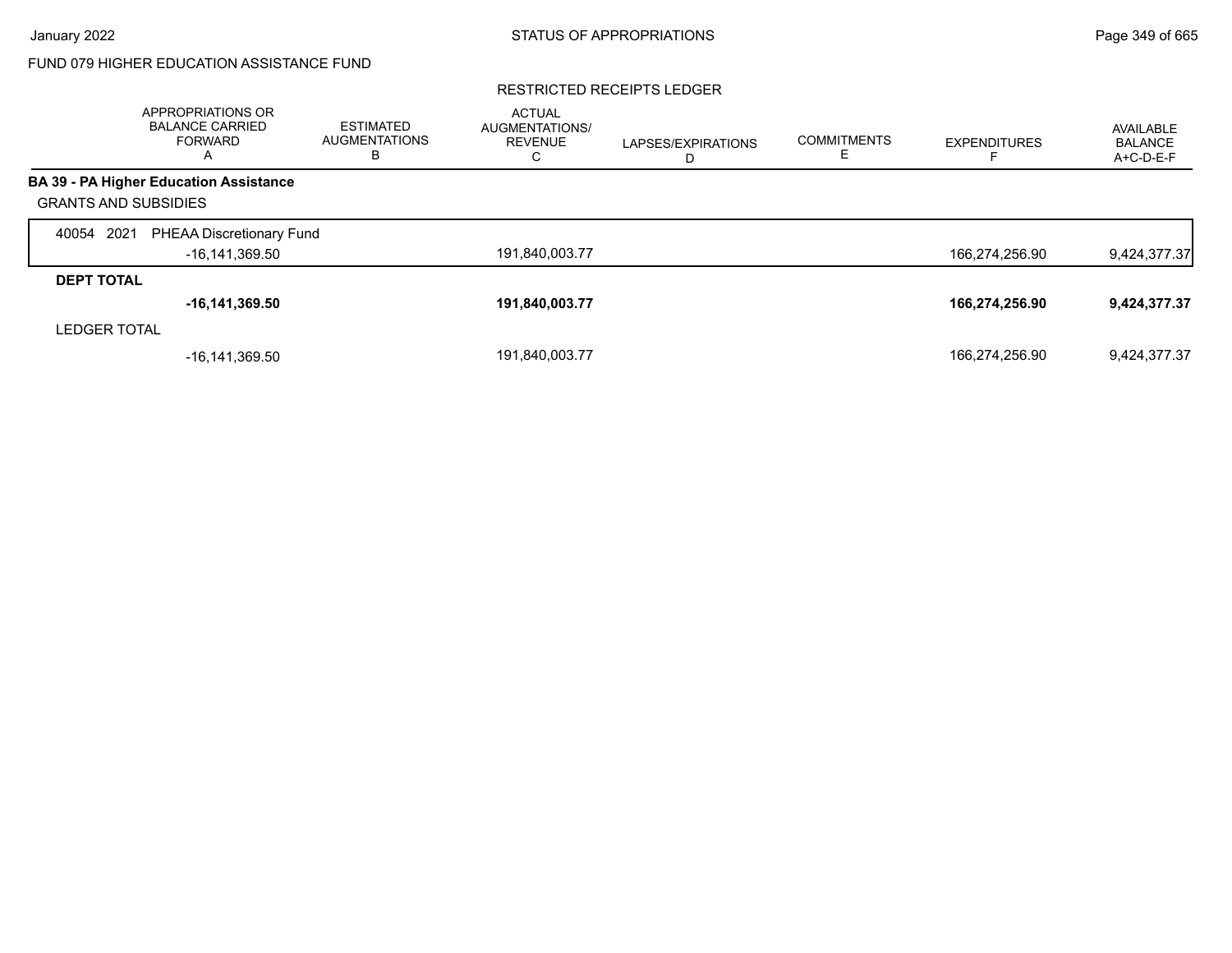FUND 079 HIGHER EDUCATION ASSISTANCE FUND

RESTRICTED RECEIPTS LEDGER

| | APPROPRIATIONS OR BALANCE CARRIED FORWARD A | ESTIMATED AUGMENTATIONS B | ACTUAL AUGMENTATIONS/ REVENUE C | LAPSES/EXPIRATIONS D | COMMITMENTS E | EXPENDITURES F | AVAILABLE BALANCE A+C-D-E-F |
|---|---|---|---|---|---|---|---|
| **BA 39 - PA Higher Education Assistance** | | | | | | | |
| GRANTS AND SUBSIDIES | | | | | | | |
| 40054 2021 PHEAA Discretionary Fund | | | | | | | |
| | -16,141,369.50 | | 191,840,003.77 | | | 166,274,256.90 | 9,424,377.37 |
| **DEPT TOTAL** | | | | | | | |
| | **-16,141,369.50** | | **191,840,003.77** | | | **166,274,256.90** | **9,424,377.37** |
| LEDGER TOTAL | | | | | | | |
| | -16,141,369.50 | | 191,840,003.77 | | | 166,274,256.90 | 9,424,377.37 |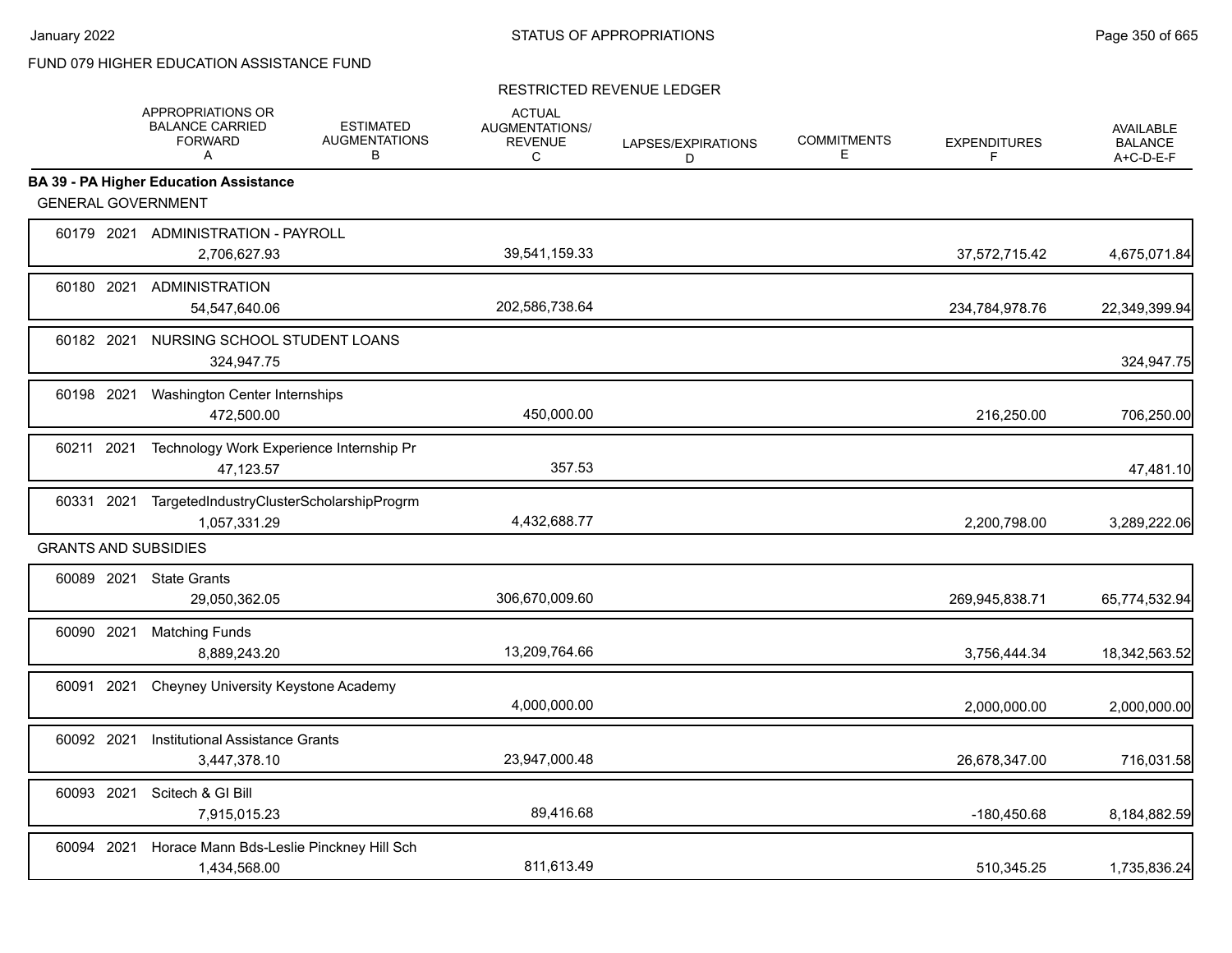FUND 079 HIGHER EDUCATION ASSISTANCE FUND

RESTRICTED REVENUE LEDGER

| | APPROPRIATIONS OR BALANCE CARRIED FORWARD A | ESTIMATED AUGMENTATIONS B | ACTUAL AUGMENTATIONS/ REVENUE C | LAPSES/EXPIRATIONS D | COMMITMENTS E | EXPENDITURES F | AVAILABLE BALANCE A+C-D-E-F |
|---|---|---|---|---|---|---|---|
| **BA 39 - PA Higher Education Assistance** | | | | | | | |
| GENERAL GOVERNMENT | | | | | | | |
| 60179 2021 ADMINISTRATION - PAYROLL | 2,706,627.93 | | 39,541,159.33 | | | 37,572,715.42 | 4,675,071.84 |
| 60180 2021 ADMINISTRATION | 54,547,640.06 | | 202,586,738.64 | | | 234,784,978.76 | 22,349,399.94 |
| 60182 2021 NURSING SCHOOL STUDENT LOANS | 324,947.75 | | | | | | 324,947.75 |
| 60198 2021 Washington Center Internships | 472,500.00 | | 450,000.00 | | | 216,250.00 | 706,250.00 |
| 60211 2021 Technology Work Experience Internship Pr | 47,123.57 | | 357.53 | | | | 47,481.10 |
| 60331 2021 TargetedIndustryClusterScholarshipProgrm | 1,057,331.29 | | 4,432,688.77 | | | 2,200,798.00 | 3,289,222.06 |
| GRANTS AND SUBSIDIES | | | | | | | |
| 60089 2021 State Grants | 29,050,362.05 | | 306,670,009.60 | | | 269,945,838.71 | 65,774,532.94 |
| 60090 2021 Matching Funds | 8,889,243.20 | | 13,209,764.66 | | | 3,756,444.34 | 18,342,563.52 |
| 60091 2021 Cheyney University Keystone Academy | | | 4,000,000.00 | | | 2,000,000.00 | 2,000,000.00 |
| 60092 2021 Institutional Assistance Grants | 3,447,378.10 | | 23,947,000.48 | | | 26,678,347.00 | 716,031.58 |
| 60093 2021 Scitech & GI Bill | 7,915,015.23 | | 89,416.68 | | | -180,450.68 | 8,184,882.59 |
| 60094 2021 Horace Mann Bds-Leslie Pinckney Hill Sch | 1,434,568.00 | | 811,613.49 | | | 510,345.25 | 1,735,836.24 |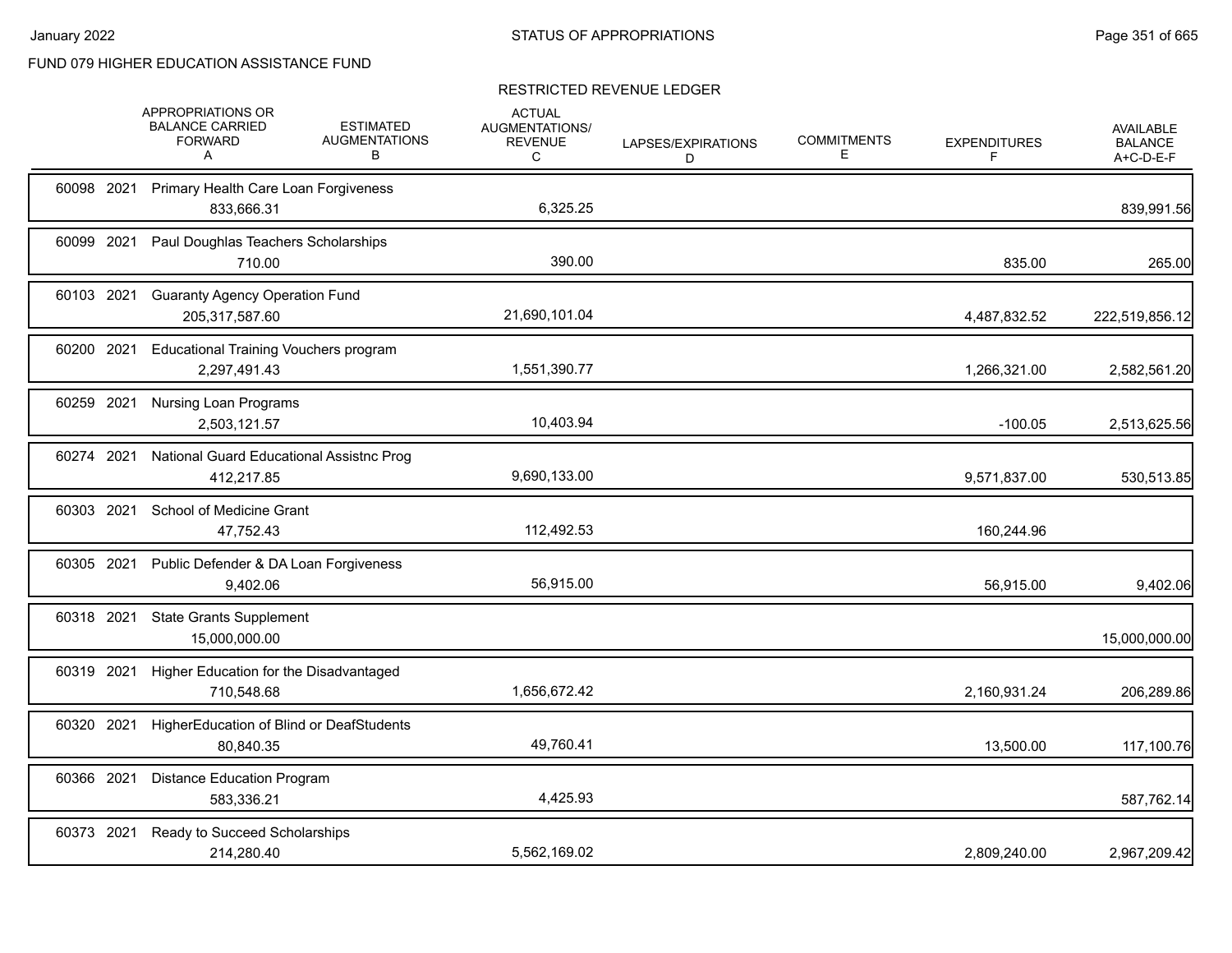FUND 079 HIGHER EDUCATION ASSISTANCE FUND

STATUS OF APPROPRIATIONS

RESTRICTED REVENUE LEDGER

| | APPROPRIATIONS OR BALANCE CARRIED FORWARD A | ESTIMATED AUGMENTATIONS B | ACTUAL AUGMENTATIONS/ REVENUE C | LAPSES/EXPIRATIONS D | COMMITMENTS E | EXPENDITURES F | AVAILABLE BALANCE A+C-D-E-F |
|---|---|---|---|---|---|---|---|
| 60098 2021 Primary Health Care Loan Forgiveness | 833,666.31 | | 6,325.25 | | | | 839,991.56 |
| 60099 2021 Paul Doughlas Teachers Scholarships | 710.00 | | 390.00 | | | 835.00 | 265.00 |
| 60103 2021 Guaranty Agency Operation Fund | 205,317,587.60 | | 21,690,101.04 | | | 4,487,832.52 | 222,519,856.12 |
| 60200 2021 Educational Training Vouchers program | 2,297,491.43 | | 1,551,390.77 | | | 1,266,321.00 | 2,582,561.20 |
| 60259 2021 Nursing Loan Programs | 2,503,121.57 | | 10,403.94 | | | -100.05 | 2,513,625.56 |
| 60274 2021 National Guard Educational Assistnc Prog | 412,217.85 | | 9,690,133.00 | | | 9,571,837.00 | 530,513.85 |
| 60303 2021 School of Medicine Grant | 47,752.43 | | 112,492.53 | | | 160,244.96 | |
| 60305 2021 Public Defender & DA Loan Forgiveness | 9,402.06 | | 56,915.00 | | | 56,915.00 | 9,402.06 |
| 60318 2021 State Grants Supplement | 15,000,000.00 | | | | | | 15,000,000.00 |
| 60319 2021 Higher Education for the Disadvantaged | 710,548.68 | | 1,656,672.42 | | | 2,160,931.24 | 206,289.86 |
| 60320 2021 HigherEducation of Blind or DeafStudents | 80,840.35 | | 49,760.41 | | | 13,500.00 | 117,100.76 |
| 60366 2021 Distance Education Program | 583,336.21 | | 4,425.93 | | | | 587,762.14 |
| 60373 2021 Ready to Succeed Scholarships | 214,280.40 | | 5,562,169.02 | | | 2,809,240.00 | 2,967,209.42 |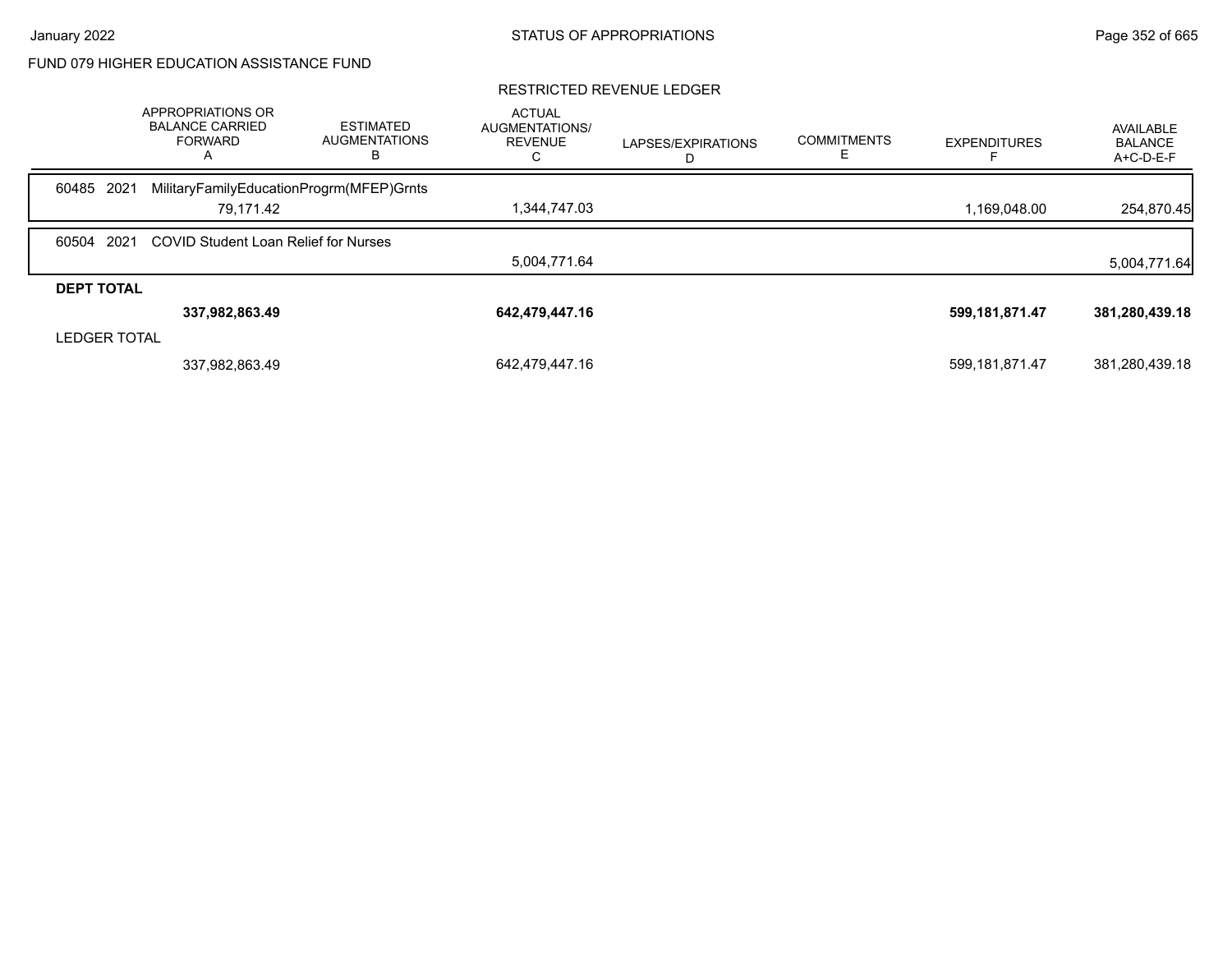FUND 079 HIGHER EDUCATION ASSISTANCE FUND

RESTRICTED REVENUE LEDGER

| | APPROPRIATIONS OR BALANCE CARRIED FORWARD A | ESTIMATED AUGMENTATIONS B | ACTUAL AUGMENTATIONS/ REVENUE C | LAPSES/EXPIRATIONS D | COMMITMENTS E | EXPENDITURES F | AVAILABLE BALANCE A+C-D-E-F |
|---|---|---|---|---|---|---|---|
| 60485 2021 MilitaryFamilyEducationProgrm(MFEP)Grnts | | | | | | | |
| | 79,171.42 | | 1,344,747.03 | | | 1,169,048.00 | 254,870.45 |
| 60504 2021 COVID Student Loan Relief for Nurses | | | | | | | |
| | | | 5,004,771.64 | | | | 5,004,771.64 |
| **DEPT TOTAL** | | | | | | | |
| | **337,982,863.49** | | **642,479,447.16** | | | **599,181,871.47** | **381,280,439.18** |
| LEDGER TOTAL | | | | | | | |
| | 337,982,863.49 | | 642,479,447.16 | | | 599,181,871.47 | 381,280,439.18 |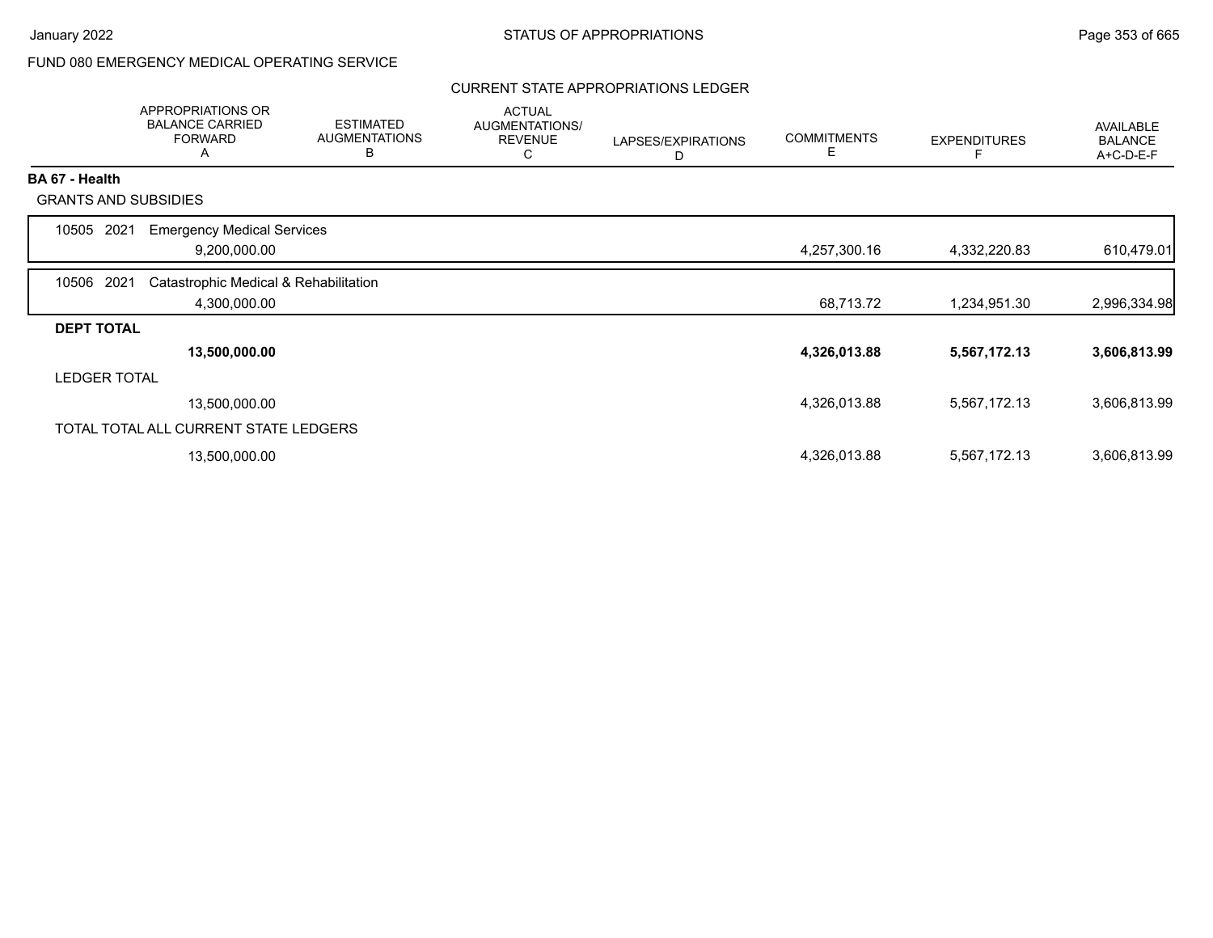FUND 080 EMERGENCY MEDICAL OPERATING SERVICE

## CURRENT STATE APPROPRIATIONS LEDGER

| | APPROPRIATIONS OR BALANCE CARRIED FORWARD A | ESTIMATED AUGMENTATIONS B | ACTUAL AUGMENTATIONS/ REVENUE C | LAPSES/EXPIRATIONS D | COMMITMENTS E | EXPENDITURES F | AVAILABLE BALANCE A+C-D-E-F |
|---|---|---|---|---|---|---|---|
| **BA 67 - Health** | | | | | | | |
| GRANTS AND SUBSIDIES | | | | | | | |
| 10505 2021 Emergency Medical Services | 9,200,000.00 | | | | 4,257,300.16 | 4,332,220.83 | 610,479.01 |
| 10506 2021 Catastrophic Medical & Rehabilitation | 4,300,000.00 | | | | 68,713.72 | 1,234,951.30 | 2,996,334.98 |
| **DEPT TOTAL** | **13,500,000.00** | | | | **4,326,013.88** | **5,567,172.13** | **3,606,813.99** |
| LEDGER TOTAL | 13,500,000.00 | | | | 4,326,013.88 | 5,567,172.13 | 3,606,813.99 |
| TOTAL TOTAL ALL CURRENT STATE LEDGERS | 13,500,000.00 | | | | 4,326,013.88 | 5,567,172.13 | 3,606,813.99 |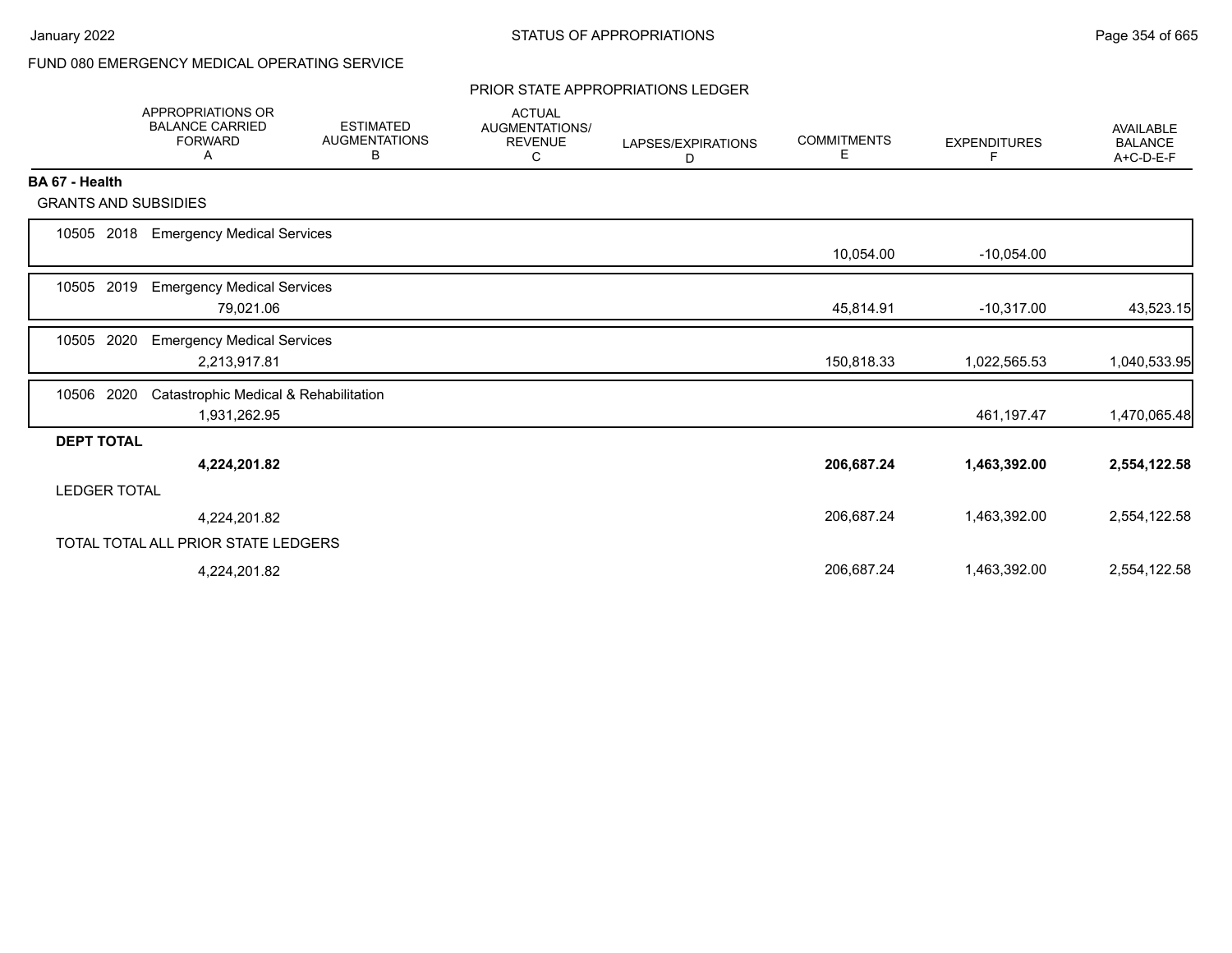FUND 080 EMERGENCY MEDICAL OPERATING SERVICE

## PRIOR STATE APPROPRIATIONS LEDGER

| | APPROPRIATIONS OR BALANCE CARRIED FORWARD A | ESTIMATED AUGMENTATIONS B | ACTUAL AUGMENTATIONS/ REVENUE C | LAPSES/EXPIRATIONS D | COMMITMENTS E | EXPENDITURES F | AVAILABLE BALANCE A+C-D-E-F |
|---|---|---|---|---|---|---|---|
| **BA 67 - Health** | | | | | | | |
| GRANTS AND SUBSIDIES | | | | | | | |
| 10505 2018 Emergency Medical Services | | | | | 10,054.00 | -10,054.00 | |
| 10505 2019 Emergency Medical Services | 79,021.06 | | | | 45,814.91 | -10,317.00 | 43,523.15 |
| 10505 2020 Emergency Medical Services | 2,213,917.81 | | | | 150,818.33 | 1,022,565.53 | 1,040,533.95 |
| 10506 2020 Catastrophic Medical & Rehabilitation | 1,931,262.95 | | | | | 461,197.47 | 1,470,065.48 |
| **DEPT TOTAL** | **4,224,201.82** | | | | **206,687.24** | **1,463,392.00** | **2,554,122.58** |
| LEDGER TOTAL | 4,224,201.82 | | | | 206,687.24 | 1,463,392.00 | 2,554,122.58 |
| TOTAL TOTAL ALL PRIOR STATE LEDGERS | 4,224,201.82 | | | | 206,687.24 | 1,463,392.00 | 2,554,122.58 |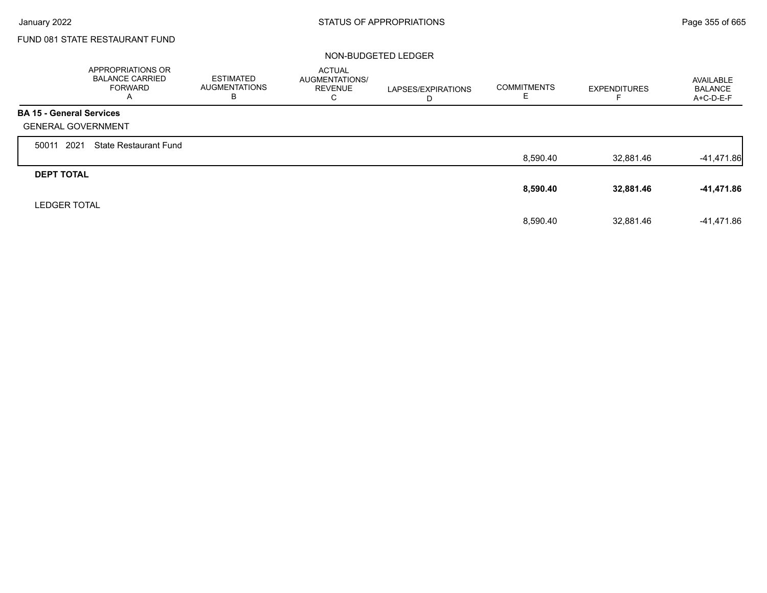FUND 081 STATE RESTAURANT FUND

NON-BUDGETED LEDGER

| | APPROPRIATIONS OR BALANCE CARRIED FORWARD A | ESTIMATED AUGMENTATIONS B | ACTUAL AUGMENTATIONS/ REVENUE C | LAPSES/EXPIRATIONS D | COMMITMENTS E | EXPENDITURES F | AVAILABLE BALANCE A+C-D-E-F |
|---|---|---|---|---|---|---|---|
| **BA 15 - General Services** | | | | | | | |
| GENERAL GOVERNMENT | | | | | | | |
| 50011 2021 State Restaurant Fund | | | | | 8,590.40 | 32,881.46 | -41,471.86 |
| **DEPT TOTAL** | | | | | **8,590.40** | **32,881.46** | **-41,471.86** |
| LEDGER TOTAL | | | | | 8,590.40 | 32,881.46 | -41,471.86 |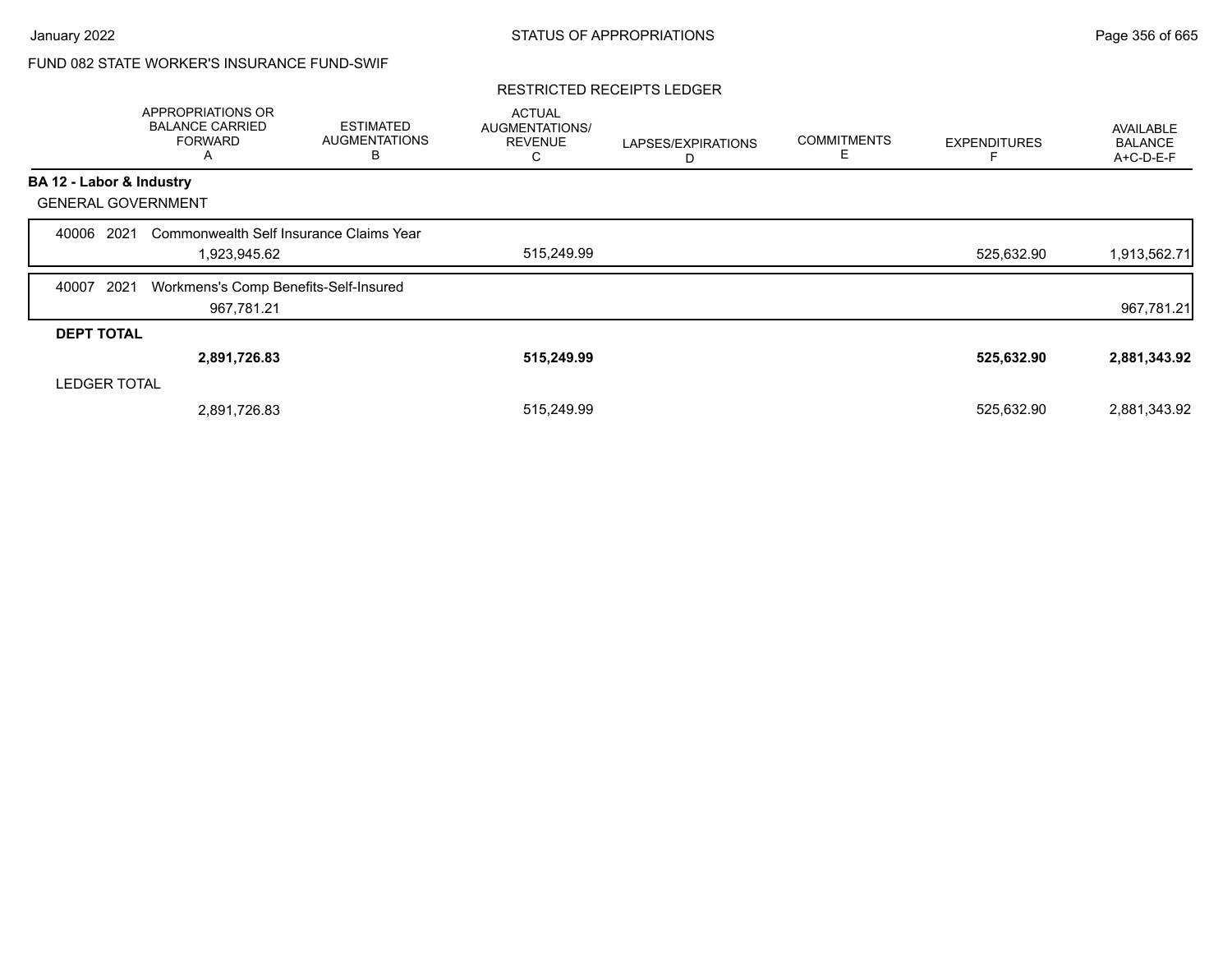FUND 082 STATE WORKER'S INSURANCE FUND-SWIF

RESTRICTED RECEIPTS LEDGER

| | APPROPRIATIONS OR BALANCE CARRIED FORWARD A | ESTIMATED AUGMENTATIONS B | ACTUAL AUGMENTATIONS/ REVENUE C | LAPSES/EXPIRATIONS D | COMMITMENTS E | EXPENDITURES F | AVAILABLE BALANCE A+C-D-E-F |
|---|---|---|---|---|---|---|---|
| **BA 12 - Labor & Industry** | | | | | | | |
| GENERAL GOVERNMENT | | | | | | | |
| 40006 2021 Commonwealth Self Insurance Claims Year | 1,923,945.62 | | 515,249.99 | | | 525,632.90 | 1,913,562.71 |
| 40007 2021 Workmens's Comp Benefits-Self-Insured | 967,781.21 | | | | | | 967,781.21 |
| **DEPT TOTAL** | **2,891,726.83** | | **515,249.99** | | | **525,632.90** | **2,881,343.92** |
| LEDGER TOTAL | 2,891,726.83 | | 515,249.99 | | | 525,632.90 | 2,881,343.92 |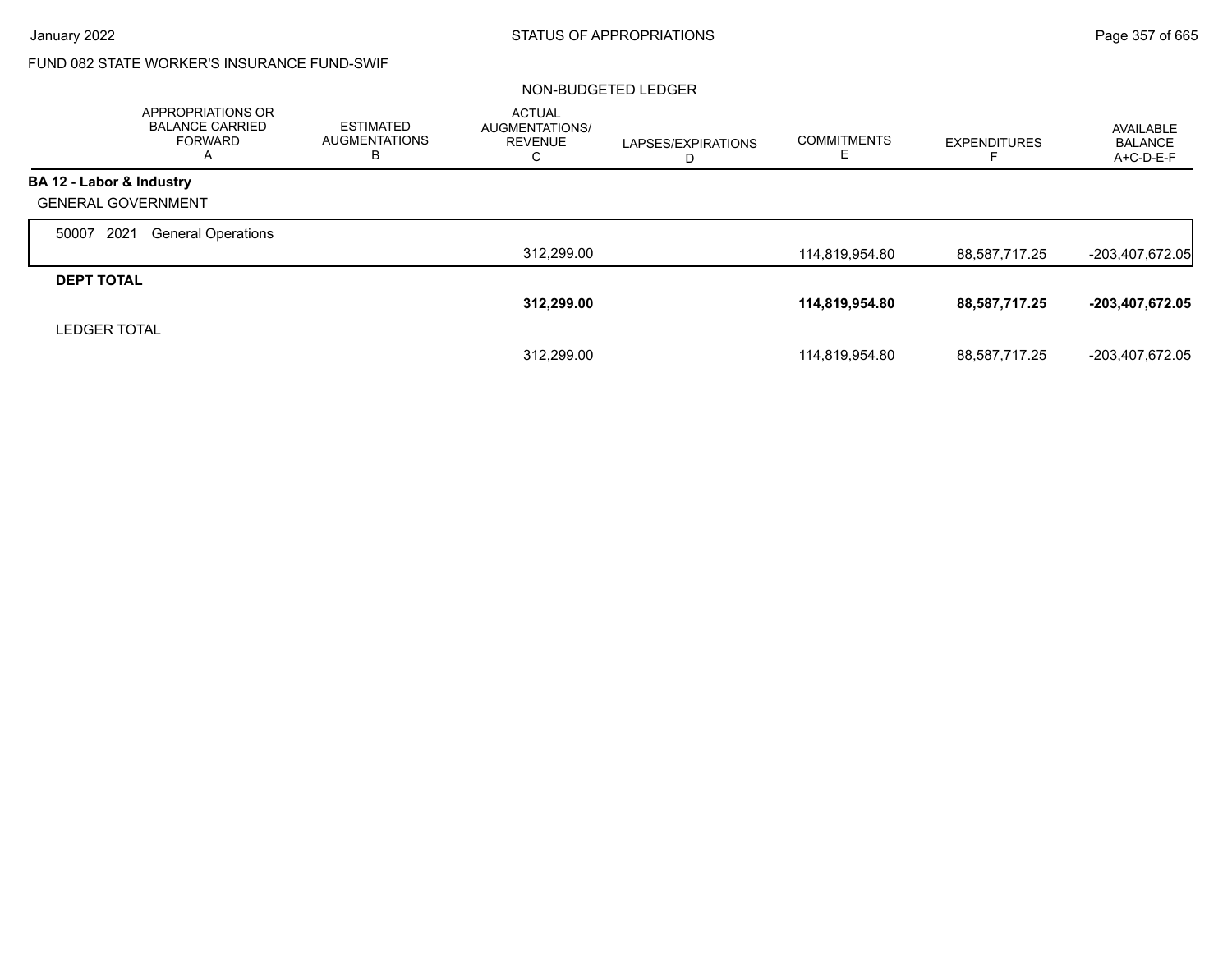FUND 082 STATE WORKER'S INSURANCE FUND-SWIF

NON-BUDGETED LEDGER

| | APPROPRIATIONS OR BALANCE CARRIED FORWARD A | ESTIMATED AUGMENTATIONS B | ACTUAL AUGMENTATIONS/ REVENUE C | LAPSES/EXPIRATIONS D | COMMITMENTS E | EXPENDITURES F | AVAILABLE BALANCE A+C-D-E-F |
|---|---|---|---|---|---|---|---|
| **BA 12 - Labor & Industry** | | | | | | | |
| GENERAL GOVERNMENT | | | | | | | |
| 50007 2021 General Operations | | | 312,299.00 | | 114,819,954.80 | 88,587,717.25 | -203,407,672.05 |
| **DEPT TOTAL** | | | **312,299.00** | | **114,819,954.80** | **88,587,717.25** | **-203,407,672.05** |
| LEDGER TOTAL | | | 312,299.00 | | 114,819,954.80 | 88,587,717.25 | -203,407,672.05 |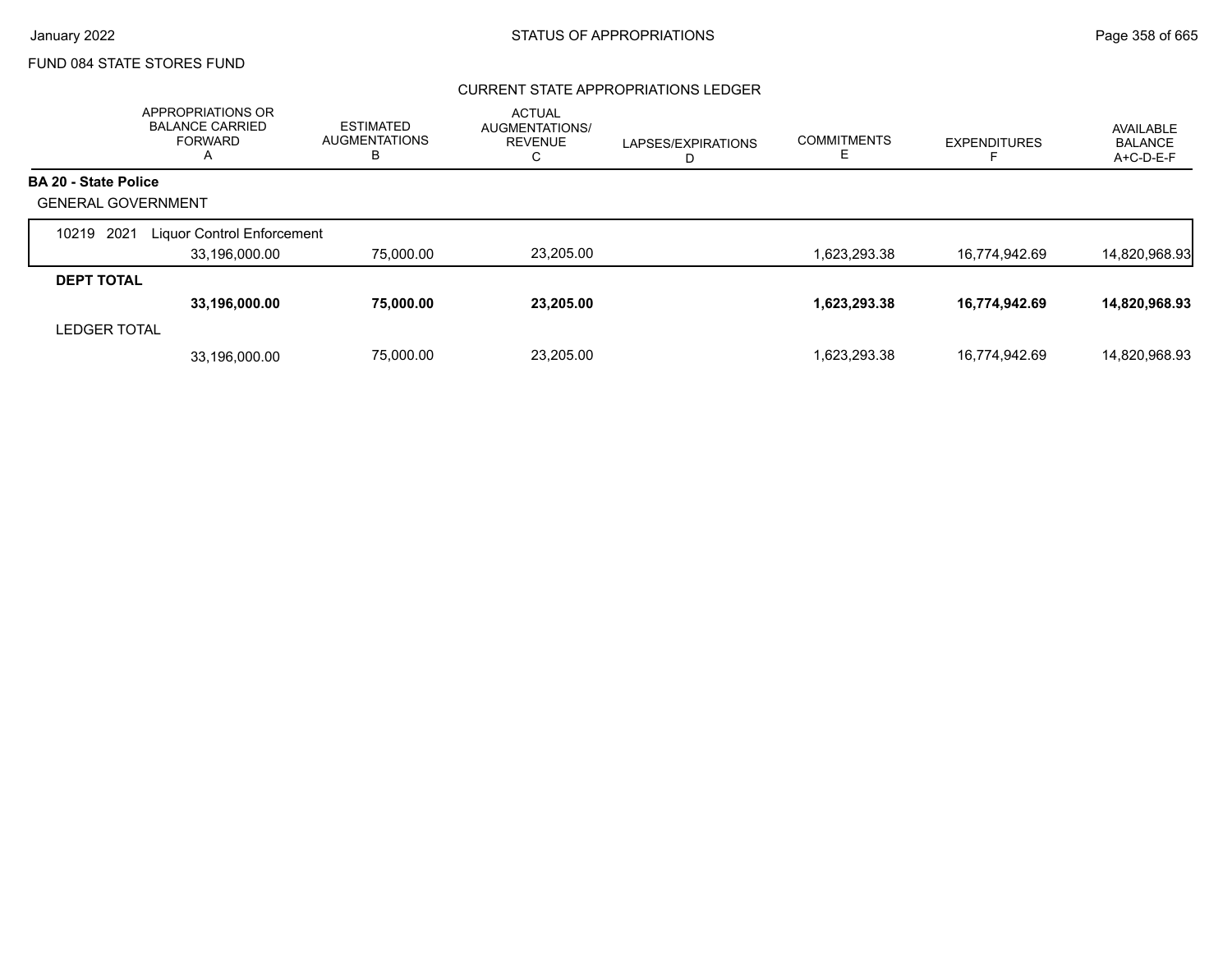FUND 084 STATE STORES FUND

## CURRENT STATE APPROPRIATIONS LEDGER

| | APPROPRIATIONS OR BALANCE CARRIED FORWARD A | ESTIMATED AUGMENTATIONS B | ACTUAL AUGMENTATIONS/ REVENUE C | LAPSES/EXPIRATIONS D | COMMITMENTS E | EXPENDITURES F | AVAILABLE BALANCE A+C-D-E-F |
|---|---|---|---|---|---|---|---|
| **BA 20 - State Police** | | | | | | | |
| GENERAL GOVERNMENT | | | | | | | |
| 10219 2021 Liquor Control Enforcement | 33,196,000.00 | 75,000.00 | 23,205.00 | | 1,623,293.38 | 16,774,942.69 | 14,820,968.93 |
| **DEPT TOTAL** | **33,196,000.00** | **75,000.00** | **23,205.00** | | **1,623,293.38** | **16,774,942.69** | **14,820,968.93** |
| LEDGER TOTAL | 33,196,000.00 | 75,000.00 | 23,205.00 | | 1,623,293.38 | 16,774,942.69 | 14,820,968.93 |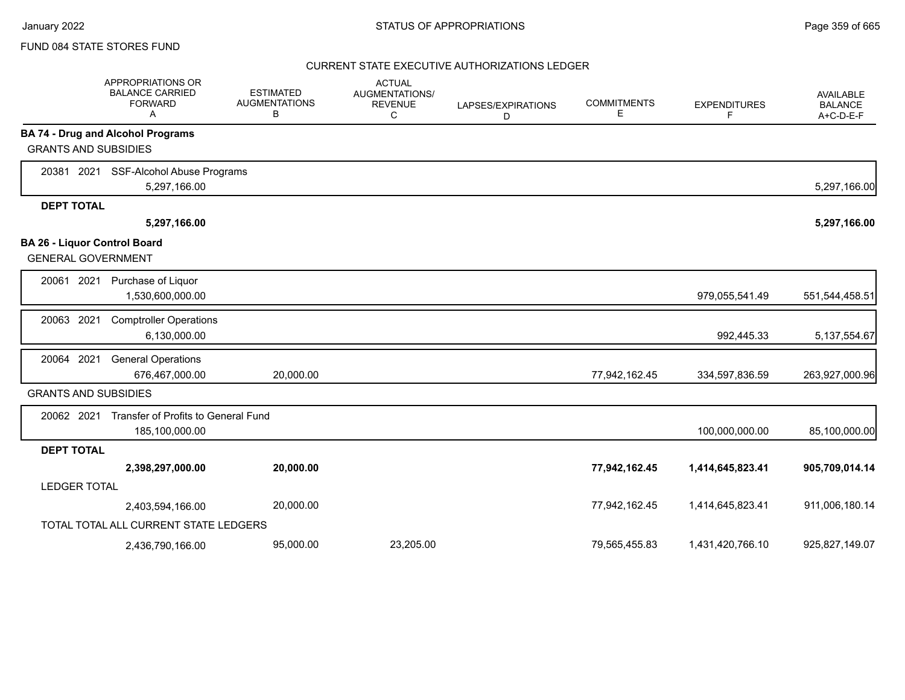FUND 084 STATE STORES FUND

CURRENT STATE EXECUTIVE AUTHORIZATIONS LEDGER

| | APPROPRIATIONS OR BALANCE CARRIED FORWARD A | ESTIMATED AUGMENTATIONS B | ACTUAL AUGMENTATIONS/ REVENUE C | LAPSES/EXPIRATIONS D | COMMITMENTS E | EXPENDITURES F | AVAILABLE BALANCE A+C-D-E-F |
|---|---|---|---|---|---|---|---|
| **BA 74 - Drug and Alcohol Programs** | | | | | | | |
| GRANTS AND SUBSIDIES | | | | | | | |
| 20381 2021 SSF-Alcohol Abuse Programs | 5,297,166.00 | | | | | | 5,297,166.00 |
| **DEPT TOTAL** | **5,297,166.00** | | | | | | **5,297,166.00** |
| **BA 26 - Liquor Control Board** | | | | | | | |
| GENERAL GOVERNMENT | | | | | | | |
| 20061 2021 Purchase of Liquor | 1,530,600,000.00 | | | | | 979,055,541.49 | 551,544,458.51 |
| 20063 2021 Comptroller Operations | 6,130,000.00 | | | | | 992,445.33 | 5,137,554.67 |
| 20064 2021 General Operations | 676,467,000.00 | 20,000.00 | | | 77,942,162.45 | 334,597,836.59 | 263,927,000.96 |
| GRANTS AND SUBSIDIES | | | | | | | |
| 20062 2021 Transfer of Profits to General Fund | 185,100,000.00 | | | | | 100,000,000.00 | 85,100,000.00 |
| **DEPT TOTAL** | **2,398,297,000.00** | **20,000.00** | | | **77,942,162.45** | **1,414,645,823.41** | **905,709,014.14** |
| LEDGER TOTAL | 2,403,594,166.00 | 20,000.00 | | | 77,942,162.45 | 1,414,645,823.41 | 911,006,180.14 |
| TOTAL TOTAL ALL CURRENT STATE LEDGERS | 2,436,790,166.00 | 95,000.00 | 23,205.00 | | 79,565,455.83 | 1,431,420,766.10 | 925,827,149.07 |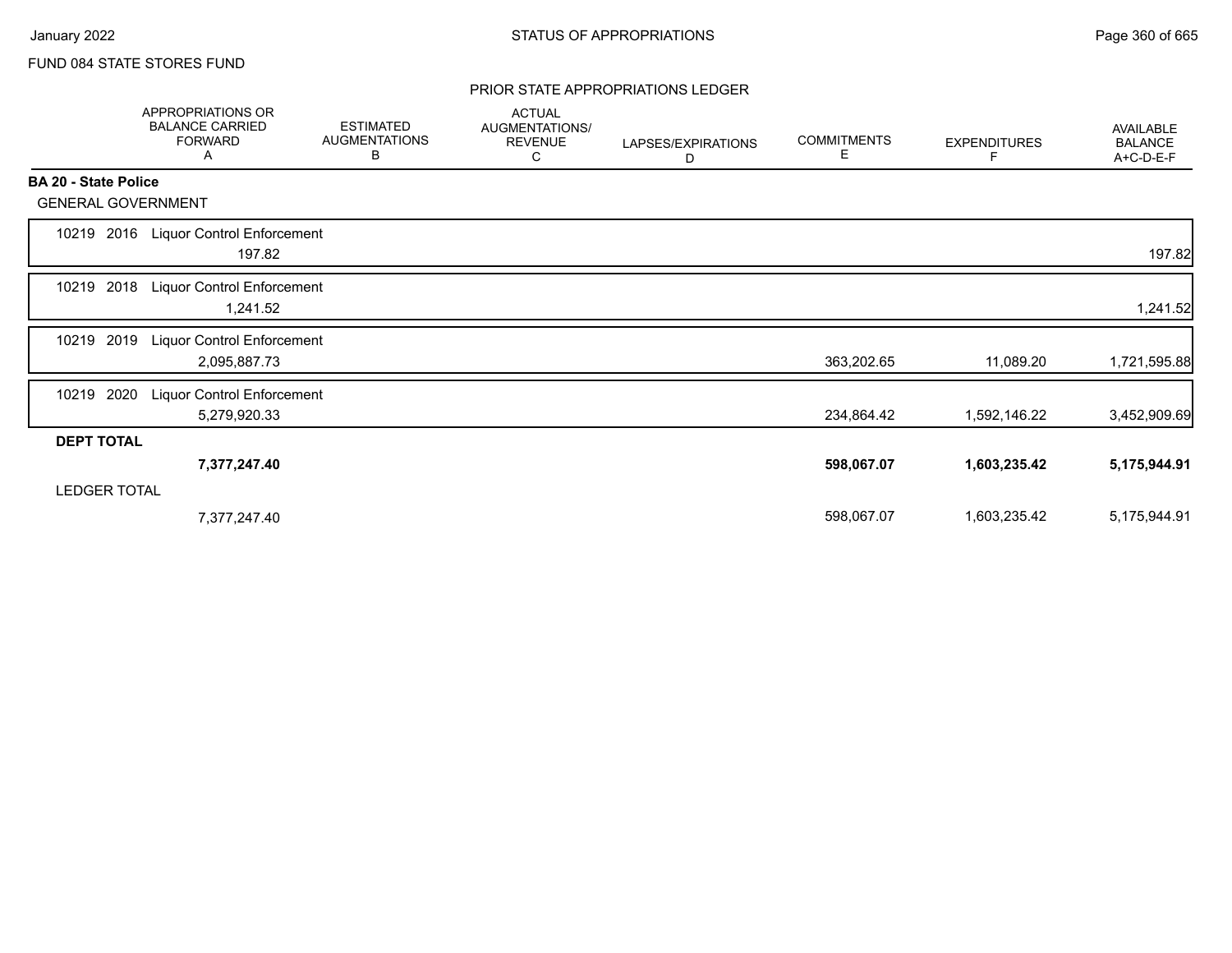FUND 084 STATE STORES FUND

PRIOR STATE APPROPRIATIONS LEDGER

| | APPROPRIATIONS OR BALANCE CARRIED FORWARD A | ESTIMATED AUGMENTATIONS B | ACTUAL AUGMENTATIONS/ REVENUE C | LAPSES/EXPIRATIONS D | COMMITMENTS E | EXPENDITURES F | AVAILABLE BALANCE A+C-D-E-F |
|---|---|---|---|---|---|---|---|
| **BA 20 - State Police** | | | | | | | |
| GENERAL GOVERNMENT | | | | | | | |
| 10219 2016 Liquor Control Enforcement | 197.82 | | | | | | 197.82 |
| 10219 2018 Liquor Control Enforcement | 1,241.52 | | | | | | 1,241.52 |
| 10219 2019 Liquor Control Enforcement | 2,095,887.73 | | | | 363,202.65 | 11,089.20 | 1,721,595.88 |
| 10219 2020 Liquor Control Enforcement | 5,279,920.33 | | | | 234,864.42 | 1,592,146.22 | 3,452,909.69 |
| **DEPT TOTAL** | **7,377,247.40** | | | | **598,067.07** | **1,603,235.42** | **5,175,944.91** |
| LEDGER TOTAL | 7,377,247.40 | | | | 598,067.07 | 1,603,235.42 | 5,175,944.91 |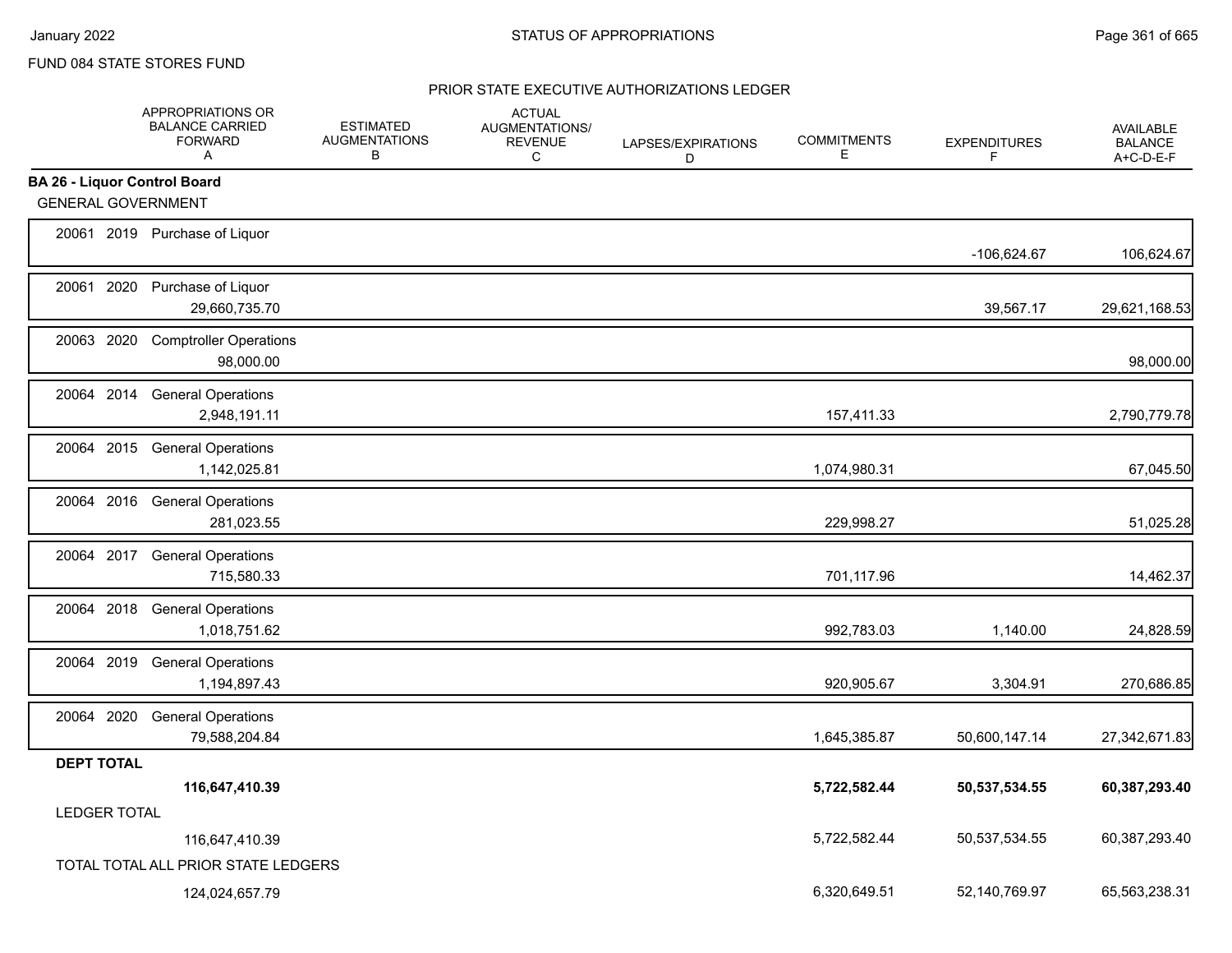FUND 084 STATE STORES FUND

PRIOR STATE EXECUTIVE AUTHORIZATIONS LEDGER

| | APPROPRIATIONS OR BALANCE CARRIED FORWARD A | ESTIMATED AUGMENTATIONS B | ACTUAL AUGMENTATIONS/ REVENUE C | LAPSES/EXPIRATIONS D | COMMITMENTS E | EXPENDITURES F | AVAILABLE BALANCE A+C-D-E-F |
|---|---|---|---|---|---|---|---|
| **BA 26 - Liquor Control Board** | | | | | | | |
| GENERAL GOVERNMENT | | | | | | | |
| 20061 2019 Purchase of Liquor | | | | | | -106,624.67 | 106,624.67 |
| 20061 2020 Purchase of Liquor | 29,660,735.70 | | | | | 39,567.17 | 29,621,168.53 |
| 20063 2020 Comptroller Operations | 98,000.00 | | | | | | 98,000.00 |
| 20064 2014 General Operations | 2,948,191.11 | | | | 157,411.33 | | 2,790,779.78 |
| 20064 2015 General Operations | 1,142,025.81 | | | | 1,074,980.31 | | 67,045.50 |
| 20064 2016 General Operations | 281,023.55 | | | | 229,998.27 | | 51,025.28 |
| 20064 2017 General Operations | 715,580.33 | | | | 701,117.96 | | 14,462.37 |
| 20064 2018 General Operations | 1,018,751.62 | | | | 992,783.03 | 1,140.00 | 24,828.59 |
| 20064 2019 General Operations | 1,194,897.43 | | | | 920,905.67 | 3,304.91 | 270,686.85 |
| 20064 2020 General Operations | 79,588,204.84 | | | | 1,645,385.87 | 50,600,147.14 | 27,342,671.83 |
| **DEPT TOTAL** | **116,647,410.39** | | | | **5,722,582.44** | **50,537,534.55** | **60,387,293.40** |
| LEDGER TOTAL | 116,647,410.39 | | | | 5,722,582.44 | 50,537,534.55 | 60,387,293.40 |
| TOTAL TOTAL ALL PRIOR STATE LEDGERS | 124,024,657.79 | | | | 6,320,649.51 | 52,140,769.97 | 65,563,238.31 |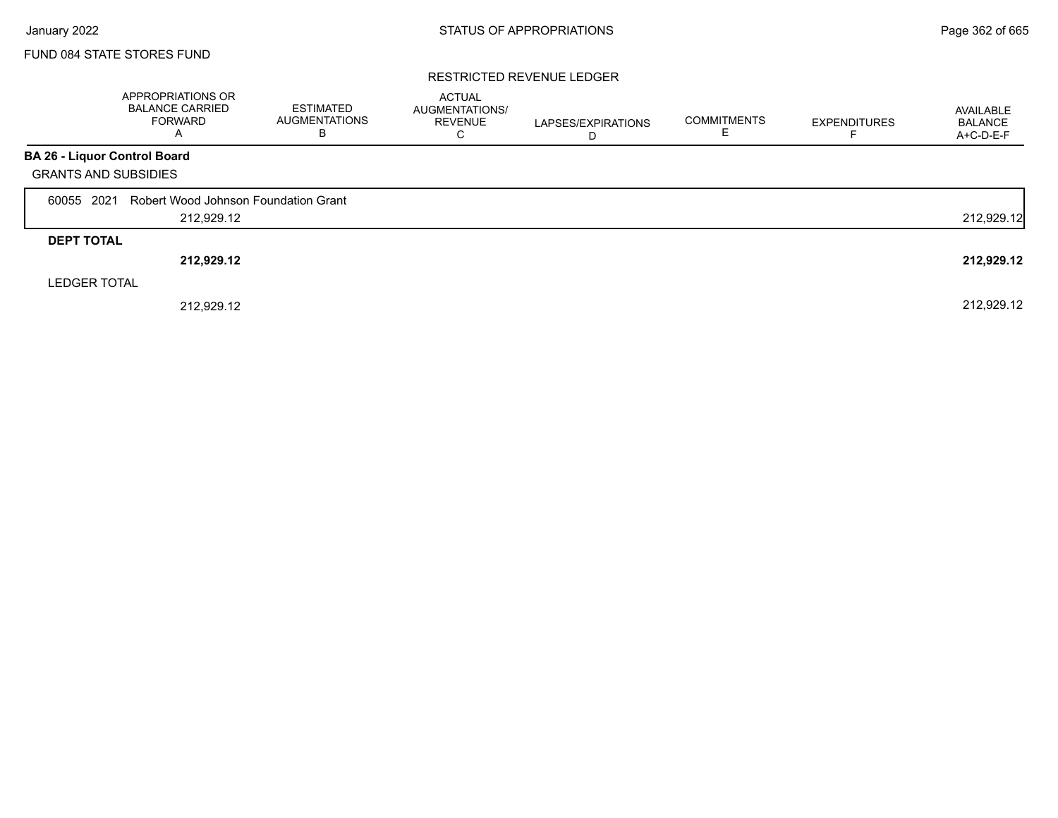FUND 084 STATE STORES FUND

## RESTRICTED REVENUE LEDGER

| | APPROPRIATIONS OR BALANCE CARRIED FORWARD A | ESTIMATED AUGMENTATIONS B | ACTUAL AUGMENTATIONS/ REVENUE C | LAPSES/EXPIRATIONS D | COMMITMENTS E | EXPENDITURES F | AVAILABLE BALANCE A+C-D-E-F |
|---|---|---|---|---|---|---|---|
| **BA 26 - Liquor Control Board** | | | | | | | |
| GRANTS AND SUBSIDIES | | | | | | | |
| 60055 2021 Robert Wood Johnson Foundation Grant | 212,929.12 | | | | | | 212,929.12 |
| **DEPT TOTAL** | **212,929.12** | | | | | | **212,929.12** |
| LEDGER TOTAL | 212,929.12 | | | | | | 212,929.12 |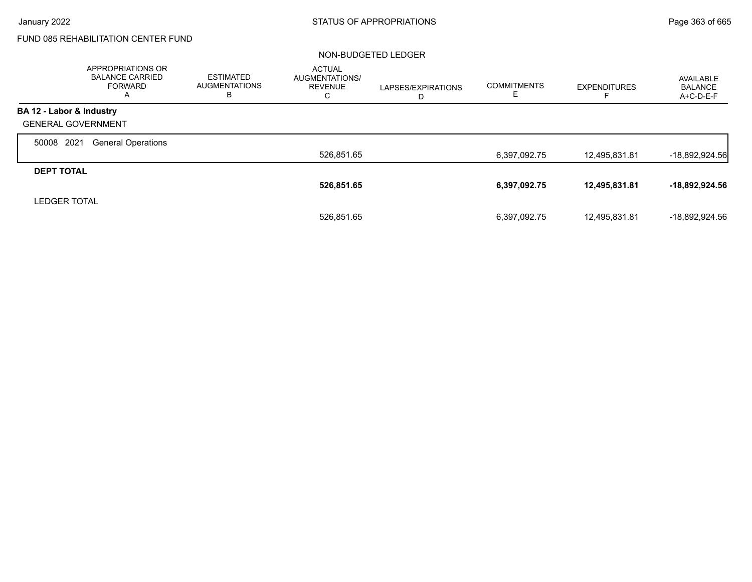FUND 085 REHABILITATION CENTER FUND

NON-BUDGETED LEDGER

| | APPROPRIATIONS OR BALANCE CARRIED FORWARD A | ESTIMATED AUGMENTATIONS B | ACTUAL AUGMENTATIONS/ REVENUE C | LAPSES/EXPIRATIONS D | COMMITMENTS E | EXPENDITURES F | AVAILABLE BALANCE A+C-D-E-F |
|---|---|---|---|---|---|---|---|
| **BA 12 - Labor & Industry** | | | | | | | |
| GENERAL GOVERNMENT | | | | | | | |
| 50008 2021 General Operations | | | 526,851.65 | | 6,397,092.75 | 12,495,831.81 | -18,892,924.56 |
| **DEPT TOTAL** | | | **526,851.65** | | **6,397,092.75** | **12,495,831.81** | **-18,892,924.56** |
| LEDGER TOTAL | | | 526,851.65 | | 6,397,092.75 | 12,495,831.81 | -18,892,924.56 |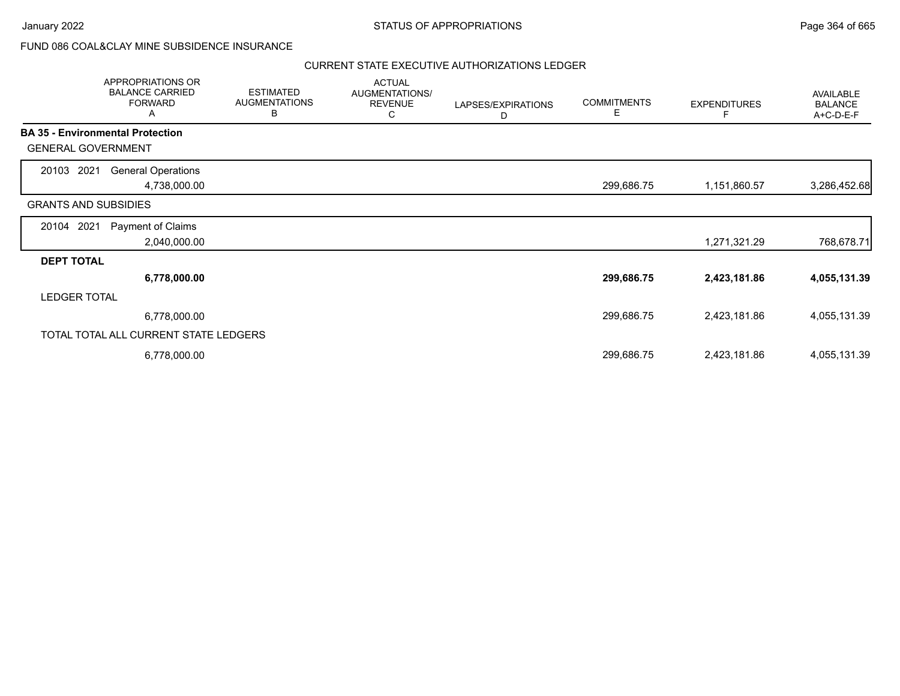FUND 086 COAL&CLAY MINE SUBSIDENCE INSURANCE

CURRENT STATE EXECUTIVE AUTHORIZATIONS LEDGER

| APPROPRIATIONS OR BALANCE CARRIED FORWARD A | ESTIMATED AUGMENTATIONS B | ACTUAL AUGMENTATIONS/ REVENUE C | LAPSES/EXPIRATIONS D | COMMITMENTS E | EXPENDITURES F | AVAILABLE BALANCE A+C-D-E-F |
|---|---|---|---|---|---|---|
| **BA 35 - Environmental Protection** | | | | | | |
| GENERAL GOVERNMENT | | | | | | |
| 20103 2021 General Operations | | | | | | |
| 4,738,000.00 | | | | 299,686.75 | 1,151,860.57 | 3,286,452.68 |
| GRANTS AND SUBSIDIES | | | | | | |
| 20104 2021 Payment of Claims | | | | | | |
| 2,040,000.00 | | | | | 1,271,321.29 | 768,678.71 |
| **DEPT TOTAL** | | | | | | |
| **6,778,000.00** | | | | **299,686.75** | **2,423,181.86** | **4,055,131.39** |
| LEDGER TOTAL | | | | | | |
| 6,778,000.00 | | | | 299,686.75 | 2,423,181.86 | 4,055,131.39 |
| TOTAL TOTAL ALL CURRENT STATE LEDGERS | | | | | | |
| 6,778,000.00 | | | | 299,686.75 | 2,423,181.86 | 4,055,131.39 |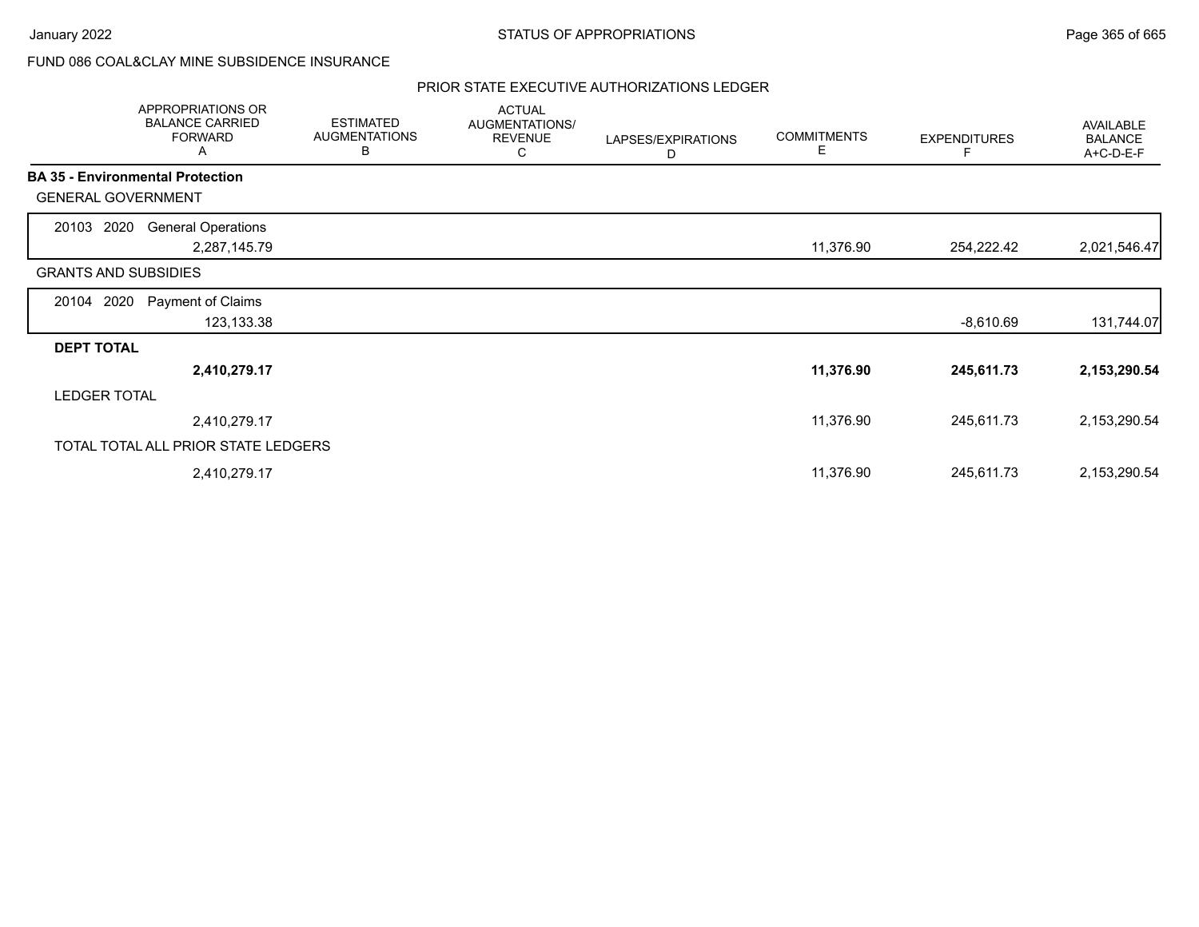FUND 086 COAL&CLAY MINE SUBSIDENCE INSURANCE

PRIOR STATE EXECUTIVE AUTHORIZATIONS LEDGER

| APPROPRIATIONS OR BALANCE CARRIED FORWARD A | ESTIMATED AUGMENTATIONS B | ACTUAL AUGMENTATIONS/ REVENUE C | LAPSES/EXPIRATIONS D | COMMITMENTS E | EXPENDITURES F | AVAILABLE BALANCE A+C-D-E-F |
|---|---|---|---|---|---|---|
| **BA 35 - Environmental Protection** | | | | | | |
| GENERAL GOVERNMENT | | | | | | |
| 20103 2020 General Operations | | | | | | |
| 2,287,145.79 | | | | 11,376.90 | 254,222.42 | 2,021,546.47 |
| GRANTS AND SUBSIDIES | | | | | | |
| 20104 2020 Payment of Claims | | | | | | |
| 123,133.38 | | | | | -8,610.69 | 131,744.07 |
| **DEPT TOTAL** | | | | | | |
| **2,410,279.17** | | | | **11,376.90** | **245,611.73** | **2,153,290.54** |
| LEDGER TOTAL | | | | | | |
| 2,410,279.17 | | | | 11,376.90 | 245,611.73 | 2,153,290.54 |
| TOTAL TOTAL ALL PRIOR STATE LEDGERS | | | | | | |
| 2,410,279.17 | | | | 11,376.90 | 245,611.73 | 2,153,290.54 |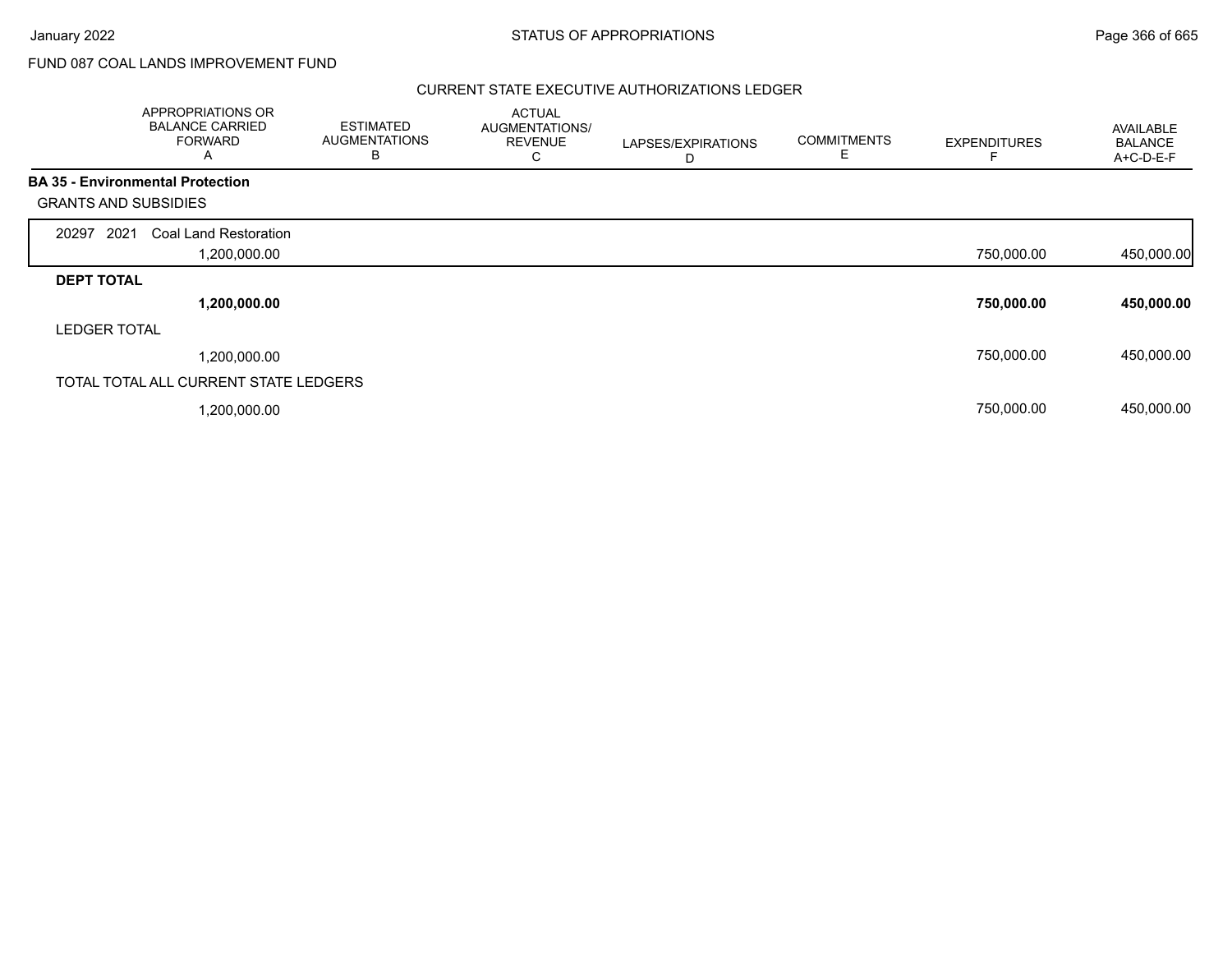FUND 087 COAL LANDS IMPROVEMENT FUND

## CURRENT STATE EXECUTIVE AUTHORIZATIONS LEDGER

| APPROPRIATIONS OR BALANCE CARRIED FORWARD A | ESTIMATED AUGMENTATIONS B | ACTUAL AUGMENTATIONS/ REVENUE C | LAPSES/EXPIRATIONS D | COMMITMENTS E | EXPENDITURES F | AVAILABLE BALANCE A+C-D-E-F |
|---|---|---|---|---|---|---|
| **BA 35 - Environmental Protection** | | | | | | |
| GRANTS AND SUBSIDIES | | | | | | |
| 20297 2021 Coal Land Restoration | | | | | | |
| 1,200,000.00 | | | | | 750,000.00 | 450,000.00 |
| **DEPT TOTAL** | | | | | | |
| **1,200,000.00** | | | | | **750,000.00** | **450,000.00** |
| LEDGER TOTAL | | | | | | |
| 1,200,000.00 | | | | | 750,000.00 | 450,000.00 |
| TOTAL TOTAL ALL CURRENT STATE LEDGERS | | | | | | |
| 1,200,000.00 | | | | | 750,000.00 | 450,000.00 |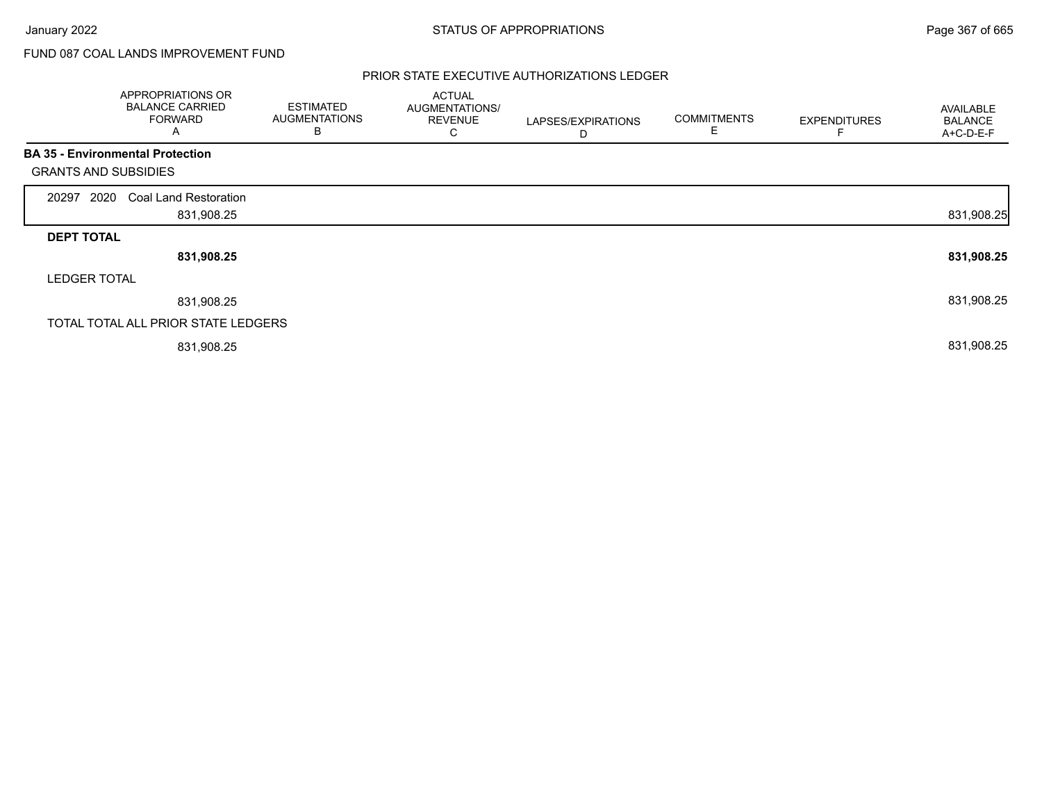FUND 087 COAL LANDS IMPROVEMENT FUND

PRIOR STATE EXECUTIVE AUTHORIZATIONS LEDGER

| | APPROPRIATIONS OR BALANCE CARRIED FORWARD A | ESTIMATED AUGMENTATIONS B | ACTUAL AUGMENTATIONS/ REVENUE C | LAPSES/EXPIRATIONS D | COMMITMENTS E | EXPENDITURES F | AVAILABLE BALANCE A+C-D-E-F |
|---|---|---|---|---|---|---|---|
| **BA 35 - Environmental Protection** | | | | | | | |
| GRANTS AND SUBSIDIES | | | | | | | |
| 20297 2020 Coal Land Restoration | 831,908.25 | | | | | | 831,908.25 |
| **DEPT TOTAL** | **831,908.25** | | | | | | **831,908.25** |
| LEDGER TOTAL | 831,908.25 | | | | | | 831,908.25 |
| TOTAL TOTAL ALL PRIOR STATE LEDGERS | 831,908.25 | | | | | | 831,908.25 |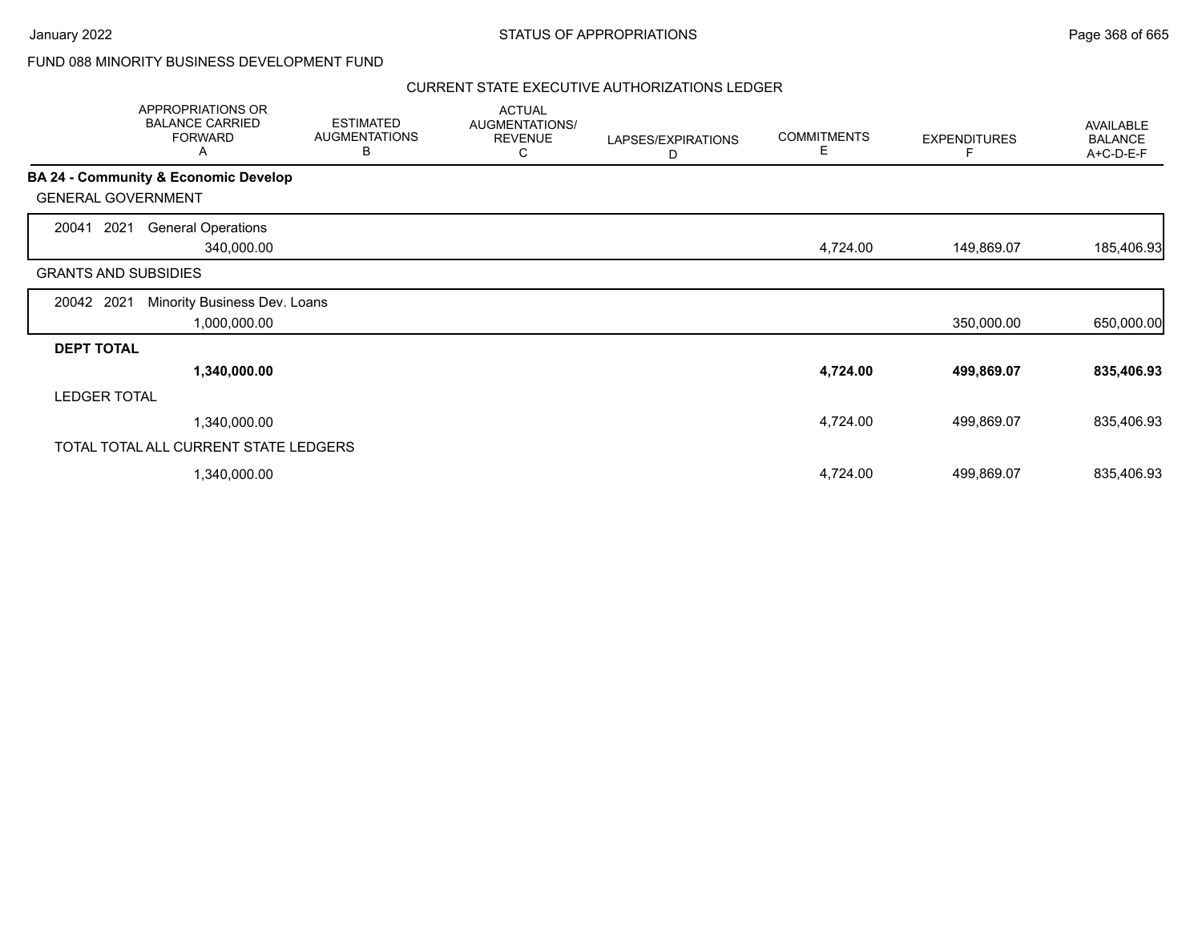FUND 088 MINORITY BUSINESS DEVELOPMENT FUND

CURRENT STATE EXECUTIVE AUTHORIZATIONS LEDGER

| APPROPRIATIONS OR BALANCE CARRIED FORWARD A | ESTIMATED AUGMENTATIONS B | ACTUAL AUGMENTATIONS/ REVENUE C | LAPSES/EXPIRATIONS D | COMMITMENTS E | EXPENDITURES F | AVAILABLE BALANCE A+C-D-E-F |
|---|---|---|---|---|---|---|
| **BA 24 - Community & Economic Develop** | | | | | | |
| GENERAL GOVERNMENT | | | | | | |
| 20041 2021 General Operations | | | | | | |
| 340,000.00 | | | | 4,724.00 | 149,869.07 | 185,406.93 |
| GRANTS AND SUBSIDIES | | | | | | |
| 20042 2021 Minority Business Dev. Loans | | | | | | |
| 1,000,000.00 | | | | | 350,000.00 | 650,000.00 |
| **DEPT TOTAL** | | | | | | |
| **1,340,000.00** | | | | **4,724.00** | **499,869.07** | **835,406.93** |
| LEDGER TOTAL | | | | | | |
| 1,340,000.00 | | | | 4,724.00 | 499,869.07 | 835,406.93 |
| TOTAL TOTAL ALL CURRENT STATE LEDGERS | | | | | | |
| 1,340,000.00 | | | | 4,724.00 | 499,869.07 | 835,406.93 |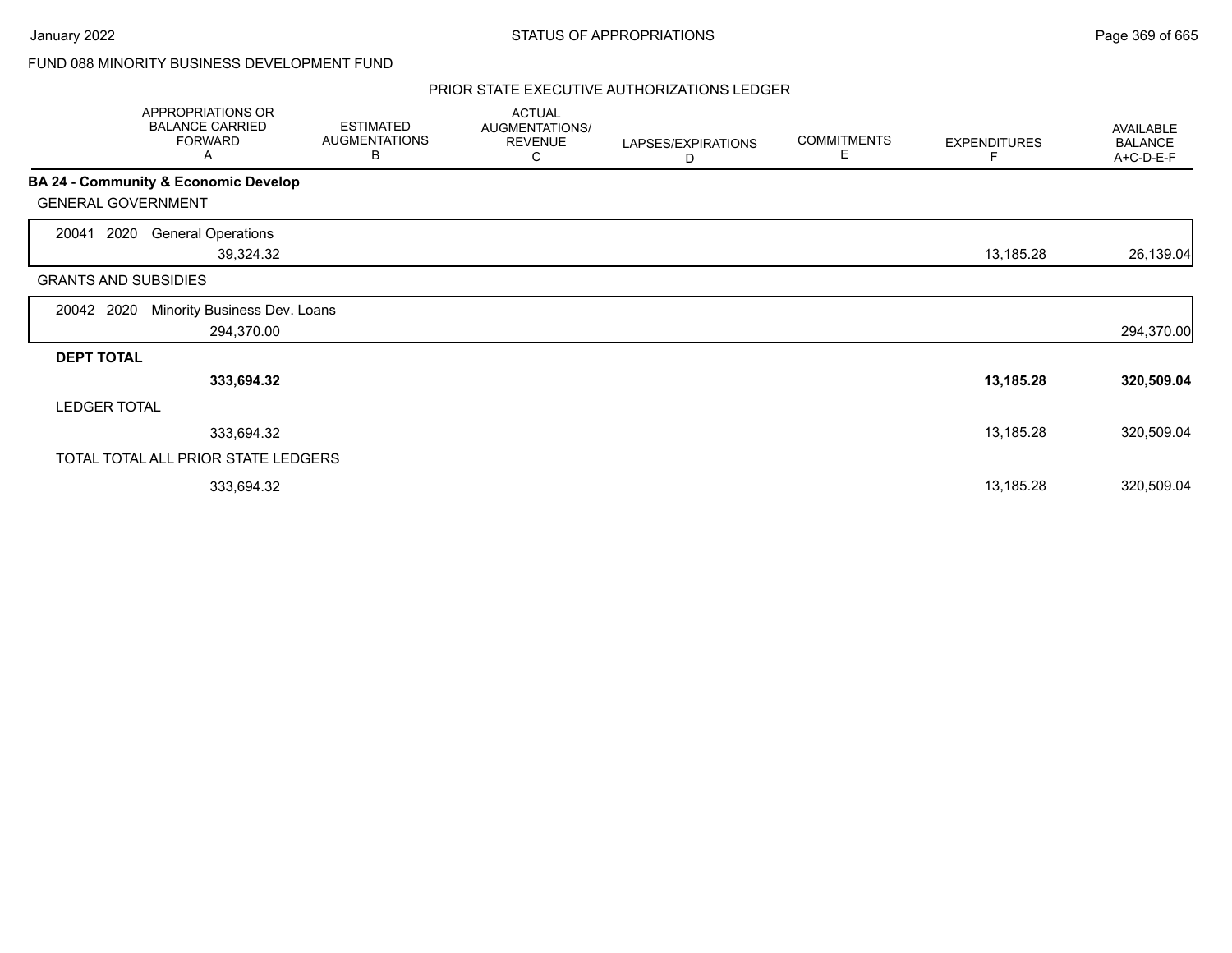FUND 088 MINORITY BUSINESS DEVELOPMENT FUND

PRIOR STATE EXECUTIVE AUTHORIZATIONS LEDGER

| | APPROPRIATIONS OR BALANCE CARRIED FORWARD A | ESTIMATED AUGMENTATIONS B | ACTUAL AUGMENTATIONS/ REVENUE C | LAPSES/EXPIRATIONS D | COMMITMENTS E | EXPENDITURES F | AVAILABLE BALANCE A+C-D-E-F |
|---|---|---|---|---|---|---|---|
| **BA 24 - Community & Economic Develop** | | | | | | | |
| GENERAL GOVERNMENT | | | | | | | |
| 20041 2020 General Operations | 39,324.32 | | | | | 13,185.28 | 26,139.04 |
| GRANTS AND SUBSIDIES | | | | | | | |
| 20042 2020 Minority Business Dev. Loans | 294,370.00 | | | | | | 294,370.00 |
| **DEPT TOTAL** | **333,694.32** | | | | | **13,185.28** | **320,509.04** |
| LEDGER TOTAL | 333,694.32 | | | | | 13,185.28 | 320,509.04 |
| TOTAL TOTAL ALL PRIOR STATE LEDGERS | 333,694.32 | | | | | 13,185.28 | 320,509.04 |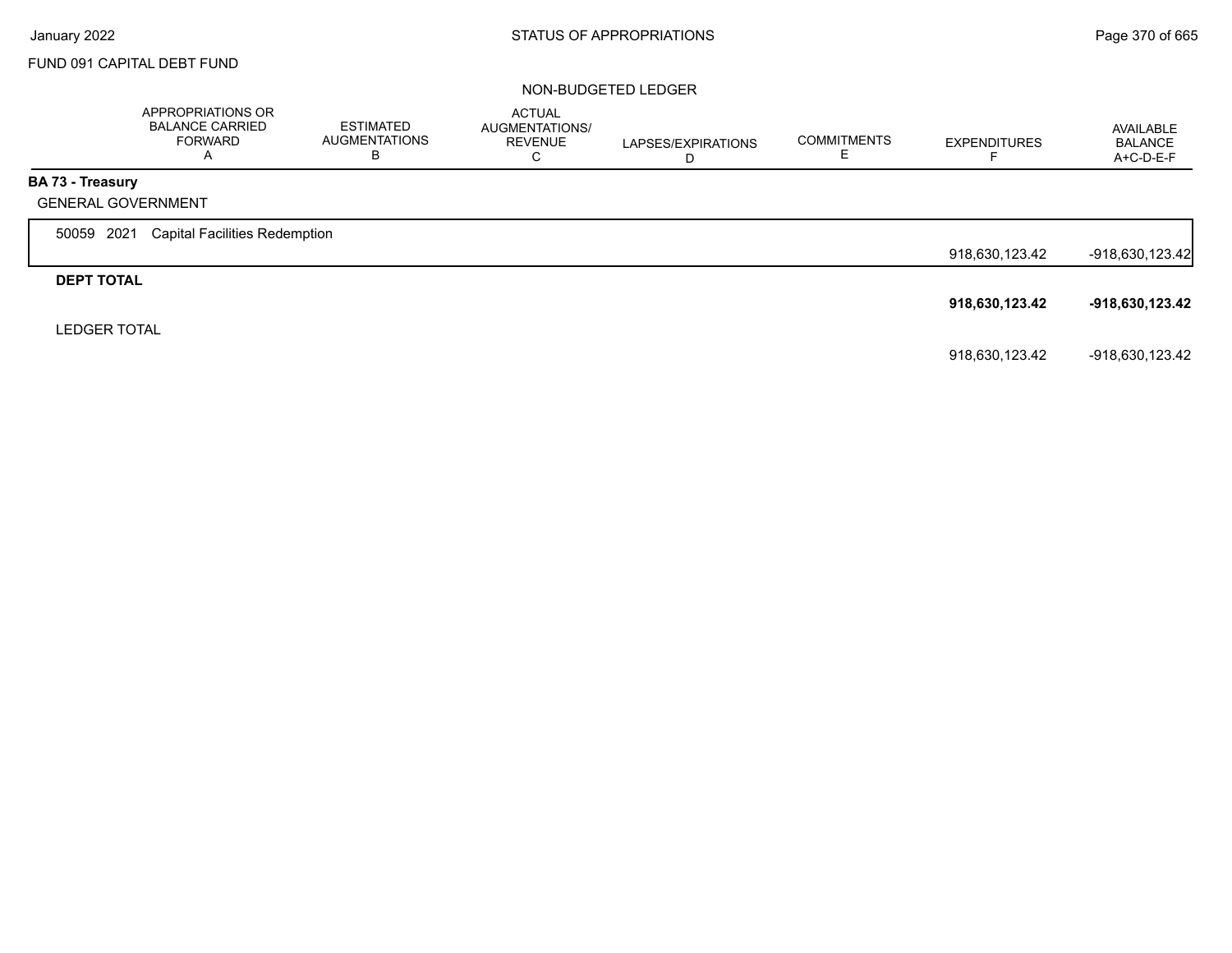FUND 091 CAPITAL DEBT FUND

NON-BUDGETED LEDGER

| | APPROPRIATIONS OR BALANCE CARRIED FORWARD A | ESTIMATED AUGMENTATIONS B | ACTUAL AUGMENTATIONS/ REVENUE C | LAPSES/EXPIRATIONS D | COMMITMENTS E | EXPENDITURES F | AVAILABLE BALANCE A+C-D-E-F |
|---|---|---|---|---|---|---|---|
| **BA 73 - Treasury** | | | | | | | |
| GENERAL GOVERNMENT | | | | | | | |
| 50059 2021 Capital Facilities Redemption | | | | | | 918,630,123.42 | -918,630,123.42 |
| **DEPT TOTAL** | | | | | | **918,630,123.42** | **-918,630,123.42** |
| LEDGER TOTAL | | | | | | 918,630,123.42 | -918,630,123.42 |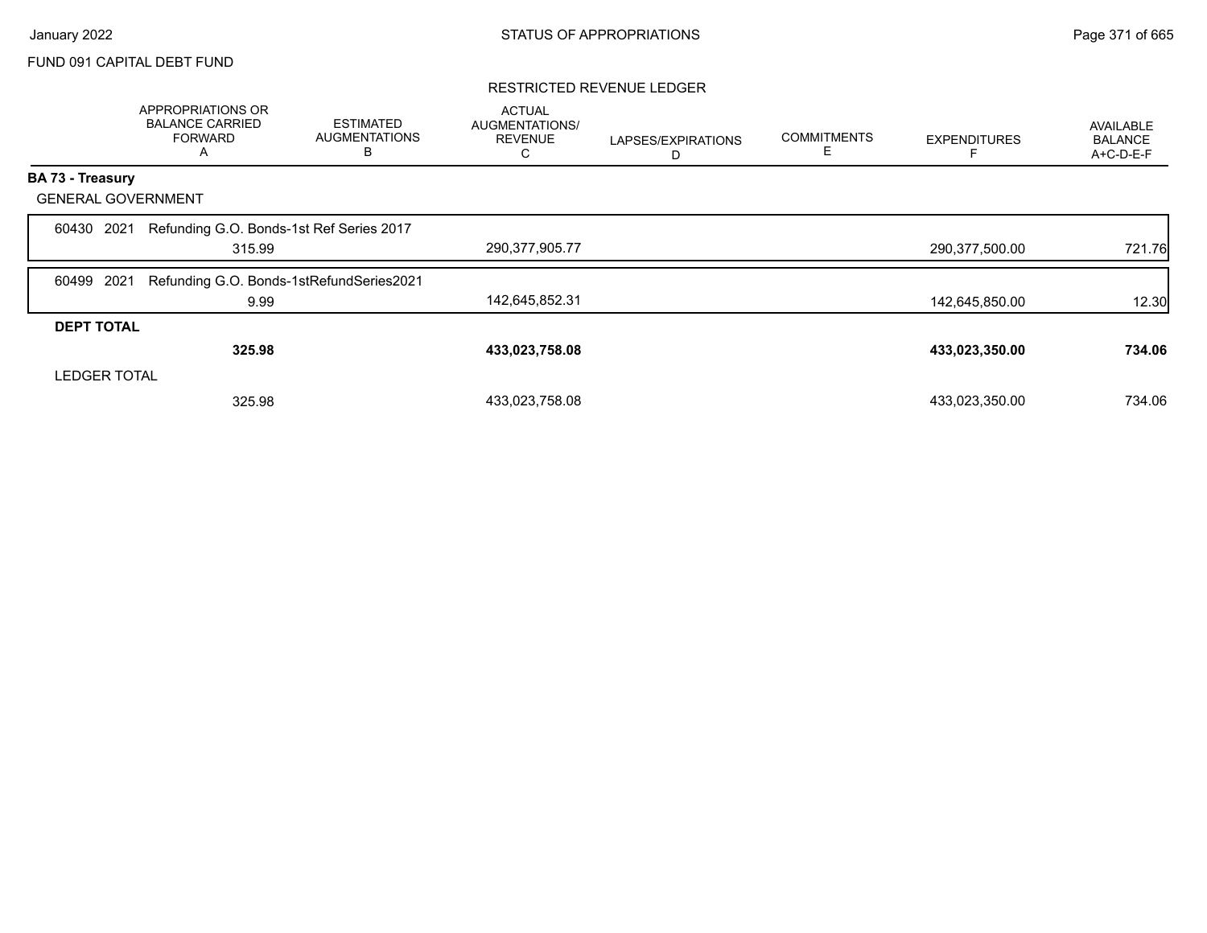FUND 091 CAPITAL DEBT FUND

RESTRICTED REVENUE LEDGER

| | APPROPRIATIONS OR BALANCE CARRIED FORWARD A | ESTIMATED AUGMENTATIONS B | ACTUAL AUGMENTATIONS/ REVENUE C | LAPSES/EXPIRATIONS D | COMMITMENTS E | EXPENDITURES F | AVAILABLE BALANCE A+C-D-E-F |
|---|---|---|---|---|---|---|---|
| **BA 73 - Treasury** | | | | | | | |
| GENERAL GOVERNMENT | | | | | | | |
| 60430 2021 Refunding G.O. Bonds-1st Ref Series 2017 | 315.99 | | 290,377,905.77 | | | 290,377,500.00 | 721.76 |
| 60499 2021 Refunding G.O. Bonds-1stRefundSeries2021 | 9.99 | | 142,645,852.31 | | | 142,645,850.00 | 12.30 |
| **DEPT TOTAL** | **325.98** | | **433,023,758.08** | | | **433,023,350.00** | **734.06** |
| LEDGER TOTAL | 325.98 | | 433,023,758.08 | | | 433,023,350.00 | 734.06 |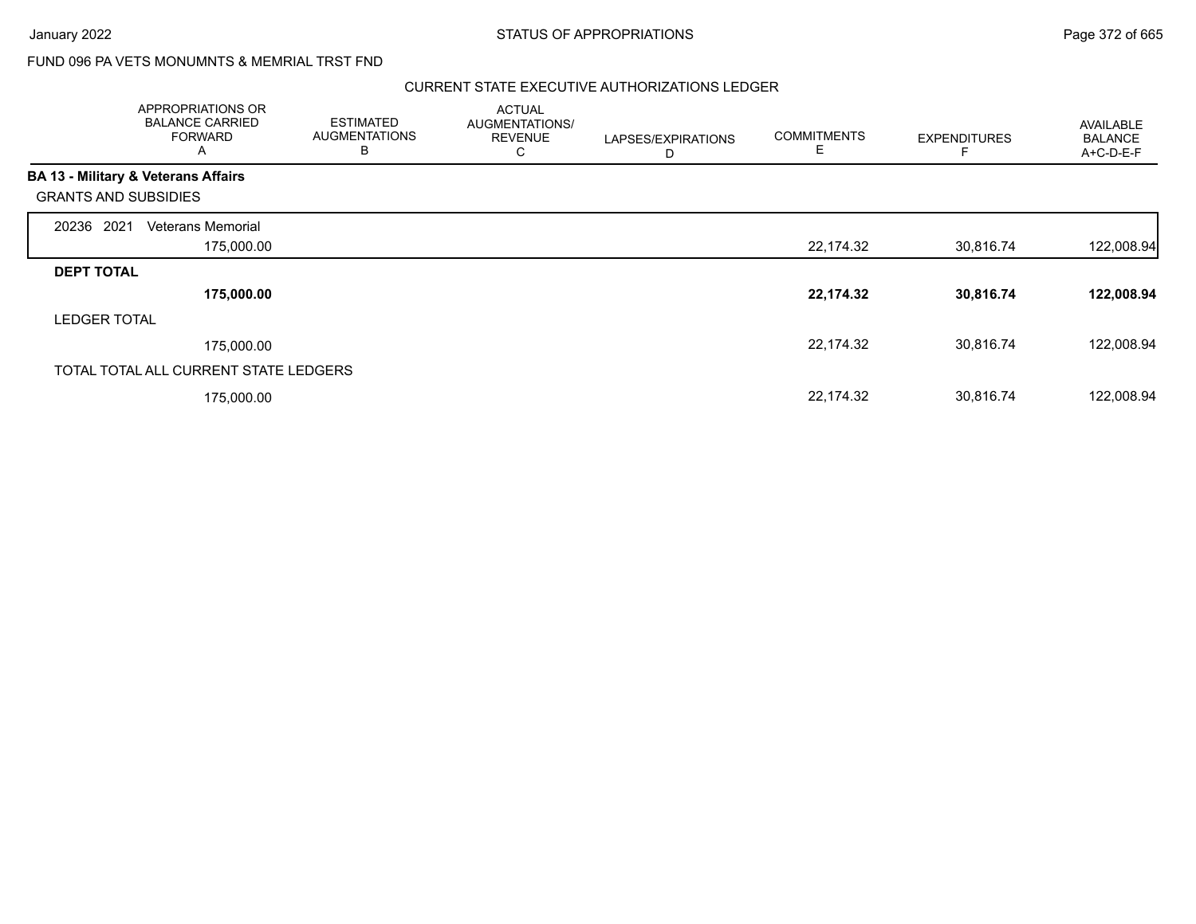FUND 096 PA VETS MONUMNTS & MEMRIAL TRST FND

CURRENT STATE EXECUTIVE AUTHORIZATIONS LEDGER

| | APPROPRIATIONS OR BALANCE CARRIED FORWARD A | ESTIMATED AUGMENTATIONS B | ACTUAL AUGMENTATIONS/ REVENUE C | LAPSES/EXPIRATIONS D | COMMITMENTS E | EXPENDITURES F | AVAILABLE BALANCE A+C-D-E-F |
|---|---|---|---|---|---|---|---|
| **BA 13 - Military & Veterans Affairs** | | | | | | | |
| GRANTS AND SUBSIDIES | | | | | | | |
| 20236 2021 Veterans Memorial | 175,000.00 | | | | 22,174.32 | 30,816.74 | 122,008.94 |
| **DEPT TOTAL** | **175,000.00** | | | | **22,174.32** | **30,816.74** | **122,008.94** |
| LEDGER TOTAL | 175,000.00 | | | | 22,174.32 | 30,816.74 | 122,008.94 |
| TOTAL TOTAL ALL CURRENT STATE LEDGERS | 175,000.00 | | | | 22,174.32 | 30,816.74 | 122,008.94 |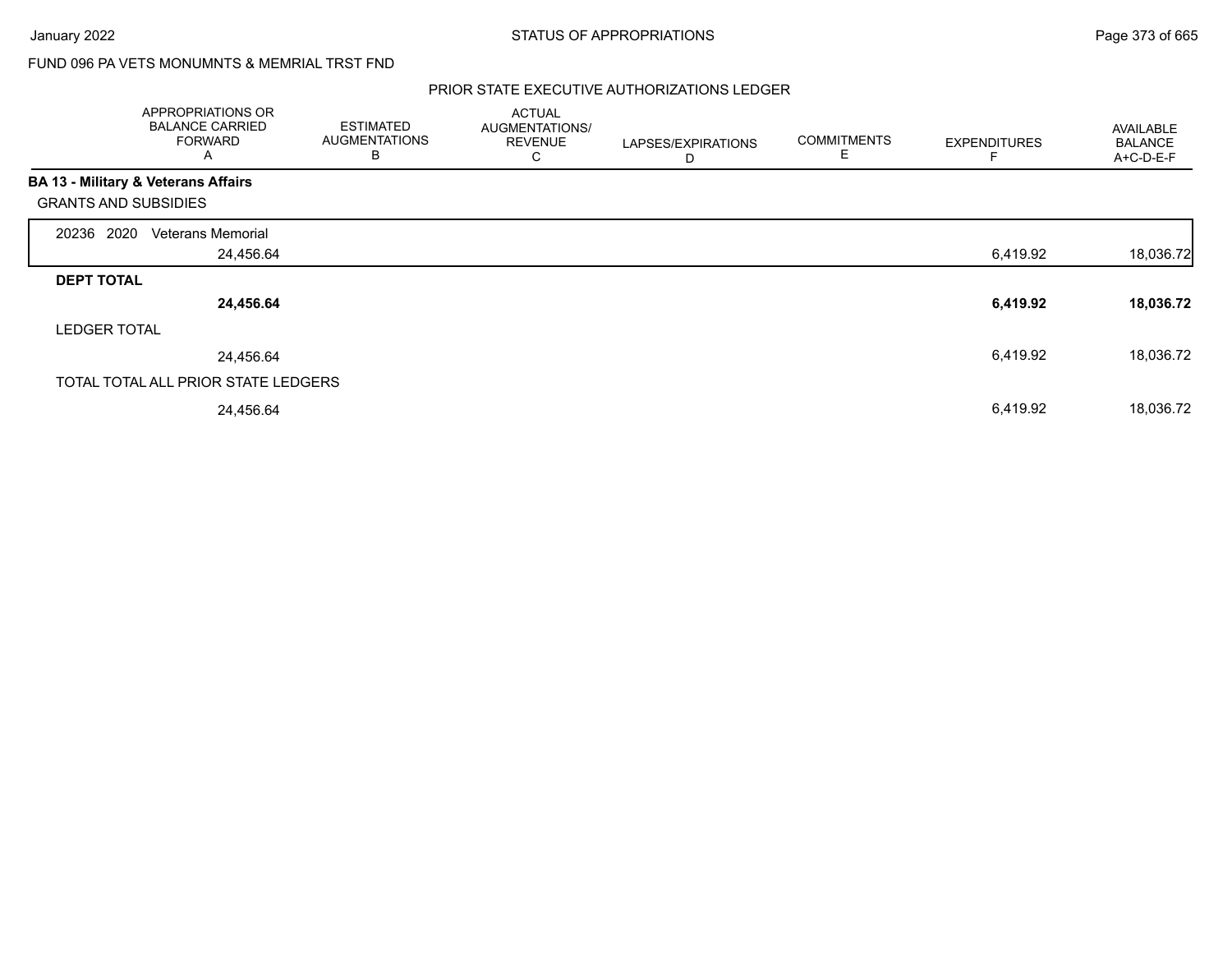FUND 096 PA VETS MONUMNTS & MEMRIAL TRST FND

## PRIOR STATE EXECUTIVE AUTHORIZATIONS LEDGER

| | APPROPRIATIONS OR BALANCE CARRIED FORWARD A | ESTIMATED AUGMENTATIONS B | ACTUAL AUGMENTATIONS/ REVENUE C | LAPSES/EXPIRATIONS D | COMMITMENTS E | EXPENDITURES F | AVAILABLE BALANCE A+C-D-E-F |
|---|---|---|---|---|---|---|---|
| **BA 13 - Military & Veterans Affairs** | | | | | | | |
| GRANTS AND SUBSIDIES | | | | | | | |
| 20236 2020 Veterans Memorial | 24,456.64 | | | | | 6,419.92 | 18,036.72 |
| **DEPT TOTAL** | **24,456.64** | | | | | **6,419.92** | **18,036.72** |
| LEDGER TOTAL | 24,456.64 | | | | | 6,419.92 | 18,036.72 |
| TOTAL TOTAL ALL PRIOR STATE LEDGERS | 24,456.64 | | | | | 6,419.92 | 18,036.72 |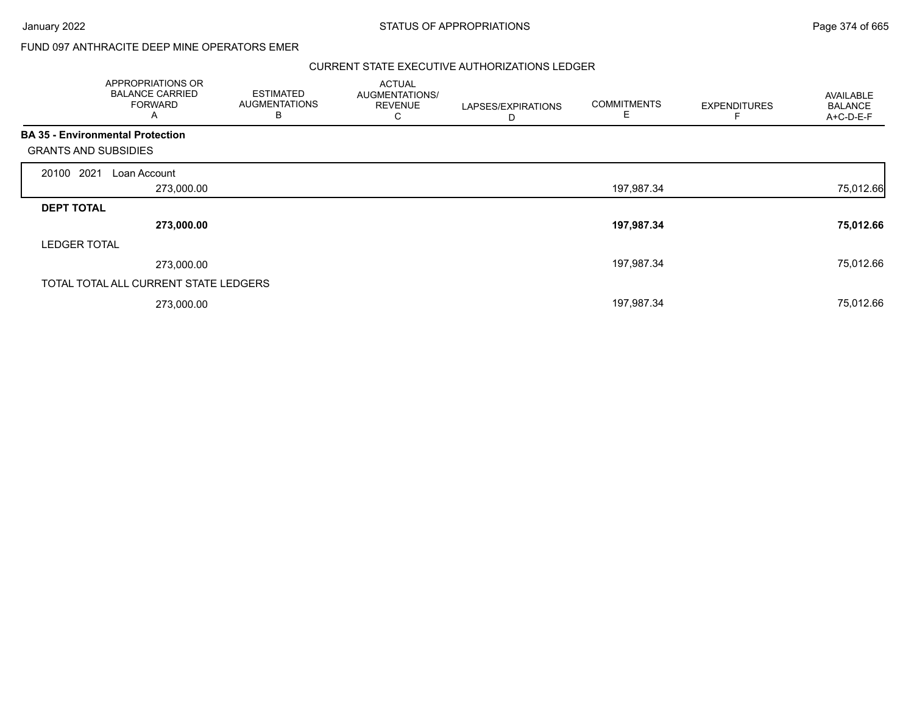FUND 097 ANTHRACITE DEEP MINE OPERATORS EMER

CURRENT STATE EXECUTIVE AUTHORIZATIONS LEDGER

| | APPROPRIATIONS OR BALANCE CARRIED FORWARD A | ESTIMATED AUGMENTATIONS B | ACTUAL AUGMENTATIONS/ REVENUE C | LAPSES/EXPIRATIONS D | COMMITMENTS E | EXPENDITURES F | AVAILABLE BALANCE A+C-D-E-F |
|---|---|---|---|---|---|---|---|
| **BA 35 - Environmental Protection** | | | | | | | |
| GRANTS AND SUBSIDIES | | | | | | | |
| 20100 2021 Loan Account | 273,000.00 | | | | 197,987.34 | | 75,012.66 |
| **DEPT TOTAL** | **273,000.00** | | | | **197,987.34** | | **75,012.66** |
| LEDGER TOTAL | 273,000.00 | | | | 197,987.34 | | 75,012.66 |
| TOTAL TOTAL ALL CURRENT STATE LEDGERS | 273,000.00 | | | | 197,987.34 | | 75,012.66 |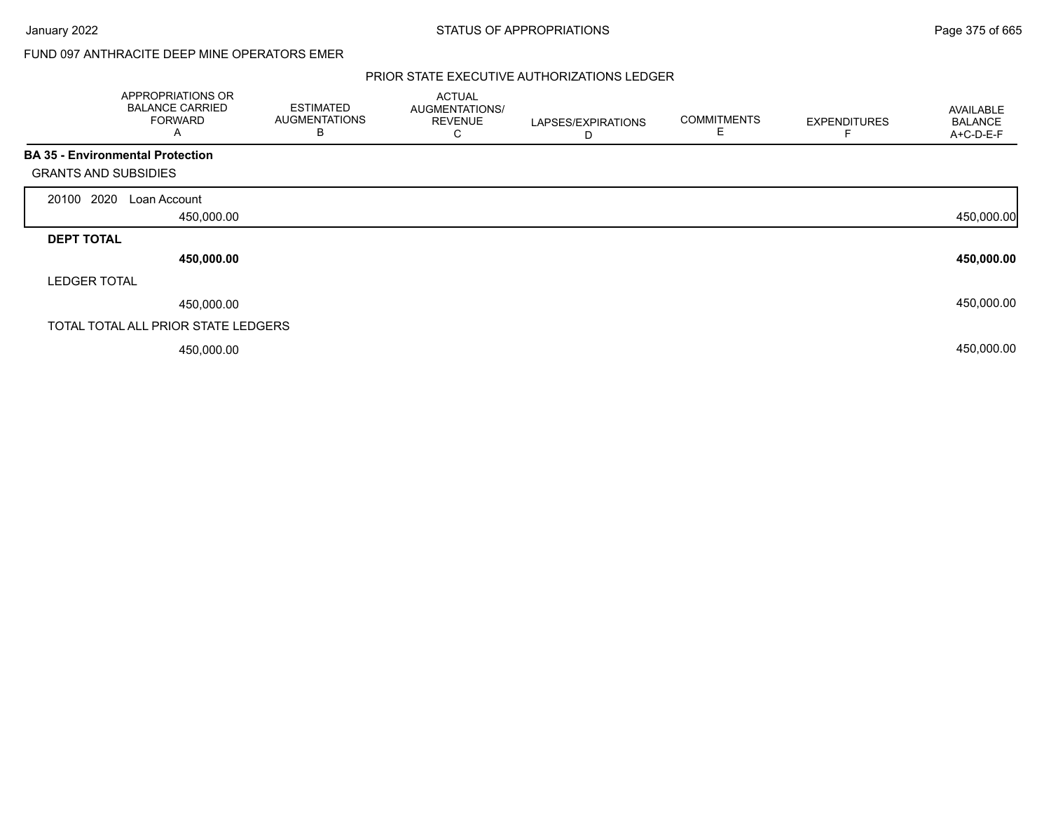FUND 097 ANTHRACITE DEEP MINE OPERATORS EMER

PRIOR STATE EXECUTIVE AUTHORIZATIONS LEDGER

| | APPROPRIATIONS OR BALANCE CARRIED FORWARD A | ESTIMATED AUGMENTATIONS B | ACTUAL AUGMENTATIONS/ REVENUE C | LAPSES/EXPIRATIONS D | COMMITMENTS E | EXPENDITURES F | AVAILABLE BALANCE A+C-D-E-F |
|---|---|---|---|---|---|---|---|
| **BA 35 - Environmental Protection** | | | | | | | |
| GRANTS AND SUBSIDIES | | | | | | | |
| 20100 2020 Loan Account | 450,000.00 | | | | | | 450,000.00 |
| **DEPT TOTAL** | **450,000.00** | | | | | | **450,000.00** |
| LEDGER TOTAL | 450,000.00 | | | | | | 450,000.00 |
| TOTAL TOTAL ALL PRIOR STATE LEDGERS | 450,000.00 | | | | | | 450,000.00 |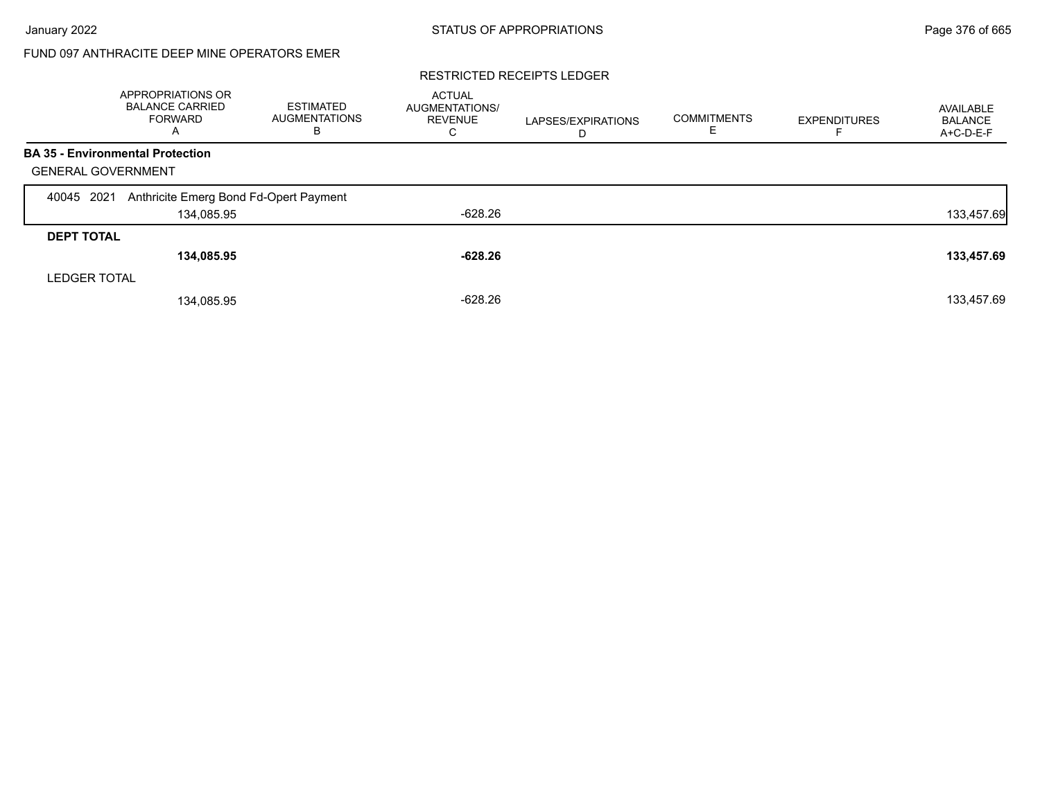FUND 097 ANTHRACITE DEEP MINE OPERATORS EMER

RESTRICTED RECEIPTS LEDGER

| | APPROPRIATIONS OR BALANCE CARRIED FORWARD A | ESTIMATED AUGMENTATIONS B | ACTUAL AUGMENTATIONS/ REVENUE C | LAPSES/EXPIRATIONS D | COMMITMENTS E | EXPENDITURES F | AVAILABLE BALANCE A+C-D-E-F |
|---|---|---|---|---|---|---|---|
| **BA 35 - Environmental Protection** | | | | | | | |
| GENERAL GOVERNMENT | | | | | | | |
| 40045 2021 Anthricite Emerg Bond Fd-Opert Payment | 134,085.95 | | -628.26 | | | | 133,457.69 |
| **DEPT TOTAL** | **134,085.95** | | **-628.26** | | | | **133,457.69** |
| LEDGER TOTAL | 134,085.95 | | -628.26 | | | | 133,457.69 |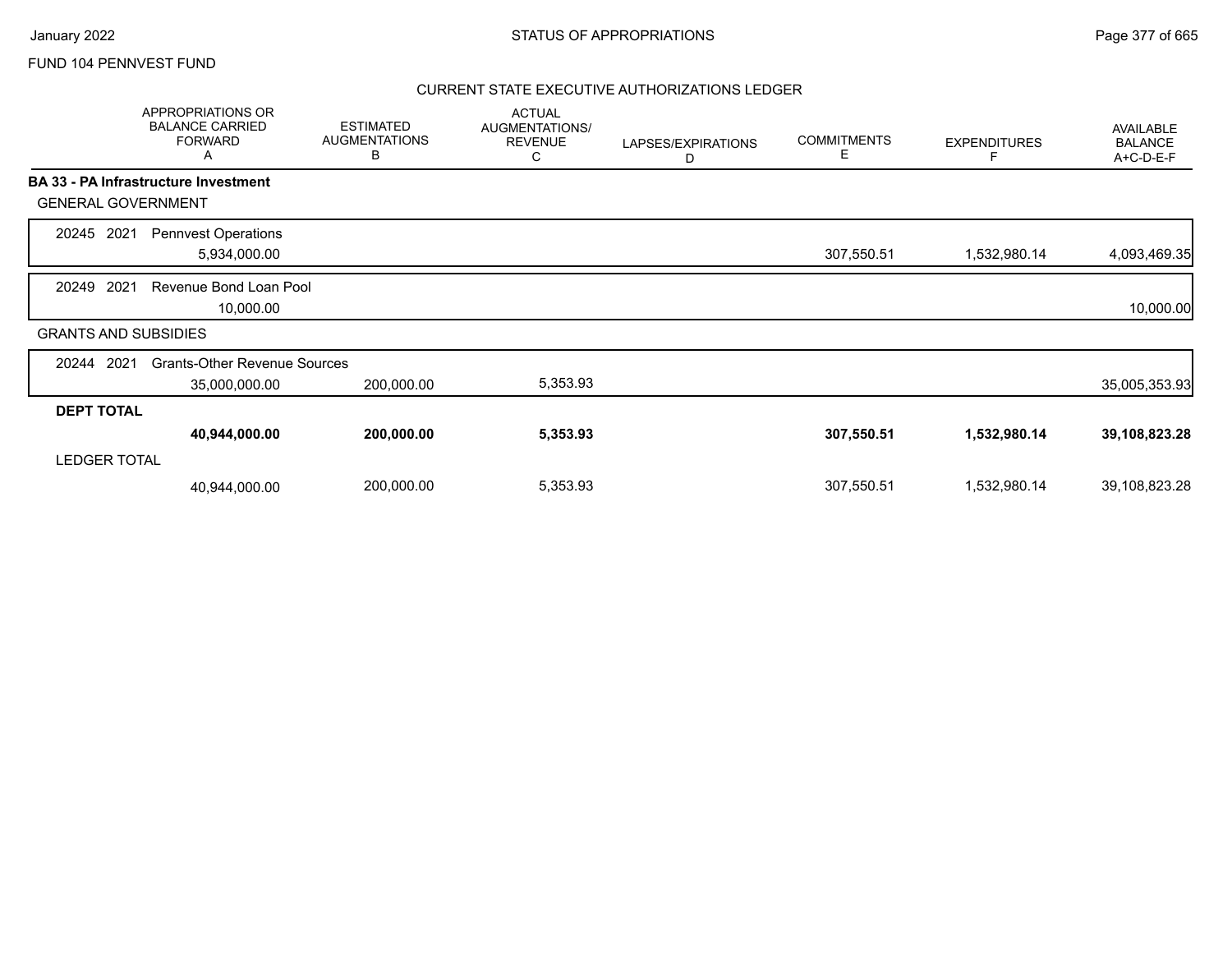FUND 104 PENNVEST FUND

## CURRENT STATE EXECUTIVE AUTHORIZATIONS LEDGER

| | APPROPRIATIONS OR BALANCE CARRIED FORWARD A | ESTIMATED AUGMENTATIONS B | ACTUAL AUGMENTATIONS/ REVENUE C | LAPSES/EXPIRATIONS D | COMMITMENTS E | EXPENDITURES F | AVAILABLE BALANCE A+C-D-E-F |
|---|---|---|---|---|---|---|---|
| **BA 33 - PA Infrastructure Investment** | | | | | | | |
| GENERAL GOVERNMENT | | | | | | | |
| 20245 2021 Pennvest Operations | 5,934,000.00 | | | | 307,550.51 | 1,532,980.14 | 4,093,469.35 |
| 20249 2021 Revenue Bond Loan Pool | 10,000.00 | | | | | | 10,000.00 |
| GRANTS AND SUBSIDIES | | | | | | | |
| 20244 2021 Grants-Other Revenue Sources | 35,000,000.00 | 200,000.00 | 5,353.93 | | | | 35,005,353.93 |
| **DEPT TOTAL** | **40,944,000.00** | **200,000.00** | **5,353.93** | | **307,550.51** | **1,532,980.14** | **39,108,823.28** |
| LEDGER TOTAL | 40,944,000.00 | 200,000.00 | 5,353.93 | | 307,550.51 | 1,532,980.14 | 39,108,823.28 |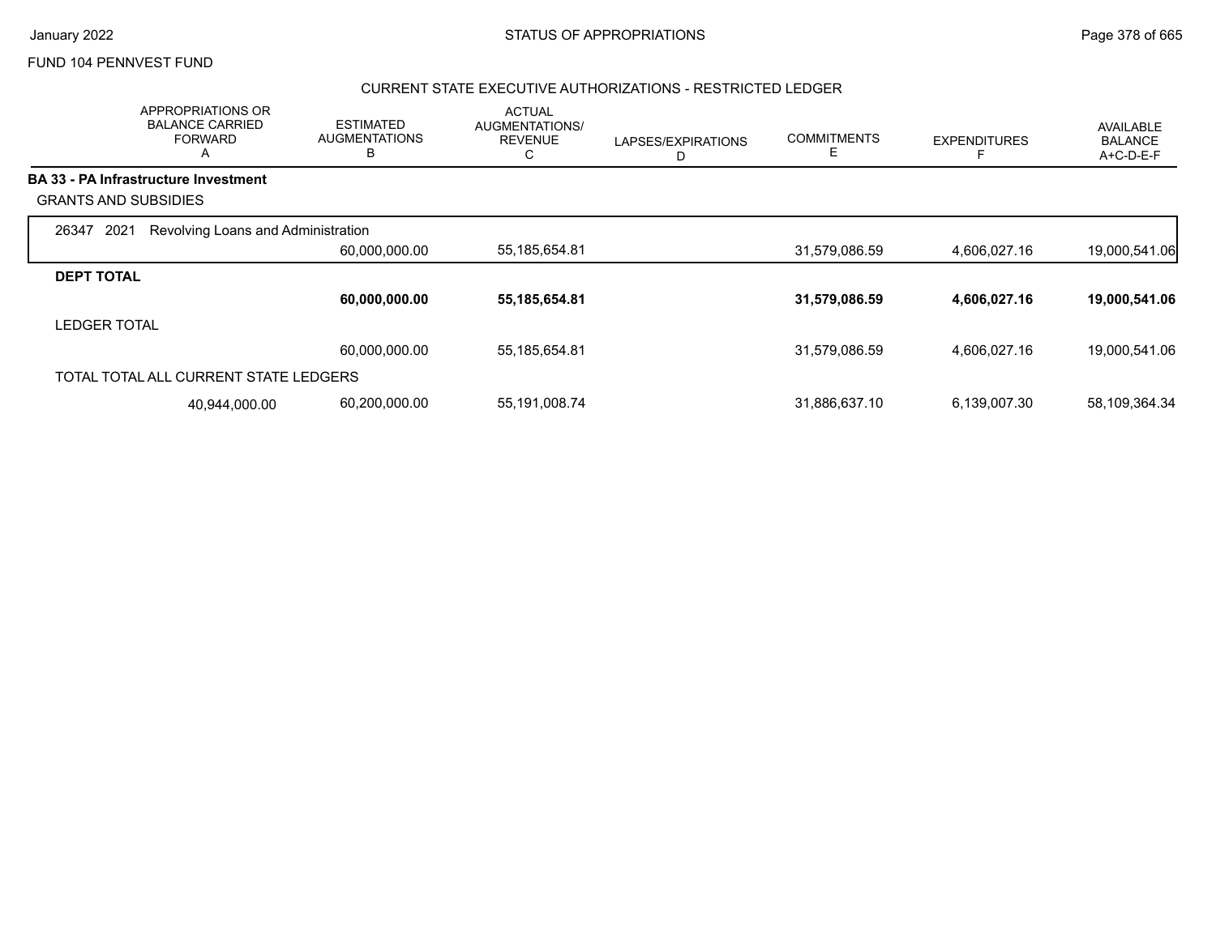FUND 104 PENNVEST FUND

## STATUS OF APPROPRIATIONS

### CURRENT STATE EXECUTIVE AUTHORIZATIONS - RESTRICTED LEDGER

| APPROPRIATIONS OR BALANCE CARRIED FORWARD A | ESTIMATED AUGMENTATIONS B | ACTUAL AUGMENTATIONS/ REVENUE C | LAPSES/EXPIRATIONS D | COMMITMENTS E | EXPENDITURES F | AVAILABLE BALANCE A+C-D-E-F |
|---|---|---|---|---|---|---|
| **BA 33 - PA Infrastructure Investment** | | | | | | |
| GRANTS AND SUBSIDIES | | | | | | |
| 26347 2021 Revolving Loans and Administration | | | | | | |
| | 60,000,000.00 | 55,185,654.81 | | 31,579,086.59 | 4,606,027.16 | 19,000,541.06 |
| **DEPT TOTAL** | | | | | | |
| | **60,000,000.00** | **55,185,654.81** | | **31,579,086.59** | **4,606,027.16** | **19,000,541.06** |
| LEDGER TOTAL | | | | | | |
| | 60,000,000.00 | 55,185,654.81 | | 31,579,086.59 | 4,606,027.16 | 19,000,541.06 |
| TOTAL TOTAL ALL CURRENT STATE LEDGERS | | | | | | |
| 40,944,000.00 | 60,200,000.00 | 55,191,008.74 | | 31,886,637.10 | 6,139,007.30 | 58,109,364.34 |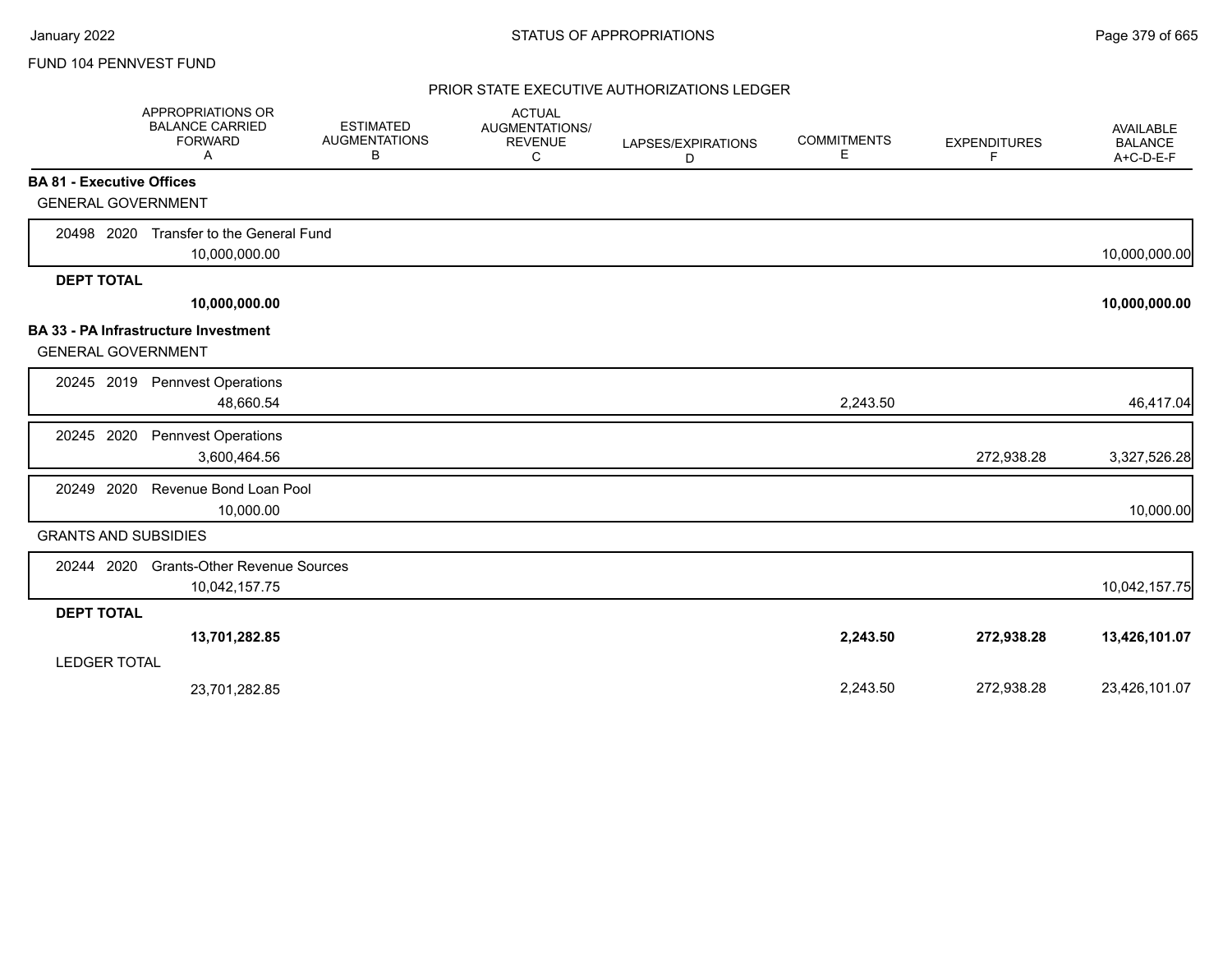FUND 104 PENNVEST FUND

## PRIOR STATE EXECUTIVE AUTHORIZATIONS LEDGER

| | APPROPRIATIONS OR BALANCE CARRIED FORWARD A | ESTIMATED AUGMENTATIONS B | ACTUAL AUGMENTATIONS/ REVENUE C | LAPSES/EXPIRATIONS D | COMMITMENTS E | EXPENDITURES F | AVAILABLE BALANCE A+C-D-E-F |
|---|---|---|---|---|---|---|---|
| **BA 81 - Executive Offices** | | | | | | | |
| GENERAL GOVERNMENT | | | | | | | |
| 20498 2020 Transfer to the General Fund | 10,000,000.00 | | | | | | 10,000,000.00 |
| **DEPT TOTAL** | **10,000,000.00** | | | | | | **10,000,000.00** |
| **BA 33 - PA Infrastructure Investment** | | | | | | | |
| GENERAL GOVERNMENT | | | | | | | |
| 20245 2019 Pennvest Operations | 48,660.54 | | | | 2,243.50 | | 46,417.04 |
| 20245 2020 Pennvest Operations | 3,600,464.56 | | | | | 272,938.28 | 3,327,526.28 |
| 20249 2020 Revenue Bond Loan Pool | 10,000.00 | | | | | | 10,000.00 |
| GRANTS AND SUBSIDIES | | | | | | | |
| 20244 2020 Grants-Other Revenue Sources | 10,042,157.75 | | | | | | 10,042,157.75 |
| **DEPT TOTAL** | **13,701,282.85** | | | | **2,243.50** | **272,938.28** | **13,426,101.07** |
| LEDGER TOTAL | 23,701,282.85 | | | | 2,243.50 | 272,938.28 | 23,426,101.07 |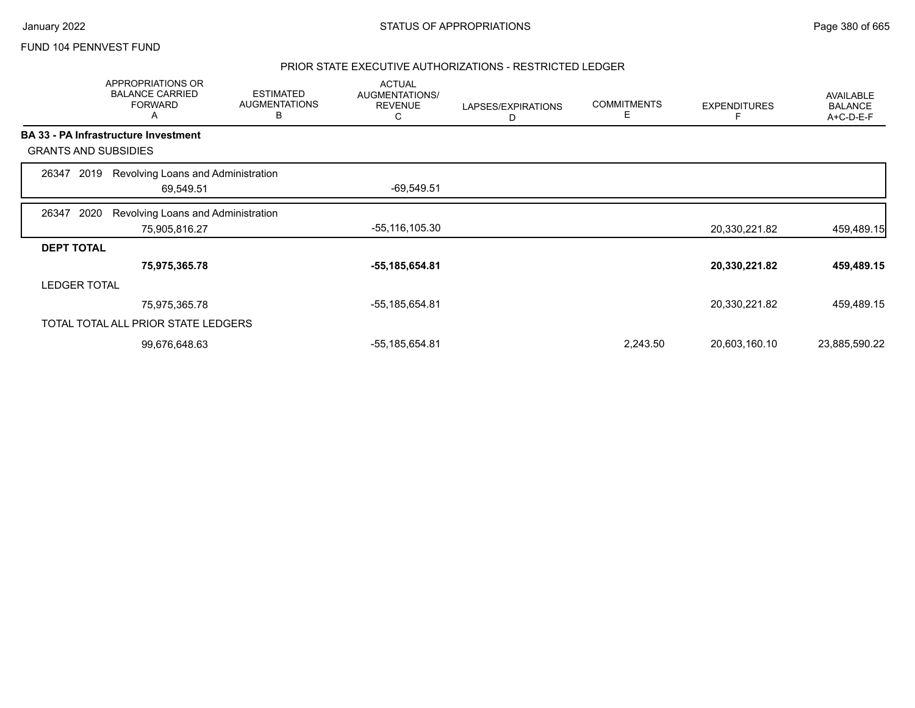FUND 104 PENNVEST FUND

## PRIOR STATE EXECUTIVE AUTHORIZATIONS - RESTRICTED LEDGER

| | APPROPRIATIONS OR BALANCE CARRIED FORWARD A | ESTIMATED AUGMENTATIONS B | ACTUAL AUGMENTATIONS/ REVENUE C | LAPSES/EXPIRATIONS D | COMMITMENTS E | EXPENDITURES F | AVAILABLE BALANCE A+C-D-E-F |
|---|---|---|---|---|---|---|---|
| **BA 33 - PA Infrastructure Investment** | | | | | | | |
| GRANTS AND SUBSIDIES | | | | | | | |
| 26347 2019 Revolving Loans and Administration | 69,549.51 | | -69,549.51 | | | | |
| 26347 2020 Revolving Loans and Administration | 75,905,816.27 | | -55,116,105.30 | | | 20,330,221.82 | 459,489.15 |
| **DEPT TOTAL** | **75,975,365.78** | | **-55,185,654.81** | | | **20,330,221.82** | **459,489.15** |
| LEDGER TOTAL | 75,975,365.78 | | -55,185,654.81 | | | 20,330,221.82 | 459,489.15 |
| TOTAL TOTAL ALL PRIOR STATE LEDGERS | 99,676,648.63 | | -55,185,654.81 | | 2,243.50 | 20,603,160.10 | 23,885,590.22 |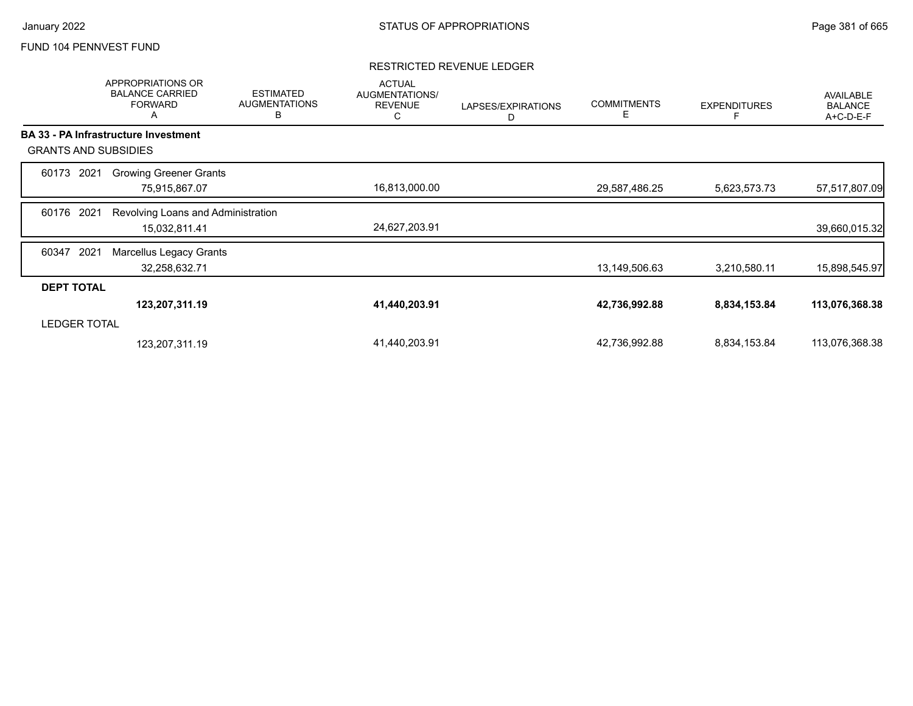FUND 104 PENNVEST FUND

## RESTRICTED REVENUE LEDGER

| | APPROPRIATIONS OR BALANCE CARRIED FORWARD A | ESTIMATED AUGMENTATIONS B | ACTUAL AUGMENTATIONS/ REVENUE C | LAPSES/EXPIRATIONS D | COMMITMENTS E | EXPENDITURES F | AVAILABLE BALANCE A+C-D-E-F |
|---|---|---|---|---|---|---|---|
| **BA 33 - PA Infrastructure Investment** | | | | | | | |
| GRANTS AND SUBSIDIES | | | | | | | |
| 60173 2021 Growing Greener Grants | 75,915,867.07 | | 16,813,000.00 | | 29,587,486.25 | 5,623,573.73 | 57,517,807.09 |
| 60176 2021 Revolving Loans and Administration | 15,032,811.41 | | 24,627,203.91 | | | | 39,660,015.32 |
| 60347 2021 Marcellus Legacy Grants | 32,258,632.71 | | | | 13,149,506.63 | 3,210,580.11 | 15,898,545.97 |
| **DEPT TOTAL** | **123,207,311.19** | | **41,440,203.91** | | **42,736,992.88** | **8,834,153.84** | **113,076,368.38** |
| LEDGER TOTAL | 123,207,311.19 | | 41,440,203.91 | | 42,736,992.88 | 8,834,153.84 | 113,076,368.38 |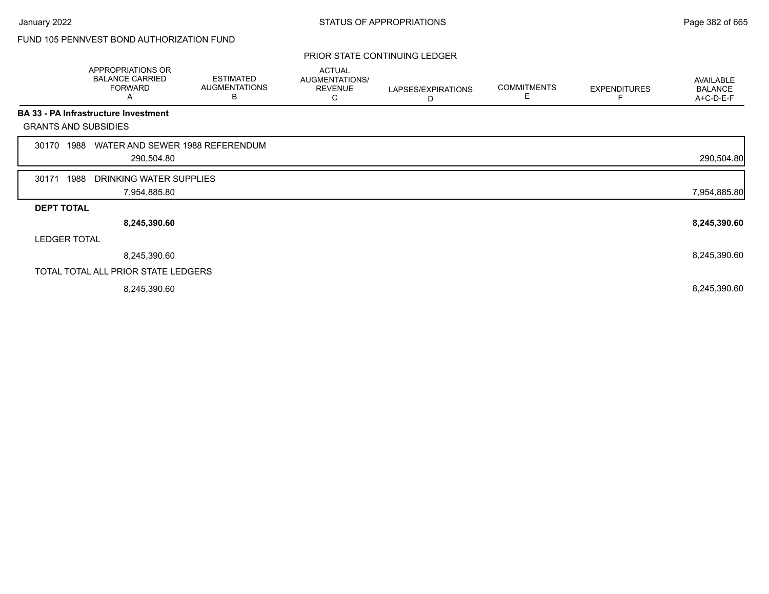FUND 105 PENNVEST BOND AUTHORIZATION FUND

PRIOR STATE CONTINUING LEDGER

| | APPROPRIATIONS OR BALANCE CARRIED FORWARD A | ESTIMATED AUGMENTATIONS B | ACTUAL AUGMENTATIONS/ REVENUE C | LAPSES/EXPIRATIONS D | COMMITMENTS E | EXPENDITURES F | AVAILABLE BALANCE A+C-D-E-F |
|---|---|---|---|---|---|---|---|
| **BA 33 - PA Infrastructure Investment** | | | | | | | |
| GRANTS AND SUBSIDIES | | | | | | | |
| 30170 1988 WATER AND SEWER 1988 REFERENDUM | 290,504.80 | | | | | | 290,504.80 |
| 30171 1988 DRINKING WATER SUPPLIES | 7,954,885.80 | | | | | | 7,954,885.80 |
| **DEPT TOTAL** | **8,245,390.60** | | | | | | **8,245,390.60** |
| LEDGER TOTAL | 8,245,390.60 | | | | | | 8,245,390.60 |
| TOTAL TOTAL ALL PRIOR STATE LEDGERS | 8,245,390.60 | | | | | | 8,245,390.60 |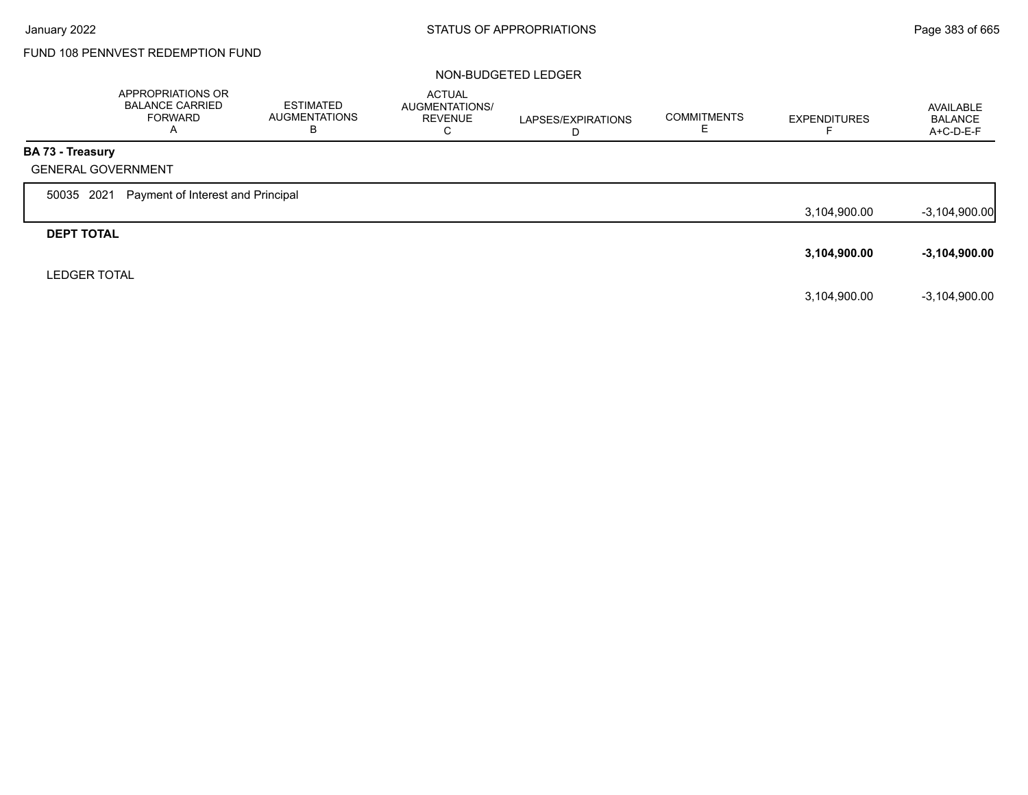FUND 108 PENNVEST REDEMPTION FUND

NON-BUDGETED LEDGER

| | APPROPRIATIONS OR BALANCE CARRIED FORWARD A | ESTIMATED AUGMENTATIONS B | ACTUAL AUGMENTATIONS/ REVENUE C | LAPSES/EXPIRATIONS D | COMMITMENTS E | EXPENDITURES F | AVAILABLE BALANCE A+C-D-E-F |
|---|---|---|---|---|---|---|---|
| **BA 73 - Treasury** | | | | | | | |
| GENERAL GOVERNMENT | | | | | | | |
| 50035 2021 Payment of Interest and Principal | | | | | | 3,104,900.00 | -3,104,900.00 |
| **DEPT TOTAL** | | | | | | **3,104,900.00** | **-3,104,900.00** |
| LEDGER TOTAL | | | | | | 3,104,900.00 | -3,104,900.00 |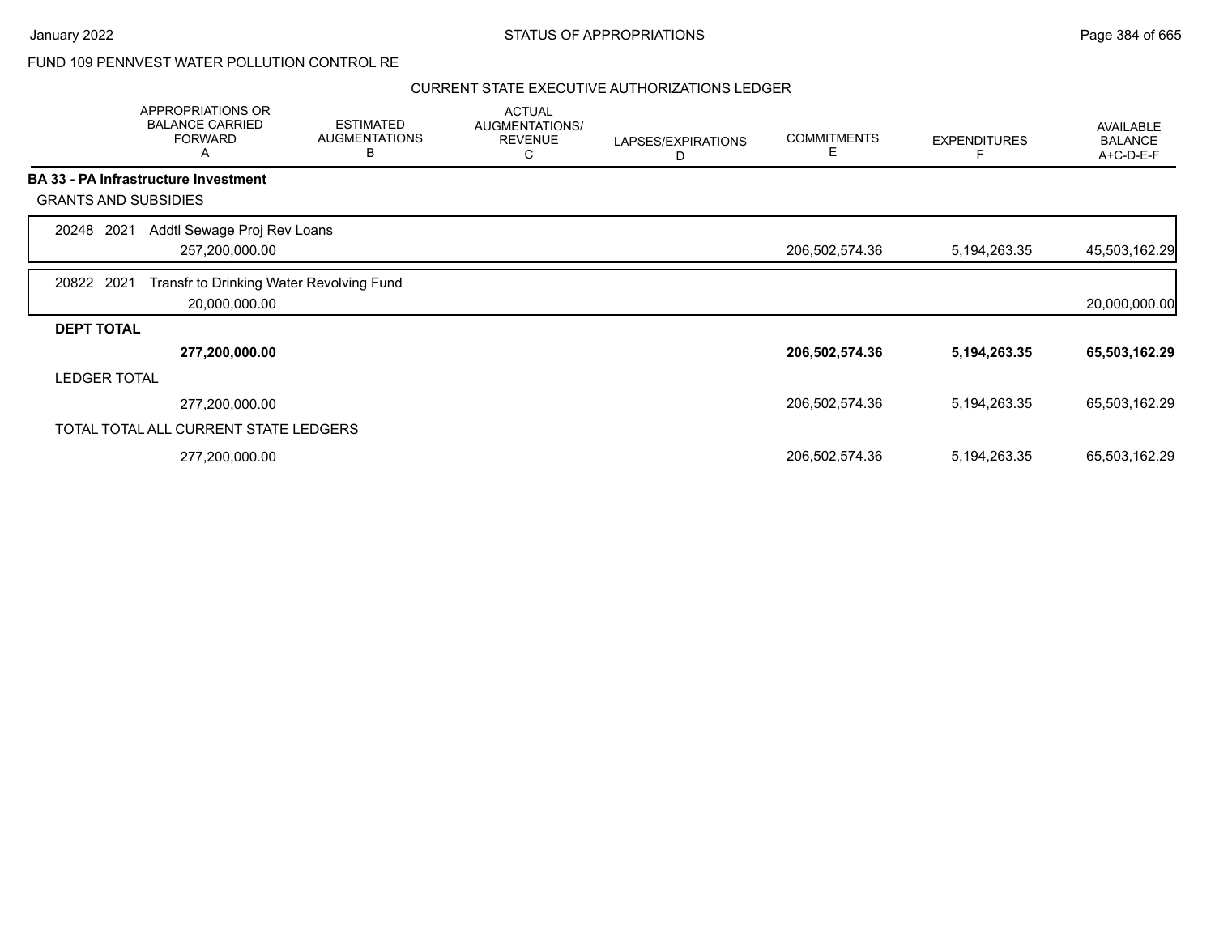FUND 109 PENNVEST WATER POLLUTION CONTROL RE

CURRENT STATE EXECUTIVE AUTHORIZATIONS LEDGER

| | APPROPRIATIONS OR BALANCE CARRIED FORWARD A | ESTIMATED AUGMENTATIONS B | ACTUAL AUGMENTATIONS/ REVENUE C | LAPSES/EXPIRATIONS D | COMMITMENTS E | EXPENDITURES F | AVAILABLE BALANCE A+C-D-E-F |
|---|---|---|---|---|---|---|---|
| **BA 33 - PA Infrastructure Investment** | | | | | | | |
| GRANTS AND SUBSIDIES | | | | | | | |
| 20248 2021 Addtl Sewage Proj Rev Loans | 257,200,000.00 | | | | 206,502,574.36 | 5,194,263.35 | 45,503,162.29 |
| 20822 2021 Transfr to Drinking Water Revolving Fund | 20,000,000.00 | | | | | | 20,000,000.00 |
| **DEPT TOTAL** | **277,200,000.00** | | | | **206,502,574.36** | **5,194,263.35** | **65,503,162.29** |
| LEDGER TOTAL | 277,200,000.00 | | | | 206,502,574.36 | 5,194,263.35 | 65,503,162.29 |
| TOTAL TOTAL ALL CURRENT STATE LEDGERS | 277,200,000.00 | | | | 206,502,574.36 | 5,194,263.35 | 65,503,162.29 |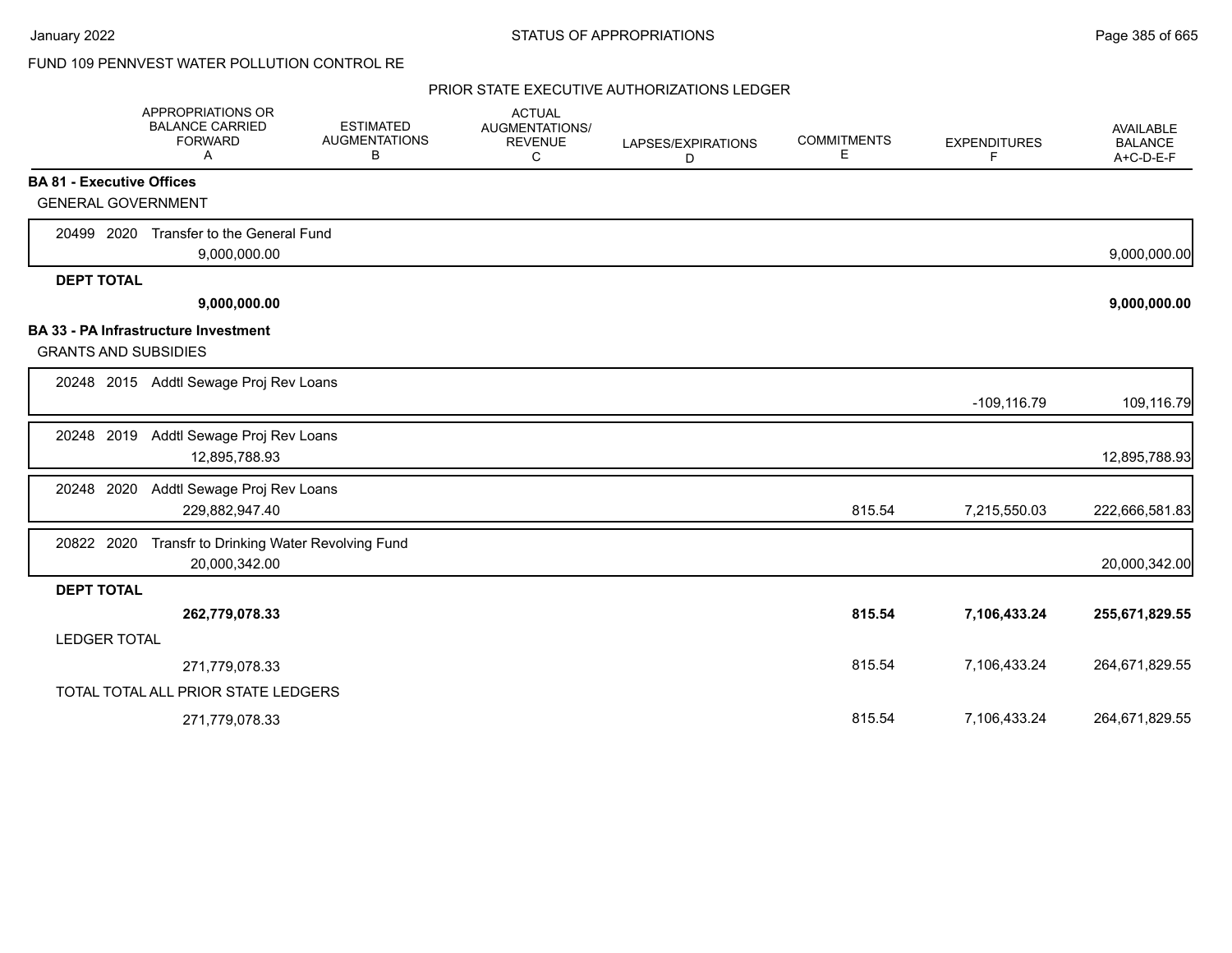FUND 109 PENNVEST WATER POLLUTION CONTROL RE

PRIOR STATE EXECUTIVE AUTHORIZATIONS LEDGER

| | APPROPRIATIONS OR BALANCE CARRIED FORWARD A | ESTIMATED AUGMENTATIONS B | ACTUAL AUGMENTATIONS/ REVENUE C | LAPSES/EXPIRATIONS D | COMMITMENTS E | EXPENDITURES F | AVAILABLE BALANCE A+C-D-E-F |
|---|---|---|---|---|---|---|---|
| **BA 81 - Executive Offices** | | | | | | | |
| GENERAL GOVERNMENT | | | | | | | |
| 20499 2020 Transfer to the General Fund | 9,000,000.00 | | | | | | 9,000,000.00 |
| **DEPT TOTAL** | **9,000,000.00** | | | | | | **9,000,000.00** |
| **BA 33 - PA Infrastructure Investment** | | | | | | | |
| GRANTS AND SUBSIDIES | | | | | | | |
| 20248 2015 Addtl Sewage Proj Rev Loans | | | | | | -109,116.79 | 109,116.79 |
| 20248 2019 Addtl Sewage Proj Rev Loans | 12,895,788.93 | | | | | | 12,895,788.93 |
| 20248 2020 Addtl Sewage Proj Rev Loans | 229,882,947.40 | | | | 815.54 | 7,215,550.03 | 222,666,581.83 |
| 20822 2020 Transfr to Drinking Water Revolving Fund | 20,000,342.00 | | | | | | 20,000,342.00 |
| **DEPT TOTAL** | **262,779,078.33** | | | | **815.54** | **7,106,433.24** | **255,671,829.55** |
| LEDGER TOTAL | 271,779,078.33 | | | | 815.54 | 7,106,433.24 | 264,671,829.55 |
| TOTAL TOTAL ALL PRIOR STATE LEDGERS | 271,779,078.33 | | | | 815.54 | 7,106,433.24 | 264,671,829.55 |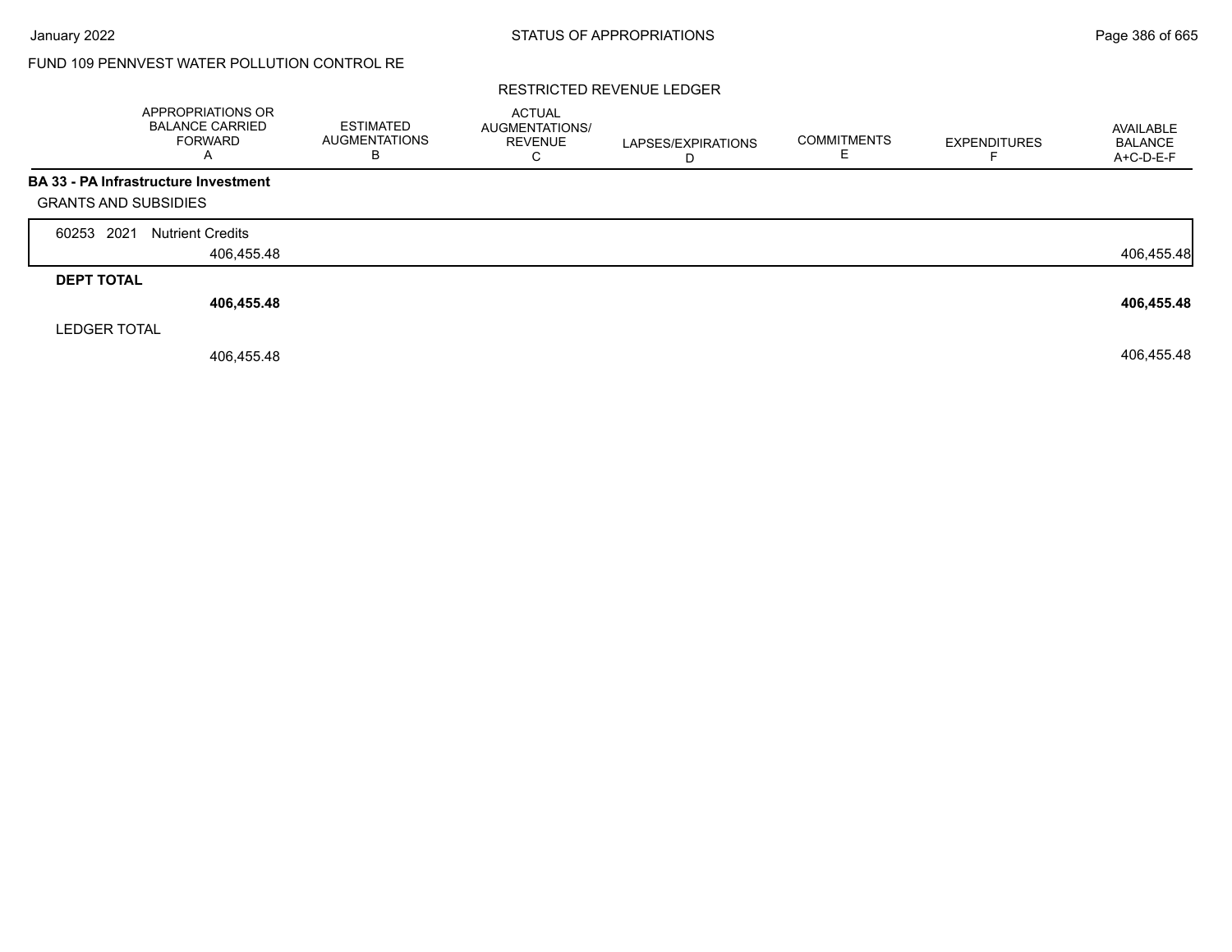FUND 109 PENNVEST WATER POLLUTION CONTROL RE

RESTRICTED REVENUE LEDGER

| | APPROPRIATIONS OR BALANCE CARRIED FORWARD A | ESTIMATED AUGMENTATIONS B | ACTUAL AUGMENTATIONS/ REVENUE C | LAPSES/EXPIRATIONS D | COMMITMENTS E | EXPENDITURES F | AVAILABLE BALANCE A+C-D-E-F |
|---|---|---|---|---|---|---|---|
| **BA 33 - PA Infrastructure Investment** | | | | | | | |
| GRANTS AND SUBSIDIES | | | | | | | |
| 60253 2021 Nutrient Credits | 406,455.48 | | | | | | 406,455.48 |
| **DEPT TOTAL** | **406,455.48** | | | | | | **406,455.48** |
| LEDGER TOTAL | 406,455.48 | | | | | | 406,455.48 |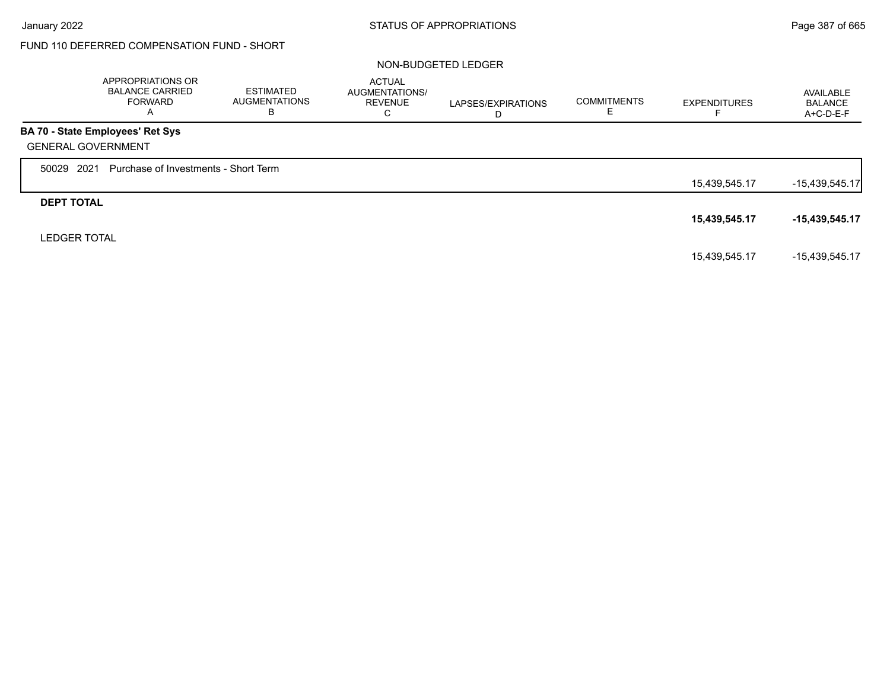FUND 110 DEFERRED COMPENSATION FUND - SHORT

NON-BUDGETED LEDGER

| | APPROPRIATIONS OR BALANCE CARRIED FORWARD A | ESTIMATED AUGMENTATIONS B | ACTUAL AUGMENTATIONS/ REVENUE C | LAPSES/EXPIRATIONS D | COMMITMENTS E | EXPENDITURES F | AVAILABLE BALANCE A+C-D-E-F |
|---|---|---|---|---|---|---|---|
| **BA 70 - State Employees' Ret Sys** | | | | | | | |
| GENERAL GOVERNMENT | | | | | | | |
| 50029 2021 Purchase of Investments - Short Term | | | | | | 15,439,545.17 | -15,439,545.17 |
| **DEPT TOTAL** | | | | | | **15,439,545.17** | **-15,439,545.17** |
| LEDGER TOTAL | | | | | | 15,439,545.17 | -15,439,545.17 |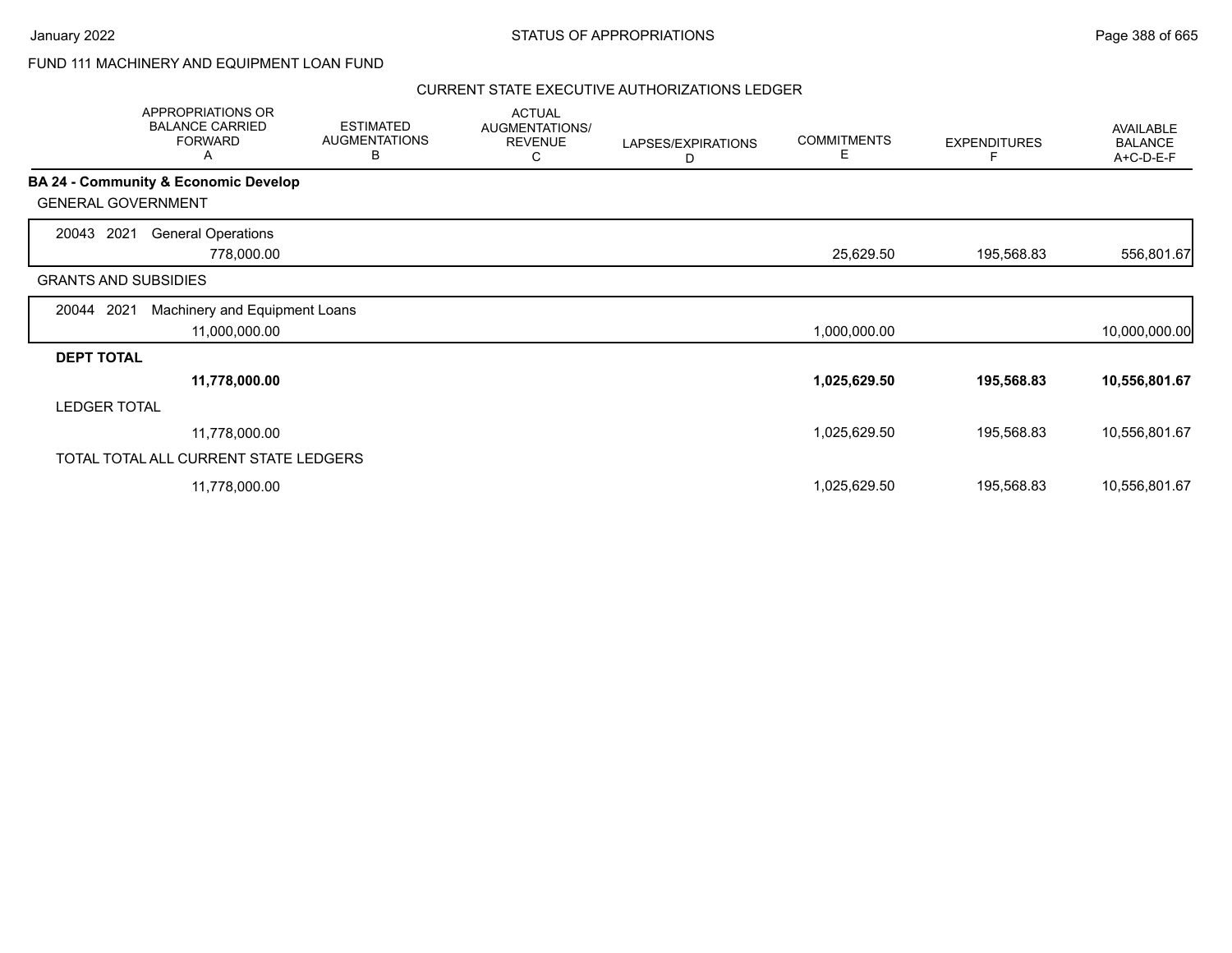FUND 111 MACHINERY AND EQUIPMENT LOAN FUND

CURRENT STATE EXECUTIVE AUTHORIZATIONS LEDGER

| | APPROPRIATIONS OR BALANCE CARRIED FORWARD A | ESTIMATED AUGMENTATIONS B | ACTUAL AUGMENTATIONS/ REVENUE C | LAPSES/EXPIRATIONS D | COMMITMENTS E | EXPENDITURES F | AVAILABLE BALANCE A+C-D-E-F |
|---|---|---|---|---|---|---|---|
| **BA 24 - Community & Economic Develop** | | | | | | | |
| GENERAL GOVERNMENT | | | | | | | |
| 20043 2021 General Operations | 778,000.00 | | | | 25,629.50 | 195,568.83 | 556,801.67 |
| GRANTS AND SUBSIDIES | | | | | | | |
| 20044 2021 Machinery and Equipment Loans | 11,000,000.00 | | | | 1,000,000.00 | | 10,000,000.00 |
| **DEPT TOTAL** | **11,778,000.00** | | | | **1,025,629.50** | **195,568.83** | **10,556,801.67** |
| LEDGER TOTAL | 11,778,000.00 | | | | 1,025,629.50 | 195,568.83 | 10,556,801.67 |
| TOTAL TOTAL ALL CURRENT STATE LEDGERS | 11,778,000.00 | | | | 1,025,629.50 | 195,568.83 | 10,556,801.67 |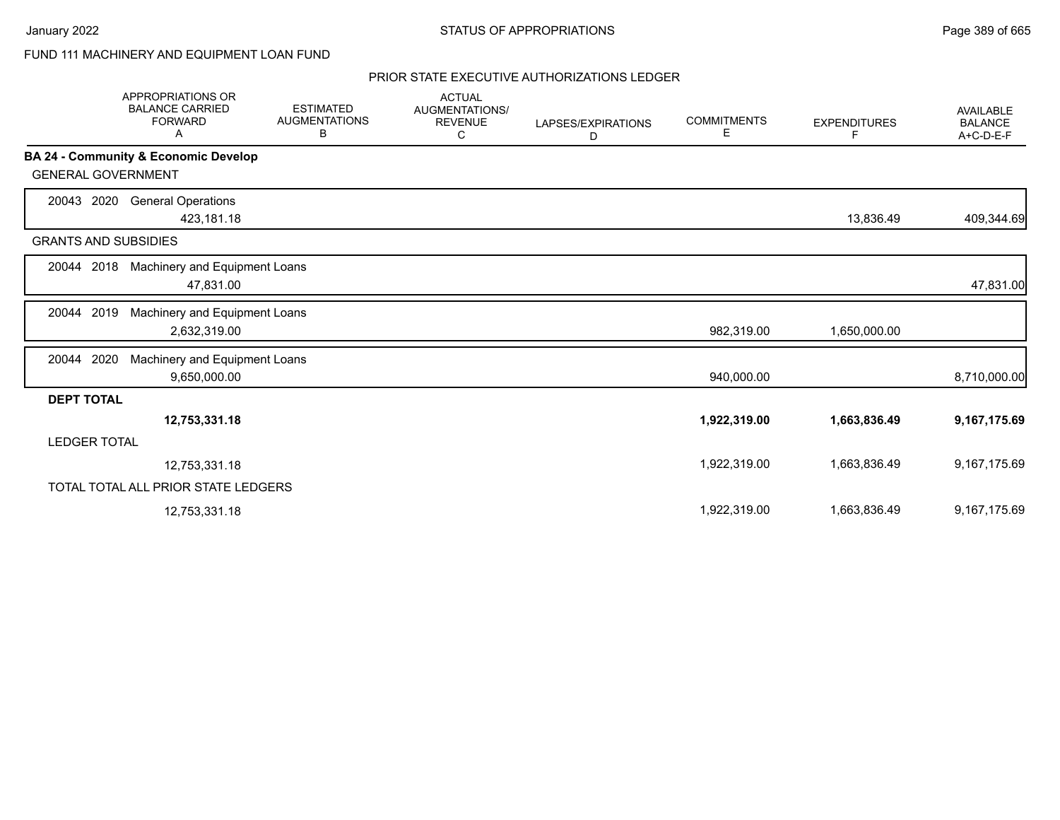FUND 111 MACHINERY AND EQUIPMENT LOAN FUND

PRIOR STATE EXECUTIVE AUTHORIZATIONS LEDGER

| | APPROPRIATIONS OR BALANCE CARRIED FORWARD A | ESTIMATED AUGMENTATIONS B | ACTUAL AUGMENTATIONS/ REVENUE C | LAPSES/EXPIRATIONS D | COMMITMENTS E | EXPENDITURES F | AVAILABLE BALANCE A+C-D-E-F |
|---|---|---|---|---|---|---|---|
| **BA 24 - Community & Economic Develop** | | | | | | | |
| GENERAL GOVERNMENT | | | | | | | |
| 20043 2020 General Operations | 423,181.18 | | | | | 13,836.49 | 409,344.69 |
| GRANTS AND SUBSIDIES | | | | | | | |
| 20044 2018 Machinery and Equipment Loans | 47,831.00 | | | | | | 47,831.00 |
| 20044 2019 Machinery and Equipment Loans | 2,632,319.00 | | | | 982,319.00 | 1,650,000.00 | |
| 20044 2020 Machinery and Equipment Loans | 9,650,000.00 | | | | 940,000.00 | | 8,710,000.00 |
| **DEPT TOTAL** | **12,753,331.18** | | | | **1,922,319.00** | **1,663,836.49** | **9,167,175.69** |
| LEDGER TOTAL | 12,753,331.18 | | | | 1,922,319.00 | 1,663,836.49 | 9,167,175.69 |
| TOTAL TOTAL ALL PRIOR STATE LEDGERS | 12,753,331.18 | | | | 1,922,319.00 | 1,663,836.49 | 9,167,175.69 |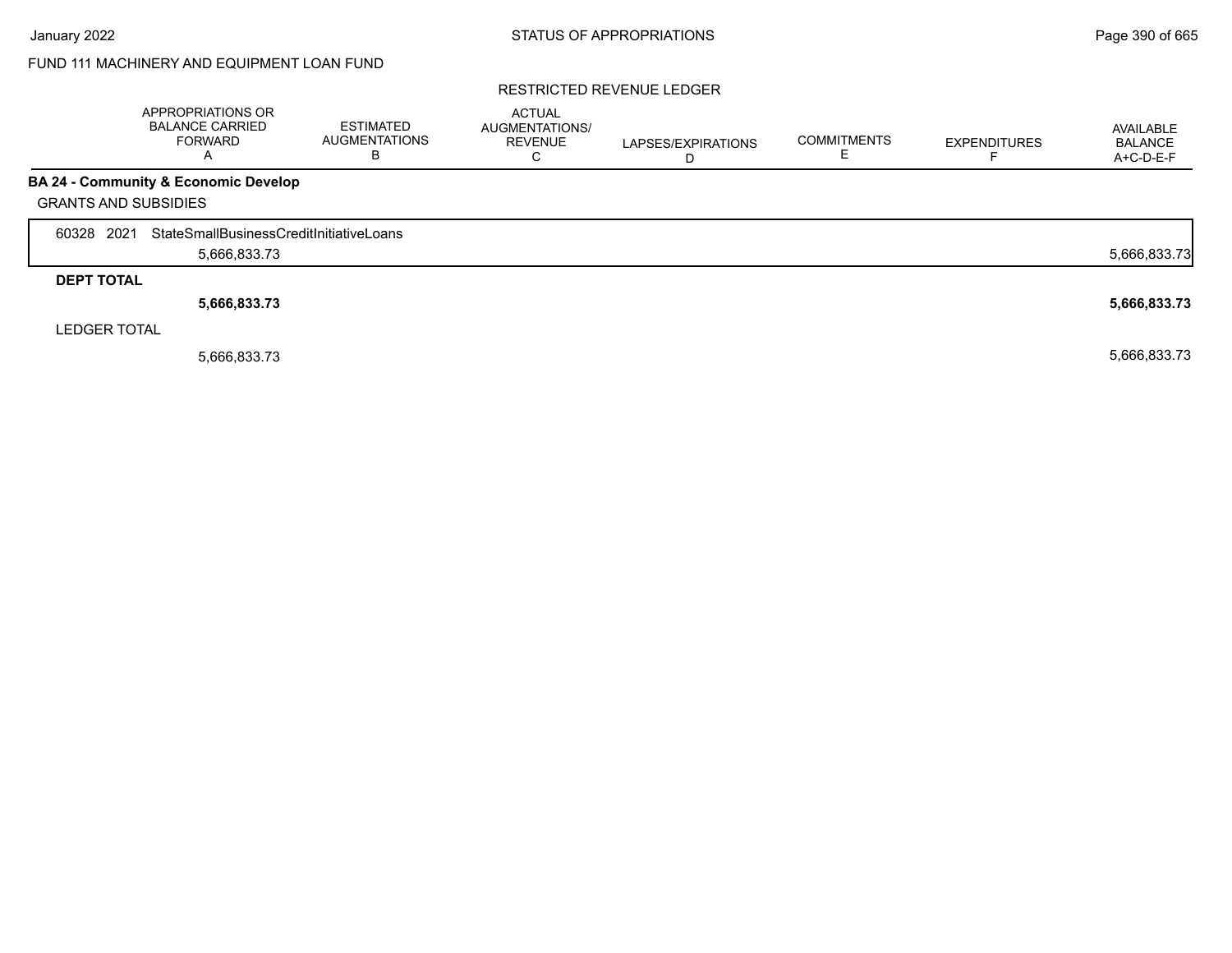FUND 111 MACHINERY AND EQUIPMENT LOAN FUND

RESTRICTED REVENUE LEDGER

| | APPROPRIATIONS OR BALANCE CARRIED FORWARD A | ESTIMATED AUGMENTATIONS B | ACTUAL AUGMENTATIONS/ REVENUE C | LAPSES/EXPIRATIONS D | COMMITMENTS E | EXPENDITURES F | AVAILABLE BALANCE A+C-D-E-F |
|---|---|---|---|---|---|---|---|
| **BA 24 - Community & Economic Develop** | | | | | | | |
| GRANTS AND SUBSIDIES | | | | | | | |
| 60328 2021 StateSmallBusinessCreditInitiativeLoans | 5,666,833.73 | | | | | | 5,666,833.73 |
| **DEPT TOTAL** | **5,666,833.73** | | | | | | **5,666,833.73** |
| LEDGER TOTAL | 5,666,833.73 | | | | | | 5,666,833.73 |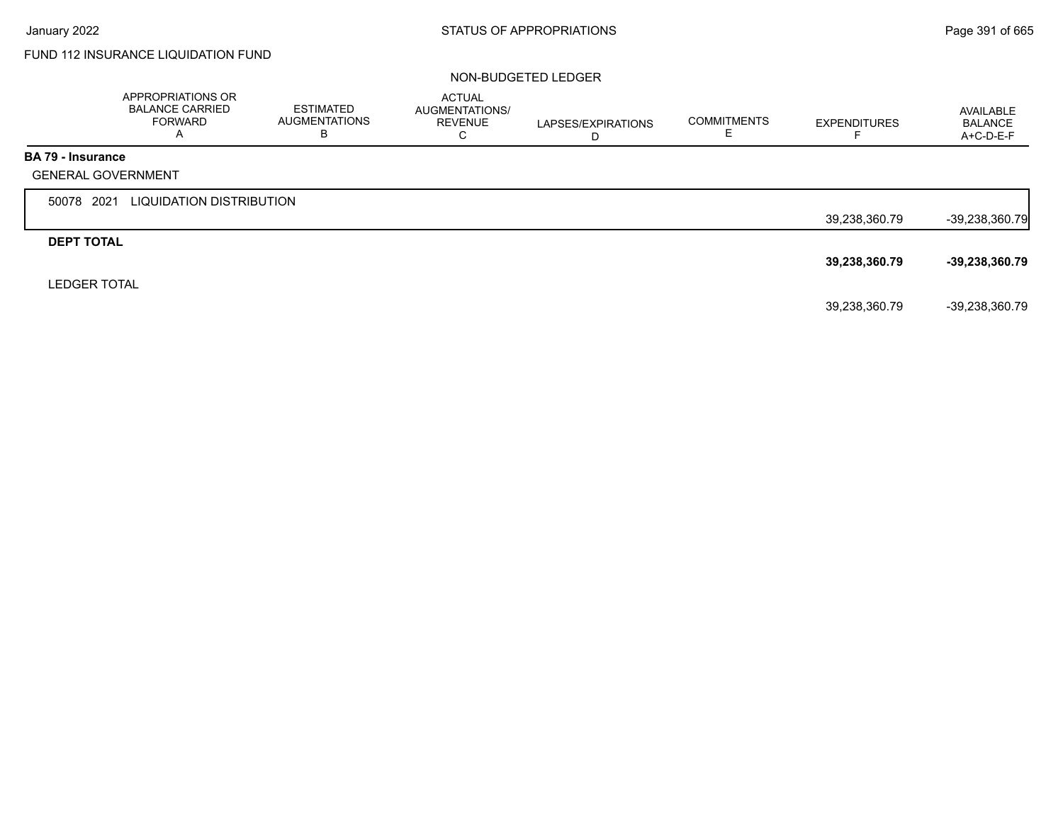FUND 112 INSURANCE LIQUIDATION FUND

NON-BUDGETED LEDGER

| | APPROPRIATIONS OR BALANCE CARRIED FORWARD A | ESTIMATED AUGMENTATIONS B | ACTUAL AUGMENTATIONS/ REVENUE C | LAPSES/EXPIRATIONS D | COMMITMENTS E | EXPENDITURES F | AVAILABLE BALANCE A+C-D-E-F |
|---|---|---|---|---|---|---|---|
| **BA 79 - Insurance** | | | | | | | |
| GENERAL GOVERNMENT | | | | | | | |
| 50078 2021 LIQUIDATION DISTRIBUTION | | | | | | 39,238,360.79 | -39,238,360.79 |
| **DEPT TOTAL** | | | | | | **39,238,360.79** | **-39,238,360.79** |
| LEDGER TOTAL | | | | | | 39,238,360.79 | -39,238,360.79 |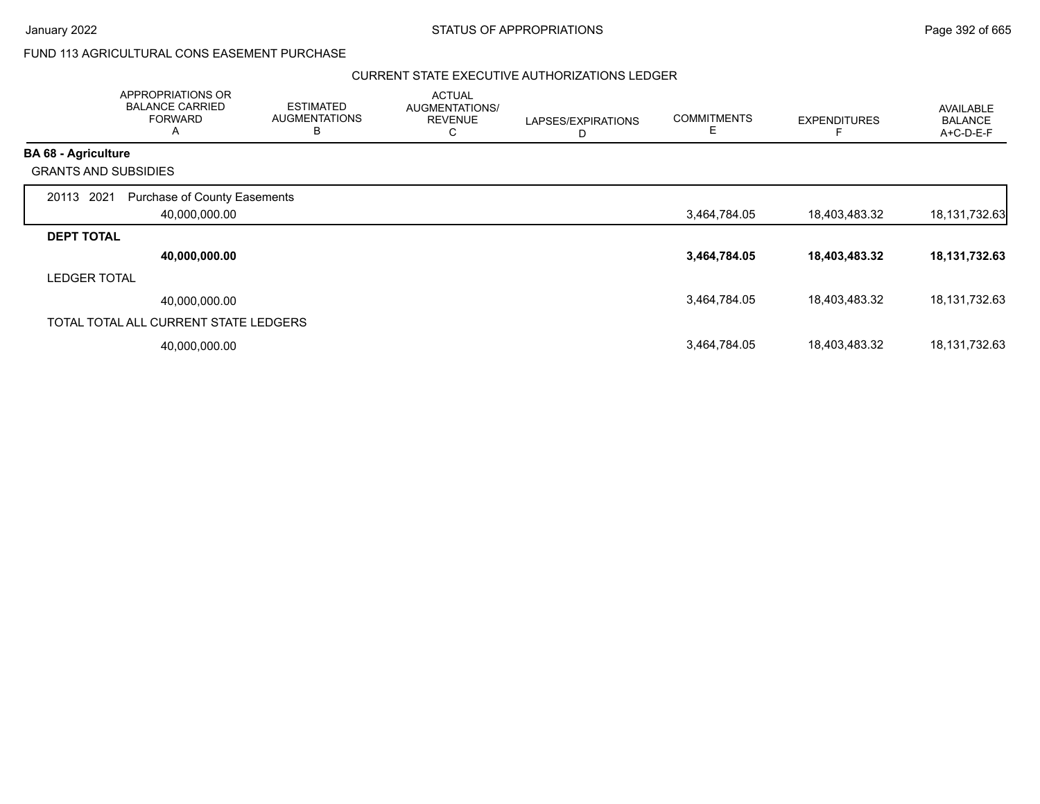FUND 113 AGRICULTURAL CONS EASEMENT PURCHASE

CURRENT STATE EXECUTIVE AUTHORIZATIONS LEDGER

| | APPROPRIATIONS OR BALANCE CARRIED FORWARD A | ESTIMATED AUGMENTATIONS B | ACTUAL AUGMENTATIONS/ REVENUE C | LAPSES/EXPIRATIONS D | COMMITMENTS E | EXPENDITURES F | AVAILABLE BALANCE A+C-D-E-F |
|---|---|---|---|---|---|---|---|
| **BA 68 - Agriculture** | | | | | | | |
| GRANTS AND SUBSIDIES | | | | | | | |
| 20113 2021 Purchase of County Easements | 40,000,000.00 | | | | 3,464,784.05 | 18,403,483.32 | 18,131,732.63 |
| **DEPT TOTAL** | **40,000,000.00** | | | | **3,464,784.05** | **18,403,483.32** | **18,131,732.63** |
| LEDGER TOTAL | 40,000,000.00 | | | | 3,464,784.05 | 18,403,483.32 | 18,131,732.63 |
| TOTAL TOTAL ALL CURRENT STATE LEDGERS | 40,000,000.00 | | | | 3,464,784.05 | 18,403,483.32 | 18,131,732.63 |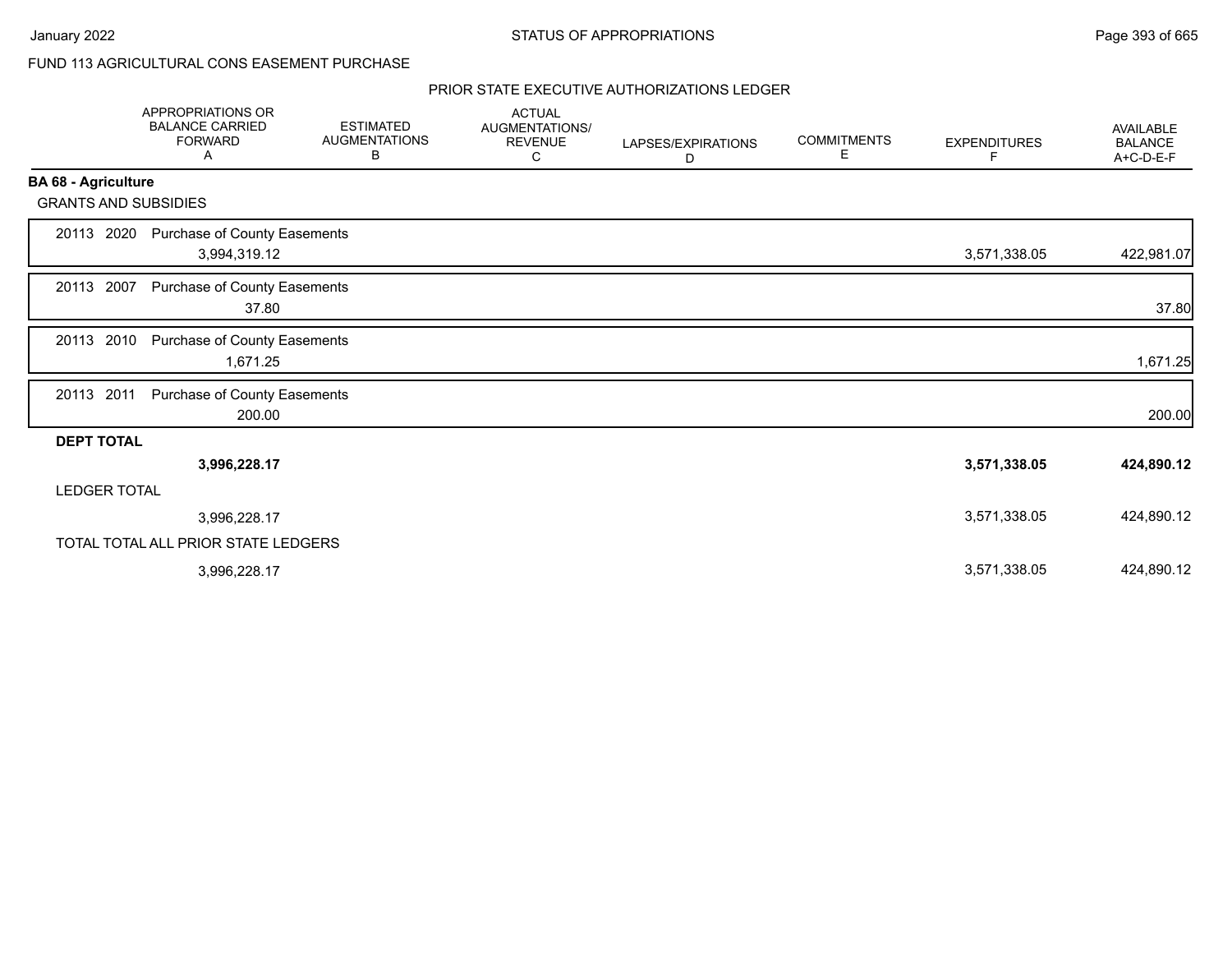FUND 113 AGRICULTURAL CONS EASEMENT PURCHASE

PRIOR STATE EXECUTIVE AUTHORIZATIONS LEDGER

| | APPROPRIATIONS OR BALANCE CARRIED FORWARD A | ESTIMATED AUGMENTATIONS B | ACTUAL AUGMENTATIONS/ REVENUE C | LAPSES/EXPIRATIONS D | COMMITMENTS E | EXPENDITURES F | AVAILABLE BALANCE A+C-D-E-F |
|---|---|---|---|---|---|---|---|
| **BA 68 - Agriculture** | | | | | | | |
| GRANTS AND SUBSIDIES | | | | | | | |
| 20113 2020 Purchase of County Easements | 3,994,319.12 | | | | | 3,571,338.05 | 422,981.07 |
| 20113 2007 Purchase of County Easements | 37.80 | | | | | | 37.80 |
| 20113 2010 Purchase of County Easements | 1,671.25 | | | | | | 1,671.25 |
| 20113 2011 Purchase of County Easements | 200.00 | | | | | | 200.00 |
| **DEPT TOTAL** | **3,996,228.17** | | | | | **3,571,338.05** | **424,890.12** |
| LEDGER TOTAL | 3,996,228.17 | | | | | 3,571,338.05 | 424,890.12 |
| TOTAL TOTAL ALL PRIOR STATE LEDGERS | 3,996,228.17 | | | | | 3,571,338.05 | 424,890.12 |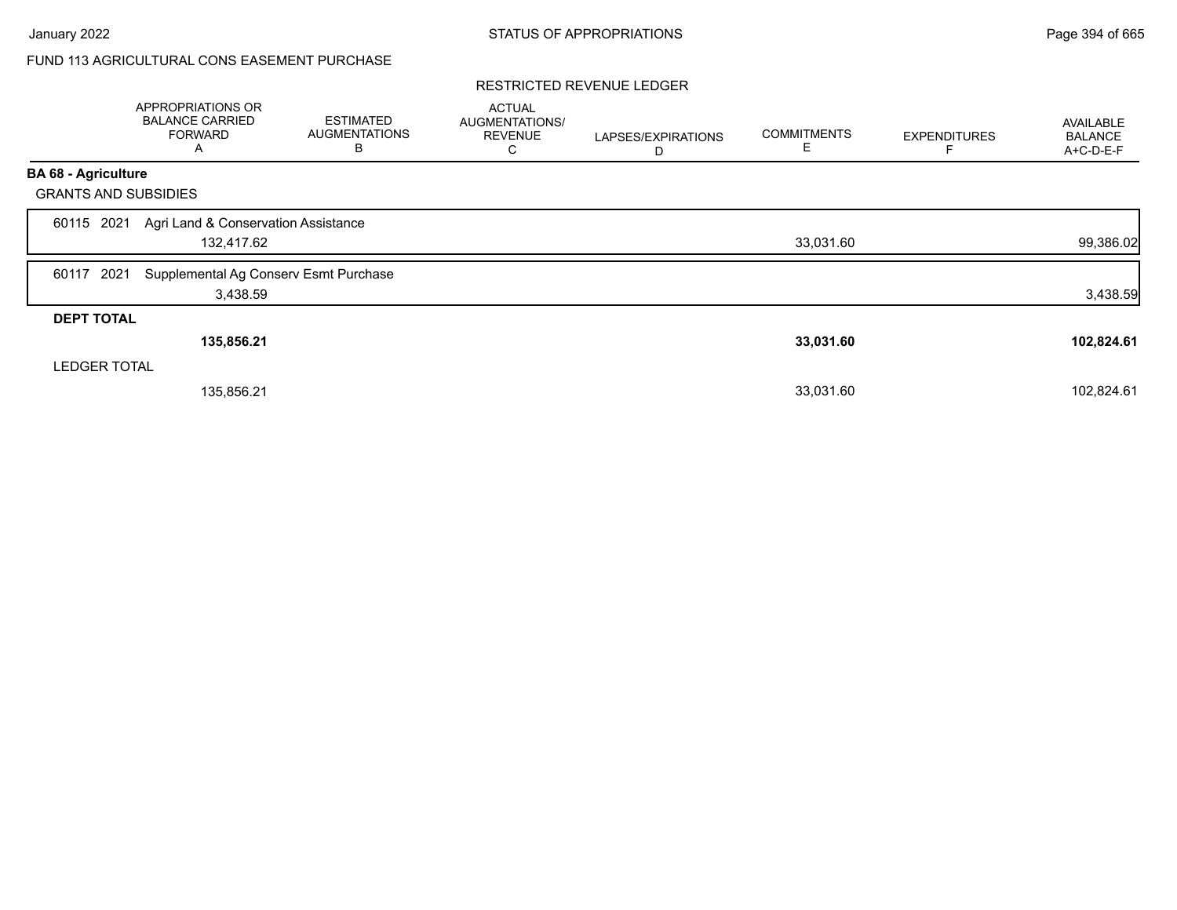FUND 113 AGRICULTURAL CONS EASEMENT PURCHASE

RESTRICTED REVENUE LEDGER

| | APPROPRIATIONS OR BALANCE CARRIED FORWARD A | ESTIMATED AUGMENTATIONS B | ACTUAL AUGMENTATIONS/ REVENUE C | LAPSES/EXPIRATIONS D | COMMITMENTS E | EXPENDITURES F | AVAILABLE BALANCE A+C-D-E-F |
|---|---|---|---|---|---|---|---|
| **BA 68 - Agriculture** | | | | | | | |
| GRANTS AND SUBSIDIES | | | | | | | |
| 60115 2021 Agri Land & Conservation Assistance | | | | | | | |
| | 132,417.62 | | | | 33,031.60 | | 99,386.02 |
| 60117 2021 Supplemental Ag Conserv Esmt Purchase | | | | | | | |
| | 3,438.59 | | | | | | 3,438.59 |
| **DEPT TOTAL** | | | | | | | |
| | **135,856.21** | | | | **33,031.60** | | **102,824.61** |
| LEDGER TOTAL | | | | | | | |
| | 135,856.21 | | | | 33,031.60 | | 102,824.61 |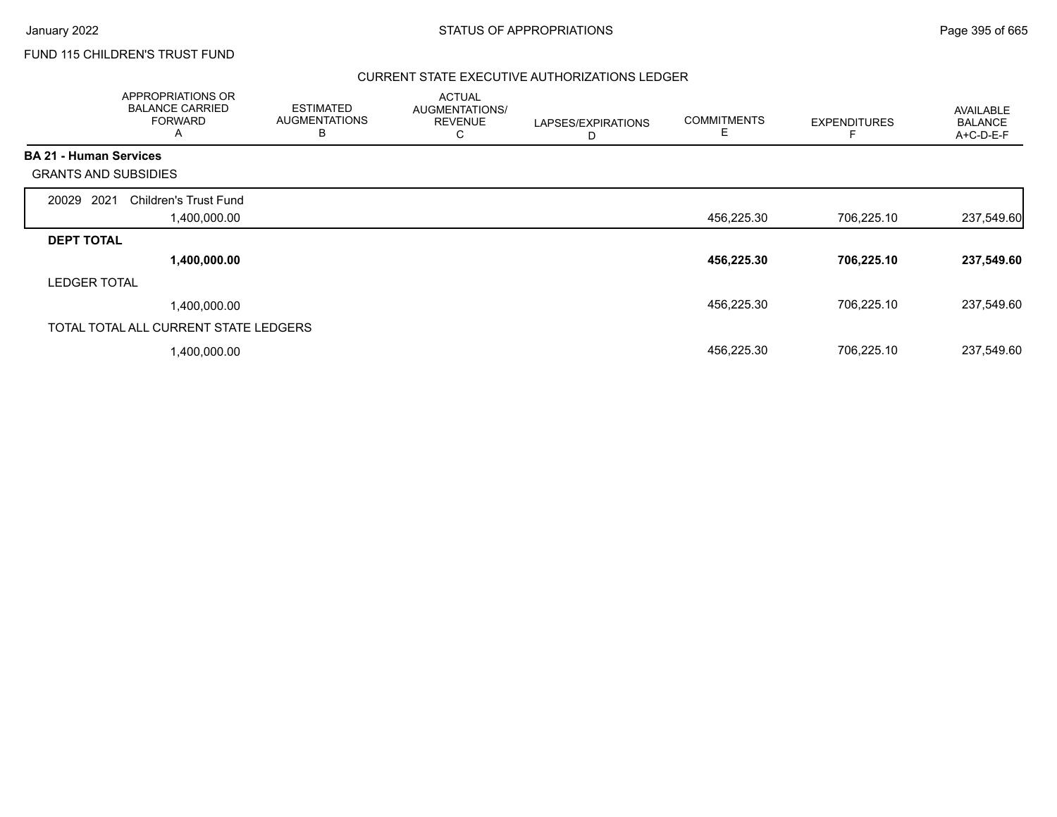FUND 115 CHILDREN'S TRUST FUND

## CURRENT STATE EXECUTIVE AUTHORIZATIONS LEDGER

| | APPROPRIATIONS OR BALANCE CARRIED FORWARD A | ESTIMATED AUGMENTATIONS B | ACTUAL AUGMENTATIONS/ REVENUE C | LAPSES/EXPIRATIONS D | COMMITMENTS E | EXPENDITURES F | AVAILABLE BALANCE A+C-D-E-F |
|---|---|---|---|---|---|---|---|
| **BA 21 - Human Services** | | | | | | | |
| GRANTS AND SUBSIDIES | | | | | | | |
| 20029 2021 Children's Trust Fund | 1,400,000.00 | | | | 456,225.30 | 706,225.10 | 237,549.60 |
| **DEPT TOTAL** | **1,400,000.00** | | | | **456,225.30** | **706,225.10** | **237,549.60** |
| LEDGER TOTAL | 1,400,000.00 | | | | 456,225.30 | 706,225.10 | 237,549.60 |
| TOTAL TOTAL ALL CURRENT STATE LEDGERS | 1,400,000.00 | | | | 456,225.30 | 706,225.10 | 237,549.60 |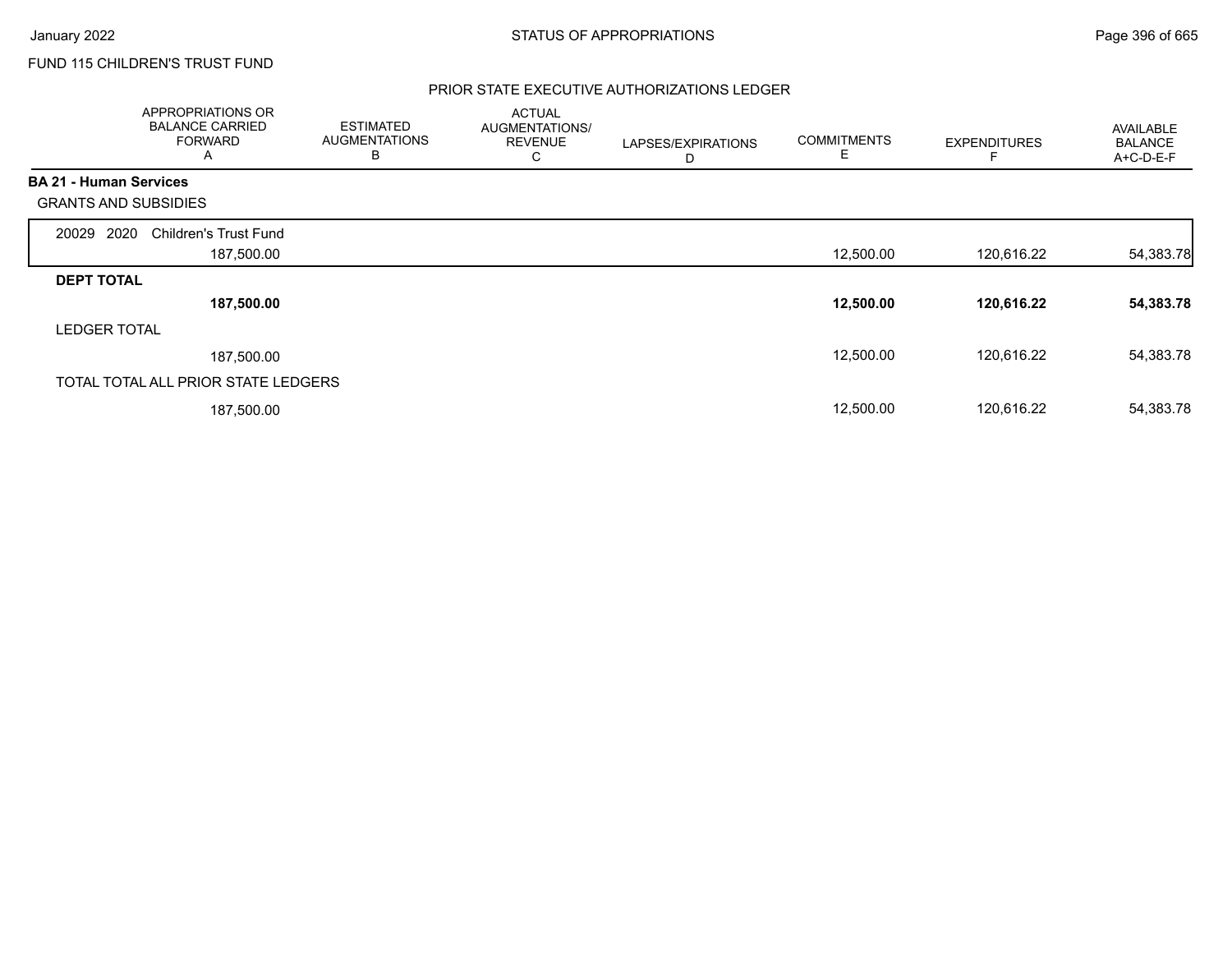FUND 115 CHILDREN'S TRUST FUND

## PRIOR STATE EXECUTIVE AUTHORIZATIONS LEDGER

| APPROPRIATIONS OR BALANCE CARRIED FORWARD A | ESTIMATED AUGMENTATIONS B | ACTUAL AUGMENTATIONS/ REVENUE C | LAPSES/EXPIRATIONS D | COMMITMENTS E | EXPENDITURES F | AVAILABLE BALANCE A+C-D-E-F |
|---|---|---|---|---|---|---|
| **BA 21 - Human Services** | | | | | | |
| GRANTS AND SUBSIDIES | | | | | | |
| 20029 2020 Children's Trust Fund | | | | | | |
| 187,500.00 | | | | 12,500.00 | 120,616.22 | 54,383.78 |
| **DEPT TOTAL** | | | | | | |
| **187,500.00** | | | | **12,500.00** | **120,616.22** | **54,383.78** |
| LEDGER TOTAL | | | | | | |
| 187,500.00 | | | | 12,500.00 | 120,616.22 | 54,383.78 |
| TOTAL TOTAL ALL PRIOR STATE LEDGERS | | | | | | |
| 187,500.00 | | | | 12,500.00 | 120,616.22 | 54,383.78 |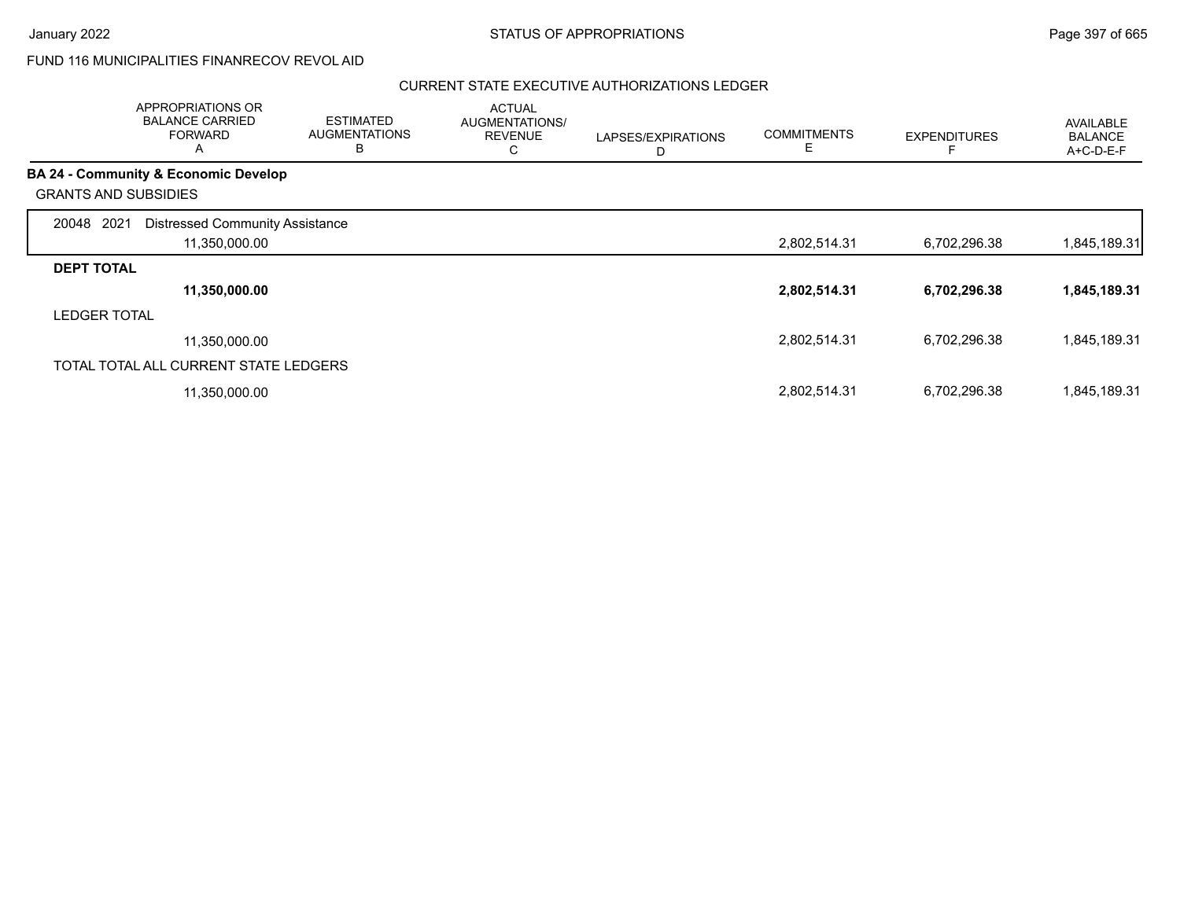FUND 116 MUNICIPALITIES FINANRECOV REVOL AID

CURRENT STATE EXECUTIVE AUTHORIZATIONS LEDGER

| | APPROPRIATIONS OR BALANCE CARRIED FORWARD A | ESTIMATED AUGMENTATIONS B | ACTUAL AUGMENTATIONS/ REVENUE C | LAPSES/EXPIRATIONS D | COMMITMENTS E | EXPENDITURES F | AVAILABLE BALANCE A+C-D-E-F |
|---|---|---|---|---|---|---|---|
| **BA 24 - Community & Economic Develop** | | | | | | | |
| GRANTS AND SUBSIDIES | | | | | | | |
| 20048 2021 Distressed Community Assistance | 11,350,000.00 | | | | 2,802,514.31 | 6,702,296.38 | 1,845,189.31 |
| **DEPT TOTAL** | **11,350,000.00** | | | | **2,802,514.31** | **6,702,296.38** | **1,845,189.31** |
| LEDGER TOTAL | 11,350,000.00 | | | | 2,802,514.31 | 6,702,296.38 | 1,845,189.31 |
| TOTAL TOTAL ALL CURRENT STATE LEDGERS | 11,350,000.00 | | | | 2,802,514.31 | 6,702,296.38 | 1,845,189.31 |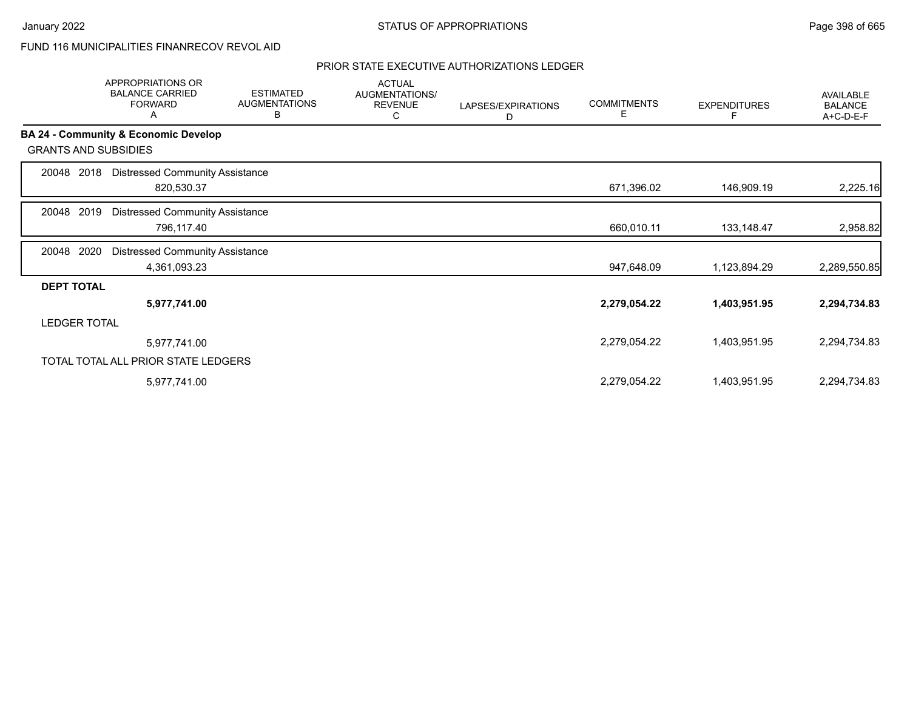STATUS OF APPROPRIATIONS

FUND 116 MUNICIPALITIES FINANRECOV REVOL AID

PRIOR STATE EXECUTIVE AUTHORIZATIONS LEDGER

| | APPROPRIATIONS OR BALANCE CARRIED FORWARD A | ESTIMATED AUGMENTATIONS B | ACTUAL AUGMENTATIONS/ REVENUE C | LAPSES/EXPIRATIONS D | COMMITMENTS E | EXPENDITURES F | AVAILABLE BALANCE A+C-D-E-F |
|---|---|---|---|---|---|---|---|
| **BA 24 - Community & Economic Develop** | | | | | | | |
| GRANTS AND SUBSIDIES | | | | | | | |
| 20048 2018 Distressed Community Assistance | 820,530.37 | | | | 671,396.02 | 146,909.19 | 2,225.16 |
| 20048 2019 Distressed Community Assistance | 796,117.40 | | | | 660,010.11 | 133,148.47 | 2,958.82 |
| 20048 2020 Distressed Community Assistance | 4,361,093.23 | | | | 947,648.09 | 1,123,894.29 | 2,289,550.85 |
| **DEPT TOTAL** | **5,977,741.00** | | | | **2,279,054.22** | **1,403,951.95** | **2,294,734.83** |
| LEDGER TOTAL | 5,977,741.00 | | | | 2,279,054.22 | 1,403,951.95 | 2,294,734.83 |
| TOTAL TOTAL ALL PRIOR STATE LEDGERS | 5,977,741.00 | | | | 2,279,054.22 | 1,403,951.95 | 2,294,734.83 |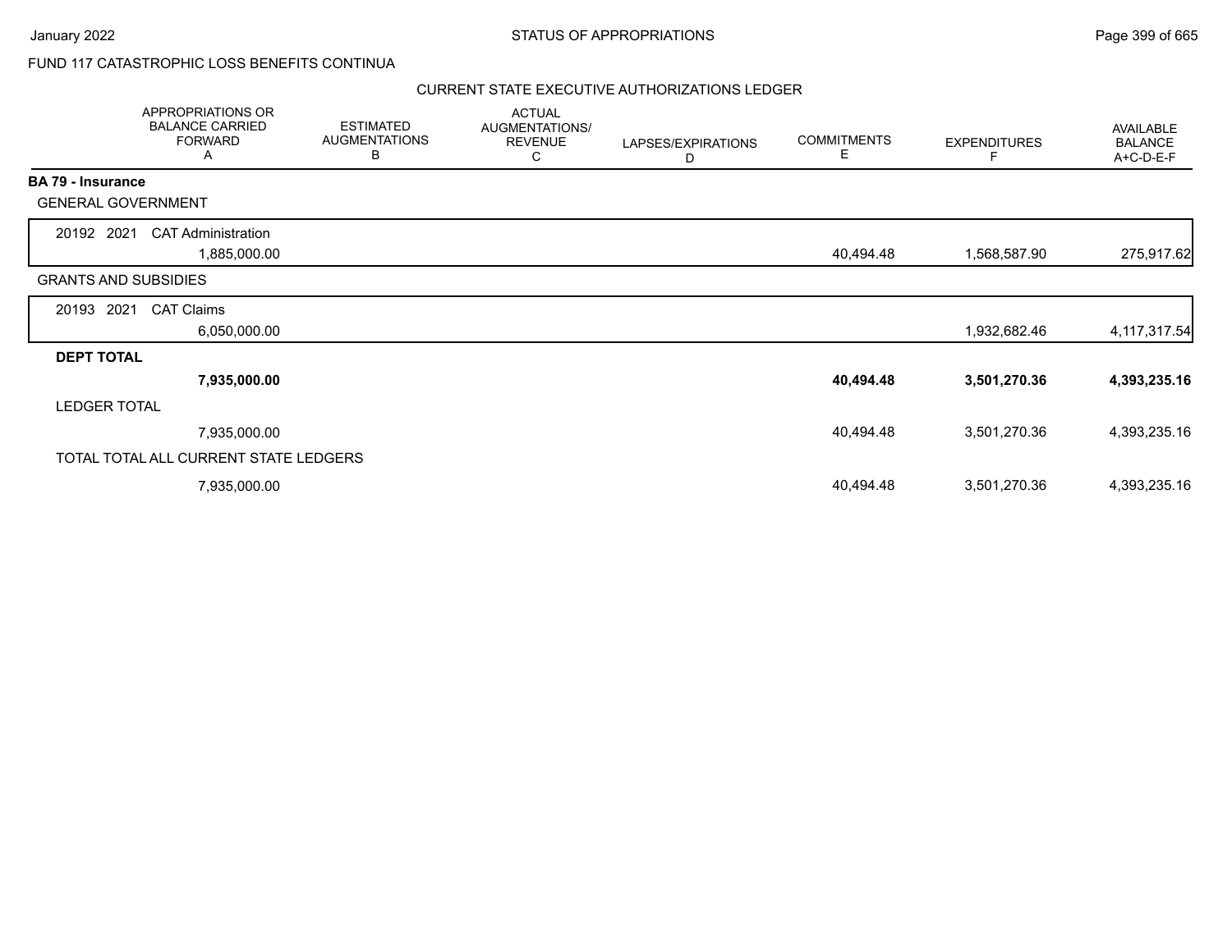FUND 117 CATASTROPHIC LOSS BENEFITS CONTINUA

CURRENT STATE EXECUTIVE AUTHORIZATIONS LEDGER

| | APPROPRIATIONS OR BALANCE CARRIED FORWARD A | ESTIMATED AUGMENTATIONS B | ACTUAL AUGMENTATIONS/ REVENUE C | LAPSES/EXPIRATIONS D | COMMITMENTS E | EXPENDITURES F | AVAILABLE BALANCE A+C-D-E-F |
|---|---|---|---|---|---|---|---|
| **BA 79 - Insurance** | | | | | | | |
| GENERAL GOVERNMENT | | | | | | | |
| 20192 2021 CAT Administration | 1,885,000.00 | | | | 40,494.48 | 1,568,587.90 | 275,917.62 |
| GRANTS AND SUBSIDIES | | | | | | | |
| 20193 2021 CAT Claims | 6,050,000.00 | | | | | 1,932,682.46 | 4,117,317.54 |
| **DEPT TOTAL** | **7,935,000.00** | | | | **40,494.48** | **3,501,270.36** | **4,393,235.16** |
| LEDGER TOTAL | 7,935,000.00 | | | | 40,494.48 | 3,501,270.36 | 4,393,235.16 |
| TOTAL TOTAL ALL CURRENT STATE LEDGERS | 7,935,000.00 | | | | 40,494.48 | 3,501,270.36 | 4,393,235.16 |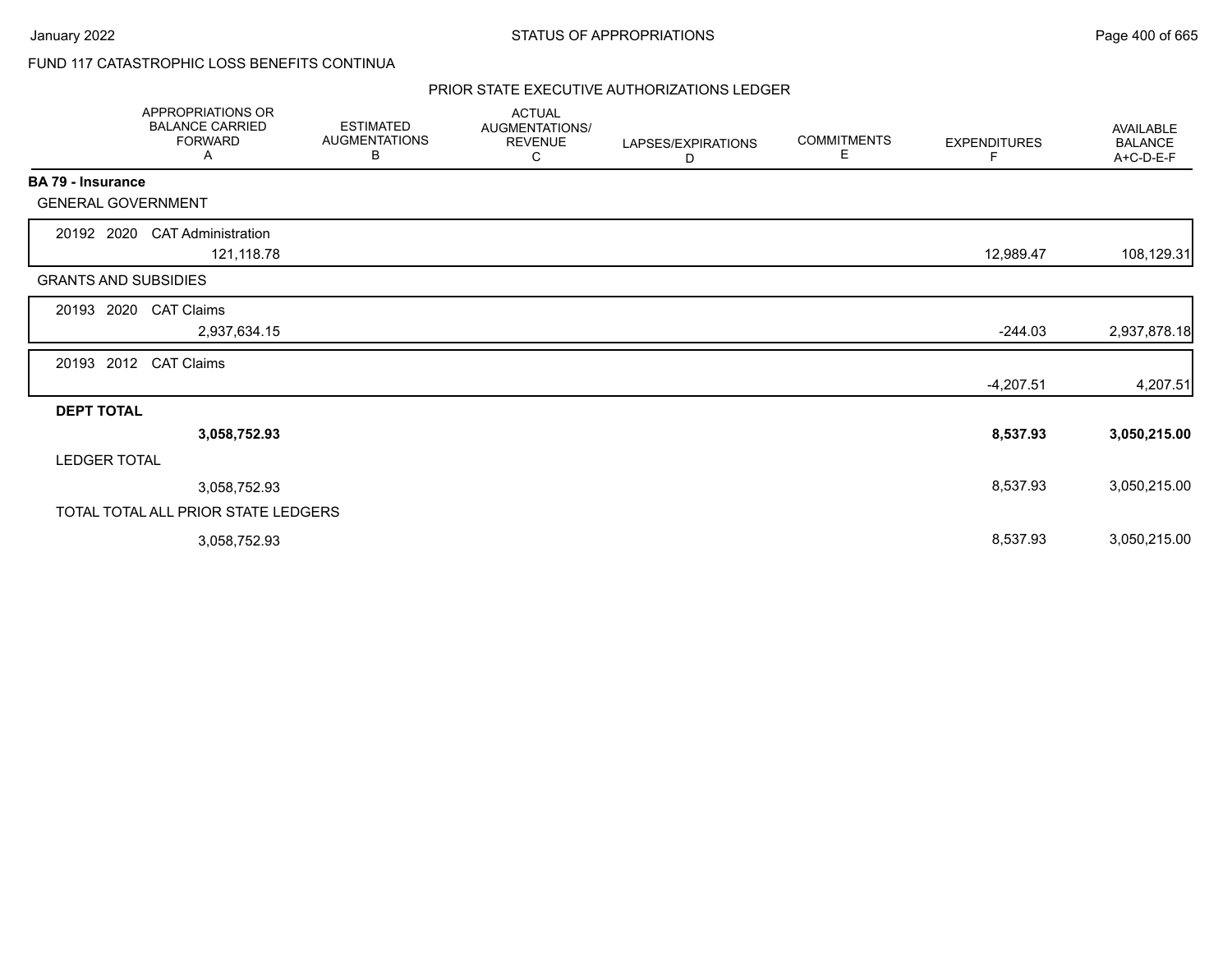FUND 117 CATASTROPHIC LOSS BENEFITS CONTINUA

PRIOR STATE EXECUTIVE AUTHORIZATIONS LEDGER

| | APPROPRIATIONS OR BALANCE CARRIED FORWARD A | ESTIMATED AUGMENTATIONS B | ACTUAL AUGMENTATIONS/ REVENUE C | LAPSES/EXPIRATIONS D | COMMITMENTS E | EXPENDITURES F | AVAILABLE BALANCE A+C-D-E-F |
|---|---|---|---|---|---|---|---|
| **BA 79 - Insurance** | | | | | | | |
| GENERAL GOVERNMENT | | | | | | | |
| 20192 2020 CAT Administration | 121,118.78 | | | | | 12,989.47 | 108,129.31 |
| GRANTS AND SUBSIDIES | | | | | | | |
| 20193 2020 CAT Claims | 2,937,634.15 | | | | | -244.03 | 2,937,878.18 |
| 20193 2012 CAT Claims | | | | | | -4,207.51 | 4,207.51 |
| **DEPT TOTAL** | **3,058,752.93** | | | | | **8,537.93** | **3,050,215.00** |
| LEDGER TOTAL | 3,058,752.93 | | | | | 8,537.93 | 3,050,215.00 |
| TOTAL TOTAL ALL PRIOR STATE LEDGERS | 3,058,752.93 | | | | | 8,537.93 | 3,050,215.00 |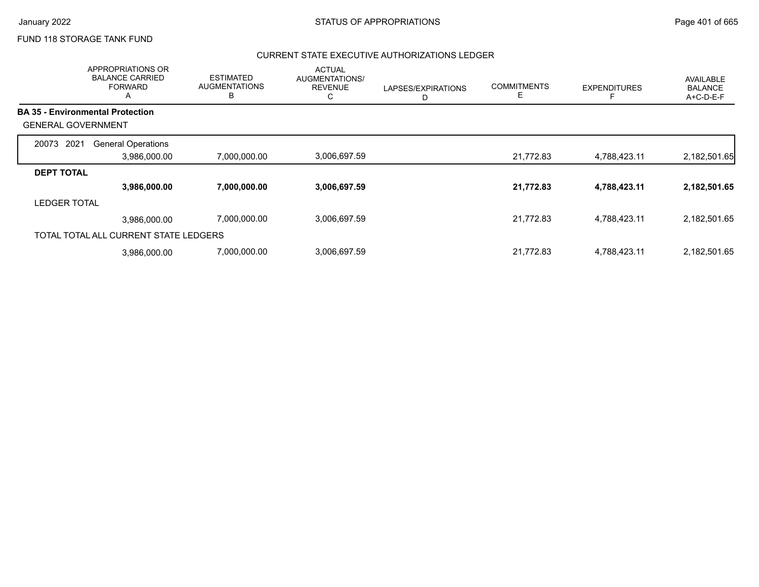FUND 118 STORAGE TANK FUND

## CURRENT STATE EXECUTIVE AUTHORIZATIONS LEDGER

| APPROPRIATIONS OR BALANCE CARRIED FORWARD A | ESTIMATED AUGMENTATIONS B | ACTUAL AUGMENTATIONS/ REVENUE C | LAPSES/EXPIRATIONS D | COMMITMENTS E | EXPENDITURES F | AVAILABLE BALANCE A+C-D-E-F |
|---|---|---|---|---|---|---|
| **BA 35 - Environmental Protection** | | | | | | |
| GENERAL GOVERNMENT | | | | | | |
| 20073 2021 General Operations | | | | | | |
| 3,986,000.00 | 7,000,000.00 | 3,006,697.59 | | 21,772.83 | 4,788,423.11 | 2,182,501.65 |
| **DEPT TOTAL** | | | | | | |
| **3,986,000.00** | **7,000,000.00** | **3,006,697.59** | | **21,772.83** | **4,788,423.11** | **2,182,501.65** |
| LEDGER TOTAL | | | | | | |
| 3,986,000.00 | 7,000,000.00 | 3,006,697.59 | | 21,772.83 | 4,788,423.11 | 2,182,501.65 |
| TOTAL TOTAL ALL CURRENT STATE LEDGERS | | | | | | |
| 3,986,000.00 | 7,000,000.00 | 3,006,697.59 | | 21,772.83 | 4,788,423.11 | 2,182,501.65 |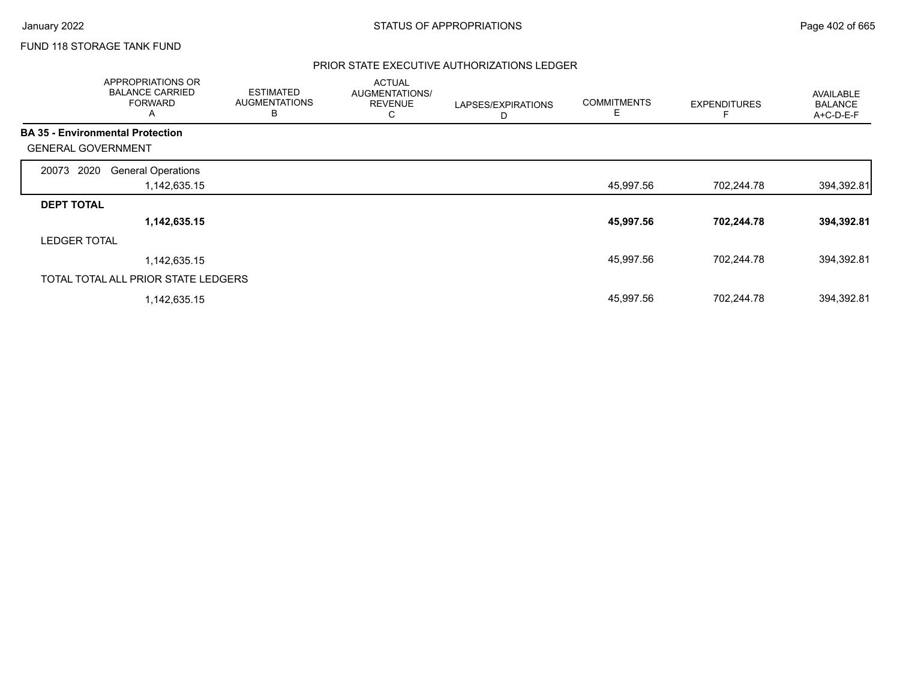FUND 118 STORAGE TANK FUND

## PRIOR STATE EXECUTIVE AUTHORIZATIONS LEDGER

| | APPROPRIATIONS OR BALANCE CARRIED FORWARD A | ESTIMATED AUGMENTATIONS B | ACTUAL AUGMENTATIONS/ REVENUE C | LAPSES/EXPIRATIONS D | COMMITMENTS E | EXPENDITURES F | AVAILABLE BALANCE A+C-D-E-F |
|---|---|---|---|---|---|---|---|
| **BA 35 - Environmental Protection** | | | | | | | |
| GENERAL GOVERNMENT | | | | | | | |
| 20073 2020 General Operations | 1,142,635.15 | | | | 45,997.56 | 702,244.78 | 394,392.81 |
| **DEPT TOTAL** | **1,142,635.15** | | | | **45,997.56** | **702,244.78** | **394,392.81** |
| LEDGER TOTAL | 1,142,635.15 | | | | 45,997.56 | 702,244.78 | 394,392.81 |
| TOTAL TOTAL ALL PRIOR STATE LEDGERS | 1,142,635.15 | | | | 45,997.56 | 702,244.78 | 394,392.81 |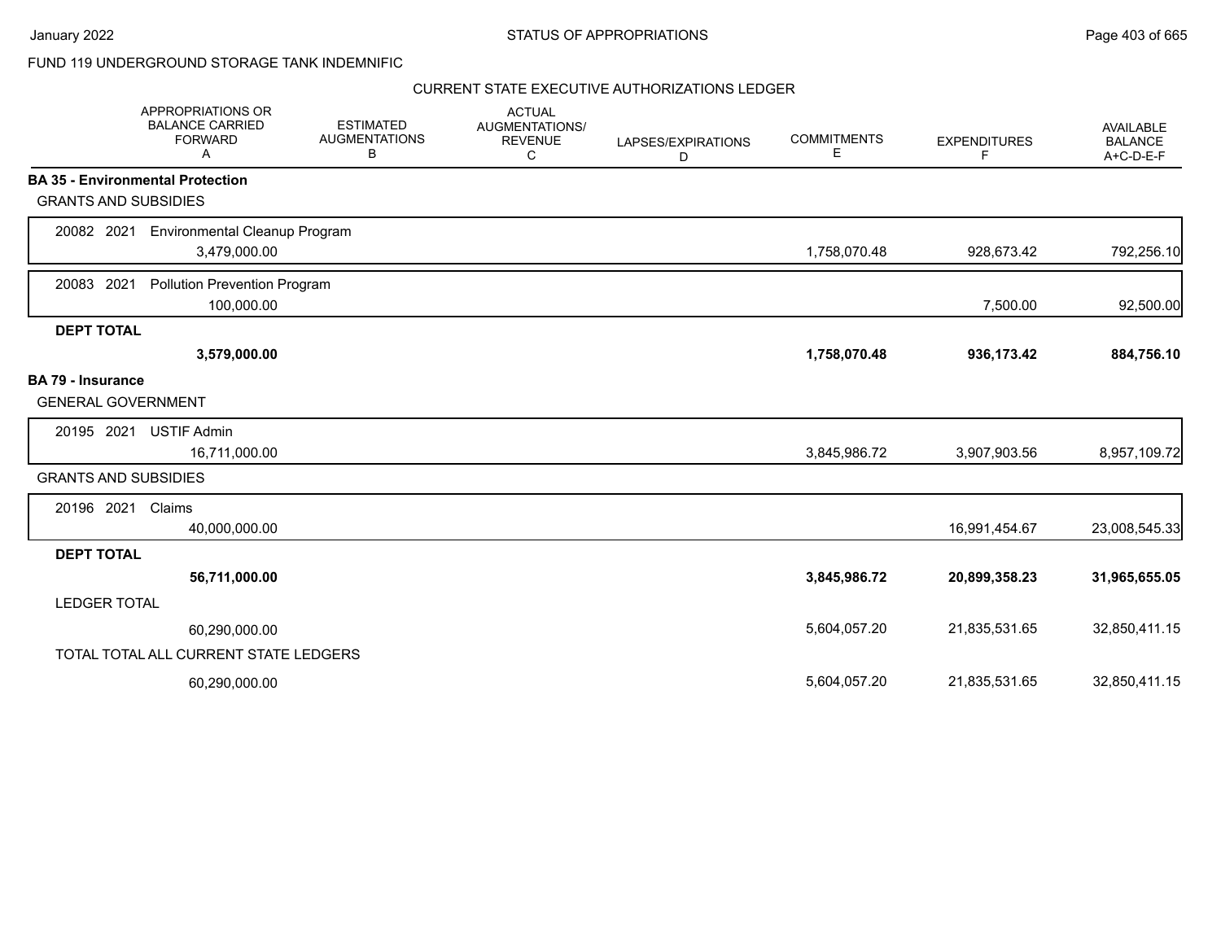## FUND 119 UNDERGROUND STORAGE TANK INDEMNIFIC

### CURRENT STATE EXECUTIVE AUTHORIZATIONS LEDGER

| | APPROPRIATIONS OR BALANCE CARRIED FORWARD A | ESTIMATED AUGMENTATIONS B | ACTUAL AUGMENTATIONS/ REVENUE C | LAPSES/EXPIRATIONS D | COMMITMENTS E | EXPENDITURES F | AVAILABLE BALANCE A+C-D-E-F |
|---|---|---|---|---|---|---|---|
| **BA 35 - Environmental Protection** | | | | | | | |
| GRANTS AND SUBSIDIES | | | | | | | |
| 20082 2021 Environmental Cleanup Program | 3,479,000.00 | | | | 1,758,070.48 | 928,673.42 | 792,256.10 |
| 20083 2021 Pollution Prevention Program | 100,000.00 | | | | | 7,500.00 | 92,500.00 |
| **DEPT TOTAL** | **3,579,000.00** | | | | **1,758,070.48** | **936,173.42** | **884,756.10** |
| **BA 79 - Insurance** | | | | | | | |
| GENERAL GOVERNMENT | | | | | | | |
| 20195 2021 USTIF Admin | 16,711,000.00 | | | | 3,845,986.72 | 3,907,903.56 | 8,957,109.72 |
| GRANTS AND SUBSIDIES | | | | | | | |
| 20196 2021 Claims | 40,000,000.00 | | | | | 16,991,454.67 | 23,008,545.33 |
| **DEPT TOTAL** | **56,711,000.00** | | | | **3,845,986.72** | **20,899,358.23** | **31,965,655.05** |
| LEDGER TOTAL | 60,290,000.00 | | | | 5,604,057.20 | 21,835,531.65 | 32,850,411.15 |
| TOTAL TOTAL ALL CURRENT STATE LEDGERS | 60,290,000.00 | | | | 5,604,057.20 | 21,835,531.65 | 32,850,411.15 |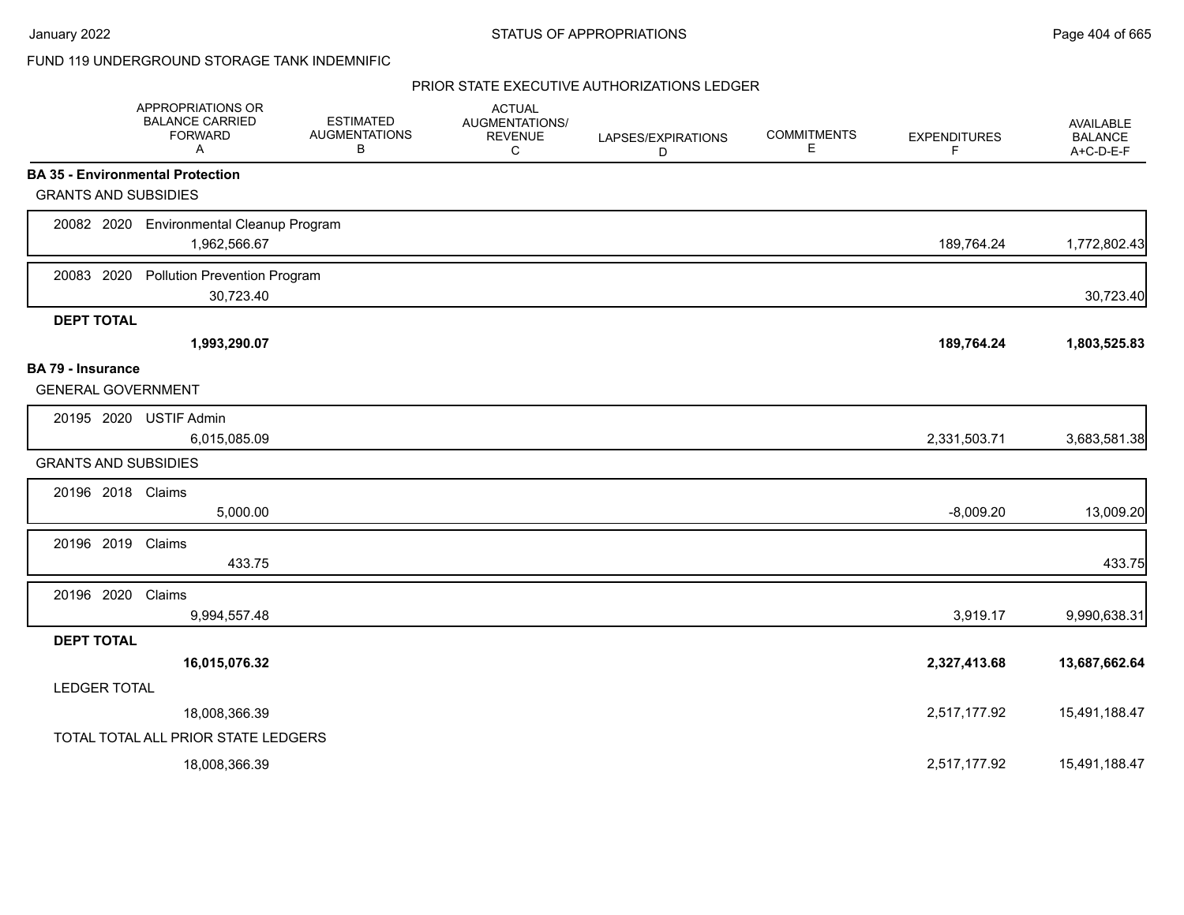FUND 119 UNDERGROUND STORAGE TANK INDEMNIFIC

STATUS OF APPROPRIATIONS

January 2022

## PRIOR STATE EXECUTIVE AUTHORIZATIONS LEDGER

| | APPROPRIATIONS OR BALANCE CARRIED FORWARD A | ESTIMATED AUGMENTATIONS B | ACTUAL AUGMENTATIONS/ REVENUE C | LAPSES/EXPIRATIONS D | COMMITMENTS E | EXPENDITURES F | AVAILABLE BALANCE A+C-D-E-F |
|---|---|---|---|---|---|---|---|
| **BA 35 - Environmental Protection** | | | | | | | |
| GRANTS AND SUBSIDIES | | | | | | | |
| 20082 2020 Environmental Cleanup Program | 1,962,566.67 | | | | | 189,764.24 | 1,772,802.43 |
| 20083 2020 Pollution Prevention Program | 30,723.40 | | | | | | 30,723.40 |
| **DEPT TOTAL** | **1,993,290.07** | | | | | **189,764.24** | **1,803,525.83** |
| **BA 79 - Insurance** | | | | | | | |
| GENERAL GOVERNMENT | | | | | | | |
| 20195 2020 USTIF Admin | 6,015,085.09 | | | | | 2,331,503.71 | 3,683,581.38 |
| GRANTS AND SUBSIDIES | | | | | | | |
| 20196 2018 Claims | 5,000.00 | | | | | -8,009.20 | 13,009.20 |
| 20196 2019 Claims | 433.75 | | | | | | 433.75 |
| 20196 2020 Claims | 9,994,557.48 | | | | | 3,919.17 | 9,990,638.31 |
| **DEPT TOTAL** | **16,015,076.32** | | | | | **2,327,413.68** | **13,687,662.64** |
| LEDGER TOTAL | 18,008,366.39 | | | | | 2,517,177.92 | 15,491,188.47 |
| TOTAL TOTAL ALL PRIOR STATE LEDGERS | 18,008,366.39 | | | | | 2,517,177.92 | 15,491,188.47 |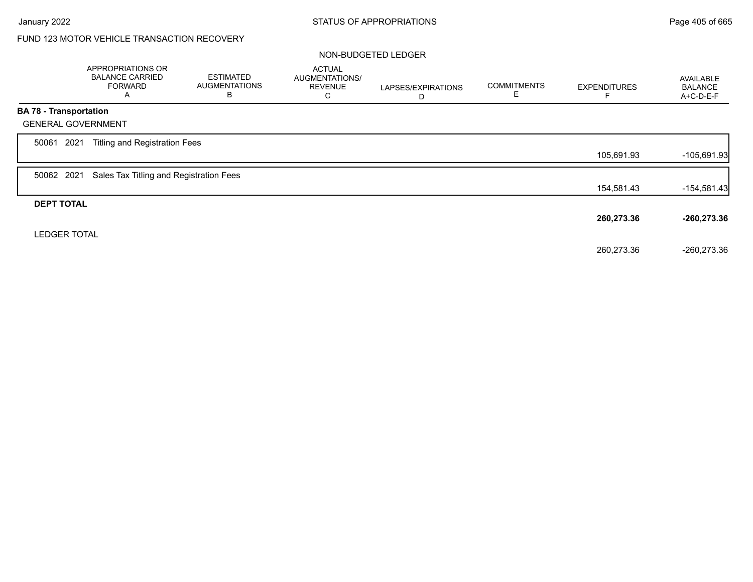# STATUS OF APPROPRIATIONS

## FUND 123 MOTOR VEHICLE TRANSACTION RECOVERY

### NON-BUDGETED LEDGER

| | APPROPRIATIONS OR BALANCE CARRIED FORWARD A | ESTIMATED AUGMENTATIONS B | ACTUAL AUGMENTATIONS/ REVENUE C | LAPSES/EXPIRATIONS D | COMMITMENTS E | EXPENDITURES F | AVAILABLE BALANCE A+C-D-E-F |
|---|---|---|---|---|---|---|---|
| **BA 78 - Transportation** | | | | | | | |
| GENERAL GOVERNMENT | | | | | | | |
| 50061 2021 Titling and Registration Fees | | | | | | 105,691.93 | -105,691.93 |
| 50062 2021 Sales Tax Titling and Registration Fees | | | | | | 154,581.43 | -154,581.43 |
| **DEPT TOTAL** | | | | | | **260,273.36** | **-260,273.36** |
| LEDGER TOTAL | | | | | | 260,273.36 | -260,273.36 |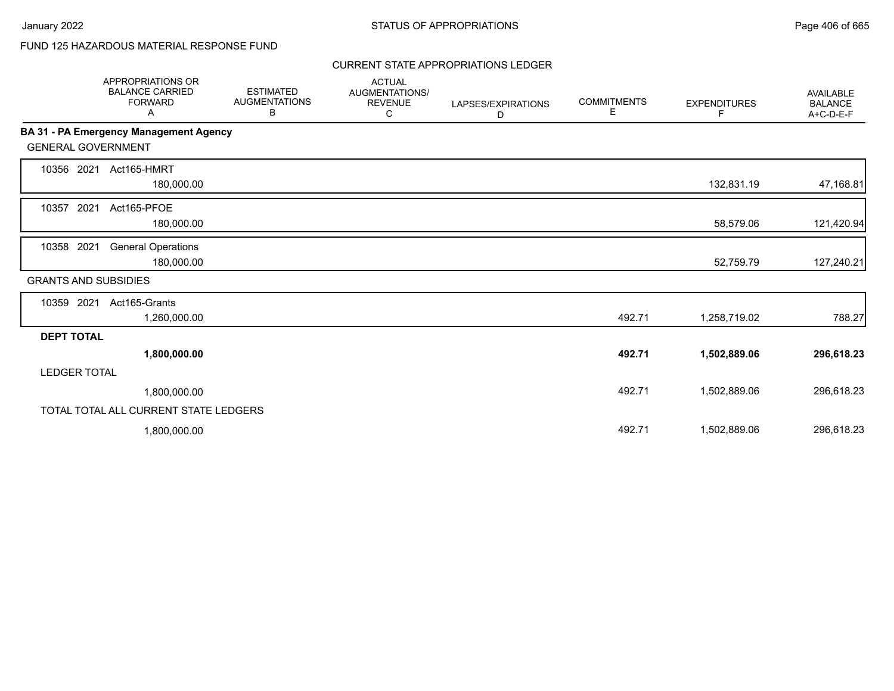FUND 125 HAZARDOUS MATERIAL RESPONSE FUND

CURRENT STATE APPROPRIATIONS LEDGER

| | APPROPRIATIONS OR BALANCE CARRIED FORWARD A | ESTIMATED AUGMENTATIONS B | ACTUAL AUGMENTATIONS/ REVENUE C | LAPSES/EXPIRATIONS D | COMMITMENTS E | EXPENDITURES F | AVAILABLE BALANCE A+C-D-E-F |
|---|---|---|---|---|---|---|---|
| **BA 31 - PA Emergency Management Agency** | | | | | | | |
| GENERAL GOVERNMENT | | | | | | | |
| 10356 2021 Act165-HMRT | 180,000.00 | | | | | 132,831.19 | 47,168.81 |
| 10357 2021 Act165-PFOE | 180,000.00 | | | | | 58,579.06 | 121,420.94 |
| 10358 2021 General Operations | 180,000.00 | | | | | 52,759.79 | 127,240.21 |
| GRANTS AND SUBSIDIES | | | | | | | |
| 10359 2021 Act165-Grants | 1,260,000.00 | | | | 492.71 | 1,258,719.02 | 788.27 |
| **DEPT TOTAL** | **1,800,000.00** | | | | **492.71** | **1,502,889.06** | **296,618.23** |
| LEDGER TOTAL | 1,800,000.00 | | | | 492.71 | 1,502,889.06 | 296,618.23 |
| TOTAL TOTAL ALL CURRENT STATE LEDGERS | 1,800,000.00 | | | | 492.71 | 1,502,889.06 | 296,618.23 |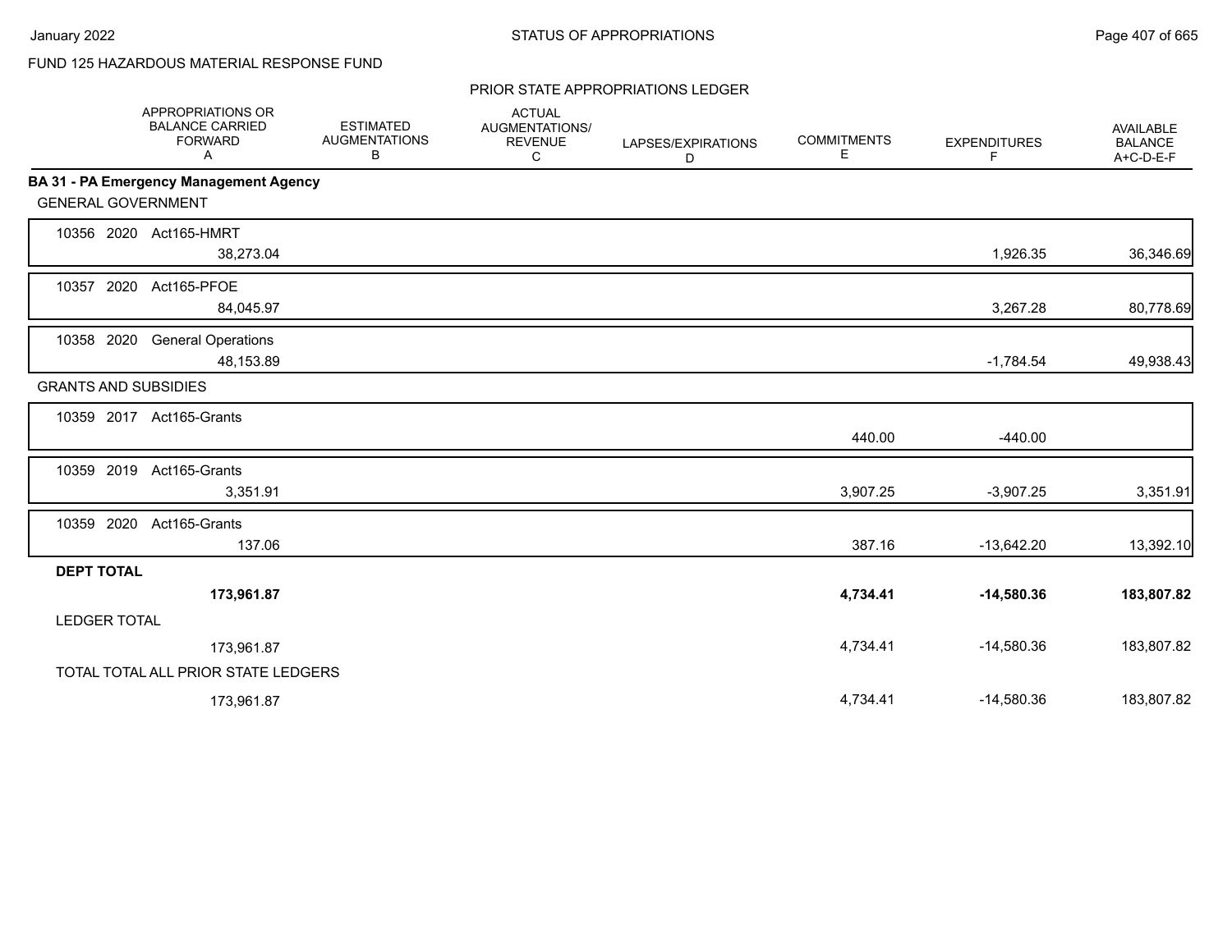FUND 125 HAZARDOUS MATERIAL RESPONSE FUND

PRIOR STATE APPROPRIATIONS LEDGER

| | APPROPRIATIONS OR BALANCE CARRIED FORWARD A | ESTIMATED AUGMENTATIONS B | ACTUAL AUGMENTATIONS/ REVENUE C | LAPSES/EXPIRATIONS D | COMMITMENTS E | EXPENDITURES F | AVAILABLE BALANCE A+C-D-E-F |
|---|---|---|---|---|---|---|---|
| **BA 31 - PA Emergency Management Agency** | | | | | | | |
| GENERAL GOVERNMENT | | | | | | | |
| 10356 2020 Act165-HMRT | 38,273.04 | | | | | 1,926.35 | 36,346.69 |
| 10357 2020 Act165-PFOE | 84,045.97 | | | | | 3,267.28 | 80,778.69 |
| 10358 2020 General Operations | 48,153.89 | | | | | -1,784.54 | 49,938.43 |
| GRANTS AND SUBSIDIES | | | | | | | |
| 10359 2017 Act165-Grants | | | | | 440.00 | -440.00 | |
| 10359 2019 Act165-Grants | 3,351.91 | | | | 3,907.25 | -3,907.25 | 3,351.91 |
| 10359 2020 Act165-Grants | 137.06 | | | | 387.16 | -13,642.20 | 13,392.10 |
| **DEPT TOTAL** | **173,961.87** | | | | **4,734.41** | **-14,580.36** | **183,807.82** |
| LEDGER TOTAL | 173,961.87 | | | | 4,734.41 | -14,580.36 | 183,807.82 |
| TOTAL TOTAL ALL PRIOR STATE LEDGERS | 173,961.87 | | | | 4,734.41 | -14,580.36 | 183,807.82 |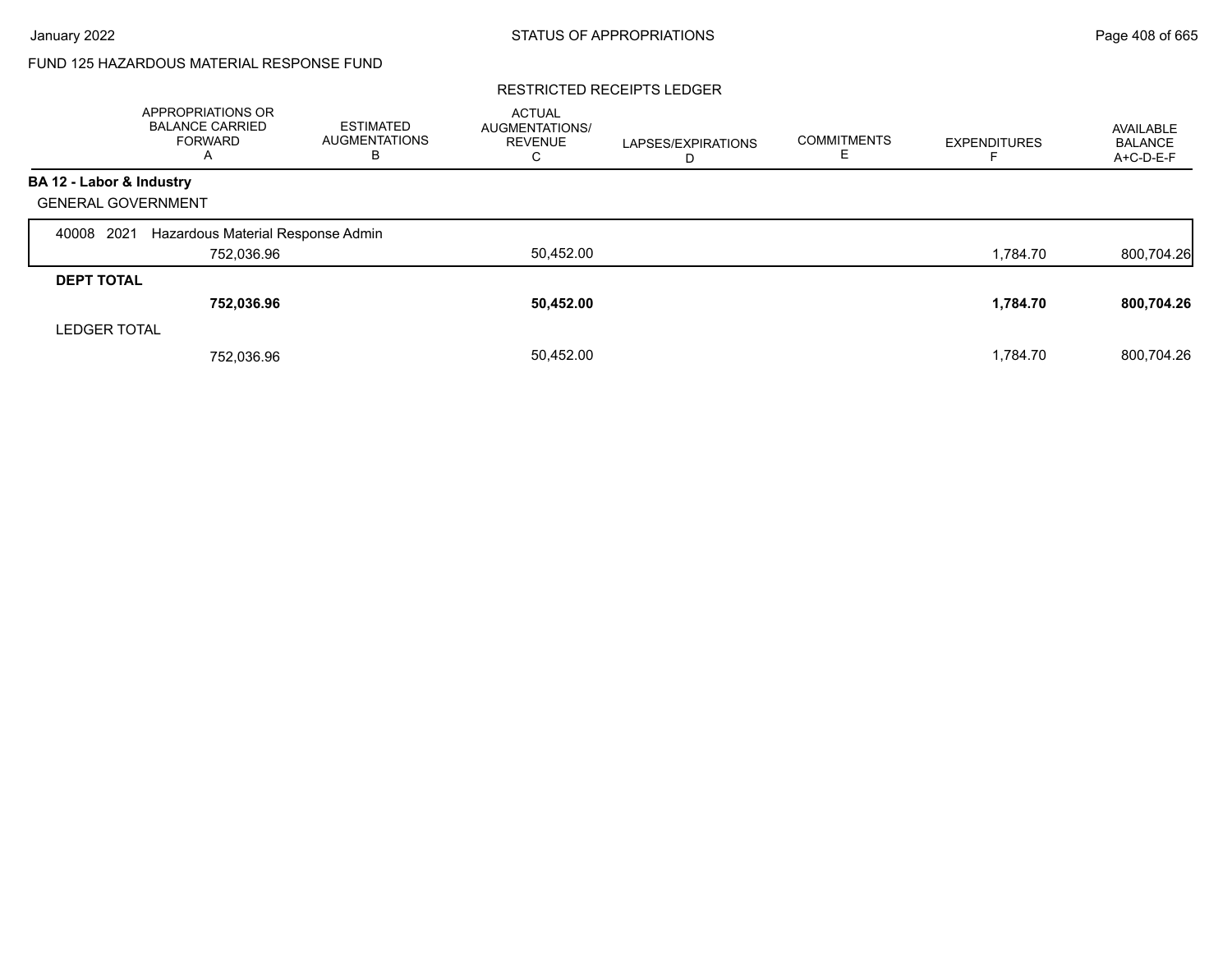FUND 125 HAZARDOUS MATERIAL RESPONSE FUND

RESTRICTED RECEIPTS LEDGER

| | APPROPRIATIONS OR BALANCE CARRIED FORWARD A | ESTIMATED AUGMENTATIONS B | ACTUAL AUGMENTATIONS/ REVENUE C | LAPSES/EXPIRATIONS D | COMMITMENTS E | EXPENDITURES F | AVAILABLE BALANCE A+C-D-E-F |
|---|---|---|---|---|---|---|---|
| **BA 12 - Labor & Industry** | | | | | | | |
| GENERAL GOVERNMENT | | | | | | | |
| 40008 2021 Hazardous Material Response Admin | | | | | | | |
| | 752,036.96 | | 50,452.00 | | | 1,784.70 | 800,704.26 |
| **DEPT TOTAL** | | | | | | | |
| | **752,036.96** | | **50,452.00** | | | **1,784.70** | **800,704.26** |
| LEDGER TOTAL | | | | | | | |
| | 752,036.96 | | 50,452.00 | | | 1,784.70 | 800,704.26 |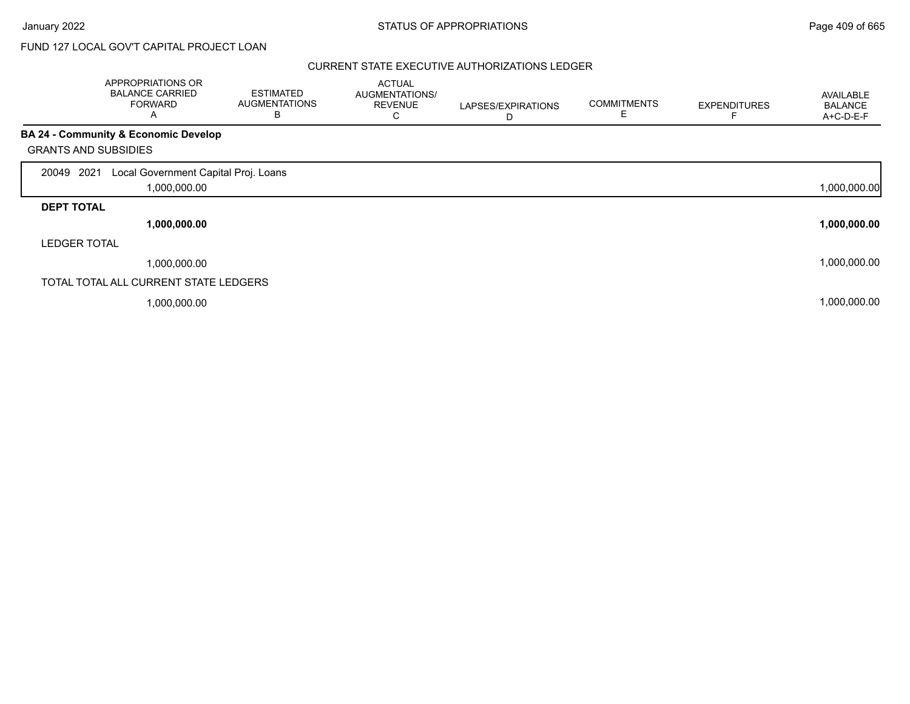FUND 127 LOCAL GOV'T CAPITAL PROJECT LOAN

CURRENT STATE EXECUTIVE AUTHORIZATIONS LEDGER

| | APPROPRIATIONS OR BALANCE CARRIED FORWARD A | ESTIMATED AUGMENTATIONS B | ACTUAL AUGMENTATIONS/ REVENUE C | LAPSES/EXPIRATIONS D | COMMITMENTS E | EXPENDITURES F | AVAILABLE BALANCE A+C-D-E-F |
|---|---|---|---|---|---|---|---|
| **BA 24 - Community & Economic Develop** | | | | | | | |
| GRANTS AND SUBSIDIES | | | | | | | |
| 20049 2021 Local Government Capital Proj. Loans | 1,000,000.00 | | | | | | 1,000,000.00 |
| **DEPT TOTAL** | **1,000,000.00** | | | | | | **1,000,000.00** |
| LEDGER TOTAL | 1,000,000.00 | | | | | | 1,000,000.00 |
| TOTAL TOTAL ALL CURRENT STATE LEDGERS | 1,000,000.00 | | | | | | 1,000,000.00 |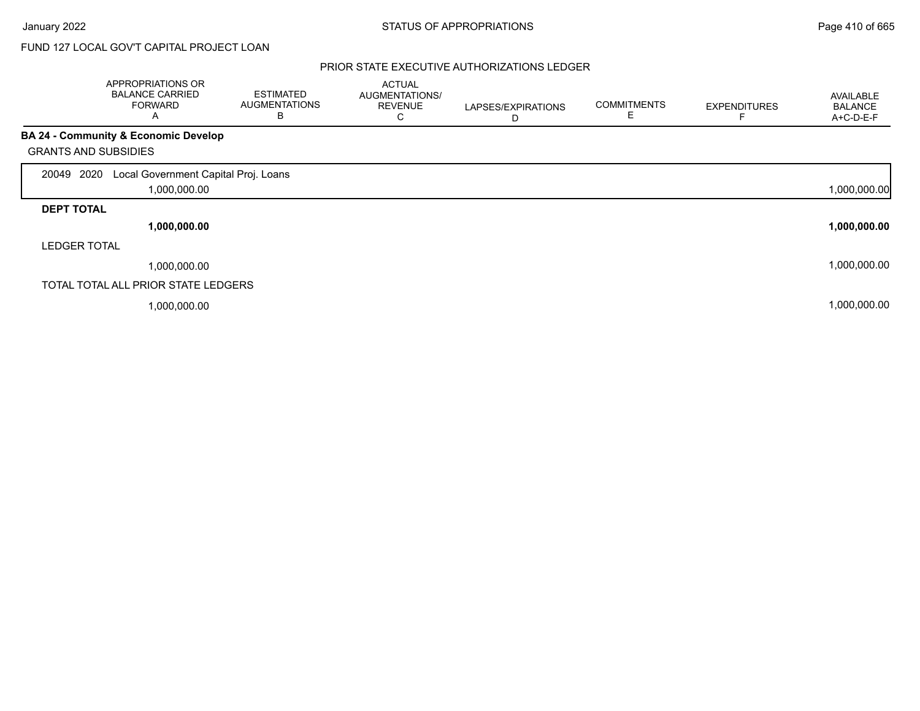FUND 127 LOCAL GOV'T CAPITAL PROJECT LOAN

## PRIOR STATE EXECUTIVE AUTHORIZATIONS LEDGER

| | APPROPRIATIONS OR BALANCE CARRIED FORWARD A | ESTIMATED AUGMENTATIONS B | ACTUAL AUGMENTATIONS/ REVENUE C | LAPSES/EXPIRATIONS D | COMMITMENTS E | EXPENDITURES F | AVAILABLE BALANCE A+C-D-E-F |
|---|---|---|---|---|---|---|---|
| **BA 24 - Community & Economic Develop** | | | | | | | |
| GRANTS AND SUBSIDIES | | | | | | | |
| 20049 2020 Local Government Capital Proj. Loans | 1,000,000.00 | | | | | | 1,000,000.00 |
| **DEPT TOTAL** | **1,000,000.00** | | | | | | **1,000,000.00** |
| LEDGER TOTAL | 1,000,000.00 | | | | | | 1,000,000.00 |
| TOTAL TOTAL ALL PRIOR STATE LEDGERS | 1,000,000.00 | | | | | | 1,000,000.00 |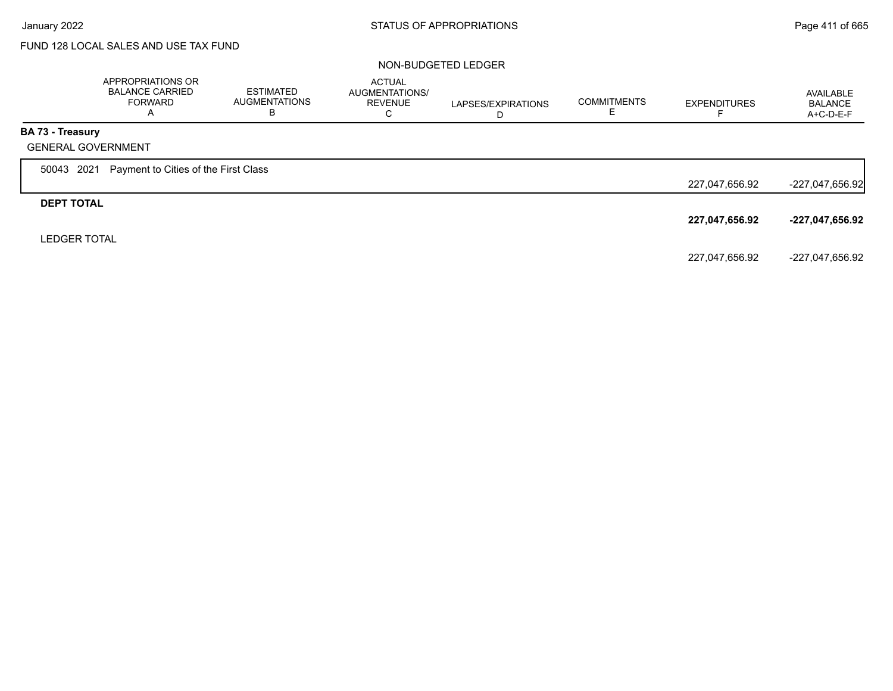FUND 128 LOCAL SALES AND USE TAX FUND

NON-BUDGETED LEDGER

| | APPROPRIATIONS OR BALANCE CARRIED FORWARD A | ESTIMATED AUGMENTATIONS B | ACTUAL AUGMENTATIONS/ REVENUE C | LAPSES/EXPIRATIONS D | COMMITMENTS E | EXPENDITURES F | AVAILABLE BALANCE A+C-D-E-F |
|---|---|---|---|---|---|---|---|
| **BA 73 - Treasury** | | | | | | | |
| GENERAL GOVERNMENT | | | | | | | |
| 50043 2021 Payment to Cities of the First Class | | | | | | 227,047,656.92 | -227,047,656.92 |
| **DEPT TOTAL** | | | | | | **227,047,656.92** | **-227,047,656.92** |
| LEDGER TOTAL | | | | | | 227,047,656.92 | -227,047,656.92 |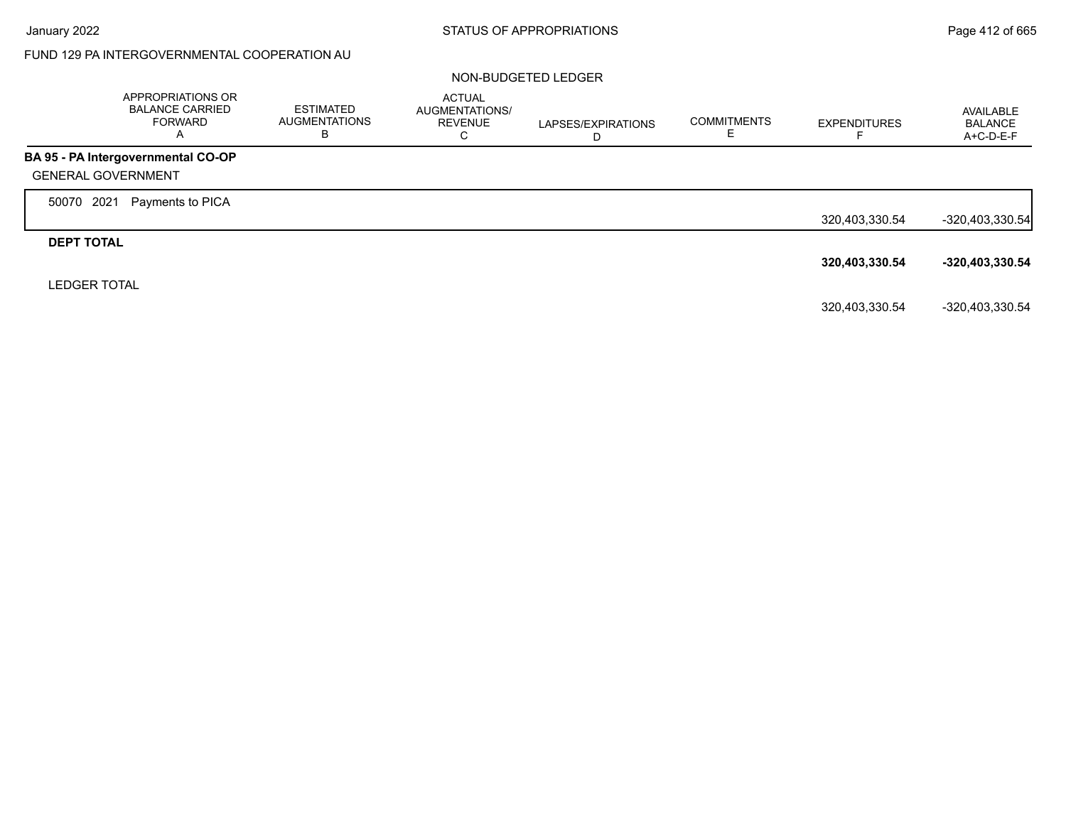FUND 129 PA INTERGOVERNMENTAL COOPERATION AU

NON-BUDGETED LEDGER

| | APPROPRIATIONS OR BALANCE CARRIED FORWARD A | ESTIMATED AUGMENTATIONS B | ACTUAL AUGMENTATIONS/ REVENUE C | LAPSES/EXPIRATIONS D | COMMITMENTS E | EXPENDITURES F | AVAILABLE BALANCE A+C-D-E-F |
|---|---|---|---|---|---|---|---|
| **BA 95 - PA Intergovernmental CO-OP** | | | | | | | |
| GENERAL GOVERNMENT | | | | | | | |
| 50070 2021 Payments to PICA | | | | | | 320,403,330.54 | -320,403,330.54 |
| **DEPT TOTAL** | | | | | | **320,403,330.54** | **-320,403,330.54** |
| LEDGER TOTAL | | | | | | 320,403,330.54 | -320,403,330.54 |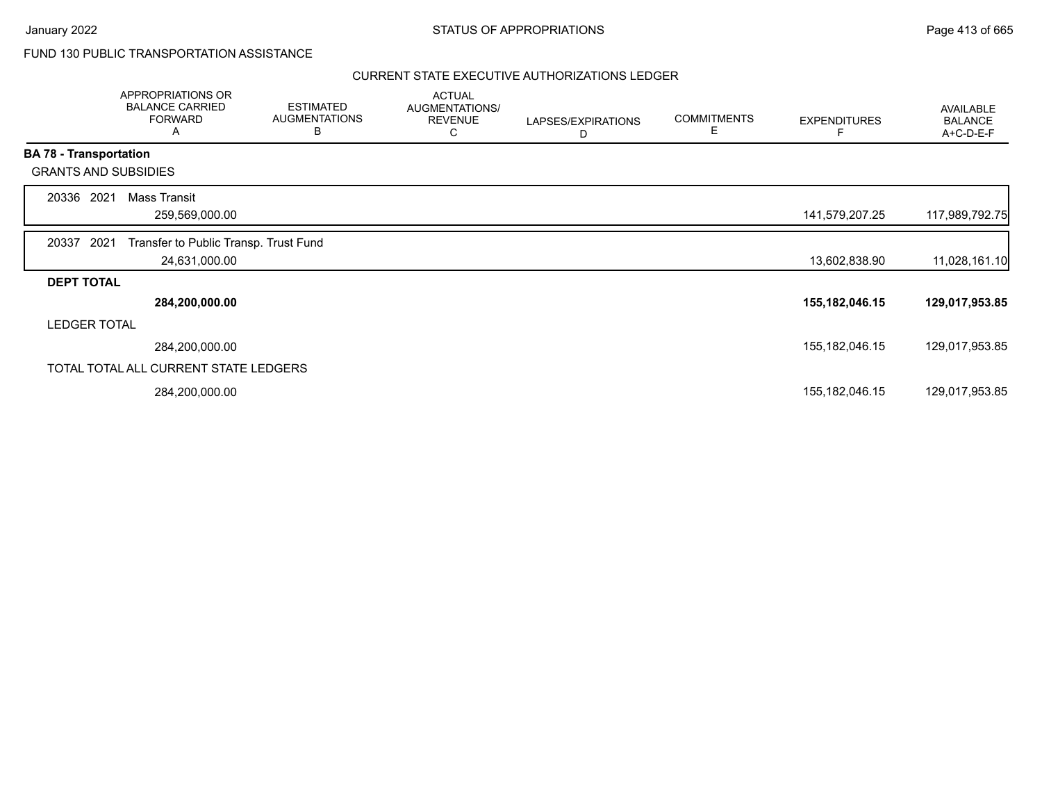FUND 130 PUBLIC TRANSPORTATION ASSISTANCE

## CURRENT STATE EXECUTIVE AUTHORIZATIONS LEDGER

| | APPROPRIATIONS OR BALANCE CARRIED FORWARD A | ESTIMATED AUGMENTATIONS B | ACTUAL AUGMENTATIONS/ REVENUE C | LAPSES/EXPIRATIONS D | COMMITMENTS E | EXPENDITURES F | AVAILABLE BALANCE A+C-D-E-F |
|---|---|---|---|---|---|---|---|
| **BA 78 - Transportation** | | | | | | | |
| GRANTS AND SUBSIDIES | | | | | | | |
| 20336 2021 Mass Transit | 259,569,000.00 | | | | | 141,579,207.25 | 117,989,792.75 |
| 20337 2021 Transfer to Public Transp. Trust Fund | 24,631,000.00 | | | | | 13,602,838.90 | 11,028,161.10 |
| **DEPT TOTAL** | **284,200,000.00** | | | | | **155,182,046.15** | **129,017,953.85** |
| LEDGER TOTAL | 284,200,000.00 | | | | | 155,182,046.15 | 129,017,953.85 |
| TOTAL TOTAL ALL CURRENT STATE LEDGERS | 284,200,000.00 | | | | | 155,182,046.15 | 129,017,953.85 |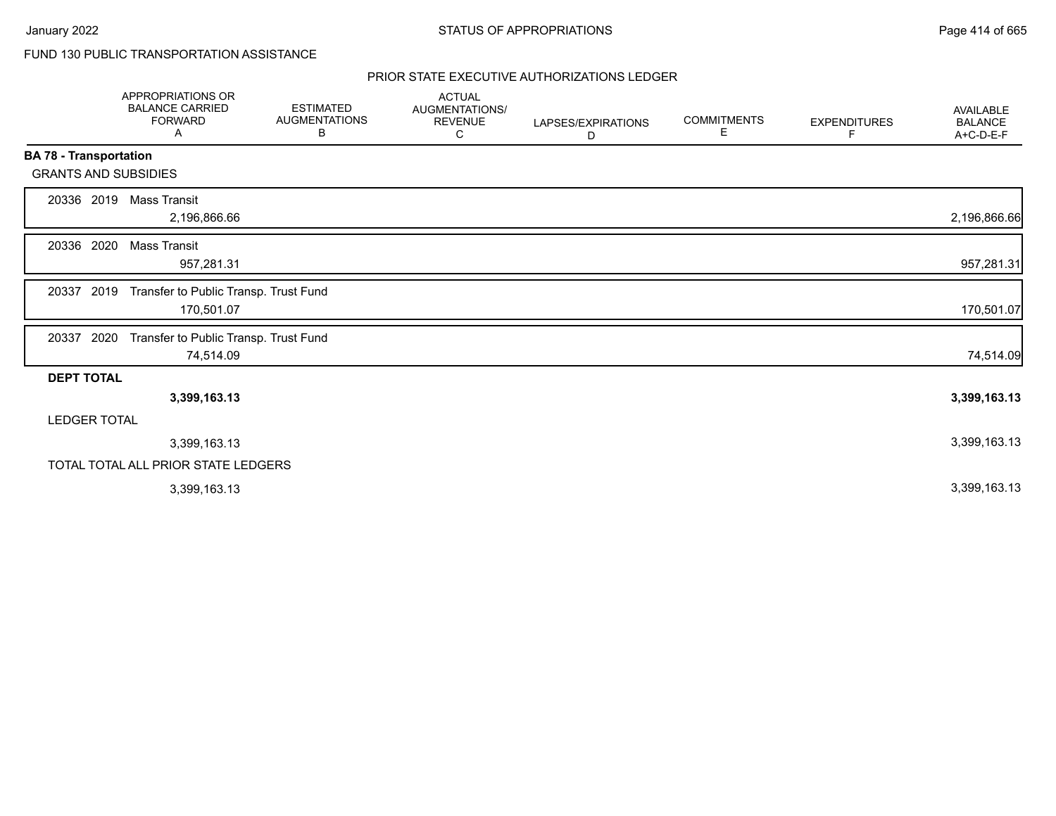FUND 130 PUBLIC TRANSPORTATION ASSISTANCE

## PRIOR STATE EXECUTIVE AUTHORIZATIONS LEDGER

| | APPROPRIATIONS OR BALANCE CARRIED FORWARD A | ESTIMATED AUGMENTATIONS B | ACTUAL AUGMENTATIONS/ REVENUE C | LAPSES/EXPIRATIONS D | COMMITMENTS E | EXPENDITURES F | AVAILABLE BALANCE A+C-D-E-F |
|---|---|---|---|---|---|---|---|
| **BA 78 - Transportation** | | | | | | | |
| GRANTS AND SUBSIDIES | | | | | | | |
| 20336 2019 Mass Transit | 2,196,866.66 | | | | | | 2,196,866.66 |
| 20336 2020 Mass Transit | 957,281.31 | | | | | | 957,281.31 |
| 20337 2019 Transfer to Public Transp. Trust Fund | 170,501.07 | | | | | | 170,501.07 |
| 20337 2020 Transfer to Public Transp. Trust Fund | 74,514.09 | | | | | | 74,514.09 |
| **DEPT TOTAL** | **3,399,163.13** | | | | | | **3,399,163.13** |
| LEDGER TOTAL | 3,399,163.13 | | | | | | 3,399,163.13 |
| TOTAL TOTAL ALL PRIOR STATE LEDGERS | 3,399,163.13 | | | | | | 3,399,163.13 |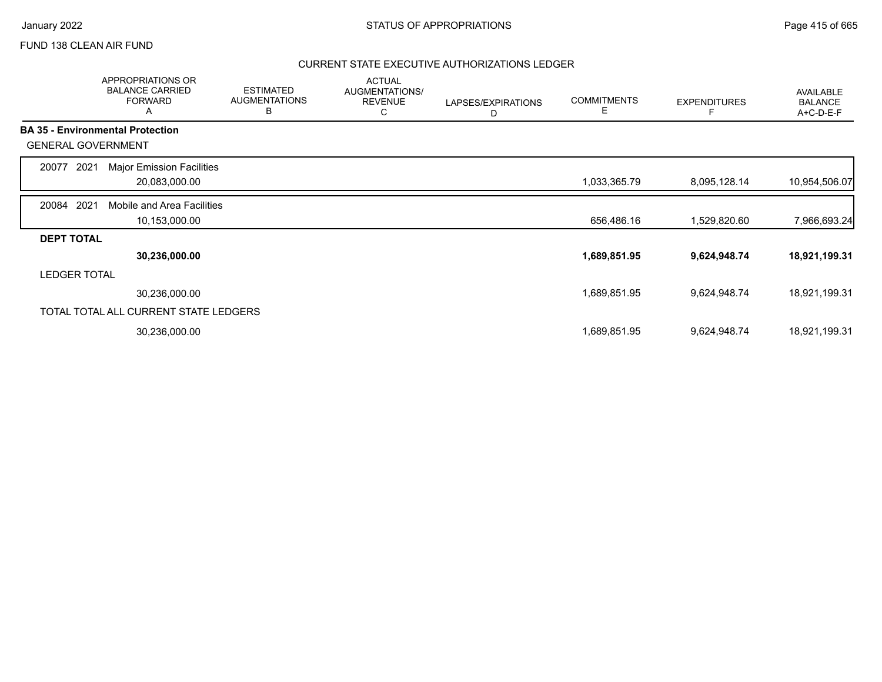FUND 138 CLEAN AIR FUND

## CURRENT STATE EXECUTIVE AUTHORIZATIONS LEDGER

| | APPROPRIATIONS OR BALANCE CARRIED FORWARD A | ESTIMATED AUGMENTATIONS B | ACTUAL AUGMENTATIONS/ REVENUE C | LAPSES/EXPIRATIONS D | COMMITMENTS E | EXPENDITURES F | AVAILABLE BALANCE A+C-D-E-F |
|---|---|---|---|---|---|---|---|
| **BA 35 - Environmental Protection** | | | | | | | |
| GENERAL GOVERNMENT | | | | | | | |
| 20077 2021 Major Emission Facilities | 20,083,000.00 | | | | 1,033,365.79 | 8,095,128.14 | 10,954,506.07 |
| 20084 2021 Mobile and Area Facilities | 10,153,000.00 | | | | 656,486.16 | 1,529,820.60 | 7,966,693.24 |
| **DEPT TOTAL** | **30,236,000.00** | | | | **1,689,851.95** | **9,624,948.74** | **18,921,199.31** |
| LEDGER TOTAL | 30,236,000.00 | | | | 1,689,851.95 | 9,624,948.74 | 18,921,199.31 |
| TOTAL TOTAL ALL CURRENT STATE LEDGERS | 30,236,000.00 | | | | 1,689,851.95 | 9,624,948.74 | 18,921,199.31 |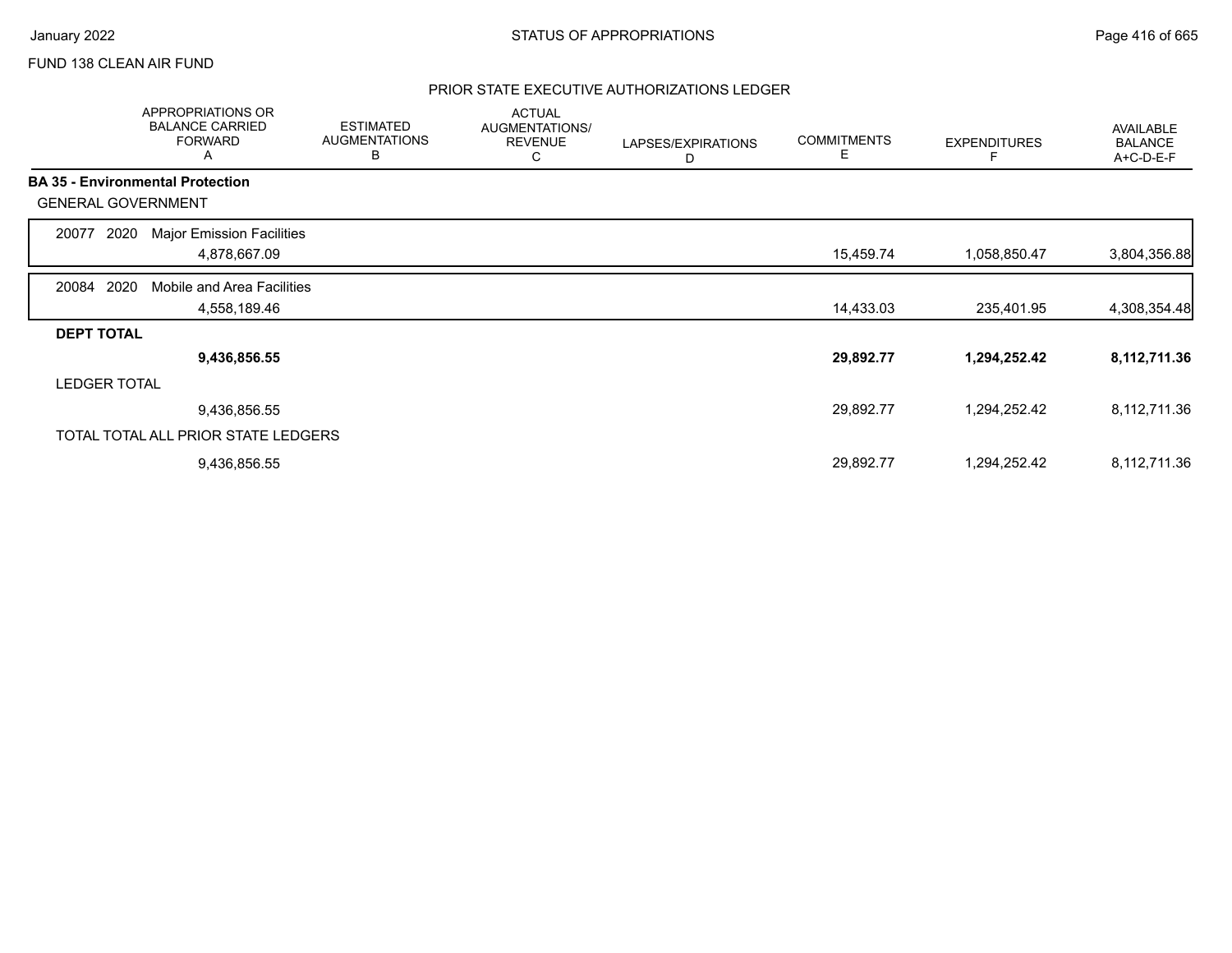FUND 138 CLEAN AIR FUND

## PRIOR STATE EXECUTIVE AUTHORIZATIONS LEDGER

| | APPROPRIATIONS OR BALANCE CARRIED FORWARD A | ESTIMATED AUGMENTATIONS B | ACTUAL AUGMENTATIONS/ REVENUE C | LAPSES/EXPIRATIONS D | COMMITMENTS E | EXPENDITURES F | AVAILABLE BALANCE A+C-D-E-F |
|---|---|---|---|---|---|---|---|
| **BA 35 - Environmental Protection** | | | | | | | |
| GENERAL GOVERNMENT | | | | | | | |
| 20077 2020 Major Emission Facilities | 4,878,667.09 | | | | 15,459.74 | 1,058,850.47 | 3,804,356.88 |
| 20084 2020 Mobile and Area Facilities | 4,558,189.46 | | | | 14,433.03 | 235,401.95 | 4,308,354.48 |
| **DEPT TOTAL** | **9,436,856.55** | | | | **29,892.77** | **1,294,252.42** | **8,112,711.36** |
| LEDGER TOTAL | 9,436,856.55 | | | | 29,892.77 | 1,294,252.42 | 8,112,711.36 |
| TOTAL TOTAL ALL PRIOR STATE LEDGERS | 9,436,856.55 | | | | 29,892.77 | 1,294,252.42 | 8,112,711.36 |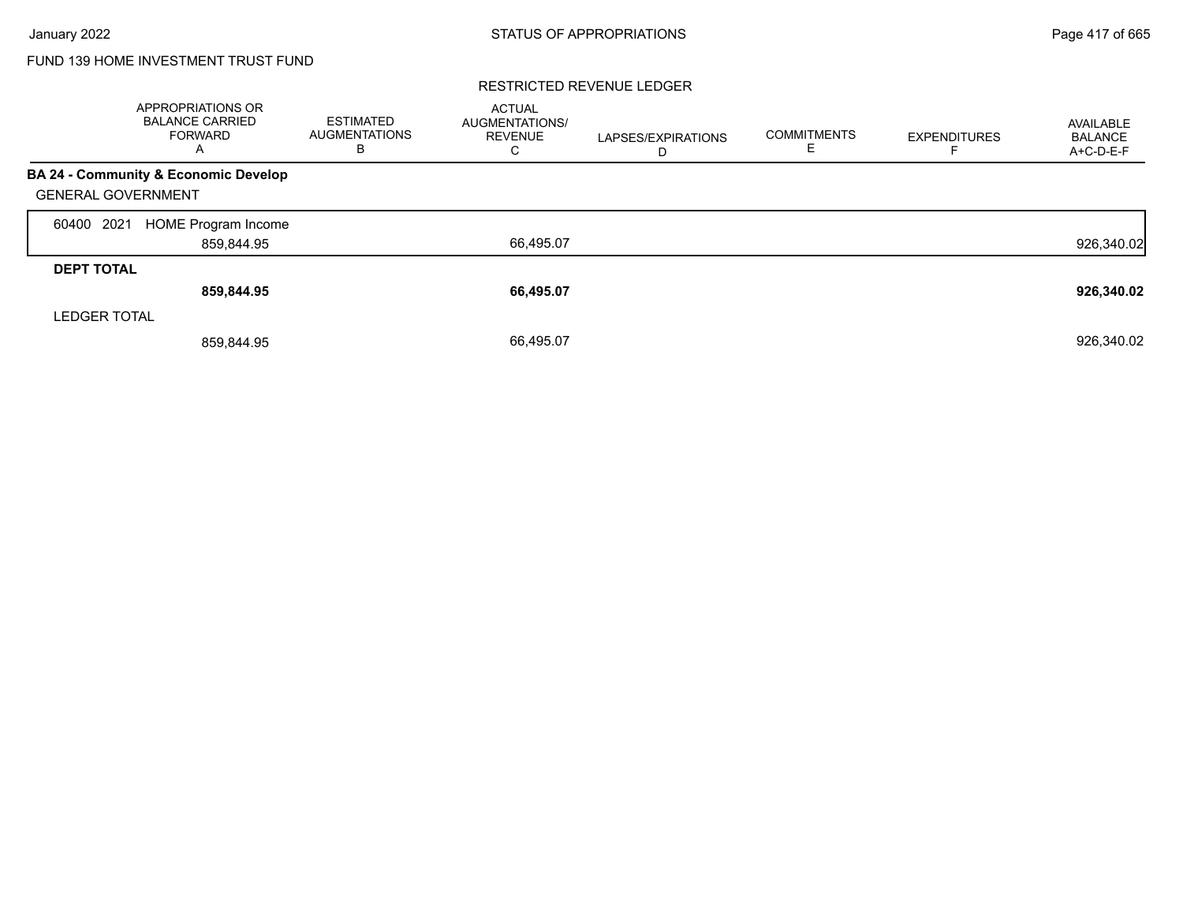FUND 139 HOME INVESTMENT TRUST FUND

RESTRICTED REVENUE LEDGER

| | APPROPRIATIONS OR BALANCE CARRIED FORWARD A | ESTIMATED AUGMENTATIONS B | ACTUAL AUGMENTATIONS/ REVENUE C | LAPSES/EXPIRATIONS D | COMMITMENTS E | EXPENDITURES F | AVAILABLE BALANCE A+C-D-E-F |
|---|---|---|---|---|---|---|---|
| **BA 24 - Community & Economic Develop** | | | | | | | |
| GENERAL GOVERNMENT | | | | | | | |
| 60400 2021 HOME Program Income | 859,844.95 | | 66,495.07 | | | | 926,340.02 |
| **DEPT TOTAL** | **859,844.95** | | **66,495.07** | | | | **926,340.02** |
| LEDGER TOTAL | 859,844.95 | | 66,495.07 | | | | 926,340.02 |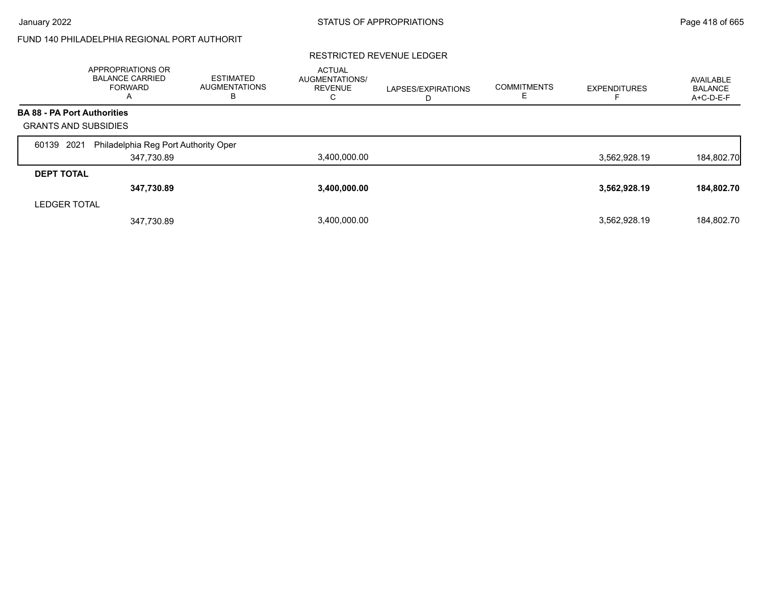FUND 140 PHILADELPHIA REGIONAL PORT AUTHORIT

RESTRICTED REVENUE LEDGER

| | APPROPRIATIONS OR BALANCE CARRIED FORWARD A | ESTIMATED AUGMENTATIONS B | ACTUAL AUGMENTATIONS/ REVENUE C | LAPSES/EXPIRATIONS D | COMMITMENTS E | EXPENDITURES F | AVAILABLE BALANCE A+C-D-E-F |
|---|---|---|---|---|---|---|---|
| **BA 88 - PA Port Authorities** | | | | | | | |
| GRANTS AND SUBSIDIES | | | | | | | |
| 60139 2021 Philadelphia Reg Port Authority Oper | 347,730.89 | | 3,400,000.00 | | | 3,562,928.19 | 184,802.70 |
| **DEPT TOTAL** | **347,730.89** | | **3,400,000.00** | | | **3,562,928.19** | **184,802.70** |
| LEDGER TOTAL | 347,730.89 | | 3,400,000.00 | | | 3,562,928.19 | 184,802.70 |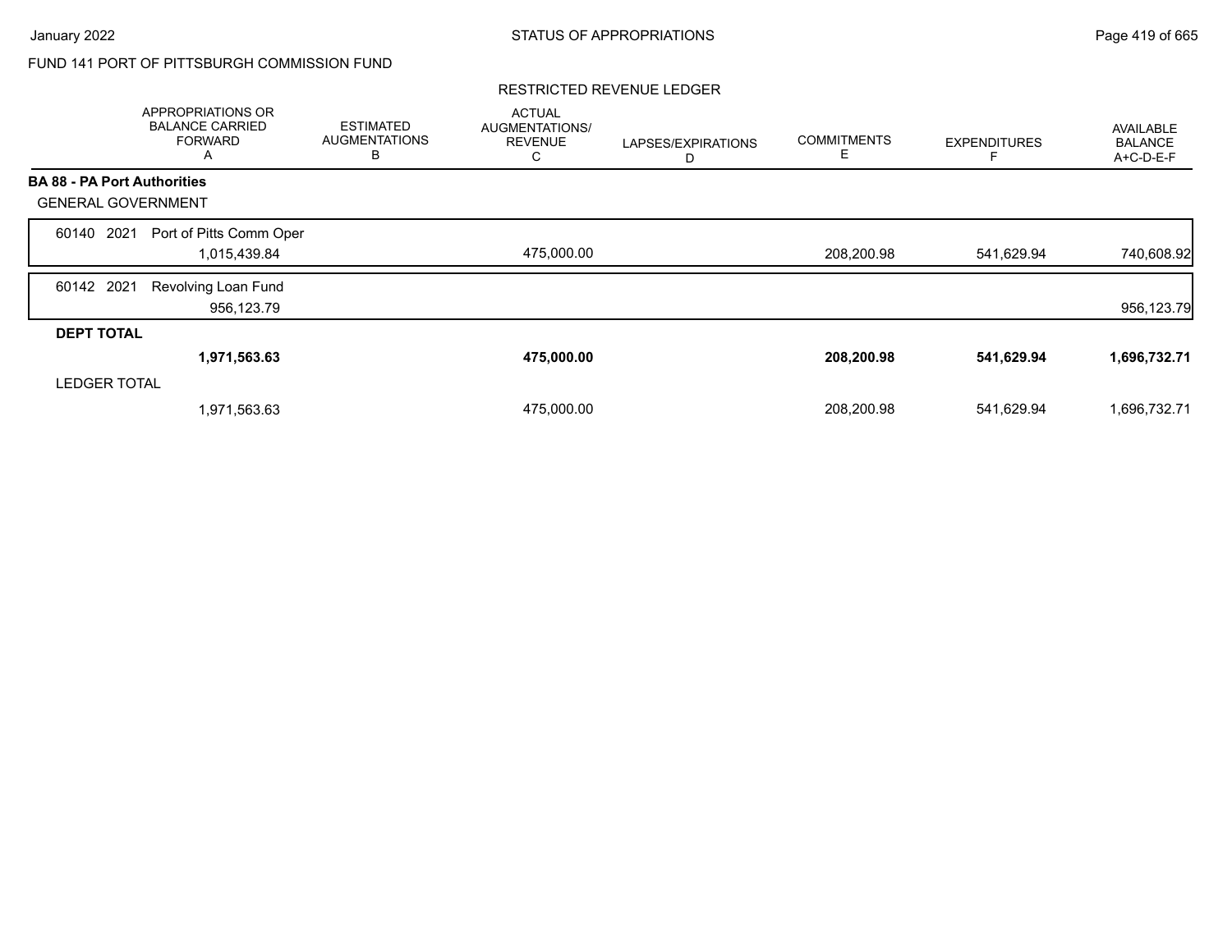FUND 141 PORT OF PITTSBURGH COMMISSION FUND

RESTRICTED REVENUE LEDGER

| | APPROPRIATIONS OR BALANCE CARRIED FORWARD A | ESTIMATED AUGMENTATIONS B | ACTUAL AUGMENTATIONS/ REVENUE C | LAPSES/EXPIRATIONS D | COMMITMENTS E | EXPENDITURES F | AVAILABLE BALANCE A+C-D-E-F |
|---|---|---|---|---|---|---|---|
| **BA 88 - PA Port Authorities** | | | | | | | |
| GENERAL GOVERNMENT | | | | | | | |
| 60140 2021 Port of Pitts Comm Oper | 1,015,439.84 | | 475,000.00 | | 208,200.98 | 541,629.94 | 740,608.92 |
| 60142 2021 Revolving Loan Fund | 956,123.79 | | | | | | 956,123.79 |
| **DEPT TOTAL** | **1,971,563.63** | | **475,000.00** | | **208,200.98** | **541,629.94** | **1,696,732.71** |
| LEDGER TOTAL | 1,971,563.63 | | 475,000.00 | | 208,200.98 | 541,629.94 | 1,696,732.71 |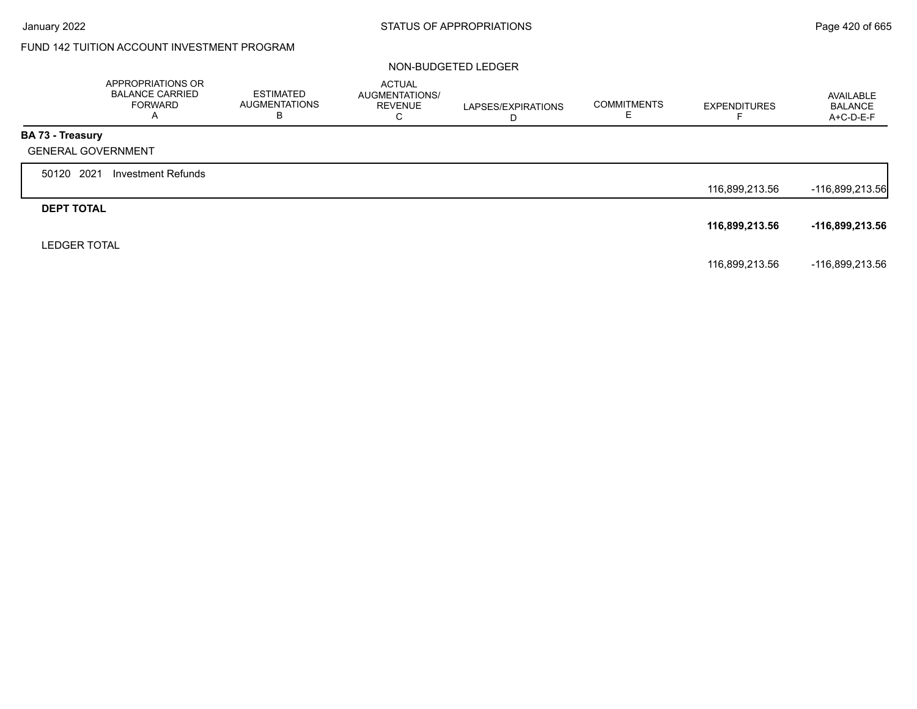STATUS OF APPROPRIATIONS

FUND 142 TUITION ACCOUNT INVESTMENT PROGRAM

NON-BUDGETED LEDGER

| | APPROPRIATIONS OR BALANCE CARRIED FORWARD A | ESTIMATED AUGMENTATIONS B | ACTUAL AUGMENTATIONS/ REVENUE C | LAPSES/EXPIRATIONS D | COMMITMENTS E | EXPENDITURES F | AVAILABLE BALANCE A+C-D-E-F |
|---|---|---|---|---|---|---|---|
| **BA 73 - Treasury** | | | | | | | |
| GENERAL GOVERNMENT | | | | | | | |
| 50120 2021 Investment Refunds | | | | | | 116,899,213.56 | -116,899,213.56 |
| **DEPT TOTAL** | | | | | | **116,899,213.56** | **-116,899,213.56** |
| LEDGER TOTAL | | | | | | 116,899,213.56 | -116,899,213.56 |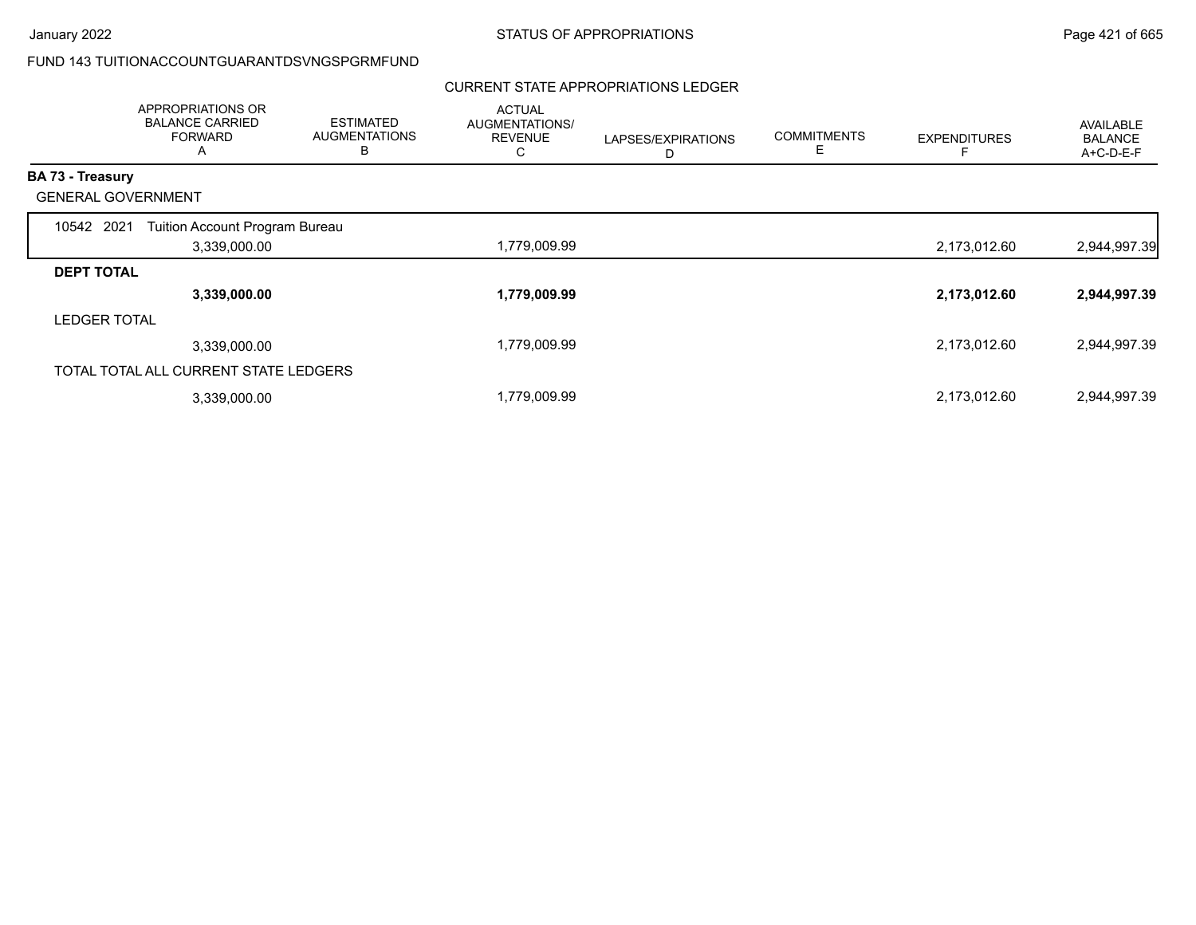FUND 143 TUITIONACCOUNTGUARANTDSVNGSPGRMFUND

CURRENT STATE APPROPRIATIONS LEDGER

| | APPROPRIATIONS OR BALANCE CARRIED FORWARD A | ESTIMATED AUGMENTATIONS B | ACTUAL AUGMENTATIONS/ REVENUE C | LAPSES/EXPIRATIONS D | COMMITMENTS E | EXPENDITURES F | AVAILABLE BALANCE A+C-D-E-F |
|---|---|---|---|---|---|---|---|
| **BA 73 - Treasury** | | | | | | | |
| GENERAL GOVERNMENT | | | | | | | |
| 10542 2021 Tuition Account Program Bureau | 3,339,000.00 | | 1,779,009.99 | | | 2,173,012.60 | 2,944,997.39 |
| **DEPT TOTAL** | **3,339,000.00** | | **1,779,009.99** | | | **2,173,012.60** | **2,944,997.39** |
| LEDGER TOTAL | 3,339,000.00 | | 1,779,009.99 | | | 2,173,012.60 | 2,944,997.39 |
| TOTAL TOTAL ALL CURRENT STATE LEDGERS | 3,339,000.00 | | 1,779,009.99 | | | 2,173,012.60 | 2,944,997.39 |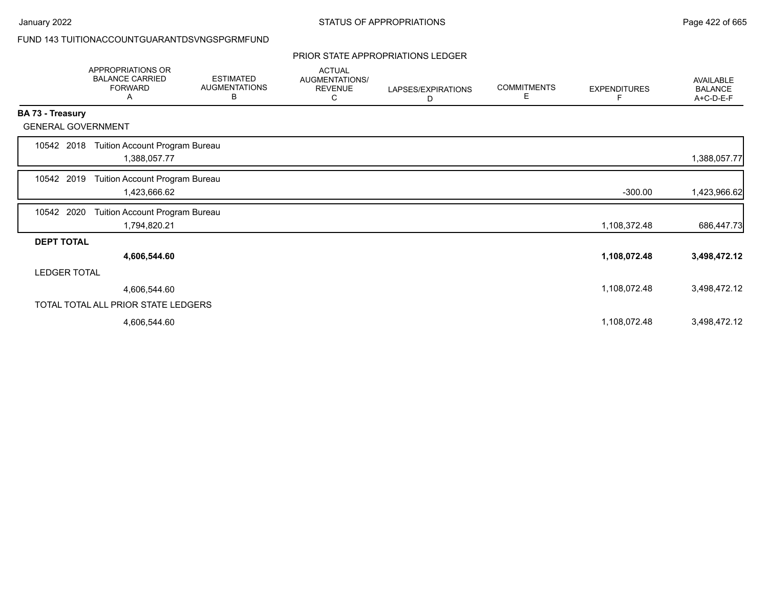FUND 143 TUITIONACCOUNTGUARANTDSVNGSPGRMFUND

PRIOR STATE APPROPRIATIONS LEDGER

| | APPROPRIATIONS OR BALANCE CARRIED FORWARD A | ESTIMATED AUGMENTATIONS B | ACTUAL AUGMENTATIONS/ REVENUE C | LAPSES/EXPIRATIONS D | COMMITMENTS E | EXPENDITURES F | AVAILABLE BALANCE A+C-D-E-F |
|---|---|---|---|---|---|---|---|
| **BA 73 - Treasury** | | | | | | | |
| GENERAL GOVERNMENT | | | | | | | |
| 10542 2018 Tuition Account Program Bureau | 1,388,057.77 | | | | | | 1,388,057.77 |
| 10542 2019 Tuition Account Program Bureau | 1,423,666.62 | | | | | -300.00 | 1,423,966.62 |
| 10542 2020 Tuition Account Program Bureau | 1,794,820.21 | | | | | 1,108,372.48 | 686,447.73 |
| **DEPT TOTAL** | **4,606,544.60** | | | | | **1,108,072.48** | **3,498,472.12** |
| LEDGER TOTAL | 4,606,544.60 | | | | | 1,108,072.48 | 3,498,472.12 |
| TOTAL TOTAL ALL PRIOR STATE LEDGERS | 4,606,544.60 | | | | | 1,108,072.48 | 3,498,472.12 |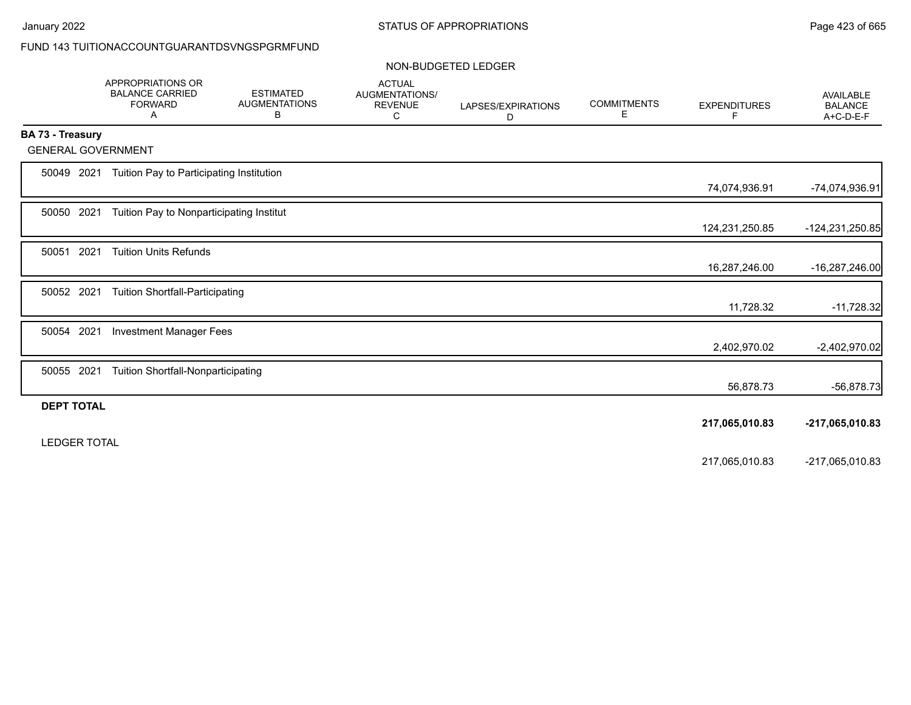FUND 143 TUITIONACCOUNTGUARANTDSVNGSPGRMFUND

NON-BUDGETED LEDGER

| | APPROPRIATIONS OR BALANCE CARRIED FORWARD A | ESTIMATED AUGMENTATIONS B | ACTUAL AUGMENTATIONS/ REVENUE C | LAPSES/EXPIRATIONS D | COMMITMENTS E | EXPENDITURES F | AVAILABLE BALANCE A+C-D-E-F |
|---|---|---|---|---|---|---|---|
| **BA 73 - Treasury** | | | | | | | |
| GENERAL GOVERNMENT | | | | | | | |
| 50049 2021 Tuition Pay to Participating Institution | | | | | | 74,074,936.91 | -74,074,936.91 |
| 50050 2021 Tuition Pay to Nonparticipating Institut | | | | | | 124,231,250.85 | -124,231,250.85 |
| 50051 2021 Tuition Units Refunds | | | | | | 16,287,246.00 | -16,287,246.00 |
| 50052 2021 Tuition Shortfall-Participating | | | | | | 11,728.32 | -11,728.32 |
| 50054 2021 Investment Manager Fees | | | | | | 2,402,970.02 | -2,402,970.02 |
| 50055 2021 Tuition Shortfall-Nonparticipating | | | | | | 56,878.73 | -56,878.73 |
| **DEPT TOTAL** | | | | | | **217,065,010.83** | **-217,065,010.83** |
| LEDGER TOTAL | | | | | | 217,065,010.83 | -217,065,010.83 |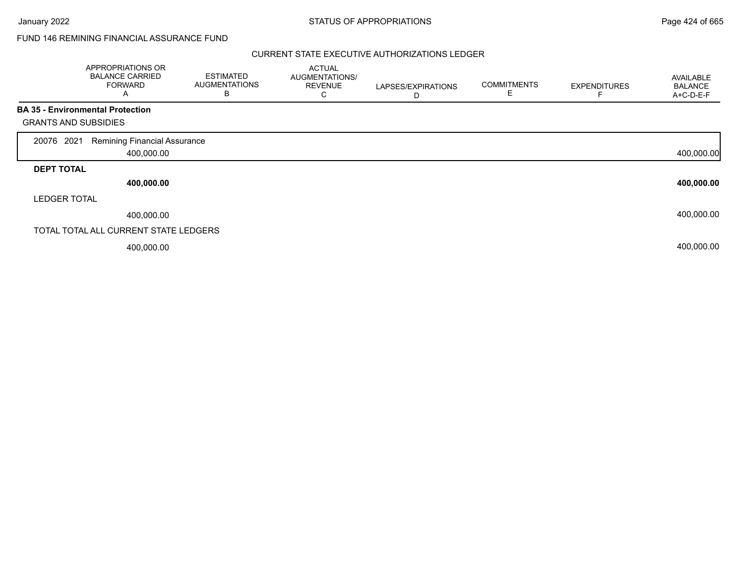FUND 146 REMINING FINANCIAL ASSURANCE FUND

## CURRENT STATE EXECUTIVE AUTHORIZATIONS LEDGER

| | APPROPRIATIONS OR BALANCE CARRIED FORWARD A | ESTIMATED AUGMENTATIONS B | ACTUAL AUGMENTATIONS/ REVENUE C | LAPSES/EXPIRATIONS D | COMMITMENTS E | EXPENDITURES F | AVAILABLE BALANCE A+C-D-E-F |
|---|---|---|---|---|---|---|---|
| **BA 35 - Environmental Protection** | | | | | | | |
| GRANTS AND SUBSIDIES | | | | | | | |
| 20076 2021 Remining Financial Assurance | 400,000.00 | | | | | | 400,000.00 |
| **DEPT TOTAL** | **400,000.00** | | | | | | **400,000.00** |
| LEDGER TOTAL | 400,000.00 | | | | | | 400,000.00 |
| TOTAL TOTAL ALL CURRENT STATE LEDGERS | 400,000.00 | | | | | | 400,000.00 |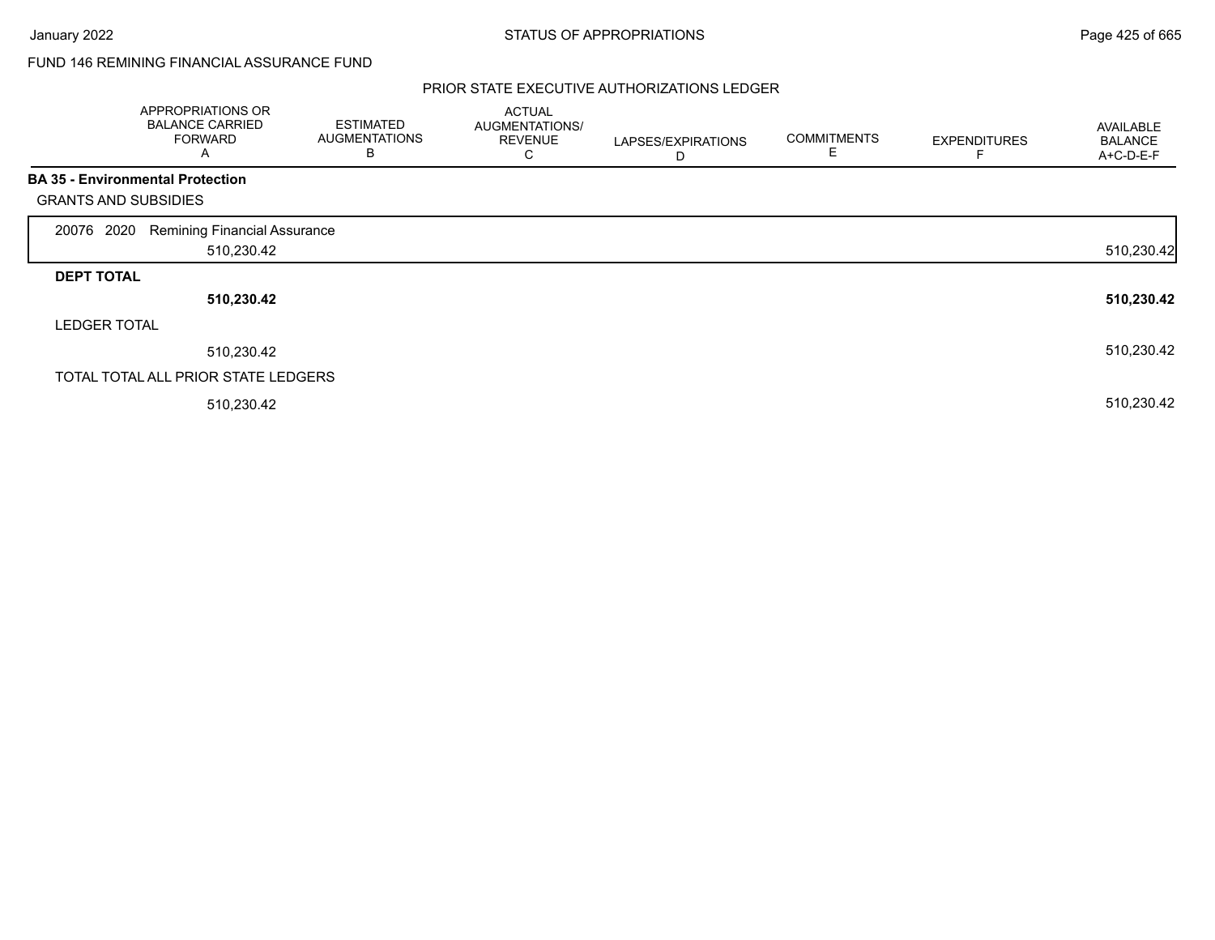FUND 146 REMINING FINANCIAL ASSURANCE FUND

## PRIOR STATE EXECUTIVE AUTHORIZATIONS LEDGER

| | APPROPRIATIONS OR BALANCE CARRIED FORWARD A | ESTIMATED AUGMENTATIONS B | ACTUAL AUGMENTATIONS/ REVENUE C | LAPSES/EXPIRATIONS D | COMMITMENTS E | EXPENDITURES F | AVAILABLE BALANCE A+C-D-E-F |
|---|---|---|---|---|---|---|---|
| **BA 35 - Environmental Protection** | | | | | | | |
| GRANTS AND SUBSIDIES | | | | | | | |
| 20076 2020 Remining Financial Assurance | 510,230.42 | | | | | | 510,230.42 |
| **DEPT TOTAL** | **510,230.42** | | | | | | **510,230.42** |
| LEDGER TOTAL | 510,230.42 | | | | | | 510,230.42 |
| TOTAL TOTAL ALL PRIOR STATE LEDGERS | 510,230.42 | | | | | | 510,230.42 |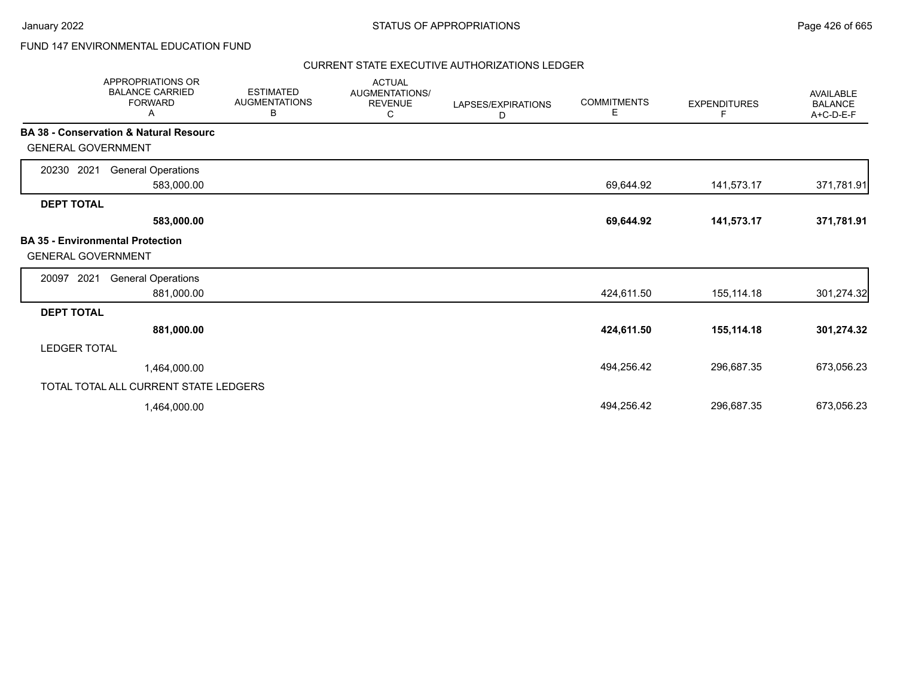FUND 147 ENVIRONMENTAL EDUCATION FUND

CURRENT STATE EXECUTIVE AUTHORIZATIONS LEDGER

| APPROPRIATIONS OR BALANCE CARRIED FORWARD A | ESTIMATED AUGMENTATIONS B | ACTUAL AUGMENTATIONS/ REVENUE C | LAPSES/EXPIRATIONS D | COMMITMENTS E | EXPENDITURES F | AVAILABLE BALANCE A+C-D-E-F |
|---|---|---|---|---|---|---|
| **BA 38 - Conservation & Natural Resourc** | | | | | | |
| GENERAL GOVERNMENT | | | | | | |
| 20230 2021 General Operations | | | | | | |
| 583,000.00 | | | | 69,644.92 | 141,573.17 | 371,781.91 |
| **DEPT TOTAL** | | | | | | |
| **583,000.00** | | | | **69,644.92** | **141,573.17** | **371,781.91** |
| **BA 35 - Environmental Protection** | | | | | | |
| GENERAL GOVERNMENT | | | | | | |
| 20097 2021 General Operations | | | | | | |
| 881,000.00 | | | | 424,611.50 | 155,114.18 | 301,274.32 |
| **DEPT TOTAL** | | | | | | |
| **881,000.00** | | | | **424,611.50** | **155,114.18** | **301,274.32** |
| LEDGER TOTAL | | | | | | |
| 1,464,000.00 | | | | 494,256.42 | 296,687.35 | 673,056.23 |
| TOTAL TOTAL ALL CURRENT STATE LEDGERS | | | | | | |
| 1,464,000.00 | | | | 494,256.42 | 296,687.35 | 673,056.23 |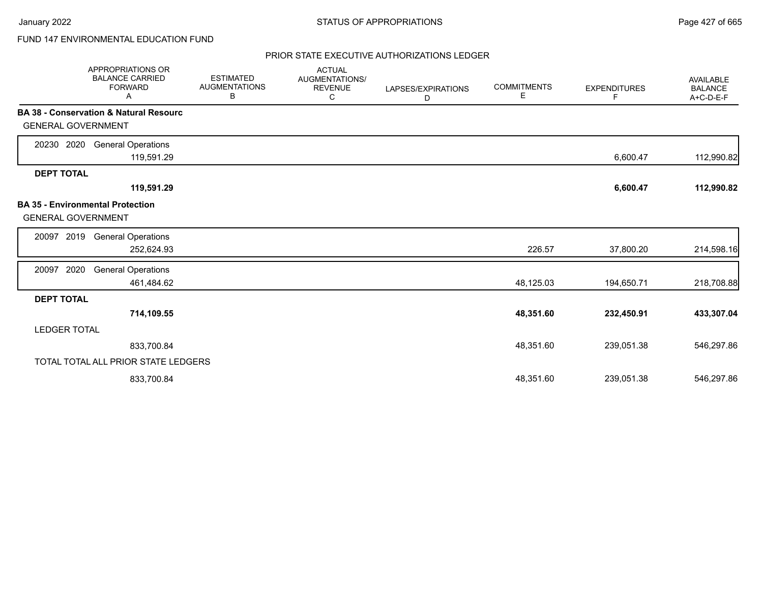FUND 147 ENVIRONMENTAL EDUCATION FUND

PRIOR STATE EXECUTIVE AUTHORIZATIONS LEDGER

| APPROPRIATIONS OR BALANCE CARRIED FORWARD A | ESTIMATED AUGMENTATIONS B | ACTUAL AUGMENTATIONS/ REVENUE C | LAPSES/EXPIRATIONS D | COMMITMENTS E | EXPENDITURES F | AVAILABLE BALANCE A+C-D-E-F |
|---|---|---|---|---|---|---|
| **BA 38 - Conservation & Natural Resourc** | | | | | | |
| GENERAL GOVERNMENT | | | | | | |
| 20230 2020 General Operations | | | | | | |
| 119,591.29 | | | | | 6,600.47 | 112,990.82 |
| **DEPT TOTAL** | | | | | | |
| **119,591.29** | | | | | **6,600.47** | **112,990.82** |
| **BA 35 - Environmental Protection** | | | | | | |
| GENERAL GOVERNMENT | | | | | | |
| 20097 2019 General Operations | | | | | | |
| 252,624.93 | | | | 226.57 | 37,800.20 | 214,598.16 |
| 20097 2020 General Operations | | | | | | |
| 461,484.62 | | | | 48,125.03 | 194,650.71 | 218,708.88 |
| **DEPT TOTAL** | | | | | | |
| **714,109.55** | | | | **48,351.60** | **232,450.91** | **433,307.04** |
| LEDGER TOTAL | | | | | | |
| 833,700.84 | | | | 48,351.60 | 239,051.38 | 546,297.86 |
| TOTAL TOTAL ALL PRIOR STATE LEDGERS | | | | | | |
| 833,700.84 | | | | 48,351.60 | 239,051.38 | 546,297.86 |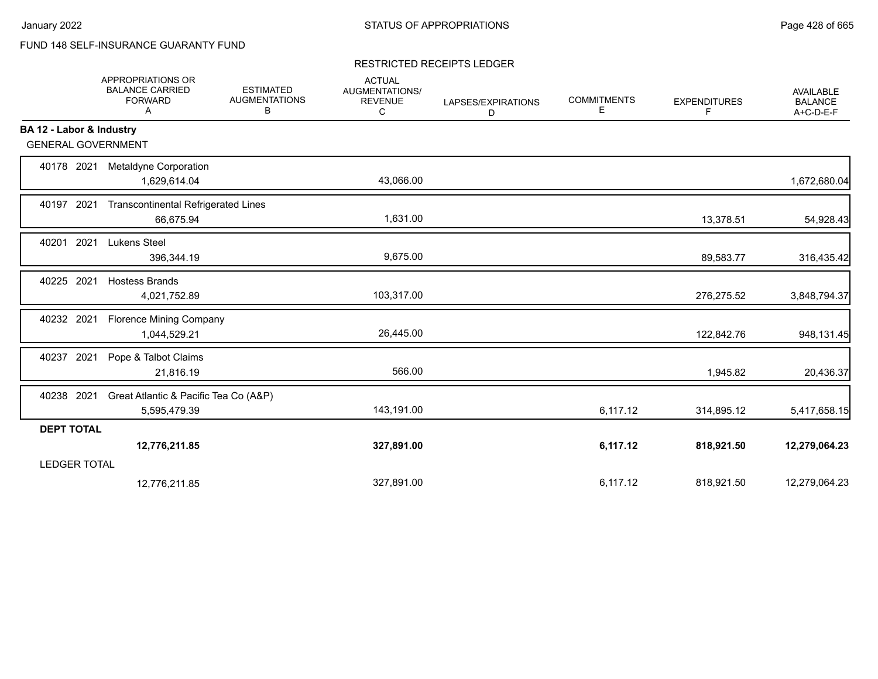FUND 148 SELF-INSURANCE GUARANTY FUND

## STATUS OF APPROPRIATIONS

### RESTRICTED RECEIPTS LEDGER

| | APPROPRIATIONS OR BALANCE CARRIED FORWARD A | ESTIMATED AUGMENTATIONS B | ACTUAL AUGMENTATIONS/ REVENUE C | LAPSES/EXPIRATIONS D | COMMITMENTS E | EXPENDITURES F | AVAILABLE BALANCE A+C-D-E-F |
|---|---|---|---|---|---|---|---|
| **BA 12 - Labor & Industry** | | | | | | | |
| GENERAL GOVERNMENT | | | | | | | |
| 40178 2021 Metaldyne Corporation | 1,629,614.04 | | 43,066.00 | | | | 1,672,680.04 |
| 40197 2021 Transcontinental Refrigerated Lines | 66,675.94 | | 1,631.00 | | | 13,378.51 | 54,928.43 |
| 40201 2021 Lukens Steel | 396,344.19 | | 9,675.00 | | | 89,583.77 | 316,435.42 |
| 40225 2021 Hostess Brands | 4,021,752.89 | | 103,317.00 | | | 276,275.52 | 3,848,794.37 |
| 40232 2021 Florence Mining Company | 1,044,529.21 | | 26,445.00 | | | 122,842.76 | 948,131.45 |
| 40237 2021 Pope & Talbot Claims | 21,816.19 | | 566.00 | | | 1,945.82 | 20,436.37 |
| 40238 2021 Great Atlantic & Pacific Tea Co (A&P) | 5,595,479.39 | | 143,191.00 | | 6,117.12 | 314,895.12 | 5,417,658.15 |
| **DEPT TOTAL** | **12,776,211.85** | | **327,891.00** | | **6,117.12** | **818,921.50** | **12,279,064.23** |
| LEDGER TOTAL | 12,776,211.85 | | 327,891.00 | | 6,117.12 | 818,921.50 | 12,279,064.23 |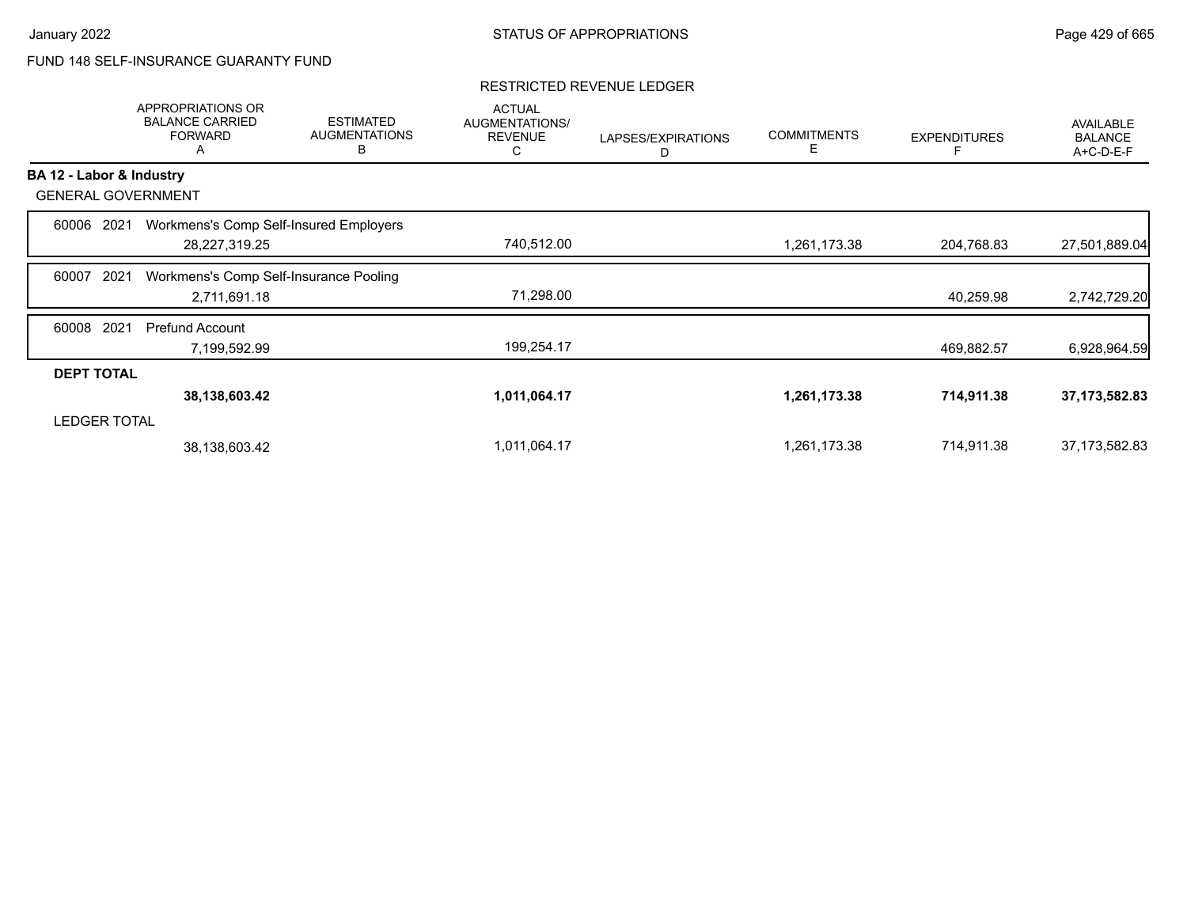FUND 148 SELF-INSURANCE GUARANTY FUND

RESTRICTED REVENUE LEDGER

| | APPROPRIATIONS OR BALANCE CARRIED FORWARD A | ESTIMATED AUGMENTATIONS B | ACTUAL AUGMENTATIONS/ REVENUE C | LAPSES/EXPIRATIONS D | COMMITMENTS E | EXPENDITURES F | AVAILABLE BALANCE A+C-D-E-F |
|---|---|---|---|---|---|---|---|
| **BA 12 - Labor & Industry** | | | | | | | |
| GENERAL GOVERNMENT | | | | | | | |
| 60006 2021 Workmens's Comp Self-Insured Employers | 28,227,319.25 | | 740,512.00 | | 1,261,173.38 | 204,768.83 | 27,501,889.04 |
| 60007 2021 Workmens's Comp Self-Insurance Pooling | 2,711,691.18 | | 71,298.00 | | | 40,259.98 | 2,742,729.20 |
| 60008 2021 Prefund Account | 7,199,592.99 | | 199,254.17 | | | 469,882.57 | 6,928,964.59 |
| **DEPT TOTAL** | **38,138,603.42** | | **1,011,064.17** | | **1,261,173.38** | **714,911.38** | **37,173,582.83** |
| LEDGER TOTAL | 38,138,603.42 | | 1,011,064.17 | | 1,261,173.38 | 714,911.38 | 37,173,582.83 |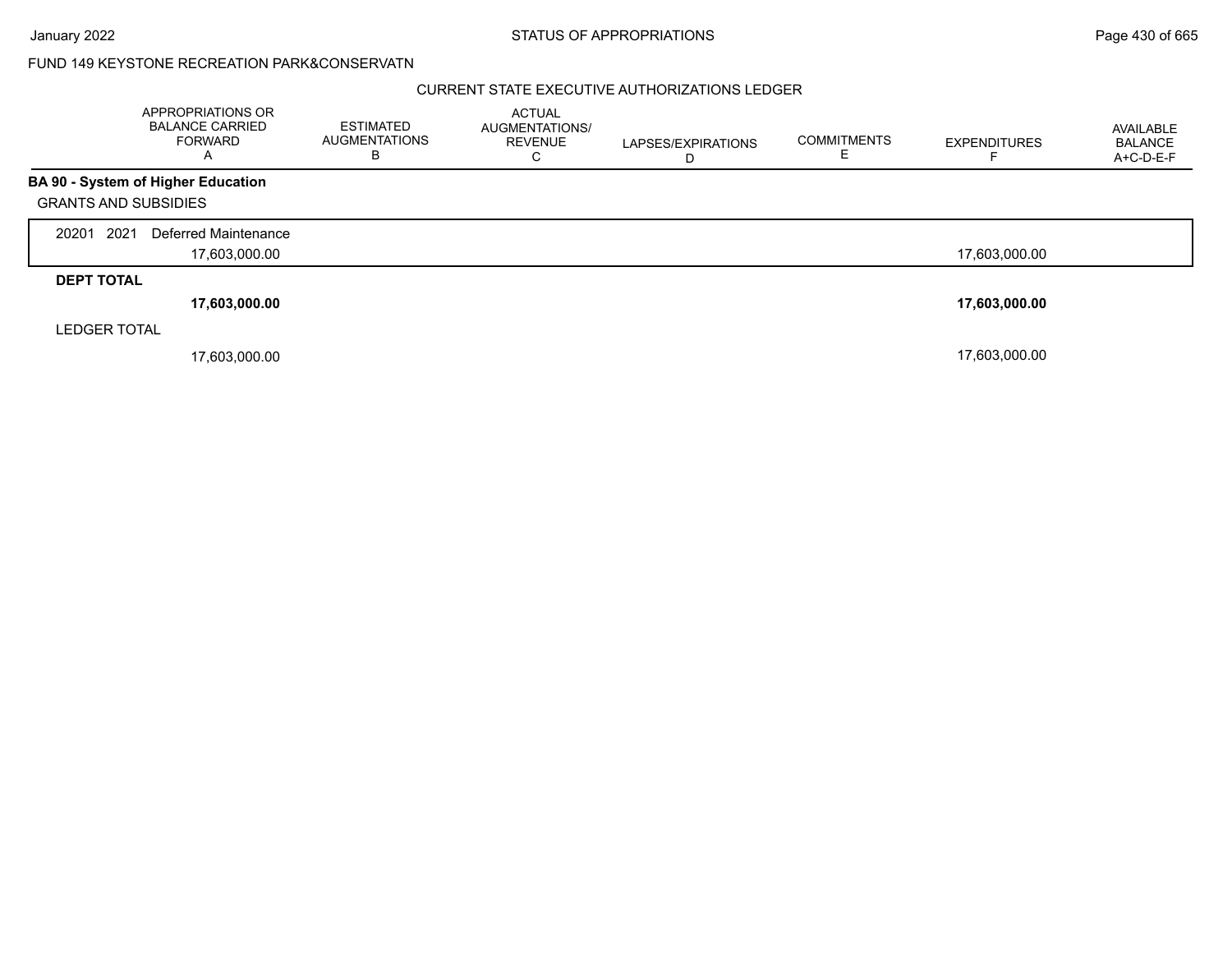FUND 149 KEYSTONE RECREATION PARK&CONSERVATN

CURRENT STATE EXECUTIVE AUTHORIZATIONS LEDGER

| | APPROPRIATIONS OR BALANCE CARRIED FORWARD A | ESTIMATED AUGMENTATIONS B | ACTUAL AUGMENTATIONS/ REVENUE C | LAPSES/EXPIRATIONS D | COMMITMENTS E | EXPENDITURES F | AVAILABLE BALANCE A+C-D-E-F |
|---|---|---|---|---|---|---|---|
| **BA 90 - System of Higher Education** | | | | | | | |
| GRANTS AND SUBSIDIES | | | | | | | |
| 20201 2021 Deferred Maintenance | 17,603,000.00 | | | | | 17,603,000.00 | |
| **DEPT TOTAL** | **17,603,000.00** | | | | | **17,603,000.00** | |
| LEDGER TOTAL | 17,603,000.00 | | | | | 17,603,000.00 | |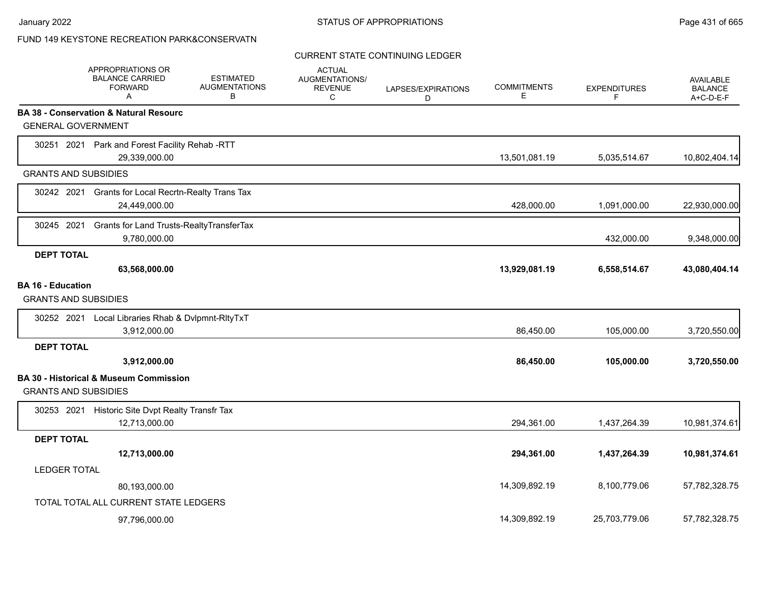FUND 149 KEYSTONE RECREATION PARK&CONSERVATN

CURRENT STATE CONTINUING LEDGER

| | APPROPRIATIONS OR BALANCE CARRIED FORWARD A | ESTIMATED AUGMENTATIONS B | ACTUAL AUGMENTATIONS/ REVENUE C | LAPSES/EXPIRATIONS D | COMMITMENTS E | EXPENDITURES F | AVAILABLE BALANCE A+C-D-E-F |
|---|---|---|---|---|---|---|---|
| **BA 38 - Conservation & Natural Resourc** | | | | | | | |
| GENERAL GOVERNMENT | | | | | | | |
| 30251 2021 Park and Forest Facility Rehab -RTT | 29,339,000.00 | | | | 13,501,081.19 | 5,035,514.67 | 10,802,404.14 |
| GRANTS AND SUBSIDIES | | | | | | | |
| 30242 2021 Grants for Local Recrtn-Realty Trans Tax | 24,449,000.00 | | | | 428,000.00 | 1,091,000.00 | 22,930,000.00 |
| 30245 2021 Grants for Land Trusts-RealtyTransferTax | 9,780,000.00 | | | | | 432,000.00 | 9,348,000.00 |
| **DEPT TOTAL** | **63,568,000.00** | | | | **13,929,081.19** | **6,558,514.67** | **43,080,404.14** |
| **BA 16 - Education** | | | | | | | |
| GRANTS AND SUBSIDIES | | | | | | | |
| 30252 2021 Local Libraries Rhab & Dvlpmnt-RltyTxT | 3,912,000.00 | | | | 86,450.00 | 105,000.00 | 3,720,550.00 |
| **DEPT TOTAL** | **3,912,000.00** | | | | **86,450.00** | **105,000.00** | **3,720,550.00** |
| **BA 30 - Historical & Museum Commission** | | | | | | | |
| GRANTS AND SUBSIDIES | | | | | | | |
| 30253 2021 Historic Site Dvpt Realty Transfr Tax | 12,713,000.00 | | | | 294,361.00 | 1,437,264.39 | 10,981,374.61 |
| **DEPT TOTAL** | **12,713,000.00** | | | | **294,361.00** | **1,437,264.39** | **10,981,374.61** |
| LEDGER TOTAL | 80,193,000.00 | | | | 14,309,892.19 | 8,100,779.06 | 57,782,328.75 |
| TOTAL TOTAL ALL CURRENT STATE LEDGERS | 97,796,000.00 | | | | 14,309,892.19 | 25,703,779.06 | 57,782,328.75 |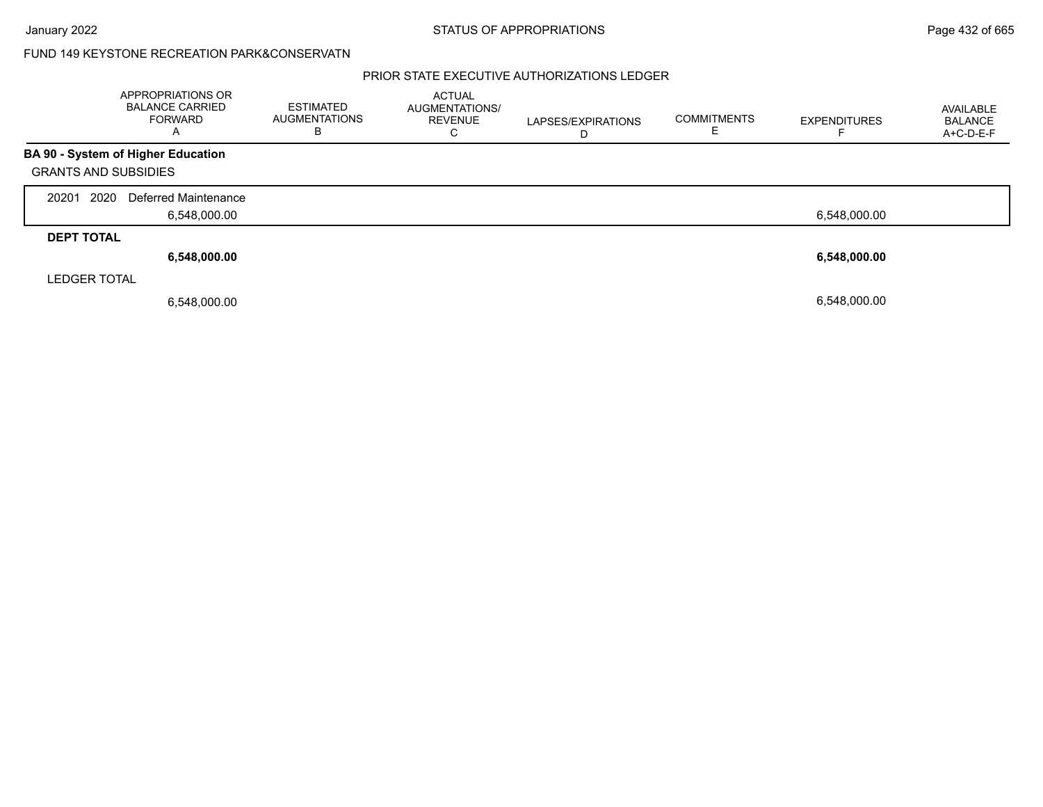FUND 149 KEYSTONE RECREATION PARK&CONSERVATN

## PRIOR STATE EXECUTIVE AUTHORIZATIONS LEDGER

| | APPROPRIATIONS OR BALANCE CARRIED FORWARD A | ESTIMATED AUGMENTATIONS B | ACTUAL AUGMENTATIONS/ REVENUE C | LAPSES/EXPIRATIONS D | COMMITMENTS E | EXPENDITURES F | AVAILABLE BALANCE A+C-D-E-F |
|---|---|---|---|---|---|---|---|
| **BA 90 - System of Higher Education** | | | | | | | |
| GRANTS AND SUBSIDIES | | | | | | | |
| 20201 2020 Deferred Maintenance | 6,548,000.00 | | | | | 6,548,000.00 | |
| **DEPT TOTAL** | **6,548,000.00** | | | | | **6,548,000.00** | |
| LEDGER TOTAL | 6,548,000.00 | | | | | 6,548,000.00 | |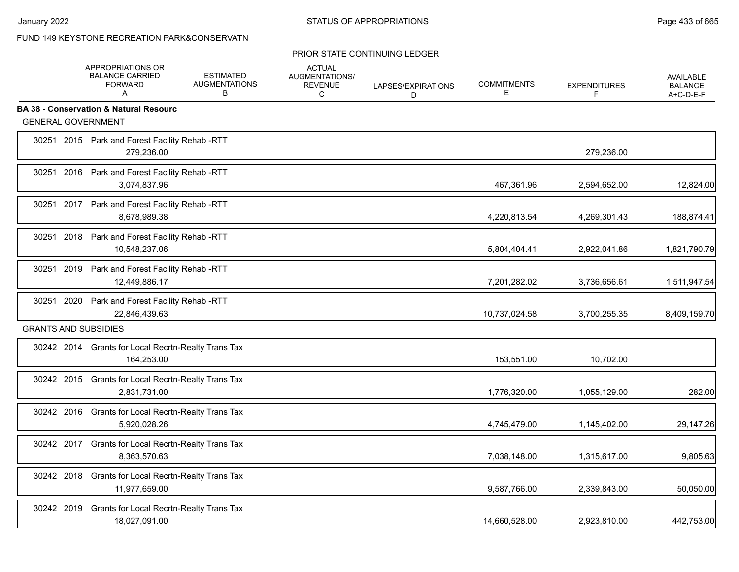FUND 149 KEYSTONE RECREATION PARK&CONSERVATN

PRIOR STATE CONTINUING LEDGER

| | APPROPRIATIONS OR BALANCE CARRIED FORWARD A | ESTIMATED AUGMENTATIONS B | ACTUAL AUGMENTATIONS/ REVENUE C | LAPSES/EXPIRATIONS D | COMMITMENTS E | EXPENDITURES F | AVAILABLE BALANCE A+C-D-E-F |
|---|---|---|---|---|---|---|---|
| **BA 38 - Conservation & Natural Resourc** | | | | | | | |
| GENERAL GOVERNMENT | | | | | | | |
| 30251 2015 Park and Forest Facility Rehab -RTT | 279,236.00 | | | | | 279,236.00 | |
| 30251 2016 Park and Forest Facility Rehab -RTT | 3,074,837.96 | | | | 467,361.96 | 2,594,652.00 | 12,824.00 |
| 30251 2017 Park and Forest Facility Rehab -RTT | 8,678,989.38 | | | | 4,220,813.54 | 4,269,301.43 | 188,874.41 |
| 30251 2018 Park and Forest Facility Rehab -RTT | 10,548,237.06 | | | | 5,804,404.41 | 2,922,041.86 | 1,821,790.79 |
| 30251 2019 Park and Forest Facility Rehab -RTT | 12,449,886.17 | | | | 7,201,282.02 | 3,736,656.61 | 1,511,947.54 |
| 30251 2020 Park and Forest Facility Rehab -RTT | 22,846,439.63 | | | | 10,737,024.58 | 3,700,255.35 | 8,409,159.70 |
| GRANTS AND SUBSIDIES | | | | | | | |
| 30242 2014 Grants for Local Recrtn-Realty Trans Tax | 164,253.00 | | | | 153,551.00 | 10,702.00 | |
| 30242 2015 Grants for Local Recrtn-Realty Trans Tax | 2,831,731.00 | | | | 1,776,320.00 | 1,055,129.00 | 282.00 |
| 30242 2016 Grants for Local Recrtn-Realty Trans Tax | 5,920,028.26 | | | | 4,745,479.00 | 1,145,402.00 | 29,147.26 |
| 30242 2017 Grants for Local Recrtn-Realty Trans Tax | 8,363,570.63 | | | | 7,038,148.00 | 1,315,617.00 | 9,805.63 |
| 30242 2018 Grants for Local Recrtn-Realty Trans Tax | 11,977,659.00 | | | | 9,587,766.00 | 2,339,843.00 | 50,050.00 |
| 30242 2019 Grants for Local Recrtn-Realty Trans Tax | 18,027,091.00 | | | | 14,660,528.00 | 2,923,810.00 | 442,753.00 |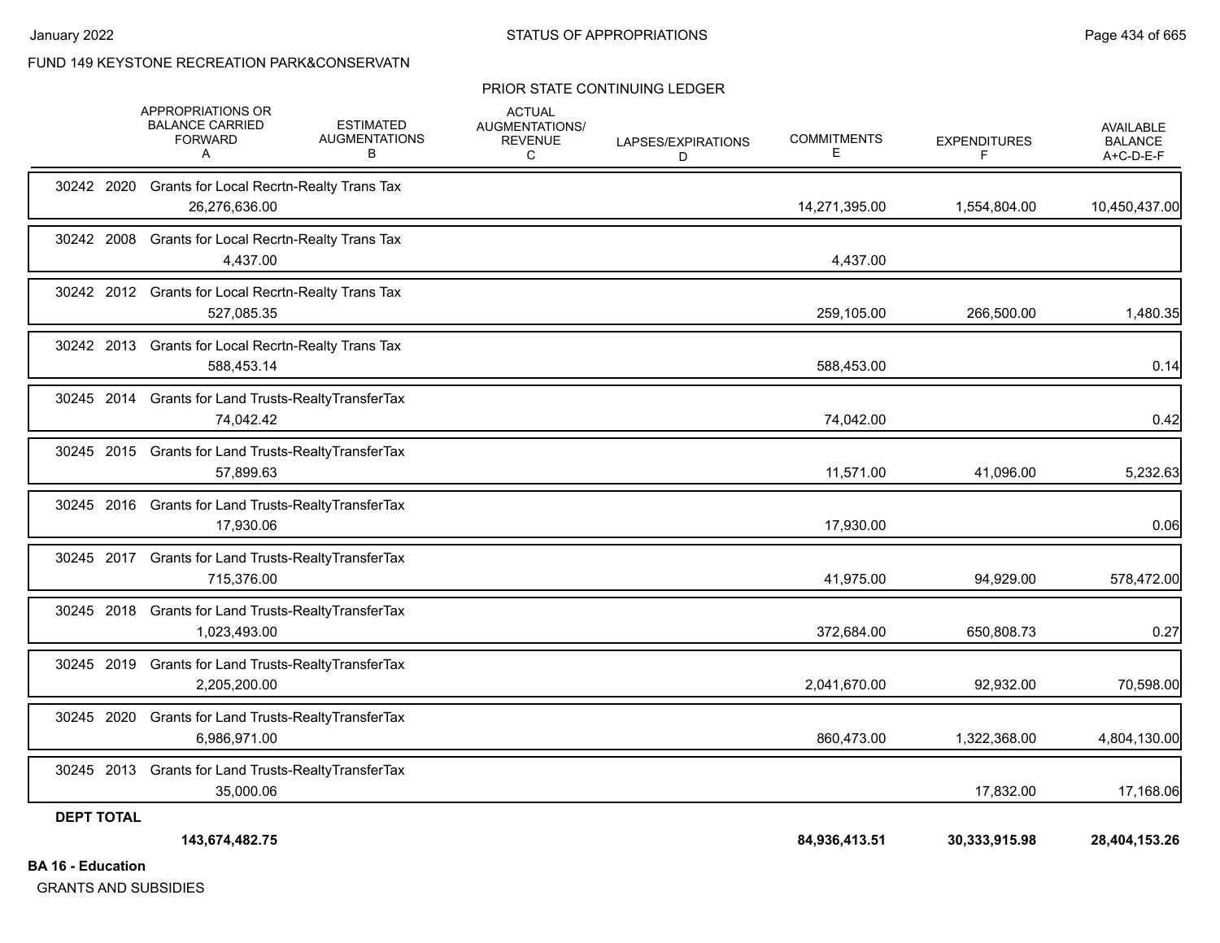FUND 149 KEYSTONE RECREATION PARK&CONSERVATN

PRIOR STATE CONTINUING LEDGER

| | APPROPRIATIONS OR BALANCE CARRIED FORWARD A | ESTIMATED AUGMENTATIONS B | ACTUAL AUGMENTATIONS/ REVENUE C | LAPSES/EXPIRATIONS D | COMMITMENTS E | EXPENDITURES F | AVAILABLE BALANCE A+C-D-E-F |
|---|---|---|---|---|---|---|---|
| 30242 2020 Grants for Local Recrtn-Realty Trans Tax | 26,276,636.00 | | | | 14,271,395.00 | 1,554,804.00 | 10,450,437.00 |
| 30242 2008 Grants for Local Recrtn-Realty Trans Tax | 4,437.00 | | | | 4,437.00 | | |
| 30242 2012 Grants for Local Recrtn-Realty Trans Tax | 527,085.35 | | | | 259,105.00 | 266,500.00 | 1,480.35 |
| 30242 2013 Grants for Local Recrtn-Realty Trans Tax | 588,453.14 | | | | 588,453.00 | | 0.14 |
| 30245 2014 Grants for Land Trusts-RealtyTransferTax | 74,042.42 | | | | 74,042.00 | | 0.42 |
| 30245 2015 Grants for Land Trusts-RealtyTransferTax | 57,899.63 | | | | 11,571.00 | 41,096.00 | 5,232.63 |
| 30245 2016 Grants for Land Trusts-RealtyTransferTax | 17,930.06 | | | | 17,930.00 | | 0.06 |
| 30245 2017 Grants for Land Trusts-RealtyTransferTax | 715,376.00 | | | | 41,975.00 | 94,929.00 | 578,472.00 |
| 30245 2018 Grants for Land Trusts-RealtyTransferTax | 1,023,493.00 | | | | 372,684.00 | 650,808.73 | 0.27 |
| 30245 2019 Grants for Land Trusts-RealtyTransferTax | 2,205,200.00 | | | | 2,041,670.00 | 92,932.00 | 70,598.00 |
| 30245 2020 Grants for Land Trusts-RealtyTransferTax | 6,986,971.00 | | | | 860,473.00 | 1,322,368.00 | 4,804,130.00 |
| 30245 2013 Grants for Land Trusts-RealtyTransferTax | 35,000.06 | | | | | 17,832.00 | 17,168.06 |
| **DEPT TOTAL** | **143,674,482.75** | | | | **84,936,413.51** | **30,333,915.98** | **28,404,153.26** |

**BA 16 - Education**

GRANTS AND SUBSIDIES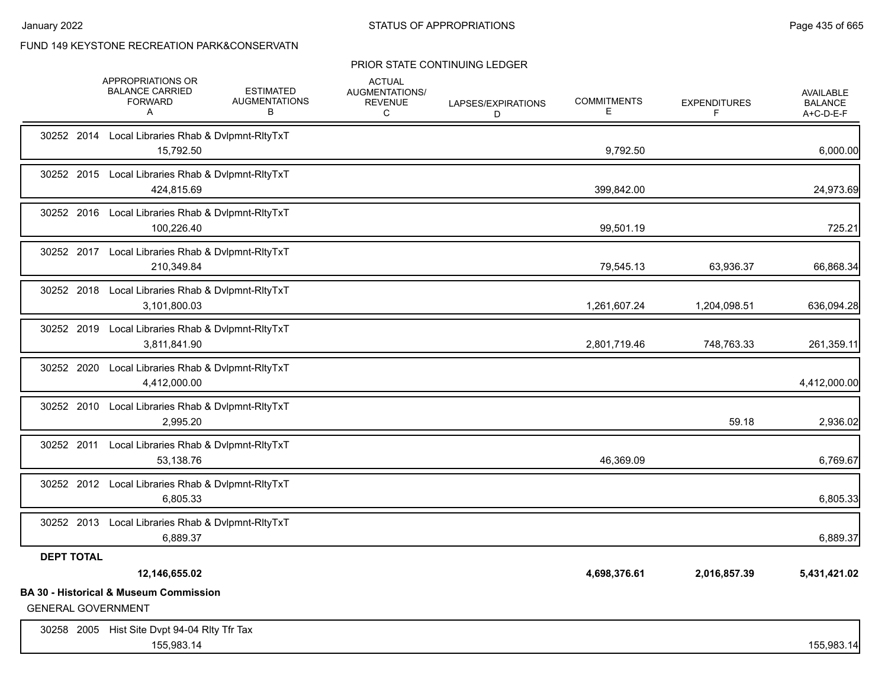FUND 149 KEYSTONE RECREATION PARK&CONSERVATN

PRIOR STATE CONTINUING LEDGER

| | APPROPRIATIONS OR BALANCE CARRIED FORWARD A | ESTIMATED AUGMENTATIONS B | ACTUAL AUGMENTATIONS/ REVENUE C | LAPSES/EXPIRATIONS D | COMMITMENTS E | EXPENDITURES F | AVAILABLE BALANCE A+C-D-E-F |
|---|---|---|---|---|---|---|---|
| 30252 2014 Local Libraries Rhab & Dvlpmnt-RltyTxT | 15,792.50 | | | | 9,792.50 | | 6,000.00 |
| 30252 2015 Local Libraries Rhab & Dvlpmnt-RltyTxT | 424,815.69 | | | | 399,842.00 | | 24,973.69 |
| 30252 2016 Local Libraries Rhab & Dvlpmnt-RltyTxT | 100,226.40 | | | | 99,501.19 | | 725.21 |
| 30252 2017 Local Libraries Rhab & Dvlpmnt-RltyTxT | 210,349.84 | | | | 79,545.13 | 63,936.37 | 66,868.34 |
| 30252 2018 Local Libraries Rhab & Dvlpmnt-RltyTxT | 3,101,800.03 | | | | 1,261,607.24 | 1,204,098.51 | 636,094.28 |
| 30252 2019 Local Libraries Rhab & Dvlpmnt-RltyTxT | 3,811,841.90 | | | | 2,801,719.46 | 748,763.33 | 261,359.11 |
| 30252 2020 Local Libraries Rhab & Dvlpmnt-RltyTxT | 4,412,000.00 | | | | | | 4,412,000.00 |
| 30252 2010 Local Libraries Rhab & Dvlpmnt-RltyTxT | 2,995.20 | | | | | 59.18 | 2,936.02 |
| 30252 2011 Local Libraries Rhab & Dvlpmnt-RltyTxT | 53,138.76 | | | | 46,369.09 | | 6,769.67 |
| 30252 2012 Local Libraries Rhab & Dvlpmnt-RltyTxT | 6,805.33 | | | | | | 6,805.33 |
| 30252 2013 Local Libraries Rhab & Dvlpmnt-RltyTxT | 6,889.37 | | | | | | 6,889.37 |
| **DEPT TOTAL** | **12,146,655.02** | | | | **4,698,376.61** | **2,016,857.39** | **5,431,421.02** |

**BA 30 - Historical & Museum Commission**

GENERAL GOVERNMENT

| | APPROPRIATIONS OR BALANCE CARRIED FORWARD A | ESTIMATED AUGMENTATIONS B | ACTUAL AUGMENTATIONS/ REVENUE C | LAPSES/EXPIRATIONS D | COMMITMENTS E | EXPENDITURES F | AVAILABLE BALANCE A+C-D-E-F |
|---|---|---|---|---|---|---|---|
| 30258 2005 Hist Site Dvpt 94-04 Rlty Tfr Tax | 155,983.14 | | | | | | 155,983.14 |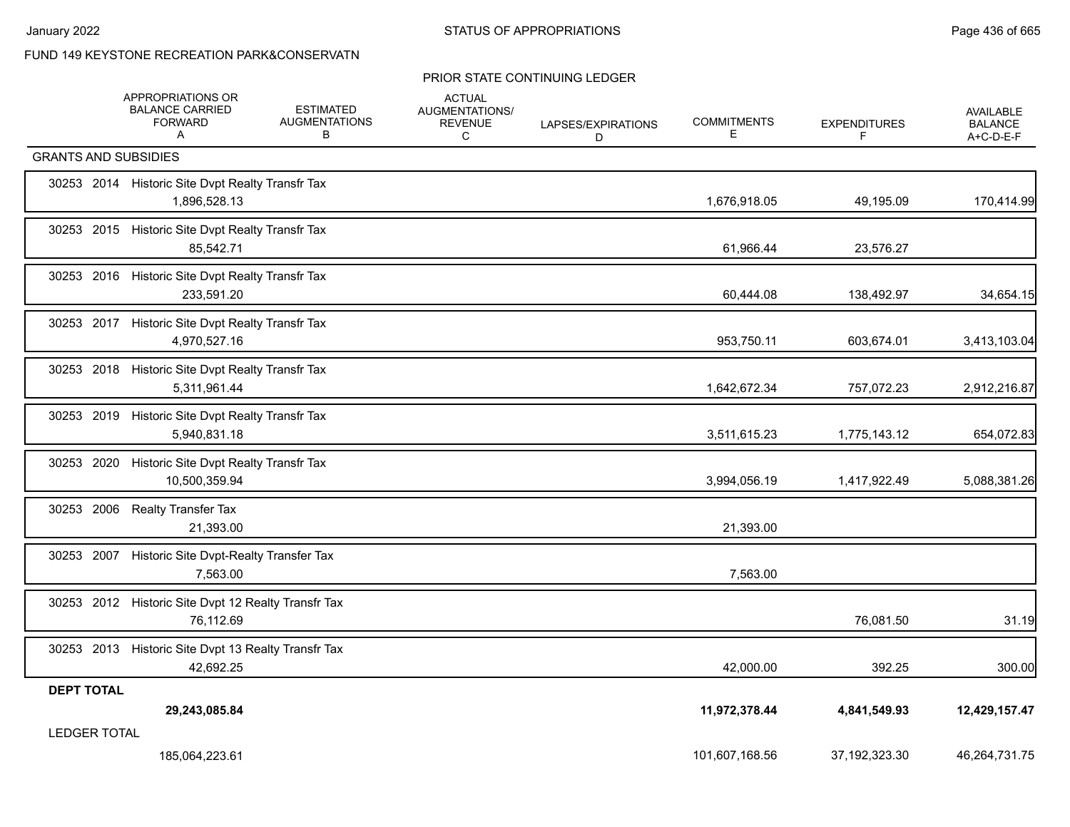FUND 149 KEYSTONE RECREATION PARK&CONSERVATN

PRIOR STATE CONTINUING LEDGER

| | APPROPRIATIONS OR BALANCE CARRIED FORWARD A | ESTIMATED AUGMENTATIONS B | ACTUAL AUGMENTATIONS/ REVENUE C | LAPSES/EXPIRATIONS D | COMMITMENTS E | EXPENDITURES F | AVAILABLE BALANCE A+C-D-E-F |
|---|---|---|---|---|---|---|---|
| **GRANTS AND SUBSIDIES** | | | | | | | |
| 30253 2014 Historic Site Dvpt Realty Transfr Tax | 1,896,528.13 | | | | 1,676,918.05 | 49,195.09 | 170,414.99 |
| 30253 2015 Historic Site Dvpt Realty Transfr Tax | 85,542.71 | | | | 61,966.44 | 23,576.27 | |
| 30253 2016 Historic Site Dvpt Realty Transfr Tax | 233,591.20 | | | | 60,444.08 | 138,492.97 | 34,654.15 |
| 30253 2017 Historic Site Dvpt Realty Transfr Tax | 4,970,527.16 | | | | 953,750.11 | 603,674.01 | 3,413,103.04 |
| 30253 2018 Historic Site Dvpt Realty Transfr Tax | 5,311,961.44 | | | | 1,642,672.34 | 757,072.23 | 2,912,216.87 |
| 30253 2019 Historic Site Dvpt Realty Transfr Tax | 5,940,831.18 | | | | 3,511,615.23 | 1,775,143.12 | 654,072.83 |
| 30253 2020 Historic Site Dvpt Realty Transfr Tax | 10,500,359.94 | | | | 3,994,056.19 | 1,417,922.49 | 5,088,381.26 |
| 30253 2006 Realty Transfer Tax | 21,393.00 | | | | 21,393.00 | | |
| 30253 2007 Historic Site Dvpt-Realty Transfer Tax | 7,563.00 | | | | 7,563.00 | | |
| 30253 2012 Historic Site Dvpt 12 Realty Transfr Tax | 76,112.69 | | | | | 76,081.50 | 31.19 |
| 30253 2013 Historic Site Dvpt 13 Realty Transfr Tax | 42,692.25 | | | | 42,000.00 | 392.25 | 300.00 |
| **DEPT TOTAL** | **29,243,085.84** | | | | **11,972,378.44** | **4,841,549.93** | **12,429,157.47** |
| LEDGER TOTAL | 185,064,223.61 | | | | 101,607,168.56 | 37,192,323.30 | 46,264,731.75 |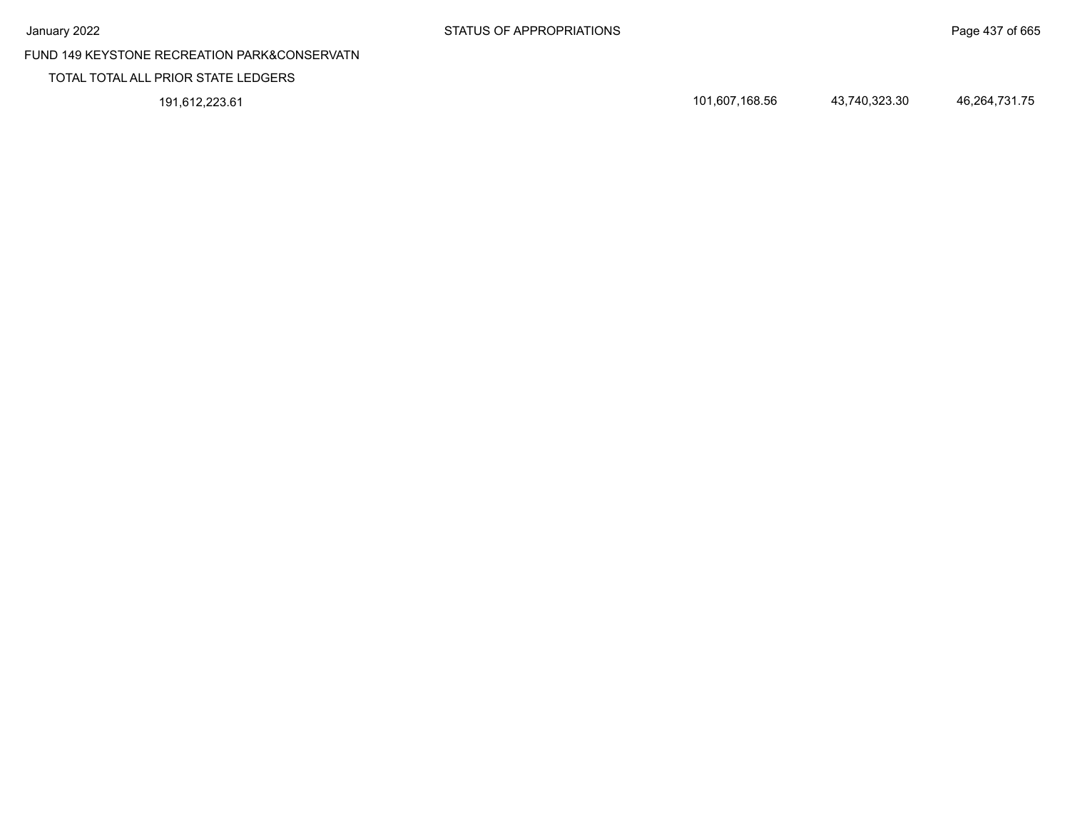FUND 149 KEYSTONE RECREATION PARK&CONSERVATN

TOTAL TOTAL ALL PRIOR STATE LEDGERS

| | | | |
|---|---|---|---|
| 191,612,223.61 | 101,607,168.56 | 43,740,323.30 | 46,264,731.75 |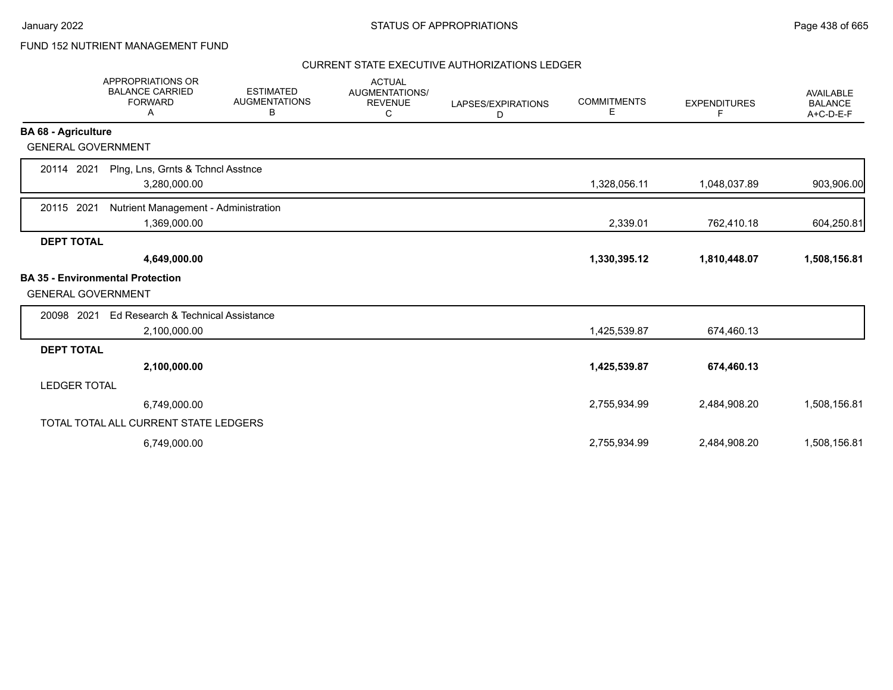FUND 152 NUTRIENT MANAGEMENT FUND

CURRENT STATE EXECUTIVE AUTHORIZATIONS LEDGER

| | APPROPRIATIONS OR BALANCE CARRIED FORWARD A | ESTIMATED AUGMENTATIONS B | ACTUAL AUGMENTATIONS/ REVENUE C | LAPSES/EXPIRATIONS D | COMMITMENTS E | EXPENDITURES F | AVAILABLE BALANCE A+C-D-E-F |
|---|---|---|---|---|---|---|---|
| **BA 68 - Agriculture** | | | | | | | |
| GENERAL GOVERNMENT | | | | | | | |
| 20114 2021 Plng, Lns, Grnts & Tchncl Asstnce | 3,280,000.00 | | | | 1,328,056.11 | 1,048,037.89 | 903,906.00 |
| 20115 2021 Nutrient Management - Administration | 1,369,000.00 | | | | 2,339.01 | 762,410.18 | 604,250.81 |
| **DEPT TOTAL** | **4,649,000.00** | | | | **1,330,395.12** | **1,810,448.07** | **1,508,156.81** |
| **BA 35 - Environmental Protection** | | | | | | | |
| GENERAL GOVERNMENT | | | | | | | |
| 20098 2021 Ed Research & Technical Assistance | 2,100,000.00 | | | | 1,425,539.87 | 674,460.13 | |
| **DEPT TOTAL** | **2,100,000.00** | | | | **1,425,539.87** | **674,460.13** | |
| LEDGER TOTAL | 6,749,000.00 | | | | 2,755,934.99 | 2,484,908.20 | 1,508,156.81 |
| TOTAL TOTAL ALL CURRENT STATE LEDGERS | 6,749,000.00 | | | | 2,755,934.99 | 2,484,908.20 | 1,508,156.81 |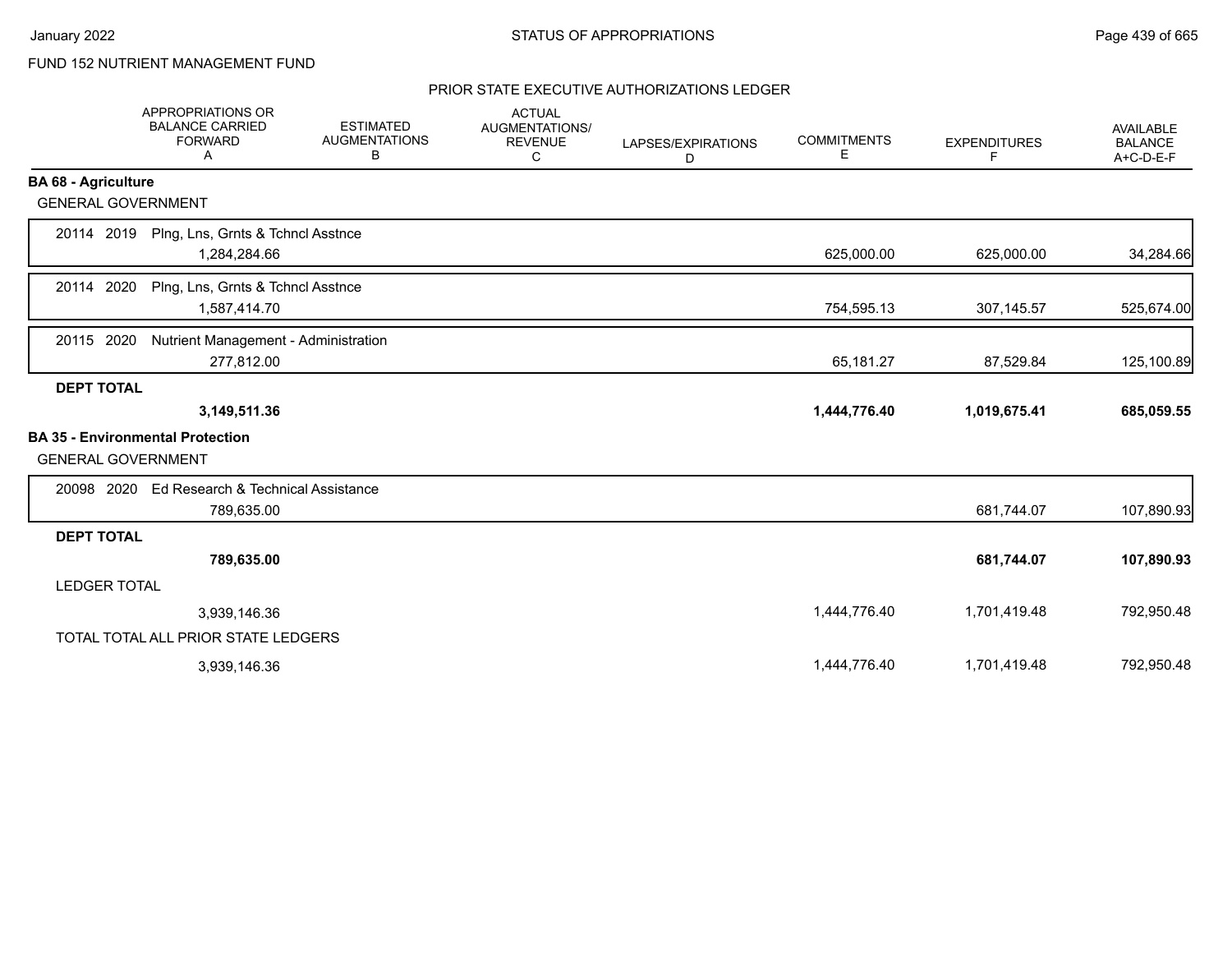FUND 152 NUTRIENT MANAGEMENT FUND

## PRIOR STATE EXECUTIVE AUTHORIZATIONS LEDGER

| | APPROPRIATIONS OR BALANCE CARRIED FORWARD A | ESTIMATED AUGMENTATIONS B | ACTUAL AUGMENTATIONS/ REVENUE C | LAPSES/EXPIRATIONS D | COMMITMENTS E | EXPENDITURES F | AVAILABLE BALANCE A+C-D-E-F |
|---|---|---|---|---|---|---|---|
| **BA 68 - Agriculture** | | | | | | | |
| GENERAL GOVERNMENT | | | | | | | |
| 20114 2019 Plng, Lns, Grnts & Tchncl Asstnce | 1,284,284.66 | | | | 625,000.00 | 625,000.00 | 34,284.66 |
| 20114 2020 Plng, Lns, Grnts & Tchncl Asstnce | 1,587,414.70 | | | | 754,595.13 | 307,145.57 | 525,674.00 |
| 20115 2020 Nutrient Management - Administration | 277,812.00 | | | | 65,181.27 | 87,529.84 | 125,100.89 |
| **DEPT TOTAL** | **3,149,511.36** | | | | **1,444,776.40** | **1,019,675.41** | **685,059.55** |
| **BA 35 - Environmental Protection** | | | | | | | |
| GENERAL GOVERNMENT | | | | | | | |
| 20098 2020 Ed Research & Technical Assistance | 789,635.00 | | | | | 681,744.07 | 107,890.93 |
| **DEPT TOTAL** | **789,635.00** | | | | | **681,744.07** | **107,890.93** |
| LEDGER TOTAL | 3,939,146.36 | | | | 1,444,776.40 | 1,701,419.48 | 792,950.48 |
| TOTAL TOTAL ALL PRIOR STATE LEDGERS | 3,939,146.36 | | | | 1,444,776.40 | 1,701,419.48 | 792,950.48 |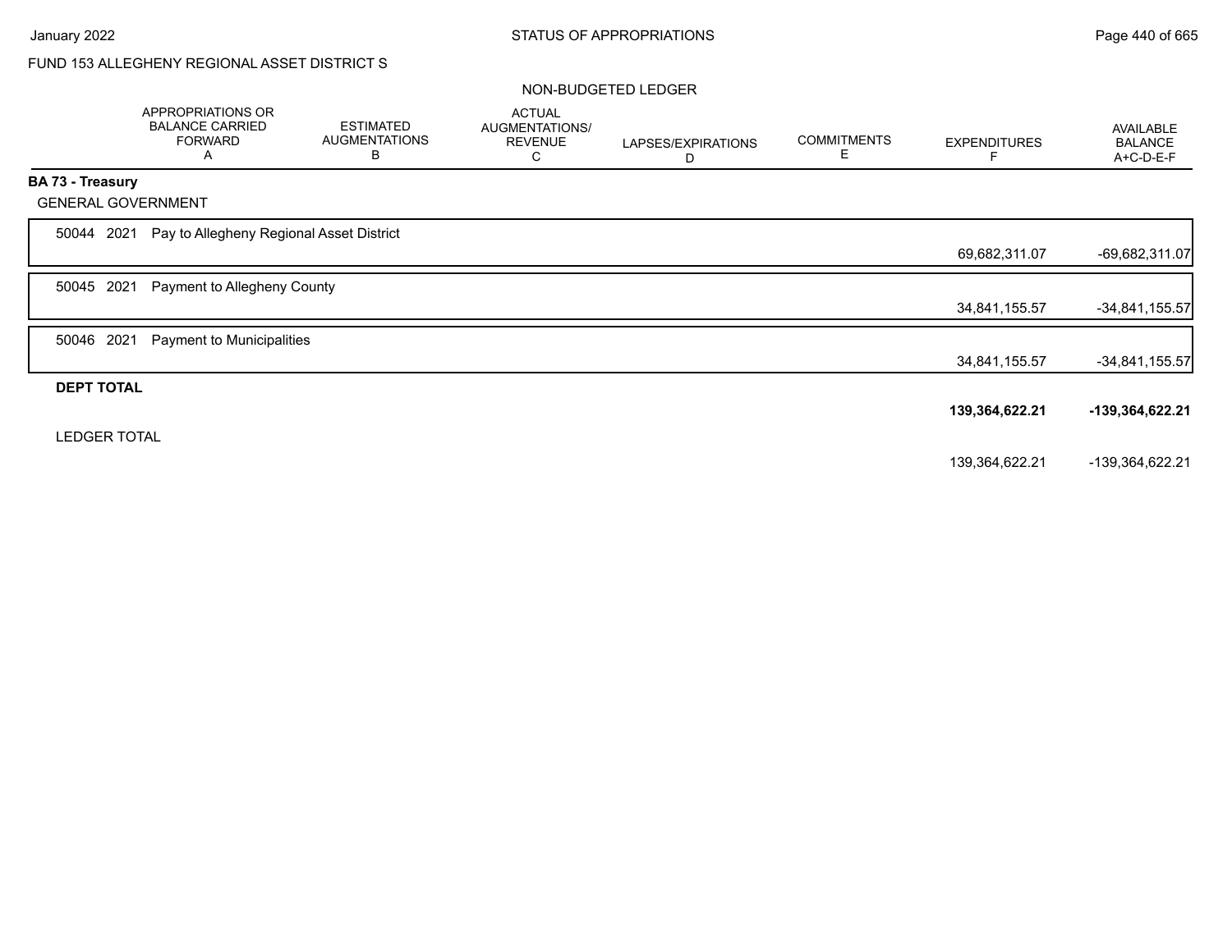FUND 153 ALLEGHENY REGIONAL ASSET DISTRICT S

NON-BUDGETED LEDGER

| | APPROPRIATIONS OR BALANCE CARRIED FORWARD A | ESTIMATED AUGMENTATIONS B | ACTUAL AUGMENTATIONS/ REVENUE C | LAPSES/EXPIRATIONS D | COMMITMENTS E | EXPENDITURES F | AVAILABLE BALANCE A+C-D-E-F |
|---|---|---|---|---|---|---|---|
| **BA 73 - Treasury** | | | | | | | |
| GENERAL GOVERNMENT | | | | | | | |
| 50044 2021 Pay to Allegheny Regional Asset District | | | | | | 69,682,311.07 | -69,682,311.07 |
| 50045 2021 Payment to Allegheny County | | | | | | 34,841,155.57 | -34,841,155.57 |
| 50046 2021 Payment to Municipalities | | | | | | 34,841,155.57 | -34,841,155.57 |
| **DEPT TOTAL** | | | | | | **139,364,622.21** | **-139,364,622.21** |
| LEDGER TOTAL | | | | | | 139,364,622.21 | -139,364,622.21 |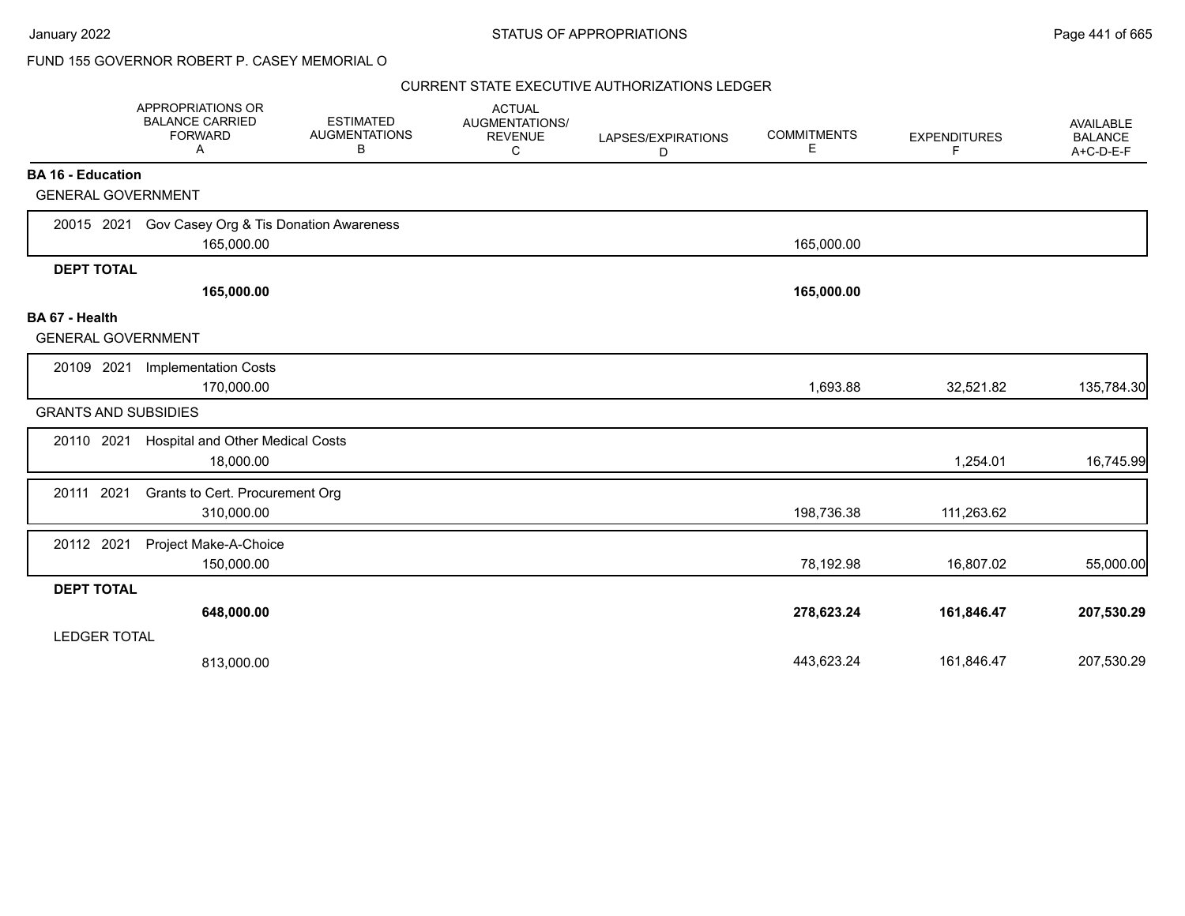# STATUS OF APPROPRIATIONS

## FUND 155 GOVERNOR ROBERT P. CASEY MEMORIAL O

### CURRENT STATE EXECUTIVE AUTHORIZATIONS LEDGER

| | APPROPRIATIONS OR BALANCE CARRIED FORWARD A | ESTIMATED AUGMENTATIONS B | ACTUAL AUGMENTATIONS/ REVENUE C | LAPSES/EXPIRATIONS D | COMMITMENTS E | EXPENDITURES F | AVAILABLE BALANCE A+C-D-E-F |
|---|---|---|---|---|---|---|---|
| **BA 16 - Education** | | | | | | | |
| GENERAL GOVERNMENT | | | | | | | |
| 20015 2021 Gov Casey Org & Tis Donation Awareness | 165,000.00 | | | | 165,000.00 | | |
| **DEPT TOTAL** | **165,000.00** | | | | **165,000.00** | | |
| **BA 67 - Health** | | | | | | | |
| GENERAL GOVERNMENT | | | | | | | |
| 20109 2021 Implementation Costs | 170,000.00 | | | | 1,693.88 | 32,521.82 | 135,784.30 |
| GRANTS AND SUBSIDIES | | | | | | | |
| 20110 2021 Hospital and Other Medical Costs | 18,000.00 | | | | | 1,254.01 | 16,745.99 |
| 20111 2021 Grants to Cert. Procurement Org | 310,000.00 | | | | 198,736.38 | 111,263.62 | |
| 20112 2021 Project Make-A-Choice | 150,000.00 | | | | 78,192.98 | 16,807.02 | 55,000.00 |
| **DEPT TOTAL** | **648,000.00** | | | | **278,623.24** | **161,846.47** | **207,530.29** |
| LEDGER TOTAL | 813,000.00 | | | | 443,623.24 | 161,846.47 | 207,530.29 |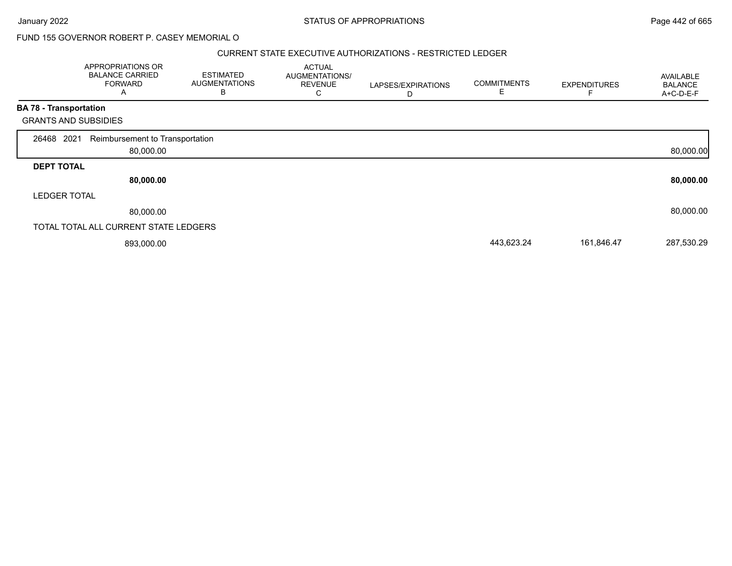FUND 155 GOVERNOR ROBERT P. CASEY MEMORIAL O

CURRENT STATE EXECUTIVE AUTHORIZATIONS - RESTRICTED LEDGER

| | APPROPRIATIONS OR BALANCE CARRIED FORWARD A | ESTIMATED AUGMENTATIONS B | ACTUAL AUGMENTATIONS/ REVENUE C | LAPSES/EXPIRATIONS D | COMMITMENTS E | EXPENDITURES F | AVAILABLE BALANCE A+C-D-E-F |
|---|---|---|---|---|---|---|---|
| **BA 78 - Transportation** | | | | | | | |
| GRANTS AND SUBSIDIES | | | | | | | |
| 26468 2021 Reimbursement to Transportation | 80,000.00 | | | | | | 80,000.00 |
| **DEPT TOTAL** | **80,000.00** | | | | | | **80,000.00** |
| LEDGER TOTAL | 80,000.00 | | | | | | 80,000.00 |
| TOTAL TOTAL ALL CURRENT STATE LEDGERS | 893,000.00 | | | | 443,623.24 | 161,846.47 | 287,530.29 |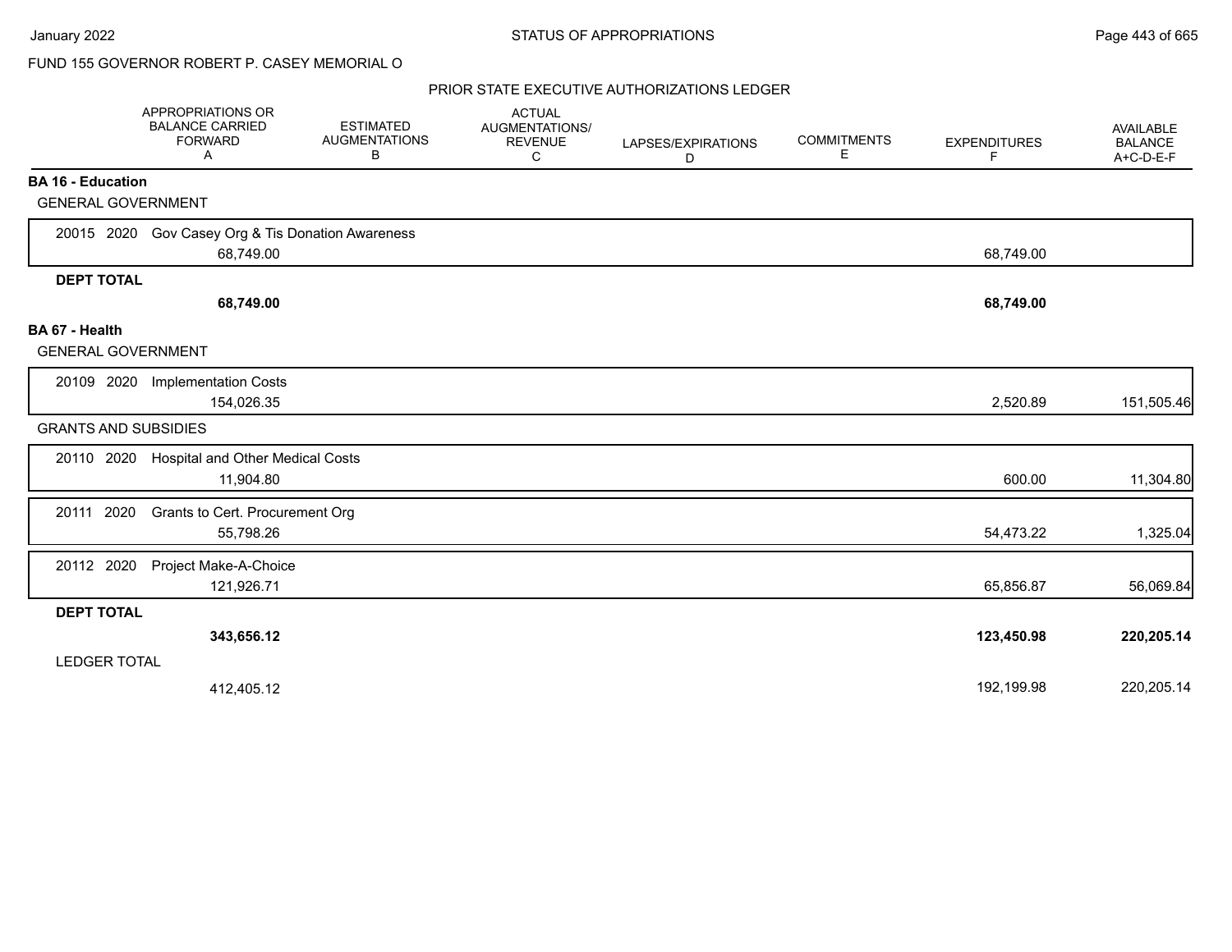FUND 155 GOVERNOR ROBERT P. CASEY MEMORIAL O

## STATUS OF APPROPRIATIONS

### PRIOR STATE EXECUTIVE AUTHORIZATIONS LEDGER

| | APPROPRIATIONS OR BALANCE CARRIED FORWARD A | ESTIMATED AUGMENTATIONS B | ACTUAL AUGMENTATIONS/ REVENUE C | LAPSES/EXPIRATIONS D | COMMITMENTS E | EXPENDITURES F | AVAILABLE BALANCE A+C-D-E-F |
|---|---|---|---|---|---|---|---|
| **BA 16 - Education** | | | | | | | |
| GENERAL GOVERNMENT | | | | | | | |
| 20015 2020 Gov Casey Org & Tis Donation Awareness | 68,749.00 | | | | | 68,749.00 | |
| **DEPT TOTAL** | **68,749.00** | | | | | **68,749.00** | |
| **BA 67 - Health** | | | | | | | |
| GENERAL GOVERNMENT | | | | | | | |
| 20109 2020 Implementation Costs | 154,026.35 | | | | | 2,520.89 | 151,505.46 |
| GRANTS AND SUBSIDIES | | | | | | | |
| 20110 2020 Hospital and Other Medical Costs | 11,904.80 | | | | | 600.00 | 11,304.80 |
| 20111 2020 Grants to Cert. Procurement Org | 55,798.26 | | | | | 54,473.22 | 1,325.04 |
| 20112 2020 Project Make-A-Choice | 121,926.71 | | | | | 65,856.87 | 56,069.84 |
| **DEPT TOTAL** | **343,656.12** | | | | | **123,450.98** | **220,205.14** |
| LEDGER TOTAL | 412,405.12 | | | | | 192,199.98 | 220,205.14 |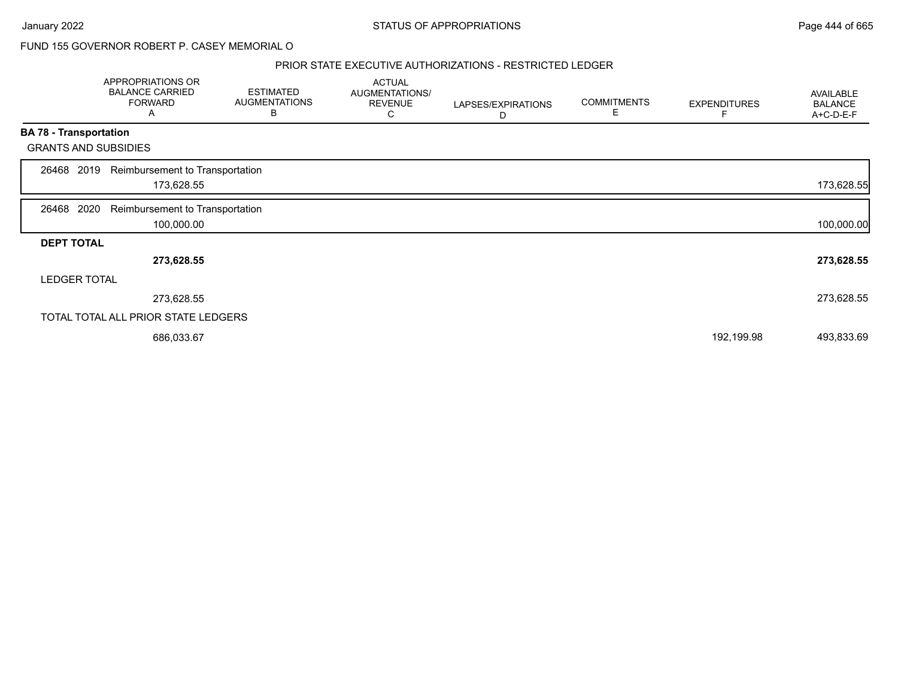FUND 155 GOVERNOR ROBERT P. CASEY MEMORIAL O

PRIOR STATE EXECUTIVE AUTHORIZATIONS - RESTRICTED LEDGER

| | APPROPRIATIONS OR BALANCE CARRIED FORWARD A | ESTIMATED AUGMENTATIONS B | ACTUAL AUGMENTATIONS/ REVENUE C | LAPSES/EXPIRATIONS D | COMMITMENTS E | EXPENDITURES F | AVAILABLE BALANCE A+C-D-E-F |
|---|---|---|---|---|---|---|---|
| **BA 78 - Transportation** | | | | | | | |
| GRANTS AND SUBSIDIES | | | | | | | |
| 26468 2019 Reimbursement to Transportation | 173,628.55 | | | | | | 173,628.55 |
| 26468 2020 Reimbursement to Transportation | 100,000.00 | | | | | | 100,000.00 |
| **DEPT TOTAL** | **273,628.55** | | | | | | **273,628.55** |
| LEDGER TOTAL | 273,628.55 | | | | | | 273,628.55 |
| TOTAL TOTAL ALL PRIOR STATE LEDGERS | 686,033.67 | | | | | 192,199.98 | 493,833.69 |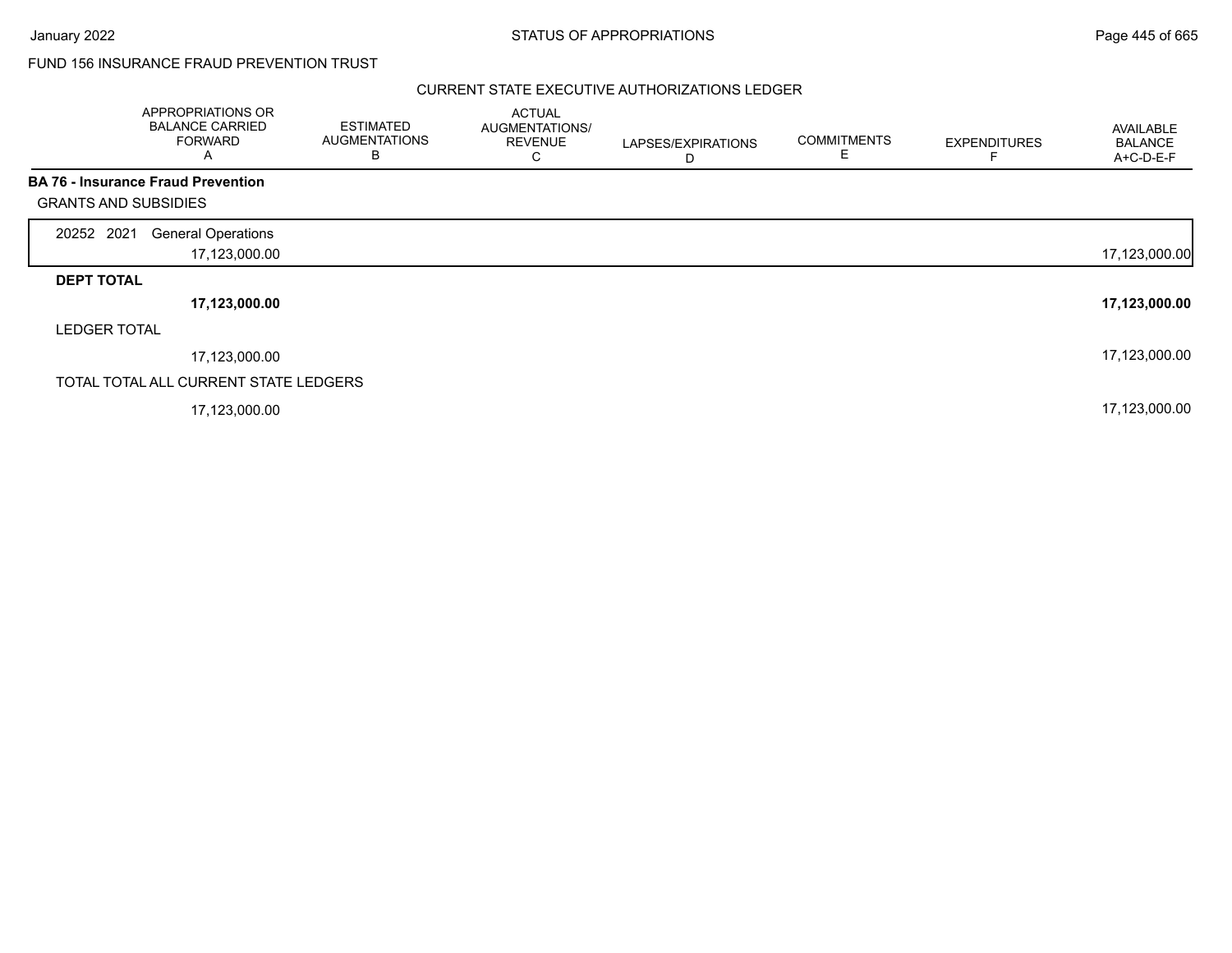FUND 156 INSURANCE FRAUD PREVENTION TRUST

CURRENT STATE EXECUTIVE AUTHORIZATIONS LEDGER

| | APPROPRIATIONS OR BALANCE CARRIED FORWARD A | ESTIMATED AUGMENTATIONS B | ACTUAL AUGMENTATIONS/ REVENUE C | LAPSES/EXPIRATIONS D | COMMITMENTS E | EXPENDITURES F | AVAILABLE BALANCE A+C-D-E-F |
|---|---|---|---|---|---|---|---|
| **BA 76 - Insurance Fraud Prevention** | | | | | | | |
| GRANTS AND SUBSIDIES | | | | | | | |
| 20252 2021 General Operations | 17,123,000.00 | | | | | | 17,123,000.00 |
| **DEPT TOTAL** | **17,123,000.00** | | | | | | **17,123,000.00** |
| LEDGER TOTAL | 17,123,000.00 | | | | | | 17,123,000.00 |
| TOTAL TOTAL ALL CURRENT STATE LEDGERS | 17,123,000.00 | | | | | | 17,123,000.00 |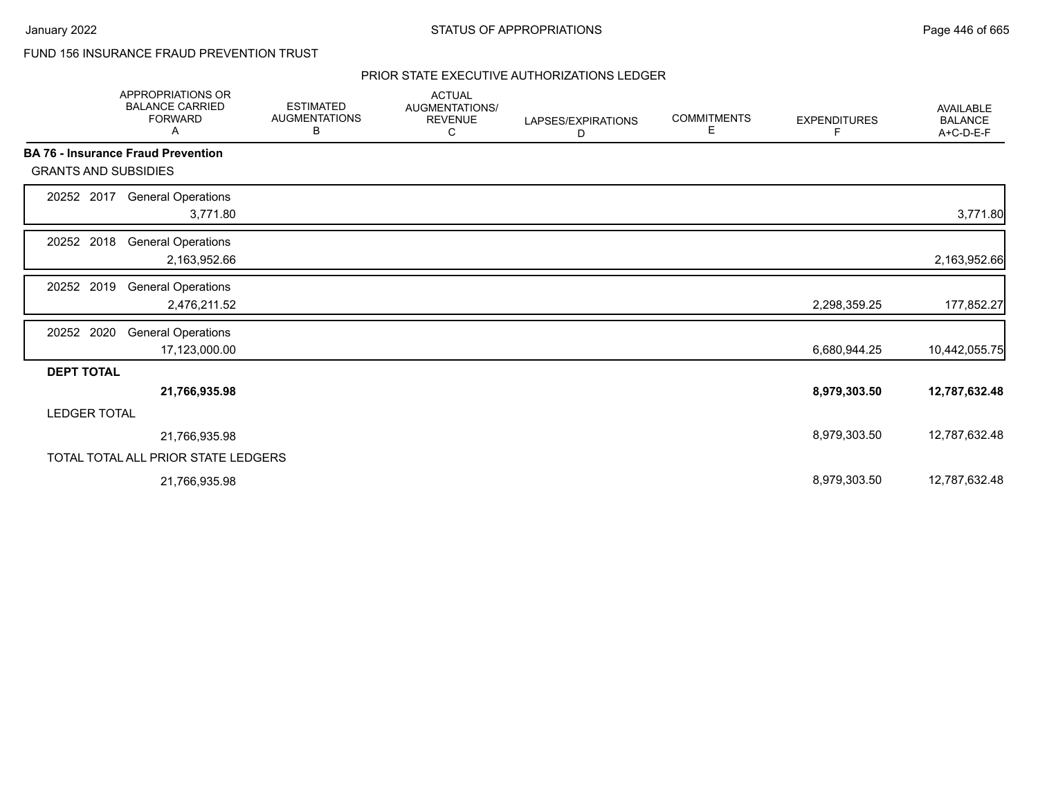FUND 156 INSURANCE FRAUD PREVENTION TRUST

PRIOR STATE EXECUTIVE AUTHORIZATIONS LEDGER

| | APPROPRIATIONS OR BALANCE CARRIED FORWARD A | ESTIMATED AUGMENTATIONS B | ACTUAL AUGMENTATIONS/ REVENUE C | LAPSES/EXPIRATIONS D | COMMITMENTS E | EXPENDITURES F | AVAILABLE BALANCE A+C-D-E-F |
|---|---|---|---|---|---|---|---|
| **BA 76 - Insurance Fraud Prevention** | | | | | | | |
| GRANTS AND SUBSIDIES | | | | | | | |
| 20252 2017 General Operations | 3,771.80 | | | | | | 3,771.80 |
| 20252 2018 General Operations | 2,163,952.66 | | | | | | 2,163,952.66 |
| 20252 2019 General Operations | 2,476,211.52 | | | | | 2,298,359.25 | 177,852.27 |
| 20252 2020 General Operations | 17,123,000.00 | | | | | 6,680,944.25 | 10,442,055.75 |
| **DEPT TOTAL** | **21,766,935.98** | | | | | **8,979,303.50** | **12,787,632.48** |
| LEDGER TOTAL | 21,766,935.98 | | | | | 8,979,303.50 | 12,787,632.48 |
| TOTAL TOTAL ALL PRIOR STATE LEDGERS | 21,766,935.98 | | | | | 8,979,303.50 | 12,787,632.48 |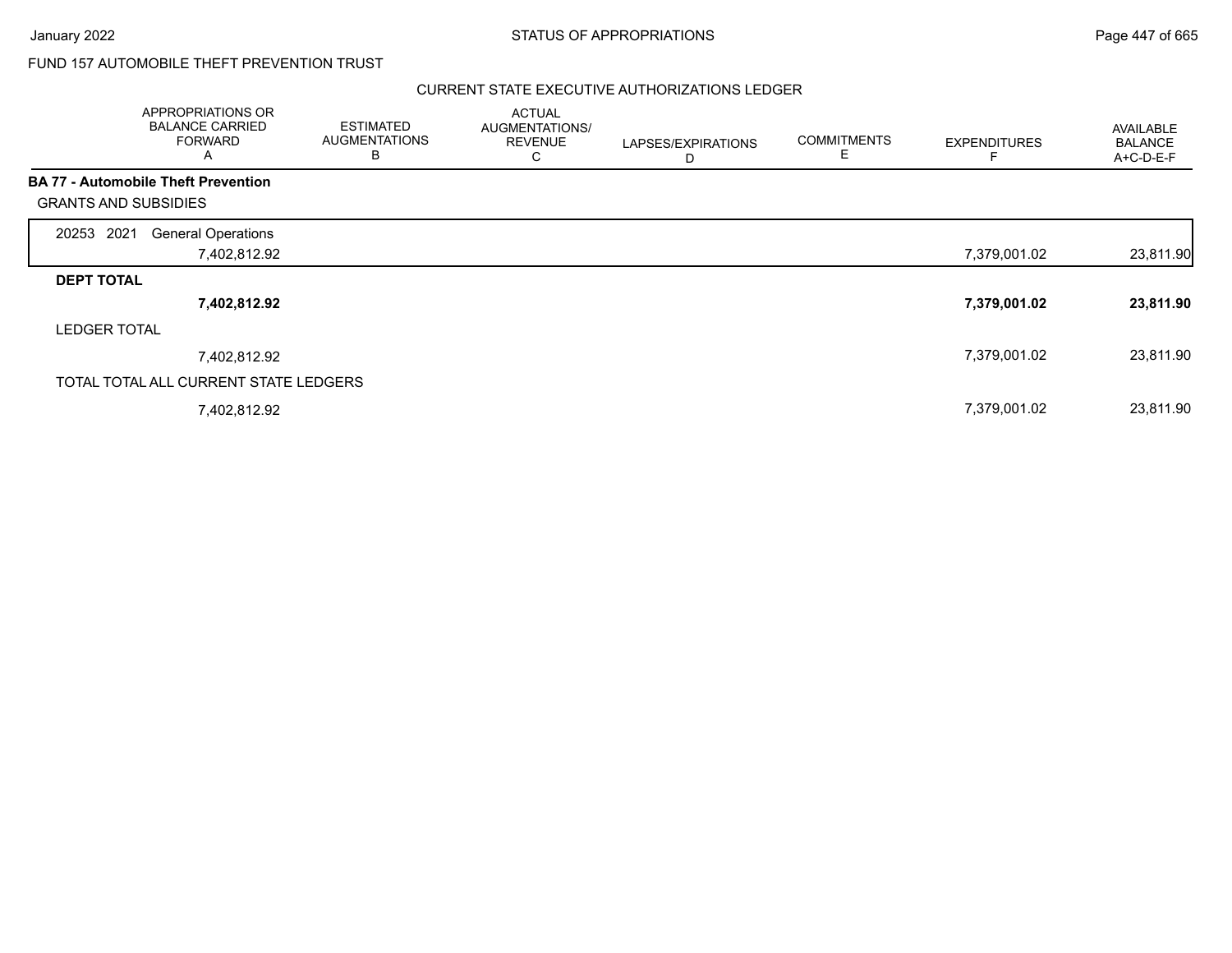FUND 157 AUTOMOBILE THEFT PREVENTION TRUST

CURRENT STATE EXECUTIVE AUTHORIZATIONS LEDGER

| | APPROPRIATIONS OR BALANCE CARRIED FORWARD A | ESTIMATED AUGMENTATIONS B | ACTUAL AUGMENTATIONS/ REVENUE C | LAPSES/EXPIRATIONS D | COMMITMENTS E | EXPENDITURES F | AVAILABLE BALANCE A+C-D-E-F |
|---|---|---|---|---|---|---|---|
| **BA 77 - Automobile Theft Prevention** | | | | | | | |
| GRANTS AND SUBSIDIES | | | | | | | |
| 20253 2021 General Operations | 7,402,812.92 | | | | | 7,379,001.02 | 23,811.90 |
| **DEPT TOTAL** | **7,402,812.92** | | | | | **7,379,001.02** | **23,811.90** |
| LEDGER TOTAL | 7,402,812.92 | | | | | 7,379,001.02 | 23,811.90 |
| TOTAL TOTAL ALL CURRENT STATE LEDGERS | 7,402,812.92 | | | | | 7,379,001.02 | 23,811.90 |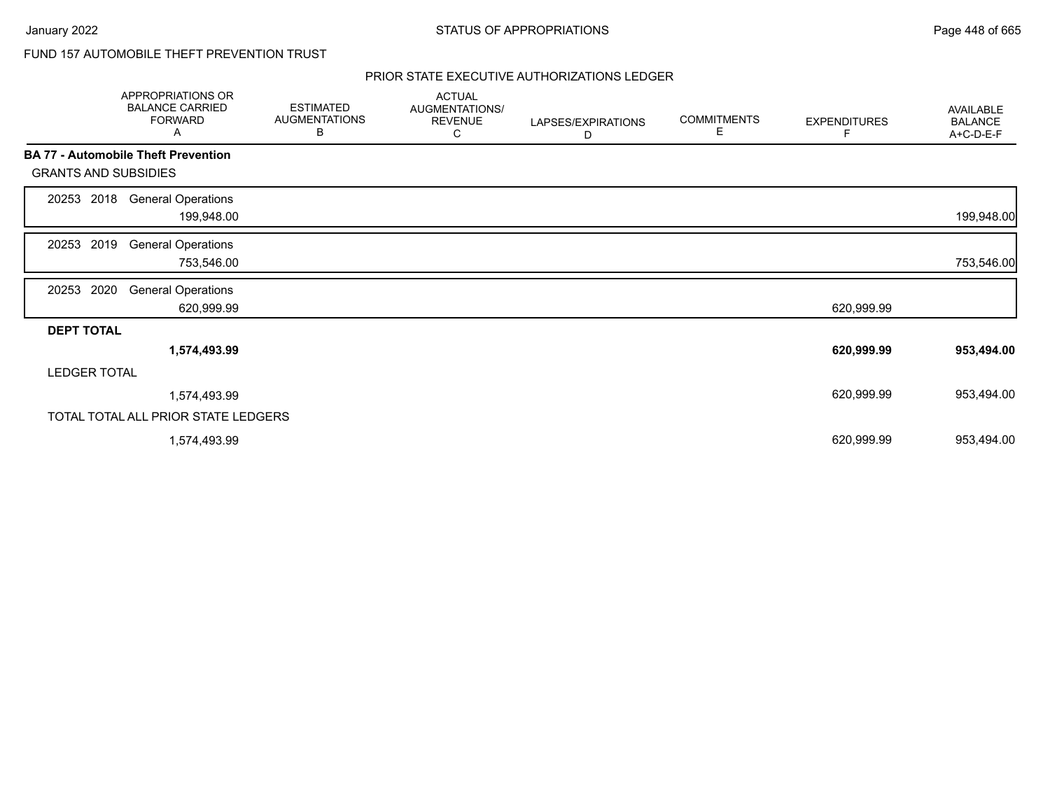FUND 157 AUTOMOBILE THEFT PREVENTION TRUST

## PRIOR STATE EXECUTIVE AUTHORIZATIONS LEDGER

| | APPROPRIATIONS OR BALANCE CARRIED FORWARD A | ESTIMATED AUGMENTATIONS B | ACTUAL AUGMENTATIONS/ REVENUE C | LAPSES/EXPIRATIONS D | COMMITMENTS E | EXPENDITURES F | AVAILABLE BALANCE A+C-D-E-F |
|---|---|---|---|---|---|---|---|
| **BA 77 - Automobile Theft Prevention** | | | | | | | |
| GRANTS AND SUBSIDIES | | | | | | | |
| 20253 2018 General Operations | 199,948.00 | | | | | | 199,948.00 |
| 20253 2019 General Operations | 753,546.00 | | | | | | 753,546.00 |
| 20253 2020 General Operations | 620,999.99 | | | | | 620,999.99 | |
| **DEPT TOTAL** | **1,574,493.99** | | | | | **620,999.99** | **953,494.00** |
| LEDGER TOTAL | 1,574,493.99 | | | | | 620,999.99 | 953,494.00 |
| TOTAL TOTAL ALL PRIOR STATE LEDGERS | 1,574,493.99 | | | | | 620,999.99 | 953,494.00 |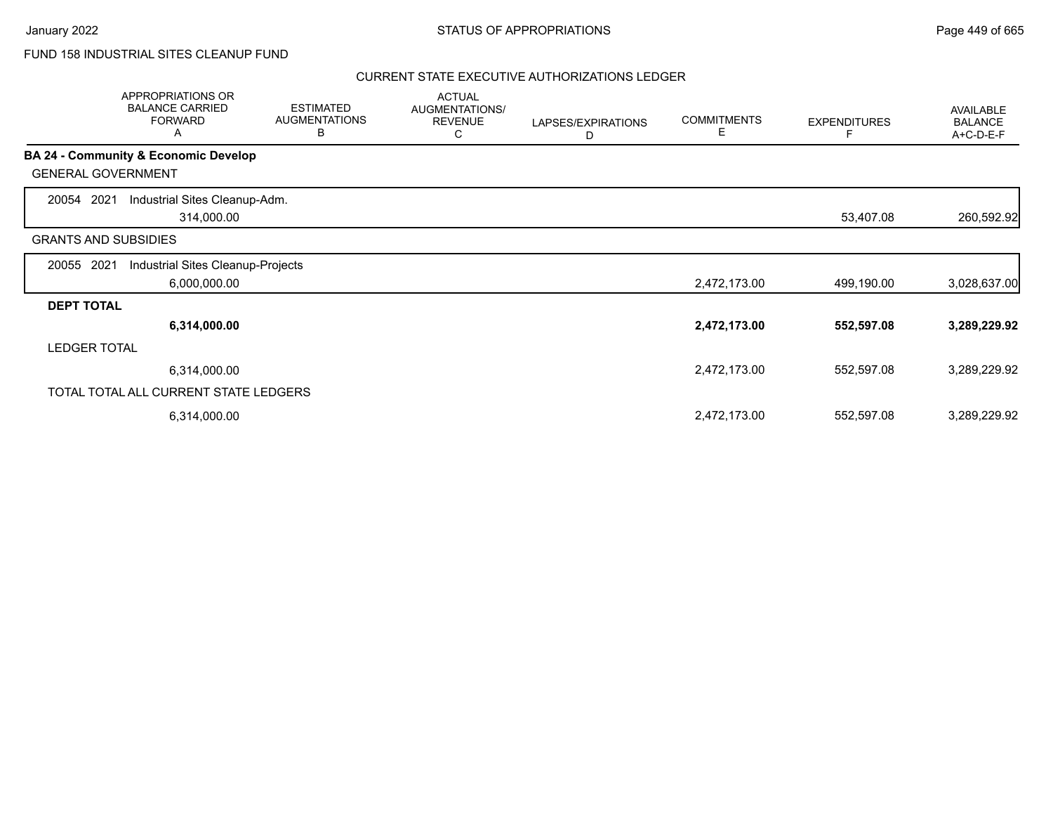FUND 158 INDUSTRIAL SITES CLEANUP FUND

CURRENT STATE EXECUTIVE AUTHORIZATIONS LEDGER

| APPROPRIATIONS OR BALANCE CARRIED FORWARD A | ESTIMATED AUGMENTATIONS B | ACTUAL AUGMENTATIONS/ REVENUE C | LAPSES/EXPIRATIONS D | COMMITMENTS E | EXPENDITURES F | AVAILABLE BALANCE A+C-D-E-F |
|---|---|---|---|---|---|---|
| **BA 24 - Community & Economic Develop** | | | | | | |
| GENERAL GOVERNMENT | | | | | | |
| 20054 2021 Industrial Sites Cleanup-Adm. | | | | | | |
| 314,000.00 | | | | | 53,407.08 | 260,592.92 |
| GRANTS AND SUBSIDIES | | | | | | |
| 20055 2021 Industrial Sites Cleanup-Projects | | | | | | |
| 6,000,000.00 | | | | 2,472,173.00 | 499,190.00 | 3,028,637.00 |
| **DEPT TOTAL** | | | | | | |
| **6,314,000.00** | | | | **2,472,173.00** | **552,597.08** | **3,289,229.92** |
| LEDGER TOTAL | | | | | | |
| 6,314,000.00 | | | | 2,472,173.00 | 552,597.08 | 3,289,229.92 |
| TOTAL TOTAL ALL CURRENT STATE LEDGERS | | | | | | |
| 6,314,000.00 | | | | 2,472,173.00 | 552,597.08 | 3,289,229.92 |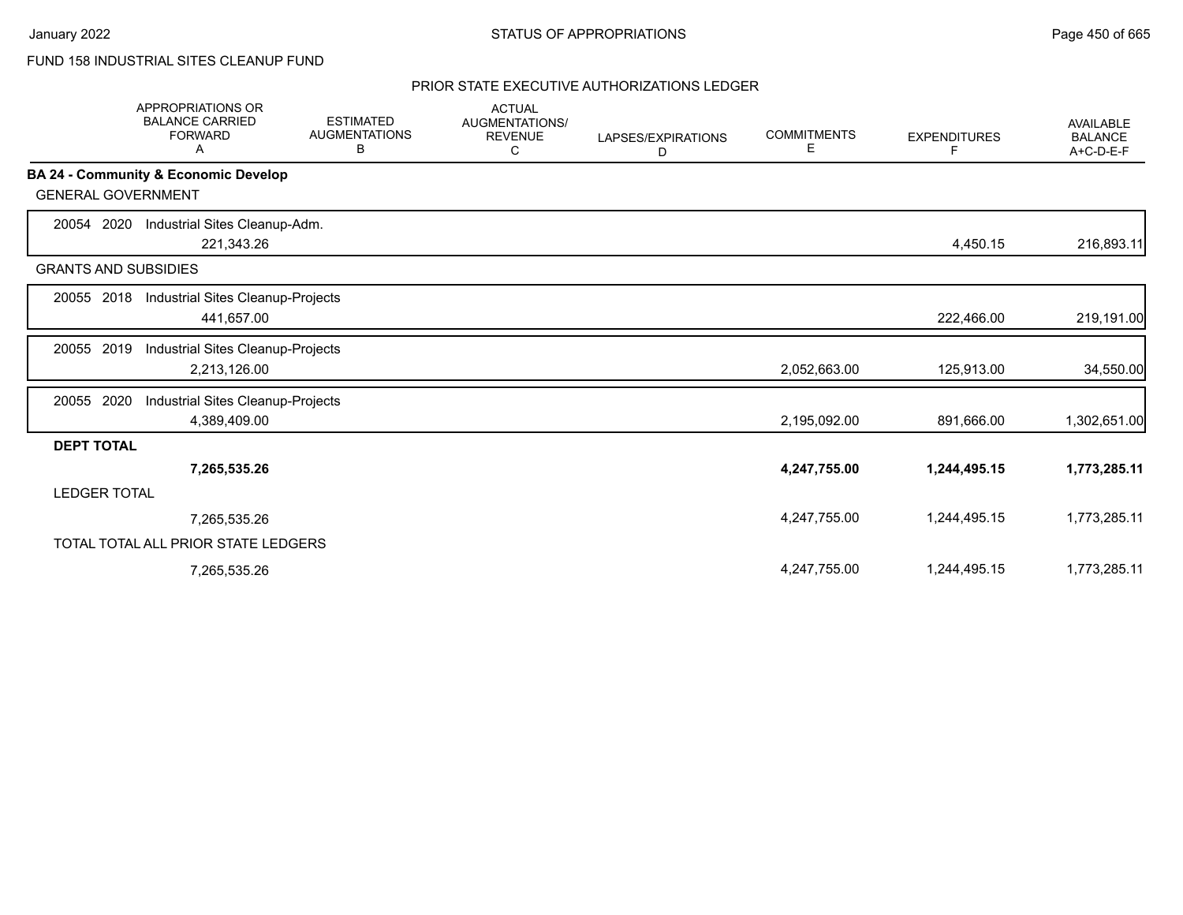FUND 158 INDUSTRIAL SITES CLEANUP FUND

PRIOR STATE EXECUTIVE AUTHORIZATIONS LEDGER

| | APPROPRIATIONS OR BALANCE CARRIED FORWARD A | ESTIMATED AUGMENTATIONS B | ACTUAL AUGMENTATIONS/ REVENUE C | LAPSES/EXPIRATIONS D | COMMITMENTS E | EXPENDITURES F | AVAILABLE BALANCE A+C-D-E-F |
|---|---|---|---|---|---|---|---|
| **BA 24 - Community & Economic Develop** | | | | | | | |
| GENERAL GOVERNMENT | | | | | | | |
| 20054 2020 Industrial Sites Cleanup-Adm. | 221,343.26 | | | | | 4,450.15 | 216,893.11 |
| GRANTS AND SUBSIDIES | | | | | | | |
| 20055 2018 Industrial Sites Cleanup-Projects | 441,657.00 | | | | | 222,466.00 | 219,191.00 |
| 20055 2019 Industrial Sites Cleanup-Projects | 2,213,126.00 | | | | 2,052,663.00 | 125,913.00 | 34,550.00 |
| 20055 2020 Industrial Sites Cleanup-Projects | 4,389,409.00 | | | | 2,195,092.00 | 891,666.00 | 1,302,651.00 |
| **DEPT TOTAL** | **7,265,535.26** | | | | **4,247,755.00** | **1,244,495.15** | **1,773,285.11** |
| LEDGER TOTAL | 7,265,535.26 | | | | 4,247,755.00 | 1,244,495.15 | 1,773,285.11 |
| TOTAL TOTAL ALL PRIOR STATE LEDGERS | 7,265,535.26 | | | | 4,247,755.00 | 1,244,495.15 | 1,773,285.11 |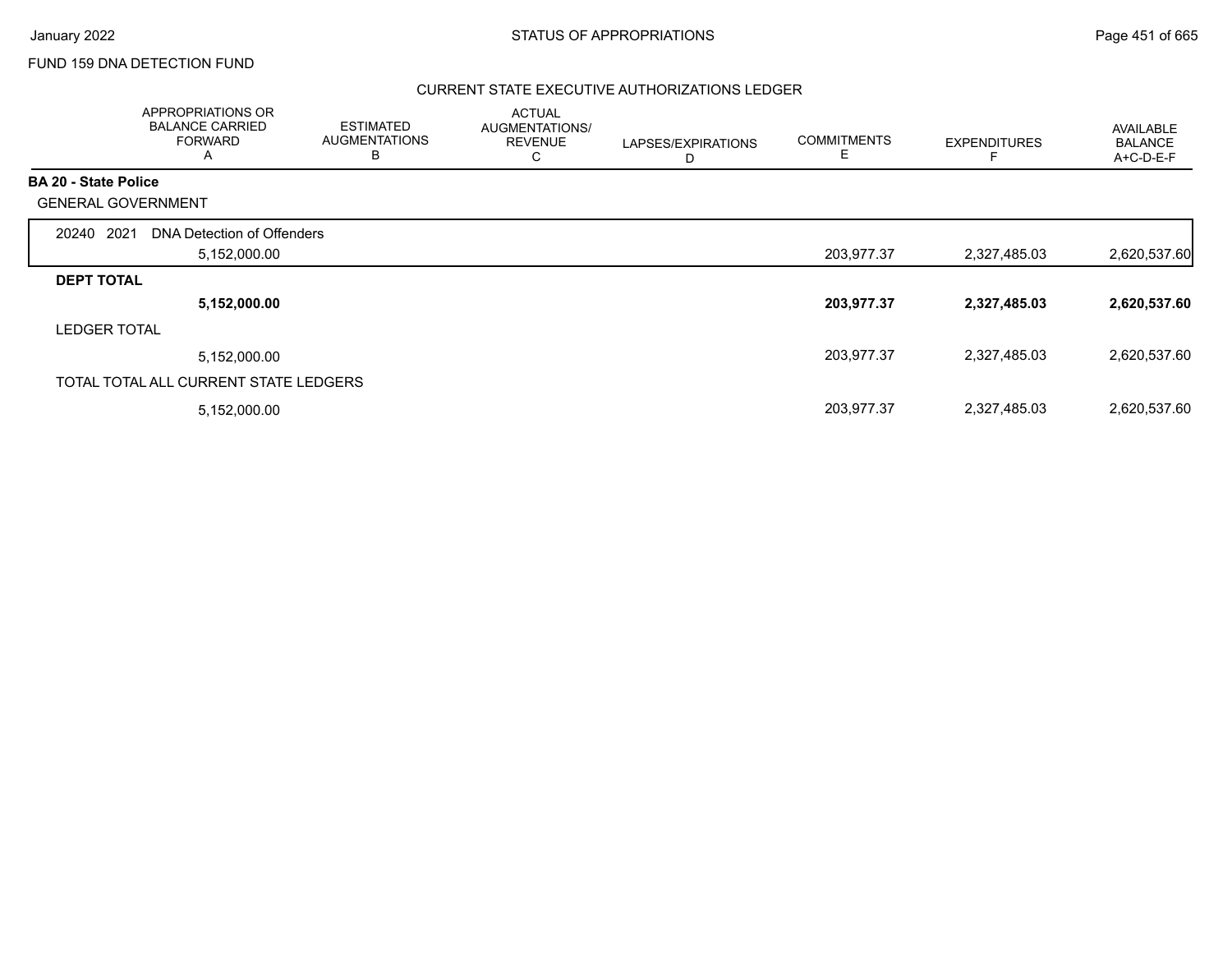FUND 159 DNA DETECTION FUND

## CURRENT STATE EXECUTIVE AUTHORIZATIONS LEDGER

| | APPROPRIATIONS OR BALANCE CARRIED FORWARD A | ESTIMATED AUGMENTATIONS B | ACTUAL AUGMENTATIONS/ REVENUE C | LAPSES/EXPIRATIONS D | COMMITMENTS E | EXPENDITURES F | AVAILABLE BALANCE A+C-D-E-F |
|---|---|---|---|---|---|---|---|
| **BA 20 - State Police** | | | | | | | |
| GENERAL GOVERNMENT | | | | | | | |
| 20240 2021 DNA Detection of Offenders | 5,152,000.00 | | | | 203,977.37 | 2,327,485.03 | 2,620,537.60 |
| **DEPT TOTAL** | **5,152,000.00** | | | | **203,977.37** | **2,327,485.03** | **2,620,537.60** |
| LEDGER TOTAL | 5,152,000.00 | | | | 203,977.37 | 2,327,485.03 | 2,620,537.60 |
| TOTAL TOTAL ALL CURRENT STATE LEDGERS | 5,152,000.00 | | | | 203,977.37 | 2,327,485.03 | 2,620,537.60 |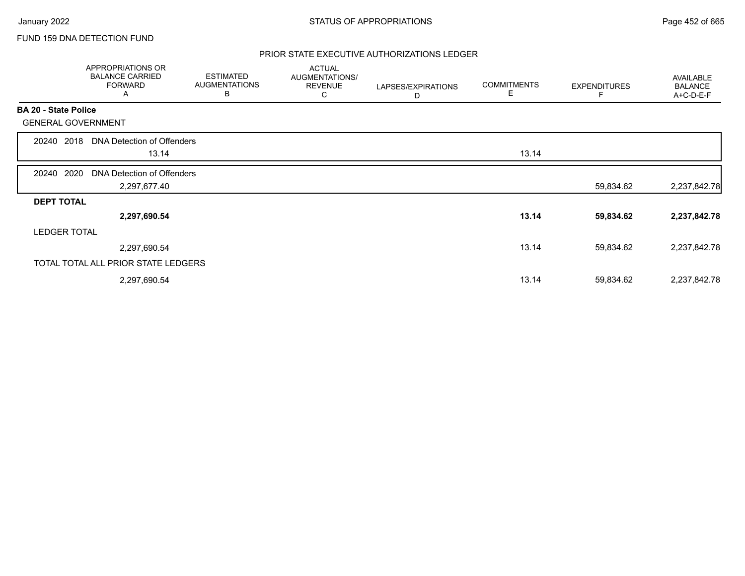FUND 159 DNA DETECTION FUND

## PRIOR STATE EXECUTIVE AUTHORIZATIONS LEDGER

| | APPROPRIATIONS OR BALANCE CARRIED FORWARD A | ESTIMATED AUGMENTATIONS B | ACTUAL AUGMENTATIONS/ REVENUE C | LAPSES/EXPIRATIONS D | COMMITMENTS E | EXPENDITURES F | AVAILABLE BALANCE A+C-D-E-F |
|---|---|---|---|---|---|---|---|
| **BA 20 - State Police** | | | | | | | |
| GENERAL GOVERNMENT | | | | | | | |
| 20240 2018 DNA Detection of Offenders | | | | | | | |
| | 13.14 | | | | 13.14 | | |
| 20240 2020 DNA Detection of Offenders | | | | | | | |
| | 2,297,677.40 | | | | | 59,834.62 | 2,237,842.78 |
| **DEPT TOTAL** | | | | | | | |
| | **2,297,690.54** | | | | **13.14** | **59,834.62** | **2,237,842.78** |
| LEDGER TOTAL | | | | | | | |
| | 2,297,690.54 | | | | 13.14 | 59,834.62 | 2,237,842.78 |
| TOTAL TOTAL ALL PRIOR STATE LEDGERS | | | | | | | |
| | 2,297,690.54 | | | | 13.14 | 59,834.62 | 2,237,842.78 |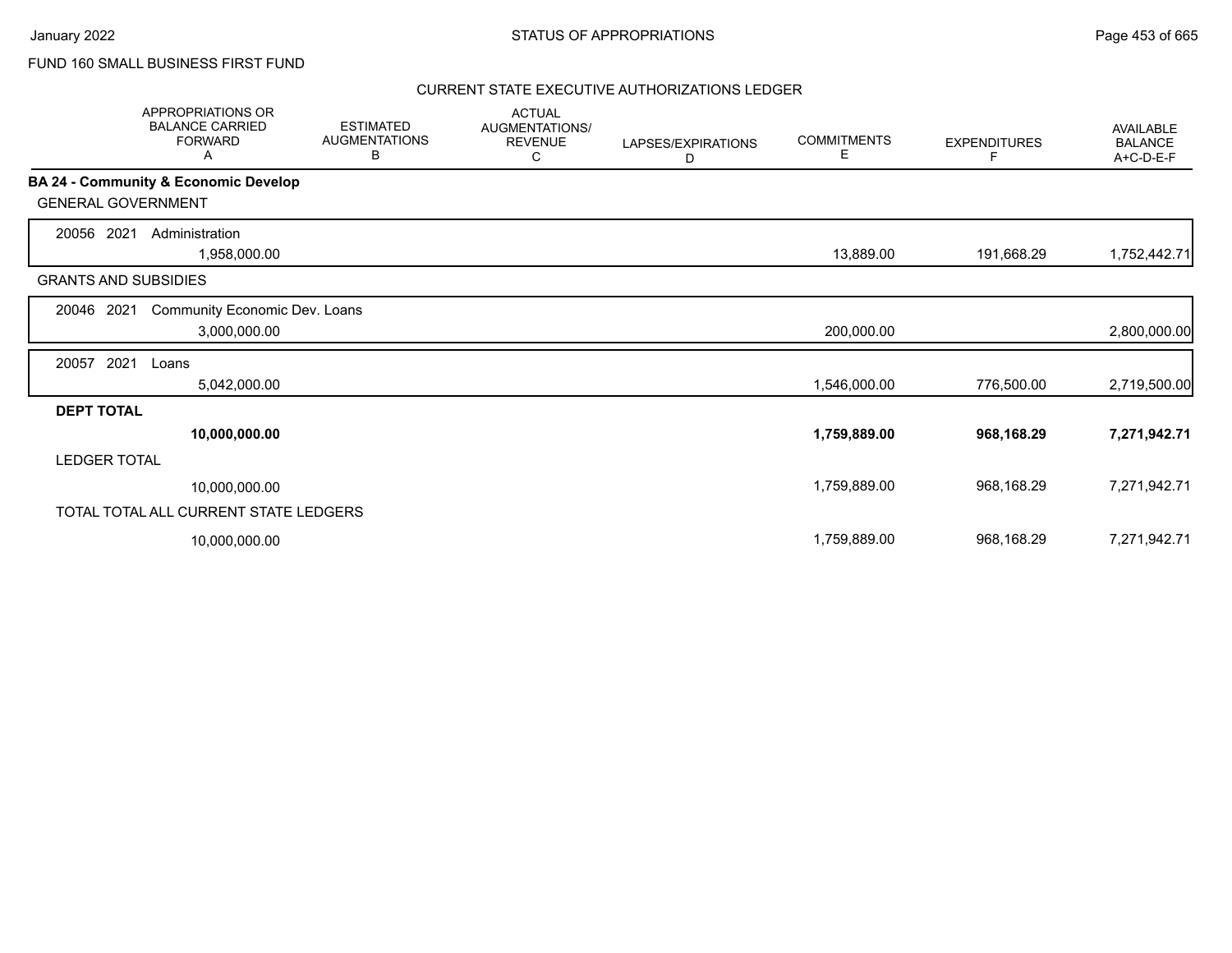FUND 160 SMALL BUSINESS FIRST FUND

CURRENT STATE EXECUTIVE AUTHORIZATIONS LEDGER

| | APPROPRIATIONS OR BALANCE CARRIED FORWARD A | ESTIMATED AUGMENTATIONS B | ACTUAL AUGMENTATIONS/ REVENUE C | LAPSES/EXPIRATIONS D | COMMITMENTS E | EXPENDITURES F | AVAILABLE BALANCE A+C-D-E-F |
|---|---|---|---|---|---|---|---|
| **BA 24 - Community & Economic Develop** | | | | | | | |
| GENERAL GOVERNMENT | | | | | | | |
| 20056 2021 Administration | 1,958,000.00 | | | | 13,889.00 | 191,668.29 | 1,752,442.71 |
| GRANTS AND SUBSIDIES | | | | | | | |
| 20046 2021 Community Economic Dev. Loans | 3,000,000.00 | | | | 200,000.00 | | 2,800,000.00 |
| 20057 2021 Loans | 5,042,000.00 | | | | 1,546,000.00 | 776,500.00 | 2,719,500.00 |
| **DEPT TOTAL** | **10,000,000.00** | | | | **1,759,889.00** | **968,168.29** | **7,271,942.71** |
| LEDGER TOTAL | 10,000,000.00 | | | | 1,759,889.00 | 968,168.29 | 7,271,942.71 |
| TOTAL TOTAL ALL CURRENT STATE LEDGERS | 10,000,000.00 | | | | 1,759,889.00 | 968,168.29 | 7,271,942.71 |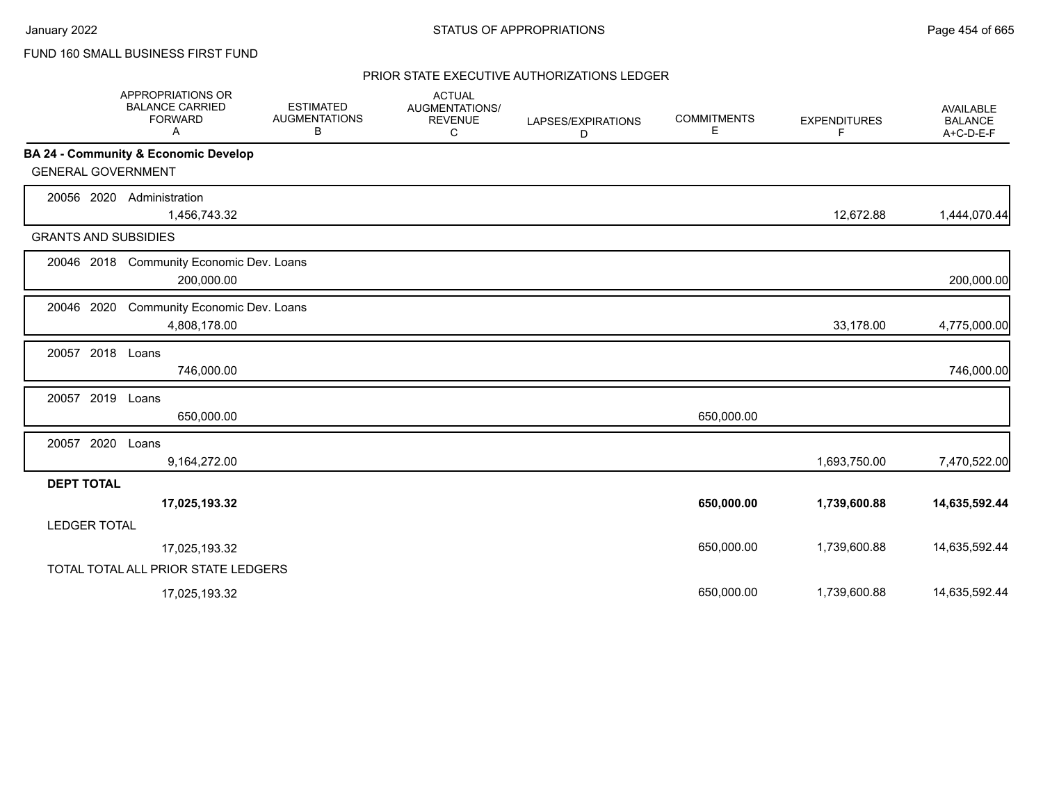STATUS OF APPROPRIATIONS

FUND 160 SMALL BUSINESS FIRST FUND

PRIOR STATE EXECUTIVE AUTHORIZATIONS LEDGER

| | APPROPRIATIONS OR BALANCE CARRIED FORWARD A | ESTIMATED AUGMENTATIONS B | ACTUAL AUGMENTATIONS/ REVENUE C | LAPSES/EXPIRATIONS D | COMMITMENTS E | EXPENDITURES F | AVAILABLE BALANCE A+C-D-E-F |
|---|---|---|---|---|---|---|---|
| **BA 24 - Community & Economic Develop** | | | | | | | |
| GENERAL GOVERNMENT | | | | | | | |
| 20056 2020 Administration | 1,456,743.32 | | | | | 12,672.88 | 1,444,070.44 |
| GRANTS AND SUBSIDIES | | | | | | | |
| 20046 2018 Community Economic Dev. Loans | 200,000.00 | | | | | | 200,000.00 |
| 20046 2020 Community Economic Dev. Loans | 4,808,178.00 | | | | | 33,178.00 | 4,775,000.00 |
| 20057 2018 Loans | 746,000.00 | | | | | | 746,000.00 |
| 20057 2019 Loans | 650,000.00 | | | | 650,000.00 | | |
| 20057 2020 Loans | 9,164,272.00 | | | | | 1,693,750.00 | 7,470,522.00 |
| **DEPT TOTAL** | **17,025,193.32** | | | | **650,000.00** | **1,739,600.88** | **14,635,592.44** |
| LEDGER TOTAL | 17,025,193.32 | | | | 650,000.00 | 1,739,600.88 | 14,635,592.44 |
| TOTAL TOTAL ALL PRIOR STATE LEDGERS | 17,025,193.32 | | | | 650,000.00 | 1,739,600.88 | 14,635,592.44 |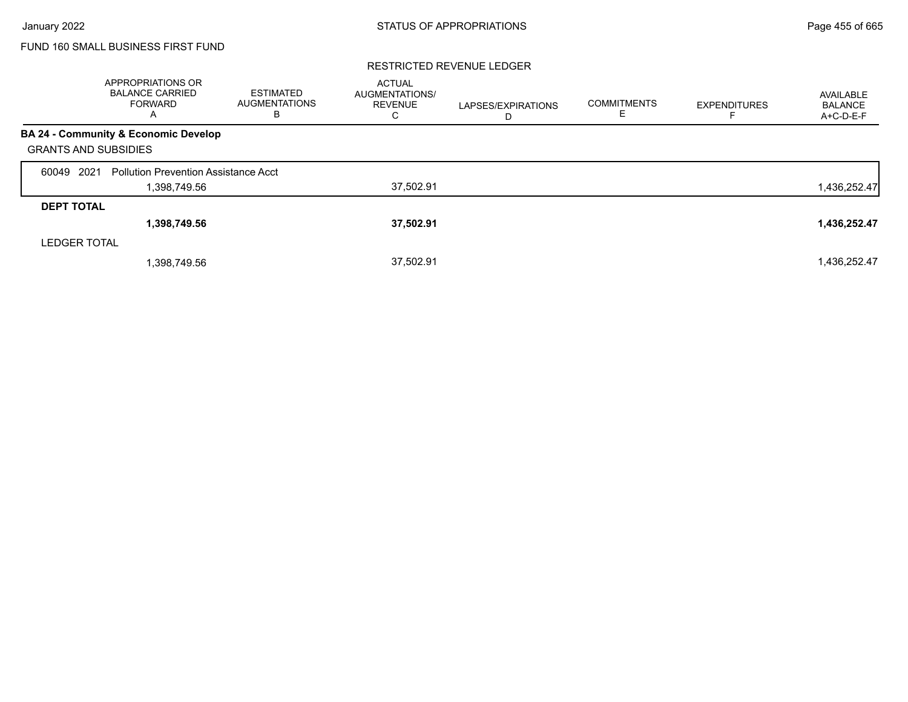FUND 160 SMALL BUSINESS FIRST FUND

RESTRICTED REVENUE LEDGER

| | APPROPRIATIONS OR BALANCE CARRIED FORWARD A | ESTIMATED AUGMENTATIONS B | ACTUAL AUGMENTATIONS/ REVENUE C | LAPSES/EXPIRATIONS D | COMMITMENTS E | EXPENDITURES F | AVAILABLE BALANCE A+C-D-E-F |
|---|---|---|---|---|---|---|---|
| **BA 24 - Community & Economic Develop** | | | | | | | |
| GRANTS AND SUBSIDIES | | | | | | | |
| 60049 2021 Pollution Prevention Assistance Acct | 1,398,749.56 | | 37,502.91 | | | | 1,436,252.47 |
| **DEPT TOTAL** | **1,398,749.56** | | **37,502.91** | | | | **1,436,252.47** |
| LEDGER TOTAL | 1,398,749.56 | | 37,502.91 | | | | 1,436,252.47 |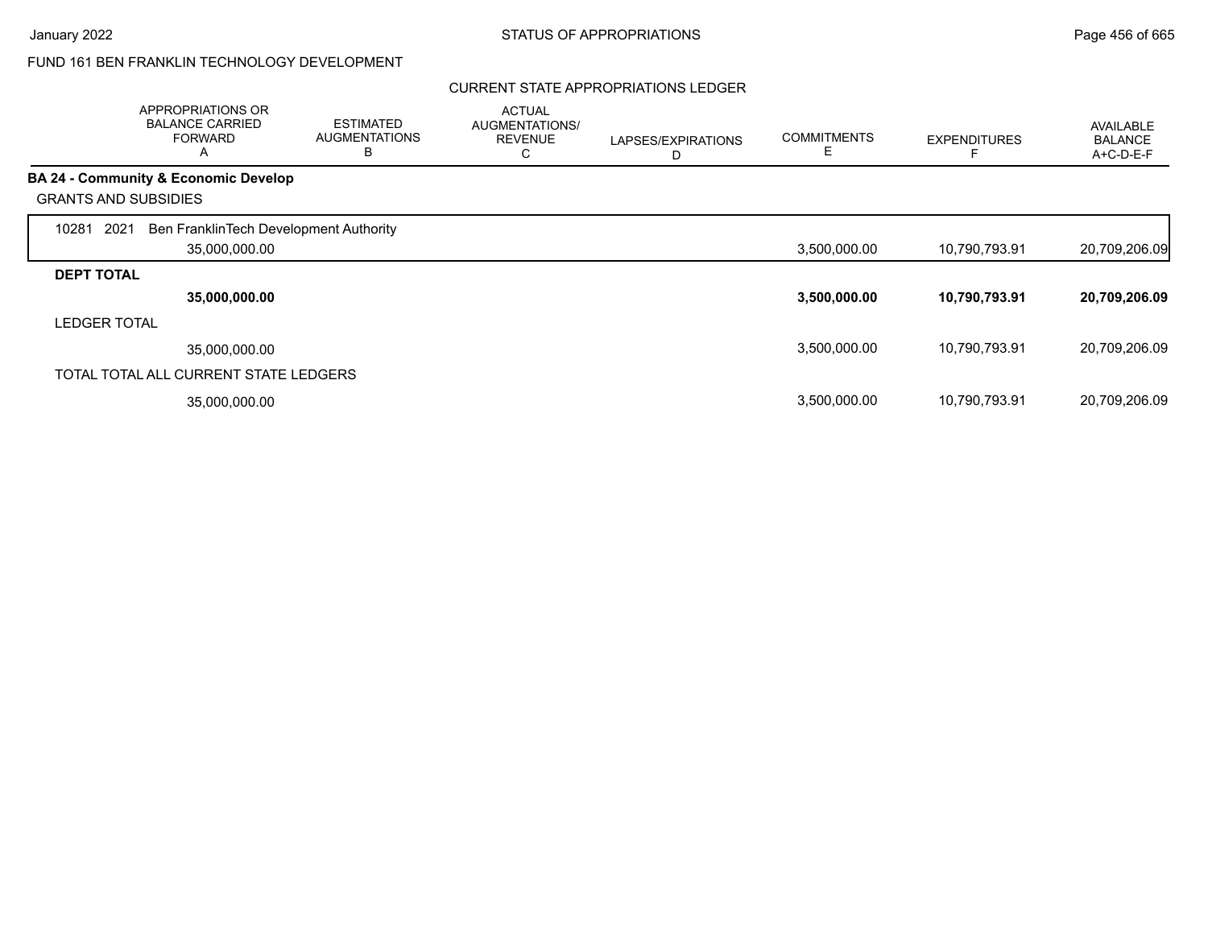FUND 161 BEN FRANKLIN TECHNOLOGY DEVELOPMENT

CURRENT STATE APPROPRIATIONS LEDGER

| | APPROPRIATIONS OR BALANCE CARRIED FORWARD A | ESTIMATED AUGMENTATIONS B | ACTUAL AUGMENTATIONS/ REVENUE C | LAPSES/EXPIRATIONS D | COMMITMENTS E | EXPENDITURES F | AVAILABLE BALANCE A+C-D-E-F |
|---|---|---|---|---|---|---|---|
| **BA 24 - Community & Economic Develop** | | | | | | | |
| GRANTS AND SUBSIDIES | | | | | | | |
| 10281 2021 Ben FranklinTech Development Authority | 35,000,000.00 | | | | 3,500,000.00 | 10,790,793.91 | 20,709,206.09 |
| **DEPT TOTAL** | **35,000,000.00** | | | | **3,500,000.00** | **10,790,793.91** | **20,709,206.09** |
| LEDGER TOTAL | 35,000,000.00 | | | | 3,500,000.00 | 10,790,793.91 | 20,709,206.09 |
| TOTAL TOTAL ALL CURRENT STATE LEDGERS | 35,000,000.00 | | | | 3,500,000.00 | 10,790,793.91 | 20,709,206.09 |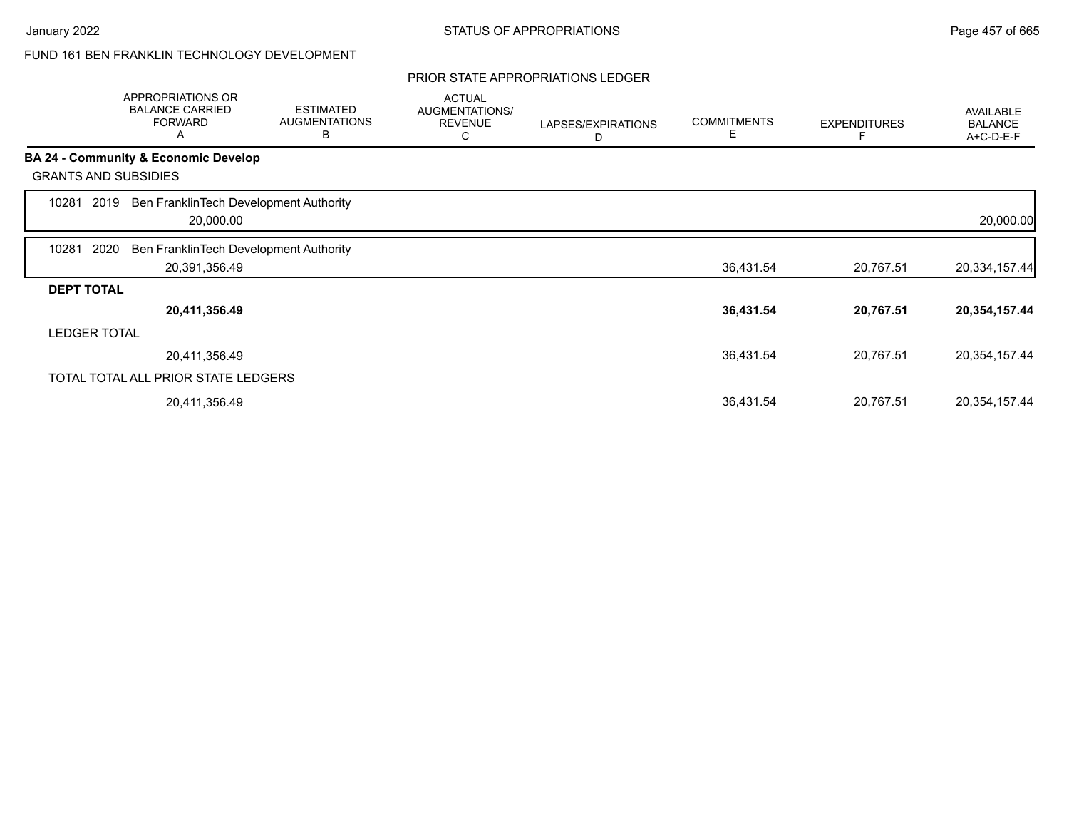FUND 161 BEN FRANKLIN TECHNOLOGY DEVELOPMENT

## PRIOR STATE APPROPRIATIONS LEDGER

| | APPROPRIATIONS OR BALANCE CARRIED FORWARD A | ESTIMATED AUGMENTATIONS B | ACTUAL AUGMENTATIONS/ REVENUE C | LAPSES/EXPIRATIONS D | COMMITMENTS E | EXPENDITURES F | AVAILABLE BALANCE A+C-D-E-F |
|---|---|---|---|---|---|---|---|
| **BA 24 - Community & Economic Develop** | | | | | | | |
| GRANTS AND SUBSIDIES | | | | | | | |
| 10281 2019 Ben FranklinTech Development Authority | 20,000.00 | | | | | | 20,000.00 |
| 10281 2020 Ben FranklinTech Development Authority | 20,391,356.49 | | | | 36,431.54 | 20,767.51 | 20,334,157.44 |
| **DEPT TOTAL** | **20,411,356.49** | | | | **36,431.54** | **20,767.51** | **20,354,157.44** |
| LEDGER TOTAL | 20,411,356.49 | | | | 36,431.54 | 20,767.51 | 20,354,157.44 |
| TOTAL TOTAL ALL PRIOR STATE LEDGERS | 20,411,356.49 | | | | 36,431.54 | 20,767.51 | 20,354,157.44 |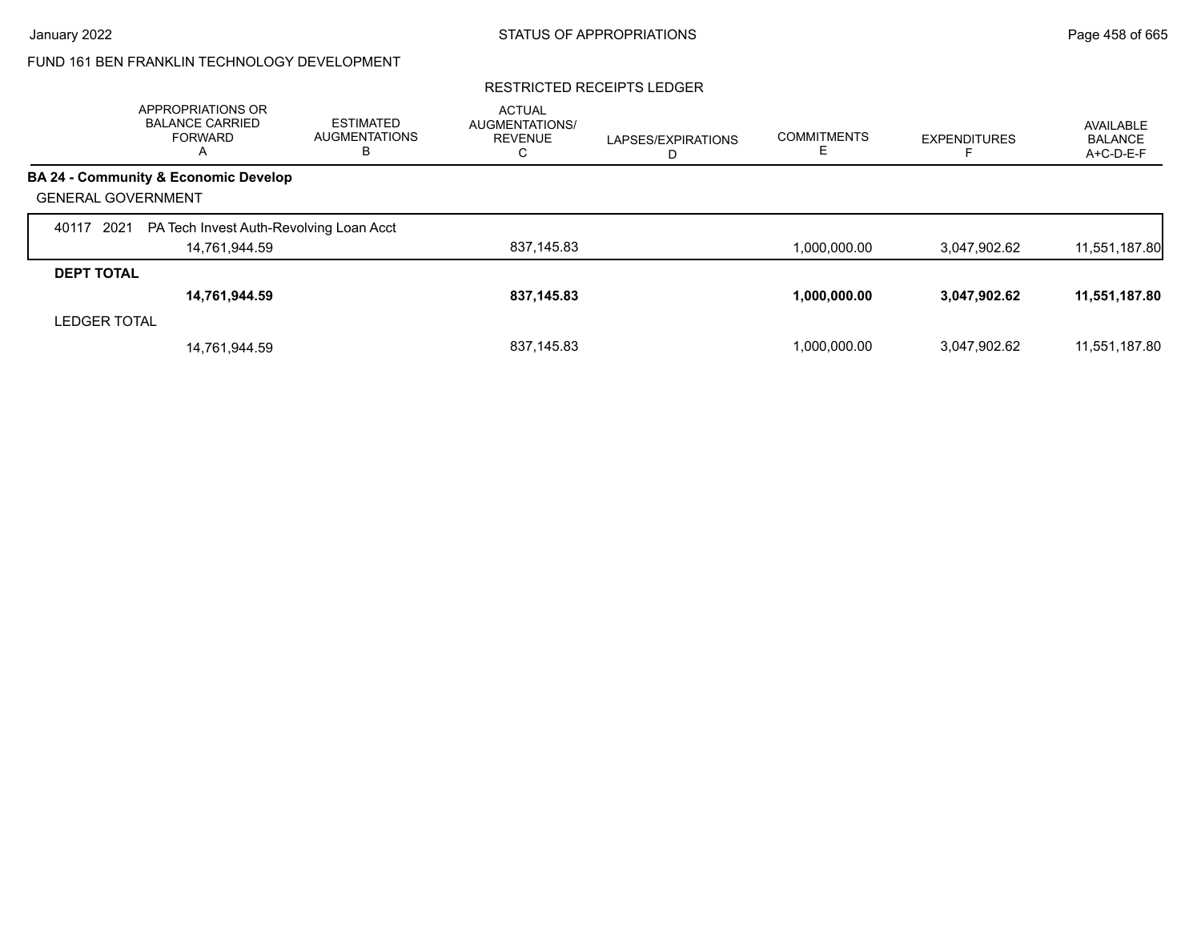FUND 161 BEN FRANKLIN TECHNOLOGY DEVELOPMENT

RESTRICTED RECEIPTS LEDGER

| | APPROPRIATIONS OR BALANCE CARRIED FORWARD A | ESTIMATED AUGMENTATIONS B | ACTUAL AUGMENTATIONS/ REVENUE C | LAPSES/EXPIRATIONS D | COMMITMENTS E | EXPENDITURES F | AVAILABLE BALANCE A+C-D-E-F |
|---|---|---|---|---|---|---|---|
| **BA 24 - Community & Economic Develop** | | | | | | | |
| GENERAL GOVERNMENT | | | | | | | |
| 40117 2021 PA Tech Invest Auth-Revolving Loan Acct | 14,761,944.59 | | 837,145.83 | | 1,000,000.00 | 3,047,902.62 | 11,551,187.80 |
| **DEPT TOTAL** | **14,761,944.59** | | **837,145.83** | | **1,000,000.00** | **3,047,902.62** | **11,551,187.80** |
| LEDGER TOTAL | 14,761,944.59 | | 837,145.83 | | 1,000,000.00 | 3,047,902.62 | 11,551,187.80 |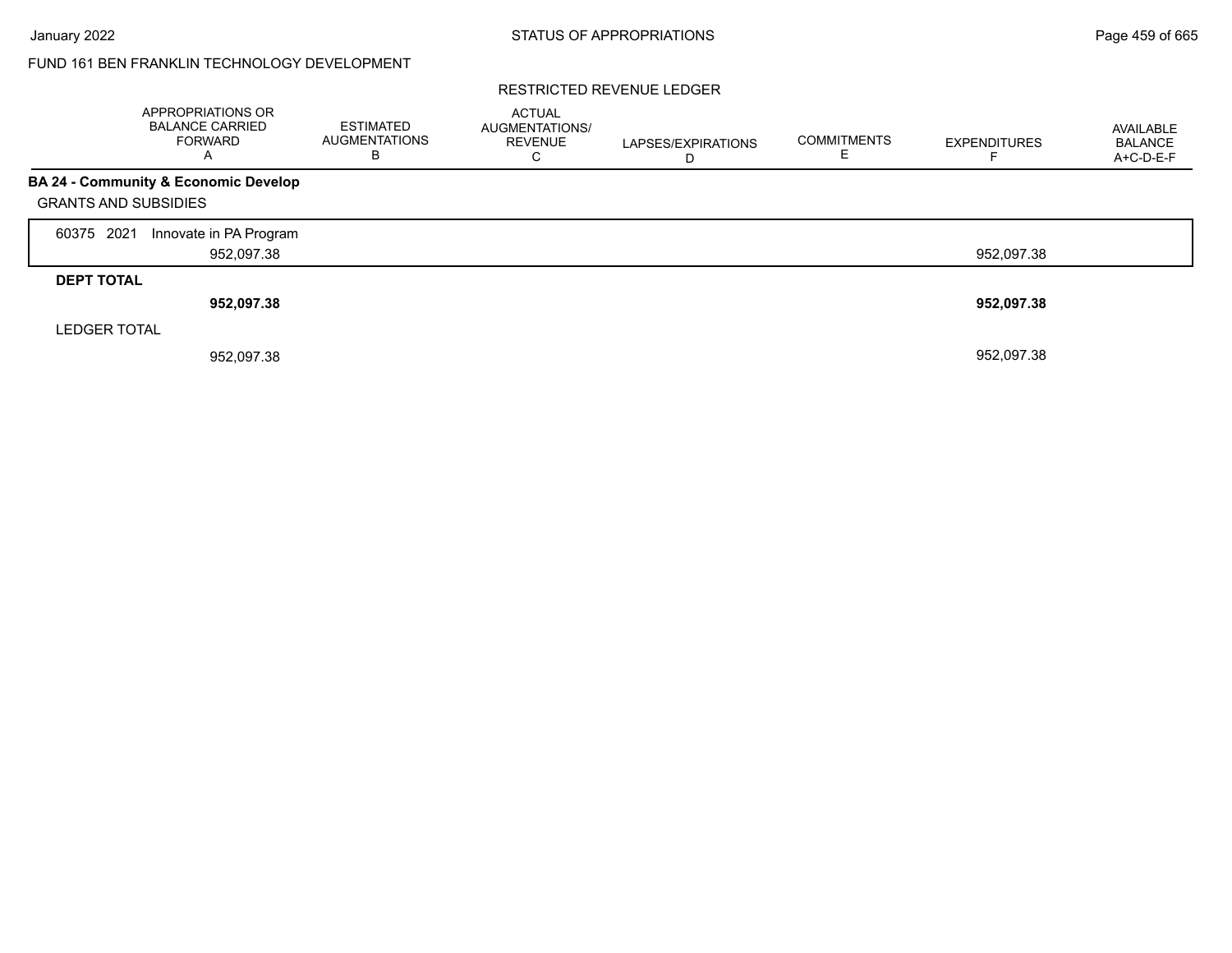## FUND 161 BEN FRANKLIN TECHNOLOGY DEVELOPMENT

### RESTRICTED REVENUE LEDGER

| | APPROPRIATIONS OR BALANCE CARRIED FORWARD A | ESTIMATED AUGMENTATIONS B | ACTUAL AUGMENTATIONS/ REVENUE C | LAPSES/EXPIRATIONS D | COMMITMENTS E | EXPENDITURES F | AVAILABLE BALANCE A+C-D-E-F |
|---|---|---|---|---|---|---|---|
| **BA 24 - Community & Economic Develop** | | | | | | | |
| GRANTS AND SUBSIDIES | | | | | | | |
| 60375 2021 Innovate in PA Program | 952,097.38 | | | | | 952,097.38 | |
| **DEPT TOTAL** | **952,097.38** | | | | | **952,097.38** | |
| LEDGER TOTAL | 952,097.38 | | | | | 952,097.38 | |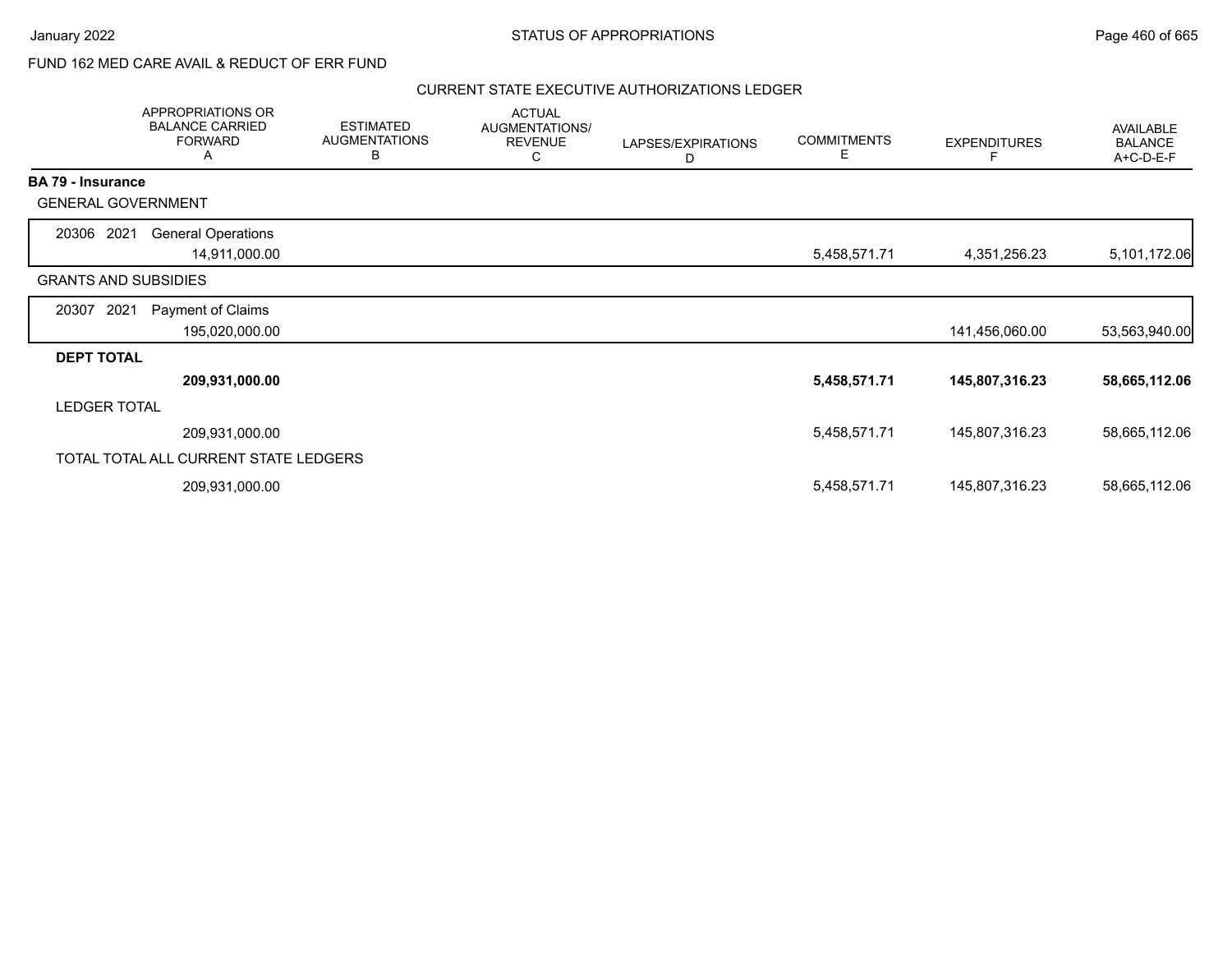FUND 162 MED CARE AVAIL & REDUCT OF ERR FUND

CURRENT STATE EXECUTIVE AUTHORIZATIONS LEDGER

| | APPROPRIATIONS OR BALANCE CARRIED FORWARD A | ESTIMATED AUGMENTATIONS B | ACTUAL AUGMENTATIONS/ REVENUE C | LAPSES/EXPIRATIONS D | COMMITMENTS E | EXPENDITURES F | AVAILABLE BALANCE A+C-D-E-F |
|---|---|---|---|---|---|---|---|
| **BA 79 - Insurance** | | | | | | | |
| GENERAL GOVERNMENT | | | | | | | |
| 20306 2021 General Operations | 14,911,000.00 | | | | 5,458,571.71 | 4,351,256.23 | 5,101,172.06 |
| GRANTS AND SUBSIDIES | | | | | | | |
| 20307 2021 Payment of Claims | 195,020,000.00 | | | | | 141,456,060.00 | 53,563,940.00 |
| **DEPT TOTAL** | **209,931,000.00** | | | | **5,458,571.71** | **145,807,316.23** | **58,665,112.06** |
| LEDGER TOTAL | 209,931,000.00 | | | | 5,458,571.71 | 145,807,316.23 | 58,665,112.06 |
| TOTAL TOTAL ALL CURRENT STATE LEDGERS | 209,931,000.00 | | | | 5,458,571.71 | 145,807,316.23 | 58,665,112.06 |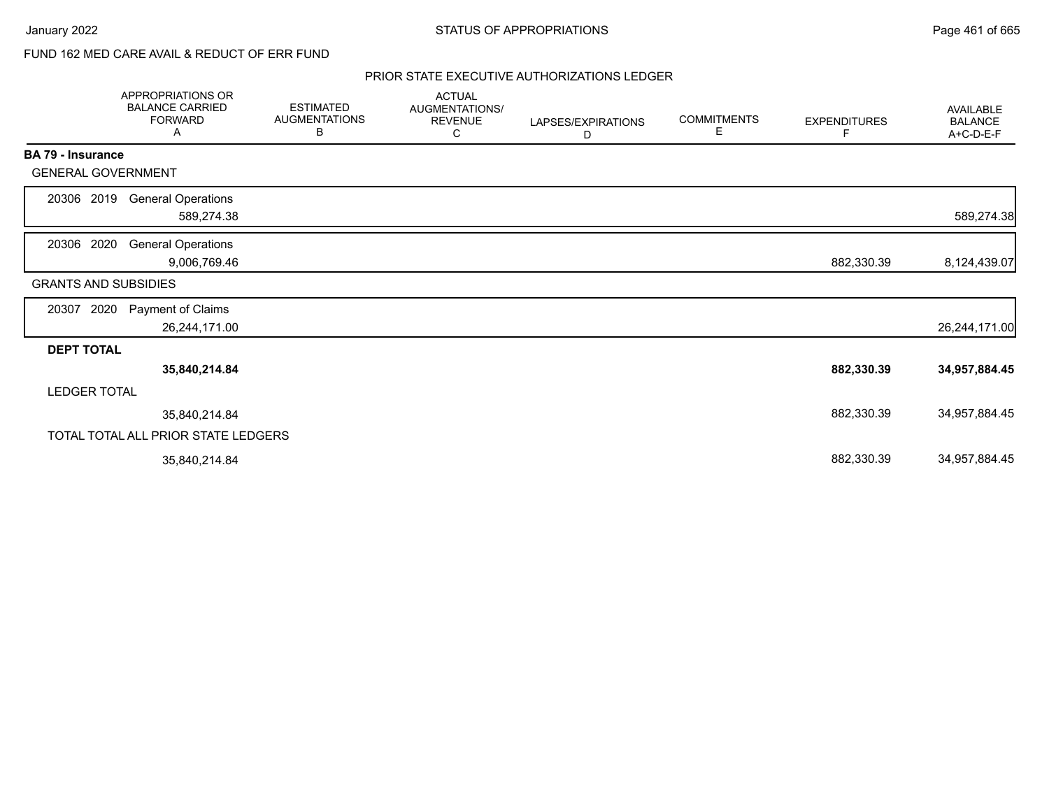FUND 162 MED CARE AVAIL & REDUCT OF ERR FUND

## PRIOR STATE EXECUTIVE AUTHORIZATIONS LEDGER

| | APPROPRIATIONS OR BALANCE CARRIED FORWARD A | ESTIMATED AUGMENTATIONS B | ACTUAL AUGMENTATIONS/ REVENUE C | LAPSES/EXPIRATIONS D | COMMITMENTS E | EXPENDITURES F | AVAILABLE BALANCE A+C-D-E-F |
|---|---|---|---|---|---|---|---|
| **BA 79 - Insurance** | | | | | | | |
| GENERAL GOVERNMENT | | | | | | | |
| 20306 2019 General Operations | 589,274.38 | | | | | | 589,274.38 |
| 20306 2020 General Operations | 9,006,769.46 | | | | | 882,330.39 | 8,124,439.07 |
| GRANTS AND SUBSIDIES | | | | | | | |
| 20307 2020 Payment of Claims | 26,244,171.00 | | | | | | 26,244,171.00 |
| **DEPT TOTAL** | **35,840,214.84** | | | | | **882,330.39** | **34,957,884.45** |
| LEDGER TOTAL | 35,840,214.84 | | | | | 882,330.39 | 34,957,884.45 |
| TOTAL TOTAL ALL PRIOR STATE LEDGERS | 35,840,214.84 | | | | | 882,330.39 | 34,957,884.45 |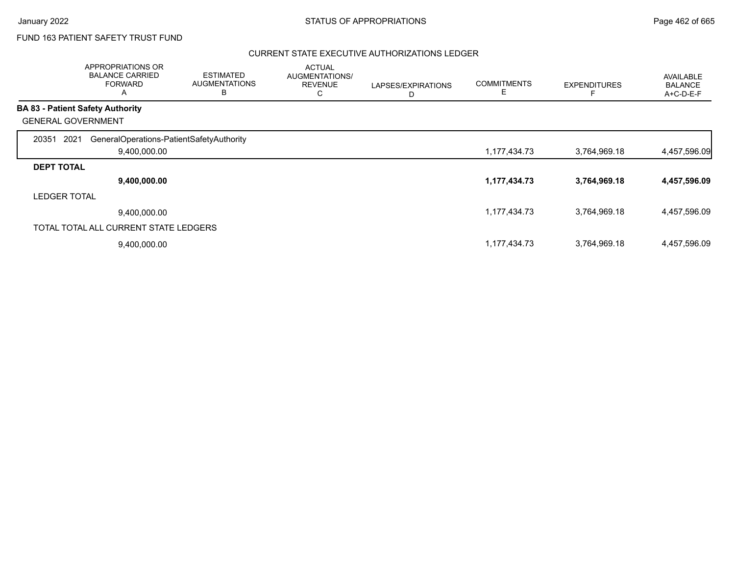FUND 163 PATIENT SAFETY TRUST FUND

CURRENT STATE EXECUTIVE AUTHORIZATIONS LEDGER

| | APPROPRIATIONS OR BALANCE CARRIED FORWARD A | ESTIMATED AUGMENTATIONS B | ACTUAL AUGMENTATIONS/ REVENUE C | LAPSES/EXPIRATIONS D | COMMITMENTS E | EXPENDITURES F | AVAILABLE BALANCE A+C-D-E-F |
|---|---|---|---|---|---|---|---|
| **BA 83 - Patient Safety Authority** | | | | | | | |
| GENERAL GOVERNMENT | | | | | | | |
| 20351 2021 GeneralOperations-PatientSafetyAuthority | 9,400,000.00 | | | | 1,177,434.73 | 3,764,969.18 | 4,457,596.09 |
| **DEPT TOTAL** | **9,400,000.00** | | | | **1,177,434.73** | **3,764,969.18** | **4,457,596.09** |
| LEDGER TOTAL | 9,400,000.00 | | | | 1,177,434.73 | 3,764,969.18 | 4,457,596.09 |
| TOTAL TOTAL ALL CURRENT STATE LEDGERS | 9,400,000.00 | | | | 1,177,434.73 | 3,764,969.18 | 4,457,596.09 |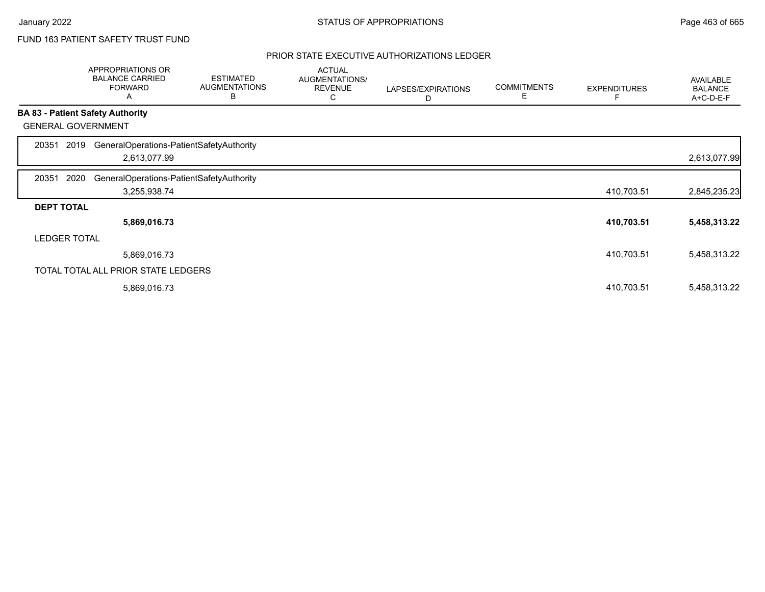FUND 163 PATIENT SAFETY TRUST FUND

## PRIOR STATE EXECUTIVE AUTHORIZATIONS LEDGER

| | APPROPRIATIONS OR BALANCE CARRIED FORWARD A | ESTIMATED AUGMENTATIONS B | ACTUAL AUGMENTATIONS/ REVENUE C | LAPSES/EXPIRATIONS D | COMMITMENTS E | EXPENDITURES F | AVAILABLE BALANCE A+C-D-E-F |
|---|---|---|---|---|---|---|---|
| **BA 83 - Patient Safety Authority** | | | | | | | |
| GENERAL GOVERNMENT | | | | | | | |
| 20351 2019 GeneralOperations-PatientSafetyAuthority | 2,613,077.99 | | | | | | 2,613,077.99 |
| 20351 2020 GeneralOperations-PatientSafetyAuthority | 3,255,938.74 | | | | | 410,703.51 | 2,845,235.23 |
| **DEPT TOTAL** | **5,869,016.73** | | | | | **410,703.51** | **5,458,313.22** |
| LEDGER TOTAL | 5,869,016.73 | | | | | 410,703.51 | 5,458,313.22 |
| TOTAL TOTAL ALL PRIOR STATE LEDGERS | 5,869,016.73 | | | | | 410,703.51 | 5,458,313.22 |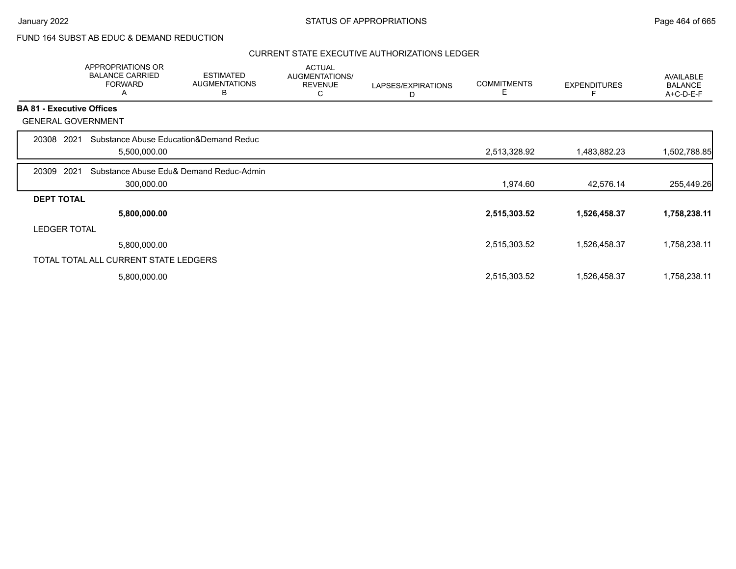FUND 164 SUBST AB EDUC & DEMAND REDUCTION

CURRENT STATE EXECUTIVE AUTHORIZATIONS LEDGER

| | APPROPRIATIONS OR BALANCE CARRIED FORWARD A | ESTIMATED AUGMENTATIONS B | ACTUAL AUGMENTATIONS/ REVENUE C | LAPSES/EXPIRATIONS D | COMMITMENTS E | EXPENDITURES F | AVAILABLE BALANCE A+C-D-E-F |
|---|---|---|---|---|---|---|---|
| **BA 81 - Executive Offices** | | | | | | | |
| GENERAL GOVERNMENT | | | | | | | |
| 20308 2021 Substance Abuse Education&Demand Reduc | 5,500,000.00 | | | | 2,513,328.92 | 1,483,882.23 | 1,502,788.85 |
| 20309 2021 Substance Abuse Edu& Demand Reduc-Admin | 300,000.00 | | | | 1,974.60 | 42,576.14 | 255,449.26 |
| **DEPT TOTAL** | **5,800,000.00** | | | | **2,515,303.52** | **1,526,458.37** | **1,758,238.11** |
| LEDGER TOTAL | 5,800,000.00 | | | | 2,515,303.52 | 1,526,458.37 | 1,758,238.11 |
| TOTAL TOTAL ALL CURRENT STATE LEDGERS | 5,800,000.00 | | | | 2,515,303.52 | 1,526,458.37 | 1,758,238.11 |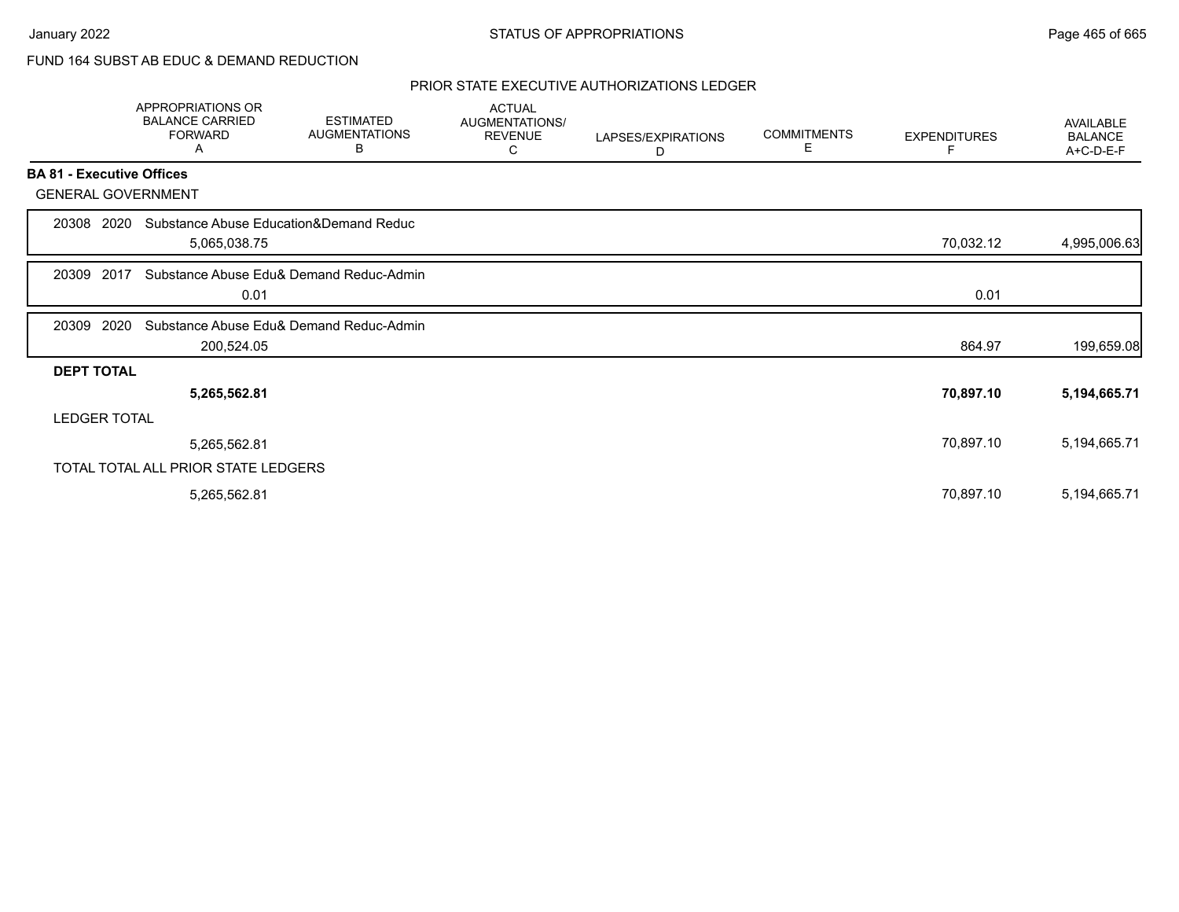FUND 164 SUBST AB EDUC & DEMAND REDUCTION

## PRIOR STATE EXECUTIVE AUTHORIZATIONS LEDGER

| | APPROPRIATIONS OR BALANCE CARRIED FORWARD A | ESTIMATED AUGMENTATIONS B | ACTUAL AUGMENTATIONS/ REVENUE C | LAPSES/EXPIRATIONS D | COMMITMENTS E | EXPENDITURES F | AVAILABLE BALANCE A+C-D-E-F |
|---|---|---|---|---|---|---|---|
| **BA 81 - Executive Offices** | | | | | | | |
| GENERAL GOVERNMENT | | | | | | | |
| 20308 2020 Substance Abuse Education&Demand Reduc | 5,065,038.75 | | | | | 70,032.12 | 4,995,006.63 |
| 20309 2017 Substance Abuse Edu& Demand Reduc-Admin | 0.01 | | | | | 0.01 | |
| 20309 2020 Substance Abuse Edu& Demand Reduc-Admin | 200,524.05 | | | | | 864.97 | 199,659.08 |
| **DEPT TOTAL** | **5,265,562.81** | | | | | **70,897.10** | **5,194,665.71** |
| LEDGER TOTAL | 5,265,562.81 | | | | | 70,897.10 | 5,194,665.71 |
| TOTAL TOTAL ALL PRIOR STATE LEDGERS | 5,265,562.81 | | | | | 70,897.10 | 5,194,665.71 |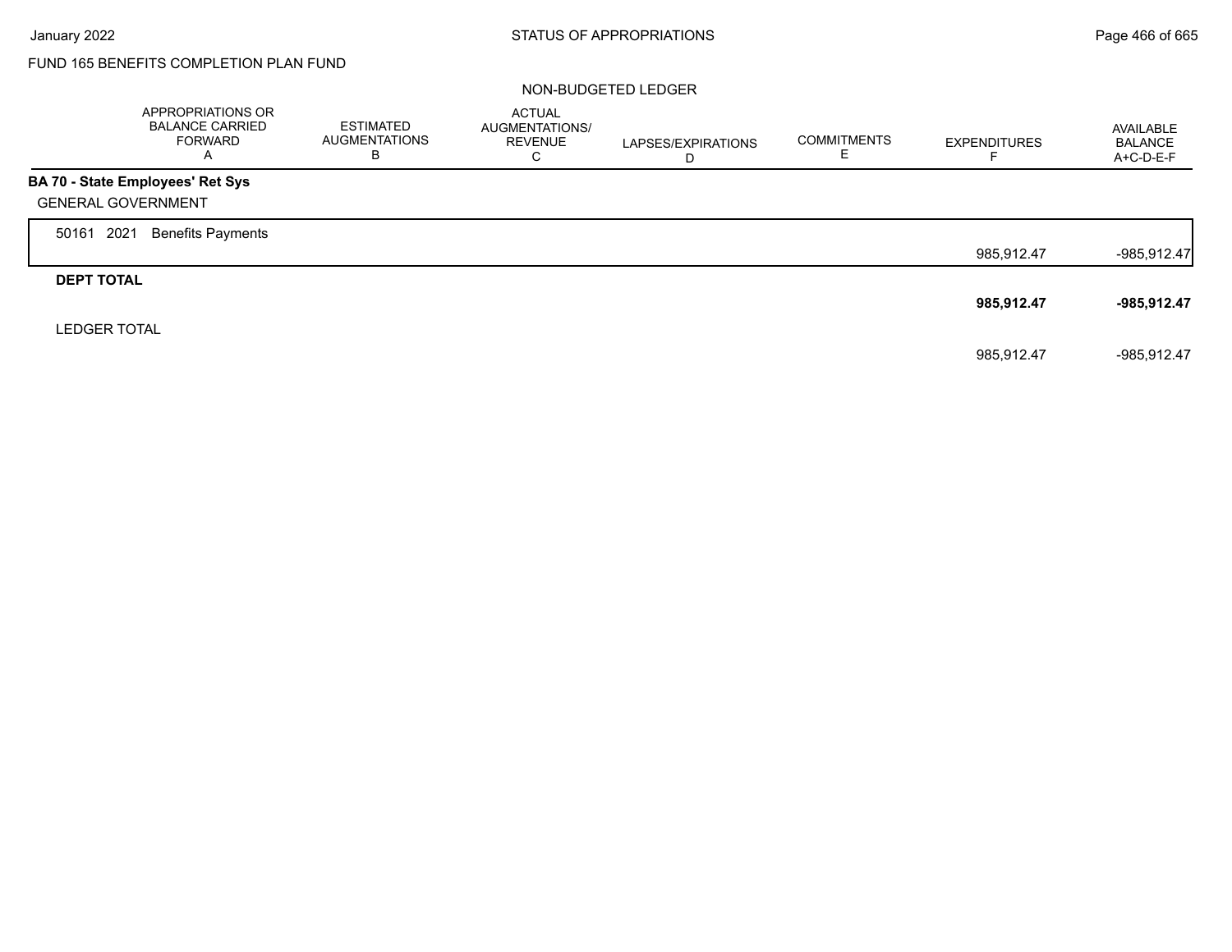FUND 165 BENEFITS COMPLETION PLAN FUND

NON-BUDGETED LEDGER

| | APPROPRIATIONS OR BALANCE CARRIED FORWARD A | ESTIMATED AUGMENTATIONS B | ACTUAL AUGMENTATIONS/ REVENUE C | LAPSES/EXPIRATIONS D | COMMITMENTS E | EXPENDITURES F | AVAILABLE BALANCE A+C-D-E-F |
|---|---|---|---|---|---|---|---|
| **BA 70 - State Employees' Ret Sys** | | | | | | | |
| GENERAL GOVERNMENT | | | | | | | |
| 50161 2021 Benefits Payments | | | | | | 985,912.47 | -985,912.47 |
| **DEPT TOTAL** | | | | | | **985,912.47** | **-985,912.47** |
| LEDGER TOTAL | | | | | | 985,912.47 | -985,912.47 |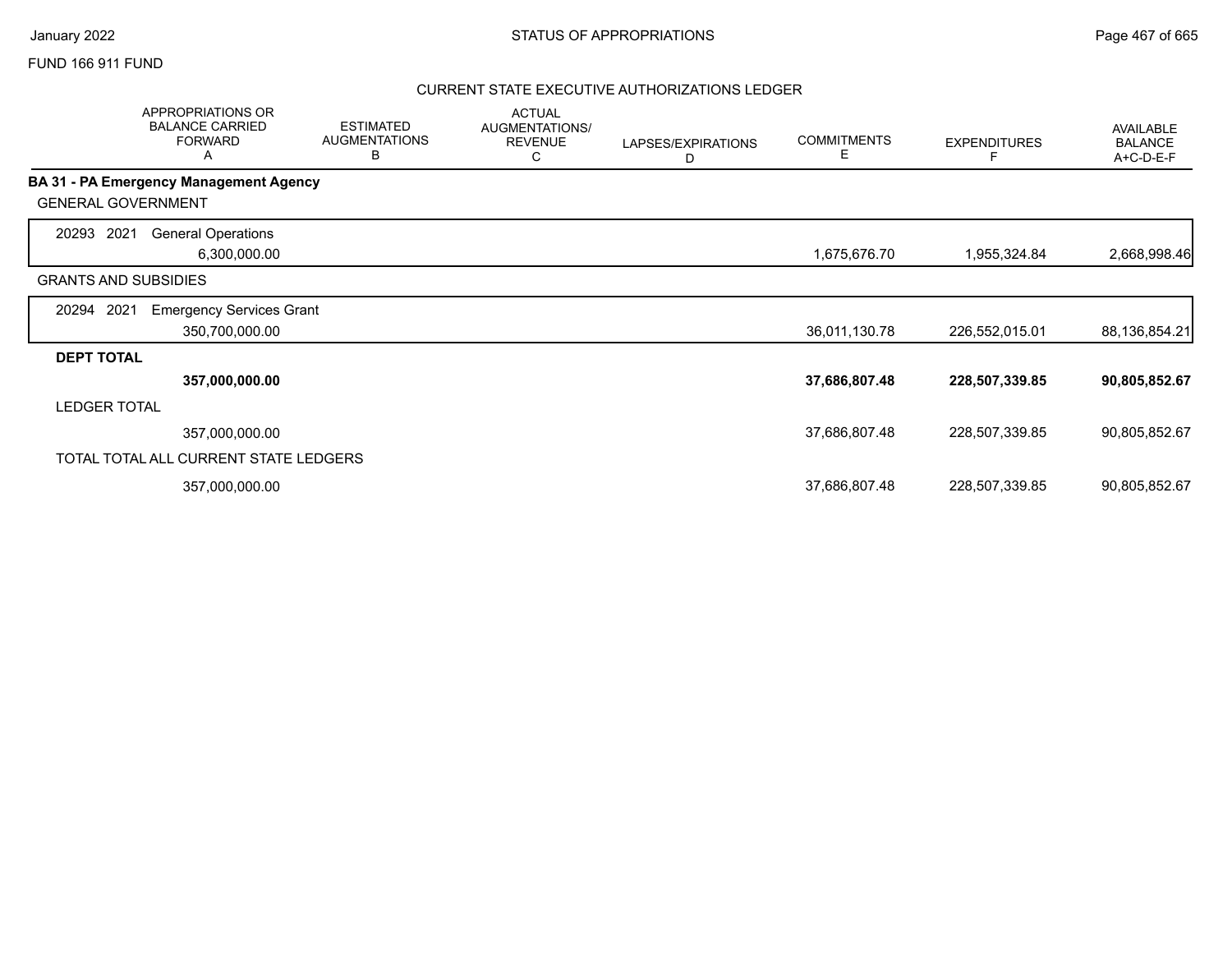FUND 166 911 FUND

## CURRENT STATE EXECUTIVE AUTHORIZATIONS LEDGER

| | APPROPRIATIONS OR BALANCE CARRIED FORWARD A | ESTIMATED AUGMENTATIONS B | ACTUAL AUGMENTATIONS/ REVENUE C | LAPSES/EXPIRATIONS D | COMMITMENTS E | EXPENDITURES F | AVAILABLE BALANCE A+C-D-E-F |
|---|---|---|---|---|---|---|---|
| **BA 31 - PA Emergency Management Agency** | | | | | | | |
| GENERAL GOVERNMENT | | | | | | | |
| 20293 2021 General Operations | 6,300,000.00 | | | | 1,675,676.70 | 1,955,324.84 | 2,668,998.46 |
| GRANTS AND SUBSIDIES | | | | | | | |
| 20294 2021 Emergency Services Grant | 350,700,000.00 | | | | 36,011,130.78 | 226,552,015.01 | 88,136,854.21 |
| **DEPT TOTAL** | **357,000,000.00** | | | | **37,686,807.48** | **228,507,339.85** | **90,805,852.67** |
| LEDGER TOTAL | 357,000,000.00 | | | | 37,686,807.48 | 228,507,339.85 | 90,805,852.67 |
| TOTAL TOTAL ALL CURRENT STATE LEDGERS | 357,000,000.00 | | | | 37,686,807.48 | 228,507,339.85 | 90,805,852.67 |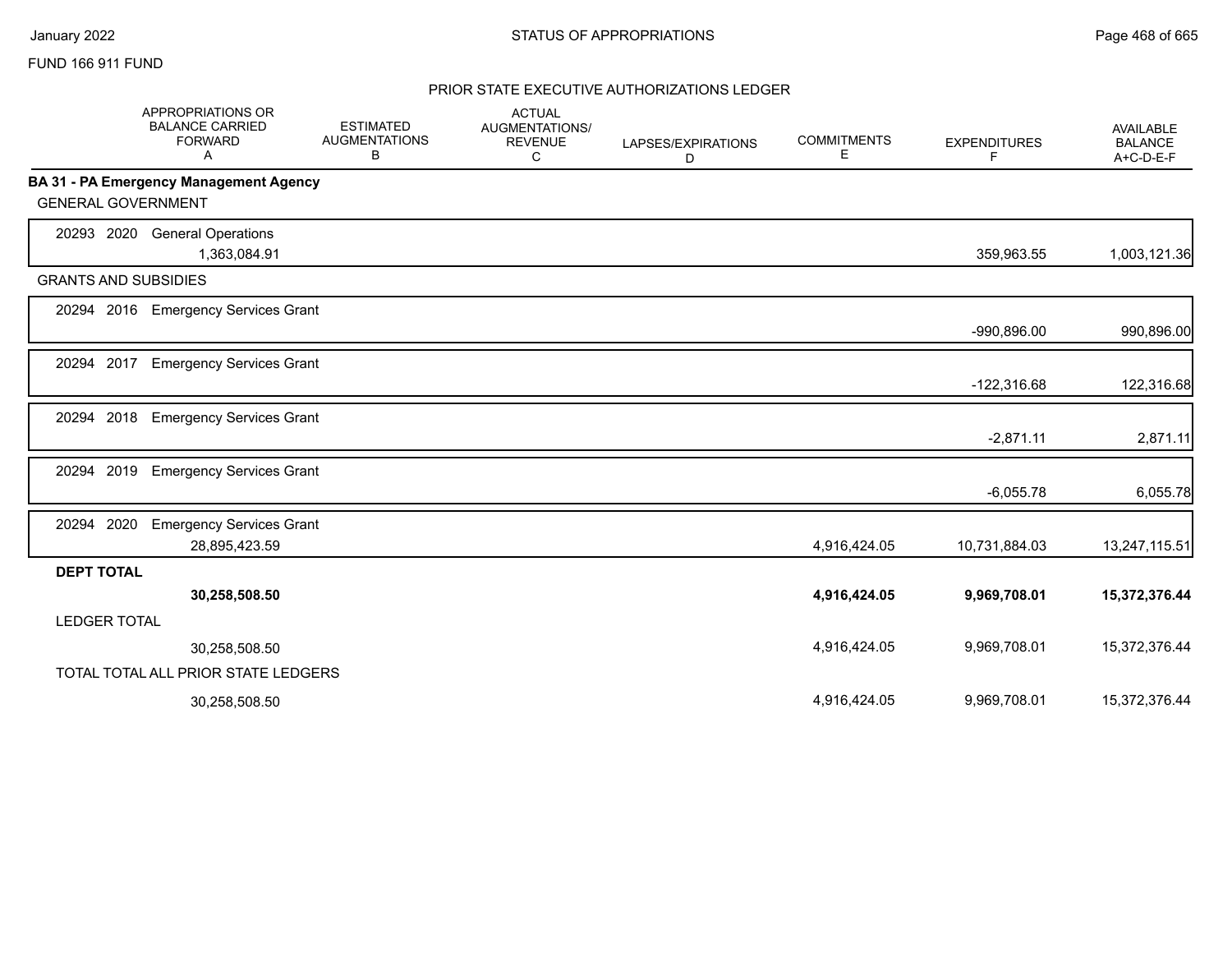FUND 166 911 FUND

## PRIOR STATE EXECUTIVE AUTHORIZATIONS LEDGER

| | APPROPRIATIONS OR BALANCE CARRIED FORWARD A | ESTIMATED AUGMENTATIONS B | ACTUAL AUGMENTATIONS/ REVENUE C | LAPSES/EXPIRATIONS D | COMMITMENTS E | EXPENDITURES F | AVAILABLE BALANCE A+C-D-E-F |
|---|---|---|---|---|---|---|---|
| **BA 31 - PA Emergency Management Agency** | | | | | | | |
| GENERAL GOVERNMENT | | | | | | | |
| 20293 2020 General Operations | 1,363,084.91 | | | | | 359,963.55 | 1,003,121.36 |
| GRANTS AND SUBSIDIES | | | | | | | |
| 20294 2016 Emergency Services Grant | | | | | | -990,896.00 | 990,896.00 |
| 20294 2017 Emergency Services Grant | | | | | | -122,316.68 | 122,316.68 |
| 20294 2018 Emergency Services Grant | | | | | | -2,871.11 | 2,871.11 |
| 20294 2019 Emergency Services Grant | | | | | | -6,055.78 | 6,055.78 |
| 20294 2020 Emergency Services Grant | 28,895,423.59 | | | | 4,916,424.05 | 10,731,884.03 | 13,247,115.51 |
| **DEPT TOTAL** | **30,258,508.50** | | | | **4,916,424.05** | **9,969,708.01** | **15,372,376.44** |
| LEDGER TOTAL | 30,258,508.50 | | | | 4,916,424.05 | 9,969,708.01 | 15,372,376.44 |
| TOTAL TOTAL ALL PRIOR STATE LEDGERS | 30,258,508.50 | | | | 4,916,424.05 | 9,969,708.01 | 15,372,376.44 |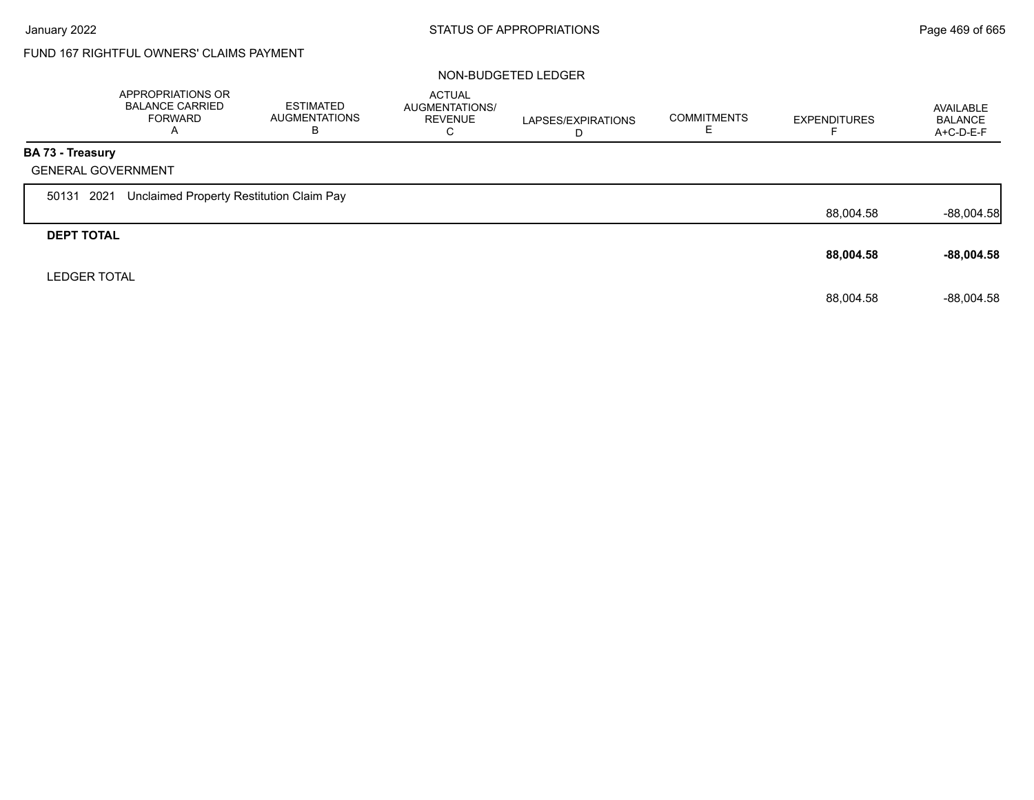FUND 167 RIGHTFUL OWNERS' CLAIMS PAYMENT

NON-BUDGETED LEDGER

| | APPROPRIATIONS OR BALANCE CARRIED FORWARD A | ESTIMATED AUGMENTATIONS B | ACTUAL AUGMENTATIONS/ REVENUE C | LAPSES/EXPIRATIONS D | COMMITMENTS E | EXPENDITURES F | AVAILABLE BALANCE A+C-D-E-F |
|---|---|---|---|---|---|---|---|
| **BA 73 - Treasury** | | | | | | | |
| GENERAL GOVERNMENT | | | | | | | |
| 50131 2021 Unclaimed Property Restitution Claim Pay | | | | | | 88,004.58 | -88,004.58 |
| **DEPT TOTAL** | | | | | | **88,004.58** | **-88,004.58** |
| LEDGER TOTAL | | | | | | 88,004.58 | -88,004.58 |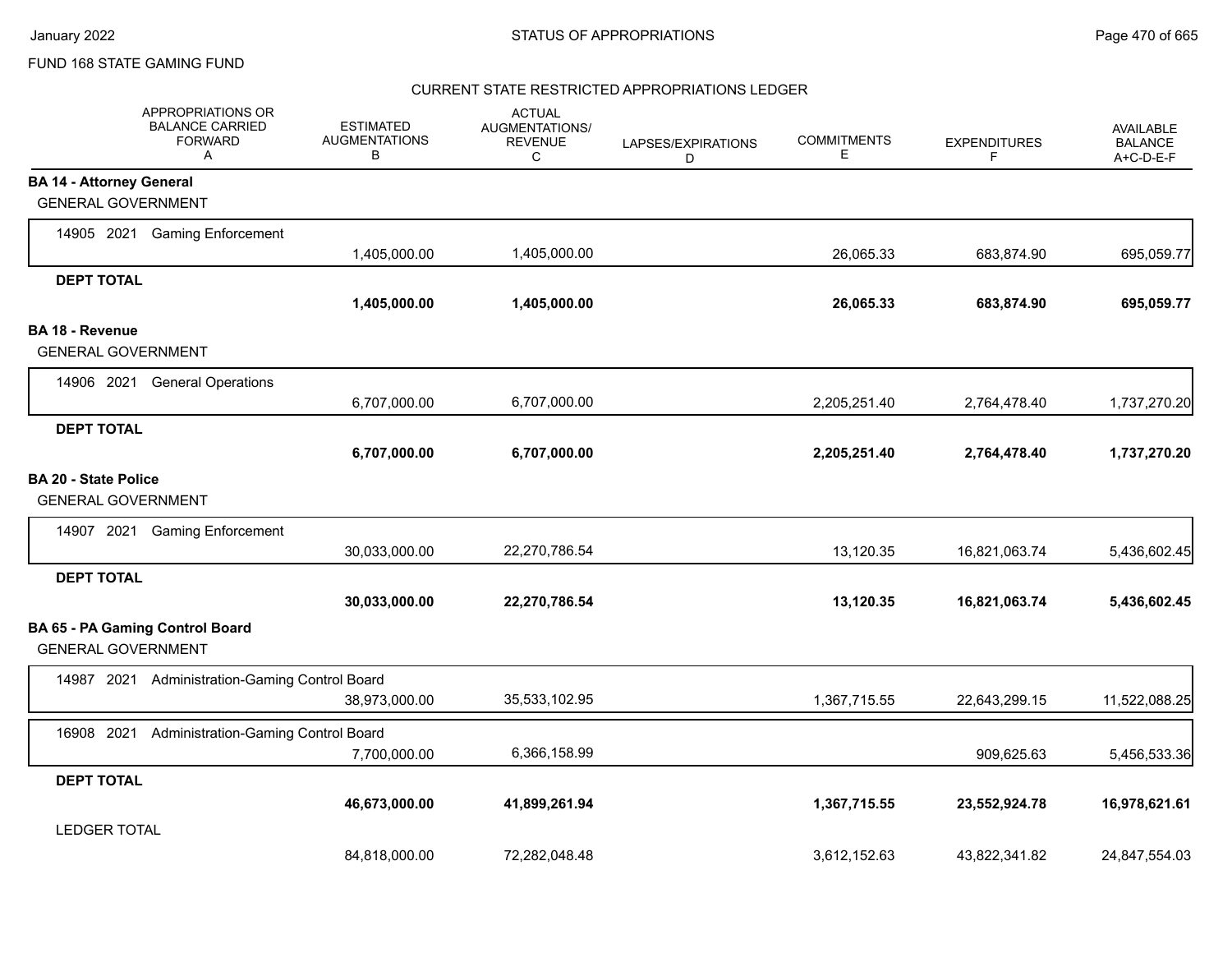FUND 168 STATE GAMING FUND

CURRENT STATE RESTRICTED APPROPRIATIONS LEDGER

| APPROPRIATIONS OR BALANCE CARRIED FORWARD A | ESTIMATED AUGMENTATIONS B | ACTUAL AUGMENTATIONS/ REVENUE C | LAPSES/EXPIRATIONS D | COMMITMENTS E | EXPENDITURES F | AVAILABLE BALANCE A+C-D-E-F |
|---|---|---|---|---|---|---|
| **BA 14 - Attorney General** | | | | | | |
| GENERAL GOVERNMENT | | | | | | |
| 14905 2021 Gaming Enforcement | 1,405,000.00 | 1,405,000.00 | | 26,065.33 | 683,874.90 | 695,059.77 |
| **DEPT TOTAL** | **1,405,000.00** | **1,405,000.00** | | **26,065.33** | **683,874.90** | **695,059.77** |
| **BA 18 - Revenue** | | | | | | |
| GENERAL GOVERNMENT | | | | | | |
| 14906 2021 General Operations | 6,707,000.00 | 6,707,000.00 | | 2,205,251.40 | 2,764,478.40 | 1,737,270.20 |
| **DEPT TOTAL** | **6,707,000.00** | **6,707,000.00** | | **2,205,251.40** | **2,764,478.40** | **1,737,270.20** |
| **BA 20 - State Police** | | | | | | |
| GENERAL GOVERNMENT | | | | | | |
| 14907 2021 Gaming Enforcement | 30,033,000.00 | 22,270,786.54 | | 13,120.35 | 16,821,063.74 | 5,436,602.45 |
| **DEPT TOTAL** | **30,033,000.00** | **22,270,786.54** | | **13,120.35** | **16,821,063.74** | **5,436,602.45** |
| **BA 65 - PA Gaming Control Board** | | | | | | |
| GENERAL GOVERNMENT | | | | | | |
| 14987 2021 Administration-Gaming Control Board | 38,973,000.00 | 35,533,102.95 | | 1,367,715.55 | 22,643,299.15 | 11,522,088.25 |
| 16908 2021 Administration-Gaming Control Board | 7,700,000.00 | 6,366,158.99 | | | 909,625.63 | 5,456,533.36 |
| **DEPT TOTAL** | **46,673,000.00** | **41,899,261.94** | | **1,367,715.55** | **23,552,924.78** | **16,978,621.61** |
| LEDGER TOTAL | 84,818,000.00 | 72,282,048.48 | | 3,612,152.63 | 43,822,341.82 | 24,847,554.03 |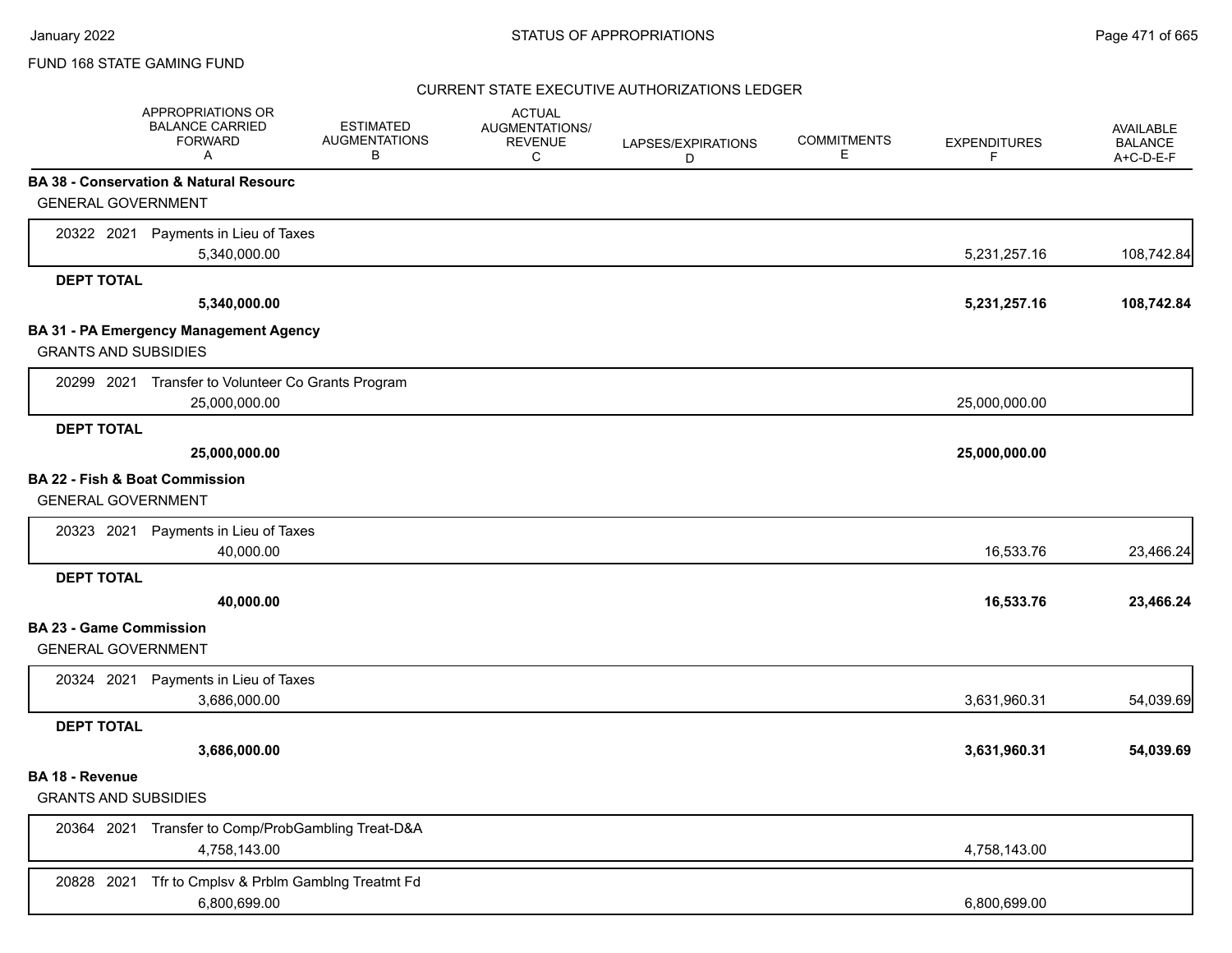FUND 168 STATE GAMING FUND

CURRENT STATE EXECUTIVE AUTHORIZATIONS LEDGER

| | APPROPRIATIONS OR BALANCE CARRIED FORWARD A | ESTIMATED AUGMENTATIONS B | ACTUAL AUGMENTATIONS/ REVENUE C | LAPSES/EXPIRATIONS D | COMMITMENTS E | EXPENDITURES F | AVAILABLE BALANCE A+C-D-E-F |
|---|---|---|---|---|---|---|---|
| **BA 38 - Conservation & Natural Resourc** | | | | | | | |
| GENERAL GOVERNMENT | | | | | | | |
| 20322 2021 Payments in Lieu of Taxes | 5,340,000.00 | | | | | 5,231,257.16 | 108,742.84 |
| **DEPT TOTAL** | **5,340,000.00** | | | | | **5,231,257.16** | **108,742.84** |
| **BA 31 - PA Emergency Management Agency** | | | | | | | |
| GRANTS AND SUBSIDIES | | | | | | | |
| 20299 2021 Transfer to Volunteer Co Grants Program | 25,000,000.00 | | | | | 25,000,000.00 | |
| **DEPT TOTAL** | **25,000,000.00** | | | | | **25,000,000.00** | |
| **BA 22 - Fish & Boat Commission** | | | | | | | |
| GENERAL GOVERNMENT | | | | | | | |
| 20323 2021 Payments in Lieu of Taxes | 40,000.00 | | | | | 16,533.76 | 23,466.24 |
| **DEPT TOTAL** | **40,000.00** | | | | | **16,533.76** | **23,466.24** |
| **BA 23 - Game Commission** | | | | | | | |
| GENERAL GOVERNMENT | | | | | | | |
| 20324 2021 Payments in Lieu of Taxes | 3,686,000.00 | | | | | 3,631,960.31 | 54,039.69 |
| **DEPT TOTAL** | **3,686,000.00** | | | | | **3,631,960.31** | **54,039.69** |
| **BA 18 - Revenue** | | | | | | | |
| GRANTS AND SUBSIDIES | | | | | | | |
| 20364 2021 Transfer to Comp/ProbGambling Treat-D&A | 4,758,143.00 | | | | | 4,758,143.00 | |
| 20828 2021 Tfr to Cmplsv & Prblm Gamblng Treatmt Fd | 6,800,699.00 | | | | | 6,800,699.00 | |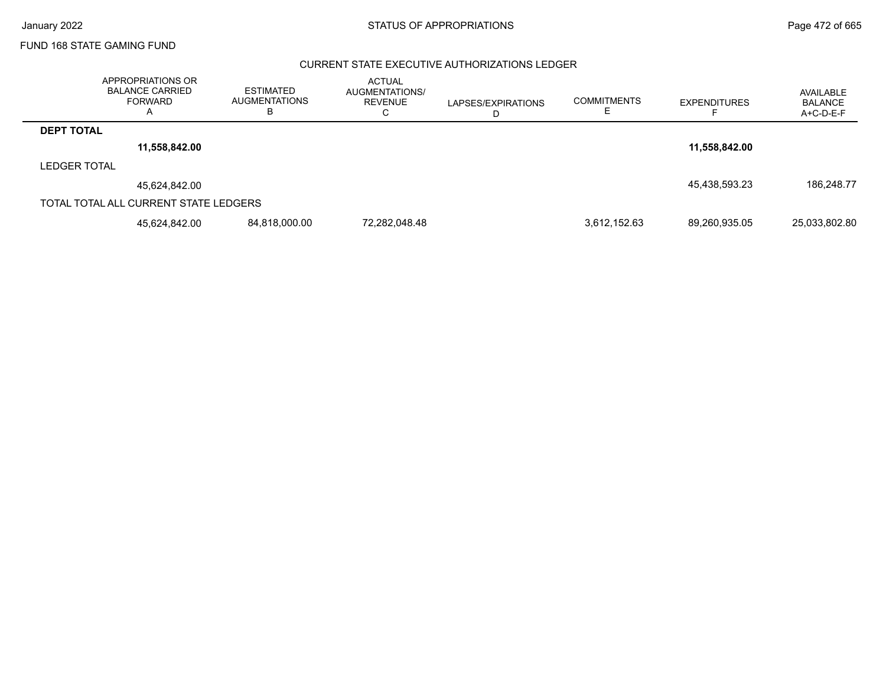FUND 168 STATE GAMING FUND

## CURRENT STATE EXECUTIVE AUTHORIZATIONS LEDGER

| | APPROPRIATIONS OR BALANCE CARRIED FORWARD A | ESTIMATED AUGMENTATIONS B | ACTUAL AUGMENTATIONS/ REVENUE C | LAPSES/EXPIRATIONS D | COMMITMENTS E | EXPENDITURES F | AVAILABLE BALANCE A+C-D-E-F |
|---|---|---|---|---|---|---|---|
| **DEPT TOTAL** | | | | | | | |
| | **11,558,842.00** | | | | | **11,558,842.00** | |
| LEDGER TOTAL | | | | | | | |
| | 45,624,842.00 | | | | | 45,438,593.23 | 186,248.77 |
| TOTAL TOTAL ALL CURRENT STATE LEDGERS | | | | | | | |
| | 45,624,842.00 | 84,818,000.00 | 72,282,048.48 | | 3,612,152.63 | 89,260,935.05 | 25,033,802.80 |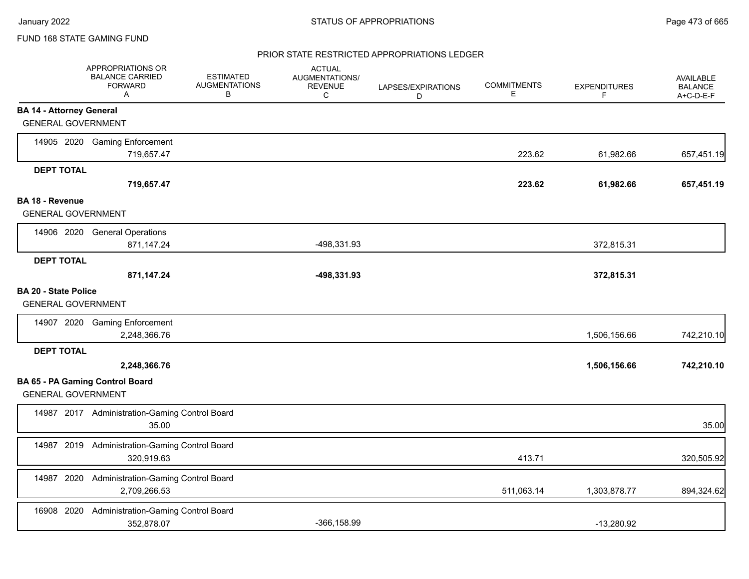FUND 168 STATE GAMING FUND

PRIOR STATE RESTRICTED APPROPRIATIONS LEDGER

| | APPROPRIATIONS OR BALANCE CARRIED FORWARD A | ESTIMATED AUGMENTATIONS B | ACTUAL AUGMENTATIONS/ REVENUE C | LAPSES/EXPIRATIONS D | COMMITMENTS E | EXPENDITURES F | AVAILABLE BALANCE A+C-D-E-F |
|---|---|---|---|---|---|---|---|
| **BA 14 - Attorney General** | | | | | | | |
| GENERAL GOVERNMENT | | | | | | | |
| 14905 2020 Gaming Enforcement | 719,657.47 | | | | 223.62 | 61,982.66 | 657,451.19 |
| **DEPT TOTAL** | **719,657.47** | | | | **223.62** | **61,982.66** | **657,451.19** |
| **BA 18 - Revenue** | | | | | | | |
| GENERAL GOVERNMENT | | | | | | | |
| 14906 2020 General Operations | 871,147.24 | | -498,331.93 | | | 372,815.31 | |
| **DEPT TOTAL** | **871,147.24** | | **-498,331.93** | | | **372,815.31** | |
| **BA 20 - State Police** | | | | | | | |
| GENERAL GOVERNMENT | | | | | | | |
| 14907 2020 Gaming Enforcement | 2,248,366.76 | | | | | 1,506,156.66 | 742,210.10 |
| **DEPT TOTAL** | **2,248,366.76** | | | | | **1,506,156.66** | **742,210.10** |
| **BA 65 - PA Gaming Control Board** | | | | | | | |
| GENERAL GOVERNMENT | | | | | | | |
| 14987 2017 Administration-Gaming Control Board | 35.00 | | | | | | 35.00 |
| 14987 2019 Administration-Gaming Control Board | 320,919.63 | | | | 413.71 | | 320,505.92 |
| 14987 2020 Administration-Gaming Control Board | 2,709,266.53 | | | | 511,063.14 | 1,303,878.77 | 894,324.62 |
| 16908 2020 Administration-Gaming Control Board | 352,878.07 | | -366,158.99 | | | -13,280.92 | |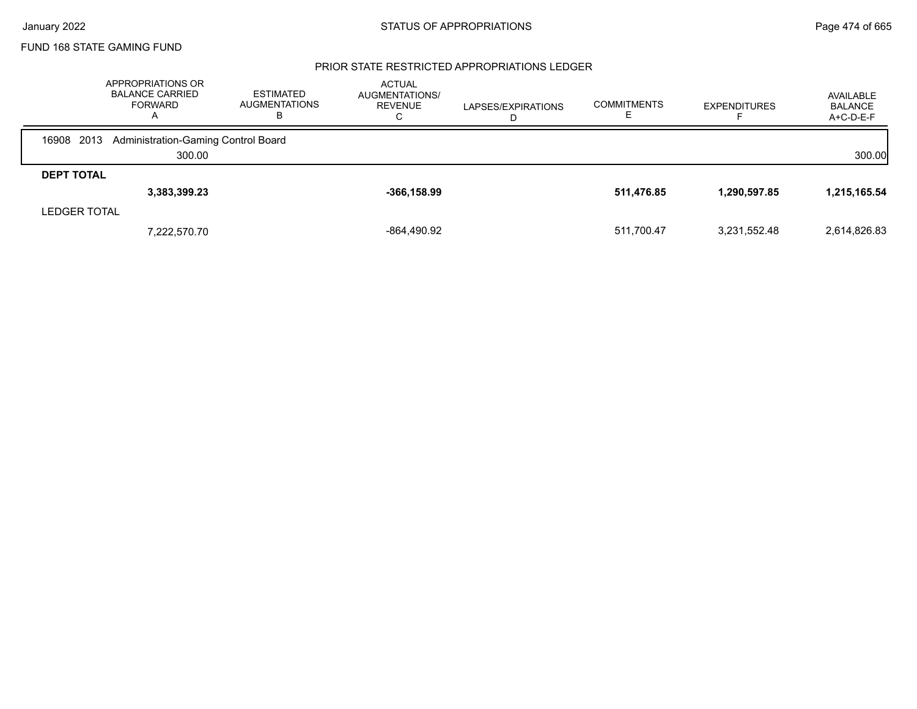FUND 168 STATE GAMING FUND

## PRIOR STATE RESTRICTED APPROPRIATIONS LEDGER

| | APPROPRIATIONS OR BALANCE CARRIED FORWARD A | ESTIMATED AUGMENTATIONS B | ACTUAL AUGMENTATIONS/ REVENUE C | LAPSES/EXPIRATIONS D | COMMITMENTS E | EXPENDITURES F | AVAILABLE BALANCE A+C-D-E-F |
|---|---|---|---|---|---|---|---|
| 16908 2013 Administration-Gaming Control Board | | | | | | | |
| | 300.00 | | | | | | 300.00 |
| **DEPT TOTAL** | | | | | | | |
| | **3,383,399.23** | | **-366,158.99** | | **511,476.85** | **1,290,597.85** | **1,215,165.54** |
| LEDGER TOTAL | | | | | | | |
| | 7,222,570.70 | | -864,490.92 | | 511,700.47 | 3,231,552.48 | 2,614,826.83 |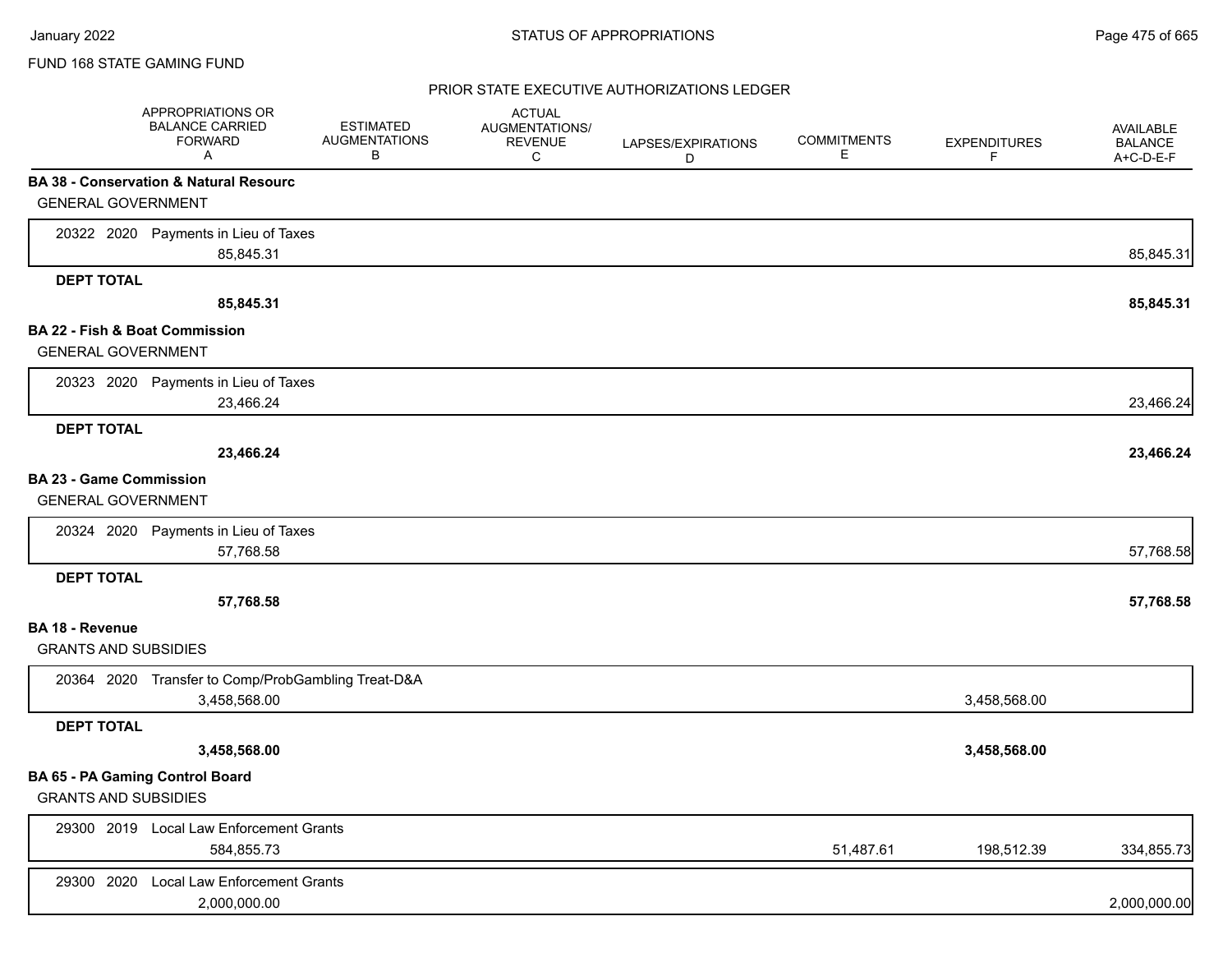FUND 168 STATE GAMING FUND

PRIOR STATE EXECUTIVE AUTHORIZATIONS LEDGER

| | APPROPRIATIONS OR BALANCE CARRIED FORWARD A | ESTIMATED AUGMENTATIONS B | ACTUAL AUGMENTATIONS/ REVENUE C | LAPSES/EXPIRATIONS D | COMMITMENTS E | EXPENDITURES F | AVAILABLE BALANCE A+C-D-E-F |
|---|---|---|---|---|---|---|---|
| **BA 38 - Conservation & Natural Resourc** | | | | | | | |
| GENERAL GOVERNMENT | | | | | | | |
| 20322 2020 Payments in Lieu of Taxes | 85,845.31 | | | | | | 85,845.31 |
| **DEPT TOTAL** | **85,845.31** | | | | | | **85,845.31** |
| **BA 22 - Fish & Boat Commission** | | | | | | | |
| GENERAL GOVERNMENT | | | | | | | |
| 20323 2020 Payments in Lieu of Taxes | 23,466.24 | | | | | | 23,466.24 |
| **DEPT TOTAL** | **23,466.24** | | | | | | **23,466.24** |
| **BA 23 - Game Commission** | | | | | | | |
| GENERAL GOVERNMENT | | | | | | | |
| 20324 2020 Payments in Lieu of Taxes | 57,768.58 | | | | | | 57,768.58 |
| **DEPT TOTAL** | **57,768.58** | | | | | | **57,768.58** |
| **BA 18 - Revenue** | | | | | | | |
| GRANTS AND SUBSIDIES | | | | | | | |
| 20364 2020 Transfer to Comp/ProbGambling Treat-D&A | 3,458,568.00 | | | | | 3,458,568.00 | |
| **DEPT TOTAL** | **3,458,568.00** | | | | | **3,458,568.00** | |
| **BA 65 - PA Gaming Control Board** | | | | | | | |
| GRANTS AND SUBSIDIES | | | | | | | |
| 29300 2019 Local Law Enforcement Grants | 584,855.73 | | | | 51,487.61 | 198,512.39 | 334,855.73 |
| 29300 2020 Local Law Enforcement Grants | 2,000,000.00 | | | | | | 2,000,000.00 |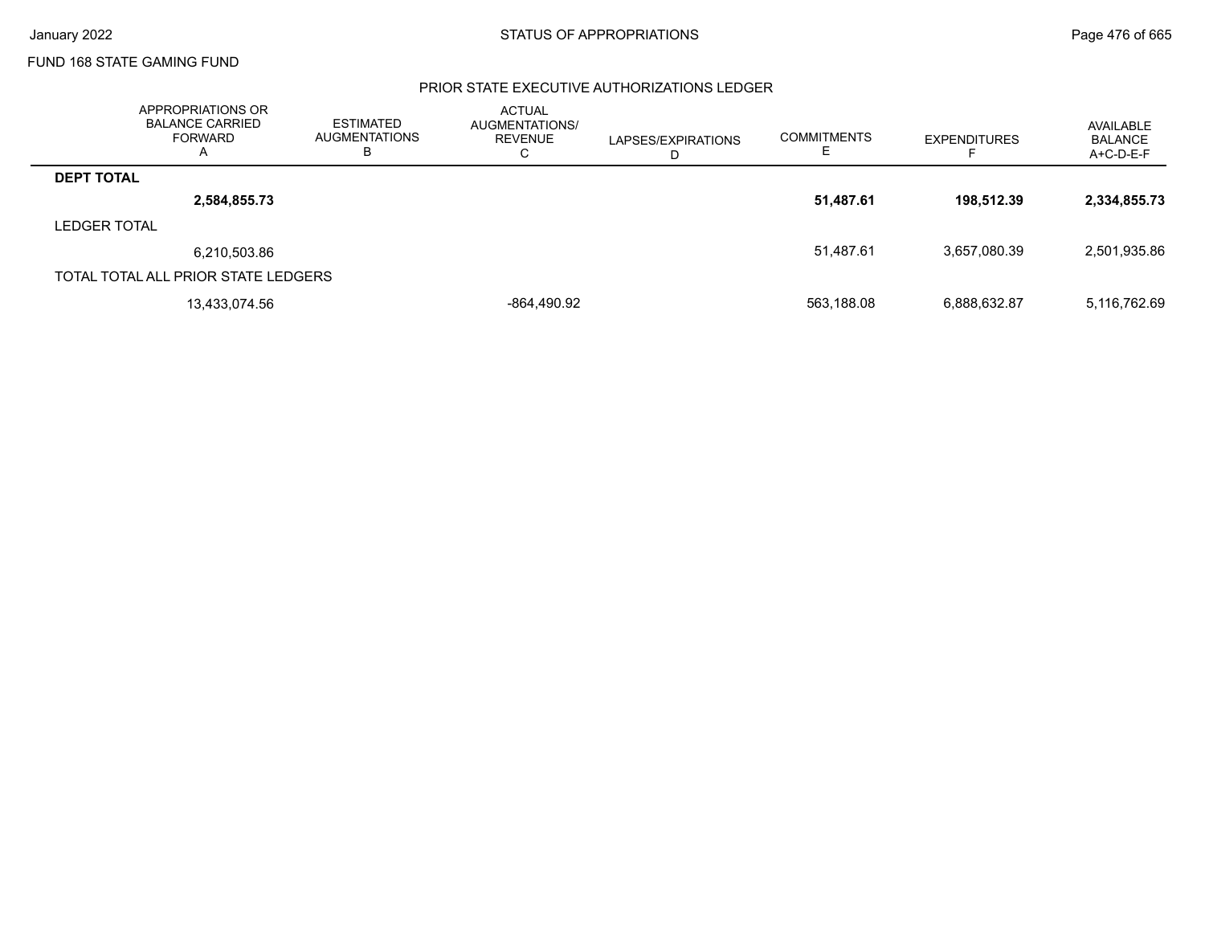FUND 168 STATE GAMING FUND

## PRIOR STATE EXECUTIVE AUTHORIZATIONS LEDGER

| | APPROPRIATIONS OR BALANCE CARRIED FORWARD A | ESTIMATED AUGMENTATIONS B | ACTUAL AUGMENTATIONS/ REVENUE C | LAPSES/EXPIRATIONS D | COMMITMENTS E | EXPENDITURES F | AVAILABLE BALANCE A+C-D-E-F |
|---|---|---|---|---|---|---|---|
| **DEPT TOTAL** | | | | | | | |
| | **2,584,855.73** | | | | **51,487.61** | **198,512.39** | **2,334,855.73** |
| LEDGER TOTAL | | | | | | | |
| | 6,210,503.86 | | | | 51,487.61 | 3,657,080.39 | 2,501,935.86 |
| TOTAL TOTAL ALL PRIOR STATE LEDGERS | | | | | | | |
| | 13,433,074.56 | | -864,490.92 | | 563,188.08 | 6,888,632.87 | 5,116,762.69 |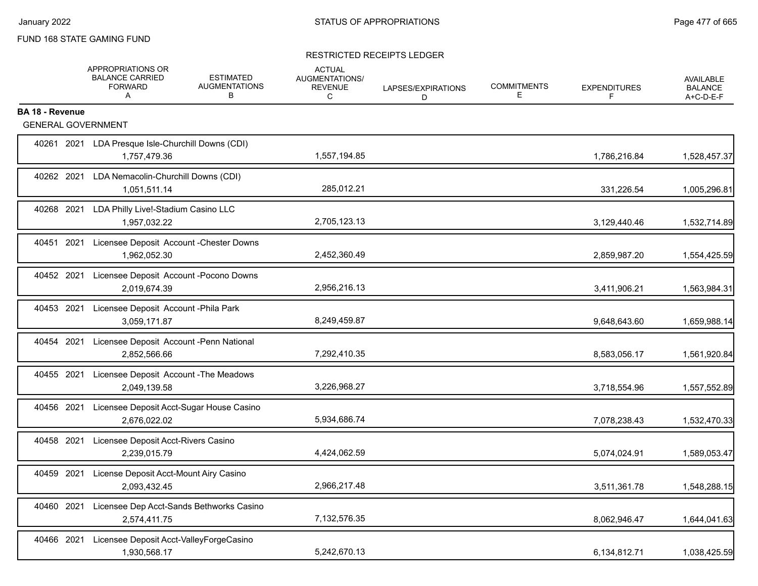FUND 168 STATE GAMING FUND

RESTRICTED RECEIPTS LEDGER

| | | | APPROPRIATIONS OR BALANCE CARRIED FORWARD A | ESTIMATED AUGMENTATIONS B | ACTUAL AUGMENTATIONS/ REVENUE C | LAPSES/EXPIRATIONS D | COMMITMENTS E | EXPENDITURES F | AVAILABLE BALANCE A+C-D-E-F |
|---|---|---|---|---|---|---|---|---|---|
| **BA 18 - Revenue** | | | | | | | | | |
| GENERAL GOVERNMENT | | | | | | | | | |
| 40261 | 2021 | LDA Presque Isle-Churchill Downs (CDI) | 1,757,479.36 | | 1,557,194.85 | | | 1,786,216.84 | 1,528,457.37 |
| 40262 | 2021 | LDA Nemacolin-Churchill Downs (CDI) | 1,051,511.14 | | 285,012.21 | | | 331,226.54 | 1,005,296.81 |
| 40268 | 2021 | LDA Philly Live!-Stadium Casino LLC | 1,957,032.22 | | 2,705,123.13 | | | 3,129,440.46 | 1,532,714.89 |
| 40451 | 2021 | Licensee Deposit Account -Chester Downs | 1,962,052.30 | | 2,452,360.49 | | | 2,859,987.20 | 1,554,425.59 |
| 40452 | 2021 | Licensee Deposit Account -Pocono Downs | 2,019,674.39 | | 2,956,216.13 | | | 3,411,906.21 | 1,563,984.31 |
| 40453 | 2021 | Licensee Deposit Account -Phila Park | 3,059,171.87 | | 8,249,459.87 | | | 9,648,643.60 | 1,659,988.14 |
| 40454 | 2021 | Licensee Deposit Account -Penn National | 2,852,566.66 | | 7,292,410.35 | | | 8,583,056.17 | 1,561,920.84 |
| 40455 | 2021 | Licensee Deposit Account -The Meadows | 2,049,139.58 | | 3,226,968.27 | | | 3,718,554.96 | 1,557,552.89 |
| 40456 | 2021 | Licensee Deposit Acct-Sugar House Casino | 2,676,022.02 | | 5,934,686.74 | | | 7,078,238.43 | 1,532,470.33 |
| 40458 | 2021 | Licensee Deposit Acct-Rivers Casino | 2,239,015.79 | | 4,424,062.59 | | | 5,074,024.91 | 1,589,053.47 |
| 40459 | 2021 | License Deposit Acct-Mount Airy Casino | 2,093,432.45 | | 2,966,217.48 | | | 3,511,361.78 | 1,548,288.15 |
| 40460 | 2021 | Licensee Dep Acct-Sands Bethworks Casino | 2,574,411.75 | | 7,132,576.35 | | | 8,062,946.47 | 1,644,041.63 |
| 40466 | 2021 | Licensee Deposit Acct-ValleyForgeCasino | 1,930,568.17 | | 5,242,670.13 | | | 6,134,812.71 | 1,038,425.59 |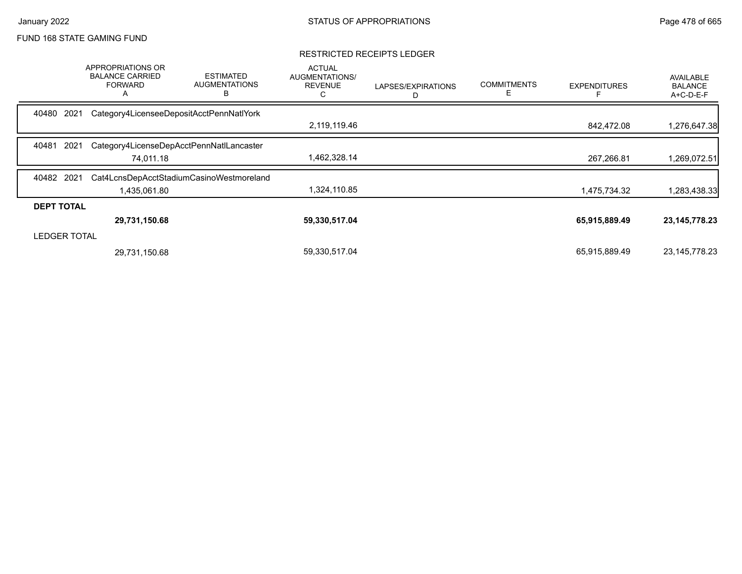FUND 168 STATE GAMING FUND

RESTRICTED RECEIPTS LEDGER

| | APPROPRIATIONS OR BALANCE CARRIED FORWARD A | ESTIMATED AUGMENTATIONS B | ACTUAL AUGMENTATIONS/ REVENUE C | LAPSES/EXPIRATIONS D | COMMITMENTS E | EXPENDITURES F | AVAILABLE BALANCE A+C-D-E-F |
|---|---|---|---|---|---|---|---|
| 40480 2021 Category4LicenseeDepositAcctPennNatlYork | | | | | | | |
| | | | 2,119,119.46 | | | 842,472.08 | 1,276,647.38 |
| 40481 2021 Category4LicenseDepAcctPennNatlLancaster | | | | | | | |
| | 74,011.18 | | 1,462,328.14 | | | 267,266.81 | 1,269,072.51 |
| 40482 2021 Cat4LcnsDepAcctStadiumCasinoWestmoreland | | | | | | | |
| | 1,435,061.80 | | 1,324,110.85 | | | 1,475,734.32 | 1,283,438.33 |
| **DEPT TOTAL** | | | | | | | |
| | **29,731,150.68** | | **59,330,517.04** | | | **65,915,889.49** | **23,145,778.23** |
| LEDGER TOTAL | | | | | | | |
| | 29,731,150.68 | | 59,330,517.04 | | | 65,915,889.49 | 23,145,778.23 |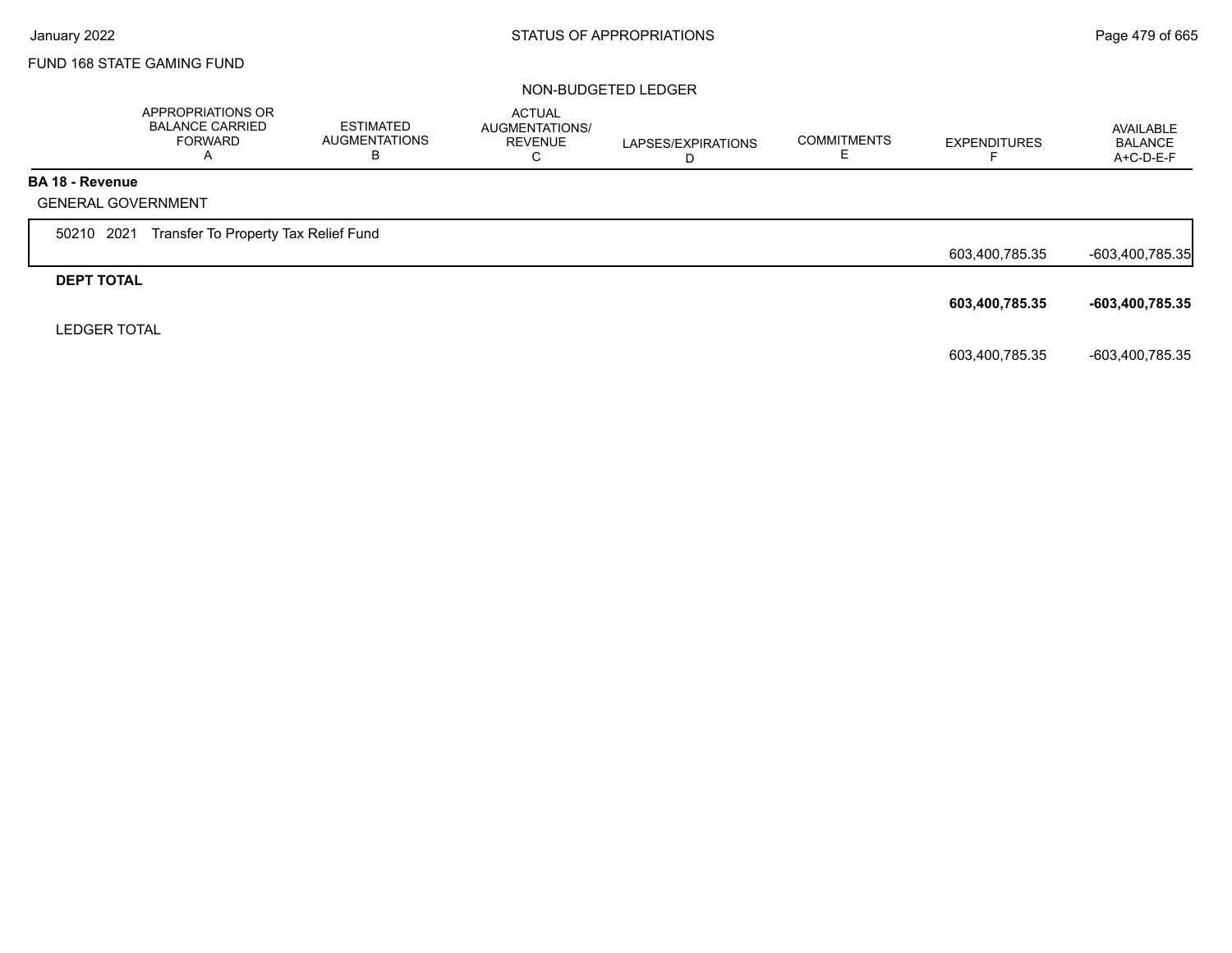FUND 168 STATE GAMING FUND

NON-BUDGETED LEDGER

| | APPROPRIATIONS OR BALANCE CARRIED FORWARD A | ESTIMATED AUGMENTATIONS B | ACTUAL AUGMENTATIONS/ REVENUE C | LAPSES/EXPIRATIONS D | COMMITMENTS E | EXPENDITURES F | AVAILABLE BALANCE A+C-D-E-F |
|---|---|---|---|---|---|---|---|
| **BA 18 - Revenue** | | | | | | | |
| GENERAL GOVERNMENT | | | | | | | |
| 50210 2021 Transfer To Property Tax Relief Fund | | | | | | 603,400,785.35 | -603,400,785.35 |
| **DEPT TOTAL** | | | | | | **603,400,785.35** | **-603,400,785.35** |
| LEDGER TOTAL | | | | | | 603,400,785.35 | -603,400,785.35 |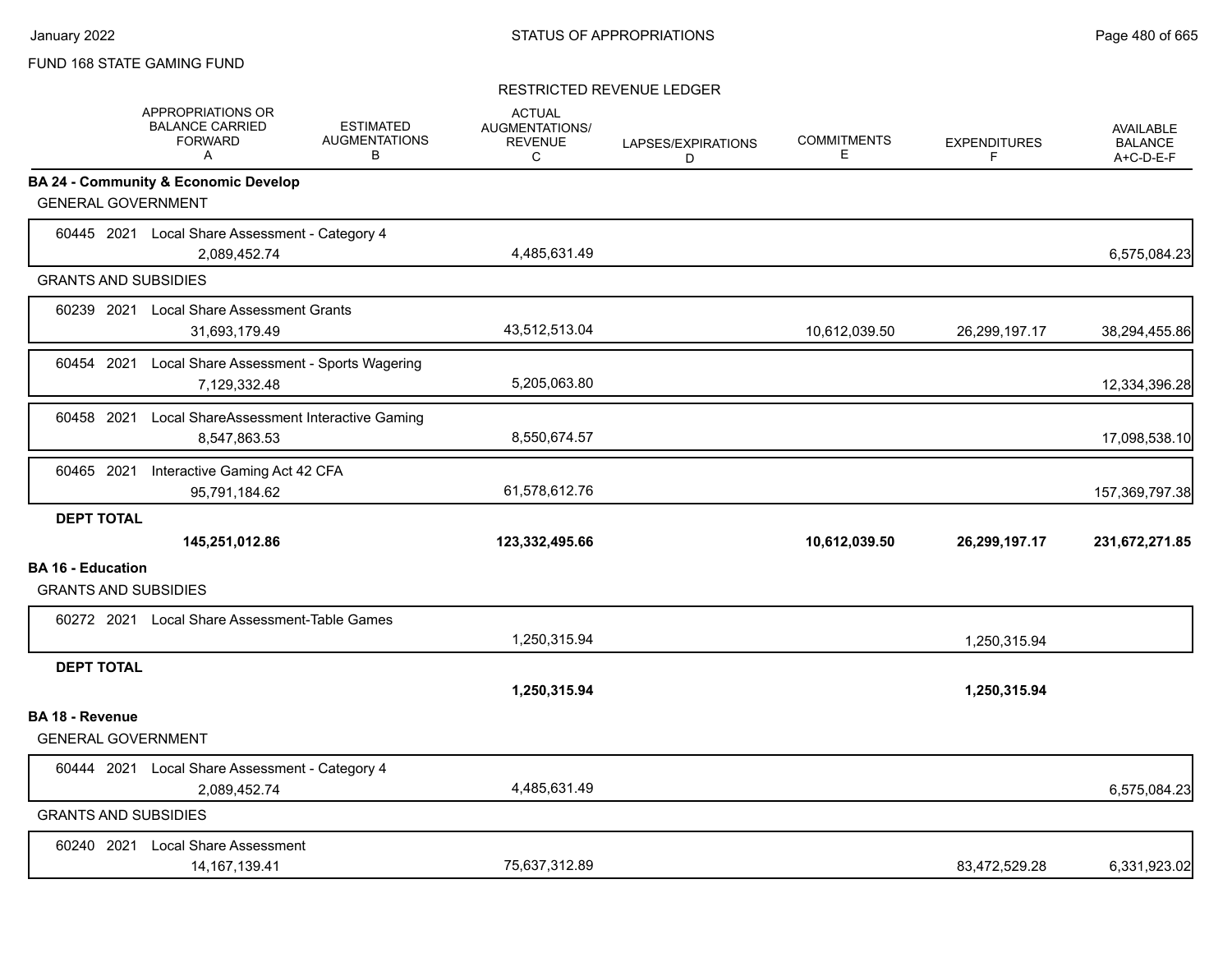# STATUS OF APPROPRIATIONS

FUND 168 STATE GAMING FUND

RESTRICTED REVENUE LEDGER

| | APPROPRIATIONS OR BALANCE CARRIED FORWARD A | ESTIMATED AUGMENTATIONS B | ACTUAL AUGMENTATIONS/ REVENUE C | LAPSES/EXPIRATIONS D | COMMITMENTS E | EXPENDITURES F | AVAILABLE BALANCE A+C-D-E-F |
|---|---|---|---|---|---|---|---|
| **BA 24 - Community & Economic Develop** | | | | | | | |
| GENERAL GOVERNMENT | | | | | | | |
| 60445 2021 Local Share Assessment - Category 4 | 2,089,452.74 | | 4,485,631.49 | | | | 6,575,084.23 |
| GRANTS AND SUBSIDIES | | | | | | | |
| 60239 2021 Local Share Assessment Grants | 31,693,179.49 | | 43,512,513.04 | | 10,612,039.50 | 26,299,197.17 | 38,294,455.86 |
| 60454 2021 Local Share Assessment - Sports Wagering | 7,129,332.48 | | 5,205,063.80 | | | | 12,334,396.28 |
| 60458 2021 Local ShareAssessment Interactive Gaming | 8,547,863.53 | | 8,550,674.57 | | | | 17,098,538.10 |
| 60465 2021 Interactive Gaming Act 42 CFA | 95,791,184.62 | | 61,578,612.76 | | | | 157,369,797.38 |
| **DEPT TOTAL** | **145,251,012.86** | | **123,332,495.66** | | **10,612,039.50** | **26,299,197.17** | **231,672,271.85** |
| **BA 16 - Education** | | | | | | | |
| GRANTS AND SUBSIDIES | | | | | | | |
| 60272 2021 Local Share Assessment-Table Games | | | 1,250,315.94 | | | 1,250,315.94 | |
| **DEPT TOTAL** | | | **1,250,315.94** | | | **1,250,315.94** | |
| **BA 18 - Revenue** | | | | | | | |
| GENERAL GOVERNMENT | | | | | | | |
| 60444 2021 Local Share Assessment - Category 4 | 2,089,452.74 | | 4,485,631.49 | | | | 6,575,084.23 |
| GRANTS AND SUBSIDIES | | | | | | | |
| 60240 2021 Local Share Assessment | 14,167,139.41 | | 75,637,312.89 | | | 83,472,529.28 | 6,331,923.02 |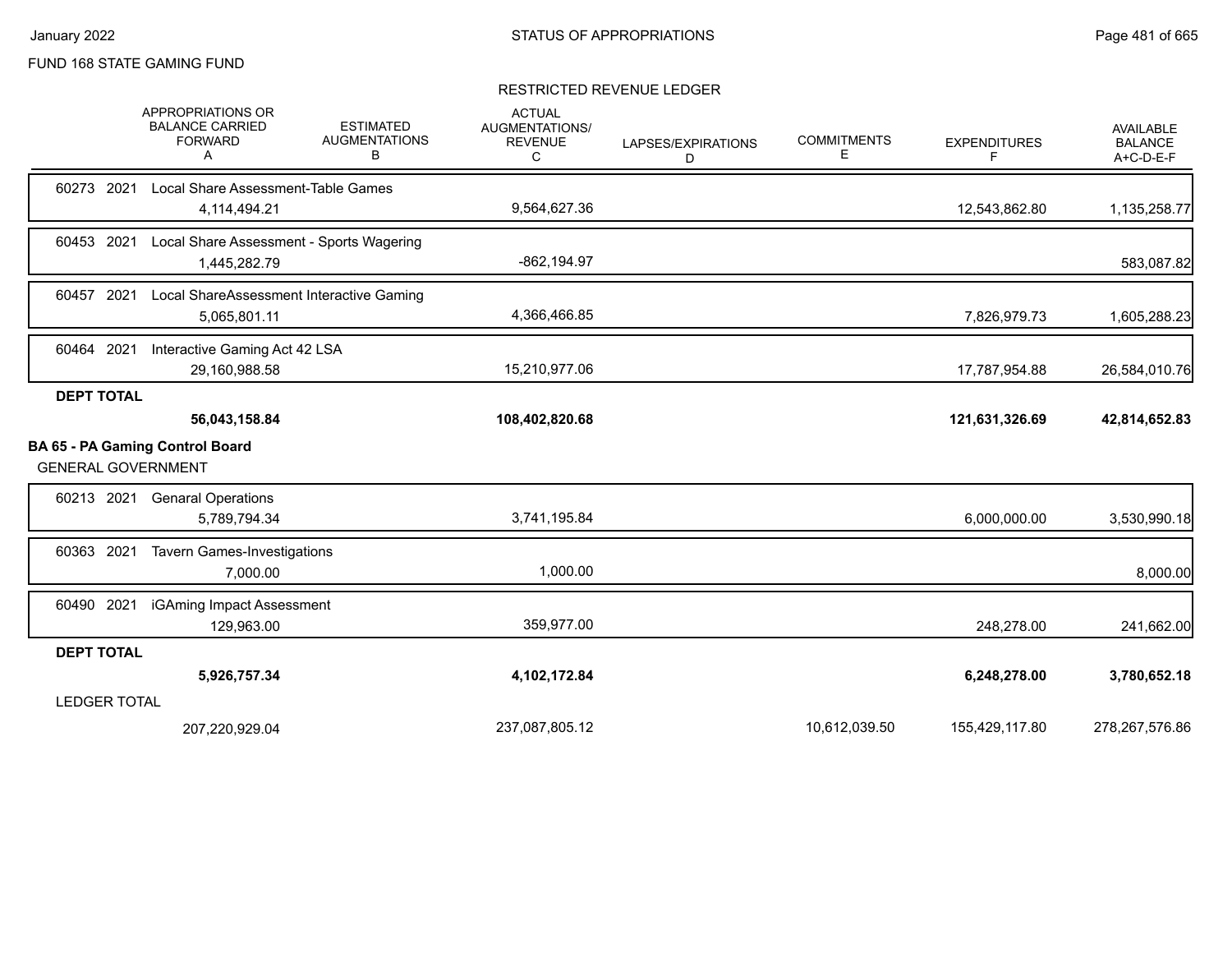FUND 168 STATE GAMING FUND

RESTRICTED REVENUE LEDGER

| | APPROPRIATIONS OR BALANCE CARRIED FORWARD A | ESTIMATED AUGMENTATIONS B | ACTUAL AUGMENTATIONS/ REVENUE C | LAPSES/EXPIRATIONS D | COMMITMENTS E | EXPENDITURES F | AVAILABLE BALANCE A+C-D-E-F |
|---|---|---|---|---|---|---|---|
| 60273 2021 Local Share Assessment-Table Games | 4,114,494.21 | | 9,564,627.36 | | | 12,543,862.80 | 1,135,258.77 |
| 60453 2021 Local Share Assessment - Sports Wagering | 1,445,282.79 | | -862,194.97 | | | | 583,087.82 |
| 60457 2021 Local ShareAssessment Interactive Gaming | 5,065,801.11 | | 4,366,466.85 | | | 7,826,979.73 | 1,605,288.23 |
| 60464 2021 Interactive Gaming Act 42 LSA | 29,160,988.58 | | 15,210,977.06 | | | 17,787,954.88 | 26,584,010.76 |
| **DEPT TOTAL** | **56,043,158.84** | | **108,402,820.68** | | | **121,631,326.69** | **42,814,652.83** |
| **BA 65 - PA Gaming Control Board** | | | | | | | |
| GENERAL GOVERNMENT | | | | | | | |
| 60213 2021 Genaral Operations | 5,789,794.34 | | 3,741,195.84 | | | 6,000,000.00 | 3,530,990.18 |
| 60363 2021 Tavern Games-Investigations | 7,000.00 | | 1,000.00 | | | | 8,000.00 |
| 60490 2021 iGAming Impact Assessment | 129,963.00 | | 359,977.00 | | | 248,278.00 | 241,662.00 |
| **DEPT TOTAL** | **5,926,757.34** | | **4,102,172.84** | | | **6,248,278.00** | **3,780,652.18** |
| LEDGER TOTAL | 207,220,929.04 | | 237,087,805.12 | | 10,612,039.50 | 155,429,117.80 | 278,267,576.86 |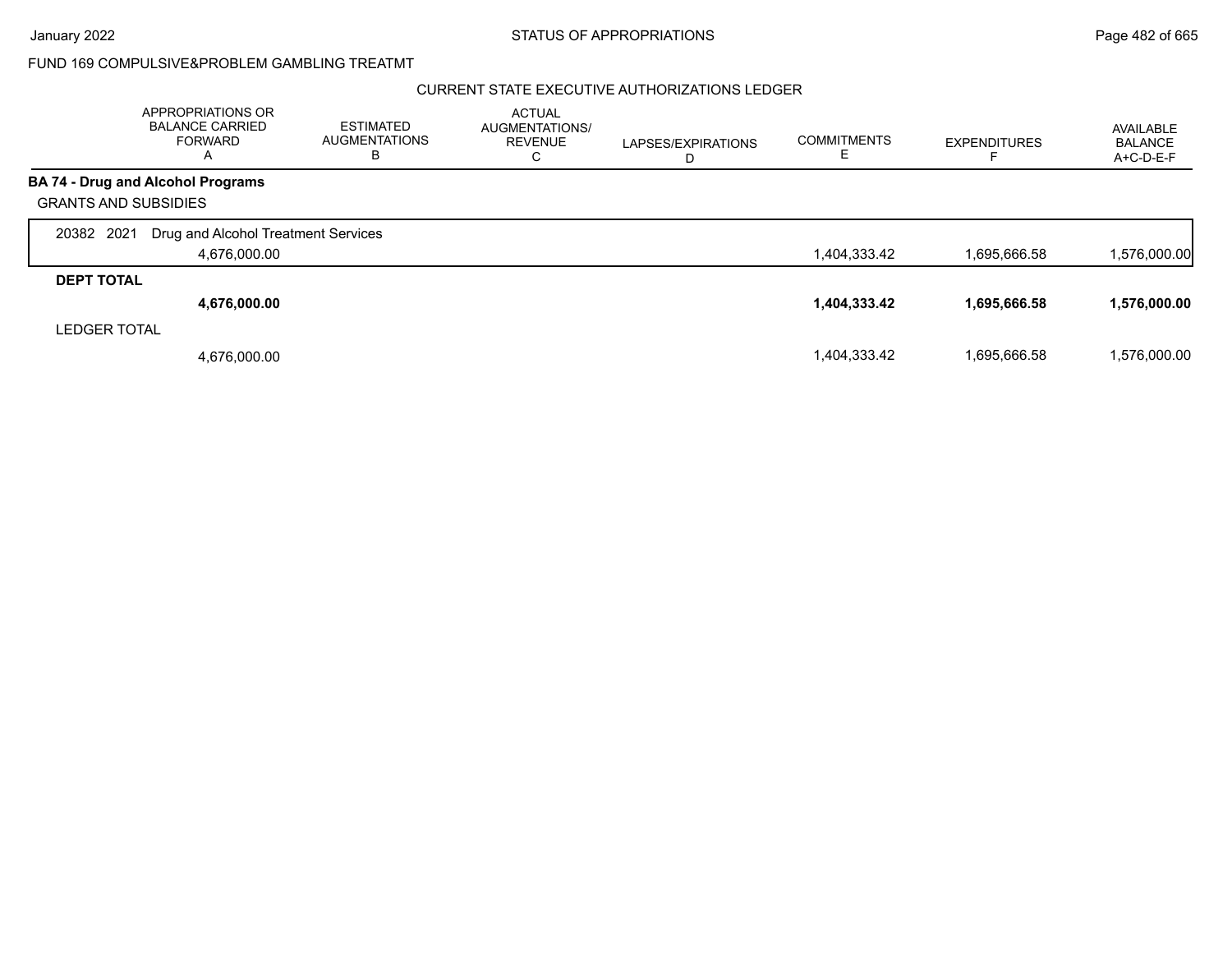FUND 169 COMPULSIVE&PROBLEM GAMBLING TREATMT

CURRENT STATE EXECUTIVE AUTHORIZATIONS LEDGER

| | APPROPRIATIONS OR BALANCE CARRIED FORWARD A | ESTIMATED AUGMENTATIONS B | ACTUAL AUGMENTATIONS/ REVENUE C | LAPSES/EXPIRATIONS D | COMMITMENTS E | EXPENDITURES F | AVAILABLE BALANCE A+C-D-E-F |
|---|---|---|---|---|---|---|---|
| **BA 74 - Drug and Alcohol Programs** | | | | | | | |
| GRANTS AND SUBSIDIES | | | | | | | |
| 20382 2021 Drug and Alcohol Treatment Services | | | | | | | |
| | 4,676,000.00 | | | | 1,404,333.42 | 1,695,666.58 | 1,576,000.00 |
| **DEPT TOTAL** | | | | | | | |
| | **4,676,000.00** | | | | **1,404,333.42** | **1,695,666.58** | **1,576,000.00** |
| LEDGER TOTAL | | | | | | | |
| | 4,676,000.00 | | | | 1,404,333.42 | 1,695,666.58 | 1,576,000.00 |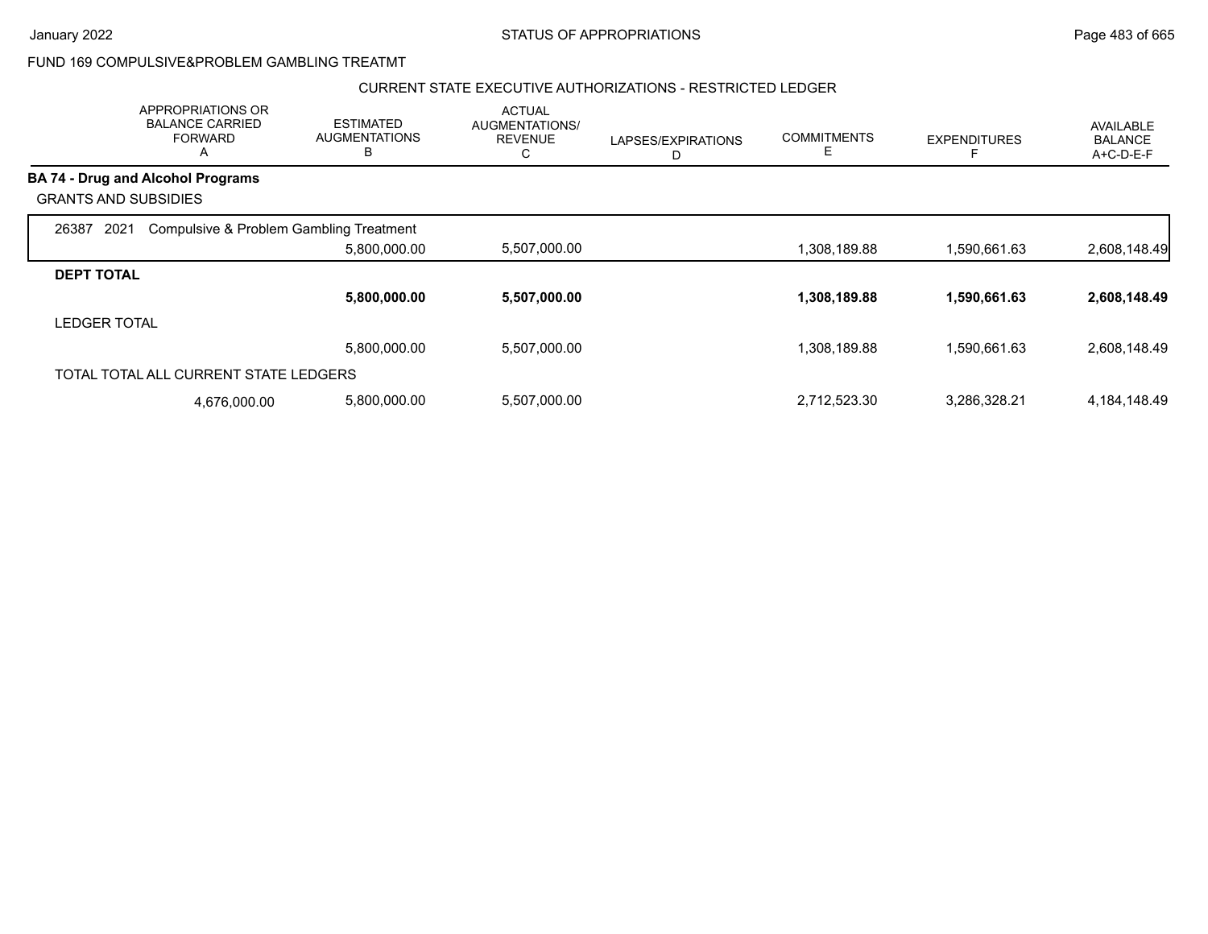FUND 169 COMPULSIVE&PROBLEM GAMBLING TREATMT

CURRENT STATE EXECUTIVE AUTHORIZATIONS - RESTRICTED LEDGER

| | APPROPRIATIONS OR BALANCE CARRIED FORWARD A | ESTIMATED AUGMENTATIONS B | ACTUAL AUGMENTATIONS/ REVENUE C | LAPSES/EXPIRATIONS D | COMMITMENTS E | EXPENDITURES F | AVAILABLE BALANCE A+C-D-E-F |
|---|---|---|---|---|---|---|---|
| **BA 74 - Drug and Alcohol Programs** | | | | | | | |
| GRANTS AND SUBSIDIES | | | | | | | |
| 26387 2021 Compulsive & Problem Gambling Treatment | | 5,800,000.00 | 5,507,000.00 | | 1,308,189.88 | 1,590,661.63 | 2,608,148.49 |
| **DEPT TOTAL** | | **5,800,000.00** | **5,507,000.00** | | **1,308,189.88** | **1,590,661.63** | **2,608,148.49** |
| LEDGER TOTAL | | 5,800,000.00 | 5,507,000.00 | | 1,308,189.88 | 1,590,661.63 | 2,608,148.49 |
| TOTAL TOTAL ALL CURRENT STATE LEDGERS | 4,676,000.00 | 5,800,000.00 | 5,507,000.00 | | 2,712,523.30 | 3,286,328.21 | 4,184,148.49 |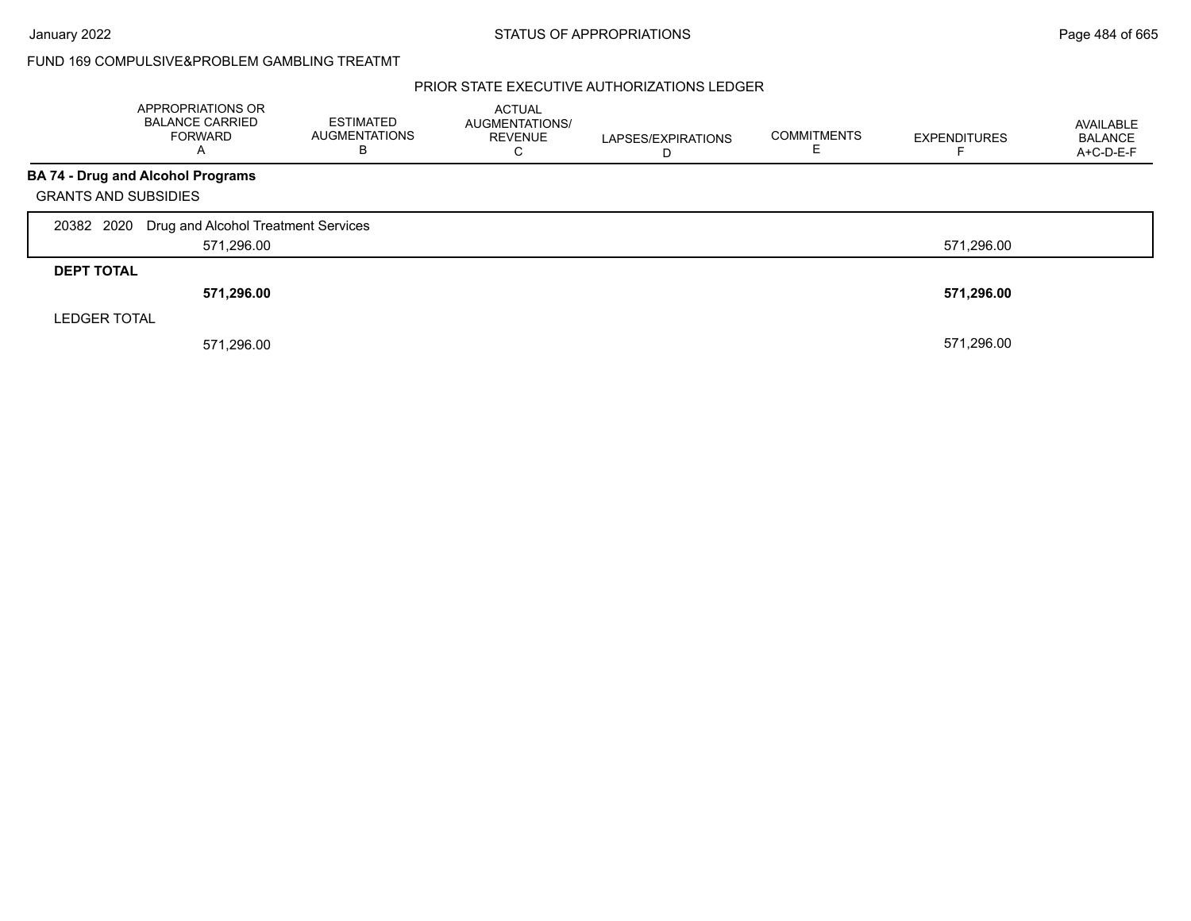FUND 169 COMPULSIVE&PROBLEM GAMBLING TREATMT

PRIOR STATE EXECUTIVE AUTHORIZATIONS LEDGER

| | APPROPRIATIONS OR BALANCE CARRIED FORWARD A | ESTIMATED AUGMENTATIONS B | ACTUAL AUGMENTATIONS/ REVENUE C | LAPSES/EXPIRATIONS D | COMMITMENTS E | EXPENDITURES F | AVAILABLE BALANCE A+C-D-E-F |
|---|---|---|---|---|---|---|---|
| **BA 74 - Drug and Alcohol Programs** | | | | | | | |
| GRANTS AND SUBSIDIES | | | | | | | |
| 20382 2020 Drug and Alcohol Treatment Services | 571,296.00 | | | | | 571,296.00 | |
| **DEPT TOTAL** | **571,296.00** | | | | | **571,296.00** | |
| LEDGER TOTAL | 571,296.00 | | | | | 571,296.00 | |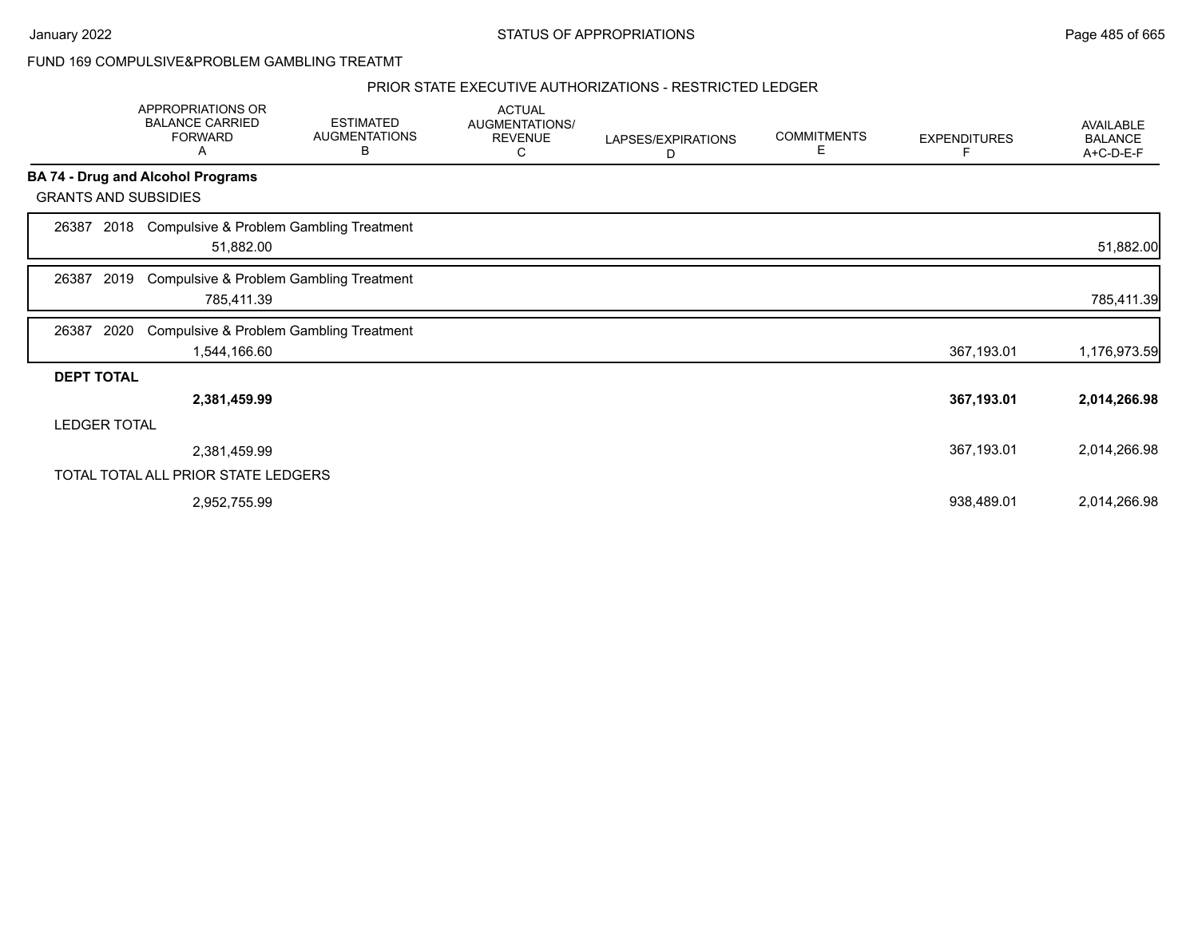FUND 169 COMPULSIVE&PROBLEM GAMBLING TREATMT

PRIOR STATE EXECUTIVE AUTHORIZATIONS - RESTRICTED LEDGER

| | APPROPRIATIONS OR BALANCE CARRIED FORWARD A | ESTIMATED AUGMENTATIONS B | ACTUAL AUGMENTATIONS/ REVENUE C | LAPSES/EXPIRATIONS D | COMMITMENTS E | EXPENDITURES F | AVAILABLE BALANCE A+C-D-E-F |
|---|---|---|---|---|---|---|---|
| **BA 74 - Drug and Alcohol Programs** | | | | | | | |
| GRANTS AND SUBSIDIES | | | | | | | |
| 26387 2018 Compulsive & Problem Gambling Treatment | 51,882.00 | | | | | | 51,882.00 |
| 26387 2019 Compulsive & Problem Gambling Treatment | 785,411.39 | | | | | | 785,411.39 |
| 26387 2020 Compulsive & Problem Gambling Treatment | 1,544,166.60 | | | | | 367,193.01 | 1,176,973.59 |
| **DEPT TOTAL** | **2,381,459.99** | | | | | **367,193.01** | **2,014,266.98** |
| LEDGER TOTAL | 2,381,459.99 | | | | | 367,193.01 | 2,014,266.98 |
| TOTAL TOTAL ALL PRIOR STATE LEDGERS | 2,952,755.99 | | | | | 938,489.01 | 2,014,266.98 |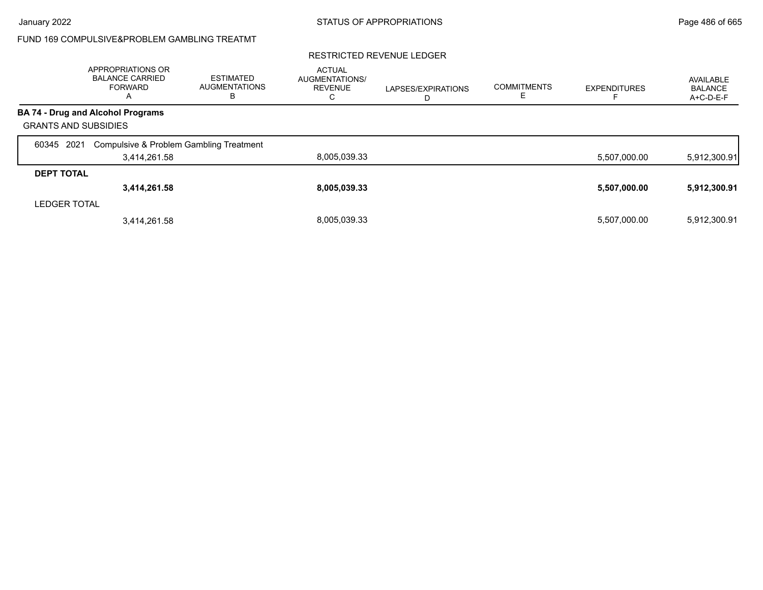FUND 169 COMPULSIVE&PROBLEM GAMBLING TREATMT

RESTRICTED REVENUE LEDGER

| | APPROPRIATIONS OR BALANCE CARRIED FORWARD A | ESTIMATED AUGMENTATIONS B | ACTUAL AUGMENTATIONS/ REVENUE C | LAPSES/EXPIRATIONS D | COMMITMENTS E | EXPENDITURES F | AVAILABLE BALANCE A+C-D-E-F |
|---|---|---|---|---|---|---|---|
| **BA 74 - Drug and Alcohol Programs** | | | | | | | |
| GRANTS AND SUBSIDIES | | | | | | | |
| 60345 2021 Compulsive & Problem Gambling Treatment | 3,414,261.58 | | 8,005,039.33 | | | 5,507,000.00 | 5,912,300.91 |
| **DEPT TOTAL** | **3,414,261.58** | | **8,005,039.33** | | | **5,507,000.00** | **5,912,300.91** |
| LEDGER TOTAL | 3,414,261.58 | | 8,005,039.33 | | | 5,507,000.00 | 5,912,300.91 |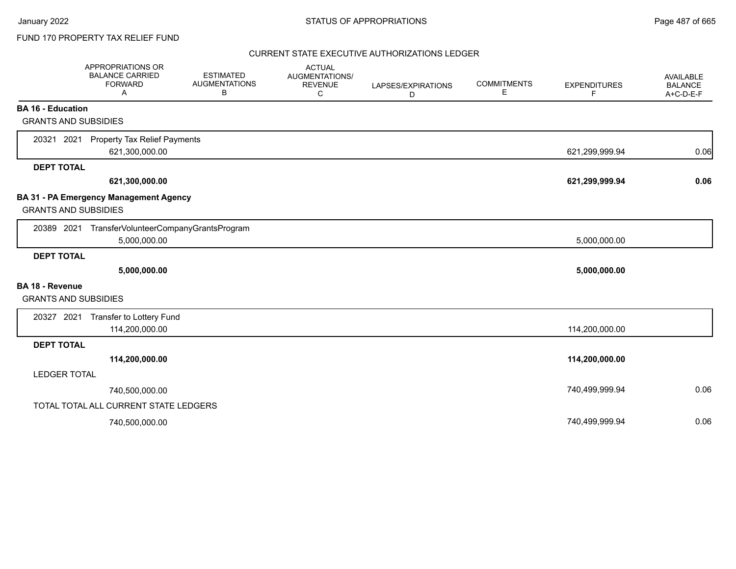FUND 170 PROPERTY TAX RELIEF FUND

CURRENT STATE EXECUTIVE AUTHORIZATIONS LEDGER

| | APPROPRIATIONS OR BALANCE CARRIED FORWARD A | ESTIMATED AUGMENTATIONS B | ACTUAL AUGMENTATIONS/ REVENUE C | LAPSES/EXPIRATIONS D | COMMITMENTS E | EXPENDITURES F | AVAILABLE BALANCE A+C-D-E-F |
|---|---|---|---|---|---|---|---|
| **BA 16 - Education** | | | | | | | |
| GRANTS AND SUBSIDIES | | | | | | | |
| 20321 2021 Property Tax Relief Payments | 621,300,000.00 | | | | | 621,299,999.94 | 0.06 |
| **DEPT TOTAL** | **621,300,000.00** | | | | | **621,299,999.94** | **0.06** |
| **BA 31 - PA Emergency Management Agency** | | | | | | | |
| GRANTS AND SUBSIDIES | | | | | | | |
| 20389 2021 TransferVolunteerCompanyGrantsProgram | 5,000,000.00 | | | | | 5,000,000.00 | |
| **DEPT TOTAL** | **5,000,000.00** | | | | | **5,000,000.00** | |
| **BA 18 - Revenue** | | | | | | | |
| GRANTS AND SUBSIDIES | | | | | | | |
| 20327 2021 Transfer to Lottery Fund | 114,200,000.00 | | | | | 114,200,000.00 | |
| **DEPT TOTAL** | **114,200,000.00** | | | | | **114,200,000.00** | |
| LEDGER TOTAL | 740,500,000.00 | | | | | 740,499,999.94 | 0.06 |
| TOTAL TOTAL ALL CURRENT STATE LEDGERS | 740,500,000.00 | | | | | 740,499,999.94 | 0.06 |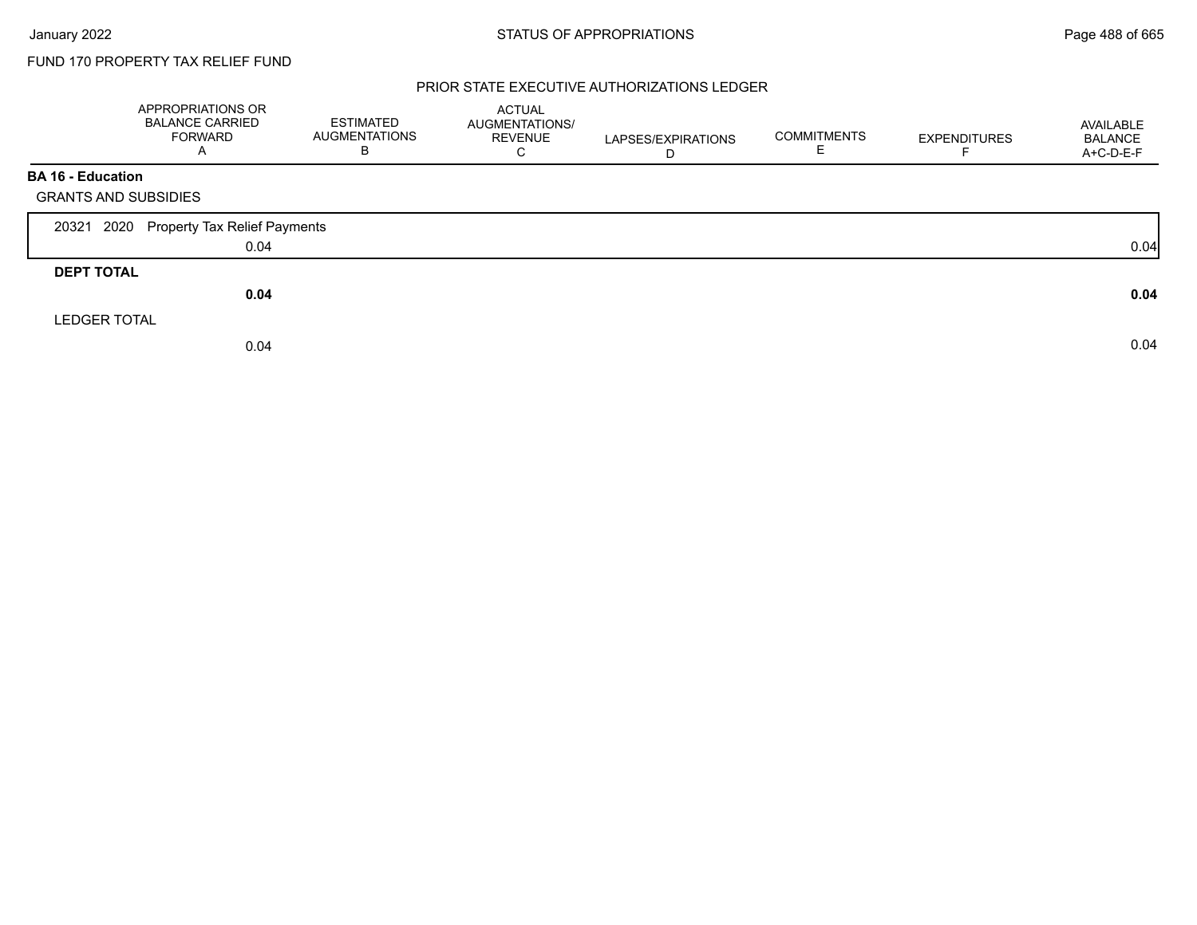FUND 170 PROPERTY TAX RELIEF FUND

## PRIOR STATE EXECUTIVE AUTHORIZATIONS LEDGER

| | APPROPRIATIONS OR BALANCE CARRIED FORWARD A | ESTIMATED AUGMENTATIONS B | ACTUAL AUGMENTATIONS/ REVENUE C | LAPSES/EXPIRATIONS D | COMMITMENTS E | EXPENDITURES F | AVAILABLE BALANCE A+C-D-E-F |
|---|---|---|---|---|---|---|---|
| **BA 16 - Education** | | | | | | | |
| GRANTS AND SUBSIDIES | | | | | | | |
| 20321 2020 Property Tax Relief Payments | 0.04 | | | | | | 0.04 |
| **DEPT TOTAL** | **0.04** | | | | | | **0.04** |
| LEDGER TOTAL | 0.04 | | | | | | 0.04 |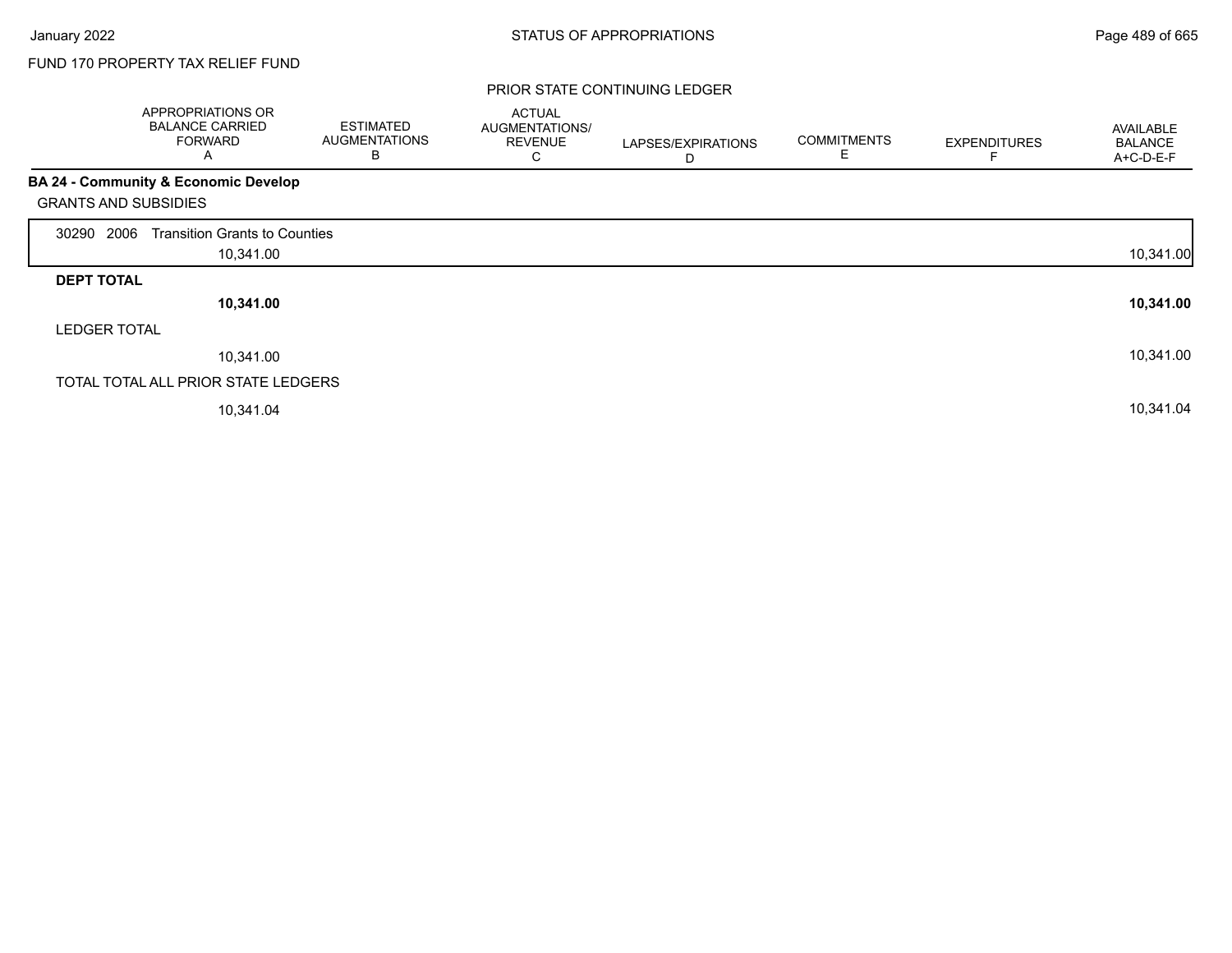FUND 170 PROPERTY TAX RELIEF FUND

PRIOR STATE CONTINUING LEDGER

| | APPROPRIATIONS OR BALANCE CARRIED FORWARD A | ESTIMATED AUGMENTATIONS B | ACTUAL AUGMENTATIONS/ REVENUE C | LAPSES/EXPIRATIONS D | COMMITMENTS E | EXPENDITURES F | AVAILABLE BALANCE A+C-D-E-F |
|---|---|---|---|---|---|---|---|
| **BA 24 - Community & Economic Develop** | | | | | | | |
| GRANTS AND SUBSIDIES | | | | | | | |
| 30290 2006 Transition Grants to Counties | 10,341.00 | | | | | | 10,341.00 |
| **DEPT TOTAL** | **10,341.00** | | | | | | **10,341.00** |
| LEDGER TOTAL | 10,341.00 | | | | | | 10,341.00 |
| TOTAL TOTAL ALL PRIOR STATE LEDGERS | 10,341.04 | | | | | | 10,341.04 |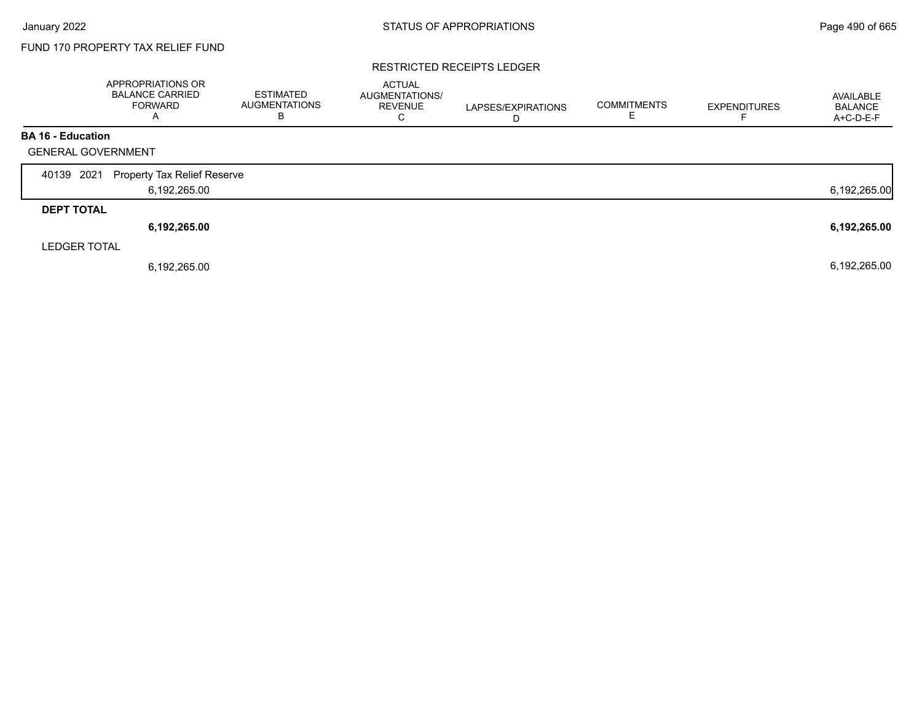FUND 170 PROPERTY TAX RELIEF FUND

RESTRICTED RECEIPTS LEDGER

| | APPROPRIATIONS OR BALANCE CARRIED FORWARD A | ESTIMATED AUGMENTATIONS B | ACTUAL AUGMENTATIONS/ REVENUE C | LAPSES/EXPIRATIONS D | COMMITMENTS E | EXPENDITURES F | AVAILABLE BALANCE A+C-D-E-F |
|---|---|---|---|---|---|---|---|
| **BA 16 - Education** | | | | | | | |
| GENERAL GOVERNMENT | | | | | | | |
| 40139 2021 Property Tax Relief Reserve | 6,192,265.00 | | | | | | 6,192,265.00 |
| **DEPT TOTAL** | **6,192,265.00** | | | | | | **6,192,265.00** |
| LEDGER TOTAL | 6,192,265.00 | | | | | | 6,192,265.00 |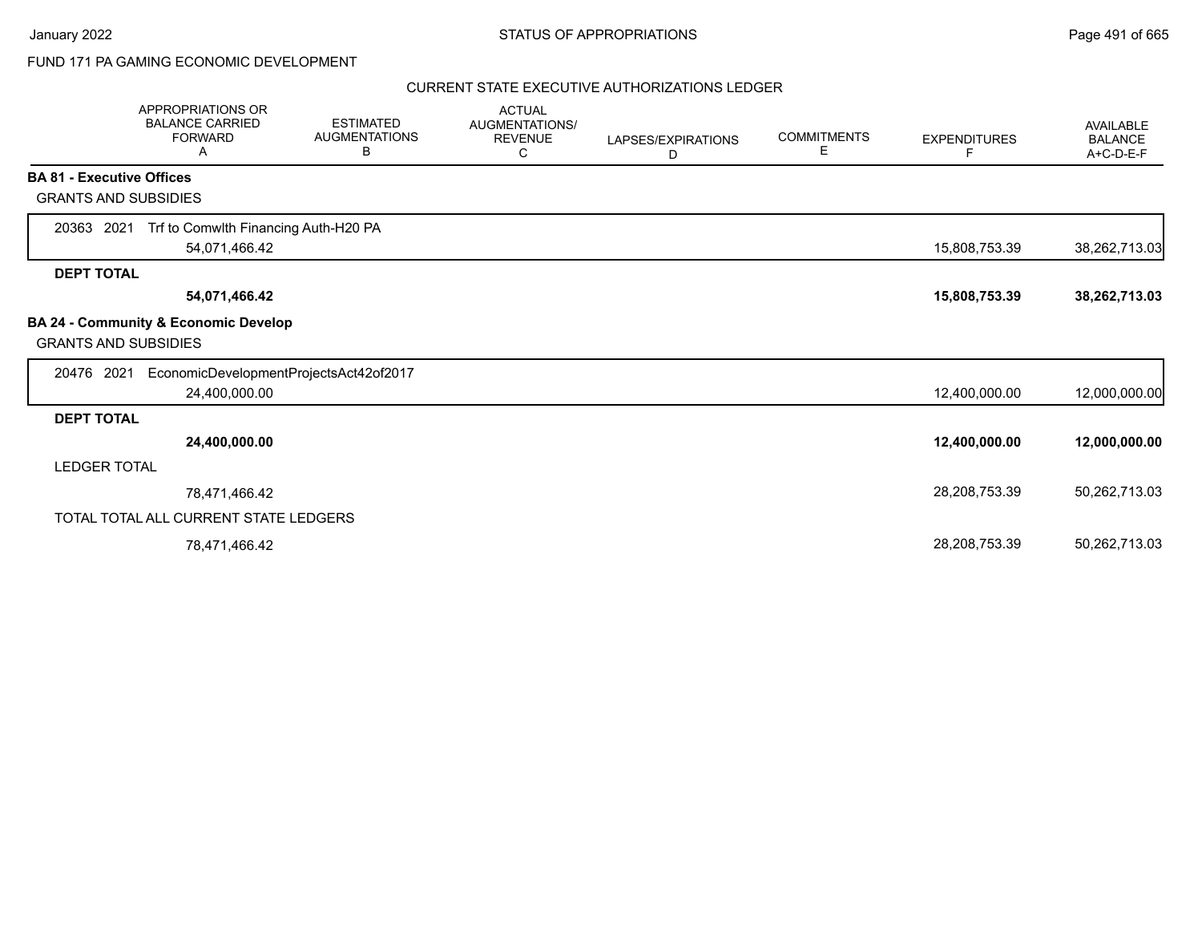FUND 171 PA GAMING ECONOMIC DEVELOPMENT

CURRENT STATE EXECUTIVE AUTHORIZATIONS LEDGER

| APPROPRIATIONS OR BALANCE CARRIED FORWARD A | ESTIMATED AUGMENTATIONS B | ACTUAL AUGMENTATIONS/ REVENUE C | LAPSES/EXPIRATIONS D | COMMITMENTS E | EXPENDITURES F | AVAILABLE BALANCE A+C-D-E-F |
|---|---|---|---|---|---|---|
| **BA 81 - Executive Offices** | | | | | | |
| GRANTS AND SUBSIDIES | | | | | | |
| 20363 2021 Trf to Comwlth Financing Auth-H20 PA | | | | | | |
| 54,071,466.42 | | | | | 15,808,753.39 | 38,262,713.03 |
| **DEPT TOTAL** | | | | | | |
| **54,071,466.42** | | | | | **15,808,753.39** | **38,262,713.03** |
| **BA 24 - Community & Economic Develop** | | | | | | |
| GRANTS AND SUBSIDIES | | | | | | |
| 20476 2021 EconomicDevelopmentProjectsAct42of2017 | | | | | | |
| 24,400,000.00 | | | | | 12,400,000.00 | 12,000,000.00 |
| **DEPT TOTAL** | | | | | | |
| **24,400,000.00** | | | | | **12,400,000.00** | **12,000,000.00** |
| LEDGER TOTAL | | | | | | |
| 78,471,466.42 | | | | | 28,208,753.39 | 50,262,713.03 |
| TOTAL TOTAL ALL CURRENT STATE LEDGERS | | | | | | |
| 78,471,466.42 | | | | | 28,208,753.39 | 50,262,713.03 |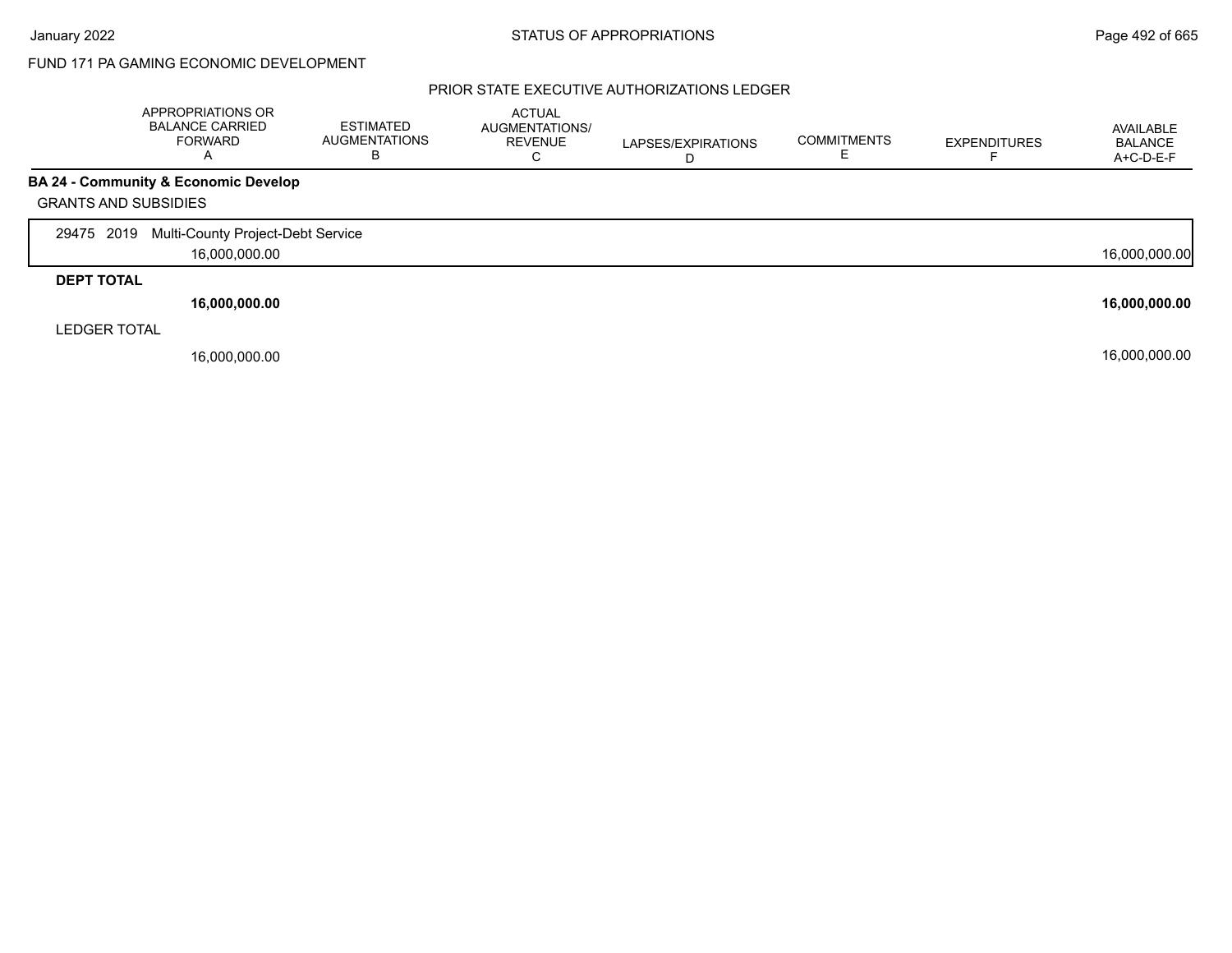FUND 171 PA GAMING ECONOMIC DEVELOPMENT

PRIOR STATE EXECUTIVE AUTHORIZATIONS LEDGER

| | APPROPRIATIONS OR BALANCE CARRIED FORWARD A | ESTIMATED AUGMENTATIONS B | ACTUAL AUGMENTATIONS/ REVENUE C | LAPSES/EXPIRATIONS D | COMMITMENTS E | EXPENDITURES F | AVAILABLE BALANCE A+C-D-E-F |
|---|---|---|---|---|---|---|---|
| **BA 24 - Community & Economic Develop** | | | | | | | |
| GRANTS AND SUBSIDIES | | | | | | | |
| 29475 2019 Multi-County Project-Debt Service | 16,000,000.00 | | | | | | 16,000,000.00 |
| **DEPT TOTAL** | **16,000,000.00** | | | | | | **16,000,000.00** |
| LEDGER TOTAL | 16,000,000.00 | | | | | | 16,000,000.00 |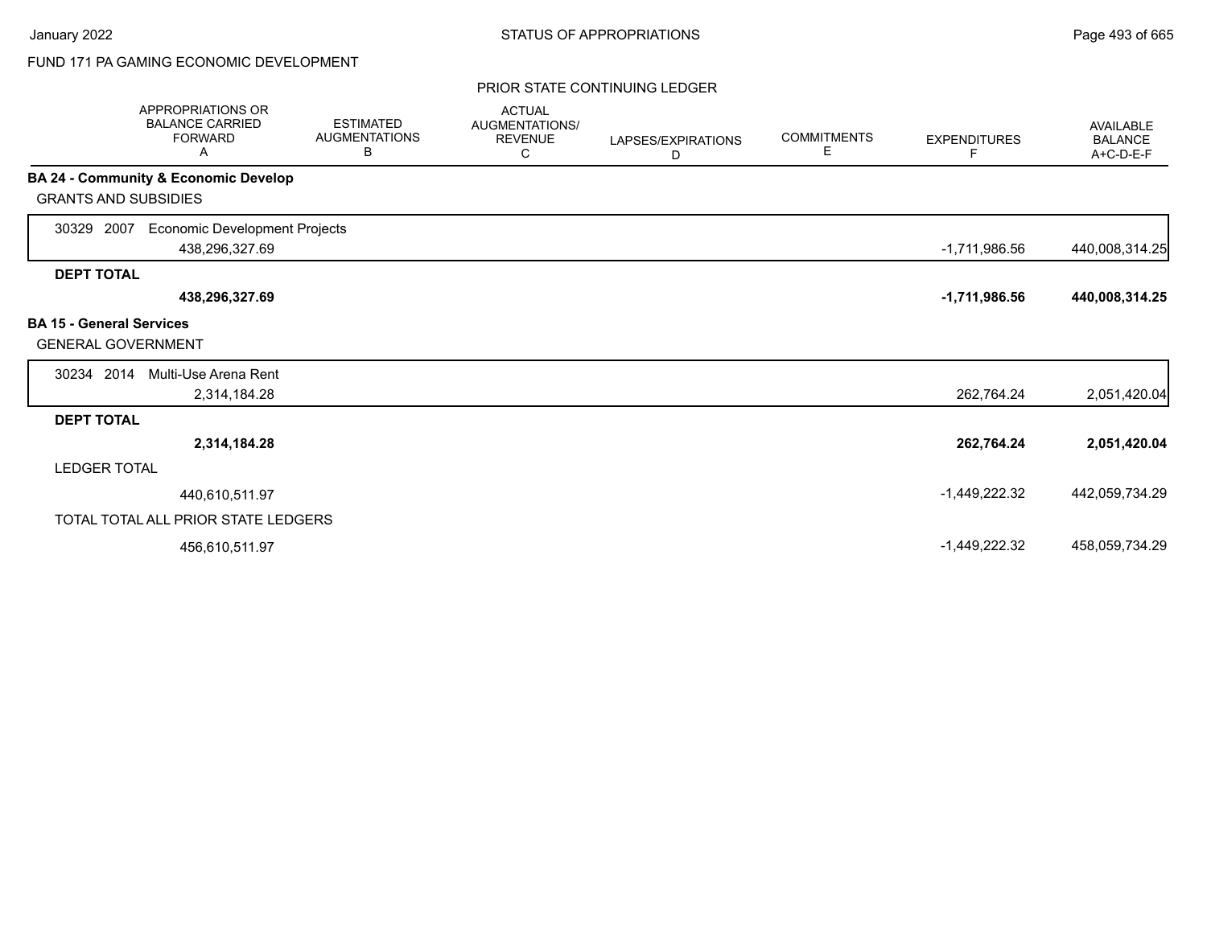FUND 171 PA GAMING ECONOMIC DEVELOPMENT

PRIOR STATE CONTINUING LEDGER

| | APPROPRIATIONS OR BALANCE CARRIED FORWARD A | ESTIMATED AUGMENTATIONS B | ACTUAL AUGMENTATIONS/ REVENUE C | LAPSES/EXPIRATIONS D | COMMITMENTS E | EXPENDITURES F | AVAILABLE BALANCE A+C-D-E-F |
|---|---|---|---|---|---|---|---|
| **BA 24 - Community & Economic Develop** | | | | | | | |
| GRANTS AND SUBSIDIES | | | | | | | |
| 30329 2007 Economic Development Projects | 438,296,327.69 | | | | | -1,711,986.56 | 440,008,314.25 |
| **DEPT TOTAL** | **438,296,327.69** | | | | | **-1,711,986.56** | **440,008,314.25** |
| **BA 15 - General Services** | | | | | | | |
| GENERAL GOVERNMENT | | | | | | | |
| 30234 2014 Multi-Use Arena Rent | 2,314,184.28 | | | | | 262,764.24 | 2,051,420.04 |
| **DEPT TOTAL** | **2,314,184.28** | | | | | **262,764.24** | **2,051,420.04** |
| LEDGER TOTAL | 440,610,511.97 | | | | | -1,449,222.32 | 442,059,734.29 |
| TOTAL TOTAL ALL PRIOR STATE LEDGERS | 456,610,511.97 | | | | | -1,449,222.32 | 458,059,734.29 |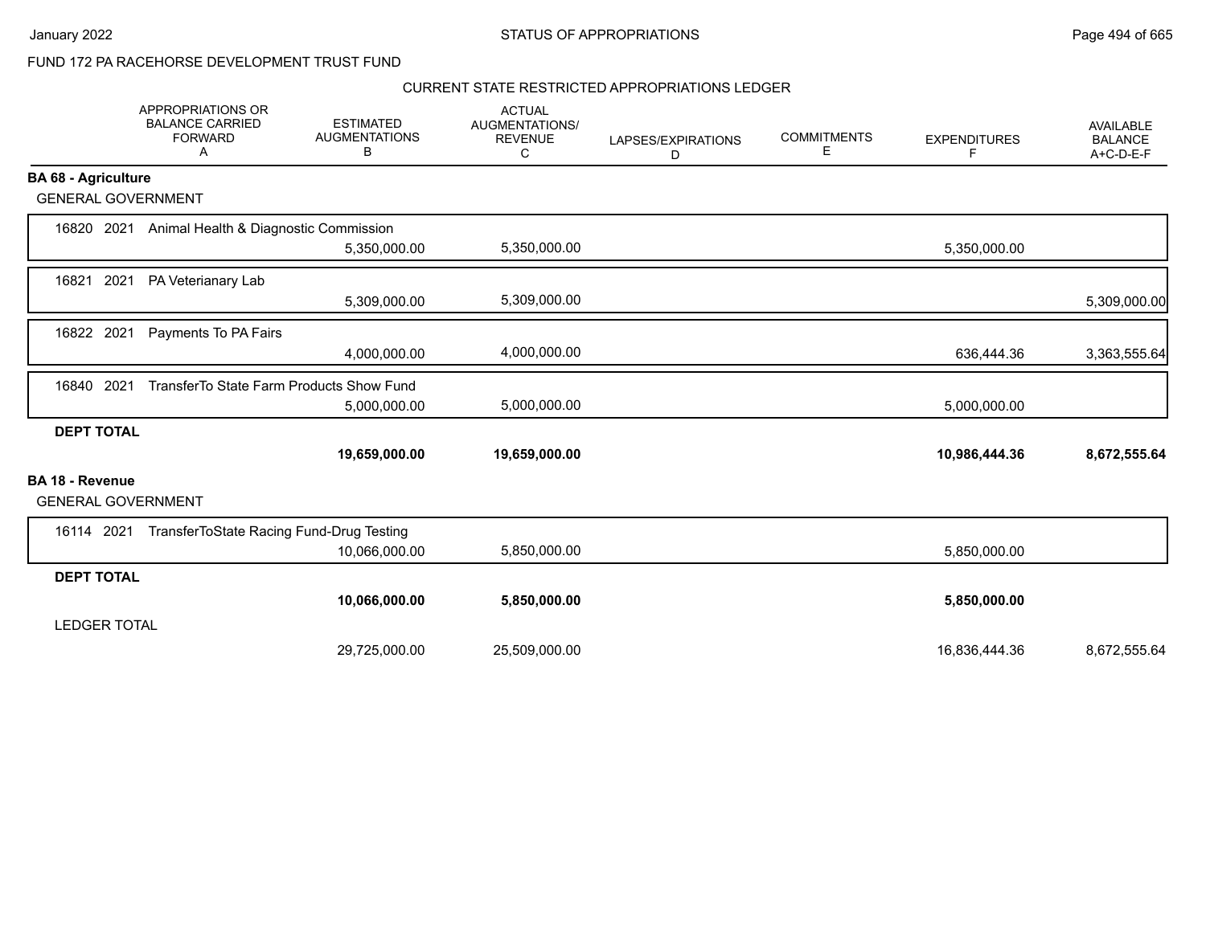FUND 172 PA RACEHORSE DEVELOPMENT TRUST FUND

CURRENT STATE RESTRICTED APPROPRIATIONS LEDGER

| | APPROPRIATIONS OR BALANCE CARRIED FORWARD A | ESTIMATED AUGMENTATIONS B | ACTUAL AUGMENTATIONS/ REVENUE C | LAPSES/EXPIRATIONS D | COMMITMENTS E | EXPENDITURES F | AVAILABLE BALANCE A+C-D-E-F |
|---|---|---|---|---|---|---|---|
| **BA 68 - Agriculture** | | | | | | | |
| GENERAL GOVERNMENT | | | | | | | |
| 16820 2021 Animal Health & Diagnostic Commission | | 5,350,000.00 | 5,350,000.00 | | | 5,350,000.00 | |
| 16821 2021 PA Veterianary Lab | | 5,309,000.00 | 5,309,000.00 | | | | 5,309,000.00 |
| 16822 2021 Payments To PA Fairs | | 4,000,000.00 | 4,000,000.00 | | | 636,444.36 | 3,363,555.64 |
| 16840 2021 TransferTo State Farm Products Show Fund | | 5,000,000.00 | 5,000,000.00 | | | 5,000,000.00 | |
| **DEPT TOTAL** | | **19,659,000.00** | **19,659,000.00** | | | **10,986,444.36** | **8,672,555.64** |
| **BA 18 - Revenue** | | | | | | | |
| GENERAL GOVERNMENT | | | | | | | |
| 16114 2021 TransferToState Racing Fund-Drug Testing | | 10,066,000.00 | 5,850,000.00 | | | 5,850,000.00 | |
| **DEPT TOTAL** | | **10,066,000.00** | **5,850,000.00** | | | **5,850,000.00** | |
| LEDGER TOTAL | | 29,725,000.00 | 25,509,000.00 | | | 16,836,444.36 | 8,672,555.64 |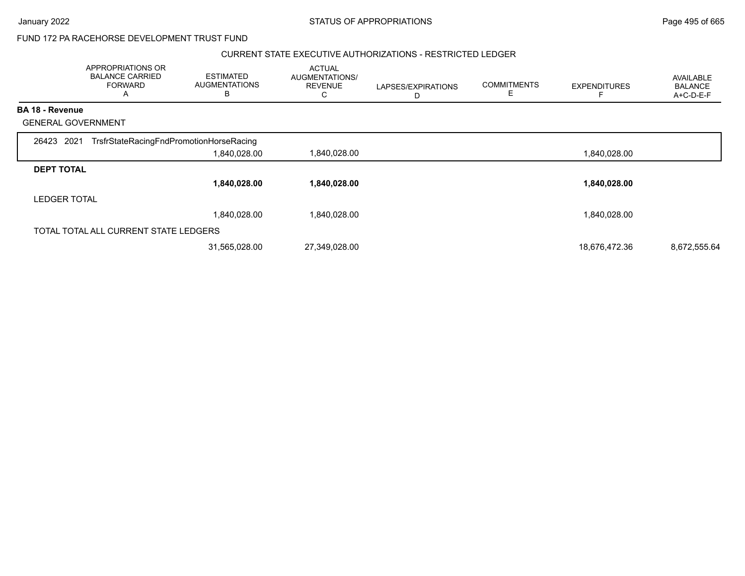FUND 172 PA RACEHORSE DEVELOPMENT TRUST FUND

CURRENT STATE EXECUTIVE AUTHORIZATIONS - RESTRICTED LEDGER

| APPROPRIATIONS OR BALANCE CARRIED FORWARD A | ESTIMATED AUGMENTATIONS B | ACTUAL AUGMENTATIONS/ REVENUE C | LAPSES/EXPIRATIONS D | COMMITMENTS E | EXPENDITURES F | AVAILABLE BALANCE A+C-D-E-F |
|---|---|---|---|---|---|---|
| **BA 18 - Revenue** | | | | | | |
| GENERAL GOVERNMENT | | | | | | |
| 26423 2021 TrsfrStateRacingFndPromotionHorseRacing | | | | | | |
| | 1,840,028.00 | 1,840,028.00 | | | 1,840,028.00 | |
| **DEPT TOTAL** | | | | | | |
| | **1,840,028.00** | **1,840,028.00** | | | **1,840,028.00** | |
| LEDGER TOTAL | | | | | | |
| | 1,840,028.00 | 1,840,028.00 | | | 1,840,028.00 | |
| TOTAL TOTAL ALL CURRENT STATE LEDGERS | | | | | | |
| | 31,565,028.00 | 27,349,028.00 | | | 18,676,472.36 | 8,672,555.64 |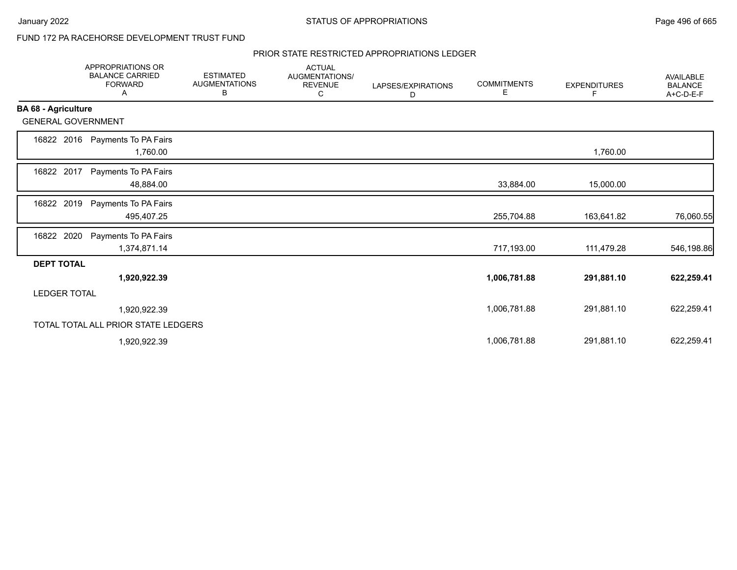FUND 172 PA RACEHORSE DEVELOPMENT TRUST FUND

## PRIOR STATE RESTRICTED APPROPRIATIONS LEDGER

| | APPROPRIATIONS OR BALANCE CARRIED FORWARD A | ESTIMATED AUGMENTATIONS B | ACTUAL AUGMENTATIONS/ REVENUE C | LAPSES/EXPIRATIONS D | COMMITMENTS E | EXPENDITURES F | AVAILABLE BALANCE A+C-D-E-F |
|---|---|---|---|---|---|---|---|
| **BA 68 - Agriculture** | | | | | | | |
| GENERAL GOVERNMENT | | | | | | | |
| 16822 2016 Payments To PA Fairs | 1,760.00 | | | | | 1,760.00 | |
| 16822 2017 Payments To PA Fairs | 48,884.00 | | | | 33,884.00 | 15,000.00 | |
| 16822 2019 Payments To PA Fairs | 495,407.25 | | | | 255,704.88 | 163,641.82 | 76,060.55 |
| 16822 2020 Payments To PA Fairs | 1,374,871.14 | | | | 717,193.00 | 111,479.28 | 546,198.86 |
| **DEPT TOTAL** | **1,920,922.39** | | | | **1,006,781.88** | **291,881.10** | **622,259.41** |
| LEDGER TOTAL | 1,920,922.39 | | | | 1,006,781.88 | 291,881.10 | 622,259.41 |
| TOTAL TOTAL ALL PRIOR STATE LEDGERS | 1,920,922.39 | | | | 1,006,781.88 | 291,881.10 | 622,259.41 |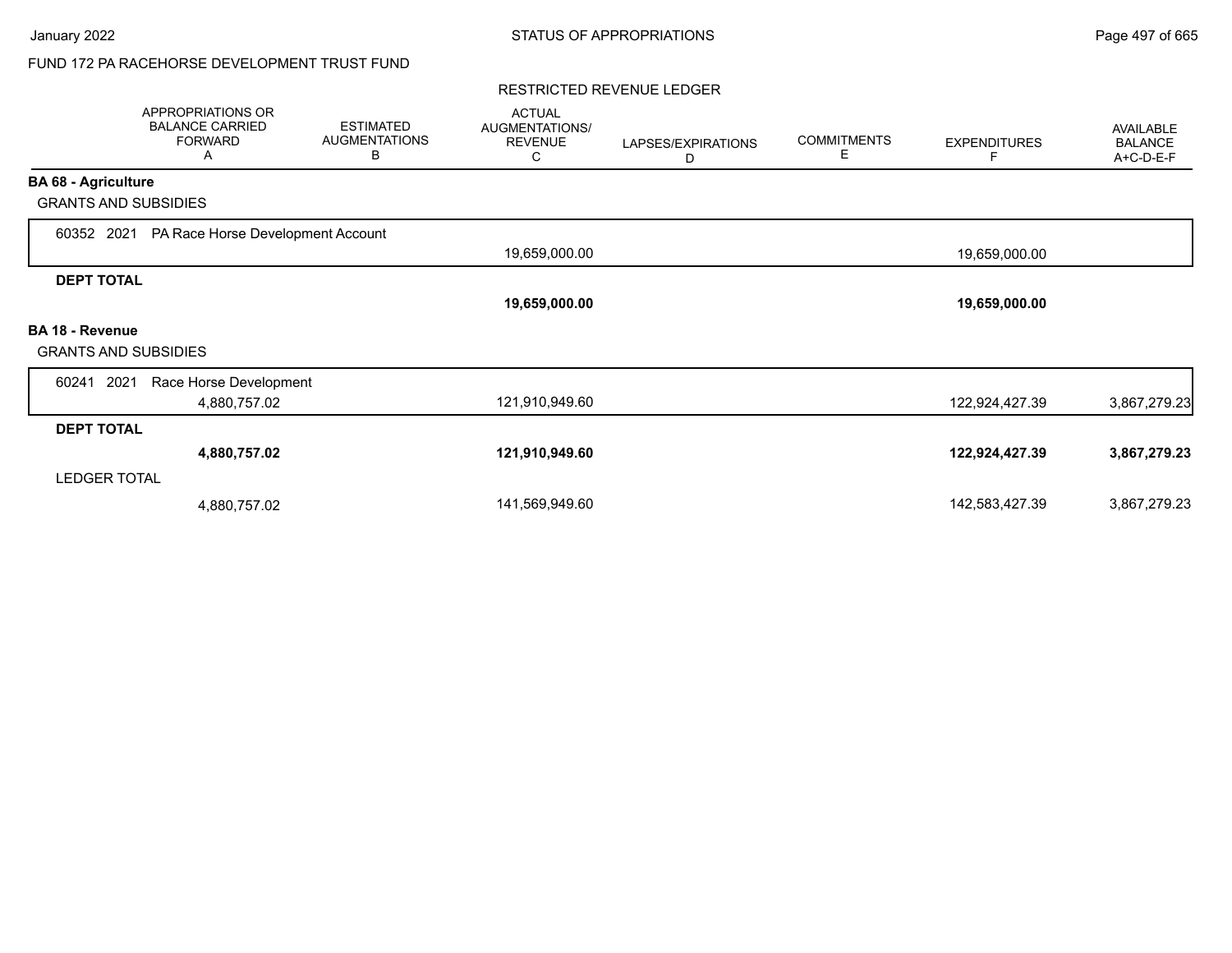FUND 172 PA RACEHORSE DEVELOPMENT TRUST FUND

RESTRICTED REVENUE LEDGER

| | APPROPRIATIONS OR BALANCE CARRIED FORWARD A | ESTIMATED AUGMENTATIONS B | ACTUAL AUGMENTATIONS/ REVENUE C | LAPSES/EXPIRATIONS D | COMMITMENTS E | EXPENDITURES F | AVAILABLE BALANCE A+C-D-E-F |
|---|---|---|---|---|---|---|---|
| **BA 68 - Agriculture** | | | | | | | |
| GRANTS AND SUBSIDIES | | | | | | | |
| 60352 2021 PA Race Horse Development Account | | | 19,659,000.00 | | | 19,659,000.00 | |
| **DEPT TOTAL** | | | **19,659,000.00** | | | **19,659,000.00** | |
| **BA 18 - Revenue** | | | | | | | |
| GRANTS AND SUBSIDIES | | | | | | | |
| 60241 2021 Race Horse Development | 4,880,757.02 | | 121,910,949.60 | | | 122,924,427.39 | 3,867,279.23 |
| **DEPT TOTAL** | **4,880,757.02** | | **121,910,949.60** | | | **122,924,427.39** | **3,867,279.23** |
| LEDGER TOTAL | 4,880,757.02 | | 141,569,949.60 | | | 142,583,427.39 | 3,867,279.23 |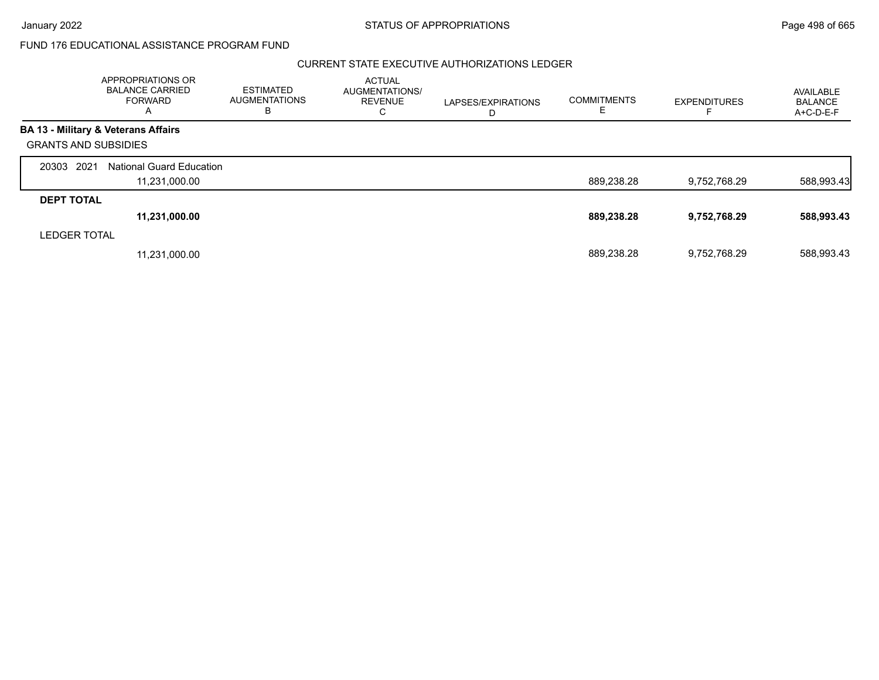FUND 176 EDUCATIONAL ASSISTANCE PROGRAM FUND

CURRENT STATE EXECUTIVE AUTHORIZATIONS LEDGER

| | APPROPRIATIONS OR BALANCE CARRIED FORWARD A | ESTIMATED AUGMENTATIONS B | ACTUAL AUGMENTATIONS/ REVENUE C | LAPSES/EXPIRATIONS D | COMMITMENTS E | EXPENDITURES F | AVAILABLE BALANCE A+C-D-E-F |
|---|---|---|---|---|---|---|---|
| **BA 13 - Military & Veterans Affairs** | | | | | | | |
| GRANTS AND SUBSIDIES | | | | | | | |
| 20303 2021 National Guard Education | 11,231,000.00 | | | | 889,238.28 | 9,752,768.29 | 588,993.43 |
| **DEPT TOTAL** | **11,231,000.00** | | | | **889,238.28** | **9,752,768.29** | **588,993.43** |
| LEDGER TOTAL | 11,231,000.00 | | | | 889,238.28 | 9,752,768.29 | 588,993.43 |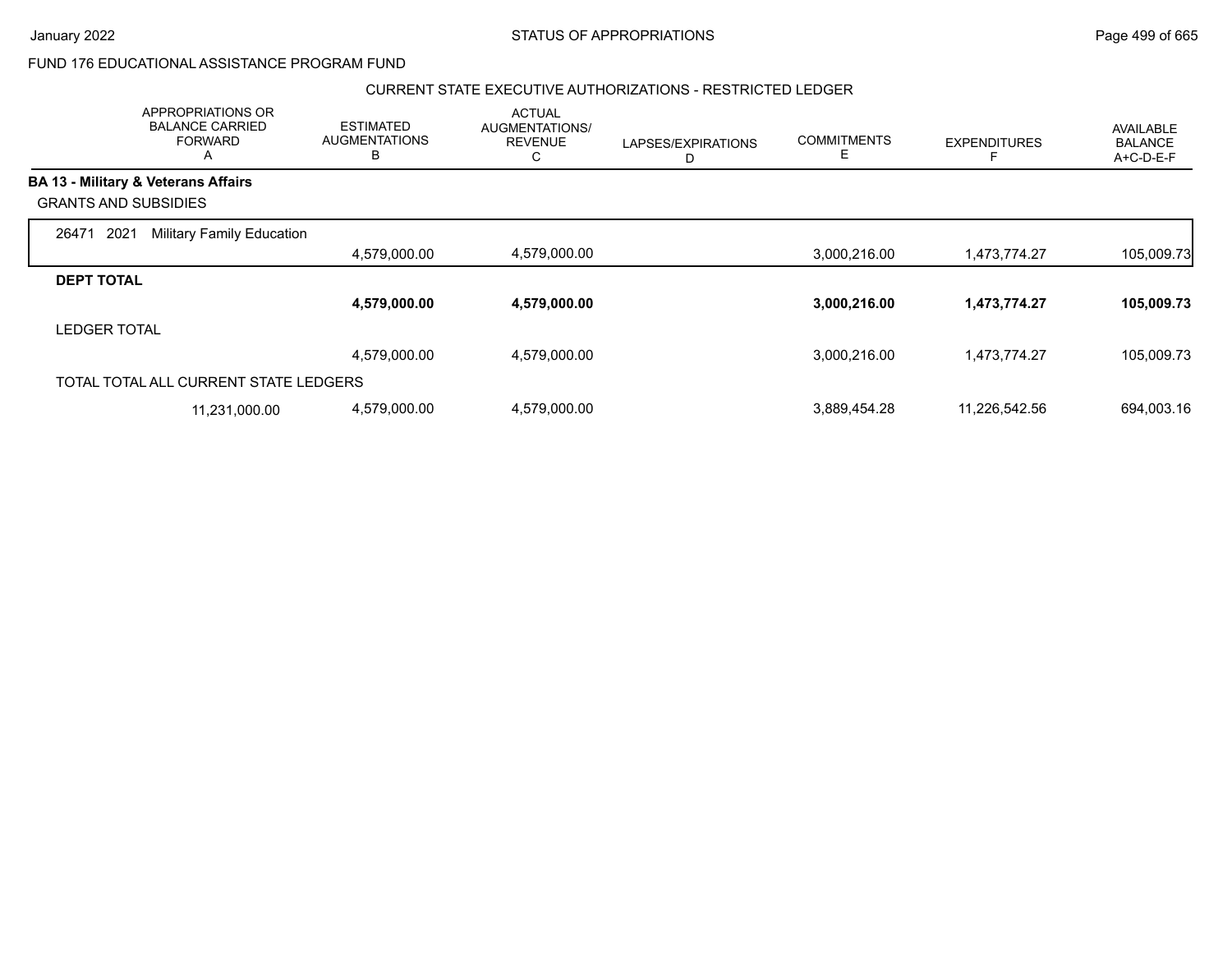FUND 176 EDUCATIONAL ASSISTANCE PROGRAM FUND

CURRENT STATE EXECUTIVE AUTHORIZATIONS - RESTRICTED LEDGER

| | APPROPRIATIONS OR BALANCE CARRIED FORWARD A | ESTIMATED AUGMENTATIONS B | ACTUAL AUGMENTATIONS/ REVENUE C | LAPSES/EXPIRATIONS D | COMMITMENTS E | EXPENDITURES F | AVAILABLE BALANCE A+C-D-E-F |
|---|---|---|---|---|---|---|---|
| **BA 13 - Military & Veterans Affairs** | | | | | | | |
| GRANTS AND SUBSIDIES | | | | | | | |
| 26471 2021 Military Family Education | | 4,579,000.00 | 4,579,000.00 | | 3,000,216.00 | 1,473,774.27 | 105,009.73 |
| **DEPT TOTAL** | | **4,579,000.00** | **4,579,000.00** | | **3,000,216.00** | **1,473,774.27** | **105,009.73** |
| LEDGER TOTAL | | 4,579,000.00 | 4,579,000.00 | | 3,000,216.00 | 1,473,774.27 | 105,009.73 |
| TOTAL TOTAL ALL CURRENT STATE LEDGERS | 11,231,000.00 | 4,579,000.00 | 4,579,000.00 | | 3,889,454.28 | 11,226,542.56 | 694,003.16 |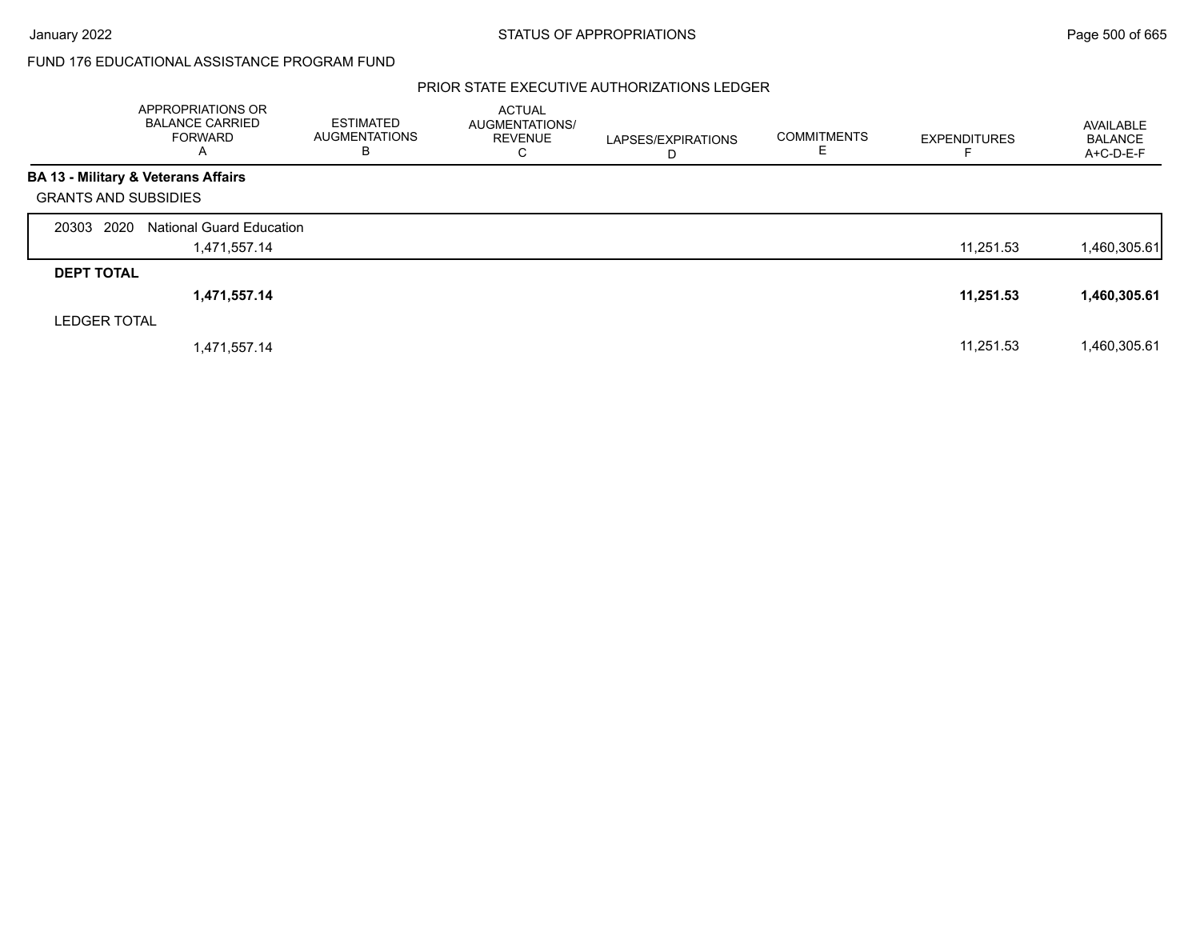FUND 176 EDUCATIONAL ASSISTANCE PROGRAM FUND

## PRIOR STATE EXECUTIVE AUTHORIZATIONS LEDGER

| | APPROPRIATIONS OR BALANCE CARRIED FORWARD A | ESTIMATED AUGMENTATIONS B | ACTUAL AUGMENTATIONS/ REVENUE C | LAPSES/EXPIRATIONS D | COMMITMENTS E | EXPENDITURES F | AVAILABLE BALANCE A+C-D-E-F |
|---|---|---|---|---|---|---|---|
| **BA 13 - Military & Veterans Affairs** | | | | | | | |
| GRANTS AND SUBSIDIES | | | | | | | |
| 20303 2020 National Guard Education | 1,471,557.14 | | | | | 11,251.53 | 1,460,305.61 |
| **DEPT TOTAL** | **1,471,557.14** | | | | | **11,251.53** | **1,460,305.61** |
| LEDGER TOTAL | 1,471,557.14 | | | | | 11,251.53 | 1,460,305.61 |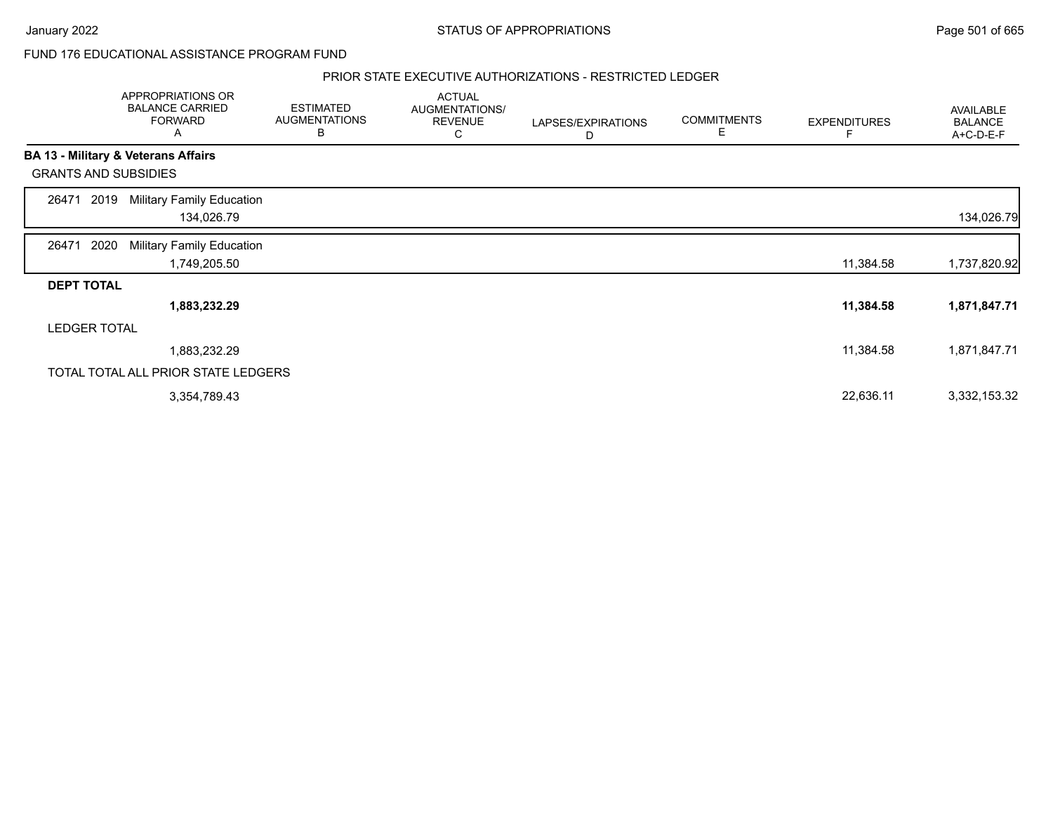FUND 176 EDUCATIONAL ASSISTANCE PROGRAM FUND

PRIOR STATE EXECUTIVE AUTHORIZATIONS - RESTRICTED LEDGER

| | APPROPRIATIONS OR BALANCE CARRIED FORWARD A | ESTIMATED AUGMENTATIONS B | ACTUAL AUGMENTATIONS/ REVENUE C | LAPSES/EXPIRATIONS D | COMMITMENTS E | EXPENDITURES F | AVAILABLE BALANCE A+C-D-E-F |
|---|---|---|---|---|---|---|---|
| **BA 13 - Military & Veterans Affairs** | | | | | | | |
| GRANTS AND SUBSIDIES | | | | | | | |
| 26471 2019 Military Family Education | 134,026.79 | | | | | | 134,026.79 |
| 26471 2020 Military Family Education | 1,749,205.50 | | | | | 11,384.58 | 1,737,820.92 |
| **DEPT TOTAL** | **1,883,232.29** | | | | | **11,384.58** | **1,871,847.71** |
| LEDGER TOTAL | 1,883,232.29 | | | | | 11,384.58 | 1,871,847.71 |
| TOTAL TOTAL ALL PRIOR STATE LEDGERS | 3,354,789.43 | | | | | 22,636.11 | 3,332,153.32 |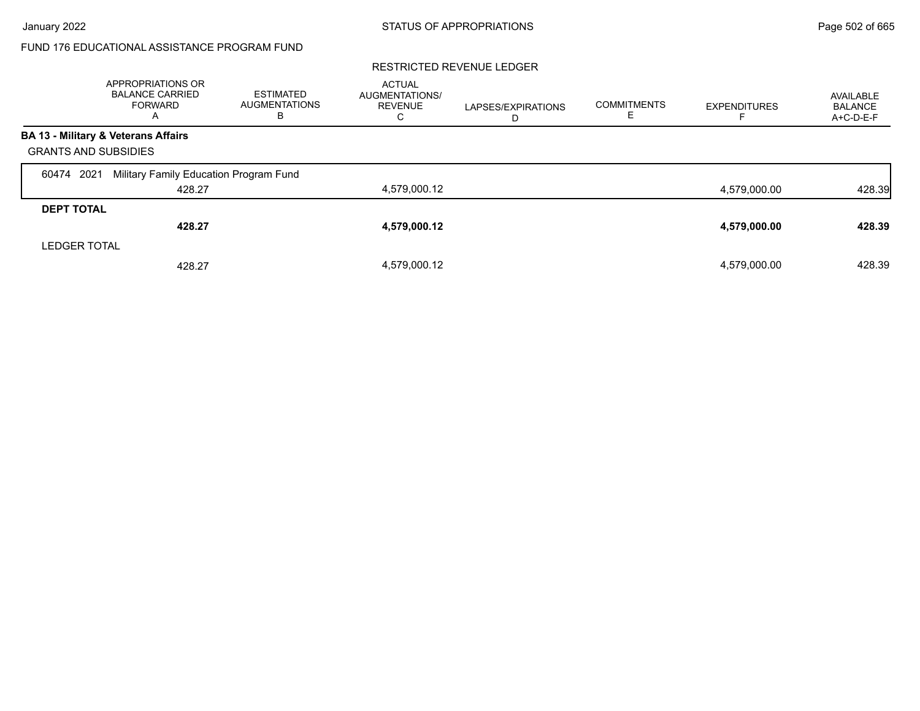FUND 176 EDUCATIONAL ASSISTANCE PROGRAM FUND

RESTRICTED REVENUE LEDGER

| | APPROPRIATIONS OR BALANCE CARRIED FORWARD A | ESTIMATED AUGMENTATIONS B | ACTUAL AUGMENTATIONS/ REVENUE C | LAPSES/EXPIRATIONS D | COMMITMENTS E | EXPENDITURES F | AVAILABLE BALANCE A+C-D-E-F |
|---|---|---|---|---|---|---|---|
| **BA 13 - Military & Veterans Affairs** | | | | | | | |
| GRANTS AND SUBSIDIES | | | | | | | |
| 60474 2021 Military Family Education Program Fund | | | | | | | |
| | 428.27 | | 4,579,000.12 | | | 4,579,000.00 | 428.39 |
| **DEPT TOTAL** | | | | | | | |
| | **428.27** | | **4,579,000.12** | | | **4,579,000.00** | **428.39** |
| LEDGER TOTAL | | | | | | | |
| | 428.27 | | 4,579,000.12 | | | 4,579,000.00 | 428.39 |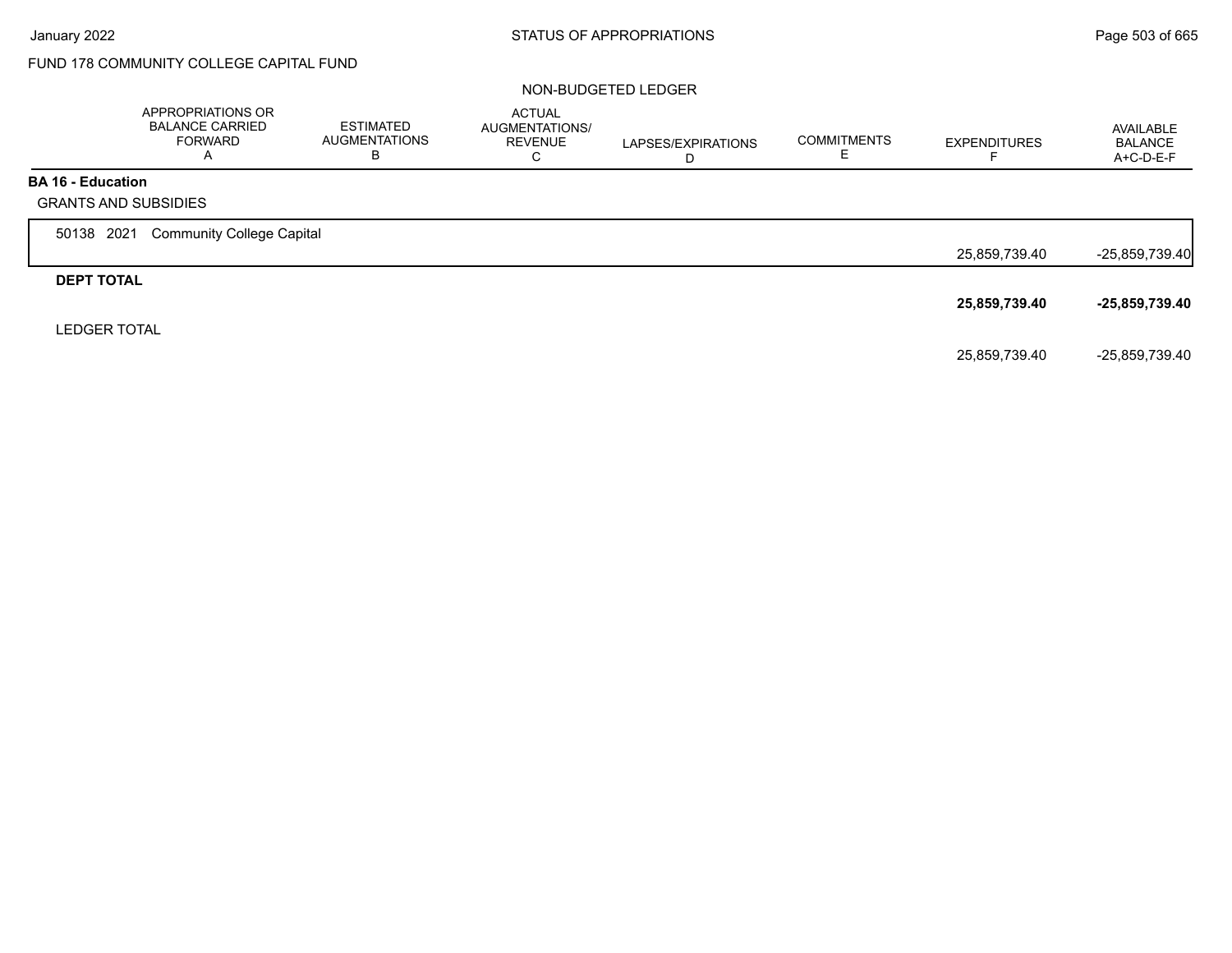FUND 178 COMMUNITY COLLEGE CAPITAL FUND

NON-BUDGETED LEDGER

| | APPROPRIATIONS OR BALANCE CARRIED FORWARD A | ESTIMATED AUGMENTATIONS B | ACTUAL AUGMENTATIONS/ REVENUE C | LAPSES/EXPIRATIONS D | COMMITMENTS E | EXPENDITURES F | AVAILABLE BALANCE A+C-D-E-F |
|---|---|---|---|---|---|---|---|
| **BA 16 - Education** | | | | | | | |
| GRANTS AND SUBSIDIES | | | | | | | |
| 50138 2021 Community College Capital | | | | | | 25,859,739.40 | -25,859,739.40 |
| **DEPT TOTAL** | | | | | | **25,859,739.40** | **-25,859,739.40** |
| LEDGER TOTAL | | | | | | 25,859,739.40 | -25,859,739.40 |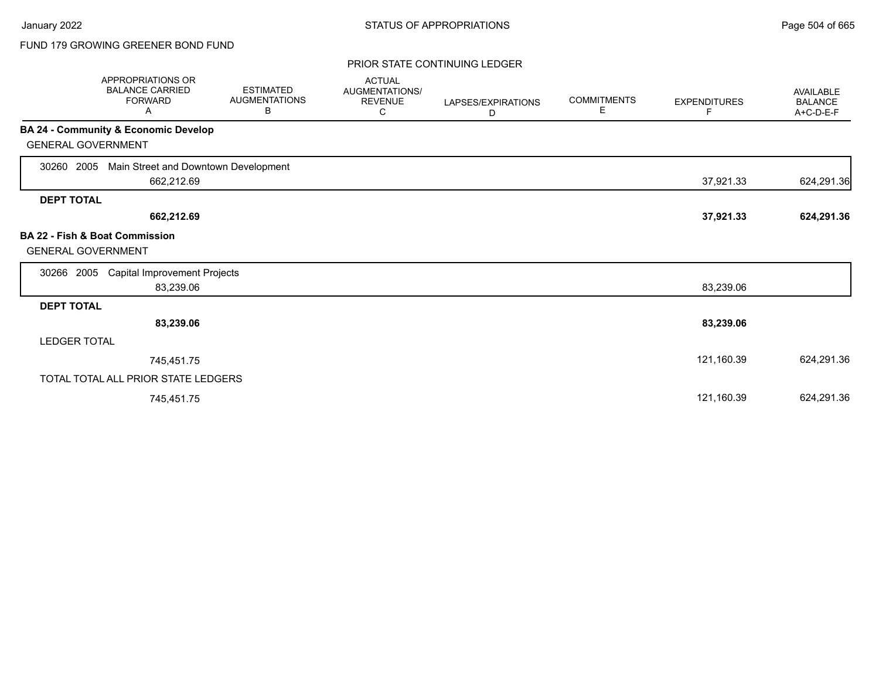FUND 179 GROWING GREENER BOND FUND

PRIOR STATE CONTINUING LEDGER

| | APPROPRIATIONS OR BALANCE CARRIED FORWARD A | ESTIMATED AUGMENTATIONS B | ACTUAL AUGMENTATIONS/ REVENUE C | LAPSES/EXPIRATIONS D | COMMITMENTS E | EXPENDITURES F | AVAILABLE BALANCE A+C-D-E-F |
|---|---|---|---|---|---|---|---|
| **BA 24 - Community & Economic Develop** | | | | | | | |
| GENERAL GOVERNMENT | | | | | | | |
| 30260 2005 Main Street and Downtown Development | 662,212.69 | | | | | 37,921.33 | 624,291.36 |
| **DEPT TOTAL** | **662,212.69** | | | | | **37,921.33** | **624,291.36** |
| **BA 22 - Fish & Boat Commission** | | | | | | | |
| GENERAL GOVERNMENT | | | | | | | |
| 30266 2005 Capital Improvement Projects | 83,239.06 | | | | | 83,239.06 | |
| **DEPT TOTAL** | **83,239.06** | | | | | **83,239.06** | |
| LEDGER TOTAL | 745,451.75 | | | | | 121,160.39 | 624,291.36 |
| TOTAL TOTAL ALL PRIOR STATE LEDGERS | 745,451.75 | | | | | 121,160.39 | 624,291.36 |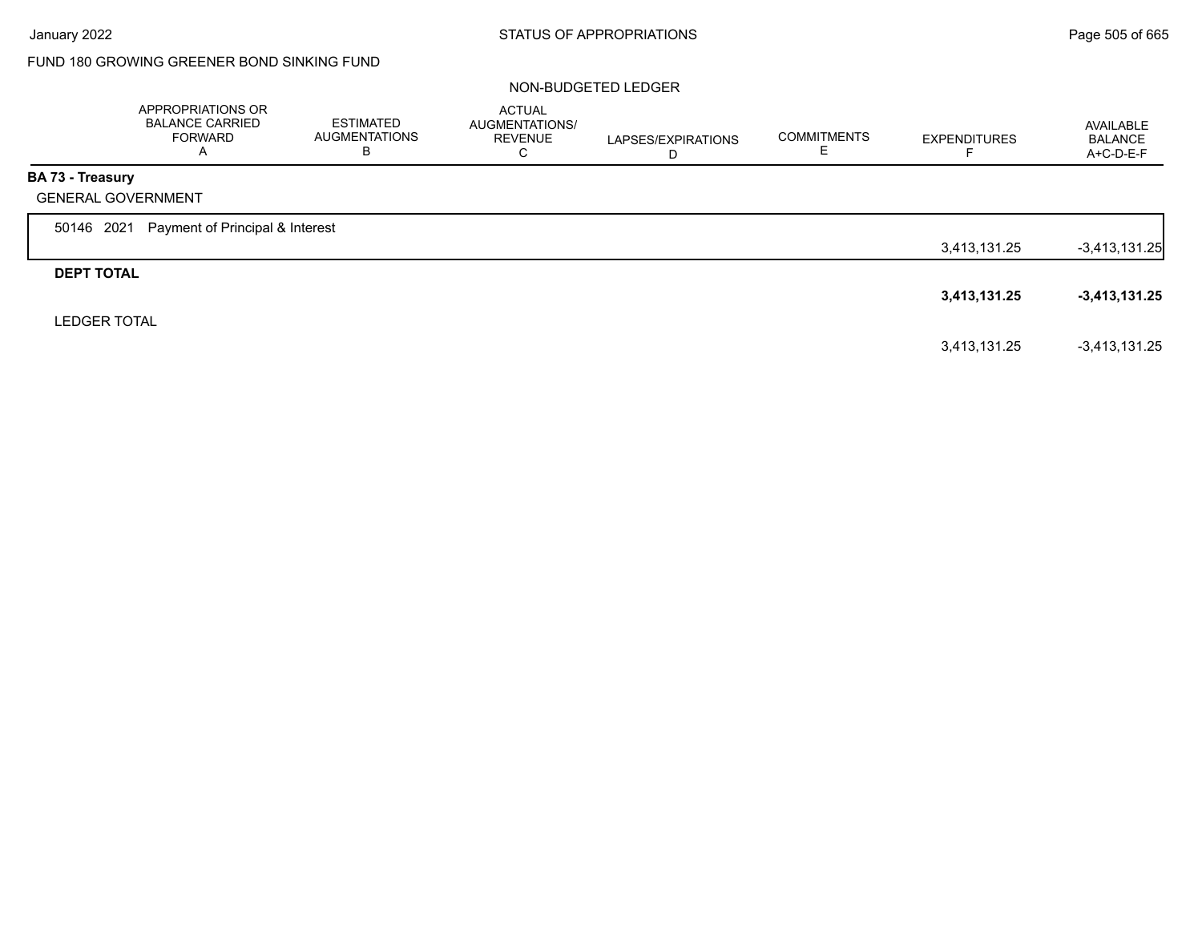FUND 180 GROWING GREENER BOND SINKING FUND

NON-BUDGETED LEDGER

| | APPROPRIATIONS OR BALANCE CARRIED FORWARD A | ESTIMATED AUGMENTATIONS B | ACTUAL AUGMENTATIONS/ REVENUE C | LAPSES/EXPIRATIONS D | COMMITMENTS E | EXPENDITURES F | AVAILABLE BALANCE A+C-D-E-F |
|---|---|---|---|---|---|---|---|
| **BA 73 - Treasury** | | | | | | | |
| GENERAL GOVERNMENT | | | | | | | |
| 50146 2021 Payment of Principal & Interest | | | | | | 3,413,131.25 | -3,413,131.25 |
| **DEPT TOTAL** | | | | | | **3,413,131.25** | **-3,413,131.25** |
| LEDGER TOTAL | | | | | | 3,413,131.25 | -3,413,131.25 |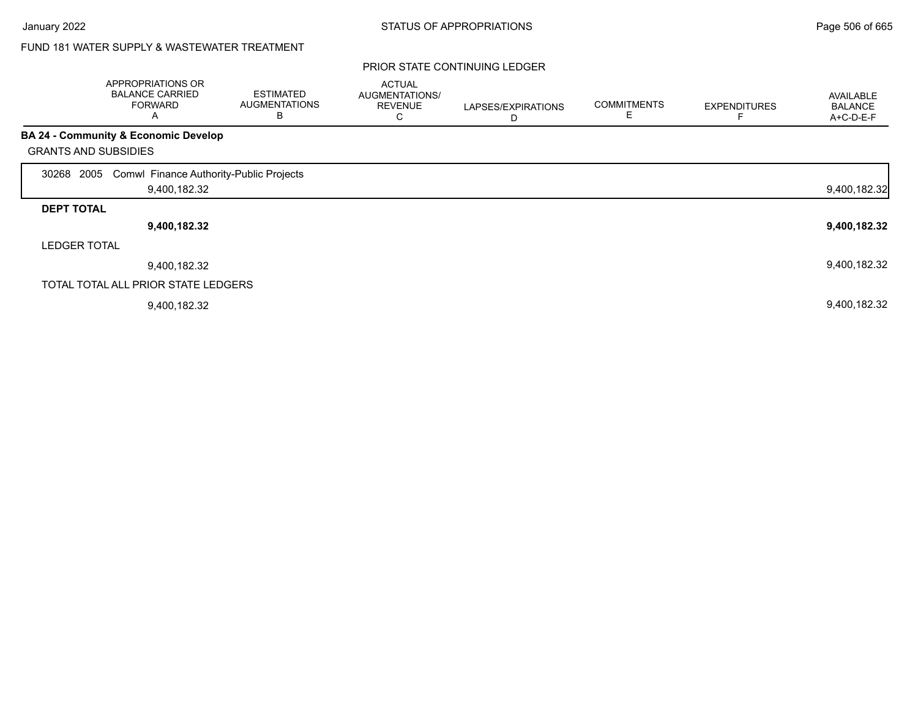FUND 181 WATER SUPPLY & WASTEWATER TREATMENT

PRIOR STATE CONTINUING LEDGER

| | APPROPRIATIONS OR BALANCE CARRIED FORWARD A | ESTIMATED AUGMENTATIONS B | ACTUAL AUGMENTATIONS/ REVENUE C | LAPSES/EXPIRATIONS D | COMMITMENTS E | EXPENDITURES F | AVAILABLE BALANCE A+C-D-E-F |
|---|---|---|---|---|---|---|---|
| **BA 24 - Community & Economic Develop** | | | | | | | |
| GRANTS AND SUBSIDIES | | | | | | | |
| 30268 2005 Comwl Finance Authority-Public Projects | 9,400,182.32 | | | | | | 9,400,182.32 |
| **DEPT TOTAL** | **9,400,182.32** | | | | | | **9,400,182.32** |
| LEDGER TOTAL | 9,400,182.32 | | | | | | 9,400,182.32 |
| TOTAL TOTAL ALL PRIOR STATE LEDGERS | 9,400,182.32 | | | | | | 9,400,182.32 |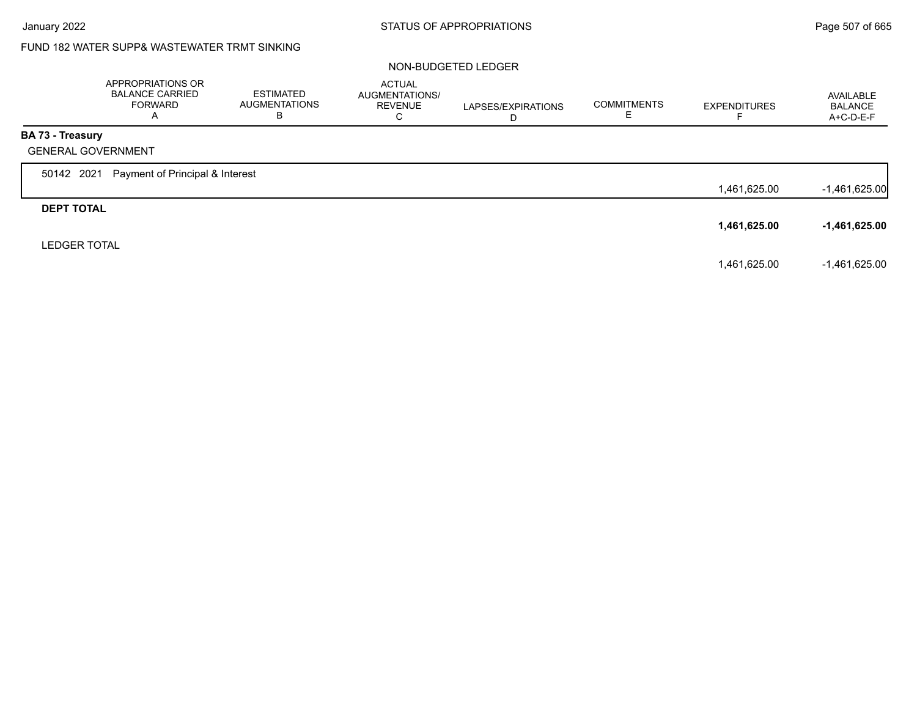FUND 182 WATER SUPP& WASTEWATER TRMT SINKING

NON-BUDGETED LEDGER

| | APPROPRIATIONS OR BALANCE CARRIED FORWARD A | ESTIMATED AUGMENTATIONS B | ACTUAL AUGMENTATIONS/ REVENUE C | LAPSES/EXPIRATIONS D | COMMITMENTS E | EXPENDITURES F | AVAILABLE BALANCE A+C-D-E-F |
|---|---|---|---|---|---|---|---|
| **BA 73 - Treasury** | | | | | | | |
| GENERAL GOVERNMENT | | | | | | | |
| 50142 2021 Payment of Principal & Interest | | | | | | 1,461,625.00 | -1,461,625.00 |
| **DEPT TOTAL** | | | | | | **1,461,625.00** | **-1,461,625.00** |
| LEDGER TOTAL | | | | | | 1,461,625.00 | -1,461,625.00 |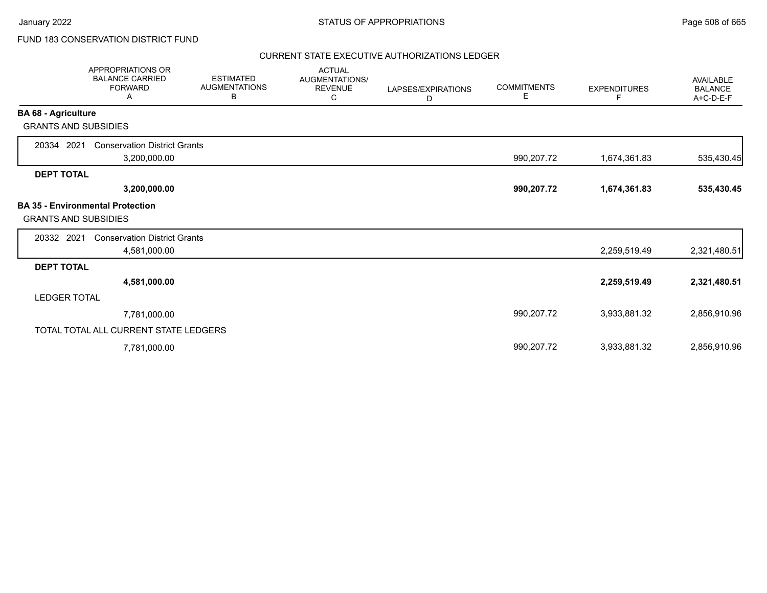FUND 183 CONSERVATION DISTRICT FUND

CURRENT STATE EXECUTIVE AUTHORIZATIONS LEDGER

| | APPROPRIATIONS OR BALANCE CARRIED FORWARD A | ESTIMATED AUGMENTATIONS B | ACTUAL AUGMENTATIONS/ REVENUE C | LAPSES/EXPIRATIONS D | COMMITMENTS E | EXPENDITURES F | AVAILABLE BALANCE A+C-D-E-F |
|---|---|---|---|---|---|---|---|
| **BA 68 - Agriculture** | | | | | | | |
| GRANTS AND SUBSIDIES | | | | | | | |
| 20334 2021 Conservation District Grants | 3,200,000.00 | | | | 990,207.72 | 1,674,361.83 | 535,430.45 |
| **DEPT TOTAL** | **3,200,000.00** | | | | **990,207.72** | **1,674,361.83** | **535,430.45** |
| **BA 35 - Environmental Protection** | | | | | | | |
| GRANTS AND SUBSIDIES | | | | | | | |
| 20332 2021 Conservation District Grants | 4,581,000.00 | | | | | 2,259,519.49 | 2,321,480.51 |
| **DEPT TOTAL** | **4,581,000.00** | | | | | **2,259,519.49** | **2,321,480.51** |
| LEDGER TOTAL | 7,781,000.00 | | | | 990,207.72 | 3,933,881.32 | 2,856,910.96 |
| TOTAL TOTAL ALL CURRENT STATE LEDGERS | 7,781,000.00 | | | | 990,207.72 | 3,933,881.32 | 2,856,910.96 |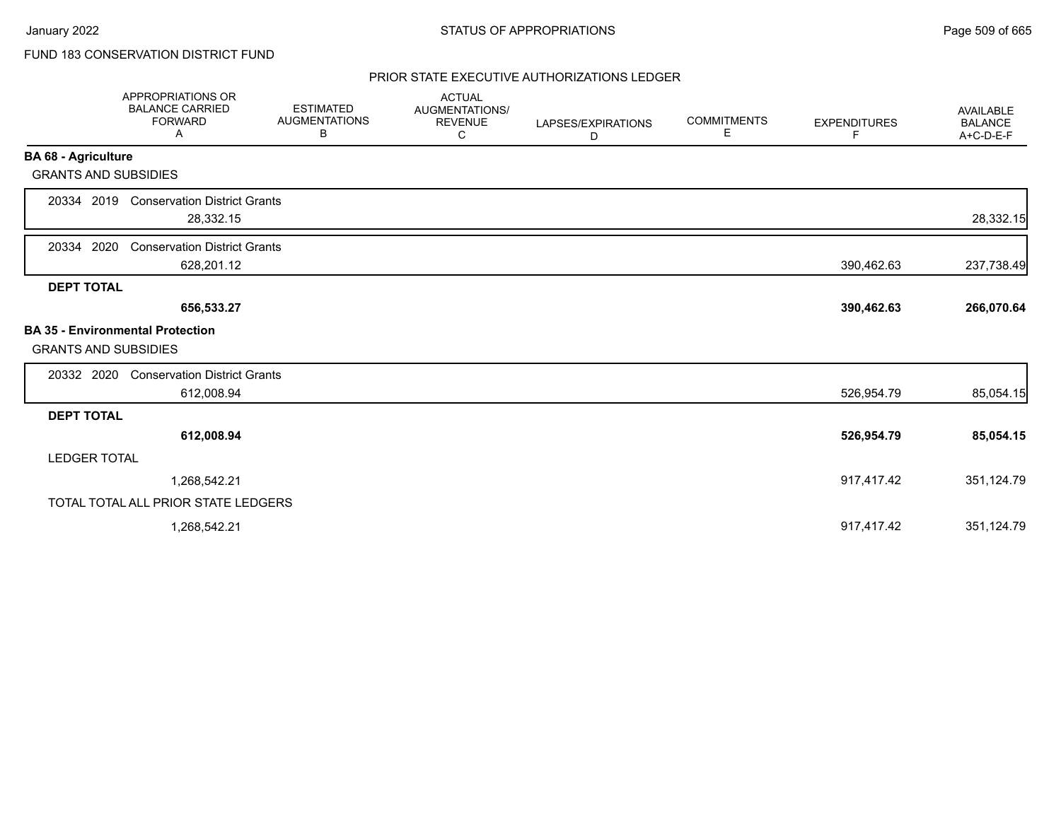FUND 183 CONSERVATION DISTRICT FUND

## PRIOR STATE EXECUTIVE AUTHORIZATIONS LEDGER

| | APPROPRIATIONS OR BALANCE CARRIED FORWARD A | ESTIMATED AUGMENTATIONS B | ACTUAL AUGMENTATIONS/ REVENUE C | LAPSES/EXPIRATIONS D | COMMITMENTS E | EXPENDITURES F | AVAILABLE BALANCE A+C-D-E-F |
|---|---|---|---|---|---|---|---|
| **BA 68 - Agriculture** | | | | | | | |
| GRANTS AND SUBSIDIES | | | | | | | |
| 20334 2019 Conservation District Grants | 28,332.15 | | | | | | 28,332.15 |
| 20334 2020 Conservation District Grants | 628,201.12 | | | | | 390,462.63 | 237,738.49 |
| **DEPT TOTAL** | **656,533.27** | | | | | **390,462.63** | **266,070.64** |
| **BA 35 - Environmental Protection** | | | | | | | |
| GRANTS AND SUBSIDIES | | | | | | | |
| 20332 2020 Conservation District Grants | 612,008.94 | | | | | 526,954.79 | 85,054.15 |
| **DEPT TOTAL** | **612,008.94** | | | | | **526,954.79** | **85,054.15** |
| LEDGER TOTAL | 1,268,542.21 | | | | | 917,417.42 | 351,124.79 |
| TOTAL TOTAL ALL PRIOR STATE LEDGERS | 1,268,542.21 | | | | | 917,417.42 | 351,124.79 |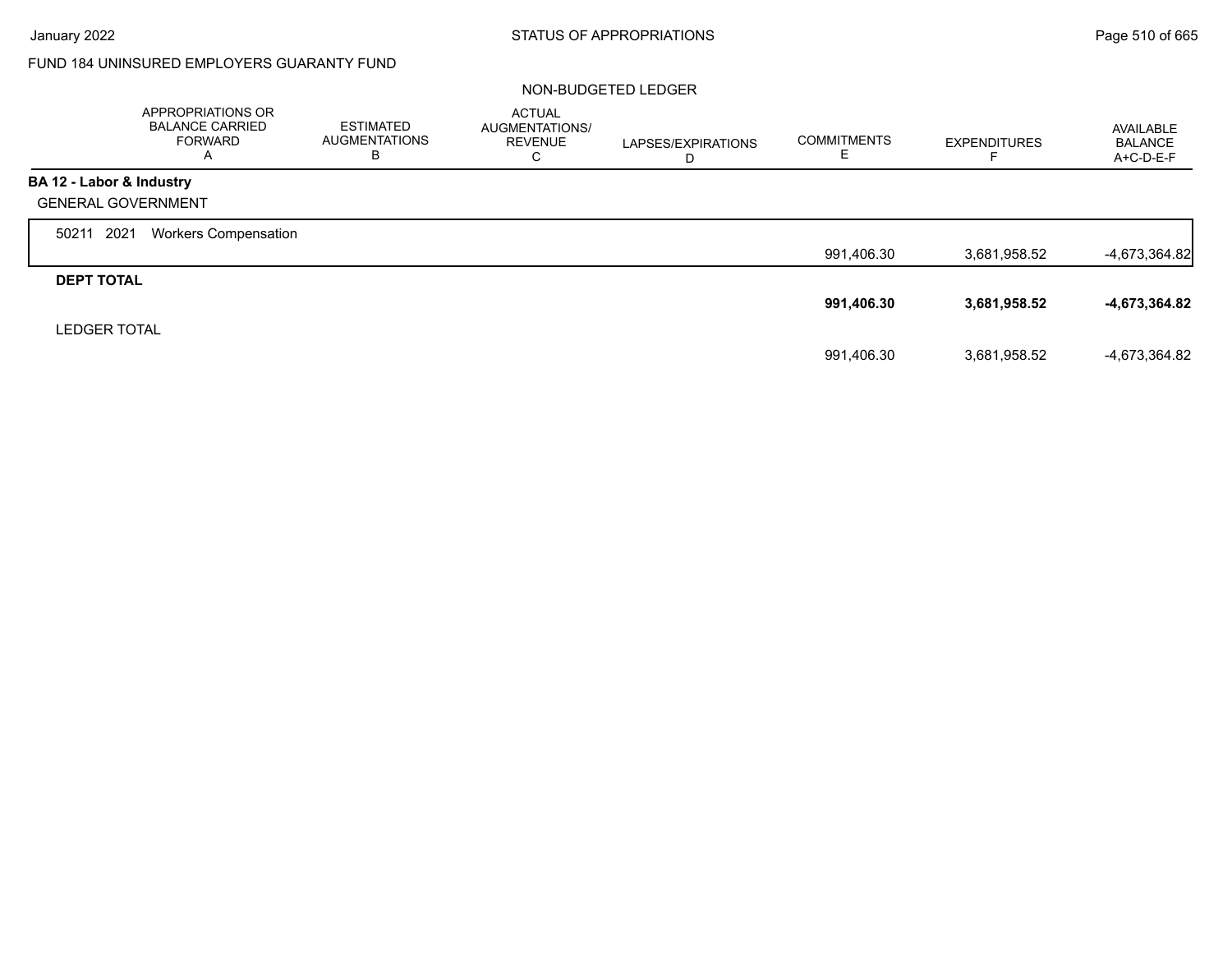FUND 184 UNINSURED EMPLOYERS GUARANTY FUND

NON-BUDGETED LEDGER

| | APPROPRIATIONS OR BALANCE CARRIED FORWARD A | ESTIMATED AUGMENTATIONS B | ACTUAL AUGMENTATIONS/ REVENUE C | LAPSES/EXPIRATIONS D | COMMITMENTS E | EXPENDITURES F | AVAILABLE BALANCE A+C-D-E-F |
|---|---|---|---|---|---|---|---|
| **BA 12 - Labor & Industry** | | | | | | | |
| GENERAL GOVERNMENT | | | | | | | |
| 50211 2021 Workers Compensation | | | | | 991,406.30 | 3,681,958.52 | -4,673,364.82 |
| **DEPT TOTAL** | | | | | **991,406.30** | **3,681,958.52** | **-4,673,364.82** |
| LEDGER TOTAL | | | | | 991,406.30 | 3,681,958.52 | -4,673,364.82 |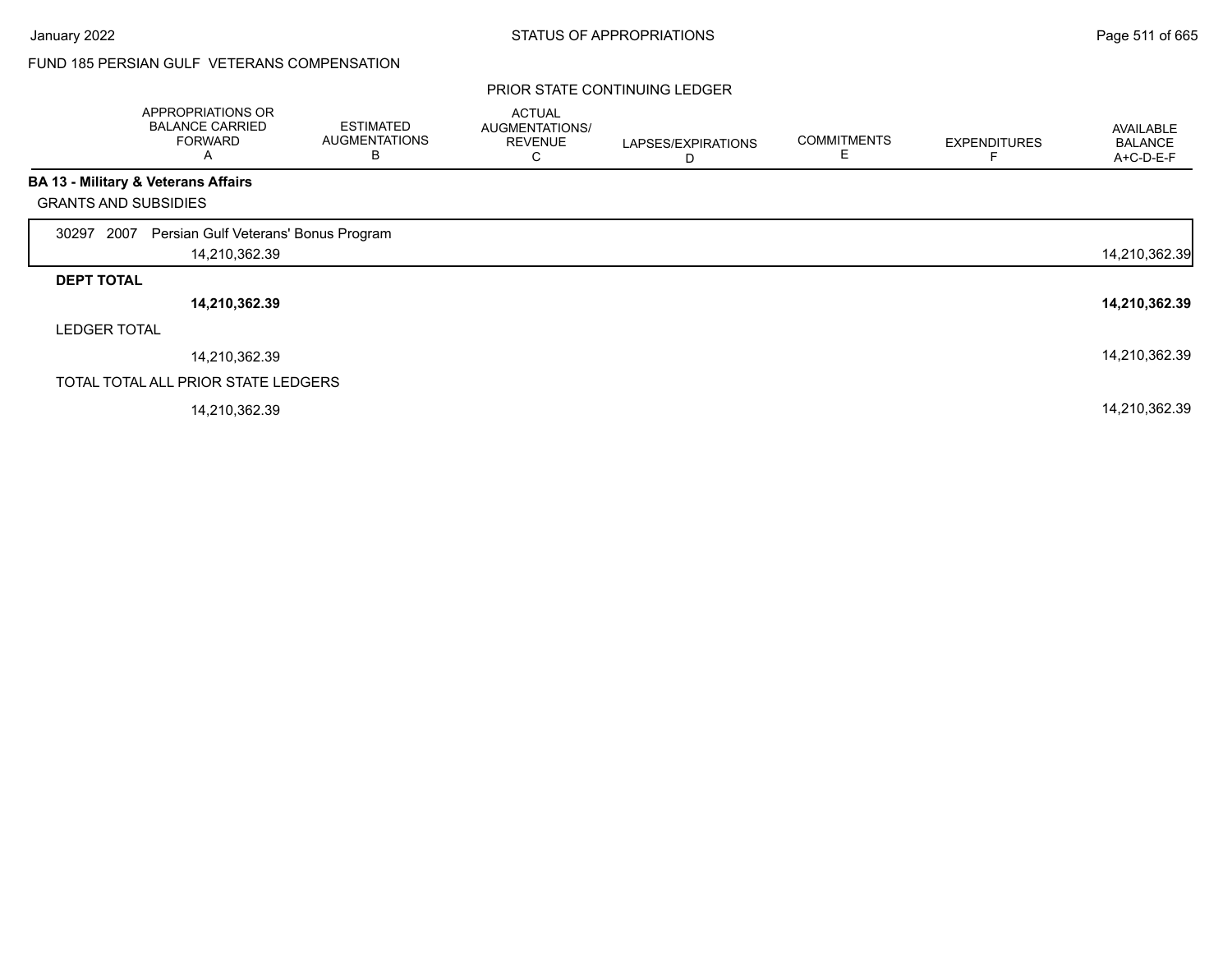FUND 185 PERSIAN GULF VETERANS COMPENSATION

PRIOR STATE CONTINUING LEDGER

| | APPROPRIATIONS OR BALANCE CARRIED FORWARD A | ESTIMATED AUGMENTATIONS B | ACTUAL AUGMENTATIONS/ REVENUE C | LAPSES/EXPIRATIONS D | COMMITMENTS E | EXPENDITURES F | AVAILABLE BALANCE A+C-D-E-F |
|---|---|---|---|---|---|---|---|
| **BA 13 - Military & Veterans Affairs** | | | | | | | |
| GRANTS AND SUBSIDIES | | | | | | | |
| 30297 2007 Persian Gulf Veterans' Bonus Program | 14,210,362.39 | | | | | | 14,210,362.39 |
| **DEPT TOTAL** | **14,210,362.39** | | | | | | **14,210,362.39** |
| LEDGER TOTAL | 14,210,362.39 | | | | | | 14,210,362.39 |
| TOTAL TOTAL ALL PRIOR STATE LEDGERS | 14,210,362.39 | | | | | | 14,210,362.39 |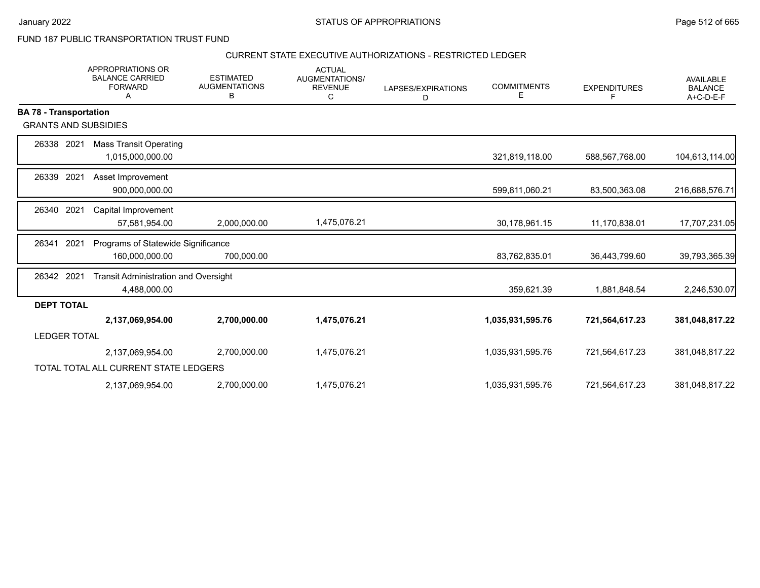FUND 187 PUBLIC TRANSPORTATION TRUST FUND

CURRENT STATE EXECUTIVE AUTHORIZATIONS - RESTRICTED LEDGER

| | APPROPRIATIONS OR BALANCE CARRIED FORWARD A | ESTIMATED AUGMENTATIONS B | ACTUAL AUGMENTATIONS/ REVENUE C | LAPSES/EXPIRATIONS D | COMMITMENTS E | EXPENDITURES F | AVAILABLE BALANCE A+C-D-E-F |
|---|---|---|---|---|---|---|---|
| **BA 78 - Transportation** | | | | | | | |
| GRANTS AND SUBSIDIES | | | | | | | |
| 26338 2021 Mass Transit Operating | | | | | | | |
| | 1,015,000,000.00 | | | | 321,819,118.00 | 588,567,768.00 | 104,613,114.00 |
| 26339 2021 Asset Improvement | | | | | | | |
| | 900,000,000.00 | | | | 599,811,060.21 | 83,500,363.08 | 216,688,576.71 |
| 26340 2021 Capital Improvement | | | | | | | |
| | 57,581,954.00 | 2,000,000.00 | 1,475,076.21 | | 30,178,961.15 | 11,170,838.01 | 17,707,231.05 |
| 26341 2021 Programs of Statewide Significance | | | | | | | |
| | 160,000,000.00 | 700,000.00 | | | 83,762,835.01 | 36,443,799.60 | 39,793,365.39 |
| 26342 2021 Transit Administration and Oversight | | | | | | | |
| | 4,488,000.00 | | | | 359,621.39 | 1,881,848.54 | 2,246,530.07 |
| **DEPT TOTAL** | | | | | | | |
| | **2,137,069,954.00** | **2,700,000.00** | **1,475,076.21** | | **1,035,931,595.76** | **721,564,617.23** | **381,048,817.22** |
| LEDGER TOTAL | | | | | | | |
| | 2,137,069,954.00 | 2,700,000.00 | 1,475,076.21 | | 1,035,931,595.76 | 721,564,617.23 | 381,048,817.22 |
| TOTAL TOTAL ALL CURRENT STATE LEDGERS | | | | | | | |
| | 2,137,069,954.00 | 2,700,000.00 | 1,475,076.21 | | 1,035,931,595.76 | 721,564,617.23 | 381,048,817.22 |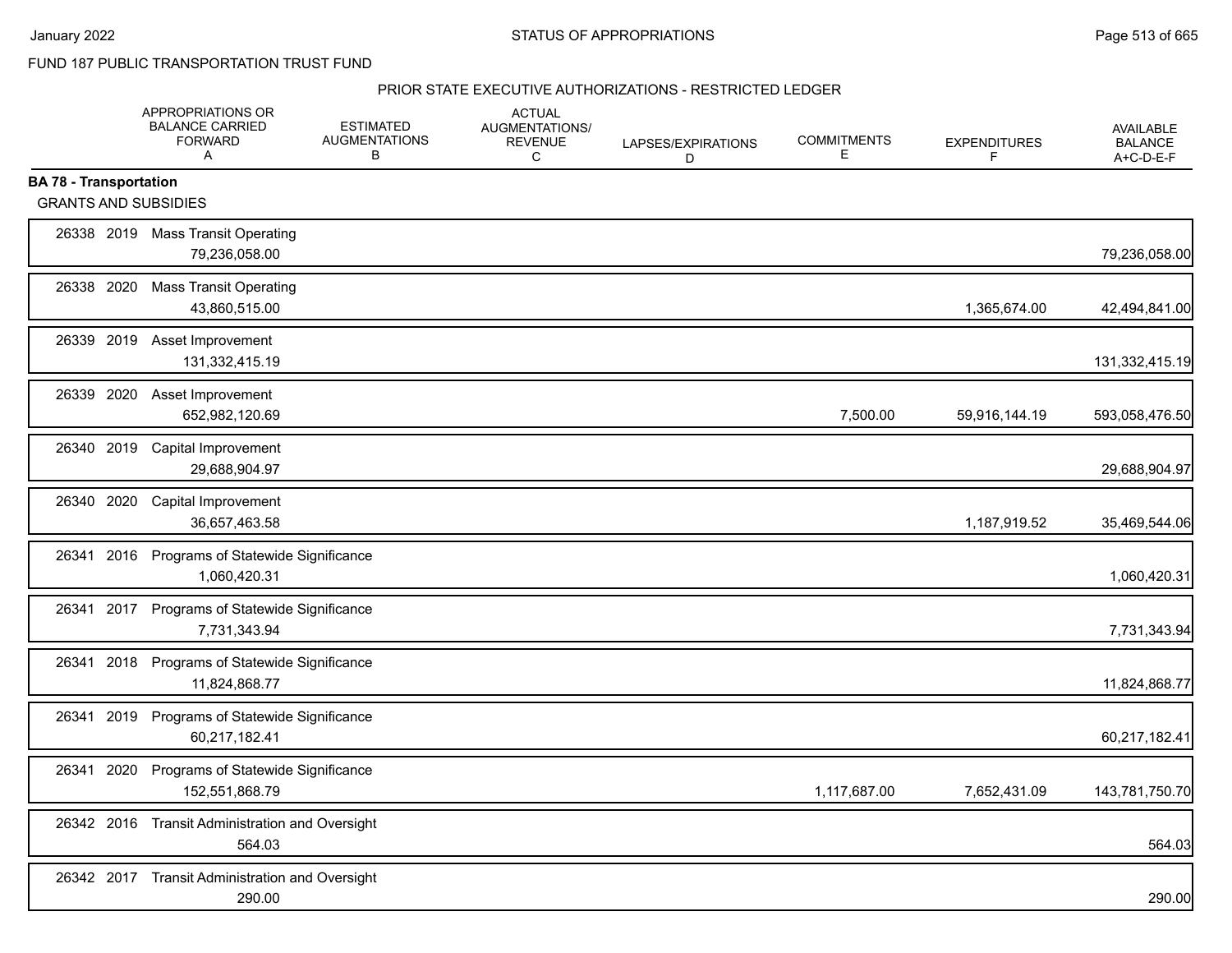FUND 187 PUBLIC TRANSPORTATION TRUST FUND

PRIOR STATE EXECUTIVE AUTHORIZATIONS - RESTRICTED LEDGER

| | APPROPRIATIONS OR BALANCE CARRIED FORWARD A | ESTIMATED AUGMENTATIONS B | ACTUAL AUGMENTATIONS/ REVENUE C | LAPSES/EXPIRATIONS D | COMMITMENTS E | EXPENDITURES F | AVAILABLE BALANCE A+C-D-E-F |
|---|---|---|---|---|---|---|---|
| **BA 78 - Transportation** | | | | | | | |
| GRANTS AND SUBSIDIES | | | | | | | |
| 26338 2019 Mass Transit Operating | 79,236,058.00 | | | | | | 79,236,058.00 |
| 26338 2020 Mass Transit Operating | 43,860,515.00 | | | | | 1,365,674.00 | 42,494,841.00 |
| 26339 2019 Asset Improvement | 131,332,415.19 | | | | | | 131,332,415.19 |
| 26339 2020 Asset Improvement | 652,982,120.69 | | | | 7,500.00 | 59,916,144.19 | 593,058,476.50 |
| 26340 2019 Capital Improvement | 29,688,904.97 | | | | | | 29,688,904.97 |
| 26340 2020 Capital Improvement | 36,657,463.58 | | | | | 1,187,919.52 | 35,469,544.06 |
| 26341 2016 Programs of Statewide Significance | 1,060,420.31 | | | | | | 1,060,420.31 |
| 26341 2017 Programs of Statewide Significance | 7,731,343.94 | | | | | | 7,731,343.94 |
| 26341 2018 Programs of Statewide Significance | 11,824,868.77 | | | | | | 11,824,868.77 |
| 26341 2019 Programs of Statewide Significance | 60,217,182.41 | | | | | | 60,217,182.41 |
| 26341 2020 Programs of Statewide Significance | 152,551,868.79 | | | | 1,117,687.00 | 7,652,431.09 | 143,781,750.70 |
| 26342 2016 Transit Administration and Oversight | 564.03 | | | | | | 564.03 |
| 26342 2017 Transit Administration and Oversight | 290.00 | | | | | | 290.00 |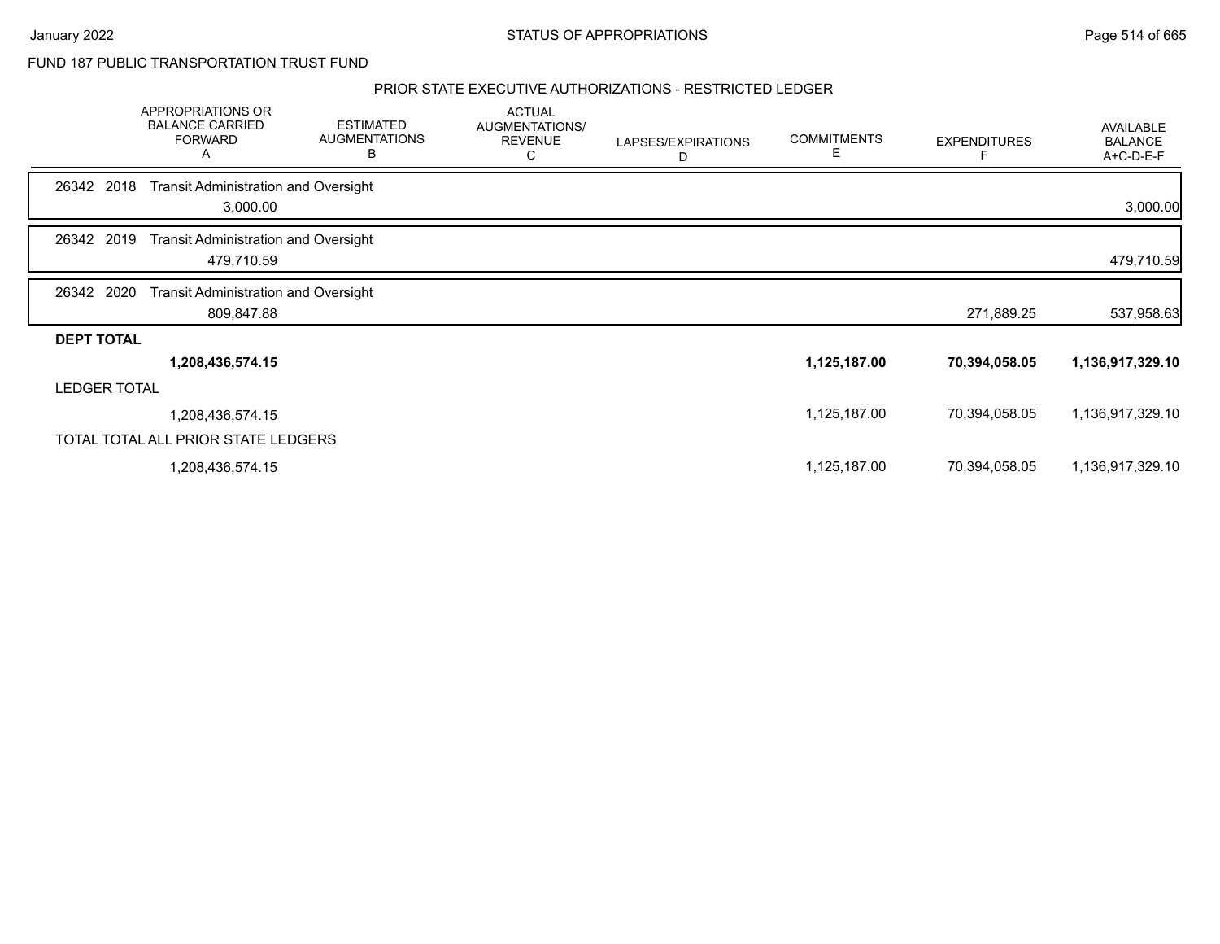FUND 187 PUBLIC TRANSPORTATION TRUST FUND

PRIOR STATE EXECUTIVE AUTHORIZATIONS - RESTRICTED LEDGER

| | APPROPRIATIONS OR BALANCE CARRIED FORWARD A | ESTIMATED AUGMENTATIONS B | ACTUAL AUGMENTATIONS/ REVENUE C | LAPSES/EXPIRATIONS D | COMMITMENTS E | EXPENDITURES F | AVAILABLE BALANCE A+C-D-E-F |
|---|---|---|---|---|---|---|---|
| 26342 2018 Transit Administration and Oversight | 3,000.00 | | | | | | 3,000.00 |
| 26342 2019 Transit Administration and Oversight | 479,710.59 | | | | | | 479,710.59 |
| 26342 2020 Transit Administration and Oversight | 809,847.88 | | | | | 271,889.25 | 537,958.63 |
| **DEPT TOTAL** | **1,208,436,574.15** | | | | **1,125,187.00** | **70,394,058.05** | **1,136,917,329.10** |
| LEDGER TOTAL | 1,208,436,574.15 | | | | 1,125,187.00 | 70,394,058.05 | 1,136,917,329.10 |
| TOTAL TOTAL ALL PRIOR STATE LEDGERS | 1,208,436,574.15 | | | | 1,125,187.00 | 70,394,058.05 | 1,136,917,329.10 |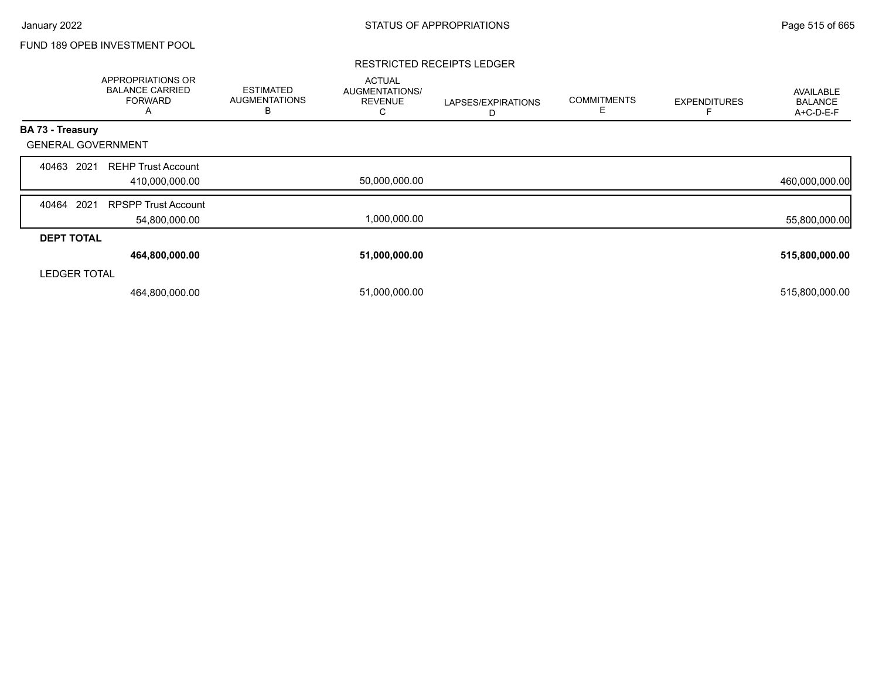FUND 189 OPEB INVESTMENT POOL

RESTRICTED RECEIPTS LEDGER

| | APPROPRIATIONS OR BALANCE CARRIED FORWARD A | ESTIMATED AUGMENTATIONS B | ACTUAL AUGMENTATIONS/ REVENUE C | LAPSES/EXPIRATIONS D | COMMITMENTS E | EXPENDITURES F | AVAILABLE BALANCE A+C-D-E-F |
|---|---|---|---|---|---|---|---|
| **BA 73 - Treasury** | | | | | | | |
| GENERAL GOVERNMENT | | | | | | | |
| 40463 2021 REHP Trust Account | 410,000,000.00 | | 50,000,000.00 | | | | 460,000,000.00 |
| 40464 2021 RPSPP Trust Account | 54,800,000.00 | | 1,000,000.00 | | | | 55,800,000.00 |
| **DEPT TOTAL** | **464,800,000.00** | | **51,000,000.00** | | | | **515,800,000.00** |
| LEDGER TOTAL | 464,800,000.00 | | 51,000,000.00 | | | | 515,800,000.00 |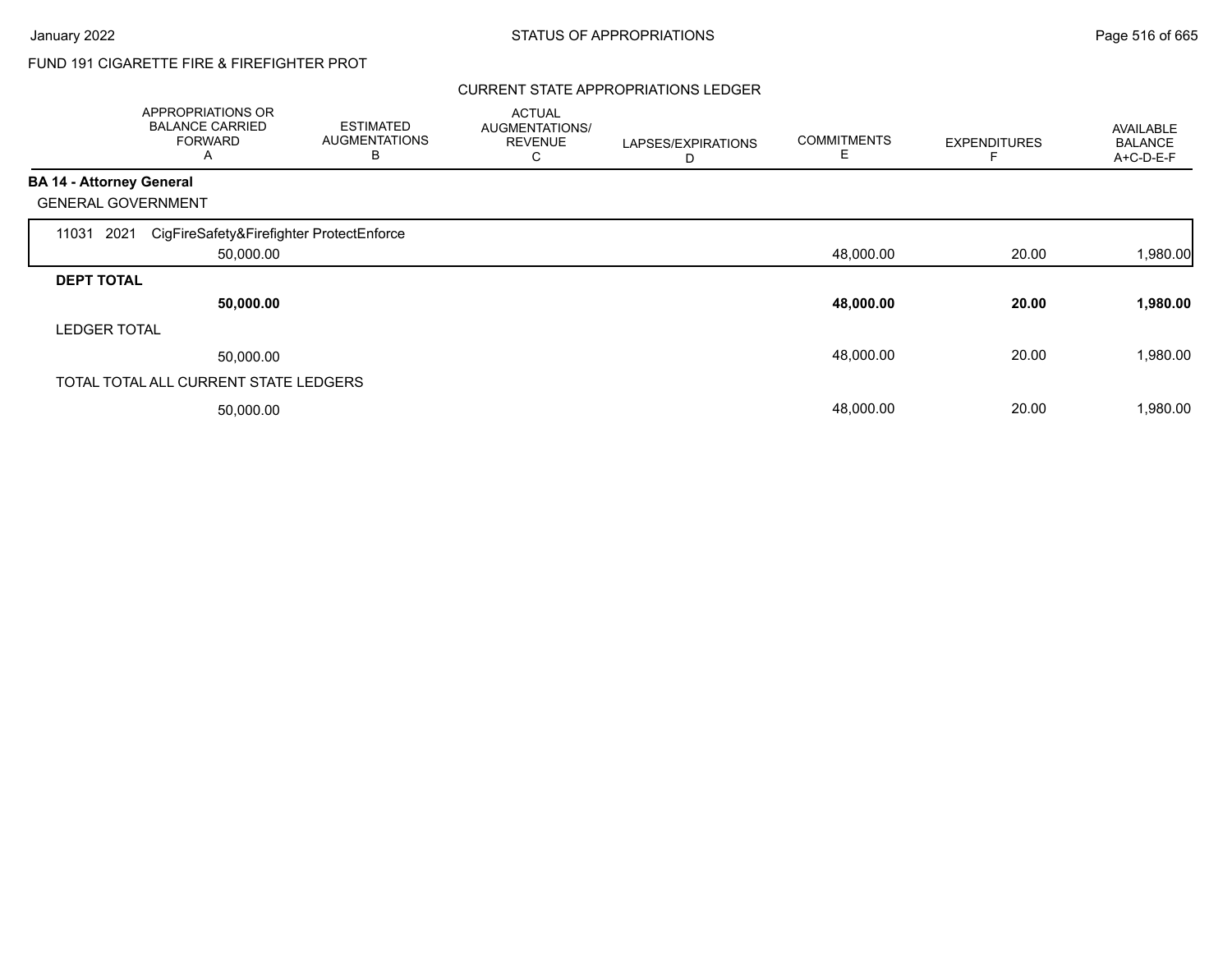FUND 191 CIGARETTE FIRE & FIREFIGHTER PROT

## CURRENT STATE APPROPRIATIONS LEDGER

| | APPROPRIATIONS OR BALANCE CARRIED FORWARD A | ESTIMATED AUGMENTATIONS B | ACTUAL AUGMENTATIONS/ REVENUE C | LAPSES/EXPIRATIONS D | COMMITMENTS E | EXPENDITURES F | AVAILABLE BALANCE A+C-D-E-F |
|---|---|---|---|---|---|---|---|
| **BA 14 - Attorney General** | | | | | | | |
| GENERAL GOVERNMENT | | | | | | | |
| 11031 2021 CigFireSafety&Firefighter ProtectEnforce | 50,000.00 | | | | 48,000.00 | 20.00 | 1,980.00 |
| **DEPT TOTAL** | **50,000.00** | | | | **48,000.00** | **20.00** | **1,980.00** |
| LEDGER TOTAL | 50,000.00 | | | | 48,000.00 | 20.00 | 1,980.00 |
| TOTAL TOTAL ALL CURRENT STATE LEDGERS | 50,000.00 | | | | 48,000.00 | 20.00 | 1,980.00 |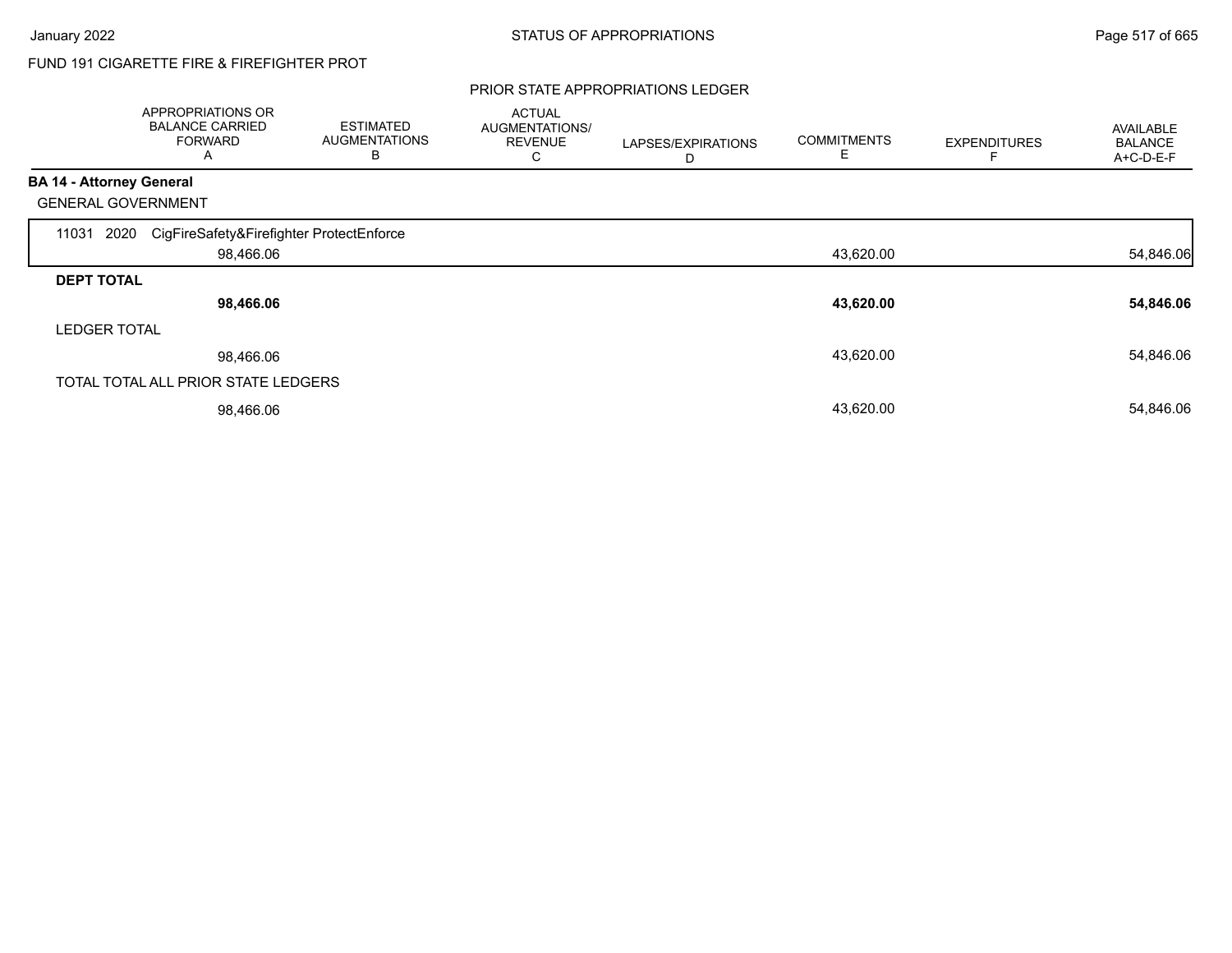FUND 191 CIGARETTE FIRE & FIREFIGHTER PROT

PRIOR STATE APPROPRIATIONS LEDGER

| | APPROPRIATIONS OR BALANCE CARRIED FORWARD A | ESTIMATED AUGMENTATIONS B | ACTUAL AUGMENTATIONS/ REVENUE C | LAPSES/EXPIRATIONS D | COMMITMENTS E | EXPENDITURES F | AVAILABLE BALANCE A+C-D-E-F |
|---|---|---|---|---|---|---|---|
| **BA 14 - Attorney General** | | | | | | | |
| GENERAL GOVERNMENT | | | | | | | |
| 11031 2020 CigFireSafety&Firefighter ProtectEnforce | 98,466.06 | | | | 43,620.00 | | 54,846.06 |
| **DEPT TOTAL** | **98,466.06** | | | | **43,620.00** | | **54,846.06** |
| LEDGER TOTAL | 98,466.06 | | | | 43,620.00 | | 54,846.06 |
| TOTAL TOTAL ALL PRIOR STATE LEDGERS | 98,466.06 | | | | 43,620.00 | | 54,846.06 |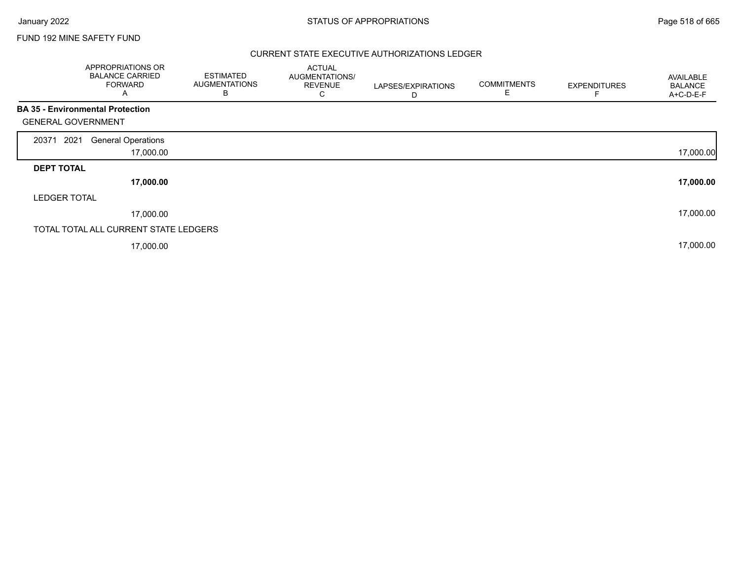FUND 192 MINE SAFETY FUND

## CURRENT STATE EXECUTIVE AUTHORIZATIONS LEDGER

| | APPROPRIATIONS OR BALANCE CARRIED FORWARD A | ESTIMATED AUGMENTATIONS B | ACTUAL AUGMENTATIONS/ REVENUE C | LAPSES/EXPIRATIONS D | COMMITMENTS E | EXPENDITURES F | AVAILABLE BALANCE A+C-D-E-F |
|---|---|---|---|---|---|---|---|
| **BA 35 - Environmental Protection** | | | | | | | |
| GENERAL GOVERNMENT | | | | | | | |
| 20371 2021 General Operations | 17,000.00 | | | | | | 17,000.00 |
| **DEPT TOTAL** | **17,000.00** | | | | | | **17,000.00** |
| LEDGER TOTAL | 17,000.00 | | | | | | 17,000.00 |
| TOTAL TOTAL ALL CURRENT STATE LEDGERS | 17,000.00 | | | | | | 17,000.00 |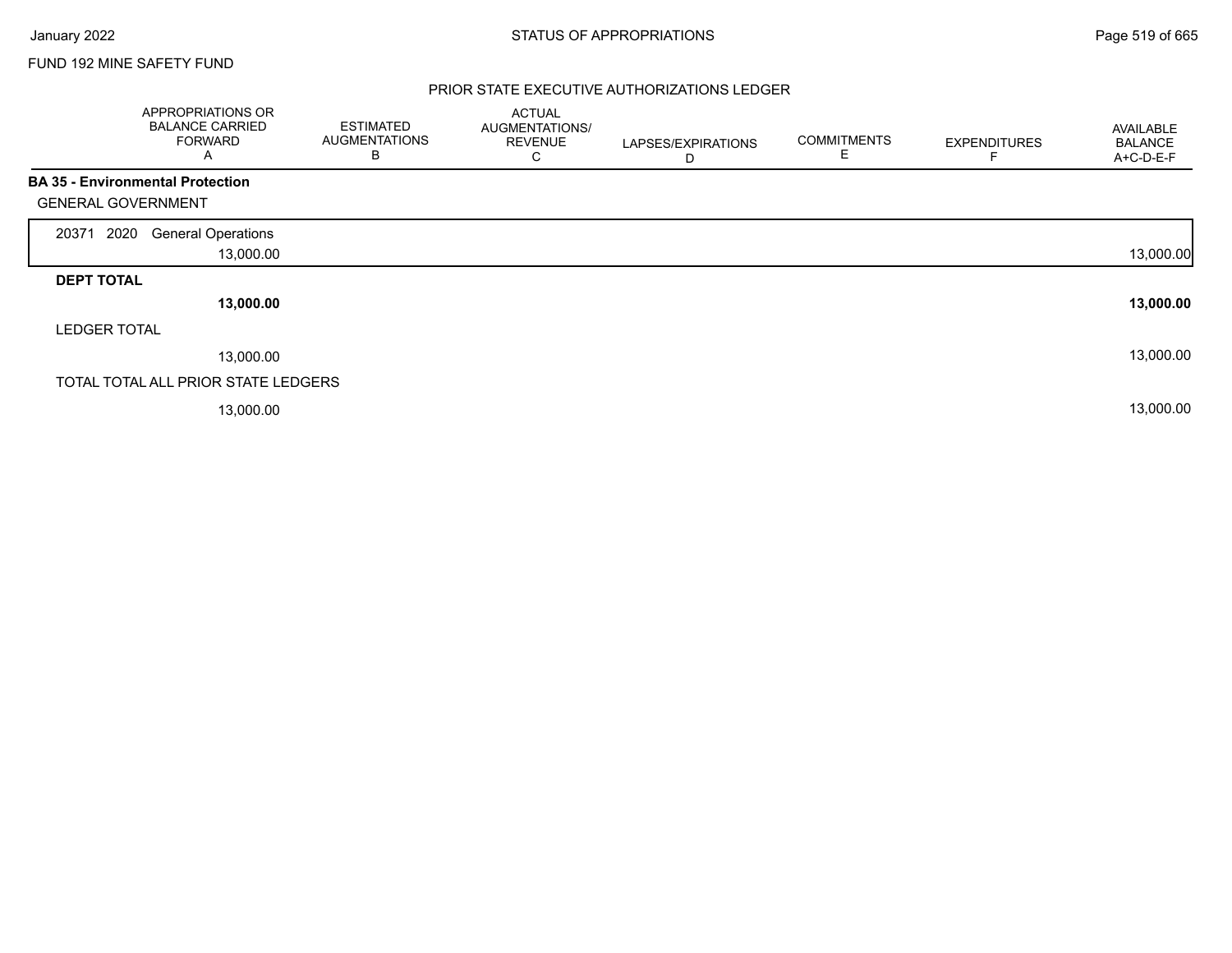FUND 192 MINE SAFETY FUND

## PRIOR STATE EXECUTIVE AUTHORIZATIONS LEDGER

| | APPROPRIATIONS OR BALANCE CARRIED FORWARD A | ESTIMATED AUGMENTATIONS B | ACTUAL AUGMENTATIONS/ REVENUE C | LAPSES/EXPIRATIONS D | COMMITMENTS E | EXPENDITURES F | AVAILABLE BALANCE A+C-D-E-F |
|---|---|---|---|---|---|---|---|
| **BA 35 - Environmental Protection** | | | | | | | |
| GENERAL GOVERNMENT | | | | | | | |
| 20371 2020 General Operations | 13,000.00 | | | | | | 13,000.00 |
| **DEPT TOTAL** | **13,000.00** | | | | | | **13,000.00** |
| LEDGER TOTAL | 13,000.00 | | | | | | 13,000.00 |
| TOTAL TOTAL ALL PRIOR STATE LEDGERS | 13,000.00 | | | | | | 13,000.00 |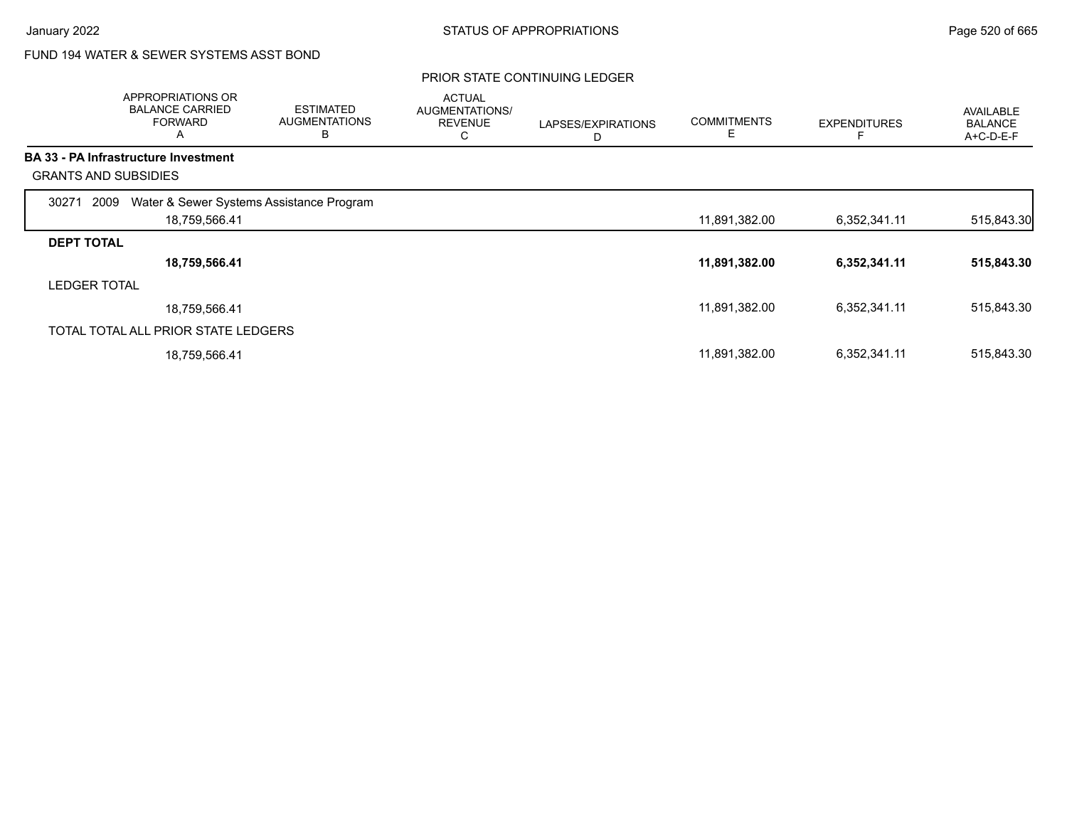FUND 194 WATER & SEWER SYSTEMS ASST BOND

PRIOR STATE CONTINUING LEDGER

| | APPROPRIATIONS OR BALANCE CARRIED FORWARD A | ESTIMATED AUGMENTATIONS B | ACTUAL AUGMENTATIONS/ REVENUE C | LAPSES/EXPIRATIONS D | COMMITMENTS E | EXPENDITURES F | AVAILABLE BALANCE A+C-D-E-F |
|---|---|---|---|---|---|---|---|
| **BA 33 - PA Infrastructure Investment** | | | | | | | |
| GRANTS AND SUBSIDIES | | | | | | | |
| 30271 2009 Water & Sewer Systems Assistance Program | | | | | | | |
| | 18,759,566.41 | | | | 11,891,382.00 | 6,352,341.11 | 515,843.30 |
| **DEPT TOTAL** | | | | | | | |
| | **18,759,566.41** | | | | **11,891,382.00** | **6,352,341.11** | **515,843.30** |
| LEDGER TOTAL | | | | | | | |
| | 18,759,566.41 | | | | 11,891,382.00 | 6,352,341.11 | 515,843.30 |
| TOTAL TOTAL ALL PRIOR STATE LEDGERS | | | | | | | |
| | 18,759,566.41 | | | | 11,891,382.00 | 6,352,341.11 | 515,843.30 |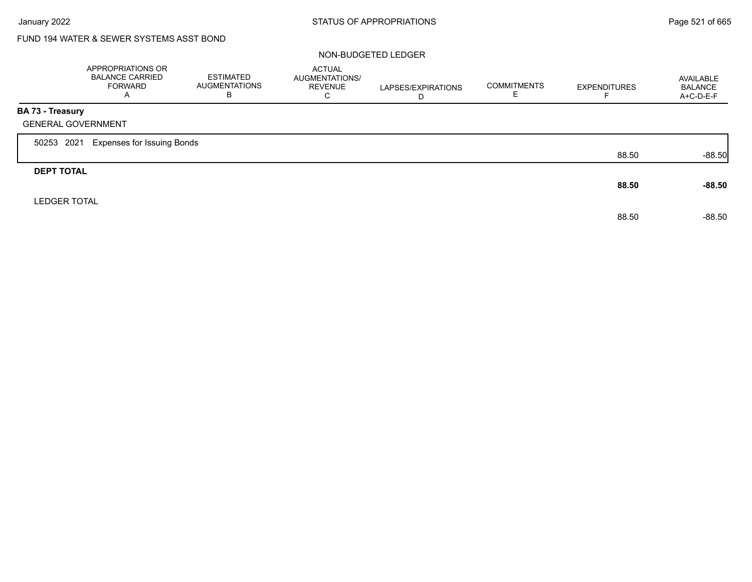FUND 194 WATER & SEWER SYSTEMS ASST BOND

NON-BUDGETED LEDGER

| | APPROPRIATIONS OR BALANCE CARRIED FORWARD A | ESTIMATED AUGMENTATIONS B | ACTUAL AUGMENTATIONS/ REVENUE C | LAPSES/EXPIRATIONS D | COMMITMENTS E | EXPENDITURES F | AVAILABLE BALANCE A+C-D-E-F |
|---|---|---|---|---|---|---|---|
| **BA 73 - Treasury** | | | | | | | |
| GENERAL GOVERNMENT | | | | | | | |
| 50253 2021 Expenses for Issuing Bonds | | | | | | 88.50 | -88.50 |
| **DEPT TOTAL** | | | | | | **88.50** | **-88.50** |
| LEDGER TOTAL | | | | | | 88.50 | -88.50 |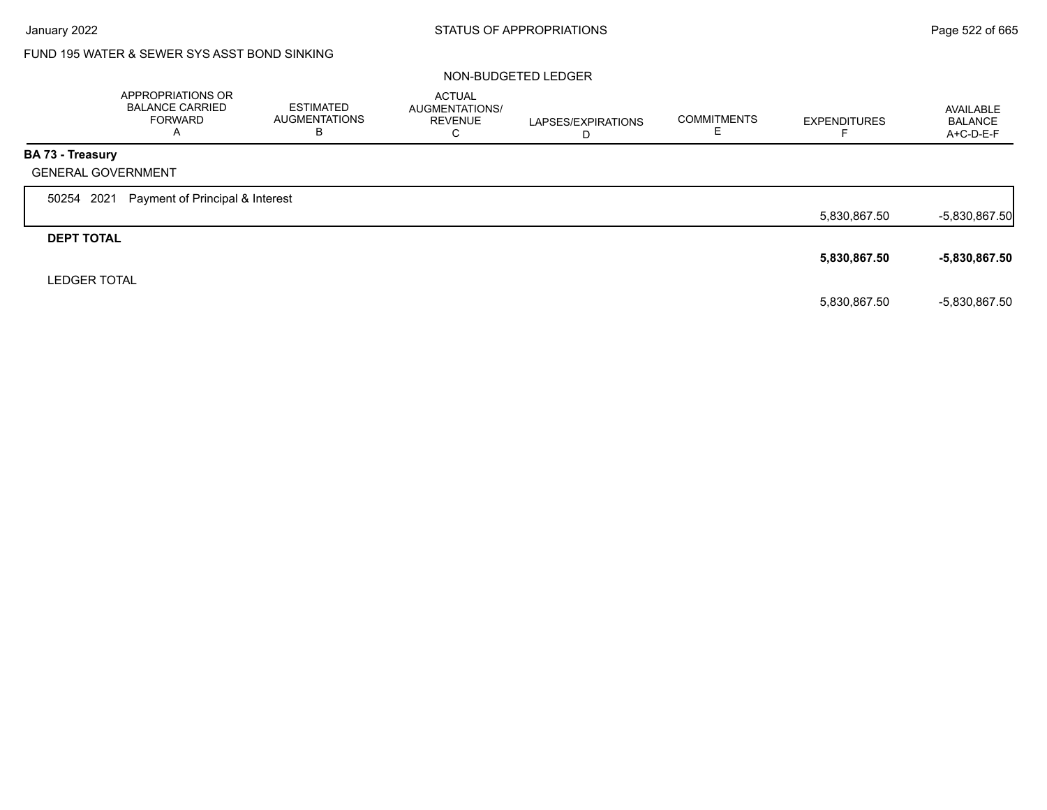FUND 195 WATER & SEWER SYS ASST BOND SINKING

NON-BUDGETED LEDGER

| | APPROPRIATIONS OR BALANCE CARRIED FORWARD A | ESTIMATED AUGMENTATIONS B | ACTUAL AUGMENTATIONS/ REVENUE C | LAPSES/EXPIRATIONS D | COMMITMENTS E | EXPENDITURES F | AVAILABLE BALANCE A+C-D-E-F |
|---|---|---|---|---|---|---|---|
| **BA 73 - Treasury** | | | | | | | |
| GENERAL GOVERNMENT | | | | | | | |
| 50254 2021 Payment of Principal & Interest | | | | | | 5,830,867.50 | -5,830,867.50 |
| **DEPT TOTAL** | | | | | | **5,830,867.50** | **-5,830,867.50** |
| LEDGER TOTAL | | | | | | 5,830,867.50 | -5,830,867.50 |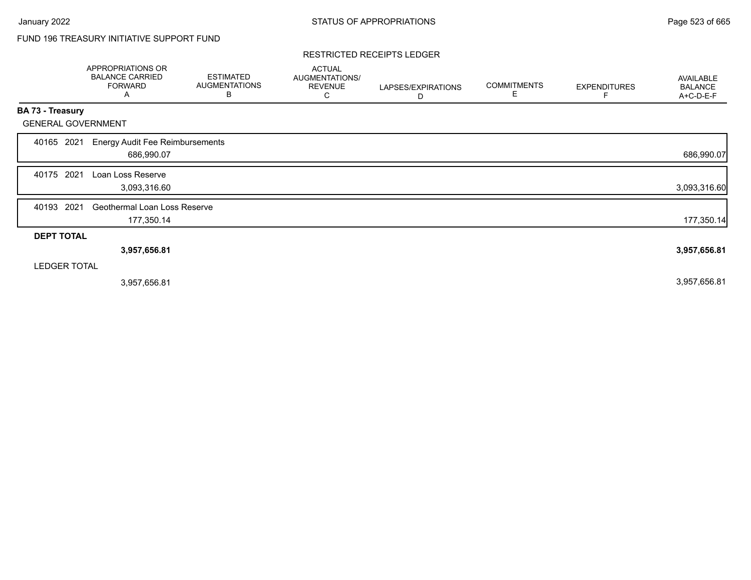FUND 196 TREASURY INITIATIVE SUPPORT FUND

## RESTRICTED RECEIPTS LEDGER

| | APPROPRIATIONS OR BALANCE CARRIED FORWARD A | ESTIMATED AUGMENTATIONS B | ACTUAL AUGMENTATIONS/ REVENUE C | LAPSES/EXPIRATIONS D | COMMITMENTS E | EXPENDITURES F | AVAILABLE BALANCE A+C-D-E-F |
|---|---|---|---|---|---|---|---|
| **BA 73 - Treasury** | | | | | | | |
| GENERAL GOVERNMENT | | | | | | | |
| 40165 2021 Energy Audit Fee Reimbursements | 686,990.07 | | | | | | 686,990.07 |
| 40175 2021 Loan Loss Reserve | 3,093,316.60 | | | | | | 3,093,316.60 |
| 40193 2021 Geothermal Loan Loss Reserve | 177,350.14 | | | | | | 177,350.14 |
| **DEPT TOTAL** | **3,957,656.81** | | | | | | **3,957,656.81** |
| LEDGER TOTAL | 3,957,656.81 | | | | | | 3,957,656.81 |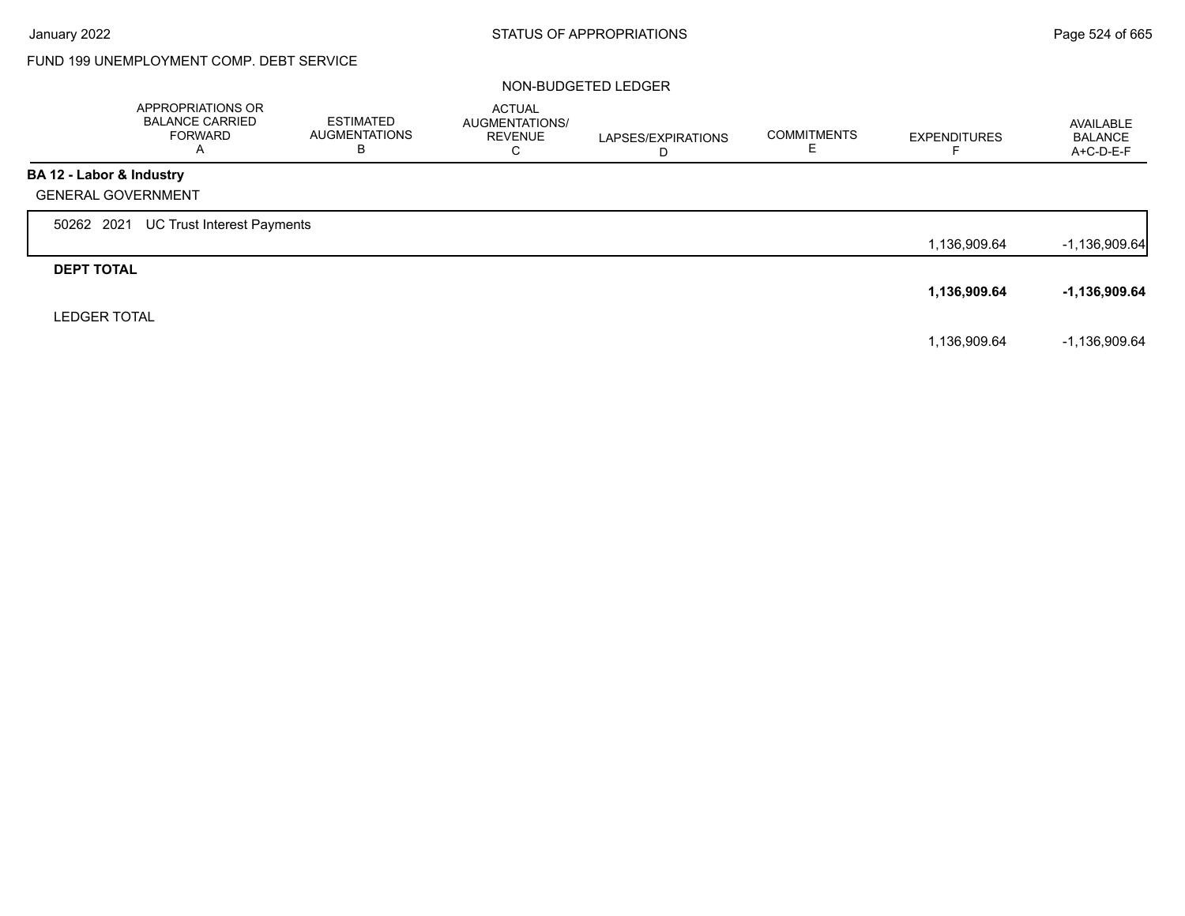FUND 199 UNEMPLOYMENT COMP. DEBT SERVICE

NON-BUDGETED LEDGER

| | APPROPRIATIONS OR BALANCE CARRIED FORWARD A | ESTIMATED AUGMENTATIONS B | ACTUAL AUGMENTATIONS/ REVENUE C | LAPSES/EXPIRATIONS D | COMMITMENTS E | EXPENDITURES F | AVAILABLE BALANCE A+C-D-E-F |
|---|---|---|---|---|---|---|---|
| **BA 12 - Labor & Industry** | | | | | | | |
| GENERAL GOVERNMENT | | | | | | | |
| 50262 2021 UC Trust Interest Payments | | | | | | 1,136,909.64 | -1,136,909.64 |
| **DEPT TOTAL** | | | | | | **1,136,909.64** | **-1,136,909.64** |
| LEDGER TOTAL | | | | | | 1,136,909.64 | -1,136,909.64 |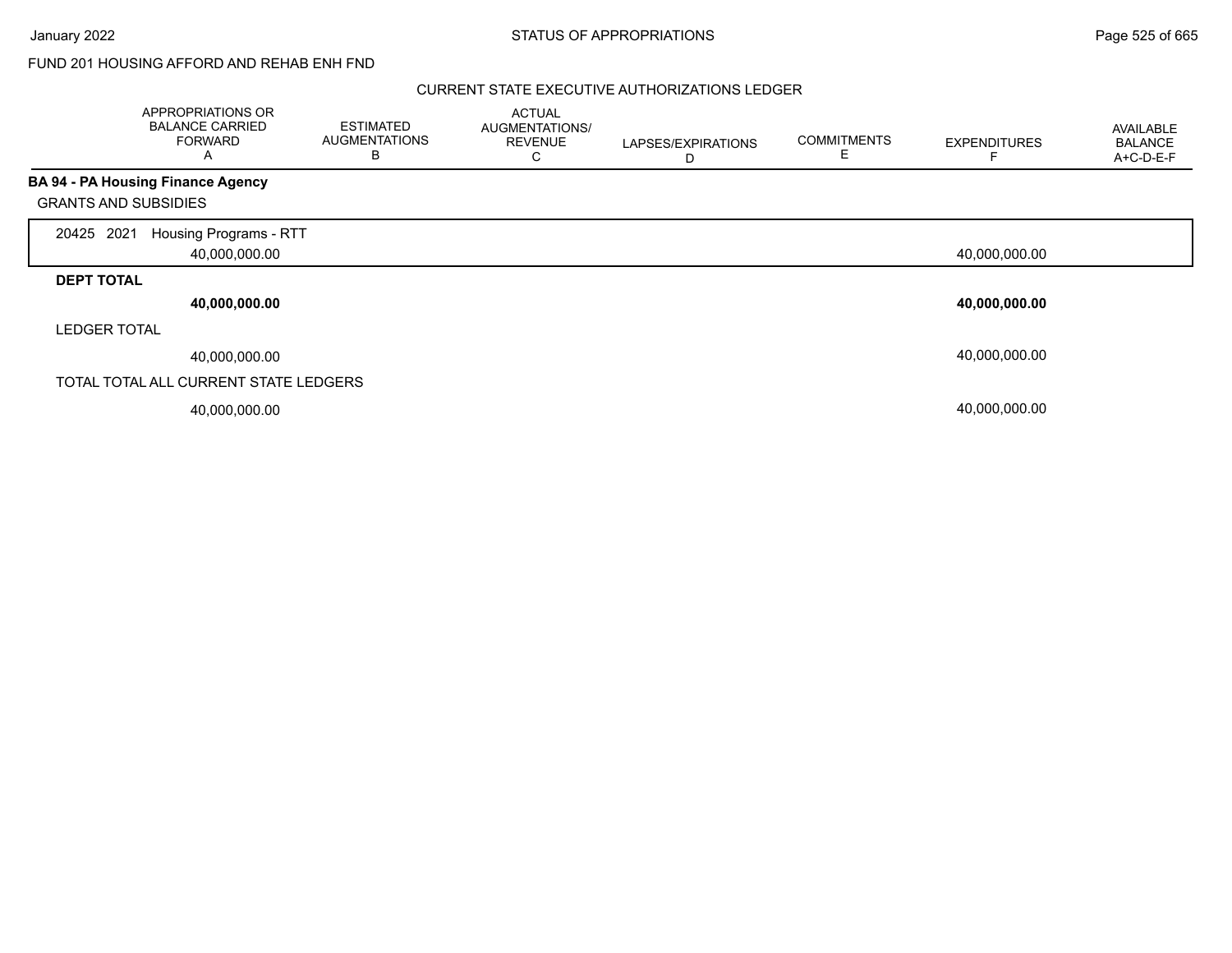FUND 201 HOUSING AFFORD AND REHAB ENH FND

CURRENT STATE EXECUTIVE AUTHORIZATIONS LEDGER

| APPROPRIATIONS OR BALANCE CARRIED FORWARD A | ESTIMATED AUGMENTATIONS B | ACTUAL AUGMENTATIONS/ REVENUE C | LAPSES/EXPIRATIONS D | COMMITMENTS E | EXPENDITURES F | AVAILABLE BALANCE A+C-D-E-F |
|---|---|---|---|---|---|---|
| **BA 94 - PA Housing Finance Agency** | | | | | | |
| GRANTS AND SUBSIDIES | | | | | | |
| 20425 2021 Housing Programs - RTT | | | | | | |
| 40,000,000.00 | | | | | 40,000,000.00 | |
| **DEPT TOTAL** | | | | | | |
| **40,000,000.00** | | | | | **40,000,000.00** | |
| LEDGER TOTAL | | | | | | |
| 40,000,000.00 | | | | | 40,000,000.00 | |
| TOTAL TOTAL ALL CURRENT STATE LEDGERS | | | | | | |
| 40,000,000.00 | | | | | 40,000,000.00 | |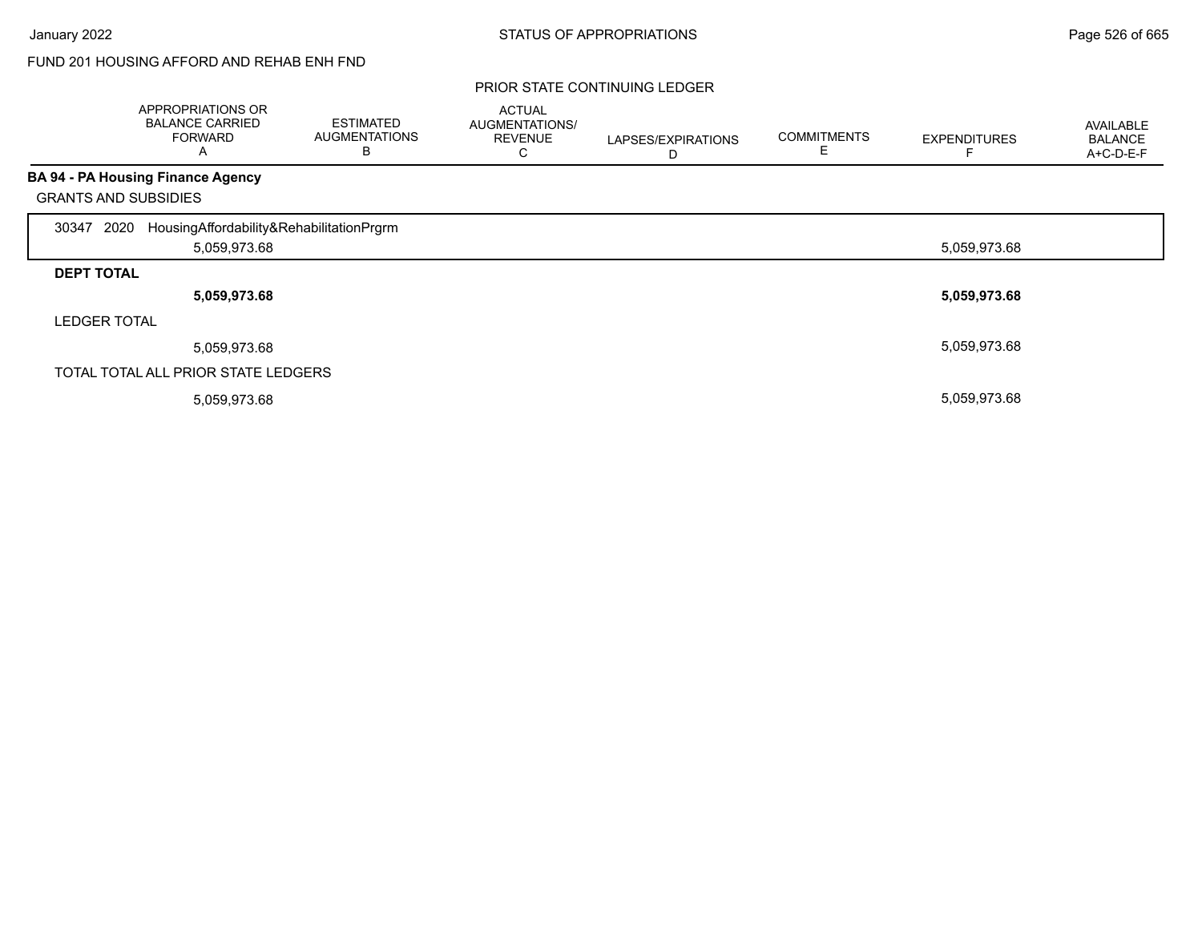FUND 201 HOUSING AFFORD AND REHAB ENH FND

PRIOR STATE CONTINUING LEDGER

| | APPROPRIATIONS OR BALANCE CARRIED FORWARD A | ESTIMATED AUGMENTATIONS B | ACTUAL AUGMENTATIONS/ REVENUE C | LAPSES/EXPIRATIONS D | COMMITMENTS E | EXPENDITURES F | AVAILABLE BALANCE A+C-D-E-F |
|---|---|---|---|---|---|---|---|
| **BA 94 - PA Housing Finance Agency** | | | | | | | |
| GRANTS AND SUBSIDIES | | | | | | | |
| 30347 2020 HousingAffordability&RehabilitationPrgrm | 5,059,973.68 | | | | | 5,059,973.68 | |
| **DEPT TOTAL** | **5,059,973.68** | | | | | **5,059,973.68** | |
| LEDGER TOTAL | 5,059,973.68 | | | | | 5,059,973.68 | |
| TOTAL TOTAL ALL PRIOR STATE LEDGERS | 5,059,973.68 | | | | | 5,059,973.68 | |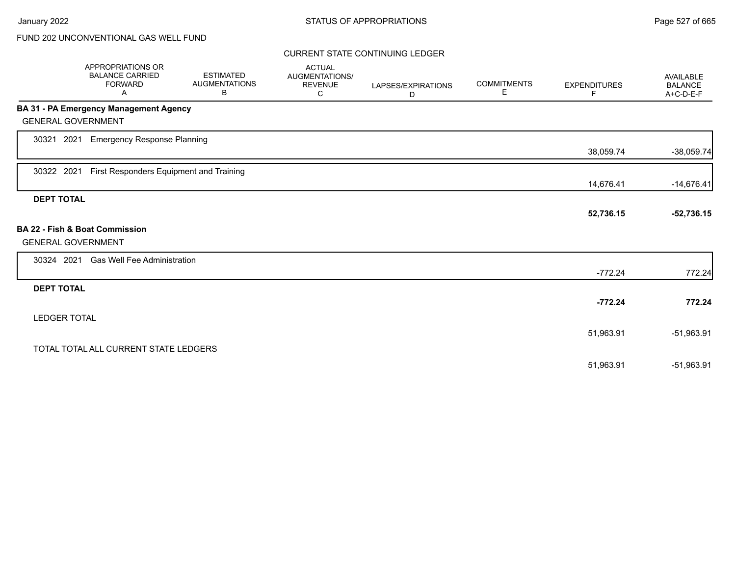FUND 202 UNCONVENTIONAL GAS WELL FUND

CURRENT STATE CONTINUING LEDGER

| | APPROPRIATIONS OR BALANCE CARRIED FORWARD A | ESTIMATED AUGMENTATIONS B | ACTUAL AUGMENTATIONS/ REVENUE C | LAPSES/EXPIRATIONS D | COMMITMENTS E | EXPENDITURES F | AVAILABLE BALANCE A+C-D-E-F |
|---|---|---|---|---|---|---|---|
| **BA 31 - PA Emergency Management Agency** | | | | | | | |
| GENERAL GOVERNMENT | | | | | | | |
| 30321 2021 Emergency Response Planning | | | | | | 38,059.74 | -38,059.74 |
| 30322 2021 First Responders Equipment and Training | | | | | | 14,676.41 | -14,676.41 |
| **DEPT TOTAL** | | | | | | **52,736.15** | **-52,736.15** |
| **BA 22 - Fish & Boat Commission** | | | | | | | |
| GENERAL GOVERNMENT | | | | | | | |
| 30324 2021 Gas Well Fee Administration | | | | | | -772.24 | 772.24 |
| **DEPT TOTAL** | | | | | | **-772.24** | **772.24** |
| LEDGER TOTAL | | | | | | 51,963.91 | -51,963.91 |
| TOTAL TOTAL ALL CURRENT STATE LEDGERS | | | | | | 51,963.91 | -51,963.91 |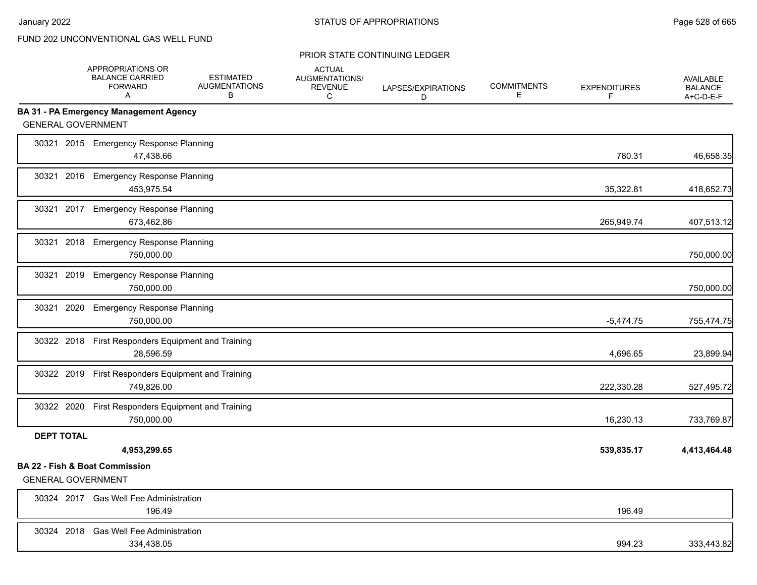FUND 202 UNCONVENTIONAL GAS WELL FUND

PRIOR STATE CONTINUING LEDGER

| | APPROPRIATIONS OR BALANCE CARRIED FORWARD A | ESTIMATED AUGMENTATIONS B | ACTUAL AUGMENTATIONS/ REVENUE C | LAPSES/EXPIRATIONS D | COMMITMENTS E | EXPENDITURES F | AVAILABLE BALANCE A+C-D-E-F |
|---|---|---|---|---|---|---|---|
| **BA 31 - PA Emergency Management Agency** | | | | | | | |
| GENERAL GOVERNMENT | | | | | | | |
| 30321 2015 Emergency Response Planning | 47,438.66 | | | | | 780.31 | 46,658.35 |
| 30321 2016 Emergency Response Planning | 453,975.54 | | | | | 35,322.81 | 418,652.73 |
| 30321 2017 Emergency Response Planning | 673,462.86 | | | | | 265,949.74 | 407,513.12 |
| 30321 2018 Emergency Response Planning | 750,000.00 | | | | | | 750,000.00 |
| 30321 2019 Emergency Response Planning | 750,000.00 | | | | | | 750,000.00 |
| 30321 2020 Emergency Response Planning | 750,000.00 | | | | | -5,474.75 | 755,474.75 |
| 30322 2018 First Responders Equipment and Training | 28,596.59 | | | | | 4,696.65 | 23,899.94 |
| 30322 2019 First Responders Equipment and Training | 749,826.00 | | | | | 222,330.28 | 527,495.72 |
| 30322 2020 First Responders Equipment and Training | 750,000.00 | | | | | 16,230.13 | 733,769.87 |
| **DEPT TOTAL** | **4,953,299.65** | | | | | **539,835.17** | **4,413,464.48** |
| **BA 22 - Fish & Boat Commission** | | | | | | | |
| GENERAL GOVERNMENT | | | | | | | |
| 30324 2017 Gas Well Fee Administration | 196.49 | | | | | 196.49 | |
| 30324 2018 Gas Well Fee Administration | 334,438.05 | | | | | 994.23 | 333,443.82 |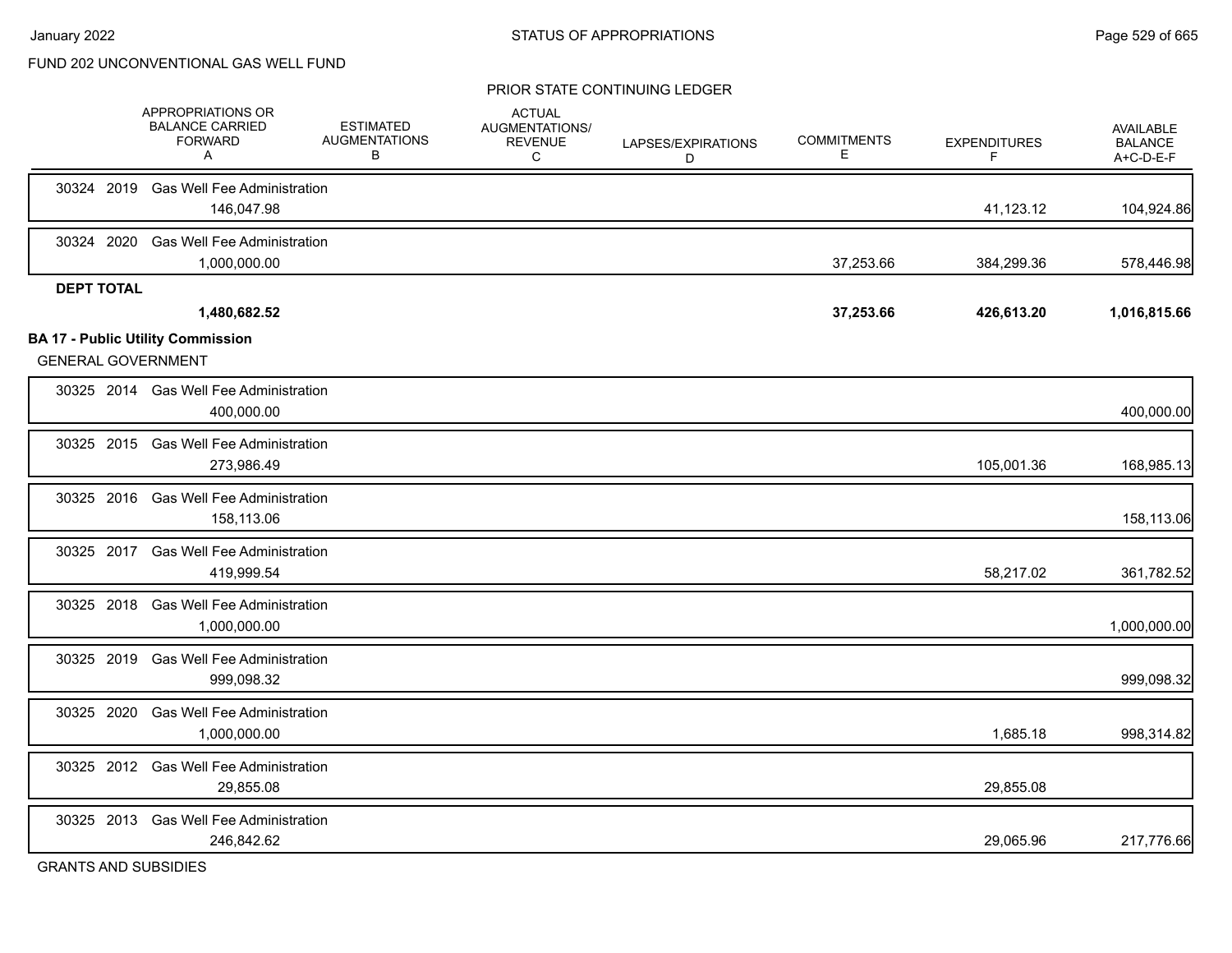FUND 202 UNCONVENTIONAL GAS WELL FUND

PRIOR STATE CONTINUING LEDGER

| | APPROPRIATIONS OR BALANCE CARRIED FORWARD A | ESTIMATED AUGMENTATIONS B | ACTUAL AUGMENTATIONS/ REVENUE C | LAPSES/EXPIRATIONS D | COMMITMENTS E | EXPENDITURES F | AVAILABLE BALANCE A+C-D-E-F |
|---|---|---|---|---|---|---|---|
| 30324 2019 Gas Well Fee Administration | 146,047.98 | | | | | 41,123.12 | 104,924.86 |
| 30324 2020 Gas Well Fee Administration | 1,000,000.00 | | | | 37,253.66 | 384,299.36 | 578,446.98 |
| **DEPT TOTAL** | **1,480,682.52** | | | | **37,253.66** | **426,613.20** | **1,016,815.66** |

**BA 17 - Public Utility Commission**

GENERAL GOVERNMENT

| | APPROPRIATIONS OR BALANCE CARRIED FORWARD A | ESTIMATED AUGMENTATIONS B | ACTUAL AUGMENTATIONS/ REVENUE C | LAPSES/EXPIRATIONS D | COMMITMENTS E | EXPENDITURES F | AVAILABLE BALANCE A+C-D-E-F |
|---|---|---|---|---|---|---|---|
| 30325 2014 Gas Well Fee Administration | 400,000.00 | | | | | | 400,000.00 |
| 30325 2015 Gas Well Fee Administration | 273,986.49 | | | | | 105,001.36 | 168,985.13 |
| 30325 2016 Gas Well Fee Administration | 158,113.06 | | | | | | 158,113.06 |
| 30325 2017 Gas Well Fee Administration | 419,999.54 | | | | | 58,217.02 | 361,782.52 |
| 30325 2018 Gas Well Fee Administration | 1,000,000.00 | | | | | | 1,000,000.00 |
| 30325 2019 Gas Well Fee Administration | 999,098.32 | | | | | | 999,098.32 |
| 30325 2020 Gas Well Fee Administration | 1,000,000.00 | | | | | 1,685.18 | 998,314.82 |
| 30325 2012 Gas Well Fee Administration | 29,855.08 | | | | | 29,855.08 | |
| 30325 2013 Gas Well Fee Administration | 246,842.62 | | | | | 29,065.96 | 217,776.66 |

GRANTS AND SUBSIDIES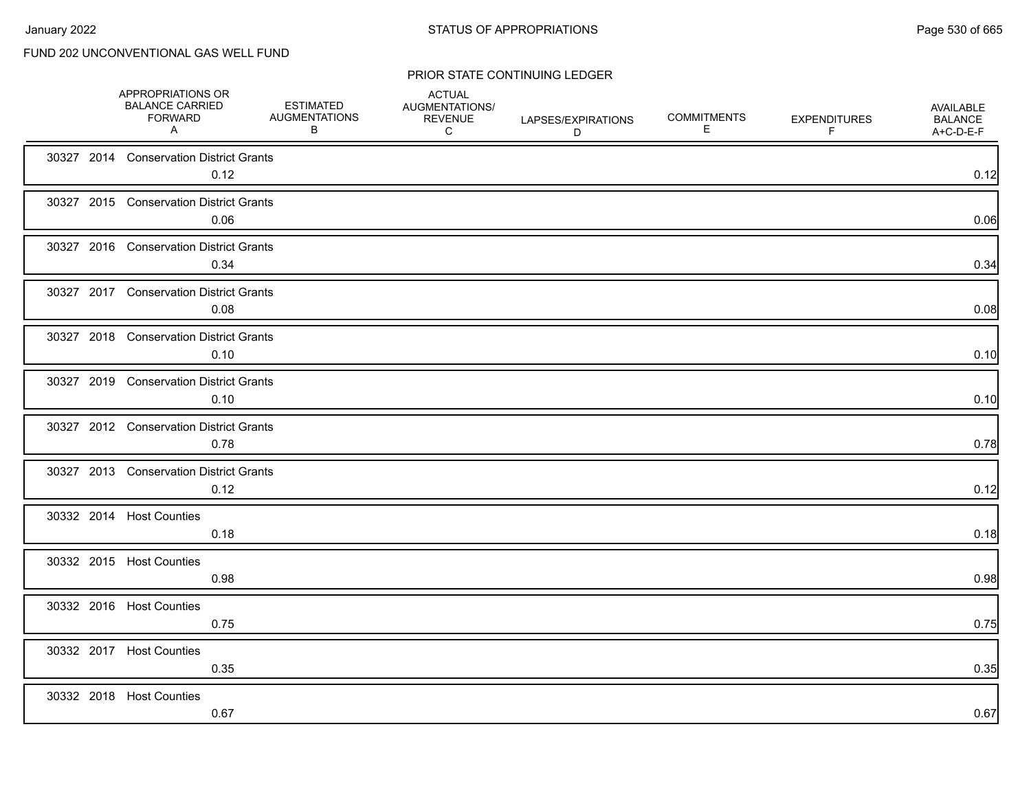FUND 202 UNCONVENTIONAL GAS WELL FUND

PRIOR STATE CONTINUING LEDGER

| | APPROPRIATIONS OR BALANCE CARRIED FORWARD A | ESTIMATED AUGMENTATIONS B | ACTUAL AUGMENTATIONS/ REVENUE C | LAPSES/EXPIRATIONS D | COMMITMENTS E | EXPENDITURES F | AVAILABLE BALANCE A+C-D-E-F |
|---|---|---|---|---|---|---|---|
| 30327 2014 Conservation District Grants | 0.12 | | | | | | 0.12 |
| 30327 2015 Conservation District Grants | 0.06 | | | | | | 0.06 |
| 30327 2016 Conservation District Grants | 0.34 | | | | | | 0.34 |
| 30327 2017 Conservation District Grants | 0.08 | | | | | | 0.08 |
| 30327 2018 Conservation District Grants | 0.10 | | | | | | 0.10 |
| 30327 2019 Conservation District Grants | 0.10 | | | | | | 0.10 |
| 30327 2012 Conservation District Grants | 0.78 | | | | | | 0.78 |
| 30327 2013 Conservation District Grants | 0.12 | | | | | | 0.12 |
| 30332 2014 Host Counties | 0.18 | | | | | | 0.18 |
| 30332 2015 Host Counties | 0.98 | | | | | | 0.98 |
| 30332 2016 Host Counties | 0.75 | | | | | | 0.75 |
| 30332 2017 Host Counties | 0.35 | | | | | | 0.35 |
| 30332 2018 Host Counties | 0.67 | | | | | | 0.67 |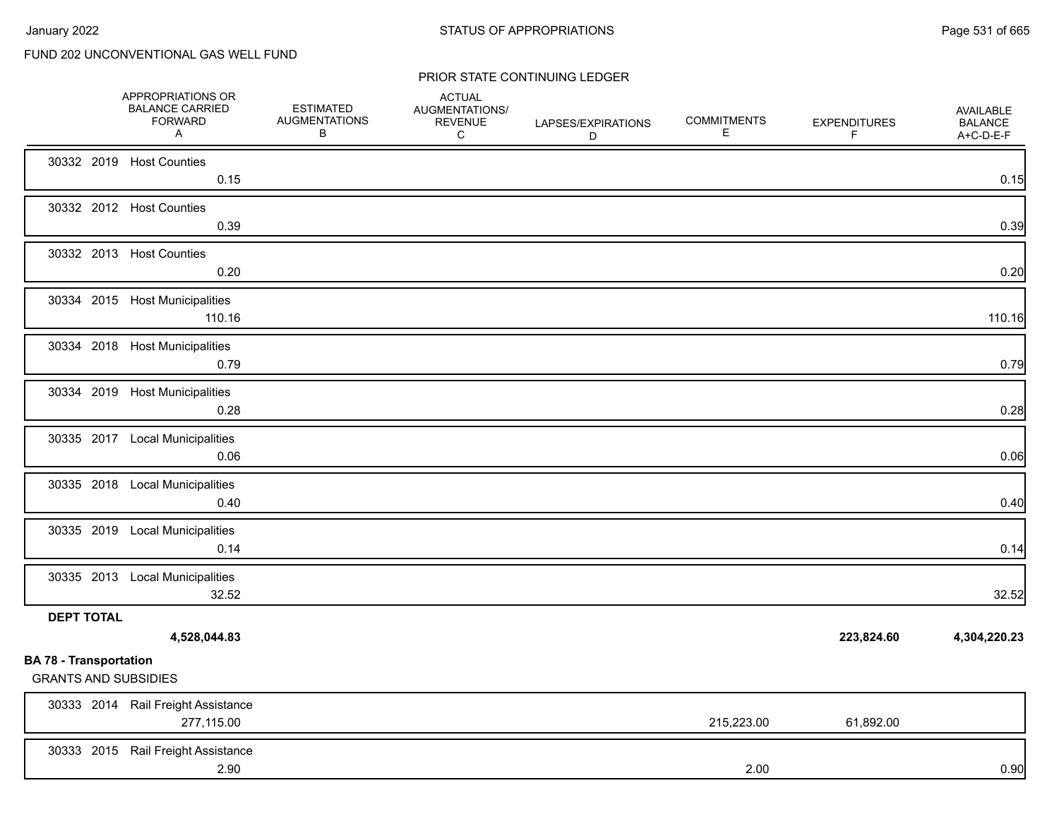FUND 202 UNCONVENTIONAL GAS WELL FUND

PRIOR STATE CONTINUING LEDGER

| | APPROPRIATIONS OR BALANCE CARRIED FORWARD A | ESTIMATED AUGMENTATIONS B | ACTUAL AUGMENTATIONS/ REVENUE C | LAPSES/EXPIRATIONS D | COMMITMENTS E | EXPENDITURES F | AVAILABLE BALANCE A+C-D-E-F |
|---|---|---|---|---|---|---|---|
| 30332 2019 Host Counties | 0.15 | | | | | | 0.15 |
| 30332 2012 Host Counties | 0.39 | | | | | | 0.39 |
| 30332 2013 Host Counties | 0.20 | | | | | | 0.20 |
| 30334 2015 Host Municipalities | 110.16 | | | | | | 110.16 |
| 30334 2018 Host Municipalities | 0.79 | | | | | | 0.79 |
| 30334 2019 Host Municipalities | 0.28 | | | | | | 0.28 |
| 30335 2017 Local Municipalities | 0.06 | | | | | | 0.06 |
| 30335 2018 Local Municipalities | 0.40 | | | | | | 0.40 |
| 30335 2019 Local Municipalities | 0.14 | | | | | | 0.14 |
| 30335 2013 Local Municipalities | 32.52 | | | | | | 32.52 |
| **DEPT TOTAL** | **4,528,044.83** | | | | | **223,824.60** | **4,304,220.23** |

**BA 78 - Transportation**

GRANTS AND SUBSIDIES

| | APPROPRIATIONS OR BALANCE CARRIED FORWARD A | ESTIMATED AUGMENTATIONS B | ACTUAL AUGMENTATIONS/ REVENUE C | LAPSES/EXPIRATIONS D | COMMITMENTS E | EXPENDITURES F | AVAILABLE BALANCE A+C-D-E-F |
|---|---|---|---|---|---|---|---|
| 30333 2014 Rail Freight Assistance | 277,115.00 | | | | 215,223.00 | 61,892.00 | |
| 30333 2015 Rail Freight Assistance | 2.90 | | | | 2.00 | | 0.90 |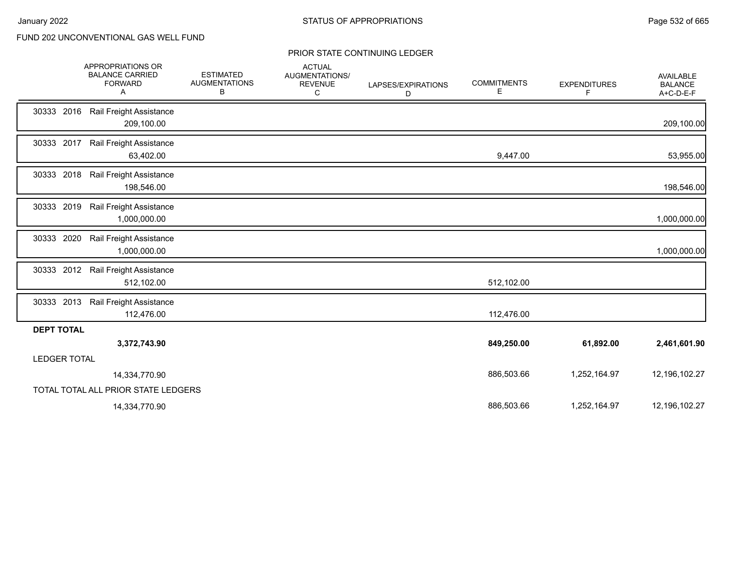FUND 202 UNCONVENTIONAL GAS WELL FUND

PRIOR STATE CONTINUING LEDGER

| | APPROPRIATIONS OR BALANCE CARRIED FORWARD A | ESTIMATED AUGMENTATIONS B | ACTUAL AUGMENTATIONS/ REVENUE C | LAPSES/EXPIRATIONS D | COMMITMENTS E | EXPENDITURES F | AVAILABLE BALANCE A+C-D-E-F |
|---|---|---|---|---|---|---|---|
| 30333 2016 Rail Freight Assistance | 209,100.00 | | | | | | 209,100.00 |
| 30333 2017 Rail Freight Assistance | 63,402.00 | | | | 9,447.00 | | 53,955.00 |
| 30333 2018 Rail Freight Assistance | 198,546.00 | | | | | | 198,546.00 |
| 30333 2019 Rail Freight Assistance | 1,000,000.00 | | | | | | 1,000,000.00 |
| 30333 2020 Rail Freight Assistance | 1,000,000.00 | | | | | | 1,000,000.00 |
| 30333 2012 Rail Freight Assistance | 512,102.00 | | | | 512,102.00 | | |
| 30333 2013 Rail Freight Assistance | 112,476.00 | | | | 112,476.00 | | |
| **DEPT TOTAL** | **3,372,743.90** | | | | **849,250.00** | **61,892.00** | **2,461,601.90** |
| LEDGER TOTAL | 14,334,770.90 | | | | 886,503.66 | 1,252,164.97 | 12,196,102.27 |
| TOTAL TOTAL ALL PRIOR STATE LEDGERS | 14,334,770.90 | | | | 886,503.66 | 1,252,164.97 | 12,196,102.27 |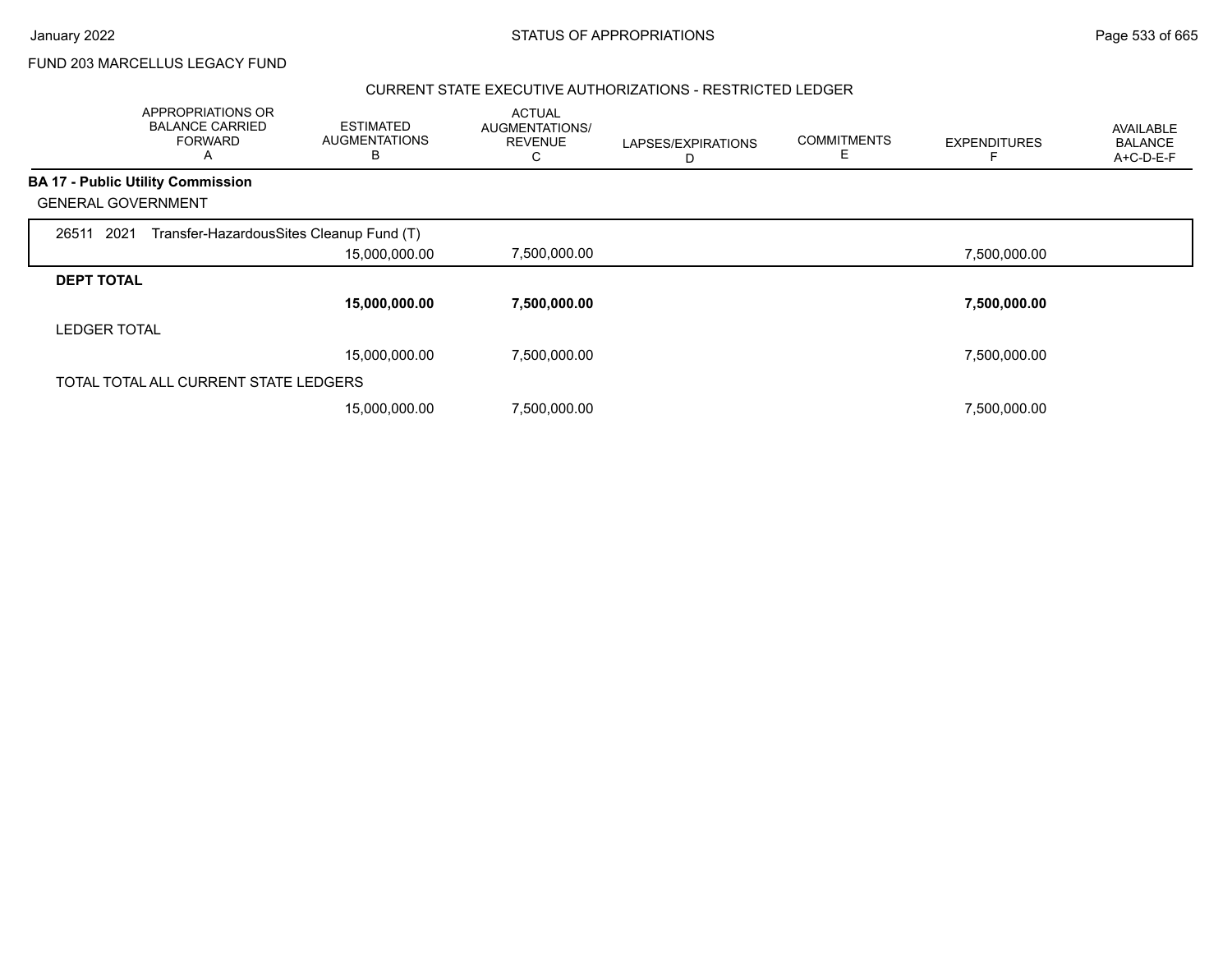FUND 203 MARCELLUS LEGACY FUND

## CURRENT STATE EXECUTIVE AUTHORIZATIONS - RESTRICTED LEDGER

| APPROPRIATIONS OR BALANCE CARRIED FORWARD A | ESTIMATED AUGMENTATIONS B | ACTUAL AUGMENTATIONS/ REVENUE C | LAPSES/EXPIRATIONS D | COMMITMENTS E | EXPENDITURES F | AVAILABLE BALANCE A+C-D-E-F |
|---|---|---|---|---|---|---|
| **BA 17 - Public Utility Commission** | | | | | | |
| GENERAL GOVERNMENT | | | | | | |
| 26511 2021 Transfer-HazardousSites Cleanup Fund (T) | | | | | | |
| | 15,000,000.00 | 7,500,000.00 | | | 7,500,000.00 | |
| **DEPT TOTAL** | | | | | | |
| | **15,000,000.00** | **7,500,000.00** | | | **7,500,000.00** | |
| LEDGER TOTAL | | | | | | |
| | 15,000,000.00 | 7,500,000.00 | | | 7,500,000.00 | |
| TOTAL TOTAL ALL CURRENT STATE LEDGERS | | | | | | |
| | 15,000,000.00 | 7,500,000.00 | | | 7,500,000.00 | |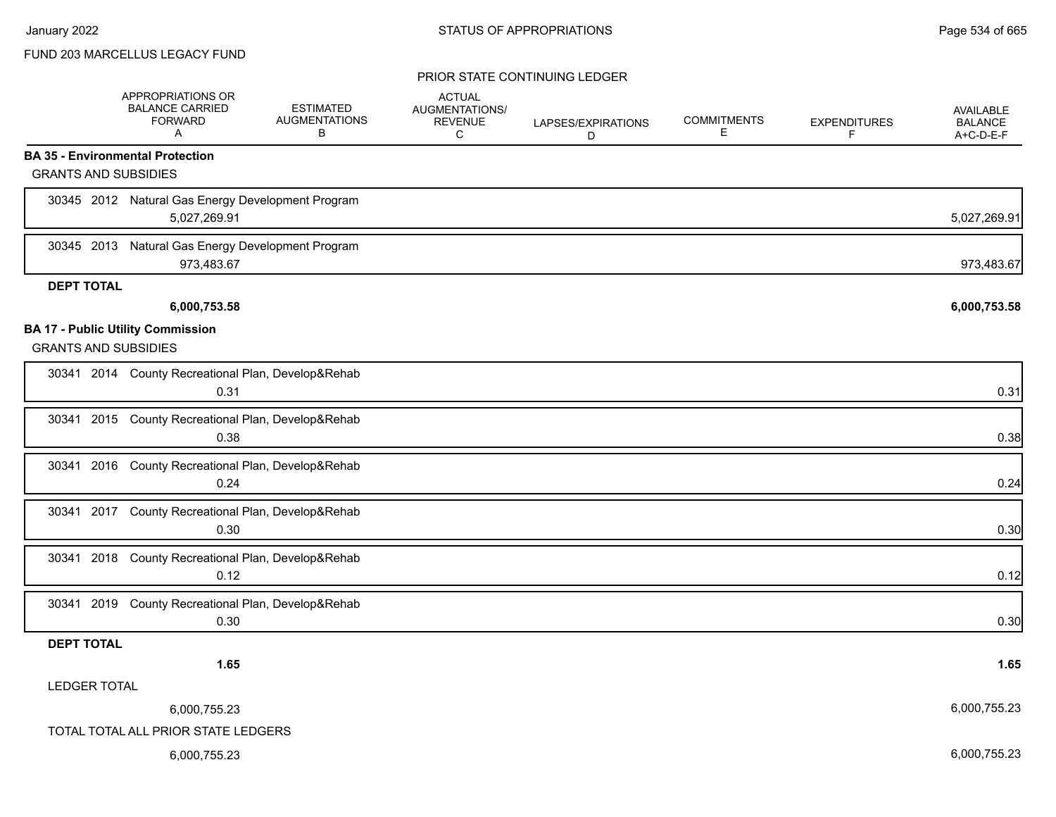FUND 203 MARCELLUS LEGACY FUND

PRIOR STATE CONTINUING LEDGER

| | APPROPRIATIONS OR BALANCE CARRIED FORWARD A | ESTIMATED AUGMENTATIONS B | ACTUAL AUGMENTATIONS/ REVENUE C | LAPSES/EXPIRATIONS D | COMMITMENTS E | EXPENDITURES F | AVAILABLE BALANCE A+C-D-E-F |
|---|---|---|---|---|---|---|---|
| **BA 35 - Environmental Protection** | | | | | | | |
| GRANTS AND SUBSIDIES | | | | | | | |
| 30345 2012 Natural Gas Energy Development Program | 5,027,269.91 | | | | | | 5,027,269.91 |
| 30345 2013 Natural Gas Energy Development Program | 973,483.67 | | | | | | 973,483.67 |
| **DEPT TOTAL** | **6,000,753.58** | | | | | | **6,000,753.58** |
| **BA 17 - Public Utility Commission** | | | | | | | |
| GRANTS AND SUBSIDIES | | | | | | | |
| 30341 2014 County Recreational Plan, Develop&Rehab | 0.31 | | | | | | 0.31 |
| 30341 2015 County Recreational Plan, Develop&Rehab | 0.38 | | | | | | 0.38 |
| 30341 2016 County Recreational Plan, Develop&Rehab | 0.24 | | | | | | 0.24 |
| 30341 2017 County Recreational Plan, Develop&Rehab | 0.30 | | | | | | 0.30 |
| 30341 2018 County Recreational Plan, Develop&Rehab | 0.12 | | | | | | 0.12 |
| 30341 2019 County Recreational Plan, Develop&Rehab | 0.30 | | | | | | 0.30 |
| **DEPT TOTAL** | **1.65** | | | | | | **1.65** |
| LEDGER TOTAL | 6,000,755.23 | | | | | | 6,000,755.23 |
| TOTAL TOTAL ALL PRIOR STATE LEDGERS | 6,000,755.23 | | | | | | 6,000,755.23 |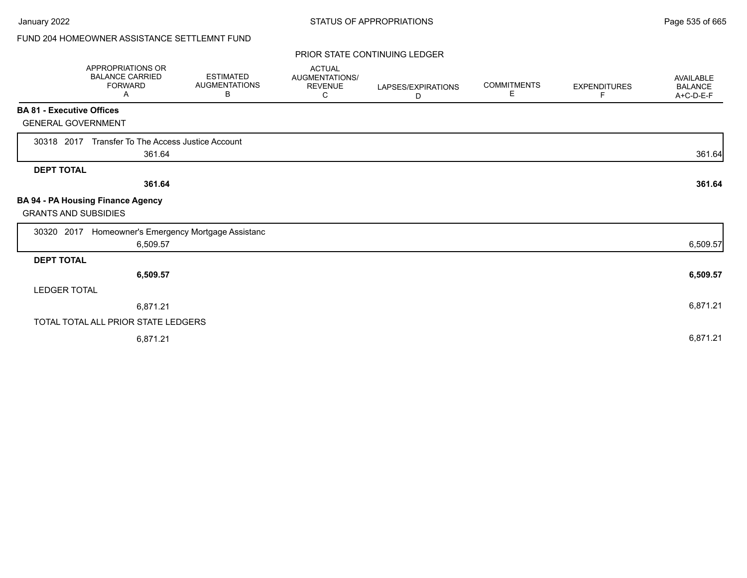FUND 204 HOMEOWNER ASSISTANCE SETTLEMNT FUND

PRIOR STATE CONTINUING LEDGER

| | APPROPRIATIONS OR BALANCE CARRIED FORWARD A | ESTIMATED AUGMENTATIONS B | ACTUAL AUGMENTATIONS/ REVENUE C | LAPSES/EXPIRATIONS D | COMMITMENTS E | EXPENDITURES F | AVAILABLE BALANCE A+C-D-E-F |
|---|---|---|---|---|---|---|---|
| **BA 81 - Executive Offices** | | | | | | | |
| GENERAL GOVERNMENT | | | | | | | |
| 30318 2017 Transfer To The Access Justice Account | 361.64 | | | | | | 361.64 |
| **DEPT TOTAL** | **361.64** | | | | | | **361.64** |
| **BA 94 - PA Housing Finance Agency** | | | | | | | |
| GRANTS AND SUBSIDIES | | | | | | | |
| 30320 2017 Homeowner's Emergency Mortgage Assistanc | 6,509.57 | | | | | | 6,509.57 |
| **DEPT TOTAL** | **6,509.57** | | | | | | **6,509.57** |
| LEDGER TOTAL | 6,871.21 | | | | | | 6,871.21 |
| TOTAL TOTAL ALL PRIOR STATE LEDGERS | 6,871.21 | | | | | | 6,871.21 |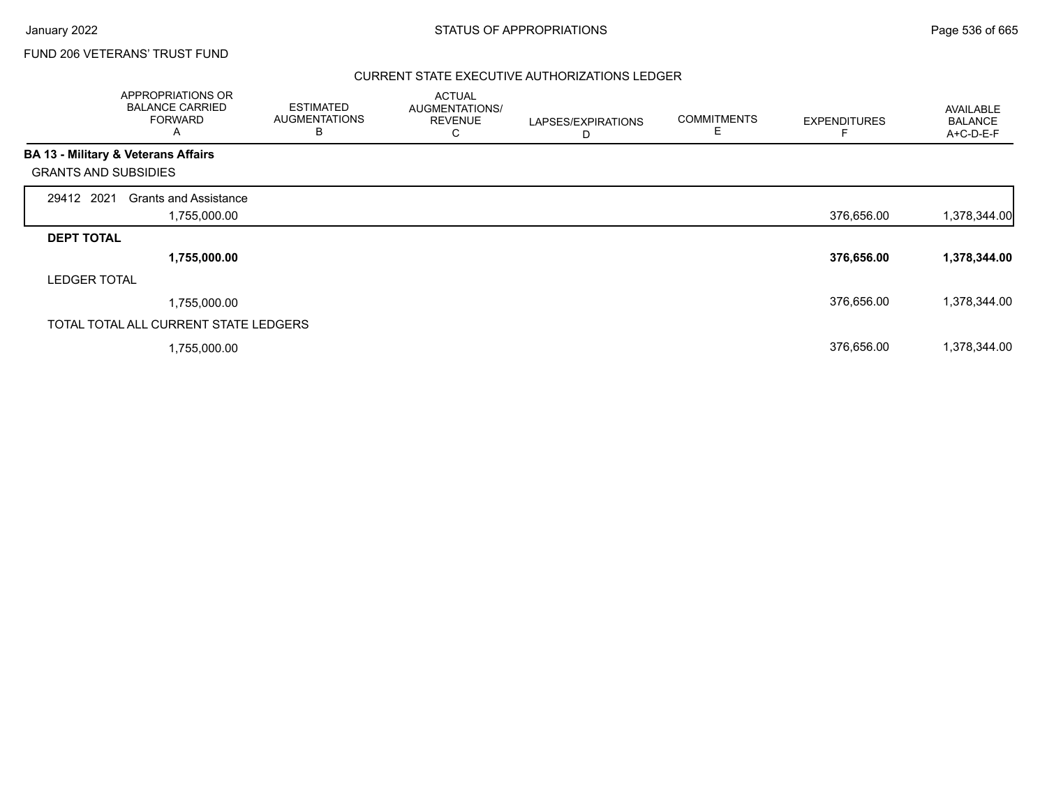FUND 206 VETERANS' TRUST FUND

## CURRENT STATE EXECUTIVE AUTHORIZATIONS LEDGER

| | APPROPRIATIONS OR BALANCE CARRIED FORWARD A | ESTIMATED AUGMENTATIONS B | ACTUAL AUGMENTATIONS/ REVENUE C | LAPSES/EXPIRATIONS D | COMMITMENTS E | EXPENDITURES F | AVAILABLE BALANCE A+C-D-E-F |
|---|---|---|---|---|---|---|---|
| **BA 13 - Military & Veterans Affairs** | | | | | | | |
| GRANTS AND SUBSIDIES | | | | | | | |
| 29412 2021 Grants and Assistance | 1,755,000.00 | | | | | 376,656.00 | 1,378,344.00 |
| **DEPT TOTAL** | **1,755,000.00** | | | | | **376,656.00** | **1,378,344.00** |
| LEDGER TOTAL | 1,755,000.00 | | | | | 376,656.00 | 1,378,344.00 |
| TOTAL TOTAL ALL CURRENT STATE LEDGERS | 1,755,000.00 | | | | | 376,656.00 | 1,378,344.00 |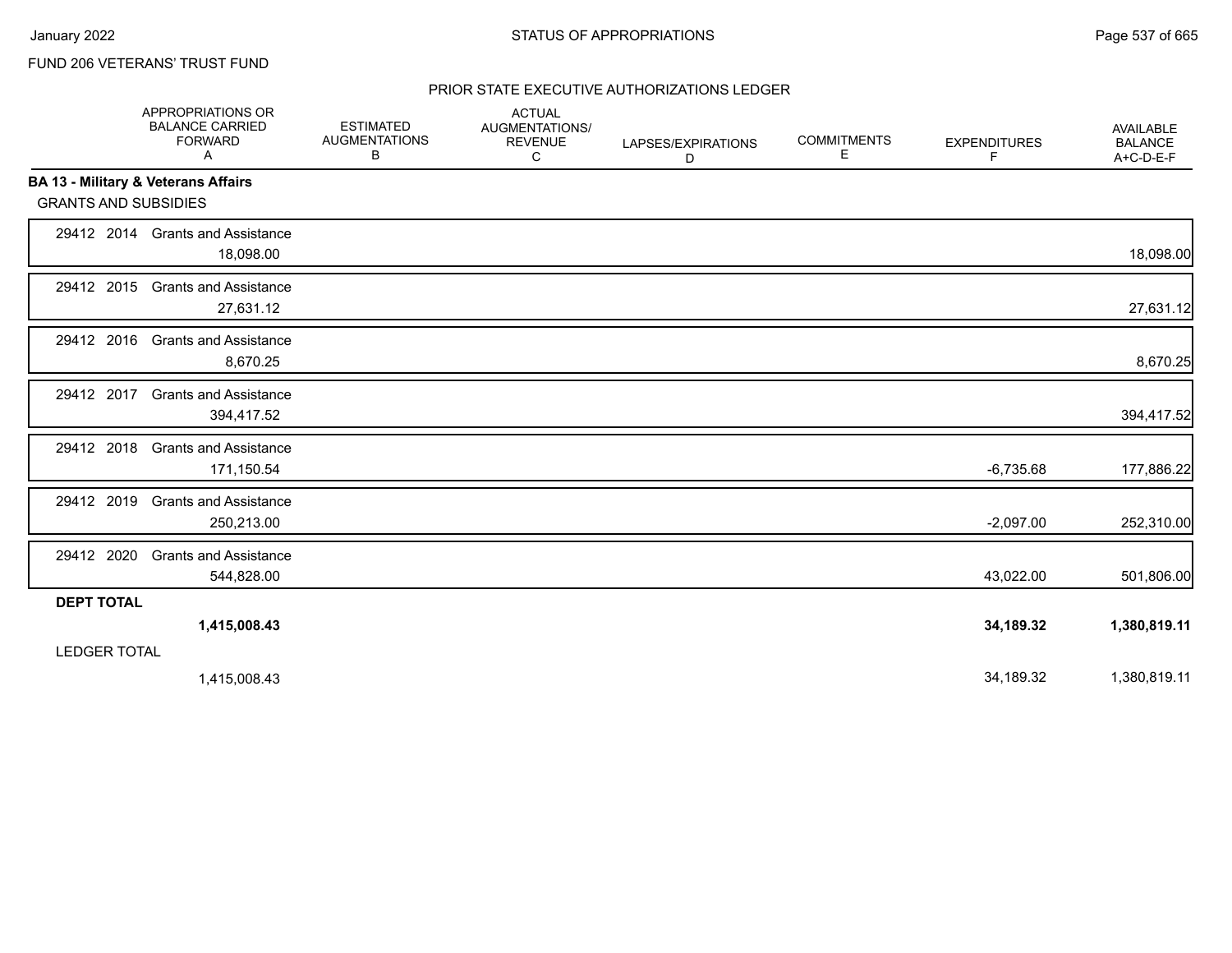FUND 206 VETERANS' TRUST FUND

## PRIOR STATE EXECUTIVE AUTHORIZATIONS LEDGER

| | APPROPRIATIONS OR BALANCE CARRIED FORWARD A | ESTIMATED AUGMENTATIONS B | ACTUAL AUGMENTATIONS/ REVENUE C | LAPSES/EXPIRATIONS D | COMMITMENTS E | EXPENDITURES F | AVAILABLE BALANCE A+C-D-E-F |
|---|---|---|---|---|---|---|---|
| **BA 13 - Military & Veterans Affairs** | | | | | | | |
| GRANTS AND SUBSIDIES | | | | | | | |
| 29412 2014 Grants and Assistance | 18,098.00 | | | | | | 18,098.00 |
| 29412 2015 Grants and Assistance | 27,631.12 | | | | | | 27,631.12 |
| 29412 2016 Grants and Assistance | 8,670.25 | | | | | | 8,670.25 |
| 29412 2017 Grants and Assistance | 394,417.52 | | | | | | 394,417.52 |
| 29412 2018 Grants and Assistance | 171,150.54 | | | | | -6,735.68 | 177,886.22 |
| 29412 2019 Grants and Assistance | 250,213.00 | | | | | -2,097.00 | 252,310.00 |
| 29412 2020 Grants and Assistance | 544,828.00 | | | | | 43,022.00 | 501,806.00 |
| **DEPT TOTAL** | **1,415,008.43** | | | | | **34,189.32** | **1,380,819.11** |
| LEDGER TOTAL | 1,415,008.43 | | | | | 34,189.32 | 1,380,819.11 |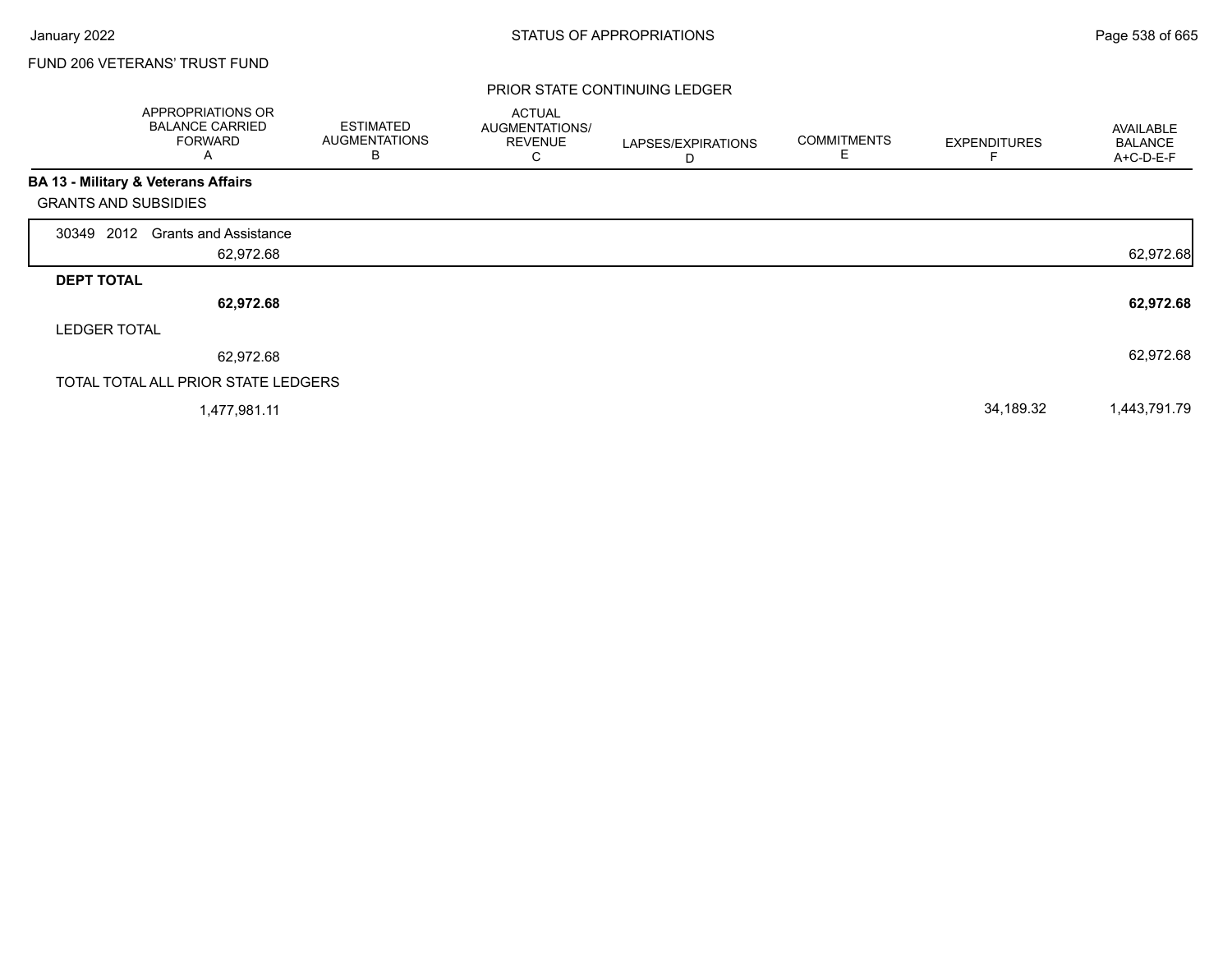FUND 206 VETERANS' TRUST FUND

PRIOR STATE CONTINUING LEDGER

| | APPROPRIATIONS OR BALANCE CARRIED FORWARD A | ESTIMATED AUGMENTATIONS B | ACTUAL AUGMENTATIONS/ REVENUE C | LAPSES/EXPIRATIONS D | COMMITMENTS E | EXPENDITURES F | AVAILABLE BALANCE A+C-D-E-F |
|---|---|---|---|---|---|---|---|
| **BA 13 - Military & Veterans Affairs** | | | | | | | |
| GRANTS AND SUBSIDIES | | | | | | | |
| 30349 2012 Grants and Assistance | 62,972.68 | | | | | | 62,972.68 |
| **DEPT TOTAL** | **62,972.68** | | | | | | **62,972.68** |
| LEDGER TOTAL | 62,972.68 | | | | | | 62,972.68 |
| TOTAL TOTAL ALL PRIOR STATE LEDGERS | 1,477,981.11 | | | | | 34,189.32 | 1,443,791.79 |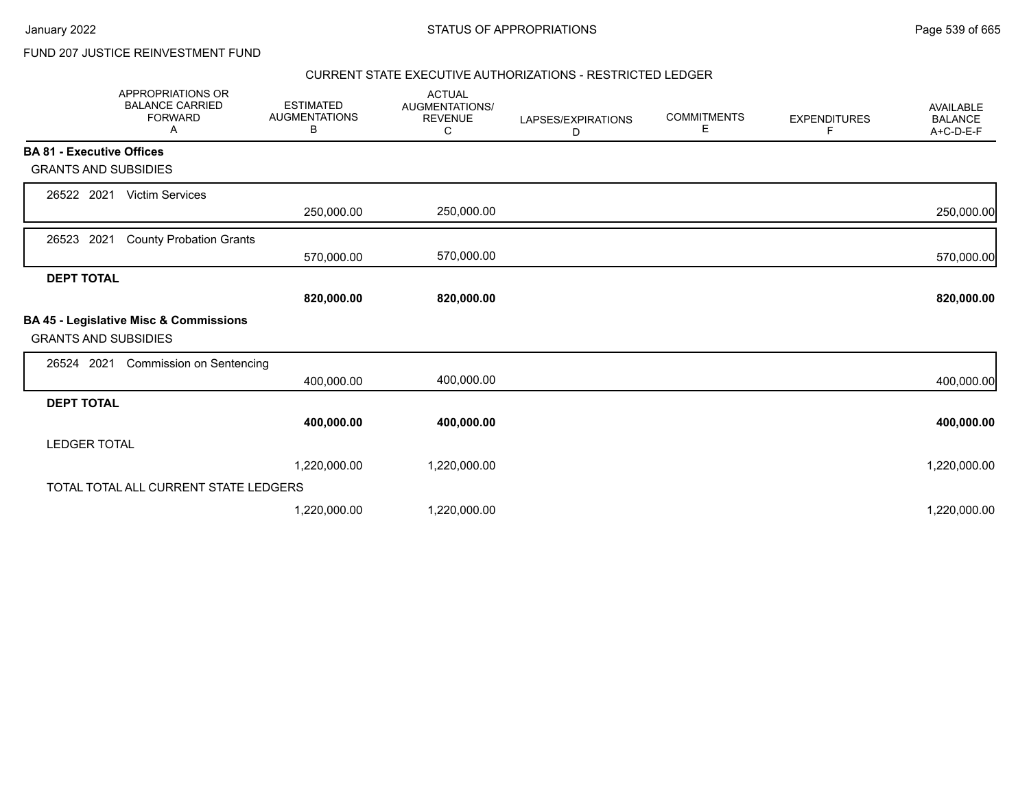FUND 207 JUSTICE REINVESTMENT FUND

## CURRENT STATE EXECUTIVE AUTHORIZATIONS - RESTRICTED LEDGER

| APPROPRIATIONS OR BALANCE CARRIED FORWARD A | ESTIMATED AUGMENTATIONS B | ACTUAL AUGMENTATIONS/ REVENUE C | LAPSES/EXPIRATIONS D | COMMITMENTS E | EXPENDITURES F | AVAILABLE BALANCE A+C-D-E-F |
|---|---|---|---|---|---|---|
| **BA 81 - Executive Offices** | | | | | | |
| GRANTS AND SUBSIDIES | | | | | | |
| 26522 2021 Victim Services | | | | | | |
| | 250,000.00 | 250,000.00 | | | | 250,000.00 |
| 26523 2021 County Probation Grants | | | | | | |
| | 570,000.00 | 570,000.00 | | | | 570,000.00 |
| **DEPT TOTAL** | | | | | | |
| | **820,000.00** | **820,000.00** | | | | **820,000.00** |
| **BA 45 - Legislative Misc & Commissions** | | | | | | |
| GRANTS AND SUBSIDIES | | | | | | |
| 26524 2021 Commission on Sentencing | | | | | | |
| | 400,000.00 | 400,000.00 | | | | 400,000.00 |
| **DEPT TOTAL** | | | | | | |
| | **400,000.00** | **400,000.00** | | | | **400,000.00** |
| LEDGER TOTAL | | | | | | |
| | 1,220,000.00 | 1,220,000.00 | | | | 1,220,000.00 |
| TOTAL TOTAL ALL CURRENT STATE LEDGERS | | | | | | |
| | 1,220,000.00 | 1,220,000.00 | | | | 1,220,000.00 |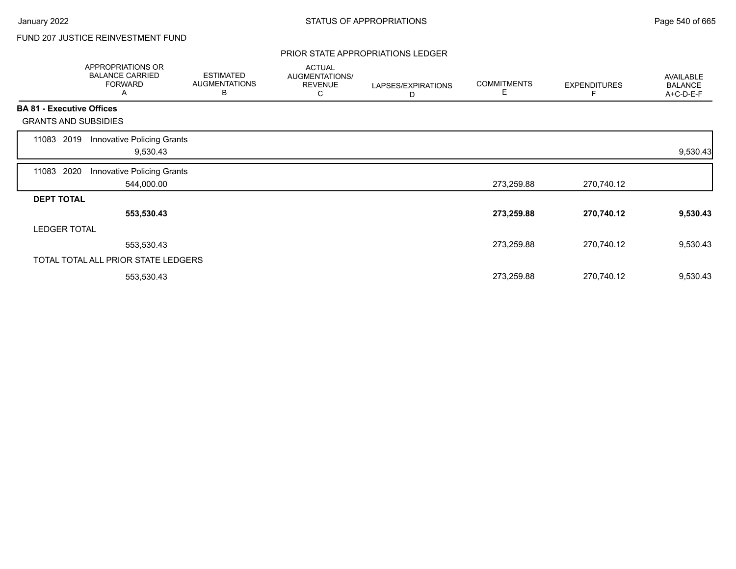FUND 207 JUSTICE REINVESTMENT FUND

## PRIOR STATE APPROPRIATIONS LEDGER

| | APPROPRIATIONS OR BALANCE CARRIED FORWARD A | ESTIMATED AUGMENTATIONS B | ACTUAL AUGMENTATIONS/ REVENUE C | LAPSES/EXPIRATIONS D | COMMITMENTS E | EXPENDITURES F | AVAILABLE BALANCE A+C-D-E-F |
|---|---|---|---|---|---|---|---|
| **BA 81 - Executive Offices** | | | | | | | |
| GRANTS AND SUBSIDIES | | | | | | | |
| 11083 2019 Innovative Policing Grants | 9,530.43 | | | | | | 9,530.43 |
| 11083 2020 Innovative Policing Grants | 544,000.00 | | | | 273,259.88 | 270,740.12 | |
| **DEPT TOTAL** | **553,530.43** | | | | **273,259.88** | **270,740.12** | **9,530.43** |
| LEDGER TOTAL | 553,530.43 | | | | 273,259.88 | 270,740.12 | 9,530.43 |
| TOTAL TOTAL ALL PRIOR STATE LEDGERS | 553,530.43 | | | | 273,259.88 | 270,740.12 | 9,530.43 |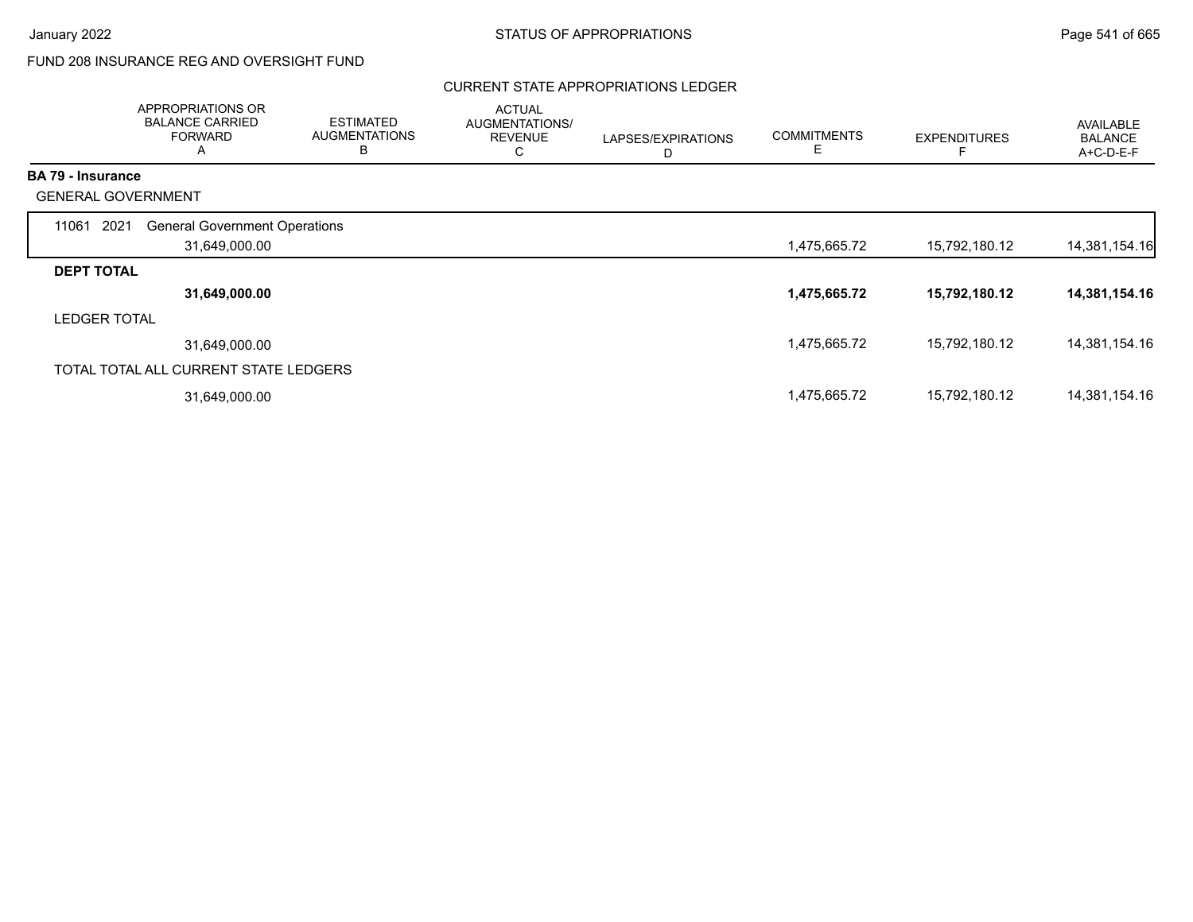FUND 208 INSURANCE REG AND OVERSIGHT FUND

## CURRENT STATE APPROPRIATIONS LEDGER

| | APPROPRIATIONS OR BALANCE CARRIED FORWARD A | ESTIMATED AUGMENTATIONS B | ACTUAL AUGMENTATIONS/ REVENUE C | LAPSES/EXPIRATIONS D | COMMITMENTS E | EXPENDITURES F | AVAILABLE BALANCE A+C-D-E-F |
|---|---|---|---|---|---|---|---|
| **BA 79 - Insurance** | | | | | | | |
| GENERAL GOVERNMENT | | | | | | | |
| 11061 2021 General Government Operations | 31,649,000.00 | | | | 1,475,665.72 | 15,792,180.12 | 14,381,154.16 |
| **DEPT TOTAL** | **31,649,000.00** | | | | **1,475,665.72** | **15,792,180.12** | **14,381,154.16** |
| LEDGER TOTAL | 31,649,000.00 | | | | 1,475,665.72 | 15,792,180.12 | 14,381,154.16 |
| TOTAL TOTAL ALL CURRENT STATE LEDGERS | 31,649,000.00 | | | | 1,475,665.72 | 15,792,180.12 | 14,381,154.16 |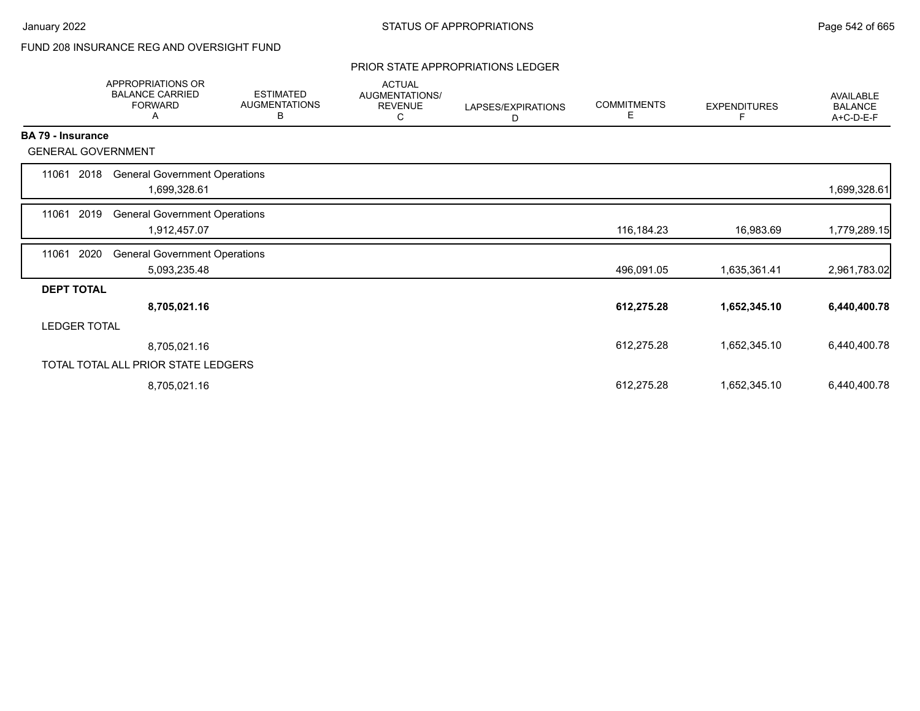FUND 208 INSURANCE REG AND OVERSIGHT FUND

PRIOR STATE APPROPRIATIONS LEDGER

| | APPROPRIATIONS OR BALANCE CARRIED FORWARD A | ESTIMATED AUGMENTATIONS B | ACTUAL AUGMENTATIONS/ REVENUE C | LAPSES/EXPIRATIONS D | COMMITMENTS E | EXPENDITURES F | AVAILABLE BALANCE A+C-D-E-F |
|---|---|---|---|---|---|---|---|
| **BA 79 - Insurance** | | | | | | | |
| GENERAL GOVERNMENT | | | | | | | |
| 11061 2018 General Government Operations | 1,699,328.61 | | | | | | 1,699,328.61 |
| 11061 2019 General Government Operations | 1,912,457.07 | | | | 116,184.23 | 16,983.69 | 1,779,289.15 |
| 11061 2020 General Government Operations | 5,093,235.48 | | | | 496,091.05 | 1,635,361.41 | 2,961,783.02 |
| **DEPT TOTAL** | **8,705,021.16** | | | | **612,275.28** | **1,652,345.10** | **6,440,400.78** |
| LEDGER TOTAL | 8,705,021.16 | | | | 612,275.28 | 1,652,345.10 | 6,440,400.78 |
| TOTAL TOTAL ALL PRIOR STATE LEDGERS | 8,705,021.16 | | | | 612,275.28 | 1,652,345.10 | 6,440,400.78 |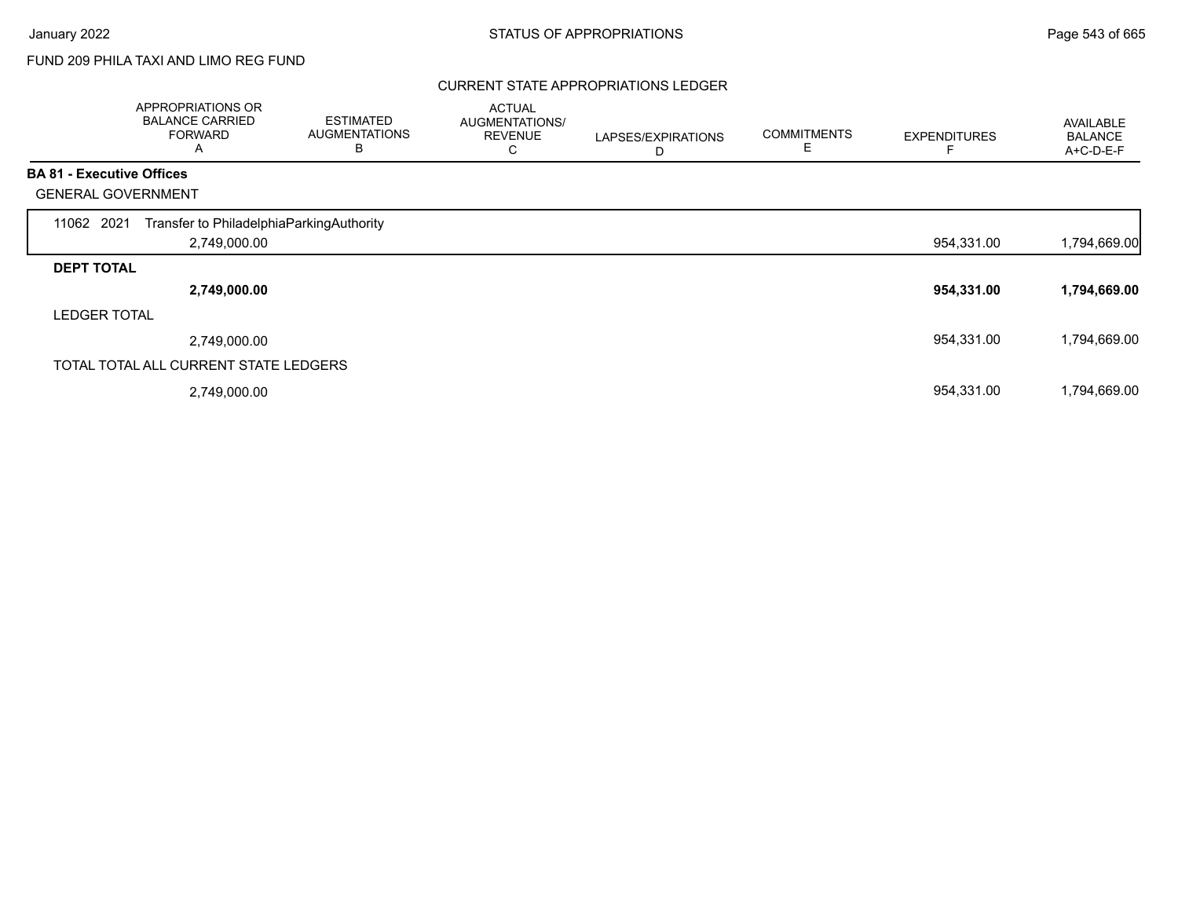FUND 209 PHILA TAXI AND LIMO REG FUND

## CURRENT STATE APPROPRIATIONS LEDGER

| | APPROPRIATIONS OR BALANCE CARRIED FORWARD A | ESTIMATED AUGMENTATIONS B | ACTUAL AUGMENTATIONS/ REVENUE C | LAPSES/EXPIRATIONS D | COMMITMENTS E | EXPENDITURES F | AVAILABLE BALANCE A+C-D-E-F |
|---|---|---|---|---|---|---|---|
| **BA 81 - Executive Offices** | | | | | | | |
| GENERAL GOVERNMENT | | | | | | | |
| 11062 2021 Transfer to PhiladelphiaParkingAuthority | 2,749,000.00 | | | | | 954,331.00 | 1,794,669.00 |
| **DEPT TOTAL** | **2,749,000.00** | | | | | **954,331.00** | **1,794,669.00** |
| LEDGER TOTAL | 2,749,000.00 | | | | | 954,331.00 | 1,794,669.00 |
| TOTAL TOTAL ALL CURRENT STATE LEDGERS | 2,749,000.00 | | | | | 954,331.00 | 1,794,669.00 |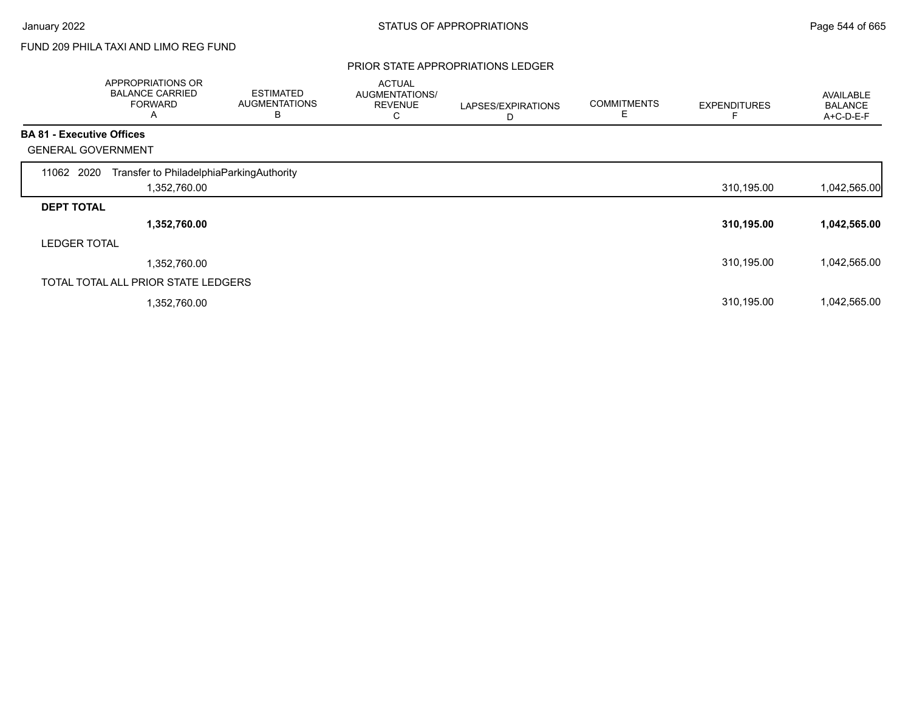FUND 209 PHILA TAXI AND LIMO REG FUND

PRIOR STATE APPROPRIATIONS LEDGER

| | APPROPRIATIONS OR BALANCE CARRIED FORWARD A | ESTIMATED AUGMENTATIONS B | ACTUAL AUGMENTATIONS/ REVENUE C | LAPSES/EXPIRATIONS D | COMMITMENTS E | EXPENDITURES F | AVAILABLE BALANCE A+C-D-E-F |
|---|---|---|---|---|---|---|---|
| **BA 81 - Executive Offices** | | | | | | | |
| GENERAL GOVERNMENT | | | | | | | |
| 11062 2020 Transfer to PhiladelphiaParkingAuthority | 1,352,760.00 | | | | | 310,195.00 | 1,042,565.00 |
| **DEPT TOTAL** | **1,352,760.00** | | | | | **310,195.00** | **1,042,565.00** |
| LEDGER TOTAL | 1,352,760.00 | | | | | 310,195.00 | 1,042,565.00 |
| TOTAL TOTAL ALL PRIOR STATE LEDGERS | 1,352,760.00 | | | | | 310,195.00 | 1,042,565.00 |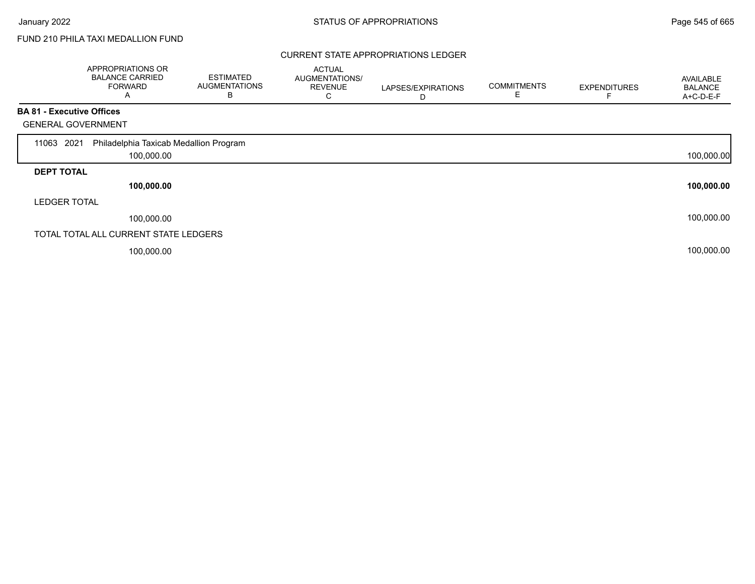FUND 210 PHILA TAXI MEDALLION FUND

## CURRENT STATE APPROPRIATIONS LEDGER

| | APPROPRIATIONS OR BALANCE CARRIED FORWARD A | ESTIMATED AUGMENTATIONS B | ACTUAL AUGMENTATIONS/ REVENUE C | LAPSES/EXPIRATIONS D | COMMITMENTS E | EXPENDITURES F | AVAILABLE BALANCE A+C-D-E-F |
|---|---|---|---|---|---|---|---|
| **BA 81 - Executive Offices** | | | | | | | |
| GENERAL GOVERNMENT | | | | | | | |
| 11063 2021 Philadelphia Taxicab Medallion Program | 100,000.00 | | | | | | 100,000.00 |
| **DEPT TOTAL** | **100,000.00** | | | | | | **100,000.00** |
| LEDGER TOTAL | 100,000.00 | | | | | | 100,000.00 |
| TOTAL TOTAL ALL CURRENT STATE LEDGERS | 100,000.00 | | | | | | 100,000.00 |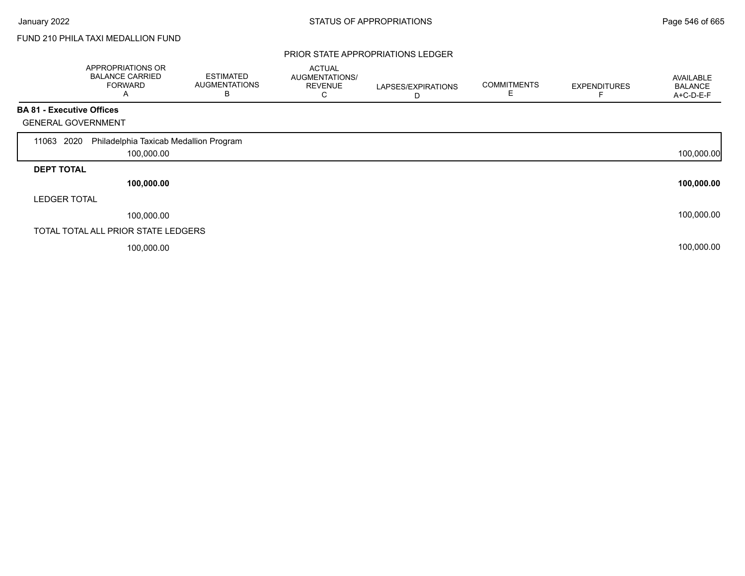FUND 210 PHILA TAXI MEDALLION FUND

## PRIOR STATE APPROPRIATIONS LEDGER

| | APPROPRIATIONS OR BALANCE CARRIED FORWARD A | ESTIMATED AUGMENTATIONS B | ACTUAL AUGMENTATIONS/ REVENUE C | LAPSES/EXPIRATIONS D | COMMITMENTS E | EXPENDITURES F | AVAILABLE BALANCE A+C-D-E-F |
|---|---|---|---|---|---|---|---|
| **BA 81 - Executive Offices** | | | | | | | |
| GENERAL GOVERNMENT | | | | | | | |
| 11063 2020 Philadelphia Taxicab Medallion Program | | | | | | | |
| | 100,000.00 | | | | | | 100,000.00 |
| **DEPT TOTAL** | | | | | | | |
| | **100,000.00** | | | | | | **100,000.00** |
| LEDGER TOTAL | | | | | | | |
| | 100,000.00 | | | | | | 100,000.00 |
| TOTAL TOTAL ALL PRIOR STATE LEDGERS | | | | | | | |
| | 100,000.00 | | | | | | 100,000.00 |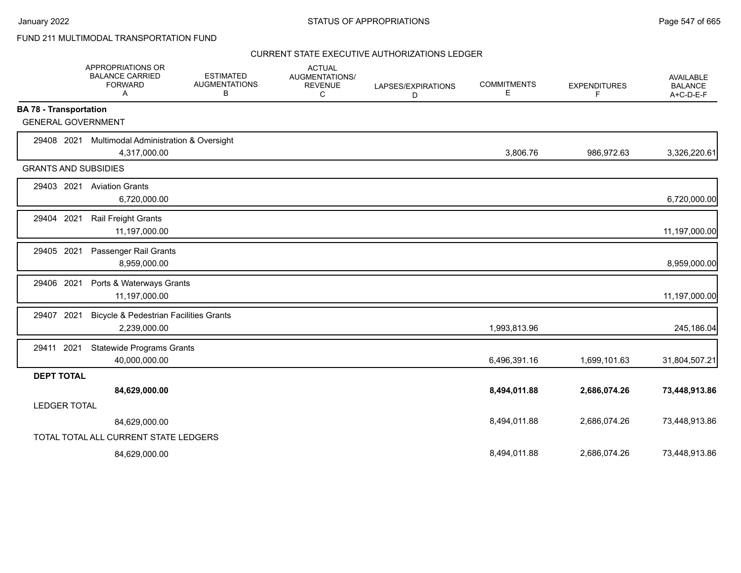FUND 211 MULTIMODAL TRANSPORTATION FUND

CURRENT STATE EXECUTIVE AUTHORIZATIONS LEDGER

| | APPROPRIATIONS OR BALANCE CARRIED FORWARD A | ESTIMATED AUGMENTATIONS B | ACTUAL AUGMENTATIONS/ REVENUE C | LAPSES/EXPIRATIONS D | COMMITMENTS E | EXPENDITURES F | AVAILABLE BALANCE A+C-D-E-F |
|---|---|---|---|---|---|---|---|
| **BA 78 - Transportation** | | | | | | | |
| GENERAL GOVERNMENT | | | | | | | |
| 29408 2021 Multimodal Administration & Oversight | 4,317,000.00 | | | | 3,806.76 | 986,972.63 | 3,326,220.61 |
| GRANTS AND SUBSIDIES | | | | | | | |
| 29403 2021 Aviation Grants | 6,720,000.00 | | | | | | 6,720,000.00 |
| 29404 2021 Rail Freight Grants | 11,197,000.00 | | | | | | 11,197,000.00 |
| 29405 2021 Passenger Rail Grants | 8,959,000.00 | | | | | | 8,959,000.00 |
| 29406 2021 Ports & Waterways Grants | 11,197,000.00 | | | | | | 11,197,000.00 |
| 29407 2021 Bicycle & Pedestrian Facilities Grants | 2,239,000.00 | | | | 1,993,813.96 | | 245,186.04 |
| 29411 2021 Statewide Programs Grants | 40,000,000.00 | | | | 6,496,391.16 | 1,699,101.63 | 31,804,507.21 |
| **DEPT TOTAL** | **84,629,000.00** | | | | **8,494,011.88** | **2,686,074.26** | **73,448,913.86** |
| LEDGER TOTAL | 84,629,000.00 | | | | 8,494,011.88 | 2,686,074.26 | 73,448,913.86 |
| TOTAL TOTAL ALL CURRENT STATE LEDGERS | 84,629,000.00 | | | | 8,494,011.88 | 2,686,074.26 | 73,448,913.86 |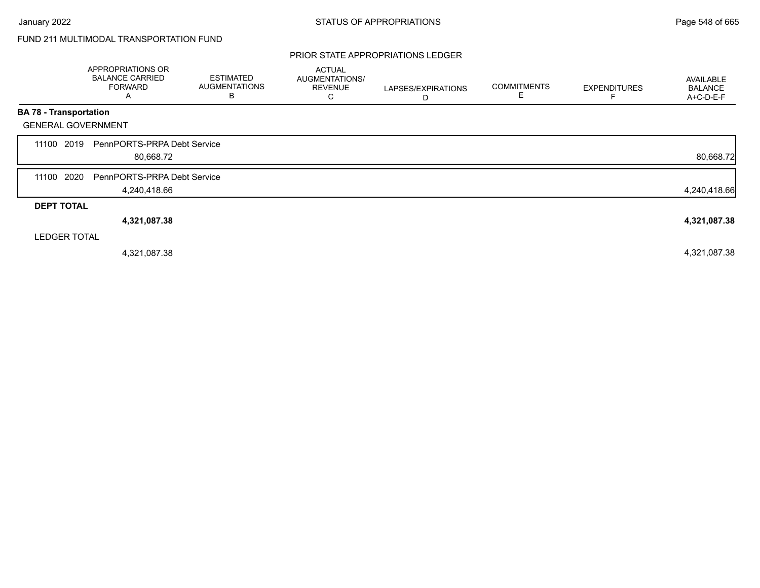FUND 211 MULTIMODAL TRANSPORTATION FUND

PRIOR STATE APPROPRIATIONS LEDGER

| | APPROPRIATIONS OR BALANCE CARRIED FORWARD A | ESTIMATED AUGMENTATIONS B | ACTUAL AUGMENTATIONS/ REVENUE C | LAPSES/EXPIRATIONS D | COMMITMENTS E | EXPENDITURES F | AVAILABLE BALANCE A+C-D-E-F |
|---|---|---|---|---|---|---|---|
| **BA 78 - Transportation** | | | | | | | |
| GENERAL GOVERNMENT | | | | | | | |
| 11100 2019 PennPORTS-PRPA Debt Service | 80,668.72 | | | | | | 80,668.72 |
| 11100 2020 PennPORTS-PRPA Debt Service | 4,240,418.66 | | | | | | 4,240,418.66 |
| **DEPT TOTAL** | **4,321,087.38** | | | | | | **4,321,087.38** |
| LEDGER TOTAL | 4,321,087.38 | | | | | | 4,321,087.38 |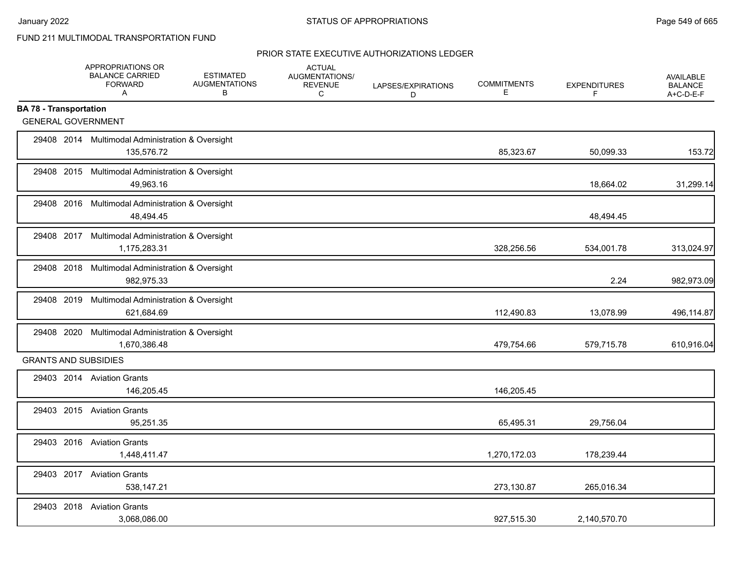FUND 211 MULTIMODAL TRANSPORTATION FUND

PRIOR STATE EXECUTIVE AUTHORIZATIONS LEDGER

| | APPROPRIATIONS OR BALANCE CARRIED FORWARD A | ESTIMATED AUGMENTATIONS B | ACTUAL AUGMENTATIONS/ REVENUE C | LAPSES/EXPIRATIONS D | COMMITMENTS E | EXPENDITURES F | AVAILABLE BALANCE A+C-D-E-F |
|---|---|---|---|---|---|---|---|
| **BA 78 - Transportation** | | | | | | | |
| GENERAL GOVERNMENT | | | | | | | |
| 29408 2014 Multimodal Administration & Oversight | 135,576.72 | | | | 85,323.67 | 50,099.33 | 153.72 |
| 29408 2015 Multimodal Administration & Oversight | 49,963.16 | | | | | 18,664.02 | 31,299.14 |
| 29408 2016 Multimodal Administration & Oversight | 48,494.45 | | | | | 48,494.45 | |
| 29408 2017 Multimodal Administration & Oversight | 1,175,283.31 | | | | 328,256.56 | 534,001.78 | 313,024.97 |
| 29408 2018 Multimodal Administration & Oversight | 982,975.33 | | | | | 2.24 | 982,973.09 |
| 29408 2019 Multimodal Administration & Oversight | 621,684.69 | | | | 112,490.83 | 13,078.99 | 496,114.87 |
| 29408 2020 Multimodal Administration & Oversight | 1,670,386.48 | | | | 479,754.66 | 579,715.78 | 610,916.04 |
| GRANTS AND SUBSIDIES | | | | | | | |
| 29403 2014 Aviation Grants | 146,205.45 | | | | 146,205.45 | | |
| 29403 2015 Aviation Grants | 95,251.35 | | | | 65,495.31 | 29,756.04 | |
| 29403 2016 Aviation Grants | 1,448,411.47 | | | | 1,270,172.03 | 178,239.44 | |
| 29403 2017 Aviation Grants | 538,147.21 | | | | 273,130.87 | 265,016.34 | |
| 29403 2018 Aviation Grants | 3,068,086.00 | | | | 927,515.30 | 2,140,570.70 | |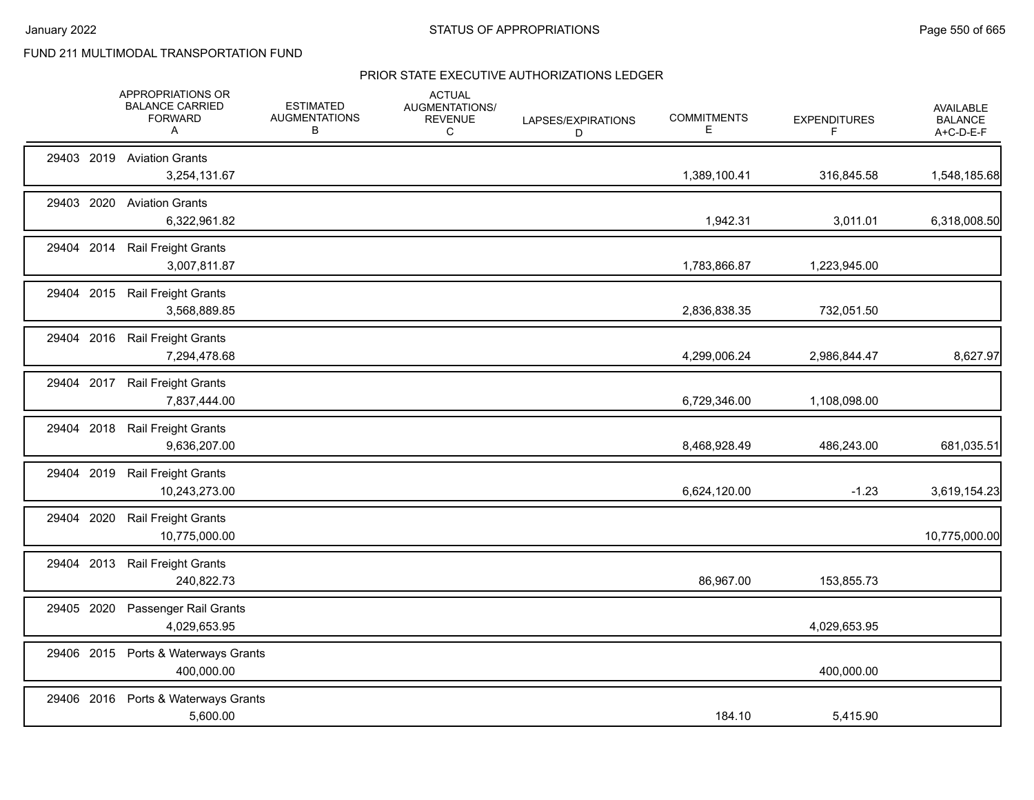FUND 211 MULTIMODAL TRANSPORTATION FUND

## STATUS OF APPROPRIATIONS

### PRIOR STATE EXECUTIVE AUTHORIZATIONS LEDGER

| | APPROPRIATIONS OR BALANCE CARRIED FORWARD A | ESTIMATED AUGMENTATIONS B | ACTUAL AUGMENTATIONS/ REVENUE C | LAPSES/EXPIRATIONS D | COMMITMENTS E | EXPENDITURES F | AVAILABLE BALANCE A+C-D-E-F |
|---|---|---|---|---|---|---|---|
| 29403 2019 Aviation Grants | 3,254,131.67 | | | | 1,389,100.41 | 316,845.58 | 1,548,185.68 |
| 29403 2020 Aviation Grants | 6,322,961.82 | | | | 1,942.31 | 3,011.01 | 6,318,008.50 |
| 29404 2014 Rail Freight Grants | 3,007,811.87 | | | | 1,783,866.87 | 1,223,945.00 | |
| 29404 2015 Rail Freight Grants | 3,568,889.85 | | | | 2,836,838.35 | 732,051.50 | |
| 29404 2016 Rail Freight Grants | 7,294,478.68 | | | | 4,299,006.24 | 2,986,844.47 | 8,627.97 |
| 29404 2017 Rail Freight Grants | 7,837,444.00 | | | | 6,729,346.00 | 1,108,098.00 | |
| 29404 2018 Rail Freight Grants | 9,636,207.00 | | | | 8,468,928.49 | 486,243.00 | 681,035.51 |
| 29404 2019 Rail Freight Grants | 10,243,273.00 | | | | 6,624,120.00 | -1.23 | 3,619,154.23 |
| 29404 2020 Rail Freight Grants | 10,775,000.00 | | | | | | 10,775,000.00 |
| 29404 2013 Rail Freight Grants | 240,822.73 | | | | 86,967.00 | 153,855.73 | |
| 29405 2020 Passenger Rail Grants | 4,029,653.95 | | | | | 4,029,653.95 | |
| 29406 2015 Ports & Waterways Grants | 400,000.00 | | | | | 400,000.00 | |
| 29406 2016 Ports & Waterways Grants | 5,600.00 | | | | 184.10 | 5,415.90 | |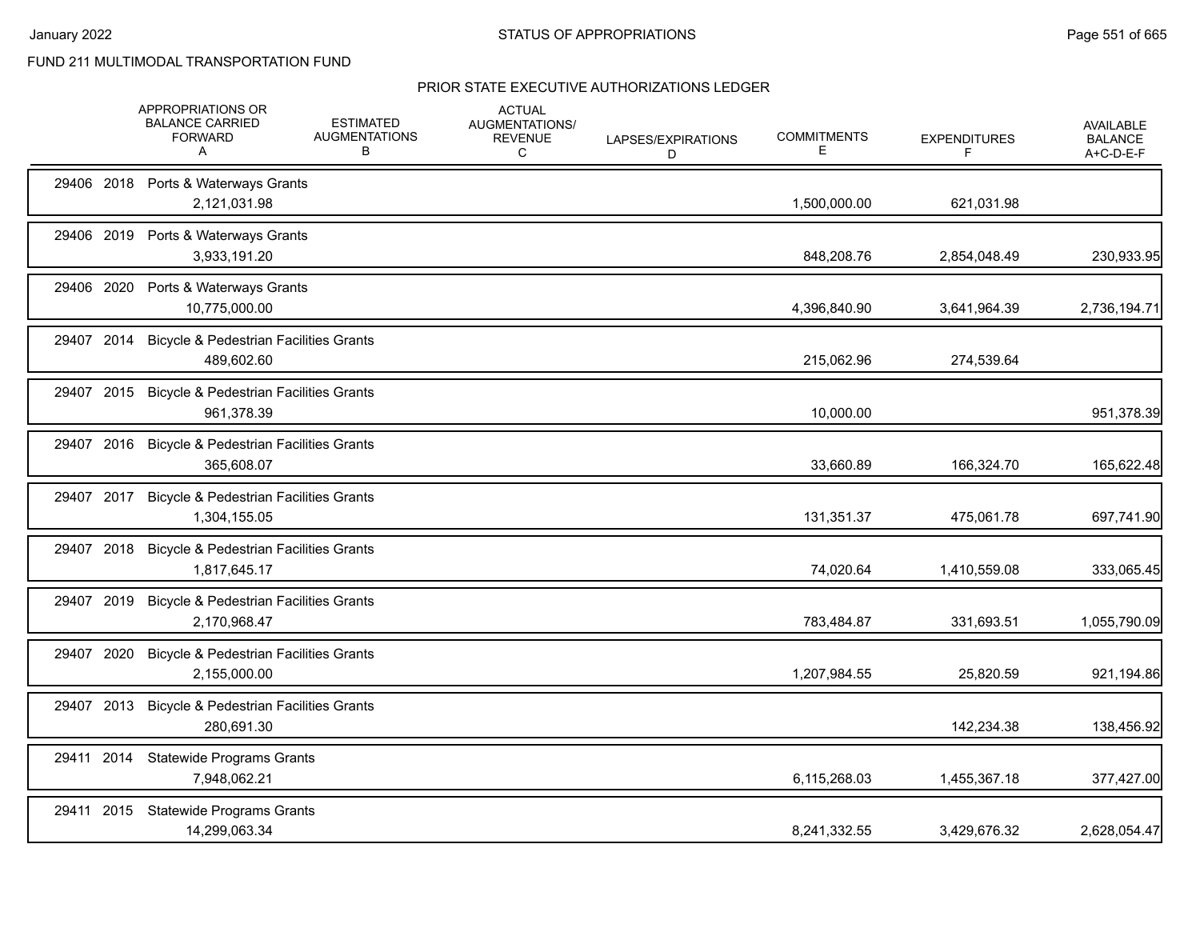FUND 211 MULTIMODAL TRANSPORTATION FUND

## PRIOR STATE EXECUTIVE AUTHORIZATIONS LEDGER

| | APPROPRIATIONS OR BALANCE CARRIED FORWARD A | ESTIMATED AUGMENTATIONS B | ACTUAL AUGMENTATIONS/ REVENUE C | LAPSES/EXPIRATIONS D | COMMITMENTS E | EXPENDITURES F | AVAILABLE BALANCE A+C-D-E-F |
|---|---|---|---|---|---|---|---|
| 29406 2018 Ports & Waterways Grants | 2,121,031.98 | | | | 1,500,000.00 | 621,031.98 | |
| 29406 2019 Ports & Waterways Grants | 3,933,191.20 | | | | 848,208.76 | 2,854,048.49 | 230,933.95 |
| 29406 2020 Ports & Waterways Grants | 10,775,000.00 | | | | 4,396,840.90 | 3,641,964.39 | 2,736,194.71 |
| 29407 2014 Bicycle & Pedestrian Facilities Grants | 489,602.60 | | | | 215,062.96 | 274,539.64 | |
| 29407 2015 Bicycle & Pedestrian Facilities Grants | 961,378.39 | | | | 10,000.00 | | 951,378.39 |
| 29407 2016 Bicycle & Pedestrian Facilities Grants | 365,608.07 | | | | 33,660.89 | 166,324.70 | 165,622.48 |
| 29407 2017 Bicycle & Pedestrian Facilities Grants | 1,304,155.05 | | | | 131,351.37 | 475,061.78 | 697,741.90 |
| 29407 2018 Bicycle & Pedestrian Facilities Grants | 1,817,645.17 | | | | 74,020.64 | 1,410,559.08 | 333,065.45 |
| 29407 2019 Bicycle & Pedestrian Facilities Grants | 2,170,968.47 | | | | 783,484.87 | 331,693.51 | 1,055,790.09 |
| 29407 2020 Bicycle & Pedestrian Facilities Grants | 2,155,000.00 | | | | 1,207,984.55 | 25,820.59 | 921,194.86 |
| 29407 2013 Bicycle & Pedestrian Facilities Grants | 280,691.30 | | | | | 142,234.38 | 138,456.92 |
| 29411 2014 Statewide Programs Grants | 7,948,062.21 | | | | 6,115,268.03 | 1,455,367.18 | 377,427.00 |
| 29411 2015 Statewide Programs Grants | 14,299,063.34 | | | | 8,241,332.55 | 3,429,676.32 | 2,628,054.47 |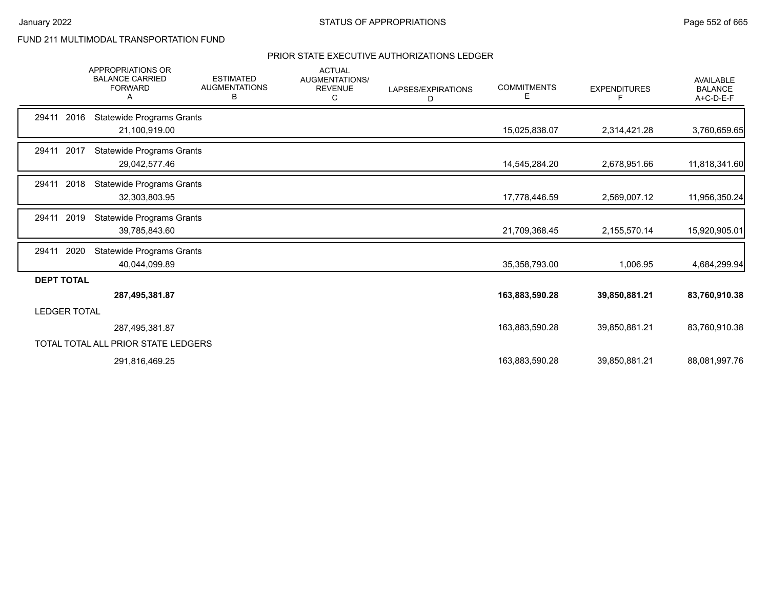FUND 211 MULTIMODAL TRANSPORTATION FUND

## PRIOR STATE EXECUTIVE AUTHORIZATIONS LEDGER

| | APPROPRIATIONS OR BALANCE CARRIED FORWARD A | ESTIMATED AUGMENTATIONS B | ACTUAL AUGMENTATIONS/ REVENUE C | LAPSES/EXPIRATIONS D | COMMITMENTS E | EXPENDITURES F | AVAILABLE BALANCE A+C-D-E-F |
|---|---|---|---|---|---|---|---|
| 29411 2016 Statewide Programs Grants | 21,100,919.00 | | | | 15,025,838.07 | 2,314,421.28 | 3,760,659.65 |
| 29411 2017 Statewide Programs Grants | 29,042,577.46 | | | | 14,545,284.20 | 2,678,951.66 | 11,818,341.60 |
| 29411 2018 Statewide Programs Grants | 32,303,803.95 | | | | 17,778,446.59 | 2,569,007.12 | 11,956,350.24 |
| 29411 2019 Statewide Programs Grants | 39,785,843.60 | | | | 21,709,368.45 | 2,155,570.14 | 15,920,905.01 |
| 29411 2020 Statewide Programs Grants | 40,044,099.89 | | | | 35,358,793.00 | 1,006.95 | 4,684,299.94 |
| **DEPT TOTAL** | **287,495,381.87** | | | | **163,883,590.28** | **39,850,881.21** | **83,760,910.38** |
| LEDGER TOTAL | 287,495,381.87 | | | | 163,883,590.28 | 39,850,881.21 | 83,760,910.38 |
| TOTAL TOTAL ALL PRIOR STATE LEDGERS | 291,816,469.25 | | | | 163,883,590.28 | 39,850,881.21 | 88,081,997.76 |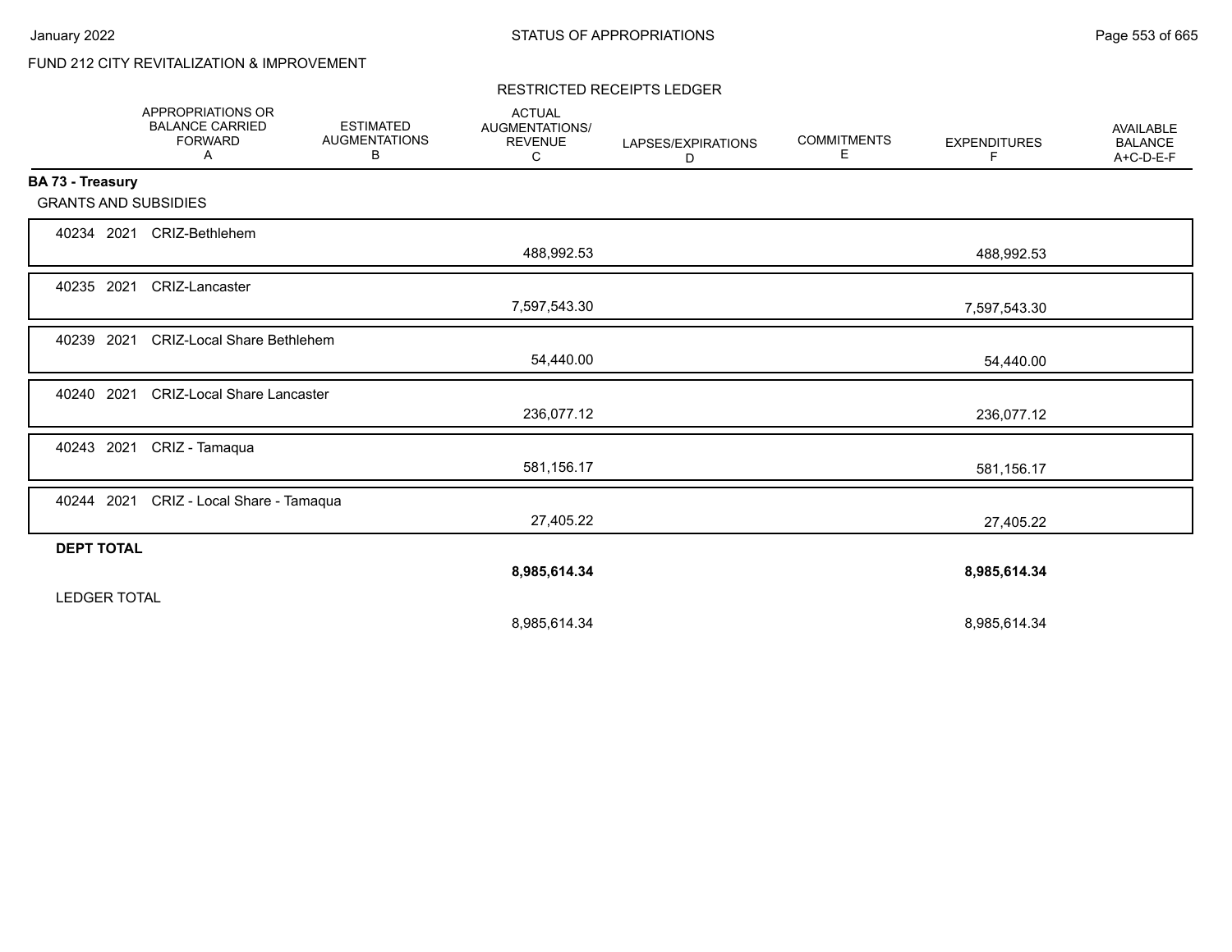FUND 212 CITY REVITALIZATION & IMPROVEMENT

RESTRICTED RECEIPTS LEDGER

| | APPROPRIATIONS OR BALANCE CARRIED FORWARD A | ESTIMATED AUGMENTATIONS B | ACTUAL AUGMENTATIONS/ REVENUE C | LAPSES/EXPIRATIONS D | COMMITMENTS E | EXPENDITURES F | AVAILABLE BALANCE A+C-D-E-F |
|---|---|---|---|---|---|---|---|
| **BA 73 - Treasury** | | | | | | | |
| GRANTS AND SUBSIDIES | | | | | | | |
| 40234 2021 CRIZ-Bethlehem | | | 488,992.53 | | | 488,992.53 | |
| 40235 2021 CRIZ-Lancaster | | | 7,597,543.30 | | | 7,597,543.30 | |
| 40239 2021 CRIZ-Local Share Bethlehem | | | 54,440.00 | | | 54,440.00 | |
| 40240 2021 CRIZ-Local Share Lancaster | | | 236,077.12 | | | 236,077.12 | |
| 40243 2021 CRIZ - Tamaqua | | | 581,156.17 | | | 581,156.17 | |
| 40244 2021 CRIZ - Local Share - Tamaqua | | | 27,405.22 | | | 27,405.22 | |
| **DEPT TOTAL** | | | **8,985,614.34** | | | **8,985,614.34** | |
| LEDGER TOTAL | | | 8,985,614.34 | | | 8,985,614.34 | |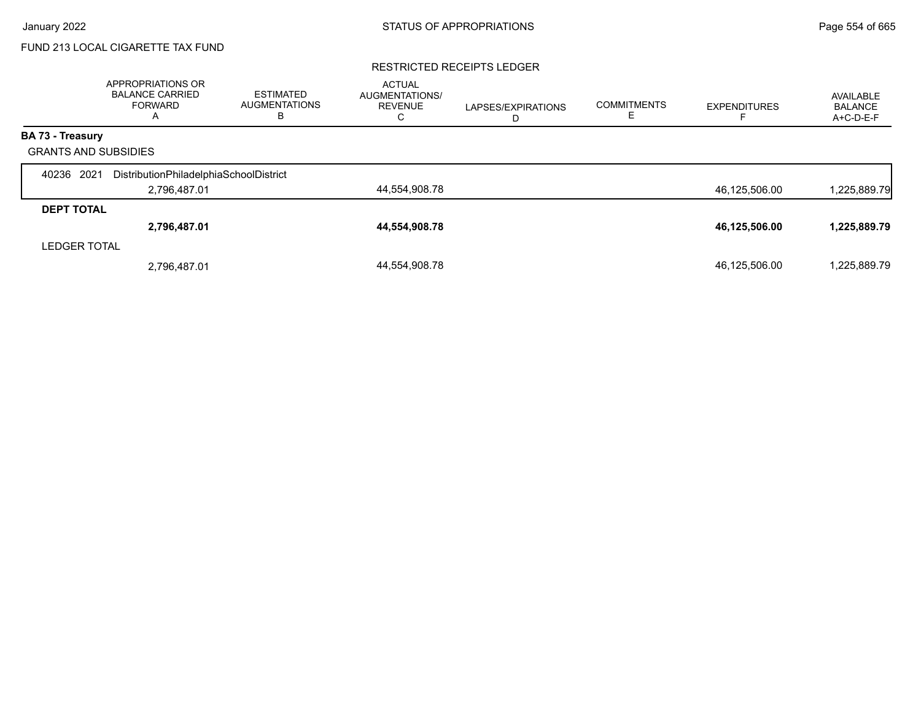FUND 213 LOCAL CIGARETTE TAX FUND

RESTRICTED RECEIPTS LEDGER

| | APPROPRIATIONS OR BALANCE CARRIED FORWARD A | ESTIMATED AUGMENTATIONS B | ACTUAL AUGMENTATIONS/ REVENUE C | LAPSES/EXPIRATIONS D | COMMITMENTS E | EXPENDITURES F | AVAILABLE BALANCE A+C-D-E-F |
|---|---|---|---|---|---|---|---|
| **BA 73 - Treasury** | | | | | | | |
| GRANTS AND SUBSIDIES | | | | | | | |
| 40236 2021 DistributionPhiladelphiaSchoolDistrict | 2,796,487.01 | | 44,554,908.78 | | | 46,125,506.00 | 1,225,889.79 |
| **DEPT TOTAL** | **2,796,487.01** | | **44,554,908.78** | | | **46,125,506.00** | **1,225,889.79** |
| LEDGER TOTAL | 2,796,487.01 | | 44,554,908.78 | | | 46,125,506.00 | 1,225,889.79 |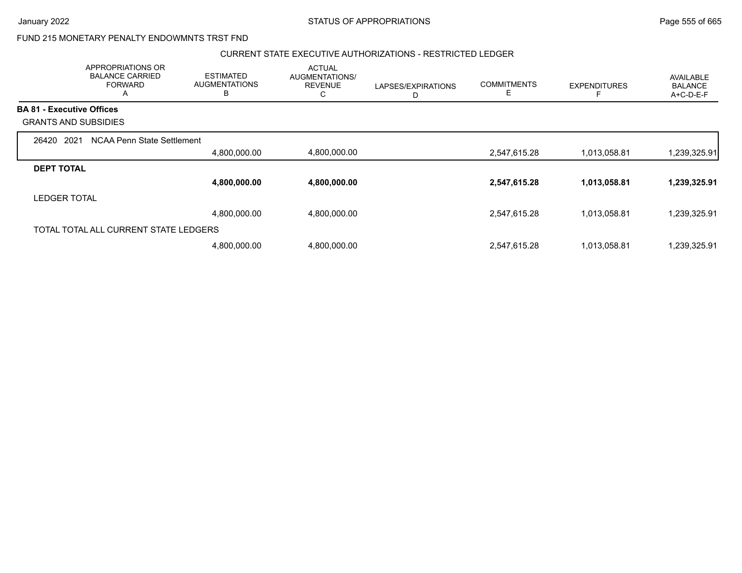FUND 215 MONETARY PENALTY ENDOWMNTS TRST FND

CURRENT STATE EXECUTIVE AUTHORIZATIONS - RESTRICTED LEDGER

| APPROPRIATIONS OR BALANCE CARRIED FORWARD A | ESTIMATED AUGMENTATIONS B | ACTUAL AUGMENTATIONS/ REVENUE C | LAPSES/EXPIRATIONS D | COMMITMENTS E | EXPENDITURES F | AVAILABLE BALANCE A+C-D-E-F |
|---|---|---|---|---|---|---|
| **BA 81 - Executive Offices** | | | | | | |
| GRANTS AND SUBSIDIES | | | | | | |
| 26420 2021 NCAA Penn State Settlement | | | | | | |
| | 4,800,000.00 | 4,800,000.00 | | 2,547,615.28 | 1,013,058.81 | 1,239,325.91 |
| **DEPT TOTAL** | | | | | | |
| | **4,800,000.00** | **4,800,000.00** | | **2,547,615.28** | **1,013,058.81** | **1,239,325.91** |
| LEDGER TOTAL | | | | | | |
| | 4,800,000.00 | 4,800,000.00 | | 2,547,615.28 | 1,013,058.81 | 1,239,325.91 |
| TOTAL TOTAL ALL CURRENT STATE LEDGERS | | | | | | |
| | 4,800,000.00 | 4,800,000.00 | | 2,547,615.28 | 1,013,058.81 | 1,239,325.91 |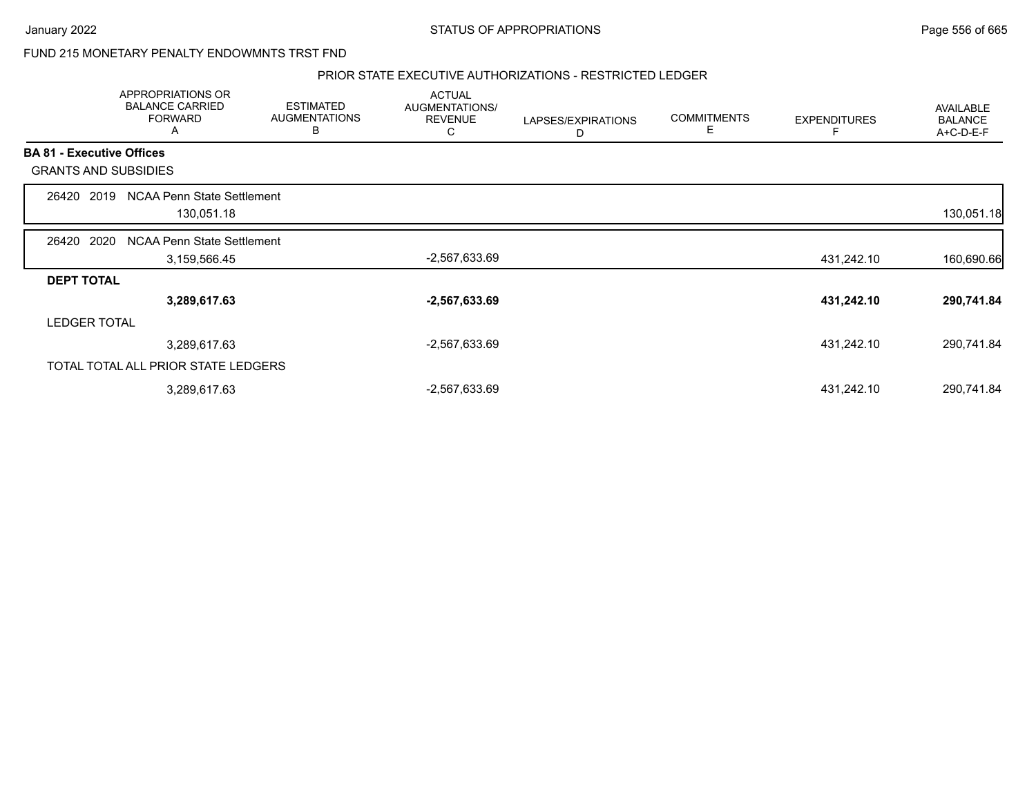FUND 215 MONETARY PENALTY ENDOWMNTS TRST FND

PRIOR STATE EXECUTIVE AUTHORIZATIONS - RESTRICTED LEDGER

| | APPROPRIATIONS OR BALANCE CARRIED FORWARD A | ESTIMATED AUGMENTATIONS B | ACTUAL AUGMENTATIONS/ REVENUE C | LAPSES/EXPIRATIONS D | COMMITMENTS E | EXPENDITURES F | AVAILABLE BALANCE A+C-D-E-F |
|---|---|---|---|---|---|---|---|
| **BA 81 - Executive Offices** | | | | | | | |
| GRANTS AND SUBSIDIES | | | | | | | |
| 26420 2019 NCAA Penn State Settlement | 130,051.18 | | | | | | 130,051.18 |
| 26420 2020 NCAA Penn State Settlement | 3,159,566.45 | | -2,567,633.69 | | | 431,242.10 | 160,690.66 |
| **DEPT TOTAL** | **3,289,617.63** | | **-2,567,633.69** | | | **431,242.10** | **290,741.84** |
| LEDGER TOTAL | 3,289,617.63 | | -2,567,633.69 | | | 431,242.10 | 290,741.84 |
| TOTAL TOTAL ALL PRIOR STATE LEDGERS | 3,289,617.63 | | -2,567,633.69 | | | 431,242.10 | 290,741.84 |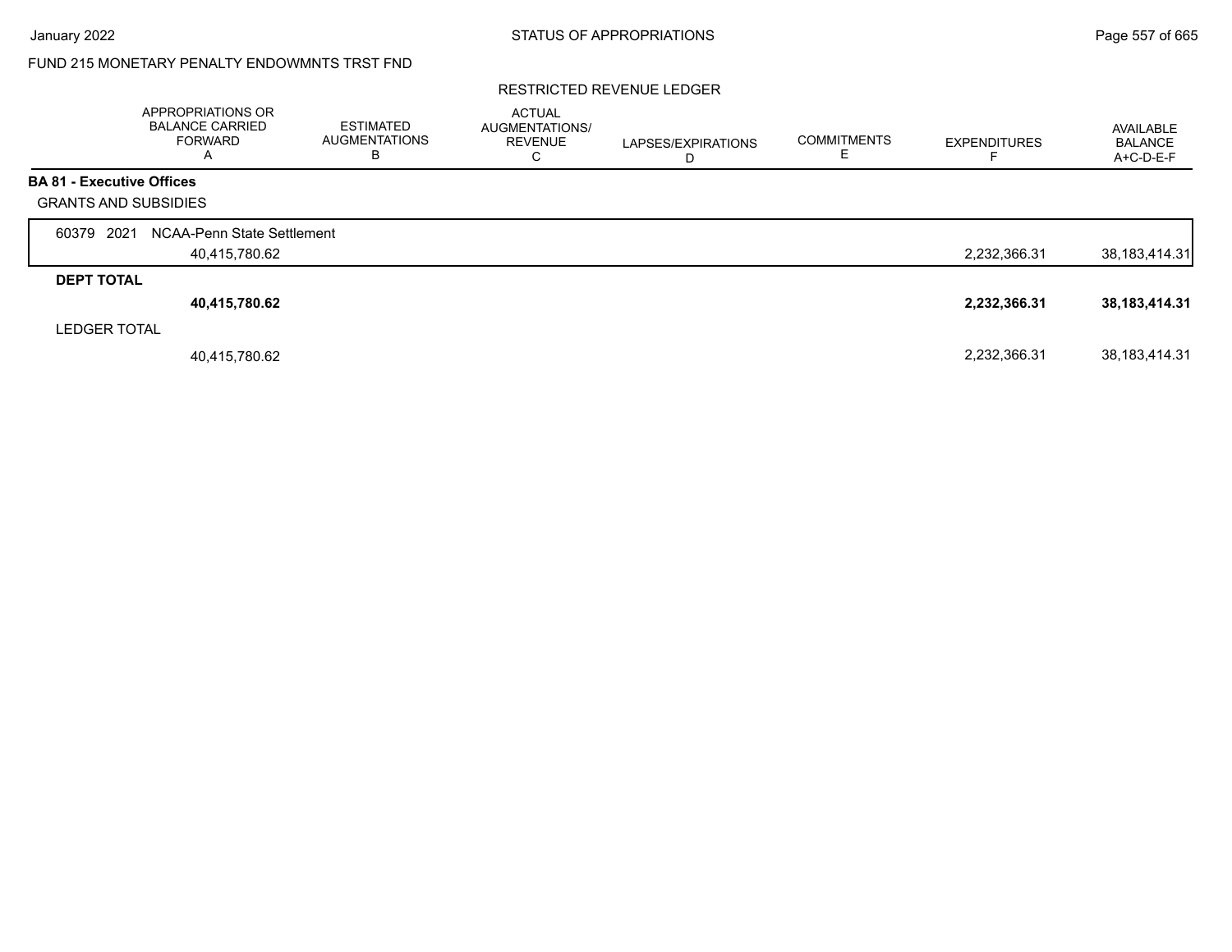FUND 215 MONETARY PENALTY ENDOWMNTS TRST FND

RESTRICTED REVENUE LEDGER

| | APPROPRIATIONS OR BALANCE CARRIED FORWARD A | ESTIMATED AUGMENTATIONS B | ACTUAL AUGMENTATIONS/ REVENUE C | LAPSES/EXPIRATIONS D | COMMITMENTS E | EXPENDITURES F | AVAILABLE BALANCE A+C-D-E-F |
|---|---|---|---|---|---|---|---|
| **BA 81 - Executive Offices** | | | | | | | |
| GRANTS AND SUBSIDIES | | | | | | | |
| 60379 2021 NCAA-Penn State Settlement | 40,415,780.62 | | | | | 2,232,366.31 | 38,183,414.31 |
| **DEPT TOTAL** | **40,415,780.62** | | | | | **2,232,366.31** | **38,183,414.31** |
| LEDGER TOTAL | 40,415,780.62 | | | | | 2,232,366.31 | 38,183,414.31 |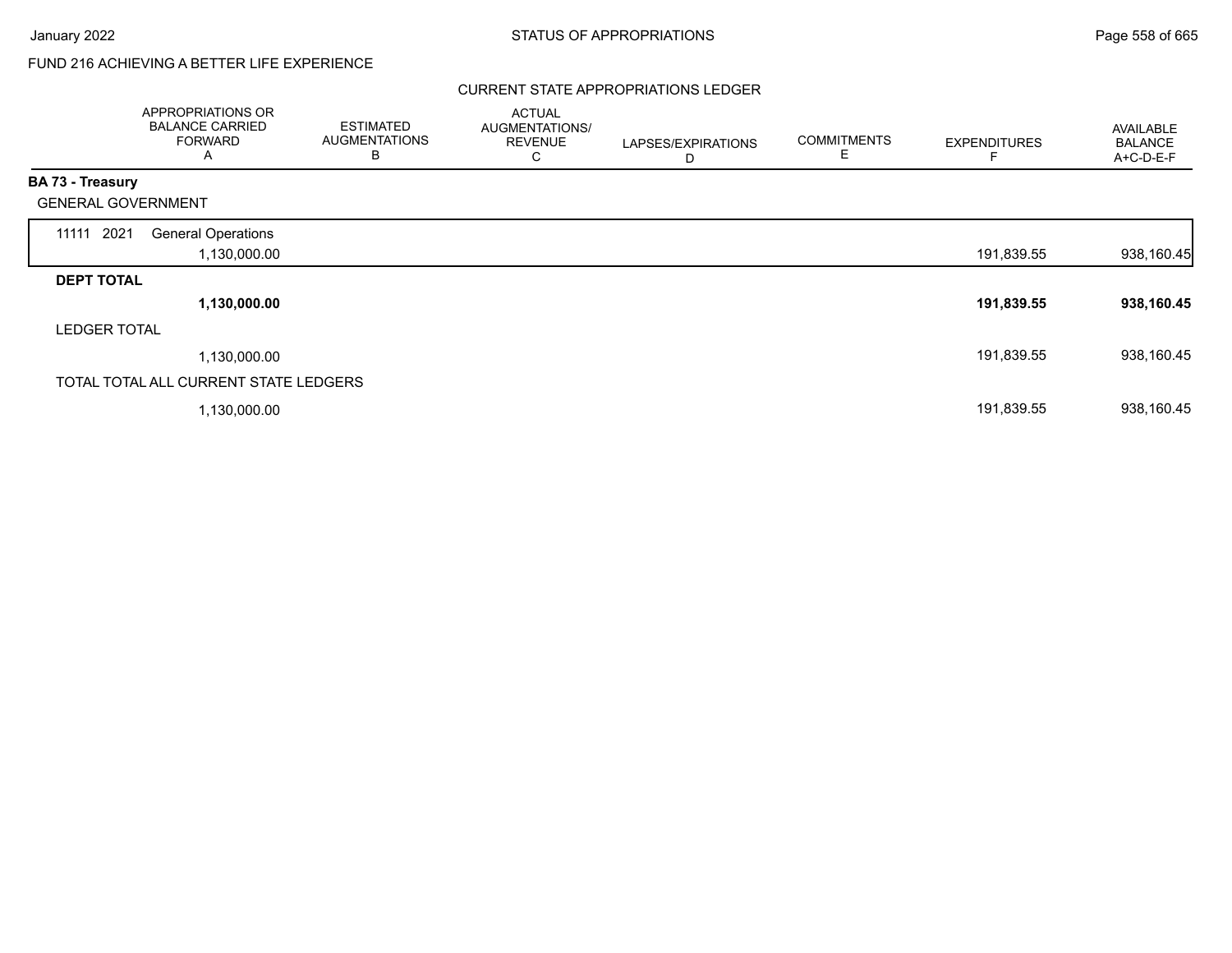FUND 216 ACHIEVING A BETTER LIFE EXPERIENCE

## CURRENT STATE APPROPRIATIONS LEDGER

| | APPROPRIATIONS OR BALANCE CARRIED FORWARD A | ESTIMATED AUGMENTATIONS B | ACTUAL AUGMENTATIONS/ REVENUE C | LAPSES/EXPIRATIONS D | COMMITMENTS E | EXPENDITURES F | AVAILABLE BALANCE A+C-D-E-F |
|---|---|---|---|---|---|---|---|
| **BA 73 - Treasury** | | | | | | | |
| GENERAL GOVERNMENT | | | | | | | |
| 11111 2021 General Operations | 1,130,000.00 | | | | | 191,839.55 | 938,160.45 |
| **DEPT TOTAL** | **1,130,000.00** | | | | | **191,839.55** | **938,160.45** |
| LEDGER TOTAL | 1,130,000.00 | | | | | 191,839.55 | 938,160.45 |
| TOTAL TOTAL ALL CURRENT STATE LEDGERS | 1,130,000.00 | | | | | 191,839.55 | 938,160.45 |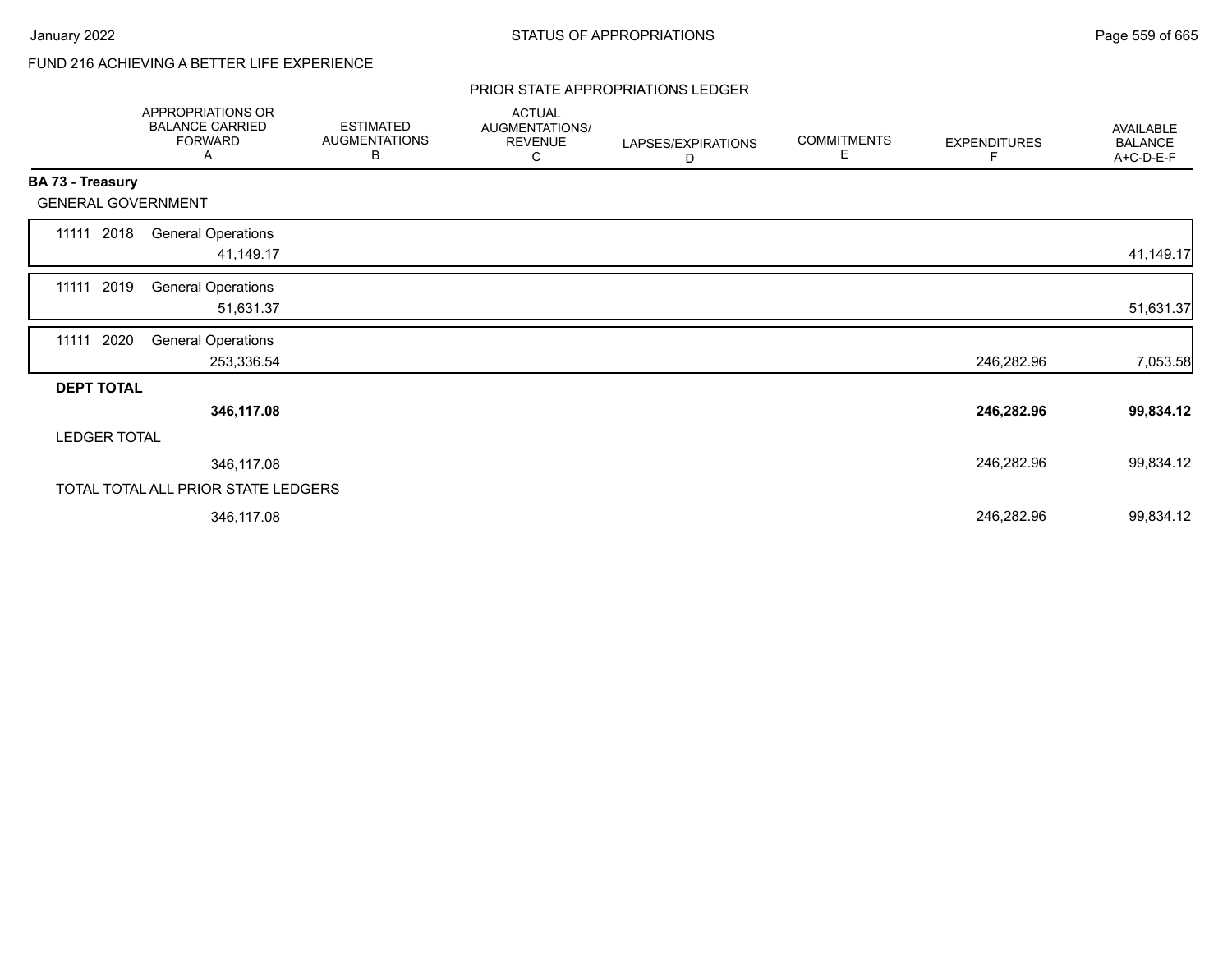FUND 216 ACHIEVING A BETTER LIFE EXPERIENCE

PRIOR STATE APPROPRIATIONS LEDGER

| | APPROPRIATIONS OR BALANCE CARRIED FORWARD A | ESTIMATED AUGMENTATIONS B | ACTUAL AUGMENTATIONS/ REVENUE C | LAPSES/EXPIRATIONS D | COMMITMENTS E | EXPENDITURES F | AVAILABLE BALANCE A+C-D-E-F |
|---|---|---|---|---|---|---|---|
| **BA 73 - Treasury** | | | | | | | |
| GENERAL GOVERNMENT | | | | | | | |
| 11111 2018 General Operations | 41,149.17 | | | | | | 41,149.17 |
| 11111 2019 General Operations | 51,631.37 | | | | | | 51,631.37 |
| 11111 2020 General Operations | 253,336.54 | | | | | 246,282.96 | 7,053.58 |
| **DEPT TOTAL** | **346,117.08** | | | | | **246,282.96** | **99,834.12** |
| LEDGER TOTAL | 346,117.08 | | | | | 246,282.96 | 99,834.12 |
| TOTAL TOTAL ALL PRIOR STATE LEDGERS | 346,117.08 | | | | | 246,282.96 | 99,834.12 |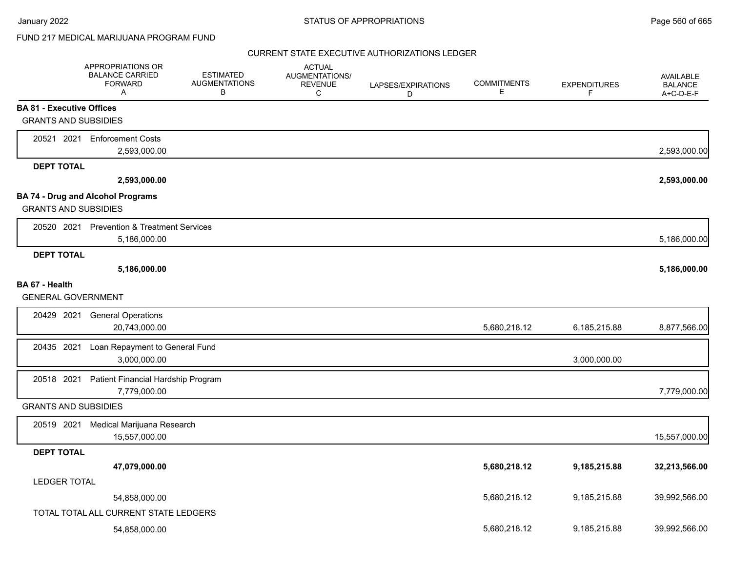FUND 217 MEDICAL MARIJUANA PROGRAM FUND

CURRENT STATE EXECUTIVE AUTHORIZATIONS LEDGER

| | APPROPRIATIONS OR BALANCE CARRIED FORWARD A | ESTIMATED AUGMENTATIONS B | ACTUAL AUGMENTATIONS/ REVENUE C | LAPSES/EXPIRATIONS D | COMMITMENTS E | EXPENDITURES F | AVAILABLE BALANCE A+C-D-E-F |
|---|---|---|---|---|---|---|---|
| **BA 81 - Executive Offices** | | | | | | | |
| GRANTS AND SUBSIDIES | | | | | | | |
| 20521 2021 Enforcement Costs | 2,593,000.00 | | | | | | 2,593,000.00 |
| **DEPT TOTAL** | **2,593,000.00** | | | | | | **2,593,000.00** |
| **BA 74 - Drug and Alcohol Programs** | | | | | | | |
| GRANTS AND SUBSIDIES | | | | | | | |
| 20520 2021 Prevention & Treatment Services | 5,186,000.00 | | | | | | 5,186,000.00 |
| **DEPT TOTAL** | **5,186,000.00** | | | | | | **5,186,000.00** |
| **BA 67 - Health** | | | | | | | |
| GENERAL GOVERNMENT | | | | | | | |
| 20429 2021 General Operations | 20,743,000.00 | | | | 5,680,218.12 | 6,185,215.88 | 8,877,566.00 |
| 20435 2021 Loan Repayment to General Fund | 3,000,000.00 | | | | | 3,000,000.00 | |
| 20518 2021 Patient Financial Hardship Program | 7,779,000.00 | | | | | | 7,779,000.00 |
| GRANTS AND SUBSIDIES | | | | | | | |
| 20519 2021 Medical Marijuana Research | 15,557,000.00 | | | | | | 15,557,000.00 |
| **DEPT TOTAL** | **47,079,000.00** | | | | **5,680,218.12** | **9,185,215.88** | **32,213,566.00** |
| LEDGER TOTAL | 54,858,000.00 | | | | 5,680,218.12 | 9,185,215.88 | 39,992,566.00 |
| TOTAL TOTAL ALL CURRENT STATE LEDGERS | 54,858,000.00 | | | | 5,680,218.12 | 9,185,215.88 | 39,992,566.00 |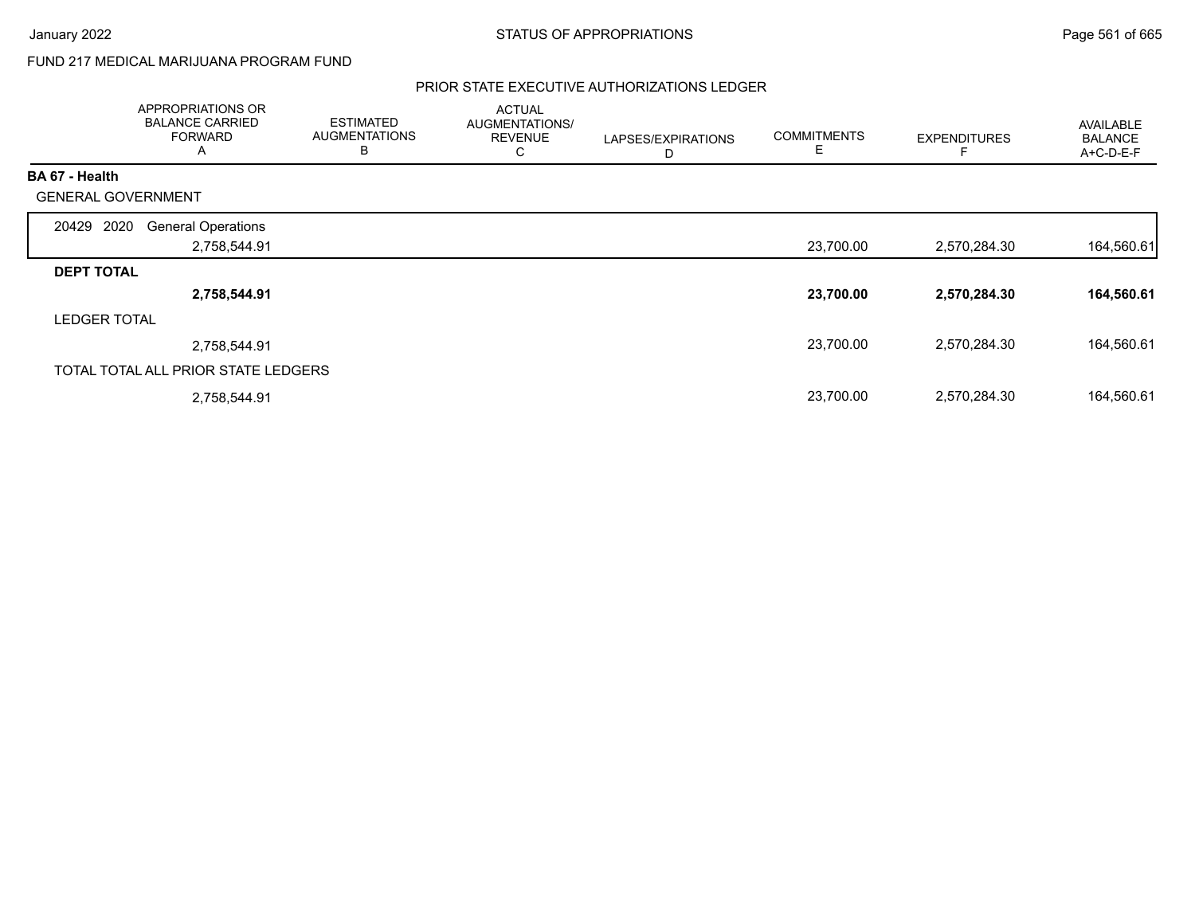FUND 217 MEDICAL MARIJUANA PROGRAM FUND

## PRIOR STATE EXECUTIVE AUTHORIZATIONS LEDGER

| | APPROPRIATIONS OR BALANCE CARRIED FORWARD A | ESTIMATED AUGMENTATIONS B | ACTUAL AUGMENTATIONS/ REVENUE C | LAPSES/EXPIRATIONS D | COMMITMENTS E | EXPENDITURES F | AVAILABLE BALANCE A+C-D-E-F |
|---|---|---|---|---|---|---|---|
| **BA 67 - Health** | | | | | | | |
| GENERAL GOVERNMENT | | | | | | | |
| 20429 2020 General Operations | 2,758,544.91 | | | | 23,700.00 | 2,570,284.30 | 164,560.61 |
| **DEPT TOTAL** | **2,758,544.91** | | | | **23,700.00** | **2,570,284.30** | **164,560.61** |
| LEDGER TOTAL | 2,758,544.91 | | | | 23,700.00 | 2,570,284.30 | 164,560.61 |
| TOTAL TOTAL ALL PRIOR STATE LEDGERS | 2,758,544.91 | | | | 23,700.00 | 2,570,284.30 | 164,560.61 |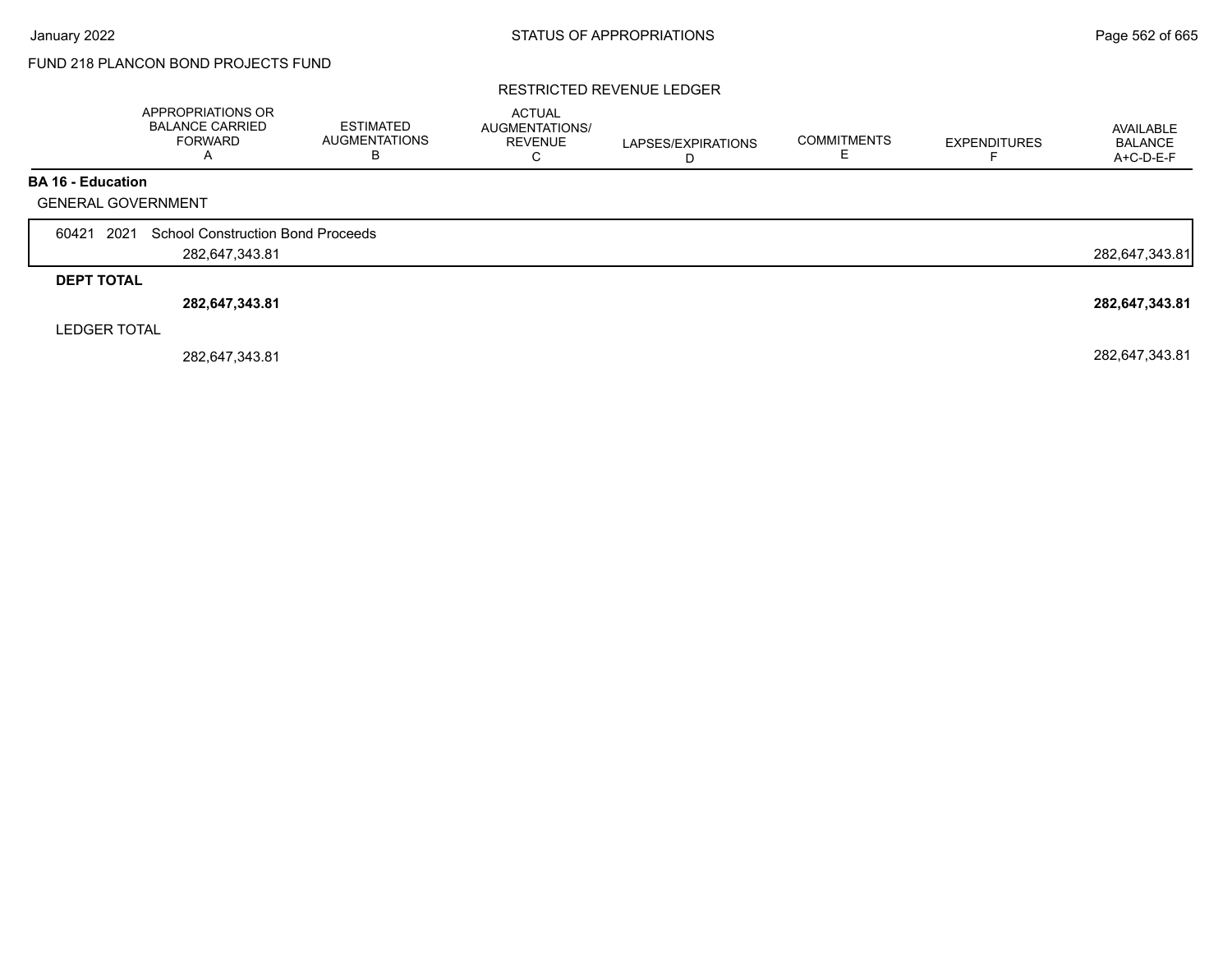FUND 218 PLANCON BOND PROJECTS FUND

RESTRICTED REVENUE LEDGER

| | APPROPRIATIONS OR BALANCE CARRIED FORWARD A | ESTIMATED AUGMENTATIONS B | ACTUAL AUGMENTATIONS/ REVENUE C | LAPSES/EXPIRATIONS D | COMMITMENTS E | EXPENDITURES F | AVAILABLE BALANCE A+C-D-E-F |
|---|---|---|---|---|---|---|---|
| **BA 16 - Education** | | | | | | | |
| GENERAL GOVERNMENT | | | | | | | |
| 60421 2021 School Construction Bond Proceeds | 282,647,343.81 | | | | | | 282,647,343.81 |
| **DEPT TOTAL** | **282,647,343.81** | | | | | | **282,647,343.81** |
| LEDGER TOTAL | 282,647,343.81 | | | | | | 282,647,343.81 |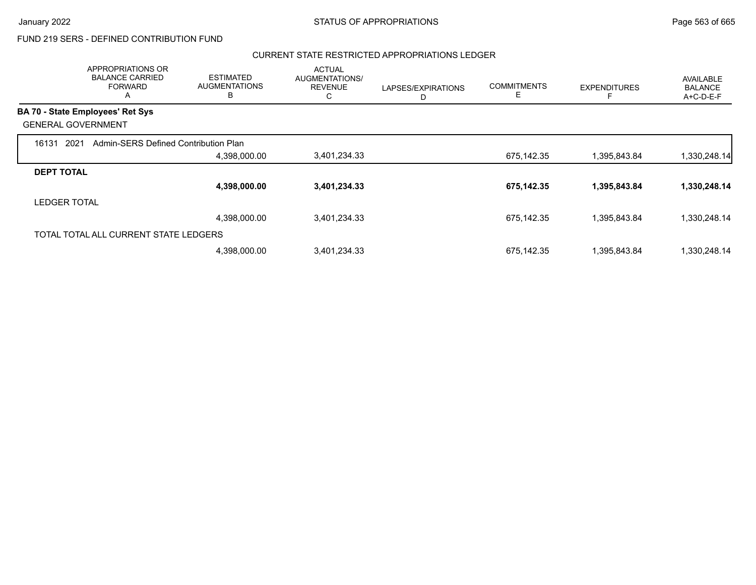FUND 219 SERS - DEFINED CONTRIBUTION FUND

## CURRENT STATE RESTRICTED APPROPRIATIONS LEDGER

| APPROPRIATIONS OR BALANCE CARRIED FORWARD A | ESTIMATED AUGMENTATIONS B | ACTUAL AUGMENTATIONS/ REVENUE C | LAPSES/EXPIRATIONS D | COMMITMENTS E | EXPENDITURES F | AVAILABLE BALANCE A+C-D-E-F |
|---|---|---|---|---|---|---|
| **BA 70 - State Employees' Ret Sys** | | | | | | |
| GENERAL GOVERNMENT | | | | | | |
| 16131 2021 Admin-SERS Defined Contribution Plan | | | | | | |
| | 4,398,000.00 | 3,401,234.33 | | 675,142.35 | 1,395,843.84 | 1,330,248.14 |
| **DEPT TOTAL** | | | | | | |
| | **4,398,000.00** | **3,401,234.33** | | **675,142.35** | **1,395,843.84** | **1,330,248.14** |
| LEDGER TOTAL | | | | | | |
| | 4,398,000.00 | 3,401,234.33 | | 675,142.35 | 1,395,843.84 | 1,330,248.14 |
| TOTAL TOTAL ALL CURRENT STATE LEDGERS | | | | | | |
| | 4,398,000.00 | 3,401,234.33 | | 675,142.35 | 1,395,843.84 | 1,330,248.14 |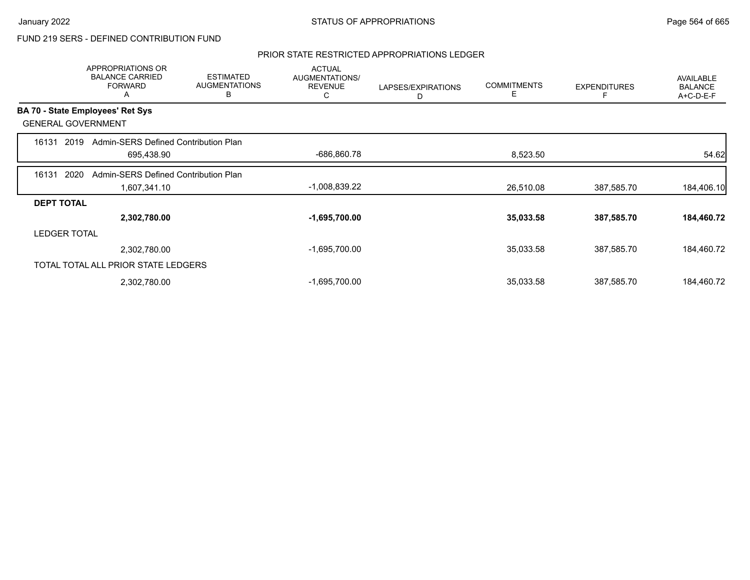FUND 219 SERS - DEFINED CONTRIBUTION FUND

## PRIOR STATE RESTRICTED APPROPRIATIONS LEDGER

| | APPROPRIATIONS OR BALANCE CARRIED FORWARD A | ESTIMATED AUGMENTATIONS B | ACTUAL AUGMENTATIONS/ REVENUE C | LAPSES/EXPIRATIONS D | COMMITMENTS E | EXPENDITURES F | AVAILABLE BALANCE A+C-D-E-F |
|---|---|---|---|---|---|---|---|
| **BA 70 - State Employees' Ret Sys** | | | | | | | |
| GENERAL GOVERNMENT | | | | | | | |
| 16131 2019 Admin-SERS Defined Contribution Plan | 695,438.90 | | -686,860.78 | | 8,523.50 | | 54.62 |
| 16131 2020 Admin-SERS Defined Contribution Plan | 1,607,341.10 | | -1,008,839.22 | | 26,510.08 | 387,585.70 | 184,406.10 |
| **DEPT TOTAL** | **2,302,780.00** | | **-1,695,700.00** | | **35,033.58** | **387,585.70** | **184,460.72** |
| LEDGER TOTAL | 2,302,780.00 | | -1,695,700.00 | | 35,033.58 | 387,585.70 | 184,460.72 |
| TOTAL TOTAL ALL PRIOR STATE LEDGERS | 2,302,780.00 | | -1,695,700.00 | | 35,033.58 | 387,585.70 | 184,460.72 |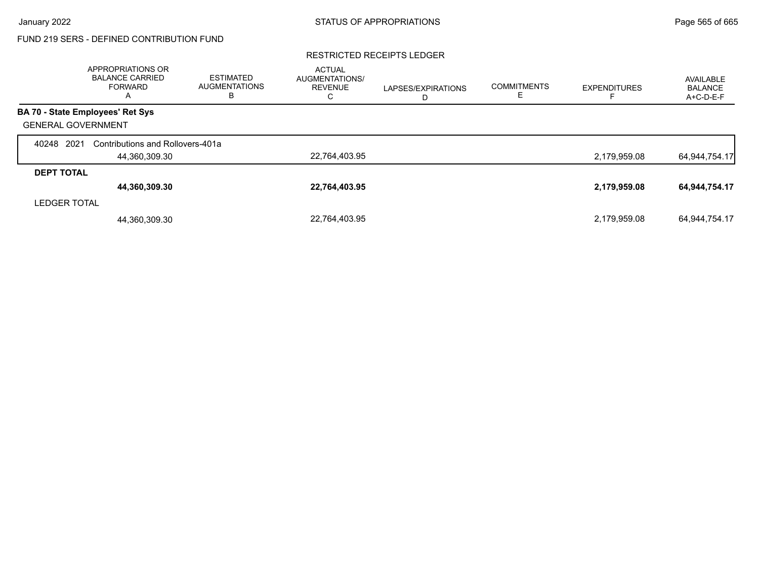FUND 219 SERS - DEFINED CONTRIBUTION FUND

RESTRICTED RECEIPTS LEDGER

| | APPROPRIATIONS OR BALANCE CARRIED FORWARD A | ESTIMATED AUGMENTATIONS B | ACTUAL AUGMENTATIONS/ REVENUE C | LAPSES/EXPIRATIONS D | COMMITMENTS E | EXPENDITURES F | AVAILABLE BALANCE A+C-D-E-F |
|---|---|---|---|---|---|---|---|
| **BA 70 - State Employees' Ret Sys** | | | | | | | |
| GENERAL GOVERNMENT | | | | | | | |
| 40248 2021 Contributions and Rollovers-401a | 44,360,309.30 | | 22,764,403.95 | | | 2,179,959.08 | 64,944,754.17 |
| **DEPT TOTAL** | **44,360,309.30** | | **22,764,403.95** | | | **2,179,959.08** | **64,944,754.17** |
| LEDGER TOTAL | 44,360,309.30 | | 22,764,403.95 | | | 2,179,959.08 | 64,944,754.17 |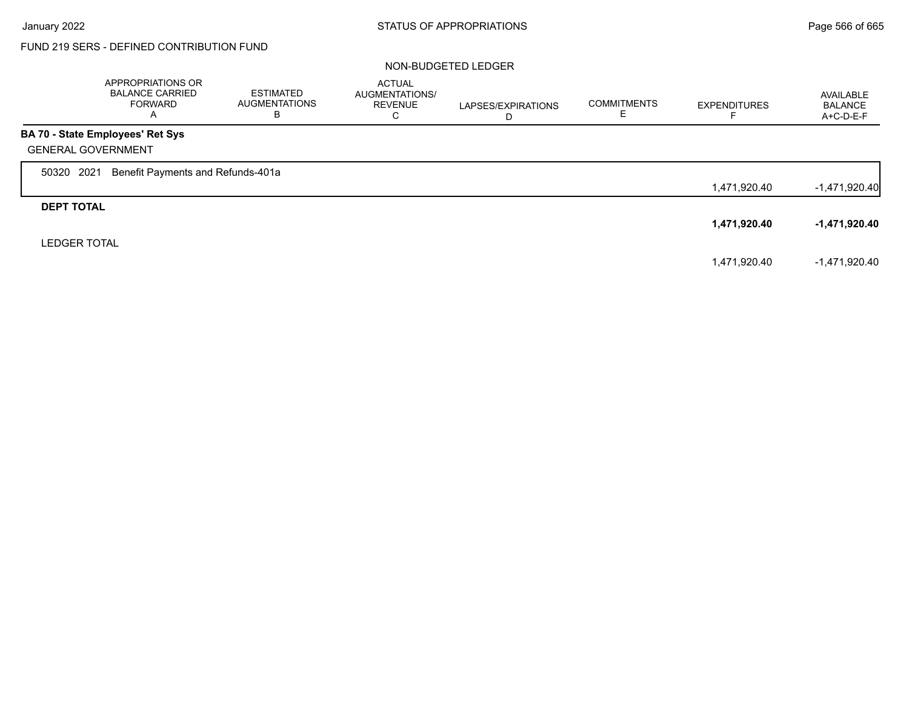FUND 219 SERS - DEFINED CONTRIBUTION FUND

NON-BUDGETED LEDGER

| | APPROPRIATIONS OR BALANCE CARRIED FORWARD A | ESTIMATED AUGMENTATIONS B | ACTUAL AUGMENTATIONS/ REVENUE C | LAPSES/EXPIRATIONS D | COMMITMENTS E | EXPENDITURES F | AVAILABLE BALANCE A+C-D-E-F |
|---|---|---|---|---|---|---|---|
| **BA 70 - State Employees' Ret Sys** | | | | | | | |
| GENERAL GOVERNMENT | | | | | | | |
| 50320 2021 Benefit Payments and Refunds-401a | | | | | | 1,471,920.40 | -1,471,920.40 |
| **DEPT TOTAL** | | | | | | **1,471,920.40** | **-1,471,920.40** |
| LEDGER TOTAL | | | | | | 1,471,920.40 | -1,471,920.40 |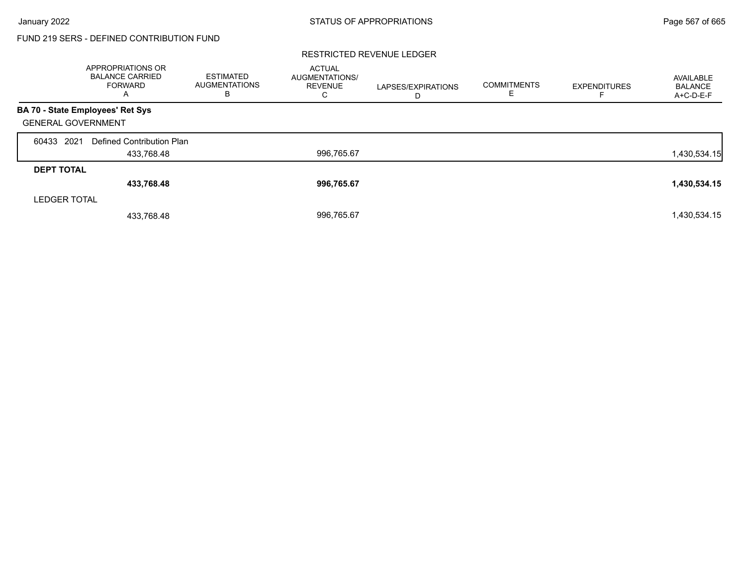FUND 219 SERS - DEFINED CONTRIBUTION FUND

RESTRICTED REVENUE LEDGER

| | APPROPRIATIONS OR BALANCE CARRIED FORWARD A | ESTIMATED AUGMENTATIONS B | ACTUAL AUGMENTATIONS/ REVENUE C | LAPSES/EXPIRATIONS D | COMMITMENTS E | EXPENDITURES F | AVAILABLE BALANCE A+C-D-E-F |
|---|---|---|---|---|---|---|---|
| **BA 70 - State Employees' Ret Sys** | | | | | | | |
| GENERAL GOVERNMENT | | | | | | | |
| 60433 2021 Defined Contribution Plan | 433,768.48 | | 996,765.67 | | | | 1,430,534.15 |
| **DEPT TOTAL** | **433,768.48** | | **996,765.67** | | | | **1,430,534.15** |
| LEDGER TOTAL | 433,768.48 | | 996,765.67 | | | | 1,430,534.15 |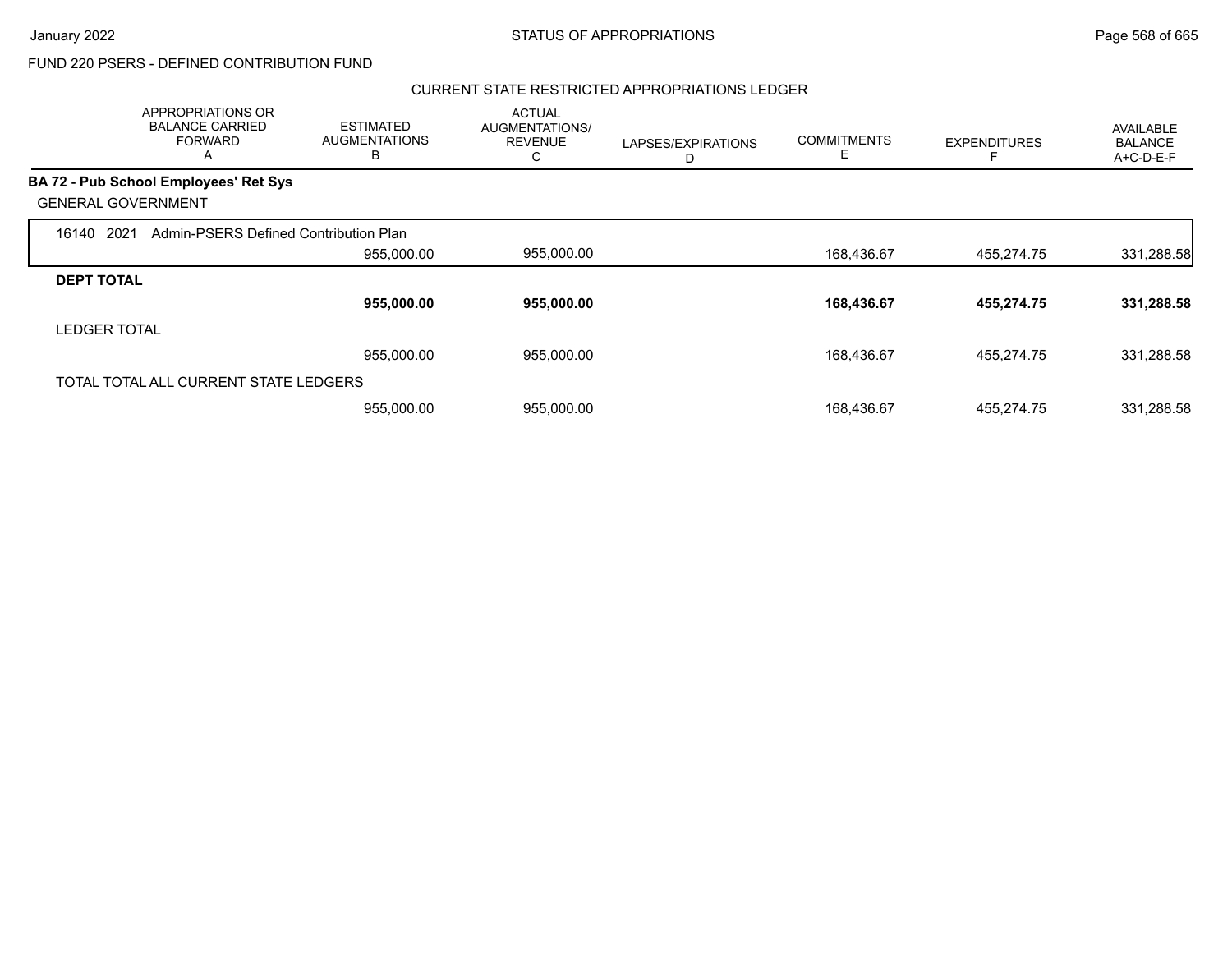FUND 220 PSERS - DEFINED CONTRIBUTION FUND

## CURRENT STATE RESTRICTED APPROPRIATIONS LEDGER

| APPROPRIATIONS OR BALANCE CARRIED FORWARD A | ESTIMATED AUGMENTATIONS B | ACTUAL AUGMENTATIONS/ REVENUE C | LAPSES/EXPIRATIONS D | COMMITMENTS E | EXPENDITURES F | AVAILABLE BALANCE A+C-D-E-F |
|---|---|---|---|---|---|---|
| **BA 72 - Pub School Employees' Ret Sys** | | | | | | |
| GENERAL GOVERNMENT | | | | | | |
| 16140 2021 Admin-PSERS Defined Contribution Plan | | | | | | |
| | 955,000.00 | 955,000.00 | | 168,436.67 | 455,274.75 | 331,288.58 |
| **DEPT TOTAL** | | | | | | |
| | **955,000.00** | **955,000.00** | | **168,436.67** | **455,274.75** | **331,288.58** |
| LEDGER TOTAL | | | | | | |
| | 955,000.00 | 955,000.00 | | 168,436.67 | 455,274.75 | 331,288.58 |
| TOTAL TOTAL ALL CURRENT STATE LEDGERS | | | | | | |
| | 955,000.00 | 955,000.00 | | 168,436.67 | 455,274.75 | 331,288.58 |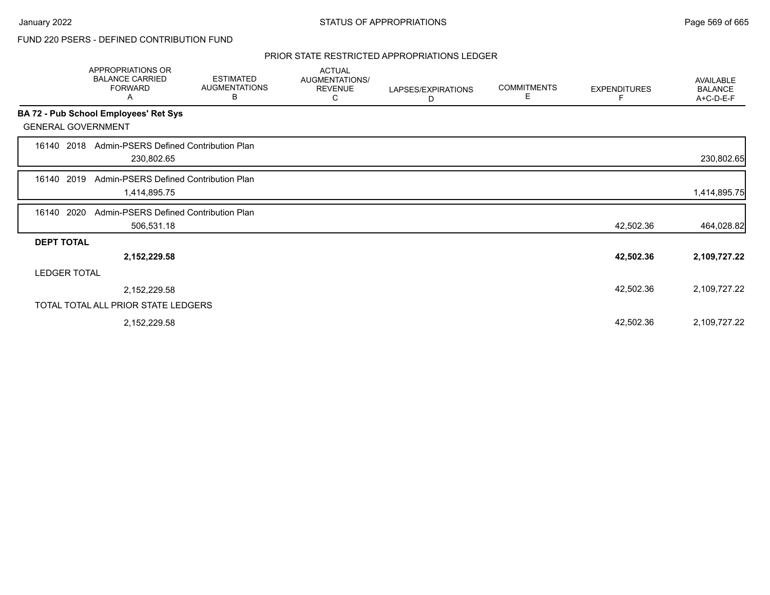FUND 220 PSERS - DEFINED CONTRIBUTION FUND

PRIOR STATE RESTRICTED APPROPRIATIONS LEDGER

| | APPROPRIATIONS OR BALANCE CARRIED FORWARD A | ESTIMATED AUGMENTATIONS B | ACTUAL AUGMENTATIONS/ REVENUE C | LAPSES/EXPIRATIONS D | COMMITMENTS E | EXPENDITURES F | AVAILABLE BALANCE A+C-D-E-F |
|---|---|---|---|---|---|---|---|
| **BA 72 - Pub School Employees' Ret Sys** | | | | | | | |
| GENERAL GOVERNMENT | | | | | | | |
| 16140 2018 Admin-PSERS Defined Contribution Plan | 230,802.65 | | | | | | 230,802.65 |
| 16140 2019 Admin-PSERS Defined Contribution Plan | 1,414,895.75 | | | | | | 1,414,895.75 |
| 16140 2020 Admin-PSERS Defined Contribution Plan | 506,531.18 | | | | | 42,502.36 | 464,028.82 |
| **DEPT TOTAL** | **2,152,229.58** | | | | | **42,502.36** | **2,109,727.22** |
| LEDGER TOTAL | 2,152,229.58 | | | | | 42,502.36 | 2,109,727.22 |
| TOTAL TOTAL ALL PRIOR STATE LEDGERS | 2,152,229.58 | | | | | 42,502.36 | 2,109,727.22 |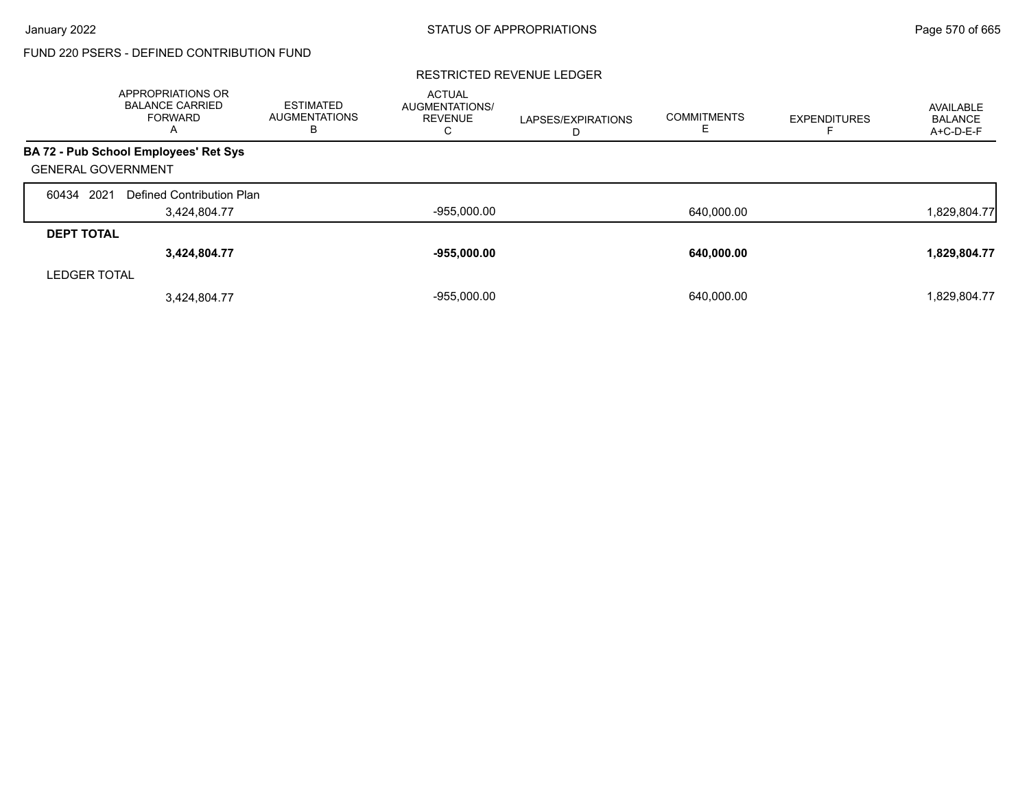FUND 220 PSERS - DEFINED CONTRIBUTION FUND

RESTRICTED REVENUE LEDGER

| | APPROPRIATIONS OR BALANCE CARRIED FORWARD A | ESTIMATED AUGMENTATIONS B | ACTUAL AUGMENTATIONS/ REVENUE C | LAPSES/EXPIRATIONS D | COMMITMENTS E | EXPENDITURES F | AVAILABLE BALANCE A+C-D-E-F |
|---|---|---|---|---|---|---|---|
| **BA 72 - Pub School Employees' Ret Sys** | | | | | | | |
| GENERAL GOVERNMENT | | | | | | | |
| 60434 2021 Defined Contribution Plan | 3,424,804.77 | | -955,000.00 | | 640,000.00 | | 1,829,804.77 |
| **DEPT TOTAL** | **3,424,804.77** | | **-955,000.00** | | **640,000.00** | | **1,829,804.77** |
| LEDGER TOTAL | 3,424,804.77 | | -955,000.00 | | 640,000.00 | | 1,829,804.77 |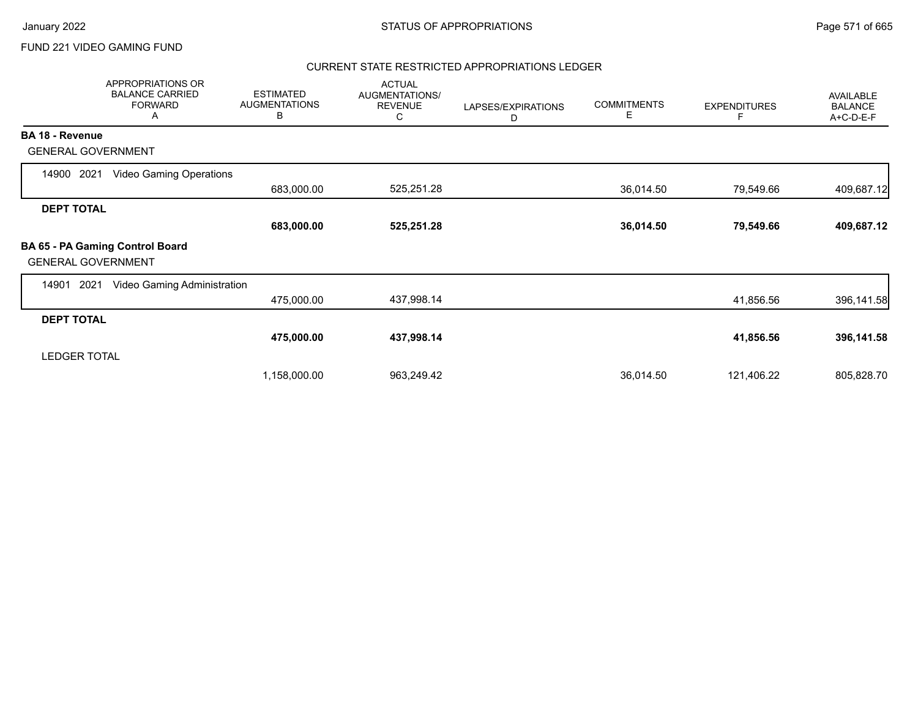FUND 221 VIDEO GAMING FUND

## CURRENT STATE RESTRICTED APPROPRIATIONS LEDGER

| APPROPRIATIONS OR BALANCE CARRIED FORWARD A | ESTIMATED AUGMENTATIONS B | ACTUAL AUGMENTATIONS/ REVENUE C | LAPSES/EXPIRATIONS D | COMMITMENTS E | EXPENDITURES F | AVAILABLE BALANCE A+C-D-E-F |
|---|---|---|---|---|---|---|
| **BA 18 - Revenue** | | | | | | |
| GENERAL GOVERNMENT | | | | | | |
| 14900 2021 Video Gaming Operations | 683,000.00 | 525,251.28 | | 36,014.50 | 79,549.66 | 409,687.12 |
| **DEPT TOTAL** | **683,000.00** | **525,251.28** | | **36,014.50** | **79,549.66** | **409,687.12** |
| **BA 65 - PA Gaming Control Board** | | | | | | |
| GENERAL GOVERNMENT | | | | | | |
| 14901 2021 Video Gaming Administration | 475,000.00 | 437,998.14 | | | 41,856.56 | 396,141.58 |
| **DEPT TOTAL** | **475,000.00** | **437,998.14** | | | **41,856.56** | **396,141.58** |
| LEDGER TOTAL | 1,158,000.00 | 963,249.42 | | 36,014.50 | 121,406.22 | 805,828.70 |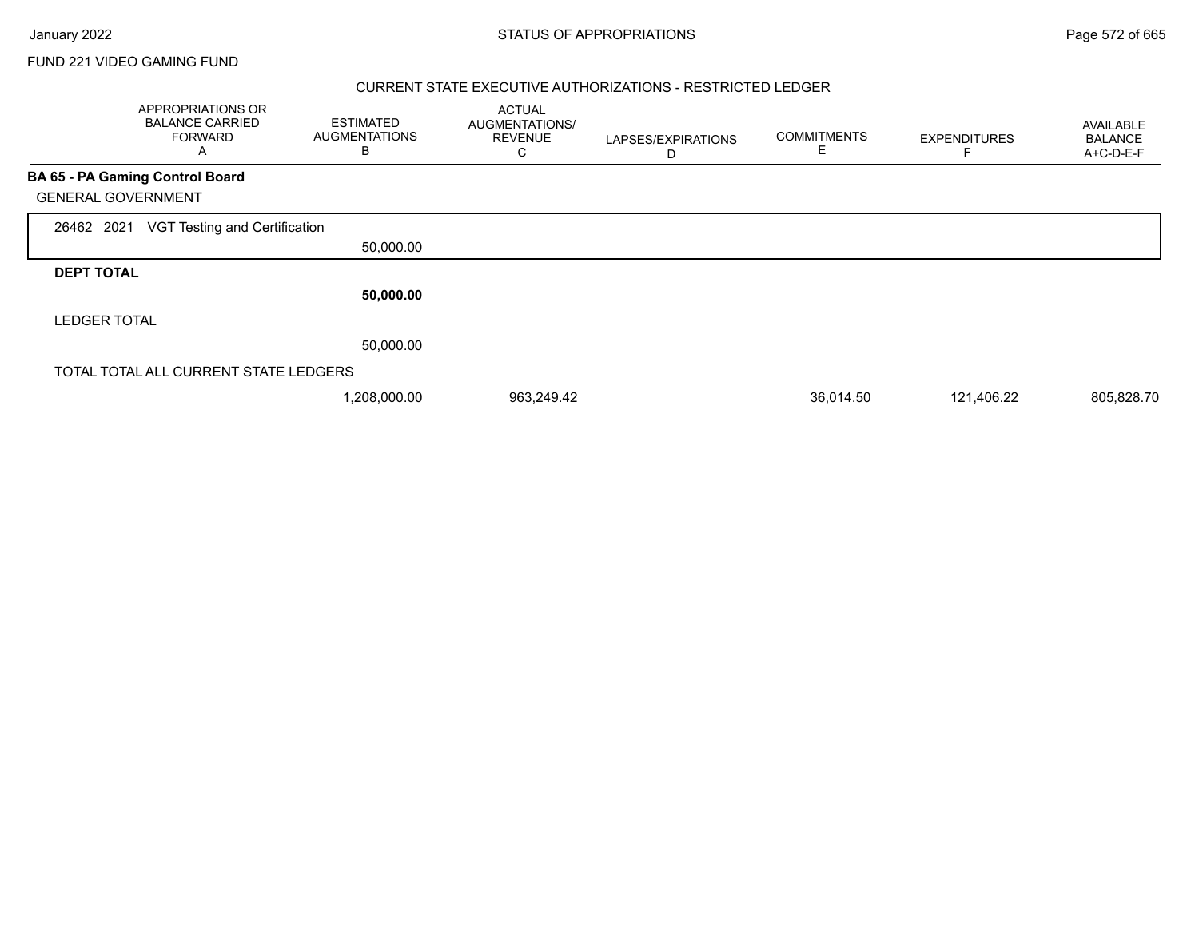FUND 221 VIDEO GAMING FUND

## CURRENT STATE EXECUTIVE AUTHORIZATIONS - RESTRICTED LEDGER

| APPROPRIATIONS OR BALANCE CARRIED FORWARD A | ESTIMATED AUGMENTATIONS B | ACTUAL AUGMENTATIONS/ REVENUE C | LAPSES/EXPIRATIONS D | COMMITMENTS E | EXPENDITURES F | AVAILABLE BALANCE A+C-D-E-F |
|---|---|---|---|---|---|---|
| **BA 65 - PA Gaming Control Board** | | | | | | |
| GENERAL GOVERNMENT | | | | | | |
| 26462 2021 VGT Testing and Certification | 50,000.00 | | | | | |
| **DEPT TOTAL** | **50,000.00** | | | | | |
| LEDGER TOTAL | 50,000.00 | | | | | |
| TOTAL TOTAL ALL CURRENT STATE LEDGERS | 1,208,000.00 | 963,249.42 | | 36,014.50 | 121,406.22 | 805,828.70 |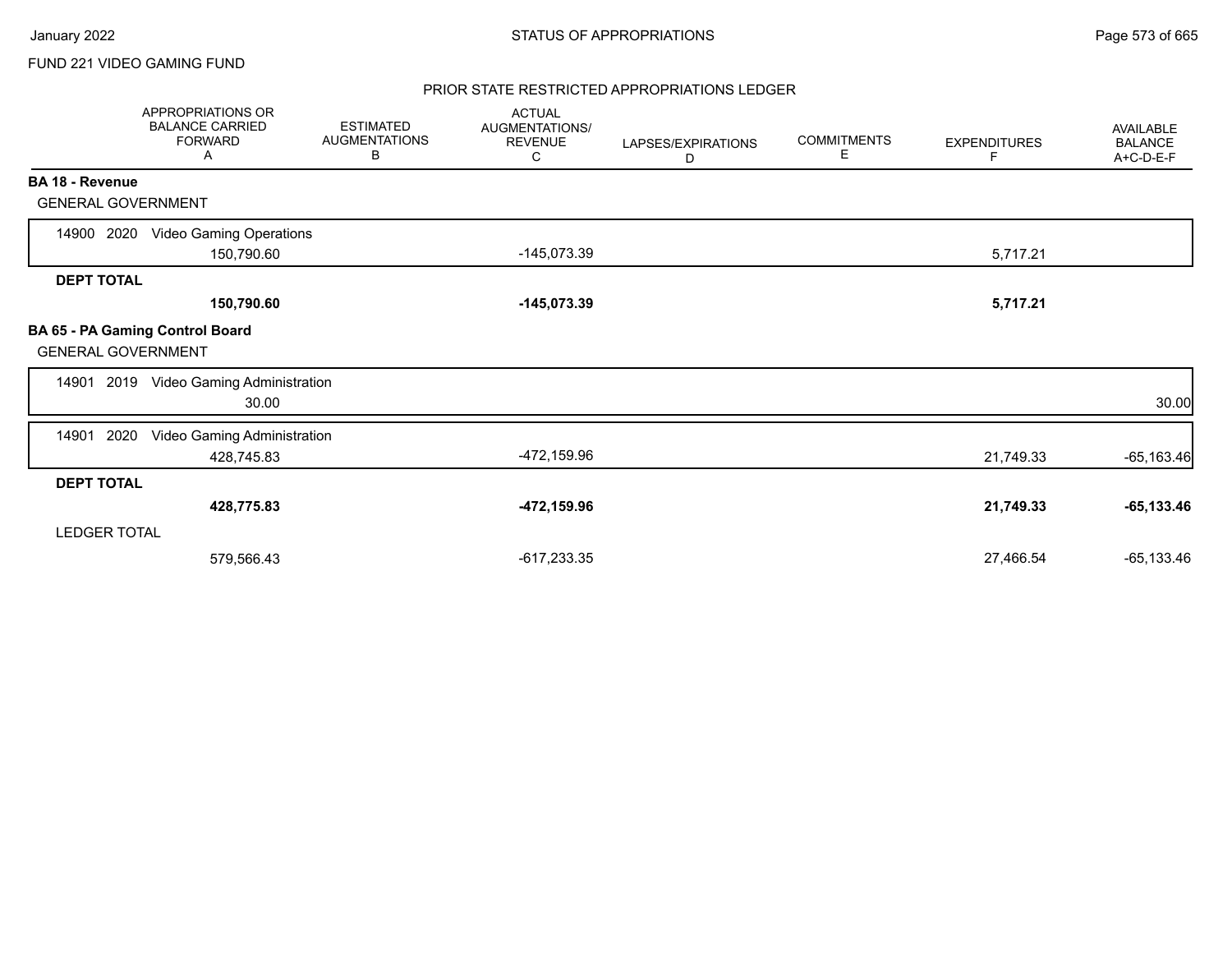FUND 221 VIDEO GAMING FUND

## PRIOR STATE RESTRICTED APPROPRIATIONS LEDGER

| | APPROPRIATIONS OR BALANCE CARRIED FORWARD A | ESTIMATED AUGMENTATIONS B | ACTUAL AUGMENTATIONS/ REVENUE C | LAPSES/EXPIRATIONS D | COMMITMENTS E | EXPENDITURES F | AVAILABLE BALANCE A+C-D-E-F |
|---|---|---|---|---|---|---|---|
| **BA 18 - Revenue** | | | | | | | |
| GENERAL GOVERNMENT | | | | | | | |
| 14900 2020 Video Gaming Operations | 150,790.60 | | -145,073.39 | | | 5,717.21 | |
| **DEPT TOTAL** | **150,790.60** | | **-145,073.39** | | | **5,717.21** | |
| **BA 65 - PA Gaming Control Board** | | | | | | | |
| GENERAL GOVERNMENT | | | | | | | |
| 14901 2019 Video Gaming Administration | 30.00 | | | | | | 30.00 |
| 14901 2020 Video Gaming Administration | 428,745.83 | | -472,159.96 | | | 21,749.33 | -65,163.46 |
| **DEPT TOTAL** | **428,775.83** | | **-472,159.96** | | | **21,749.33** | **-65,133.46** |
| LEDGER TOTAL | 579,566.43 | | -617,233.35 | | | 27,466.54 | -65,133.46 |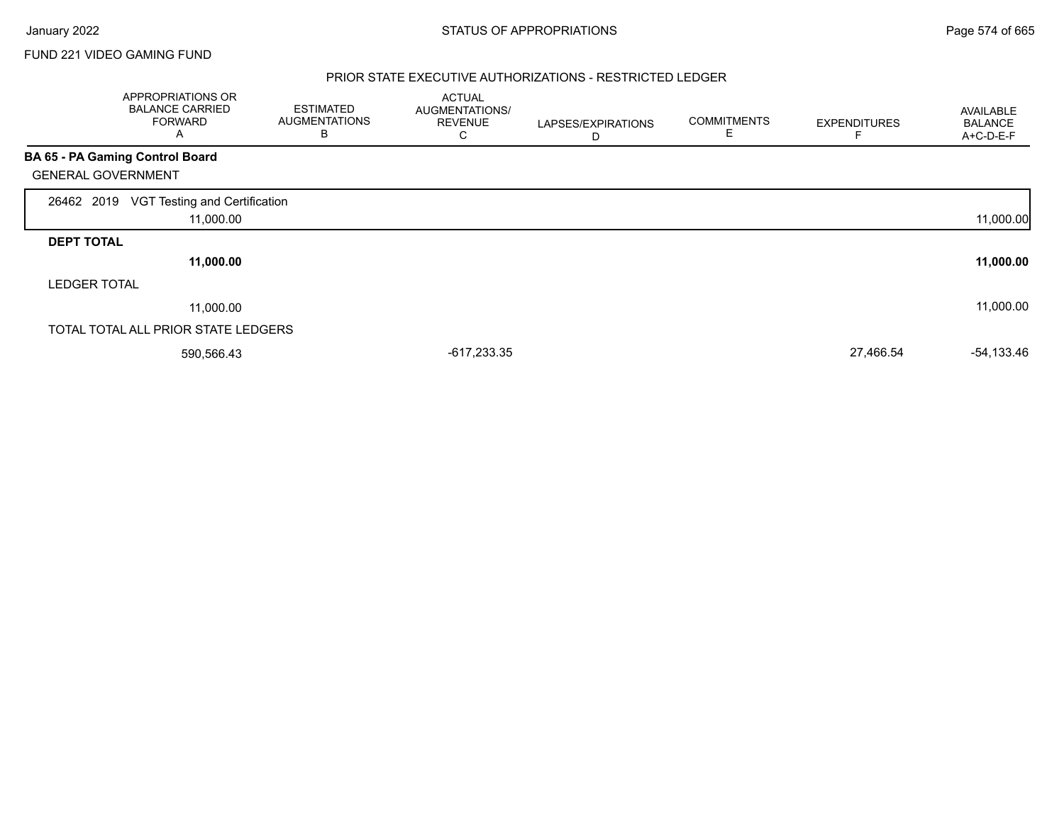FUND 221 VIDEO GAMING FUND

## PRIOR STATE EXECUTIVE AUTHORIZATIONS - RESTRICTED LEDGER

| APPROPRIATIONS OR BALANCE CARRIED FORWARD A | ESTIMATED AUGMENTATIONS B | ACTUAL AUGMENTATIONS/ REVENUE C | LAPSES/EXPIRATIONS D | COMMITMENTS E | EXPENDITURES F | AVAILABLE BALANCE A+C-D-E-F |
|---|---|---|---|---|---|---|
| **BA 65 - PA Gaming Control Board** | | | | | | |
| GENERAL GOVERNMENT | | | | | | |
| 26462 2019 VGT Testing and Certification | | | | | | |
| 11,000.00 | | | | | | 11,000.00 |
| **DEPT TOTAL** | | | | | | |
| **11,000.00** | | | | | | **11,000.00** |
| LEDGER TOTAL | | | | | | |
| 11,000.00 | | | | | | 11,000.00 |
| TOTAL TOTAL ALL PRIOR STATE LEDGERS | | | | | | |
| 590,566.43 | | -617,233.35 | | | 27,466.54 | -54,133.46 |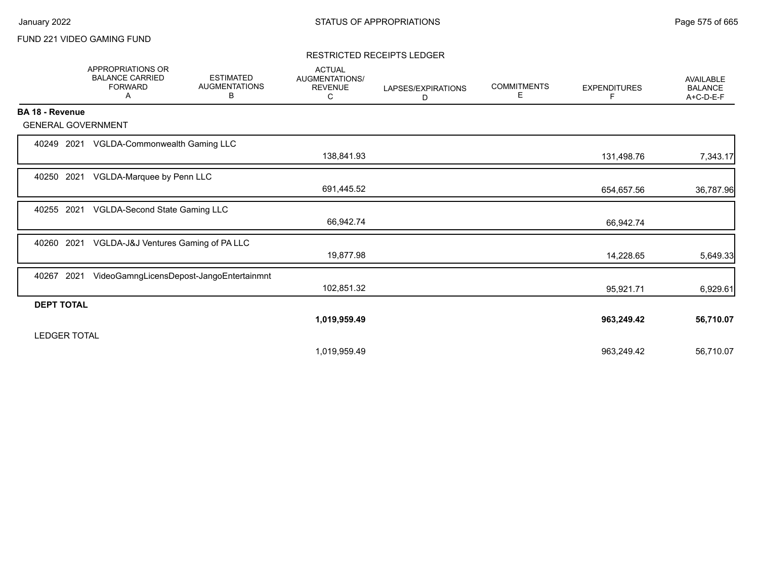FUND 221 VIDEO GAMING FUND

RESTRICTED RECEIPTS LEDGER

| | APPROPRIATIONS OR BALANCE CARRIED FORWARD A | ESTIMATED AUGMENTATIONS B | ACTUAL AUGMENTATIONS/ REVENUE C | LAPSES/EXPIRATIONS D | COMMITMENTS E | EXPENDITURES F | AVAILABLE BALANCE A+C-D-E-F |
|---|---|---|---|---|---|---|---|
| **BA 18 - Revenue** | | | | | | | |
| GENERAL GOVERNMENT | | | | | | | |
| 40249 2021 VGLDA-Commonwealth Gaming LLC | | | 138,841.93 | | | 131,498.76 | 7,343.17 |
| 40250 2021 VGLDA-Marquee by Penn LLC | | | 691,445.52 | | | 654,657.56 | 36,787.96 |
| 40255 2021 VGLDA-Second State Gaming LLC | | | 66,942.74 | | | 66,942.74 | |
| 40260 2021 VGLDA-J&J Ventures Gaming of PA LLC | | | 19,877.98 | | | 14,228.65 | 5,649.33 |
| 40267 2021 VideoGamngLicensDepost-JangoEntertainmnt | | | 102,851.32 | | | 95,921.71 | 6,929.61 |
| **DEPT TOTAL** | | | **1,019,959.49** | | | **963,249.42** | **56,710.07** |
| LEDGER TOTAL | | | 1,019,959.49 | | | 963,249.42 | 56,710.07 |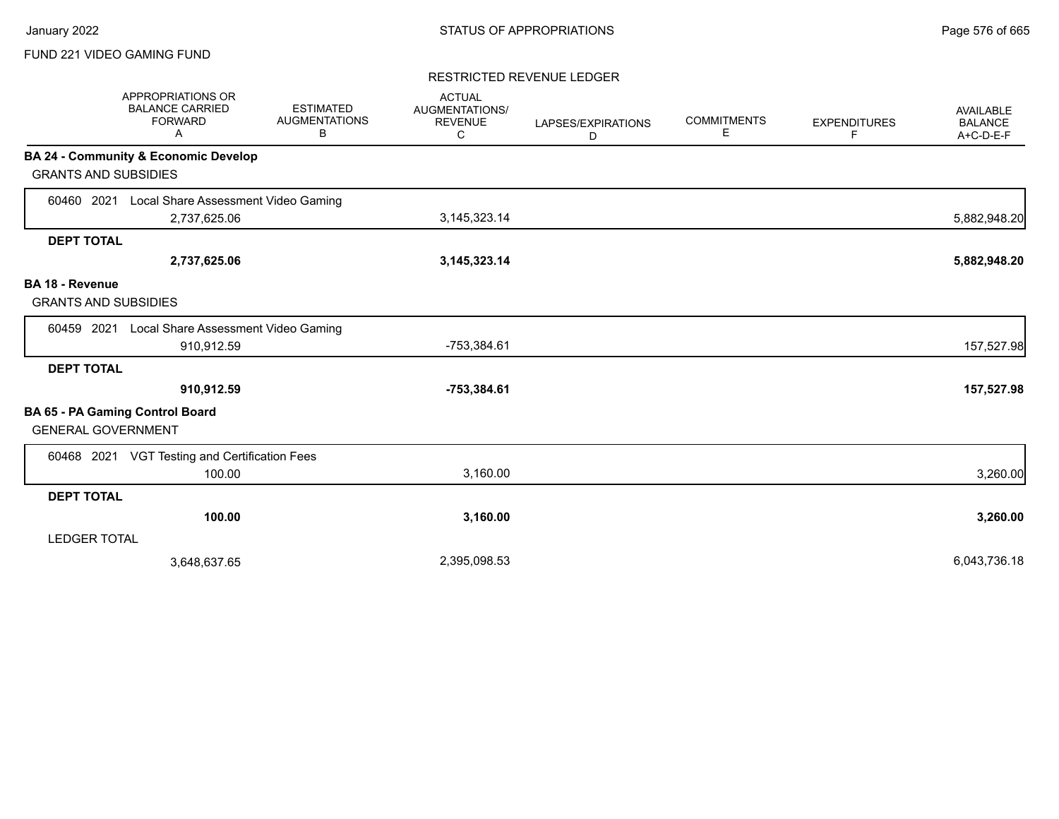FUND 221 VIDEO GAMING FUND

RESTRICTED REVENUE LEDGER

| | APPROPRIATIONS OR BALANCE CARRIED FORWARD A | ESTIMATED AUGMENTATIONS B | ACTUAL AUGMENTATIONS/ REVENUE C | LAPSES/EXPIRATIONS D | COMMITMENTS E | EXPENDITURES F | AVAILABLE BALANCE A+C-D-E-F |
|---|---|---|---|---|---|---|---|
| **BA 24 - Community & Economic Develop** | | | | | | | |
| GRANTS AND SUBSIDIES | | | | | | | |
| 60460 2021 Local Share Assessment Video Gaming | 2,737,625.06 | | 3,145,323.14 | | | | 5,882,948.20 |
| **DEPT TOTAL** | **2,737,625.06** | | **3,145,323.14** | | | | **5,882,948.20** |
| **BA 18 - Revenue** | | | | | | | |
| GRANTS AND SUBSIDIES | | | | | | | |
| 60459 2021 Local Share Assessment Video Gaming | 910,912.59 | | -753,384.61 | | | | 157,527.98 |
| **DEPT TOTAL** | **910,912.59** | | **-753,384.61** | | | | **157,527.98** |
| **BA 65 - PA Gaming Control Board** | | | | | | | |
| GENERAL GOVERNMENT | | | | | | | |
| 60468 2021 VGT Testing and Certification Fees | 100.00 | | 3,160.00 | | | | 3,260.00 |
| **DEPT TOTAL** | **100.00** | | **3,160.00** | | | | **3,260.00** |
| LEDGER TOTAL | 3,648,637.65 | | 2,395,098.53 | | | | 6,043,736.18 |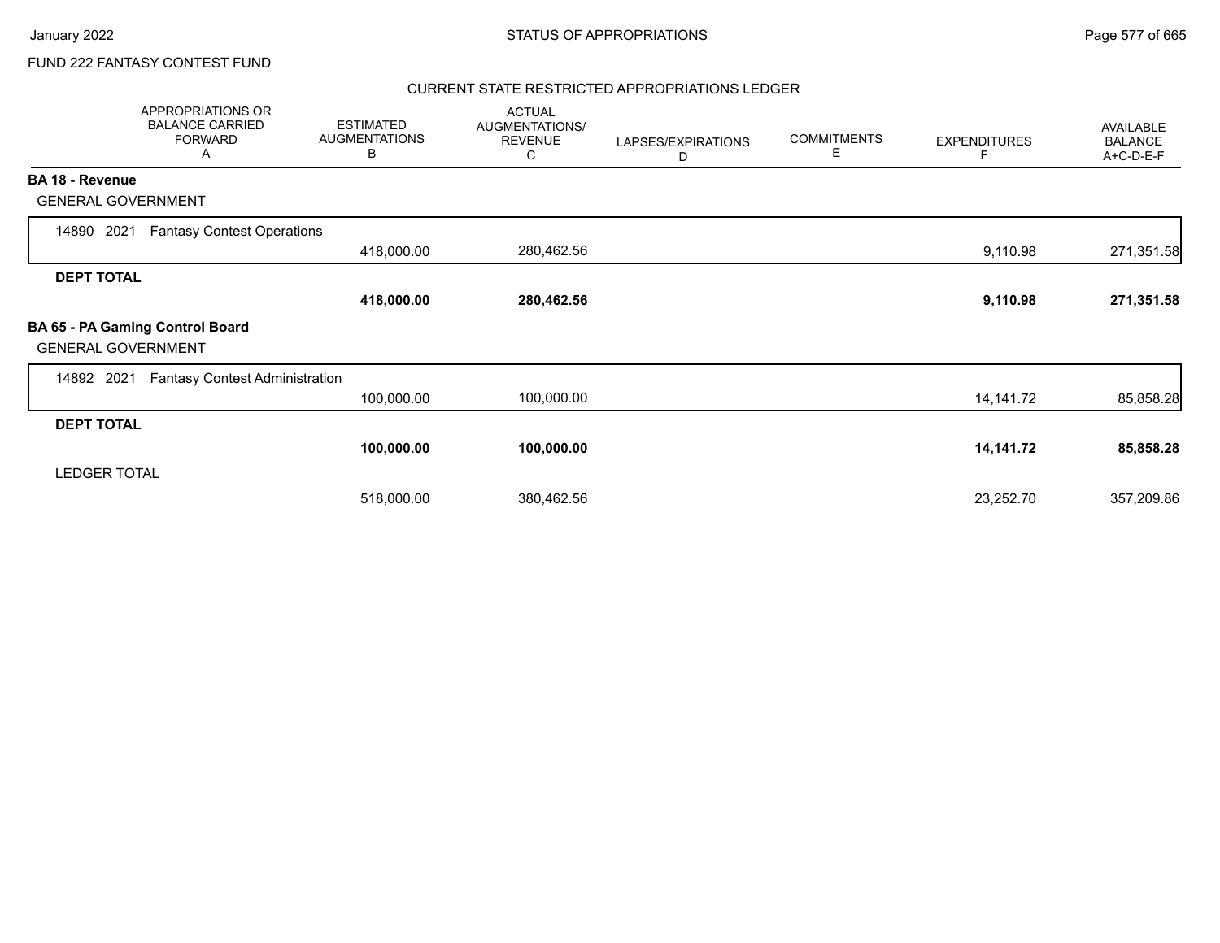FUND 222 FANTASY CONTEST FUND

## CURRENT STATE RESTRICTED APPROPRIATIONS LEDGER

| APPROPRIATIONS OR BALANCE CARRIED FORWARD A | ESTIMATED AUGMENTATIONS B | ACTUAL AUGMENTATIONS/ REVENUE C | LAPSES/EXPIRATIONS D | COMMITMENTS E | EXPENDITURES F | AVAILABLE BALANCE A+C-D-E-F |
|---|---|---|---|---|---|---|
| **BA 18 - Revenue** | | | | | | |
| GENERAL GOVERNMENT | | | | | | |
| 14890 2021 Fantasy Contest Operations | 418,000.00 | 280,462.56 | | | 9,110.98 | 271,351.58 |
| **DEPT TOTAL** | **418,000.00** | **280,462.56** | | | **9,110.98** | **271,351.58** |
| **BA 65 - PA Gaming Control Board** | | | | | | |
| GENERAL GOVERNMENT | | | | | | |
| 14892 2021 Fantasy Contest Administration | 100,000.00 | 100,000.00 | | | 14,141.72 | 85,858.28 |
| **DEPT TOTAL** | **100,000.00** | **100,000.00** | | | **14,141.72** | **85,858.28** |
| LEDGER TOTAL | 518,000.00 | 380,462.56 | | | 23,252.70 | 357,209.86 |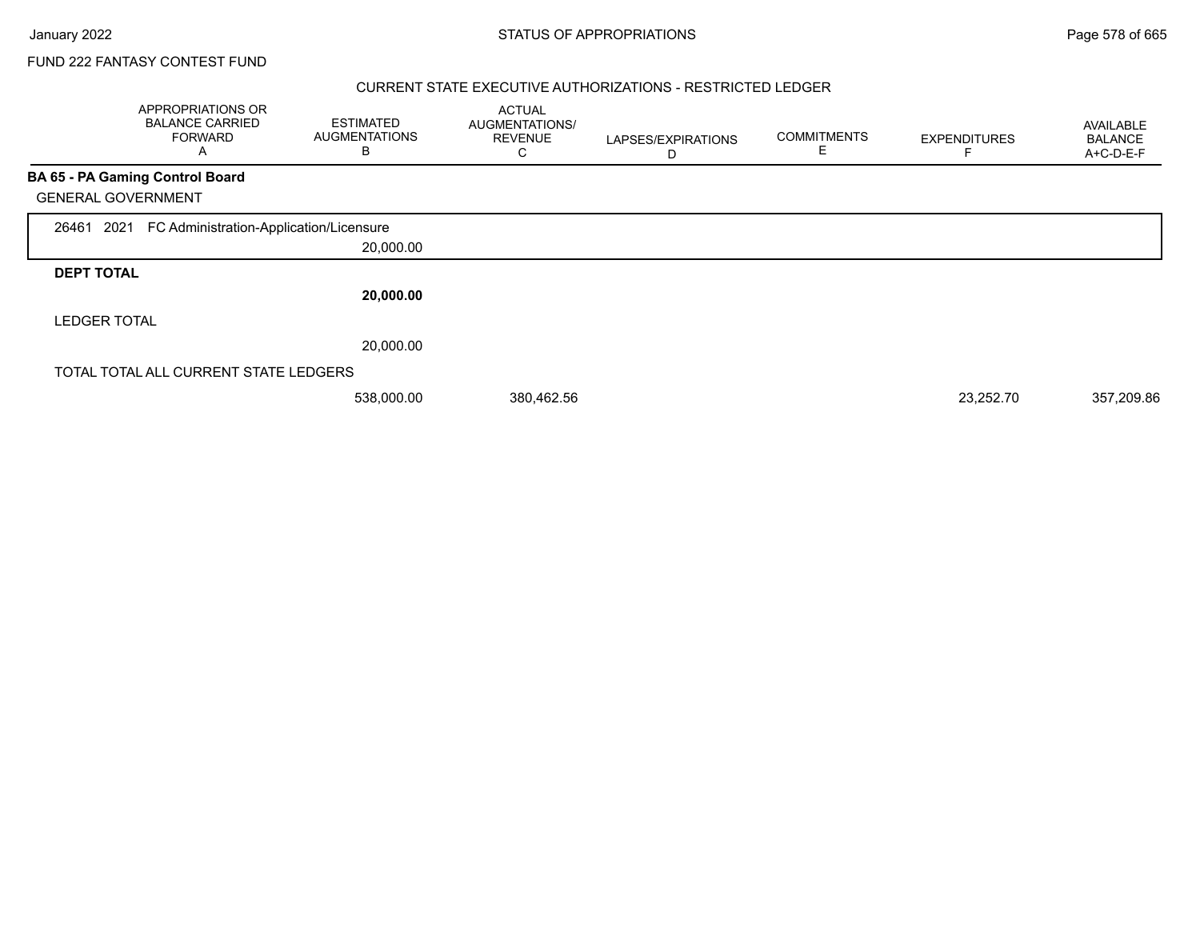FUND 222 FANTASY CONTEST FUND

## CURRENT STATE EXECUTIVE AUTHORIZATIONS - RESTRICTED LEDGER

| | APPROPRIATIONS OR BALANCE CARRIED FORWARD A | ESTIMATED AUGMENTATIONS B | ACTUAL AUGMENTATIONS/ REVENUE C | LAPSES/EXPIRATIONS D | COMMITMENTS E | EXPENDITURES F | AVAILABLE BALANCE A+C-D-E-F |
|---|---|---|---|---|---|---|---|
| **BA 65 - PA Gaming Control Board** | | | | | | | |
| GENERAL GOVERNMENT | | | | | | | |
| 26461 2021 FC Administration-Application/Licensure | | 20,000.00 | | | | | |
| **DEPT TOTAL** | | **20,000.00** | | | | | |
| LEDGER TOTAL | | 20,000.00 | | | | | |
| TOTAL TOTAL ALL CURRENT STATE LEDGERS | | 538,000.00 | 380,462.56 | | | 23,252.70 | 357,209.86 |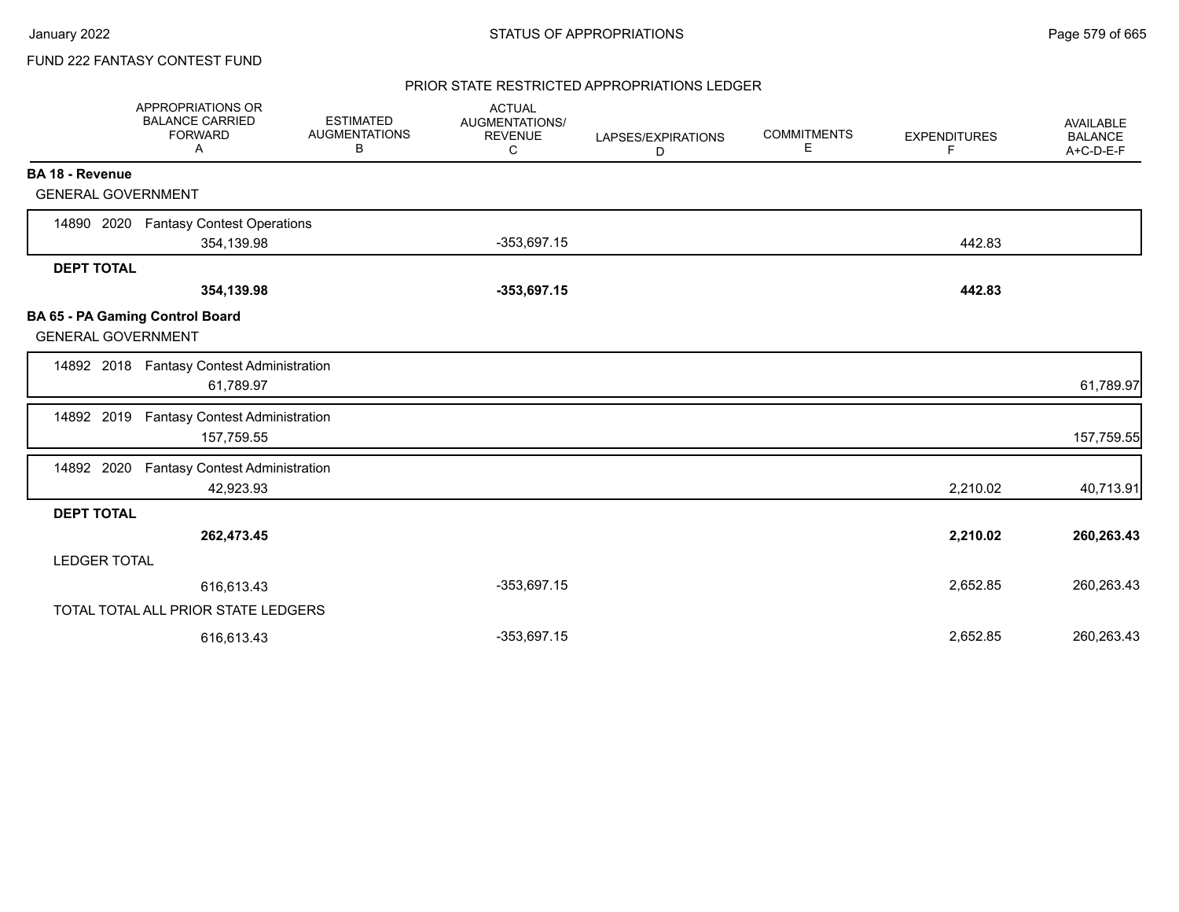FUND 222 FANTASY CONTEST FUND

## PRIOR STATE RESTRICTED APPROPRIATIONS LEDGER

| | APPROPRIATIONS OR BALANCE CARRIED FORWARD A | ESTIMATED AUGMENTATIONS B | ACTUAL AUGMENTATIONS/ REVENUE C | LAPSES/EXPIRATIONS D | COMMITMENTS E | EXPENDITURES F | AVAILABLE BALANCE A+C-D-E-F |
|---|---|---|---|---|---|---|---|
| **BA 18 - Revenue** | | | | | | | |
| GENERAL GOVERNMENT | | | | | | | |
| 14890 2020 Fantasy Contest Operations | 354,139.98 | | -353,697.15 | | | 442.83 | |
| **DEPT TOTAL** | **354,139.98** | | **-353,697.15** | | | **442.83** | |
| **BA 65 - PA Gaming Control Board** | | | | | | | |
| GENERAL GOVERNMENT | | | | | | | |
| 14892 2018 Fantasy Contest Administration | 61,789.97 | | | | | | 61,789.97 |
| 14892 2019 Fantasy Contest Administration | 157,759.55 | | | | | | 157,759.55 |
| 14892 2020 Fantasy Contest Administration | 42,923.93 | | | | | 2,210.02 | 40,713.91 |
| **DEPT TOTAL** | **262,473.45** | | | | | **2,210.02** | **260,263.43** |
| LEDGER TOTAL | 616,613.43 | | -353,697.15 | | | 2,652.85 | 260,263.43 |
| TOTAL TOTAL ALL PRIOR STATE LEDGERS | 616,613.43 | | -353,697.15 | | | 2,652.85 | 260,263.43 |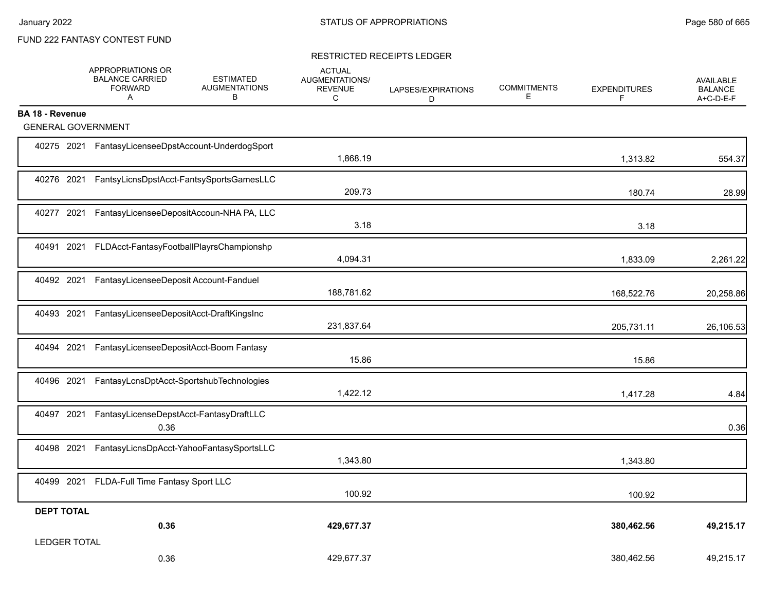FUND 222 FANTASY CONTEST FUND

RESTRICTED RECEIPTS LEDGER

| | APPROPRIATIONS OR BALANCE CARRIED FORWARD A | ESTIMATED AUGMENTATIONS B | ACTUAL AUGMENTATIONS/ REVENUE C | LAPSES/EXPIRATIONS D | COMMITMENTS E | EXPENDITURES F | AVAILABLE BALANCE A+C-D-E-F |
|---|---|---|---|---|---|---|---|
| **BA 18 - Revenue** | | | | | | | |
| GENERAL GOVERNMENT | | | | | | | |
| 40275 2021 FantasyLicenseeDpstAccount-UnderdogSport | | | 1,868.19 | | | 1,313.82 | 554.37 |
| 40276 2021 FantsyLicnsDpstAcct-FantsySportsGamesLLC | | | 209.73 | | | 180.74 | 28.99 |
| 40277 2021 FantasyLicenseeDepositAccoun-NHA PA, LLC | | | 3.18 | | | 3.18 | |
| 40491 2021 FLDAcct-FantasyFootballPlayrsChampionshp | | | 4,094.31 | | | 1,833.09 | 2,261.22 |
| 40492 2021 FantasyLicenseeDeposit Account-Fanduel | | | 188,781.62 | | | 168,522.76 | 20,258.86 |
| 40493 2021 FantasyLicenseeDepositAcct-DraftKingsInc | | | 231,837.64 | | | 205,731.11 | 26,106.53 |
| 40494 2021 FantasyLicenseeDepositAcct-Boom Fantasy | | | 15.86 | | | 15.86 | |
| 40496 2021 FantasyLcnsDptAcct-SportshubTechnologies | | | 1,422.12 | | | 1,417.28 | 4.84 |
| 40497 2021 FantasyLicenseDepstAcct-FantasyDraftLLC | 0.36 | | | | | | 0.36 |
| 40498 2021 FantasyLicnsDpAcct-YahooFantasySportsLLC | | | 1,343.80 | | | 1,343.80 | |
| 40499 2021 FLDA-Full Time Fantasy Sport LLC | | | 100.92 | | | 100.92 | |
| **DEPT TOTAL** | **0.36** | | **429,677.37** | | | **380,462.56** | **49,215.17** |
| LEDGER TOTAL | 0.36 | | 429,677.37 | | | 380,462.56 | 49,215.17 |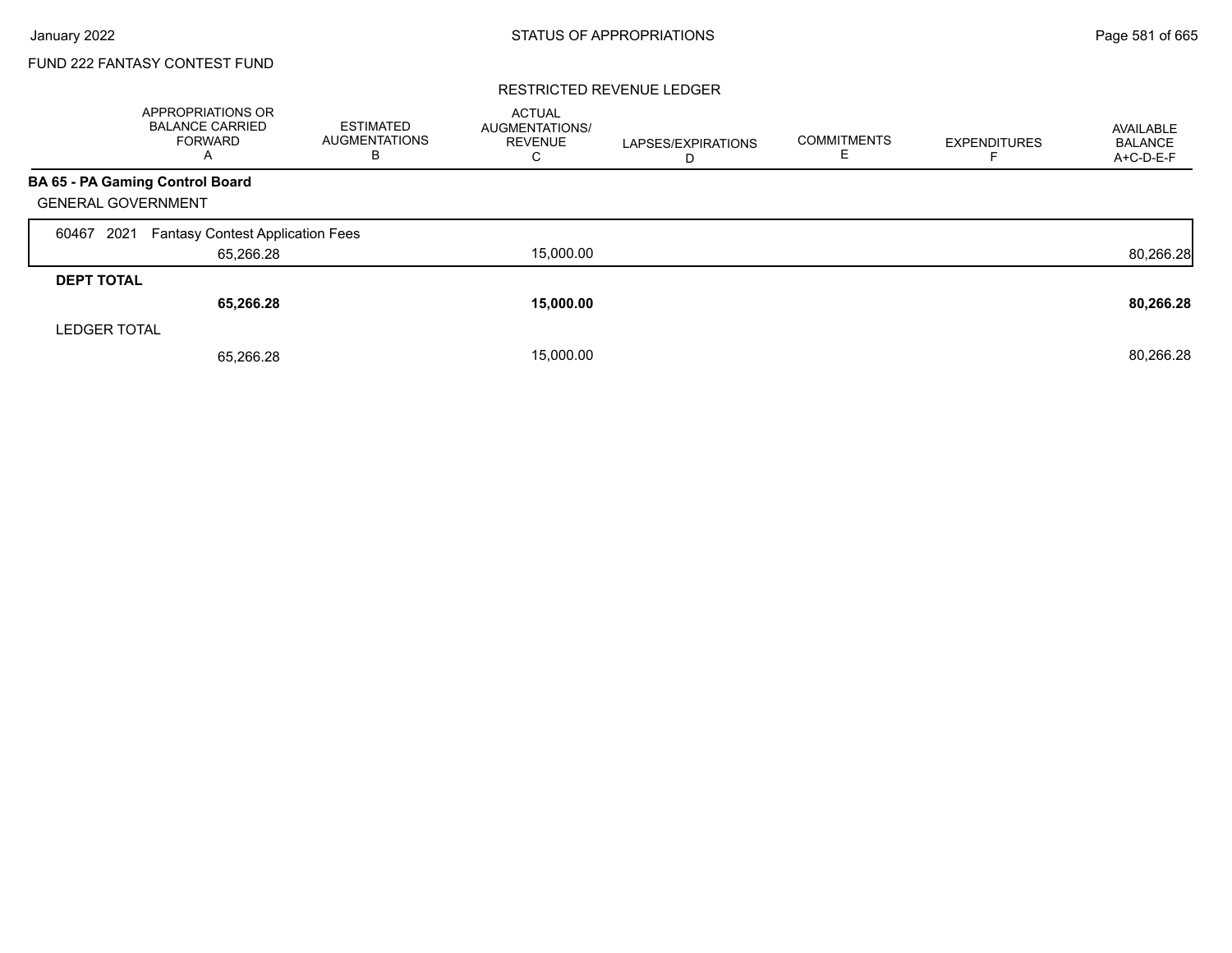# FUND 222 FANTASY CONTEST FUND

## RESTRICTED REVENUE LEDGER

| | APPROPRIATIONS OR BALANCE CARRIED FORWARD A | ESTIMATED AUGMENTATIONS B | ACTUAL AUGMENTATIONS/ REVENUE C | LAPSES/EXPIRATIONS D | COMMITMENTS E | EXPENDITURES F | AVAILABLE BALANCE A+C-D-E-F |
|---|---|---|---|---|---|---|---|
| **BA 65 - PA Gaming Control Board** | | | | | | | |
| GENERAL GOVERNMENT | | | | | | | |
| 60467 2021 Fantasy Contest Application Fees | 65,266.28 | | 15,000.00 | | | | 80,266.28 |
| **DEPT TOTAL** | **65,266.28** | | **15,000.00** | | | | **80,266.28** |
| LEDGER TOTAL | 65,266.28 | | 15,000.00 | | | | 80,266.28 |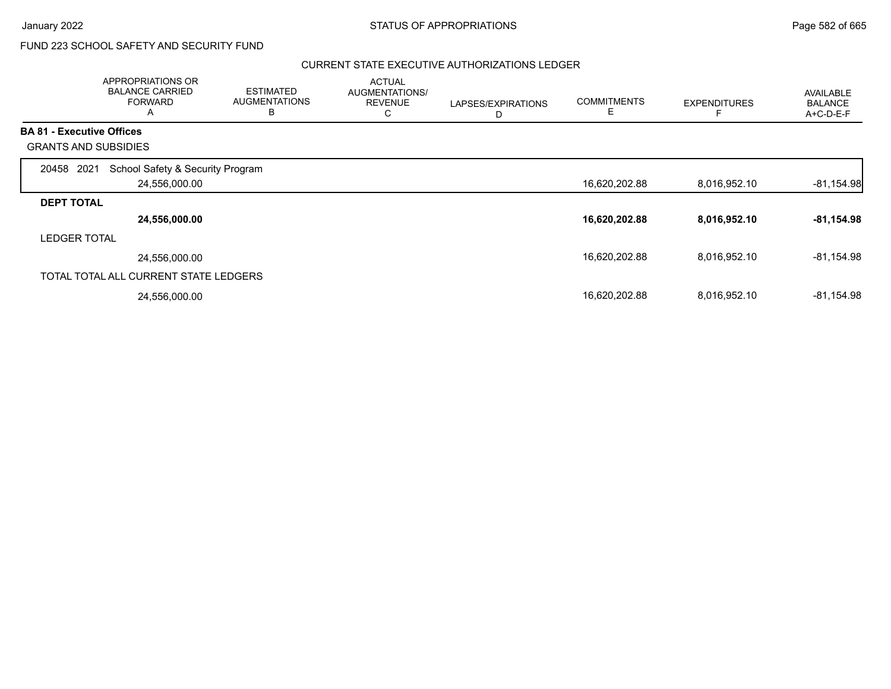FUND 223 SCHOOL SAFETY AND SECURITY FUND

CURRENT STATE EXECUTIVE AUTHORIZATIONS LEDGER

| | APPROPRIATIONS OR BALANCE CARRIED FORWARD A | ESTIMATED AUGMENTATIONS B | ACTUAL AUGMENTATIONS/ REVENUE C | LAPSES/EXPIRATIONS D | COMMITMENTS E | EXPENDITURES F | AVAILABLE BALANCE A+C-D-E-F |
|---|---|---|---|---|---|---|---|
| **BA 81 - Executive Offices** | | | | | | | |
| GRANTS AND SUBSIDIES | | | | | | | |
| 20458 2021 School Safety & Security Program | 24,556,000.00 | | | | 16,620,202.88 | 8,016,952.10 | -81,154.98 |
| **DEPT TOTAL** | **24,556,000.00** | | | | **16,620,202.88** | **8,016,952.10** | **-81,154.98** |
| LEDGER TOTAL | 24,556,000.00 | | | | 16,620,202.88 | 8,016,952.10 | -81,154.98 |
| TOTAL TOTAL ALL CURRENT STATE LEDGERS | 24,556,000.00 | | | | 16,620,202.88 | 8,016,952.10 | -81,154.98 |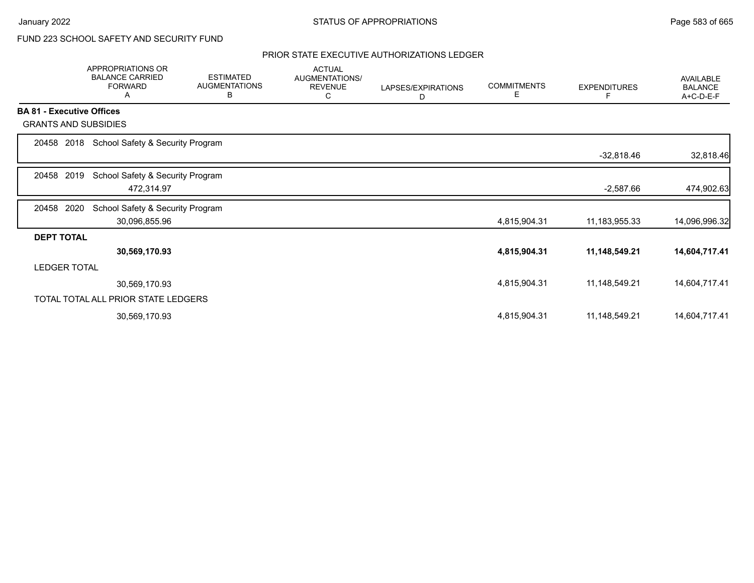FUND 223 SCHOOL SAFETY AND SECURITY FUND

PRIOR STATE EXECUTIVE AUTHORIZATIONS LEDGER

| | APPROPRIATIONS OR BALANCE CARRIED FORWARD A | ESTIMATED AUGMENTATIONS B | ACTUAL AUGMENTATIONS/ REVENUE C | LAPSES/EXPIRATIONS D | COMMITMENTS E | EXPENDITURES F | AVAILABLE BALANCE A+C-D-E-F |
|---|---|---|---|---|---|---|---|
| **BA 81 - Executive Offices** | | | | | | | |
| GRANTS AND SUBSIDIES | | | | | | | |
| 20458 2018 School Safety & Security Program | | | | | | -32,818.46 | 32,818.46 |
| 20458 2019 School Safety & Security Program | 472,314.97 | | | | | -2,587.66 | 474,902.63 |
| 20458 2020 School Safety & Security Program | 30,096,855.96 | | | | 4,815,904.31 | 11,183,955.33 | 14,096,996.32 |
| **DEPT TOTAL** | **30,569,170.93** | | | | **4,815,904.31** | **11,148,549.21** | **14,604,717.41** |
| LEDGER TOTAL | 30,569,170.93 | | | | 4,815,904.31 | 11,148,549.21 | 14,604,717.41 |
| TOTAL TOTAL ALL PRIOR STATE LEDGERS | 30,569,170.93 | | | | 4,815,904.31 | 11,148,549.21 | 14,604,717.41 |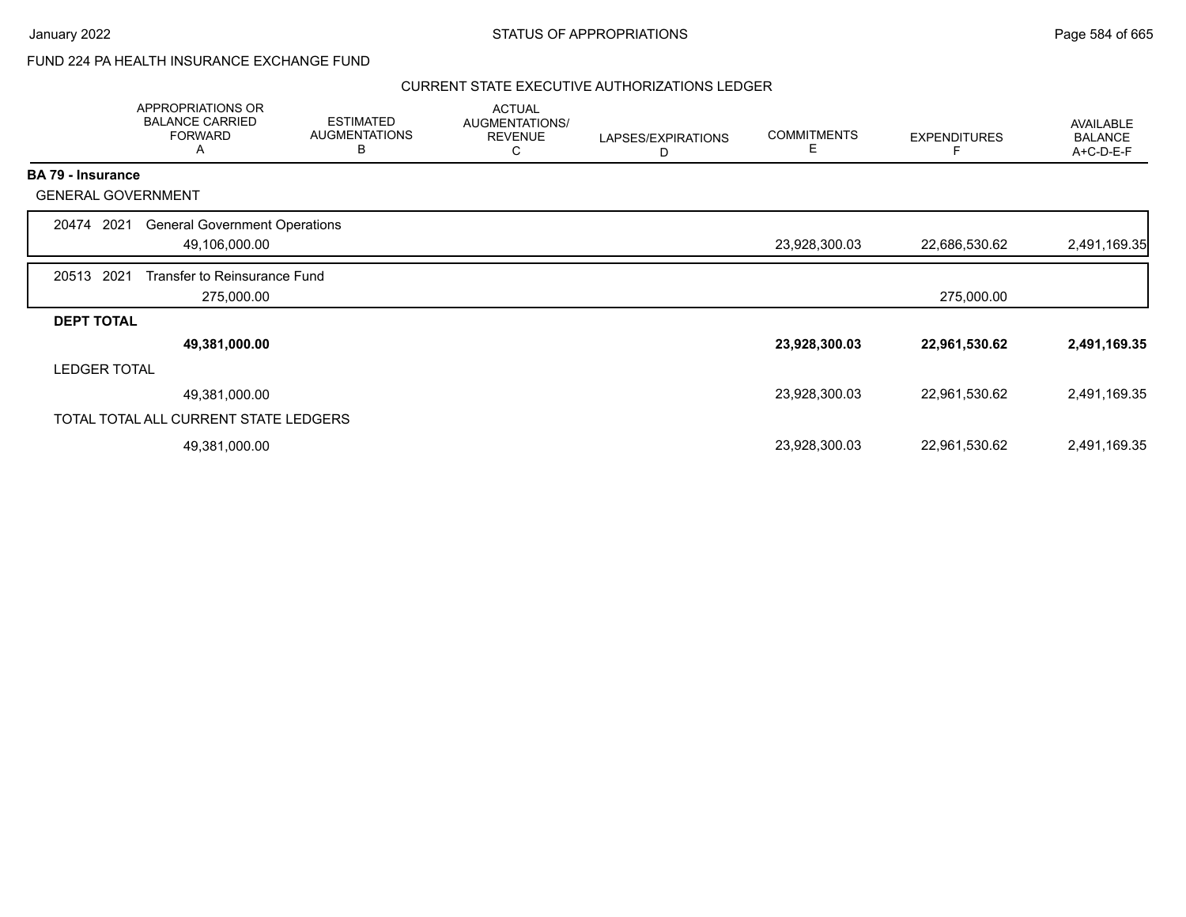FUND 224 PA HEALTH INSURANCE EXCHANGE FUND

## CURRENT STATE EXECUTIVE AUTHORIZATIONS LEDGER

| | APPROPRIATIONS OR BALANCE CARRIED FORWARD A | ESTIMATED AUGMENTATIONS B | ACTUAL AUGMENTATIONS/ REVENUE C | LAPSES/EXPIRATIONS D | COMMITMENTS E | EXPENDITURES F | AVAILABLE BALANCE A+C-D-E-F |
|---|---|---|---|---|---|---|---|
| **BA 79 - Insurance** | | | | | | | |
| GENERAL GOVERNMENT | | | | | | | |
| 20474 2021 General Government Operations | 49,106,000.00 | | | | 23,928,300.03 | 22,686,530.62 | 2,491,169.35 |
| 20513 2021 Transfer to Reinsurance Fund | 275,000.00 | | | | | 275,000.00 | |
| **DEPT TOTAL** | **49,381,000.00** | | | | **23,928,300.03** | **22,961,530.62** | **2,491,169.35** |
| LEDGER TOTAL | 49,381,000.00 | | | | 23,928,300.03 | 22,961,530.62 | 2,491,169.35 |
| TOTAL TOTAL ALL CURRENT STATE LEDGERS | 49,381,000.00 | | | | 23,928,300.03 | 22,961,530.62 | 2,491,169.35 |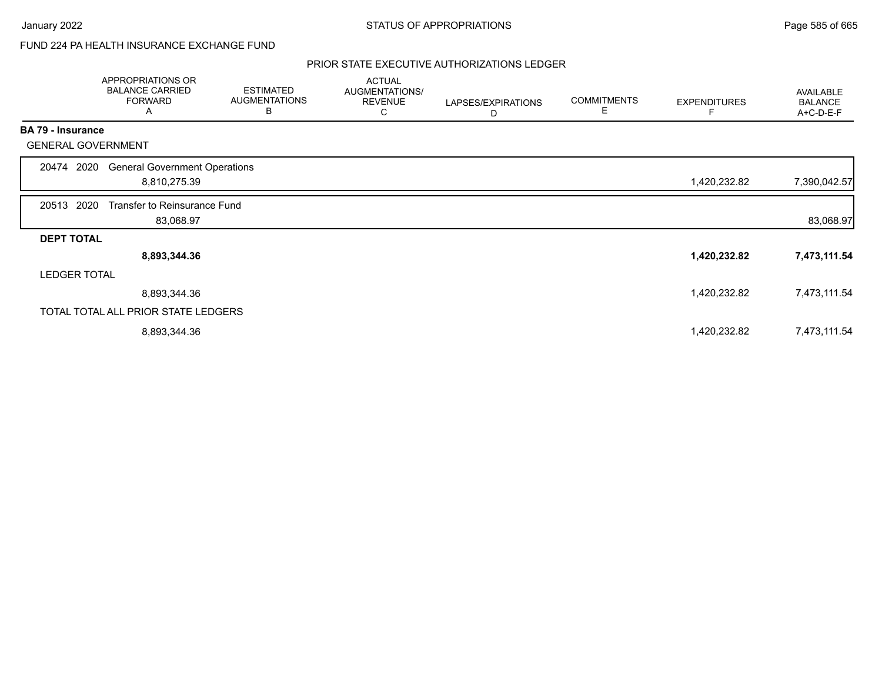FUND 224 PA HEALTH INSURANCE EXCHANGE FUND

PRIOR STATE EXECUTIVE AUTHORIZATIONS LEDGER

| | APPROPRIATIONS OR BALANCE CARRIED FORWARD A | ESTIMATED AUGMENTATIONS B | ACTUAL AUGMENTATIONS/ REVENUE C | LAPSES/EXPIRATIONS D | COMMITMENTS E | EXPENDITURES F | AVAILABLE BALANCE A+C-D-E-F |
|---|---|---|---|---|---|---|---|
| **BA 79 - Insurance** | | | | | | | |
| GENERAL GOVERNMENT | | | | | | | |
| 20474 2020 General Government Operations | 8,810,275.39 | | | | | 1,420,232.82 | 7,390,042.57 |
| 20513 2020 Transfer to Reinsurance Fund | 83,068.97 | | | | | | 83,068.97 |
| **DEPT TOTAL** | **8,893,344.36** | | | | | **1,420,232.82** | **7,473,111.54** |
| LEDGER TOTAL | 8,893,344.36 | | | | | 1,420,232.82 | 7,473,111.54 |
| TOTAL TOTAL ALL PRIOR STATE LEDGERS | 8,893,344.36 | | | | | 1,420,232.82 | 7,473,111.54 |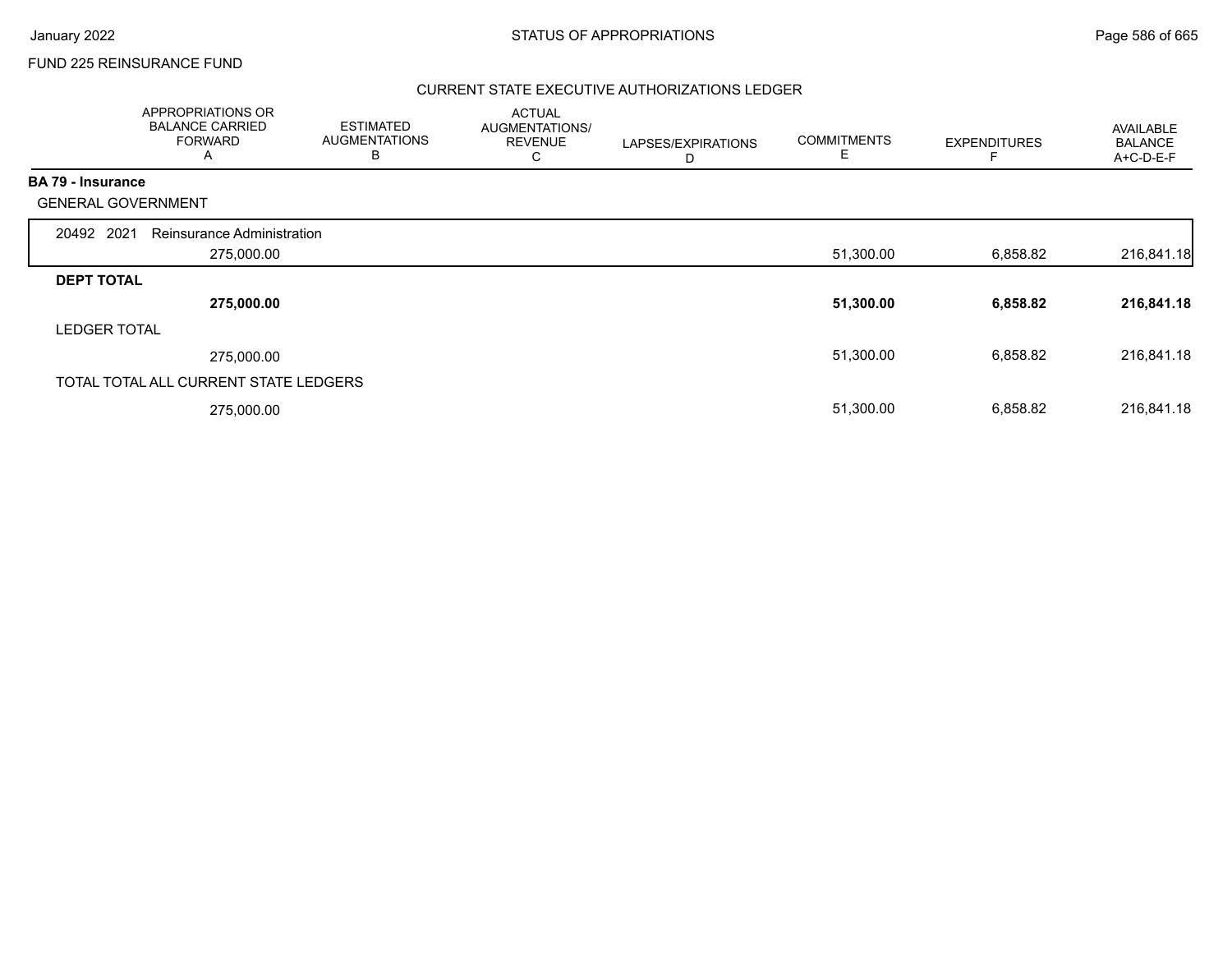FUND 225 REINSURANCE FUND

## CURRENT STATE EXECUTIVE AUTHORIZATIONS LEDGER

| | APPROPRIATIONS OR BALANCE CARRIED FORWARD A | ESTIMATED AUGMENTATIONS B | ACTUAL AUGMENTATIONS/ REVENUE C | LAPSES/EXPIRATIONS D | COMMITMENTS E | EXPENDITURES F | AVAILABLE BALANCE A+C-D-E-F |
|---|---|---|---|---|---|---|---|
| **BA 79 - Insurance** | | | | | | | |
| GENERAL GOVERNMENT | | | | | | | |
| 20492 2021 Reinsurance Administration | 275,000.00 | | | | 51,300.00 | 6,858.82 | 216,841.18 |
| **DEPT TOTAL** | **275,000.00** | | | | **51,300.00** | **6,858.82** | **216,841.18** |
| LEDGER TOTAL | 275,000.00 | | | | 51,300.00 | 6,858.82 | 216,841.18 |
| TOTAL TOTAL ALL CURRENT STATE LEDGERS | 275,000.00 | | | | 51,300.00 | 6,858.82 | 216,841.18 |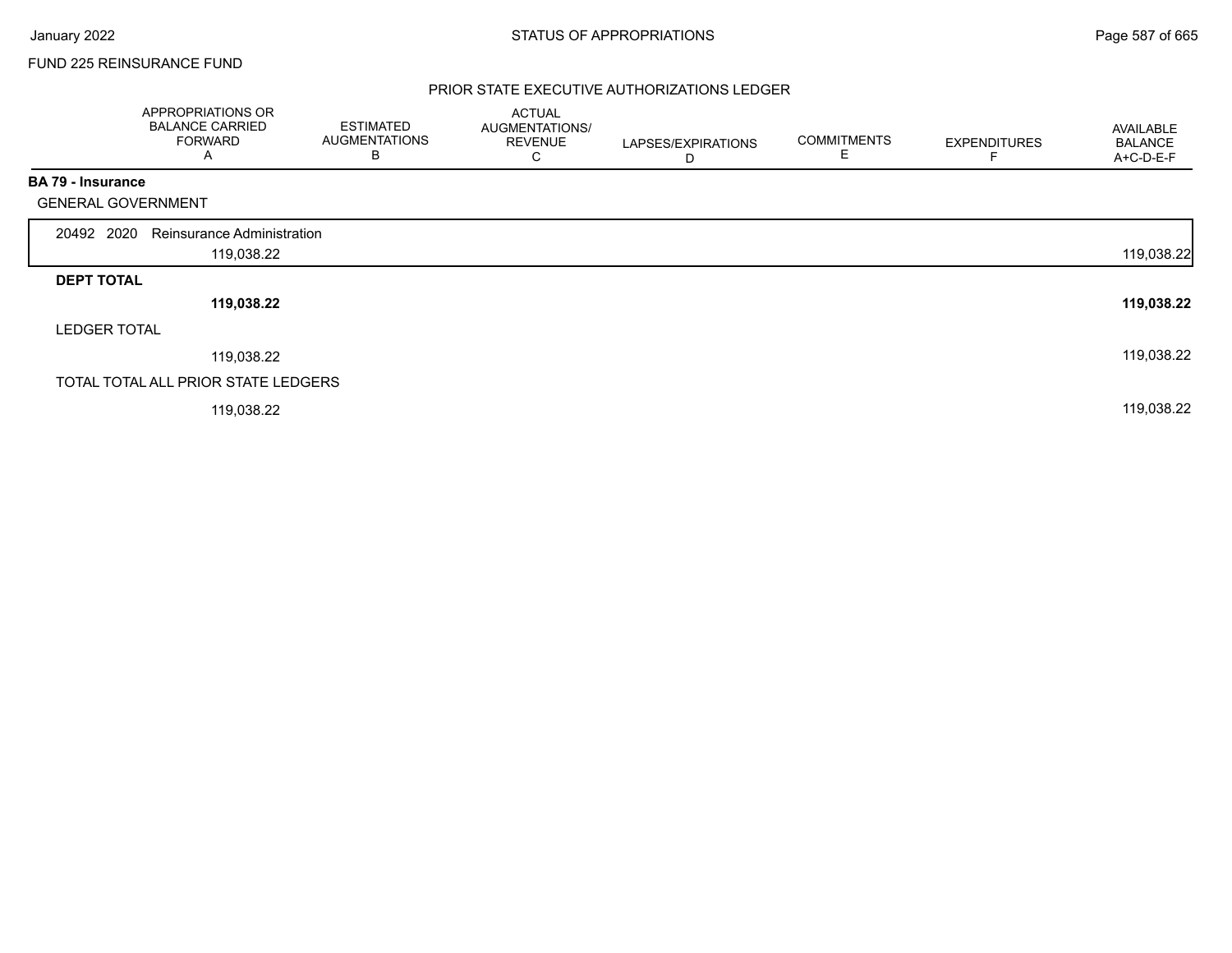FUND 225 REINSURANCE FUND

## PRIOR STATE EXECUTIVE AUTHORIZATIONS LEDGER

| | APPROPRIATIONS OR BALANCE CARRIED FORWARD A | ESTIMATED AUGMENTATIONS B | ACTUAL AUGMENTATIONS/ REVENUE C | LAPSES/EXPIRATIONS D | COMMITMENTS E | EXPENDITURES F | AVAILABLE BALANCE A+C-D-E-F |
|---|---|---|---|---|---|---|---|
| **BA 79 - Insurance** | | | | | | | |
| GENERAL GOVERNMENT | | | | | | | |
| 20492 2020 Reinsurance Administration | 119,038.22 | | | | | | 119,038.22 |
| **DEPT TOTAL** | **119,038.22** | | | | | | **119,038.22** |
| LEDGER TOTAL | 119,038.22 | | | | | | 119,038.22 |
| TOTAL TOTAL ALL PRIOR STATE LEDGERS | 119,038.22 | | | | | | 119,038.22 |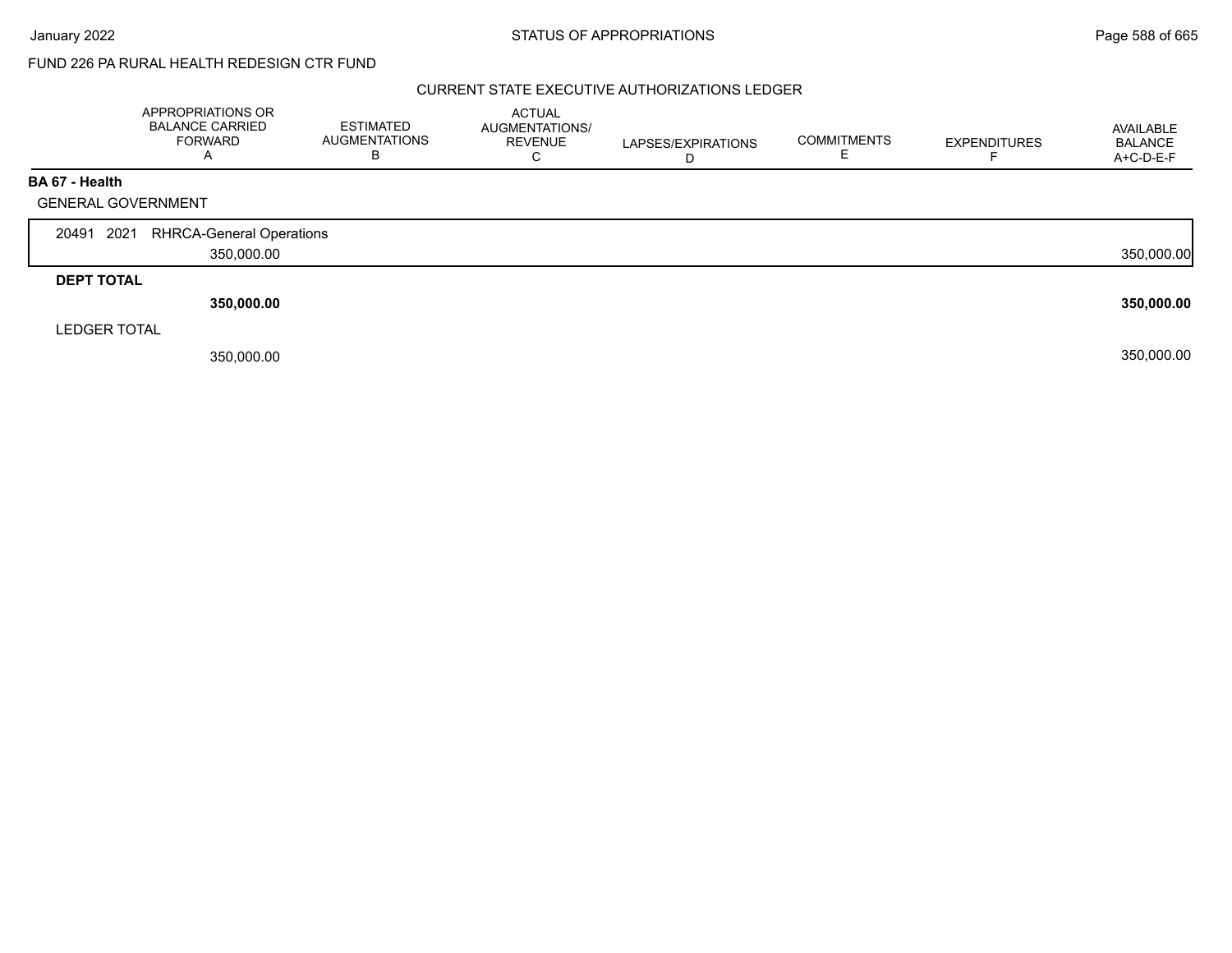FUND 226 PA RURAL HEALTH REDESIGN CTR FUND

CURRENT STATE EXECUTIVE AUTHORIZATIONS LEDGER

| | APPROPRIATIONS OR BALANCE CARRIED FORWARD A | ESTIMATED AUGMENTATIONS B | ACTUAL AUGMENTATIONS/ REVENUE C | LAPSES/EXPIRATIONS D | COMMITMENTS E | EXPENDITURES F | AVAILABLE BALANCE A+C-D-E-F |
|---|---|---|---|---|---|---|---|
| **BA 67 - Health** | | | | | | | |
| GENERAL GOVERNMENT | | | | | | | |
| 20491 2021 RHRCA-General Operations | 350,000.00 | | | | | | 350,000.00 |
| **DEPT TOTAL** | **350,000.00** | | | | | | **350,000.00** |
| LEDGER TOTAL | 350,000.00 | | | | | | 350,000.00 |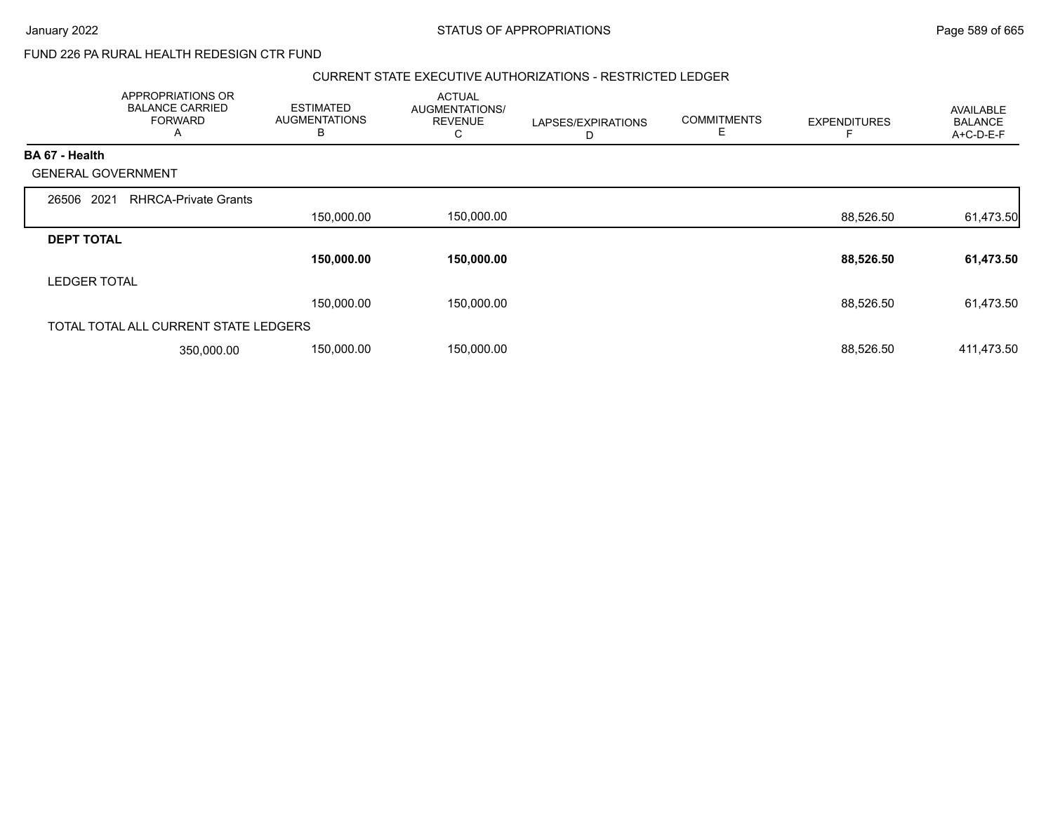FUND 226 PA RURAL HEALTH REDESIGN CTR FUND

STATUS OF APPROPRIATIONS

January 2022

CURRENT STATE EXECUTIVE AUTHORIZATIONS - RESTRICTED LEDGER

| | APPROPRIATIONS OR BALANCE CARRIED FORWARD A | ESTIMATED AUGMENTATIONS B | ACTUAL AUGMENTATIONS/ REVENUE C | LAPSES/EXPIRATIONS D | COMMITMENTS E | EXPENDITURES F | AVAILABLE BALANCE A+C-D-E-F |
|---|---|---|---|---|---|---|---|
| **BA 67 - Health** | | | | | | | |
| GENERAL GOVERNMENT | | | | | | | |
| 26506 2021 RHRCA-Private Grants | | 150,000.00 | 150,000.00 | | | 88,526.50 | 61,473.50 |
| **DEPT TOTAL** | | **150,000.00** | **150,000.00** | | | **88,526.50** | **61,473.50** |
| LEDGER TOTAL | | 150,000.00 | 150,000.00 | | | 88,526.50 | 61,473.50 |
| TOTAL TOTAL ALL CURRENT STATE LEDGERS | 350,000.00 | 150,000.00 | 150,000.00 | | | 88,526.50 | 411,473.50 |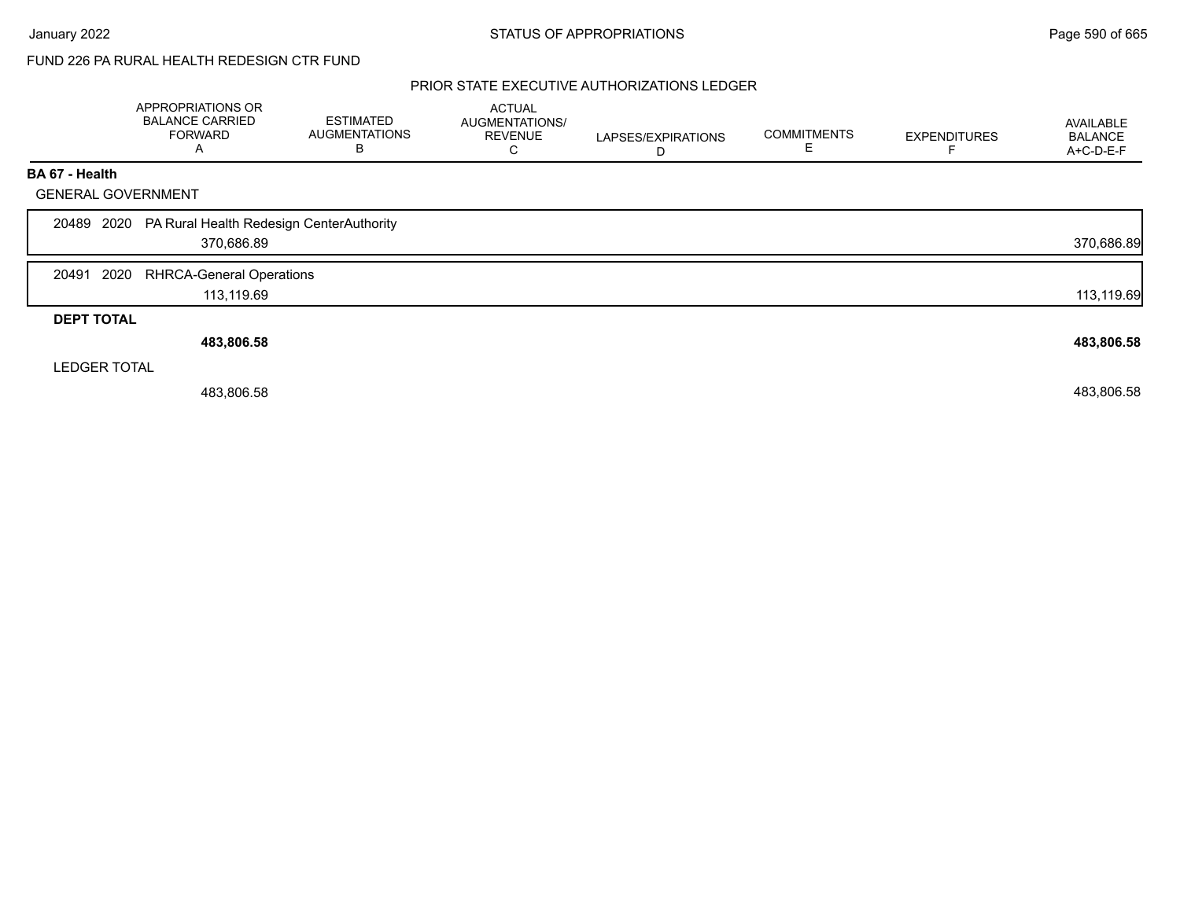FUND 226 PA RURAL HEALTH REDESIGN CTR FUND

## PRIOR STATE EXECUTIVE AUTHORIZATIONS LEDGER

| | APPROPRIATIONS OR BALANCE CARRIED FORWARD A | ESTIMATED AUGMENTATIONS B | ACTUAL AUGMENTATIONS/ REVENUE C | LAPSES/EXPIRATIONS D | COMMITMENTS E | EXPENDITURES F | AVAILABLE BALANCE A+C-D-E-F |
|---|---|---|---|---|---|---|---|
| **BA 67 - Health** | | | | | | | |
| GENERAL GOVERNMENT | | | | | | | |
| 20489 2020 PA Rural Health Redesign CenterAuthority | 370,686.89 | | | | | | 370,686.89 |
| 20491 2020 RHRCA-General Operations | 113,119.69 | | | | | | 113,119.69 |
| **DEPT TOTAL** | **483,806.58** | | | | | | **483,806.58** |
| LEDGER TOTAL | 483,806.58 | | | | | | 483,806.58 |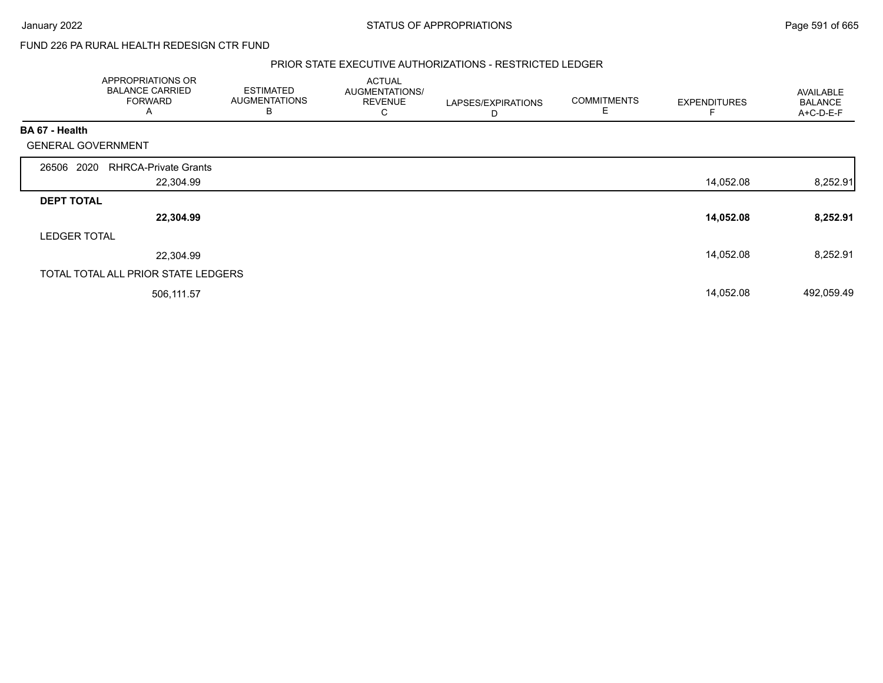FUND 226 PA RURAL HEALTH REDESIGN CTR FUND

## PRIOR STATE EXECUTIVE AUTHORIZATIONS - RESTRICTED LEDGER

| | APPROPRIATIONS OR BALANCE CARRIED FORWARD A | ESTIMATED AUGMENTATIONS B | ACTUAL AUGMENTATIONS/ REVENUE C | LAPSES/EXPIRATIONS D | COMMITMENTS E | EXPENDITURES F | AVAILABLE BALANCE A+C-D-E-F |
|---|---|---|---|---|---|---|---|
| **BA 67 - Health** | | | | | | | |
| GENERAL GOVERNMENT | | | | | | | |
| 26506 2020 RHRCA-Private Grants | 22,304.99 | | | | | 14,052.08 | 8,252.91 |
| **DEPT TOTAL** | **22,304.99** | | | | | **14,052.08** | **8,252.91** |
| LEDGER TOTAL | 22,304.99 | | | | | 14,052.08 | 8,252.91 |
| TOTAL TOTAL ALL PRIOR STATE LEDGERS | 506,111.57 | | | | | 14,052.08 | 492,059.49 |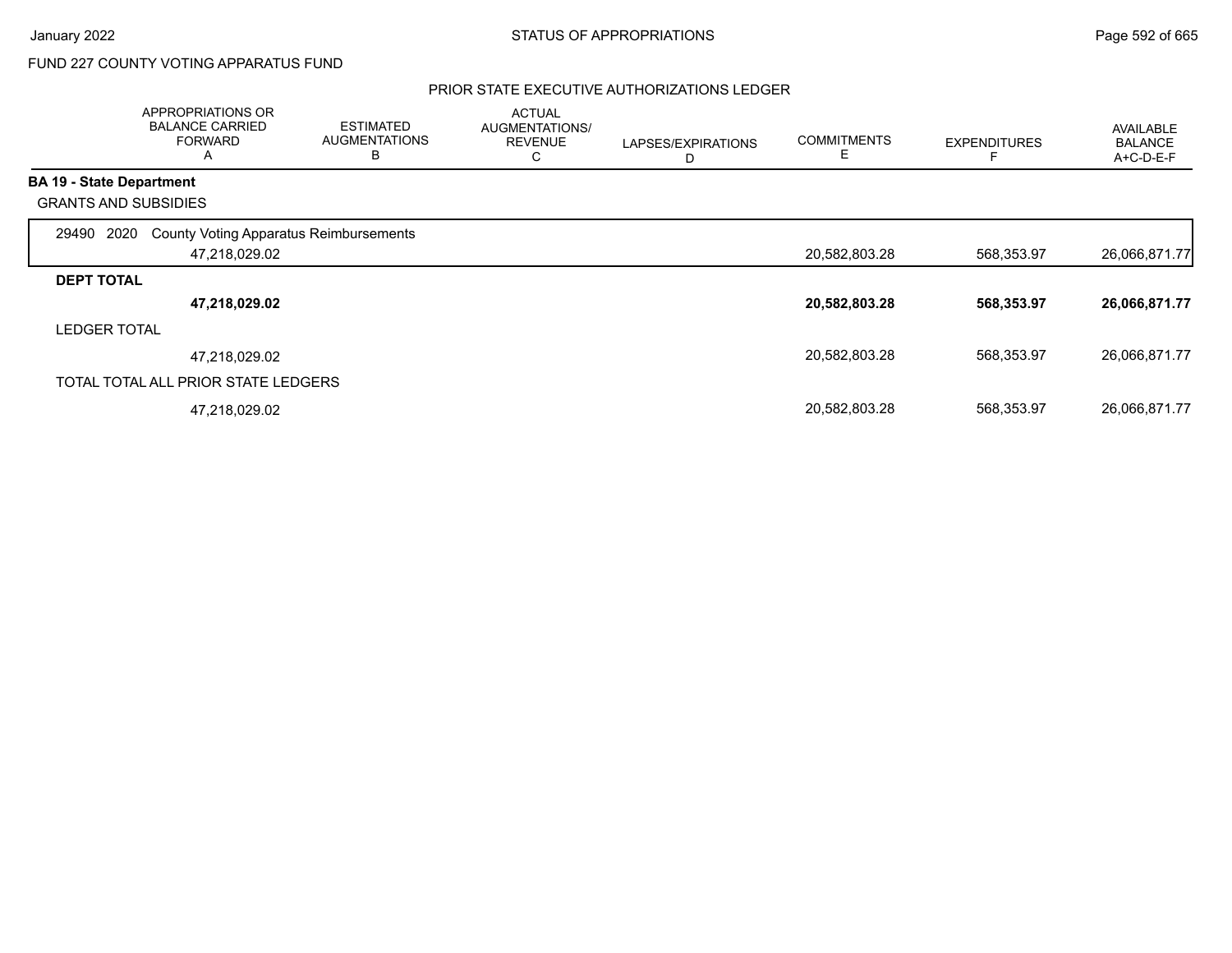FUND 227 COUNTY VOTING APPARATUS FUND

PRIOR STATE EXECUTIVE AUTHORIZATIONS LEDGER

| | APPROPRIATIONS OR BALANCE CARRIED FORWARD A | ESTIMATED AUGMENTATIONS B | ACTUAL AUGMENTATIONS/ REVENUE C | LAPSES/EXPIRATIONS D | COMMITMENTS E | EXPENDITURES F | AVAILABLE BALANCE A+C-D-E-F |
|---|---|---|---|---|---|---|---|
| **BA 19 - State Department** | | | | | | | |
| GRANTS AND SUBSIDIES | | | | | | | |
| 29490 2020 County Voting Apparatus Reimbursements | 47,218,029.02 | | | | 20,582,803.28 | 568,353.97 | 26,066,871.77 |
| **DEPT TOTAL** | **47,218,029.02** | | | | **20,582,803.28** | **568,353.97** | **26,066,871.77** |
| LEDGER TOTAL | 47,218,029.02 | | | | 20,582,803.28 | 568,353.97 | 26,066,871.77 |
| TOTAL TOTAL ALL PRIOR STATE LEDGERS | 47,218,029.02 | | | | 20,582,803.28 | 568,353.97 | 26,066,871.77 |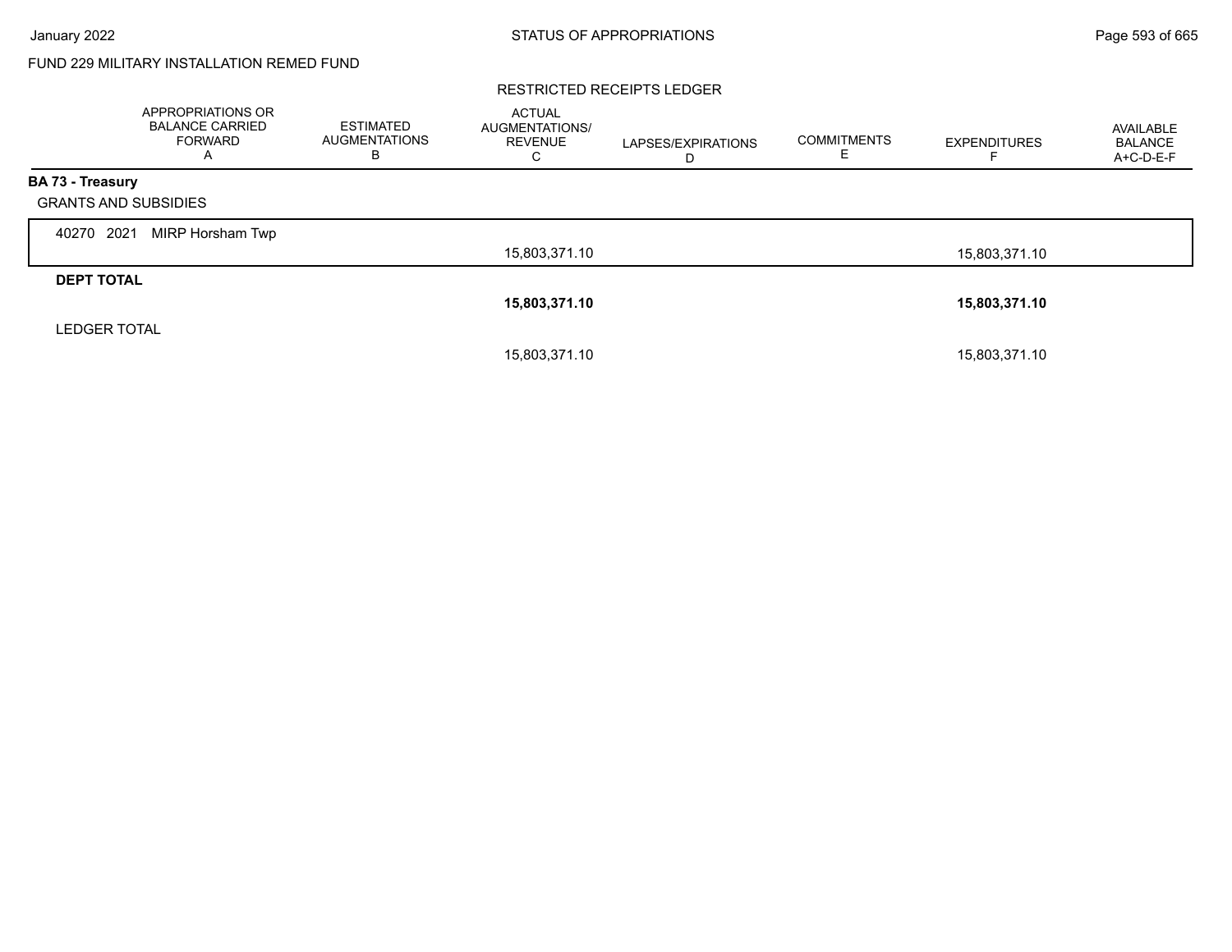FUND 229 MILITARY INSTALLATION REMED FUND

RESTRICTED RECEIPTS LEDGER

| | APPROPRIATIONS OR BALANCE CARRIED FORWARD A | ESTIMATED AUGMENTATIONS B | ACTUAL AUGMENTATIONS/ REVENUE C | LAPSES/EXPIRATIONS D | COMMITMENTS E | EXPENDITURES F | AVAILABLE BALANCE A+C-D-E-F |
|---|---|---|---|---|---|---|---|
| **BA 73 - Treasury** | | | | | | | |
| GRANTS AND SUBSIDIES | | | | | | | |
| 40270 2021 MIRP Horsham Twp | | | 15,803,371.10 | | | 15,803,371.10 | |
| **DEPT TOTAL** | | | **15,803,371.10** | | | **15,803,371.10** | |
| LEDGER TOTAL | | | 15,803,371.10 | | | 15,803,371.10 | |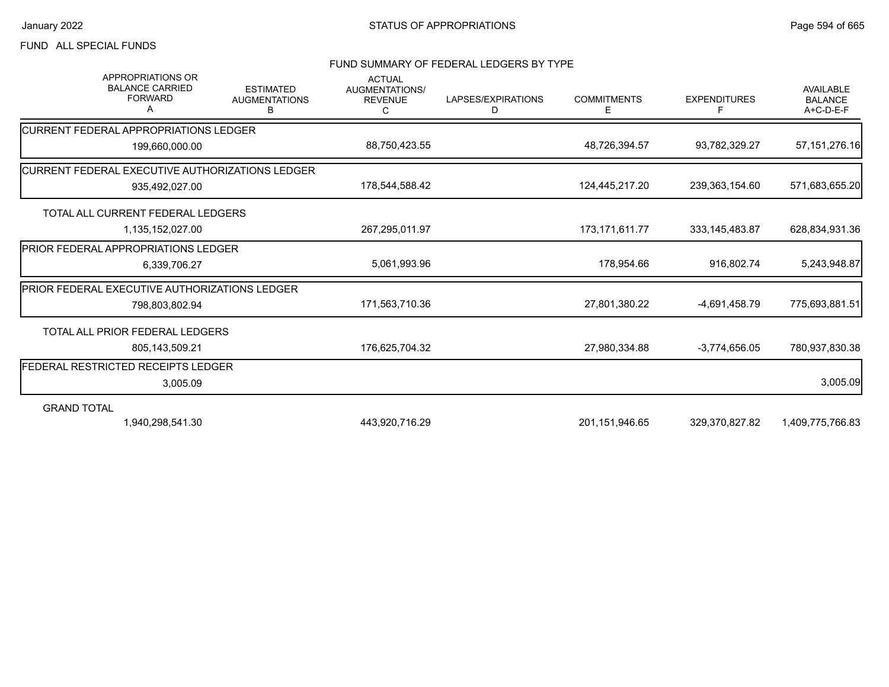FUND ALL SPECIAL FUNDS

FUND SUMMARY OF FEDERAL LEDGERS BY TYPE

| APPROPRIATIONS OR BALANCE CARRIED FORWARD A | ESTIMATED AUGMENTATIONS B | ACTUAL AUGMENTATIONS/ REVENUE C | LAPSES/EXPIRATIONS D | COMMITMENTS E | EXPENDITURES F | AVAILABLE BALANCE A+C-D-E-F |
|---|---|---|---|---|---|---|
| CURRENT FEDERAL APPROPRIATIONS LEDGER | | | | | | |
| 199,660,000.00 | | 88,750,423.55 | | 48,726,394.57 | 93,782,329.27 | 57,151,276.16 |
| CURRENT FEDERAL EXECUTIVE AUTHORIZATIONS LEDGER | | | | | | |
| 935,492,027.00 | | 178,544,588.42 | | 124,445,217.20 | 239,363,154.60 | 571,683,655.20 |
| TOTAL ALL CURRENT FEDERAL LEDGERS | | | | | | |
| 1,135,152,027.00 | | 267,295,011.97 | | 173,171,611.77 | 333,145,483.87 | 628,834,931.36 |
| PRIOR FEDERAL APPROPRIATIONS LEDGER | | | | | | |
| 6,339,706.27 | | 5,061,993.96 | | 178,954.66 | 916,802.74 | 5,243,948.87 |
| PRIOR FEDERAL EXECUTIVE AUTHORIZATIONS LEDGER | | | | | | |
| 798,803,802.94 | | 171,563,710.36 | | 27,801,380.22 | -4,691,458.79 | 775,693,881.51 |
| TOTAL ALL PRIOR FEDERAL LEDGERS | | | | | | |
| 805,143,509.21 | | 176,625,704.32 | | 27,980,334.88 | -3,774,656.05 | 780,937,830.38 |
| FEDERAL RESTRICTED RECEIPTS LEDGER | | | | | | |
| 3,005.09 | | | | | | 3,005.09 |
| GRAND TOTAL | | | | | | |
| 1,940,298,541.30 | | 443,920,716.29 | | 201,151,946.65 | 329,370,827.82 | 1,409,775,766.83 |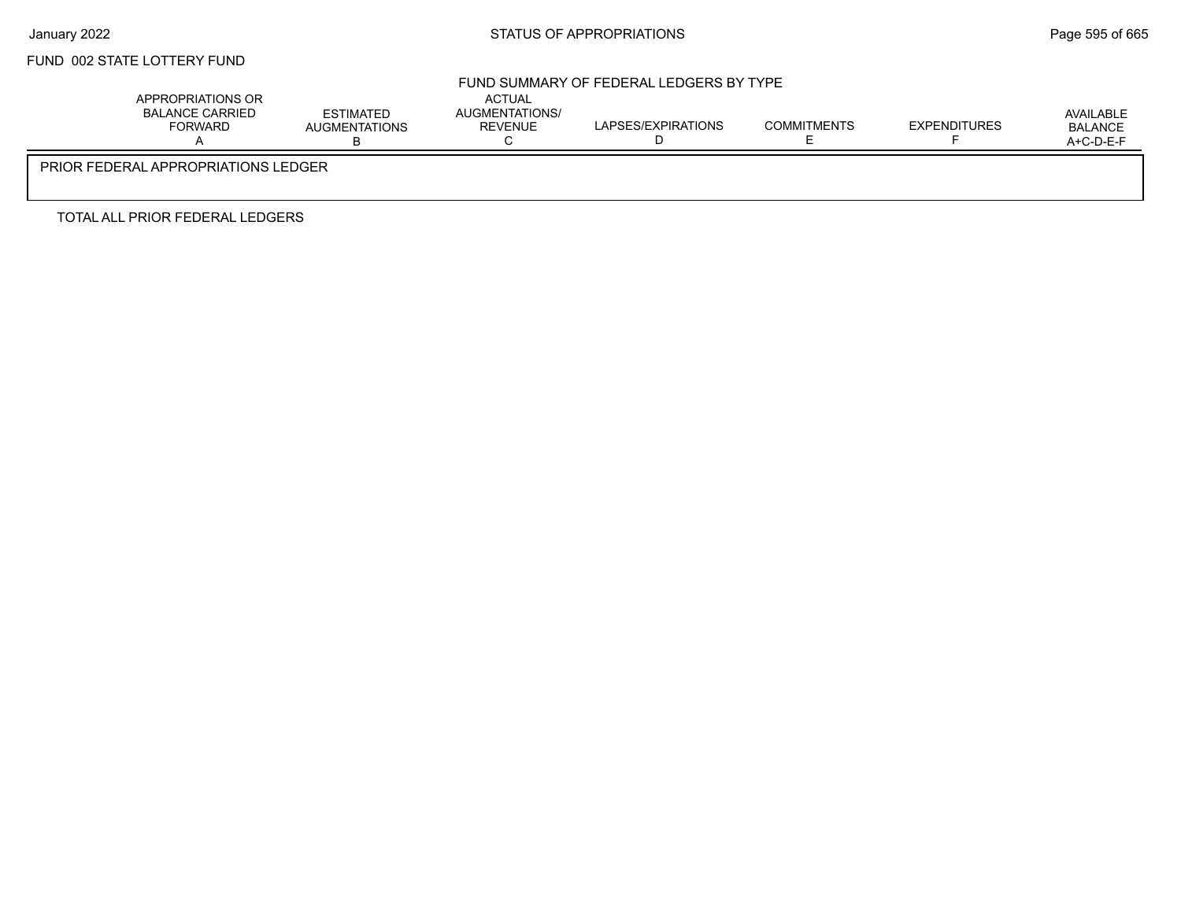FUND 002 STATE LOTTERY FUND

## FUND SUMMARY OF FEDERAL LEDGERS BY TYPE

| | APPROPRIATIONS OR BALANCE CARRIED FORWARD A | ESTIMATED AUGMENTATIONS B | ACTUAL AUGMENTATIONS/ REVENUE C | LAPSES/EXPIRATIONS D | COMMITMENTS E | EXPENDITURES F | AVAILABLE BALANCE A+C-D-E-F |
|---|---|---|---|---|---|---|---|
| PRIOR FEDERAL APPROPRIATIONS LEDGER | | | | | | | |
| TOTAL ALL PRIOR FEDERAL LEDGERS | | | | | | | |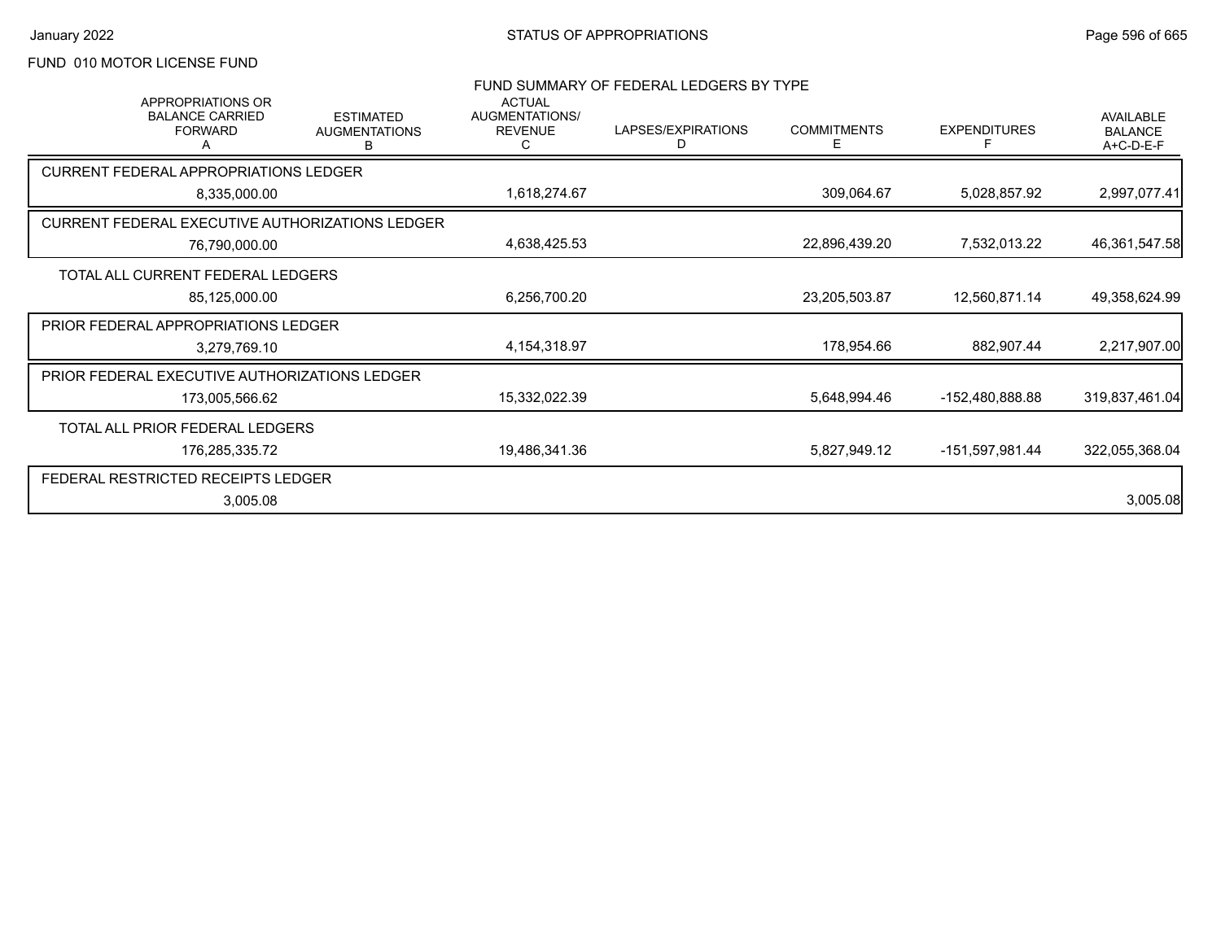FUND 010 MOTOR LICENSE FUND

## FUND SUMMARY OF FEDERAL LEDGERS BY TYPE

| APPROPRIATIONS OR BALANCE CARRIED FORWARD A | ESTIMATED AUGMENTATIONS B | ACTUAL AUGMENTATIONS/ REVENUE C | LAPSES/EXPIRATIONS D | COMMITMENTS E | EXPENDITURES F | AVAILABLE BALANCE A+C-D-E-F |
|---|---|---|---|---|---|---|
| **CURRENT FEDERAL APPROPRIATIONS LEDGER** | | | | | | |
| 8,335,000.00 | | 1,618,274.67 | | 309,064.67 | 5,028,857.92 | 2,997,077.41 |
| **CURRENT FEDERAL EXECUTIVE AUTHORIZATIONS LEDGER** | | | | | | |
| 76,790,000.00 | | 4,638,425.53 | | 22,896,439.20 | 7,532,013.22 | 46,361,547.58 |
| **TOTAL ALL CURRENT FEDERAL LEDGERS** | | | | | | |
| 85,125,000.00 | | 6,256,700.20 | | 23,205,503.87 | 12,560,871.14 | 49,358,624.99 |
| **PRIOR FEDERAL APPROPRIATIONS LEDGER** | | | | | | |
| 3,279,769.10 | | 4,154,318.97 | | 178,954.66 | 882,907.44 | 2,217,907.00 |
| **PRIOR FEDERAL EXECUTIVE AUTHORIZATIONS LEDGER** | | | | | | |
| 173,005,566.62 | | 15,332,022.39 | | 5,648,994.46 | -152,480,888.88 | 319,837,461.04 |
| **TOTAL ALL PRIOR FEDERAL LEDGERS** | | | | | | |
| 176,285,335.72 | | 19,486,341.36 | | 5,827,949.12 | -151,597,981.44 | 322,055,368.04 |
| **FEDERAL RESTRICTED RECEIPTS LEDGER** | | | | | | |
| 3,005.08 | | | | | | 3,005.08 |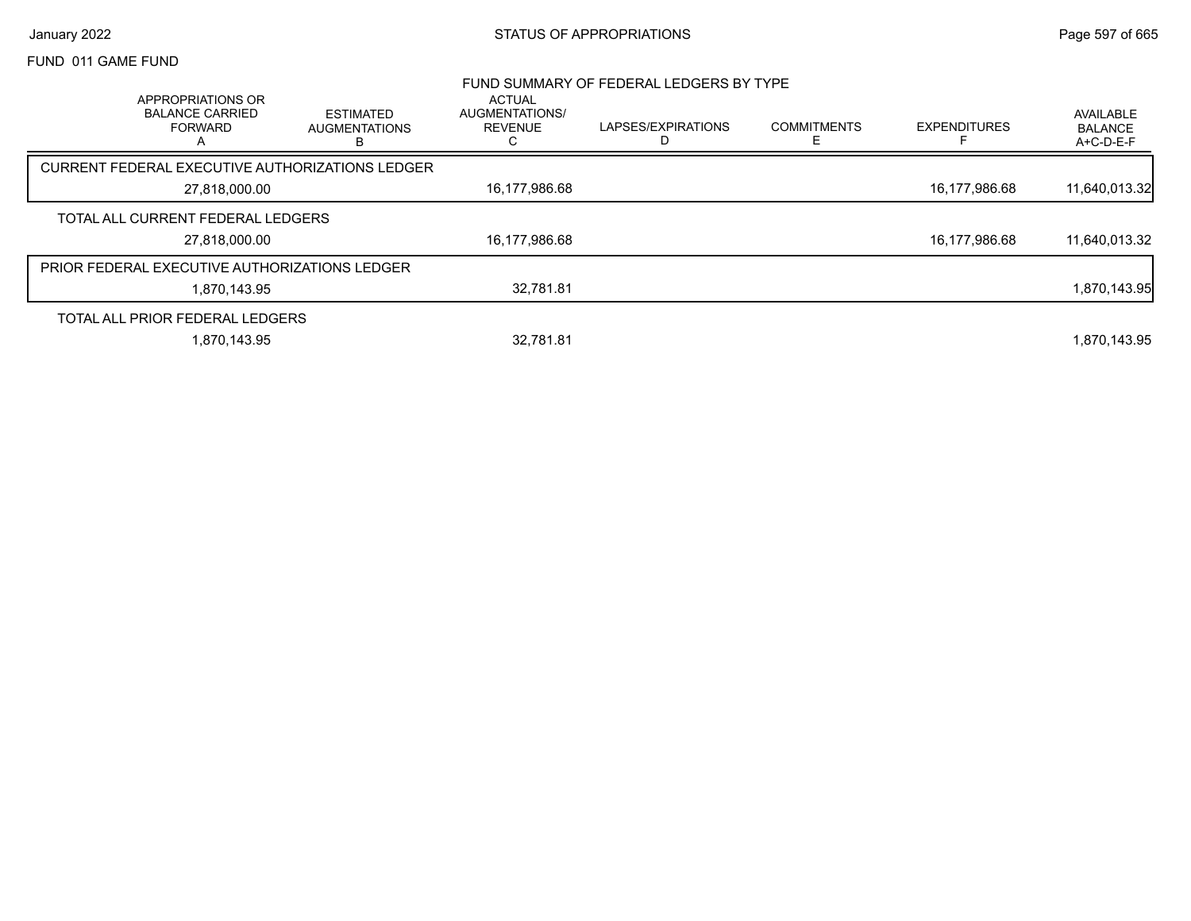FUND 011 GAME FUND

## FUND SUMMARY OF FEDERAL LEDGERS BY TYPE

| APPROPRIATIONS OR BALANCE CARRIED FORWARD A | ESTIMATED AUGMENTATIONS B | ACTUAL AUGMENTATIONS/ REVENUE C | LAPSES/EXPIRATIONS D | COMMITMENTS E | EXPENDITURES F | AVAILABLE BALANCE A+C-D-E-F |
|---|---|---|---|---|---|---|
| CURRENT FEDERAL EXECUTIVE AUTHORIZATIONS LEDGER | | | | | | |
| 27,818,000.00 | | 16,177,986.68 | | | 16,177,986.68 | 11,640,013.32 |
| TOTAL ALL CURRENT FEDERAL LEDGERS | | | | | | |
| 27,818,000.00 | | 16,177,986.68 | | | 16,177,986.68 | 11,640,013.32 |
| PRIOR FEDERAL EXECUTIVE AUTHORIZATIONS LEDGER | | | | | | |
| 1,870,143.95 | | 32,781.81 | | | | 1,870,143.95 |
| TOTAL ALL PRIOR FEDERAL LEDGERS | | | | | | |
| 1,870,143.95 | | 32,781.81 | | | | 1,870,143.95 |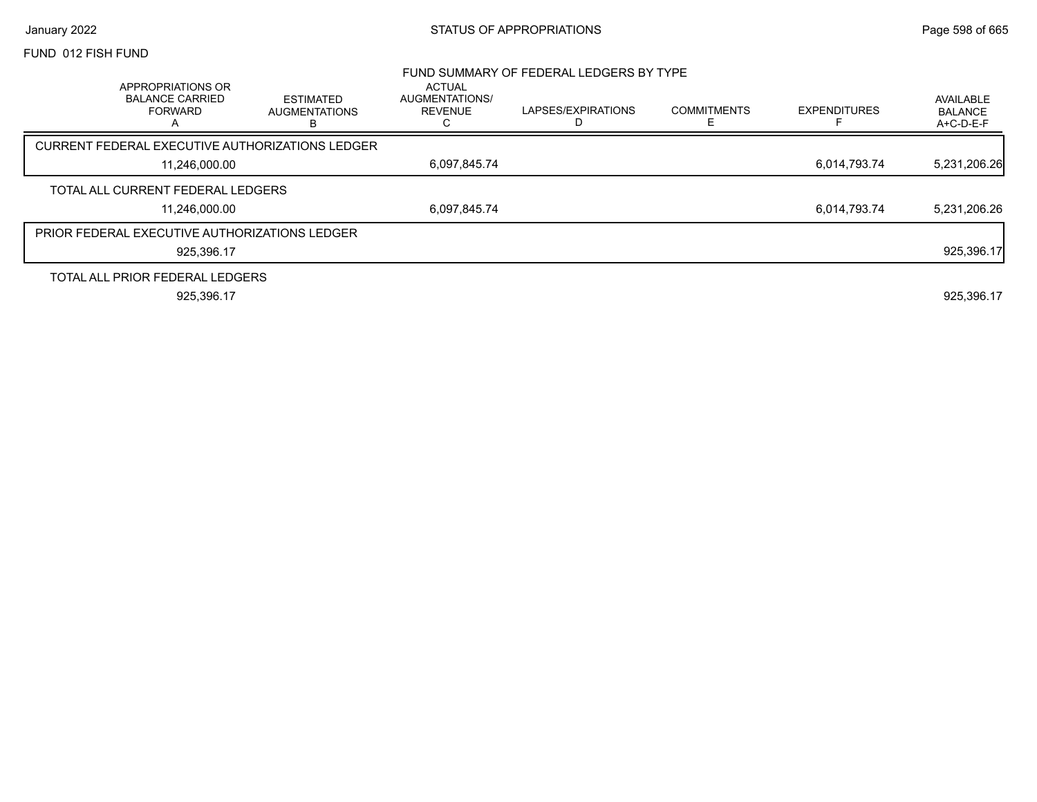FUND 012 FISH FUND

## FUND SUMMARY OF FEDERAL LEDGERS BY TYPE

| APPROPRIATIONS OR BALANCE CARRIED FORWARD A | ESTIMATED AUGMENTATIONS B | ACTUAL AUGMENTATIONS/ REVENUE C | LAPSES/EXPIRATIONS D | COMMITMENTS E | EXPENDITURES F | AVAILABLE BALANCE A+C-D-E-F |
|---|---|---|---|---|---|---|
| **CURRENT FEDERAL EXECUTIVE AUTHORIZATIONS LEDGER** | | | | | | |
| 11,246,000.00 | | 6,097,845.74 | | | 6,014,793.74 | 5,231,206.26 |
| **TOTAL ALL CURRENT FEDERAL LEDGERS** | | | | | | |
| 11,246,000.00 | | 6,097,845.74 | | | 6,014,793.74 | 5,231,206.26 |
| **PRIOR FEDERAL EXECUTIVE AUTHORIZATIONS LEDGER** | | | | | | |
| 925,396.17 | | | | | | 925,396.17 |
| **TOTAL ALL PRIOR FEDERAL LEDGERS** | | | | | | |
| 925,396.17 | | | | | | 925,396.17 |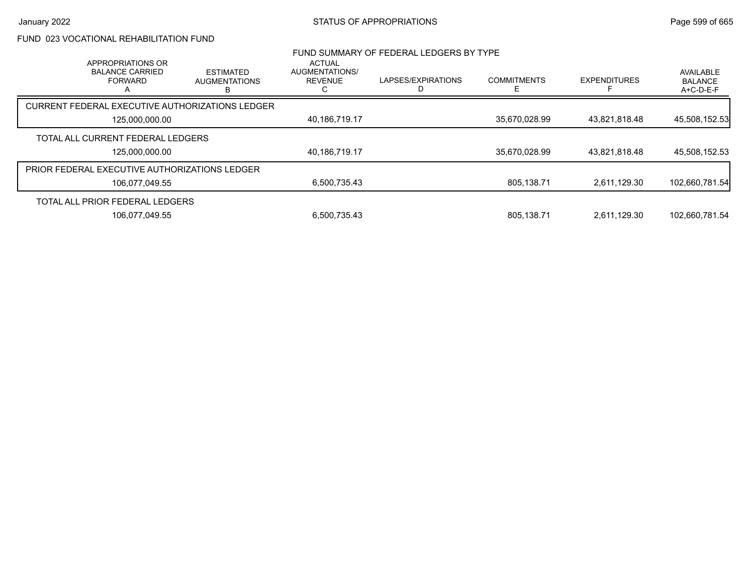# STATUS OF APPROPRIATIONS

## FUND 023 VOCATIONAL REHABILITATION FUND

### FUND SUMMARY OF FEDERAL LEDGERS BY TYPE

| | APPROPRIATIONS OR BALANCE CARRIED FORWARD A | ESTIMATED AUGMENTATIONS B | ACTUAL AUGMENTATIONS/ REVENUE C | LAPSES/EXPIRATIONS D | COMMITMENTS E | EXPENDITURES F | AVAILABLE BALANCE A+C-D-E-F |
|---|---|---|---|---|---|---|---|
| CURRENT FEDERAL EXECUTIVE AUTHORIZATIONS LEDGER | 125,000,000.00 | | 40,186,719.17 | | 35,670,028.99 | 43,821,818.48 | 45,508,152.53 |
| TOTAL ALL CURRENT FEDERAL LEDGERS | 125,000,000.00 | | 40,186,719.17 | | 35,670,028.99 | 43,821,818.48 | 45,508,152.53 |
| PRIOR FEDERAL EXECUTIVE AUTHORIZATIONS LEDGER | 106,077,049.55 | | 6,500,735.43 | | 805,138.71 | 2,611,129.30 | 102,660,781.54 |
| TOTAL ALL PRIOR FEDERAL LEDGERS | 106,077,049.55 | | 6,500,735.43 | | 805,138.71 | 2,611,129.30 | 102,660,781.54 |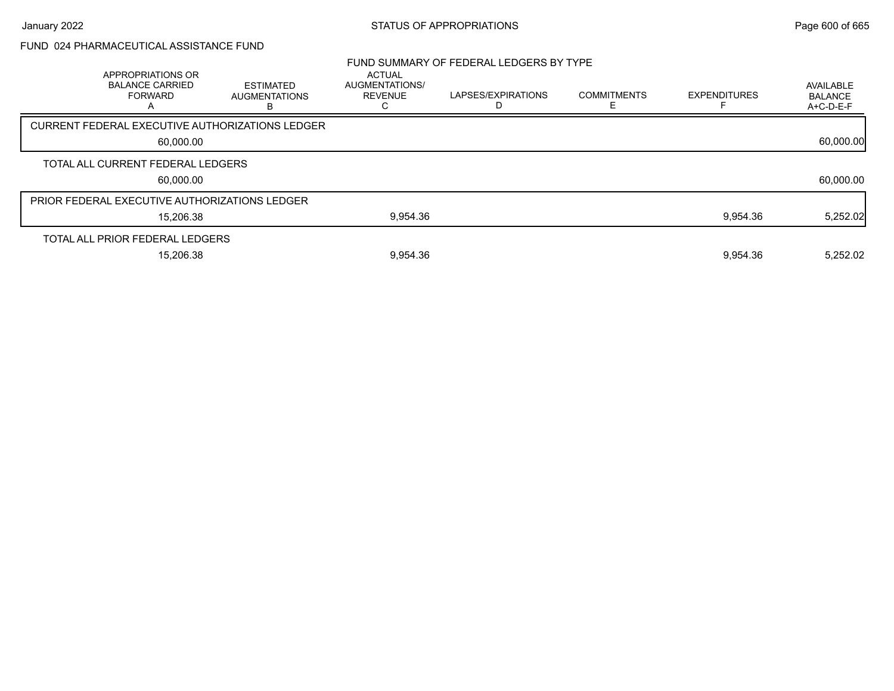# FUND 024 PHARMACEUTICAL ASSISTANCE FUND

## FUND SUMMARY OF FEDERAL LEDGERS BY TYPE

| | APPROPRIATIONS OR BALANCE CARRIED FORWARD A | ESTIMATED AUGMENTATIONS B | ACTUAL AUGMENTATIONS/ REVENUE C | LAPSES/EXPIRATIONS D | COMMITMENTS E | EXPENDITURES F | AVAILABLE BALANCE A+C-D-E-F |
|---|---|---|---|---|---|---|---|
| CURRENT FEDERAL EXECUTIVE AUTHORIZATIONS LEDGER | 60,000.00 | | | | | | 60,000.00 |
| TOTAL ALL CURRENT FEDERAL LEDGERS | 60,000.00 | | | | | | 60,000.00 |
| PRIOR FEDERAL EXECUTIVE AUTHORIZATIONS LEDGER | 15,206.38 | | 9,954.36 | | | 9,954.36 | 5,252.02 |
| TOTAL ALL PRIOR FEDERAL LEDGERS | 15,206.38 | | 9,954.36 | | | 9,954.36 | 5,252.02 |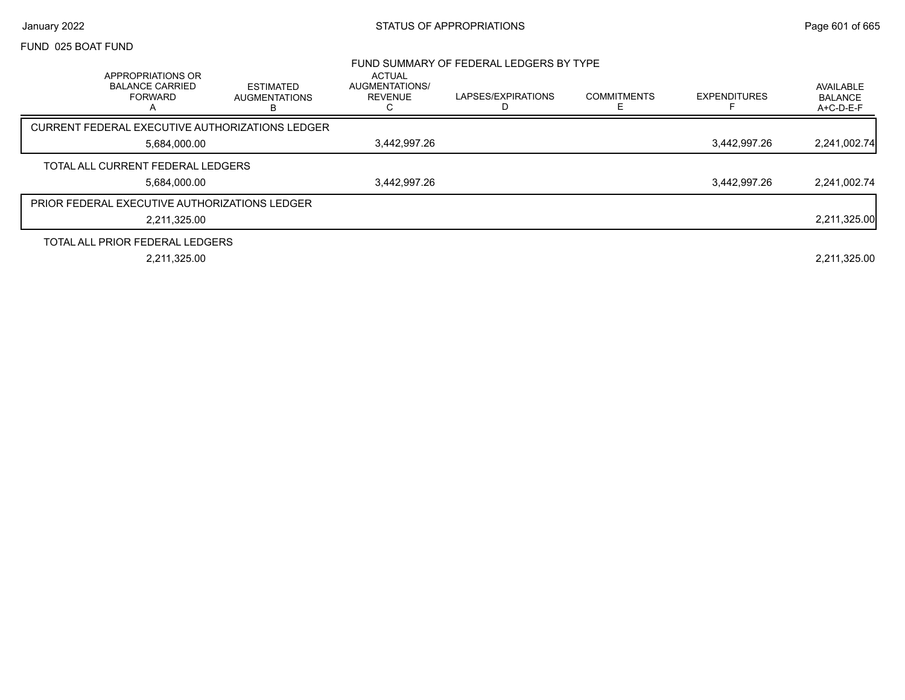FUND 025 BOAT FUND

## FUND SUMMARY OF FEDERAL LEDGERS BY TYPE

| APPROPRIATIONS OR BALANCE CARRIED FORWARD A | ESTIMATED AUGMENTATIONS B | ACTUAL AUGMENTATIONS/ REVENUE C | LAPSES/EXPIRATIONS D | COMMITMENTS E | EXPENDITURES F | AVAILABLE BALANCE A+C-D-E-F |
|---|---|---|---|---|---|---|
| **CURRENT FEDERAL EXECUTIVE AUTHORIZATIONS LEDGER** | | | | | | |
| 5,684,000.00 | | 3,442,997.26 | | | 3,442,997.26 | 2,241,002.74 |
| **TOTAL ALL CURRENT FEDERAL LEDGERS** | | | | | | |
| 5,684,000.00 | | 3,442,997.26 | | | 3,442,997.26 | 2,241,002.74 |
| **PRIOR FEDERAL EXECUTIVE AUTHORIZATIONS LEDGER** | | | | | | |
| 2,211,325.00 | | | | | | 2,211,325.00 |
| **TOTAL ALL PRIOR FEDERAL LEDGERS** | | | | | | |
| 2,211,325.00 | | | | | | 2,211,325.00 |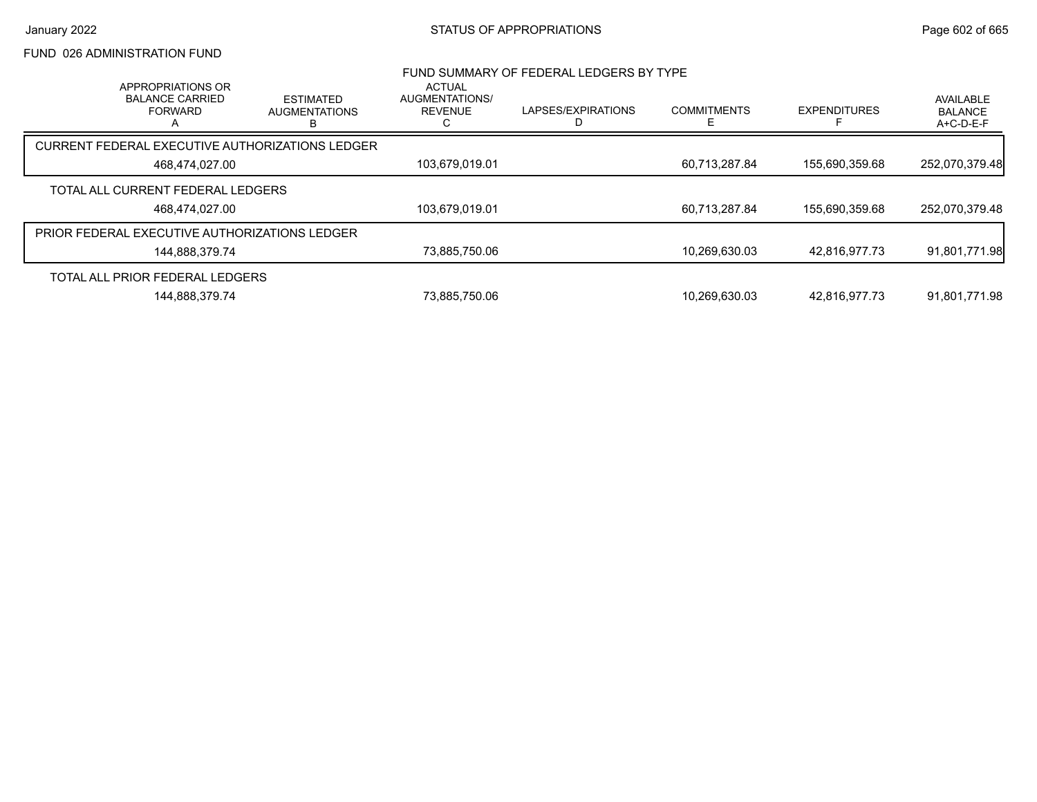FUND 026 ADMINISTRATION FUND

## FUND SUMMARY OF FEDERAL LEDGERS BY TYPE

| | APPROPRIATIONS OR BALANCE CARRIED FORWARD A | ESTIMATED AUGMENTATIONS B | ACTUAL AUGMENTATIONS/ REVENUE C | LAPSES/EXPIRATIONS D | COMMITMENTS E | EXPENDITURES F | AVAILABLE BALANCE A+C-D-E-F |
|---|---|---|---|---|---|---|---|
| CURRENT FEDERAL EXECUTIVE AUTHORIZATIONS LEDGER | 468,474,027.00 | | 103,679,019.01 | | 60,713,287.84 | 155,690,359.68 | 252,070,379.48 |
| TOTAL ALL CURRENT FEDERAL LEDGERS | 468,474,027.00 | | 103,679,019.01 | | 60,713,287.84 | 155,690,359.68 | 252,070,379.48 |
| PRIOR FEDERAL EXECUTIVE AUTHORIZATIONS LEDGER | 144,888,379.74 | | 73,885,750.06 | | 10,269,630.03 | 42,816,977.73 | 91,801,771.98 |
| TOTAL ALL PRIOR FEDERAL LEDGERS | 144,888,379.74 | | 73,885,750.06 | | 10,269,630.03 | 42,816,977.73 | 91,801,771.98 |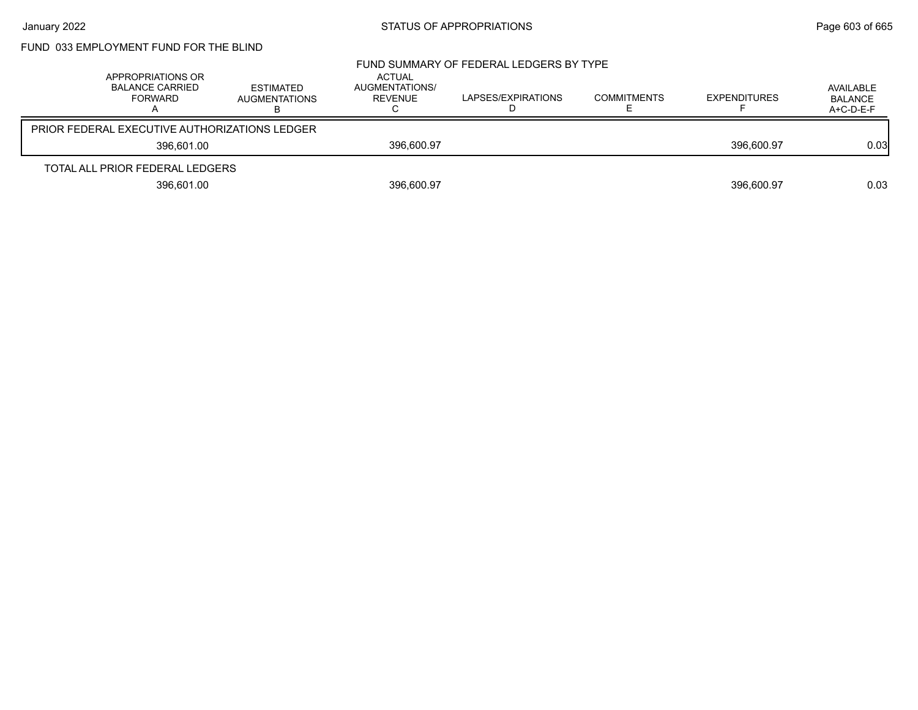FUND 033 EMPLOYMENT FUND FOR THE BLIND

FUND SUMMARY OF FEDERAL LEDGERS BY TYPE

| | APPROPRIATIONS OR BALANCE CARRIED FORWARD A | ESTIMATED AUGMENTATIONS B | ACTUAL AUGMENTATIONS/ REVENUE C | LAPSES/EXPIRATIONS D | COMMITMENTS E | EXPENDITURES F | AVAILABLE BALANCE A+C-D-E-F |
|---|---|---|---|---|---|---|---|
| PRIOR FEDERAL EXECUTIVE AUTHORIZATIONS LEDGER | 396,601.00 | | 396,600.97 | | | 396,600.97 | 0.03 |
| TOTAL ALL PRIOR FEDERAL LEDGERS | 396,601.00 | | 396,600.97 | | | 396,600.97 | 0.03 |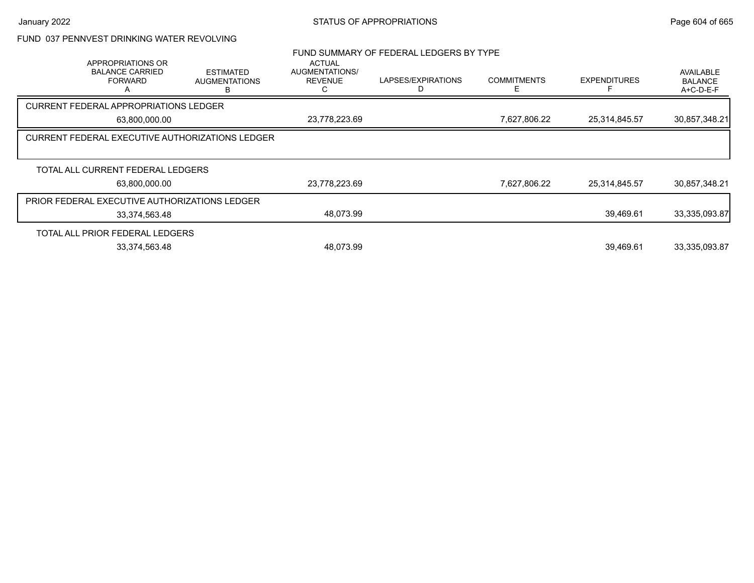## FUND 037 PENNVEST DRINKING WATER REVOLVING

### FUND SUMMARY OF FEDERAL LEDGERS BY TYPE

| APPROPRIATIONS OR BALANCE CARRIED FORWARD A | ESTIMATED AUGMENTATIONS B | ACTUAL AUGMENTATIONS/ REVENUE C | LAPSES/EXPIRATIONS D | COMMITMENTS E | EXPENDITURES F | AVAILABLE BALANCE A+C-D-E-F |
|---|---|---|---|---|---|---|
| **CURRENT FEDERAL APPROPRIATIONS LEDGER** | | | | | | |
| 63,800,000.00 | | 23,778,223.69 | | 7,627,806.22 | 25,314,845.57 | 30,857,348.21 |
| **CURRENT FEDERAL EXECUTIVE AUTHORIZATIONS LEDGER** | | | | | | |
| **TOTAL ALL CURRENT FEDERAL LEDGERS** | | | | | | |
| 63,800,000.00 | | 23,778,223.69 | | 7,627,806.22 | 25,314,845.57 | 30,857,348.21 |
| **PRIOR FEDERAL EXECUTIVE AUTHORIZATIONS LEDGER** | | | | | | |
| 33,374,563.48 | | 48,073.99 | | | 39,469.61 | 33,335,093.87 |
| **TOTAL ALL PRIOR FEDERAL LEDGERS** | | | | | | |
| 33,374,563.48 | | 48,073.99 | | | 39,469.61 | 33,335,093.87 |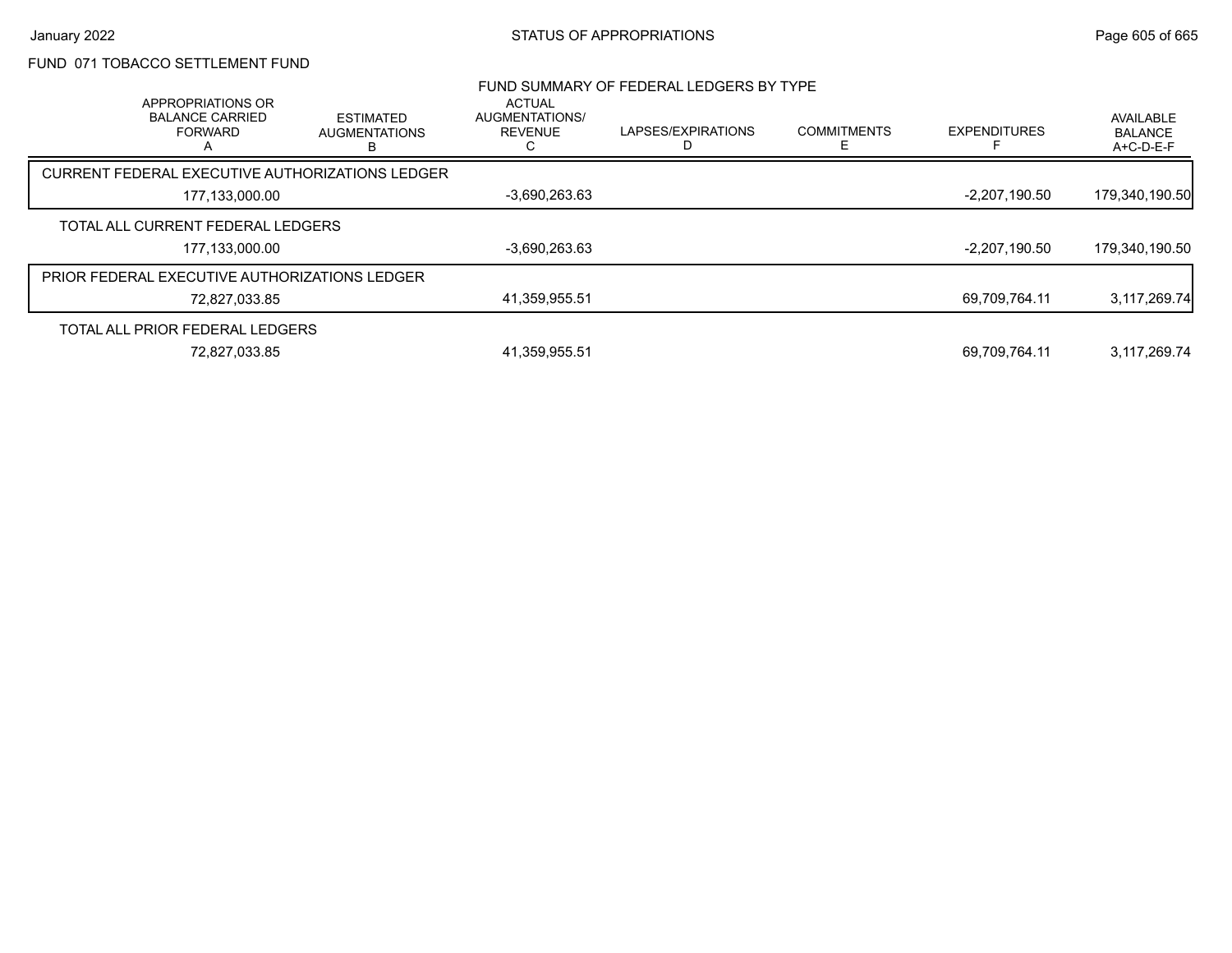# FUND 071 TOBACCO SETTLEMENT FUND

## FUND SUMMARY OF FEDERAL LEDGERS BY TYPE

| APPROPRIATIONS OR BALANCE CARRIED FORWARD A | ESTIMATED AUGMENTATIONS B | ACTUAL AUGMENTATIONS/ REVENUE C | LAPSES/EXPIRATIONS D | COMMITMENTS E | EXPENDITURES F | AVAILABLE BALANCE A+C-D-E-F |
|---|---|---|---|---|---|---|
| **CURRENT FEDERAL EXECUTIVE AUTHORIZATIONS LEDGER** | | | | | | |
| 177,133,000.00 | | -3,690,263.63 | | | -2,207,190.50 | 179,340,190.50 |
| **TOTAL ALL CURRENT FEDERAL LEDGERS** | | | | | | |
| 177,133,000.00 | | -3,690,263.63 | | | -2,207,190.50 | 179,340,190.50 |
| **PRIOR FEDERAL EXECUTIVE AUTHORIZATIONS LEDGER** | | | | | | |
| 72,827,033.85 | | 41,359,955.51 | | | 69,709,764.11 | 3,117,269.74 |
| **TOTAL ALL PRIOR FEDERAL LEDGERS** | | | | | | |
| 72,827,033.85 | | 41,359,955.51 | | | 69,709,764.11 | 3,117,269.74 |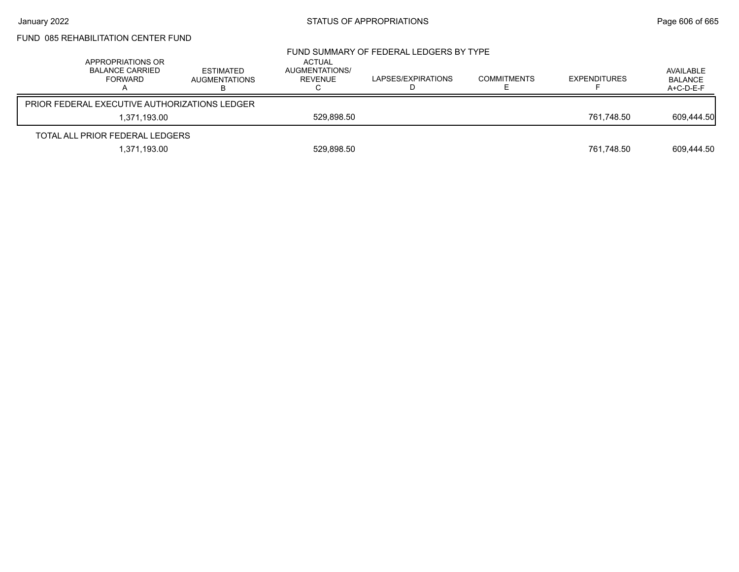FUND 085 REHABILITATION CENTER FUND

FUND SUMMARY OF FEDERAL LEDGERS BY TYPE

| APPROPRIATIONS OR BALANCE CARRIED FORWARD A | ESTIMATED AUGMENTATIONS B | ACTUAL AUGMENTATIONS/ REVENUE C | LAPSES/EXPIRATIONS D | COMMITMENTS E | EXPENDITURES F | AVAILABLE BALANCE A+C-D-E-F |
|---|---|---|---|---|---|---|
| PRIOR FEDERAL EXECUTIVE AUTHORIZATIONS LEDGER | | | | | | |
| 1,371,193.00 | | 529,898.50 | | | 761,748.50 | 609,444.50 |
| TOTAL ALL PRIOR FEDERAL LEDGERS | | | | | | |
| 1,371,193.00 | | 529,898.50 | | | 761,748.50 | 609,444.50 |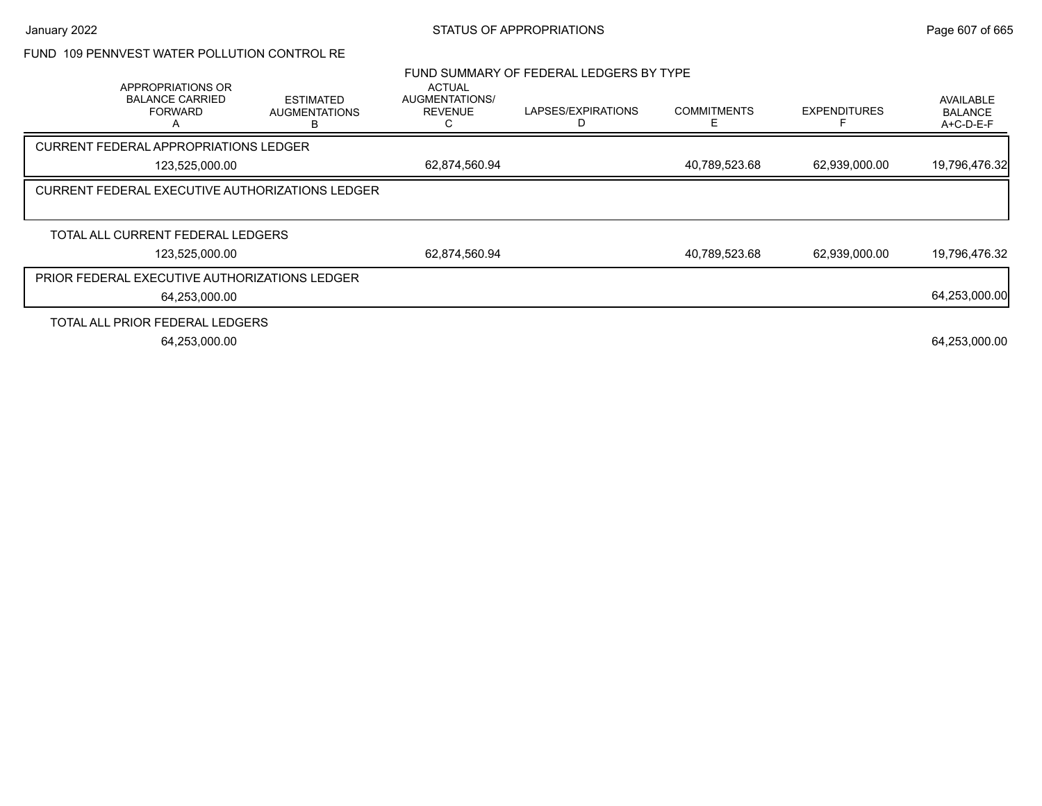FUND 109 PENNVEST WATER POLLUTION CONTROL RE

## FUND SUMMARY OF FEDERAL LEDGERS BY TYPE

| APPROPRIATIONS OR BALANCE CARRIED FORWARD A | ESTIMATED AUGMENTATIONS B | ACTUAL AUGMENTATIONS/ REVENUE C | LAPSES/EXPIRATIONS D | COMMITMENTS E | EXPENDITURES F | AVAILABLE BALANCE A+C-D-E-F |
|---|---|---|---|---|---|---|
| **CURRENT FEDERAL APPROPRIATIONS LEDGER** | | | | | | |
| 123,525,000.00 | | 62,874,560.94 | | 40,789,523.68 | 62,939,000.00 | 19,796,476.32 |
| **CURRENT FEDERAL EXECUTIVE AUTHORIZATIONS LEDGER** | | | | | | |
| **TOTAL ALL CURRENT FEDERAL LEDGERS** | | | | | | |
| 123,525,000.00 | | 62,874,560.94 | | 40,789,523.68 | 62,939,000.00 | 19,796,476.32 |
| **PRIOR FEDERAL EXECUTIVE AUTHORIZATIONS LEDGER** | | | | | | |
| 64,253,000.00 | | | | | | 64,253,000.00 |
| **TOTAL ALL PRIOR FEDERAL LEDGERS** | | | | | | |
| 64,253,000.00 | | | | | | 64,253,000.00 |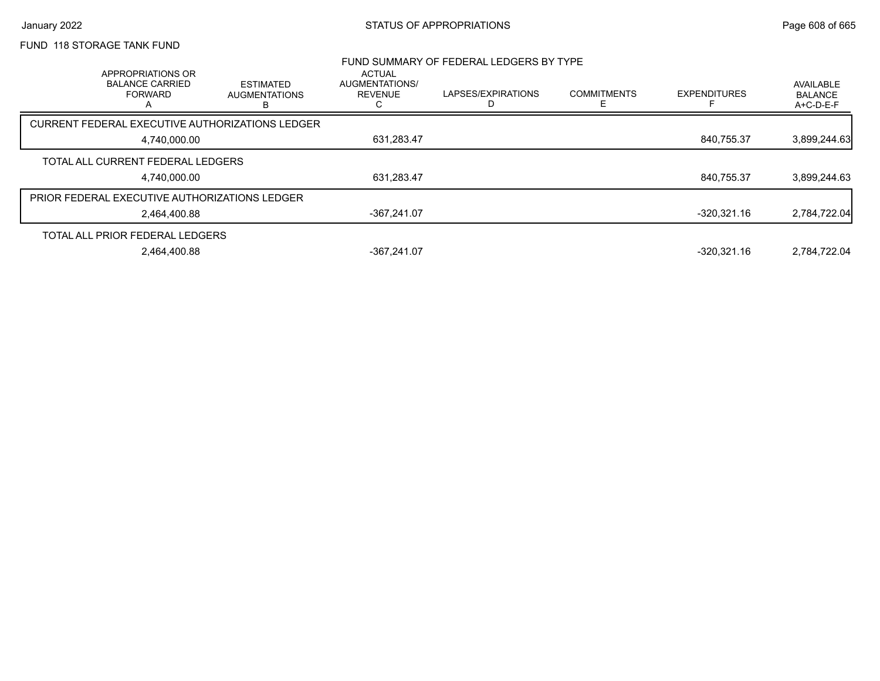FUND 118 STORAGE TANK FUND

## FUND SUMMARY OF FEDERAL LEDGERS BY TYPE

| APPROPRIATIONS OR BALANCE CARRIED FORWARD A | ESTIMATED AUGMENTATIONS B | ACTUAL AUGMENTATIONS/ REVENUE C | LAPSES/EXPIRATIONS D | COMMITMENTS E | EXPENDITURES F | AVAILABLE BALANCE A+C-D-E-F |
|---|---|---|---|---|---|---|
| **CURRENT FEDERAL EXECUTIVE AUTHORIZATIONS LEDGER** | | | | | | |
| 4,740,000.00 | | 631,283.47 | | | 840,755.37 | 3,899,244.63 |
| **TOTAL ALL CURRENT FEDERAL LEDGERS** | | | | | | |
| 4,740,000.00 | | 631,283.47 | | | 840,755.37 | 3,899,244.63 |
| **PRIOR FEDERAL EXECUTIVE AUTHORIZATIONS LEDGER** | | | | | | |
| 2,464,400.88 | | -367,241.07 | | | -320,321.16 | 2,784,722.04 |
| **TOTAL ALL PRIOR FEDERAL LEDGERS** | | | | | | |
| 2,464,400.88 | | -367,241.07 | | | -320,321.16 | 2,784,722.04 |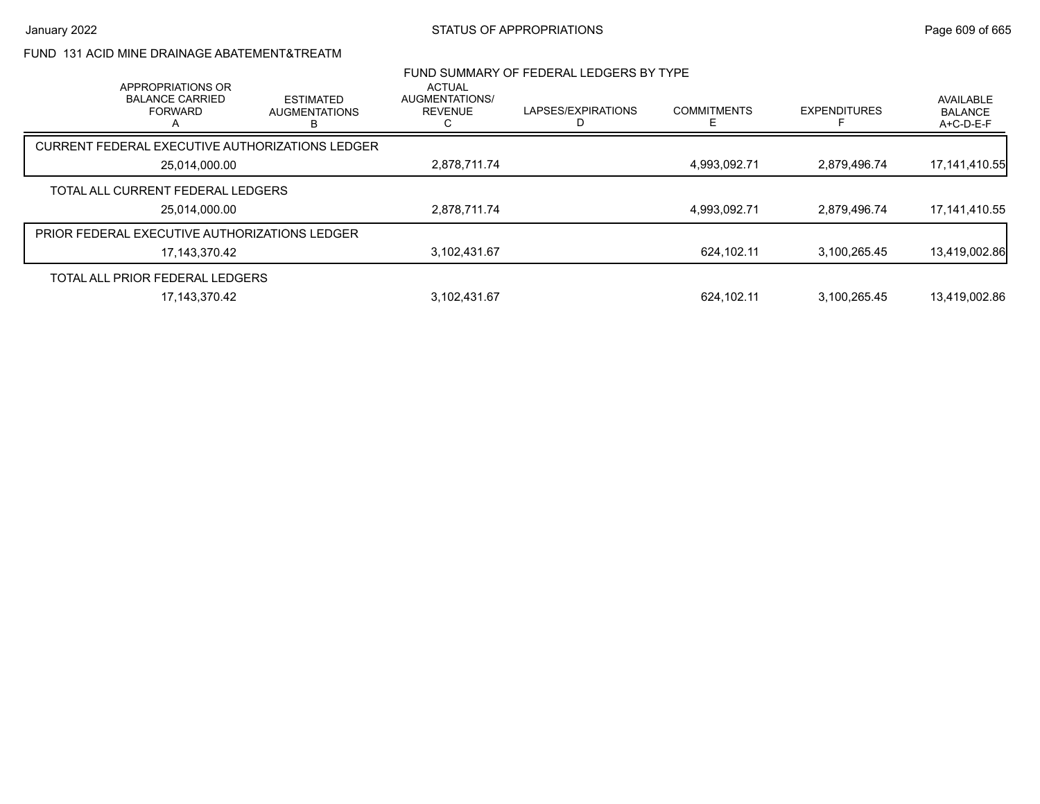## FUND 131 ACID MINE DRAINAGE ABATEMENT&TREATM

### FUND SUMMARY OF FEDERAL LEDGERS BY TYPE

| | APPROPRIATIONS OR BALANCE CARRIED FORWARD A | ESTIMATED AUGMENTATIONS B | ACTUAL AUGMENTATIONS/ REVENUE C | LAPSES/EXPIRATIONS D | COMMITMENTS E | EXPENDITURES F | AVAILABLE BALANCE A+C-D-E-F |
|---|---|---|---|---|---|---|---|
| CURRENT FEDERAL EXECUTIVE AUTHORIZATIONS LEDGER | 25,014,000.00 | | 2,878,711.74 | | 4,993,092.71 | 2,879,496.74 | 17,141,410.55 |
| TOTAL ALL CURRENT FEDERAL LEDGERS | 25,014,000.00 | | 2,878,711.74 | | 4,993,092.71 | 2,879,496.74 | 17,141,410.55 |
| PRIOR FEDERAL EXECUTIVE AUTHORIZATIONS LEDGER | 17,143,370.42 | | 3,102,431.67 | | 624,102.11 | 3,100,265.45 | 13,419,002.86 |
| TOTAL ALL PRIOR FEDERAL LEDGERS | 17,143,370.42 | | 3,102,431.67 | | 624,102.11 | 3,100,265.45 | 13,419,002.86 |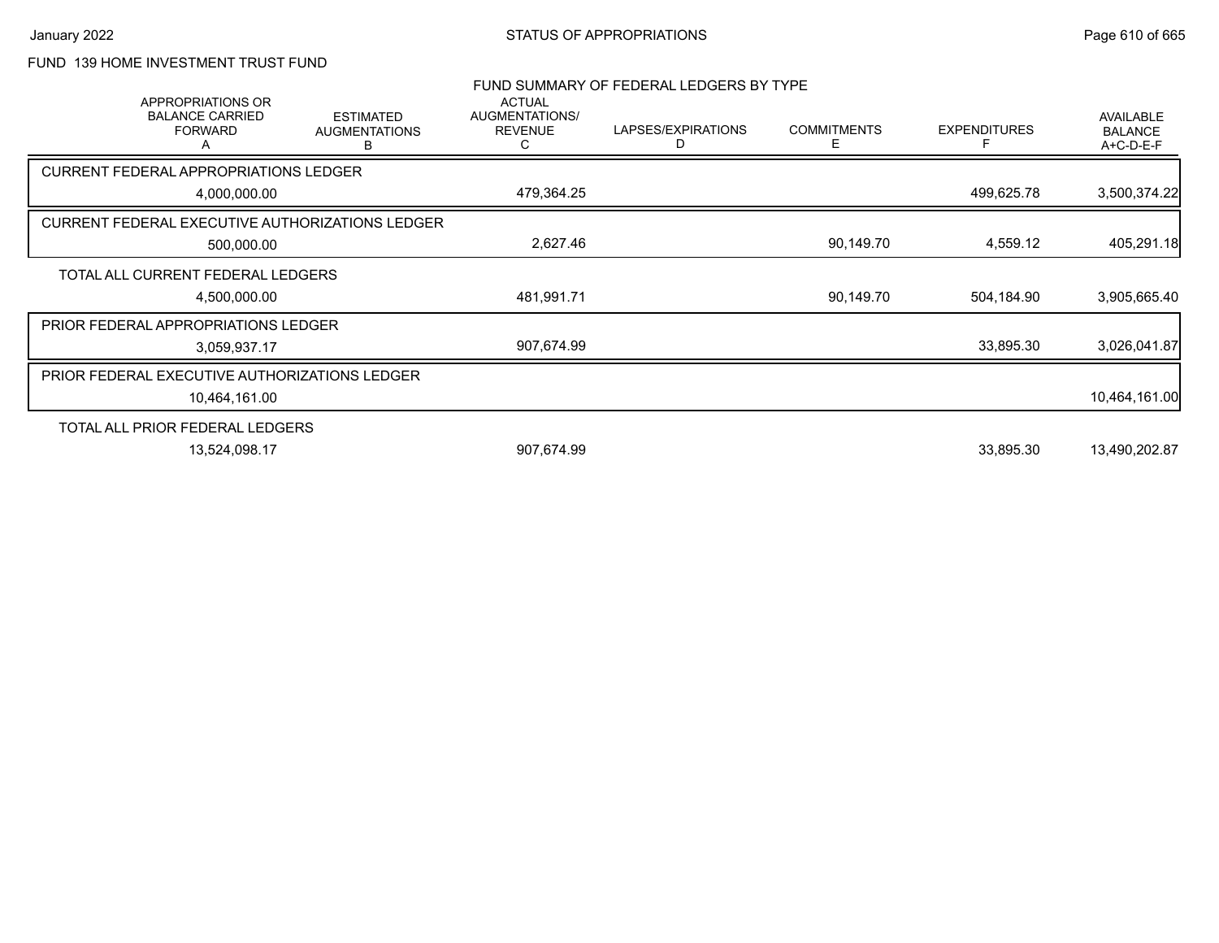FUND 139 HOME INVESTMENT TRUST FUND

FUND SUMMARY OF FEDERAL LEDGERS BY TYPE

| | APPROPRIATIONS OR BALANCE CARRIED FORWARD A | ESTIMATED AUGMENTATIONS B | ACTUAL AUGMENTATIONS/ REVENUE C | LAPSES/EXPIRATIONS D | COMMITMENTS E | EXPENDITURES F | AVAILABLE BALANCE A+C-D-E-F |
|---|---|---|---|---|---|---|---|
| CURRENT FEDERAL APPROPRIATIONS LEDGER | 4,000,000.00 | | 479,364.25 | | | 499,625.78 | 3,500,374.22 |
| CURRENT FEDERAL EXECUTIVE AUTHORIZATIONS LEDGER | 500,000.00 | | 2,627.46 | | 90,149.70 | 4,559.12 | 405,291.18 |
| TOTAL ALL CURRENT FEDERAL LEDGERS | 4,500,000.00 | | 481,991.71 | | 90,149.70 | 504,184.90 | 3,905,665.40 |
| PRIOR FEDERAL APPROPRIATIONS LEDGER | 3,059,937.17 | | 907,674.99 | | | 33,895.30 | 3,026,041.87 |
| PRIOR FEDERAL EXECUTIVE AUTHORIZATIONS LEDGER | 10,464,161.00 | | | | | | 10,464,161.00 |
| TOTAL ALL PRIOR FEDERAL LEDGERS | 13,524,098.17 | | 907,674.99 | | | 33,895.30 | 13,490,202.87 |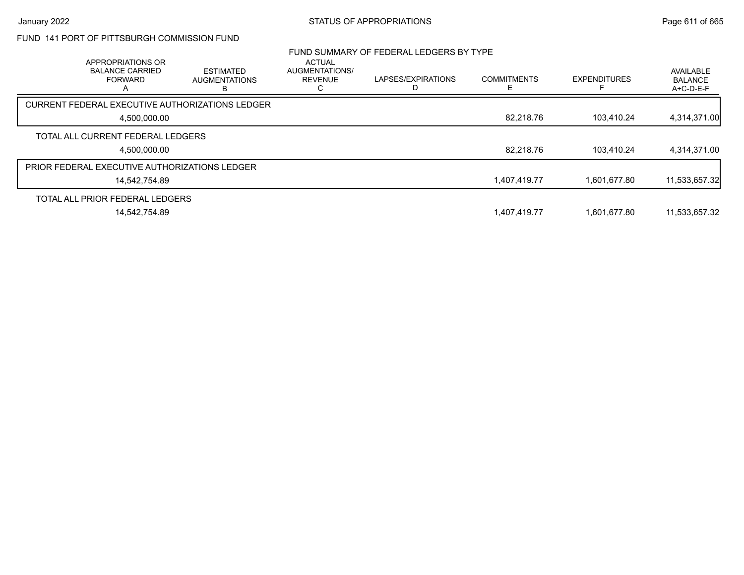# FUND 141 PORT OF PITTSBURGH COMMISSION FUND

## FUND SUMMARY OF FEDERAL LEDGERS BY TYPE

| | APPROPRIATIONS OR BALANCE CARRIED FORWARD A | ESTIMATED AUGMENTATIONS B | ACTUAL AUGMENTATIONS/ REVENUE C | LAPSES/EXPIRATIONS D | COMMITMENTS E | EXPENDITURES F | AVAILABLE BALANCE A+C-D-E-F |
|---|---|---|---|---|---|---|---|
| CURRENT FEDERAL EXECUTIVE AUTHORIZATIONS LEDGER | 4,500,000.00 | | | | 82,218.76 | 103,410.24 | 4,314,371.00 |
| TOTAL ALL CURRENT FEDERAL LEDGERS | 4,500,000.00 | | | | 82,218.76 | 103,410.24 | 4,314,371.00 |
| PRIOR FEDERAL EXECUTIVE AUTHORIZATIONS LEDGER | 14,542,754.89 | | | | 1,407,419.77 | 1,601,677.80 | 11,533,657.32 |
| TOTAL ALL PRIOR FEDERAL LEDGERS | 14,542,754.89 | | | | 1,407,419.77 | 1,601,677.80 | 11,533,657.32 |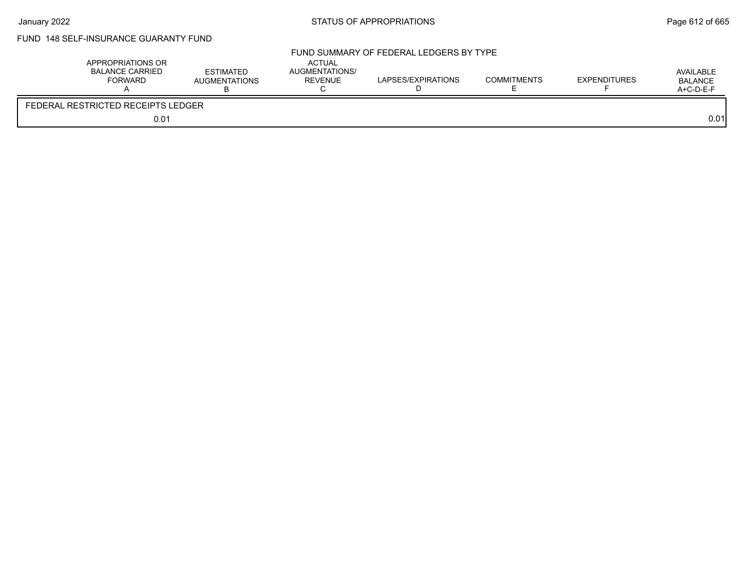FUND 148 SELF-INSURANCE GUARANTY FUND

## FUND SUMMARY OF FEDERAL LEDGERS BY TYPE

| APPROPRIATIONS OR BALANCE CARRIED FORWARD A | ESTIMATED AUGMENTATIONS B | ACTUAL AUGMENTATIONS/ REVENUE C | LAPSES/EXPIRATIONS D | COMMITMENTS E | EXPENDITURES F | AVAILABLE BALANCE A+C-D-E-F |
|---|---|---|---|---|---|---|
| FEDERAL RESTRICTED RECEIPTS LEDGER | | | | | | |
| 0.01 | | | | | | 0.01 |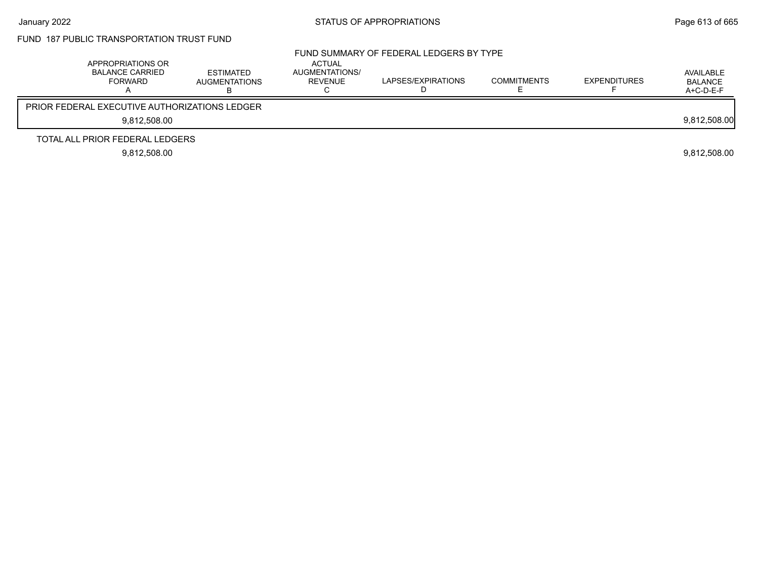## FUND 187 PUBLIC TRANSPORTATION TRUST FUND

### FUND SUMMARY OF FEDERAL LEDGERS BY TYPE

| APPROPRIATIONS OR BALANCE CARRIED FORWARD A | ESTIMATED AUGMENTATIONS B | ACTUAL AUGMENTATIONS/ REVENUE C | LAPSES/EXPIRATIONS D | COMMITMENTS E | EXPENDITURES F | AVAILABLE BALANCE A+C-D-E-F |
|---|---|---|---|---|---|---|
| PRIOR FEDERAL EXECUTIVE AUTHORIZATIONS LEDGER | | | | | | |
| 9,812,508.00 | | | | | | 9,812,508.00 |
| TOTAL ALL PRIOR FEDERAL LEDGERS | | | | | | |
| 9,812,508.00 | | | | | | 9,812,508.00 |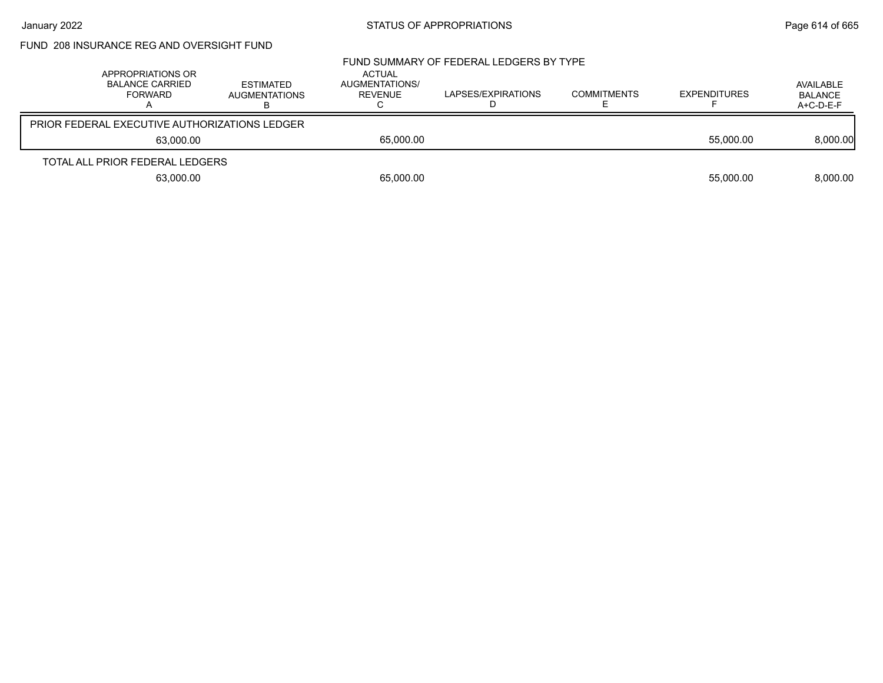## FUND 208 INSURANCE REG AND OVERSIGHT FUND

### FUND SUMMARY OF FEDERAL LEDGERS BY TYPE

| | APPROPRIATIONS OR BALANCE CARRIED FORWARD A | ESTIMATED AUGMENTATIONS B | ACTUAL AUGMENTATIONS/ REVENUE C | LAPSES/EXPIRATIONS D | COMMITMENTS E | EXPENDITURES F | AVAILABLE BALANCE A+C-D-E-F |
|---|---|---|---|---|---|---|---|
| PRIOR FEDERAL EXECUTIVE AUTHORIZATIONS LEDGER | 63,000.00 | | 65,000.00 | | | 55,000.00 | 8,000.00 |
| TOTAL ALL PRIOR FEDERAL LEDGERS | 63,000.00 | | 65,000.00 | | | 55,000.00 | 8,000.00 |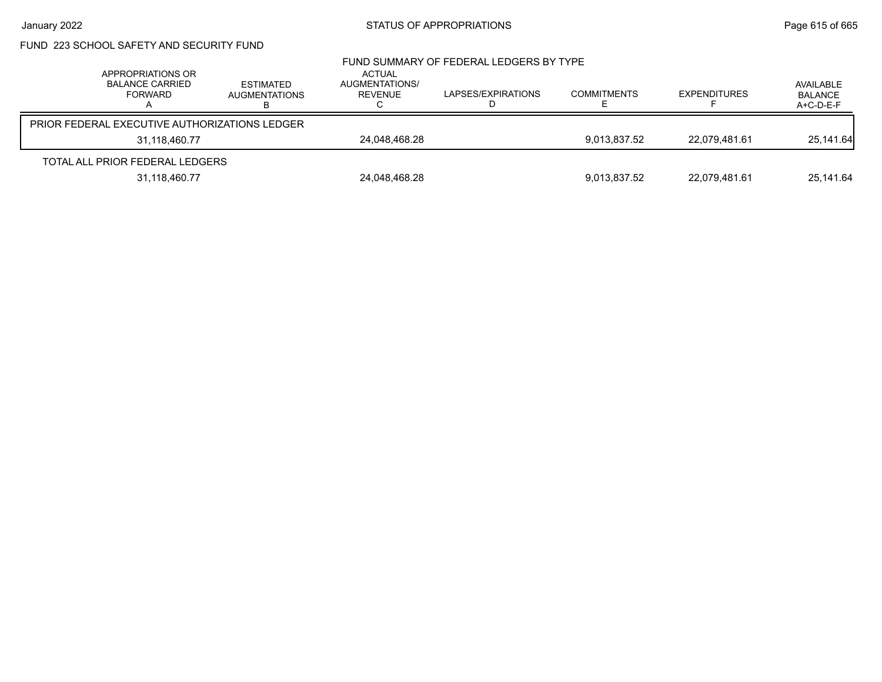FUND 223 SCHOOL SAFETY AND SECURITY FUND

FUND SUMMARY OF FEDERAL LEDGERS BY TYPE

| APPROPRIATIONS OR BALANCE CARRIED FORWARD A | ESTIMATED AUGMENTATIONS B | ACTUAL AUGMENTATIONS/ REVENUE C | LAPSES/EXPIRATIONS D | COMMITMENTS E | EXPENDITURES F | AVAILABLE BALANCE A+C-D-E-F |
|---|---|---|---|---|---|---|
| PRIOR FEDERAL EXECUTIVE AUTHORIZATIONS LEDGER | | | | | | |
| 31,118,460.77 | | 24,048,468.28 | | 9,013,837.52 | 22,079,481.61 | 25,141.64 |
| TOTAL ALL PRIOR FEDERAL LEDGERS | | | | | | |
| 31,118,460.77 | | 24,048,468.28 | | 9,013,837.52 | 22,079,481.61 | 25,141.64 |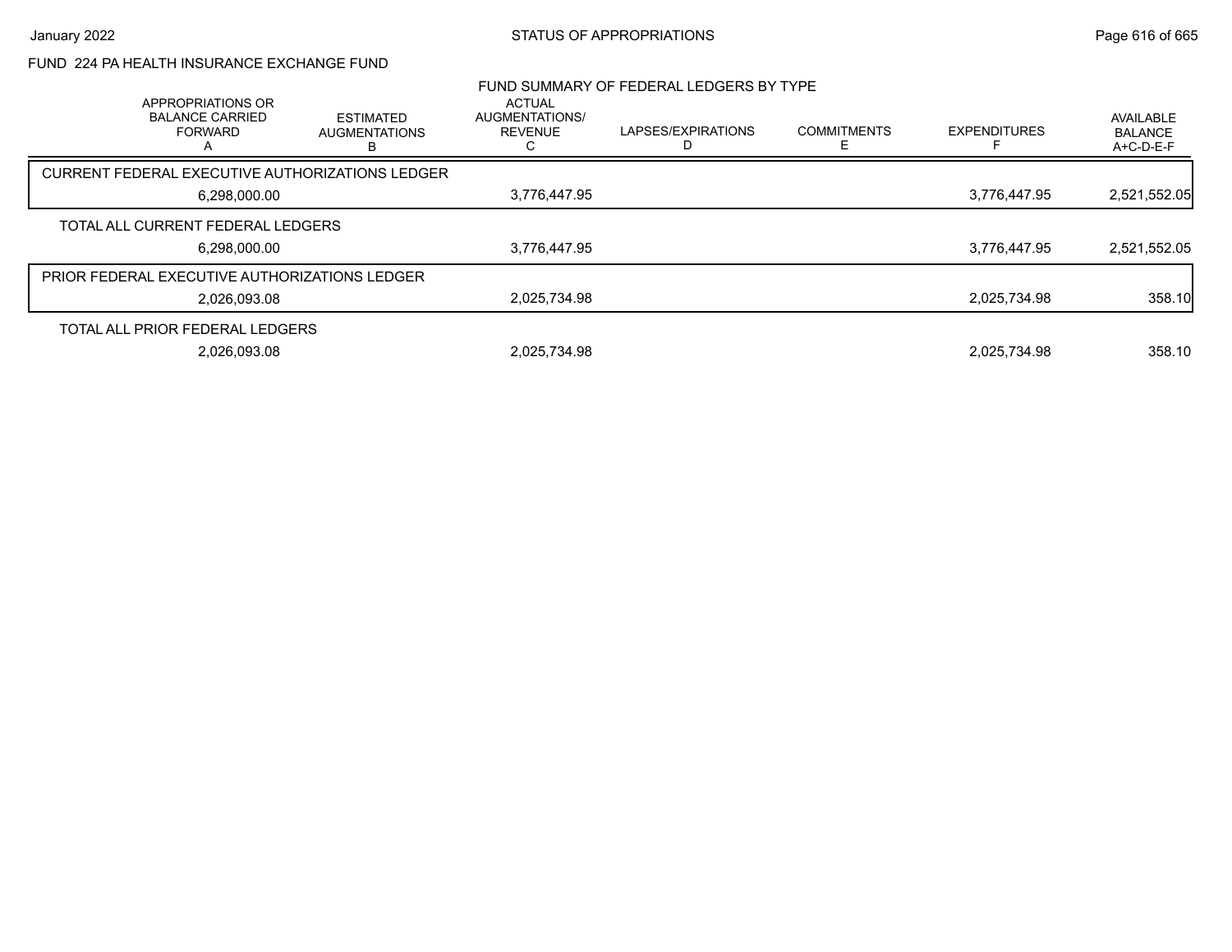FUND 224 PA HEALTH INSURANCE EXCHANGE FUND

FUND SUMMARY OF FEDERAL LEDGERS BY TYPE

| | APPROPRIATIONS OR BALANCE CARRIED FORWARD A | ESTIMATED AUGMENTATIONS B | ACTUAL AUGMENTATIONS/ REVENUE C | LAPSES/EXPIRATIONS D | COMMITMENTS E | EXPENDITURES F | AVAILABLE BALANCE A+C-D-E-F |
|---|---|---|---|---|---|---|---|
| CURRENT FEDERAL EXECUTIVE AUTHORIZATIONS LEDGER | 6,298,000.00 | | 3,776,447.95 | | | 3,776,447.95 | 2,521,552.05 |
| TOTAL ALL CURRENT FEDERAL LEDGERS | 6,298,000.00 | | 3,776,447.95 | | | 3,776,447.95 | 2,521,552.05 |
| PRIOR FEDERAL EXECUTIVE AUTHORIZATIONS LEDGER | 2,026,093.08 | | 2,025,734.98 | | | 2,025,734.98 | 358.10 |
| TOTAL ALL PRIOR FEDERAL LEDGERS | 2,026,093.08 | | 2,025,734.98 | | | 2,025,734.98 | 358.10 |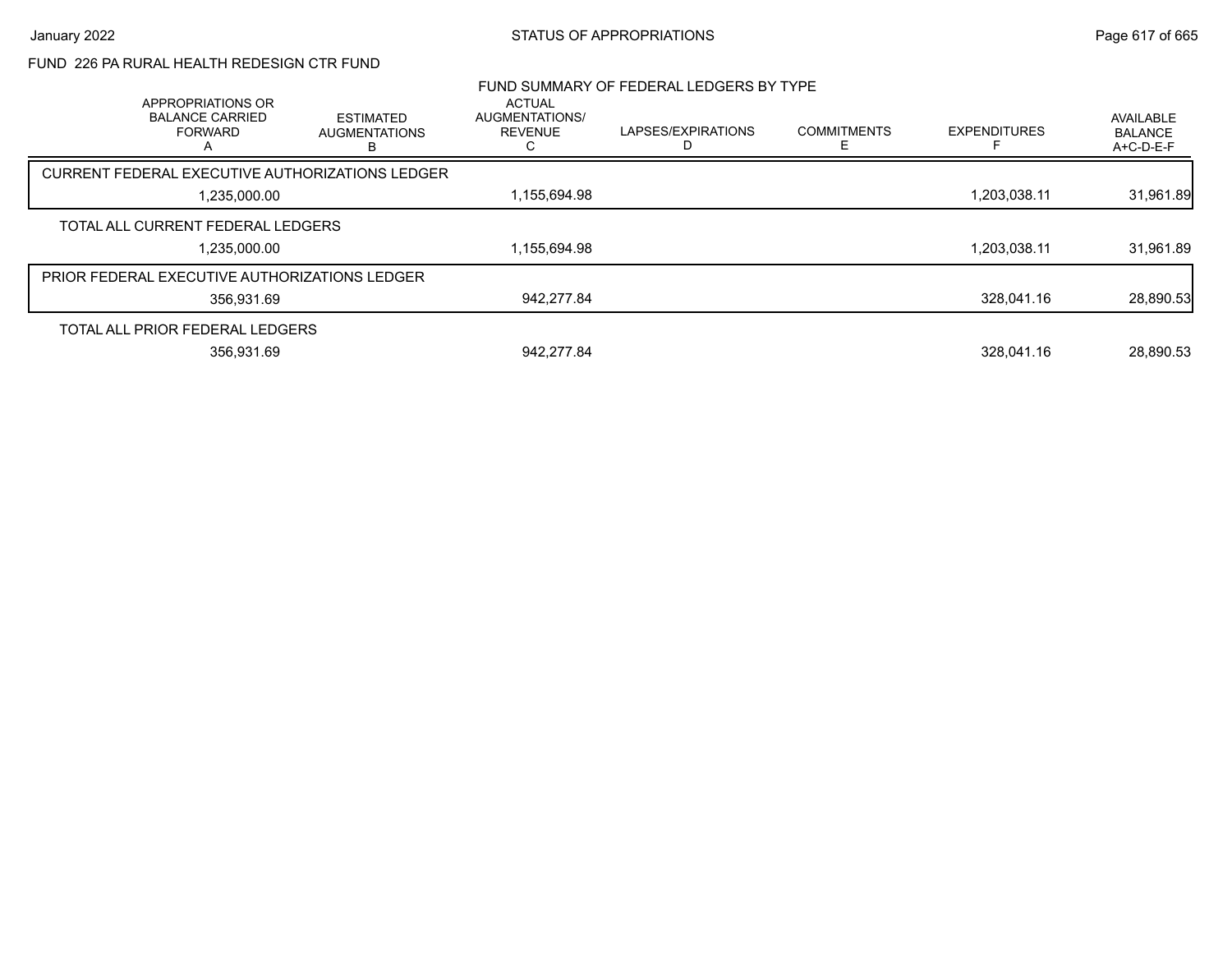FUND 226 PA RURAL HEALTH REDESIGN CTR FUND

FUND SUMMARY OF FEDERAL LEDGERS BY TYPE

| | APPROPRIATIONS OR BALANCE CARRIED FORWARD A | ESTIMATED AUGMENTATIONS B | ACTUAL AUGMENTATIONS/ REVENUE C | LAPSES/EXPIRATIONS D | COMMITMENTS E | EXPENDITURES F | AVAILABLE BALANCE A+C-D-E-F |
|---|---|---|---|---|---|---|---|
| CURRENT FEDERAL EXECUTIVE AUTHORIZATIONS LEDGER | 1,235,000.00 | | 1,155,694.98 | | | 1,203,038.11 | 31,961.89 |
| TOTAL ALL CURRENT FEDERAL LEDGERS | 1,235,000.00 | | 1,155,694.98 | | | 1,203,038.11 | 31,961.89 |
| PRIOR FEDERAL EXECUTIVE AUTHORIZATIONS LEDGER | 356,931.69 | | 942,277.84 | | | 328,041.16 | 28,890.53 |
| TOTAL ALL PRIOR FEDERAL LEDGERS | 356,931.69 | | 942,277.84 | | | 328,041.16 | 28,890.53 |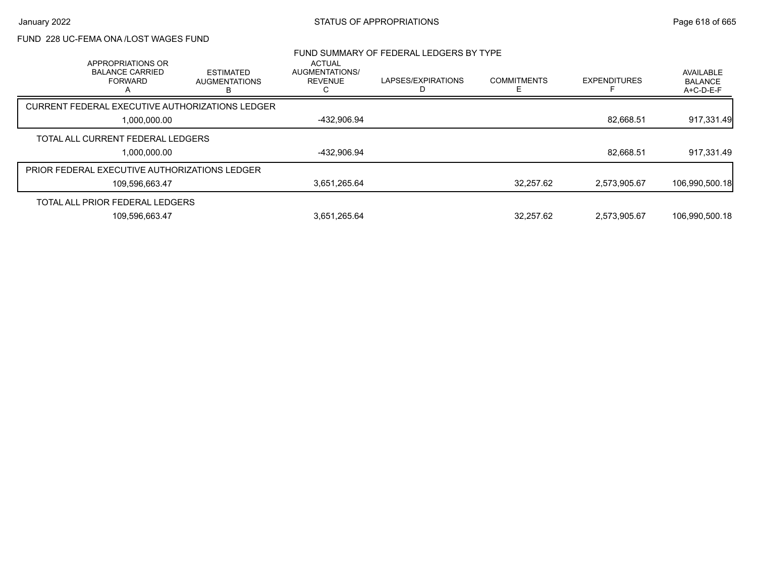FUND 228 UC-FEMA ONA /LOST WAGES FUND

FUND SUMMARY OF FEDERAL LEDGERS BY TYPE

| APPROPRIATIONS OR BALANCE CARRIED FORWARD A | ESTIMATED AUGMENTATIONS B | ACTUAL AUGMENTATIONS/ REVENUE C | LAPSES/EXPIRATIONS D | COMMITMENTS E | EXPENDITURES F | AVAILABLE BALANCE A+C-D-E-F |
|---|---|---|---|---|---|---|
| CURRENT FEDERAL EXECUTIVE AUTHORIZATIONS LEDGER | | | | | | |
| 1,000,000.00 | | -432,906.94 | | | 82,668.51 | 917,331.49 |
| TOTAL ALL CURRENT FEDERAL LEDGERS | | | | | | |
| 1,000,000.00 | | -432,906.94 | | | 82,668.51 | 917,331.49 |
| PRIOR FEDERAL EXECUTIVE AUTHORIZATIONS LEDGER | | | | | | |
| 109,596,663.47 | | 3,651,265.64 | | 32,257.62 | 2,573,905.67 | 106,990,500.18 |
| TOTAL ALL PRIOR FEDERAL LEDGERS | | | | | | |
| 109,596,663.47 | | 3,651,265.64 | | 32,257.62 | 2,573,905.67 | 106,990,500.18 |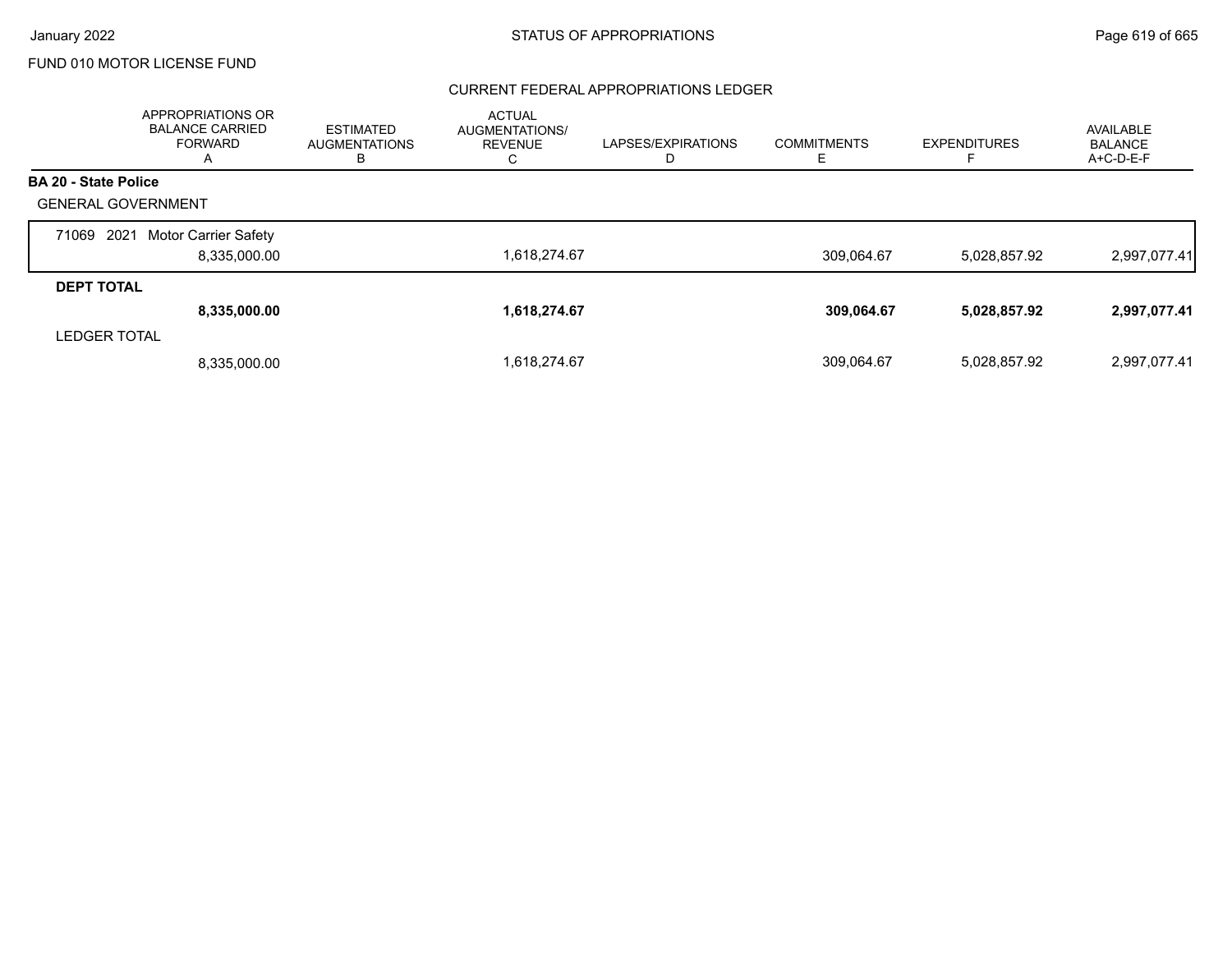FUND 010 MOTOR LICENSE FUND

## CURRENT FEDERAL APPROPRIATIONS LEDGER

| | APPROPRIATIONS OR BALANCE CARRIED FORWARD A | ESTIMATED AUGMENTATIONS B | ACTUAL AUGMENTATIONS/ REVENUE C | LAPSES/EXPIRATIONS D | COMMITMENTS E | EXPENDITURES F | AVAILABLE BALANCE A+C-D-E-F |
|---|---|---|---|---|---|---|---|
| **BA 20 - State Police** | | | | | | | |
| GENERAL GOVERNMENT | | | | | | | |
| 71069 2021 Motor Carrier Safety | 8,335,000.00 | | 1,618,274.67 | | 309,064.67 | 5,028,857.92 | 2,997,077.41 |
| **DEPT TOTAL** | **8,335,000.00** | | **1,618,274.67** | | **309,064.67** | **5,028,857.92** | **2,997,077.41** |
| LEDGER TOTAL | 8,335,000.00 | | 1,618,274.67 | | 309,064.67 | 5,028,857.92 | 2,997,077.41 |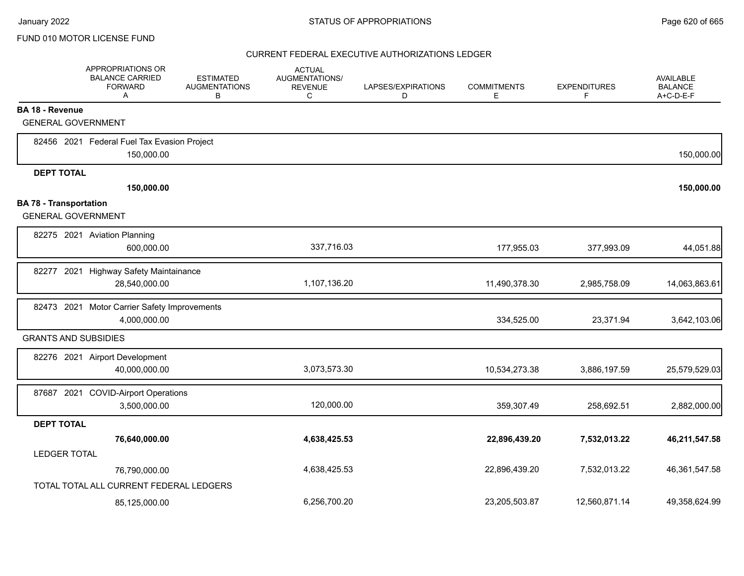FUND 010 MOTOR LICENSE FUND

## CURRENT FEDERAL EXECUTIVE AUTHORIZATIONS LEDGER

| | APPROPRIATIONS OR BALANCE CARRIED FORWARD A | ESTIMATED AUGMENTATIONS B | ACTUAL AUGMENTATIONS/ REVENUE C | LAPSES/EXPIRATIONS D | COMMITMENTS E | EXPENDITURES F | AVAILABLE BALANCE A+C-D-E-F |
|---|---|---|---|---|---|---|---|
| **BA 18 - Revenue** | | | | | | | |
| GENERAL GOVERNMENT | | | | | | | |
| 82456 2021 Federal Fuel Tax Evasion Project | 150,000.00 | | | | | | 150,000.00 |
| **DEPT TOTAL** | **150,000.00** | | | | | | **150,000.00** |
| **BA 78 - Transportation** | | | | | | | |
| GENERAL GOVERNMENT | | | | | | | |
| 82275 2021 Aviation Planning | 600,000.00 | | 337,716.03 | | 177,955.03 | 377,993.09 | 44,051.88 |
| 82277 2021 Highway Safety Maintainance | 28,540,000.00 | | 1,107,136.20 | | 11,490,378.30 | 2,985,758.09 | 14,063,863.61 |
| 82473 2021 Motor Carrier Safety Improvements | 4,000,000.00 | | | | 334,525.00 | 23,371.94 | 3,642,103.06 |
| GRANTS AND SUBSIDIES | | | | | | | |
| 82276 2021 Airport Development | 40,000,000.00 | | 3,073,573.30 | | 10,534,273.38 | 3,886,197.59 | 25,579,529.03 |
| 87687 2021 COVID-Airport Operations | 3,500,000.00 | | 120,000.00 | | 359,307.49 | 258,692.51 | 2,882,000.00 |
| **DEPT TOTAL** | **76,640,000.00** | | **4,638,425.53** | | **22,896,439.20** | **7,532,013.22** | **46,211,547.58** |
| LEDGER TOTAL | 76,790,000.00 | | 4,638,425.53 | | 22,896,439.20 | 7,532,013.22 | 46,361,547.58 |
| TOTAL TOTAL ALL CURRENT FEDERAL LEDGERS | 85,125,000.00 | | 6,256,700.20 | | 23,205,503.87 | 12,560,871.14 | 49,358,624.99 |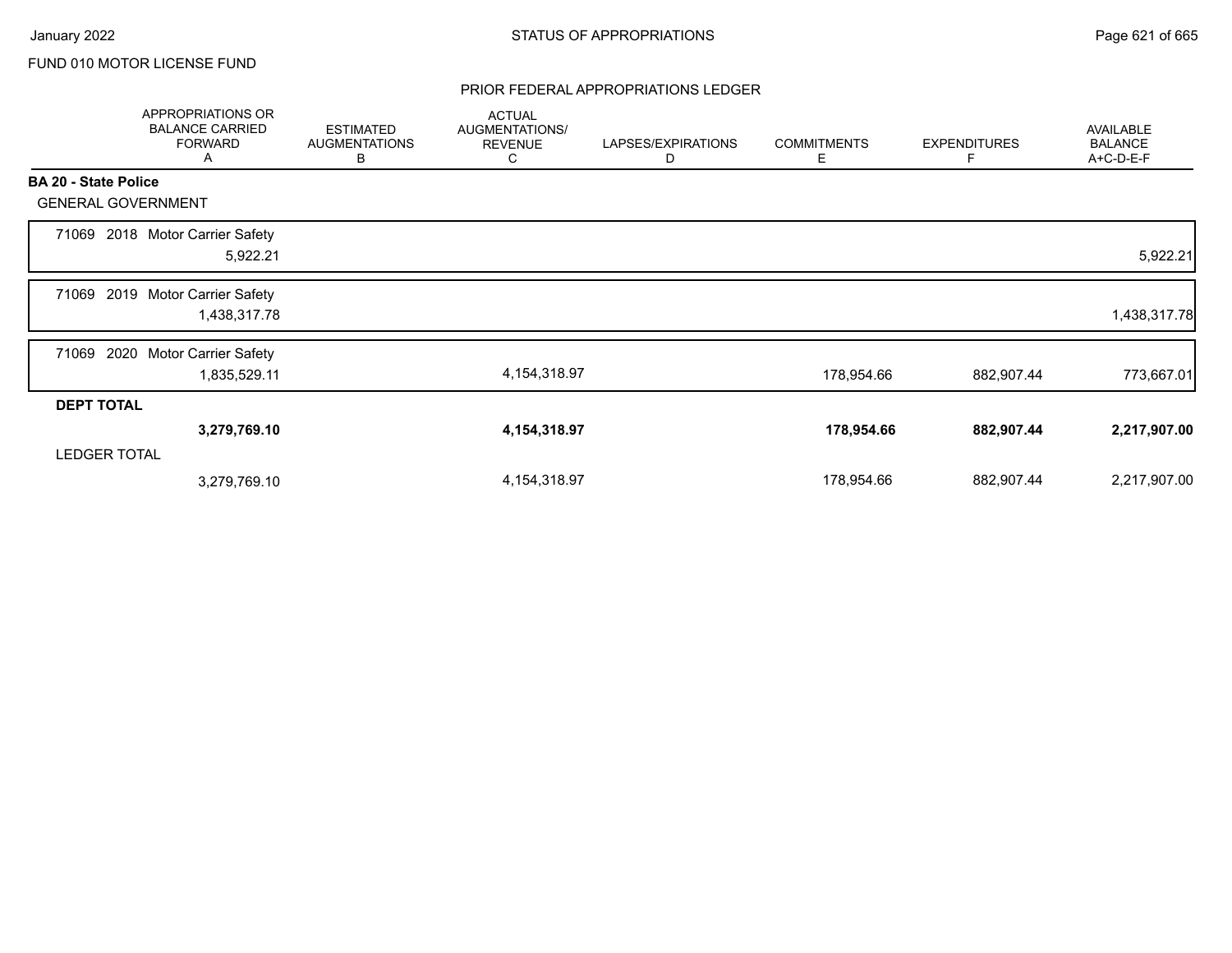FUND 010 MOTOR LICENSE FUND

PRIOR FEDERAL APPROPRIATIONS LEDGER

| APPROPRIATIONS OR BALANCE CARRIED FORWARD A | ESTIMATED AUGMENTATIONS B | ACTUAL AUGMENTATIONS/ REVENUE C | LAPSES/EXPIRATIONS D | COMMITMENTS E | EXPENDITURES F | AVAILABLE BALANCE A+C-D-E-F |
|---|---|---|---|---|---|---|
| **BA 20 - State Police** | | | | | | |
| GENERAL GOVERNMENT | | | | | | |
| 71069 2018 Motor Carrier Safety | | | | | | |
| 5,922.21 | | | | | | 5,922.21 |
| 71069 2019 Motor Carrier Safety | | | | | | |
| 1,438,317.78 | | | | | | 1,438,317.78 |
| 71069 2020 Motor Carrier Safety | | | | | | |
| 1,835,529.11 | | 4,154,318.97 | | 178,954.66 | 882,907.44 | 773,667.01 |
| **DEPT TOTAL** | | | | | | |
| **3,279,769.10** | | **4,154,318.97** | | **178,954.66** | **882,907.44** | **2,217,907.00** |
| LEDGER TOTAL | | | | | | |
| 3,279,769.10 | | 4,154,318.97 | | 178,954.66 | 882,907.44 | 2,217,907.00 |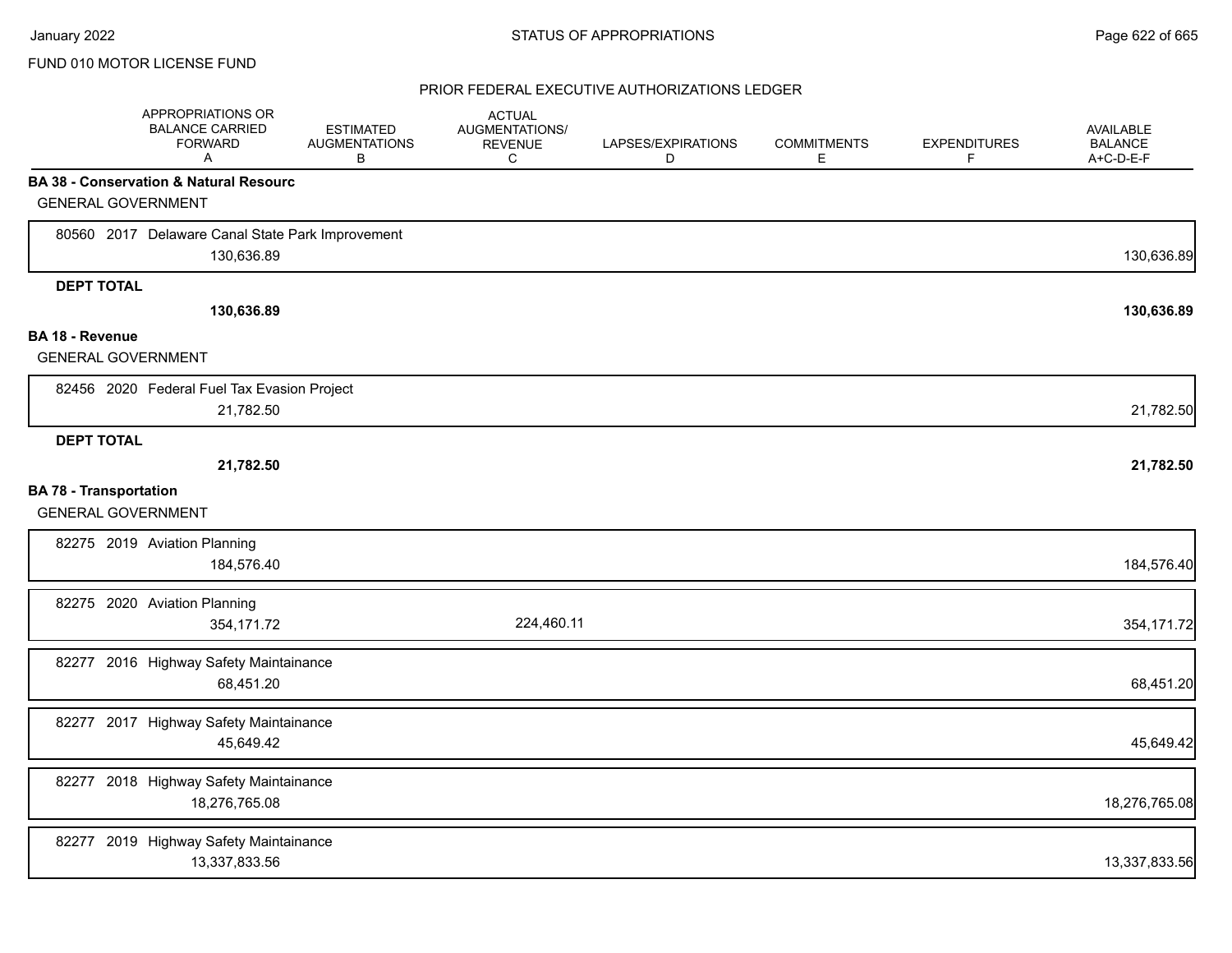FUND 010 MOTOR LICENSE FUND

PRIOR FEDERAL EXECUTIVE AUTHORIZATIONS LEDGER

| | APPROPRIATIONS OR BALANCE CARRIED FORWARD A | ESTIMATED AUGMENTATIONS B | ACTUAL AUGMENTATIONS/ REVENUE C | LAPSES/EXPIRATIONS D | COMMITMENTS E | EXPENDITURES F | AVAILABLE BALANCE A+C-D-E-F |
|---|---|---|---|---|---|---|---|
| **BA 38 - Conservation & Natural Resourc** | | | | | | | |
| GENERAL GOVERNMENT | | | | | | | |
| 80560 2017 Delaware Canal State Park Improvement | 130,636.89 | | | | | | 130,636.89 |
| **DEPT TOTAL** | **130,636.89** | | | | | | **130,636.89** |
| **BA 18 - Revenue** | | | | | | | |
| GENERAL GOVERNMENT | | | | | | | |
| 82456 2020 Federal Fuel Tax Evasion Project | 21,782.50 | | | | | | 21,782.50 |
| **DEPT TOTAL** | **21,782.50** | | | | | | **21,782.50** |
| **BA 78 - Transportation** | | | | | | | |
| GENERAL GOVERNMENT | | | | | | | |
| 82275 2019 Aviation Planning | 184,576.40 | | | | | | 184,576.40 |
| 82275 2020 Aviation Planning | 354,171.72 | | 224,460.11 | | | | 354,171.72 |
| 82277 2016 Highway Safety Maintainance | 68,451.20 | | | | | | 68,451.20 |
| 82277 2017 Highway Safety Maintainance | 45,649.42 | | | | | | 45,649.42 |
| 82277 2018 Highway Safety Maintainance | 18,276,765.08 | | | | | | 18,276,765.08 |
| 82277 2019 Highway Safety Maintainance | 13,337,833.56 | | | | | | 13,337,833.56 |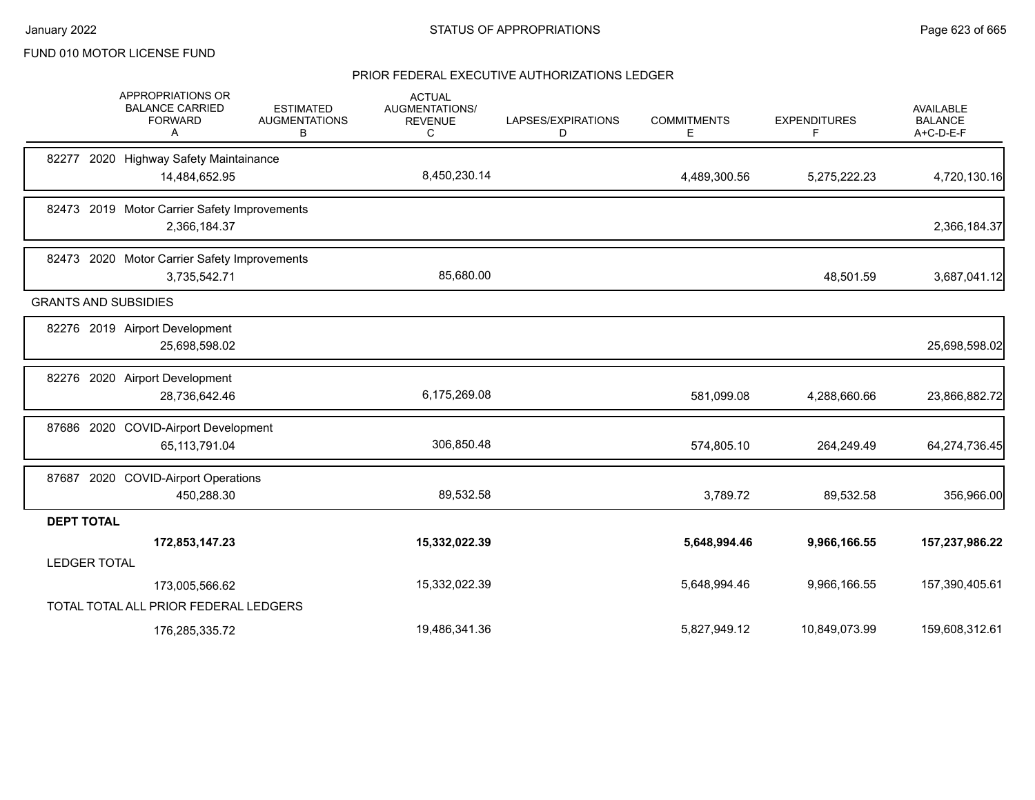FUND 010 MOTOR LICENSE FUND

## PRIOR FEDERAL EXECUTIVE AUTHORIZATIONS LEDGER

| APPROPRIATIONS OR BALANCE CARRIED FORWARD A | ESTIMATED AUGMENTATIONS B | ACTUAL AUGMENTATIONS/ REVENUE C | LAPSES/EXPIRATIONS D | COMMITMENTS E | EXPENDITURES F | AVAILABLE BALANCE A+C-D-E-F |
|---|---|---|---|---|---|---|
| **82277 2020 Highway Safety Maintainance** | | | | | | |
| 14,484,652.95 | | 8,450,230.14 | | 4,489,300.56 | 5,275,222.23 | 4,720,130.16 |
| **82473 2019 Motor Carrier Safety Improvements** | | | | | | |
| 2,366,184.37 | | | | | | 2,366,184.37 |
| **82473 2020 Motor Carrier Safety Improvements** | | | | | | |
| 3,735,542.71 | | 85,680.00 | | | 48,501.59 | 3,687,041.12 |
| **GRANTS AND SUBSIDIES** | | | | | | |
| **82276 2019 Airport Development** | | | | | | |
| 25,698,598.02 | | | | | | 25,698,598.02 |
| **82276 2020 Airport Development** | | | | | | |
| 28,736,642.46 | | 6,175,269.08 | | 581,099.08 | 4,288,660.66 | 23,866,882.72 |
| **87686 2020 COVID-Airport Development** | | | | | | |
| 65,113,791.04 | | 306,850.48 | | 574,805.10 | 264,249.49 | 64,274,736.45 |
| **87687 2020 COVID-Airport Operations** | | | | | | |
| 450,288.30 | | 89,532.58 | | 3,789.72 | 89,532.58 | 356,966.00 |
| **DEPT TOTAL** | | | | | | |
| **172,853,147.23** | | **15,332,022.39** | | **5,648,994.46** | **9,966,166.55** | **157,237,986.22** |
| LEDGER TOTAL | | | | | | |
| 173,005,566.62 | | 15,332,022.39 | | 5,648,994.46 | 9,966,166.55 | 157,390,405.61 |
| TOTAL TOTAL ALL PRIOR FEDERAL LEDGERS | | | | | | |
| 176,285,335.72 | | 19,486,341.36 | | 5,827,949.12 | 10,849,073.99 | 159,608,312.61 |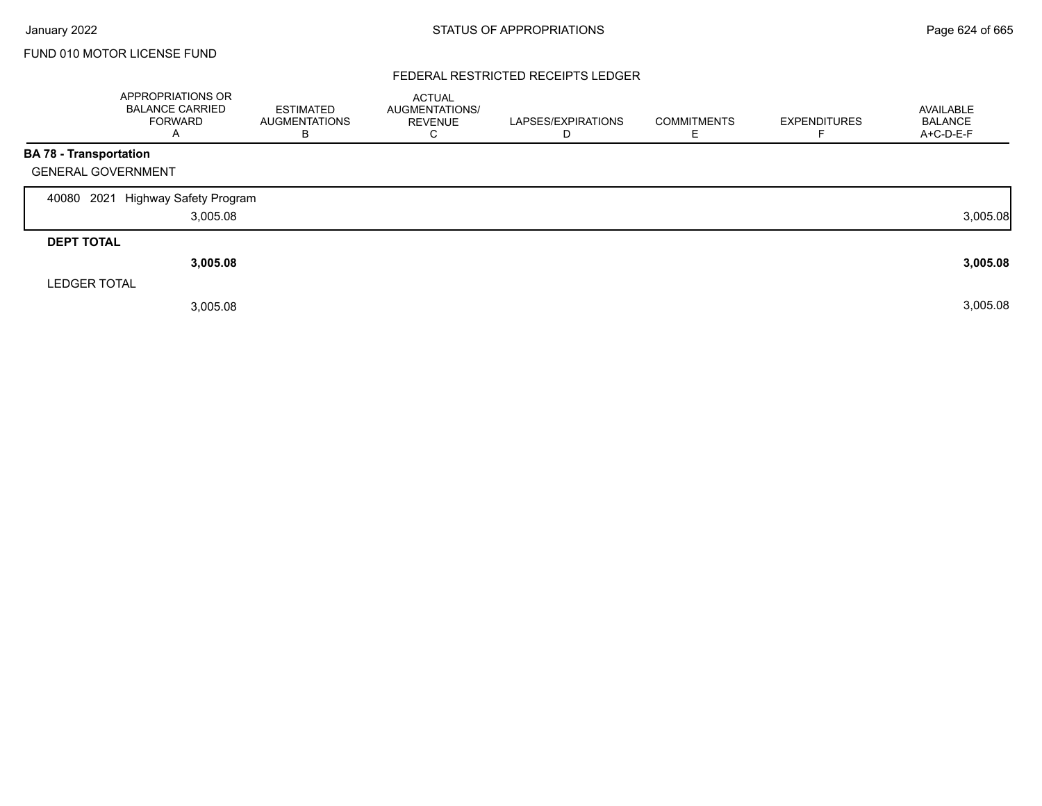FUND 010 MOTOR LICENSE FUND

## FEDERAL RESTRICTED RECEIPTS LEDGER

| | APPROPRIATIONS OR BALANCE CARRIED FORWARD A | ESTIMATED AUGMENTATIONS B | ACTUAL AUGMENTATIONS/ REVENUE C | LAPSES/EXPIRATIONS D | COMMITMENTS E | EXPENDITURES F | AVAILABLE BALANCE A+C-D-E-F |
|---|---|---|---|---|---|---|---|
| **BA 78 - Transportation** | | | | | | | |
| GENERAL GOVERNMENT | | | | | | | |
| 40080 2021 Highway Safety Program | 3,005.08 | | | | | | 3,005.08 |
| **DEPT TOTAL** | **3,005.08** | | | | | | **3,005.08** |
| LEDGER TOTAL | 3,005.08 | | | | | | 3,005.08 |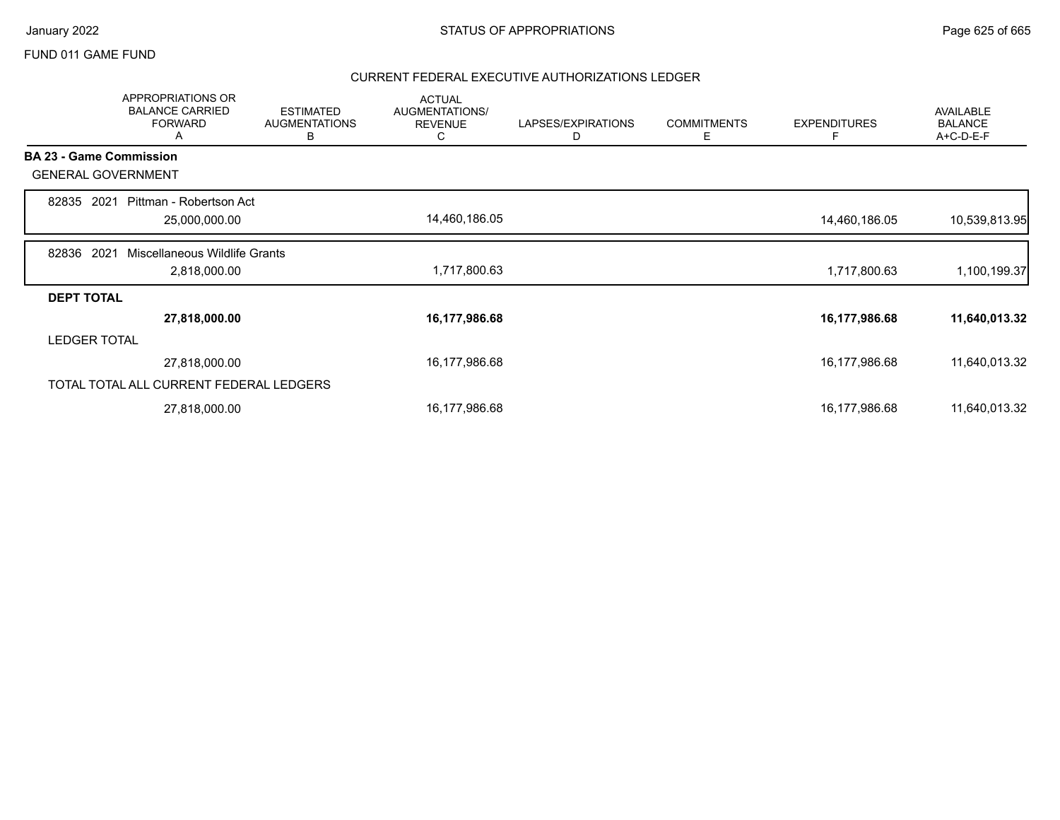FUND 011 GAME FUND

## CURRENT FEDERAL EXECUTIVE AUTHORIZATIONS LEDGER

| | APPROPRIATIONS OR BALANCE CARRIED FORWARD A | ESTIMATED AUGMENTATIONS B | ACTUAL AUGMENTATIONS/ REVENUE C | LAPSES/EXPIRATIONS D | COMMITMENTS E | EXPENDITURES F | AVAILABLE BALANCE A+C-D-E-F |
|---|---|---|---|---|---|---|---|
| **BA 23 - Game Commission** | | | | | | | |
| GENERAL GOVERNMENT | | | | | | | |
| 82835 2021 Pittman - Robertson Act | 25,000,000.00 | | 14,460,186.05 | | | 14,460,186.05 | 10,539,813.95 |
| 82836 2021 Miscellaneous Wildlife Grants | 2,818,000.00 | | 1,717,800.63 | | | 1,717,800.63 | 1,100,199.37 |
| **DEPT TOTAL** | **27,818,000.00** | | **16,177,986.68** | | | **16,177,986.68** | **11,640,013.32** |
| LEDGER TOTAL | 27,818,000.00 | | 16,177,986.68 | | | 16,177,986.68 | 11,640,013.32 |
| TOTAL TOTAL ALL CURRENT FEDERAL LEDGERS | 27,818,000.00 | | 16,177,986.68 | | | 16,177,986.68 | 11,640,013.32 |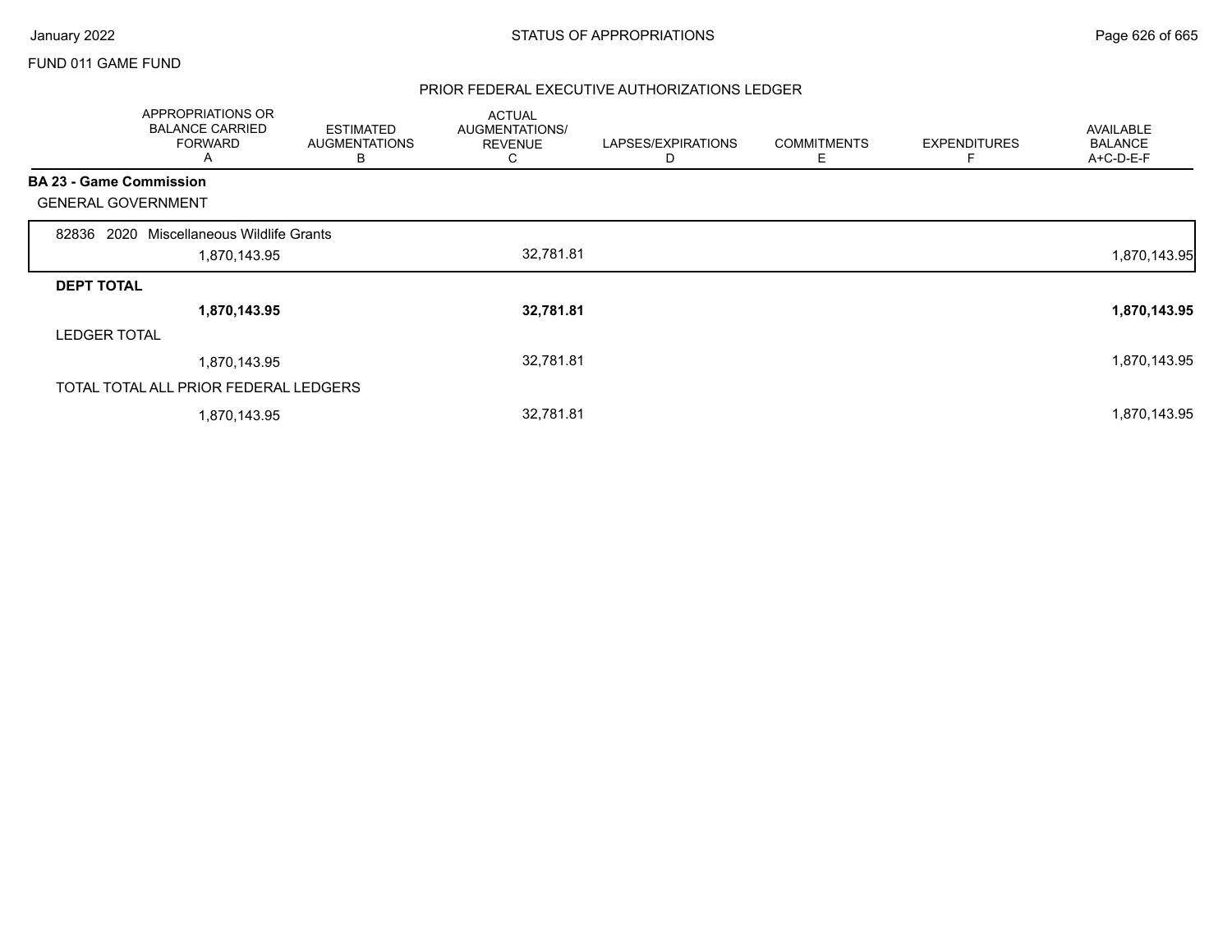FUND 011 GAME FUND

## PRIOR FEDERAL EXECUTIVE AUTHORIZATIONS LEDGER

| | APPROPRIATIONS OR BALANCE CARRIED FORWARD A | ESTIMATED AUGMENTATIONS B | ACTUAL AUGMENTATIONS/ REVENUE C | LAPSES/EXPIRATIONS D | COMMITMENTS E | EXPENDITURES F | AVAILABLE BALANCE A+C-D-E-F |
|---|---|---|---|---|---|---|---|
| **BA 23 - Game Commission** | | | | | | | |
| GENERAL GOVERNMENT | | | | | | | |
| 82836 2020 Miscellaneous Wildlife Grants | 1,870,143.95 | | 32,781.81 | | | | 1,870,143.95 |
| **DEPT TOTAL** | **1,870,143.95** | | **32,781.81** | | | | **1,870,143.95** |
| LEDGER TOTAL | 1,870,143.95 | | 32,781.81 | | | | 1,870,143.95 |
| TOTAL TOTAL ALL PRIOR FEDERAL LEDGERS | 1,870,143.95 | | 32,781.81 | | | | 1,870,143.95 |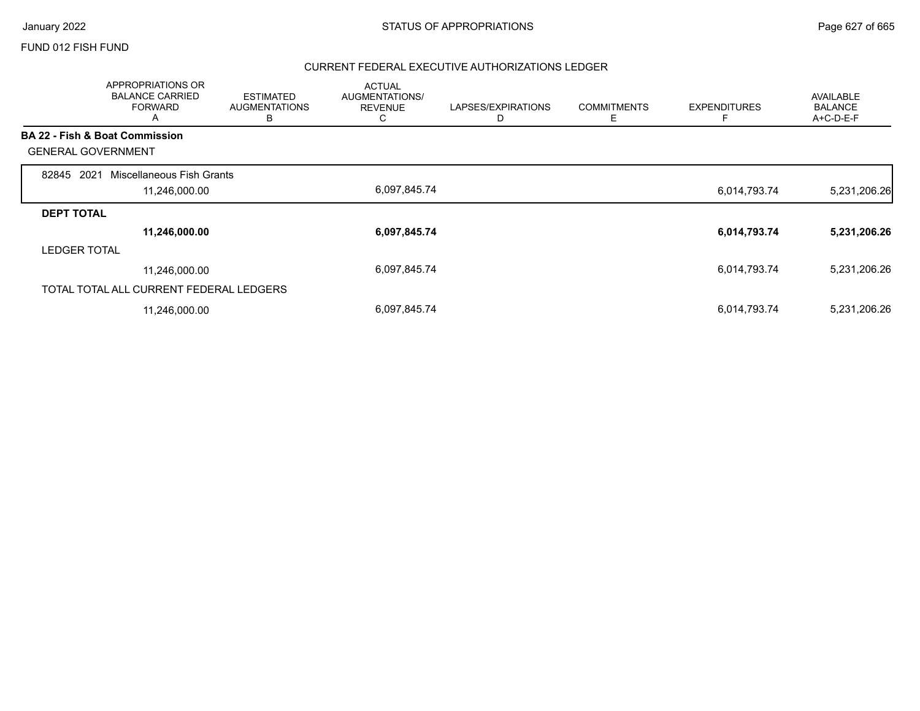FUND 012 FISH FUND

STATUS OF APPROPRIATIONS

## CURRENT FEDERAL EXECUTIVE AUTHORIZATIONS LEDGER

| | APPROPRIATIONS OR BALANCE CARRIED FORWARD A | ESTIMATED AUGMENTATIONS B | ACTUAL AUGMENTATIONS/ REVENUE C | LAPSES/EXPIRATIONS D | COMMITMENTS E | EXPENDITURES F | AVAILABLE BALANCE A+C-D-E-F |
|---|---|---|---|---|---|---|---|
| **BA 22 - Fish & Boat Commission** | | | | | | | |
| GENERAL GOVERNMENT | | | | | | | |
| 82845 2021 Miscellaneous Fish Grants | 11,246,000.00 | | 6,097,845.74 | | | 6,014,793.74 | 5,231,206.26 |
| **DEPT TOTAL** | **11,246,000.00** | | **6,097,845.74** | | | **6,014,793.74** | **5,231,206.26** |
| LEDGER TOTAL | 11,246,000.00 | | 6,097,845.74 | | | 6,014,793.74 | 5,231,206.26 |
| TOTAL TOTAL ALL CURRENT FEDERAL LEDGERS | 11,246,000.00 | | 6,097,845.74 | | | 6,014,793.74 | 5,231,206.26 |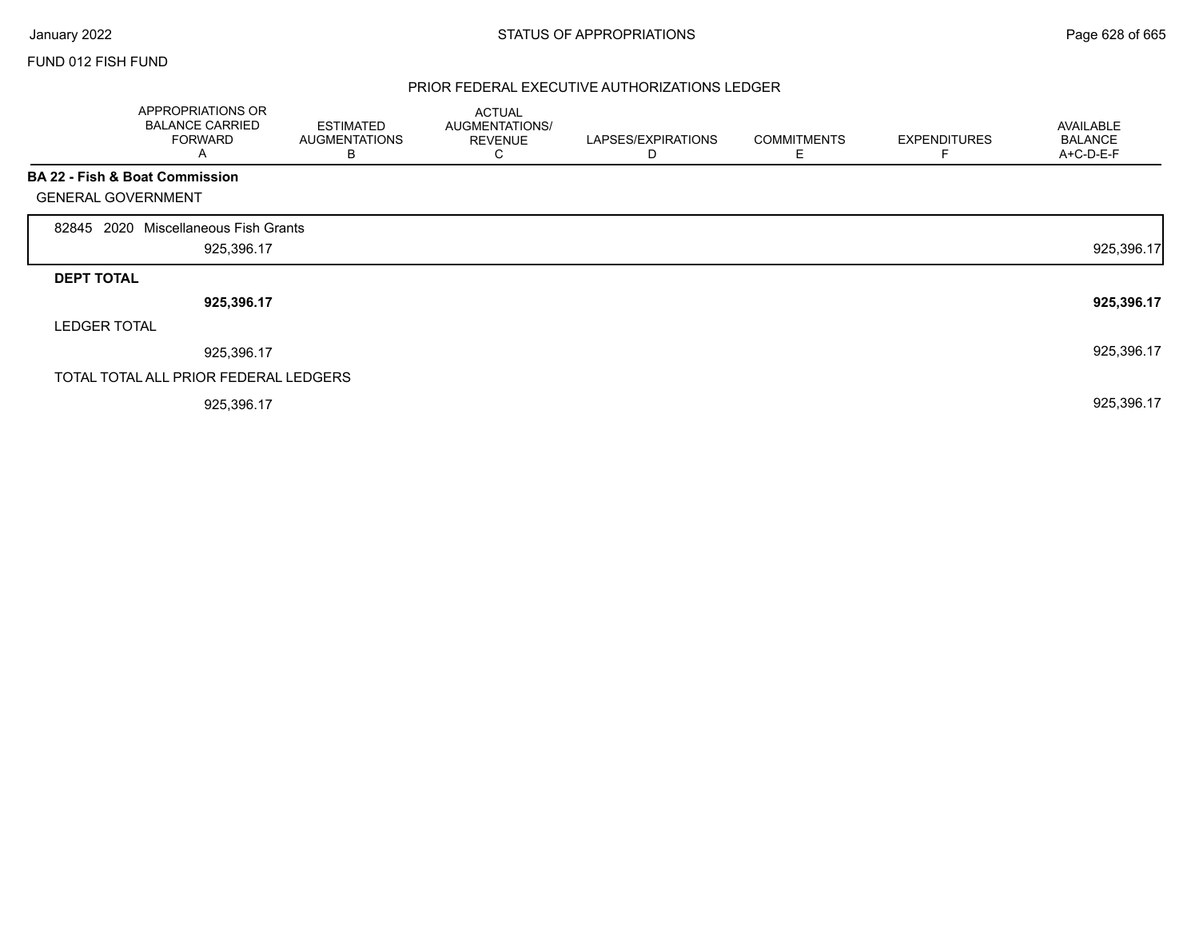FUND 012 FISH FUND

## PRIOR FEDERAL EXECUTIVE AUTHORIZATIONS LEDGER

| | APPROPRIATIONS OR BALANCE CARRIED FORWARD A | ESTIMATED AUGMENTATIONS B | ACTUAL AUGMENTATIONS/ REVENUE C | LAPSES/EXPIRATIONS D | COMMITMENTS E | EXPENDITURES F | AVAILABLE BALANCE A+C-D-E-F |
|---|---|---|---|---|---|---|---|
| **BA 22 - Fish & Boat Commission** | | | | | | | |
| GENERAL GOVERNMENT | | | | | | | |
| 82845 2020 Miscellaneous Fish Grants | | | | | | | |
| | 925,396.17 | | | | | | 925,396.17 |
| **DEPT TOTAL** | | | | | | | |
| | **925,396.17** | | | | | | **925,396.17** |
| LEDGER TOTAL | | | | | | | |
| | 925,396.17 | | | | | | 925,396.17 |
| TOTAL TOTAL ALL PRIOR FEDERAL LEDGERS | | | | | | | |
| | 925,396.17 | | | | | | 925,396.17 |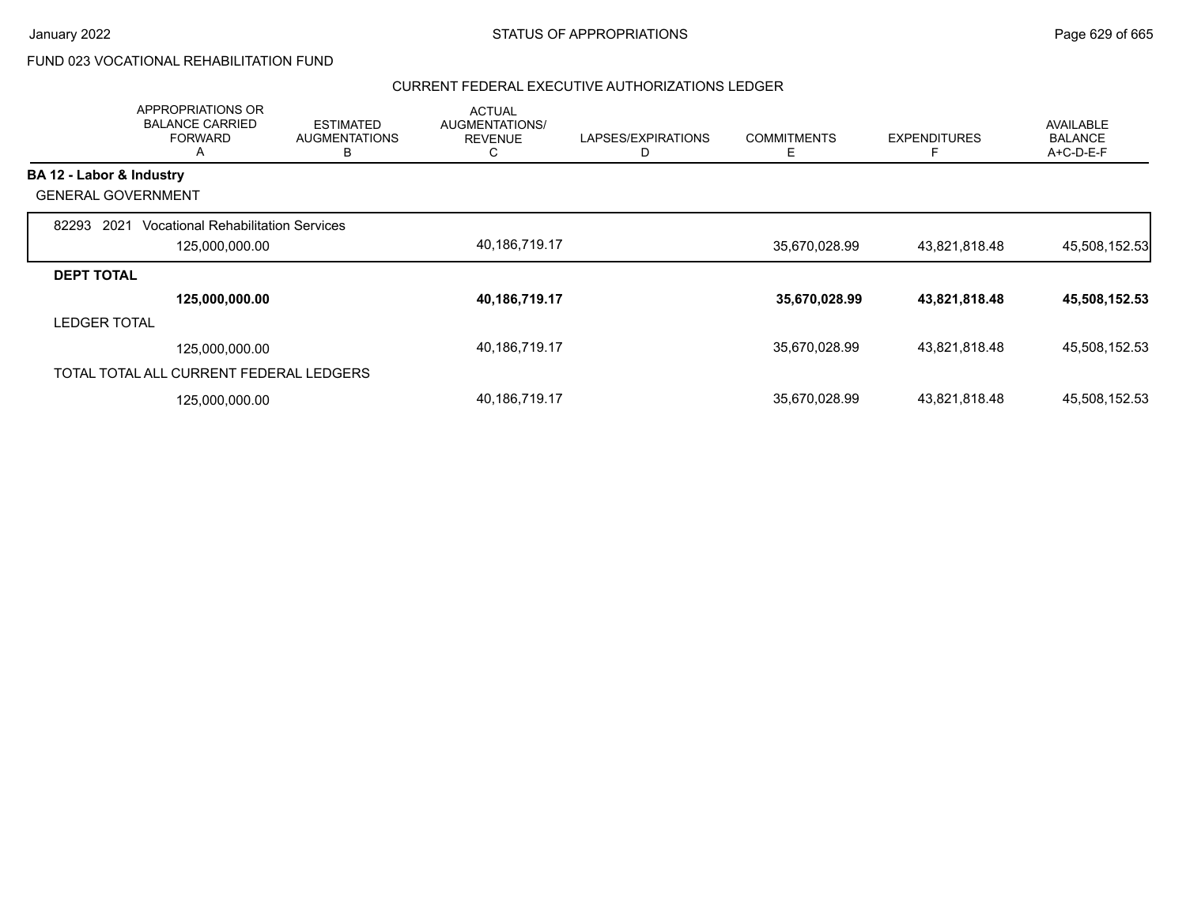FUND 023 VOCATIONAL REHABILITATION FUND

## CURRENT FEDERAL EXECUTIVE AUTHORIZATIONS LEDGER

| | APPROPRIATIONS OR BALANCE CARRIED FORWARD A | ESTIMATED AUGMENTATIONS B | ACTUAL AUGMENTATIONS/ REVENUE C | LAPSES/EXPIRATIONS D | COMMITMENTS E | EXPENDITURES F | AVAILABLE BALANCE A+C-D-E-F |
|---|---|---|---|---|---|---|---|
| **BA 12 - Labor & Industry** | | | | | | | |
| GENERAL GOVERNMENT | | | | | | | |
| 82293 2021 Vocational Rehabilitation Services | 125,000,000.00 | | 40,186,719.17 | | 35,670,028.99 | 43,821,818.48 | 45,508,152.53 |
| **DEPT TOTAL** | **125,000,000.00** | | **40,186,719.17** | | **35,670,028.99** | **43,821,818.48** | **45,508,152.53** |
| LEDGER TOTAL | 125,000,000.00 | | 40,186,719.17 | | 35,670,028.99 | 43,821,818.48 | 45,508,152.53 |
| TOTAL TOTAL ALL CURRENT FEDERAL LEDGERS | 125,000,000.00 | | 40,186,719.17 | | 35,670,028.99 | 43,821,818.48 | 45,508,152.53 |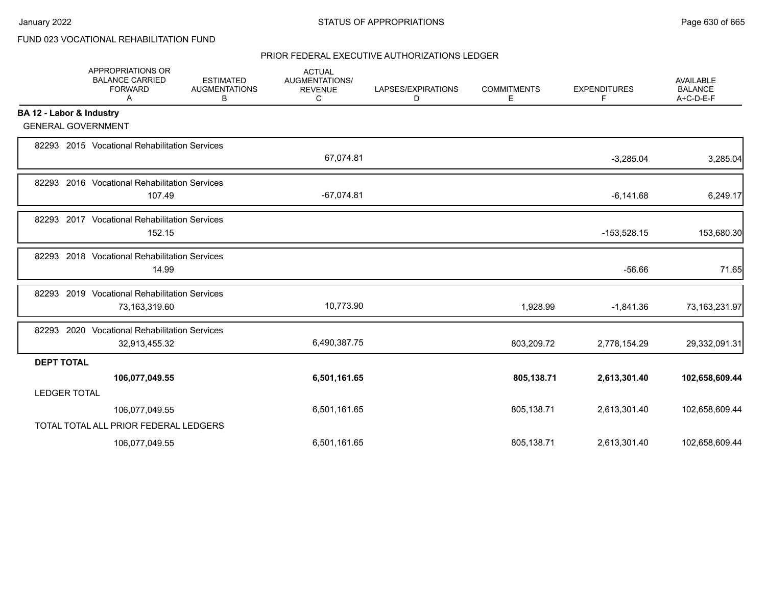FUND 023 VOCATIONAL REHABILITATION FUND

## PRIOR FEDERAL EXECUTIVE AUTHORIZATIONS LEDGER

| | APPROPRIATIONS OR BALANCE CARRIED FORWARD A | ESTIMATED AUGMENTATIONS B | ACTUAL AUGMENTATIONS/ REVENUE C | LAPSES/EXPIRATIONS D | COMMITMENTS E | EXPENDITURES F | AVAILABLE BALANCE A+C-D-E-F |
|---|---|---|---|---|---|---|---|
| **BA 12 - Labor & Industry** | | | | | | | |
| GENERAL GOVERNMENT | | | | | | | |
| 82293 2015 Vocational Rehabilitation Services | | | 67,074.81 | | | -3,285.04 | 3,285.04 |
| 82293 2016 Vocational Rehabilitation Services | 107.49 | | -67,074.81 | | | -6,141.68 | 6,249.17 |
| 82293 2017 Vocational Rehabilitation Services | 152.15 | | | | | -153,528.15 | 153,680.30 |
| 82293 2018 Vocational Rehabilitation Services | 14.99 | | | | | -56.66 | 71.65 |
| 82293 2019 Vocational Rehabilitation Services | 73,163,319.60 | | 10,773.90 | | 1,928.99 | -1,841.36 | 73,163,231.97 |
| 82293 2020 Vocational Rehabilitation Services | 32,913,455.32 | | 6,490,387.75 | | 803,209.72 | 2,778,154.29 | 29,332,091.31 |
| **DEPT TOTAL** | **106,077,049.55** | | **6,501,161.65** | | **805,138.71** | **2,613,301.40** | **102,658,609.44** |
| LEDGER TOTAL | 106,077,049.55 | | 6,501,161.65 | | 805,138.71 | 2,613,301.40 | 102,658,609.44 |
| TOTAL TOTAL ALL PRIOR FEDERAL LEDGERS | 106,077,049.55 | | 6,501,161.65 | | 805,138.71 | 2,613,301.40 | 102,658,609.44 |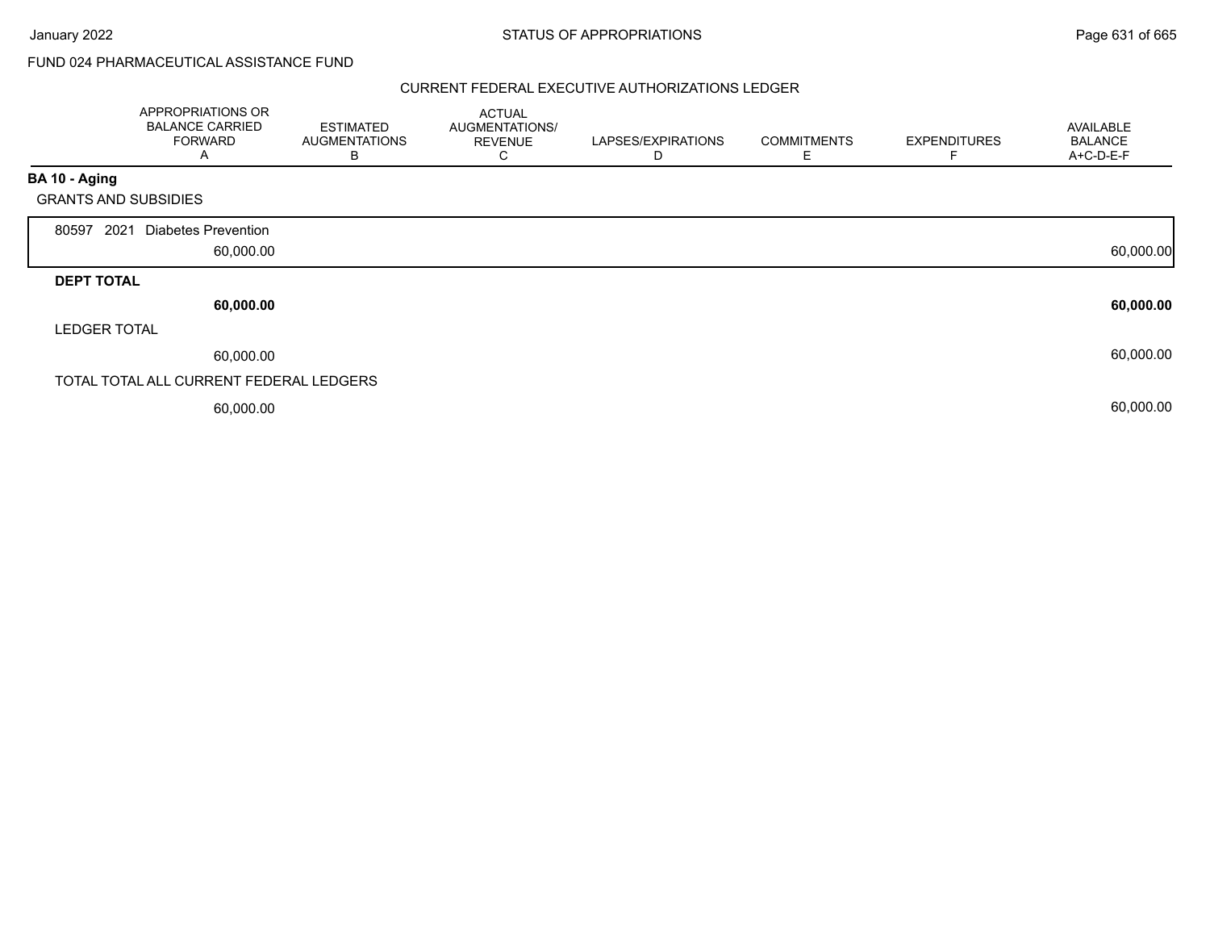FUND 024 PHARMACEUTICAL ASSISTANCE FUND

## CURRENT FEDERAL EXECUTIVE AUTHORIZATIONS LEDGER

| | APPROPRIATIONS OR BALANCE CARRIED FORWARD A | ESTIMATED AUGMENTATIONS B | ACTUAL AUGMENTATIONS/ REVENUE C | LAPSES/EXPIRATIONS D | COMMITMENTS E | EXPENDITURES F | AVAILABLE BALANCE A+C-D-E-F |
|---|---|---|---|---|---|---|---|
| **BA 10 - Aging** | | | | | | | |
| GRANTS AND SUBSIDIES | | | | | | | |
| 80597 2021 Diabetes Prevention | 60,000.00 | | | | | | 60,000.00 |
| **DEPT TOTAL** | **60,000.00** | | | | | | **60,000.00** |
| LEDGER TOTAL | 60,000.00 | | | | | | 60,000.00 |
| TOTAL TOTAL ALL CURRENT FEDERAL LEDGERS | 60,000.00 | | | | | | 60,000.00 |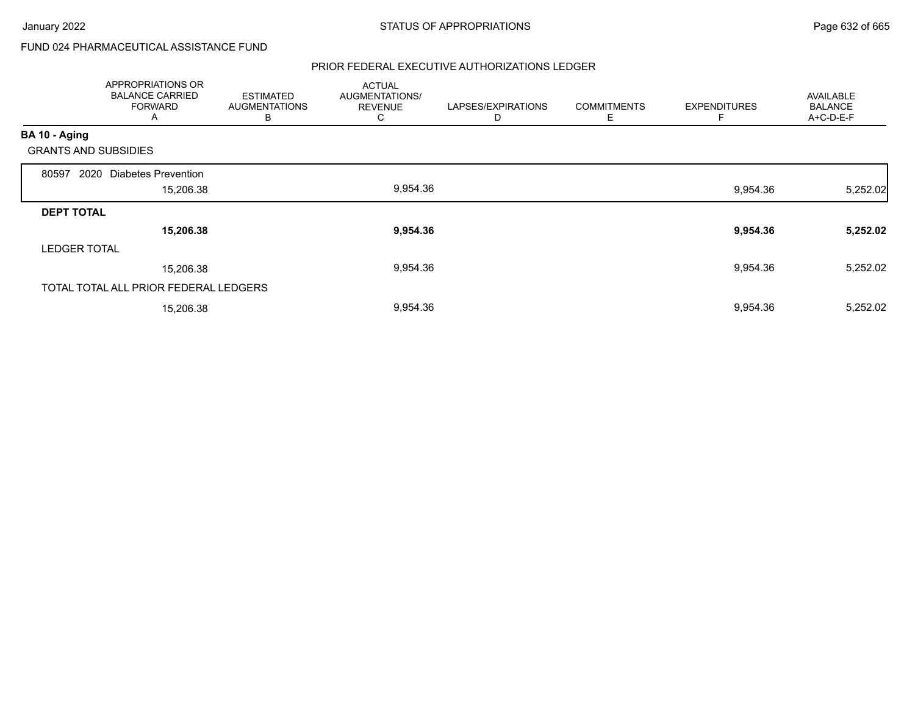FUND 024 PHARMACEUTICAL ASSISTANCE FUND

## PRIOR FEDERAL EXECUTIVE AUTHORIZATIONS LEDGER

| | APPROPRIATIONS OR BALANCE CARRIED FORWARD A | ESTIMATED AUGMENTATIONS B | ACTUAL AUGMENTATIONS/ REVENUE C | LAPSES/EXPIRATIONS D | COMMITMENTS E | EXPENDITURES F | AVAILABLE BALANCE A+C-D-E-F |
|---|---|---|---|---|---|---|---|
| **BA 10 - Aging** | | | | | | | |
| GRANTS AND SUBSIDIES | | | | | | | |
| 80597 2020 Diabetes Prevention | 15,206.38 | | 9,954.36 | | | 9,954.36 | 5,252.02 |
| **DEPT TOTAL** | **15,206.38** | | **9,954.36** | | | **9,954.36** | **5,252.02** |
| LEDGER TOTAL | 15,206.38 | | 9,954.36 | | | 9,954.36 | 5,252.02 |
| TOTAL TOTAL ALL PRIOR FEDERAL LEDGERS | 15,206.38 | | 9,954.36 | | | 9,954.36 | 5,252.02 |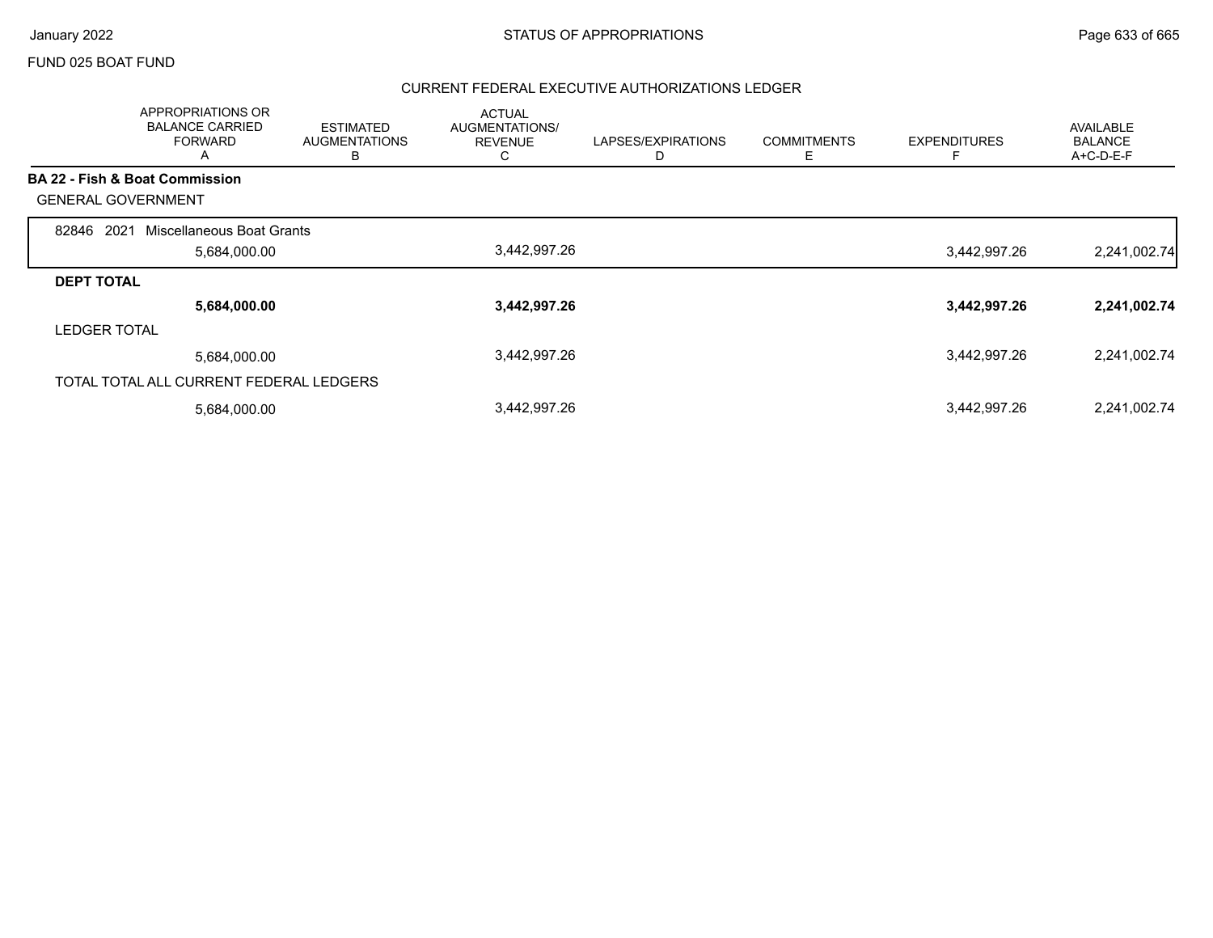FUND 025 BOAT FUND

CURRENT FEDERAL EXECUTIVE AUTHORIZATIONS LEDGER

| | APPROPRIATIONS OR BALANCE CARRIED FORWARD A | ESTIMATED AUGMENTATIONS B | ACTUAL AUGMENTATIONS/ REVENUE C | LAPSES/EXPIRATIONS D | COMMITMENTS E | EXPENDITURES F | AVAILABLE BALANCE A+C-D-E-F |
|---|---|---|---|---|---|---|---|
| **BA 22 - Fish & Boat Commission** | | | | | | | |
| GENERAL GOVERNMENT | | | | | | | |
| 82846 2021 Miscellaneous Boat Grants | 5,684,000.00 | | 3,442,997.26 | | | 3,442,997.26 | 2,241,002.74 |
| **DEPT TOTAL** | **5,684,000.00** | | **3,442,997.26** | | | **3,442,997.26** | **2,241,002.74** |
| LEDGER TOTAL | 5,684,000.00 | | 3,442,997.26 | | | 3,442,997.26 | 2,241,002.74 |
| TOTAL TOTAL ALL CURRENT FEDERAL LEDGERS | 5,684,000.00 | | 3,442,997.26 | | | 3,442,997.26 | 2,241,002.74 |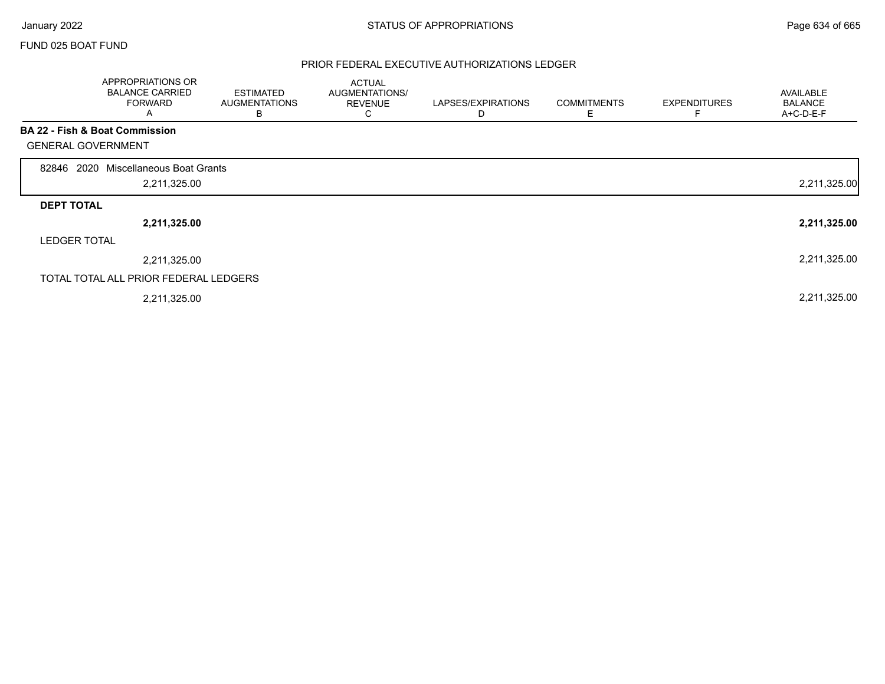FUND 025 BOAT FUND

## PRIOR FEDERAL EXECUTIVE AUTHORIZATIONS LEDGER

| | APPROPRIATIONS OR BALANCE CARRIED FORWARD A | ESTIMATED AUGMENTATIONS B | ACTUAL AUGMENTATIONS/ REVENUE C | LAPSES/EXPIRATIONS D | COMMITMENTS E | EXPENDITURES F | AVAILABLE BALANCE A+C-D-E-F |
|---|---|---|---|---|---|---|---|
| **BA 22 - Fish & Boat Commission** | | | | | | | |
| GENERAL GOVERNMENT | | | | | | | |
| 82846 2020 Miscellaneous Boat Grants | 2,211,325.00 | | | | | | 2,211,325.00 |
| **DEPT TOTAL** | **2,211,325.00** | | | | | | **2,211,325.00** |
| LEDGER TOTAL | 2,211,325.00 | | | | | | 2,211,325.00 |
| TOTAL TOTAL ALL PRIOR FEDERAL LEDGERS | 2,211,325.00 | | | | | | 2,211,325.00 |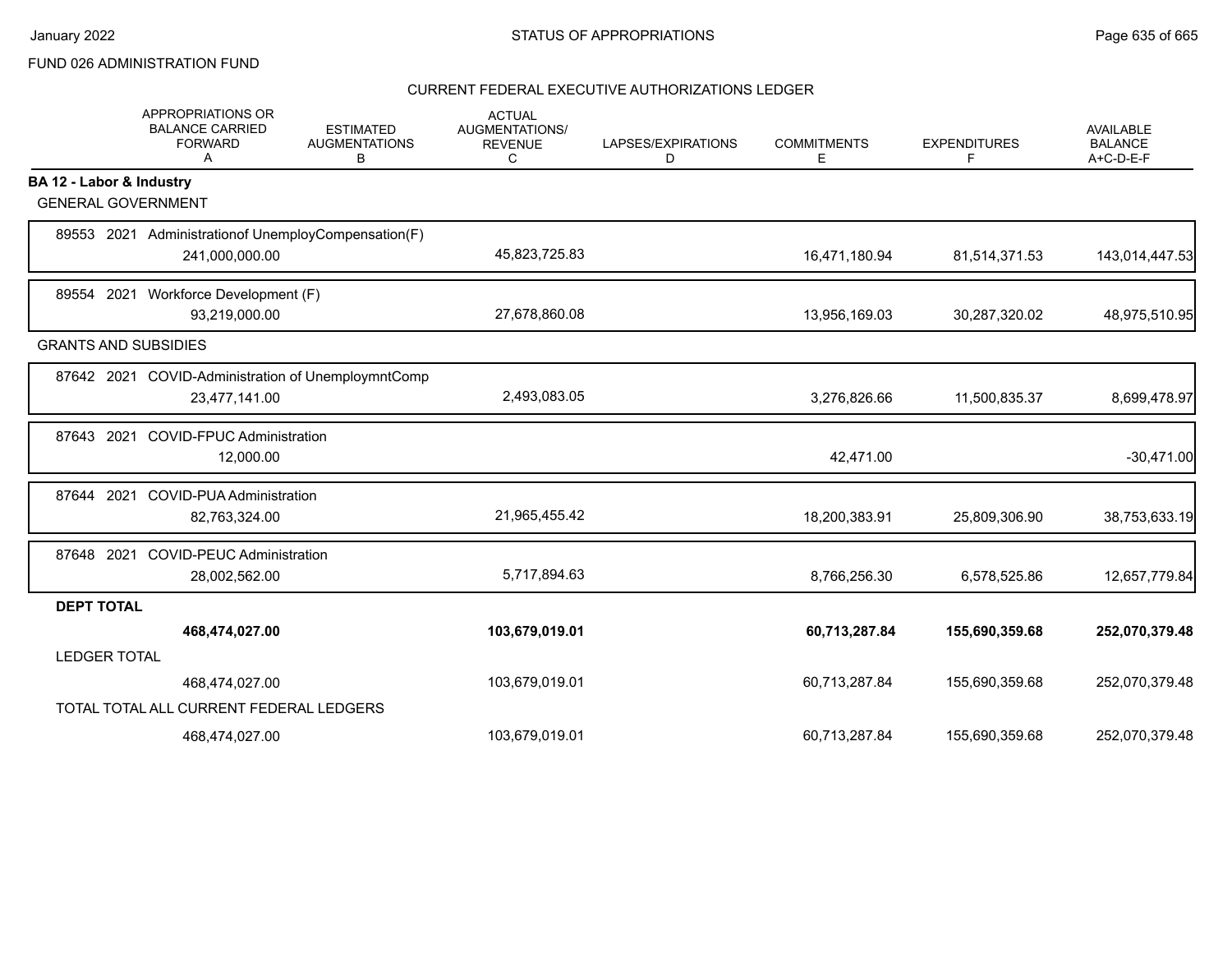FUND 026 ADMINISTRATION FUND

## STATUS OF APPROPRIATIONS

### CURRENT FEDERAL EXECUTIVE AUTHORIZATIONS LEDGER

| | APPROPRIATIONS OR BALANCE CARRIED FORWARD A | ESTIMATED AUGMENTATIONS B | ACTUAL AUGMENTATIONS/ REVENUE C | LAPSES/EXPIRATIONS D | COMMITMENTS E | EXPENDITURES F | AVAILABLE BALANCE A+C-D-E-F |
|---|---|---|---|---|---|---|---|
| **BA 12 - Labor & Industry** | | | | | | | |
| GENERAL GOVERNMENT | | | | | | | |
| 89553 2021 Administrationof UnemployCompensation(F) | 241,000,000.00 | | 45,823,725.83 | | 16,471,180.94 | 81,514,371.53 | 143,014,447.53 |
| 89554 2021 Workforce Development (F) | 93,219,000.00 | | 27,678,860.08 | | 13,956,169.03 | 30,287,320.02 | 48,975,510.95 |
| GRANTS AND SUBSIDIES | | | | | | | |
| 87642 2021 COVID-Administration of UnemploymntComp | 23,477,141.00 | | 2,493,083.05 | | 3,276,826.66 | 11,500,835.37 | 8,699,478.97 |
| 87643 2021 COVID-FPUC Administration | 12,000.00 | | | | 42,471.00 | | -30,471.00 |
| 87644 2021 COVID-PUA Administration | 82,763,324.00 | | 21,965,455.42 | | 18,200,383.91 | 25,809,306.90 | 38,753,633.19 |
| 87648 2021 COVID-PEUC Administration | 28,002,562.00 | | 5,717,894.63 | | 8,766,256.30 | 6,578,525.86 | 12,657,779.84 |
| **DEPT TOTAL** | **468,474,027.00** | | **103,679,019.01** | | **60,713,287.84** | **155,690,359.68** | **252,070,379.48** |
| LEDGER TOTAL | 468,474,027.00 | | 103,679,019.01 | | 60,713,287.84 | 155,690,359.68 | 252,070,379.48 |
| TOTAL TOTAL ALL CURRENT FEDERAL LEDGERS | 468,474,027.00 | | 103,679,019.01 | | 60,713,287.84 | 155,690,359.68 | 252,070,379.48 |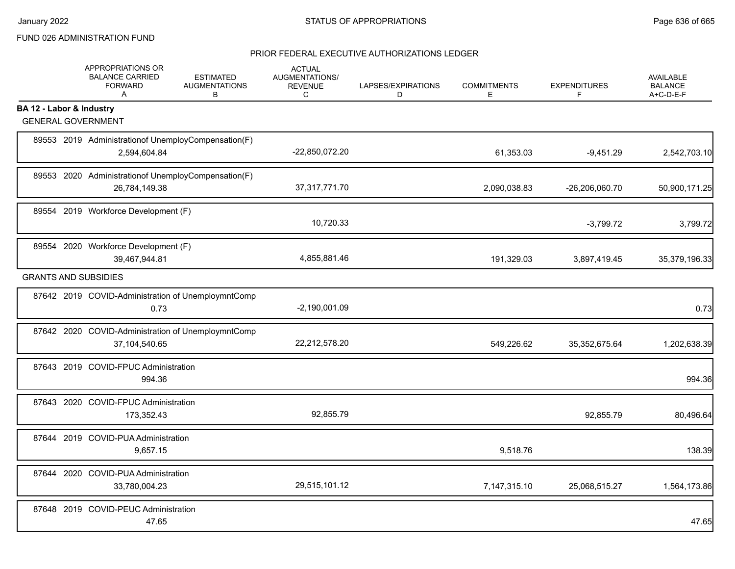FUND 026 ADMINISTRATION FUND

## PRIOR FEDERAL EXECUTIVE AUTHORIZATIONS LEDGER

| | APPROPRIATIONS OR BALANCE CARRIED FORWARD A | ESTIMATED AUGMENTATIONS B | ACTUAL AUGMENTATIONS/ REVENUE C | LAPSES/EXPIRATIONS D | COMMITMENTS E | EXPENDITURES F | AVAILABLE BALANCE A+C-D-E-F |
|---|---|---|---|---|---|---|---|
| **BA 12 - Labor & Industry** | | | | | | | |
| GENERAL GOVERNMENT | | | | | | | |
| 89553 2019 Administrationof UnemployCompensation(F) | 2,594,604.84 | | -22,850,072.20 | | 61,353.03 | -9,451.29 | 2,542,703.10 |
| 89553 2020 Administrationof UnemployCompensation(F) | 26,784,149.38 | | 37,317,771.70 | | 2,090,038.83 | -26,206,060.70 | 50,900,171.25 |
| 89554 2019 Workforce Development (F) | | | 10,720.33 | | | -3,799.72 | 3,799.72 |
| 89554 2020 Workforce Development (F) | 39,467,944.81 | | 4,855,881.46 | | 191,329.03 | 3,897,419.45 | 35,379,196.33 |
| GRANTS AND SUBSIDIES | | | | | | | |
| 87642 2019 COVID-Administration of UnemploymntComp | 0.73 | | -2,190,001.09 | | | | 0.73 |
| 87642 2020 COVID-Administration of UnemploymntComp | 37,104,540.65 | | 22,212,578.20 | | 549,226.62 | 35,352,675.64 | 1,202,638.39 |
| 87643 2019 COVID-FPUC Administration | 994.36 | | | | | | 994.36 |
| 87643 2020 COVID-FPUC Administration | 173,352.43 | | 92,855.79 | | | 92,855.79 | 80,496.64 |
| 87644 2019 COVID-PUA Administration | 9,657.15 | | | | 9,518.76 | | 138.39 |
| 87644 2020 COVID-PUA Administration | 33,780,004.23 | | 29,515,101.12 | | 7,147,315.10 | 25,068,515.27 | 1,564,173.86 |
| 87648 2019 COVID-PEUC Administration | 47.65 | | | | | | 47.65 |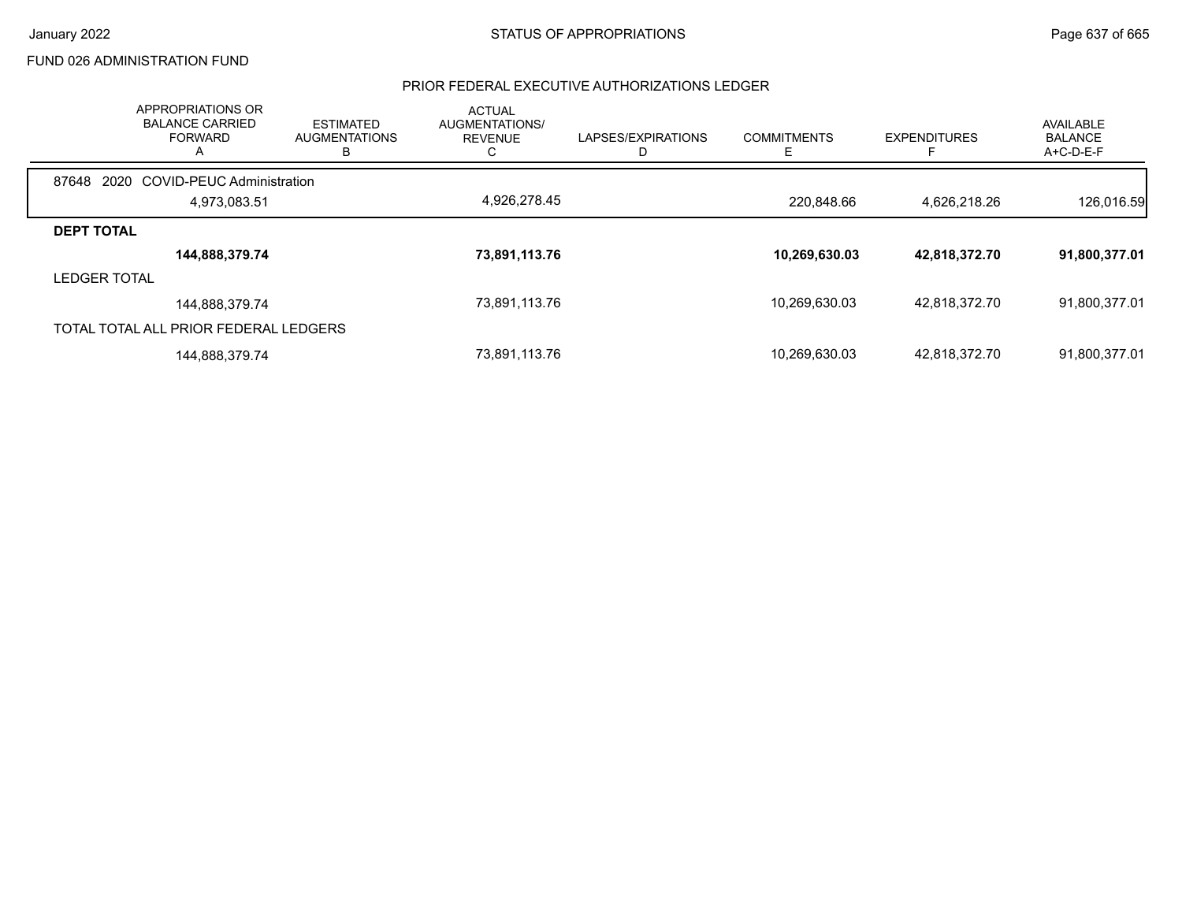FUND 026 ADMINISTRATION FUND

## PRIOR FEDERAL EXECUTIVE AUTHORIZATIONS LEDGER

| | APPROPRIATIONS OR BALANCE CARRIED FORWARD A | ESTIMATED AUGMENTATIONS B | ACTUAL AUGMENTATIONS/ REVENUE C | LAPSES/EXPIRATIONS D | COMMITMENTS E | EXPENDITURES F | AVAILABLE BALANCE A+C-D-E-F |
|---|---|---|---|---|---|---|---|
| 87648 2020 COVID-PEUC Administration | | | | | | | |
| | 4,973,083.51 | | 4,926,278.45 | | 220,848.66 | 4,626,218.26 | 126,016.59 |
| **DEPT TOTAL** | | | | | | | |
| | **144,888,379.74** | | **73,891,113.76** | | **10,269,630.03** | **42,818,372.70** | **91,800,377.01** |
| LEDGER TOTAL | | | | | | | |
| | 144,888,379.74 | | 73,891,113.76 | | 10,269,630.03 | 42,818,372.70 | 91,800,377.01 |
| TOTAL TOTAL ALL PRIOR FEDERAL LEDGERS | | | | | | | |
| | 144,888,379.74 | | 73,891,113.76 | | 10,269,630.03 | 42,818,372.70 | 91,800,377.01 |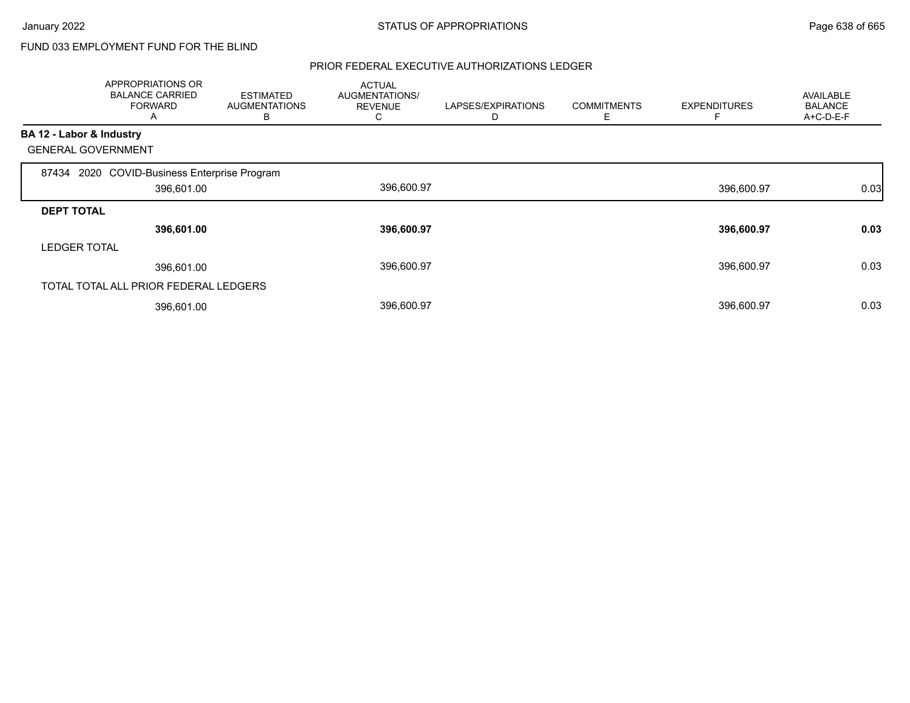FUND 033 EMPLOYMENT FUND FOR THE BLIND

## PRIOR FEDERAL EXECUTIVE AUTHORIZATIONS LEDGER

| | APPROPRIATIONS OR BALANCE CARRIED FORWARD A | ESTIMATED AUGMENTATIONS B | ACTUAL AUGMENTATIONS/ REVENUE C | LAPSES/EXPIRATIONS D | COMMITMENTS E | EXPENDITURES F | AVAILABLE BALANCE A+C-D-E-F |
|---|---|---|---|---|---|---|---|
| **BA 12 - Labor & Industry** | | | | | | | |
| GENERAL GOVERNMENT | | | | | | | |
| 87434 2020 COVID-Business Enterprise Program | 396,601.00 | | 396,600.97 | | | 396,600.97 | 0.03 |
| **DEPT TOTAL** | **396,601.00** | | **396,600.97** | | | **396,600.97** | **0.03** |
| LEDGER TOTAL | 396,601.00 | | 396,600.97 | | | 396,600.97 | 0.03 |
| TOTAL TOTAL ALL PRIOR FEDERAL LEDGERS | 396,601.00 | | 396,600.97 | | | 396,600.97 | 0.03 |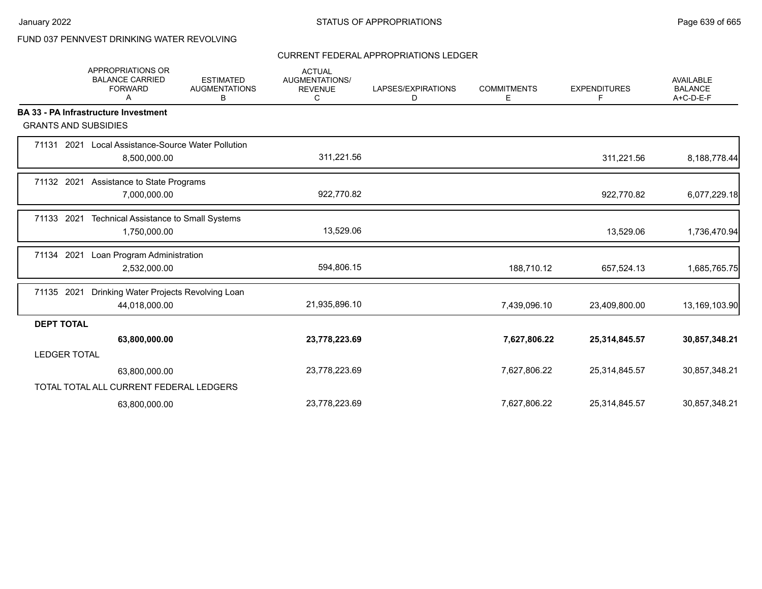FUND 037 PENNVEST DRINKING WATER REVOLVING

CURRENT FEDERAL APPROPRIATIONS LEDGER

| | APPROPRIATIONS OR BALANCE CARRIED FORWARD A | ESTIMATED AUGMENTATIONS B | ACTUAL AUGMENTATIONS/ REVENUE C | LAPSES/EXPIRATIONS D | COMMITMENTS E | EXPENDITURES F | AVAILABLE BALANCE A+C-D-E-F |
|---|---|---|---|---|---|---|---|
| **BA 33 - PA Infrastructure Investment** | | | | | | | |
| GRANTS AND SUBSIDIES | | | | | | | |
| 71131 2021 Local Assistance-Source Water Pollution | 8,500,000.00 | | 311,221.56 | | | 311,221.56 | 8,188,778.44 |
| 71132 2021 Assistance to State Programs | 7,000,000.00 | | 922,770.82 | | | 922,770.82 | 6,077,229.18 |
| 71133 2021 Technical Assistance to Small Systems | 1,750,000.00 | | 13,529.06 | | | 13,529.06 | 1,736,470.94 |
| 71134 2021 Loan Program Administration | 2,532,000.00 | | 594,806.15 | | 188,710.12 | 657,524.13 | 1,685,765.75 |
| 71135 2021 Drinking Water Projects Revolving Loan | 44,018,000.00 | | 21,935,896.10 | | 7,439,096.10 | 23,409,800.00 | 13,169,103.90 |
| **DEPT TOTAL** | **63,800,000.00** | | **23,778,223.69** | | **7,627,806.22** | **25,314,845.57** | **30,857,348.21** |
| LEDGER TOTAL | 63,800,000.00 | | 23,778,223.69 | | 7,627,806.22 | 25,314,845.57 | 30,857,348.21 |
| TOTAL TOTAL ALL CURRENT FEDERAL LEDGERS | 63,800,000.00 | | 23,778,223.69 | | 7,627,806.22 | 25,314,845.57 | 30,857,348.21 |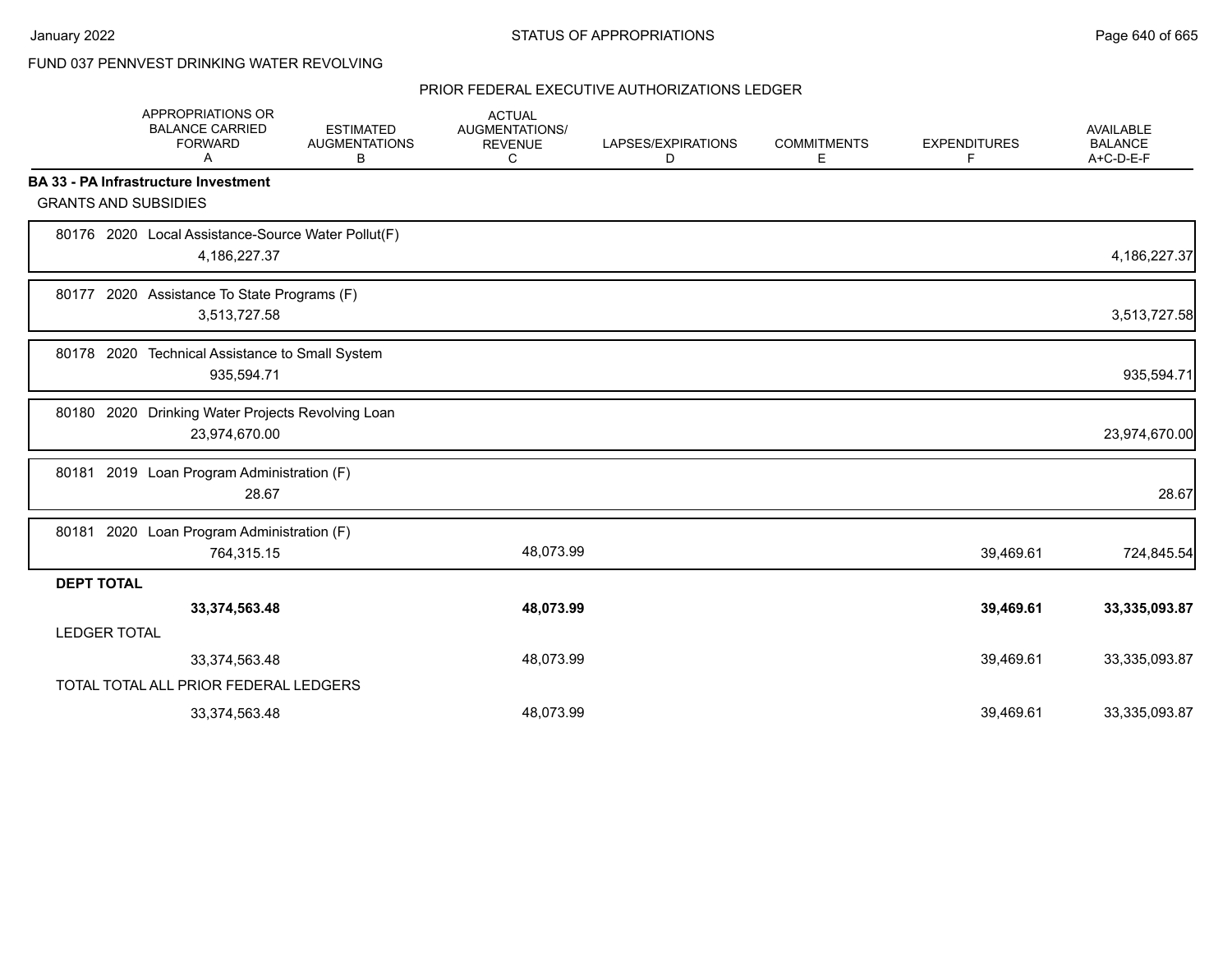FUND 037 PENNVEST DRINKING WATER REVOLVING

PRIOR FEDERAL EXECUTIVE AUTHORIZATIONS LEDGER

| | APPROPRIATIONS OR BALANCE CARRIED FORWARD A | ESTIMATED AUGMENTATIONS B | ACTUAL AUGMENTATIONS/ REVENUE C | LAPSES/EXPIRATIONS D | COMMITMENTS E | EXPENDITURES F | AVAILABLE BALANCE A+C-D-E-F |
|---|---|---|---|---|---|---|---|
| **BA 33 - PA Infrastructure Investment** | | | | | | | |
| GRANTS AND SUBSIDIES | | | | | | | |
| 80176 2020 Local Assistance-Source Water Pollut(F) | 4,186,227.37 | | | | | | 4,186,227.37 |
| 80177 2020 Assistance To State Programs (F) | 3,513,727.58 | | | | | | 3,513,727.58 |
| 80178 2020 Technical Assistance to Small System | 935,594.71 | | | | | | 935,594.71 |
| 80180 2020 Drinking Water Projects Revolving Loan | 23,974,670.00 | | | | | | 23,974,670.00 |
| 80181 2019 Loan Program Administration (F) | 28.67 | | | | | | 28.67 |
| 80181 2020 Loan Program Administration (F) | 764,315.15 | | 48,073.99 | | | 39,469.61 | 724,845.54 |
| **DEPT TOTAL** | **33,374,563.48** | | **48,073.99** | | | **39,469.61** | **33,335,093.87** |
| LEDGER TOTAL | 33,374,563.48 | | 48,073.99 | | | 39,469.61 | 33,335,093.87 |
| TOTAL TOTAL ALL PRIOR FEDERAL LEDGERS | 33,374,563.48 | | 48,073.99 | | | 39,469.61 | 33,335,093.87 |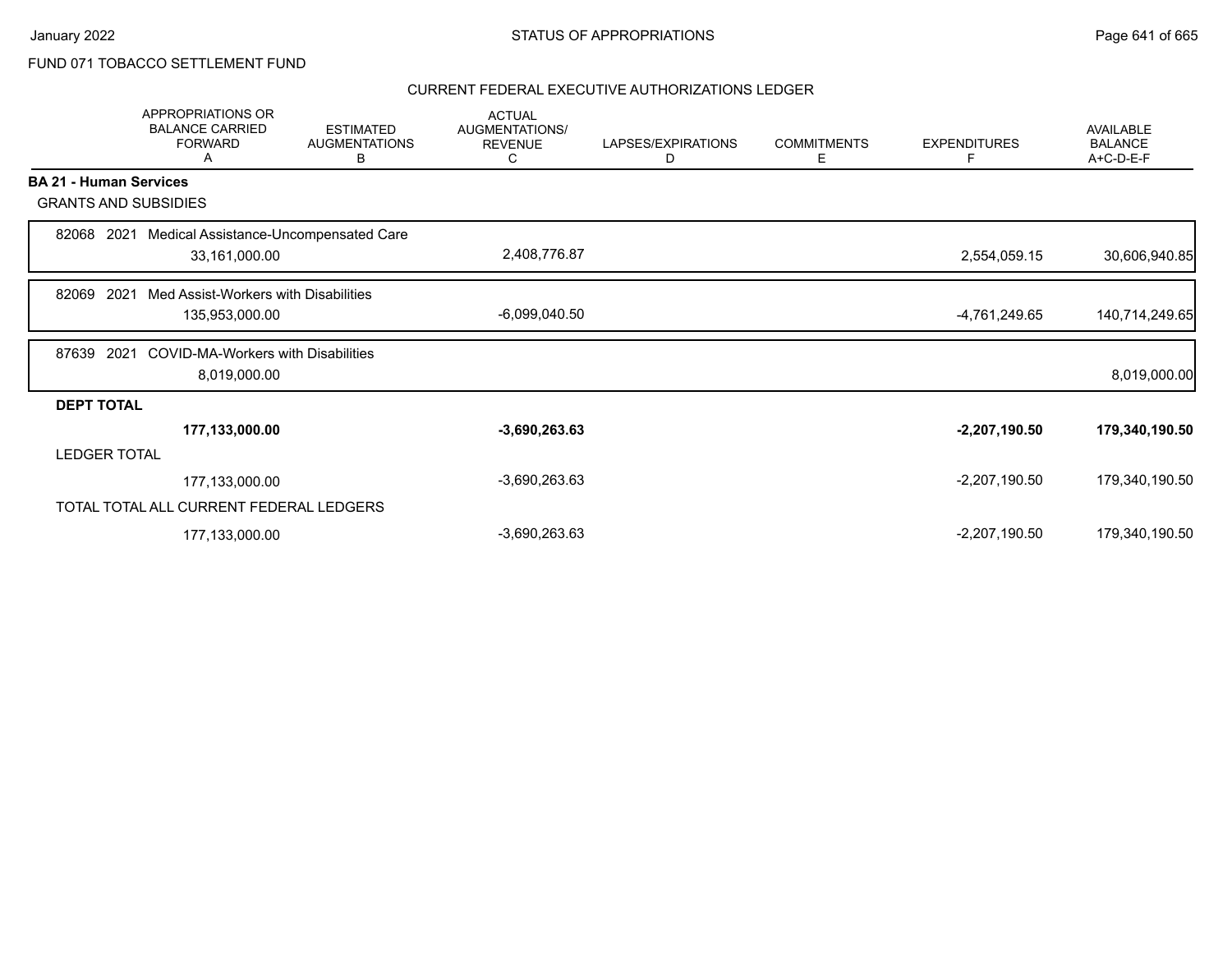FUND 071 TOBACCO SETTLEMENT FUND

CURRENT FEDERAL EXECUTIVE AUTHORIZATIONS LEDGER

| | APPROPRIATIONS OR BALANCE CARRIED FORWARD A | ESTIMATED AUGMENTATIONS B | ACTUAL AUGMENTATIONS/ REVENUE C | LAPSES/EXPIRATIONS D | COMMITMENTS E | EXPENDITURES F | AVAILABLE BALANCE A+C-D-E-F |
|---|---|---|---|---|---|---|---|
| **BA 21 - Human Services** | | | | | | | |
| GRANTS AND SUBSIDIES | | | | | | | |
| 82068 2021 Medical Assistance-Uncompensated Care | 33,161,000.00 | | 2,408,776.87 | | | 2,554,059.15 | 30,606,940.85 |
| 82069 2021 Med Assist-Workers with Disabilities | 135,953,000.00 | | -6,099,040.50 | | | -4,761,249.65 | 140,714,249.65 |
| 87639 2021 COVID-MA-Workers with Disabilities | 8,019,000.00 | | | | | | 8,019,000.00 |
| **DEPT TOTAL** | **177,133,000.00** | | **-3,690,263.63** | | | **-2,207,190.50** | **179,340,190.50** |
| LEDGER TOTAL | 177,133,000.00 | | -3,690,263.63 | | | -2,207,190.50 | 179,340,190.50 |
| TOTAL TOTAL ALL CURRENT FEDERAL LEDGERS | 177,133,000.00 | | -3,690,263.63 | | | -2,207,190.50 | 179,340,190.50 |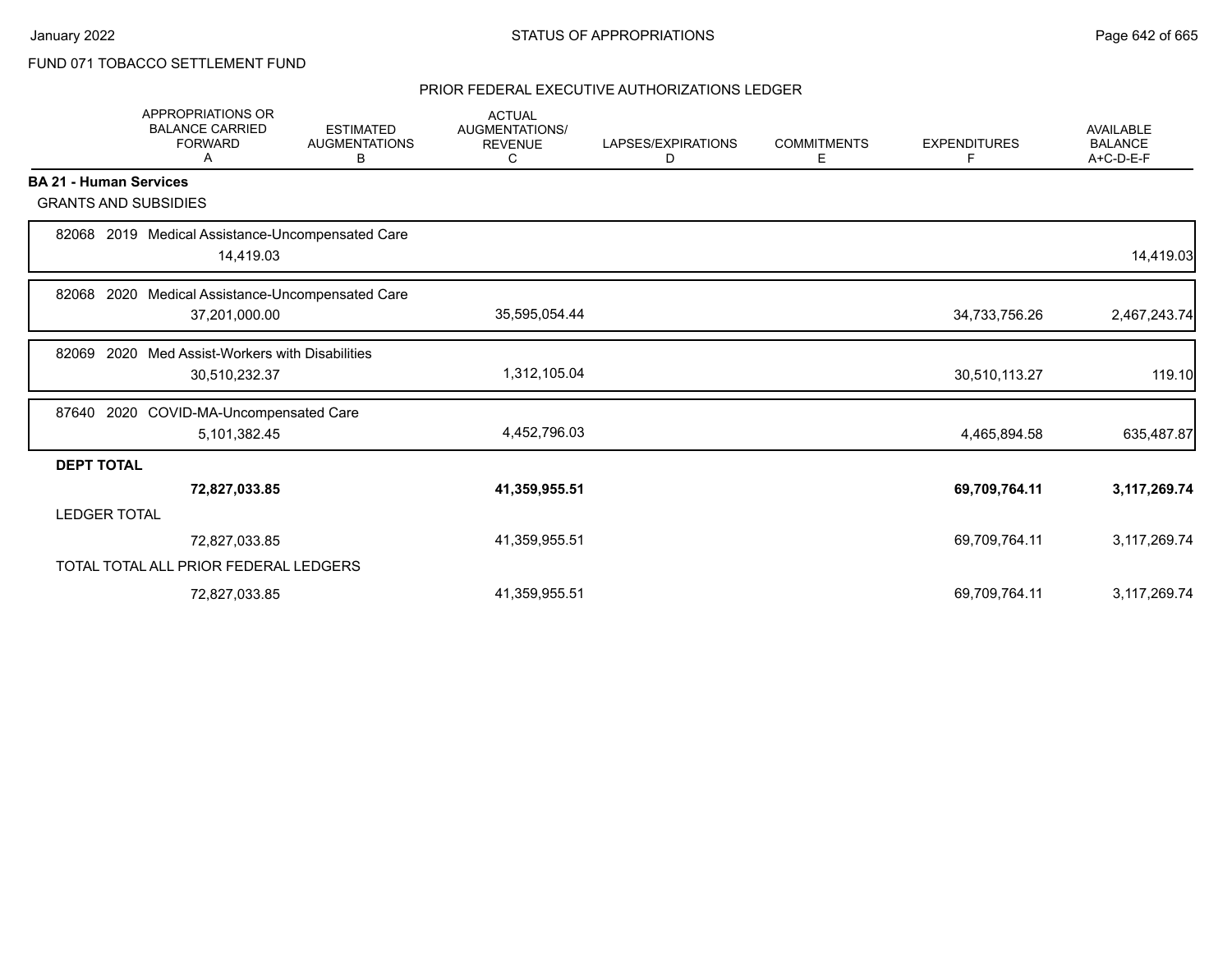FUND 071 TOBACCO SETTLEMENT FUND

STATUS OF APPROPRIATIONS

January 2022

PRIOR FEDERAL EXECUTIVE AUTHORIZATIONS LEDGER

| | APPROPRIATIONS OR BALANCE CARRIED FORWARD A | ESTIMATED AUGMENTATIONS B | ACTUAL AUGMENTATIONS/ REVENUE C | LAPSES/EXPIRATIONS D | COMMITMENTS E | EXPENDITURES F | AVAILABLE BALANCE A+C-D-E-F |
|---|---|---|---|---|---|---|---|
| **BA 21 - Human Services** | | | | | | | |
| GRANTS AND SUBSIDIES | | | | | | | |
| 82068 2019 Medical Assistance-Uncompensated Care | 14,419.03 | | | | | | 14,419.03 |
| 82068 2020 Medical Assistance-Uncompensated Care | 37,201,000.00 | | 35,595,054.44 | | | 34,733,756.26 | 2,467,243.74 |
| 82069 2020 Med Assist-Workers with Disabilities | 30,510,232.37 | | 1,312,105.04 | | | 30,510,113.27 | 119.10 |
| 87640 2020 COVID-MA-Uncompensated Care | 5,101,382.45 | | 4,452,796.03 | | | 4,465,894.58 | 635,487.87 |
| **DEPT TOTAL** | **72,827,033.85** | | **41,359,955.51** | | | **69,709,764.11** | **3,117,269.74** |
| LEDGER TOTAL | 72,827,033.85 | | 41,359,955.51 | | | 69,709,764.11 | 3,117,269.74 |
| TOTAL TOTAL ALL PRIOR FEDERAL LEDGERS | 72,827,033.85 | | 41,359,955.51 | | | 69,709,764.11 | 3,117,269.74 |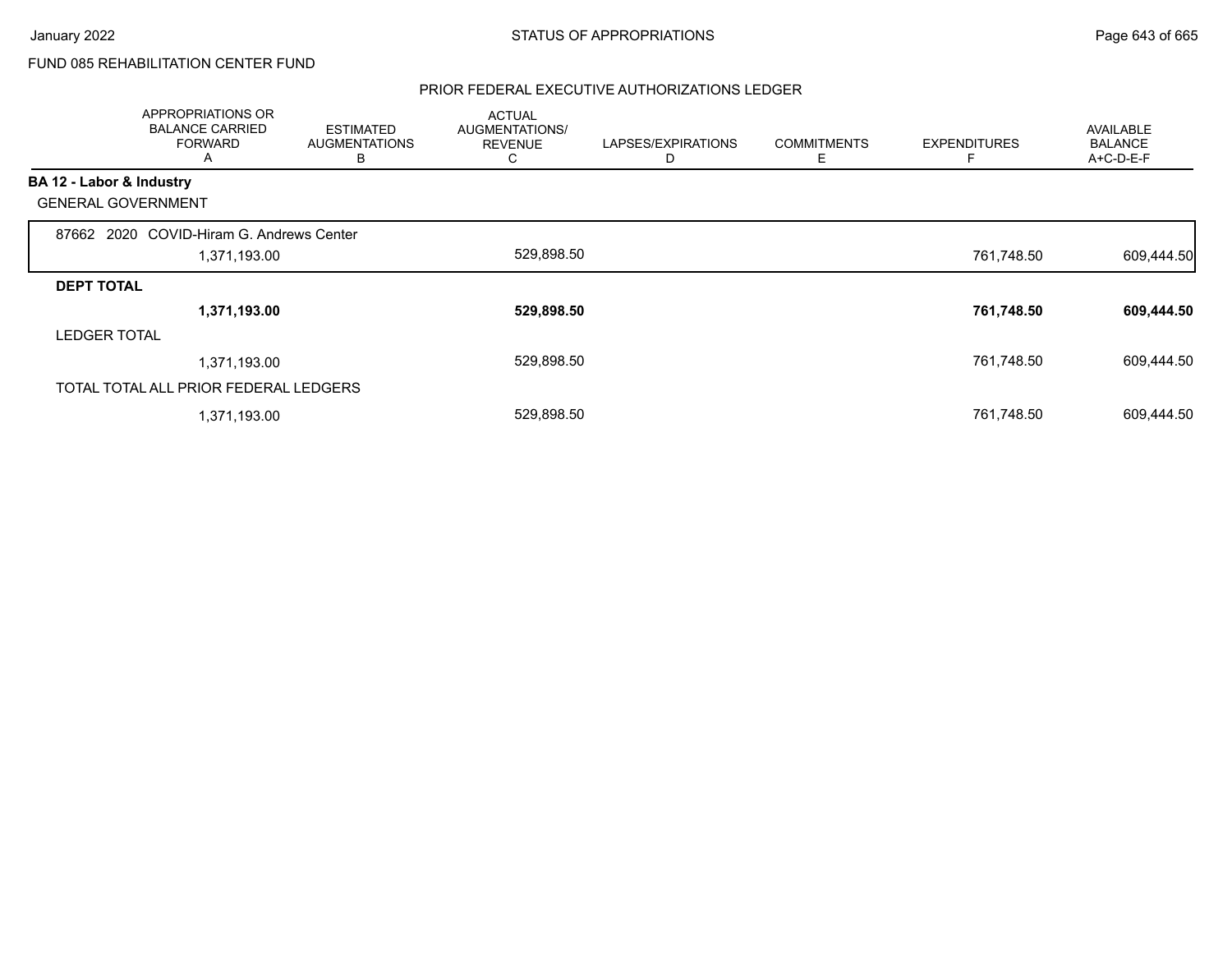FUND 085 REHABILITATION CENTER FUND

## PRIOR FEDERAL EXECUTIVE AUTHORIZATIONS LEDGER

| | APPROPRIATIONS OR BALANCE CARRIED FORWARD A | ESTIMATED AUGMENTATIONS B | ACTUAL AUGMENTATIONS/ REVENUE C | LAPSES/EXPIRATIONS D | COMMITMENTS E | EXPENDITURES F | AVAILABLE BALANCE A+C-D-E-F |
|---|---|---|---|---|---|---|---|
| **BA 12 - Labor & Industry** | | | | | | | |
| GENERAL GOVERNMENT | | | | | | | |
| 87662 2020 COVID-Hiram G. Andrews Center | 1,371,193.00 | | 529,898.50 | | | 761,748.50 | 609,444.50 |
| **DEPT TOTAL** | **1,371,193.00** | | **529,898.50** | | | **761,748.50** | **609,444.50** |
| LEDGER TOTAL | 1,371,193.00 | | 529,898.50 | | | 761,748.50 | 609,444.50 |
| TOTAL TOTAL ALL PRIOR FEDERAL LEDGERS | 1,371,193.00 | | 529,898.50 | | | 761,748.50 | 609,444.50 |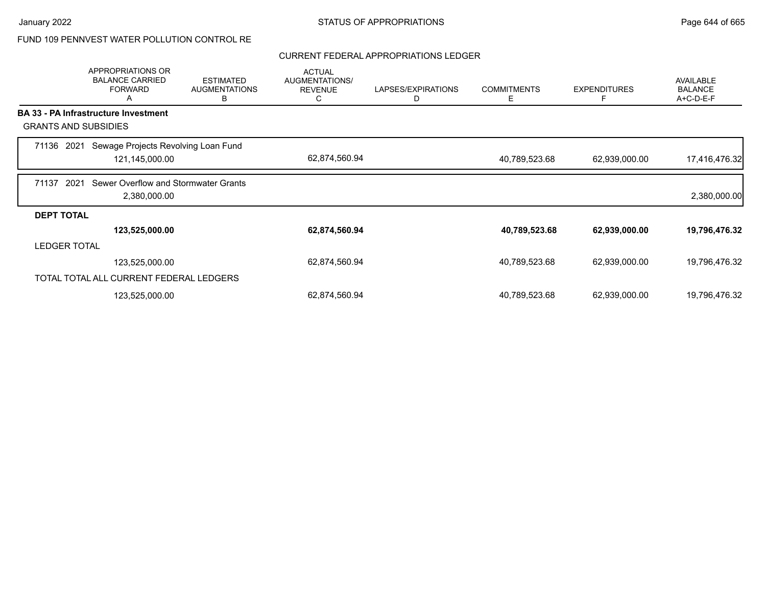FUND 109 PENNVEST WATER POLLUTION CONTROL RE

## CURRENT FEDERAL APPROPRIATIONS LEDGER

| | APPROPRIATIONS OR BALANCE CARRIED FORWARD A | ESTIMATED AUGMENTATIONS B | ACTUAL AUGMENTATIONS/ REVENUE C | LAPSES/EXPIRATIONS D | COMMITMENTS E | EXPENDITURES F | AVAILABLE BALANCE A+C-D-E-F |
|---|---|---|---|---|---|---|---|
| **BA 33 - PA Infrastructure Investment** | | | | | | | |
| GRANTS AND SUBSIDIES | | | | | | | |
| 71136 2021 Sewage Projects Revolving Loan Fund | 121,145,000.00 | | 62,874,560.94 | | 40,789,523.68 | 62,939,000.00 | 17,416,476.32 |
| 71137 2021 Sewer Overflow and Stormwater Grants | 2,380,000.00 | | | | | | 2,380,000.00 |
| **DEPT TOTAL** | **123,525,000.00** | | **62,874,560.94** | | **40,789,523.68** | **62,939,000.00** | **19,796,476.32** |
| LEDGER TOTAL | 123,525,000.00 | | 62,874,560.94 | | 40,789,523.68 | 62,939,000.00 | 19,796,476.32 |
| TOTAL TOTAL ALL CURRENT FEDERAL LEDGERS | 123,525,000.00 | | 62,874,560.94 | | 40,789,523.68 | 62,939,000.00 | 19,796,476.32 |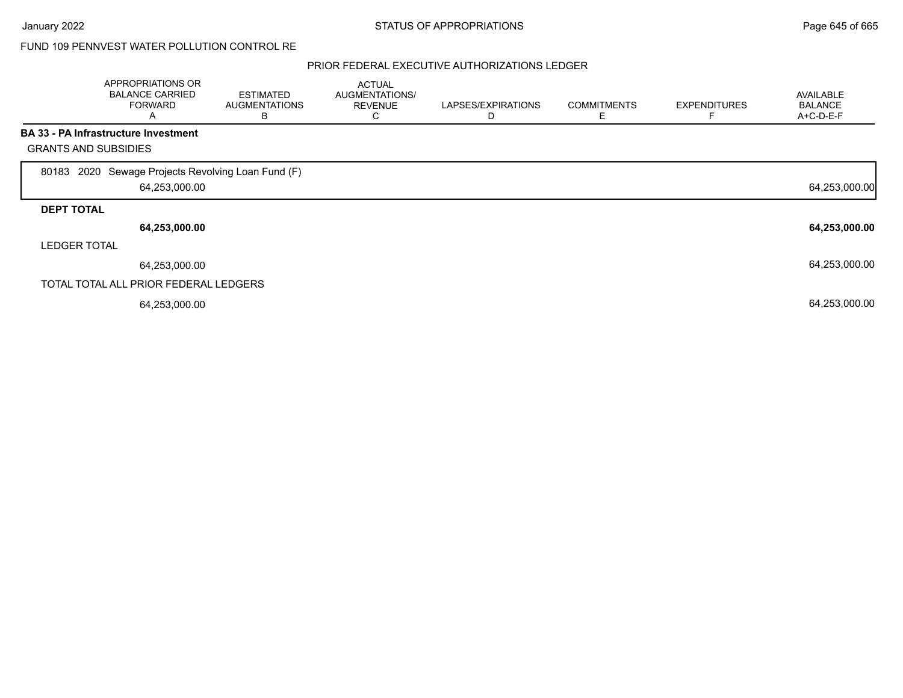FUND 109 PENNVEST WATER POLLUTION CONTROL RE

PRIOR FEDERAL EXECUTIVE AUTHORIZATIONS LEDGER

| | APPROPRIATIONS OR BALANCE CARRIED FORWARD A | ESTIMATED AUGMENTATIONS B | ACTUAL AUGMENTATIONS/ REVENUE C | LAPSES/EXPIRATIONS D | COMMITMENTS E | EXPENDITURES F | AVAILABLE BALANCE A+C-D-E-F |
|---|---|---|---|---|---|---|---|
| **BA 33 - PA Infrastructure Investment** | | | | | | | |
| GRANTS AND SUBSIDIES | | | | | | | |
| 80183 2020 Sewage Projects Revolving Loan Fund (F) | 64,253,000.00 | | | | | | 64,253,000.00 |
| **DEPT TOTAL** | **64,253,000.00** | | | | | | **64,253,000.00** |
| LEDGER TOTAL | 64,253,000.00 | | | | | | 64,253,000.00 |
| TOTAL TOTAL ALL PRIOR FEDERAL LEDGERS | 64,253,000.00 | | | | | | 64,253,000.00 |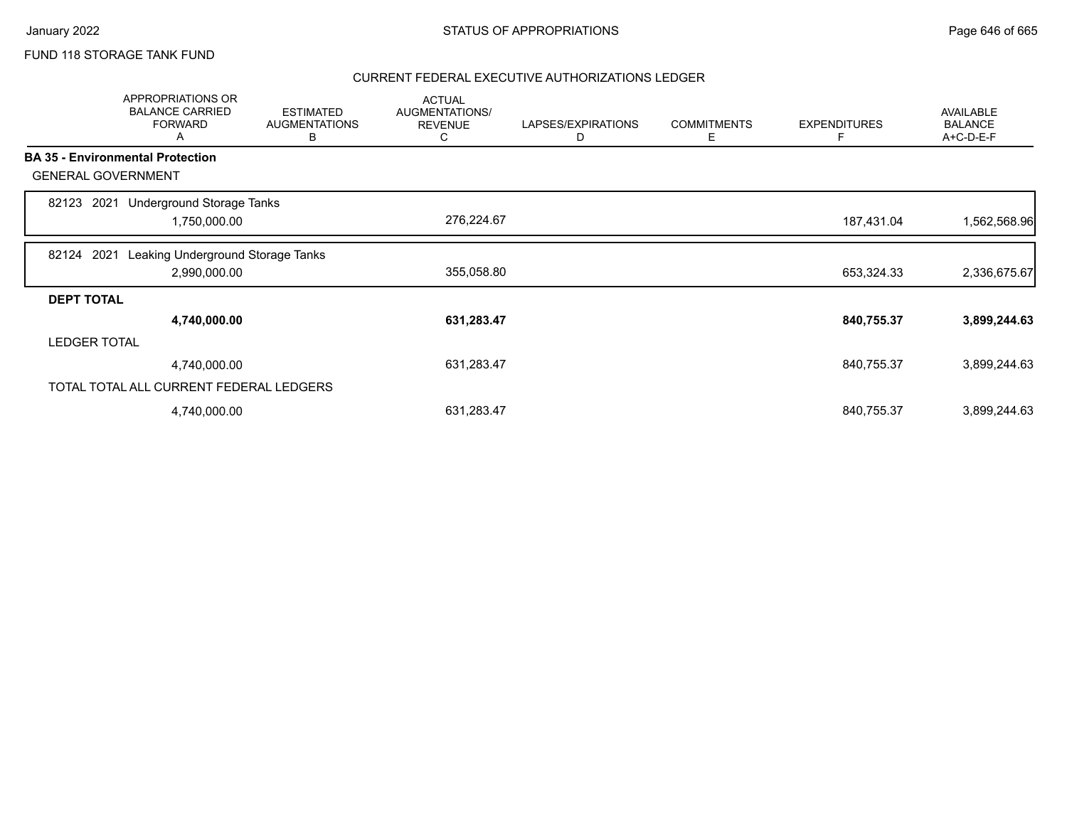FUND 118 STORAGE TANK FUND

## CURRENT FEDERAL EXECUTIVE AUTHORIZATIONS LEDGER

| | APPROPRIATIONS OR BALANCE CARRIED FORWARD A | ESTIMATED AUGMENTATIONS B | ACTUAL AUGMENTATIONS/ REVENUE C | LAPSES/EXPIRATIONS D | COMMITMENTS E | EXPENDITURES F | AVAILABLE BALANCE A+C-D-E-F |
|---|---|---|---|---|---|---|---|
| **BA 35 - Environmental Protection** | | | | | | | |
| GENERAL GOVERNMENT | | | | | | | |
| 82123 2021 Underground Storage Tanks | 1,750,000.00 | | 276,224.67 | | | 187,431.04 | 1,562,568.96 |
| 82124 2021 Leaking Underground Storage Tanks | 2,990,000.00 | | 355,058.80 | | | 653,324.33 | 2,336,675.67 |
| **DEPT TOTAL** | **4,740,000.00** | | **631,283.47** | | | **840,755.37** | **3,899,244.63** |
| LEDGER TOTAL | 4,740,000.00 | | 631,283.47 | | | 840,755.37 | 3,899,244.63 |
| TOTAL TOTAL ALL CURRENT FEDERAL LEDGERS | 4,740,000.00 | | 631,283.47 | | | 840,755.37 | 3,899,244.63 |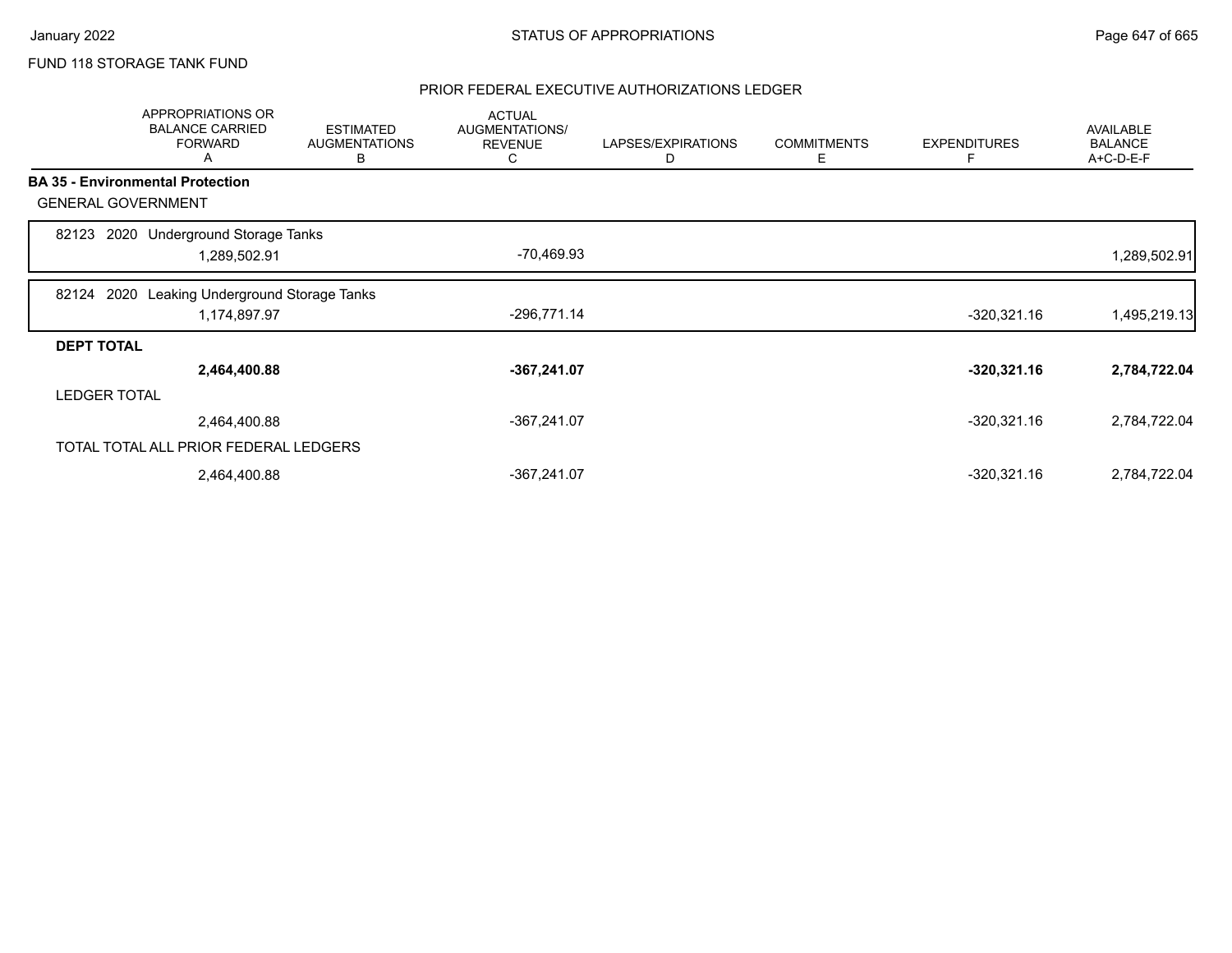FUND 118 STORAGE TANK FUND

## PRIOR FEDERAL EXECUTIVE AUTHORIZATIONS LEDGER

| | APPROPRIATIONS OR BALANCE CARRIED FORWARD A | ESTIMATED AUGMENTATIONS B | ACTUAL AUGMENTATIONS/ REVENUE C | LAPSES/EXPIRATIONS D | COMMITMENTS E | EXPENDITURES F | AVAILABLE BALANCE A+C-D-E-F |
|---|---|---|---|---|---|---|---|
| **BA 35 - Environmental Protection** | | | | | | | |
| GENERAL GOVERNMENT | | | | | | | |
| 82123 2020 Underground Storage Tanks | 1,289,502.91 | | -70,469.93 | | | | 1,289,502.91 |
| 82124 2020 Leaking Underground Storage Tanks | 1,174,897.97 | | -296,771.14 | | | -320,321.16 | 1,495,219.13 |
| **DEPT TOTAL** | **2,464,400.88** | | **-367,241.07** | | | **-320,321.16** | **2,784,722.04** |
| LEDGER TOTAL | 2,464,400.88 | | -367,241.07 | | | -320,321.16 | 2,784,722.04 |
| TOTAL TOTAL ALL PRIOR FEDERAL LEDGERS | 2,464,400.88 | | -367,241.07 | | | -320,321.16 | 2,784,722.04 |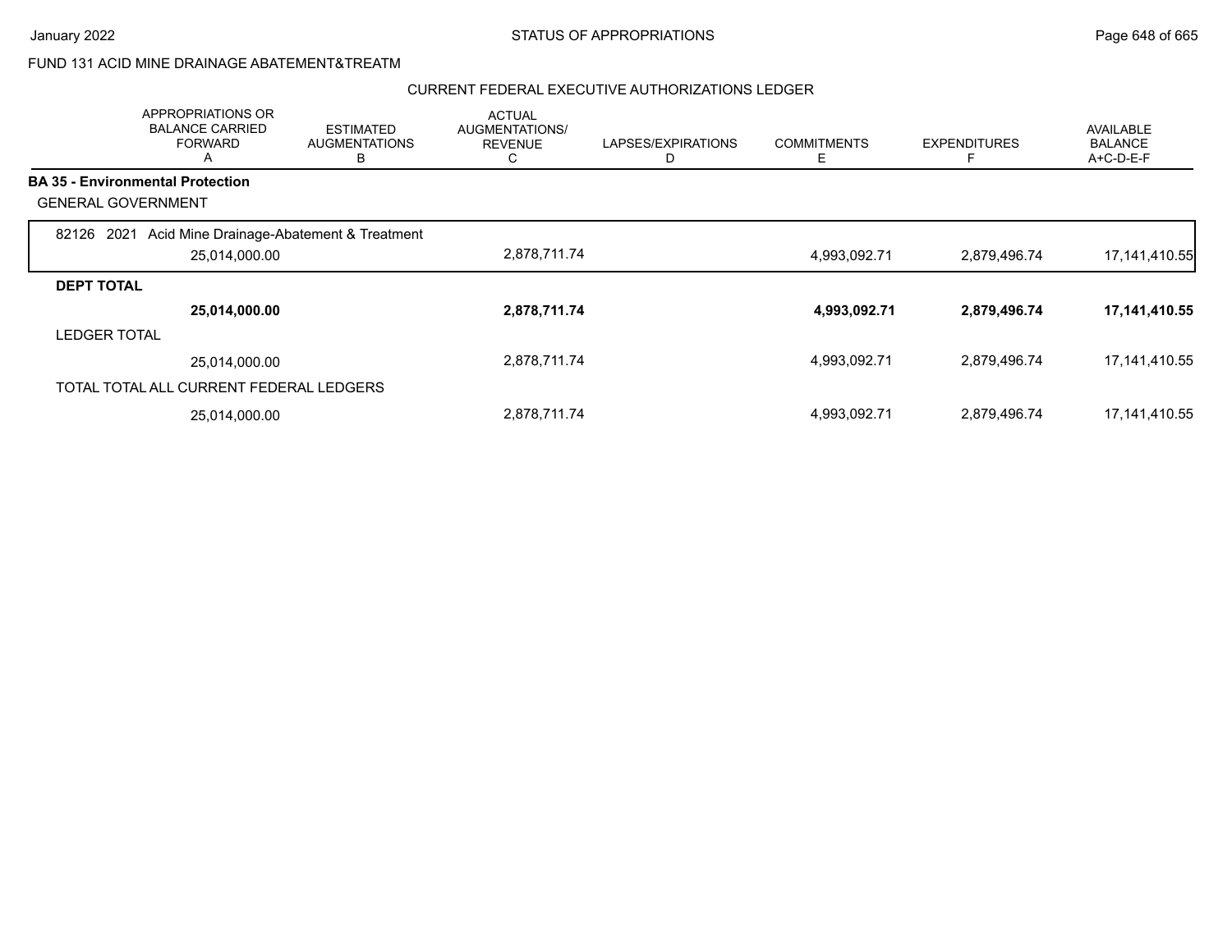FUND 131 ACID MINE DRAINAGE ABATEMENT&TREATM

CURRENT FEDERAL EXECUTIVE AUTHORIZATIONS LEDGER

| | APPROPRIATIONS OR BALANCE CARRIED FORWARD A | ESTIMATED AUGMENTATIONS B | ACTUAL AUGMENTATIONS/ REVENUE C | LAPSES/EXPIRATIONS D | COMMITMENTS E | EXPENDITURES F | AVAILABLE BALANCE A+C-D-E-F |
|---|---|---|---|---|---|---|---|
| **BA 35 - Environmental Protection** | | | | | | | |
| GENERAL GOVERNMENT | | | | | | | |
| 82126 2021 Acid Mine Drainage-Abatement & Treatment | 25,014,000.00 | | 2,878,711.74 | | 4,993,092.71 | 2,879,496.74 | 17,141,410.55 |
| **DEPT TOTAL** | **25,014,000.00** | | **2,878,711.74** | | **4,993,092.71** | **2,879,496.74** | **17,141,410.55** |
| LEDGER TOTAL | 25,014,000.00 | | 2,878,711.74 | | 4,993,092.71 | 2,879,496.74 | 17,141,410.55 |
| TOTAL TOTAL ALL CURRENT FEDERAL LEDGERS | 25,014,000.00 | | 2,878,711.74 | | 4,993,092.71 | 2,879,496.74 | 17,141,410.55 |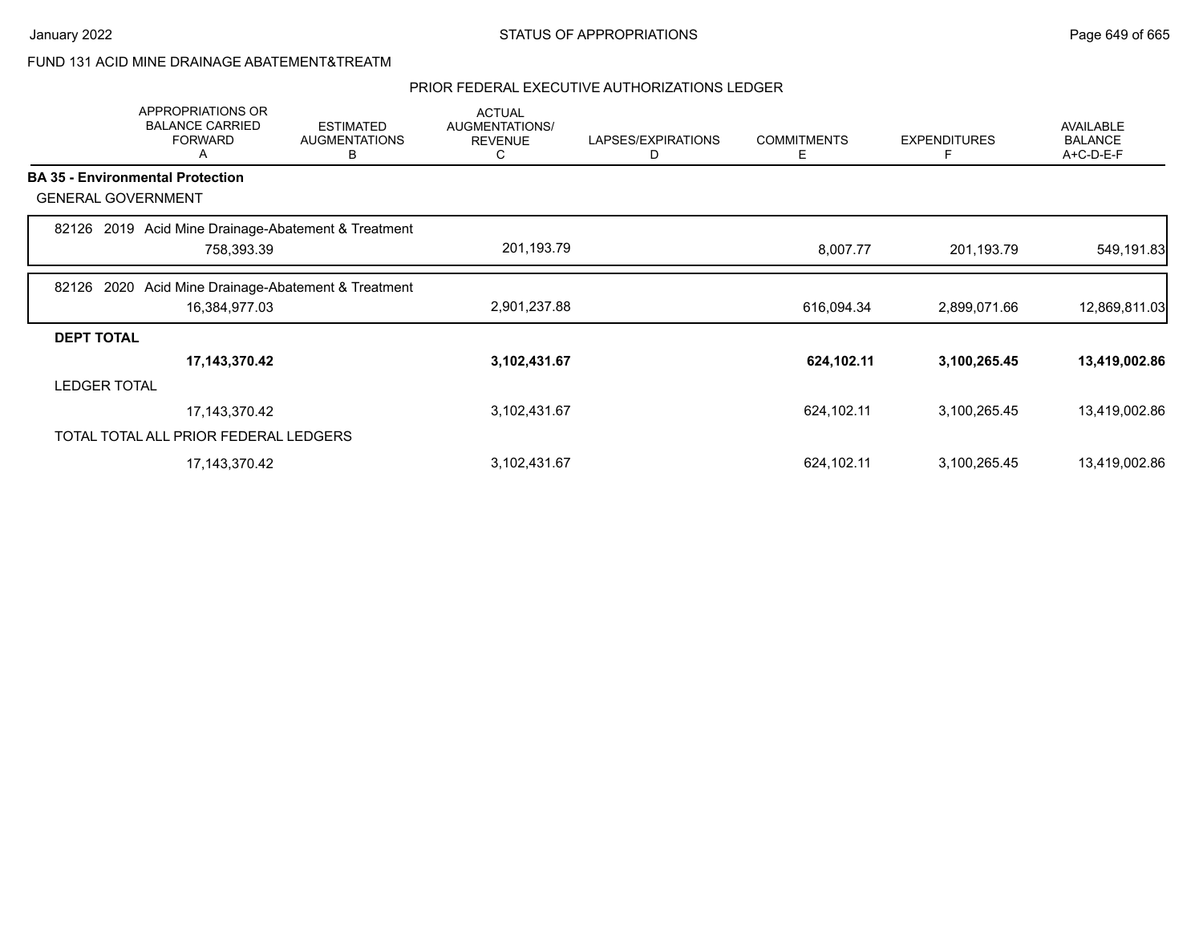FUND 131 ACID MINE DRAINAGE ABATEMENT&TREATM

## PRIOR FEDERAL EXECUTIVE AUTHORIZATIONS LEDGER

| | APPROPRIATIONS OR BALANCE CARRIED FORWARD A | ESTIMATED AUGMENTATIONS B | ACTUAL AUGMENTATIONS/ REVENUE C | LAPSES/EXPIRATIONS D | COMMITMENTS E | EXPENDITURES F | AVAILABLE BALANCE A+C-D-E-F |
|---|---|---|---|---|---|---|---|
| **BA 35 - Environmental Protection** | | | | | | | |
| GENERAL GOVERNMENT | | | | | | | |
| 82126 2019 Acid Mine Drainage-Abatement & Treatment | 758,393.39 | | 201,193.79 | | 8,007.77 | 201,193.79 | 549,191.83 |
| 82126 2020 Acid Mine Drainage-Abatement & Treatment | 16,384,977.03 | | 2,901,237.88 | | 616,094.34 | 2,899,071.66 | 12,869,811.03 |
| **DEPT TOTAL** | **17,143,370.42** | | **3,102,431.67** | | **624,102.11** | **3,100,265.45** | **13,419,002.86** |
| LEDGER TOTAL | 17,143,370.42 | | 3,102,431.67 | | 624,102.11 | 3,100,265.45 | 13,419,002.86 |
| TOTAL TOTAL ALL PRIOR FEDERAL LEDGERS | 17,143,370.42 | | 3,102,431.67 | | 624,102.11 | 3,100,265.45 | 13,419,002.86 |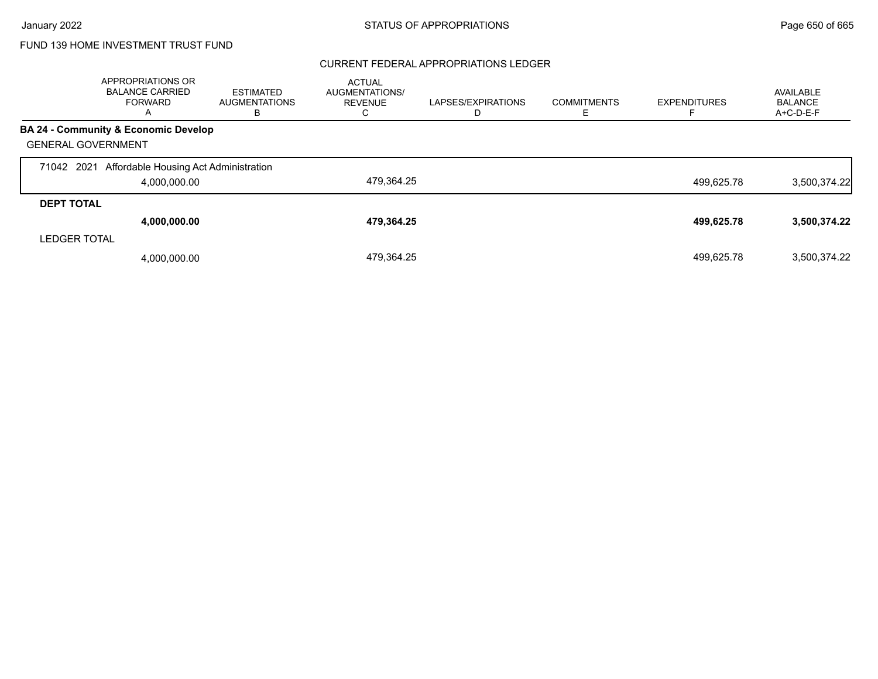FUND 139 HOME INVESTMENT TRUST FUND

## CURRENT FEDERAL APPROPRIATIONS LEDGER

| | APPROPRIATIONS OR BALANCE CARRIED FORWARD A | ESTIMATED AUGMENTATIONS B | ACTUAL AUGMENTATIONS/ REVENUE C | LAPSES/EXPIRATIONS D | COMMITMENTS E | EXPENDITURES F | AVAILABLE BALANCE A+C-D-E-F |
|---|---|---|---|---|---|---|---|
| **BA 24 - Community & Economic Develop** | | | | | | | |
| GENERAL GOVERNMENT | | | | | | | |
| 71042 2021 Affordable Housing Act Administration | 4,000,000.00 | | 479,364.25 | | | 499,625.78 | 3,500,374.22 |
| **DEPT TOTAL** | **4,000,000.00** | | **479,364.25** | | | **499,625.78** | **3,500,374.22** |
| LEDGER TOTAL | 4,000,000.00 | | 479,364.25 | | | 499,625.78 | 3,500,374.22 |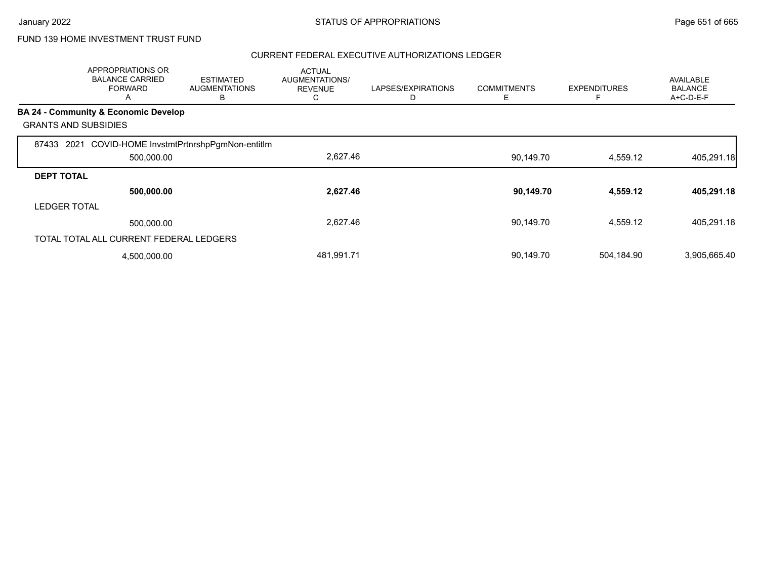FUND 139 HOME INVESTMENT TRUST FUND

## CURRENT FEDERAL EXECUTIVE AUTHORIZATIONS LEDGER

| | APPROPRIATIONS OR BALANCE CARRIED FORWARD A | ESTIMATED AUGMENTATIONS B | ACTUAL AUGMENTATIONS/ REVENUE C | LAPSES/EXPIRATIONS D | COMMITMENTS E | EXPENDITURES F | AVAILABLE BALANCE A+C-D-E-F |
|---|---|---|---|---|---|---|---|
| **BA 24 - Community & Economic Develop** | | | | | | | |
| GRANTS AND SUBSIDIES | | | | | | | |
| 87433 2021 COVID-HOME InvstmtPrtnrshpPgmNon-entitlm | 500,000.00 | | 2,627.46 | | 90,149.70 | 4,559.12 | 405,291.18 |
| **DEPT TOTAL** | **500,000.00** | | **2,627.46** | | **90,149.70** | **4,559.12** | **405,291.18** |
| LEDGER TOTAL | 500,000.00 | | 2,627.46 | | 90,149.70 | 4,559.12 | 405,291.18 |
| TOTAL TOTAL ALL CURRENT FEDERAL LEDGERS | 4,500,000.00 | | 481,991.71 | | 90,149.70 | 504,184.90 | 3,905,665.40 |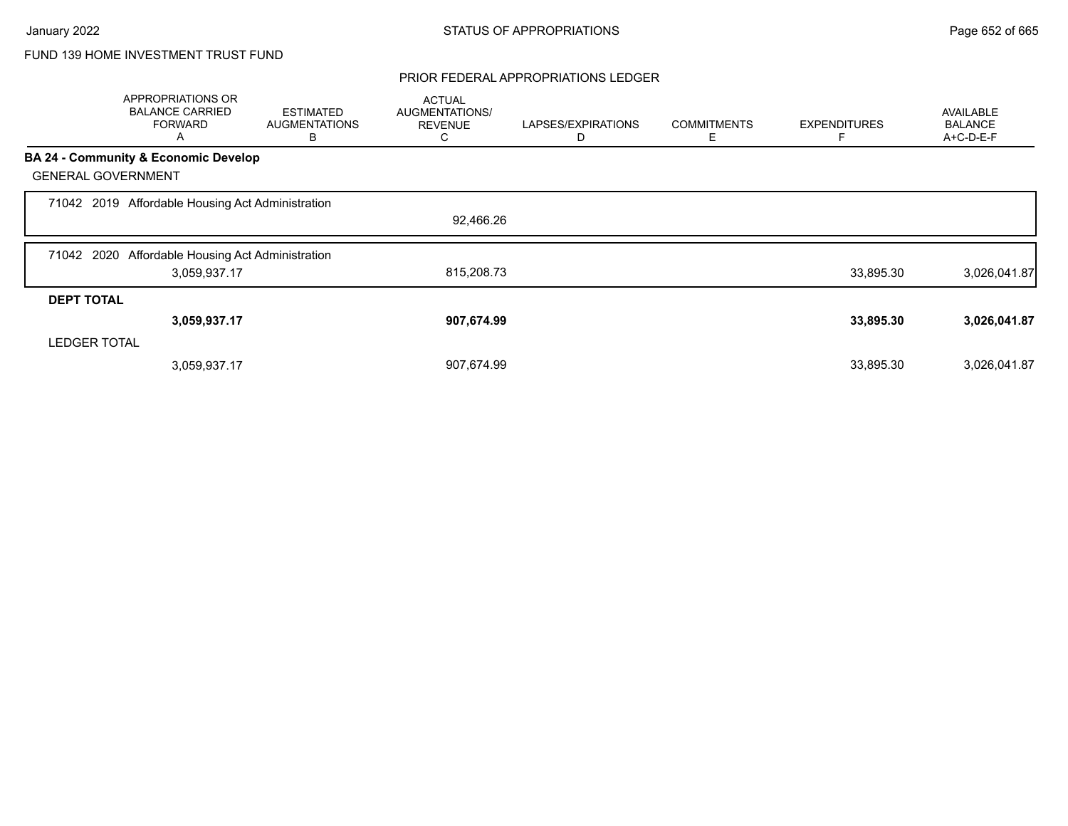FUND 139 HOME INVESTMENT TRUST FUND

## PRIOR FEDERAL APPROPRIATIONS LEDGER

| | APPROPRIATIONS OR BALANCE CARRIED FORWARD A | ESTIMATED AUGMENTATIONS B | ACTUAL AUGMENTATIONS/ REVENUE C | LAPSES/EXPIRATIONS D | COMMITMENTS E | EXPENDITURES F | AVAILABLE BALANCE A+C-D-E-F |
|---|---|---|---|---|---|---|---|
| **BA 24 - Community & Economic Develop** | | | | | | | |
| GENERAL GOVERNMENT | | | | | | | |
| 71042 2019 Affordable Housing Act Administration | | | 92,466.26 | | | | |
| 71042 2020 Affordable Housing Act Administration | 3,059,937.17 | | 815,208.73 | | | 33,895.30 | 3,026,041.87 |
| **DEPT TOTAL** | **3,059,937.17** | | **907,674.99** | | | **33,895.30** | **3,026,041.87** |
| LEDGER TOTAL | 3,059,937.17 | | 907,674.99 | | | 33,895.30 | 3,026,041.87 |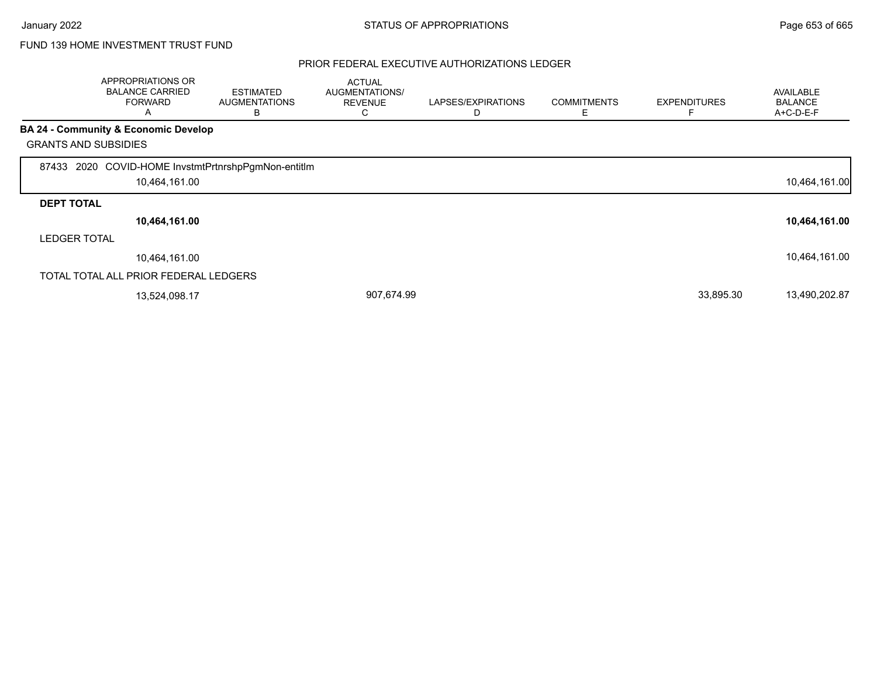FUND 139 HOME INVESTMENT TRUST FUND

PRIOR FEDERAL EXECUTIVE AUTHORIZATIONS LEDGER

| | APPROPRIATIONS OR BALANCE CARRIED FORWARD A | ESTIMATED AUGMENTATIONS B | ACTUAL AUGMENTATIONS/ REVENUE C | LAPSES/EXPIRATIONS D | COMMITMENTS E | EXPENDITURES F | AVAILABLE BALANCE A+C-D-E-F |
|---|---|---|---|---|---|---|---|
| **BA 24 - Community & Economic Develop** | | | | | | | |
| GRANTS AND SUBSIDIES | | | | | | | |
| 87433 2020 COVID-HOME InvstmtPrtnrshpPgmNon-entitlm | 10,464,161.00 | | | | | | 10,464,161.00 |
| **DEPT TOTAL** | **10,464,161.00** | | | | | | **10,464,161.00** |
| LEDGER TOTAL | 10,464,161.00 | | | | | | 10,464,161.00 |
| TOTAL TOTAL ALL PRIOR FEDERAL LEDGERS | 13,524,098.17 | | 907,674.99 | | | 33,895.30 | 13,490,202.87 |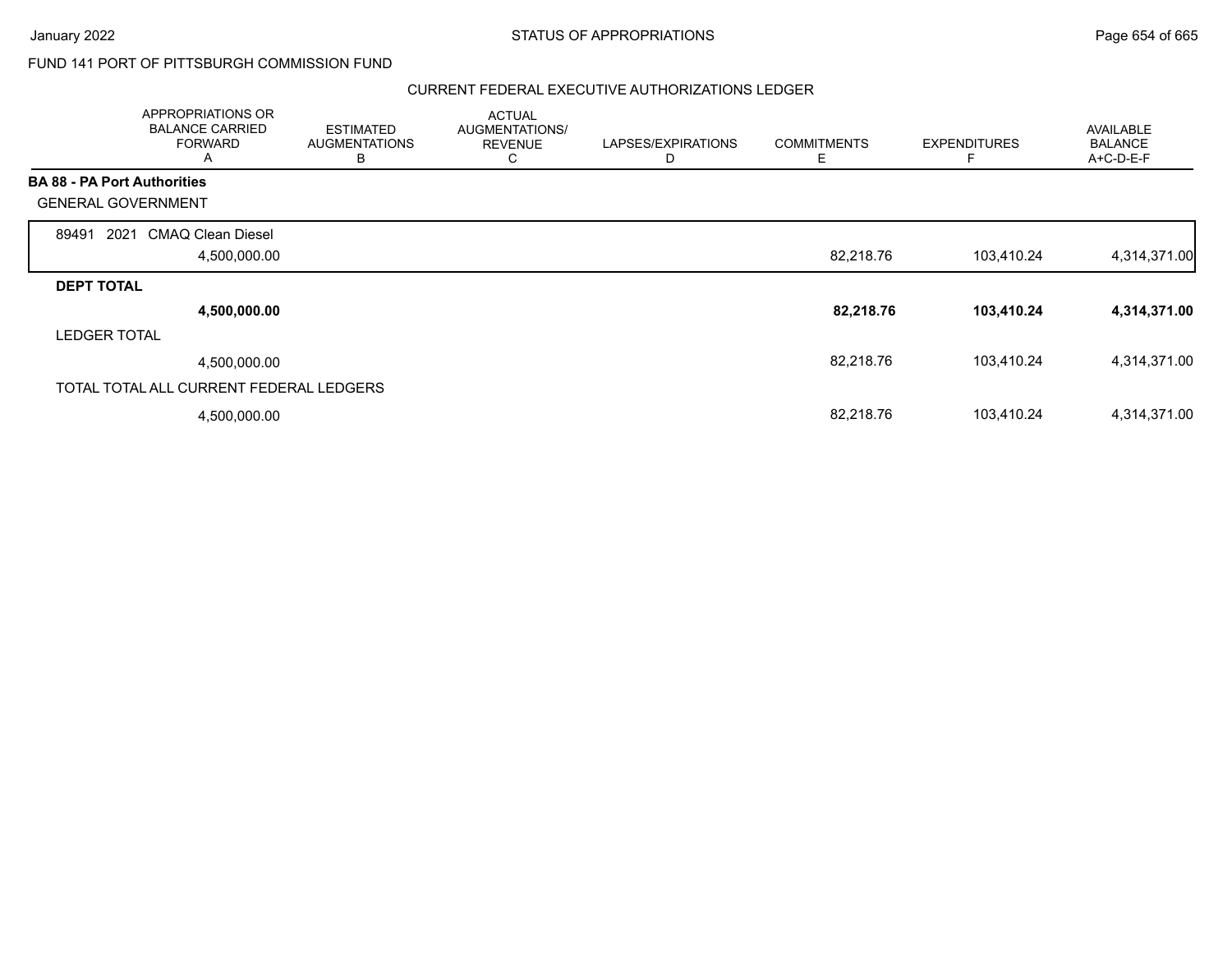FUND 141 PORT OF PITTSBURGH COMMISSION FUND

CURRENT FEDERAL EXECUTIVE AUTHORIZATIONS LEDGER

| | APPROPRIATIONS OR BALANCE CARRIED FORWARD A | ESTIMATED AUGMENTATIONS B | ACTUAL AUGMENTATIONS/ REVENUE C | LAPSES/EXPIRATIONS D | COMMITMENTS E | EXPENDITURES F | AVAILABLE BALANCE A+C-D-E-F |
|---|---|---|---|---|---|---|---|
| **BA 88 - PA Port Authorities** | | | | | | | |
| GENERAL GOVERNMENT | | | | | | | |
| 89491 2021 CMAQ Clean Diesel | 4,500,000.00 | | | | 82,218.76 | 103,410.24 | 4,314,371.00 |
| **DEPT TOTAL** | **4,500,000.00** | | | | **82,218.76** | **103,410.24** | **4,314,371.00** |
| LEDGER TOTAL | 4,500,000.00 | | | | 82,218.76 | 103,410.24 | 4,314,371.00 |
| TOTAL TOTAL ALL CURRENT FEDERAL LEDGERS | 4,500,000.00 | | | | 82,218.76 | 103,410.24 | 4,314,371.00 |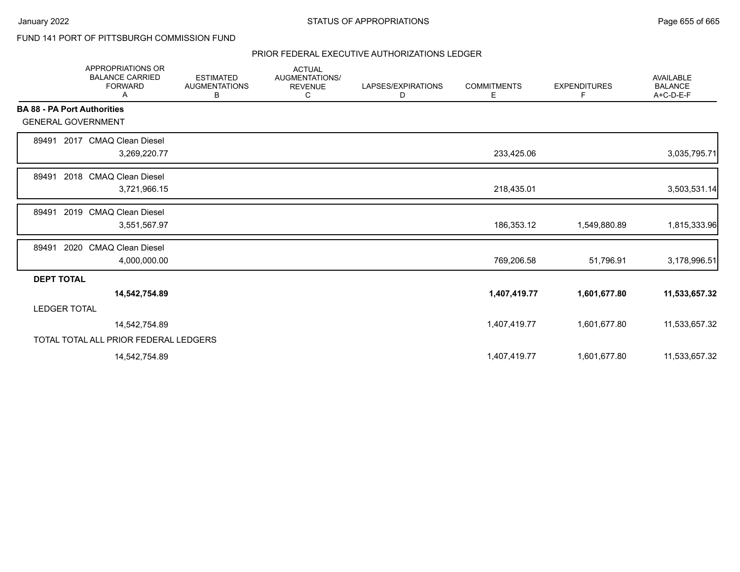FUND 141 PORT OF PITTSBURGH COMMISSION FUND

PRIOR FEDERAL EXECUTIVE AUTHORIZATIONS LEDGER

| | APPROPRIATIONS OR BALANCE CARRIED FORWARD A | ESTIMATED AUGMENTATIONS B | ACTUAL AUGMENTATIONS/ REVENUE C | LAPSES/EXPIRATIONS D | COMMITMENTS E | EXPENDITURES F | AVAILABLE BALANCE A+C-D-E-F |
|---|---|---|---|---|---|---|---|
| **BA 88 - PA Port Authorities** | | | | | | | |
| GENERAL GOVERNMENT | | | | | | | |
| 89491 2017 CMAQ Clean Diesel | 3,269,220.77 | | | | 233,425.06 | | 3,035,795.71 |
| 89491 2018 CMAQ Clean Diesel | 3,721,966.15 | | | | 218,435.01 | | 3,503,531.14 |
| 89491 2019 CMAQ Clean Diesel | 3,551,567.97 | | | | 186,353.12 | 1,549,880.89 | 1,815,333.96 |
| 89491 2020 CMAQ Clean Diesel | 4,000,000.00 | | | | 769,206.58 | 51,796.91 | 3,178,996.51 |
| **DEPT TOTAL** | **14,542,754.89** | | | | **1,407,419.77** | **1,601,677.80** | **11,533,657.32** |
| LEDGER TOTAL | 14,542,754.89 | | | | 1,407,419.77 | 1,601,677.80 | 11,533,657.32 |
| TOTAL TOTAL ALL PRIOR FEDERAL LEDGERS | 14,542,754.89 | | | | 1,407,419.77 | 1,601,677.80 | 11,533,657.32 |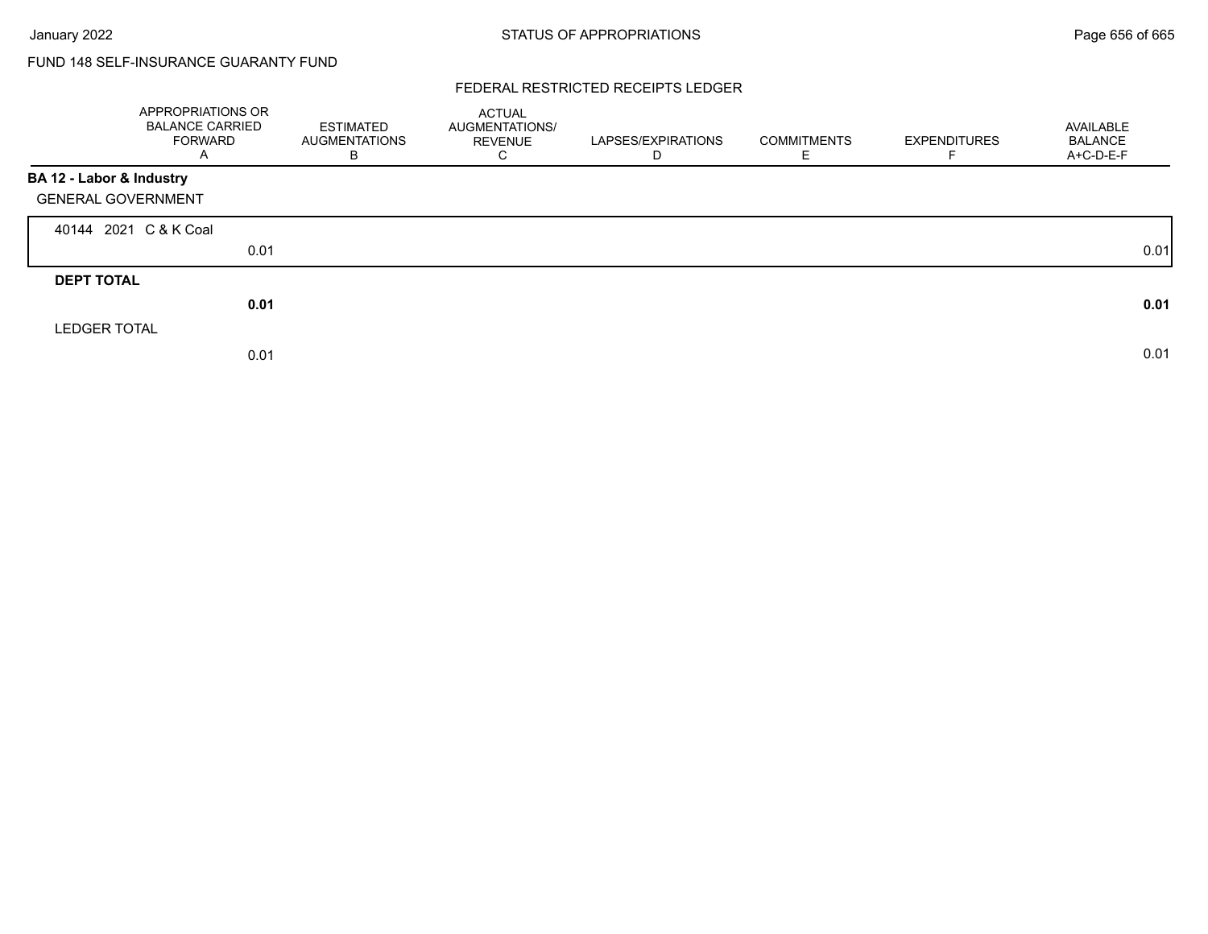FUND 148 SELF-INSURANCE GUARANTY FUND

## FEDERAL RESTRICTED RECEIPTS LEDGER

| | APPROPRIATIONS OR BALANCE CARRIED FORWARD A | ESTIMATED AUGMENTATIONS B | ACTUAL AUGMENTATIONS/ REVENUE C | LAPSES/EXPIRATIONS D | COMMITMENTS E | EXPENDITURES F | AVAILABLE BALANCE A+C-D-E-F |
|---|---|---|---|---|---|---|---|
| **BA 12 - Labor & Industry** | | | | | | | |
| GENERAL GOVERNMENT | | | | | | | |
| 40144 2021 C & K Coal | 0.01 | | | | | | 0.01 |
| **DEPT TOTAL** | **0.01** | | | | | | **0.01** |
| LEDGER TOTAL | 0.01 | | | | | | 0.01 |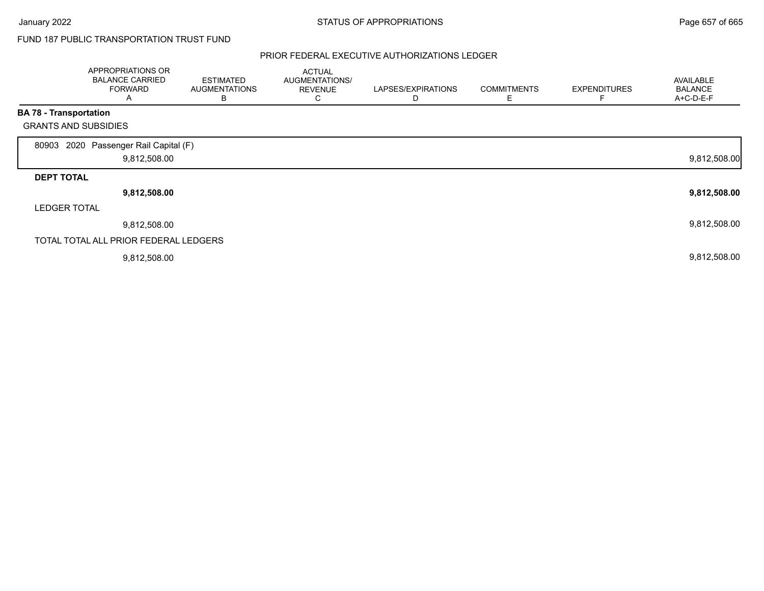FUND 187 PUBLIC TRANSPORTATION TRUST FUND

PRIOR FEDERAL EXECUTIVE AUTHORIZATIONS LEDGER

| | APPROPRIATIONS OR BALANCE CARRIED FORWARD A | ESTIMATED AUGMENTATIONS B | ACTUAL AUGMENTATIONS/ REVENUE C | LAPSES/EXPIRATIONS D | COMMITMENTS E | EXPENDITURES F | AVAILABLE BALANCE A+C-D-E-F |
|---|---|---|---|---|---|---|---|
| **BA 78 - Transportation** | | | | | | | |
| GRANTS AND SUBSIDIES | | | | | | | |
| 80903 2020 Passenger Rail Capital (F) | 9,812,508.00 | | | | | | 9,812,508.00 |
| **DEPT TOTAL** | **9,812,508.00** | | | | | | **9,812,508.00** |
| LEDGER TOTAL | 9,812,508.00 | | | | | | 9,812,508.00 |
| TOTAL TOTAL ALL PRIOR FEDERAL LEDGERS | 9,812,508.00 | | | | | | 9,812,508.00 |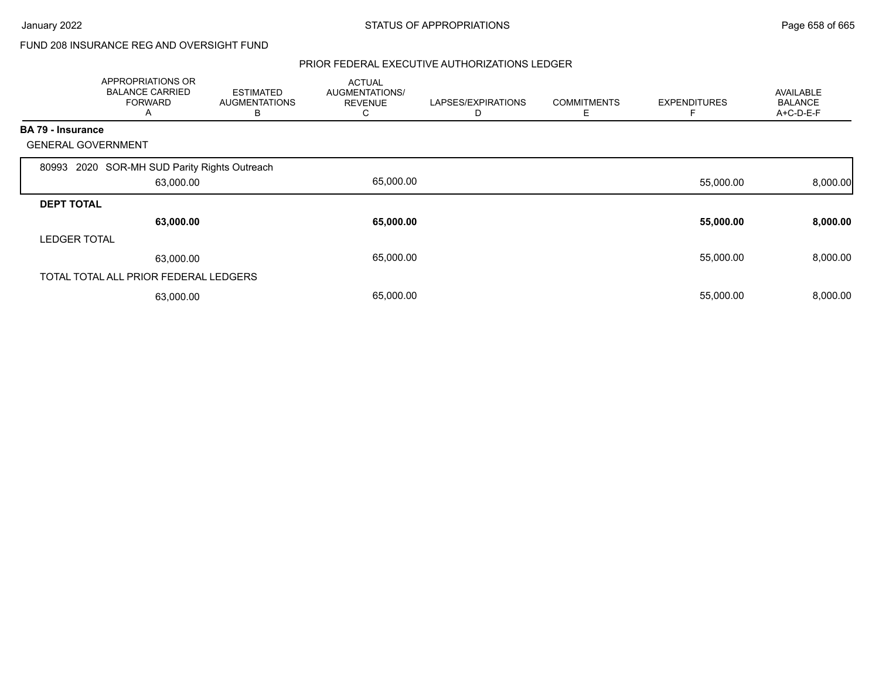FUND 208 INSURANCE REG AND OVERSIGHT FUND

PRIOR FEDERAL EXECUTIVE AUTHORIZATIONS LEDGER

| | APPROPRIATIONS OR BALANCE CARRIED FORWARD A | ESTIMATED AUGMENTATIONS B | ACTUAL AUGMENTATIONS/ REVENUE C | LAPSES/EXPIRATIONS D | COMMITMENTS E | EXPENDITURES F | AVAILABLE BALANCE A+C-D-E-F |
|---|---|---|---|---|---|---|---|
| **BA 79 - Insurance** | | | | | | | |
| GENERAL GOVERNMENT | | | | | | | |
| 80993 2020 SOR-MH SUD Parity Rights Outreach | | | | | | | |
| | 63,000.00 | | 65,000.00 | | | 55,000.00 | 8,000.00 |
| **DEPT TOTAL** | | | | | | | |
| | **63,000.00** | | **65,000.00** | | | **55,000.00** | **8,000.00** |
| LEDGER TOTAL | | | | | | | |
| | 63,000.00 | | 65,000.00 | | | 55,000.00 | 8,000.00 |
| TOTAL TOTAL ALL PRIOR FEDERAL LEDGERS | | | | | | | |
| | 63,000.00 | | 65,000.00 | | | 55,000.00 | 8,000.00 |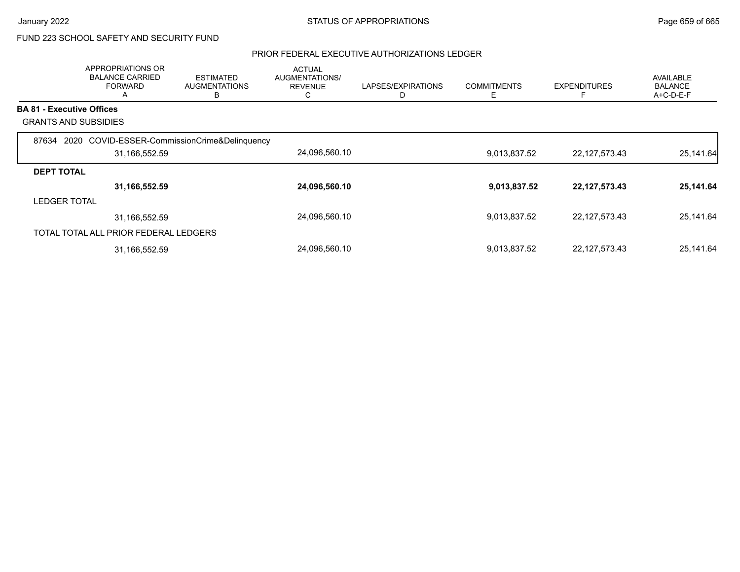FUND 223 SCHOOL SAFETY AND SECURITY FUND

PRIOR FEDERAL EXECUTIVE AUTHORIZATIONS LEDGER

| | APPROPRIATIONS OR BALANCE CARRIED FORWARD A | ESTIMATED AUGMENTATIONS B | ACTUAL AUGMENTATIONS/ REVENUE C | LAPSES/EXPIRATIONS D | COMMITMENTS E | EXPENDITURES F | AVAILABLE BALANCE A+C-D-E-F |
|---|---|---|---|---|---|---|---|
| **BA 81 - Executive Offices** | | | | | | | |
| GRANTS AND SUBSIDIES | | | | | | | |
| 87634 2020 COVID-ESSER-CommissionCrime&Delinquency | 31,166,552.59 | | 24,096,560.10 | | 9,013,837.52 | 22,127,573.43 | 25,141.64 |
| **DEPT TOTAL** | **31,166,552.59** | | **24,096,560.10** | | **9,013,837.52** | **22,127,573.43** | **25,141.64** |
| LEDGER TOTAL | 31,166,552.59 | | 24,096,560.10 | | 9,013,837.52 | 22,127,573.43 | 25,141.64 |
| TOTAL TOTAL ALL PRIOR FEDERAL LEDGERS | 31,166,552.59 | | 24,096,560.10 | | 9,013,837.52 | 22,127,573.43 | 25,141.64 |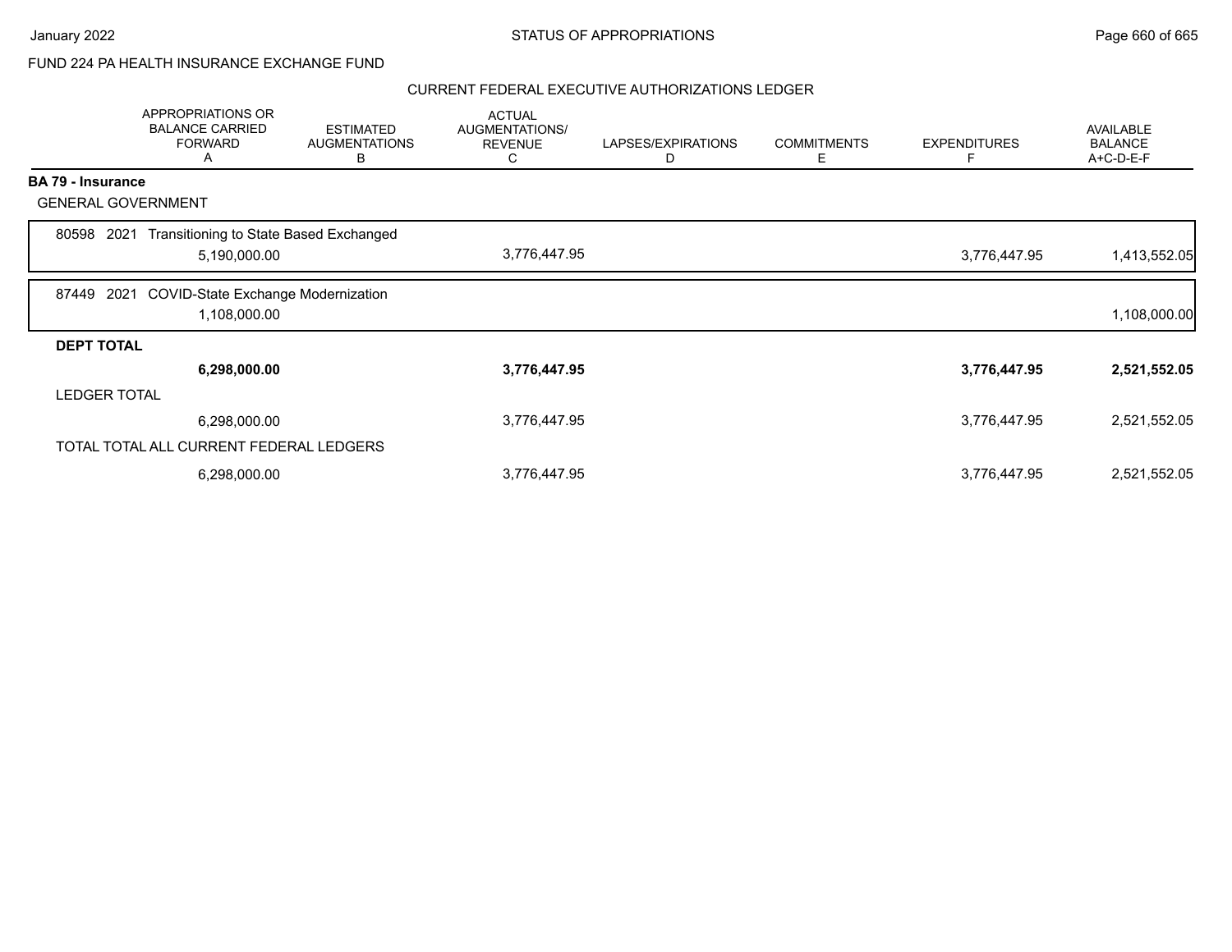FUND 224 PA HEALTH INSURANCE EXCHANGE FUND

## CURRENT FEDERAL EXECUTIVE AUTHORIZATIONS LEDGER

| | APPROPRIATIONS OR BALANCE CARRIED FORWARD A | ESTIMATED AUGMENTATIONS B | ACTUAL AUGMENTATIONS/ REVENUE C | LAPSES/EXPIRATIONS D | COMMITMENTS E | EXPENDITURES F | AVAILABLE BALANCE A+C-D-E-F |
|---|---|---|---|---|---|---|---|
| **BA 79 - Insurance** | | | | | | | |
| GENERAL GOVERNMENT | | | | | | | |
| 80598 2021 Transitioning to State Based Exchanged | 5,190,000.00 | | 3,776,447.95 | | | 3,776,447.95 | 1,413,552.05 |
| 87449 2021 COVID-State Exchange Modernization | 1,108,000.00 | | | | | | 1,108,000.00 |
| **DEPT TOTAL** | **6,298,000.00** | | **3,776,447.95** | | | **3,776,447.95** | **2,521,552.05** |
| LEDGER TOTAL | 6,298,000.00 | | 3,776,447.95 | | | 3,776,447.95 | 2,521,552.05 |
| TOTAL TOTAL ALL CURRENT FEDERAL LEDGERS | 6,298,000.00 | | 3,776,447.95 | | | 3,776,447.95 | 2,521,552.05 |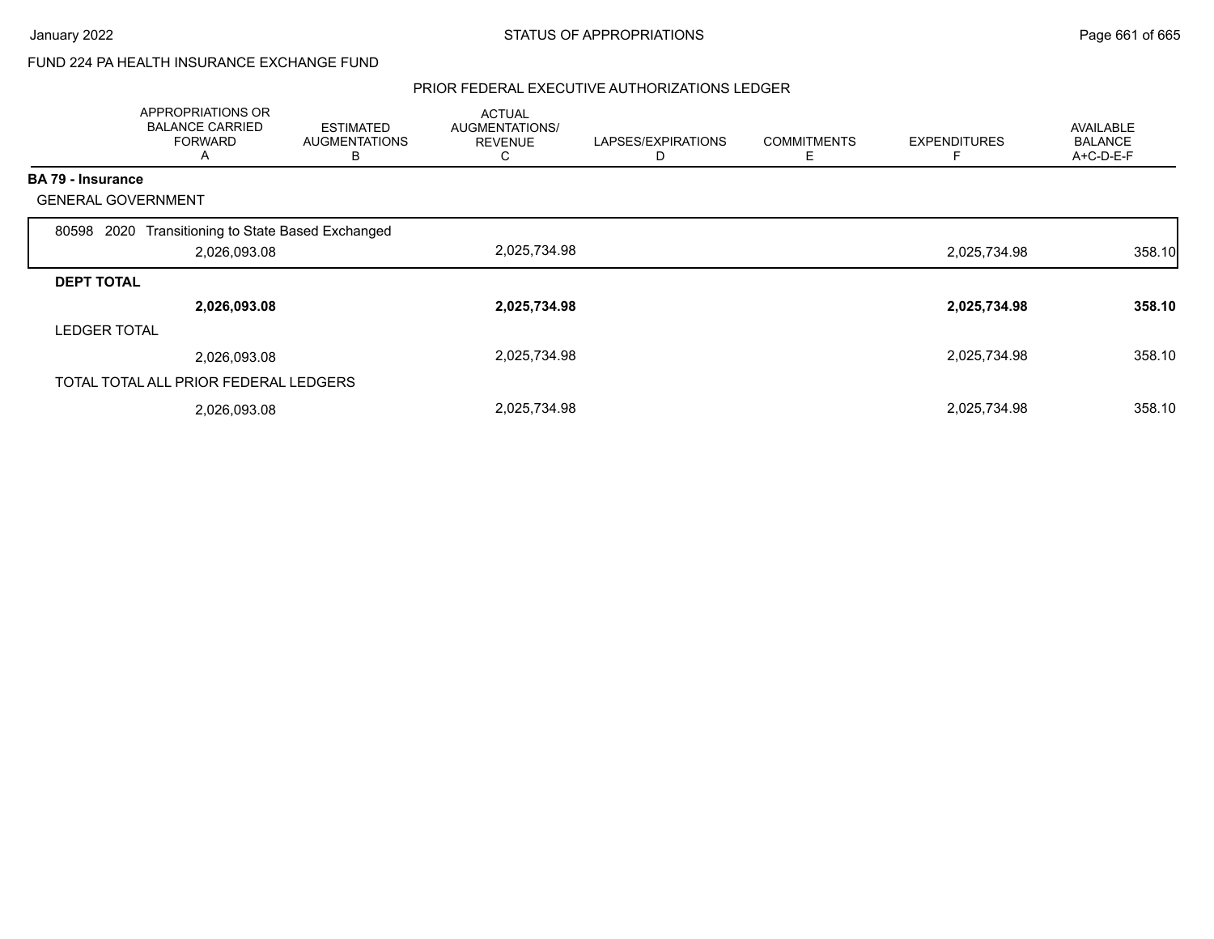FUND 224 PA HEALTH INSURANCE EXCHANGE FUND

PRIOR FEDERAL EXECUTIVE AUTHORIZATIONS LEDGER

| | APPROPRIATIONS OR BALANCE CARRIED FORWARD A | ESTIMATED AUGMENTATIONS B | ACTUAL AUGMENTATIONS/ REVENUE C | LAPSES/EXPIRATIONS D | COMMITMENTS E | EXPENDITURES F | AVAILABLE BALANCE A+C-D-E-F |
|---|---|---|---|---|---|---|---|
| **BA 79 - Insurance** | | | | | | | |
| GENERAL GOVERNMENT | | | | | | | |
| 80598 2020 Transitioning to State Based Exchanged | | | | | | | |
| | 2,026,093.08 | | 2,025,734.98 | | | 2,025,734.98 | 358.10 |
| **DEPT TOTAL** | | | | | | | |
| | **2,026,093.08** | | **2,025,734.98** | | | **2,025,734.98** | **358.10** |
| LEDGER TOTAL | | | | | | | |
| | 2,026,093.08 | | 2,025,734.98 | | | 2,025,734.98 | 358.10 |
| TOTAL TOTAL ALL PRIOR FEDERAL LEDGERS | | | | | | | |
| | 2,026,093.08 | | 2,025,734.98 | | | 2,025,734.98 | 358.10 |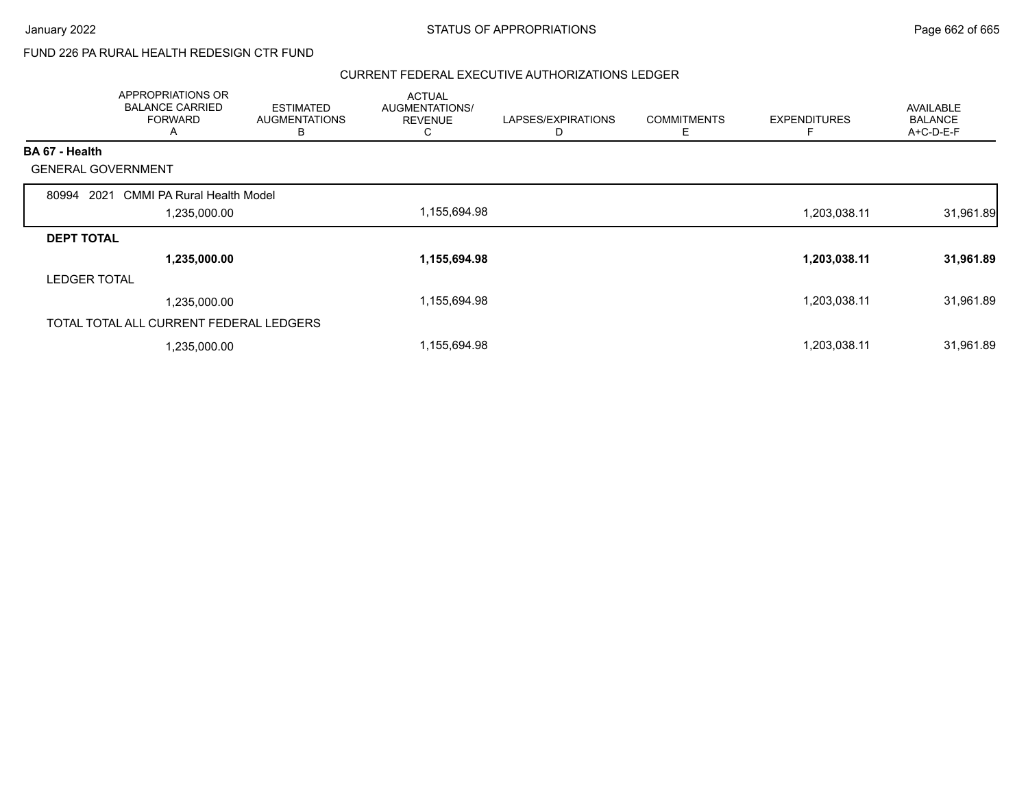FUND 226 PA RURAL HEALTH REDESIGN CTR FUND

CURRENT FEDERAL EXECUTIVE AUTHORIZATIONS LEDGER

| | APPROPRIATIONS OR BALANCE CARRIED FORWARD A | ESTIMATED AUGMENTATIONS B | ACTUAL AUGMENTATIONS/ REVENUE C | LAPSES/EXPIRATIONS D | COMMITMENTS E | EXPENDITURES F | AVAILABLE BALANCE A+C-D-E-F |
|---|---|---|---|---|---|---|---|
| **BA 67 - Health** | | | | | | | |
| GENERAL GOVERNMENT | | | | | | | |
| 80994 2021 CMMI PA Rural Health Model | 1,235,000.00 | | 1,155,694.98 | | | 1,203,038.11 | 31,961.89 |
| **DEPT TOTAL** | **1,235,000.00** | | **1,155,694.98** | | | **1,203,038.11** | **31,961.89** |
| LEDGER TOTAL | 1,235,000.00 | | 1,155,694.98 | | | 1,203,038.11 | 31,961.89 |
| TOTAL TOTAL ALL CURRENT FEDERAL LEDGERS | 1,235,000.00 | | 1,155,694.98 | | | 1,203,038.11 | 31,961.89 |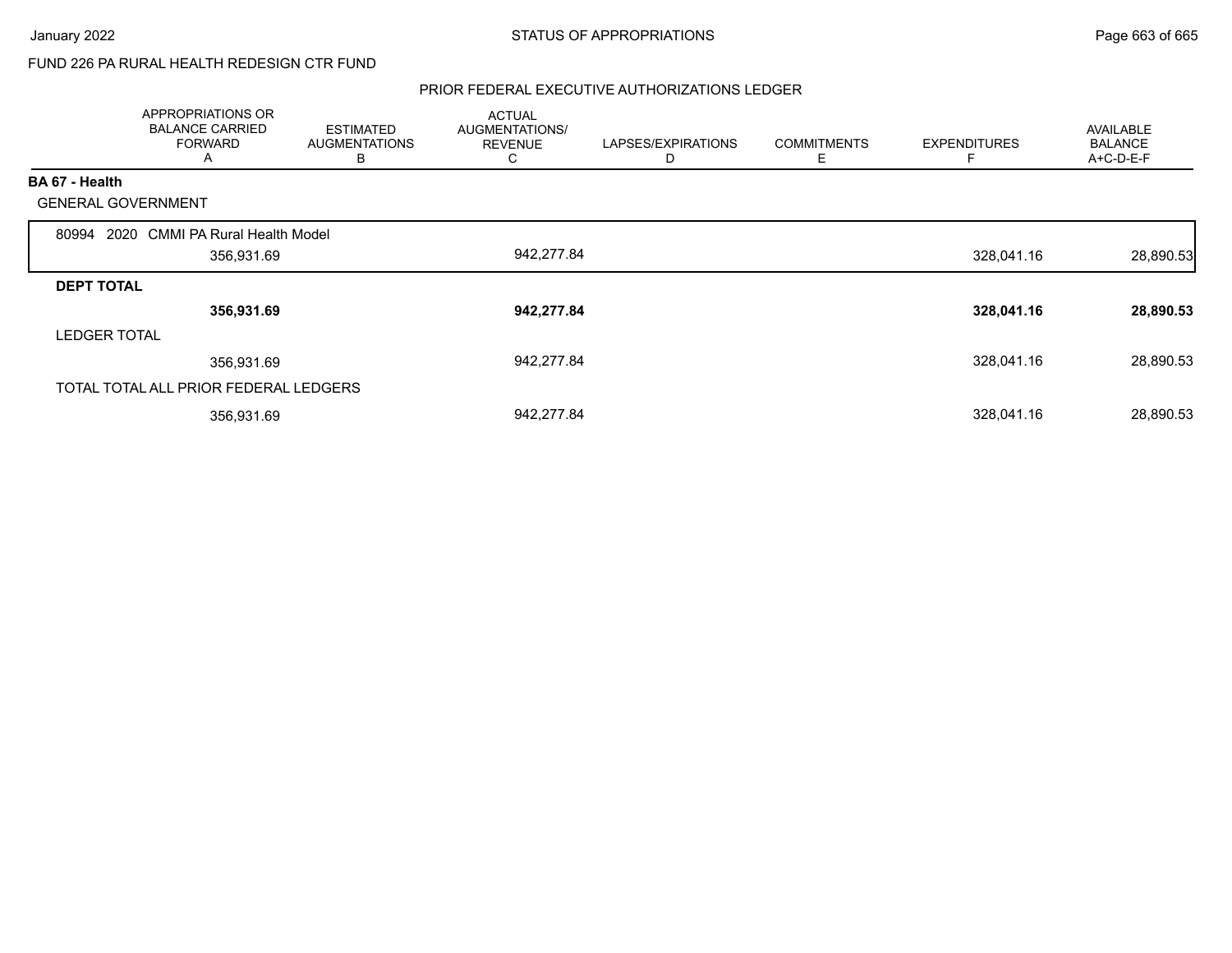FUND 226 PA RURAL HEALTH REDESIGN CTR FUND

## PRIOR FEDERAL EXECUTIVE AUTHORIZATIONS LEDGER

| | APPROPRIATIONS OR BALANCE CARRIED FORWARD A | ESTIMATED AUGMENTATIONS B | ACTUAL AUGMENTATIONS/ REVENUE C | LAPSES/EXPIRATIONS D | COMMITMENTS E | EXPENDITURES F | AVAILABLE BALANCE A+C-D-E-F |
|---|---|---|---|---|---|---|---|
| **BA 67 - Health** | | | | | | | |
| GENERAL GOVERNMENT | | | | | | | |
| 80994 2020 CMMI PA Rural Health Model | 356,931.69 | | 942,277.84 | | | 328,041.16 | 28,890.53 |
| **DEPT TOTAL** | **356,931.69** | | **942,277.84** | | | **328,041.16** | **28,890.53** |
| LEDGER TOTAL | 356,931.69 | | 942,277.84 | | | 328,041.16 | 28,890.53 |
| TOTAL TOTAL ALL PRIOR FEDERAL LEDGERS | 356,931.69 | | 942,277.84 | | | 328,041.16 | 28,890.53 |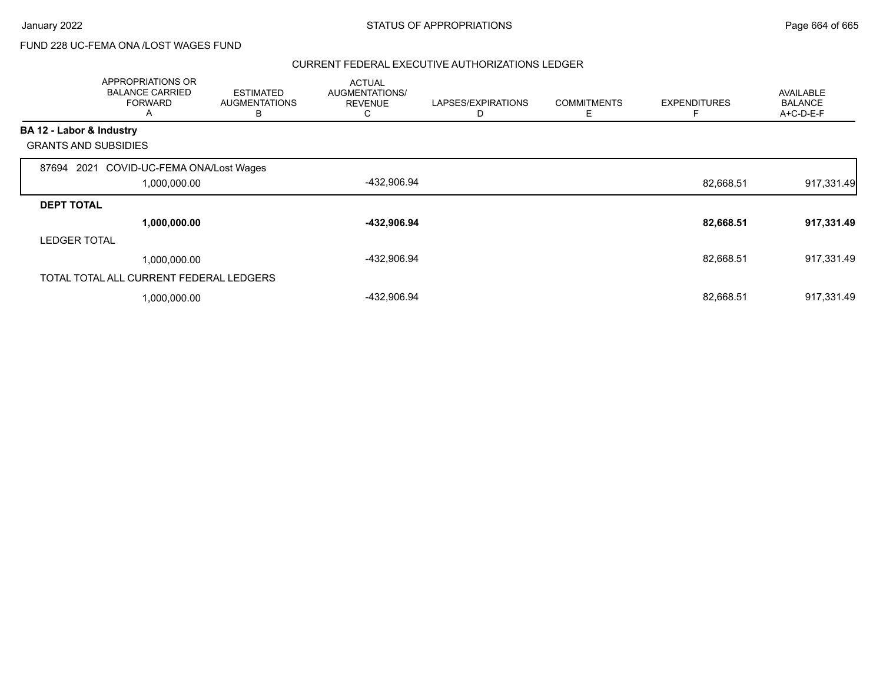FUND 228 UC-FEMA ONA /LOST WAGES FUND

## CURRENT FEDERAL EXECUTIVE AUTHORIZATIONS LEDGER

| | APPROPRIATIONS OR BALANCE CARRIED FORWARD A | ESTIMATED AUGMENTATIONS B | ACTUAL AUGMENTATIONS/ REVENUE C | LAPSES/EXPIRATIONS D | COMMITMENTS E | EXPENDITURES F | AVAILABLE BALANCE A+C-D-E-F |
|---|---|---|---|---|---|---|---|
| **BA 12 - Labor & Industry** | | | | | | | |
| GRANTS AND SUBSIDIES | | | | | | | |
| 87694 2021 COVID-UC-FEMA ONA/Lost Wages | 1,000,000.00 | | -432,906.94 | | | 82,668.51 | 917,331.49 |
| **DEPT TOTAL** | **1,000,000.00** | | **-432,906.94** | | | **82,668.51** | **917,331.49** |
| LEDGER TOTAL | 1,000,000.00 | | -432,906.94 | | | 82,668.51 | 917,331.49 |
| TOTAL TOTAL ALL CURRENT FEDERAL LEDGERS | 1,000,000.00 | | -432,906.94 | | | 82,668.51 | 917,331.49 |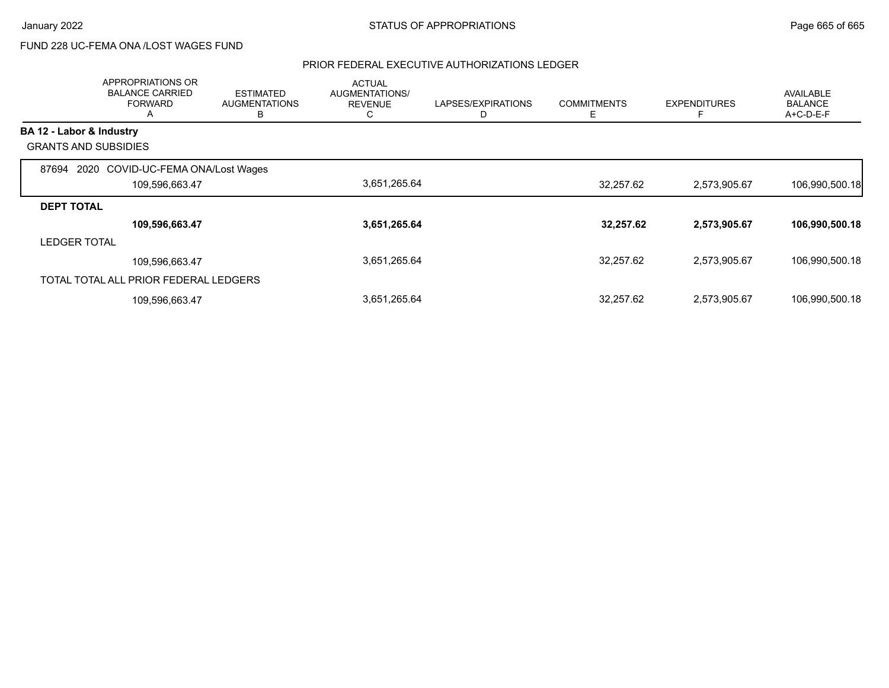FUND 228 UC-FEMA ONA /LOST WAGES FUND

## PRIOR FEDERAL EXECUTIVE AUTHORIZATIONS LEDGER

| | APPROPRIATIONS OR BALANCE CARRIED FORWARD A | ESTIMATED AUGMENTATIONS B | ACTUAL AUGMENTATIONS/ REVENUE C | LAPSES/EXPIRATIONS D | COMMITMENTS E | EXPENDITURES F | AVAILABLE BALANCE A+C-D-E-F |
|---|---|---|---|---|---|---|---|
| **BA 12 - Labor & Industry** | | | | | | | |
| GRANTS AND SUBSIDIES | | | | | | | |
| 87694 2020 COVID-UC-FEMA ONA/Lost Wages | 109,596,663.47 | | 3,651,265.64 | | 32,257.62 | 2,573,905.67 | 106,990,500.18 |
| **DEPT TOTAL** | **109,596,663.47** | | **3,651,265.64** | | **32,257.62** | **2,573,905.67** | **106,990,500.18** |
| LEDGER TOTAL | 109,596,663.47 | | 3,651,265.64 | | 32,257.62 | 2,573,905.67 | 106,990,500.18 |
| TOTAL TOTAL ALL PRIOR FEDERAL LEDGERS | 109,596,663.47 | | 3,651,265.64 | | 32,257.62 | 2,573,905.67 | 106,990,500.18 |